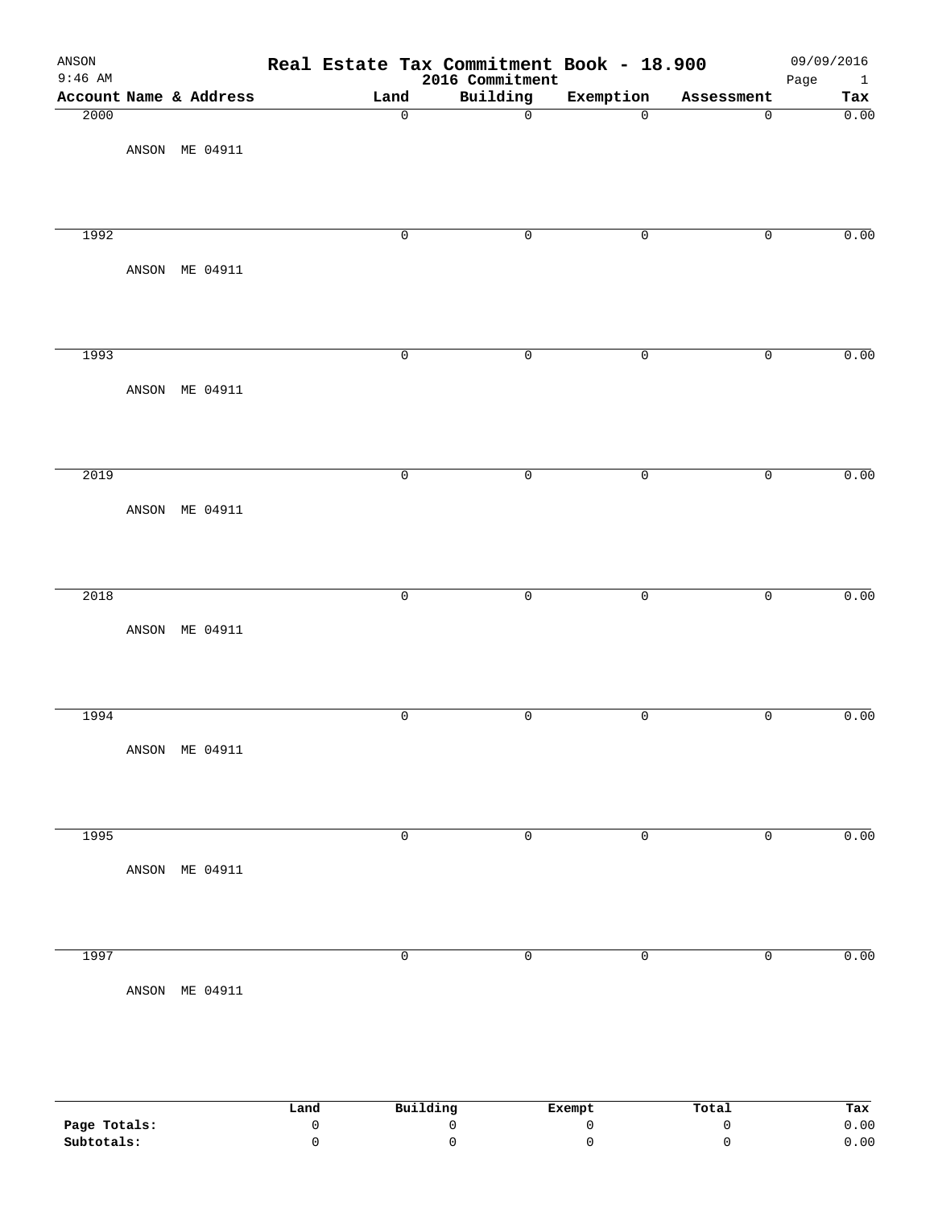# Real Estate Tax Commitment Book - 18.900

ANSON
9:46 AM

2016 Commitment

09/09/2016

| Account | Name & Address | Land | Building | Exemption | Assessment | Tax |
|---|---|---|---|---|---|---|
| 2000 | ANSON ME 04911 | 0 | 0 | 0 | 0 | 0.00 |
| 1992 | ANSON ME 04911 | 0 | 0 | 0 | 0 | 0.00 |
| 1993 | ANSON ME 04911 | 0 | 0 | 0 | 0 | 0.00 |
| 2019 | ANSON ME 04911 | 0 | 0 | 0 | 0 | 0.00 |
| 2018 | ANSON ME 04911 | 0 | 0 | 0 | 0 | 0.00 |
| 1994 | ANSON ME 04911 | 0 | 0 | 0 | 0 | 0.00 |
| 1995 | ANSON ME 04911 | 0 | 0 | 0 | 0 | 0.00 |
| 1997 | ANSON ME 04911 | 0 | 0 | 0 | 0 | 0.00 |

| | Land | Building | Exempt | Total | Tax |
|---|---|---|---|---|---|
| **Page Totals:** | 0 | 0 | 0 | 0 | 0.00 |
| **Subtotals:** | 0 | 0 | 0 | 0 | 0.00 |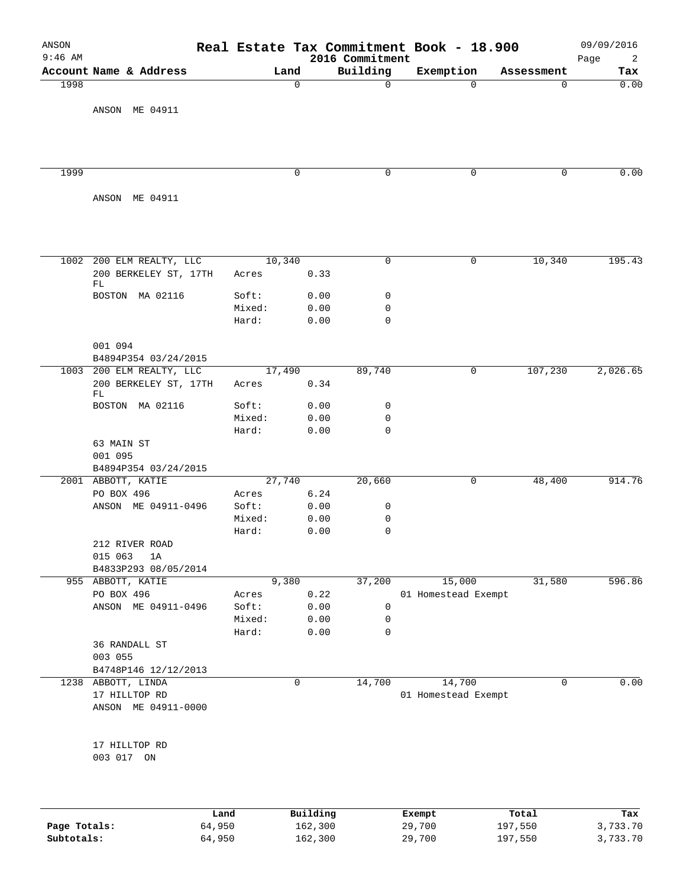# Real Estate Tax Commitment Book - 18.900

ANSON 9:46 AM — 2016 Commitment — 09/09/2016

| Account | Name & Address | Land | | Building | Exemption | Assessment | Tax |
|---|---|---|---|---|---|---|---|
| 1998 | | 0 | | 0 | 0 | 0 | 0.00 |
| | ANSON ME 04911 | | | | | | |
| 1999 | | 0 | | 0 | 0 | 0 | 0.00 |
| | ANSON ME 04911 | | | | | | |
| 1002 | 200 ELM REALTY, LLC | 10,340 | | 0 | 0 | 10,340 | 195.43 |
| | 200 BERKELEY ST, 17TH FL | Acres | 0.33 | | | | |
| | BOSTON MA 02116 | Soft: | 0.00 | 0 | | | |
| | | Mixed: | 0.00 | 0 | | | |
| | | Hard: | 0.00 | 0 | | | |
| | 001 094 | | | | | | |
| | B4894P354 03/24/2015 | | | | | | |
| 1003 | 200 ELM REALTY, LLC | 17,490 | | 89,740 | 0 | 107,230 | 2,026.65 |
| | 200 BERKELEY ST, 17TH FL | Acres | 0.34 | | | | |
| | BOSTON MA 02116 | Soft: | 0.00 | 0 | | | |
| | | Mixed: | 0.00 | 0 | | | |
| | | Hard: | 0.00 | 0 | | | |
| | 63 MAIN ST | | | | | | |
| | 001 095 | | | | | | |
| | B4894P354 03/24/2015 | | | | | | |
| 2001 | ABBOTT, KATIE | 27,740 | | 20,660 | 0 | 48,400 | 914.76 |
| | PO BOX 496 | Acres | 6.24 | | | | |
| | ANSON ME 04911-0496 | Soft: | 0.00 | 0 | | | |
| | | Mixed: | 0.00 | 0 | | | |
| | | Hard: | 0.00 | 0 | | | |
| | 212 RIVER ROAD | | | | | | |
| | 015 063 1A | | | | | | |
| | B4833P293 08/05/2014 | | | | | | |
| 955 | ABBOTT, KATIE | 9,380 | | 37,200 | 15,000 | 31,580 | 596.86 |
| | PO BOX 496 | Acres | 0.22 | | 01 Homestead Exempt | | |
| | ANSON ME 04911-0496 | Soft: | 0.00 | 0 | | | |
| | | Mixed: | 0.00 | 0 | | | |
| | | Hard: | 0.00 | 0 | | | |
| | 36 RANDALL ST | | | | | | |
| | 003 055 | | | | | | |
| | B4748P146 12/12/2013 | | | | | | |
| 1238 | ABBOTT, LINDA | 0 | | 14,700 | 14,700 | 0 | 0.00 |
| | 17 HILLTOP RD | | | | 01 Homestead Exempt | | |
| | ANSON ME 04911-0000 | | | | | | |
| | 17 HILLTOP RD | | | | | | |
| | 003 017 ON | | | | | | |

| | Land | Building | Exempt | Total | Tax |
|---|---|---|---|---|---|
| Page Totals: | 64,950 | 162,300 | 29,700 | 197,550 | 3,733.70 |
| Subtotals: | 64,950 | 162,300 | 29,700 | 197,550 | 3,733.70 |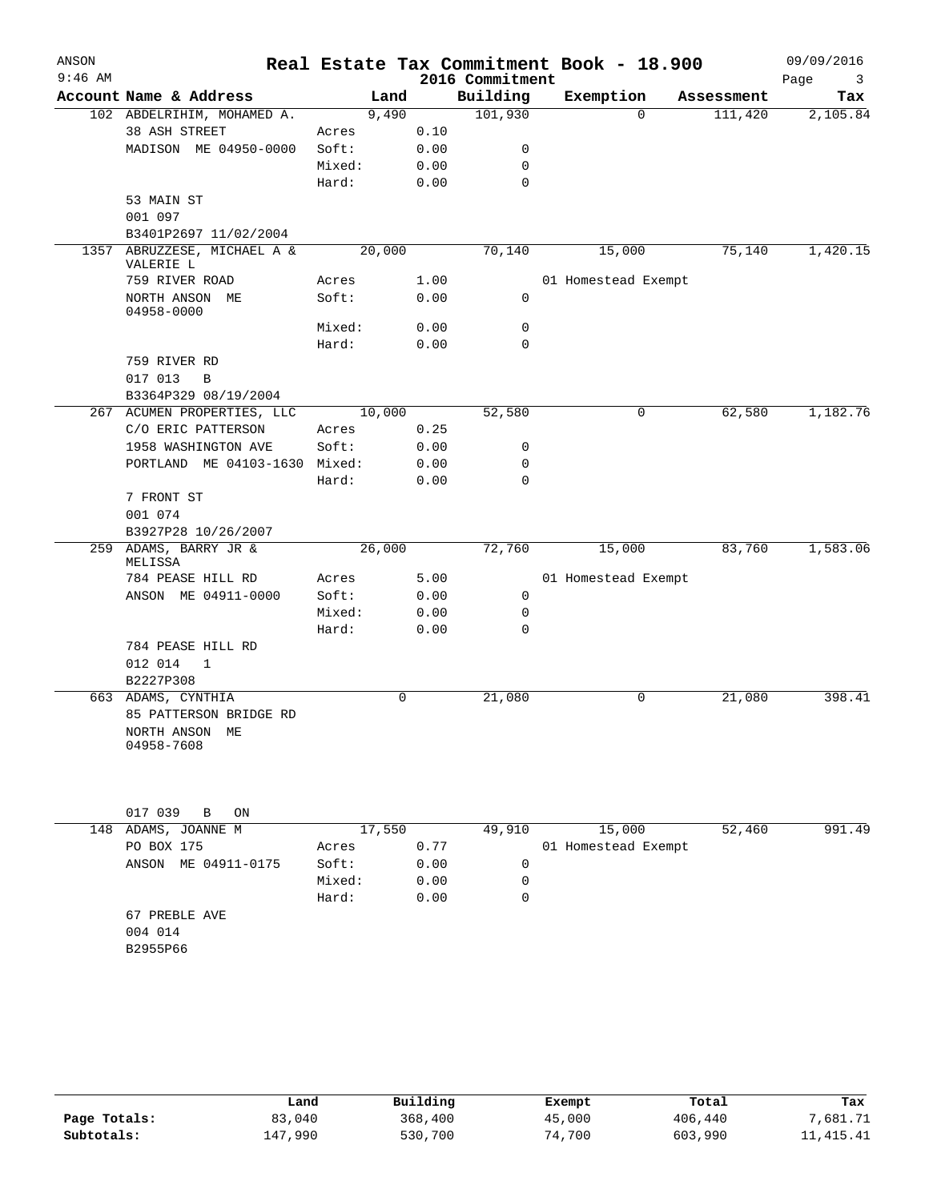# Real Estate Tax Commitment Book - 18.900

ANSON
9:46 AM

2016 Commitment

09/09/2016

| Account | Name & Address | | Land | Building | Exemption | Assessment | Tax |
|---|---|---|---|---|---|---|---|
| 102 | ABDELRIHIM, MOHAMED A. | | 9,490 | 101,930 | 0 | 111,420 | 2,105.84 |
| | 38 ASH STREET | Acres | 0.10 | | | | |
| | MADISON ME 04950-0000 | Soft: | 0.00 | 0 | | | |
| | | Mixed: | 0.00 | 0 | | | |
| | | Hard: | 0.00 | 0 | | | |
| | 53 MAIN ST | | | | | | |
| | 001 097 | | | | | | |
| | B3401P2697 11/02/2004 | | | | | | |
| 1357 | ABRUZZESE, MICHAEL A & VALERIE L | | 20,000 | 70,140 | 15,000 | 75,140 | 1,420.15 |
| | 759 RIVER ROAD | Acres | 1.00 | | 01 Homestead Exempt | | |
| | NORTH ANSON ME 04958-0000 | Soft: | 0.00 | 0 | | | |
| | | Mixed: | 0.00 | 0 | | | |
| | | Hard: | 0.00 | 0 | | | |
| | 759 RIVER RD | | | | | | |
| | 017 013 B | | | | | | |
| | B3364P329 08/19/2004 | | | | | | |
| 267 | ACUMEN PROPERTIES, LLC | | 10,000 | 52,580 | 0 | 62,580 | 1,182.76 |
| | C/O ERIC PATTERSON | Acres | 0.25 | | | | |
| | 1958 WASHINGTON AVE | Soft: | 0.00 | 0 | | | |
| | PORTLAND ME 04103-1630 | Mixed: | 0.00 | 0 | | | |
| | | Hard: | 0.00 | 0 | | | |
| | 7 FRONT ST | | | | | | |
| | 001 074 | | | | | | |
| | B3927P28 10/26/2007 | | | | | | |
| 259 | ADAMS, BARRY JR & MELISSA | | 26,000 | 72,760 | 15,000 | 83,760 | 1,583.06 |
| | 784 PEASE HILL RD | Acres | 5.00 | | 01 Homestead Exempt | | |
| | ANSON ME 04911-0000 | Soft: | 0.00 | 0 | | | |
| | | Mixed: | 0.00 | 0 | | | |
| | | Hard: | 0.00 | 0 | | | |
| | 784 PEASE HILL RD | | | | | | |
| | 012 014 1 | | | | | | |
| | B2227P308 | | | | | | |
| 663 | ADAMS, CYNTHIA | | 0 | 21,080 | 0 | 21,080 | 398.41 |
| | 85 PATTERSON BRIDGE RD | | | | | | |
| | NORTH ANSON ME 04958-7608 | | | | | | |
| | 017 039 B ON | | | | | | |
| 148 | ADAMS, JOANNE M | | 17,550 | 49,910 | 15,000 | 52,460 | 991.49 |
| | PO BOX 175 | Acres | 0.77 | | 01 Homestead Exempt | | |
| | ANSON ME 04911-0175 | Soft: | 0.00 | 0 | | | |
| | | Mixed: | 0.00 | 0 | | | |
| | | Hard: | 0.00 | 0 | | | |
| | 67 PREBLE AVE | | | | | | |
| | 004 014 | | | | | | |
| | B2955P66 | | | | | | |

| | Land | Building | Exempt | Total | Tax |
|---|---|---|---|---|---|
| Page Totals: | 83,040 | 368,400 | 45,000 | 406,440 | 7,681.71 |
| Subtotals: | 147,990 | 530,700 | 74,700 | 603,990 | 11,415.41 |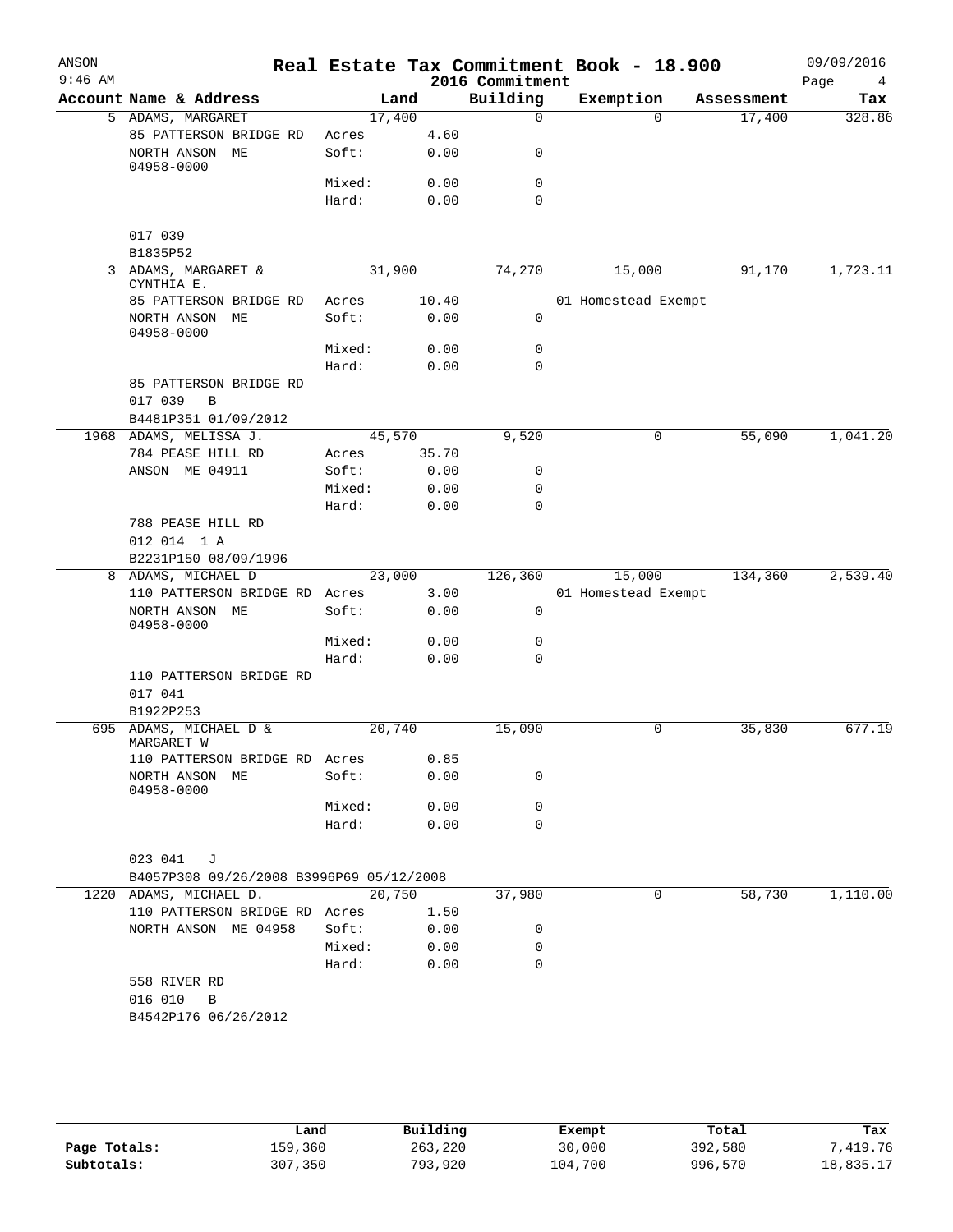# Real Estate Tax Commitment Book - 18.900

ANSON 9:46 AM — 2016 Commitment — 09/09/2016

| Account | Name & Address | | Land | Building | Exemption | Assessment | Tax |
|---|---|---|---|---|---|---|---|
| 5 | ADAMS, MARGARET | | 17,400 | 0 | 0 | 17,400 | 328.86 |
| | 85 PATTERSON BRIDGE RD | Acres | 4.60 | | | | |
| | NORTH ANSON ME 04958-0000 | Soft: | 0.00 | 0 | | | |
| | | Mixed: | 0.00 | 0 | | | |
| | | Hard: | 0.00 | 0 | | | |
| | 017 039 | | | | | | |
| | B1835P52 | | | | | | |
| 3 | ADAMS, MARGARET & CYNTHIA E. | | 31,900 | 74,270 | 15,000 | 91,170 | 1,723.11 |
| | 85 PATTERSON BRIDGE RD | Acres | 10.40 | | 01 Homestead Exempt | | |
| | NORTH ANSON ME 04958-0000 | Soft: | 0.00 | 0 | | | |
| | | Mixed: | 0.00 | 0 | | | |
| | | Hard: | 0.00 | 0 | | | |
| | 85 PATTERSON BRIDGE RD | | | | | | |
| | 017 039 B | | | | | | |
| | B4481P351 01/09/2012 | | | | | | |
| 1968 | ADAMS, MELISSA J. | | 45,570 | 9,520 | 0 | 55,090 | 1,041.20 |
| | 784 PEASE HILL RD | Acres | 35.70 | | | | |
| | ANSON ME 04911 | Soft: | 0.00 | 0 | | | |
| | | Mixed: | 0.00 | 0 | | | |
| | | Hard: | 0.00 | 0 | | | |
| | 788 PEASE HILL RD | | | | | | |
| | 012 014 1 A | | | | | | |
| | B2231P150 08/09/1996 | | | | | | |
| 8 | ADAMS, MICHAEL D | | 23,000 | 126,360 | 15,000 | 134,360 | 2,539.40 |
| | 110 PATTERSON BRIDGE RD | Acres | 3.00 | | 01 Homestead Exempt | | |
| | NORTH ANSON ME 04958-0000 | Soft: | 0.00 | 0 | | | |
| | | Mixed: | 0.00 | 0 | | | |
| | | Hard: | 0.00 | 0 | | | |
| | 110 PATTERSON BRIDGE RD | | | | | | |
| | 017 041 | | | | | | |
| | B1922P253 | | | | | | |
| 695 | ADAMS, MICHAEL D & MARGARET W | | 20,740 | 15,090 | 0 | 35,830 | 677.19 |
| | 110 PATTERSON BRIDGE RD | Acres | 0.85 | | | | |
| | NORTH ANSON ME 04958-0000 | Soft: | 0.00 | 0 | | | |
| | | Mixed: | 0.00 | 0 | | | |
| | | Hard: | 0.00 | 0 | | | |
| | 023 041 J | | | | | | |
| | B4057P308 09/26/2008 B3996P69 05/12/2008 | | | | | | |
| 1220 | ADAMS, MICHAEL D. | | 20,750 | 37,980 | 0 | 58,730 | 1,110.00 |
| | 110 PATTERSON BRIDGE RD | Acres | 1.50 | | | | |
| | NORTH ANSON ME 04958 | Soft: | 0.00 | 0 | | | |
| | | Mixed: | 0.00 | 0 | | | |
| | | Hard: | 0.00 | 0 | | | |
| | 558 RIVER RD | | | | | | |
| | 016 010 B | | | | | | |
| | B4542P176 06/26/2012 | | | | | | |

| | Land | Building | Exempt | Total | Tax |
|---|---|---|---|---|---|
| Page Totals: | 159,360 | 263,220 | 30,000 | 392,580 | 7,419.76 |
| Subtotals: | 307,350 | 793,920 | 104,700 | 996,570 | 18,835.17 |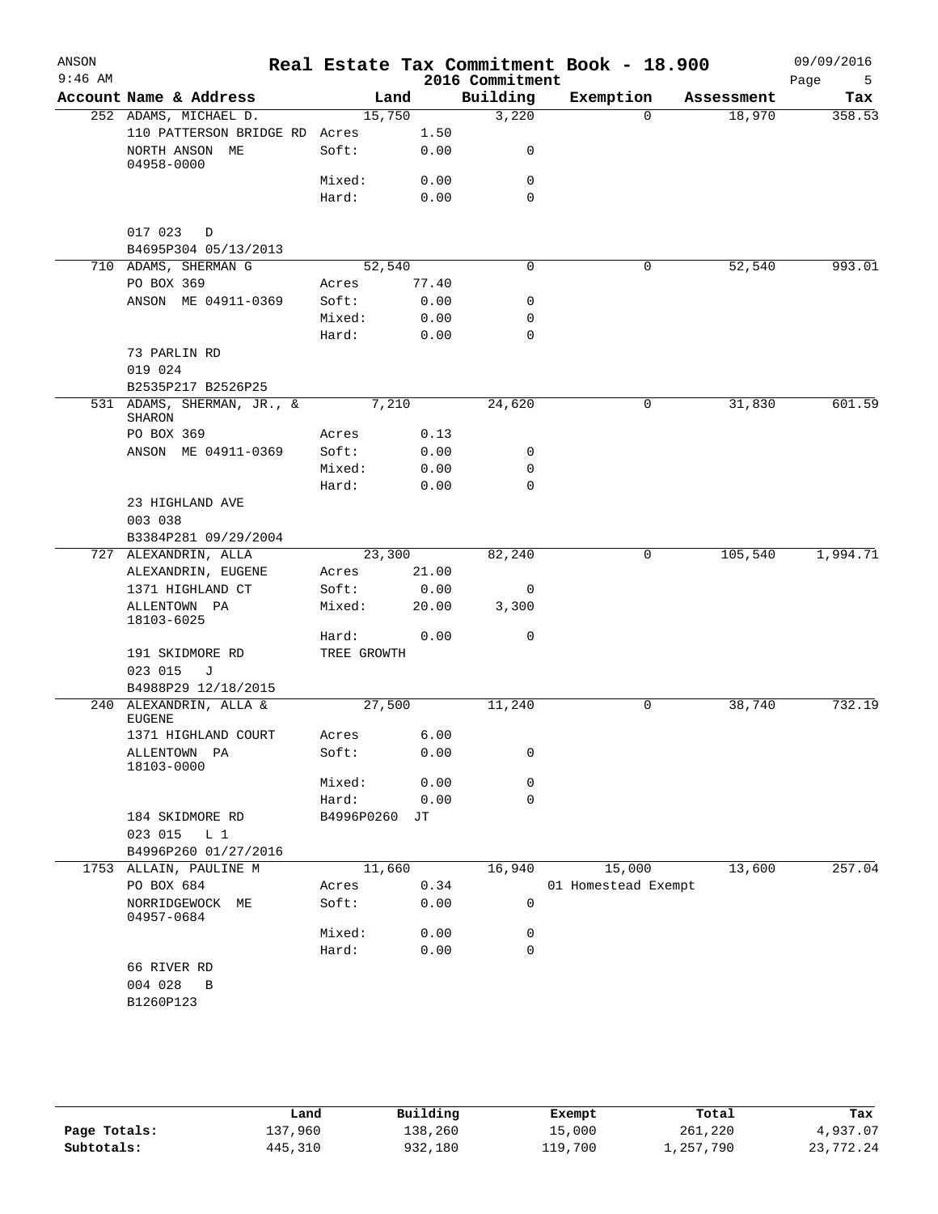# Real Estate Tax Commitment Book - 18.900

ANSON
9:46 AM
2016 Commitment
09/09/2016

| Account Name & Address | Land | | Building | Exemption | Assessment | Tax |
|---|---|---|---|---|---|---|
| 252 ADAMS, MICHAEL D. | 15,750 | | 3,220 | 0 | 18,970 | 358.53 |
| 110 PATTERSON BRIDGE RD | Acres | 1.50 | | | | |
| NORTH ANSON ME 04958-0000 | Soft: | 0.00 | 0 | | | |
| | Mixed: | 0.00 | 0 | | | |
| | Hard: | 0.00 | 0 | | | |
| 017 023 D | | | | | | |
| B4695P304 05/13/2013 | | | | | | |
| 710 ADAMS, SHERMAN G | 52,540 | | 0 | 0 | 52,540 | 993.01 |
| PO BOX 369 | Acres | 77.40 | | | | |
| ANSON ME 04911-0369 | Soft: | 0.00 | 0 | | | |
| | Mixed: | 0.00 | 0 | | | |
| | Hard: | 0.00 | 0 | | | |
| 73 PARLIN RD | | | | | | |
| 019 024 | | | | | | |
| B2535P217 B2526P25 | | | | | | |
| 531 ADAMS, SHERMAN, JR., & SHARON | 7,210 | | 24,620 | 0 | 31,830 | 601.59 |
| PO BOX 369 | Acres | 0.13 | | | | |
| ANSON ME 04911-0369 | Soft: | 0.00 | 0 | | | |
| | Mixed: | 0.00 | 0 | | | |
| | Hard: | 0.00 | 0 | | | |
| 23 HIGHLAND AVE | | | | | | |
| 003 038 | | | | | | |
| B3384P281 09/29/2004 | | | | | | |
| 727 ALEXANDRIN, ALLA | 23,300 | | 82,240 | 0 | 105,540 | 1,994.71 |
| ALEXANDRIN, EUGENE | Acres | 21.00 | | | | |
| 1371 HIGHLAND CT | Soft: | 0.00 | 0 | | | |
| ALLENTOWN PA 18103-6025 | Mixed: | 20.00 | 3,300 | | | |
| | Hard: | 0.00 | 0 | | | |
| 191 SKIDMORE RD | TREE GROWTH | | | | | |
| 023 015 J | | | | | | |
| B4988P29 12/18/2015 | | | | | | |
| 240 ALEXANDRIN, ALLA & EUGENE | 27,500 | | 11,240 | 0 | 38,740 | 732.19 |
| 1371 HIGHLAND COURT | Acres | 6.00 | | | | |
| ALLENTOWN PA 18103-0000 | Soft: | 0.00 | 0 | | | |
| | Mixed: | 0.00 | 0 | | | |
| | Hard: | 0.00 | 0 | | | |
| 184 SKIDMORE RD | B4996P0260 | JT | | | | |
| 023 015 L 1 | | | | | | |
| B4996P260 01/27/2016 | | | | | | |
| 1753 ALLAIN, PAULINE M | 11,660 | | 16,940 | 15,000 | 13,600 | 257.04 |
| PO BOX 684 | Acres | 0.34 | | 01 Homestead Exempt | | |
| NORRIDGEWOCK ME 04957-0684 | Soft: | 0.00 | 0 | | | |
| | Mixed: | 0.00 | 0 | | | |
| | Hard: | 0.00 | 0 | | | |
| 66 RIVER RD | | | | | | |
| 004 028 B | | | | | | |
| B1260P123 | | | | | | |

| | Land | Building | Exempt | Total | Tax |
|---|---|---|---|---|---|
| Page Totals: | 137,960 | 138,260 | 15,000 | 261,220 | 4,937.07 |
| Subtotals: | 445,310 | 932,180 | 119,700 | 1,257,790 | 23,772.24 |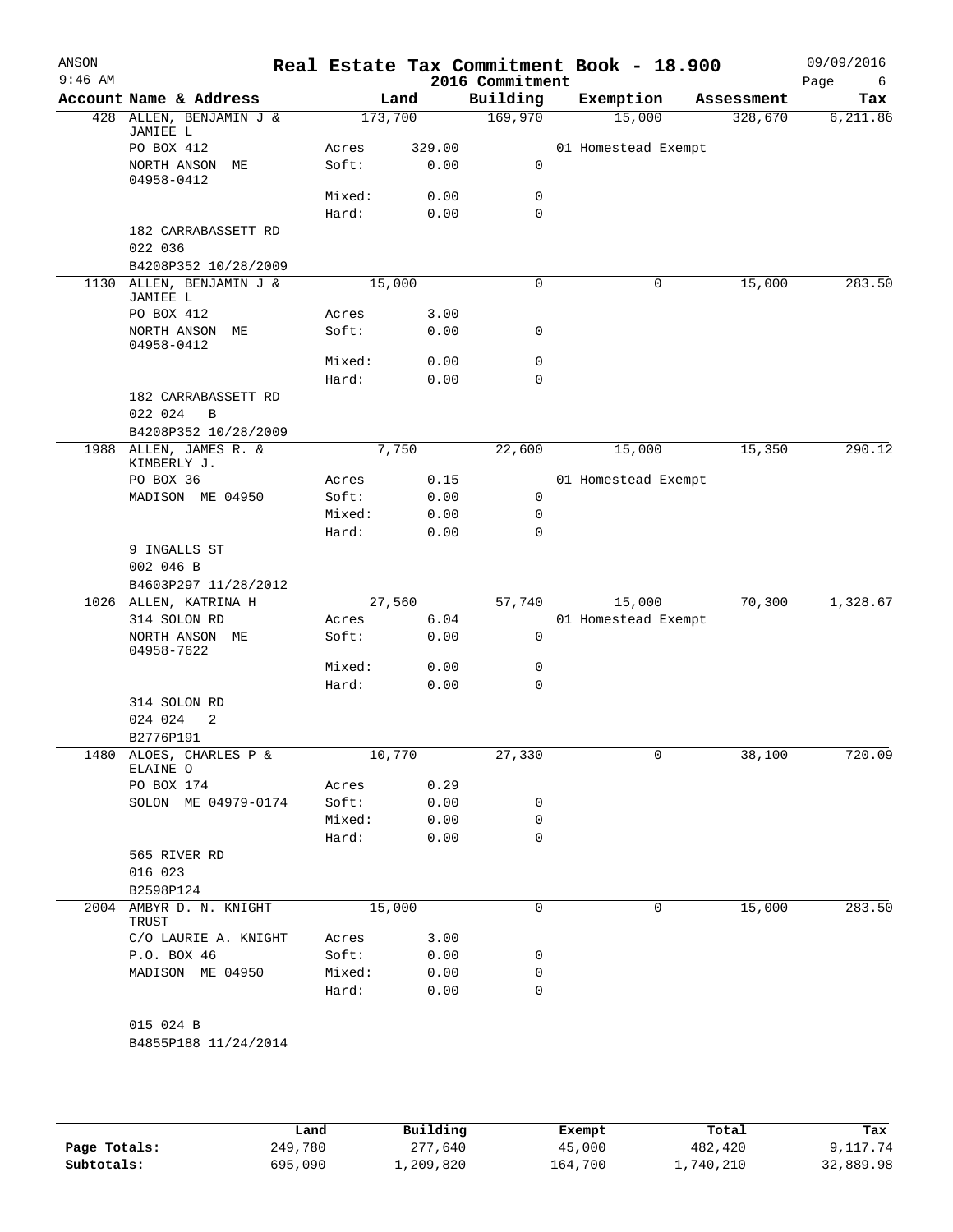# Real Estate Tax Commitment Book - 18.900

ANSON
9:46 AM

2016 Commitment

09/09/2016

| Account | Name & Address | Land | | Building | Exemption | Assessment | Tax |
|---|---|---|---|---|---|---|---|
| 428 | ALLEN, BENJAMIN J & JAMIEE L | 173,700 | | 169,970 | 15,000 | 328,670 | 6,211.86 |
| | PO BOX 412 | Acres | 329.00 | | 01 Homestead Exempt | | |
| | NORTH ANSON ME 04958-0412 | Soft: | 0.00 | 0 | | | |
| | | Mixed: | 0.00 | 0 | | | |
| | | Hard: | 0.00 | 0 | | | |
| | 182 CARRABASSETT RD | | | | | | |
| | 022 036 | | | | | | |
| | B4208P352 10/28/2009 | | | | | | |
| 1130 | ALLEN, BENJAMIN J & JAMIEE L | 15,000 | | 0 | 0 | 15,000 | 283.50 |
| | PO BOX 412 | Acres | 3.00 | | | | |
| | NORTH ANSON ME 04958-0412 | Soft: | 0.00 | 0 | | | |
| | | Mixed: | 0.00 | 0 | | | |
| | | Hard: | 0.00 | 0 | | | |
| | 182 CARRABASSETT RD | | | | | | |
| | 022 024 B | | | | | | |
| | B4208P352 10/28/2009 | | | | | | |
| 1988 | ALLEN, JAMES R. & KIMBERLY J. | 7,750 | | 22,600 | 15,000 | 15,350 | 290.12 |
| | PO BOX 36 | Acres | 0.15 | | 01 Homestead Exempt | | |
| | MADISON ME 04950 | Soft: | 0.00 | 0 | | | |
| | | Mixed: | 0.00 | 0 | | | |
| | | Hard: | 0.00 | 0 | | | |
| | 9 INGALLS ST | | | | | | |
| | 002 046 B | | | | | | |
| | B4603P297 11/28/2012 | | | | | | |
| 1026 | ALLEN, KATRINA H | 27,560 | | 57,740 | 15,000 | 70,300 | 1,328.67 |
| | 314 SOLON RD | Acres | 6.04 | | 01 Homestead Exempt | | |
| | NORTH ANSON ME 04958-7622 | Soft: | 0.00 | 0 | | | |
| | | Mixed: | 0.00 | 0 | | | |
| | | Hard: | 0.00 | 0 | | | |
| | 314 SOLON RD | | | | | | |
| | 024 024 2 | | | | | | |
| | B2776P191 | | | | | | |
| 1480 | ALOES, CHARLES P & ELAINE O | 10,770 | | 27,330 | 0 | 38,100 | 720.09 |
| | PO BOX 174 | Acres | 0.29 | | | | |
| | SOLON ME 04979-0174 | Soft: | 0.00 | 0 | | | |
| | | Mixed: | 0.00 | 0 | | | |
| | | Hard: | 0.00 | 0 | | | |
| | 565 RIVER RD | | | | | | |
| | 016 023 | | | | | | |
| | B2598P124 | | | | | | |
| 2004 | AMBYR D. N. KNIGHT TRUST | 15,000 | | 0 | 0 | 15,000 | 283.50 |
| | C/O LAURIE A. KNIGHT | Acres | 3.00 | | | | |
| | P.O. BOX 46 | Soft: | 0.00 | 0 | | | |
| | MADISON ME 04950 | Mixed: | 0.00 | 0 | | | |
| | | Hard: | 0.00 | 0 | | | |
| | 015 024 B | | | | | | |
| | B4855P188 11/24/2014 | | | | | | |

| | Land | Building | Exempt | Total | Tax |
|---|---|---|---|---|---|
| Page Totals: | 249,780 | 277,640 | 45,000 | 482,420 | 9,117.74 |
| Subtotals: | 695,090 | 1,209,820 | 164,700 | 1,740,210 | 32,889.98 |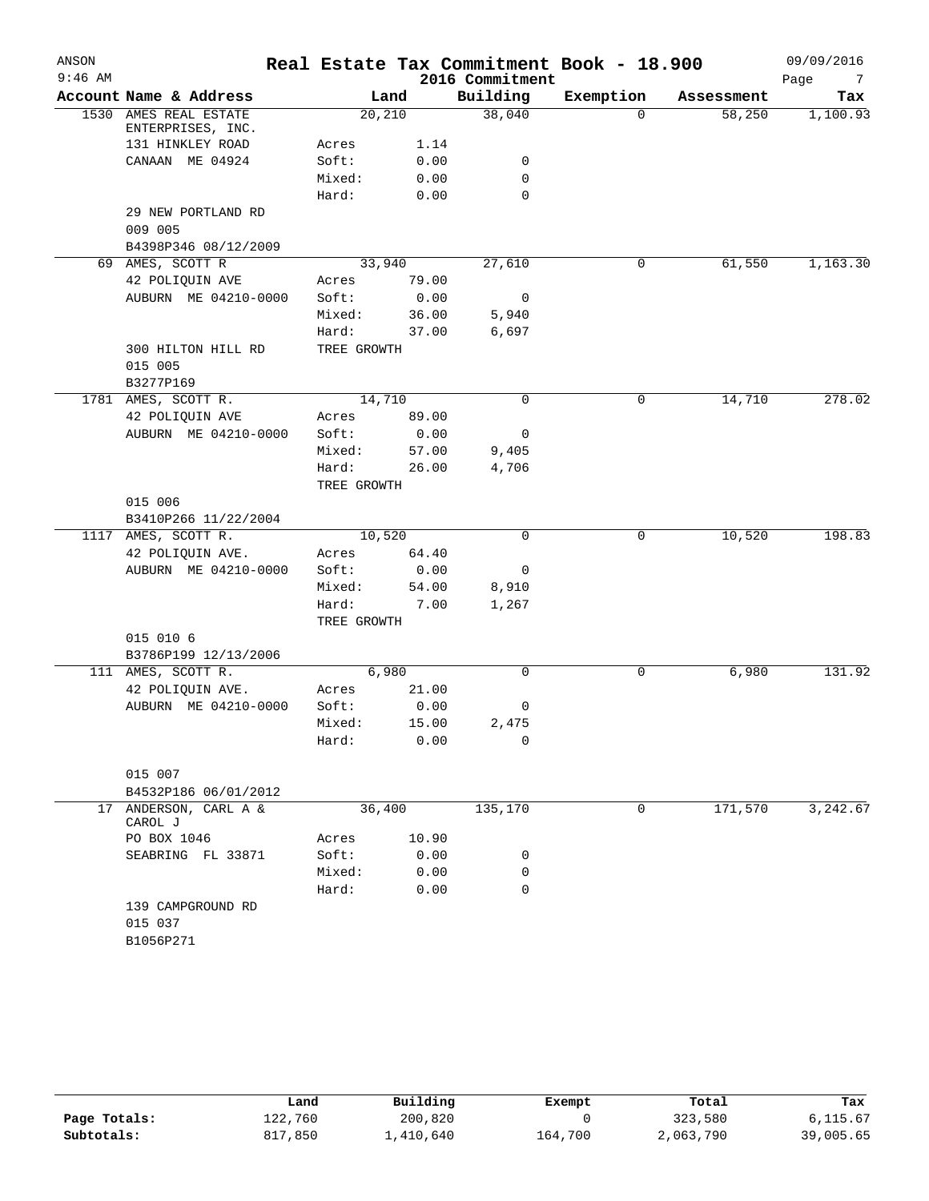# Real Estate Tax Commitment Book - 18.900

ANSON
9:46 AM

2016 Commitment

09/09/2016

| Account | Name & Address | Land | | Building | Exemption | Assessment | Tax |
|---|---|---|---|---|---|---|---|
| 1530 | AMES REAL ESTATE ENTERPRISES, INC. | 20,210 | | 38,040 | 0 | 58,250 | 1,100.93 |
| | 131 HINKLEY ROAD | Acres | 1.14 | | | | |
| | CANAAN ME 04924 | Soft: | 0.00 | 0 | | | |
| | | Mixed: | 0.00 | 0 | | | |
| | | Hard: | 0.00 | 0 | | | |
| | 29 NEW PORTLAND RD | | | | | | |
| | 009 005 | | | | | | |
| | B4398P346 08/12/2009 | | | | | | |
| 69 | AMES, SCOTT R | 33,940 | | 27,610 | 0 | 61,550 | 1,163.30 |
| | 42 POLIQUIN AVE | Acres | 79.00 | | | | |
| | AUBURN ME 04210-0000 | Soft: | 0.00 | 0 | | | |
| | | Mixed: | 36.00 | 5,940 | | | |
| | | Hard: | 37.00 | 6,697 | | | |
| | 300 HILTON HILL RD | TREE GROWTH | | | | | |
| | 015 005 | | | | | | |
| | B3277P169 | | | | | | |
| 1781 | AMES, SCOTT R. | 14,710 | | 0 | 0 | 14,710 | 278.02 |
| | 42 POLIQUIN AVE | Acres | 89.00 | | | | |
| | AUBURN ME 04210-0000 | Soft: | 0.00 | 0 | | | |
| | | Mixed: | 57.00 | 9,405 | | | |
| | | Hard: | 26.00 | 4,706 | | | |
| | | TREE GROWTH | | | | | |
| | 015 006 | | | | | | |
| | B3410P266 11/22/2004 | | | | | | |
| 1117 | AMES, SCOTT R. | 10,520 | | 0 | 0 | 10,520 | 198.83 |
| | 42 POLIQUIN AVE. | Acres | 64.40 | | | | |
| | AUBURN ME 04210-0000 | Soft: | 0.00 | 0 | | | |
| | | Mixed: | 54.00 | 8,910 | | | |
| | | Hard: | 7.00 | 1,267 | | | |
| | | TREE GROWTH | | | | | |
| | 015 010 6 | | | | | | |
| | B3786P199 12/13/2006 | | | | | | |
| 111 | AMES, SCOTT R. | 6,980 | | 0 | 0 | 6,980 | 131.92 |
| | 42 POLIQUIN AVE. | Acres | 21.00 | | | | |
| | AUBURN ME 04210-0000 | Soft: | 0.00 | 0 | | | |
| | | Mixed: | 15.00 | 2,475 | | | |
| | | Hard: | 0.00 | 0 | | | |
| | 015 007 | | | | | | |
| | B4532P186 06/01/2012 | | | | | | |
| 17 | ANDERSON, CARL A & CAROL J | 36,400 | | 135,170 | 0 | 171,570 | 3,242.67 |
| | PO BOX 1046 | Acres | 10.90 | | | | |
| | SEABRING FL 33871 | Soft: | 0.00 | 0 | | | |
| | | Mixed: | 0.00 | 0 | | | |
| | | Hard: | 0.00 | 0 | | | |
| | 139 CAMPGROUND RD | | | | | | |
| | 015 037 | | | | | | |
| | B1056P271 | | | | | | |

| | Land | Building | Exempt | Total | Tax |
|---|---|---|---|---|---|
| Page Totals: | 122,760 | 200,820 | 0 | 323,580 | 6,115.67 |
| Subtotals: | 817,850 | 1,410,640 | 164,700 | 2,063,790 | 39,005.65 |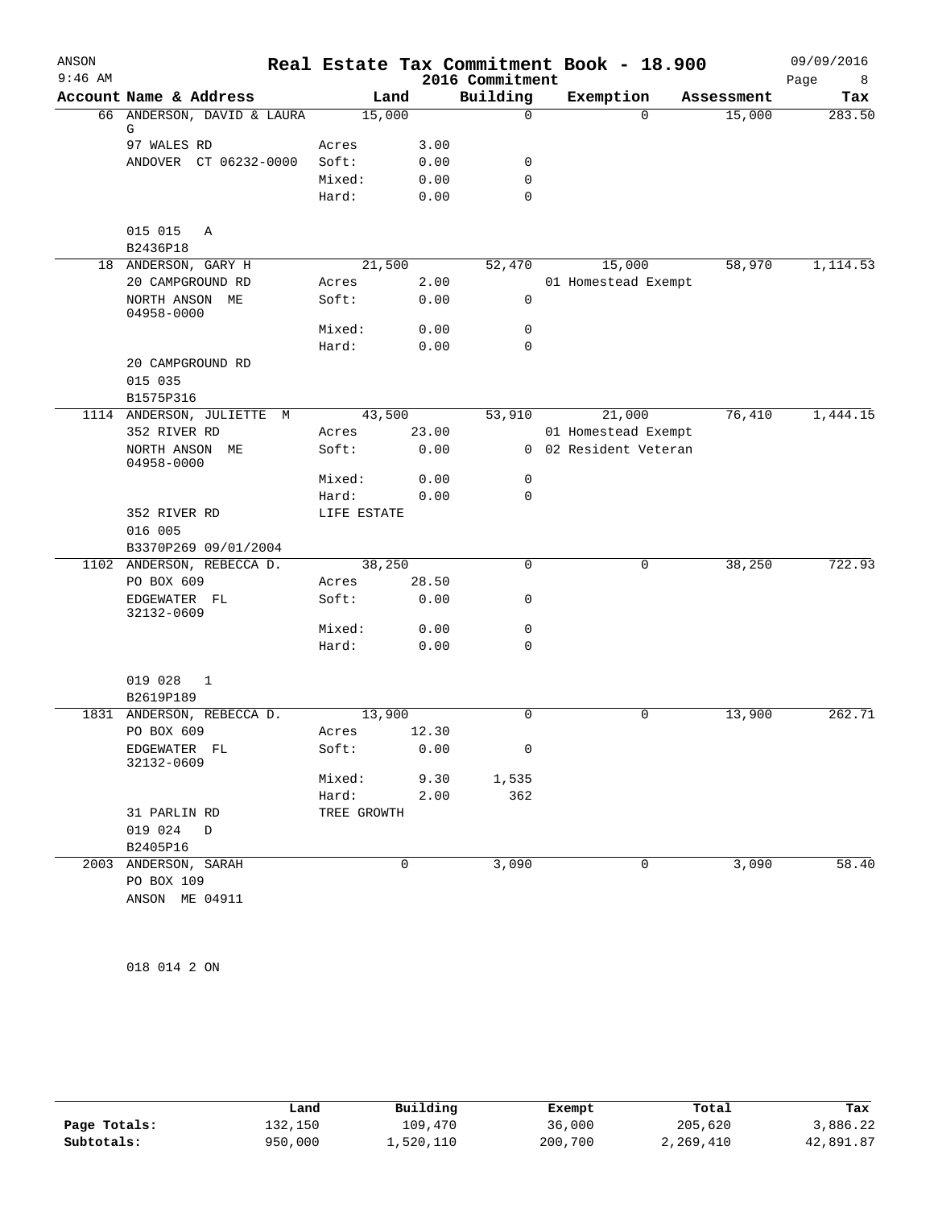# Real Estate Tax Commitment Book - 18.900

ANSON 9:46 AM — 2016 Commitment — 09/09/2016

| Account | Name & Address | | Land | Building | Exemption | Assessment | Tax |
|---|---|---|---|---|---|---|---|
| 66 | ANDERSON, DAVID & LAURA G | | 15,000 | 0 | 0 | 15,000 | 283.50 |
| | 97 WALES RD | Acres | 3.00 | | | | |
| | ANDOVER CT 06232-0000 | Soft: | 0.00 | 0 | | | |
| | | Mixed: | 0.00 | 0 | | | |
| | | Hard: | 0.00 | 0 | | | |
| | 015 015 A | | | | | | |
| | B2436P18 | | | | | | |
| 18 | ANDERSON, GARY H | | 21,500 | 52,470 | 15,000 | 58,970 | 1,114.53 |
| | 20 CAMPGROUND RD | Acres | 2.00 | | 01 Homestead Exempt | | |
| | NORTH ANSON ME 04958-0000 | Soft: | 0.00 | 0 | | | |
| | | Mixed: | 0.00 | 0 | | | |
| | | Hard: | 0.00 | 0 | | | |
| | 20 CAMPGROUND RD | | | | | | |
| | 015 035 | | | | | | |
| | B1575P316 | | | | | | |
| 1114 | ANDERSON, JULIETTE M | | 43,500 | 53,910 | 21,000 | 76,410 | 1,444.15 |
| | 352 RIVER RD | Acres | 23.00 | | 01 Homestead Exempt | | |
| | NORTH ANSON ME 04958-0000 | Soft: | 0.00 | 0 | 02 Resident Veteran | | |
| | | Mixed: | 0.00 | 0 | | | |
| | | Hard: | 0.00 | 0 | | | |
| | 352 RIVER RD | LIFE ESTATE | | | | | |
| | 016 005 | | | | | | |
| | B3370P269 09/01/2004 | | | | | | |
| 1102 | ANDERSON, REBECCA D. | | 38,250 | 0 | 0 | 38,250 | 722.93 |
| | PO BOX 609 | Acres | 28.50 | | | | |
| | EDGEWATER FL 32132-0609 | Soft: | 0.00 | 0 | | | |
| | | Mixed: | 0.00 | 0 | | | |
| | | Hard: | 0.00 | 0 | | | |
| | 019 028 1 | | | | | | |
| | B2619P189 | | | | | | |
| 1831 | ANDERSON, REBECCA D. | | 13,900 | 0 | 0 | 13,900 | 262.71 |
| | PO BOX 609 | Acres | 12.30 | | | | |
| | EDGEWATER FL 32132-0609 | Soft: | 0.00 | 0 | | | |
| | | Mixed: | 9.30 | 1,535 | | | |
| | | Hard: | 2.00 | 362 | | | |
| | 31 PARLIN RD | TREE GROWTH | | | | | |
| | 019 024 D | | | | | | |
| | B2405P16 | | | | | | |
| 2003 | ANDERSON, SARAH | | 0 | 3,090 | 0 | 3,090 | 58.40 |
| | PO BOX 109 | | | | | | |
| | ANSON ME 04911 | | | | | | |
| | 018 014 2 ON | | | | | | |

| | Land | Building | Exempt | Total | Tax |
|---|---|---|---|---|---|
| Page Totals: | 132,150 | 109,470 | 36,000 | 205,620 | 3,886.22 |
| Subtotals: | 950,000 | 1,520,110 | 200,700 | 2,269,410 | 42,891.87 |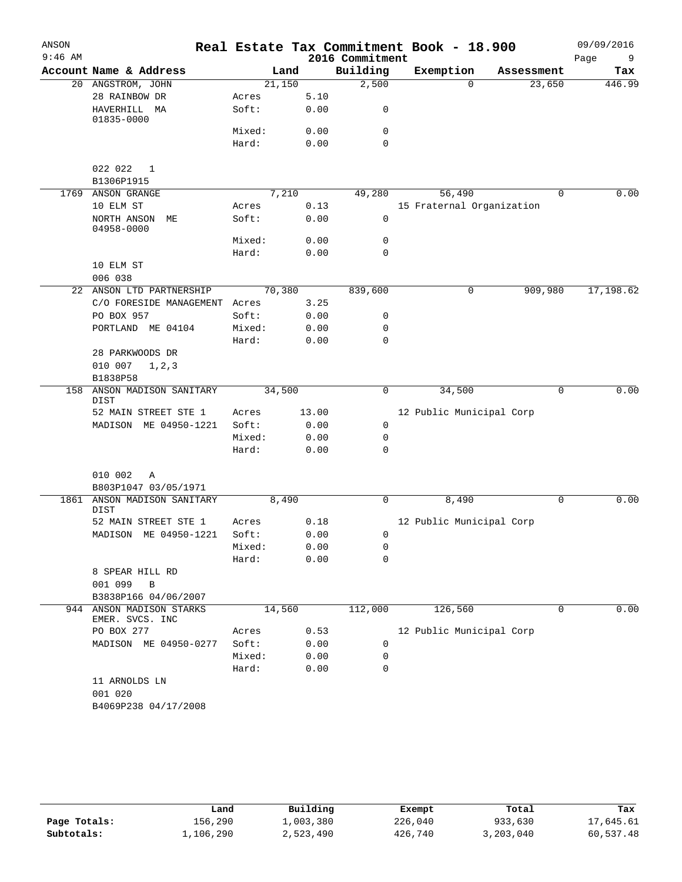# Real Estate Tax Commitment Book - 18.900

ANSON
9:46 AM

2016 Commitment

09/09/2016

| Account | Name & Address | | Land | Building | Exemption | Assessment | Tax |
|---|---|---|---|---|---|---|---|
| 20 | ANGSTROM, JOHN | | 21,150 | 2,500 | 0 | 23,650 | 446.99 |
| | 28 RAINBOW DR | Acres | 5.10 | | | | |
| | HAVERHILL MA 01835-0000 | Soft: | 0.00 | 0 | | | |
| | | Mixed: | 0.00 | 0 | | | |
| | | Hard: | 0.00 | 0 | | | |
| | 022 022 1 | | | | | | |
| | B1306P1915 | | | | | | |
| 1769 | ANSON GRANGE | | 7,210 | 49,280 | 56,490 | 0 | 0.00 |
| | 10 ELM ST | Acres | 0.13 | | 15 Fraternal Organization | | |
| | NORTH ANSON ME 04958-0000 | Soft: | 0.00 | 0 | | | |
| | | Mixed: | 0.00 | 0 | | | |
| | | Hard: | 0.00 | 0 | | | |
| | 10 ELM ST | | | | | | |
| | 006 038 | | | | | | |
| 22 | ANSON LTD PARTNERSHIP | | 70,380 | 839,600 | 0 | 909,980 | 17,198.62 |
| | C/O FORESIDE MANAGEMENT | Acres | 3.25 | | | | |
| | PO BOX 957 | Soft: | 0.00 | 0 | | | |
| | PORTLAND ME 04104 | Mixed: | 0.00 | 0 | | | |
| | | Hard: | 0.00 | 0 | | | |
| | 28 PARKWOODS DR | | | | | | |
| | 010 007 1,2,3 | | | | | | |
| | B1838P58 | | | | | | |
| 158 | ANSON MADISON SANITARY DIST | | 34,500 | 0 | 34,500 | 0 | 0.00 |
| | 52 MAIN STREET STE 1 | Acres | 13.00 | | 12 Public Municipal Corp | | |
| | MADISON ME 04950-1221 | Soft: | 0.00 | 0 | | | |
| | | Mixed: | 0.00 | 0 | | | |
| | | Hard: | 0.00 | 0 | | | |
| | 010 002 A | | | | | | |
| | B803P1047 03/05/1971 | | | | | | |
| 1861 | ANSON MADISON SANITARY DIST | | 8,490 | 0 | 8,490 | 0 | 0.00 |
| | 52 MAIN STREET STE 1 | Acres | 0.18 | | 12 Public Municipal Corp | | |
| | MADISON ME 04950-1221 | Soft: | 0.00 | 0 | | | |
| | | Mixed: | 0.00 | 0 | | | |
| | | Hard: | 0.00 | 0 | | | |
| | 8 SPEAR HILL RD | | | | | | |
| | 001 099 B | | | | | | |
| | B3838P166 04/06/2007 | | | | | | |
| 944 | ANSON MADISON STARKS EMER. SVCS. INC | | 14,560 | 112,000 | 126,560 | 0 | 0.00 |
| | PO BOX 277 | Acres | 0.53 | | 12 Public Municipal Corp | | |
| | MADISON ME 04950-0277 | Soft: | 0.00 | 0 | | | |
| | | Mixed: | 0.00 | 0 | | | |
| | | Hard: | 0.00 | 0 | | | |
| | 11 ARNOLDS LN | | | | | | |
| | 001 020 | | | | | | |
| | B4069P238 04/17/2008 | | | | | | |

| | Land | Building | Exempt | Total | Tax |
|---|---|---|---|---|---|
| Page Totals: | 156,290 | 1,003,380 | 226,040 | 933,630 | 17,645.61 |
| Subtotals: | 1,106,290 | 2,523,490 | 426,740 | 3,203,040 | 60,537.48 |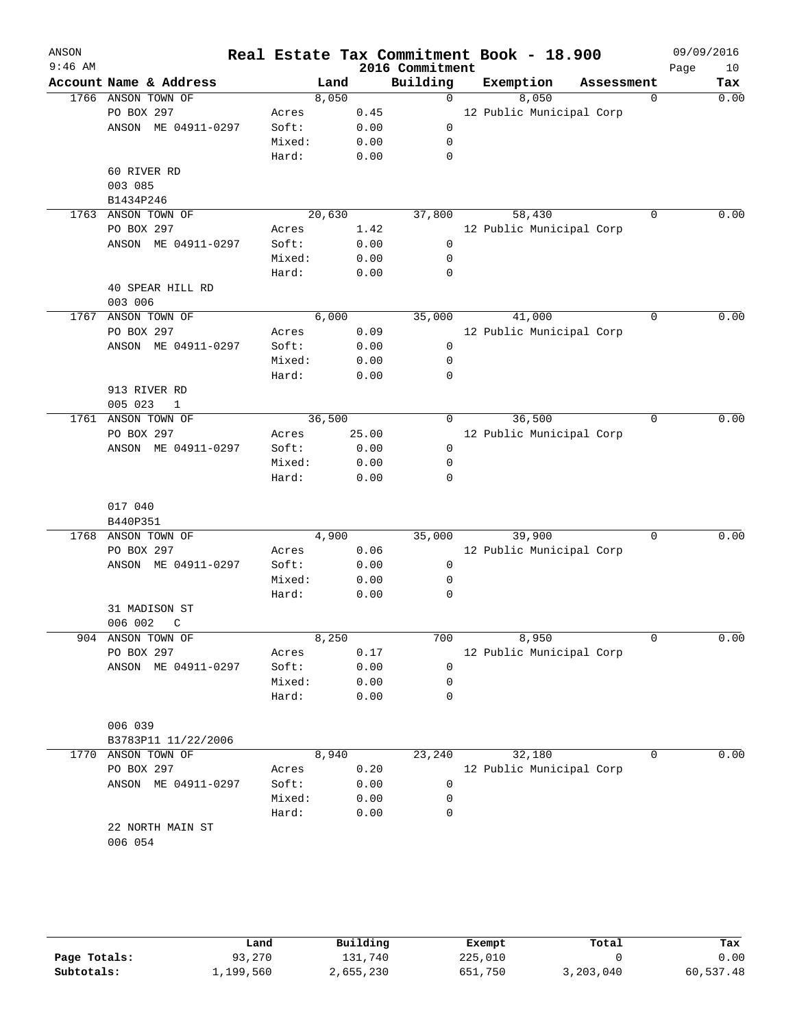# Real Estate Tax Commitment Book - 18.900

ANSON
9:46 AM

2016 Commitment

09/09/2016

| Account | Name & Address | | Land | Building | Exemption | Assessment | Tax |
|---|---|---|---|---|---|---|---|
| 1766 | ANSON TOWN OF | | 8,050 | 0 | 8,050 | 0 | 0.00 |
| | PO BOX 297 | Acres | 0.45 | | 12 Public Municipal Corp | | |
| | ANSON ME 04911-0297 | Soft: | 0.00 | 0 | | | |
| | | Mixed: | 0.00 | 0 | | | |
| | | Hard: | 0.00 | 0 | | | |
| | 60 RIVER RD | | | | | | |
| | 003 085 | | | | | | |
| | B1434P246 | | | | | | |
| 1763 | ANSON TOWN OF | | 20,630 | 37,800 | 58,430 | 0 | 0.00 |
| | PO BOX 297 | Acres | 1.42 | | 12 Public Municipal Corp | | |
| | ANSON ME 04911-0297 | Soft: | 0.00 | 0 | | | |
| | | Mixed: | 0.00 | 0 | | | |
| | | Hard: | 0.00 | 0 | | | |
| | 40 SPEAR HILL RD | | | | | | |
| | 003 006 | | | | | | |
| 1767 | ANSON TOWN OF | | 6,000 | 35,000 | 41,000 | 0 | 0.00 |
| | PO BOX 297 | Acres | 0.09 | | 12 Public Municipal Corp | | |
| | ANSON ME 04911-0297 | Soft: | 0.00 | 0 | | | |
| | | Mixed: | 0.00 | 0 | | | |
| | | Hard: | 0.00 | 0 | | | |
| | 913 RIVER RD | | | | | | |
| | 005 023 1 | | | | | | |
| 1761 | ANSON TOWN OF | | 36,500 | 0 | 36,500 | 0 | 0.00 |
| | PO BOX 297 | Acres | 25.00 | | 12 Public Municipal Corp | | |
| | ANSON ME 04911-0297 | Soft: | 0.00 | 0 | | | |
| | | Mixed: | 0.00 | 0 | | | |
| | | Hard: | 0.00 | 0 | | | |
| | 017 040 | | | | | | |
| | B440P351 | | | | | | |
| 1768 | ANSON TOWN OF | | 4,900 | 35,000 | 39,900 | 0 | 0.00 |
| | PO BOX 297 | Acres | 0.06 | | 12 Public Municipal Corp | | |
| | ANSON ME 04911-0297 | Soft: | 0.00 | 0 | | | |
| | | Mixed: | 0.00 | 0 | | | |
| | | Hard: | 0.00 | 0 | | | |
| | 31 MADISON ST | | | | | | |
| | 006 002 C | | | | | | |
| 904 | ANSON TOWN OF | | 8,250 | 700 | 8,950 | 0 | 0.00 |
| | PO BOX 297 | Acres | 0.17 | | 12 Public Municipal Corp | | |
| | ANSON ME 04911-0297 | Soft: | 0.00 | 0 | | | |
| | | Mixed: | 0.00 | 0 | | | |
| | | Hard: | 0.00 | 0 | | | |
| | 006 039 | | | | | | |
| | B3783P11 11/22/2006 | | | | | | |
| 1770 | ANSON TOWN OF | | 8,940 | 23,240 | 32,180 | 0 | 0.00 |
| | PO BOX 297 | Acres | 0.20 | | 12 Public Municipal Corp | | |
| | ANSON ME 04911-0297 | Soft: | 0.00 | 0 | | | |
| | | Mixed: | 0.00 | 0 | | | |
| | | Hard: | 0.00 | 0 | | | |
| | 22 NORTH MAIN ST | | | | | | |
| | 006 054 | | | | | | |

| | Land | Building | Exempt | Total | Tax |
|---|---|---|---|---|---|
| Page Totals: | 93,270 | 131,740 | 225,010 | 0 | 0.00 |
| Subtotals: | 1,199,560 | 2,655,230 | 651,750 | 3,203,040 | 60,537.48 |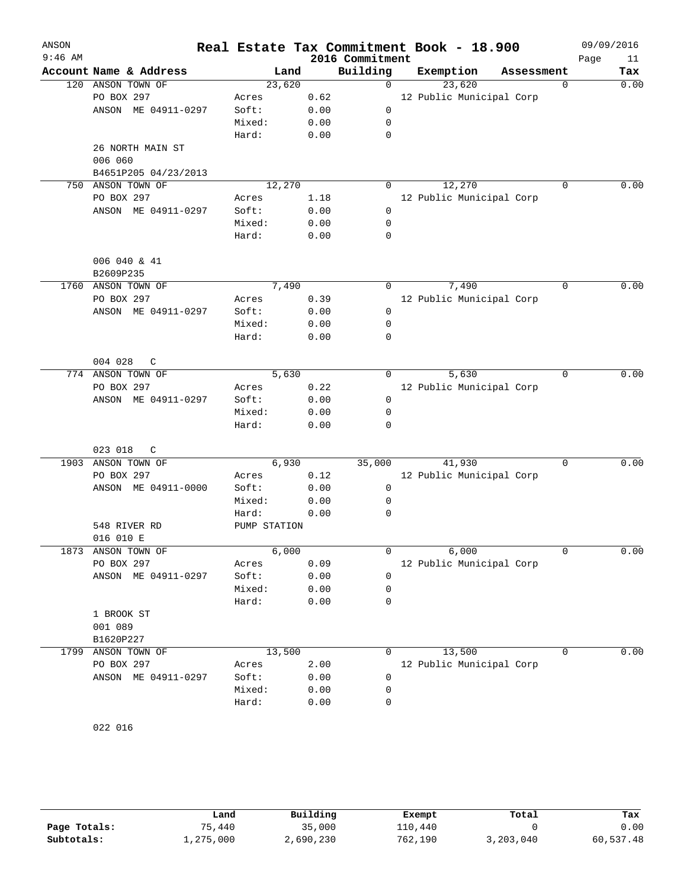# Real Estate Tax Commitment Book - 18.900

ANSON
9:46 AM
2016 Commitment
09/09/2016

| Account | Name & Address | Land | | Building | Exemption | Assessment | Tax |
|---|---|---|---|---|---|---|---|
| 120 | ANSON TOWN OF | 23,620 | | 0 | 23,620 | 0 | 0.00 |
| | PO BOX 297 | Acres | 0.62 | | 12 Public Municipal Corp | | |
| | ANSON ME 04911-0297 | Soft: | 0.00 | 0 | | | |
| | | Mixed: | 0.00 | 0 | | | |
| | | Hard: | 0.00 | 0 | | | |
| | 26 NORTH MAIN ST | | | | | | |
| | 006 060 | | | | | | |
| | B4651P205 04/23/2013 | | | | | | |
| 750 | ANSON TOWN OF | 12,270 | | 0 | 12,270 | 0 | 0.00 |
| | PO BOX 297 | Acres | 1.18 | | 12 Public Municipal Corp | | |
| | ANSON ME 04911-0297 | Soft: | 0.00 | 0 | | | |
| | | Mixed: | 0.00 | 0 | | | |
| | | Hard: | 0.00 | 0 | | | |
| | 006 040 & 41 | | | | | | |
| | B2609P235 | | | | | | |
| 1760 | ANSON TOWN OF | 7,490 | | 0 | 7,490 | 0 | 0.00 |
| | PO BOX 297 | Acres | 0.39 | | 12 Public Municipal Corp | | |
| | ANSON ME 04911-0297 | Soft: | 0.00 | 0 | | | |
| | | Mixed: | 0.00 | 0 | | | |
| | | Hard: | 0.00 | 0 | | | |
| | 004 028 C | | | | | | |
| 774 | ANSON TOWN OF | 5,630 | | 0 | 5,630 | 0 | 0.00 |
| | PO BOX 297 | Acres | 0.22 | | 12 Public Municipal Corp | | |
| | ANSON ME 04911-0297 | Soft: | 0.00 | 0 | | | |
| | | Mixed: | 0.00 | 0 | | | |
| | | Hard: | 0.00 | 0 | | | |
| | 023 018 C | | | | | | |
| 1903 | ANSON TOWN OF | 6,930 | | 35,000 | 41,930 | 0 | 0.00 |
| | PO BOX 297 | Acres | 0.12 | | 12 Public Municipal Corp | | |
| | ANSON ME 04911-0000 | Soft: | 0.00 | 0 | | | |
| | | Mixed: | 0.00 | 0 | | | |
| | | Hard: | 0.00 | 0 | | | |
| | 548 RIVER RD | PUMP STATION | | | | | |
| | 016 010 E | | | | | | |
| 1873 | ANSON TOWN OF | 6,000 | | 0 | 6,000 | 0 | 0.00 |
| | PO BOX 297 | Acres | 0.09 | | 12 Public Municipal Corp | | |
| | ANSON ME 04911-0297 | Soft: | 0.00 | 0 | | | |
| | | Mixed: | 0.00 | 0 | | | |
| | | Hard: | 0.00 | 0 | | | |
| | 1 BROOK ST | | | | | | |
| | 001 089 | | | | | | |
| | B1620P227 | | | | | | |
| 1799 | ANSON TOWN OF | 13,500 | | 0 | 13,500 | 0 | 0.00 |
| | PO BOX 297 | Acres | 2.00 | | 12 Public Municipal Corp | | |
| | ANSON ME 04911-0297 | Soft: | 0.00 | 0 | | | |
| | | Mixed: | 0.00 | 0 | | | |
| | | Hard: | 0.00 | 0 | | | |
| | 022 016 | | | | | | |

| | Land | Building | Exempt | Total | Tax |
|---|---|---|---|---|---|
| Page Totals: | 75,440 | 35,000 | 110,440 | 0 | 0.00 |
| Subtotals: | 1,275,000 | 2,690,230 | 762,190 | 3,203,040 | 60,537.48 |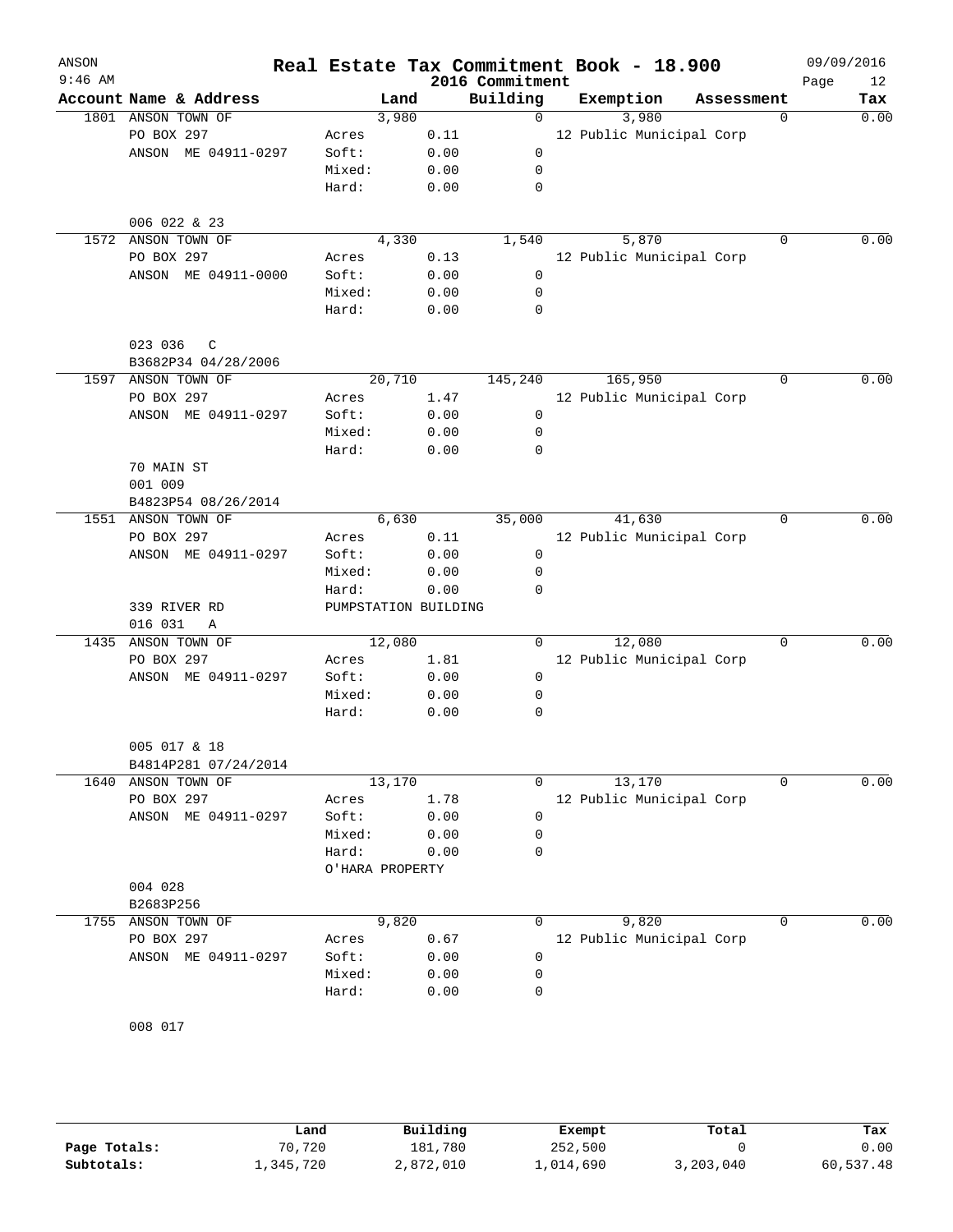# Real Estate Tax Commitment Book - 18.900

ANSON
9:46 AM

2016 Commitment

09/09/2016
Page 12

| Account Name & Address | Land | | Building | Exemption | Assessment | Tax |
|---|---|---|---|---|---|---|
| 1801 ANSON TOWN OF | 3,980 | | 0 | 3,980 | 0 | 0.00 |
| PO BOX 297 | Acres | 0.11 | | 12 Public Municipal Corp | | |
| ANSON ME 04911-0297 | Soft: | 0.00 | 0 | | | |
| | Mixed: | 0.00 | 0 | | | |
| | Hard: | 0.00 | 0 | | | |
| 006 022 & 23 | | | | | | |
| 1572 ANSON TOWN OF | 4,330 | | 1,540 | 5,870 | 0 | 0.00 |
| PO BOX 297 | Acres | 0.13 | | 12 Public Municipal Corp | | |
| ANSON ME 04911-0000 | Soft: | 0.00 | 0 | | | |
| | Mixed: | 0.00 | 0 | | | |
| | Hard: | 0.00 | 0 | | | |
| 023 036 C | | | | | | |
| B3682P34 04/28/2006 | | | | | | |
| 1597 ANSON TOWN OF | 20,710 | | 145,240 | 165,950 | 0 | 0.00 |
| PO BOX 297 | Acres | 1.47 | | 12 Public Municipal Corp | | |
| ANSON ME 04911-0297 | Soft: | 0.00 | 0 | | | |
| | Mixed: | 0.00 | 0 | | | |
| | Hard: | 0.00 | 0 | | | |
| 70 MAIN ST | | | | | | |
| 001 009 | | | | | | |
| B4823P54 08/26/2014 | | | | | | |
| 1551 ANSON TOWN OF | 6,630 | | 35,000 | 41,630 | 0 | 0.00 |
| PO BOX 297 | Acres | 0.11 | | 12 Public Municipal Corp | | |
| ANSON ME 04911-0297 | Soft: | 0.00 | 0 | | | |
| | Mixed: | 0.00 | 0 | | | |
| | Hard: | 0.00 | 0 | | | |
| 339 RIVER RD | PUMPSTATION BUILDING | | | | | |
| 016 031 A | | | | | | |
| 1435 ANSON TOWN OF | 12,080 | | 0 | 12,080 | 0 | 0.00 |
| PO BOX 297 | Acres | 1.81 | | 12 Public Municipal Corp | | |
| ANSON ME 04911-0297 | Soft: | 0.00 | 0 | | | |
| | Mixed: | 0.00 | 0 | | | |
| | Hard: | 0.00 | 0 | | | |
| 005 017 & 18 | | | | | | |
| B4814P281 07/24/2014 | | | | | | |
| 1640 ANSON TOWN OF | 13,170 | | 0 | 13,170 | 0 | 0.00 |
| PO BOX 297 | Acres | 1.78 | | 12 Public Municipal Corp | | |
| ANSON ME 04911-0297 | Soft: | 0.00 | 0 | | | |
| | Mixed: | 0.00 | 0 | | | |
| | Hard: | 0.00 | 0 | | | |
| | O'HARA PROPERTY | | | | | |
| 004 028 | | | | | | |
| B2683P256 | | | | | | |
| 1755 ANSON TOWN OF | 9,820 | | 0 | 9,820 | 0 | 0.00 |
| PO BOX 297 | Acres | 0.67 | | 12 Public Municipal Corp | | |
| ANSON ME 04911-0297 | Soft: | 0.00 | 0 | | | |
| | Mixed: | 0.00 | 0 | | | |
| | Hard: | 0.00 | 0 | | | |
| 008 017 | | | | | | |

| | Land | Building | Exempt | Total | Tax |
|---|---|---|---|---|---|
| Page Totals: | 70,720 | 181,780 | 252,500 | 0 | 0.00 |
| Subtotals: | 1,345,720 | 2,872,010 | 1,014,690 | 3,203,040 | 60,537.48 |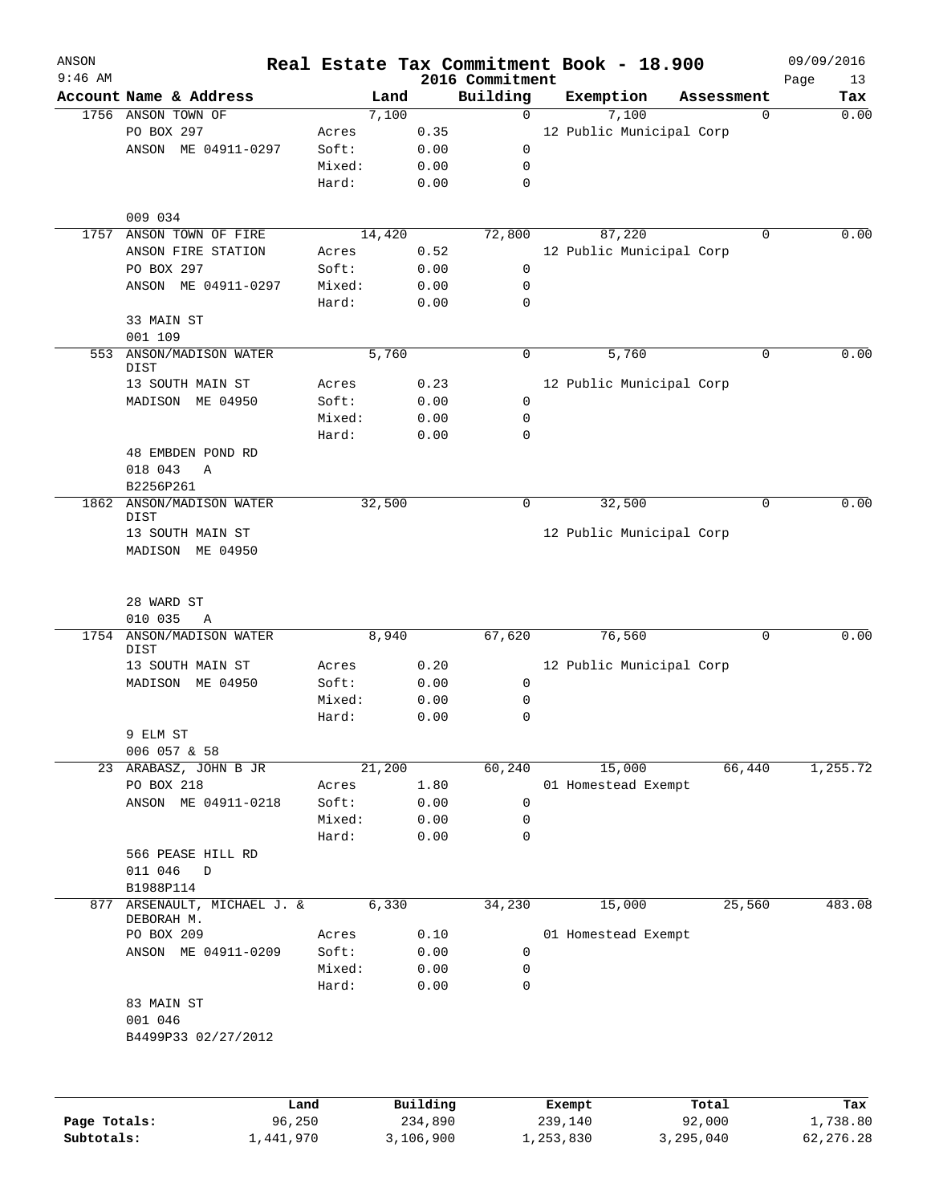# Real Estate Tax Commitment Book - 18.900

ANSON
9:46 AM

2016 Commitment

09/09/2016

| Account | Name & Address | Land | | Building | Exemption | Assessment | Tax |
|---|---|---|---|---|---|---|---|
| 1756 | ANSON TOWN OF | | 7,100 | 0 | 7,100 | 0 | 0.00 |
| | PO BOX 297 | Acres | 0.35 | | 12 Public Municipal Corp | | |
| | ANSON ME 04911-0297 | Soft: | 0.00 | 0 | | | |
| | | Mixed: | 0.00 | 0 | | | |
| | | Hard: | 0.00 | 0 | | | |
| | 009 034 | | | | | | |
| 1757 | ANSON TOWN OF FIRE | | 14,420 | 72,800 | 87,220 | 0 | 0.00 |
| | ANSON FIRE STATION | Acres | 0.52 | | 12 Public Municipal Corp | | |
| | PO BOX 297 | Soft: | 0.00 | 0 | | | |
| | ANSON ME 04911-0297 | Mixed: | 0.00 | 0 | | | |
| | | Hard: | 0.00 | 0 | | | |
| | 33 MAIN ST | | | | | | |
| | 001 109 | | | | | | |
| 553 | ANSON/MADISON WATER DIST | | 5,760 | 0 | 5,760 | 0 | 0.00 |
| | 13 SOUTH MAIN ST | Acres | 0.23 | | 12 Public Municipal Corp | | |
| | MADISON ME 04950 | Soft: | 0.00 | 0 | | | |
| | | Mixed: | 0.00 | 0 | | | |
| | | Hard: | 0.00 | 0 | | | |
| | 48 EMBDEN POND RD | | | | | | |
| | 018 043 A | | | | | | |
| | B2256P261 | | | | | | |
| 1862 | ANSON/MADISON WATER DIST | | 32,500 | 0 | 32,500 | 0 | 0.00 |
| | 13 SOUTH MAIN ST | | | | 12 Public Municipal Corp | | |
| | MADISON ME 04950 | | | | | | |
| | 28 WARD ST | | | | | | |
| | 010 035 A | | | | | | |
| 1754 | ANSON/MADISON WATER DIST | | 8,940 | 67,620 | 76,560 | 0 | 0.00 |
| | 13 SOUTH MAIN ST | Acres | 0.20 | | 12 Public Municipal Corp | | |
| | MADISON ME 04950 | Soft: | 0.00 | 0 | | | |
| | | Mixed: | 0.00 | 0 | | | |
| | | Hard: | 0.00 | 0 | | | |
| | 9 ELM ST | | | | | | |
| | 006 057 & 58 | | | | | | |
| 23 | ARABASZ, JOHN B JR | | 21,200 | 60,240 | 15,000 | 66,440 | 1,255.72 |
| | PO BOX 218 | Acres | 1.80 | | 01 Homestead Exempt | | |
| | ANSON ME 04911-0218 | Soft: | 0.00 | 0 | | | |
| | | Mixed: | 0.00 | 0 | | | |
| | | Hard: | 0.00 | 0 | | | |
| | 566 PEASE HILL RD | | | | | | |
| | 011 046 D | | | | | | |
| | B1988P114 | | | | | | |
| 877 | ARSENAULT, MICHAEL J. & DEBORAH M. | | 6,330 | 34,230 | 15,000 | 25,560 | 483.08 |
| | PO BOX 209 | Acres | 0.10 | | 01 Homestead Exempt | | |
| | ANSON ME 04911-0209 | Soft: | 0.00 | 0 | | | |
| | | Mixed: | 0.00 | 0 | | | |
| | | Hard: | 0.00 | 0 | | | |
| | 83 MAIN ST | | | | | | |
| | 001 046 | | | | | | |
| | B4499P33 02/27/2012 | | | | | | |

| | Land | Building | Exempt | Total | Tax |
|---|---|---|---|---|---|
| Page Totals: | 96,250 | 234,890 | 239,140 | 92,000 | 1,738.80 |
| Subtotals: | 1,441,970 | 3,106,900 | 1,253,830 | 3,295,040 | 62,276.28 |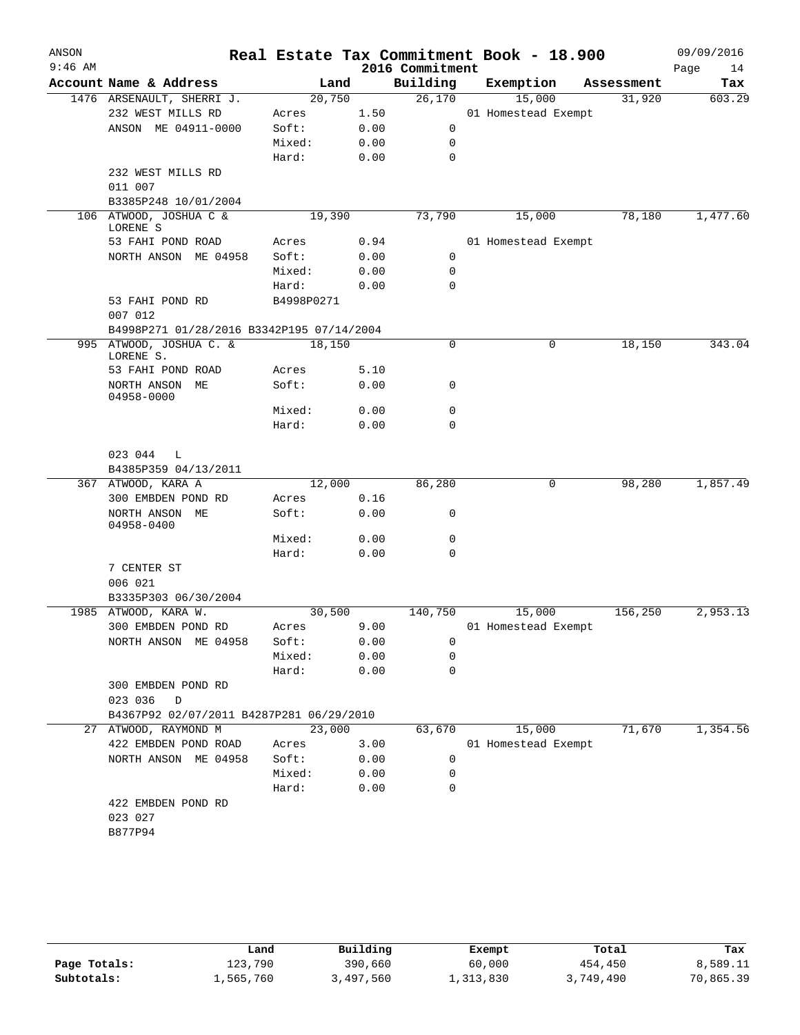# Real Estate Tax Commitment Book - 18.900

## 2016 Commitment

ANSON 9:46 AM — 09/09/2016

| Account Name & Address | Land | | Building | Exemption | Assessment | Tax |
|---|---|---|---|---|---|---|
| 1476 ARSENAULT, SHERRI J. | 20,750 | | 26,170 | 15,000 | 31,920 | 603.29 |
| 232 WEST MILLS RD | Acres | 1.50 | | 01 Homestead Exempt | | |
| ANSON ME 04911-0000 | Soft: | 0.00 | 0 | | | |
| | Mixed: | 0.00 | 0 | | | |
| | Hard: | 0.00 | 0 | | | |
| 232 WEST MILLS RD | | | | | | |
| 011 007 | | | | | | |
| B3385P248 10/01/2004 | | | | | | |
| 106 ATWOOD, JOSHUA C & LORENE S | 19,390 | | 73,790 | 15,000 | 78,180 | 1,477.60 |
| 53 FAHI POND ROAD | Acres | 0.94 | | 01 Homestead Exempt | | |
| NORTH ANSON ME 04958 | Soft: | 0.00 | 0 | | | |
| | Mixed: | 0.00 | 0 | | | |
| | Hard: | 0.00 | 0 | | | |
| 53 FAHI POND RD | B4998P0271 | | | | | |
| 007 012 | | | | | | |
| B4998P271 01/28/2016 B3342P195 07/14/2004 | | | | | | |
| 995 ATWOOD, JOSHUA C. & LORENE S. | 18,150 | | 0 | 0 | 18,150 | 343.04 |
| 53 FAHI POND ROAD | Acres | 5.10 | | | | |
| NORTH ANSON ME 04958-0000 | Soft: | 0.00 | 0 | | | |
| | Mixed: | 0.00 | 0 | | | |
| | Hard: | 0.00 | 0 | | | |
| 023 044 L | | | | | | |
| B4385P359 04/13/2011 | | | | | | |
| 367 ATWOOD, KARA A | 12,000 | | 86,280 | 0 | 98,280 | 1,857.49 |
| 300 EMBDEN POND RD | Acres | 0.16 | | | | |
| NORTH ANSON ME 04958-0400 | Soft: | 0.00 | 0 | | | |
| | Mixed: | 0.00 | 0 | | | |
| | Hard: | 0.00 | 0 | | | |
| 7 CENTER ST | | | | | | |
| 006 021 | | | | | | |
| B3335P303 06/30/2004 | | | | | | |
| 1985 ATWOOD, KARA W. | 30,500 | | 140,750 | 15,000 | 156,250 | 2,953.13 |
| 300 EMBDEN POND RD | Acres | 9.00 | | 01 Homestead Exempt | | |
| NORTH ANSON ME 04958 | Soft: | 0.00 | 0 | | | |
| | Mixed: | 0.00 | 0 | | | |
| | Hard: | 0.00 | 0 | | | |
| 300 EMBDEN POND RD | | | | | | |
| 023 036 D | | | | | | |
| B4367P92 02/07/2011 B4287P281 06/29/2010 | | | | | | |
| 27 ATWOOD, RAYMOND M | 23,000 | | 63,670 | 15,000 | 71,670 | 1,354.56 |
| 422 EMBDEN POND ROAD | Acres | 3.00 | | 01 Homestead Exempt | | |
| NORTH ANSON ME 04958 | Soft: | 0.00 | 0 | | | |
| | Mixed: | 0.00 | 0 | | | |
| | Hard: | 0.00 | 0 | | | |
| 422 EMBDEN POND RD | | | | | | |
| 023 027 | | | | | | |
| B877P94 | | | | | | |

| | Land | Building | Exempt | Total | Tax |
|---|---|---|---|---|---|
| Page Totals: | 123,790 | 390,660 | 60,000 | 454,450 | 8,589.11 |
| Subtotals: | 1,565,760 | 3,497,560 | 1,313,830 | 3,749,490 | 70,865.39 |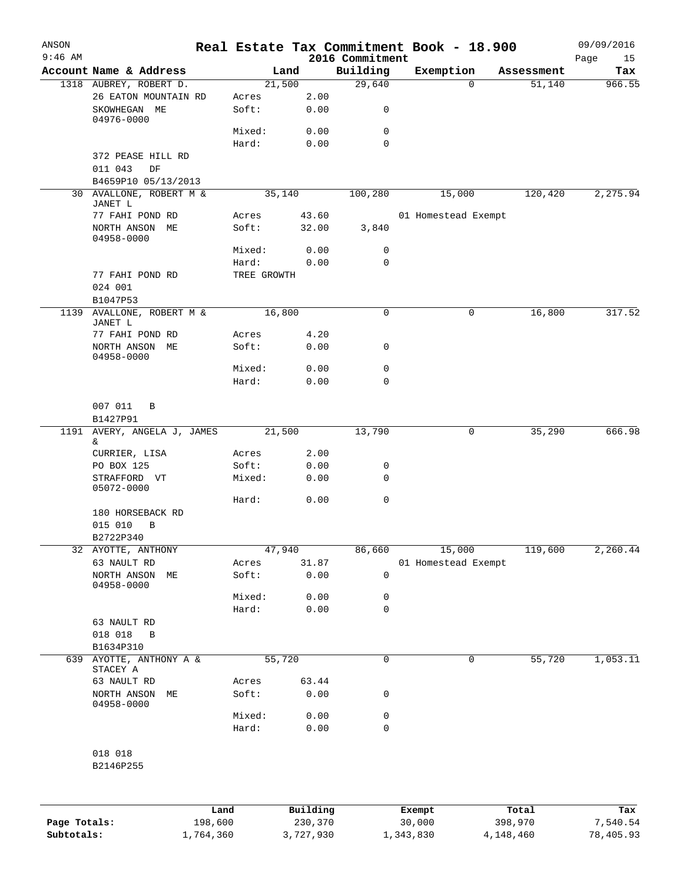# Real Estate Tax Commitment Book - 18.900

ANSON
9:46 AM
2016 Commitment
09/09/2016

| Account Name & Address | | Land | Building | Exemption | Assessment | Tax |
|---|---|---|---|---|---|---|
| 1318 AUBREY, ROBERT D. | | 21,500 | 29,640 | 0 | 51,140 | 966.55 |
| 26 EATON MOUNTAIN RD | Acres | 2.00 | | | | |
| SKOWHEGAN ME 04976-0000 | Soft: | 0.00 | 0 | | | |
| | Mixed: | 0.00 | 0 | | | |
| | Hard: | 0.00 | 0 | | | |
| 372 PEASE HILL RD | | | | | | |
| 011 043 DF | | | | | | |
| B4659P10 05/13/2013 | | | | | | |
| 30 AVALLONE, ROBERT M & JANET L | | 35,140 | 100,280 | 15,000 | 120,420 | 2,275.94 |
| 77 FAHI POND RD | Acres | 43.60 | | 01 Homestead Exempt | | |
| NORTH ANSON ME 04958-0000 | Soft: | 32.00 | 3,840 | | | |
| | Mixed: | 0.00 | 0 | | | |
| | Hard: | 0.00 | 0 | | | |
| 77 FAHI POND RD | TREE GROWTH | | | | | |
| 024 001 | | | | | | |
| B1047P53 | | | | | | |
| 1139 AVALLONE, ROBERT M & JANET L | | 16,800 | 0 | 0 | 16,800 | 317.52 |
| 77 FAHI POND RD | Acres | 4.20 | | | | |
| NORTH ANSON ME 04958-0000 | Soft: | 0.00 | 0 | | | |
| | Mixed: | 0.00 | 0 | | | |
| | Hard: | 0.00 | 0 | | | |
| 007 011 B | | | | | | |
| B1427P91 | | | | | | |
| 1191 AVERY, ANGELA J, JAMES & | | 21,500 | 13,790 | 0 | 35,290 | 666.98 |
| CURRIER, LISA | Acres | 2.00 | | | | |
| PO BOX 125 | Soft: | 0.00 | 0 | | | |
| STRAFFORD VT 05072-0000 | Mixed: | 0.00 | 0 | | | |
| | Hard: | 0.00 | 0 | | | |
| 180 HORSEBACK RD | | | | | | |
| 015 010 B | | | | | | |
| B2722P340 | | | | | | |
| 32 AYOTTE, ANTHONY | | 47,940 | 86,660 | 15,000 | 119,600 | 2,260.44 |
| 63 NAULT RD | Acres | 31.87 | | 01 Homestead Exempt | | |
| NORTH ANSON ME 04958-0000 | Soft: | 0.00 | 0 | | | |
| | Mixed: | 0.00 | 0 | | | |
| | Hard: | 0.00 | 0 | | | |
| 63 NAULT RD | | | | | | |
| 018 018 B | | | | | | |
| B1634P310 | | | | | | |
| 639 AYOTTE, ANTHONY A & STACEY A | | 55,720 | 0 | 0 | 55,720 | 1,053.11 |
| 63 NAULT RD | Acres | 63.44 | | | | |
| NORTH ANSON ME 04958-0000 | Soft: | 0.00 | 0 | | | |
| | Mixed: | 0.00 | 0 | | | |
| | Hard: | 0.00 | 0 | | | |
| 018 018 | | | | | | |
| B2146P255 | | | | | | |

| | Land | Building | Exempt | Total | Tax |
|---|---|---|---|---|---|
| Page Totals: | 198,600 | 230,370 | 30,000 | 398,970 | 7,540.54 |
| Subtotals: | 1,764,360 | 3,727,930 | 1,343,830 | 4,148,460 | 78,405.93 |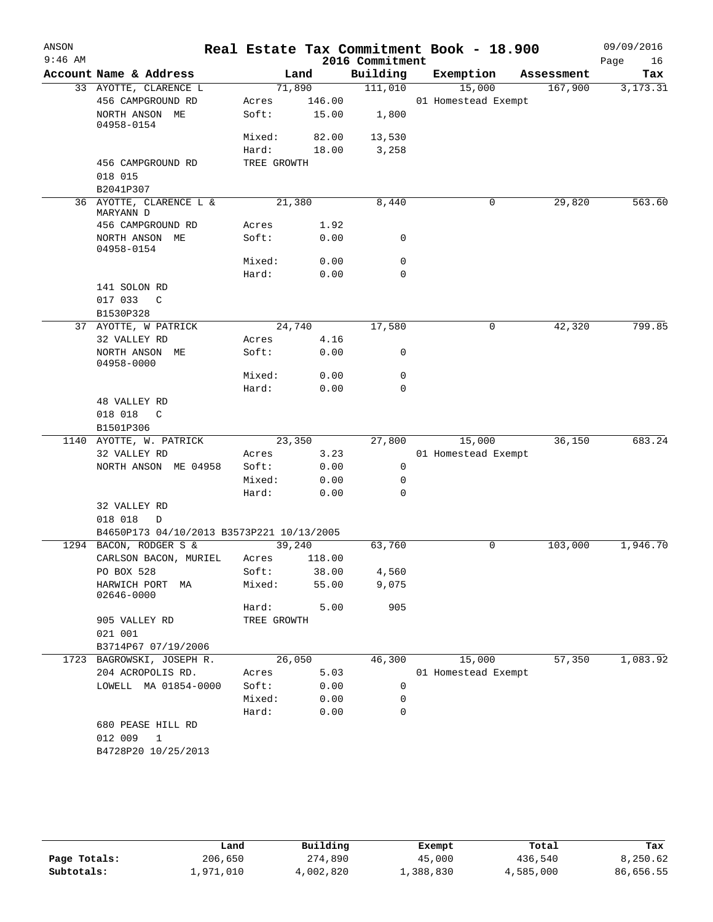ANSON
9:46 AM

# Real Estate Tax Commitment Book - 18.900

2016 Commitment

09/09/2016

| Account | Name & Address | Land | | Building | Exemption | Assessment | Tax |
|---|---|---|---|---|---|---|---|
| 33 | AYOTTE, CLARENCE L | 71,890 | | 111,010 | 15,000 | 167,900 | 3,173.31 |
| | 456 CAMPGROUND RD | Acres | 146.00 | | 01 Homestead Exempt | | |
| | NORTH ANSON ME 04958-0154 | Soft: | 15.00 | 1,800 | | | |
| | | Mixed: | 82.00 | 13,530 | | | |
| | | Hard: | 18.00 | 3,258 | | | |
| | 456 CAMPGROUND RD | TREE GROWTH | | | | | |
| | 018 015 | | | | | | |
| | B2041P307 | | | | | | |
| 36 | AYOTTE, CLARENCE L & MARYANN D | 21,380 | | 8,440 | 0 | 29,820 | 563.60 |
| | 456 CAMPGROUND RD | Acres | 1.92 | | | | |
| | NORTH ANSON ME 04958-0154 | Soft: | 0.00 | 0 | | | |
| | | Mixed: | 0.00 | 0 | | | |
| | | Hard: | 0.00 | 0 | | | |
| | 141 SOLON RD | | | | | | |
| | 017 033 C | | | | | | |
| | B1530P328 | | | | | | |
| 37 | AYOTTE, W PATRICK | 24,740 | | 17,580 | 0 | 42,320 | 799.85 |
| | 32 VALLEY RD | Acres | 4.16 | | | | |
| | NORTH ANSON ME 04958-0000 | Soft: | 0.00 | 0 | | | |
| | | Mixed: | 0.00 | 0 | | | |
| | | Hard: | 0.00 | 0 | | | |
| | 48 VALLEY RD | | | | | | |
| | 018 018 C | | | | | | |
| | B1501P306 | | | | | | |
| 1140 | AYOTTE, W. PATRICK | 23,350 | | 27,800 | 15,000 | 36,150 | 683.24 |
| | 32 VALLEY RD | Acres | 3.23 | | 01 Homestead Exempt | | |
| | NORTH ANSON ME 04958 | Soft: | 0.00 | 0 | | | |
| | | Mixed: | 0.00 | 0 | | | |
| | | Hard: | 0.00 | 0 | | | |
| | 32 VALLEY RD | | | | | | |
| | 018 018 D | | | | | | |
| | B4650P173 04/10/2013 B3573P221 10/13/2005 | | | | | | |
| 1294 | BACON, RODGER S & | 39,240 | | 63,760 | 0 | 103,000 | 1,946.70 |
| | CARLSON BACON, MURIEL | Acres | 118.00 | | | | |
| | PO BOX 528 | Soft: | 38.00 | 4,560 | | | |
| | HARWICH PORT MA 02646-0000 | Mixed: | 55.00 | 9,075 | | | |
| | | Hard: | 5.00 | 905 | | | |
| | 905 VALLEY RD | TREE GROWTH | | | | | |
| | 021 001 | | | | | | |
| | B3714P67 07/19/2006 | | | | | | |
| 1723 | BAGROWSKI, JOSEPH R. | 26,050 | | 46,300 | 15,000 | 57,350 | 1,083.92 |
| | 204 ACROPOLIS RD. | Acres | 5.03 | | 01 Homestead Exempt | | |
| | LOWELL MA 01854-0000 | Soft: | 0.00 | 0 | | | |
| | | Mixed: | 0.00 | 0 | | | |
| | | Hard: | 0.00 | 0 | | | |
| | 680 PEASE HILL RD | | | | | | |
| | 012 009 1 | | | | | | |
| | B4728P20 10/25/2013 | | | | | | |

| | Land | Building | Exempt | Total | Tax |
|---|---|---|---|---|---|
| Page Totals: | 206,650 | 274,890 | 45,000 | 436,540 | 8,250.62 |
| Subtotals: | 1,971,010 | 4,002,820 | 1,388,830 | 4,585,000 | 86,656.55 |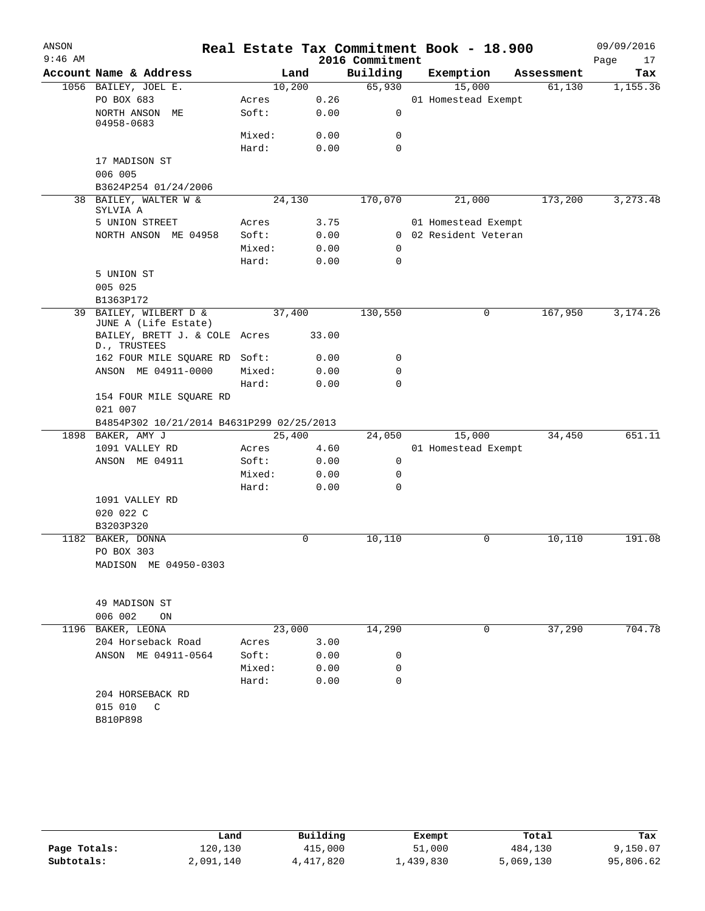# Real Estate Tax Commitment Book - 18.900

ANSON
9:46 AM

2016 Commitment

09/09/2016

| Account | Name & Address | | Land | Building | Exemption | Assessment | Tax |
|---|---|---|---|---|---|---|---|
| 1056 | BAILEY, JOEL E. | | 10,200 | 65,930 | 15,000 | 61,130 | 1,155.36 |
| | PO BOX 683 | Acres | 0.26 | | 01 Homestead Exempt | | |
| | NORTH ANSON ME 04958-0683 | Soft: | 0.00 | 0 | | | |
| | | Mixed: | 0.00 | 0 | | | |
| | | Hard: | 0.00 | 0 | | | |
| | 17 MADISON ST | | | | | | |
| | 006 005 | | | | | | |
| | B3624P254 01/24/2006 | | | | | | |
| 38 | BAILEY, WALTER W & SYLVIA A | | 24,130 | 170,070 | 21,000 | 173,200 | 3,273.48 |
| | 5 UNION STREET | Acres | 3.75 | | 01 Homestead Exempt | | |
| | NORTH ANSON ME 04958 | Soft: | 0.00 | 0 | 02 Resident Veteran | | |
| | | Mixed: | 0.00 | 0 | | | |
| | | Hard: | 0.00 | 0 | | | |
| | 5 UNION ST | | | | | | |
| | 005 025 | | | | | | |
| | B1363P172 | | | | | | |
| 39 | BAILEY, WILBERT D & JUNE A (Life Estate) | | 37,400 | 130,550 | 0 | 167,950 | 3,174.26 |
| | BAILEY, BRETT J. & COLE D., TRUSTEES | Acres | 33.00 | | | | |
| | 162 FOUR MILE SQUARE RD | Soft: | 0.00 | 0 | | | |
| | ANSON ME 04911-0000 | Mixed: | 0.00 | 0 | | | |
| | | Hard: | 0.00 | 0 | | | |
| | 154 FOUR MILE SQUARE RD | | | | | | |
| | 021 007 | | | | | | |
| | B4854P302 10/21/2014 B4631P299 02/25/2013 | | | | | | |
| 1898 | BAKER, AMY J | | 25,400 | 24,050 | 15,000 | 34,450 | 651.11 |
| | 1091 VALLEY RD | Acres | 4.60 | | 01 Homestead Exempt | | |
| | ANSON ME 04911 | Soft: | 0.00 | 0 | | | |
| | | Mixed: | 0.00 | 0 | | | |
| | | Hard: | 0.00 | 0 | | | |
| | 1091 VALLEY RD | | | | | | |
| | 020 022 C | | | | | | |
| | B3203P320 | | | | | | |
| 1182 | BAKER, DONNA | | 0 | 10,110 | 0 | 10,110 | 191.08 |
| | PO BOX 303 | | | | | | |
| | MADISON ME 04950-0303 | | | | | | |
| | 49 MADISON ST | | | | | | |
| | 006 002 ON | | | | | | |
| 1196 | BAKER, LEONA | | 23,000 | 14,290 | 0 | 37,290 | 704.78 |
| | 204 Horseback Road | Acres | 3.00 | | | | |
| | ANSON ME 04911-0564 | Soft: | 0.00 | 0 | | | |
| | | Mixed: | 0.00 | 0 | | | |
| | | Hard: | 0.00 | 0 | | | |
| | 204 HORSEBACK RD | | | | | | |
| | 015 010 C | | | | | | |
| | B810P898 | | | | | | |

| | Land | Building | Exempt | Total | Tax |
|---|---|---|---|---|---|
| Page Totals: | 120,130 | 415,000 | 51,000 | 484,130 | 9,150.07 |
| Subtotals: | 2,091,140 | 4,417,820 | 1,439,830 | 5,069,130 | 95,806.62 |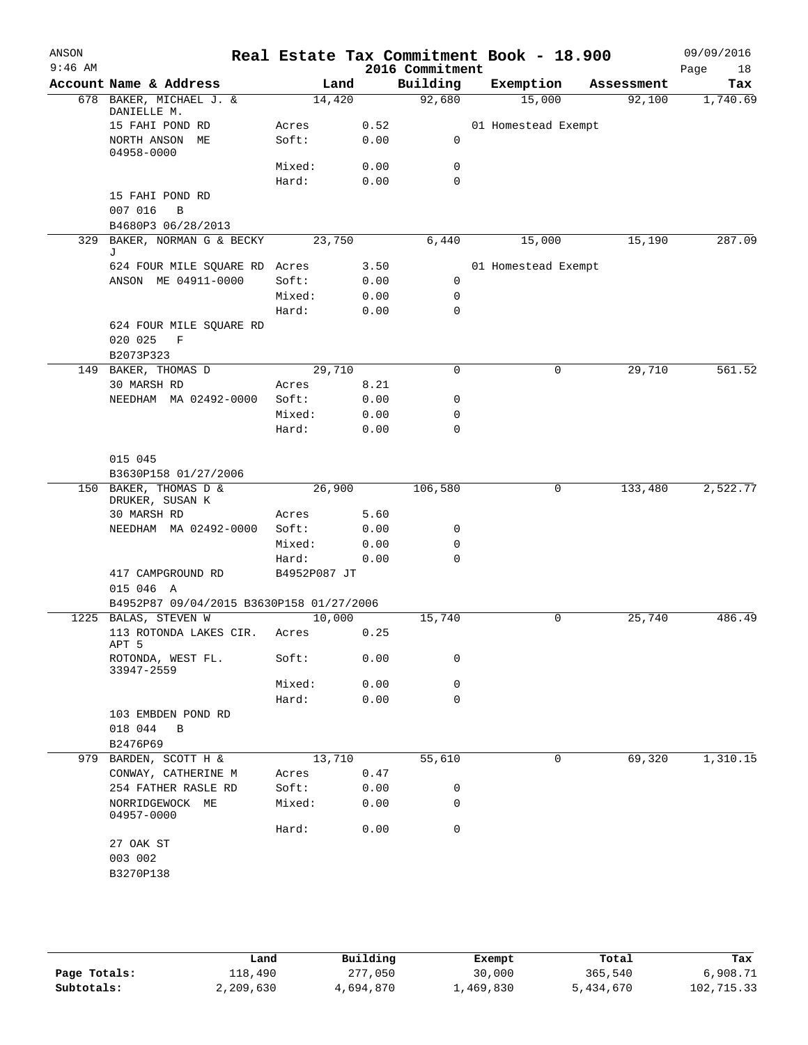# Real Estate Tax Commitment Book - 18.900

ANSON 9:46 AM — 2016 Commitment — 09/09/2016

| Account | Name & Address | Land | | Building | Exemption | Assessment | Tax |
|---|---|---|---|---|---|---|---|
| 678 | BAKER, MICHAEL J. & DANIELLE M. | 14,420 | | 92,680 | 15,000 | 92,100 | 1,740.69 |
| | 15 FAHI POND RD | Acres | 0.52 | | 01 Homestead Exempt | | |
| | NORTH ANSON ME 04958-0000 | Soft: | 0.00 | 0 | | | |
| | | Mixed: | 0.00 | 0 | | | |
| | | Hard: | 0.00 | 0 | | | |
| | 15 FAHI POND RD | | | | | | |
| | 007 016 B | | | | | | |
| | B4680P3 06/28/2013 | | | | | | |
| 329 | BAKER, NORMAN G & BECKY J | 23,750 | | 6,440 | 15,000 | 15,190 | 287.09 |
| | 624 FOUR MILE SQUARE RD | Acres | 3.50 | | 01 Homestead Exempt | | |
| | ANSON ME 04911-0000 | Soft: | 0.00 | 0 | | | |
| | | Mixed: | 0.00 | 0 | | | |
| | | Hard: | 0.00 | 0 | | | |
| | 624 FOUR MILE SQUARE RD | | | | | | |
| | 020 025 F | | | | | | |
| | B2073P323 | | | | | | |
| 149 | BAKER, THOMAS D | 29,710 | | 0 | 0 | 29,710 | 561.52 |
| | 30 MARSH RD | Acres | 8.21 | | | | |
| | NEEDHAM MA 02492-0000 | Soft: | 0.00 | 0 | | | |
| | | Mixed: | 0.00 | 0 | | | |
| | | Hard: | 0.00 | 0 | | | |
| | 015 045 | | | | | | |
| | B3630P158 01/27/2006 | | | | | | |
| 150 | BAKER, THOMAS D & DRUKER, SUSAN K | 26,900 | | 106,580 | 0 | 133,480 | 2,522.77 |
| | 30 MARSH RD | Acres | 5.60 | | | | |
| | NEEDHAM MA 02492-0000 | Soft: | 0.00 | 0 | | | |
| | | Mixed: | 0.00 | 0 | | | |
| | | Hard: | 0.00 | 0 | | | |
| | 417 CAMPGROUND RD | B4952P087 JT | | | | | |
| | 015 046 A | | | | | | |
| | B4952P87 09/04/2015 B3630P158 01/27/2006 | | | | | | |
| 1225 | BALAS, STEVEN W | 10,000 | | 15,740 | 0 | 25,740 | 486.49 |
| | 113 ROTONDA LAKES CIR. APT 5 | Acres | 0.25 | | | | |
| | ROTONDA, WEST FL. 33947-2559 | Soft: | 0.00 | 0 | | | |
| | | Mixed: | 0.00 | 0 | | | |
| | | Hard: | 0.00 | 0 | | | |
| | 103 EMBDEN POND RD | | | | | | |
| | 018 044 B | | | | | | |
| | B2476P69 | | | | | | |
| 979 | BARDEN, SCOTT H & | 13,710 | | 55,610 | 0 | 69,320 | 1,310.15 |
| | CONWAY, CATHERINE M | Acres | 0.47 | | | | |
| | 254 FATHER RASLE RD | Soft: | 0.00 | 0 | | | |
| | NORRIDGEWOCK ME 04957-0000 | Mixed: | 0.00 | 0 | | | |
| | | Hard: | 0.00 | 0 | | | |
| | 27 OAK ST | | | | | | |
| | 003 002 | | | | | | |
| | B3270P138 | | | | | | |

| | Land | Building | Exempt | Total | Tax |
|---|---|---|---|---|---|
| Page Totals: | 118,490 | 277,050 | 30,000 | 365,540 | 6,908.71 |
| Subtotals: | 2,209,630 | 4,694,870 | 1,469,830 | 5,434,670 | 102,715.33 |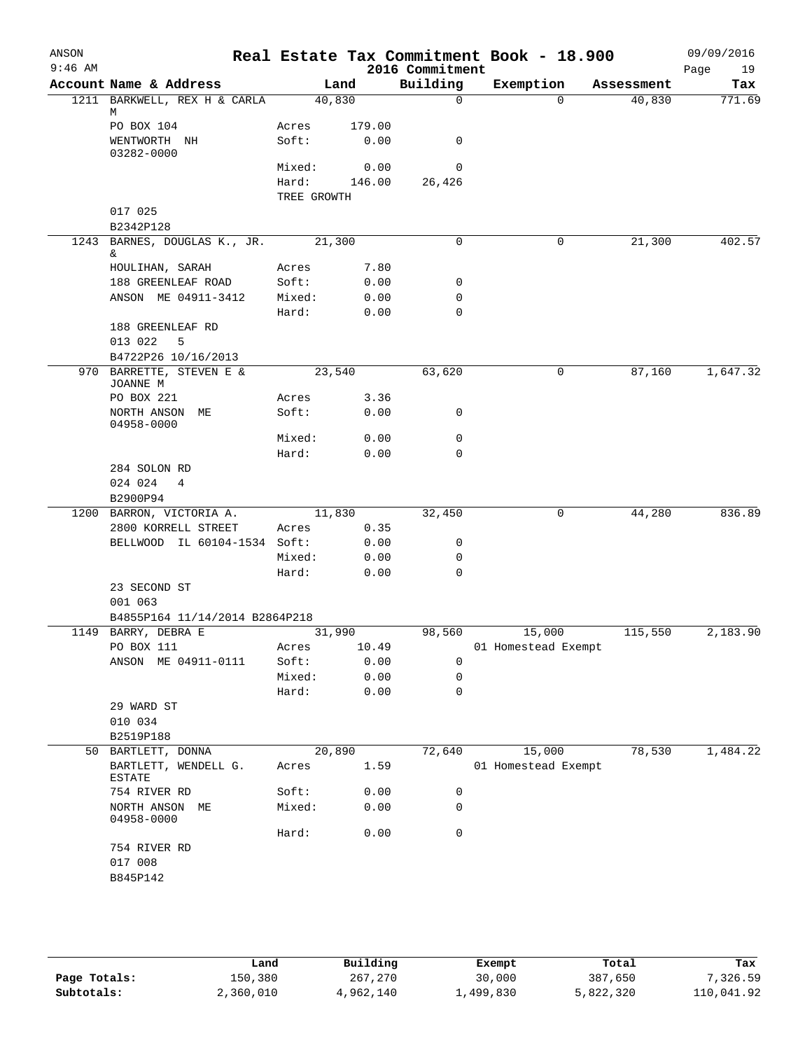# Real Estate Tax Commitment Book - 18.900

ANSON
9:46 AM

2016 Commitment

09/09/2016

| Account | Name & Address | Land | | Building | Exemption | Assessment | Tax |
|---|---|---|---|---|---|---|---|
| 1211 | BARKWELL, REX H & CARLA M | 40,830 | | 0 | 0 | 40,830 | 771.69 |
| | PO BOX 104 | Acres | 179.00 | | | | |
| | WENTWORTH NH 03282-0000 | Soft: | 0.00 | 0 | | | |
| | | Mixed: | 0.00 | 0 | | | |
| | | Hard: | 146.00 | 26,426 | | | |
| | | TREE GROWTH | | | | | |
| | 017 025 | | | | | | |
| | B2342P128 | | | | | | |
| 1243 | BARNES, DOUGLAS K., JR. & | 21,300 | | 0 | 0 | 21,300 | 402.57 |
| | HOULIHAN, SARAH | Acres | 7.80 | | | | |
| | 188 GREENLEAF ROAD | Soft: | 0.00 | 0 | | | |
| | ANSON ME 04911-3412 | Mixed: | 0.00 | 0 | | | |
| | | Hard: | 0.00 | 0 | | | |
| | 188 GREENLEAF RD | | | | | | |
| | 013 022 5 | | | | | | |
| | B4722P26 10/16/2013 | | | | | | |
| 970 | BARRETTE, STEVEN E & JOANNE M | 23,540 | | 63,620 | 0 | 87,160 | 1,647.32 |
| | PO BOX 221 | Acres | 3.36 | | | | |
| | NORTH ANSON ME 04958-0000 | Soft: | 0.00 | 0 | | | |
| | | Mixed: | 0.00 | 0 | | | |
| | | Hard: | 0.00 | 0 | | | |
| | 284 SOLON RD | | | | | | |
| | 024 024 4 | | | | | | |
| | B2900P94 | | | | | | |
| 1200 | BARRON, VICTORIA A. | 11,830 | | 32,450 | 0 | 44,280 | 836.89 |
| | 2800 KORRELL STREET | Acres | 0.35 | | | | |
| | BELLWOOD IL 60104-1534 | Soft: | 0.00 | 0 | | | |
| | | Mixed: | 0.00 | 0 | | | |
| | | Hard: | 0.00 | 0 | | | |
| | 23 SECOND ST | | | | | | |
| | 001 063 | | | | | | |
| | B4855P164 11/14/2014 B2864P218 | | | | | | |
| 1149 | BARRY, DEBRA E | 31,990 | | 98,560 | 15,000 | 115,550 | 2,183.90 |
| | PO BOX 111 | Acres | 10.49 | | 01 Homestead Exempt | | |
| | ANSON ME 04911-0111 | Soft: | 0.00 | 0 | | | |
| | | Mixed: | 0.00 | 0 | | | |
| | | Hard: | 0.00 | 0 | | | |
| | 29 WARD ST | | | | | | |
| | 010 034 | | | | | | |
| | B2519P188 | | | | | | |
| 50 | BARTLETT, DONNA | 20,890 | | 72,640 | 15,000 | 78,530 | 1,484.22 |
| | BARTLETT, WENDELL G. ESTATE | Acres | 1.59 | | 01 Homestead Exempt | | |
| | 754 RIVER RD | Soft: | 0.00 | 0 | | | |
| | NORTH ANSON ME 04958-0000 | Mixed: | 0.00 | 0 | | | |
| | | Hard: | 0.00 | 0 | | | |
| | 754 RIVER RD | | | | | | |
| | 017 008 | | | | | | |
| | B845P142 | | | | | | |

| | Land | Building | Exempt | Total | Tax |
|---|---|---|---|---|---|
| Page Totals: | 150,380 | 267,270 | 30,000 | 387,650 | 7,326.59 |
| Subtotals: | 2,360,010 | 4,962,140 | 1,499,830 | 5,822,320 | 110,041.92 |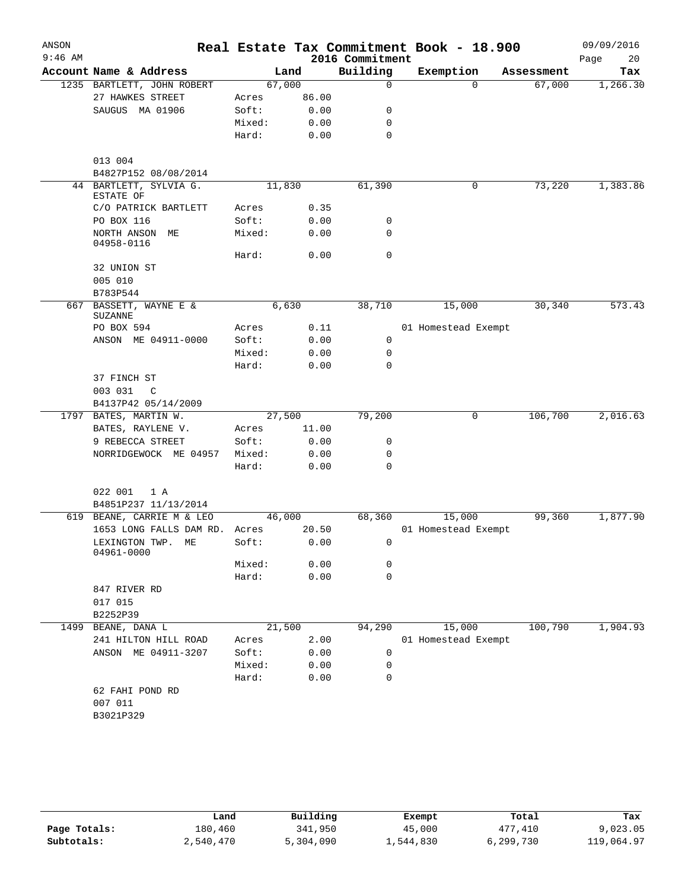# Real Estate Tax Commitment Book - 18.900

ANSON
9:46 AM

2016 Commitment

09/09/2016

| Account | Name & Address | Land | | Building | Exemption | Assessment | Tax |
|---|---|---|---|---|---|---|---|
| 1235 | BARTLETT, JOHN ROBERT | 67,000 | | 0 | 0 | 67,000 | 1,266.30 |
| | 27 HAWKES STREET | Acres | 86.00 | | | | |
| | SAUGUS MA 01906 | Soft: | 0.00 | 0 | | | |
| | | Mixed: | 0.00 | 0 | | | |
| | | Hard: | 0.00 | 0 | | | |
| | 013 004 | | | | | | |
| | B4827P152 08/08/2014 | | | | | | |
| 44 | BARTLETT, SYLVIA G. ESTATE OF | 11,830 | | 61,390 | 0 | 73,220 | 1,383.86 |
| | C/O PATRICK BARTLETT | Acres | 0.35 | | | | |
| | PO BOX 116 | Soft: | 0.00 | 0 | | | |
| | NORTH ANSON ME 04958-0116 | Mixed: | 0.00 | 0 | | | |
| | | Hard: | 0.00 | 0 | | | |
| | 32 UNION ST | | | | | | |
| | 005 010 | | | | | | |
| | B783P544 | | | | | | |
| 667 | BASSETT, WAYNE E & SUZANNE | 6,630 | | 38,710 | 15,000 | 30,340 | 573.43 |
| | PO BOX 594 | Acres | 0.11 | | 01 Homestead Exempt | | |
| | ANSON ME 04911-0000 | Soft: | 0.00 | 0 | | | |
| | | Mixed: | 0.00 | 0 | | | |
| | | Hard: | 0.00 | 0 | | | |
| | 37 FINCH ST | | | | | | |
| | 003 031 C | | | | | | |
| | B4137P42 05/14/2009 | | | | | | |
| 1797 | BATES, MARTIN W. | 27,500 | | 79,200 | 0 | 106,700 | 2,016.63 |
| | BATES, RAYLENE V. | Acres | 11.00 | | | | |
| | 9 REBECCA STREET | Soft: | 0.00 | 0 | | | |
| | NORRIDGEWOCK ME 04957 | Mixed: | 0.00 | 0 | | | |
| | | Hard: | 0.00 | 0 | | | |
| | 022 001 1 A | | | | | | |
| | B4851P237 11/13/2014 | | | | | | |
| 619 | BEANE, CARRIE M & LEO | 46,000 | | 68,360 | 15,000 | 99,360 | 1,877.90 |
| | 1653 LONG FALLS DAM RD. | Acres | 20.50 | | 01 Homestead Exempt | | |
| | LEXINGTON TWP. ME 04961-0000 | Soft: | 0.00 | 0 | | | |
| | | Mixed: | 0.00 | 0 | | | |
| | | Hard: | 0.00 | 0 | | | |
| | 847 RIVER RD | | | | | | |
| | 017 015 | | | | | | |
| | B2252P39 | | | | | | |
| 1499 | BEANE, DANA L | 21,500 | | 94,290 | 15,000 | 100,790 | 1,904.93 |
| | 241 HILTON HILL ROAD | Acres | 2.00 | | 01 Homestead Exempt | | |
| | ANSON ME 04911-3207 | Soft: | 0.00 | 0 | | | |
| | | Mixed: | 0.00 | 0 | | | |
| | | Hard: | 0.00 | 0 | | | |
| | 62 FAHI POND RD | | | | | | |
| | 007 011 | | | | | | |
| | B3021P329 | | | | | | |

| | Land | Building | Exempt | Total | Tax |
|---|---|---|---|---|---|
| Page Totals: | 180,460 | 341,950 | 45,000 | 477,410 | 9,023.05 |
| Subtotals: | 2,540,470 | 5,304,090 | 1,544,830 | 6,299,730 | 119,064.97 |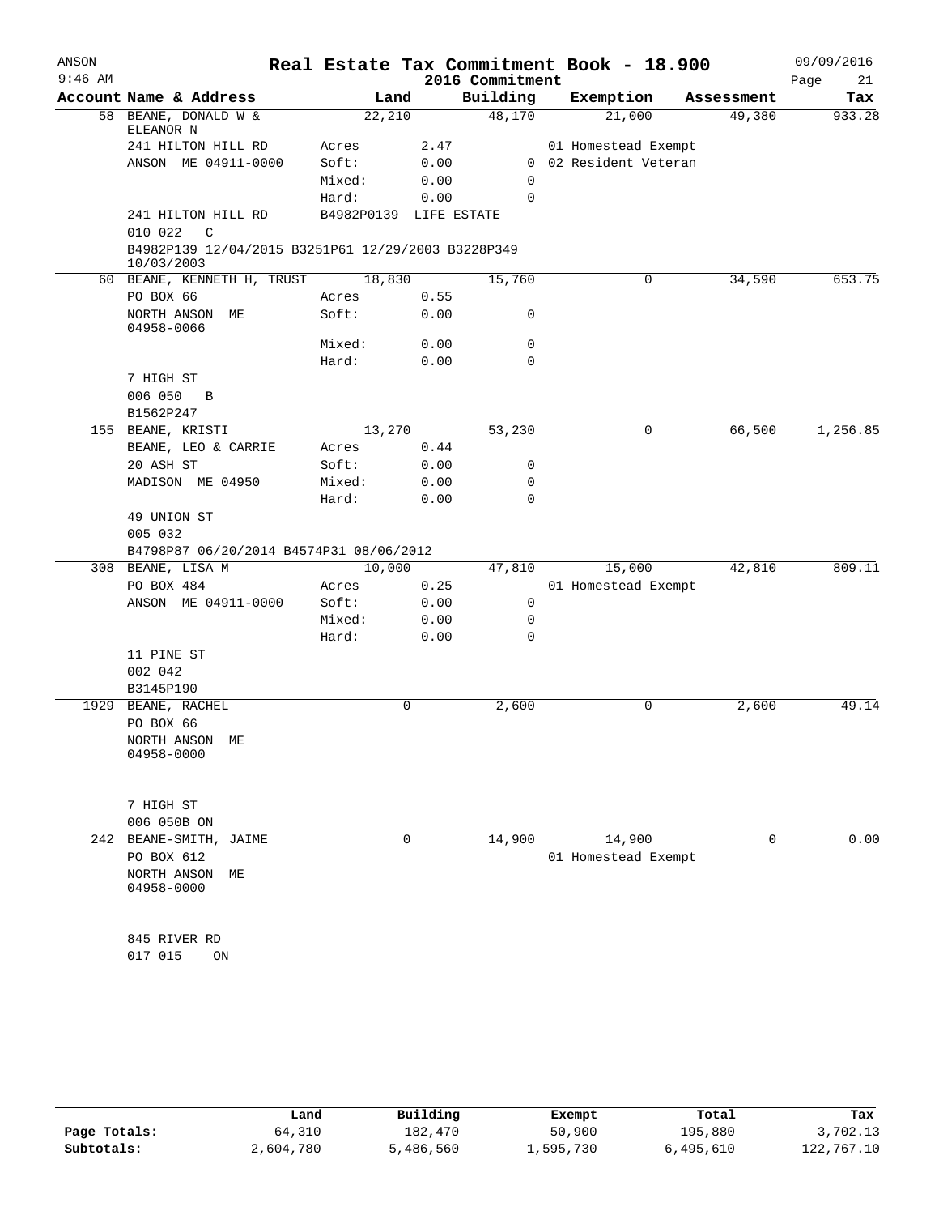# Real Estate Tax Commitment Book - 18.900

ANSON 9:46 AM — 2016 Commitment — 09/09/2016

| Account | Name & Address | Land | | Building | Exemption | Assessment | Tax |
|---|---|---|---|---|---|---|---|
| 58 | BEANE, DONALD W & ELEANOR N | 22,210 | | 48,170 | 21,000 | 49,380 | 933.28 |
| | 241 HILTON HILL RD | Acres | 2.47 | | 01 Homestead Exempt | | |
| | ANSON ME 04911-0000 | Soft: | 0.00 | 0 | 02 Resident Veteran | | |
| | | Mixed: | 0.00 | 0 | | | |
| | | Hard: | 0.00 | 0 | | | |
| | 241 HILTON HILL RD | B4982P0139 | LIFE ESTATE | | | | |
| | 010 022 C | | | | | | |
| | B4982P139 12/04/2015 B3251P61 12/29/2003 B3228P349 10/03/2003 | | | | | | |
| 60 | BEANE, KENNETH H, TRUST | 18,830 | | 15,760 | 0 | 34,590 | 653.75 |
| | PO BOX 66 | Acres | 0.55 | | | | |
| | NORTH ANSON ME 04958-0066 | Soft: | 0.00 | 0 | | | |
| | | Mixed: | 0.00 | 0 | | | |
| | | Hard: | 0.00 | 0 | | | |
| | 7 HIGH ST | | | | | | |
| | 006 050 B | | | | | | |
| | B1562P247 | | | | | | |
| 155 | BEANE, KRISTI | 13,270 | | 53,230 | 0 | 66,500 | 1,256.85 |
| | BEANE, LEO & CARRIE | Acres | 0.44 | | | | |
| | 20 ASH ST | Soft: | 0.00 | 0 | | | |
| | MADISON ME 04950 | Mixed: | 0.00 | 0 | | | |
| | | Hard: | 0.00 | 0 | | | |
| | 49 UNION ST | | | | | | |
| | 005 032 | | | | | | |
| | B4798P87 06/20/2014 B4574P31 08/06/2012 | | | | | | |
| 308 | BEANE, LISA M | 10,000 | | 47,810 | 15,000 | 42,810 | 809.11 |
| | PO BOX 484 | Acres | 0.25 | | 01 Homestead Exempt | | |
| | ANSON ME 04911-0000 | Soft: | 0.00 | 0 | | | |
| | | Mixed: | 0.00 | 0 | | | |
| | | Hard: | 0.00 | 0 | | | |
| | 11 PINE ST | | | | | | |
| | 002 042 | | | | | | |
| | B3145P190 | | | | | | |
| 1929 | BEANE, RACHEL | 0 | | 2,600 | 0 | 2,600 | 49.14 |
| | PO BOX 66 | | | | | | |
| | NORTH ANSON ME 04958-0000 | | | | | | |
| | 7 HIGH ST | | | | | | |
| | 006 050B ON | | | | | | |
| 242 | BEANE-SMITH, JAIME | 0 | | 14,900 | 14,900 | 0 | 0.00 |
| | PO BOX 612 | | | | 01 Homestead Exempt | | |
| | NORTH ANSON ME 04958-0000 | | | | | | |
| | 845 RIVER RD | | | | | | |
| | 017 015 ON | | | | | | |

| | Land | Building | Exempt | Total | Tax |
|---|---|---|---|---|---|
| Page Totals: | 64,310 | 182,470 | 50,900 | 195,880 | 3,702.13 |
| Subtotals: | 2,604,780 | 5,486,560 | 1,595,730 | 6,495,610 | 122,767.10 |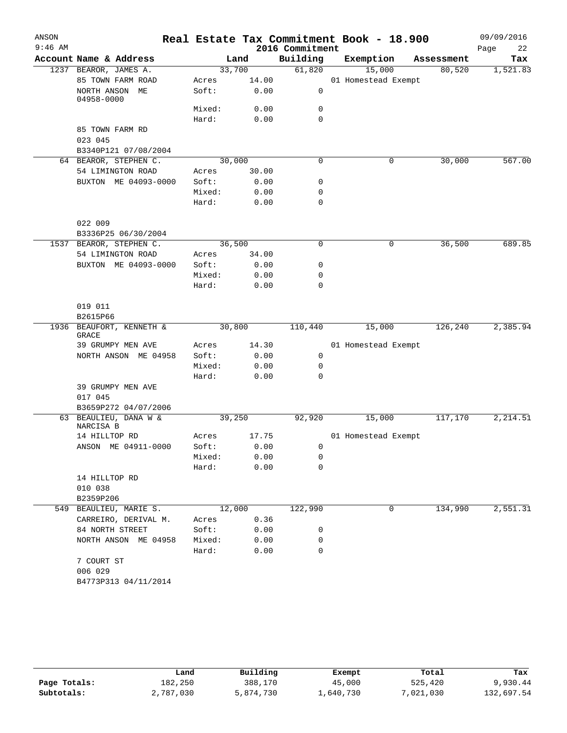# Real Estate Tax Commitment Book - 18.900

ANSON 09/09/2016
9:46 AM 2016 Commitment

| Account | Name & Address | | Land | Building | Exemption | Assessment | Tax |
|---|---|---|---|---|---|---|---|
| 1237 | BEAROR, JAMES A. | | 33,700 | 61,820 | 15,000 | 80,520 | 1,521.83 |
| | 85 TOWN FARM ROAD | Acres | 14.00 | | 01 Homestead Exempt | | |
| | NORTH ANSON ME 04958-0000 | Soft: | 0.00 | 0 | | | |
| | | Mixed: | 0.00 | 0 | | | |
| | | Hard: | 0.00 | 0 | | | |
| | 85 TOWN FARM RD | | | | | | |
| | 023 045 | | | | | | |
| | B3340P121 07/08/2004 | | | | | | |
| 64 | BEAROR, STEPHEN C. | | 30,000 | 0 | 0 | 30,000 | 567.00 |
| | 54 LIMINGTON ROAD | Acres | 30.00 | | | | |
| | BUXTON ME 04093-0000 | Soft: | 0.00 | 0 | | | |
| | | Mixed: | 0.00 | 0 | | | |
| | | Hard: | 0.00 | 0 | | | |
| | 022 009 | | | | | | |
| | B3336P25 06/30/2004 | | | | | | |
| 1537 | BEAROR, STEPHEN C. | | 36,500 | 0 | 0 | 36,500 | 689.85 |
| | 54 LIMINGTON ROAD | Acres | 34.00 | | | | |
| | BUXTON ME 04093-0000 | Soft: | 0.00 | 0 | | | |
| | | Mixed: | 0.00 | 0 | | | |
| | | Hard: | 0.00 | 0 | | | |
| | 019 011 | | | | | | |
| | B2615P66 | | | | | | |
| 1936 | BEAUFORT, KENNETH & GRACE | | 30,800 | 110,440 | 15,000 | 126,240 | 2,385.94 |
| | 39 GRUMPY MEN AVE | Acres | 14.30 | | 01 Homestead Exempt | | |
| | NORTH ANSON ME 04958 | Soft: | 0.00 | 0 | | | |
| | | Mixed: | 0.00 | 0 | | | |
| | | Hard: | 0.00 | 0 | | | |
| | 39 GRUMPY MEN AVE | | | | | | |
| | 017 045 | | | | | | |
| | B3659P272 04/07/2006 | | | | | | |
| 63 | BEAULIEU, DANA W & NARCISA B | | 39,250 | 92,920 | 15,000 | 117,170 | 2,214.51 |
| | 14 HILLTOP RD | Acres | 17.75 | | 01 Homestead Exempt | | |
| | ANSON ME 04911-0000 | Soft: | 0.00 | 0 | | | |
| | | Mixed: | 0.00 | 0 | | | |
| | | Hard: | 0.00 | 0 | | | |
| | 14 HILLTOP RD | | | | | | |
| | 010 038 | | | | | | |
| | B2359P206 | | | | | | |
| 549 | BEAULIEU, MARIE S. | | 12,000 | 122,990 | 0 | 134,990 | 2,551.31 |
| | CARREIRO, DERIVAL M. | Acres | 0.36 | | | | |
| | 84 NORTH STREET | Soft: | 0.00 | 0 | | | |
| | NORTH ANSON ME 04958 | Mixed: | 0.00 | 0 | | | |
| | | Hard: | 0.00 | 0 | | | |
| | 7 COURT ST | | | | | | |
| | 006 029 | | | | | | |
| | B4773P313 04/11/2014 | | | | | | |

| | Land | Building | Exempt | Total | Tax |
|---|---|---|---|---|---|
| Page Totals: | 182,250 | 388,170 | 45,000 | 525,420 | 9,930.44 |
| Subtotals: | 2,787,030 | 5,874,730 | 1,640,730 | 7,021,030 | 132,697.54 |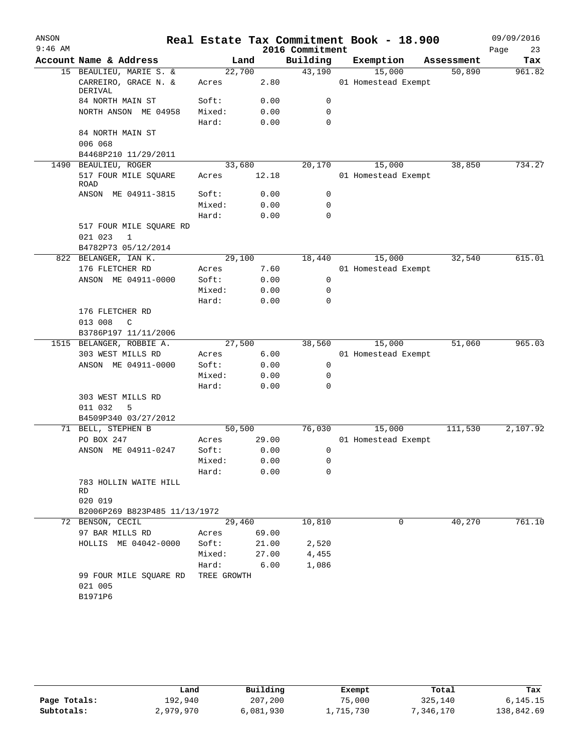# Real Estate Tax Commitment Book - 18.900

ANSON 9:46 AM — 2016 Commitment — 09/09/2016

| Account Name & Address | Land | | Building | Exemption | Assessment | Tax |
|---|---|---|---|---|---|---|
| 15 BEAULIEU, MARIE S. & | 22,700 | | 43,190 | 15,000 | 50,890 | 961.82 |
| CARREIRO, GRACE N. & DERIVAL | Acres | 2.80 | | 01 Homestead Exempt | | |
| 84 NORTH MAIN ST | Soft: | 0.00 | 0 | | | |
| NORTH ANSON ME 04958 | Mixed: | 0.00 | 0 | | | |
| | Hard: | 0.00 | 0 | | | |
| 84 NORTH MAIN ST | | | | | | |
| 006 068 | | | | | | |
| B4468P210 11/29/2011 | | | | | | |
| 1490 BEAULIEU, ROGER | 33,680 | | 20,170 | 15,000 | 38,850 | 734.27 |
| 517 FOUR MILE SQUARE ROAD | Acres | 12.18 | | 01 Homestead Exempt | | |
| ANSON ME 04911-3815 | Soft: | 0.00 | 0 | | | |
| | Mixed: | 0.00 | 0 | | | |
| | Hard: | 0.00 | 0 | | | |
| 517 FOUR MILE SQUARE RD | | | | | | |
| 021 023 1 | | | | | | |
| B4782P73 05/12/2014 | | | | | | |
| 822 BELANGER, IAN K. | 29,100 | | 18,440 | 15,000 | 32,540 | 615.01 |
| 176 FLETCHER RD | Acres | 7.60 | | 01 Homestead Exempt | | |
| ANSON ME 04911-0000 | Soft: | 0.00 | 0 | | | |
| | Mixed: | 0.00 | 0 | | | |
| | Hard: | 0.00 | 0 | | | |
| 176 FLETCHER RD | | | | | | |
| 013 008 C | | | | | | |
| B3786P197 11/11/2006 | | | | | | |
| 1515 BELANGER, ROBBIE A. | 27,500 | | 38,560 | 15,000 | 51,060 | 965.03 |
| 303 WEST MILLS RD | Acres | 6.00 | | 01 Homestead Exempt | | |
| ANSON ME 04911-0000 | Soft: | 0.00 | 0 | | | |
| | Mixed: | 0.00 | 0 | | | |
| | Hard: | 0.00 | 0 | | | |
| 303 WEST MILLS RD | | | | | | |
| 011 032 5 | | | | | | |
| B4509P340 03/27/2012 | | | | | | |
| 71 BELL, STEPHEN B | 50,500 | | 76,030 | 15,000 | 111,530 | 2,107.92 |
| PO BOX 247 | Acres | 29.00 | | 01 Homestead Exempt | | |
| ANSON ME 04911-0247 | Soft: | 0.00 | 0 | | | |
| | Mixed: | 0.00 | 0 | | | |
| | Hard: | 0.00 | 0 | | | |
| 783 HOLLIN WAITE HILL RD | | | | | | |
| 020 019 | | | | | | |
| B2006P269 B823P485 11/13/1972 | | | | | | |
| 72 BENSON, CECIL | 29,460 | | 10,810 | 0 | 40,270 | 761.10 |
| 97 BAR MILLS RD | Acres | 69.00 | | | | |
| HOLLIS ME 04042-0000 | Soft: | 21.00 | 2,520 | | | |
| | Mixed: | 27.00 | 4,455 | | | |
| | Hard: | 6.00 | 1,086 | | | |
| 99 FOUR MILE SQUARE RD | TREE GROWTH | | | | | |
| 021 005 | | | | | | |
| B1971P6 | | | | | | |

| | Land | Building | Exempt | Total | Tax |
|---|---|---|---|---|---|
| Page Totals: | 192,940 | 207,200 | 75,000 | 325,140 | 6,145.15 |
| Subtotals: | 2,979,970 | 6,081,930 | 1,715,730 | 7,346,170 | 138,842.69 |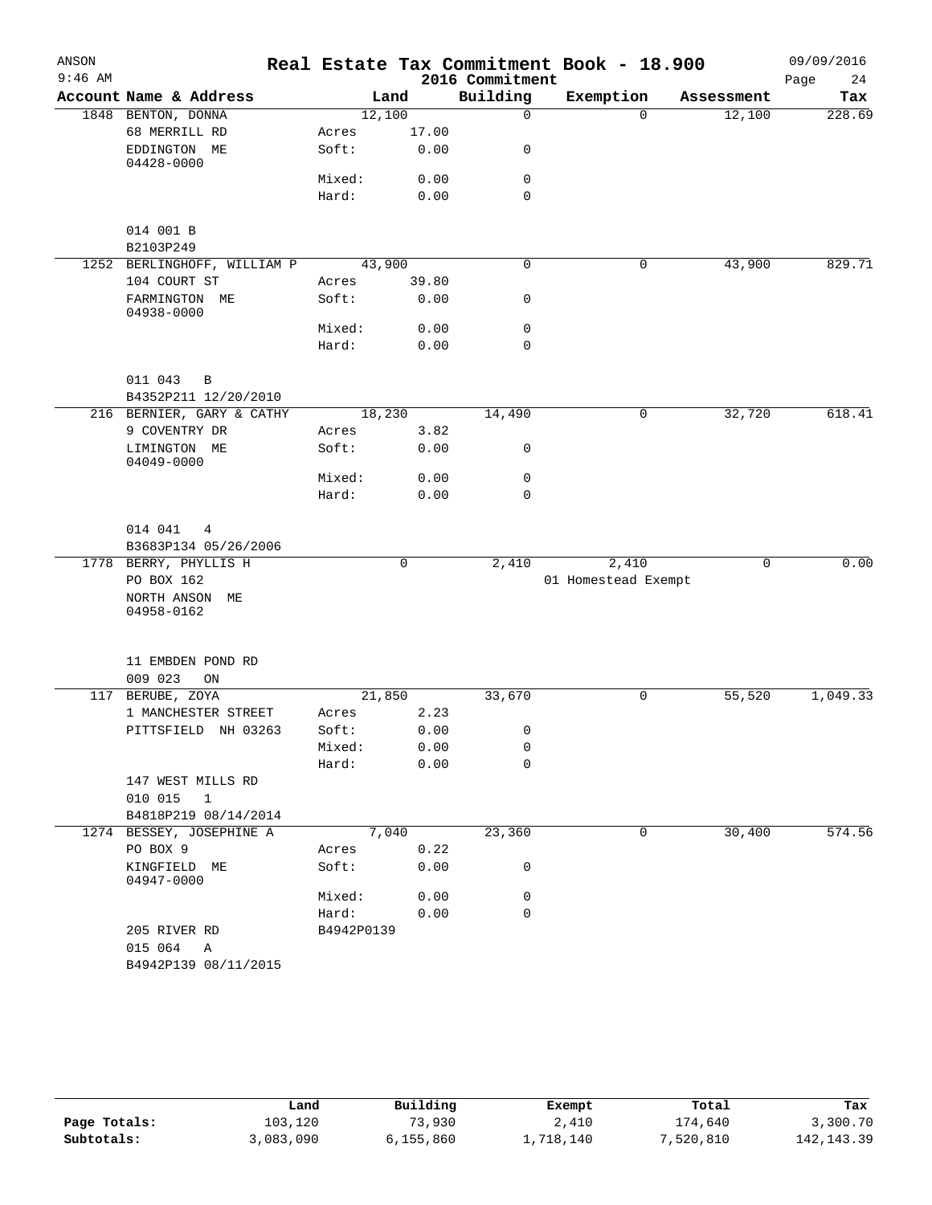ANSON
9:46 AM

# Real Estate Tax Commitment Book - 18.900
2016 Commitment

09/09/2016

| Account Name & Address | | Land | Building | Exemption | Assessment | Tax |
|---|---|---|---|---|---|---|
| 1848 BENTON, DONNA | | 12,100 | 0 | 0 | 12,100 | 228.69 |
| 68 MERRILL RD | Acres | 17.00 | | | | |
| EDDINGTON ME 04428-0000 | Soft: | 0.00 | 0 | | | |
| | Mixed: | 0.00 | 0 | | | |
| | Hard: | 0.00 | 0 | | | |
| 014 001 B | | | | | | |
| B2103P249 | | | | | | |
| 1252 BERLINGHOFF, WILLIAM P | | 43,900 | 0 | 0 | 43,900 | 829.71 |
| 104 COURT ST | Acres | 39.80 | | | | |
| FARMINGTON ME 04938-0000 | Soft: | 0.00 | 0 | | | |
| | Mixed: | 0.00 | 0 | | | |
| | Hard: | 0.00 | 0 | | | |
| 011 043 B | | | | | | |
| B4352P211 12/20/2010 | | | | | | |
| 216 BERNIER, GARY & CATHY | | 18,230 | 14,490 | 0 | 32,720 | 618.41 |
| 9 COVENTRY DR | Acres | 3.82 | | | | |
| LIMINGTON ME 04049-0000 | Soft: | 0.00 | 0 | | | |
| | Mixed: | 0.00 | 0 | | | |
| | Hard: | 0.00 | 0 | | | |
| 014 041 4 | | | | | | |
| B3683P134 05/26/2006 | | | | | | |
| 1778 BERRY, PHYLLIS H | | 0 | 2,410 | 2,410 | 0 | 0.00 |
| PO BOX 162 | | | | 01 Homestead Exempt | | |
| NORTH ANSON ME 04958-0162 | | | | | | |
| 11 EMBDEN POND RD | | | | | | |
| 009 023 ON | | | | | | |
| 117 BERUBE, ZOYA | | 21,850 | 33,670 | 0 | 55,520 | 1,049.33 |
| 1 MANCHESTER STREET | Acres | 2.23 | | | | |
| PITTSFIELD NH 03263 | Soft: | 0.00 | 0 | | | |
| | Mixed: | 0.00 | 0 | | | |
| | Hard: | 0.00 | 0 | | | |
| 147 WEST MILLS RD | | | | | | |
| 010 015 1 | | | | | | |
| B4818P219 08/14/2014 | | | | | | |
| 1274 BESSEY, JOSEPHINE A | | 7,040 | 23,360 | 0 | 30,400 | 574.56 |
| PO BOX 9 | Acres | 0.22 | | | | |
| KINGFIELD ME 04947-0000 | Soft: | 0.00 | 0 | | | |
| | Mixed: | 0.00 | 0 | | | |
| | Hard: | 0.00 | 0 | | | |
| 205 RIVER RD | B4942P0139 | | | | | |
| 015 064 A | | | | | | |
| B4942P139 08/11/2015 | | | | | | |

| | Land | Building | Exempt | Total | Tax |
|---|---|---|---|---|---|
| Page Totals: | 103,120 | 73,930 | 2,410 | 174,640 | 3,300.70 |
| Subtotals: | 3,083,090 | 6,155,860 | 1,718,140 | 7,520,810 | 142,143.39 |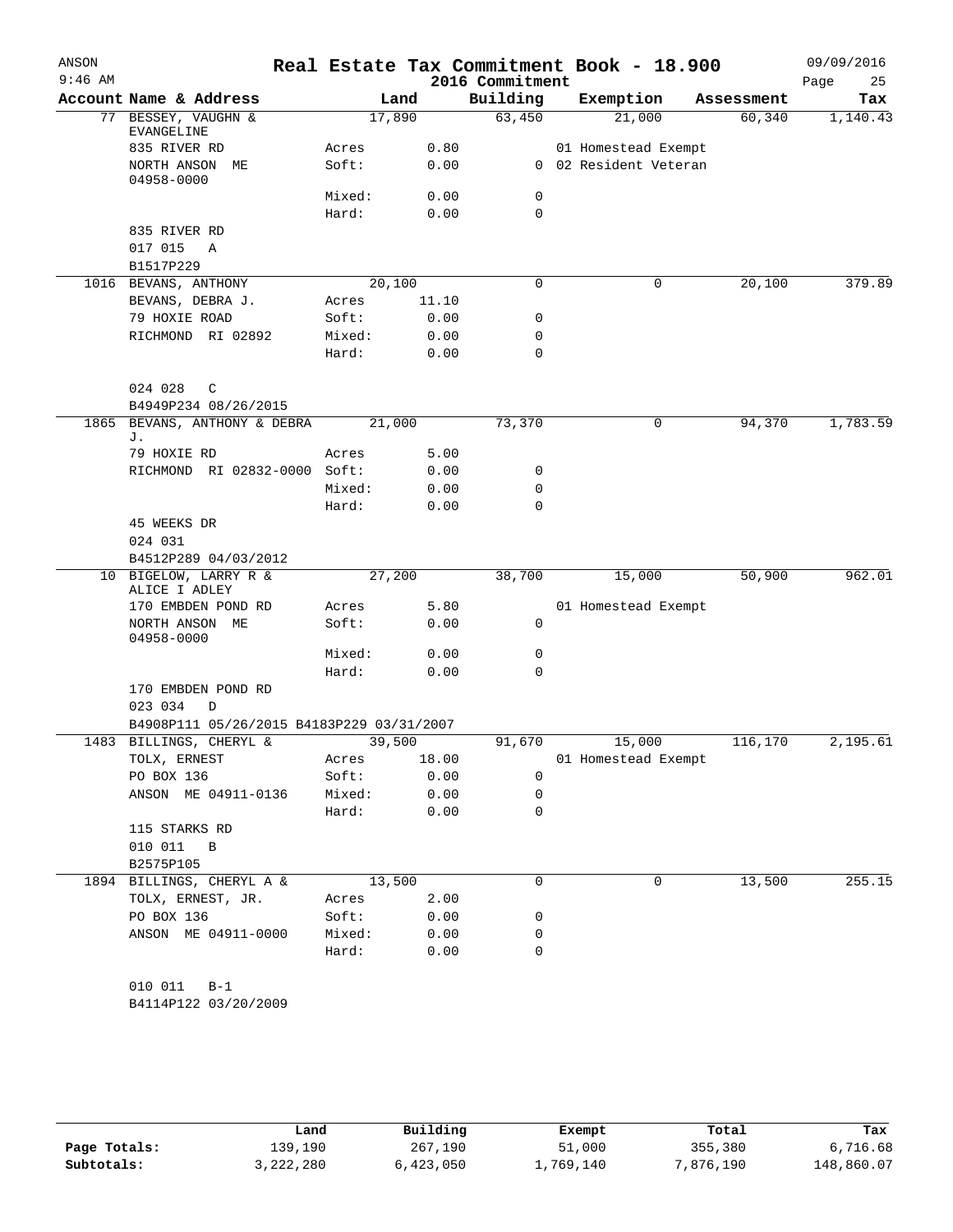ANSON 9:46 AM

# Real Estate Tax Commitment Book - 18.900

2016 Commitment

09/09/2016

| Account | Name & Address | | Land | Building | Exemption | Assessment | Tax |
|---|---|---|---|---|---|---|---|
| 77 | BESSEY, VAUGHN & EVANGELINE | | 17,890 | 63,450 | 21,000 | 60,340 | 1,140.43 |
| | 835 RIVER RD | Acres | 0.80 | | 01 Homestead Exempt | | |
| | NORTH ANSON ME 04958-0000 | Soft: | 0.00 | 0 | 02 Resident Veteran | | |
| | | Mixed: | 0.00 | 0 | | | |
| | | Hard: | 0.00 | 0 | | | |
| | 835 RIVER RD | | | | | | |
| | 017 015 A | | | | | | |
| | B1517P229 | | | | | | |
| 1016 | BEVANS, ANTHONY | | 20,100 | 0 | 0 | 20,100 | 379.89 |
| | BEVANS, DEBRA J. | Acres | 11.10 | | | | |
| | 79 HOXIE ROAD | Soft: | 0.00 | 0 | | | |
| | RICHMOND RI 02892 | Mixed: | 0.00 | 0 | | | |
| | | Hard: | 0.00 | 0 | | | |
| | 024 028 C | | | | | | |
| | B4949P234 08/26/2015 | | | | | | |
| 1865 | BEVANS, ANTHONY & DEBRA J. | | 21,000 | 73,370 | 0 | 94,370 | 1,783.59 |
| | 79 HOXIE RD | Acres | 5.00 | | | | |
| | RICHMOND RI 02832-0000 | Soft: | 0.00 | 0 | | | |
| | | Mixed: | 0.00 | 0 | | | |
| | | Hard: | 0.00 | 0 | | | |
| | 45 WEEKS DR | | | | | | |
| | 024 031 | | | | | | |
| | B4512P289 04/03/2012 | | | | | | |
| 10 | BIGELOW, LARRY R & ALICE I ADLEY | | 27,200 | 38,700 | 15,000 | 50,900 | 962.01 |
| | 170 EMBDEN POND RD | Acres | 5.80 | | 01 Homestead Exempt | | |
| | NORTH ANSON ME 04958-0000 | Soft: | 0.00 | 0 | | | |
| | | Mixed: | 0.00 | 0 | | | |
| | | Hard: | 0.00 | 0 | | | |
| | 170 EMBDEN POND RD | | | | | | |
| | 023 034 D | | | | | | |
| | B4908P111 05/26/2015 B4183P229 03/31/2007 | | | | | | |
| 1483 | BILLINGS, CHERYL & | | 39,500 | 91,670 | 15,000 | 116,170 | 2,195.61 |
| | TOLX, ERNEST | Acres | 18.00 | | 01 Homestead Exempt | | |
| | PO BOX 136 | Soft: | 0.00 | 0 | | | |
| | ANSON ME 04911-0136 | Mixed: | 0.00 | 0 | | | |
| | | Hard: | 0.00 | 0 | | | |
| | 115 STARKS RD | | | | | | |
| | 010 011 B | | | | | | |
| | B2575P105 | | | | | | |
| 1894 | BILLINGS, CHERYL A & | | 13,500 | 0 | 0 | 13,500 | 255.15 |
| | TOLX, ERNEST, JR. | Acres | 2.00 | | | | |
| | PO BOX 136 | Soft: | 0.00 | 0 | | | |
| | ANSON ME 04911-0000 | Mixed: | 0.00 | 0 | | | |
| | | Hard: | 0.00 | 0 | | | |
| | 010 011 B-1 | | | | | | |
| | B4114P122 03/20/2009 | | | | | | |

| | Land | Building | Exempt | Total | Tax |
|---|---|---|---|---|---|
| Page Totals: | 139,190 | 267,190 | 51,000 | 355,380 | 6,716.68 |
| Subtotals: | 3,222,280 | 6,423,050 | 1,769,140 | 7,876,190 | 148,860.07 |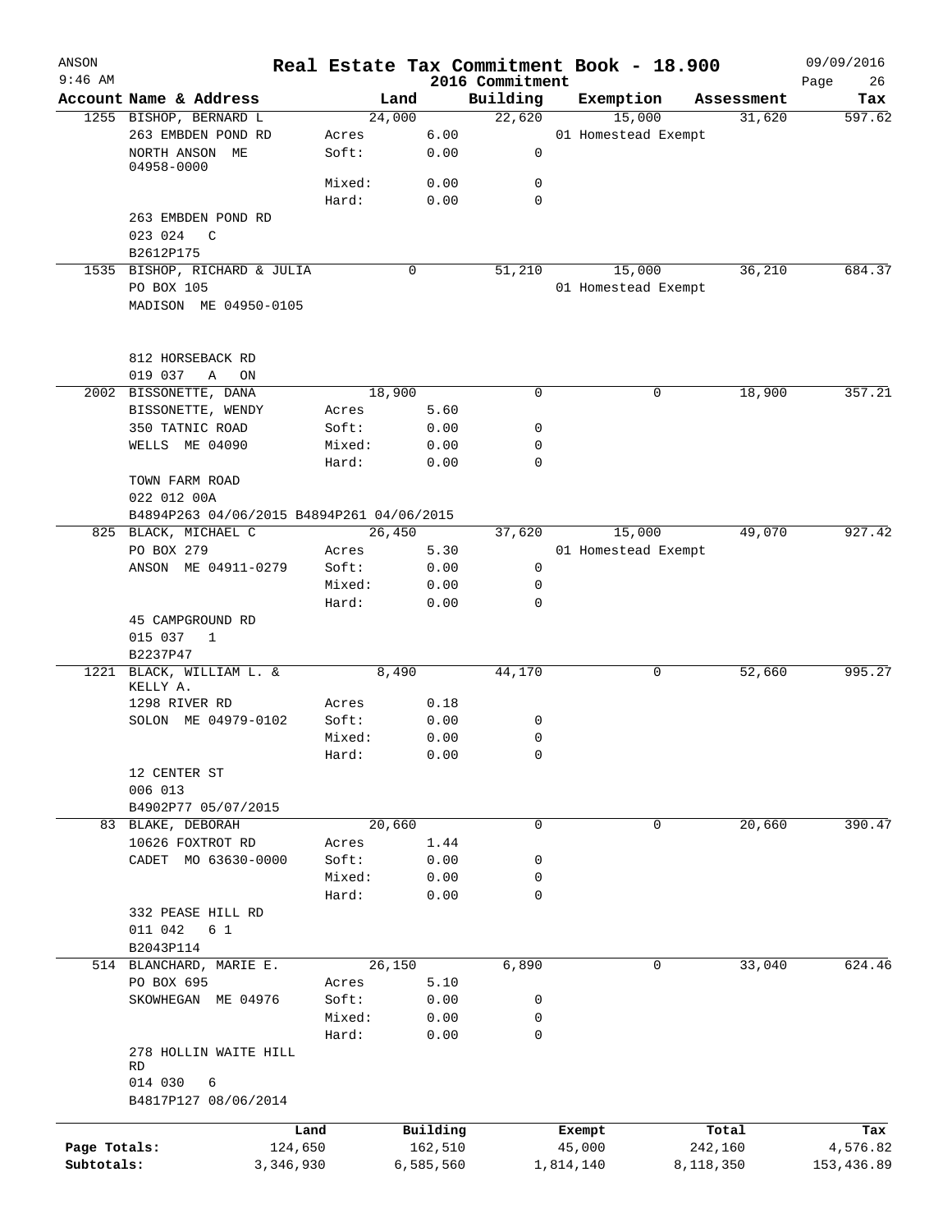# Real Estate Tax Commitment Book - 18.900

ANSON
9:46 AM

2016 Commitment

09/09/2016

| Account | Name & Address | Land | | Building | Exemption | Assessment | Tax |
|---|---|---|---|---|---|---|---|
| 1255 | BISHOP, BERNARD L | 24,000 | | 22,620 | 15,000 | 31,620 | 597.62 |
| | 263 EMBDEN POND RD | Acres | 6.00 | | 01 Homestead Exempt | | |
| | NORTH ANSON ME 04958-0000 | Soft: | 0.00 | 0 | | | |
| | | Mixed: | 0.00 | 0 | | | |
| | | Hard: | 0.00 | 0 | | | |
| | 263 EMBDEN POND RD | | | | | | |
| | 023 024 C | | | | | | |
| | B2612P175 | | | | | | |
| 1535 | BISHOP, RICHARD & JULIA | 0 | | 51,210 | 15,000 | 36,210 | 684.37 |
| | PO BOX 105 | | | | 01 Homestead Exempt | | |
| | MADISON ME 04950-0105 | | | | | | |
| | 812 HORSEBACK RD | | | | | | |
| | 019 037 A ON | | | | | | |
| 2002 | BISSONETTE, DANA | 18,900 | | 0 | 0 | 18,900 | 357.21 |
| | BISSONETTE, WENDY | Acres | 5.60 | | | | |
| | 350 TATNIC ROAD | Soft: | 0.00 | 0 | | | |
| | WELLS ME 04090 | Mixed: | 0.00 | 0 | | | |
| | | Hard: | 0.00 | 0 | | | |
| | TOWN FARM ROAD | | | | | | |
| | 022 012 00A | | | | | | |
| | B4894P263 04/06/2015 B4894P261 04/06/2015 | | | | | | |
| 825 | BLACK, MICHAEL C | 26,450 | | 37,620 | 15,000 | 49,070 | 927.42 |
| | PO BOX 279 | Acres | 5.30 | | 01 Homestead Exempt | | |
| | ANSON ME 04911-0279 | Soft: | 0.00 | 0 | | | |
| | | Mixed: | 0.00 | 0 | | | |
| | | Hard: | 0.00 | 0 | | | |
| | 45 CAMPGROUND RD | | | | | | |
| | 015 037 1 | | | | | | |
| | B2237P47 | | | | | | |
| 1221 | BLACK, WILLIAM L. & KELLY A. | 8,490 | | 44,170 | 0 | 52,660 | 995.27 |
| | 1298 RIVER RD | Acres | 0.18 | | | | |
| | SOLON ME 04979-0102 | Soft: | 0.00 | 0 | | | |
| | | Mixed: | 0.00 | 0 | | | |
| | | Hard: | 0.00 | 0 | | | |
| | 12 CENTER ST | | | | | | |
| | 006 013 | | | | | | |
| | B4902P77 05/07/2015 | | | | | | |
| 83 | BLAKE, DEBORAH | 20,660 | | 0 | 0 | 20,660 | 390.47 |
| | 10626 FOXTROT RD | Acres | 1.44 | | | | |
| | CADET MO 63630-0000 | Soft: | 0.00 | 0 | | | |
| | | Mixed: | 0.00 | 0 | | | |
| | | Hard: | 0.00 | 0 | | | |
| | 332 PEASE HILL RD | | | | | | |
| | 011 042 6 1 | | | | | | |
| | B2043P114 | | | | | | |
| 514 | BLANCHARD, MARIE E. | 26,150 | | 6,890 | 0 | 33,040 | 624.46 |
| | PO BOX 695 | Acres | 5.10 | | | | |
| | SKOWHEGAN ME 04976 | Soft: | 0.00 | 0 | | | |
| | | Mixed: | 0.00 | 0 | | | |
| | | Hard: | 0.00 | 0 | | | |
| | 278 HOLLIN WAITE HILL RD | | | | | | |
| | 014 030 6 | | | | | | |
| | B4817P127 08/06/2014 | | | | | | |

| | Land | Building | Exempt | Total | Tax |
|---|---|---|---|---|---|
| Page Totals: | 124,650 | 162,510 | 45,000 | 242,160 | 4,576.82 |
| Subtotals: | 3,346,930 | 6,585,560 | 1,814,140 | 8,118,350 | 153,436.89 |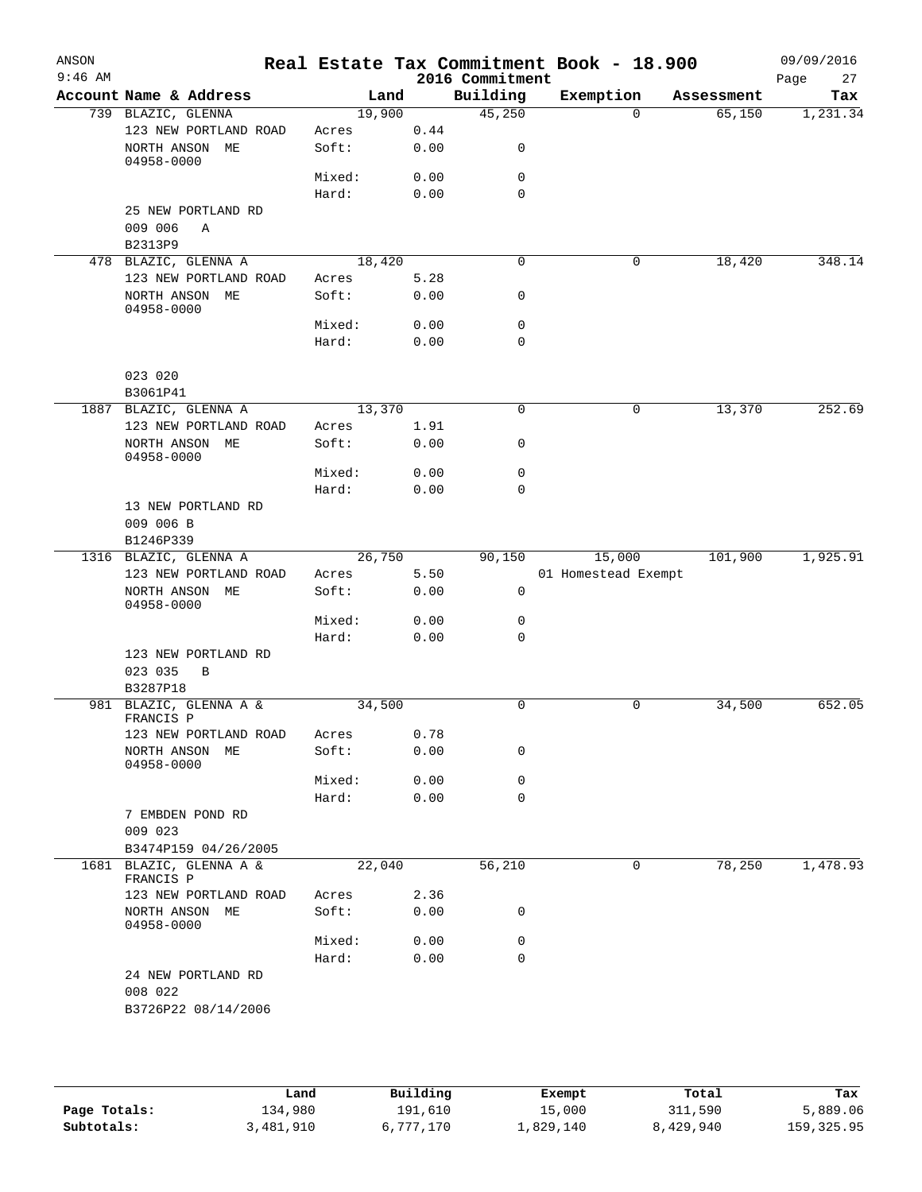# Real Estate Tax Commitment Book - 18.900

ANSON 9:46 AM — 2016 Commitment — 09/09/2016

| Account | Name & Address | | Land | Building | Exemption | Assessment | Tax |
|---|---|---|---|---|---|---|---|
| 739 | BLAZIC, GLENNA | | 19,900 | 45,250 | 0 | 65,150 | 1,231.34 |
| | 123 NEW PORTLAND ROAD | Acres | 0.44 | | | | |
| | NORTH ANSON ME 04958-0000 | Soft: | 0.00 | 0 | | | |
| | | Mixed: | 0.00 | 0 | | | |
| | | Hard: | 0.00 | 0 | | | |
| | 25 NEW PORTLAND RD | | | | | | |
| | 009 006 A | | | | | | |
| | B2313P9 | | | | | | |
| 478 | BLAZIC, GLENNA A | | 18,420 | 0 | 0 | 18,420 | 348.14 |
| | 123 NEW PORTLAND ROAD | Acres | 5.28 | | | | |
| | NORTH ANSON ME 04958-0000 | Soft: | 0.00 | 0 | | | |
| | | Mixed: | 0.00 | 0 | | | |
| | | Hard: | 0.00 | 0 | | | |
| | 023 020 | | | | | | |
| | B3061P41 | | | | | | |
| 1887 | BLAZIC, GLENNA A | | 13,370 | 0 | 0 | 13,370 | 252.69 |
| | 123 NEW PORTLAND ROAD | Acres | 1.91 | | | | |
| | NORTH ANSON ME 04958-0000 | Soft: | 0.00 | 0 | | | |
| | | Mixed: | 0.00 | 0 | | | |
| | | Hard: | 0.00 | 0 | | | |
| | 13 NEW PORTLAND RD | | | | | | |
| | 009 006 B | | | | | | |
| | B1246P339 | | | | | | |
| 1316 | BLAZIC, GLENNA A | | 26,750 | 90,150 | 15,000 | 101,900 | 1,925.91 |
| | 123 NEW PORTLAND ROAD | Acres | 5.50 | | 01 Homestead Exempt | | |
| | NORTH ANSON ME 04958-0000 | Soft: | 0.00 | 0 | | | |
| | | Mixed: | 0.00 | 0 | | | |
| | | Hard: | 0.00 | 0 | | | |
| | 123 NEW PORTLAND RD | | | | | | |
| | 023 035 B | | | | | | |
| | B3287P18 | | | | | | |
| 981 | BLAZIC, GLENNA A & FRANCIS P | | 34,500 | 0 | 0 | 34,500 | 652.05 |
| | 123 NEW PORTLAND ROAD | Acres | 0.78 | | | | |
| | NORTH ANSON ME 04958-0000 | Soft: | 0.00 | 0 | | | |
| | | Mixed: | 0.00 | 0 | | | |
| | | Hard: | 0.00 | 0 | | | |
| | 7 EMBDEN POND RD | | | | | | |
| | 009 023 | | | | | | |
| | B3474P159 04/26/2005 | | | | | | |
| 1681 | BLAZIC, GLENNA A & FRANCIS P | | 22,040 | 56,210 | 0 | 78,250 | 1,478.93 |
| | 123 NEW PORTLAND ROAD | Acres | 2.36 | | | | |
| | NORTH ANSON ME 04958-0000 | Soft: | 0.00 | 0 | | | |
| | | Mixed: | 0.00 | 0 | | | |
| | | Hard: | 0.00 | 0 | | | |
| | 24 NEW PORTLAND RD | | | | | | |
| | 008 022 | | | | | | |
| | B3726P22 08/14/2006 | | | | | | |

| | Land | Building | Exempt | Total | Tax |
|---|---|---|---|---|---|
| Page Totals: | 134,980 | 191,610 | 15,000 | 311,590 | 5,889.06 |
| Subtotals: | 3,481,910 | 6,777,170 | 1,829,140 | 8,429,940 | 159,325.95 |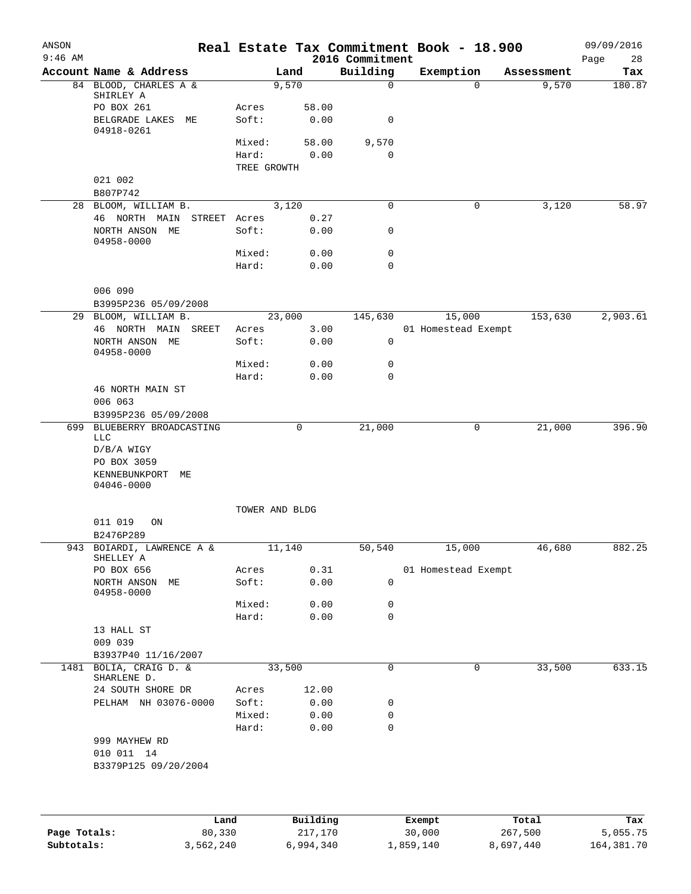# Real Estate Tax Commitment Book - 18.900

ANSON
9:46 AM

2016 Commitment

09/09/2016

| Account Name & Address | | Land | Building | Exemption | Assessment | Tax |
|---|---|---|---|---|---|---|
| 84 BLOOD, CHARLES A & SHIRLEY A | | 9,570 | 0 | 0 | 9,570 | 180.87 |
| PO BOX 261 | Acres | 58.00 | | | | |
| BELGRADE LAKES ME 04918-0261 | Soft: | 0.00 | 0 | | | |
| | Mixed: | 58.00 | 9,570 | | | |
| | Hard: | 0.00 | 0 | | | |
| | TREE GROWTH | | | | | |
| 021 002 | | | | | | |
| B807P742 | | | | | | |
| 28 BLOOM, WILLIAM B. | | 3,120 | 0 | 0 | 3,120 | 58.97 |
| 46 NORTH MAIN STREET | Acres | 0.27 | | | | |
| NORTH ANSON ME 04958-0000 | Soft: | 0.00 | 0 | | | |
| | Mixed: | 0.00 | 0 | | | |
| | Hard: | 0.00 | 0 | | | |
| 006 090 | | | | | | |
| B3995P236 05/09/2008 | | | | | | |
| 29 BLOOM, WILLIAM B. | | 23,000 | 145,630 | 15,000 | 153,630 | 2,903.61 |
| 46 NORTH MAIN SREET | Acres | 3.00 | | 01 Homestead Exempt | | |
| NORTH ANSON ME 04958-0000 | Soft: | 0.00 | 0 | | | |
| | Mixed: | 0.00 | 0 | | | |
| | Hard: | 0.00 | 0 | | | |
| 46 NORTH MAIN ST | | | | | | |
| 006 063 | | | | | | |
| B3995P236 05/09/2008 | | | | | | |
| 699 BLUEBERRY BROADCASTING LLC | | 0 | 21,000 | 0 | 21,000 | 396.90 |
| D/B/A WIGY | | | | | | |
| PO BOX 3059 | | | | | | |
| KENNEBUNKPORT ME 04046-0000 | | | | | | |
| | TOWER AND BLDG | | | | | |
| 011 019 ON | | | | | | |
| B2476P289 | | | | | | |
| 943 BOIARDI, LAWRENCE A & SHELLEY A | | 11,140 | 50,540 | 15,000 | 46,680 | 882.25 |
| PO BOX 656 | Acres | 0.31 | | 01 Homestead Exempt | | |
| NORTH ANSON ME 04958-0000 | Soft: | 0.00 | 0 | | | |
| | Mixed: | 0.00 | 0 | | | |
| | Hard: | 0.00 | 0 | | | |
| 13 HALL ST | | | | | | |
| 009 039 | | | | | | |
| B3937P40 11/16/2007 | | | | | | |
| 1481 BOLIA, CRAIG D. & SHARLENE D. | | 33,500 | 0 | 0 | 33,500 | 633.15 |
| 24 SOUTH SHORE DR | Acres | 12.00 | | | | |
| PELHAM NH 03076-0000 | Soft: | 0.00 | 0 | | | |
| | Mixed: | 0.00 | 0 | | | |
| | Hard: | 0.00 | 0 | | | |
| 999 MAYHEW RD | | | | | | |
| 010 011 14 | | | | | | |
| B3379P125 09/20/2004 | | | | | | |

| | Land | Building | Exempt | Total | Tax |
|---|---|---|---|---|---|
| Page Totals: | 80,330 | 217,170 | 30,000 | 267,500 | 5,055.75 |
| Subtotals: | 3,562,240 | 6,994,340 | 1,859,140 | 8,697,440 | 164,381.70 |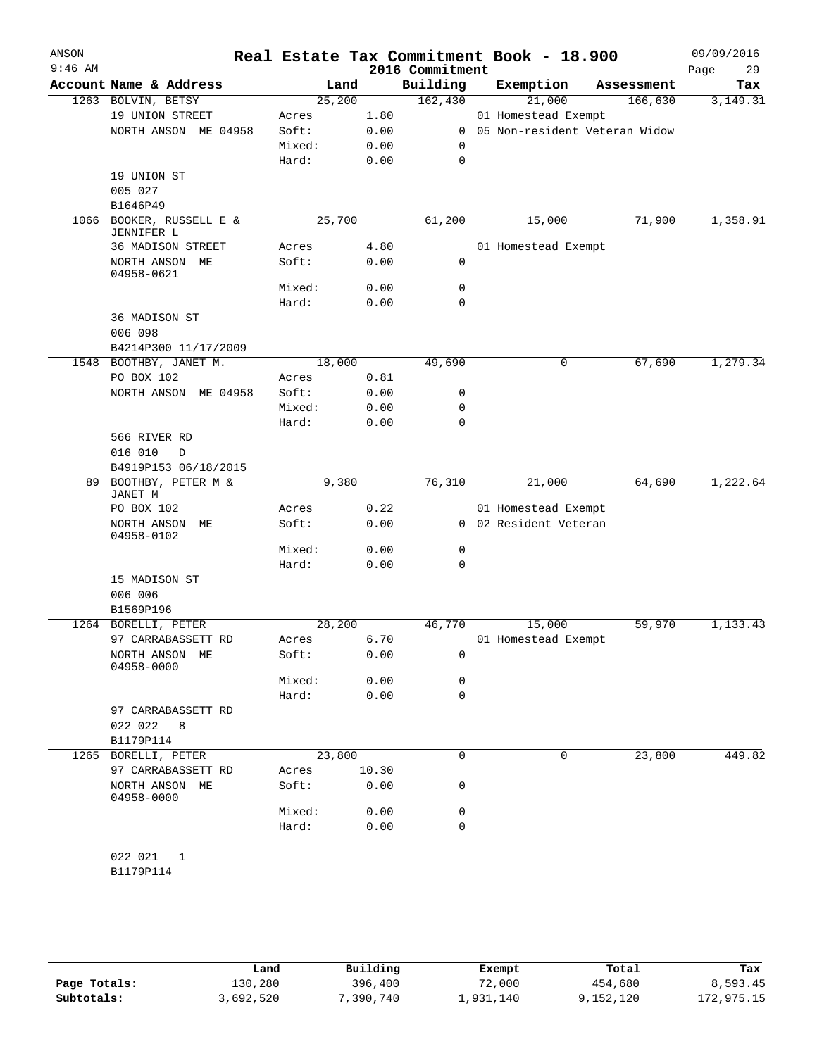# Real Estate Tax Commitment Book - 18.900

ANSON 9:46 AM — 2016 Commitment — 09/09/2016

| Account Name & Address | | Land | Building | Exemption | Assessment | Tax |
|---|---|---|---|---|---|---|
| 1263 BOLVIN, BETSY | | 25,200 | 162,430 | 21,000 | 166,630 | 3,149.31 |
| 19 UNION STREET | Acres | 1.80 | | 01 Homestead Exempt | | |
| NORTH ANSON ME 04958 | Soft: | 0.00 | 0 | 05 Non-resident Veteran Widow | | |
| | Mixed: | 0.00 | 0 | | | |
| | Hard: | 0.00 | 0 | | | |
| 19 UNION ST | | | | | | |
| 005 027 | | | | | | |
| B1646P49 | | | | | | |
| 1066 BOOKER, RUSSELL E & JENNIFER L | | 25,700 | 61,200 | 15,000 | 71,900 | 1,358.91 |
| 36 MADISON STREET | Acres | 4.80 | | 01 Homestead Exempt | | |
| NORTH ANSON ME 04958-0621 | Soft: | 0.00 | 0 | | | |
| | Mixed: | 0.00 | 0 | | | |
| | Hard: | 0.00 | 0 | | | |
| 36 MADISON ST | | | | | | |
| 006 098 | | | | | | |
| B4214P300 11/17/2009 | | | | | | |
| 1548 BOOTHBY, JANET M. | | 18,000 | 49,690 | 0 | 67,690 | 1,279.34 |
| PO BOX 102 | Acres | 0.81 | | | | |
| NORTH ANSON ME 04958 | Soft: | 0.00 | 0 | | | |
| | Mixed: | 0.00 | 0 | | | |
| | Hard: | 0.00 | 0 | | | |
| 566 RIVER RD | | | | | | |
| 016 010 D | | | | | | |
| B4919P153 06/18/2015 | | | | | | |
| 89 BOOTHBY, PETER M & JANET M | | 9,380 | 76,310 | 21,000 | 64,690 | 1,222.64 |
| PO BOX 102 | Acres | 0.22 | | 01 Homestead Exempt | | |
| NORTH ANSON ME 04958-0102 | Soft: | 0.00 | 0 | 02 Resident Veteran | | |
| | Mixed: | 0.00 | 0 | | | |
| | Hard: | 0.00 | 0 | | | |
| 15 MADISON ST | | | | | | |
| 006 006 | | | | | | |
| B1569P196 | | | | | | |
| 1264 BORELLI, PETER | | 28,200 | 46,770 | 15,000 | 59,970 | 1,133.43 |
| 97 CARRABASSETT RD | Acres | 6.70 | | 01 Homestead Exempt | | |
| NORTH ANSON ME 04958-0000 | Soft: | 0.00 | 0 | | | |
| | Mixed: | 0.00 | 0 | | | |
| | Hard: | 0.00 | 0 | | | |
| 97 CARRABASSETT RD | | | | | | |
| 022 022 8 | | | | | | |
| B1179P114 | | | | | | |
| 1265 BORELLI, PETER | | 23,800 | 0 | 0 | 23,800 | 449.82 |
| 97 CARRABASSETT RD | Acres | 10.30 | | | | |
| NORTH ANSON ME 04958-0000 | Soft: | 0.00 | 0 | | | |
| | Mixed: | 0.00 | 0 | | | |
| | Hard: | 0.00 | 0 | | | |
| 022 021 1 | | | | | | |
| B1179P114 | | | | | | |

| | Land | Building | Exempt | Total | Tax |
|---|---|---|---|---|---|
| Page Totals: | 130,280 | 396,400 | 72,000 | 454,680 | 8,593.45 |
| Subtotals: | 3,692,520 | 7,390,740 | 1,931,140 | 9,152,120 | 172,975.15 |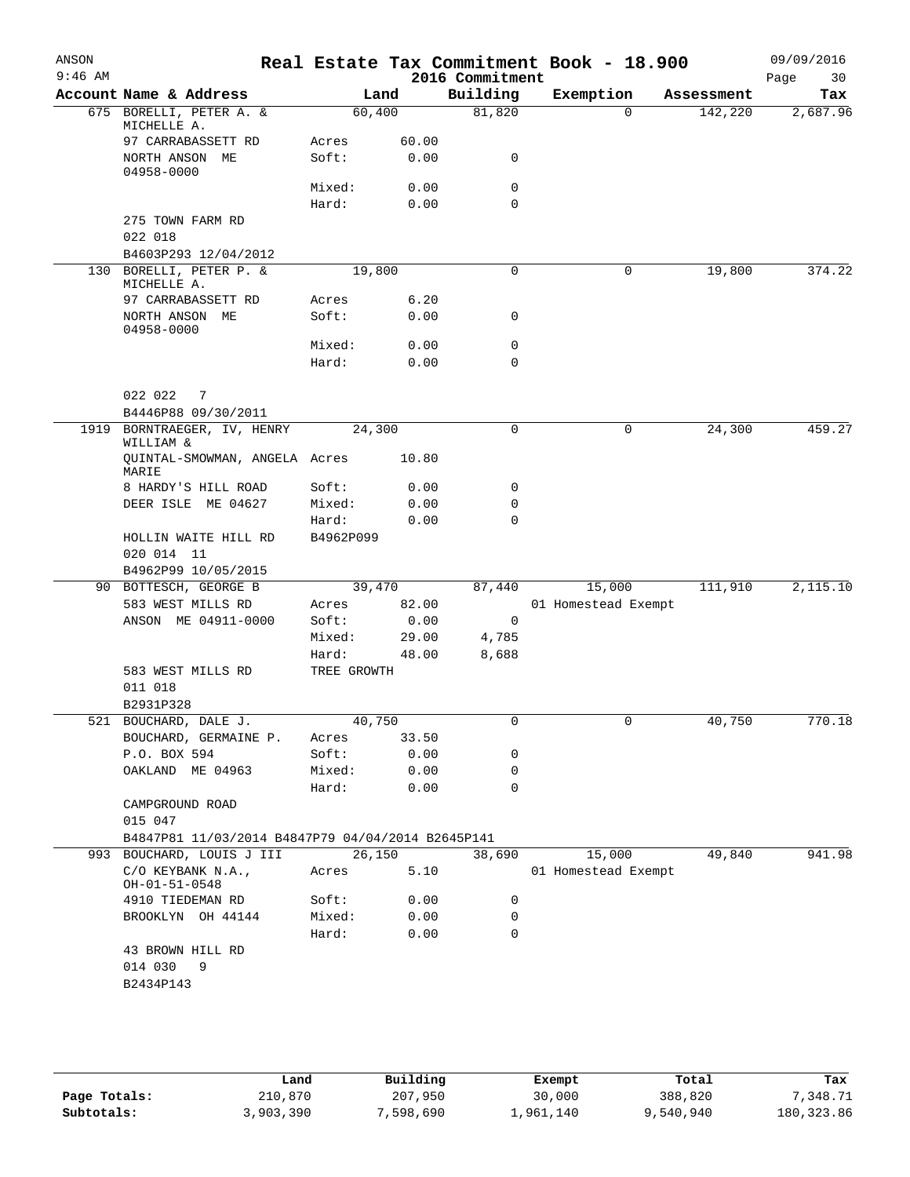ANSON — Real Estate Tax Commitment Book - 18.900 — 09/09/2016
9:46 AM — 2016 Commitment

| Account Name & Address | | Land | Building | Exemption | Assessment | Tax |
|---|---|---|---|---|---|---|
| 675 BORELLI, PETER A. & MICHELLE A. | | 60,400 | 81,820 | 0 | 142,220 | 2,687.96 |
| 97 CARRABASSETT RD | Acres | 60.00 | | | | |
| NORTH ANSON ME 04958-0000 | Soft: | 0.00 | 0 | | | |
| | Mixed: | 0.00 | 0 | | | |
| | Hard: | 0.00 | 0 | | | |
| 275 TOWN FARM RD | | | | | | |
| 022 018 | | | | | | |
| B4603P293 12/04/2012 | | | | | | |
| 130 BORELLI, PETER P. & MICHELLE A. | | 19,800 | 0 | 0 | 19,800 | 374.22 |
| 97 CARRABASSETT RD | Acres | 6.20 | | | | |
| NORTH ANSON ME 04958-0000 | Soft: | 0.00 | 0 | | | |
| | Mixed: | 0.00 | 0 | | | |
| | Hard: | 0.00 | 0 | | | |
| 022 022 7 | | | | | | |
| B4446P88 09/30/2011 | | | | | | |
| 1919 BORNTRAEGER, IV, HENRY WILLIAM & | | 24,300 | 0 | 0 | 24,300 | 459.27 |
| QUINTAL-SMOWMAN, ANGELA MARIE | Acres | 10.80 | | | | |
| 8 HARDY'S HILL ROAD | Soft: | 0.00 | 0 | | | |
| DEER ISLE ME 04627 | Mixed: | 0.00 | 0 | | | |
| | Hard: | 0.00 | 0 | | | |
| HOLLIN WAITE HILL RD | B4962P099 | | | | | |
| 020 014 11 | | | | | | |
| B4962P99 10/05/2015 | | | | | | |
| 90 BOTTESCH, GEORGE B | | 39,470 | 87,440 | 15,000 | 111,910 | 2,115.10 |
| 583 WEST MILLS RD | Acres | 82.00 | | 01 Homestead Exempt | | |
| ANSON ME 04911-0000 | Soft: | 0.00 | 0 | | | |
| | Mixed: | 29.00 | 4,785 | | | |
| | Hard: | 48.00 | 8,688 | | | |
| 583 WEST MILLS RD | TREE GROWTH | | | | | |
| 011 018 | | | | | | |
| B2931P328 | | | | | | |
| 521 BOUCHARD, DALE J. | | 40,750 | 0 | 0 | 40,750 | 770.18 |
| BOUCHARD, GERMAINE P. | Acres | 33.50 | | | | |
| P.O. BOX 594 | Soft: | 0.00 | 0 | | | |
| OAKLAND ME 04963 | Mixed: | 0.00 | 0 | | | |
| | Hard: | 0.00 | 0 | | | |
| CAMPGROUND ROAD | | | | | | |
| 015 047 | | | | | | |
| B4847P81 11/03/2014 B4847P79 04/04/2014 B2645P141 | | | | | | |
| 993 BOUCHARD, LOUIS J III | | 26,150 | 38,690 | 15,000 | 49,840 | 941.98 |
| C/O KEYBANK N.A., OH-01-51-0548 | Acres | 5.10 | | 01 Homestead Exempt | | |
| 4910 TIEDEMAN RD | Soft: | 0.00 | 0 | | | |
| BROOKLYN OH 44144 | Mixed: | 0.00 | 0 | | | |
| | Hard: | 0.00 | 0 | | | |
| 43 BROWN HILL RD | | | | | | |
| 014 030 9 | | | | | | |
| B2434P143 | | | | | | |

| | Land | Building | Exempt | Total | Tax |
|---|---|---|---|---|---|
| Page Totals: | 210,870 | 207,950 | 30,000 | 388,820 | 7,348.71 |
| Subtotals: | 3,903,390 | 7,598,690 | 1,961,140 | 9,540,940 | 180,323.86 |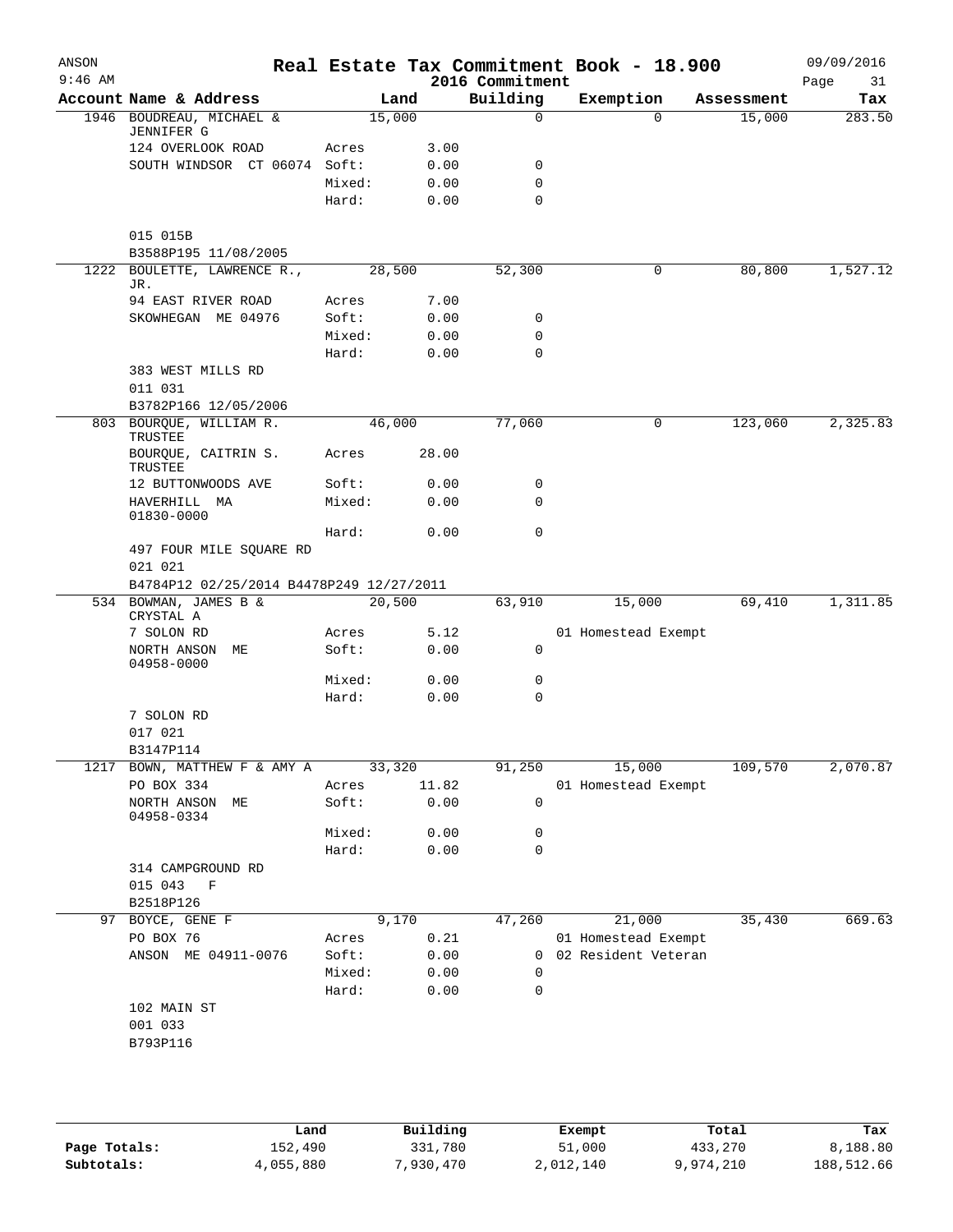# Real Estate Tax Commitment Book - 18.900

ANSON
9:46 AM

2016 Commitment

09/09/2016

| Account | Name & Address | | Land | Building | Exemption | Assessment | Tax |
|---|---|---|---|---|---|---|---|
| 1946 | BOUDREAU, MICHAEL & JENNIFER G | | 15,000 | 0 | 0 | 15,000 | 283.50 |
| | 124 OVERLOOK ROAD | Acres | 3.00 | | | | |
| | SOUTH WINDSOR CT 06074 | Soft: | 0.00 | 0 | | | |
| | | Mixed: | 0.00 | 0 | | | |
| | | Hard: | 0.00 | 0 | | | |
| | 015 015B | | | | | | |
| | B3588P195 11/08/2005 | | | | | | |
| 1222 | BOULETTE, LAWRENCE R., JR. | | 28,500 | 52,300 | 0 | 80,800 | 1,527.12 |
| | 94 EAST RIVER ROAD | Acres | 7.00 | | | | |
| | SKOWHEGAN ME 04976 | Soft: | 0.00 | 0 | | | |
| | | Mixed: | 0.00 | 0 | | | |
| | | Hard: | 0.00 | 0 | | | |
| | 383 WEST MILLS RD | | | | | | |
| | 011 031 | | | | | | |
| | B3782P166 12/05/2006 | | | | | | |
| 803 | BOURQUE, WILLIAM R. TRUSTEE | | 46,000 | 77,060 | 0 | 123,060 | 2,325.83 |
| | BOURQUE, CAITRIN S. TRUSTEE | Acres | 28.00 | | | | |
| | 12 BUTTONWOODS AVE | Soft: | 0.00 | 0 | | | |
| | HAVERHILL MA 01830-0000 | Mixed: | 0.00 | 0 | | | |
| | | Hard: | 0.00 | 0 | | | |
| | 497 FOUR MILE SQUARE RD | | | | | | |
| | 021 021 | | | | | | |
| | B4784P12 02/25/2014 B4478P249 12/27/2011 | | | | | | |
| 534 | BOWMAN, JAMES B & CRYSTAL A | | 20,500 | 63,910 | 15,000 | 69,410 | 1,311.85 |
| | 7 SOLON RD | Acres | 5.12 | | 01 Homestead Exempt | | |
| | NORTH ANSON ME 04958-0000 | Soft: | 0.00 | 0 | | | |
| | | Mixed: | 0.00 | 0 | | | |
| | | Hard: | 0.00 | 0 | | | |
| | 7 SOLON RD | | | | | | |
| | 017 021 | | | | | | |
| | B3147P114 | | | | | | |
| 1217 | BOWN, MATTHEW F & AMY A | | 33,320 | 91,250 | 15,000 | 109,570 | 2,070.87 |
| | PO BOX 334 | Acres | 11.82 | | 01 Homestead Exempt | | |
| | NORTH ANSON ME 04958-0334 | Soft: | 0.00 | 0 | | | |
| | | Mixed: | 0.00 | 0 | | | |
| | | Hard: | 0.00 | 0 | | | |
| | 314 CAMPGROUND RD | | | | | | |
| | 015 043 F | | | | | | |
| | B2518P126 | | | | | | |
| 97 | BOYCE, GENE F | | 9,170 | 47,260 | 21,000 | 35,430 | 669.63 |
| | PO BOX 76 | Acres | 0.21 | | 01 Homestead Exempt | | |
| | ANSON ME 04911-0076 | Soft: | 0.00 | 0 | 02 Resident Veteran | | |
| | | Mixed: | 0.00 | 0 | | | |
| | | Hard: | 0.00 | 0 | | | |
| | 102 MAIN ST | | | | | | |
| | 001 033 | | | | | | |
| | B793P116 | | | | | | |

| | Land | Building | Exempt | Total | Tax |
|---|---|---|---|---|---|
| Page Totals: | 152,490 | 331,780 | 51,000 | 433,270 | 8,188.80 |
| Subtotals: | 4,055,880 | 7,930,470 | 2,012,140 | 9,974,210 | 188,512.66 |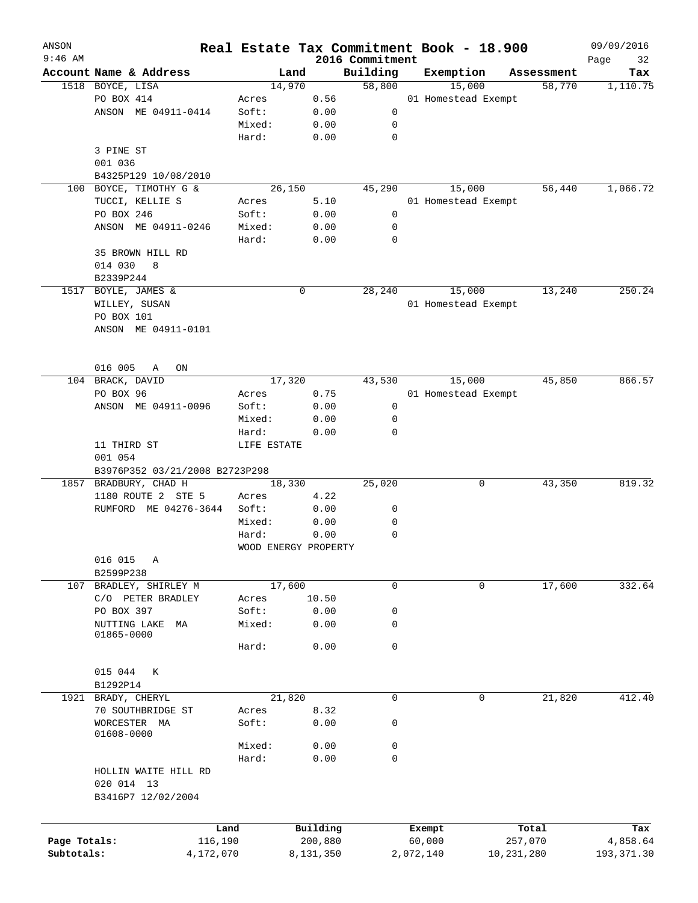ANSON
9:46 AM

# Real Estate Tax Commitment Book - 18.900
## 2016 Commitment

09/09/2016

| Account | Name & Address | Land | | Building | Exemption | Assessment | Tax |
|---|---|---|---|---|---|---|---|
| 1518 | BOYCE, LISA | | 14,970 | 58,800 | 15,000 | 58,770 | 1,110.75 |
| | PO BOX 414 | Acres | 0.56 | | 01 Homestead Exempt | | |
| | ANSON ME 04911-0414 | Soft: | 0.00 | 0 | | | |
| | | Mixed: | 0.00 | 0 | | | |
| | | Hard: | 0.00 | 0 | | | |
| | 3 PINE ST | | | | | | |
| | 001 036 | | | | | | |
| | B4325P129 10/08/2010 | | | | | | |
| 100 | BOYCE, TIMOTHY G & | | 26,150 | 45,290 | 15,000 | 56,440 | 1,066.72 |
| | TUCCI, KELLIE S | Acres | 5.10 | | 01 Homestead Exempt | | |
| | PO BOX 246 | Soft: | 0.00 | 0 | | | |
| | ANSON ME 04911-0246 | Mixed: | 0.00 | 0 | | | |
| | | Hard: | 0.00 | 0 | | | |
| | 35 BROWN HILL RD | | | | | | |
| | 014 030 8 | | | | | | |
| | B2339P244 | | | | | | |
| 1517 | BOYLE, JAMES & | | 0 | 28,240 | 15,000 | 13,240 | 250.24 |
| | WILLEY, SUSAN | | | | 01 Homestead Exempt | | |
| | PO BOX 101 | | | | | | |
| | ANSON ME 04911-0101 | | | | | | |
| | 016 005 A ON | | | | | | |
| 104 | BRACK, DAVID | | 17,320 | 43,530 | 15,000 | 45,850 | 866.57 |
| | PO BOX 96 | Acres | 0.75 | | 01 Homestead Exempt | | |
| | ANSON ME 04911-0096 | Soft: | 0.00 | 0 | | | |
| | | Mixed: | 0.00 | 0 | | | |
| | | Hard: | 0.00 | 0 | | | |
| | 11 THIRD ST | LIFE ESTATE | | | | | |
| | 001 054 | | | | | | |
| | B3976P352 03/21/2008 B2723P298 | | | | | | |
| 1857 | BRADBURY, CHAD H | | 18,330 | 25,020 | 0 | 43,350 | 819.32 |
| | 1180 ROUTE 2 STE 5 | Acres | 4.22 | | | | |
| | RUMFORD ME 04276-3644 | Soft: | 0.00 | 0 | | | |
| | | Mixed: | 0.00 | 0 | | | |
| | | Hard: | 0.00 | 0 | | | |
| | | WOOD ENERGY PROPERTY | | | | | |
| | 016 015 A | | | | | | |
| | B2599P238 | | | | | | |
| 107 | BRADLEY, SHIRLEY M | | 17,600 | 0 | 0 | 17,600 | 332.64 |
| | C/O PETER BRADLEY | Acres | 10.50 | | | | |
| | PO BOX 397 | Soft: | 0.00 | 0 | | | |
| | NUTTING LAKE MA 01865-0000 | Mixed: | 0.00 | 0 | | | |
| | | Hard: | 0.00 | 0 | | | |
| | 015 044 K | | | | | | |
| | B1292P14 | | | | | | |
| 1921 | BRADY, CHERYL | | 21,820 | 0 | 0 | 21,820 | 412.40 |
| | 70 SOUTHBRIDGE ST | Acres | 8.32 | | | | |
| | WORCESTER MA 01608-0000 | Soft: | 0.00 | 0 | | | |
| | | Mixed: | 0.00 | 0 | | | |
| | | Hard: | 0.00 | 0 | | | |
| | HOLLIN WAITE HILL RD | | | | | | |
| | 020 014 13 | | | | | | |
| | B3416P7 12/02/2004 | | | | | | |

| | Land | Building | Exempt | Total | Tax |
|---|---|---|---|---|---|
| Page Totals: | 116,190 | 200,880 | 60,000 | 257,070 | 4,858.64 |
| Subtotals: | 4,172,070 | 8,131,350 | 2,072,140 | 10,231,280 | 193,371.30 |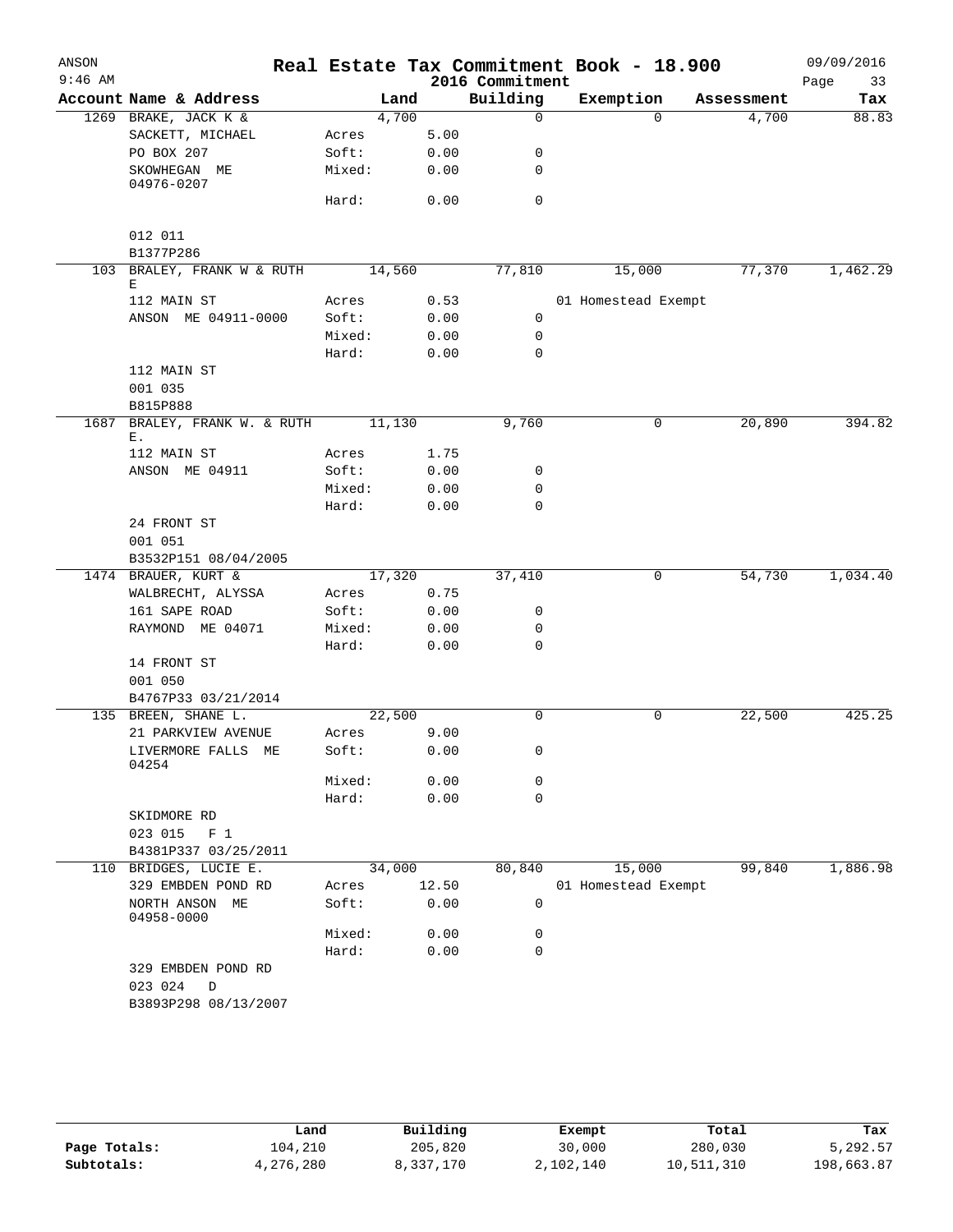ANSON
9:46 AM

# Real Estate Tax Commitment Book - 18.900
## 2016 Commitment

09/09/2016

| Account | Name & Address | | Land | Building | Exemption | Assessment | Tax |
|---|---|---|---|---|---|---|---|
| 1269 | BRAKE, JACK K & | | 4,700 | 0 | 0 | 4,700 | 88.83 |
| | SACKETT, MICHAEL | Acres | 5.00 | | | | |
| | PO BOX 207 | Soft: | 0.00 | 0 | | | |
| | SKOWHEGAN ME 04976-0207 | Mixed: | 0.00 | 0 | | | |
| | | Hard: | 0.00 | 0 | | | |
| | 012 011 | | | | | | |
| | B1377P286 | | | | | | |
| 103 | BRALEY, FRANK W & RUTH E | | 14,560 | 77,810 | 15,000 | 77,370 | 1,462.29 |
| | 112 MAIN ST | Acres | 0.53 | | 01 Homestead Exempt | | |
| | ANSON ME 04911-0000 | Soft: | 0.00 | 0 | | | |
| | | Mixed: | 0.00 | 0 | | | |
| | | Hard: | 0.00 | 0 | | | |
| | 112 MAIN ST | | | | | | |
| | 001 035 | | | | | | |
| | B815P888 | | | | | | |
| 1687 | BRALEY, FRANK W. & RUTH E. | | 11,130 | 9,760 | 0 | 20,890 | 394.82 |
| | 112 MAIN ST | Acres | 1.75 | | | | |
| | ANSON ME 04911 | Soft: | 0.00 | 0 | | | |
| | | Mixed: | 0.00 | 0 | | | |
| | | Hard: | 0.00 | 0 | | | |
| | 24 FRONT ST | | | | | | |
| | 001 051 | | | | | | |
| | B3532P151 08/04/2005 | | | | | | |
| 1474 | BRAUER, KURT & | | 17,320 | 37,410 | 0 | 54,730 | 1,034.40 |
| | WALBRECHT, ALYSSA | Acres | 0.75 | | | | |
| | 161 SAPE ROAD | Soft: | 0.00 | 0 | | | |
| | RAYMOND ME 04071 | Mixed: | 0.00 | 0 | | | |
| | | Hard: | 0.00 | 0 | | | |
| | 14 FRONT ST | | | | | | |
| | 001 050 | | | | | | |
| | B4767P33 03/21/2014 | | | | | | |
| 135 | BREEN, SHANE L. | | 22,500 | 0 | 0 | 22,500 | 425.25 |
| | 21 PARKVIEW AVENUE | Acres | 9.00 | | | | |
| | LIVERMORE FALLS ME 04254 | Soft: | 0.00 | 0 | | | |
| | | Mixed: | 0.00 | 0 | | | |
| | | Hard: | 0.00 | 0 | | | |
| | SKIDMORE RD | | | | | | |
| | 023 015 F 1 | | | | | | |
| | B4381P337 03/25/2011 | | | | | | |
| 110 | BRIDGES, LUCIE E. | | 34,000 | 80,840 | 15,000 | 99,840 | 1,886.98 |
| | 329 EMBDEN POND RD | Acres | 12.50 | | 01 Homestead Exempt | | |
| | NORTH ANSON ME 04958-0000 | Soft: | 0.00 | 0 | | | |
| | | Mixed: | 0.00 | 0 | | | |
| | | Hard: | 0.00 | 0 | | | |
| | 329 EMBDEN POND RD | | | | | | |
| | 023 024 D | | | | | | |
| | B3893P298 08/13/2007 | | | | | | |

| | Land | Building | Exempt | Total | Tax |
|---|---|---|---|---|---|
| Page Totals: | 104,210 | 205,820 | 30,000 | 280,030 | 5,292.57 |
| Subtotals: | 4,276,280 | 8,337,170 | 2,102,140 | 10,511,310 | 198,663.87 |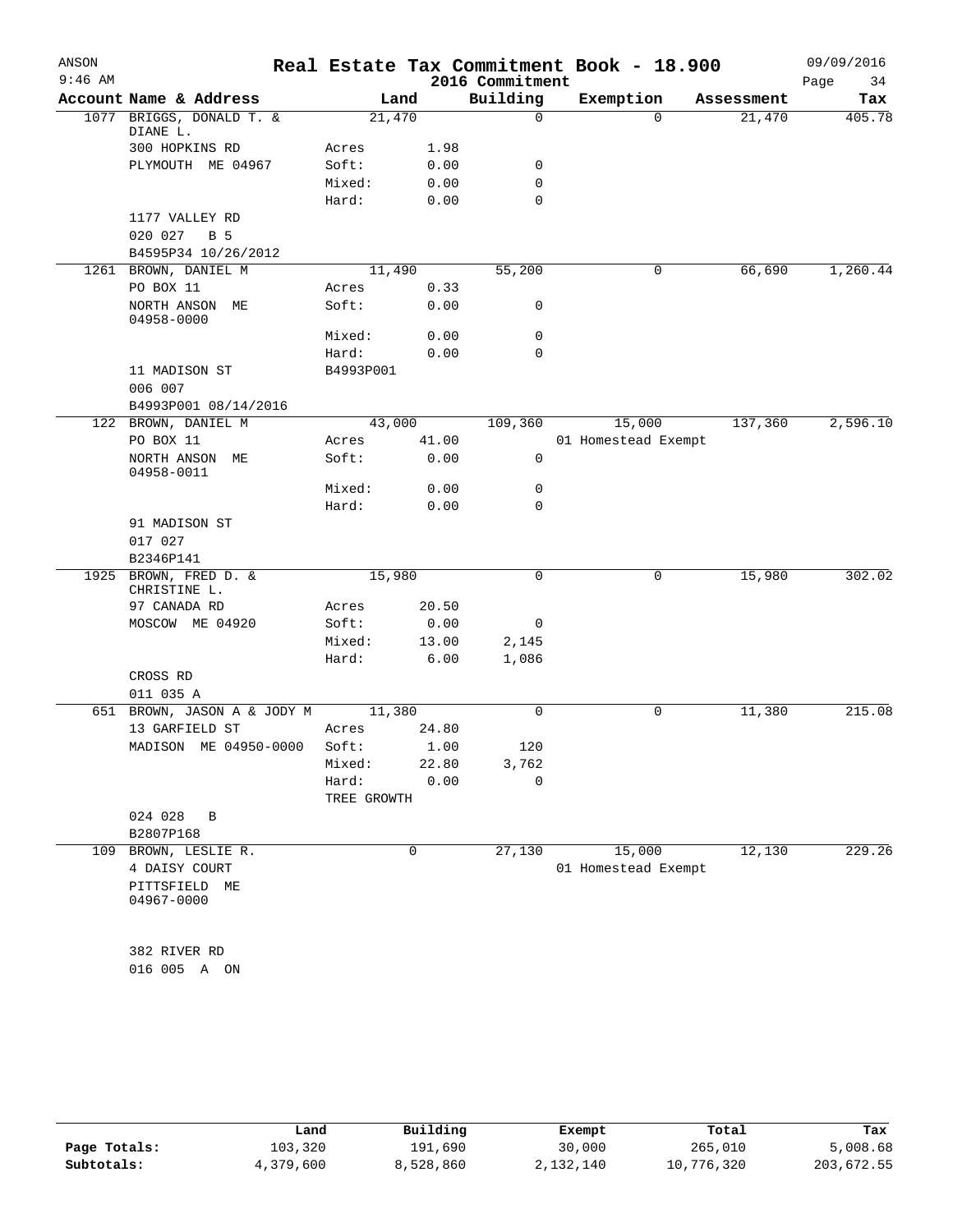# Real Estate Tax Commitment Book - 18.900

ANSON
9:46 AM

2016 Commitment

09/09/2016

| Account | Name & Address | Land | | Building | Exemption | Assessment | Tax |
|---|---|---|---|---|---|---|---|
| 1077 | BRIGGS, DONALD T. & DIANE L. | 21,470 | | 0 | 0 | 21,470 | 405.78 |
| | 300 HOPKINS RD | Acres | 1.98 | | | | |
| | PLYMOUTH ME 04967 | Soft: | 0.00 | 0 | | | |
| | | Mixed: | 0.00 | 0 | | | |
| | | Hard: | 0.00 | 0 | | | |
| | 1177 VALLEY RD | | | | | | |
| | 020 027 B 5 | | | | | | |
| | B4595P34 10/26/2012 | | | | | | |
| 1261 | BROWN, DANIEL M | 11,490 | | 55,200 | 0 | 66,690 | 1,260.44 |
| | PO BOX 11 | Acres | 0.33 | | | | |
| | NORTH ANSON ME 04958-0000 | Soft: | 0.00 | 0 | | | |
| | | Mixed: | 0.00 | 0 | | | |
| | | Hard: | 0.00 | 0 | | | |
| | 11 MADISON ST | B4993P001 | | | | | |
| | 006 007 | | | | | | |
| | B4993P001 08/14/2016 | | | | | | |
| 122 | BROWN, DANIEL M | 43,000 | | 109,360 | 15,000 | 137,360 | 2,596.10 |
| | PO BOX 11 | Acres | 41.00 | | 01 Homestead Exempt | | |
| | NORTH ANSON ME 04958-0011 | Soft: | 0.00 | 0 | | | |
| | | Mixed: | 0.00 | 0 | | | |
| | | Hard: | 0.00 | 0 | | | |
| | 91 MADISON ST | | | | | | |
| | 017 027 | | | | | | |
| | B2346P141 | | | | | | |
| 1925 | BROWN, FRED D. & CHRISTINE L. | 15,980 | | 0 | 0 | 15,980 | 302.02 |
| | 97 CANADA RD | Acres | 20.50 | | | | |
| | MOSCOW ME 04920 | Soft: | 0.00 | 0 | | | |
| | | Mixed: | 13.00 | 2,145 | | | |
| | | Hard: | 6.00 | 1,086 | | | |
| | CROSS RD | | | | | | |
| | 011 035 A | | | | | | |
| 651 | BROWN, JASON A & JODY M | 11,380 | | 0 | 0 | 11,380 | 215.08 |
| | 13 GARFIELD ST | Acres | 24.80 | | | | |
| | MADISON ME 04950-0000 | Soft: | 1.00 | 120 | | | |
| | | Mixed: | 22.80 | 3,762 | | | |
| | | Hard: | 0.00 | 0 | | | |
| | | TREE GROWTH | | | | | |
| | 024 028 B | | | | | | |
| | B2807P168 | | | | | | |
| 109 | BROWN, LESLIE R. | 0 | | 27,130 | 15,000 | 12,130 | 229.26 |
| | 4 DAISY COURT | | | | 01 Homestead Exempt | | |
| | PITTSFIELD ME 04967-0000 | | | | | | |
| | 382 RIVER RD | | | | | | |
| | 016 005 A ON | | | | | | |

| | Land | Building | Exempt | Total | Tax |
|---|---|---|---|---|---|
| Page Totals: | 103,320 | 191,690 | 30,000 | 265,010 | 5,008.68 |
| Subtotals: | 4,379,600 | 8,528,860 | 2,132,140 | 10,776,320 | 203,672.55 |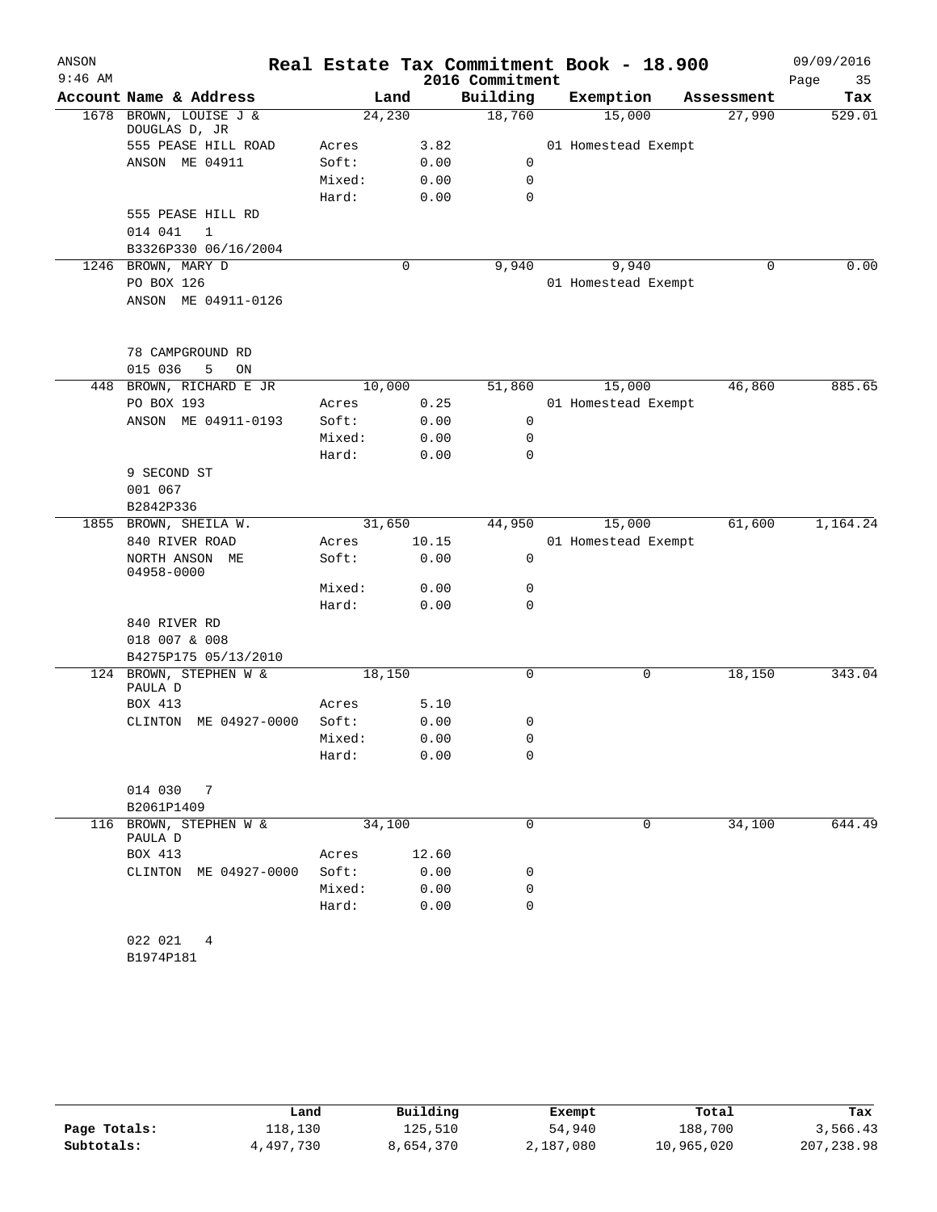# Real Estate Tax Commitment Book - 18.900

ANSON 09/09/2016
9:46 AM 2016 Commitment

| Account | Name & Address | Land | | Building | Exemption | Assessment | Tax |
|---|---|---|---|---|---|---|---|
| 1678 | BROWN, LOUISE J & DOUGLAS D, JR | 24,230 | | 18,760 | 15,000 | 27,990 | 529.01 |
| | 555 PEASE HILL ROAD | Acres | 3.82 | | 01 Homestead Exempt | | |
| | ANSON ME 04911 | Soft: | 0.00 | 0 | | | |
| | | Mixed: | 0.00 | 0 | | | |
| | | Hard: | 0.00 | 0 | | | |
| | 555 PEASE HILL RD | | | | | | |
| | 014 041 1 | | | | | | |
| | B3326P330 06/16/2004 | | | | | | |
| 1246 | BROWN, MARY D | 0 | | 9,940 | 9,940 | 0 | 0.00 |
| | PO BOX 126 | | | | 01 Homestead Exempt | | |
| | ANSON ME 04911-0126 | | | | | | |
| | 78 CAMPGROUND RD | | | | | | |
| | 015 036 5 ON | | | | | | |
| 448 | BROWN, RICHARD E JR | 10,000 | | 51,860 | 15,000 | 46,860 | 885.65 |
| | PO BOX 193 | Acres | 0.25 | | 01 Homestead Exempt | | |
| | ANSON ME 04911-0193 | Soft: | 0.00 | 0 | | | |
| | | Mixed: | 0.00 | 0 | | | |
| | | Hard: | 0.00 | 0 | | | |
| | 9 SECOND ST | | | | | | |
| | 001 067 | | | | | | |
| | B2842P336 | | | | | | |
| 1855 | BROWN, SHEILA W. | 31,650 | | 44,950 | 15,000 | 61,600 | 1,164.24 |
| | 840 RIVER ROAD | Acres | 10.15 | | 01 Homestead Exempt | | |
| | NORTH ANSON ME 04958-0000 | Soft: | 0.00 | 0 | | | |
| | | Mixed: | 0.00 | 0 | | | |
| | | Hard: | 0.00 | 0 | | | |
| | 840 RIVER RD | | | | | | |
| | 018 007 & 008 | | | | | | |
| | B4275P175 05/13/2010 | | | | | | |
| 124 | BROWN, STEPHEN W & PAULA D | 18,150 | | 0 | 0 | 18,150 | 343.04 |
| | BOX 413 | Acres | 5.10 | | | | |
| | CLINTON ME 04927-0000 | Soft: | 0.00 | 0 | | | |
| | | Mixed: | 0.00 | 0 | | | |
| | | Hard: | 0.00 | 0 | | | |
| | 014 030 7 | | | | | | |
| | B2061P1409 | | | | | | |
| 116 | BROWN, STEPHEN W & PAULA D | 34,100 | | 0 | 0 | 34,100 | 644.49 |
| | BOX 413 | Acres | 12.60 | | | | |
| | CLINTON ME 04927-0000 | Soft: | 0.00 | 0 | | | |
| | | Mixed: | 0.00 | 0 | | | |
| | | Hard: | 0.00 | 0 | | | |
| | 022 021 4 | | | | | | |
| | B1974P181 | | | | | | |

| | Land | Building | Exempt | Total | Tax |
|---|---|---|---|---|---|
| Page Totals: | 118,130 | 125,510 | 54,940 | 188,700 | 3,566.43 |
| Subtotals: | 4,497,730 | 8,654,370 | 2,187,080 | 10,965,020 | 207,238.98 |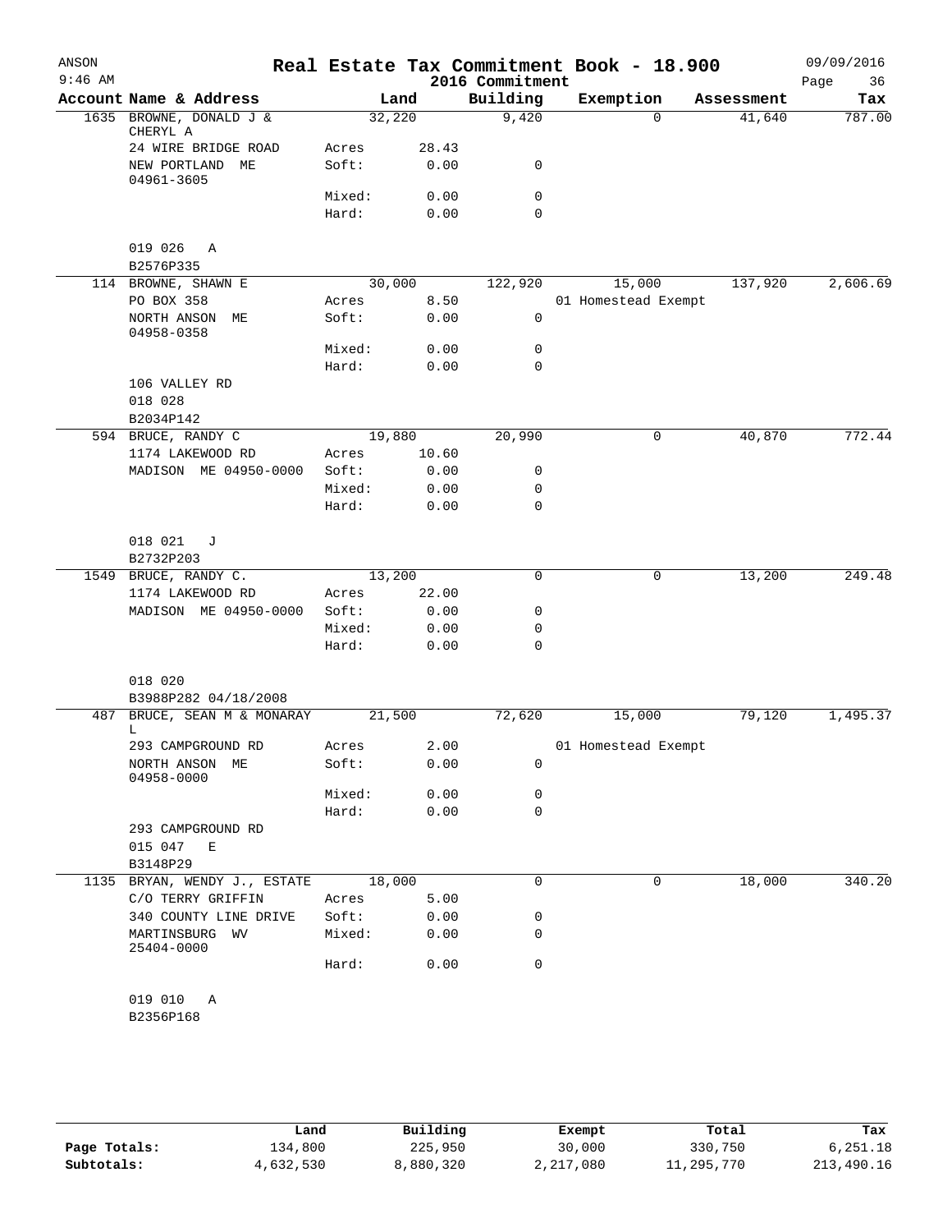# Real Estate Tax Commitment Book - 18.900

ANSON
9:46 AM

2016 Commitment

09/09/2016

| Account | Name & Address | | Land | Building | Exemption | Assessment | Tax |
|---|---|---|---|---|---|---|---|
| 1635 | BROWNE, DONALD J & CHERYL A | | 32,220 | 9,420 | 0 | 41,640 | 787.00 |
| | 24 WIRE BRIDGE ROAD | Acres | 28.43 | | | | |
| | NEW PORTLAND ME 04961-3605 | Soft: | 0.00 | 0 | | | |
| | | Mixed: | 0.00 | 0 | | | |
| | | Hard: | 0.00 | 0 | | | |
| | 019 026 A | | | | | | |
| | B2576P335 | | | | | | |
| 114 | BROWNE, SHAWN E | | 30,000 | 122,920 | 15,000 | 137,920 | 2,606.69 |
| | PO BOX 358 | Acres | 8.50 | | 01 Homestead Exempt | | |
| | NORTH ANSON ME 04958-0358 | Soft: | 0.00 | 0 | | | |
| | | Mixed: | 0.00 | 0 | | | |
| | | Hard: | 0.00 | 0 | | | |
| | 106 VALLEY RD | | | | | | |
| | 018 028 | | | | | | |
| | B2034P142 | | | | | | |
| 594 | BRUCE, RANDY C | | 19,880 | 20,990 | 0 | 40,870 | 772.44 |
| | 1174 LAKEWOOD RD | Acres | 10.60 | | | | |
| | MADISON ME 04950-0000 | Soft: | 0.00 | 0 | | | |
| | | Mixed: | 0.00 | 0 | | | |
| | | Hard: | 0.00 | 0 | | | |
| | 018 021 J | | | | | | |
| | B2732P203 | | | | | | |
| 1549 | BRUCE, RANDY C. | | 13,200 | 0 | 0 | 13,200 | 249.48 |
| | 1174 LAKEWOOD RD | Acres | 22.00 | | | | |
| | MADISON ME 04950-0000 | Soft: | 0.00 | 0 | | | |
| | | Mixed: | 0.00 | 0 | | | |
| | | Hard: | 0.00 | 0 | | | |
| | 018 020 | | | | | | |
| | B3988P282 04/18/2008 | | | | | | |
| 487 | BRUCE, SEAN M & MONARAY L | | 21,500 | 72,620 | 15,000 | 79,120 | 1,495.37 |
| | 293 CAMPGROUND RD | Acres | 2.00 | | 01 Homestead Exempt | | |
| | NORTH ANSON ME 04958-0000 | Soft: | 0.00 | 0 | | | |
| | | Mixed: | 0.00 | 0 | | | |
| | | Hard: | 0.00 | 0 | | | |
| | 293 CAMPGROUND RD | | | | | | |
| | 015 047 E | | | | | | |
| | B3148P29 | | | | | | |
| 1135 | BRYAN, WENDY J., ESTATE | | 18,000 | 0 | 0 | 18,000 | 340.20 |
| | C/O TERRY GRIFFIN | Acres | 5.00 | | | | |
| | 340 COUNTY LINE DRIVE | Soft: | 0.00 | 0 | | | |
| | MARTINSBURG WV 25404-0000 | Mixed: | 0.00 | 0 | | | |
| | | Hard: | 0.00 | 0 | | | |
| | 019 010 A | | | | | | |
| | B2356P168 | | | | | | |

| | Land | Building | Exempt | Total | Tax |
|---|---|---|---|---|---|
| Page Totals: | 134,800 | 225,950 | 30,000 | 330,750 | 6,251.18 |
| Subtotals: | 4,632,530 | 8,880,320 | 2,217,080 | 11,295,770 | 213,490.16 |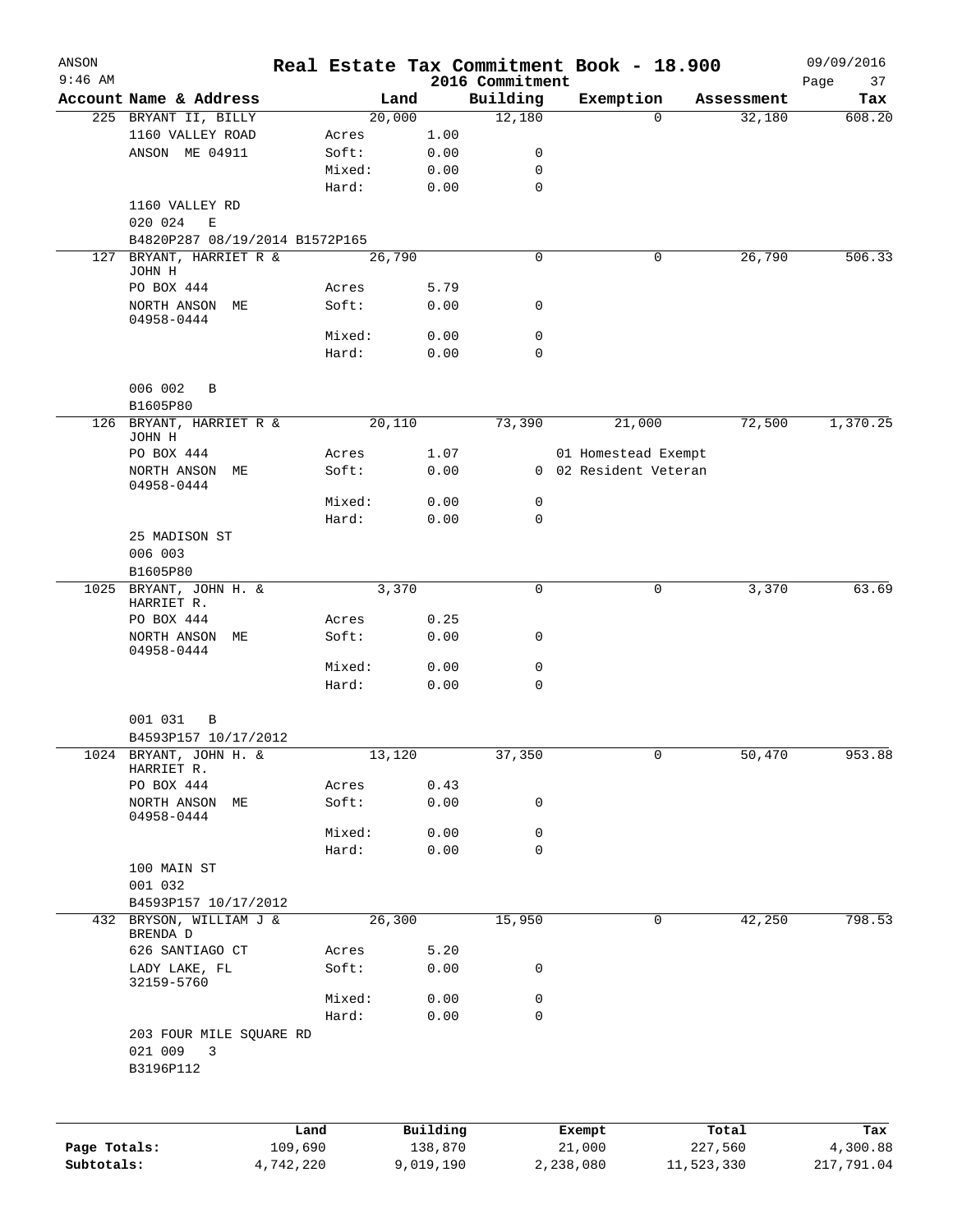# Real Estate Tax Commitment Book - 18.900

ANSON 9:46 AM — 2016 Commitment — 09/09/2016

| Account | Name & Address | Land | | Building | Exemption | Assessment | Tax |
|---|---|---|---|---|---|---|---|
| 225 | BRYANT II, BILLY | 20,000 | | 12,180 | 0 | 32,180 | 608.20 |
| | 1160 VALLEY ROAD | Acres | 1.00 | | | | |
| | ANSON ME 04911 | Soft: | 0.00 | 0 | | | |
| | | Mixed: | 0.00 | 0 | | | |
| | | Hard: | 0.00 | 0 | | | |
| | 1160 VALLEY RD | | | | | | |
| | 020 024 E | | | | | | |
| | B4820P287 08/19/2014 B1572P165 | | | | | | |
| 127 | BRYANT, HARRIET R & JOHN H | 26,790 | | 0 | 0 | 26,790 | 506.33 |
| | PO BOX 444 | Acres | 5.79 | | | | |
| | NORTH ANSON ME 04958-0444 | Soft: | 0.00 | 0 | | | |
| | | Mixed: | 0.00 | 0 | | | |
| | | Hard: | 0.00 | 0 | | | |
| | 006 002 B | | | | | | |
| | B1605P80 | | | | | | |
| 126 | BRYANT, HARRIET R & JOHN H | 20,110 | | 73,390 | 21,000 | 72,500 | 1,370.25 |
| | PO BOX 444 | Acres | 1.07 | | 01 Homestead Exempt | | |
| | NORTH ANSON ME 04958-0444 | Soft: | 0.00 | 0 | 02 Resident Veteran | | |
| | | Mixed: | 0.00 | 0 | | | |
| | | Hard: | 0.00 | 0 | | | |
| | 25 MADISON ST | | | | | | |
| | 006 003 | | | | | | |
| | B1605P80 | | | | | | |
| 1025 | BRYANT, JOHN H. & HARRIET R. | 3,370 | | 0 | 0 | 3,370 | 63.69 |
| | PO BOX 444 | Acres | 0.25 | | | | |
| | NORTH ANSON ME 04958-0444 | Soft: | 0.00 | 0 | | | |
| | | Mixed: | 0.00 | 0 | | | |
| | | Hard: | 0.00 | 0 | | | |
| | 001 031 B | | | | | | |
| | B4593P157 10/17/2012 | | | | | | |
| 1024 | BRYANT, JOHN H. & HARRIET R. | 13,120 | | 37,350 | 0 | 50,470 | 953.88 |
| | PO BOX 444 | Acres | 0.43 | | | | |
| | NORTH ANSON ME 04958-0444 | Soft: | 0.00 | 0 | | | |
| | | Mixed: | 0.00 | 0 | | | |
| | | Hard: | 0.00 | 0 | | | |
| | 100 MAIN ST | | | | | | |
| | 001 032 | | | | | | |
| | B4593P157 10/17/2012 | | | | | | |
| 432 | BRYSON, WILLIAM J & BRENDA D | 26,300 | | 15,950 | 0 | 42,250 | 798.53 |
| | 626 SANTIAGO CT | Acres | 5.20 | | | | |
| | LADY LAKE, FL 32159-5760 | Soft: | 0.00 | 0 | | | |
| | | Mixed: | 0.00 | 0 | | | |
| | | Hard: | 0.00 | 0 | | | |
| | 203 FOUR MILE SQUARE RD | | | | | | |
| | 021 009 3 | | | | | | |
| | B3196P112 | | | | | | |

| | Land | Building | Exempt | Total | Tax |
|---|---|---|---|---|---|
| Page Totals: | 109,690 | 138,870 | 21,000 | 227,560 | 4,300.88 |
| Subtotals: | 4,742,220 | 9,019,190 | 2,238,080 | 11,523,330 | 217,791.04 |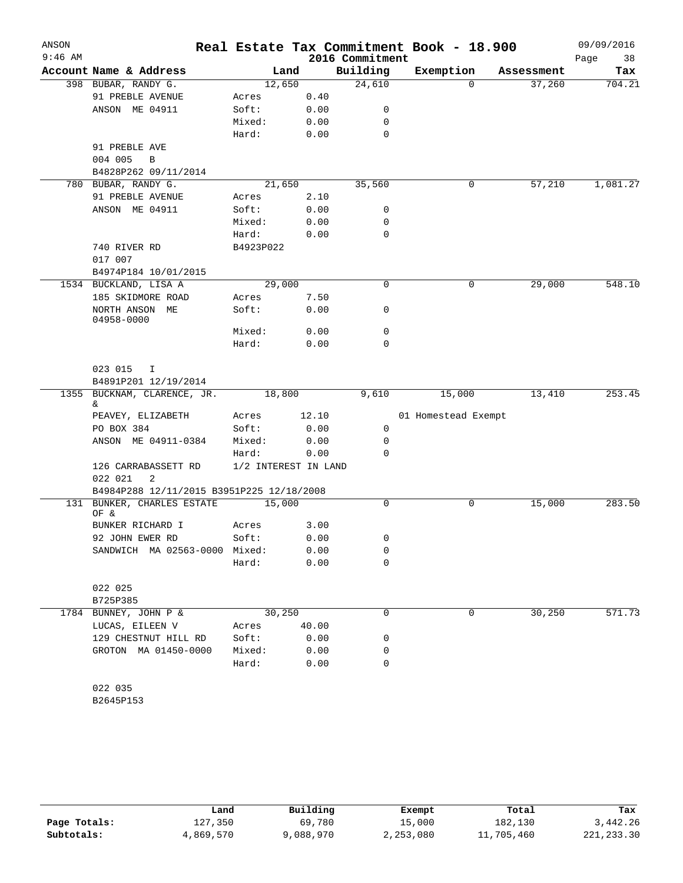ANSON
9:46 AM

# Real Estate Tax Commitment Book - 18.900
## 2016 Commitment

09/09/2016

| Account Name & Address | Land | | Building | Exemption | Assessment | Tax |
|---|---|---|---|---|---|---|
| 398 BUBAR, RANDY G. | 12,650 | | 24,610 | 0 | 37,260 | 704.21 |
| 91 PREBLE AVENUE | Acres | 0.40 | | | | |
| ANSON ME 04911 | Soft: | 0.00 | 0 | | | |
| | Mixed: | 0.00 | 0 | | | |
| | Hard: | 0.00 | 0 | | | |
| 91 PREBLE AVE | | | | | | |
| 004 005 B | | | | | | |
| B4828P262 09/11/2014 | | | | | | |
| 780 BUBAR, RANDY G. | 21,650 | | 35,560 | 0 | 57,210 | 1,081.27 |
| 91 PREBLE AVENUE | Acres | 2.10 | | | | |
| ANSON ME 04911 | Soft: | 0.00 | 0 | | | |
| | Mixed: | 0.00 | 0 | | | |
| | Hard: | 0.00 | 0 | | | |
| 740 RIVER RD | B4923P022 | | | | | |
| 017 007 | | | | | | |
| B4974P184 10/01/2015 | | | | | | |
| 1534 BUCKLAND, LISA A | 29,000 | | 0 | 0 | 29,000 | 548.10 |
| 185 SKIDMORE ROAD | Acres | 7.50 | | | | |
| NORTH ANSON ME 04958-0000 | Soft: | 0.00 | 0 | | | |
| | Mixed: | 0.00 | 0 | | | |
| | Hard: | 0.00 | 0 | | | |
| 023 015 I | | | | | | |
| B4891P201 12/19/2014 | | | | | | |
| 1355 BUCKNAM, CLARENCE, JR. & | 18,800 | | 9,610 | 15,000 | 13,410 | 253.45 |
| PEAVEY, ELIZABETH | Acres | 12.10 | | 01 Homestead Exempt | | |
| PO BOX 384 | Soft: | 0.00 | 0 | | | |
| ANSON ME 04911-0384 | Mixed: | 0.00 | 0 | | | |
| | Hard: | 0.00 | 0 | | | |
| 126 CARRABASSETT RD | 1/2 INTEREST IN LAND | | | | | |
| 022 021 2 | | | | | | |
| B4984P288 12/11/2015 B3951P225 12/18/2008 | | | | | | |
| 131 BUNKER, CHARLES ESTATE OF & | 15,000 | | 0 | 0 | 15,000 | 283.50 |
| BUNKER RICHARD I | Acres | 3.00 | | | | |
| 92 JOHN EWER RD | Soft: | 0.00 | 0 | | | |
| SANDWICH MA 02563-0000 | Mixed: | 0.00 | 0 | | | |
| | Hard: | 0.00 | 0 | | | |
| 022 025 | | | | | | |
| B725P385 | | | | | | |
| 1784 BUNNEY, JOHN P & | 30,250 | | 0 | 0 | 30,250 | 571.73 |
| LUCAS, EILEEN V | Acres | 40.00 | | | | |
| 129 CHESTNUT HILL RD | Soft: | 0.00 | 0 | | | |
| GROTON MA 01450-0000 | Mixed: | 0.00 | 0 | | | |
| | Hard: | 0.00 | 0 | | | |
| 022 035 | | | | | | |
| B2645P153 | | | | | | |

| | Land | Building | Exempt | Total | Tax |
|---|---|---|---|---|---|
| Page Totals: | 127,350 | 69,780 | 15,000 | 182,130 | 3,442.26 |
| Subtotals: | 4,869,570 | 9,088,970 | 2,253,080 | 11,705,460 | 221,233.30 |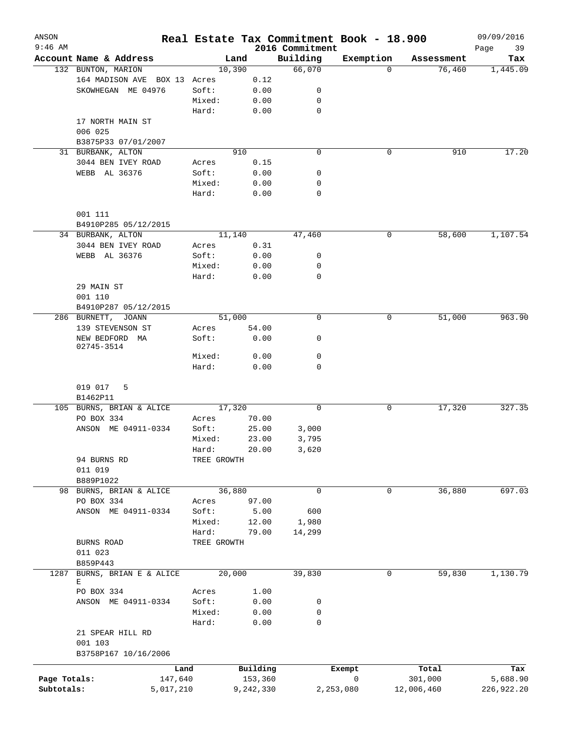# Real Estate Tax Commitment Book - 18.900

ANSON
9:46 AM

2016 Commitment

09/09/2016

| Account | Name & Address | Land | | Building | Exemption | Assessment | Tax |
|---|---|---|---|---|---|---|---|
| 132 | BUNTON, MARION | 10,390 | | 66,070 | 0 | 76,460 | 1,445.09 |
| | 164 MADISON AVE BOX 13 | Acres | 0.12 | | | | |
| | SKOWHEGAN ME 04976 | Soft: | 0.00 | 0 | | | |
| | | Mixed: | 0.00 | 0 | | | |
| | | Hard: | 0.00 | 0 | | | |
| | 17 NORTH MAIN ST | | | | | | |
| | 006 025 | | | | | | |
| | B3875P33 07/01/2007 | | | | | | |
| 31 | BURBANK, ALTON | 910 | | 0 | 0 | 910 | 17.20 |
| | 3044 BEN IVEY ROAD | Acres | 0.15 | | | | |
| | WEBB AL 36376 | Soft: | 0.00 | 0 | | | |
| | | Mixed: | 0.00 | 0 | | | |
| | | Hard: | 0.00 | 0 | | | |
| | 001 111 | | | | | | |
| | B4910P285 05/12/2015 | | | | | | |
| 34 | BURBANK, ALTON | 11,140 | | 47,460 | 0 | 58,600 | 1,107.54 |
| | 3044 BEN IVEY ROAD | Acres | 0.31 | | | | |
| | WEBB AL 36376 | Soft: | 0.00 | 0 | | | |
| | | Mixed: | 0.00 | 0 | | | |
| | | Hard: | 0.00 | 0 | | | |
| | 29 MAIN ST | | | | | | |
| | 001 110 | | | | | | |
| | B4910P287 05/12/2015 | | | | | | |
| 286 | BURNETT, JOANN | 51,000 | | 0 | 0 | 51,000 | 963.90 |
| | 139 STEVENSON ST | Acres | 54.00 | | | | |
| | NEW BEDFORD MA 02745-3514 | Soft: | 0.00 | 0 | | | |
| | | Mixed: | 0.00 | 0 | | | |
| | | Hard: | 0.00 | 0 | | | |
| | 019 017 5 | | | | | | |
| | B1462P11 | | | | | | |
| 105 | BURNS, BRIAN & ALICE | 17,320 | | 0 | 0 | 17,320 | 327.35 |
| | PO BOX 334 | Acres | 70.00 | | | | |
| | ANSON ME 04911-0334 | Soft: | 25.00 | 3,000 | | | |
| | | Mixed: | 23.00 | 3,795 | | | |
| | | Hard: | 20.00 | 3,620 | | | |
| | 94 BURNS RD | TREE GROWTH | | | | | |
| | 011 019 | | | | | | |
| | B889P1022 | | | | | | |
| 98 | BURNS, BRIAN & ALICE | 36,880 | | 0 | 0 | 36,880 | 697.03 |
| | PO BOX 334 | Acres | 97.00 | | | | |
| | ANSON ME 04911-0334 | Soft: | 5.00 | 600 | | | |
| | | Mixed: | 12.00 | 1,980 | | | |
| | | Hard: | 79.00 | 14,299 | | | |
| | BURNS ROAD | TREE GROWTH | | | | | |
| | 011 023 | | | | | | |
| | B859P443 | | | | | | |
| 1287 | BURNS, BRIAN E & ALICE E | 20,000 | | 39,830 | 0 | 59,830 | 1,130.79 |
| | PO BOX 334 | Acres | 1.00 | | | | |
| | ANSON ME 04911-0334 | Soft: | 0.00 | 0 | | | |
| | | Mixed: | 0.00 | 0 | | | |
| | | Hard: | 0.00 | 0 | | | |
| | 21 SPEAR HILL RD | | | | | | |
| | 001 103 | | | | | | |
| | B3758P167 10/16/2006 | | | | | | |

| | Land | Building | Exempt | Total | Tax |
|---|---|---|---|---|---|
| Page Totals: | 147,640 | 153,360 | 0 | 301,000 | 5,688.90 |
| Subtotals: | 5,017,210 | 9,242,330 | 2,253,080 | 12,006,460 | 226,922.20 |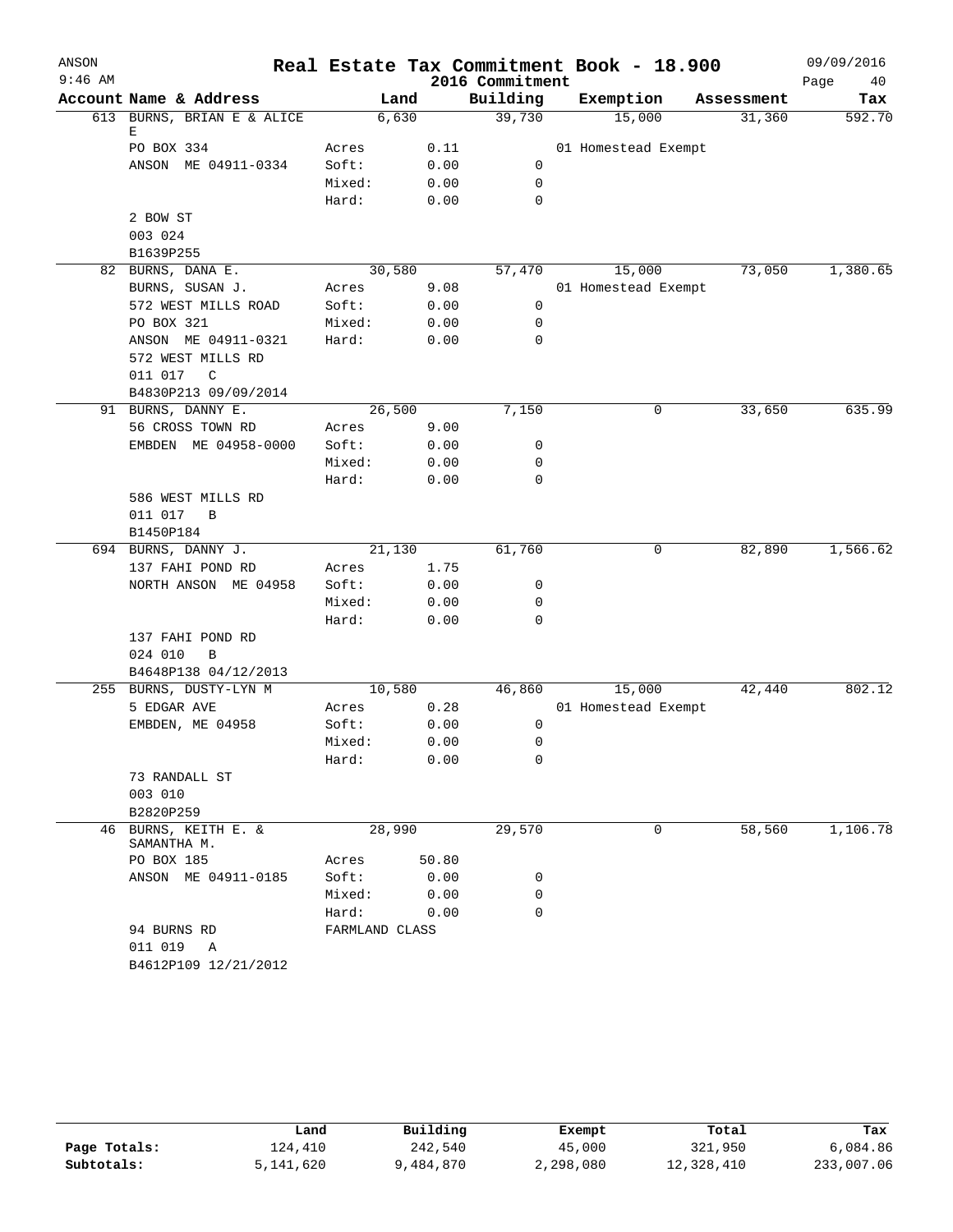# Real Estate Tax Commitment Book - 18.900

ANSON
2016 Commitment
09/09/2016

| Account Name & Address | Land | | Building | Exemption | Assessment | Tax |
|---|---|---|---|---|---|---|
| 613 BURNS, BRIAN E & ALICE E | 6,630 | | 39,730 | 15,000 | 31,360 | 592.70 |
| PO BOX 334 | Acres | 0.11 | | 01 Homestead Exempt | | |
| ANSON ME 04911-0334 | Soft: | 0.00 | 0 | | | |
| | Mixed: | 0.00 | 0 | | | |
| | Hard: | 0.00 | 0 | | | |
| 2 BOW ST | | | | | | |
| 003 024 | | | | | | |
| B1639P255 | | | | | | |
| 82 BURNS, DANA E. | 30,580 | | 57,470 | 15,000 | 73,050 | 1,380.65 |
| BURNS, SUSAN J. | Acres | 9.08 | | 01 Homestead Exempt | | |
| 572 WEST MILLS ROAD | Soft: | 0.00 | 0 | | | |
| PO BOX 321 | Mixed: | 0.00 | 0 | | | |
| ANSON ME 04911-0321 | Hard: | 0.00 | 0 | | | |
| 572 WEST MILLS RD | | | | | | |
| 011 017 C | | | | | | |
| B4830P213 09/09/2014 | | | | | | |
| 91 BURNS, DANNY E. | 26,500 | | 7,150 | 0 | 33,650 | 635.99 |
| 56 CROSS TOWN RD | Acres | 9.00 | | | | |
| EMBDEN ME 04958-0000 | Soft: | 0.00 | 0 | | | |
| | Mixed: | 0.00 | 0 | | | |
| | Hard: | 0.00 | 0 | | | |
| 586 WEST MILLS RD | | | | | | |
| 011 017 B | | | | | | |
| B1450P184 | | | | | | |
| 694 BURNS, DANNY J. | 21,130 | | 61,760 | 0 | 82,890 | 1,566.62 |
| 137 FAHI POND RD | Acres | 1.75 | | | | |
| NORTH ANSON ME 04958 | Soft: | 0.00 | 0 | | | |
| | Mixed: | 0.00 | 0 | | | |
| | Hard: | 0.00 | 0 | | | |
| 137 FAHI POND RD | | | | | | |
| 024 010 B | | | | | | |
| B4648P138 04/12/2013 | | | | | | |
| 255 BURNS, DUSTY-LYN M | 10,580 | | 46,860 | 15,000 | 42,440 | 802.12 |
| 5 EDGAR AVE | Acres | 0.28 | | 01 Homestead Exempt | | |
| EMBDEN, ME 04958 | Soft: | 0.00 | 0 | | | |
| | Mixed: | 0.00 | 0 | | | |
| | Hard: | 0.00 | 0 | | | |
| 73 RANDALL ST | | | | | | |
| 003 010 | | | | | | |
| B2820P259 | | | | | | |
| 46 BURNS, KEITH E. & SAMANTHA M. | 28,990 | | 29,570 | 0 | 58,560 | 1,106.78 |
| PO BOX 185 | Acres | 50.80 | | | | |
| ANSON ME 04911-0185 | Soft: | 0.00 | 0 | | | |
| | Mixed: | 0.00 | 0 | | | |
| | Hard: | 0.00 | 0 | | | |
| 94 BURNS RD | FARMLAND CLASS | | | | | |
| 011 019 A | | | | | | |
| B4612P109 12/21/2012 | | | | | | |

| | Land | Building | Exempt | Total | Tax |
|---|---|---|---|---|---|
| Page Totals: | 124,410 | 242,540 | 45,000 | 321,950 | 6,084.86 |
| Subtotals: | 5,141,620 | 9,484,870 | 2,298,080 | 12,328,410 | 233,007.06 |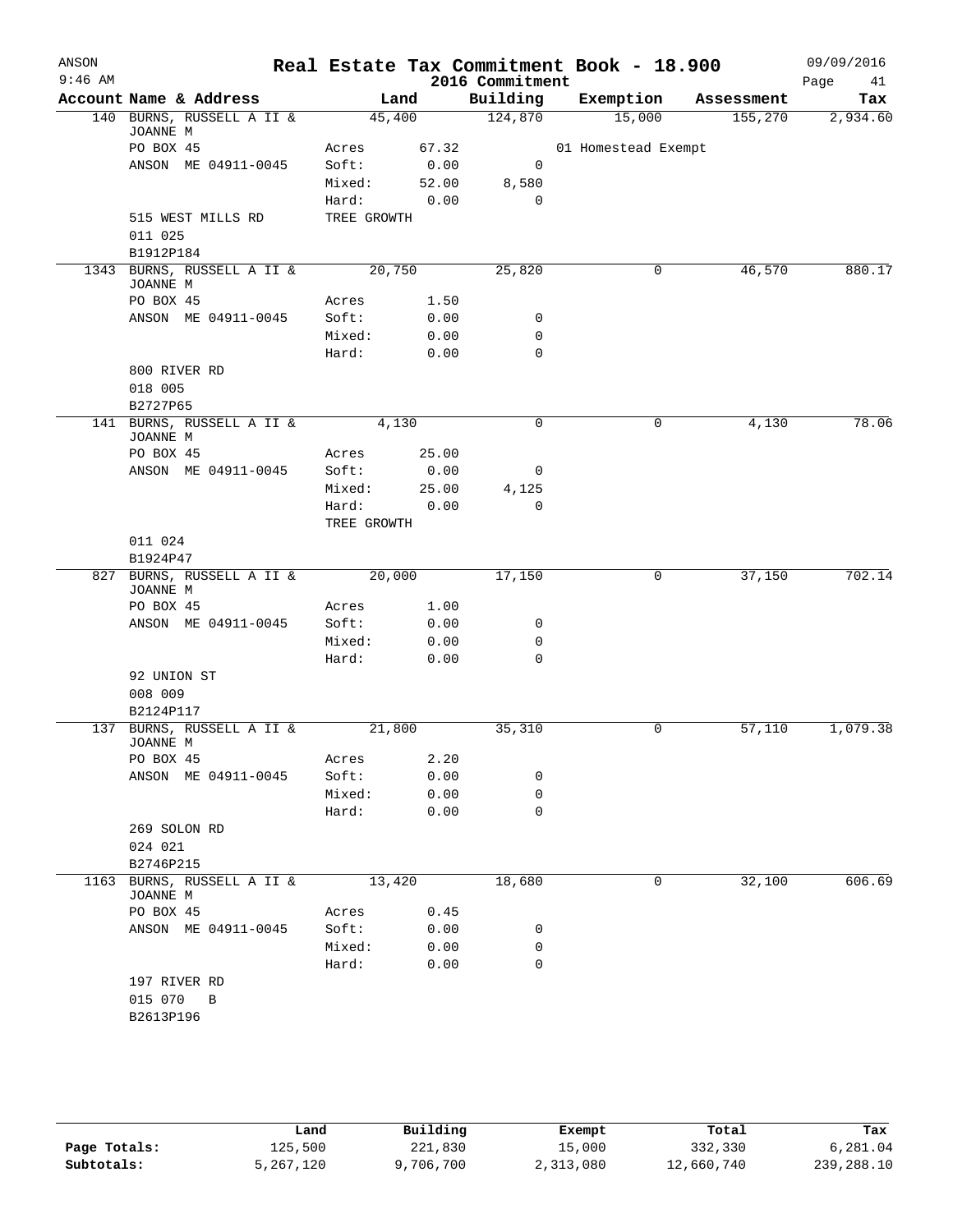# Real Estate Tax Commitment Book - 18.900

ANSON
9:46 AM

2016 Commitment

09/09/2016

| Account Name & Address | Land | | Building | Exemption | Assessment | Tax |
|---|---|---|---|---|---|---|
| 140 BURNS, RUSSELL A II & JOANNE M | 45,400 | | 124,870 | 15,000 | 155,270 | 2,934.60 |
| PO BOX 45 | Acres | 67.32 | | 01 Homestead Exempt | | |
| ANSON ME 04911-0045 | Soft: | 0.00 | 0 | | | |
| | Mixed: | 52.00 | 8,580 | | | |
| | Hard: | 0.00 | 0 | | | |
| 515 WEST MILLS RD | TREE GROWTH | | | | | |
| 011 025 | | | | | | |
| B1912P184 | | | | | | |
| 1343 BURNS, RUSSELL A II & JOANNE M | 20,750 | | 25,820 | 0 | 46,570 | 880.17 |
| PO BOX 45 | Acres | 1.50 | | | | |
| ANSON ME 04911-0045 | Soft: | 0.00 | 0 | | | |
| | Mixed: | 0.00 | 0 | | | |
| | Hard: | 0.00 | 0 | | | |
| 800 RIVER RD | | | | | | |
| 018 005 | | | | | | |
| B2727P65 | | | | | | |
| 141 BURNS, RUSSELL A II & JOANNE M | 4,130 | | 0 | 0 | 4,130 | 78.06 |
| PO BOX 45 | Acres | 25.00 | | | | |
| ANSON ME 04911-0045 | Soft: | 0.00 | 0 | | | |
| | Mixed: | 25.00 | 4,125 | | | |
| | Hard: | 0.00 | 0 | | | |
| | TREE GROWTH | | | | | |
| 011 024 | | | | | | |
| B1924P47 | | | | | | |
| 827 BURNS, RUSSELL A II & JOANNE M | 20,000 | | 17,150 | 0 | 37,150 | 702.14 |
| PO BOX 45 | Acres | 1.00 | | | | |
| ANSON ME 04911-0045 | Soft: | 0.00 | 0 | | | |
| | Mixed: | 0.00 | 0 | | | |
| | Hard: | 0.00 | 0 | | | |
| 92 UNION ST | | | | | | |
| 008 009 | | | | | | |
| B2124P117 | | | | | | |
| 137 BURNS, RUSSELL A II & JOANNE M | 21,800 | | 35,310 | 0 | 57,110 | 1,079.38 |
| PO BOX 45 | Acres | 2.20 | | | | |
| ANSON ME 04911-0045 | Soft: | 0.00 | 0 | | | |
| | Mixed: | 0.00 | 0 | | | |
| | Hard: | 0.00 | 0 | | | |
| 269 SOLON RD | | | | | | |
| 024 021 | | | | | | |
| B2746P215 | | | | | | |
| 1163 BURNS, RUSSELL A II & JOANNE M | 13,420 | | 18,680 | 0 | 32,100 | 606.69 |
| PO BOX 45 | Acres | 0.45 | | | | |
| ANSON ME 04911-0045 | Soft: | 0.00 | 0 | | | |
| | Mixed: | 0.00 | 0 | | | |
| | Hard: | 0.00 | 0 | | | |
| 197 RIVER RD | | | | | | |
| 015 070 B | | | | | | |
| B2613P196 | | | | | | |

| | Land | Building | Exempt | Total | Tax |
|---|---|---|---|---|---|
| Page Totals: | 125,500 | 221,830 | 15,000 | 332,330 | 6,281.04 |
| Subtotals: | 5,267,120 | 9,706,700 | 2,313,080 | 12,660,740 | 239,288.10 |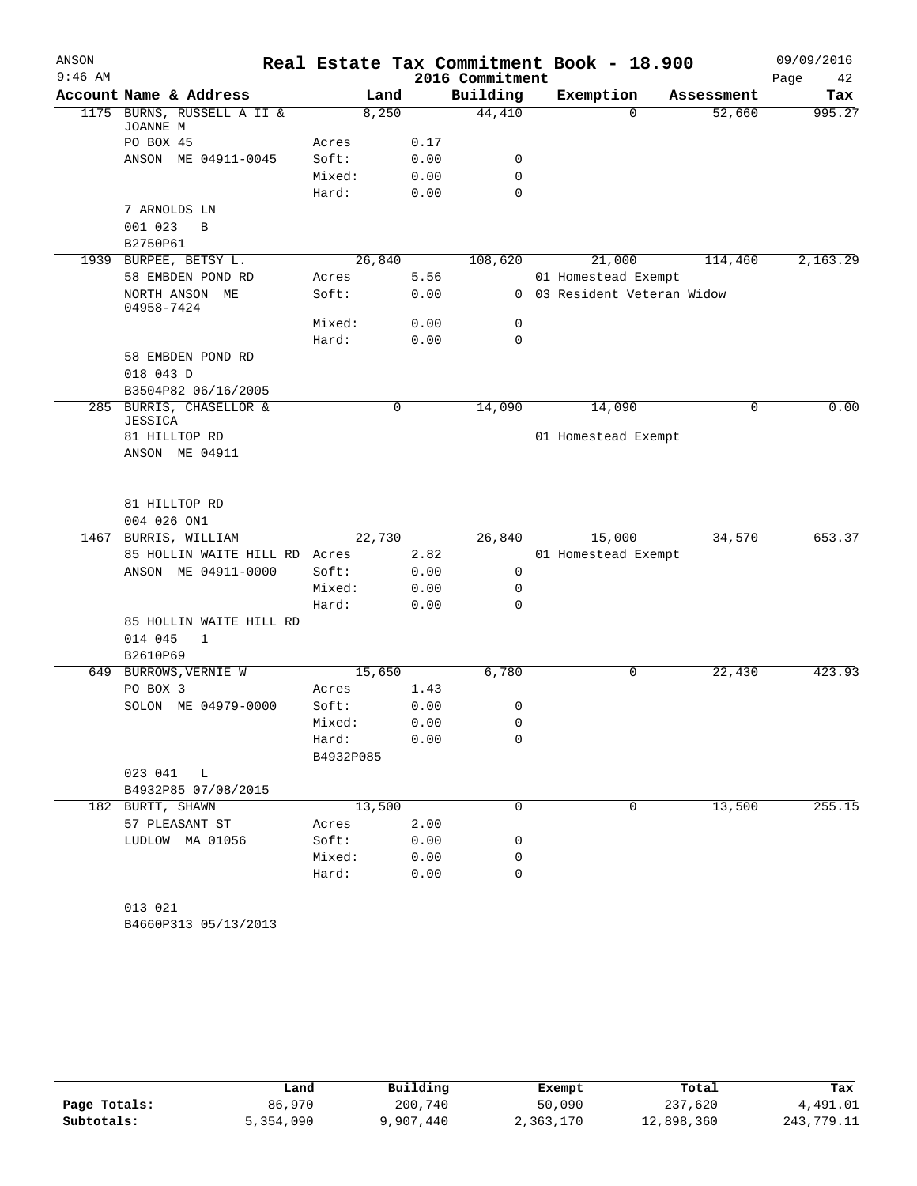ANSON 9:46 AM

# Real Estate Tax Commitment Book - 18.900

## 2016 Commitment

09/09/2016

| Account | Name & Address | | Land | Building | Exemption | Assessment | Tax |
|---|---|---|---|---|---|---|---|
| 1175 | BURNS, RUSSELL A II & JOANNE M | | 8,250 | 44,410 | 0 | 52,660 | 995.27 |
| | PO BOX 45 | Acres | 0.17 | | | | |
| | ANSON ME 04911-0045 | Soft: | 0.00 | 0 | | | |
| | | Mixed: | 0.00 | 0 | | | |
| | | Hard: | 0.00 | 0 | | | |
| | 7 ARNOLDS LN | | | | | | |
| | 001 023 B | | | | | | |
| | B2750P61 | | | | | | |
| 1939 | BURPEE, BETSY L. | | 26,840 | 108,620 | 21,000 | 114,460 | 2,163.29 |
| | 58 EMBDEN POND RD | Acres | 5.56 | | 01 Homestead Exempt | | |
| | NORTH ANSON ME 04958-7424 | Soft: | 0.00 | 0 | 03 Resident Veteran Widow | | |
| | | Mixed: | 0.00 | 0 | | | |
| | | Hard: | 0.00 | 0 | | | |
| | 58 EMBDEN POND RD | | | | | | |
| | 018 043 D | | | | | | |
| | B3504P82 06/16/2005 | | | | | | |
| 285 | BURRIS, CHASELLOR & JESSICA | | 0 | 14,090 | 14,090 | 0 | 0.00 |
| | 81 HILLTOP RD | | | | 01 Homestead Exempt | | |
| | ANSON ME 04911 | | | | | | |
| | 81 HILLTOP RD | | | | | | |
| | 004 026 ON1 | | | | | | |
| 1467 | BURRIS, WILLIAM | | 22,730 | 26,840 | 15,000 | 34,570 | 653.37 |
| | 85 HOLLIN WAITE HILL RD | Acres | 2.82 | | 01 Homestead Exempt | | |
| | ANSON ME 04911-0000 | Soft: | 0.00 | 0 | | | |
| | | Mixed: | 0.00 | 0 | | | |
| | | Hard: | 0.00 | 0 | | | |
| | 85 HOLLIN WAITE HILL RD | | | | | | |
| | 014 045 1 | | | | | | |
| | B2610P69 | | | | | | |
| 649 | BURROWS, VERNIE W | | 15,650 | 6,780 | 0 | 22,430 | 423.93 |
| | PO BOX 3 | Acres | 1.43 | | | | |
| | SOLON ME 04979-0000 | Soft: | 0.00 | 0 | | | |
| | | Mixed: | 0.00 | 0 | | | |
| | | Hard: | 0.00 | 0 | | | |
| | | B4932P085 | | | | | |
| | 023 041 L | | | | | | |
| | B4932P85 07/08/2015 | | | | | | |
| 182 | BURTT, SHAWN | | 13,500 | 0 | 0 | 13,500 | 255.15 |
| | 57 PLEASANT ST | Acres | 2.00 | | | | |
| | LUDLOW MA 01056 | Soft: | 0.00 | 0 | | | |
| | | Mixed: | 0.00 | 0 | | | |
| | | Hard: | 0.00 | 0 | | | |
| | 013 021 | | | | | | |
| | B4660P313 05/13/2013 | | | | | | |

| | Land | Building | Exempt | Total | Tax |
|---|---|---|---|---|---|
| Page Totals: | 86,970 | 200,740 | 50,090 | 237,620 | 4,491.01 |
| Subtotals: | 5,354,090 | 9,907,440 | 2,363,170 | 12,898,360 | 243,779.11 |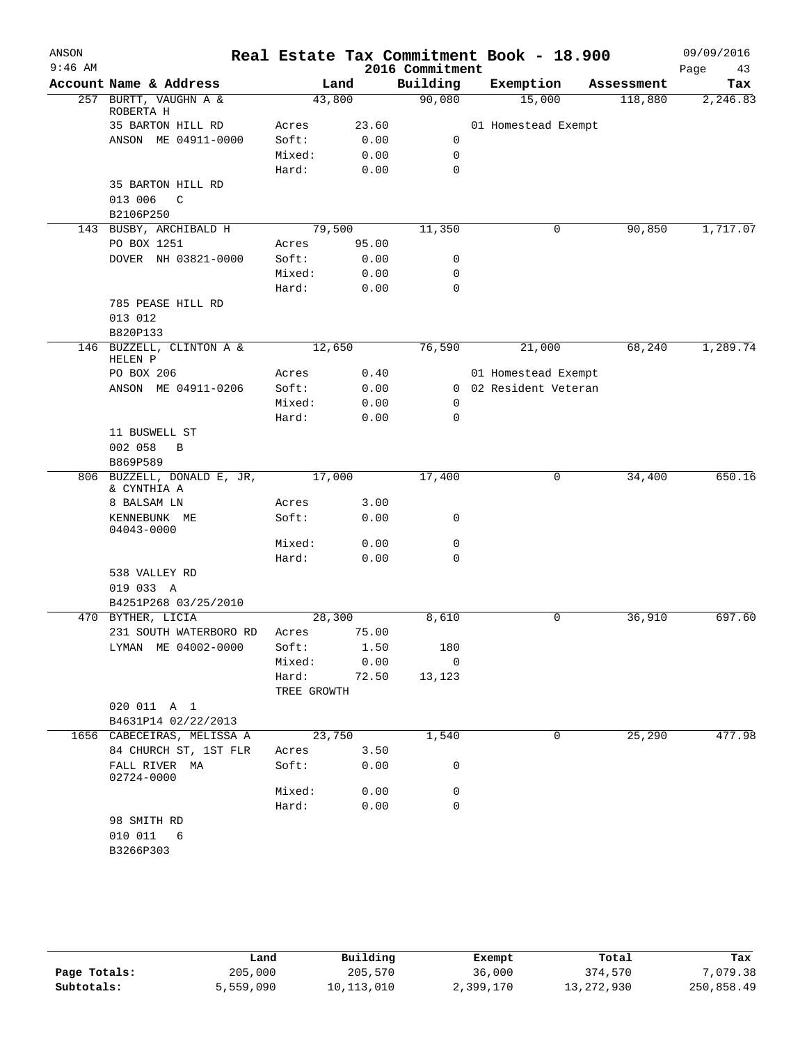# Real Estate Tax Commitment Book - 18.900

ANSON
9:46 AM

2016 Commitment

09/09/2016

| Account | Name & Address | Land | | Building | Exemption | Assessment | Tax |
|---|---|---|---|---|---|---|---|
| 257 | BURTT, VAUGHN A & ROBERTA H | 43,800 | | 90,080 | 15,000 | 118,880 | 2,246.83 |
| | 35 BARTON HILL RD | Acres | 23.60 | | 01 Homestead Exempt | | |
| | ANSON ME 04911-0000 | Soft: | 0.00 | 0 | | | |
| | | Mixed: | 0.00 | 0 | | | |
| | | Hard: | 0.00 | 0 | | | |
| | 35 BARTON HILL RD | | | | | | |
| | 013 006 C | | | | | | |
| | B2106P250 | | | | | | |
| 143 | BUSBY, ARCHIBALD H | 79,500 | | 11,350 | 0 | 90,850 | 1,717.07 |
| | PO BOX 1251 | Acres | 95.00 | | | | |
| | DOVER NH 03821-0000 | Soft: | 0.00 | 0 | | | |
| | | Mixed: | 0.00 | 0 | | | |
| | | Hard: | 0.00 | 0 | | | |
| | 785 PEASE HILL RD | | | | | | |
| | 013 012 | | | | | | |
| | B820P133 | | | | | | |
| 146 | BUZZELL, CLINTON A & HELEN P | 12,650 | | 76,590 | 21,000 | 68,240 | 1,289.74 |
| | PO BOX 206 | Acres | 0.40 | | 01 Homestead Exempt | | |
| | ANSON ME 04911-0206 | Soft: | 0.00 | 0 | 02 Resident Veteran | | |
| | | Mixed: | 0.00 | 0 | | | |
| | | Hard: | 0.00 | 0 | | | |
| | 11 BUSWELL ST | | | | | | |
| | 002 058 B | | | | | | |
| | B869P589 | | | | | | |
| 806 | BUZZELL, DONALD E, JR, & CYNTHIA A | 17,000 | | 17,400 | 0 | 34,400 | 650.16 |
| | 8 BALSAM LN | Acres | 3.00 | | | | |
| | KENNEBUNK ME 04043-0000 | Soft: | 0.00 | 0 | | | |
| | | Mixed: | 0.00 | 0 | | | |
| | | Hard: | 0.00 | 0 | | | |
| | 538 VALLEY RD | | | | | | |
| | 019 033 A | | | | | | |
| | B4251P268 03/25/2010 | | | | | | |
| 470 | BYTHER, LICIA | 28,300 | | 8,610 | 0 | 36,910 | 697.60 |
| | 231 SOUTH WATERBORO RD | Acres | 75.00 | | | | |
| | LYMAN ME 04002-0000 | Soft: | 1.50 | 180 | | | |
| | | Mixed: | 0.00 | 0 | | | |
| | | Hard: | 72.50 | 13,123 | | | |
| | | TREE GROWTH | | | | | |
| | 020 011 A 1 | | | | | | |
| | B4631P14 02/22/2013 | | | | | | |
| 1656 | CABECEIRAS, MELISSA A | 23,750 | | 1,540 | 0 | 25,290 | 477.98 |
| | 84 CHURCH ST, 1ST FLR | Acres | 3.50 | | | | |
| | FALL RIVER MA 02724-0000 | Soft: | 0.00 | 0 | | | |
| | | Mixed: | 0.00 | 0 | | | |
| | | Hard: | 0.00 | 0 | | | |
| | 98 SMITH RD | | | | | | |
| | 010 011 6 | | | | | | |
| | B3266P303 | | | | | | |

| | Land | Building | Exempt | Total | Tax |
|---|---|---|---|---|---|
| Page Totals: | 205,000 | 205,570 | 36,000 | 374,570 | 7,079.38 |
| Subtotals: | 5,559,090 | 10,113,010 | 2,399,170 | 13,272,930 | 250,858.49 |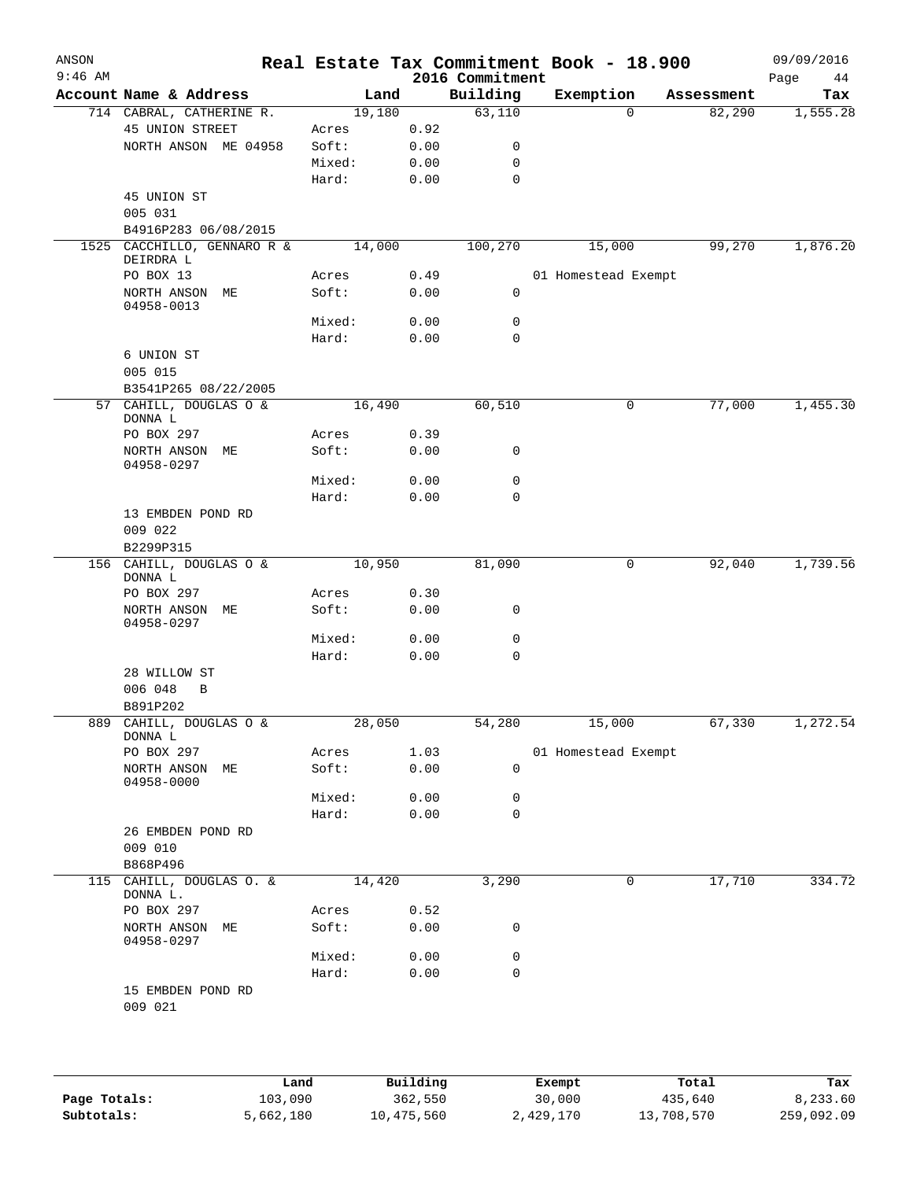# Real Estate Tax Commitment Book - 18.900

ANSON 9:46 AM — 2016 Commitment — 09/09/2016

| Account Name & Address | Land | | Building | Exemption | Assessment | Tax |
|---|---|---|---|---|---|---|
| 714 CABRAL, CATHERINE R. | 19,180 | | 63,110 | 0 | 82,290 | 1,555.28 |
| 45 UNION STREET | Acres | 0.92 | | | | |
| NORTH ANSON ME 04958 | Soft: | 0.00 | 0 | | | |
| | Mixed: | 0.00 | 0 | | | |
| | Hard: | 0.00 | 0 | | | |
| 45 UNION ST | | | | | | |
| 005 031 | | | | | | |
| B4916P283 06/08/2015 | | | | | | |
| 1525 CACCHILLO, GENNARO R & DEIRDRA L | 14,000 | | 100,270 | 15,000 | 99,270 | 1,876.20 |
| PO BOX 13 | Acres | 0.49 | | 01 Homestead Exempt | | |
| NORTH ANSON ME 04958-0013 | Soft: | 0.00 | 0 | | | |
| | Mixed: | 0.00 | 0 | | | |
| | Hard: | 0.00 | 0 | | | |
| 6 UNION ST | | | | | | |
| 005 015 | | | | | | |
| B3541P265 08/22/2005 | | | | | | |
| 57 CAHILL, DOUGLAS O & DONNA L | 16,490 | | 60,510 | 0 | 77,000 | 1,455.30 |
| PO BOX 297 | Acres | 0.39 | | | | |
| NORTH ANSON ME 04958-0297 | Soft: | 0.00 | 0 | | | |
| | Mixed: | 0.00 | 0 | | | |
| | Hard: | 0.00 | 0 | | | |
| 13 EMBDEN POND RD | | | | | | |
| 009 022 | | | | | | |
| B2299P315 | | | | | | |
| 156 CAHILL, DOUGLAS O & DONNA L | 10,950 | | 81,090 | 0 | 92,040 | 1,739.56 |
| PO BOX 297 | Acres | 0.30 | | | | |
| NORTH ANSON ME 04958-0297 | Soft: | 0.00 | 0 | | | |
| | Mixed: | 0.00 | 0 | | | |
| | Hard: | 0.00 | 0 | | | |
| 28 WILLOW ST | | | | | | |
| 006 048 B | | | | | | |
| B891P202 | | | | | | |
| 889 CAHILL, DOUGLAS O & DONNA L | 28,050 | | 54,280 | 15,000 | 67,330 | 1,272.54 |
| PO BOX 297 | Acres | 1.03 | | 01 Homestead Exempt | | |
| NORTH ANSON ME 04958-0000 | Soft: | 0.00 | 0 | | | |
| | Mixed: | 0.00 | 0 | | | |
| | Hard: | 0.00 | 0 | | | |
| 26 EMBDEN POND RD | | | | | | |
| 009 010 | | | | | | |
| B868P496 | | | | | | |
| 115 CAHILL, DOUGLAS O. & DONNA L. | 14,420 | | 3,290 | 0 | 17,710 | 334.72 |
| PO BOX 297 | Acres | 0.52 | | | | |
| NORTH ANSON ME 04958-0297 | Soft: | 0.00 | 0 | | | |
| | Mixed: | 0.00 | 0 | | | |
| | Hard: | 0.00 | 0 | | | |
| 15 EMBDEN POND RD | | | | | | |
| 009 021 | | | | | | |

| | Land | Building | Exempt | Total | Tax |
|---|---|---|---|---|---|
| Page Totals: | 103,090 | 362,550 | 30,000 | 435,640 | 8,233.60 |
| Subtotals: | 5,662,180 | 10,475,560 | 2,429,170 | 13,708,570 | 259,092.09 |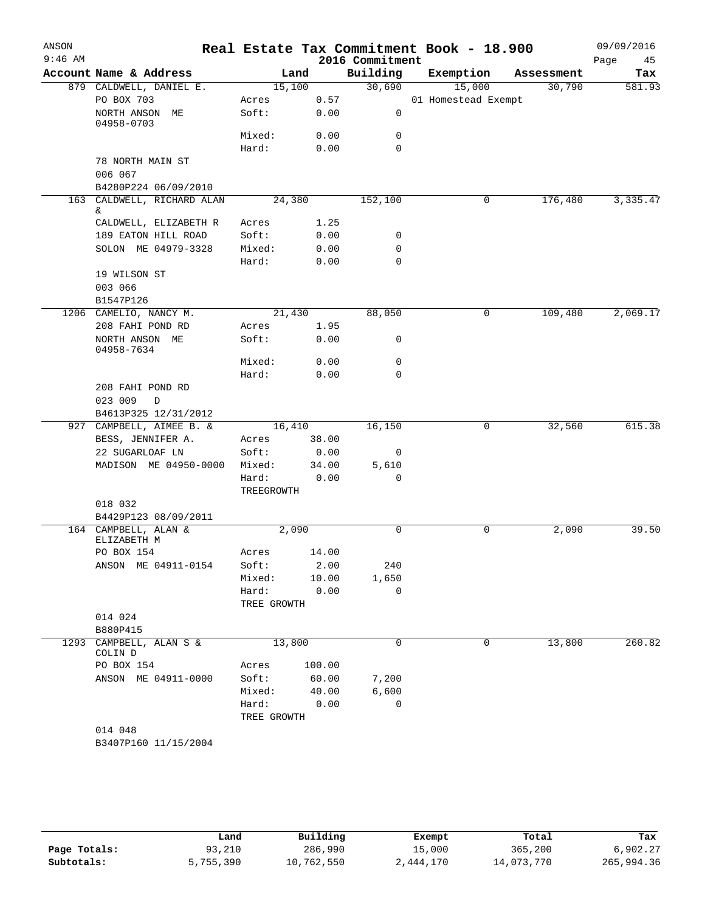# Real Estate Tax Commitment Book - 18.900

ANSON 9:46 AM — 2016 Commitment — 09/09/2016

| Account Name & Address | Land | | Building | Exemption | Assessment | Tax |
|---|---|---|---|---|---|---|
| 879 CALDWELL, DANIEL E. | 15,100 | | 30,690 | 15,000 | 30,790 | 581.93 |
| PO BOX 703 | Acres | 0.57 | | 01 Homestead Exempt | | |
| NORTH ANSON ME 04958-0703 | Soft: | 0.00 | 0 | | | |
| | Mixed: | 0.00 | 0 | | | |
| | Hard: | 0.00 | 0 | | | |
| 78 NORTH MAIN ST | | | | | | |
| 006 067 | | | | | | |
| B4280P224 06/09/2010 | | | | | | |
| 163 CALDWELL, RICHARD ALAN & | 24,380 | | 152,100 | 0 | 176,480 | 3,335.47 |
| CALDWELL, ELIZABETH R | Acres | 1.25 | | | | |
| 189 EATON HILL ROAD | Soft: | 0.00 | 0 | | | |
| SOLON ME 04979-3328 | Mixed: | 0.00 | 0 | | | |
| | Hard: | 0.00 | 0 | | | |
| 19 WILSON ST | | | | | | |
| 003 066 | | | | | | |
| B1547P126 | | | | | | |
| 1206 CAMELIO, NANCY M. | 21,430 | | 88,050 | 0 | 109,480 | 2,069.17 |
| 208 FAHI POND RD | Acres | 1.95 | | | | |
| NORTH ANSON ME 04958-7634 | Soft: | 0.00 | 0 | | | |
| | Mixed: | 0.00 | 0 | | | |
| | Hard: | 0.00 | 0 | | | |
| 208 FAHI POND RD | | | | | | |
| 023 009 D | | | | | | |
| B4613P325 12/31/2012 | | | | | | |
| 927 CAMPBELL, AIMEE B. & | 16,410 | | 16,150 | 0 | 32,560 | 615.38 |
| BESS, JENNIFER A. | Acres | 38.00 | | | | |
| 22 SUGARLOAF LN | Soft: | 0.00 | 0 | | | |
| MADISON ME 04950-0000 | Mixed: | 34.00 | 5,610 | | | |
| | Hard: | 0.00 | 0 | | | |
| | TREEGROWTH | | | | | |
| 018 032 | | | | | | |
| B4429P123 08/09/2011 | | | | | | |
| 164 CAMPBELL, ALAN & ELIZABETH M | 2,090 | | 0 | 0 | 2,090 | 39.50 |
| PO BOX 154 | Acres | 14.00 | | | | |
| ANSON ME 04911-0154 | Soft: | 2.00 | 240 | | | |
| | Mixed: | 10.00 | 1,650 | | | |
| | Hard: | 0.00 | 0 | | | |
| | TREE GROWTH | | | | | |
| 014 024 | | | | | | |
| B880P415 | | | | | | |
| 1293 CAMPBELL, ALAN S & COLIN D | 13,800 | | 0 | 0 | 13,800 | 260.82 |
| PO BOX 154 | Acres | 100.00 | | | | |
| ANSON ME 04911-0000 | Soft: | 60.00 | 7,200 | | | |
| | Mixed: | 40.00 | 6,600 | | | |
| | Hard: | 0.00 | 0 | | | |
| | TREE GROWTH | | | | | |
| 014 048 | | | | | | |
| B3407P160 11/15/2004 | | | | | | |

| | Land | Building | Exempt | Total | Tax |
|---|---|---|---|---|---|
| Page Totals: | 93,210 | 286,990 | 15,000 | 365,200 | 6,902.27 |
| Subtotals: | 5,755,390 | 10,762,550 | 2,444,170 | 14,073,770 | 265,994.36 |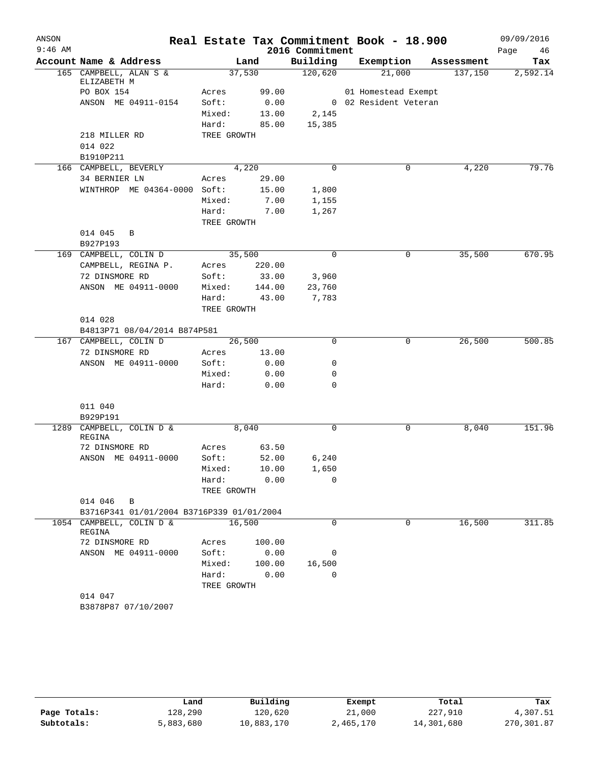# Real Estate Tax Commitment Book - 18.900

ANSON
9:46 AM

2016 Commitment

09/09/2016
Page 46

| Account Name & Address | Land | | Building | Exemption | Assessment | Tax |
|---|---|---|---|---|---|---|
| 165 CAMPBELL, ALAN S & ELIZABETH M | 37,530 | | 120,620 | 21,000 | 137,150 | 2,592.14 |
| PO BOX 154 | Acres | 99.00 | | 01 Homestead Exempt | | |
| ANSON ME 04911-0154 | Soft: | 0.00 | 0 | 02 Resident Veteran | | |
| | Mixed: | 13.00 | 2,145 | | | |
| | Hard: | 85.00 | 15,385 | | | |
| 218 MILLER RD | TREE GROWTH | | | | | |
| 014 022 | | | | | | |
| B1910P211 | | | | | | |
| 166 CAMPBELL, BEVERLY | 4,220 | | 0 | 0 | 4,220 | 79.76 |
| 34 BERNIER LN | Acres | 29.00 | | | | |
| WINTHROP ME 04364-0000 | Soft: | 15.00 | 1,800 | | | |
| | Mixed: | 7.00 | 1,155 | | | |
| | Hard: | 7.00 | 1,267 | | | |
| | TREE GROWTH | | | | | |
| 014 045 B | | | | | | |
| B927P193 | | | | | | |
| 169 CAMPBELL, COLIN D | 35,500 | | 0 | 0 | 35,500 | 670.95 |
| CAMPBELL, REGINA P. | Acres | 220.00 | | | | |
| 72 DINSMORE RD | Soft: | 33.00 | 3,960 | | | |
| ANSON ME 04911-0000 | Mixed: | 144.00 | 23,760 | | | |
| | Hard: | 43.00 | 7,783 | | | |
| | TREE GROWTH | | | | | |
| 014 028 | | | | | | |
| B4813P71 08/04/2014 B874P581 | | | | | | |
| 167 CAMPBELL, COLIN D | 26,500 | | 0 | 0 | 26,500 | 500.85 |
| 72 DINSMORE RD | Acres | 13.00 | | | | |
| ANSON ME 04911-0000 | Soft: | 0.00 | 0 | | | |
| | Mixed: | 0.00 | 0 | | | |
| | Hard: | 0.00 | 0 | | | |
| 011 040 | | | | | | |
| B929P191 | | | | | | |
| 1289 CAMPBELL, COLIN D & REGINA | 8,040 | | 0 | 0 | 8,040 | 151.96 |
| 72 DINSMORE RD | Acres | 63.50 | | | | |
| ANSON ME 04911-0000 | Soft: | 52.00 | 6,240 | | | |
| | Mixed: | 10.00 | 1,650 | | | |
| | Hard: | 0.00 | 0 | | | |
| | TREE GROWTH | | | | | |
| 014 046 B | | | | | | |
| B3716P341 01/01/2004 B3716P339 01/01/2004 | | | | | | |
| 1054 CAMPBELL, COLIN D & REGINA | 16,500 | | 0 | 0 | 16,500 | 311.85 |
| 72 DINSMORE RD | Acres | 100.00 | | | | |
| ANSON ME 04911-0000 | Soft: | 0.00 | 0 | | | |
| | Mixed: | 100.00 | 16,500 | | | |
| | Hard: | 0.00 | 0 | | | |
| | TREE GROWTH | | | | | |
| 014 047 | | | | | | |
| B3878P87 07/10/2007 | | | | | | |

| | Land | Building | Exempt | Total | Tax |
|---|---|---|---|---|---|
| Page Totals: | 128,290 | 120,620 | 21,000 | 227,910 | 4,307.51 |
| Subtotals: | 5,883,680 | 10,883,170 | 2,465,170 | 14,301,680 | 270,301.87 |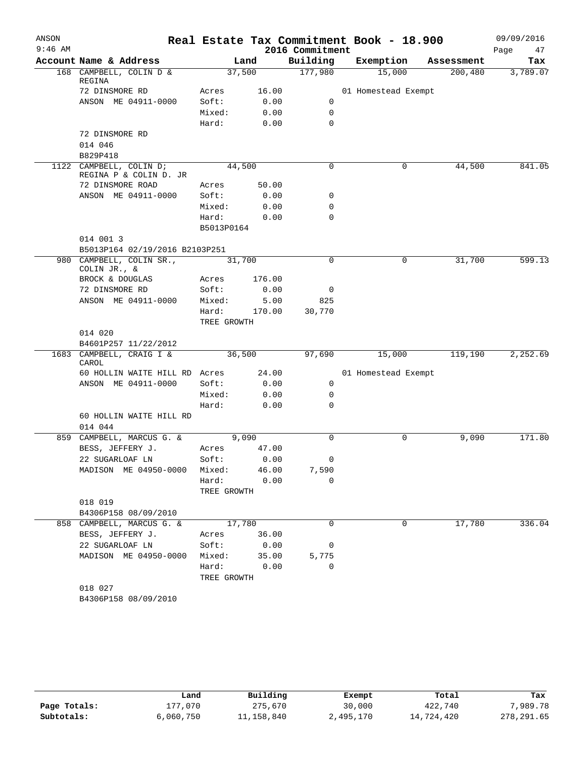# Real Estate Tax Commitment Book - 18.900

ANSON 9:46 AM — 2016 Commitment — 09/09/2016

| Account | Name & Address | | Land | Building | Exemption | Assessment | Tax |
|---|---|---|---|---|---|---|---|
| 168 | CAMPBELL, COLIN D & REGINA | | 37,500 | 177,980 | 15,000 | 200,480 | 3,789.07 |
| | 72 DINSMORE RD | Acres | 16.00 | | 01 Homestead Exempt | | |
| | ANSON ME 04911-0000 | Soft: | 0.00 | 0 | | | |
| | | Mixed: | 0.00 | 0 | | | |
| | | Hard: | 0.00 | 0 | | | |
| | 72 DINSMORE RD | | | | | | |
| | 014 046 | | | | | | |
| | B829P418 | | | | | | |
| 1122 | CAMPBELL, COLIN D; REGINA P & COLIN D. JR | | 44,500 | 0 | 0 | 44,500 | 841.05 |
| | 72 DINSMORE ROAD | Acres | 50.00 | | | | |
| | ANSON ME 04911-0000 | Soft: | 0.00 | 0 | | | |
| | | Mixed: | 0.00 | 0 | | | |
| | | Hard: | 0.00 | 0 | | | |
| | | B5013P0164 | | | | | |
| | 014 001 3 | | | | | | |
| | B5013P164 02/19/2016 B2103P251 | | | | | | |
| 980 | CAMPBELL, COLIN SR., COLIN JR., & | | 31,700 | 0 | 0 | 31,700 | 599.13 |
| | BROCK & DOUGLAS | Acres | 176.00 | | | | |
| | 72 DINSMORE RD | Soft: | 0.00 | 0 | | | |
| | ANSON ME 04911-0000 | Mixed: | 5.00 | 825 | | | |
| | | Hard: | 170.00 | 30,770 | | | |
| | | TREE GROWTH | | | | | |
| | 014 020 | | | | | | |
| | B4601P257 11/22/2012 | | | | | | |
| 1683 | CAMPBELL, CRAIG I & CAROL | | 36,500 | 97,690 | 15,000 | 119,190 | 2,252.69 |
| | 60 HOLLIN WAITE HILL RD | Acres | 24.00 | | 01 Homestead Exempt | | |
| | ANSON ME 04911-0000 | Soft: | 0.00 | 0 | | | |
| | | Mixed: | 0.00 | 0 | | | |
| | | Hard: | 0.00 | 0 | | | |
| | 60 HOLLIN WAITE HILL RD | | | | | | |
| | 014 044 | | | | | | |
| 859 | CAMPBELL, MARCUS G. & | | 9,090 | 0 | 0 | 9,090 | 171.80 |
| | BESS, JEFFERY J. | Acres | 47.00 | | | | |
| | 22 SUGARLOAF LN | Soft: | 0.00 | 0 | | | |
| | MADISON ME 04950-0000 | Mixed: | 46.00 | 7,590 | | | |
| | | Hard: | 0.00 | 0 | | | |
| | | TREE GROWTH | | | | | |
| | 018 019 | | | | | | |
| | B4306P158 08/09/2010 | | | | | | |
| 858 | CAMPBELL, MARCUS G. & | | 17,780 | 0 | 0 | 17,780 | 336.04 |
| | BESS, JEFFERY J. | Acres | 36.00 | | | | |
| | 22 SUGARLOAF LN | Soft: | 0.00 | 0 | | | |
| | MADISON ME 04950-0000 | Mixed: | 35.00 | 5,775 | | | |
| | | Hard: | 0.00 | 0 | | | |
| | | TREE GROWTH | | | | | |
| | 018 027 | | | | | | |
| | B4306P158 08/09/2010 | | | | | | |

| | Land | Building | Exempt | Total | Tax |
|---|---|---|---|---|---|
| Page Totals: | 177,070 | 275,670 | 30,000 | 422,740 | 7,989.78 |
| Subtotals: | 6,060,750 | 11,158,840 | 2,495,170 | 14,724,420 | 278,291.65 |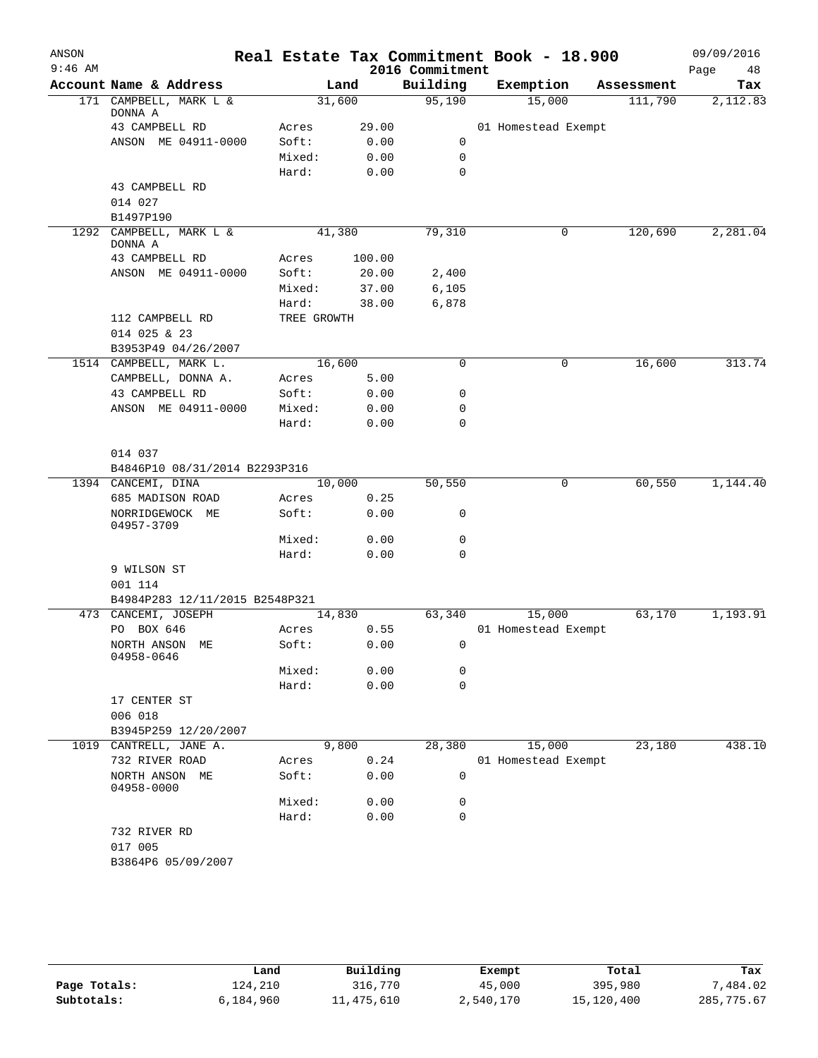# Real Estate Tax Commitment Book - 18.900

ANSON
9:46 AM

2016 Commitment

09/09/2016

| Account | Name & Address | Land | | Building | Exemption | Assessment | Tax |
|---|---|---|---|---|---|---|---|
| 171 | CAMPBELL, MARK L & DONNA A | 31,600 | | 95,190 | 15,000 | 111,790 | 2,112.83 |
| | 43 CAMPBELL RD | Acres | 29.00 | | 01 Homestead Exempt | | |
| | ANSON ME 04911-0000 | Soft: | 0.00 | 0 | | | |
| | | Mixed: | 0.00 | 0 | | | |
| | | Hard: | 0.00 | 0 | | | |
| | 43 CAMPBELL RD | | | | | | |
| | 014 027 | | | | | | |
| | B1497P190 | | | | | | |
| 1292 | CAMPBELL, MARK L & DONNA A | 41,380 | | 79,310 | 0 | 120,690 | 2,281.04 |
| | 43 CAMPBELL RD | Acres | 100.00 | | | | |
| | ANSON ME 04911-0000 | Soft: | 20.00 | 2,400 | | | |
| | | Mixed: | 37.00 | 6,105 | | | |
| | | Hard: | 38.00 | 6,878 | | | |
| | 112 CAMPBELL RD | TREE GROWTH | | | | | |
| | 014 025 & 23 | | | | | | |
| | B3953P49 04/26/2007 | | | | | | |
| 1514 | CAMPBELL, MARK L. | 16,600 | | 0 | 0 | 16,600 | 313.74 |
| | CAMPBELL, DONNA A. | Acres | 5.00 | | | | |
| | 43 CAMPBELL RD | Soft: | 0.00 | 0 | | | |
| | ANSON ME 04911-0000 | Mixed: | 0.00 | 0 | | | |
| | | Hard: | 0.00 | 0 | | | |
| | 014 037 | | | | | | |
| | B4846P10 08/31/2014 B2293P316 | | | | | | |
| 1394 | CANCEMI, DINA | 10,000 | | 50,550 | 0 | 60,550 | 1,144.40 |
| | 685 MADISON ROAD | Acres | 0.25 | | | | |
| | NORRIDGEWOCK ME 04957-3709 | Soft: | 0.00 | 0 | | | |
| | | Mixed: | 0.00 | 0 | | | |
| | | Hard: | 0.00 | 0 | | | |
| | 9 WILSON ST | | | | | | |
| | 001 114 | | | | | | |
| | B4984P283 12/11/2015 B2548P321 | | | | | | |
| 473 | CANCEMI, JOSEPH | 14,830 | | 63,340 | 15,000 | 63,170 | 1,193.91 |
| | PO BOX 646 | Acres | 0.55 | | 01 Homestead Exempt | | |
| | NORTH ANSON ME 04958-0646 | Soft: | 0.00 | 0 | | | |
| | | Mixed: | 0.00 | 0 | | | |
| | | Hard: | 0.00 | 0 | | | |
| | 17 CENTER ST | | | | | | |
| | 006 018 | | | | | | |
| | B3945P259 12/20/2007 | | | | | | |
| 1019 | CANTRELL, JANE A. | 9,800 | | 28,380 | 15,000 | 23,180 | 438.10 |
| | 732 RIVER ROAD | Acres | 0.24 | | 01 Homestead Exempt | | |
| | NORTH ANSON ME 04958-0000 | Soft: | 0.00 | 0 | | | |
| | | Mixed: | 0.00 | 0 | | | |
| | | Hard: | 0.00 | 0 | | | |
| | 732 RIVER RD | | | | | | |
| | 017 005 | | | | | | |
| | B3864P6 05/09/2007 | | | | | | |

| | Land | Building | Exempt | Total | Tax |
|---|---|---|---|---|---|
| Page Totals: | 124,210 | 316,770 | 45,000 | 395,980 | 7,484.02 |
| Subtotals: | 6,184,960 | 11,475,610 | 2,540,170 | 15,120,400 | 285,775.67 |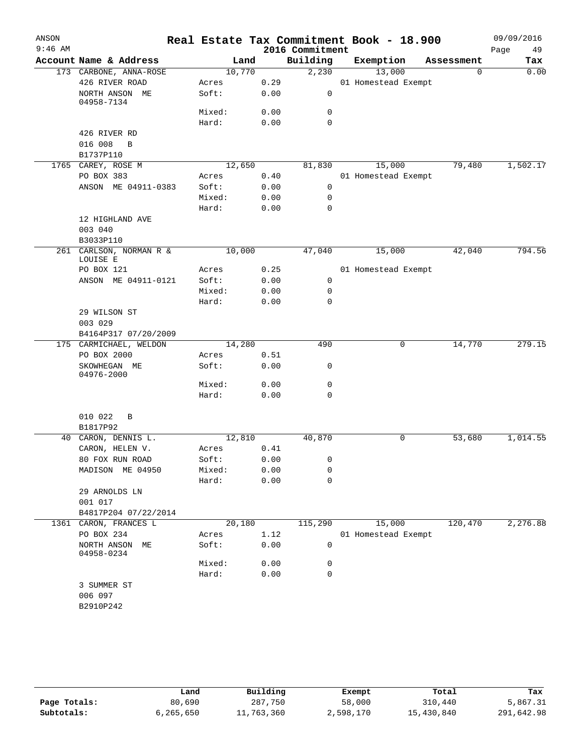# Real Estate Tax Commitment Book - 18.900

ANSON
9:46 AM

2016 Commitment

09/09/2016

| Account | Name & Address | Land | | Building | Exemption | Assessment | Tax |
|---|---|---|---|---|---|---|---|
| 173 | CARBONE, ANNA-ROSE | 10,770 | | 2,230 | 13,000 | 0 | 0.00 |
| | 426 RIVER ROAD | Acres | 0.29 | | 01 Homestead Exempt | | |
| | NORTH ANSON ME 04958-7134 | Soft: | 0.00 | 0 | | | |
| | | Mixed: | 0.00 | 0 | | | |
| | | Hard: | 0.00 | 0 | | | |
| | 426 RIVER RD | | | | | | |
| | 016 008 B | | | | | | |
| | B1737P110 | | | | | | |
| 1765 | CAREY, ROSE M | 12,650 | | 81,830 | 15,000 | 79,480 | 1,502.17 |
| | PO BOX 383 | Acres | 0.40 | | 01 Homestead Exempt | | |
| | ANSON ME 04911-0383 | Soft: | 0.00 | 0 | | | |
| | | Mixed: | 0.00 | 0 | | | |
| | | Hard: | 0.00 | 0 | | | |
| | 12 HIGHLAND AVE | | | | | | |
| | 003 040 | | | | | | |
| | B3033P110 | | | | | | |
| 261 | CARLSON, NORMAN R & LOUISE E | 10,000 | | 47,040 | 15,000 | 42,040 | 794.56 |
| | PO BOX 121 | Acres | 0.25 | | 01 Homestead Exempt | | |
| | ANSON ME 04911-0121 | Soft: | 0.00 | 0 | | | |
| | | Mixed: | 0.00 | 0 | | | |
| | | Hard: | 0.00 | 0 | | | |
| | 29 WILSON ST | | | | | | |
| | 003 029 | | | | | | |
| | B4164P317 07/20/2009 | | | | | | |
| 175 | CARMICHAEL, WELDON | 14,280 | | 490 | 0 | 14,770 | 279.15 |
| | PO BOX 2000 | Acres | 0.51 | | | | |
| | SKOWHEGAN ME 04976-2000 | Soft: | 0.00 | 0 | | | |
| | | Mixed: | 0.00 | 0 | | | |
| | | Hard: | 0.00 | 0 | | | |
| | 010 022 B | | | | | | |
| | B1817P92 | | | | | | |
| 40 | CARON, DENNIS L. | 12,810 | | 40,870 | 0 | 53,680 | 1,014.55 |
| | CARON, HELEN V. | Acres | 0.41 | | | | |
| | 80 FOX RUN ROAD | Soft: | 0.00 | 0 | | | |
| | MADISON ME 04950 | Mixed: | 0.00 | 0 | | | |
| | | Hard: | 0.00 | 0 | | | |
| | 29 ARNOLDS LN | | | | | | |
| | 001 017 | | | | | | |
| | B4817P204 07/22/2014 | | | | | | |
| 1361 | CARON, FRANCES L | 20,180 | | 115,290 | 15,000 | 120,470 | 2,276.88 |
| | PO BOX 234 | Acres | 1.12 | | 01 Homestead Exempt | | |
| | NORTH ANSON ME 04958-0234 | Soft: | 0.00 | 0 | | | |
| | | Mixed: | 0.00 | 0 | | | |
| | | Hard: | 0.00 | 0 | | | |
| | 3 SUMMER ST | | | | | | |
| | 006 097 | | | | | | |
| | B2910P242 | | | | | | |

| | Land | Building | Exempt | Total | Tax |
|---|---|---|---|---|---|
| Page Totals: | 80,690 | 287,750 | 58,000 | 310,440 | 5,867.31 |
| Subtotals: | 6,265,650 | 11,763,360 | 2,598,170 | 15,430,840 | 291,642.98 |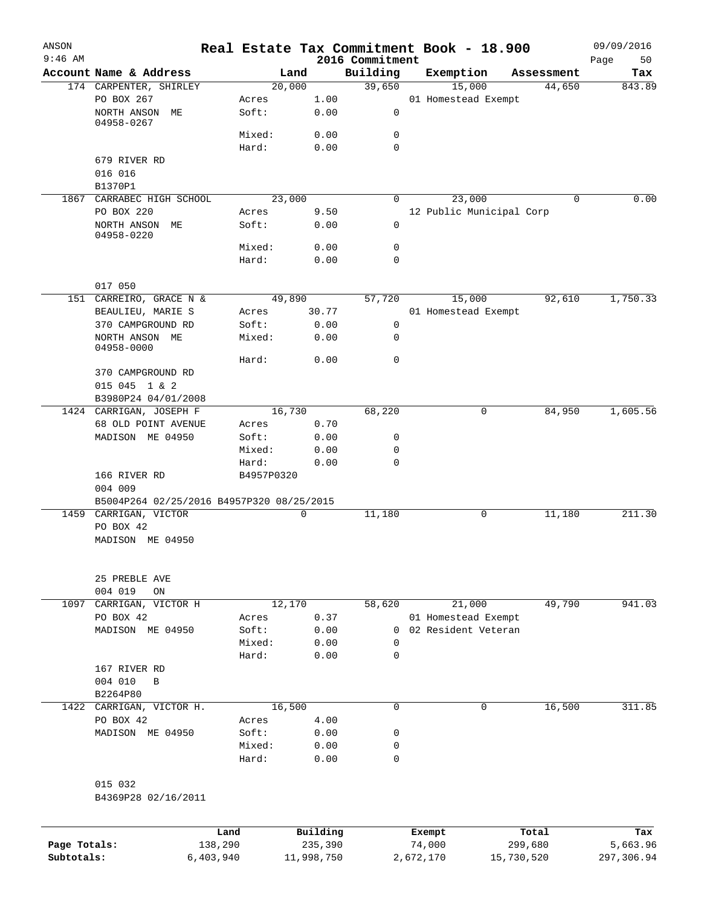# Real Estate Tax Commitment Book - 18.900

ANSON
9:46 AM
2016 Commitment
09/09/2016

| Account | Name & Address | Land | | Building | Exemption | Assessment | Tax |
|---|---|---|---|---|---|---|---|
| 174 | CARPENTER, SHIRLEY | 20,000 | | 39,650 | 15,000 | 44,650 | 843.89 |
| | PO BOX 267 | Acres | 1.00 | | 01 Homestead Exempt | | |
| | NORTH ANSON ME 04958-0267 | Soft: | 0.00 | 0 | | | |
| | | Mixed: | 0.00 | 0 | | | |
| | | Hard: | 0.00 | 0 | | | |
| | 679 RIVER RD | | | | | | |
| | 016 016 | | | | | | |
| | B1370P1 | | | | | | |
| 1867 | CARRABEC HIGH SCHOOL | 23,000 | | 0 | 23,000 | 0 | 0.00 |
| | PO BOX 220 | Acres | 9.50 | | 12 Public Municipal Corp | | |
| | NORTH ANSON ME 04958-0220 | Soft: | 0.00 | 0 | | | |
| | | Mixed: | 0.00 | 0 | | | |
| | | Hard: | 0.00 | 0 | | | |
| | 017 050 | | | | | | |
| 151 | CARREIRO, GRACE N & | 49,890 | | 57,720 | 15,000 | 92,610 | 1,750.33 |
| | BEAULIEU, MARIE S | Acres | 30.77 | | 01 Homestead Exempt | | |
| | 370 CAMPGROUND RD | Soft: | 0.00 | 0 | | | |
| | NORTH ANSON ME 04958-0000 | Mixed: | 0.00 | 0 | | | |
| | | Hard: | 0.00 | 0 | | | |
| | 370 CAMPGROUND RD | | | | | | |
| | 015 045 1 & 2 | | | | | | |
| | B3980P24 04/01/2008 | | | | | | |
| 1424 | CARRIGAN, JOSEPH F | 16,730 | | 68,220 | 0 | 84,950 | 1,605.56 |
| | 68 OLD POINT AVENUE | Acres | 0.70 | | | | |
| | MADISON ME 04950 | Soft: | 0.00 | 0 | | | |
| | | Mixed: | 0.00 | 0 | | | |
| | | Hard: | 0.00 | 0 | | | |
| | 166 RIVER RD | B4957P0320 | | | | | |
| | 004 009 | | | | | | |
| | B5004P264 02/25/2016 B4957P320 08/25/2015 | | | | | | |
| 1459 | CARRIGAN, VICTOR | 0 | | 11,180 | 0 | 11,180 | 211.30 |
| | PO BOX 42 | | | | | | |
| | MADISON ME 04950 | | | | | | |
| | 25 PREBLE AVE | | | | | | |
| | 004 019 ON | | | | | | |
| 1097 | CARRIGAN, VICTOR H | 12,170 | | 58,620 | 21,000 | 49,790 | 941.03 |
| | PO BOX 42 | Acres | 0.37 | | 01 Homestead Exempt | | |
| | MADISON ME 04950 | Soft: | 0.00 | 0 | 02 Resident Veteran | | |
| | | Mixed: | 0.00 | 0 | | | |
| | | Hard: | 0.00 | 0 | | | |
| | 167 RIVER RD | | | | | | |
| | 004 010 B | | | | | | |
| | B2264P80 | | | | | | |
| 1422 | CARRIGAN, VICTOR H. | 16,500 | | 0 | 0 | 16,500 | 311.85 |
| | PO BOX 42 | Acres | 4.00 | | | | |
| | MADISON ME 04950 | Soft: | 0.00 | 0 | | | |
| | | Mixed: | 0.00 | 0 | | | |
| | | Hard: | 0.00 | 0 | | | |
| | 015 032 | | | | | | |
| | B4369P28 02/16/2011 | | | | | | |

| | Land | Building | Exempt | Total | Tax |
|---|---|---|---|---|---|
| Page Totals: | 138,290 | 235,390 | 74,000 | 299,680 | 5,663.96 |
| Subtotals: | 6,403,940 | 11,998,750 | 2,672,170 | 15,730,520 | 297,306.94 |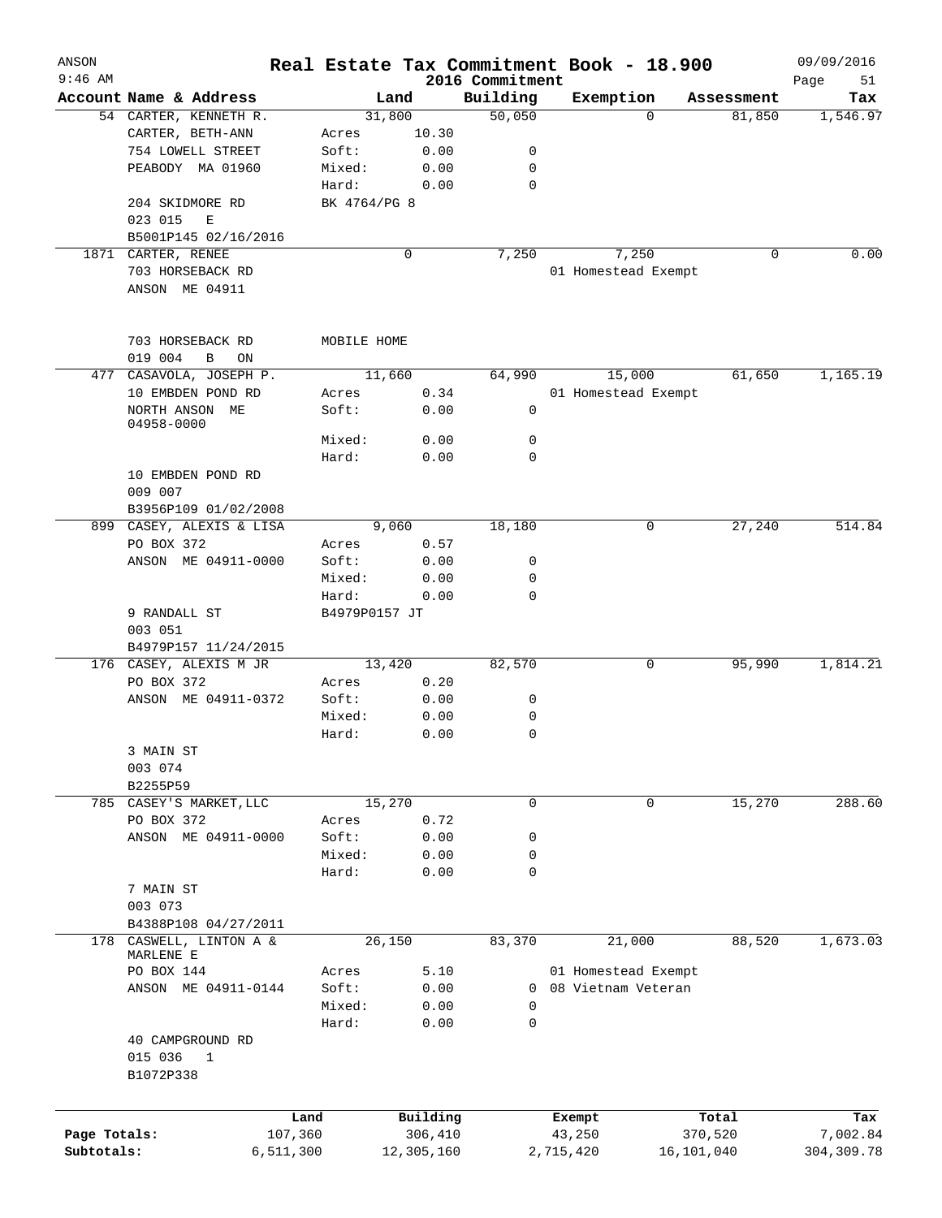# Real Estate Tax Commitment Book - 18.900

ANSON
9:46 AM

2016 Commitment

09/09/2016

| Account | Name & Address | Land | | Building | Exemption | Assessment | Tax |
|---|---|---|---|---|---|---|---|
| 54 | CARTER, KENNETH R. | 31,800 | | 50,050 | 0 | 81,850 | 1,546.97 |
| | CARTER, BETH-ANN | Acres | 10.30 | | | | |
| | 754 LOWELL STREET | Soft: | 0.00 | 0 | | | |
| | PEABODY MA 01960 | Mixed: | 0.00 | 0 | | | |
| | | Hard: | 0.00 | 0 | | | |
| | 204 SKIDMORE RD | BK 4764/PG 8 | | | | | |
| | 023 015 E | | | | | | |
| | B5001P145 02/16/2016 | | | | | | |
| 1871 | CARTER, RENEE | 0 | | 7,250 | 7,250 | 0 | 0.00 |
| | 703 HORSEBACK RD | | | | 01 Homestead Exempt | | |
| | ANSON ME 04911 | | | | | | |
| | 703 HORSEBACK RD | MOBILE HOME | | | | | |
| | 019 004 B ON | | | | | | |
| 477 | CASAVOLA, JOSEPH P. | 11,660 | | 64,990 | 15,000 | 61,650 | 1,165.19 |
| | 10 EMBDEN POND RD | Acres | 0.34 | | 01 Homestead Exempt | | |
| | NORTH ANSON ME 04958-0000 | Soft: | 0.00 | 0 | | | |
| | | Mixed: | 0.00 | 0 | | | |
| | | Hard: | 0.00 | 0 | | | |
| | 10 EMBDEN POND RD | | | | | | |
| | 009 007 | | | | | | |
| | B3956P109 01/02/2008 | | | | | | |
| 899 | CASEY, ALEXIS & LISA | 9,060 | | 18,180 | 0 | 27,240 | 514.84 |
| | PO BOX 372 | Acres | 0.57 | | | | |
| | ANSON ME 04911-0000 | Soft: | 0.00 | 0 | | | |
| | | Mixed: | 0.00 | 0 | | | |
| | | Hard: | 0.00 | 0 | | | |
| | 9 RANDALL ST | B4979P0157 JT | | | | | |
| | 003 051 | | | | | | |
| | B4979P157 11/24/2015 | | | | | | |
| 176 | CASEY, ALEXIS M JR | 13,420 | | 82,570 | 0 | 95,990 | 1,814.21 |
| | PO BOX 372 | Acres | 0.20 | | | | |
| | ANSON ME 04911-0372 | Soft: | 0.00 | 0 | | | |
| | | Mixed: | 0.00 | 0 | | | |
| | | Hard: | 0.00 | 0 | | | |
| | 3 MAIN ST | | | | | | |
| | 003 074 | | | | | | |
| | B2255P59 | | | | | | |
| 785 | CASEY'S MARKET,LLC | 15,270 | | 0 | 0 | 15,270 | 288.60 |
| | PO BOX 372 | Acres | 0.72 | | | | |
| | ANSON ME 04911-0000 | Soft: | 0.00 | 0 | | | |
| | | Mixed: | 0.00 | 0 | | | |
| | | Hard: | 0.00 | 0 | | | |
| | 7 MAIN ST | | | | | | |
| | 003 073 | | | | | | |
| | B4388P108 04/27/2011 | | | | | | |
| 178 | CASWELL, LINTON A & MARLENE E | 26,150 | | 83,370 | 21,000 | 88,520 | 1,673.03 |
| | PO BOX 144 | Acres | 5.10 | | 01 Homestead Exempt | | |
| | ANSON ME 04911-0144 | Soft: | 0.00 | 0 | 08 Vietnam Veteran | | |
| | | Mixed: | 0.00 | 0 | | | |
| | | Hard: | 0.00 | 0 | | | |
| | 40 CAMPGROUND RD | | | | | | |
| | 015 036 1 | | | | | | |
| | B1072P338 | | | | | | |

| | Land | Building | Exempt | Total | Tax |
|---|---|---|---|---|---|
| Page Totals: | 107,360 | 306,410 | 43,250 | 370,520 | 7,002.84 |
| Subtotals: | 6,511,300 | 12,305,160 | 2,715,420 | 16,101,040 | 304,309.78 |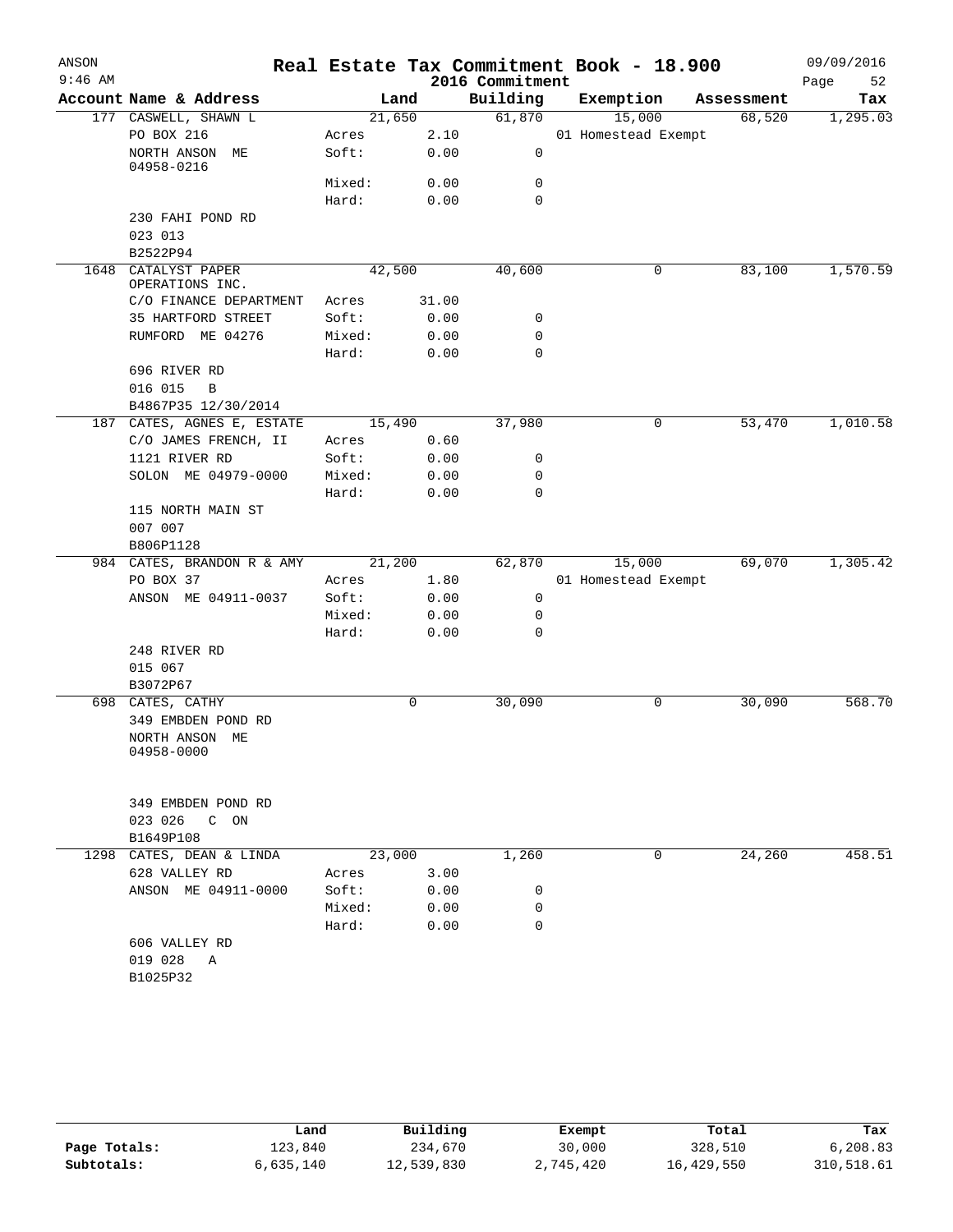ANSON 9:46 AM

# Real Estate Tax Commitment Book - 18.900

## 2016 Commitment

09/09/2016

| Account | Name & Address | | Land | Building | Exemption | Assessment | Tax |
|---|---|---|---|---|---|---|---|
| 177 | CASWELL, SHAWN L | | 21,650 | 61,870 | 15,000 | 68,520 | 1,295.03 |
| | PO BOX 216 | Acres | 2.10 | | 01 Homestead Exempt | | |
| | NORTH ANSON ME 04958-0216 | Soft: | 0.00 | 0 | | | |
| | | Mixed: | 0.00 | 0 | | | |
| | | Hard: | 0.00 | 0 | | | |
| | 230 FAHI POND RD | | | | | | |
| | 023 013 | | | | | | |
| | B2522P94 | | | | | | |
| 1648 | CATALYST PAPER OPERATIONS INC. | | 42,500 | 40,600 | 0 | 83,100 | 1,570.59 |
| | C/O FINANCE DEPARTMENT | Acres | 31.00 | | | | |
| | 35 HARTFORD STREET | Soft: | 0.00 | 0 | | | |
| | RUMFORD ME 04276 | Mixed: | 0.00 | 0 | | | |
| | | Hard: | 0.00 | 0 | | | |
| | 696 RIVER RD | | | | | | |
| | 016 015 B | | | | | | |
| | B4867P35 12/30/2014 | | | | | | |
| 187 | CATES, AGNES E, ESTATE | | 15,490 | 37,980 | 0 | 53,470 | 1,010.58 |
| | C/O JAMES FRENCH, II | Acres | 0.60 | | | | |
| | 1121 RIVER RD | Soft: | 0.00 | 0 | | | |
| | SOLON ME 04979-0000 | Mixed: | 0.00 | 0 | | | |
| | | Hard: | 0.00 | 0 | | | |
| | 115 NORTH MAIN ST | | | | | | |
| | 007 007 | | | | | | |
| | B806P1128 | | | | | | |
| 984 | CATES, BRANDON R & AMY | | 21,200 | 62,870 | 15,000 | 69,070 | 1,305.42 |
| | PO BOX 37 | Acres | 1.80 | | 01 Homestead Exempt | | |
| | ANSON ME 04911-0037 | Soft: | 0.00 | 0 | | | |
| | | Mixed: | 0.00 | 0 | | | |
| | | Hard: | 0.00 | 0 | | | |
| | 248 RIVER RD | | | | | | |
| | 015 067 | | | | | | |
| | B3072P67 | | | | | | |
| 698 | CATES, CATHY | | 0 | 30,090 | 0 | 30,090 | 568.70 |
| | 349 EMBDEN POND RD | | | | | | |
| | NORTH ANSON ME 04958-0000 | | | | | | |
| | 349 EMBDEN POND RD | | | | | | |
| | 023 026 C ON | | | | | | |
| | B1649P108 | | | | | | |
| 1298 | CATES, DEAN & LINDA | | 23,000 | 1,260 | 0 | 24,260 | 458.51 |
| | 628 VALLEY RD | Acres | 3.00 | | | | |
| | ANSON ME 04911-0000 | Soft: | 0.00 | 0 | | | |
| | | Mixed: | 0.00 | 0 | | | |
| | | Hard: | 0.00 | 0 | | | |
| | 606 VALLEY RD | | | | | | |
| | 019 028 A | | | | | | |
| | B1025P32 | | | | | | |

| | Land | Building | Exempt | Total | Tax |
|---|---|---|---|---|---|
| Page Totals: | 123,840 | 234,670 | 30,000 | 328,510 | 6,208.83 |
| Subtotals: | 6,635,140 | 12,539,830 | 2,745,420 | 16,429,550 | 310,518.61 |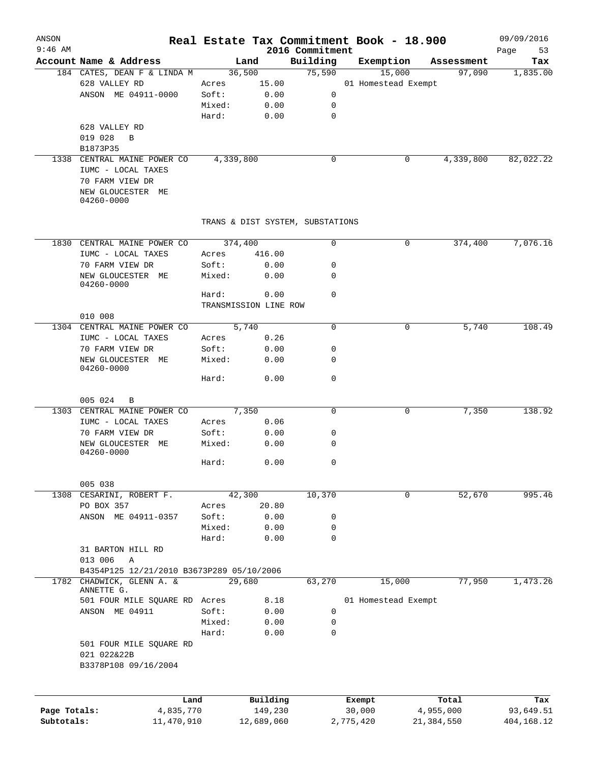# Real Estate Tax Commitment Book - 18.900

ANSON 9:46 AM — 2016 Commitment — 09/09/2016

| Account Name & Address | Land | | Building | Exemption | Assessment | Tax |
|---|---|---|---|---|---|---|
| 184 CATES, DEAN F & LINDA M | 36,500 | | 75,590 | 15,000 | 97,090 | 1,835.00 |
| 628 VALLEY RD | Acres | 15.00 | | 01 Homestead Exempt | | |
| ANSON ME 04911-0000 | Soft: | 0.00 | 0 | | | |
| | Mixed: | 0.00 | 0 | | | |
| | Hard: | 0.00 | 0 | | | |
| 628 VALLEY RD | | | | | | |
| 019 028 B | | | | | | |
| B1873P35 | | | | | | |
| 1338 CENTRAL MAINE POWER CO | 4,339,800 | | 0 | 0 | 4,339,800 | 82,022.22 |
| IUMC - LOCAL TAXES | | | | | | |
| 70 FARM VIEW DR | | | | | | |
| NEW GLOUCESTER ME 04260-0000 | | | | | | |
| | TRANS & DIST SYSTEM, SUBSTATIONS | | | | | |
| 1830 CENTRAL MAINE POWER CO | 374,400 | | 0 | 0 | 374,400 | 7,076.16 |
| IUMC - LOCAL TAXES | Acres | 416.00 | | | | |
| 70 FARM VIEW DR | Soft: | 0.00 | 0 | | | |
| NEW GLOUCESTER ME 04260-0000 | Mixed: | 0.00 | 0 | | | |
| | Hard: | 0.00 | 0 | | | |
| | TRANSMISSION LINE ROW | | | | | |
| 010 008 | | | | | | |
| 1304 CENTRAL MAINE POWER CO | 5,740 | | 0 | 0 | 5,740 | 108.49 |
| IUMC - LOCAL TAXES | Acres | 0.26 | | | | |
| 70 FARM VIEW DR | Soft: | 0.00 | 0 | | | |
| NEW GLOUCESTER ME 04260-0000 | Mixed: | 0.00 | 0 | | | |
| | Hard: | 0.00 | 0 | | | |
| 005 024 B | | | | | | |
| 1303 CENTRAL MAINE POWER CO | 7,350 | | 0 | 0 | 7,350 | 138.92 |
| IUMC - LOCAL TAXES | Acres | 0.06 | | | | |
| 70 FARM VIEW DR | Soft: | 0.00 | 0 | | | |
| NEW GLOUCESTER ME 04260-0000 | Mixed: | 0.00 | 0 | | | |
| | Hard: | 0.00 | 0 | | | |
| 005 038 | | | | | | |
| 1308 CESARINI, ROBERT F. | 42,300 | | 10,370 | 0 | 52,670 | 995.46 |
| PO BOX 357 | Acres | 20.80 | | | | |
| ANSON ME 04911-0357 | Soft: | 0.00 | 0 | | | |
| | Mixed: | 0.00 | 0 | | | |
| | Hard: | 0.00 | 0 | | | |
| 31 BARTON HILL RD | | | | | | |
| 013 006 A | | | | | | |
| B4354P125 12/21/2010 B3673P289 05/10/2006 | | | | | | |
| 1782 CHADWICK, GLENN A. & ANNETTE G. | 29,680 | | 63,270 | 15,000 | 77,950 | 1,473.26 |
| 501 FOUR MILE SQUARE RD | Acres | 8.18 | | 01 Homestead Exempt | | |
| ANSON ME 04911 | Soft: | 0.00 | 0 | | | |
| | Mixed: | 0.00 | 0 | | | |
| | Hard: | 0.00 | 0 | | | |
| 501 FOUR MILE SQUARE RD | | | | | | |
| 021 022&22B | | | | | | |
| B3378P108 09/16/2004 | | | | | | |

| | Land | Building | Exempt | Total | Tax |
|---|---|---|---|---|---|
| Page Totals: | 4,835,770 | 149,230 | 30,000 | 4,955,000 | 93,649.51 |
| Subtotals: | 11,470,910 | 12,689,060 | 2,775,420 | 21,384,550 | 404,168.12 |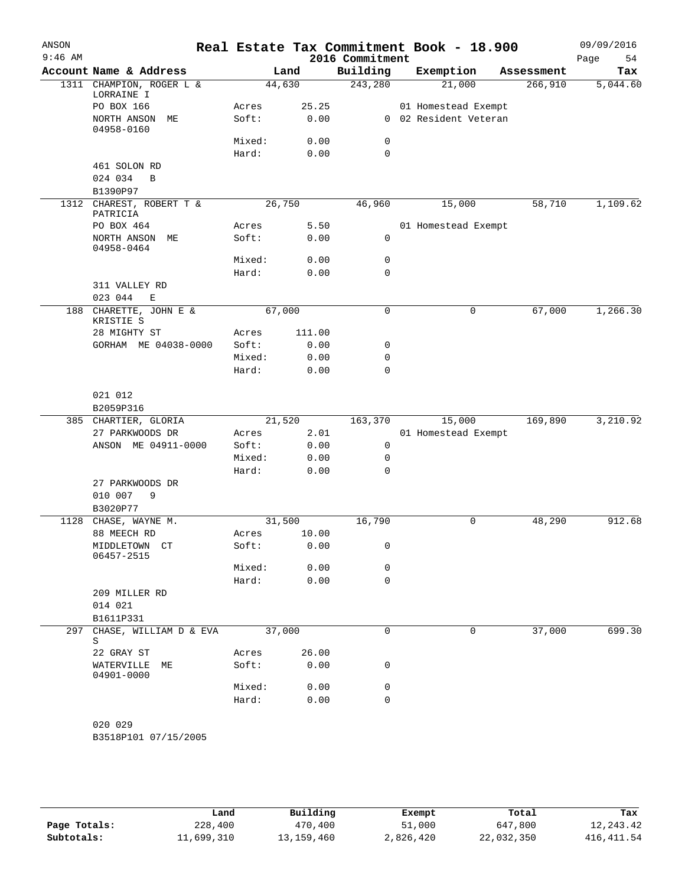ANSON 9:46 AM

# Real Estate Tax Commitment Book - 18.900

2016 Commitment

09/09/2016

| Account | Name & Address | Land | | Building | Exemption | Assessment | Tax |
|---|---|---|---|---|---|---|---|
| 1311 | CHAMPION, ROGER L & LORRAINE I | 44,630 | | 243,280 | 21,000 | 266,910 | 5,044.60 |
| | PO BOX 166 | Acres | 25.25 | | 01 Homestead Exempt | | |
| | NORTH ANSON ME 04958-0160 | Soft: | 0.00 | 0 | 02 Resident Veteran | | |
| | | Mixed: | 0.00 | 0 | | | |
| | | Hard: | 0.00 | 0 | | | |
| | 461 SOLON RD | | | | | | |
| | 024 034 B | | | | | | |
| | B1390P97 | | | | | | |
| 1312 | CHAREST, ROBERT T & PATRICIA | 26,750 | | 46,960 | 15,000 | 58,710 | 1,109.62 |
| | PO BOX 464 | Acres | 5.50 | | 01 Homestead Exempt | | |
| | NORTH ANSON ME 04958-0464 | Soft: | 0.00 | 0 | | | |
| | | Mixed: | 0.00 | 0 | | | |
| | | Hard: | 0.00 | 0 | | | |
| | 311 VALLEY RD | | | | | | |
| | 023 044 E | | | | | | |
| 188 | CHARETTE, JOHN E & KRISTIE S | 67,000 | | 0 | 0 | 67,000 | 1,266.30 |
| | 28 MIGHTY ST | Acres | 111.00 | | | | |
| | GORHAM ME 04038-0000 | Soft: | 0.00 | 0 | | | |
| | | Mixed: | 0.00 | 0 | | | |
| | | Hard: | 0.00 | 0 | | | |
| | 021 012 | | | | | | |
| | B2059P316 | | | | | | |
| 385 | CHARTIER, GLORIA | 21,520 | | 163,370 | 15,000 | 169,890 | 3,210.92 |
| | 27 PARKWOODS DR | Acres | 2.01 | | 01 Homestead Exempt | | |
| | ANSON ME 04911-0000 | Soft: | 0.00 | 0 | | | |
| | | Mixed: | 0.00 | 0 | | | |
| | | Hard: | 0.00 | 0 | | | |
| | 27 PARKWOODS DR | | | | | | |
| | 010 007 9 | | | | | | |
| | B3020P77 | | | | | | |
| 1128 | CHASE, WAYNE M. | 31,500 | | 16,790 | 0 | 48,290 | 912.68 |
| | 88 MEECH RD | Acres | 10.00 | | | | |
| | MIDDLETOWN CT 06457-2515 | Soft: | 0.00 | 0 | | | |
| | | Mixed: | 0.00 | 0 | | | |
| | | Hard: | 0.00 | 0 | | | |
| | 209 MILLER RD | | | | | | |
| | 014 021 | | | | | | |
| | B1611P331 | | | | | | |
| 297 | CHASE, WILLIAM D & EVA S | 37,000 | | 0 | 0 | 37,000 | 699.30 |
| | 22 GRAY ST | Acres | 26.00 | | | | |
| | WATERVILLE ME 04901-0000 | Soft: | 0.00 | 0 | | | |
| | | Mixed: | 0.00 | 0 | | | |
| | | Hard: | 0.00 | 0 | | | |
| | 020 029 | | | | | | |
| | B3518P101 07/15/2005 | | | | | | |

| | Land | Building | Exempt | Total | Tax |
|---|---|---|---|---|---|
| Page Totals: | 228,400 | 470,400 | 51,000 | 647,800 | 12,243.42 |
| Subtotals: | 11,699,310 | 13,159,460 | 2,826,420 | 22,032,350 | 416,411.54 |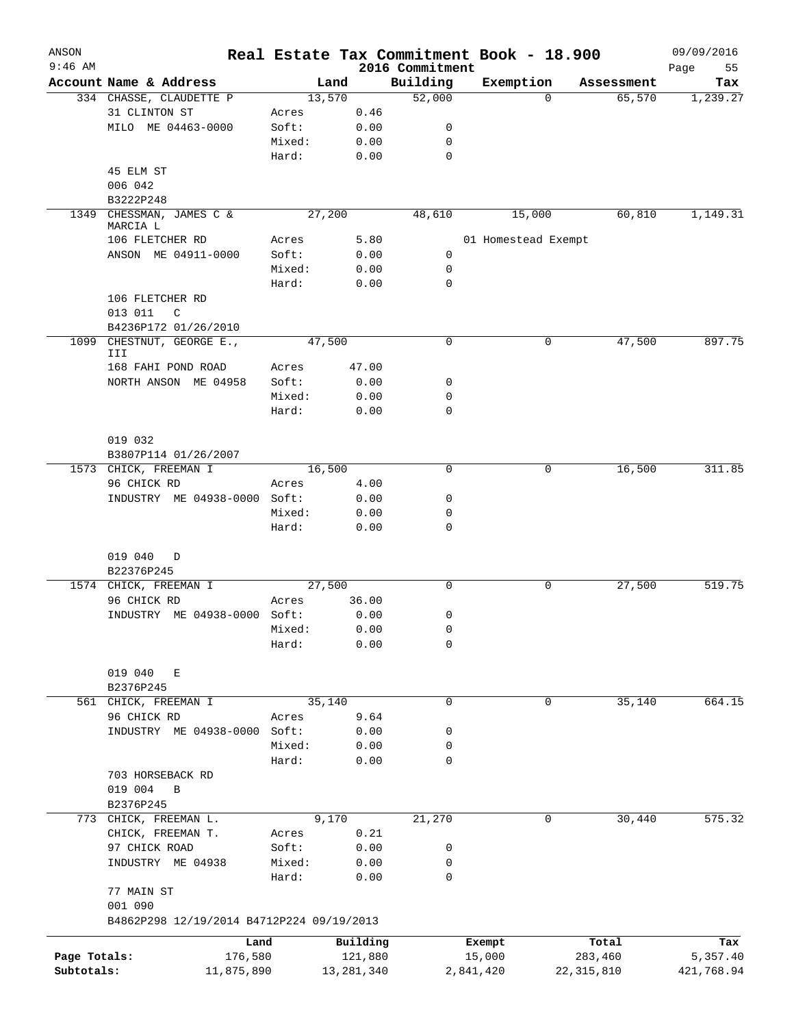# Real Estate Tax Commitment Book - 18.900

## 2016 Commitment

ANSON
9:46 AM
09/09/2016

| Account Name & Address | | Land | Building | Exemption | Assessment | Tax |
|---|---|---|---|---|---|---|
| 334 CHASSE, CLAUDETTE P | | 13,570 | 52,000 | 0 | 65,570 | 1,239.27 |
| 31 CLINTON ST | Acres | 0.46 | | | | |
| MILO ME 04463-0000 | Soft: | 0.00 | 0 | | | |
| | Mixed: | 0.00 | 0 | | | |
| | Hard: | 0.00 | 0 | | | |
| 45 ELM ST | | | | | | |
| 006 042 | | | | | | |
| B3222P248 | | | | | | |
| 1349 CHESSMAN, JAMES C & MARCIA L | | 27,200 | 48,610 | 15,000 | 60,810 | 1,149.31 |
| 106 FLETCHER RD | Acres | 5.80 | | 01 Homestead Exempt | | |
| ANSON ME 04911-0000 | Soft: | 0.00 | 0 | | | |
| | Mixed: | 0.00 | 0 | | | |
| | Hard: | 0.00 | 0 | | | |
| 106 FLETCHER RD | | | | | | |
| 013 011 C | | | | | | |
| B4236P172 01/26/2010 | | | | | | |
| 1099 CHESTNUT, GEORGE E., III | | 47,500 | 0 | 0 | 47,500 | 897.75 |
| 168 FAHI POND ROAD | Acres | 47.00 | | | | |
| NORTH ANSON ME 04958 | Soft: | 0.00 | 0 | | | |
| | Mixed: | 0.00 | 0 | | | |
| | Hard: | 0.00 | 0 | | | |
| 019 032 | | | | | | |
| B3807P114 01/26/2007 | | | | | | |
| 1573 CHICK, FREEMAN I | | 16,500 | 0 | 0 | 16,500 | 311.85 |
| 96 CHICK RD | Acres | 4.00 | | | | |
| INDUSTRY ME 04938-0000 | Soft: | 0.00 | 0 | | | |
| | Mixed: | 0.00 | 0 | | | |
| | Hard: | 0.00 | 0 | | | |
| 019 040 D | | | | | | |
| B22376P245 | | | | | | |
| 1574 CHICK, FREEMAN I | | 27,500 | 0 | 0 | 27,500 | 519.75 |
| 96 CHICK RD | Acres | 36.00 | | | | |
| INDUSTRY ME 04938-0000 | Soft: | 0.00 | 0 | | | |
| | Mixed: | 0.00 | 0 | | | |
| | Hard: | 0.00 | 0 | | | |
| 019 040 E | | | | | | |
| B2376P245 | | | | | | |
| 561 CHICK, FREEMAN I | | 35,140 | 0 | 0 | 35,140 | 664.15 |
| 96 CHICK RD | Acres | 9.64 | | | | |
| INDUSTRY ME 04938-0000 | Soft: | 0.00 | 0 | | | |
| | Mixed: | 0.00 | 0 | | | |
| | Hard: | 0.00 | 0 | | | |
| 703 HORSEBACK RD | | | | | | |
| 019 004 B | | | | | | |
| B2376P245 | | | | | | |
| 773 CHICK, FREEMAN L. | | 9,170 | 21,270 | 0 | 30,440 | 575.32 |
| CHICK, FREEMAN T. | Acres | 0.21 | | | | |
| 97 CHICK ROAD | Soft: | 0.00 | 0 | | | |
| INDUSTRY ME 04938 | Mixed: | 0.00 | 0 | | | |
| | Hard: | 0.00 | 0 | | | |
| 77 MAIN ST | | | | | | |
| 001 090 | | | | | | |
| B4862P298 12/19/2014 B4712P224 09/19/2013 | | | | | | |

| | Land | Building | Exempt | Total | Tax |
|---|---|---|---|---|---|
| Page Totals: | 176,580 | 121,880 | 15,000 | 283,460 | 5,357.40 |
| Subtotals: | 11,875,890 | 13,281,340 | 2,841,420 | 22,315,810 | 421,768.94 |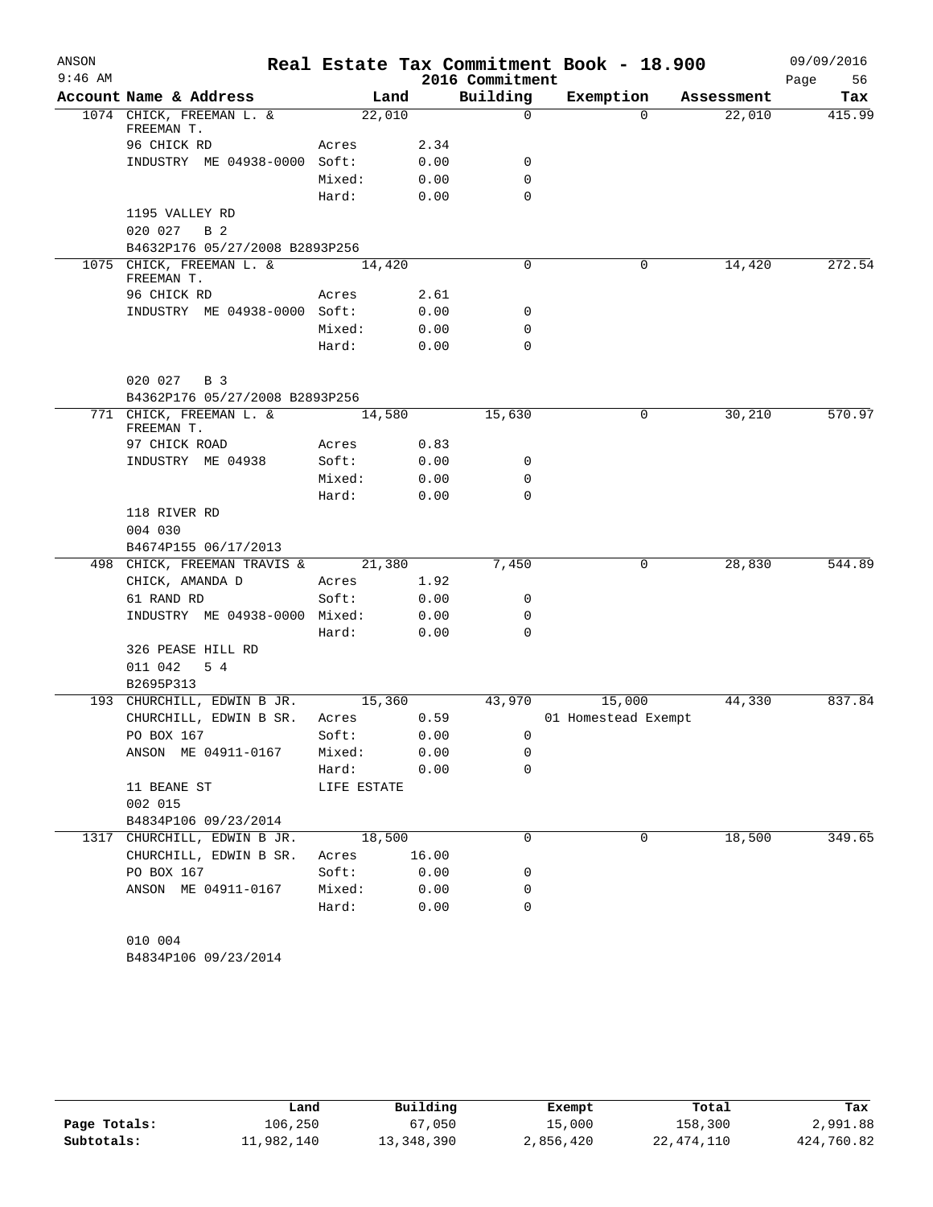# Real Estate Tax Commitment Book - 18.900

ANSON 09/09/2016
9:46 AM 2016 Commitment

| Account | Name & Address | Land | | Building | Exemption | Assessment | Tax |
|---|---|---|---|---|---|---|---|
| 1074 | CHICK, FREEMAN L. & FREEMAN T. | 22,010 | | 0 | 0 | 22,010 | 415.99 |
| | 96 CHICK RD | Acres | 2.34 | | | | |
| | INDUSTRY ME 04938-0000 | Soft: | 0.00 | 0 | | | |
| | | Mixed: | 0.00 | 0 | | | |
| | | Hard: | 0.00 | 0 | | | |
| | 1195 VALLEY RD | | | | | | |
| | 020 027 B 2 | | | | | | |
| | B4632P176 05/27/2008 B2893P256 | | | | | | |
| 1075 | CHICK, FREEMAN L. & FREEMAN T. | 14,420 | | 0 | 0 | 14,420 | 272.54 |
| | 96 CHICK RD | Acres | 2.61 | | | | |
| | INDUSTRY ME 04938-0000 | Soft: | 0.00 | 0 | | | |
| | | Mixed: | 0.00 | 0 | | | |
| | | Hard: | 0.00 | 0 | | | |
| | 020 027 B 3 | | | | | | |
| | B4362P176 05/27/2008 B2893P256 | | | | | | |
| 771 | CHICK, FREEMAN L. & FREEMAN T. | 14,580 | | 15,630 | 0 | 30,210 | 570.97 |
| | 97 CHICK ROAD | Acres | 0.83 | | | | |
| | INDUSTRY ME 04938 | Soft: | 0.00 | 0 | | | |
| | | Mixed: | 0.00 | 0 | | | |
| | | Hard: | 0.00 | 0 | | | |
| | 118 RIVER RD | | | | | | |
| | 004 030 | | | | | | |
| | B4674P155 06/17/2013 | | | | | | |
| 498 | CHICK, FREEMAN TRAVIS & | 21,380 | | 7,450 | 0 | 28,830 | 544.89 |
| | CHICK, AMANDA D | Acres | 1.92 | | | | |
| | 61 RAND RD | Soft: | 0.00 | 0 | | | |
| | INDUSTRY ME 04938-0000 | Mixed: | 0.00 | 0 | | | |
| | | Hard: | 0.00 | 0 | | | |
| | 326 PEASE HILL RD | | | | | | |
| | 011 042 5 4 | | | | | | |
| | B2695P313 | | | | | | |
| 193 | CHURCHILL, EDWIN B JR. | 15,360 | | 43,970 | 15,000 | 44,330 | 837.84 |
| | CHURCHILL, EDWIN B SR. | Acres | 0.59 | | 01 Homestead Exempt | | |
| | PO BOX 167 | Soft: | 0.00 | 0 | | | |
| | ANSON ME 04911-0167 | Mixed: | 0.00 | 0 | | | |
| | | Hard: | 0.00 | 0 | | | |
| | 11 BEANE ST | LIFE ESTATE | | | | | |
| | 002 015 | | | | | | |
| | B4834P106 09/23/2014 | | | | | | |
| 1317 | CHURCHILL, EDWIN B JR. | 18,500 | | 0 | 0 | 18,500 | 349.65 |
| | CHURCHILL, EDWIN B SR. | Acres | 16.00 | | | | |
| | PO BOX 167 | Soft: | 0.00 | 0 | | | |
| | ANSON ME 04911-0167 | Mixed: | 0.00 | 0 | | | |
| | | Hard: | 0.00 | 0 | | | |
| | 010 004 | | | | | | |
| | B4834P106 09/23/2014 | | | | | | |

| | Land | Building | Exempt | Total | Tax |
|---|---|---|---|---|---|
| Page Totals: | 106,250 | 67,050 | 15,000 | 158,300 | 2,991.88 |
| Subtotals: | 11,982,140 | 13,348,390 | 2,856,420 | 22,474,110 | 424,760.82 |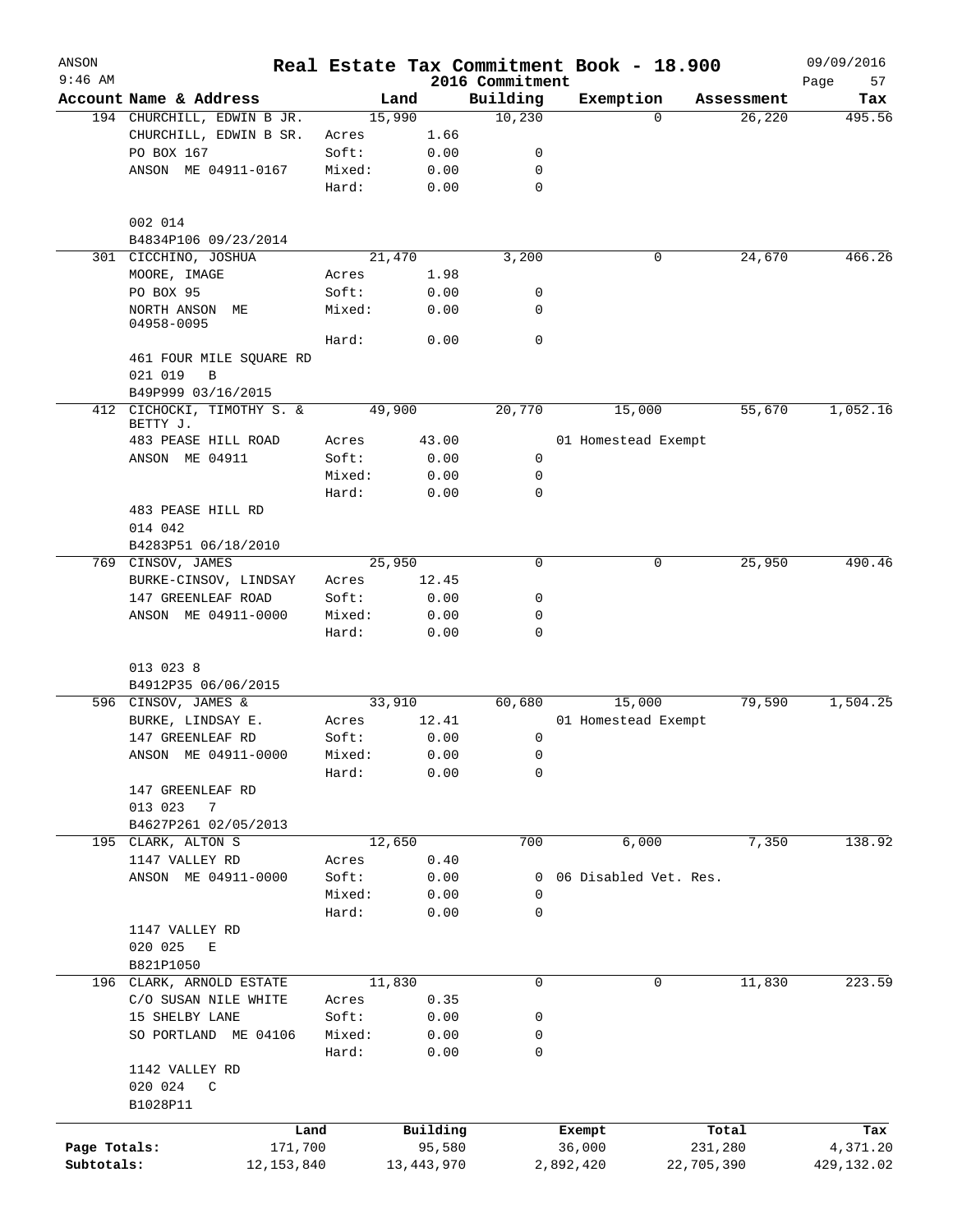# Real Estate Tax Commitment Book - 18.900

ANSON
9:46 AM

2016 Commitment

09/09/2016

| Account Name & Address | Land | | Building | Exemption | Assessment | Tax |
|---|---|---|---|---|---|---|
| 194 CHURCHILL, EDWIN B JR. | 15,990 | | 10,230 | 0 | 26,220 | 495.56 |
| CHURCHILL, EDWIN B SR. | Acres | 1.66 | | | | |
| PO BOX 167 | Soft: | 0.00 | 0 | | | |
| ANSON ME 04911-0167 | Mixed: | 0.00 | 0 | | | |
| | Hard: | 0.00 | 0 | | | |
| 002 014 | | | | | | |
| B4834P106 09/23/2014 | | | | | | |
| 301 CICCHINO, JOSHUA | 21,470 | | 3,200 | 0 | 24,670 | 466.26 |
| MOORE, IMAGE | Acres | 1.98 | | | | |
| PO BOX 95 | Soft: | 0.00 | 0 | | | |
| NORTH ANSON ME 04958-0095 | Mixed: | 0.00 | 0 | | | |
| | Hard: | 0.00 | 0 | | | |
| 461 FOUR MILE SQUARE RD | | | | | | |
| 021 019 B | | | | | | |
| B49P999 03/16/2015 | | | | | | |
| 412 CICHOCKI, TIMOTHY S. & BETTY J. | 49,900 | | 20,770 | 15,000 | 55,670 | 1,052.16 |
| 483 PEASE HILL ROAD | Acres | 43.00 | | 01 Homestead Exempt | | |
| ANSON ME 04911 | Soft: | 0.00 | 0 | | | |
| | Mixed: | 0.00 | 0 | | | |
| | Hard: | 0.00 | 0 | | | |
| 483 PEASE HILL RD | | | | | | |
| 014 042 | | | | | | |
| B4283P51 06/18/2010 | | | | | | |
| 769 CINSOV, JAMES | 25,950 | | 0 | 0 | 25,950 | 490.46 |
| BURKE-CINSOV, LINDSAY | Acres | 12.45 | | | | |
| 147 GREENLEAF ROAD | Soft: | 0.00 | 0 | | | |
| ANSON ME 04911-0000 | Mixed: | 0.00 | 0 | | | |
| | Hard: | 0.00 | 0 | | | |
| 013 023 8 | | | | | | |
| B4912P35 06/06/2015 | | | | | | |
| 596 CINSOV, JAMES & | 33,910 | | 60,680 | 15,000 | 79,590 | 1,504.25 |
| BURKE, LINDSAY E. | Acres | 12.41 | | 01 Homestead Exempt | | |
| 147 GREENLEAF RD | Soft: | 0.00 | 0 | | | |
| ANSON ME 04911-0000 | Mixed: | 0.00 | 0 | | | |
| | Hard: | 0.00 | 0 | | | |
| 147 GREENLEAF RD | | | | | | |
| 013 023 7 | | | | | | |
| B4627P261 02/05/2013 | | | | | | |
| 195 CLARK, ALTON S | 12,650 | | 700 | 6,000 | 7,350 | 138.92 |
| 1147 VALLEY RD | Acres | 0.40 | | | | |
| ANSON ME 04911-0000 | Soft: | 0.00 | 0 | 06 Disabled Vet. Res. | | |
| | Mixed: | 0.00 | 0 | | | |
| | Hard: | 0.00 | 0 | | | |
| 1147 VALLEY RD | | | | | | |
| 020 025 E | | | | | | |
| B821P1050 | | | | | | |
| 196 CLARK, ARNOLD ESTATE | 11,830 | | 0 | 0 | 11,830 | 223.59 |
| C/O SUSAN NILE WHITE | Acres | 0.35 | | | | |
| 15 SHELBY LANE | Soft: | 0.00 | 0 | | | |
| SO PORTLAND ME 04106 | Mixed: | 0.00 | 0 | | | |
| | Hard: | 0.00 | 0 | | | |
| 1142 VALLEY RD | | | | | | |
| 020 024 C | | | | | | |
| B1028P11 | | | | | | |

| | Land | Building | Exempt | Total | Tax |
|---|---|---|---|---|---|
| Page Totals: | 171,700 | 95,580 | 36,000 | 231,280 | 4,371.20 |
| Subtotals: | 12,153,840 | 13,443,970 | 2,892,420 | 22,705,390 | 429,132.02 |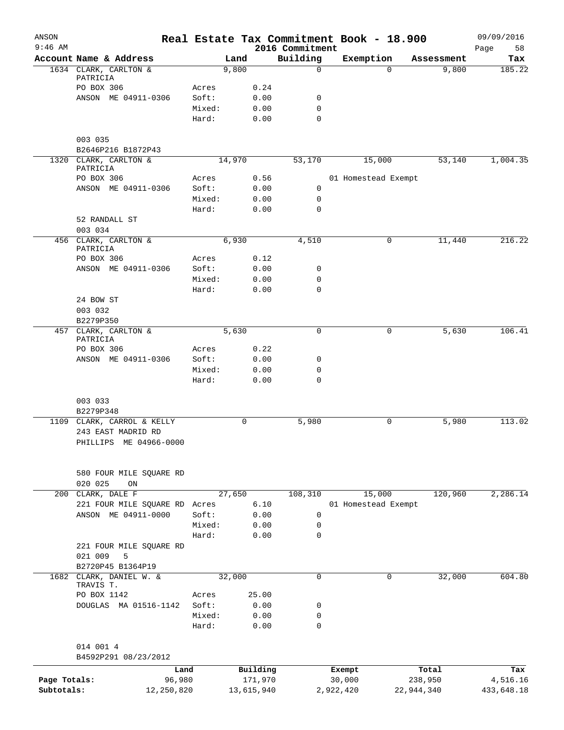# Real Estate Tax Commitment Book - 18.900

ANSON 9:46 AM — 2016 Commitment — 09/09/2016

| Account | Name & Address | Land | Building | Exemption | Assessment | Tax |
|---|---|---|---|---|---|---|
| 1634 | CLARK, CARLTON & PATRICIA<br>PO BOX 306<br>ANSON ME 04911-0306<br>003 035<br>B2646P216 B1872P43 | 9,800<br>Acres 0.24<br>Soft: 0.00<br>Mixed: 0.00<br>Hard: 0.00 | 0<br>0<br>0<br>0 | 0 | 9,800 | 185.22 |
| 1320 | CLARK, CARLTON & PATRICIA<br>PO BOX 306<br>ANSON ME 04911-0306<br>52 RANDALL ST<br>003 034 | 14,970<br>Acres 0.56<br>Soft: 0.00<br>Mixed: 0.00<br>Hard: 0.00 | 53,170<br>0<br>0<br>0 | 15,000<br>01 Homestead Exempt | 53,140 | 1,004.35 |
| 456 | CLARK, CARLTON & PATRICIA<br>PO BOX 306<br>ANSON ME 04911-0306<br>24 BOW ST<br>003 032<br>B2279P350 | 6,930<br>Acres 0.12<br>Soft: 0.00<br>Mixed: 0.00<br>Hard: 0.00 | 4,510<br>0<br>0<br>0 | 0 | 11,440 | 216.22 |
| 457 | CLARK, CARLTON & PATRICIA<br>PO BOX 306<br>ANSON ME 04911-0306<br>003 033<br>B2279P348 | 5,630<br>Acres 0.22<br>Soft: 0.00<br>Mixed: 0.00<br>Hard: 0.00 | 0<br>0<br>0<br>0 | 0 | 5,630 | 106.41 |
| 1109 | CLARK, CARROL & KELLY<br>243 EAST MADRID RD<br>PHILLIPS ME 04966-0000<br>580 FOUR MILE SQUARE RD<br>020 025 ON | 0 | 5,980 | 0 | 5,980 | 113.02 |
| 200 | CLARK, DALE F<br>221 FOUR MILE SQUARE RD<br>ANSON ME 04911-0000<br>221 FOUR MILE SQUARE RD<br>021 009 5<br>B2720P45 B1364P19 | 27,650<br>Acres 6.10<br>Soft: 0.00<br>Mixed: 0.00<br>Hard: 0.00 | 108,310<br>0<br>0<br>0 | 15,000<br>01 Homestead Exempt | 120,960 | 2,286.14 |
| 1682 | CLARK, DANIEL W. & TRAVIS T.<br>PO BOX 1142<br>DOUGLAS MA 01516-1142<br>014 001 4<br>B4592P291 08/23/2012 | 32,000<br>Acres 25.00<br>Soft: 0.00<br>Mixed: 0.00<br>Hard: 0.00 | 0<br>0<br>0<br>0 | 0 | 32,000 | 604.80 |

| | Land | Building | Exempt | Total | Tax |
|---|---|---|---|---|---|
| Page Totals: | 96,980 | 171,970 | 30,000 | 238,950 | 4,516.16 |
| Subtotals: | 12,250,820 | 13,615,940 | 2,922,420 | 22,944,340 | 433,648.18 |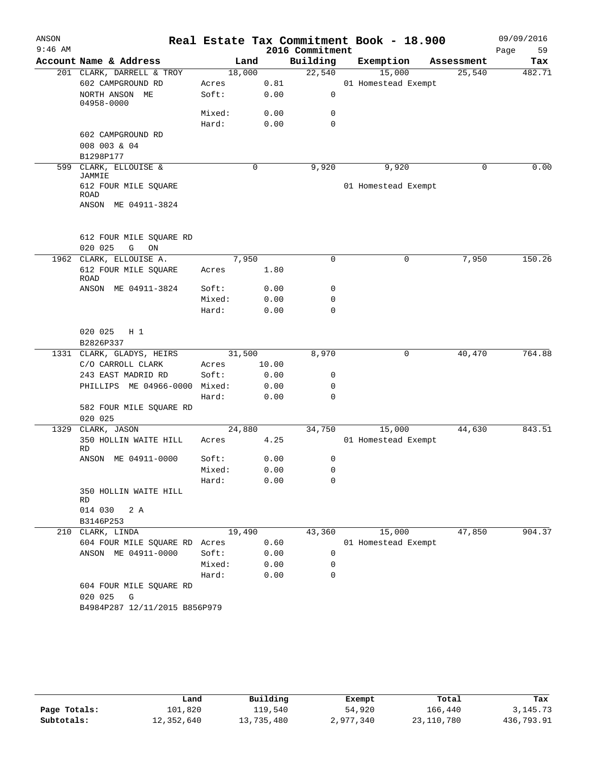# Real Estate Tax Commitment Book - 18.900

ANSON 9:46 AM — 2016 Commitment — 09/09/2016

| Account | Name & Address | Land | | Building | Exemption | Assessment | Tax |
|---|---|---|---|---|---|---|---|
| 201 | CLARK, DARRELL & TROY | 18,000 | | 22,540 | 15,000 | 25,540 | 482.71 |
| | 602 CAMPGROUND RD | Acres | 0.81 | | 01 Homestead Exempt | | |
| | NORTH ANSON ME 04958-0000 | Soft: | 0.00 | 0 | | | |
| | | Mixed: | 0.00 | 0 | | | |
| | | Hard: | 0.00 | 0 | | | |
| | 602 CAMPGROUND RD | | | | | | |
| | 008 003 & 04 | | | | | | |
| | B1298P177 | | | | | | |
| 599 | CLARK, ELLOUISE & JAMMIE | 0 | | 9,920 | 9,920 | 0 | 0.00 |
| | 612 FOUR MILE SQUARE ROAD | | | | 01 Homestead Exempt | | |
| | ANSON ME 04911-3824 | | | | | | |
| | 612 FOUR MILE SQUARE RD | | | | | | |
| | 020 025 G ON | | | | | | |
| 1962 | CLARK, ELLOUISE A. | 7,950 | | 0 | 0 | 7,950 | 150.26 |
| | 612 FOUR MILE SQUARE ROAD | Acres | 1.80 | | | | |
| | ANSON ME 04911-3824 | Soft: | 0.00 | 0 | | | |
| | | Mixed: | 0.00 | 0 | | | |
| | | Hard: | 0.00 | 0 | | | |
| | 020 025 H 1 | | | | | | |
| | B2826P337 | | | | | | |
| 1331 | CLARK, GLADYS, HEIRS | 31,500 | | 8,970 | 0 | 40,470 | 764.88 |
| | C/O CARROLL CLARK | Acres | 10.00 | | | | |
| | 243 EAST MADRID RD | Soft: | 0.00 | 0 | | | |
| | PHILLIPS ME 04966-0000 | Mixed: | 0.00 | 0 | | | |
| | | Hard: | 0.00 | 0 | | | |
| | 582 FOUR MILE SQUARE RD | | | | | | |
| | 020 025 | | | | | | |
| 1329 | CLARK, JASON | 24,880 | | 34,750 | 15,000 | 44,630 | 843.51 |
| | 350 HOLLIN WAITE HILL RD | Acres | 4.25 | | 01 Homestead Exempt | | |
| | ANSON ME 04911-0000 | Soft: | 0.00 | 0 | | | |
| | | Mixed: | 0.00 | 0 | | | |
| | | Hard: | 0.00 | 0 | | | |
| | 350 HOLLIN WAITE HILL RD | | | | | | |
| | 014 030 2 A | | | | | | |
| | B3146P253 | | | | | | |
| 210 | CLARK, LINDA | 19,490 | | 43,360 | 15,000 | 47,850 | 904.37 |
| | 604 FOUR MILE SQUARE RD | Acres | 0.60 | | 01 Homestead Exempt | | |
| | ANSON ME 04911-0000 | Soft: | 0.00 | 0 | | | |
| | | Mixed: | 0.00 | 0 | | | |
| | | Hard: | 0.00 | 0 | | | |
| | 604 FOUR MILE SQUARE RD | | | | | | |
| | 020 025 G | | | | | | |
| | B4984P287 12/11/2015 B856P979 | | | | | | |

| | Land | Building | Exempt | Total | Tax |
|---|---|---|---|---|---|
| Page Totals: | 101,820 | 119,540 | 54,920 | 166,440 | 3,145.73 |
| Subtotals: | 12,352,640 | 13,735,480 | 2,977,340 | 23,110,780 | 436,793.91 |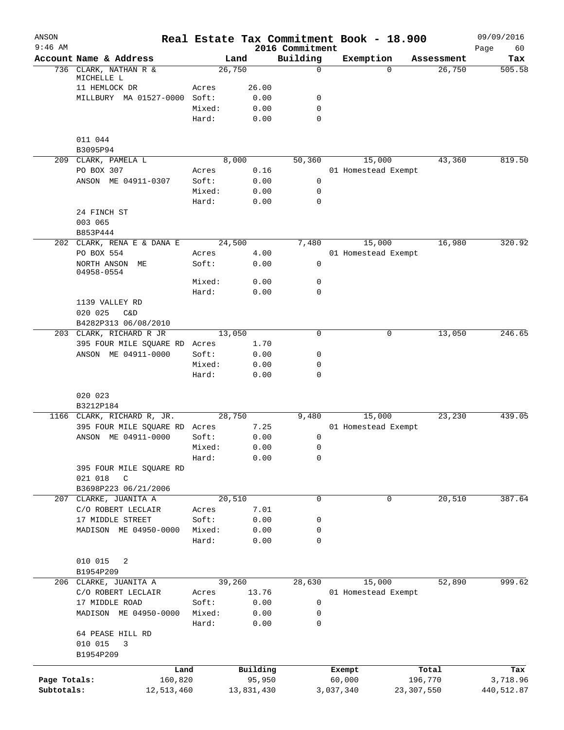# Real Estate Tax Commitment Book - 18.900

ANSON
9:46 AM

2016 Commitment

09/09/2016

| Account | Name & Address | | Land | Building | Exemption | Assessment | Tax |
|---|---|---|---|---|---|---|---|
| 736 | CLARK, NATHAN R & MICHELLE L | | 26,750 | 0 | 0 | 26,750 | 505.58 |
| | 11 HEMLOCK DR | Acres | 26.00 | | | | |
| | MILLBURY MA 01527-0000 | Soft: | 0.00 | 0 | | | |
| | | Mixed: | 0.00 | 0 | | | |
| | | Hard: | 0.00 | 0 | | | |
| | 011 044 | | | | | | |
| | B3095P94 | | | | | | |
| 209 | CLARK, PAMELA L | | 8,000 | 50,360 | 15,000 | 43,360 | 819.50 |
| | PO BOX 307 | Acres | 0.16 | | 01 Homestead Exempt | | |
| | ANSON ME 04911-0307 | Soft: | 0.00 | 0 | | | |
| | | Mixed: | 0.00 | 0 | | | |
| | | Hard: | 0.00 | 0 | | | |
| | 24 FINCH ST | | | | | | |
| | 003 065 | | | | | | |
| | B853P444 | | | | | | |
| 202 | CLARK, RENA E & DANA E | | 24,500 | 7,480 | 15,000 | 16,980 | 320.92 |
| | PO BOX 554 | Acres | 4.00 | | 01 Homestead Exempt | | |
| | NORTH ANSON ME 04958-0554 | Soft: | 0.00 | 0 | | | |
| | | Mixed: | 0.00 | 0 | | | |
| | | Hard: | 0.00 | 0 | | | |
| | 1139 VALLEY RD | | | | | | |
| | 020 025 C&D | | | | | | |
| | B4282P313 06/08/2010 | | | | | | |
| 203 | CLARK, RICHARD R JR | | 13,050 | 0 | 0 | 13,050 | 246.65 |
| | 395 FOUR MILE SQUARE RD | Acres | 1.70 | | | | |
| | ANSON ME 04911-0000 | Soft: | 0.00 | 0 | | | |
| | | Mixed: | 0.00 | 0 | | | |
| | | Hard: | 0.00 | 0 | | | |
| | 020 023 | | | | | | |
| | B3212P184 | | | | | | |
| 1166 | CLARK, RICHARD R, JR. | | 28,750 | 9,480 | 15,000 | 23,230 | 439.05 |
| | 395 FOUR MILE SQUARE RD | Acres | 7.25 | | 01 Homestead Exempt | | |
| | ANSON ME 04911-0000 | Soft: | 0.00 | 0 | | | |
| | | Mixed: | 0.00 | 0 | | | |
| | | Hard: | 0.00 | 0 | | | |
| | 395 FOUR MILE SQUARE RD | | | | | | |
| | 021 018 C | | | | | | |
| | B3698P223 06/21/2006 | | | | | | |
| 207 | CLARKE, JUANITA A | | 20,510 | 0 | 0 | 20,510 | 387.64 |
| | C/O ROBERT LECLAIR | Acres | 7.01 | | | | |
| | 17 MIDDLE STREET | Soft: | 0.00 | 0 | | | |
| | MADISON ME 04950-0000 | Mixed: | 0.00 | 0 | | | |
| | | Hard: | 0.00 | 0 | | | |
| | 010 015 2 | | | | | | |
| | B1954P209 | | | | | | |
| 206 | CLARKE, JUANITA A | | 39,260 | 28,630 | 15,000 | 52,890 | 999.62 |
| | C/O ROBERT LECLAIR | Acres | 13.76 | | 01 Homestead Exempt | | |
| | 17 MIDDLE ROAD | Soft: | 0.00 | 0 | | | |
| | MADISON ME 04950-0000 | Mixed: | 0.00 | 0 | | | |
| | | Hard: | 0.00 | 0 | | | |
| | 64 PEASE HILL RD | | | | | | |
| | 010 015 3 | | | | | | |
| | B1954P209 | | | | | | |

| | Land | Building | Exempt | Total | Tax |
|---|---|---|---|---|---|
| Page Totals: | 160,820 | 95,950 | 60,000 | 196,770 | 3,718.96 |
| Subtotals: | 12,513,460 | 13,831,430 | 3,037,340 | 23,307,550 | 440,512.87 |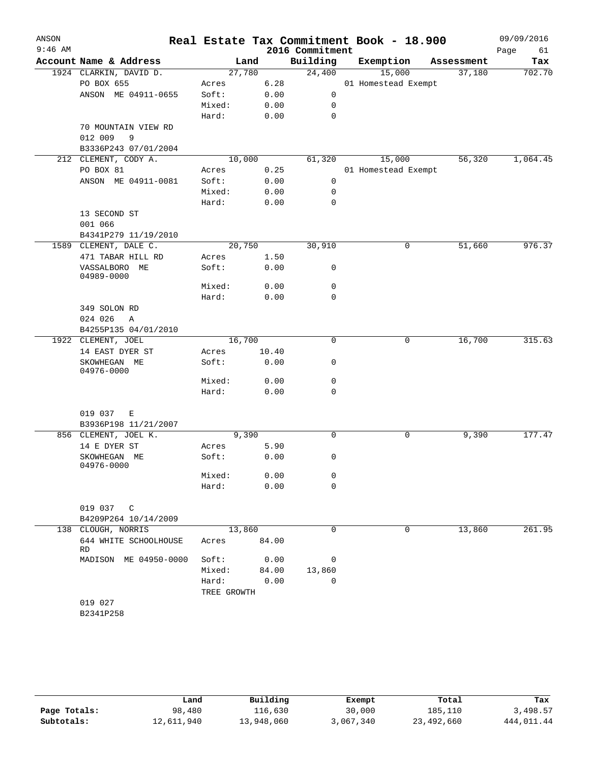# Real Estate Tax Commitment Book - 18.900

ANSON
9:46 AM

2016 Commitment

09/09/2016

| Account | Name & Address | Land | | Building | Exemption | Assessment | Tax |
|---|---|---|---|---|---|---|---|
| 1924 | CLARKIN, DAVID D. | 27,780 | | 24,400 | 15,000 | 37,180 | 702.70 |
| | PO BOX 655 | Acres | 6.28 | | 01 Homestead Exempt | | |
| | ANSON ME 04911-0655 | Soft: | 0.00 | 0 | | | |
| | | Mixed: | 0.00 | 0 | | | |
| | | Hard: | 0.00 | 0 | | | |
| | 70 MOUNTAIN VIEW RD | | | | | | |
| | 012 009 9 | | | | | | |
| | B3336P243 07/01/2004 | | | | | | |
| 212 | CLEMENT, CODY A. | 10,000 | | 61,320 | 15,000 | 56,320 | 1,064.45 |
| | PO BOX 81 | Acres | 0.25 | | 01 Homestead Exempt | | |
| | ANSON ME 04911-0081 | Soft: | 0.00 | 0 | | | |
| | | Mixed: | 0.00 | 0 | | | |
| | | Hard: | 0.00 | 0 | | | |
| | 13 SECOND ST | | | | | | |
| | 001 066 | | | | | | |
| | B4341P279 11/19/2010 | | | | | | |
| 1589 | CLEMENT, DALE C. | 20,750 | | 30,910 | 0 | 51,660 | 976.37 |
| | 471 TABAR HILL RD | Acres | 1.50 | | | | |
| | VASSALBORO ME 04989-0000 | Soft: | 0.00 | 0 | | | |
| | | Mixed: | 0.00 | 0 | | | |
| | | Hard: | 0.00 | 0 | | | |
| | 349 SOLON RD | | | | | | |
| | 024 026 A | | | | | | |
| | B4255P135 04/01/2010 | | | | | | |
| 1922 | CLEMENT, JOEL | 16,700 | | 0 | 0 | 16,700 | 315.63 |
| | 14 EAST DYER ST | Acres | 10.40 | | | | |
| | SKOWHEGAN ME 04976-0000 | Soft: | 0.00 | 0 | | | |
| | | Mixed: | 0.00 | 0 | | | |
| | | Hard: | 0.00 | 0 | | | |
| | 019 037 E | | | | | | |
| | B3936P198 11/21/2007 | | | | | | |
| 856 | CLEMENT, JOEL K. | 9,390 | | 0 | 0 | 9,390 | 177.47 |
| | 14 E DYER ST | Acres | 5.90 | | | | |
| | SKOWHEGAN ME 04976-0000 | Soft: | 0.00 | 0 | | | |
| | | Mixed: | 0.00 | 0 | | | |
| | | Hard: | 0.00 | 0 | | | |
| | 019 037 C | | | | | | |
| | B4209P264 10/14/2009 | | | | | | |
| 138 | CLOUGH, NORRIS | 13,860 | | 0 | 0 | 13,860 | 261.95 |
| | 644 WHITE SCHOOLHOUSE RD | Acres | 84.00 | | | | |
| | MADISON ME 04950-0000 | Soft: | 0.00 | 0 | | | |
| | | Mixed: | 84.00 | 13,860 | | | |
| | | Hard: | 0.00 | 0 | | | |
| | | TREE GROWTH | | | | | |
| | 019 027 | | | | | | |
| | B2341P258 | | | | | | |

| | Land | Building | Exempt | Total | Tax |
|---|---|---|---|---|---|
| Page Totals: | 98,480 | 116,630 | 30,000 | 185,110 | 3,498.57 |
| Subtotals: | 12,611,940 | 13,948,060 | 3,067,340 | 23,492,660 | 444,011.44 |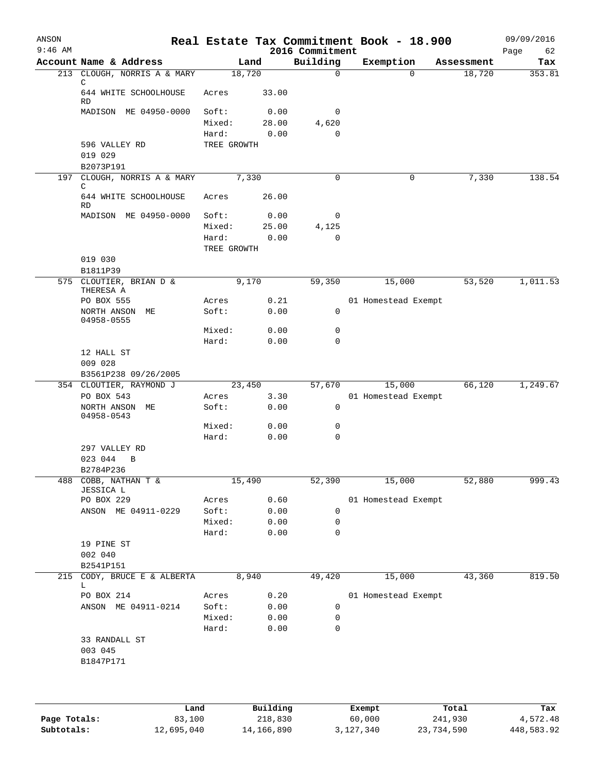# Real Estate Tax Commitment Book - 18.900

ANSON 9:46 AM — 2016 Commitment — 09/09/2016

| Account | Name & Address | Land | | Building | Exemption | Assessment | Tax |
|---|---|---|---|---|---|---|---|
| 213 | CLOUGH, NORRIS A & MARY C | 18,720 | | 0 | 0 | 18,720 | 353.81 |
| | 644 WHITE SCHOOLHOUSE RD | Acres | 33.00 | | | | |
| | MADISON ME 04950-0000 | Soft: | 0.00 | 0 | | | |
| | | Mixed: | 28.00 | 4,620 | | | |
| | | Hard: | 0.00 | 0 | | | |
| | 596 VALLEY RD | TREE GROWTH | | | | | |
| | 019 029 | | | | | | |
| | B2073P191 | | | | | | |
| 197 | CLOUGH, NORRIS A & MARY C | 7,330 | | 0 | 0 | 7,330 | 138.54 |
| | 644 WHITE SCHOOLHOUSE RD | Acres | 26.00 | | | | |
| | MADISON ME 04950-0000 | Soft: | 0.00 | 0 | | | |
| | | Mixed: | 25.00 | 4,125 | | | |
| | | Hard: | 0.00 | 0 | | | |
| | | TREE GROWTH | | | | | |
| | 019 030 | | | | | | |
| | B1811P39 | | | | | | |
| 575 | CLOUTIER, BRIAN D & THERESA A | 9,170 | | 59,350 | 15,000 | 53,520 | 1,011.53 |
| | PO BOX 555 | Acres | 0.21 | | 01 Homestead Exempt | | |
| | NORTH ANSON ME 04958-0555 | Soft: | 0.00 | 0 | | | |
| | | Mixed: | 0.00 | 0 | | | |
| | | Hard: | 0.00 | 0 | | | |
| | 12 HALL ST | | | | | | |
| | 009 028 | | | | | | |
| | B3561P238 09/26/2005 | | | | | | |
| 354 | CLOUTIER, RAYMOND J | 23,450 | | 57,670 | 15,000 | 66,120 | 1,249.67 |
| | PO BOX 543 | Acres | 3.30 | | 01 Homestead Exempt | | |
| | NORTH ANSON ME 04958-0543 | Soft: | 0.00 | 0 | | | |
| | | Mixed: | 0.00 | 0 | | | |
| | | Hard: | 0.00 | 0 | | | |
| | 297 VALLEY RD | | | | | | |
| | 023 044 B | | | | | | |
| | B2784P236 | | | | | | |
| 488 | COBB, NATHAN T & JESSICA L | 15,490 | | 52,390 | 15,000 | 52,880 | 999.43 |
| | PO BOX 229 | Acres | 0.60 | | 01 Homestead Exempt | | |
| | ANSON ME 04911-0229 | Soft: | 0.00 | 0 | | | |
| | | Mixed: | 0.00 | 0 | | | |
| | | Hard: | 0.00 | 0 | | | |
| | 19 PINE ST | | | | | | |
| | 002 040 | | | | | | |
| | B2541P151 | | | | | | |
| 215 | CODY, BRUCE E & ALBERTA L | 8,940 | | 49,420 | 15,000 | 43,360 | 819.50 |
| | PO BOX 214 | Acres | 0.20 | | 01 Homestead Exempt | | |
| | ANSON ME 04911-0214 | Soft: | 0.00 | 0 | | | |
| | | Mixed: | 0.00 | 0 | | | |
| | | Hard: | 0.00 | 0 | | | |
| | 33 RANDALL ST | | | | | | |
| | 003 045 | | | | | | |
| | B1847P171 | | | | | | |

| | Land | Building | Exempt | Total | Tax |
|---|---|---|---|---|---|
| Page Totals: | 83,100 | 218,830 | 60,000 | 241,930 | 4,572.48 |
| Subtotals: | 12,695,040 | 14,166,890 | 3,127,340 | 23,734,590 | 448,583.92 |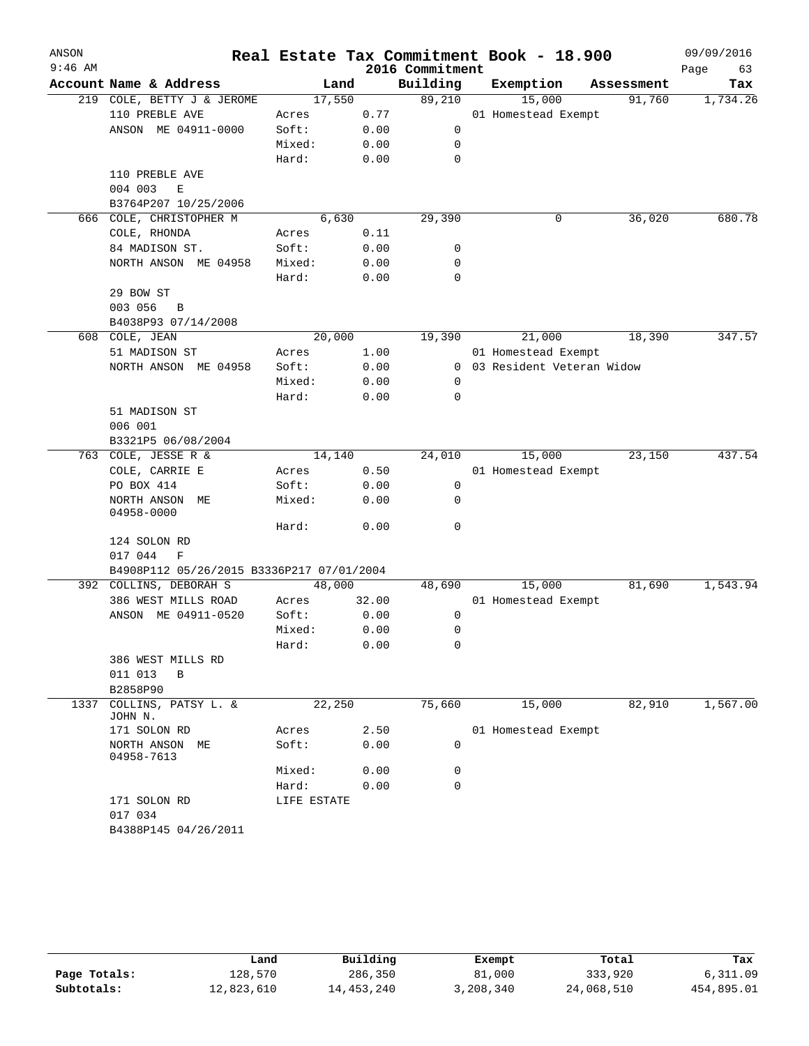# Real Estate Tax Commitment Book - 18.900

ANSON
9:46 AM
2016 Commitment
09/09/2016

| Account | Name & Address | Land | | Building | Exemption | Assessment | Tax |
|---|---|---|---|---|---|---|---|
| 219 | COLE, BETTY J & JEROME | 17,550 | | 89,210 | 15,000 | 91,760 | 1,734.26 |
| | 110 PREBLE AVE | Acres | 0.77 | | 01 Homestead Exempt | | |
| | ANSON ME 04911-0000 | Soft: | 0.00 | 0 | | | |
| | | Mixed: | 0.00 | 0 | | | |
| | | Hard: | 0.00 | 0 | | | |
| | 110 PREBLE AVE | | | | | | |
| | 004 003 E | | | | | | |
| | B3764P207 10/25/2006 | | | | | | |
| 666 | COLE, CHRISTOPHER M | 6,630 | | 29,390 | 0 | 36,020 | 680.78 |
| | COLE, RHONDA | Acres | 0.11 | | | | |
| | 84 MADISON ST. | Soft: | 0.00 | 0 | | | |
| | NORTH ANSON ME 04958 | Mixed: | 0.00 | 0 | | | |
| | | Hard: | 0.00 | 0 | | | |
| | 29 BOW ST | | | | | | |
| | 003 056 B | | | | | | |
| | B4038P93 07/14/2008 | | | | | | |
| 608 | COLE, JEAN | 20,000 | | 19,390 | 21,000 | 18,390 | 347.57 |
| | 51 MADISON ST | Acres | 1.00 | | 01 Homestead Exempt | | |
| | NORTH ANSON ME 04958 | Soft: | 0.00 | 0 | 03 Resident Veteran Widow | | |
| | | Mixed: | 0.00 | 0 | | | |
| | | Hard: | 0.00 | 0 | | | |
| | 51 MADISON ST | | | | | | |
| | 006 001 | | | | | | |
| | B3321P5 06/08/2004 | | | | | | |
| 763 | COLE, JESSE R & | 14,140 | | 24,010 | 15,000 | 23,150 | 437.54 |
| | COLE, CARRIE E | Acres | 0.50 | | 01 Homestead Exempt | | |
| | PO BOX 414 | Soft: | 0.00 | 0 | | | |
| | NORTH ANSON ME 04958-0000 | Mixed: | 0.00 | 0 | | | |
| | | Hard: | 0.00 | 0 | | | |
| | 124 SOLON RD | | | | | | |
| | 017 044 F | | | | | | |
| | B4908P112 05/26/2015 B3336P217 07/01/2004 | | | | | | |
| 392 | COLLINS, DEBORAH S | 48,000 | | 48,690 | 15,000 | 81,690 | 1,543.94 |
| | 386 WEST MILLS ROAD | Acres | 32.00 | | 01 Homestead Exempt | | |
| | ANSON ME 04911-0520 | Soft: | 0.00 | 0 | | | |
| | | Mixed: | 0.00 | 0 | | | |
| | | Hard: | 0.00 | 0 | | | |
| | 386 WEST MILLS RD | | | | | | |
| | 011 013 B | | | | | | |
| | B2858P90 | | | | | | |
| 1337 | COLLINS, PATSY L. & JOHN N. | 22,250 | | 75,660 | 15,000 | 82,910 | 1,567.00 |
| | 171 SOLON RD | Acres | 2.50 | | 01 Homestead Exempt | | |
| | NORTH ANSON ME 04958-7613 | Soft: | 0.00 | 0 | | | |
| | | Mixed: | 0.00 | 0 | | | |
| | | Hard: | 0.00 | 0 | | | |
| | 171 SOLON RD | LIFE ESTATE | | | | | |
| | 017 034 | | | | | | |
| | B4388P145 04/26/2011 | | | | | | |

| | Land | Building | Exempt | Total | Tax |
|---|---|---|---|---|---|
| Page Totals: | 128,570 | 286,350 | 81,000 | 333,920 | 6,311.09 |
| Subtotals: | 12,823,610 | 14,453,240 | 3,208,340 | 24,068,510 | 454,895.01 |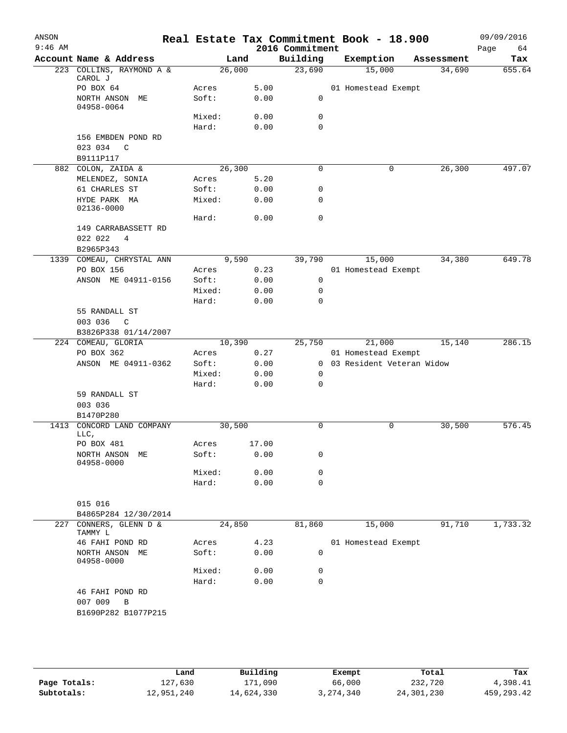# Real Estate Tax Commitment Book - 18.900

ANSON 9:46 AM — 2016 Commitment — 09/09/2016

| Account | Name & Address | | Land | Building | Exemption | Assessment | Tax |
|---|---|---|---|---|---|---|---|
| 223 | COLLINS, RAYMOND A & CAROL J | | 26,000 | 23,690 | 15,000 | 34,690 | 655.64 |
| | PO BOX 64 | Acres | 5.00 | | 01 Homestead Exempt | | |
| | NORTH ANSON ME 04958-0064 | Soft: | 0.00 | 0 | | | |
| | | Mixed: | 0.00 | 0 | | | |
| | | Hard: | 0.00 | 0 | | | |
| | 156 EMBDEN POND RD | | | | | | |
| | 023 034 C | | | | | | |
| | B9111P117 | | | | | | |
| 882 | COLON, ZAIDA & | | 26,300 | 0 | 0 | 26,300 | 497.07 |
| | MELENDEZ, SONIA | Acres | 5.20 | | | | |
| | 61 CHARLES ST | Soft: | 0.00 | 0 | | | |
| | HYDE PARK MA 02136-0000 | Mixed: | 0.00 | 0 | | | |
| | | Hard: | 0.00 | 0 | | | |
| | 149 CARRABASSETT RD | | | | | | |
| | 022 022 4 | | | | | | |
| | B2965P343 | | | | | | |
| 1339 | COMEAU, CHRYSTAL ANN | | 9,590 | 39,790 | 15,000 | 34,380 | 649.78 |
| | PO BOX 156 | Acres | 0.23 | | 01 Homestead Exempt | | |
| | ANSON ME 04911-0156 | Soft: | 0.00 | 0 | | | |
| | | Mixed: | 0.00 | 0 | | | |
| | | Hard: | 0.00 | 0 | | | |
| | 55 RANDALL ST | | | | | | |
| | 003 036 C | | | | | | |
| | B3826P338 01/14/2007 | | | | | | |
| 224 | COMEAU, GLORIA | | 10,390 | 25,750 | 21,000 | 15,140 | 286.15 |
| | PO BOX 362 | Acres | 0.27 | | 01 Homestead Exempt | | |
| | ANSON ME 04911-0362 | Soft: | 0.00 | 0 | 03 Resident Veteran Widow | | |
| | | Mixed: | 0.00 | 0 | | | |
| | | Hard: | 0.00 | 0 | | | |
| | 59 RANDALL ST | | | | | | |
| | 003 036 | | | | | | |
| | B1470P280 | | | | | | |
| 1413 | CONCORD LAND COMPANY LLC, | | 30,500 | 0 | 0 | 30,500 | 576.45 |
| | PO BOX 481 | Acres | 17.00 | | | | |
| | NORTH ANSON ME 04958-0000 | Soft: | 0.00 | 0 | | | |
| | | Mixed: | 0.00 | 0 | | | |
| | | Hard: | 0.00 | 0 | | | |
| | 015 016 | | | | | | |
| | B4865P284 12/30/2014 | | | | | | |
| 227 | CONNERS, GLENN D & TAMMY L | | 24,850 | 81,860 | 15,000 | 91,710 | 1,733.32 |
| | 46 FAHI POND RD | Acres | 4.23 | | 01 Homestead Exempt | | |
| | NORTH ANSON ME 04958-0000 | Soft: | 0.00 | 0 | | | |
| | | Mixed: | 0.00 | 0 | | | |
| | | Hard: | 0.00 | 0 | | | |
| | 46 FAHI POND RD | | | | | | |
| | 007 009 B | | | | | | |
| | B1690P282 B1077P215 | | | | | | |

| | Land | Building | Exempt | Total | Tax |
|---|---|---|---|---|---|
| Page Totals: | 127,630 | 171,090 | 66,000 | 232,720 | 4,398.41 |
| Subtotals: | 12,951,240 | 14,624,330 | 3,274,340 | 24,301,230 | 459,293.42 |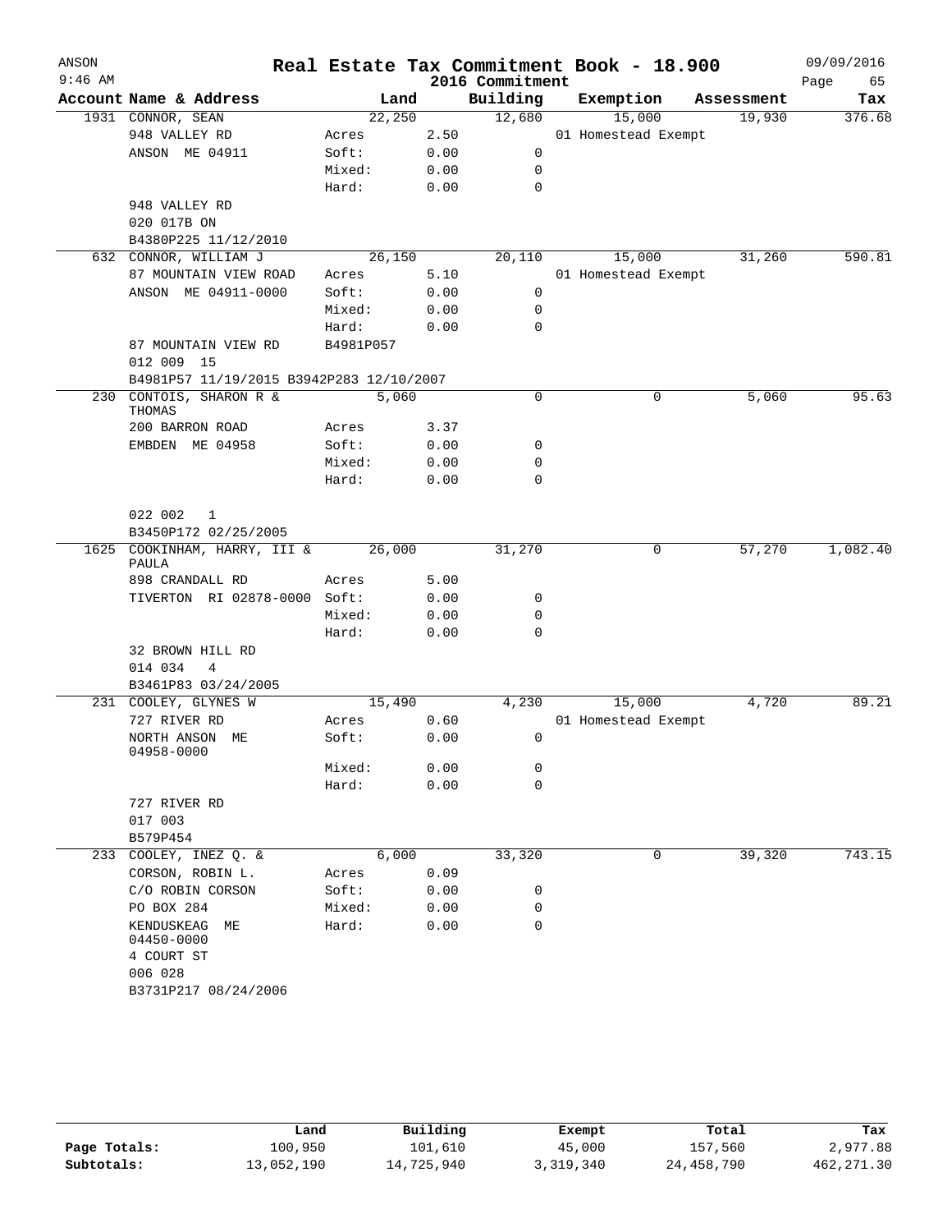# Real Estate Tax Commitment Book - 18.900

ANSON
9:46 AM
2016 Commitment
09/09/2016

| Account Name & Address | Land | | Building | Exemption | Assessment | Tax |
|---|---|---|---|---|---|---|
| 1931 CONNOR, SEAN | 22,250 | | 12,680 | 15,000 | 19,930 | 376.68 |
| 948 VALLEY RD | Acres | 2.50 | | 01 Homestead Exempt | | |
| ANSON ME 04911 | Soft: | 0.00 | 0 | | | |
| | Mixed: | 0.00 | 0 | | | |
| | Hard: | 0.00 | 0 | | | |
| 948 VALLEY RD | | | | | | |
| 020 017B ON | | | | | | |
| B4380P225 11/12/2010 | | | | | | |
| 632 CONNOR, WILLIAM J | 26,150 | | 20,110 | 15,000 | 31,260 | 590.81 |
| 87 MOUNTAIN VIEW ROAD | Acres | 5.10 | | 01 Homestead Exempt | | |
| ANSON ME 04911-0000 | Soft: | 0.00 | 0 | | | |
| | Mixed: | 0.00 | 0 | | | |
| | Hard: | 0.00 | 0 | | | |
| 87 MOUNTAIN VIEW RD | B4981P057 | | | | | |
| 012 009 15 | | | | | | |
| B4981P57 11/19/2015 B3942P283 12/10/2007 | | | | | | |
| 230 CONTOIS, SHARON R & THOMAS | 5,060 | | 0 | 0 | 5,060 | 95.63 |
| 200 BARRON ROAD | Acres | 3.37 | | | | |
| EMBDEN ME 04958 | Soft: | 0.00 | 0 | | | |
| | Mixed: | 0.00 | 0 | | | |
| | Hard: | 0.00 | 0 | | | |
| 022 002 1 | | | | | | |
| B3450P172 02/25/2005 | | | | | | |
| 1625 COOKINHAM, HARRY, III & PAULA | 26,000 | | 31,270 | 0 | 57,270 | 1,082.40 |
| 898 CRANDALL RD | Acres | 5.00 | | | | |
| TIVERTON RI 02878-0000 | Soft: | 0.00 | 0 | | | |
| | Mixed: | 0.00 | 0 | | | |
| | Hard: | 0.00 | 0 | | | |
| 32 BROWN HILL RD | | | | | | |
| 014 034 4 | | | | | | |
| B3461P83 03/24/2005 | | | | | | |
| 231 COOLEY, GLYNES W | 15,490 | | 4,230 | 15,000 | 4,720 | 89.21 |
| 727 RIVER RD | Acres | 0.60 | | 01 Homestead Exempt | | |
| NORTH ANSON ME 04958-0000 | Soft: | 0.00 | 0 | | | |
| | Mixed: | 0.00 | 0 | | | |
| | Hard: | 0.00 | 0 | | | |
| 727 RIVER RD | | | | | | |
| 017 003 | | | | | | |
| B579P454 | | | | | | |
| 233 COOLEY, INEZ Q. & | 6,000 | | 33,320 | 0 | 39,320 | 743.15 |
| CORSON, ROBIN L. | Acres | 0.09 | | | | |
| C/O ROBIN CORSON | Soft: | 0.00 | 0 | | | |
| PO BOX 284 | Mixed: | 0.00 | 0 | | | |
| KENDUSKEAG ME 04450-0000 | Hard: | 0.00 | 0 | | | |
| 4 COURT ST | | | | | | |
| 006 028 | | | | | | |
| B3731P217 08/24/2006 | | | | | | |

| | Land | Building | Exempt | Total | Tax |
|---|---|---|---|---|---|
| Page Totals: | 100,950 | 101,610 | 45,000 | 157,560 | 2,977.88 |
| Subtotals: | 13,052,190 | 14,725,940 | 3,319,340 | 24,458,790 | 462,271.30 |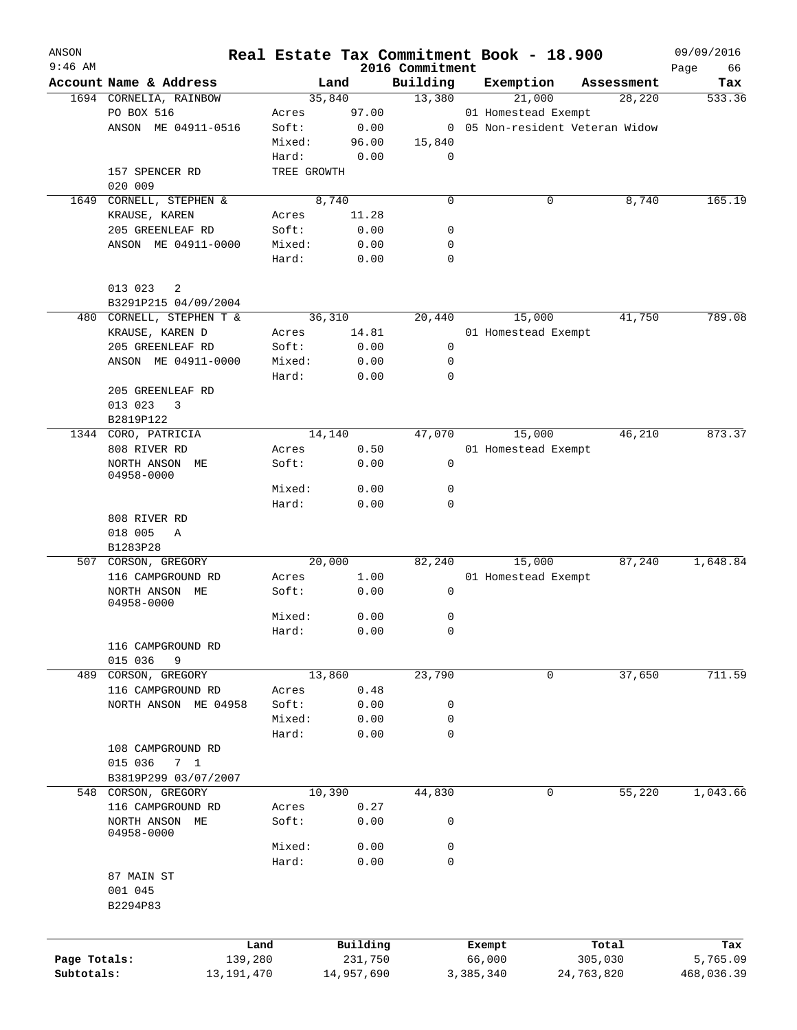# Real Estate Tax Commitment Book - 18.900

ANSON
9:46 AM

2016 Commitment

09/09/2016

| Account | Name & Address | Land | | Building | Exemption | Assessment | Tax |
|---|---|---|---|---|---|---|---|
| 1694 | CORNELIA, RAINBOW | 35,840 | | 13,380 | 21,000 | 28,220 | 533.36 |
| | PO BOX 516 | Acres | 97.00 | | 01 Homestead Exempt | | |
| | ANSON ME 04911-0516 | Soft: | 0.00 | 0 | 05 Non-resident Veteran Widow | | |
| | | Mixed: | 96.00 | 15,840 | | | |
| | | Hard: | 0.00 | 0 | | | |
| | 157 SPENCER RD | TREE GROWTH | | | | | |
| | 020 009 | | | | | | |
| 1649 | CORNELL, STEPHEN & | 8,740 | | 0 | 0 | 8,740 | 165.19 |
| | KRAUSE, KAREN | Acres | 11.28 | | | | |
| | 205 GREENLEAF RD | Soft: | 0.00 | 0 | | | |
| | ANSON ME 04911-0000 | Mixed: | 0.00 | 0 | | | |
| | | Hard: | 0.00 | 0 | | | |
| | 013 023 2 | | | | | | |
| | B3291P215 04/09/2004 | | | | | | |
| 480 | CORNELL, STEPHEN T & | 36,310 | | 20,440 | 15,000 | 41,750 | 789.08 |
| | KRAUSE, KAREN D | Acres | 14.81 | | 01 Homestead Exempt | | |
| | 205 GREENLEAF RD | Soft: | 0.00 | 0 | | | |
| | ANSON ME 04911-0000 | Mixed: | 0.00 | 0 | | | |
| | | Hard: | 0.00 | 0 | | | |
| | 205 GREENLEAF RD | | | | | | |
| | 013 023 3 | | | | | | |
| | B2819P122 | | | | | | |
| 1344 | CORO, PATRICIA | 14,140 | | 47,070 | 15,000 | 46,210 | 873.37 |
| | 808 RIVER RD | Acres | 0.50 | | 01 Homestead Exempt | | |
| | NORTH ANSON ME 04958-0000 | Soft: | 0.00 | 0 | | | |
| | | Mixed: | 0.00 | 0 | | | |
| | | Hard: | 0.00 | 0 | | | |
| | 808 RIVER RD | | | | | | |
| | 018 005 A | | | | | | |
| | B1283P28 | | | | | | |
| 507 | CORSON, GREGORY | 20,000 | | 82,240 | 15,000 | 87,240 | 1,648.84 |
| | 116 CAMPGROUND RD | Acres | 1.00 | | 01 Homestead Exempt | | |
| | NORTH ANSON ME 04958-0000 | Soft: | 0.00 | 0 | | | |
| | | Mixed: | 0.00 | 0 | | | |
| | | Hard: | 0.00 | 0 | | | |
| | 116 CAMPGROUND RD | | | | | | |
| | 015 036 9 | | | | | | |
| 489 | CORSON, GREGORY | 13,860 | | 23,790 | 0 | 37,650 | 711.59 |
| | 116 CAMPGROUND RD | Acres | 0.48 | | | | |
| | NORTH ANSON ME 04958 | Soft: | 0.00 | 0 | | | |
| | | Mixed: | 0.00 | 0 | | | |
| | | Hard: | 0.00 | 0 | | | |
| | 108 CAMPGROUND RD | | | | | | |
| | 015 036 7 1 | | | | | | |
| | B3819P299 03/07/2007 | | | | | | |
| 548 | CORSON, GREGORY | 10,390 | | 44,830 | 0 | 55,220 | 1,043.66 |
| | 116 CAMPGROUND RD | Acres | 0.27 | | | | |
| | NORTH ANSON ME 04958-0000 | Soft: | 0.00 | 0 | | | |
| | | Mixed: | 0.00 | 0 | | | |
| | | Hard: | 0.00 | 0 | | | |
| | 87 MAIN ST | | | | | | |
| | 001 045 | | | | | | |
| | B2294P83 | | | | | | |

| | Land | Building | Exempt | Total | Tax |
|---|---|---|---|---|---|
| Page Totals: | 139,280 | 231,750 | 66,000 | 305,030 | 5,765.09 |
| Subtotals: | 13,191,470 | 14,957,690 | 3,385,340 | 24,763,820 | 468,036.39 |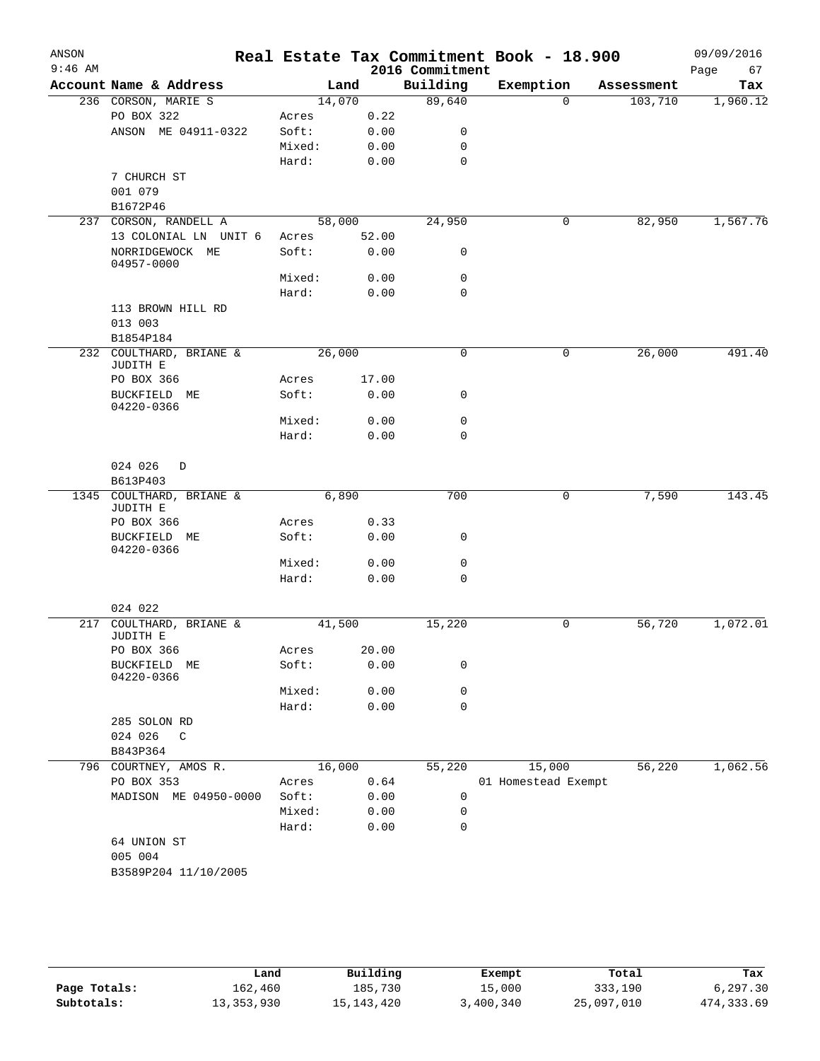ANSON
9:46 AM

# Real Estate Tax Commitment Book - 18.900
## 2016 Commitment

09/09/2016

| Account Name & Address | Land | | Building | Exemption | Assessment | Tax |
|---|---|---|---|---|---|---|
| 236 CORSON, MARIE S | 14,070 | | 89,640 | 0 | 103,710 | 1,960.12 |
| PO BOX 322 | Acres | 0.22 | | | | |
| ANSON ME 04911-0322 | Soft: | 0.00 | 0 | | | |
| | Mixed: | 0.00 | 0 | | | |
| | Hard: | 0.00 | 0 | | | |
| 7 CHURCH ST | | | | | | |
| 001 079 | | | | | | |
| B1672P46 | | | | | | |
| 237 CORSON, RANDELL A | 58,000 | | 24,950 | 0 | 82,950 | 1,567.76 |
| 13 COLONIAL LN UNIT 6 | Acres | 52.00 | | | | |
| NORRIDGEWOCK ME 04957-0000 | Soft: | 0.00 | 0 | | | |
| | Mixed: | 0.00 | 0 | | | |
| | Hard: | 0.00 | 0 | | | |
| 113 BROWN HILL RD | | | | | | |
| 013 003 | | | | | | |
| B1854P184 | | | | | | |
| 232 COULTHARD, BRIANE & JUDITH E | 26,000 | | 0 | 0 | 26,000 | 491.40 |
| PO BOX 366 | Acres | 17.00 | | | | |
| BUCKFIELD ME 04220-0366 | Soft: | 0.00 | 0 | | | |
| | Mixed: | 0.00 | 0 | | | |
| | Hard: | 0.00 | 0 | | | |
| 024 026 D | | | | | | |
| B613P403 | | | | | | |
| 1345 COULTHARD, BRIANE & JUDITH E | 6,890 | | 700 | 0 | 7,590 | 143.45 |
| PO BOX 366 | Acres | 0.33 | | | | |
| BUCKFIELD ME 04220-0366 | Soft: | 0.00 | 0 | | | |
| | Mixed: | 0.00 | 0 | | | |
| | Hard: | 0.00 | 0 | | | |
| 024 022 | | | | | | |
| 217 COULTHARD, BRIANE & JUDITH E | 41,500 | | 15,220 | 0 | 56,720 | 1,072.01 |
| PO BOX 366 | Acres | 20.00 | | | | |
| BUCKFIELD ME 04220-0366 | Soft: | 0.00 | 0 | | | |
| | Mixed: | 0.00 | 0 | | | |
| | Hard: | 0.00 | 0 | | | |
| 285 SOLON RD | | | | | | |
| 024 026 C | | | | | | |
| B843P364 | | | | | | |
| 796 COURTNEY, AMOS R. | 16,000 | | 55,220 | 15,000 | 56,220 | 1,062.56 |
| PO BOX 353 | Acres | 0.64 | | 01 Homestead Exempt | | |
| MADISON ME 04950-0000 | Soft: | 0.00 | 0 | | | |
| | Mixed: | 0.00 | 0 | | | |
| | Hard: | 0.00 | 0 | | | |
| 64 UNION ST | | | | | | |
| 005 004 | | | | | | |
| B3589P204 11/10/2005 | | | | | | |

| | Land | Building | Exempt | Total | Tax |
|---|---|---|---|---|---|
| Page Totals: | 162,460 | 185,730 | 15,000 | 333,190 | 6,297.30 |
| Subtotals: | 13,353,930 | 15,143,420 | 3,400,340 | 25,097,010 | 474,333.69 |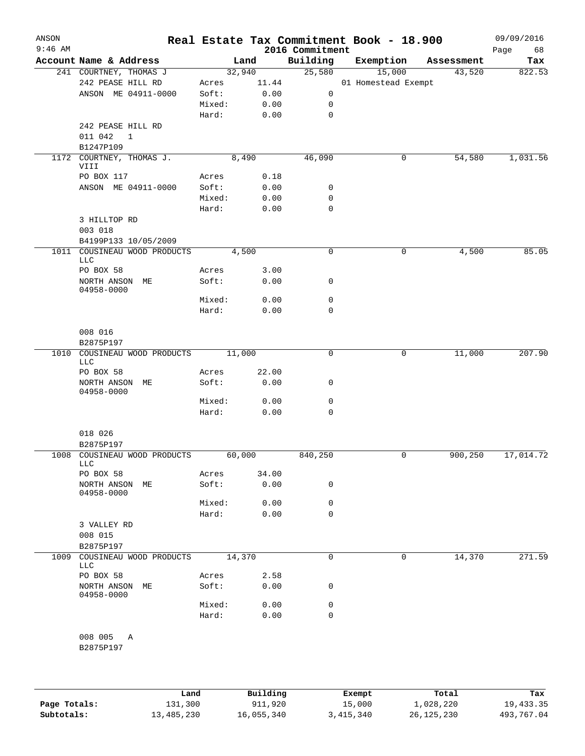# Real Estate Tax Commitment Book - 18.900

ANSON
9:46 AM

2016 Commitment

09/09/2016

| Account Name & Address | | Land | Building | Exemption | Assessment | Tax |
|---|---|---|---|---|---|---|
| 241 COURTNEY, THOMAS J | | 32,940 | 25,580 | 15,000 | 43,520 | 822.53 |
| 242 PEASE HILL RD | Acres | 11.44 | | 01 Homestead Exempt | | |
| ANSON ME 04911-0000 | Soft: | 0.00 | 0 | | | |
| | Mixed: | 0.00 | 0 | | | |
| | Hard: | 0.00 | 0 | | | |
| 242 PEASE HILL RD | | | | | | |
| 011 042 1 | | | | | | |
| B1247P109 | | | | | | |
| 1172 COURTNEY, THOMAS J. VIII | | 8,490 | 46,090 | 0 | 54,580 | 1,031.56 |
| PO BOX 117 | Acres | 0.18 | | | | |
| ANSON ME 04911-0000 | Soft: | 0.00 | 0 | | | |
| | Mixed: | 0.00 | 0 | | | |
| | Hard: | 0.00 | 0 | | | |
| 3 HILLTOP RD | | | | | | |
| 003 018 | | | | | | |
| B4199P133 10/05/2009 | | | | | | |
| 1011 COUSINEAU WOOD PRODUCTS LLC | | 4,500 | 0 | 0 | 4,500 | 85.05 |
| PO BOX 58 | Acres | 3.00 | | | | |
| NORTH ANSON ME 04958-0000 | Soft: | 0.00 | 0 | | | |
| | Mixed: | 0.00 | 0 | | | |
| | Hard: | 0.00 | 0 | | | |
| 008 016 | | | | | | |
| B2875P197 | | | | | | |
| 1010 COUSINEAU WOOD PRODUCTS LLC | | 11,000 | 0 | 0 | 11,000 | 207.90 |
| PO BOX 58 | Acres | 22.00 | | | | |
| NORTH ANSON ME 04958-0000 | Soft: | 0.00 | 0 | | | |
| | Mixed: | 0.00 | 0 | | | |
| | Hard: | 0.00 | 0 | | | |
| 018 026 | | | | | | |
| B2875P197 | | | | | | |
| 1008 COUSINEAU WOOD PRODUCTS LLC | | 60,000 | 840,250 | 0 | 900,250 | 17,014.72 |
| PO BOX 58 | Acres | 34.00 | | | | |
| NORTH ANSON ME 04958-0000 | Soft: | 0.00 | 0 | | | |
| | Mixed: | 0.00 | 0 | | | |
| | Hard: | 0.00 | 0 | | | |
| 3 VALLEY RD | | | | | | |
| 008 015 | | | | | | |
| B2875P197 | | | | | | |
| 1009 COUSINEAU WOOD PRODUCTS LLC | | 14,370 | 0 | 0 | 14,370 | 271.59 |
| PO BOX 58 | Acres | 2.58 | | | | |
| NORTH ANSON ME 04958-0000 | Soft: | 0.00 | 0 | | | |
| | Mixed: | 0.00 | 0 | | | |
| | Hard: | 0.00 | 0 | | | |
| 008 005 A | | | | | | |
| B2875P197 | | | | | | |

| | Land | Building | Exempt | Total | Tax |
|---|---|---|---|---|---|
| Page Totals: | 131,300 | 911,920 | 15,000 | 1,028,220 | 19,433.35 |
| Subtotals: | 13,485,230 | 16,055,340 | 3,415,340 | 26,125,230 | 493,767.04 |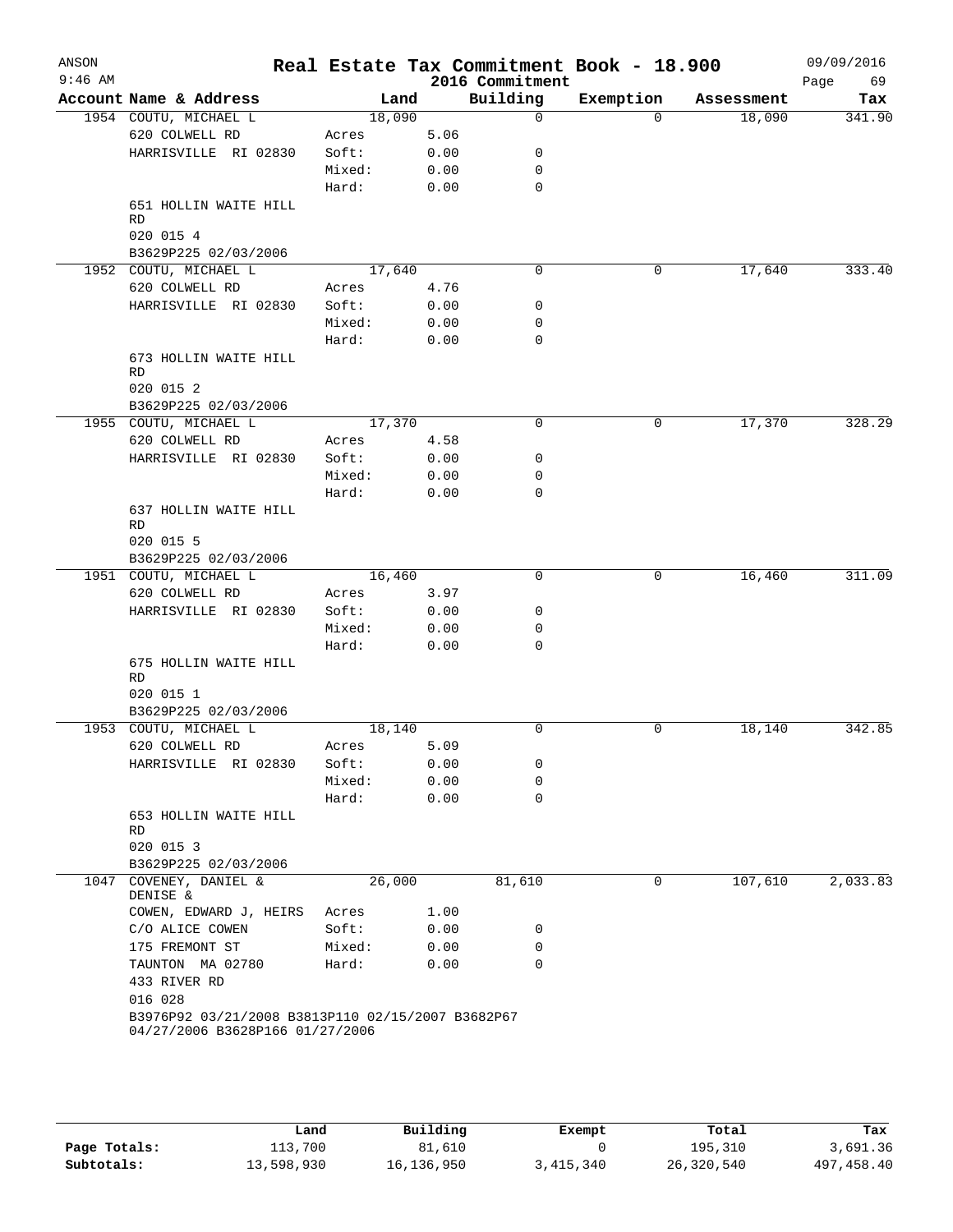ANSON
$9:46$ AM

# Real Estate Tax Commitment Book - 18.900

2016 Commitment

09/09/2016

| Account Name & Address | | Land | Building | Exemption | Assessment | Tax |
|---|---|---|---|---|---|---|
| 1954 COUTU, MICHAEL L | | 18,090 | 0 | 0 | 18,090 | 341.90 |
| 620 COLWELL RD | Acres | 5.06 | | | | |
| HARRISVILLE RI 02830 | Soft: | 0.00 | 0 | | | |
| | Mixed: | 0.00 | 0 | | | |
| | Hard: | 0.00 | 0 | | | |
| 651 HOLLIN WAITE HILL RD | | | | | | |
| 020 015 4 | | | | | | |
| B3629P225 02/03/2006 | | | | | | |
| 1952 COUTU, MICHAEL L | | 17,640 | 0 | 0 | 17,640 | 333.40 |
| 620 COLWELL RD | Acres | 4.76 | | | | |
| HARRISVILLE RI 02830 | Soft: | 0.00 | 0 | | | |
| | Mixed: | 0.00 | 0 | | | |
| | Hard: | 0.00 | 0 | | | |
| 673 HOLLIN WAITE HILL RD | | | | | | |
| 020 015 2 | | | | | | |
| B3629P225 02/03/2006 | | | | | | |
| 1955 COUTU, MICHAEL L | | 17,370 | 0 | 0 | 17,370 | 328.29 |
| 620 COLWELL RD | Acres | 4.58 | | | | |
| HARRISVILLE RI 02830 | Soft: | 0.00 | 0 | | | |
| | Mixed: | 0.00 | 0 | | | |
| | Hard: | 0.00 | 0 | | | |
| 637 HOLLIN WAITE HILL RD | | | | | | |
| 020 015 5 | | | | | | |
| B3629P225 02/03/2006 | | | | | | |
| 1951 COUTU, MICHAEL L | | 16,460 | 0 | 0 | 16,460 | 311.09 |
| 620 COLWELL RD | Acres | 3.97 | | | | |
| HARRISVILLE RI 02830 | Soft: | 0.00 | 0 | | | |
| | Mixed: | 0.00 | 0 | | | |
| | Hard: | 0.00 | 0 | | | |
| 675 HOLLIN WAITE HILL RD | | | | | | |
| 020 015 1 | | | | | | |
| B3629P225 02/03/2006 | | | | | | |
| 1953 COUTU, MICHAEL L | | 18,140 | 0 | 0 | 18,140 | 342.85 |
| 620 COLWELL RD | Acres | 5.09 | | | | |
| HARRISVILLE RI 02830 | Soft: | 0.00 | 0 | | | |
| | Mixed: | 0.00 | 0 | | | |
| | Hard: | 0.00 | 0 | | | |
| 653 HOLLIN WAITE HILL RD | | | | | | |
| 020 015 3 | | | | | | |
| B3629P225 02/03/2006 | | | | | | |
| 1047 COVENEY, DANIEL & DENISE & | | 26,000 | 81,610 | 0 | 107,610 | 2,033.83 |
| COWEN, EDWARD J, HEIRS | Acres | 1.00 | | | | |
| C/O ALICE COWEN | Soft: | 0.00 | 0 | | | |
| 175 FREMONT ST | Mixed: | 0.00 | 0 | | | |
| TAUNTON MA 02780 | Hard: | 0.00 | 0 | | | |
| 433 RIVER RD | | | | | | |
| 016 028 | | | | | | |
| B3976P92 03/21/2008 B3813P110 02/15/2007 B3682P67 04/27/2006 B3628P166 01/27/2006 | | | | | | |

| | Land | Building | Exempt | Total | Tax |
|---|---|---|---|---|---|
| Page Totals: | 113,700 | 81,610 | 0 | 195,310 | 3,691.36 |
| Subtotals: | 13,598,930 | 16,136,950 | 3,415,340 | 26,320,540 | 497,458.40 |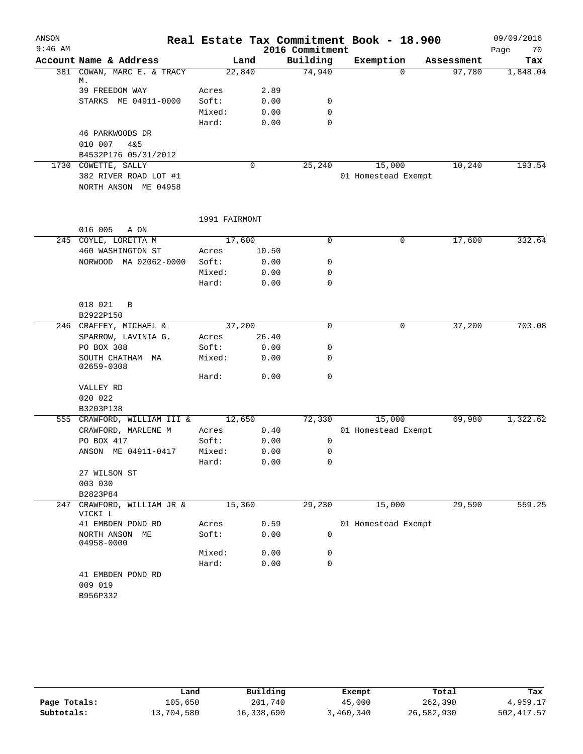# Real Estate Tax Commitment Book - 18.900

ANSON
9:46 AM

2016 Commitment

09/09/2016

| Account Name & Address | Land | | Building | Exemption | Assessment | Tax |
|---|---|---|---|---|---|---|
| 381 COWAN, MARC E. & TRACY M. | 22,840 | | 74,940 | 0 | 97,780 | 1,848.04 |
| 39 FREEDOM WAY | Acres | 2.89 | | | | |
| STARKS ME 04911-0000 | Soft: | 0.00 | 0 | | | |
| | Mixed: | 0.00 | 0 | | | |
| | Hard: | 0.00 | 0 | | | |
| 46 PARKWOODS DR | | | | | | |
| 010 007 4&5 | | | | | | |
| B4532P176 05/31/2012 | | | | | | |
| 1730 COWETTE, SALLY | 0 | | 25,240 | 15,000 | 10,240 | 193.54 |
| 382 RIVER ROAD LOT #1 | | | | 01 Homestead Exempt | | |
| NORTH ANSON ME 04958 | | | | | | |
| | 1991 FAIRMONT | | | | | |
| 016 005 A ON | | | | | | |
| 245 COYLE, LORETTA M | 17,600 | | 0 | 0 | 17,600 | 332.64 |
| 460 WASHINGTON ST | Acres | 10.50 | | | | |
| NORWOOD MA 02062-0000 | Soft: | 0.00 | 0 | | | |
| | Mixed: | 0.00 | 0 | | | |
| | Hard: | 0.00 | 0 | | | |
| 018 021 B | | | | | | |
| B2922P150 | | | | | | |
| 246 CRAFFEY, MICHAEL & | 37,200 | | 0 | 0 | 37,200 | 703.08 |
| SPARROW, LAVINIA G. | Acres | 26.40 | | | | |
| PO BOX 308 | Soft: | 0.00 | 0 | | | |
| SOUTH CHATHAM MA 02659-0308 | Mixed: | 0.00 | 0 | | | |
| | Hard: | 0.00 | 0 | | | |
| VALLEY RD | | | | | | |
| 020 022 | | | | | | |
| B3203P138 | | | | | | |
| 555 CRAWFORD, WILLIAM III & | 12,650 | | 72,330 | 15,000 | 69,980 | 1,322.62 |
| CRAWFORD, MARLENE M | Acres | 0.40 | | 01 Homestead Exempt | | |
| PO BOX 417 | Soft: | 0.00 | 0 | | | |
| ANSON ME 04911-0417 | Mixed: | 0.00 | 0 | | | |
| | Hard: | 0.00 | 0 | | | |
| 27 WILSON ST | | | | | | |
| 003 030 | | | | | | |
| B2823P84 | | | | | | |
| 247 CRAWFORD, WILLIAM JR & VICKI L | 15,360 | | 29,230 | 15,000 | 29,590 | 559.25 |
| 41 EMBDEN POND RD | Acres | 0.59 | | 01 Homestead Exempt | | |
| NORTH ANSON ME 04958-0000 | Soft: | 0.00 | 0 | | | |
| | Mixed: | 0.00 | 0 | | | |
| | Hard: | 0.00 | 0 | | | |
| 41 EMBDEN POND RD | | | | | | |
| 009 019 | | | | | | |
| B956P332 | | | | | | |

| | Land | Building | Exempt | Total | Tax |
|---|---|---|---|---|---|
| Page Totals: | 105,650 | 201,740 | 45,000 | 262,390 | 4,959.17 |
| Subtotals: | 13,704,580 | 16,338,690 | 3,460,340 | 26,582,930 | 502,417.57 |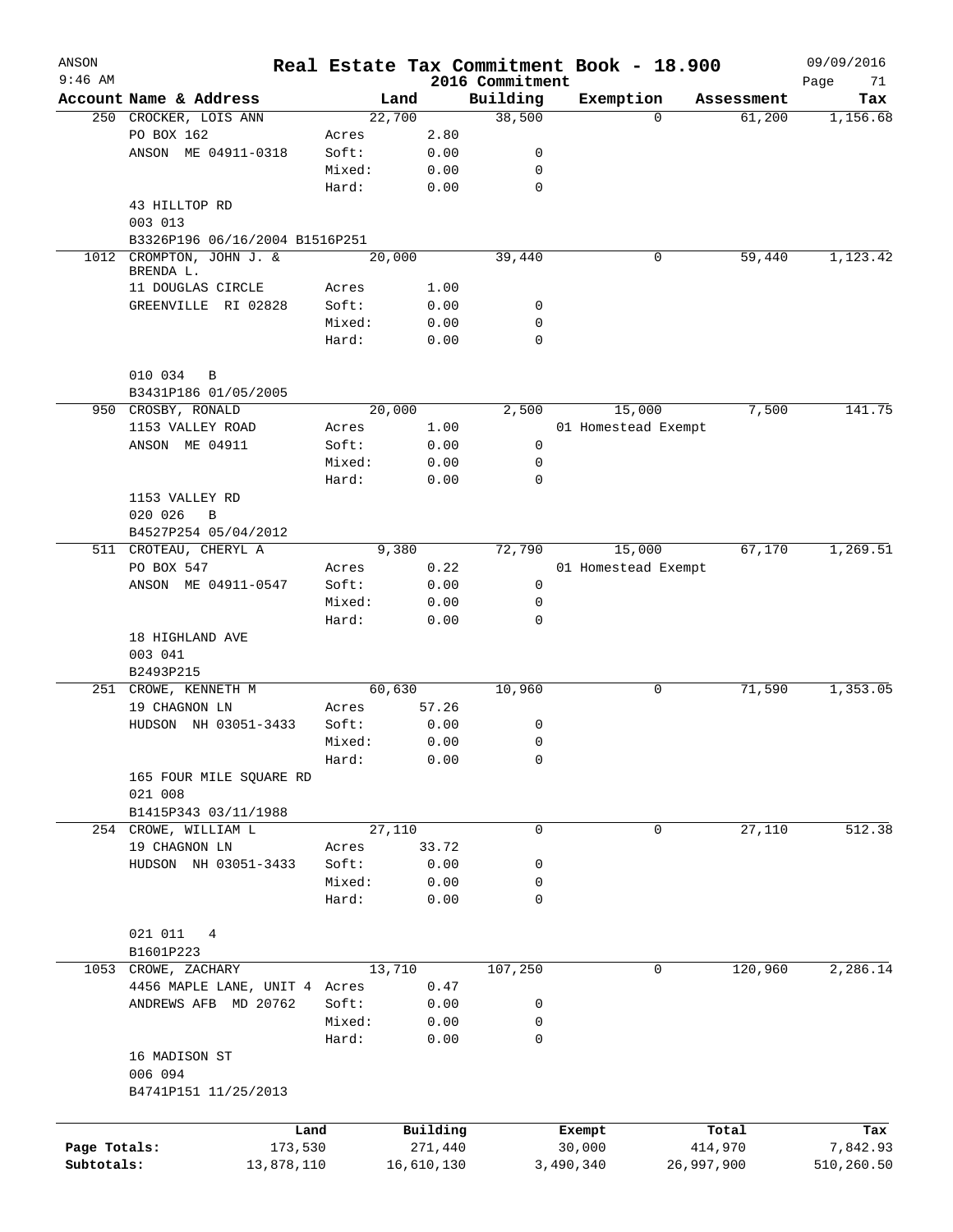# Real Estate Tax Commitment Book - 18.900

ANSON
9:46 AM

2016 Commitment

09/09/2016

| Account | Name & Address | | Land | Building | Exemption | Assessment | Tax |
|---|---|---|---|---|---|---|---|
| 250 | CROCKER, LOIS ANN | | 22,700 | 38,500 | 0 | 61,200 | 1,156.68 |
| | PO BOX 162 | Acres | 2.80 | | | | |
| | ANSON ME 04911-0318 | Soft: | 0.00 | 0 | | | |
| | | Mixed: | 0.00 | 0 | | | |
| | | Hard: | 0.00 | 0 | | | |
| | 43 HILLTOP RD | | | | | | |
| | 003 013 | | | | | | |
| | B3326P196 06/16/2004 B1516P251 | | | | | | |
| 1012 | CROMPTON, JOHN J. & BRENDA L. | | 20,000 | 39,440 | 0 | 59,440 | 1,123.42 |
| | 11 DOUGLAS CIRCLE | Acres | 1.00 | | | | |
| | GREENVILLE RI 02828 | Soft: | 0.00 | 0 | | | |
| | | Mixed: | 0.00 | 0 | | | |
| | | Hard: | 0.00 | 0 | | | |
| | 010 034 B | | | | | | |
| | B3431P186 01/05/2005 | | | | | | |
| 950 | CROSBY, RONALD | | 20,000 | 2,500 | 15,000 | 7,500 | 141.75 |
| | 1153 VALLEY ROAD | Acres | 1.00 | | 01 Homestead Exempt | | |
| | ANSON ME 04911 | Soft: | 0.00 | 0 | | | |
| | | Mixed: | 0.00 | 0 | | | |
| | | Hard: | 0.00 | 0 | | | |
| | 1153 VALLEY RD | | | | | | |
| | 020 026 B | | | | | | |
| | B4527P254 05/04/2012 | | | | | | |
| 511 | CROTEAU, CHERYL A | | 9,380 | 72,790 | 15,000 | 67,170 | 1,269.51 |
| | PO BOX 547 | Acres | 0.22 | | 01 Homestead Exempt | | |
| | ANSON ME 04911-0547 | Soft: | 0.00 | 0 | | | |
| | | Mixed: | 0.00 | 0 | | | |
| | | Hard: | 0.00 | 0 | | | |
| | 18 HIGHLAND AVE | | | | | | |
| | 003 041 | | | | | | |
| | B2493P215 | | | | | | |
| 251 | CROWE, KENNETH M | | 60,630 | 10,960 | 0 | 71,590 | 1,353.05 |
| | 19 CHAGNON LN | Acres | 57.26 | | | | |
| | HUDSON NH 03051-3433 | Soft: | 0.00 | 0 | | | |
| | | Mixed: | 0.00 | 0 | | | |
| | | Hard: | 0.00 | 0 | | | |
| | 165 FOUR MILE SQUARE RD | | | | | | |
| | 021 008 | | | | | | |
| | B1415P343 03/11/1988 | | | | | | |
| 254 | CROWE, WILLIAM L | | 27,110 | 0 | 0 | 27,110 | 512.38 |
| | 19 CHAGNON LN | Acres | 33.72 | | | | |
| | HUDSON NH 03051-3433 | Soft: | 0.00 | 0 | | | |
| | | Mixed: | 0.00 | 0 | | | |
| | | Hard: | 0.00 | 0 | | | |
| | 021 011 4 | | | | | | |
| | B1601P223 | | | | | | |
| 1053 | CROWE, ZACHARY | | 13,710 | 107,250 | 0 | 120,960 | 2,286.14 |
| | 4456 MAPLE LANE, UNIT 4 | Acres | 0.47 | | | | |
| | ANDREWS AFB MD 20762 | Soft: | 0.00 | 0 | | | |
| | | Mixed: | 0.00 | 0 | | | |
| | | Hard: | 0.00 | 0 | | | |
| | 16 MADISON ST | | | | | | |
| | 006 094 | | | | | | |
| | B4741P151 11/25/2013 | | | | | | |

| | Land | Building | Exempt | Total | Tax |
|---|---|---|---|---|---|
| Page Totals: | 173,530 | 271,440 | 30,000 | 414,970 | 7,842.93 |
| Subtotals: | 13,878,110 | 16,610,130 | 3,490,340 | 26,997,900 | 510,260.50 |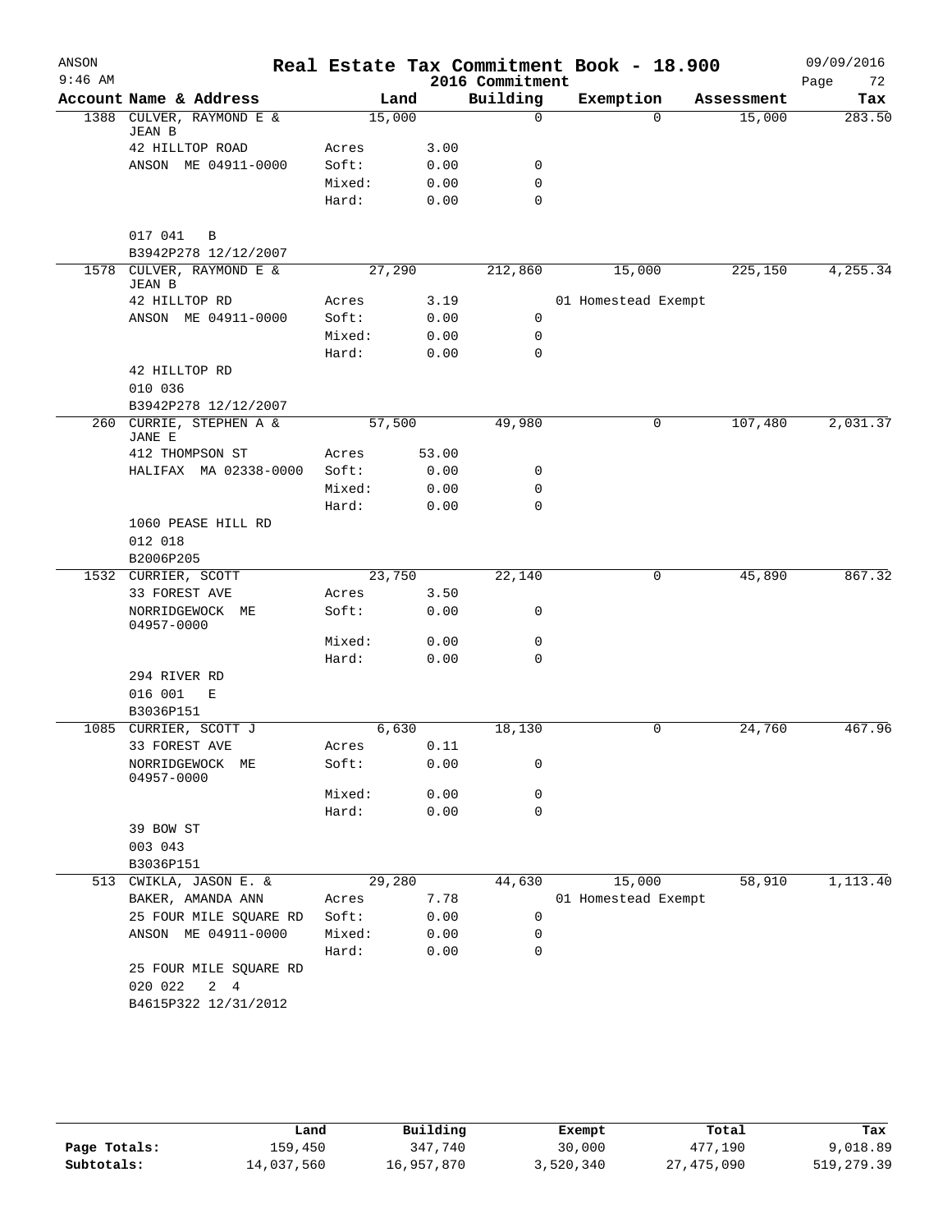# Real Estate Tax Commitment Book - 18.900

ANSON
9:46 AM
2016 Commitment
09/09/2016

| Account | Name & Address | | Land | Building | Exemption | Assessment | Tax |
|---|---|---|---|---|---|---|---|
| 1388 | CULVER, RAYMOND E & JEAN B | | 15,000 | 0 | 0 | 15,000 | 283.50 |
| | 42 HILLTOP ROAD | Acres | 3.00 | | | | |
| | ANSON ME 04911-0000 | Soft: | 0.00 | 0 | | | |
| | | Mixed: | 0.00 | 0 | | | |
| | | Hard: | 0.00 | 0 | | | |
| | 017 041 B | | | | | | |
| | B3942P278 12/12/2007 | | | | | | |
| 1578 | CULVER, RAYMOND E & JEAN B | | 27,290 | 212,860 | 15,000 | 225,150 | 4,255.34 |
| | 42 HILLTOP RD | Acres | 3.19 | | 01 Homestead Exempt | | |
| | ANSON ME 04911-0000 | Soft: | 0.00 | 0 | | | |
| | | Mixed: | 0.00 | 0 | | | |
| | | Hard: | 0.00 | 0 | | | |
| | 42 HILLTOP RD | | | | | | |
| | 010 036 | | | | | | |
| | B3942P278 12/12/2007 | | | | | | |
| 260 | CURRIE, STEPHEN A & JANE E | | 57,500 | 49,980 | 0 | 107,480 | 2,031.37 |
| | 412 THOMPSON ST | Acres | 53.00 | | | | |
| | HALIFAX MA 02338-0000 | Soft: | 0.00 | 0 | | | |
| | | Mixed: | 0.00 | 0 | | | |
| | | Hard: | 0.00 | 0 | | | |
| | 1060 PEASE HILL RD | | | | | | |
| | 012 018 | | | | | | |
| | B2006P205 | | | | | | |
| 1532 | CURRIER, SCOTT | | 23,750 | 22,140 | 0 | 45,890 | 867.32 |
| | 33 FOREST AVE | Acres | 3.50 | | | | |
| | NORRIDGEWOCK ME 04957-0000 | Soft: | 0.00 | 0 | | | |
| | | Mixed: | 0.00 | 0 | | | |
| | | Hard: | 0.00 | 0 | | | |
| | 294 RIVER RD | | | | | | |
| | 016 001 E | | | | | | |
| | B3036P151 | | | | | | |
| 1085 | CURRIER, SCOTT J | | 6,630 | 18,130 | 0 | 24,760 | 467.96 |
| | 33 FOREST AVE | Acres | 0.11 | | | | |
| | NORRIDGEWOCK ME 04957-0000 | Soft: | 0.00 | 0 | | | |
| | | Mixed: | 0.00 | 0 | | | |
| | | Hard: | 0.00 | 0 | | | |
| | 39 BOW ST | | | | | | |
| | 003 043 | | | | | | |
| | B3036P151 | | | | | | |
| 513 | CWIKLA, JASON E. & | | 29,280 | 44,630 | 15,000 | 58,910 | 1,113.40 |
| | BAKER, AMANDA ANN | Acres | 7.78 | | 01 Homestead Exempt | | |
| | 25 FOUR MILE SQUARE RD | Soft: | 0.00 | 0 | | | |
| | ANSON ME 04911-0000 | Mixed: | 0.00 | 0 | | | |
| | | Hard: | 0.00 | 0 | | | |
| | 25 FOUR MILE SQUARE RD | | | | | | |
| | 020 022 2 4 | | | | | | |
| | B4615P322 12/31/2012 | | | | | | |

| | Land | Building | Exempt | Total | Tax |
|---|---|---|---|---|---|
| Page Totals: | 159,450 | 347,740 | 30,000 | 477,190 | 9,018.89 |
| Subtotals: | 14,037,560 | 16,957,870 | 3,520,340 | 27,475,090 | 519,279.39 |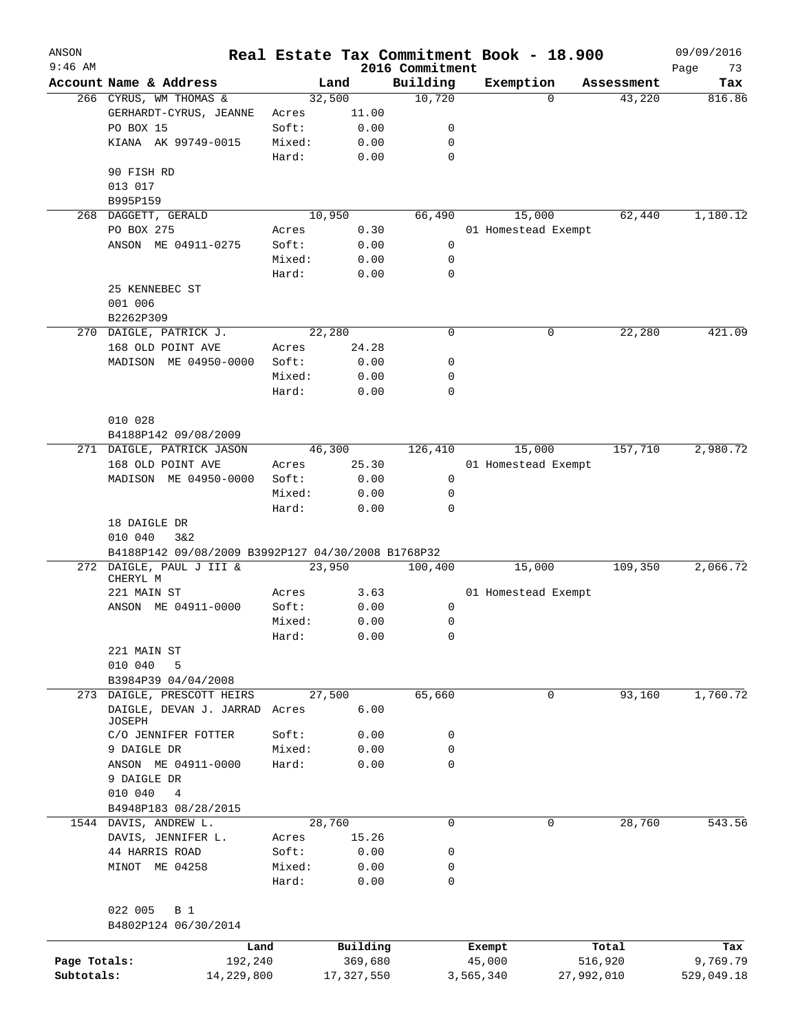# Real Estate Tax Commitment Book - 18.900

ANSON
9:46 AM

2016 Commitment

09/09/2016

| Account | Name & Address | Land | | Building | Exemption | Assessment | Tax |
|---|---|---|---|---|---|---|---|
| 266 | CYRUS, WM THOMAS & | 32,500 | | 10,720 | 0 | 43,220 | 816.86 |
| | GERHARDT-CYRUS, JEANNE | Acres | 11.00 | | | | |
| | PO BOX 15 | Soft: | 0.00 | 0 | | | |
| | KIANA AK 99749-0015 | Mixed: | 0.00 | 0 | | | |
| | | Hard: | 0.00 | 0 | | | |
| | 90 FISH RD | | | | | | |
| | 013 017 | | | | | | |
| | B995P159 | | | | | | |
| 268 | DAGGETT, GERALD | 10,950 | | 66,490 | 15,000 | 62,440 | 1,180.12 |
| | PO BOX 275 | Acres | 0.30 | | 01 Homestead Exempt | | |
| | ANSON ME 04911-0275 | Soft: | 0.00 | 0 | | | |
| | | Mixed: | 0.00 | 0 | | | |
| | | Hard: | 0.00 | 0 | | | |
| | 25 KENNEBEC ST | | | | | | |
| | 001 006 | | | | | | |
| | B2262P309 | | | | | | |
| 270 | DAIGLE, PATRICK J. | 22,280 | | 0 | 0 | 22,280 | 421.09 |
| | 168 OLD POINT AVE | Acres | 24.28 | | | | |
| | MADISON ME 04950-0000 | Soft: | 0.00 | 0 | | | |
| | | Mixed: | 0.00 | 0 | | | |
| | | Hard: | 0.00 | 0 | | | |
| | 010 028 | | | | | | |
| | B4188P142 09/08/2009 | | | | | | |
| 271 | DAIGLE, PATRICK JASON | 46,300 | | 126,410 | 15,000 | 157,710 | 2,980.72 |
| | 168 OLD POINT AVE | Acres | 25.30 | | 01 Homestead Exempt | | |
| | MADISON ME 04950-0000 | Soft: | 0.00 | 0 | | | |
| | | Mixed: | 0.00 | 0 | | | |
| | | Hard: | 0.00 | 0 | | | |
| | 18 DAIGLE DR | | | | | | |
| | 010 040 3&2 | | | | | | |
| | B4188P142 09/08/2009 B3992P127 04/30/2008 B1768P32 | | | | | | |
| 272 | DAIGLE, PAUL J III & CHERYL M | 23,950 | | 100,400 | 15,000 | 109,350 | 2,066.72 |
| | 221 MAIN ST | Acres | 3.63 | | 01 Homestead Exempt | | |
| | ANSON ME 04911-0000 | Soft: | 0.00 | 0 | | | |
| | | Mixed: | 0.00 | 0 | | | |
| | | Hard: | 0.00 | 0 | | | |
| | 221 MAIN ST | | | | | | |
| | 010 040 5 | | | | | | |
| | B3984P39 04/04/2008 | | | | | | |
| 273 | DAIGLE, PRESCOTT HEIRS | 27,500 | | 65,660 | 0 | 93,160 | 1,760.72 |
| | DAIGLE, DEVAN J. JARRAD JOSEPH | Acres | 6.00 | | | | |
| | C/O JENNIFER FOTTER | Soft: | 0.00 | 0 | | | |
| | 9 DAIGLE DR | Mixed: | 0.00 | 0 | | | |
| | ANSON ME 04911-0000 | Hard: | 0.00 | 0 | | | |
| | 9 DAIGLE DR | | | | | | |
| | 010 040 4 | | | | | | |
| | B4948P183 08/28/2015 | | | | | | |
| 1544 | DAVIS, ANDREW L. | 28,760 | | 0 | 0 | 28,760 | 543.56 |
| | DAVIS, JENNIFER L. | Acres | 15.26 | | | | |
| | 44 HARRIS ROAD | Soft: | 0.00 | 0 | | | |
| | MINOT ME 04258 | Mixed: | 0.00 | 0 | | | |
| | | Hard: | 0.00 | 0 | | | |
| | 022 005 B 1 | | | | | | |
| | B4802P124 06/30/2014 | | | | | | |

| | Land | Building | Exempt | Total | Tax |
|---|---|---|---|---|---|
| Page Totals: | 192,240 | 369,680 | 45,000 | 516,920 | 9,769.79 |
| Subtotals: | 14,229,800 | 17,327,550 | 3,565,340 | 27,992,010 | 529,049.18 |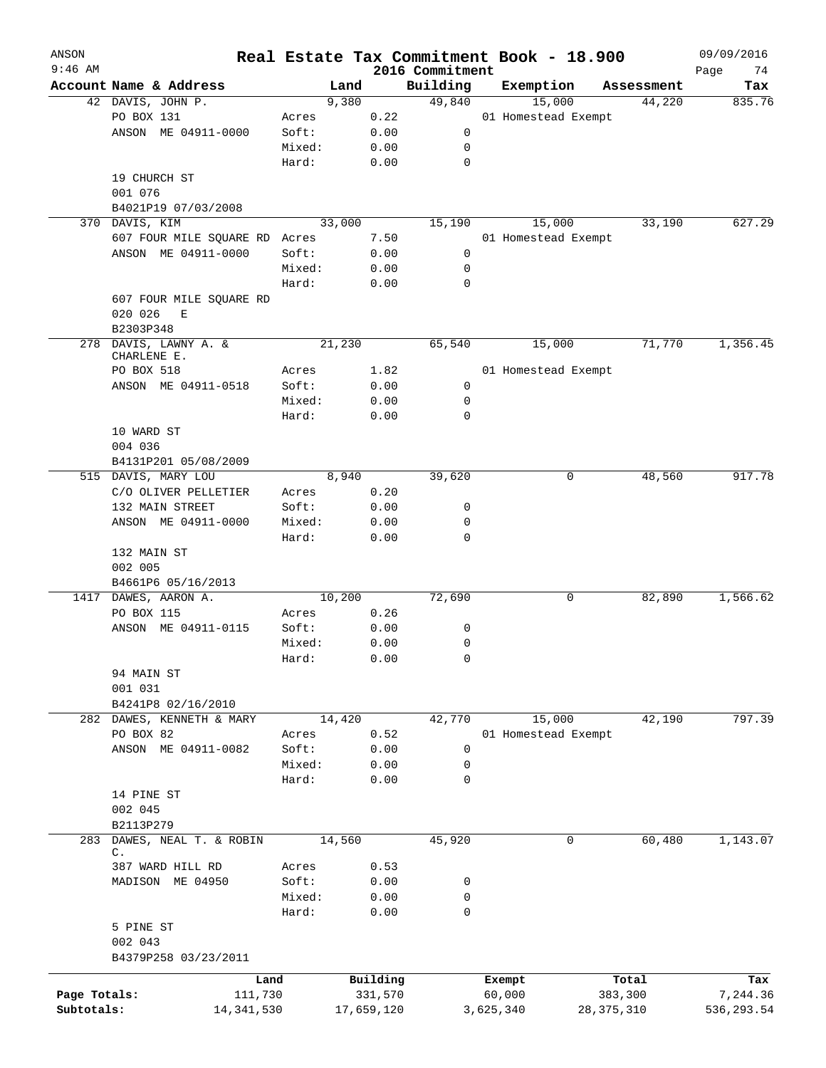# Real Estate Tax Commitment Book - 18.900

ANSON
9:46 AM
2016 Commitment
09/09/2016

| Account | Name & Address | | Land | Building | Exemption | Assessment | Tax |
|---|---|---|---|---|---|---|---|
| 42 | DAVIS, JOHN P. | | 9,380 | 49,840 | 15,000 | 44,220 | 835.76 |
| | PO BOX 131 | Acres | 0.22 | | 01 Homestead Exempt | | |
| | ANSON ME 04911-0000 | Soft: | 0.00 | 0 | | | |
| | | Mixed: | 0.00 | 0 | | | |
| | | Hard: | 0.00 | 0 | | | |
| | 19 CHURCH ST | | | | | | |
| | 001 076 | | | | | | |
| | B4021P19 07/03/2008 | | | | | | |
| 370 | DAVIS, KIM | | 33,000 | 15,190 | 15,000 | 33,190 | 627.29 |
| | 607 FOUR MILE SQUARE RD | Acres | 7.50 | | 01 Homestead Exempt | | |
| | ANSON ME 04911-0000 | Soft: | 0.00 | 0 | | | |
| | | Mixed: | 0.00 | 0 | | | |
| | | Hard: | 0.00 | 0 | | | |
| | 607 FOUR MILE SQUARE RD | | | | | | |
| | 020 026 E | | | | | | |
| | B2303P348 | | | | | | |
| 278 | DAVIS, LAWNY A. & CHARLENE E. | | 21,230 | 65,540 | 15,000 | 71,770 | 1,356.45 |
| | PO BOX 518 | Acres | 1.82 | | 01 Homestead Exempt | | |
| | ANSON ME 04911-0518 | Soft: | 0.00 | 0 | | | |
| | | Mixed: | 0.00 | 0 | | | |
| | | Hard: | 0.00 | 0 | | | |
| | 10 WARD ST | | | | | | |
| | 004 036 | | | | | | |
| | B4131P201 05/08/2009 | | | | | | |
| 515 | DAVIS, MARY LOU | | 8,940 | 39,620 | 0 | 48,560 | 917.78 |
| | C/O OLIVER PELLETIER | Acres | 0.20 | | | | |
| | 132 MAIN STREET | Soft: | 0.00 | 0 | | | |
| | ANSON ME 04911-0000 | Mixed: | 0.00 | 0 | | | |
| | | Hard: | 0.00 | 0 | | | |
| | 132 MAIN ST | | | | | | |
| | 002 005 | | | | | | |
| | B4661P6 05/16/2013 | | | | | | |
| 1417 | DAWES, AARON A. | | 10,200 | 72,690 | 0 | 82,890 | 1,566.62 |
| | PO BOX 115 | Acres | 0.26 | | | | |
| | ANSON ME 04911-0115 | Soft: | 0.00 | 0 | | | |
| | | Mixed: | 0.00 | 0 | | | |
| | | Hard: | 0.00 | 0 | | | |
| | 94 MAIN ST | | | | | | |
| | 001 031 | | | | | | |
| | B4241P8 02/16/2010 | | | | | | |
| 282 | DAWES, KENNETH & MARY | | 14,420 | 42,770 | 15,000 | 42,190 | 797.39 |
| | PO BOX 82 | Acres | 0.52 | | 01 Homestead Exempt | | |
| | ANSON ME 04911-0082 | Soft: | 0.00 | 0 | | | |
| | | Mixed: | 0.00 | 0 | | | |
| | | Hard: | 0.00 | 0 | | | |
| | 14 PINE ST | | | | | | |
| | 002 045 | | | | | | |
| | B2113P279 | | | | | | |
| 283 | DAWES, NEAL T. & ROBIN C. | | 14,560 | 45,920 | 0 | 60,480 | 1,143.07 |
| | 387 WARD HILL RD | Acres | 0.53 | | | | |
| | MADISON ME 04950 | Soft: | 0.00 | 0 | | | |
| | | Mixed: | 0.00 | 0 | | | |
| | | Hard: | 0.00 | 0 | | | |
| | 5 PINE ST | | | | | | |
| | 002 043 | | | | | | |
| | B4379P258 03/23/2011 | | | | | | |

| | Land | Building | Exempt | Total | Tax |
|---|---|---|---|---|---|
| Page Totals: | 111,730 | 331,570 | 60,000 | 383,300 | 7,244.36 |
| Subtotals: | 14,341,530 | 17,659,120 | 3,625,340 | 28,375,310 | 536,293.54 |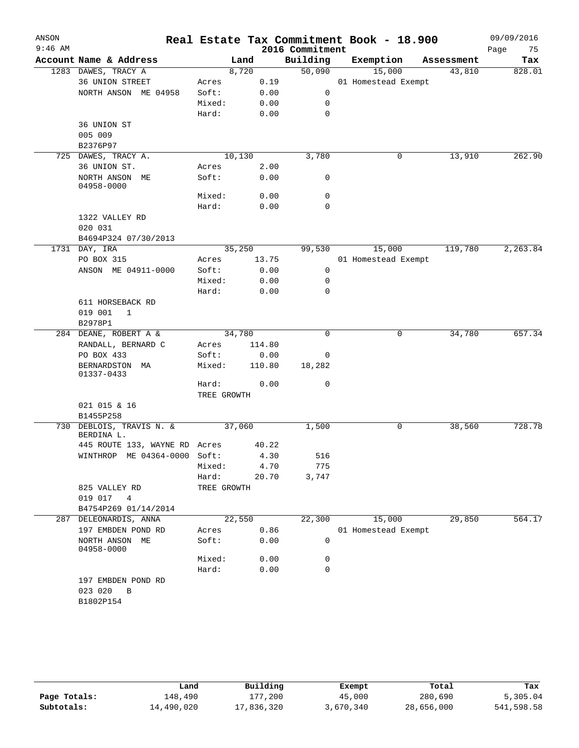ANSON 9:46 AM

# Real Estate Tax Commitment Book - 18.900

2016 Commitment

09/09/2016 Page 75

| Account Name & Address | | Land | Building | Exemption | Assessment | Tax |
|---|---|---|---|---|---|---|
| 1283 DAWES, TRACY A | | 8,720 | 50,090 | 15,000 | 43,810 | 828.01 |
| 36 UNION STREET | Acres | 0.19 | | 01 Homestead Exempt | | |
| NORTH ANSON ME 04958 | Soft: | 0.00 | 0 | | | |
| | Mixed: | 0.00 | 0 | | | |
| | Hard: | 0.00 | 0 | | | |
| 36 UNION ST | | | | | | |
| 005 009 | | | | | | |
| B2376P97 | | | | | | |
| 725 DAWES, TRACY A. | | 10,130 | 3,780 | 0 | 13,910 | 262.90 |
| 36 UNION ST. | Acres | 2.00 | | | | |
| NORTH ANSON ME 04958-0000 | Soft: | 0.00 | 0 | | | |
| | Mixed: | 0.00 | 0 | | | |
| | Hard: | 0.00 | 0 | | | |
| 1322 VALLEY RD | | | | | | |
| 020 031 | | | | | | |
| B4694P324 07/30/2013 | | | | | | |
| 1731 DAY, IRA | | 35,250 | 99,530 | 15,000 | 119,780 | 2,263.84 |
| PO BOX 315 | Acres | 13.75 | | 01 Homestead Exempt | | |
| ANSON ME 04911-0000 | Soft: | 0.00 | 0 | | | |
| | Mixed: | 0.00 | 0 | | | |
| | Hard: | 0.00 | 0 | | | |
| 611 HORSEBACK RD | | | | | | |
| 019 001 1 | | | | | | |
| B2978P1 | | | | | | |
| 284 DEANE, ROBERT A & | | 34,780 | 0 | 0 | 34,780 | 657.34 |
| RANDALL, BERNARD C | Acres | 114.80 | | | | |
| PO BOX 433 | Soft: | 0.00 | 0 | | | |
| BERNARDSTON MA 01337-0433 | Mixed: | 110.80 | 18,282 | | | |
| | Hard: | 0.00 | 0 | | | |
| | TREE GROWTH | | | | | |
| 021 015 & 16 | | | | | | |
| B1455P258 | | | | | | |
| 730 DEBLOIS, TRAVIS N. & BERDINA L. | | 37,060 | 1,500 | 0 | 38,560 | 728.78 |
| 445 ROUTE 133, WAYNE RD | Acres | 40.22 | | | | |
| WINTHROP ME 04364-0000 | Soft: | 4.30 | 516 | | | |
| | Mixed: | 4.70 | 775 | | | |
| | Hard: | 20.70 | 3,747 | | | |
| 825 VALLEY RD | TREE GROWTH | | | | | |
| 019 017 4 | | | | | | |
| B4754P269 01/14/2014 | | | | | | |
| 287 DELEONARDIS, ANNA | | 22,550 | 22,300 | 15,000 | 29,850 | 564.17 |
| 197 EMBDEN POND RD | Acres | 0.86 | | 01 Homestead Exempt | | |
| NORTH ANSON ME 04958-0000 | Soft: | 0.00 | 0 | | | |
| | Mixed: | 0.00 | 0 | | | |
| | Hard: | 0.00 | 0 | | | |
| 197 EMBDEN POND RD | | | | | | |
| 023 020 B | | | | | | |
| B1802P154 | | | | | | |

| | Land | Building | Exempt | Total | Tax |
|---|---|---|---|---|---|
| Page Totals: | 148,490 | 177,200 | 45,000 | 280,690 | 5,305.04 |
| Subtotals: | 14,490,020 | 17,836,320 | 3,670,340 | 28,656,000 | 541,598.58 |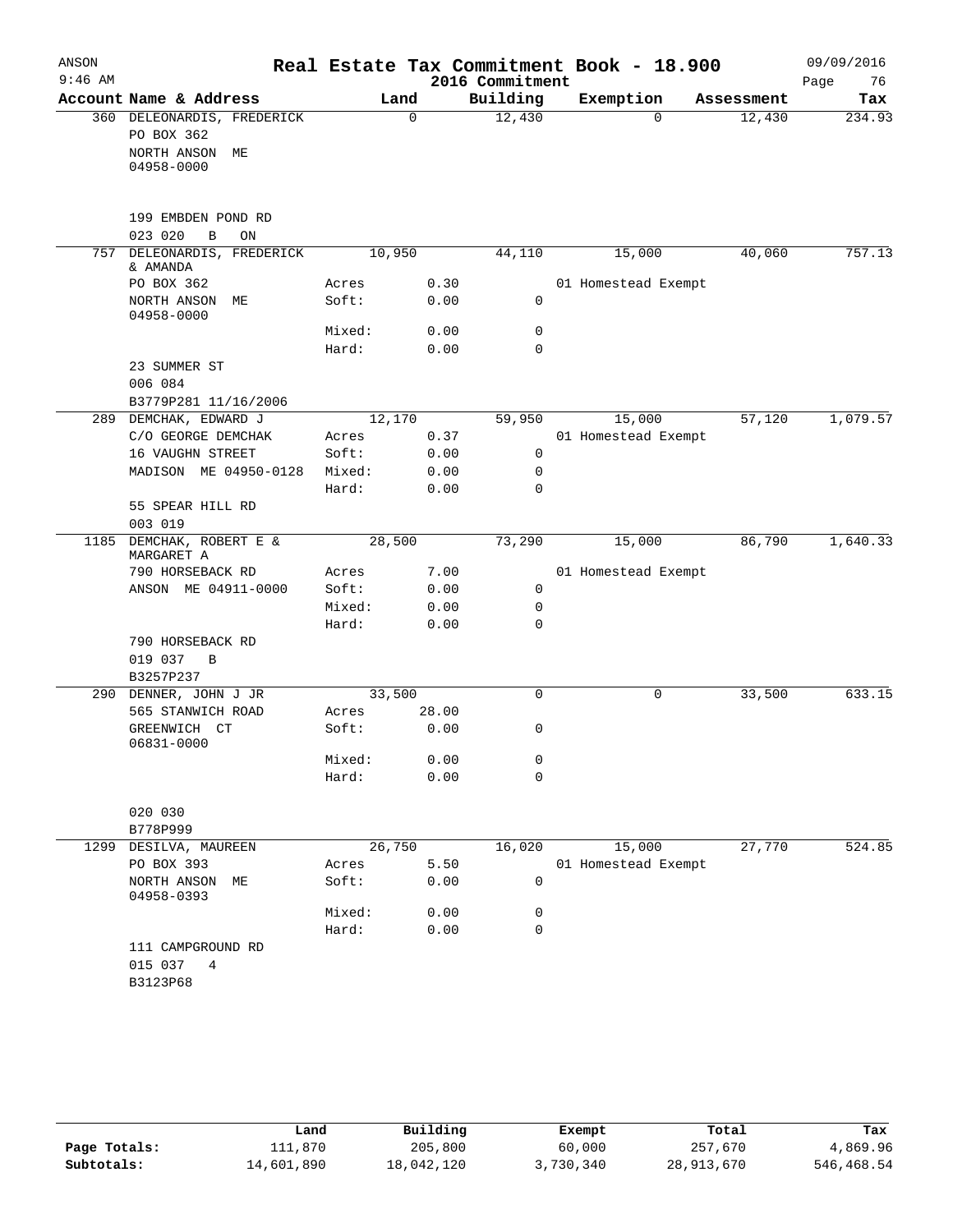# Real Estate Tax Commitment Book - 18.900

ANSON
9:46 AM

2016 Commitment

09/09/2016

| Account | Name & Address | Land | | Building | Exemption | Assessment | Tax |
|---|---|---|---|---|---|---|---|
| 360 | DELEONARDIS, FREDERICK | 0 | | 12,430 | 0 | 12,430 | 234.93 |
| | PO BOX 362 | | | | | | |
| | NORTH ANSON ME 04958-0000 | | | | | | |
| | 199 EMBDEN POND RD | | | | | | |
| | 023 020 B ON | | | | | | |
| 757 | DELEONARDIS, FREDERICK & AMANDA | 10,950 | | 44,110 | 15,000 | 40,060 | 757.13 |
| | PO BOX 362 | Acres | 0.30 | | 01 Homestead Exempt | | |
| | NORTH ANSON ME 04958-0000 | Soft: | 0.00 | 0 | | | |
| | | Mixed: | 0.00 | 0 | | | |
| | | Hard: | 0.00 | 0 | | | |
| | 23 SUMMER ST | | | | | | |
| | 006 084 | | | | | | |
| | B3779P281 11/16/2006 | | | | | | |
| 289 | DEMCHAK, EDWARD J | 12,170 | | 59,950 | 15,000 | 57,120 | 1,079.57 |
| | C/O GEORGE DEMCHAK | Acres | 0.37 | | 01 Homestead Exempt | | |
| | 16 VAUGHN STREET | Soft: | 0.00 | 0 | | | |
| | MADISON ME 04950-0128 | Mixed: | 0.00 | 0 | | | |
| | | Hard: | 0.00 | 0 | | | |
| | 55 SPEAR HILL RD | | | | | | |
| | 003 019 | | | | | | |
| 1185 | DEMCHAK, ROBERT E & MARGARET A | 28,500 | | 73,290 | 15,000 | 86,790 | 1,640.33 |
| | 790 HORSEBACK RD | Acres | 7.00 | | 01 Homestead Exempt | | |
| | ANSON ME 04911-0000 | Soft: | 0.00 | 0 | | | |
| | | Mixed: | 0.00 | 0 | | | |
| | | Hard: | 0.00 | 0 | | | |
| | 790 HORSEBACK RD | | | | | | |
| | 019 037 B | | | | | | |
| | B3257P237 | | | | | | |
| 290 | DENNER, JOHN J JR | 33,500 | | 0 | 0 | 33,500 | 633.15 |
| | 565 STANWICH ROAD | Acres | 28.00 | | | | |
| | GREENWICH CT 06831-0000 | Soft: | 0.00 | 0 | | | |
| | | Mixed: | 0.00 | 0 | | | |
| | | Hard: | 0.00 | 0 | | | |
| | 020 030 | | | | | | |
| | B778P999 | | | | | | |
| 1299 | DESILVA, MAUREEN | 26,750 | | 16,020 | 15,000 | 27,770 | 524.85 |
| | PO BOX 393 | Acres | 5.50 | | 01 Homestead Exempt | | |
| | NORTH ANSON ME 04958-0393 | Soft: | 0.00 | 0 | | | |
| | | Mixed: | 0.00 | 0 | | | |
| | | Hard: | 0.00 | 0 | | | |
| | 111 CAMPGROUND RD | | | | | | |
| | 015 037 4 | | | | | | |
| | B3123P68 | | | | | | |

| | Land | Building | Exempt | Total | Tax |
|---|---|---|---|---|---|
| Page Totals: | 111,870 | 205,800 | 60,000 | 257,670 | 4,869.96 |
| Subtotals: | 14,601,890 | 18,042,120 | 3,730,340 | 28,913,670 | 546,468.54 |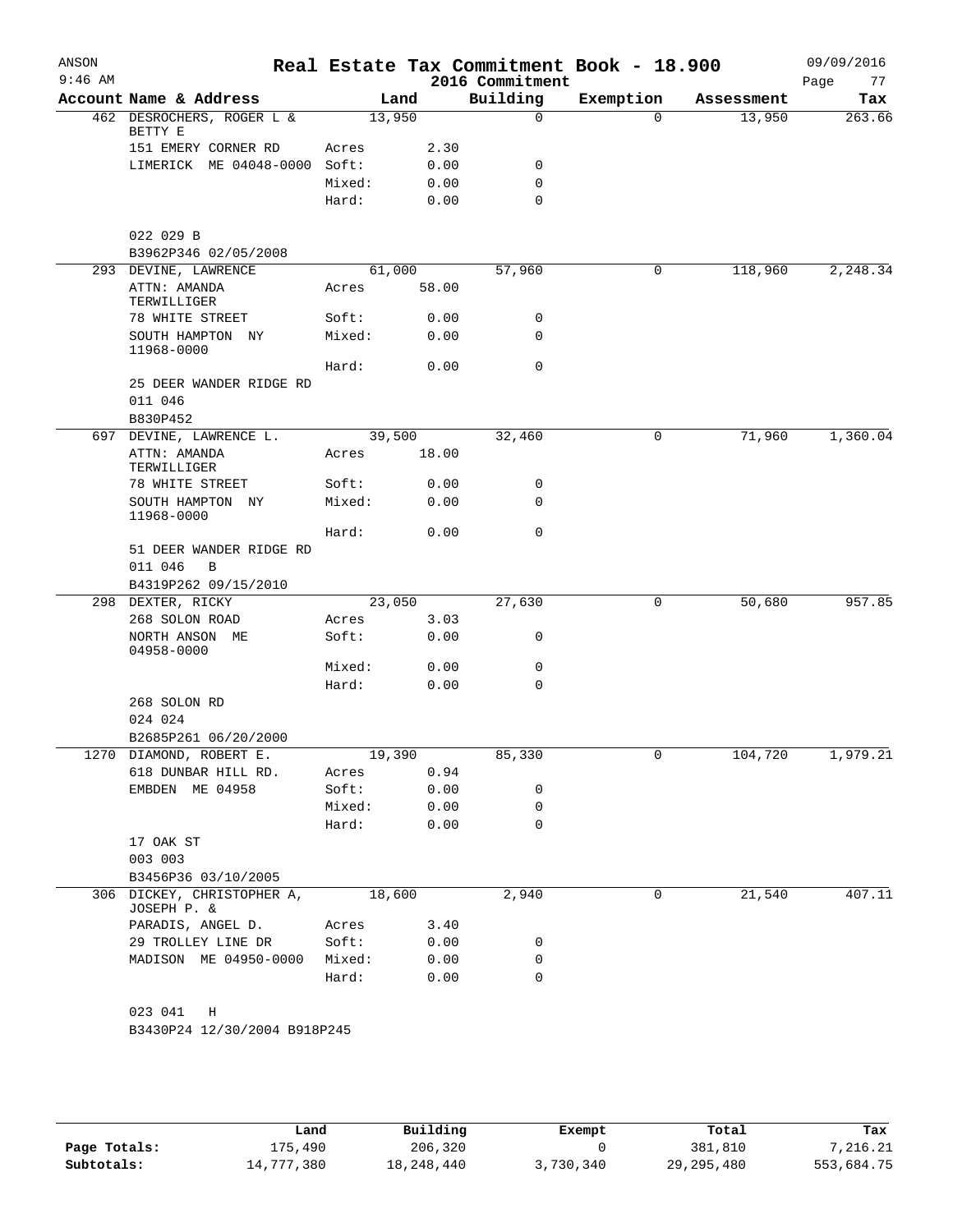ANSON 9:46 AM

# Real Estate Tax Commitment Book - 18.900

2016 Commitment

09/09/2016

| Account Name & Address | | Land | Building | Exemption | Assessment | Tax |
|---|---|---|---|---|---|---|
| 462 DESROCHERS, ROGER L & BETTY E | | 13,950 | 0 | 0 | 13,950 | 263.66 |
| 151 EMERY CORNER RD | Acres | 2.30 | | | | |
| LIMERICK ME 04048-0000 | Soft: | 0.00 | 0 | | | |
| | Mixed: | 0.00 | 0 | | | |
| | Hard: | 0.00 | 0 | | | |
| 022 029 B | | | | | | |
| B3962P346 02/05/2008 | | | | | | |
| 293 DEVINE, LAWRENCE | | 61,000 | 57,960 | 0 | 118,960 | 2,248.34 |
| ATTN: AMANDA TERWILLIGER | Acres | 58.00 | | | | |
| 78 WHITE STREET | Soft: | 0.00 | 0 | | | |
| SOUTH HAMPTON NY 11968-0000 | Mixed: | 0.00 | 0 | | | |
| | Hard: | 0.00 | 0 | | | |
| 25 DEER WANDER RIDGE RD | | | | | | |
| 011 046 | | | | | | |
| B830P452 | | | | | | |
| 697 DEVINE, LAWRENCE L. | | 39,500 | 32,460 | 0 | 71,960 | 1,360.04 |
| ATTN: AMANDA TERWILLIGER | Acres | 18.00 | | | | |
| 78 WHITE STREET | Soft: | 0.00 | 0 | | | |
| SOUTH HAMPTON NY 11968-0000 | Mixed: | 0.00 | 0 | | | |
| | Hard: | 0.00 | 0 | | | |
| 51 DEER WANDER RIDGE RD | | | | | | |
| 011 046 B | | | | | | |
| B4319P262 09/15/2010 | | | | | | |
| 298 DEXTER, RICKY | | 23,050 | 27,630 | 0 | 50,680 | 957.85 |
| 268 SOLON ROAD | Acres | 3.03 | | | | |
| NORTH ANSON ME 04958-0000 | Soft: | 0.00 | 0 | | | |
| | Mixed: | 0.00 | 0 | | | |
| | Hard: | 0.00 | 0 | | | |
| 268 SOLON RD | | | | | | |
| 024 024 | | | | | | |
| B2685P261 06/20/2000 | | | | | | |
| 1270 DIAMOND, ROBERT E. | | 19,390 | 85,330 | 0 | 104,720 | 1,979.21 |
| 618 DUNBAR HILL RD. | Acres | 0.94 | | | | |
| EMBDEN ME 04958 | Soft: | 0.00 | 0 | | | |
| | Mixed: | 0.00 | 0 | | | |
| | Hard: | 0.00 | 0 | | | |
| 17 OAK ST | | | | | | |
| 003 003 | | | | | | |
| B3456P36 03/10/2005 | | | | | | |
| 306 DICKEY, CHRISTOPHER A, JOSEPH P. & | | 18,600 | 2,940 | 0 | 21,540 | 407.11 |
| PARADIS, ANGEL D. | Acres | 3.40 | | | | |
| 29 TROLLEY LINE DR | Soft: | 0.00 | 0 | | | |
| MADISON ME 04950-0000 | Mixed: | 0.00 | 0 | | | |
| | Hard: | 0.00 | 0 | | | |
| 023 041 H | | | | | | |
| B3430P24 12/30/2004 B918P245 | | | | | | |

| | Land | Building | Exempt | Total | Tax |
|---|---|---|---|---|---|
| Page Totals: | 175,490 | 206,320 | 0 | 381,810 | 7,216.21 |
| Subtotals: | 14,777,380 | 18,248,440 | 3,730,340 | 29,295,480 | 553,684.75 |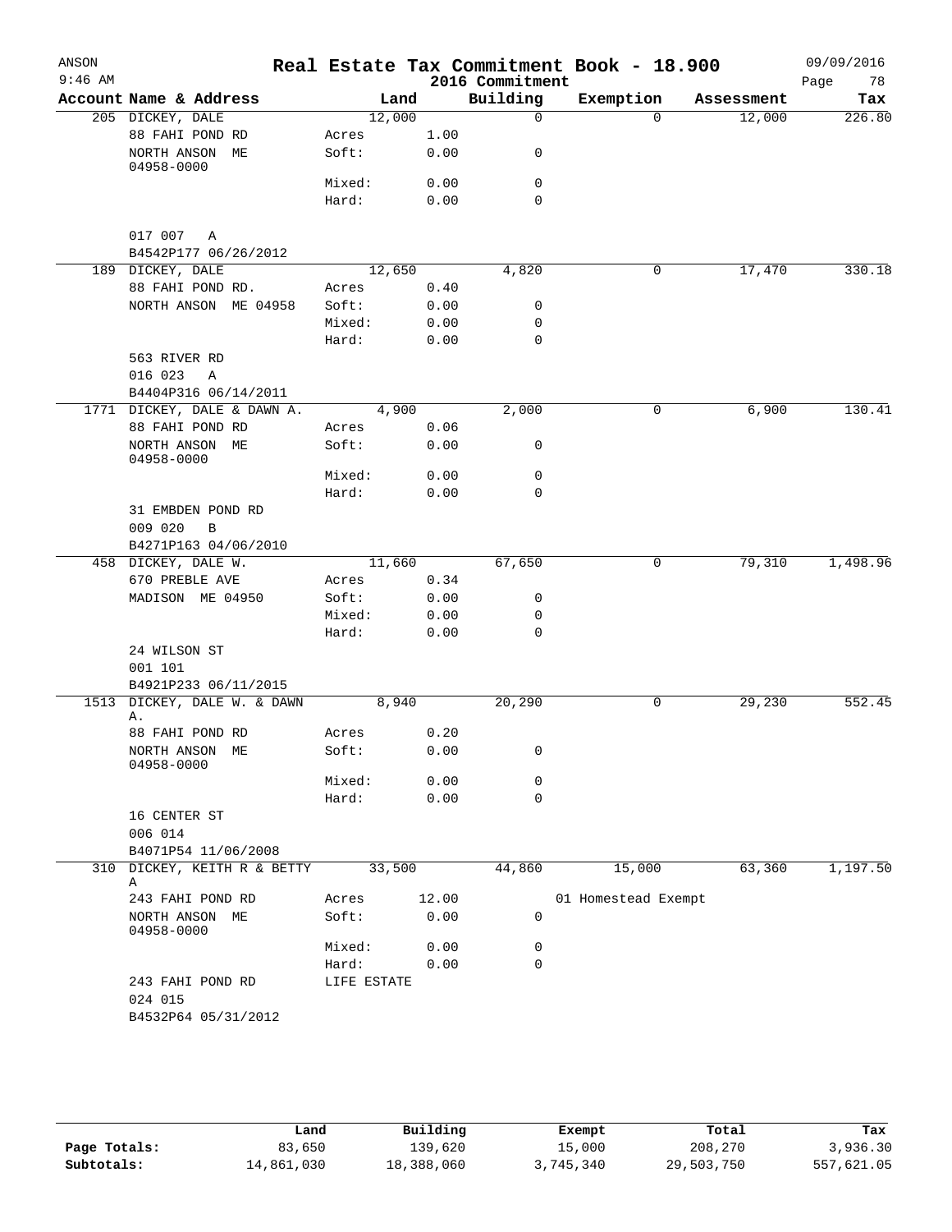# Real Estate Tax Commitment Book - 18.900

ANSON 9:46 AM — 2016 Commitment — 09/09/2016

| Account Name & Address | Land | | Building | Exemption | Assessment | Tax |
|---|---|---|---|---|---|---|
| 205 DICKEY, DALE | 12,000 | | 0 | 0 | 12,000 | 226.80 |
| 88 FAHI POND RD | Acres | 1.00 | | | | |
| NORTH ANSON ME 04958-0000 | Soft: | 0.00 | 0 | | | |
| | Mixed: | 0.00 | 0 | | | |
| | Hard: | 0.00 | 0 | | | |
| 017 007 A | | | | | | |
| B4542P177 06/26/2012 | | | | | | |
| 189 DICKEY, DALE | 12,650 | | 4,820 | 0 | 17,470 | 330.18 |
| 88 FAHI POND RD. | Acres | 0.40 | | | | |
| NORTH ANSON ME 04958 | Soft: | 0.00 | 0 | | | |
| | Mixed: | 0.00 | 0 | | | |
| | Hard: | 0.00 | 0 | | | |
| 563 RIVER RD | | | | | | |
| 016 023 A | | | | | | |
| B4404P316 06/14/2011 | | | | | | |
| 1771 DICKEY, DALE & DAWN A. | 4,900 | | 2,000 | 0 | 6,900 | 130.41 |
| 88 FAHI POND RD | Acres | 0.06 | | | | |
| NORTH ANSON ME 04958-0000 | Soft: | 0.00 | 0 | | | |
| | Mixed: | 0.00 | 0 | | | |
| | Hard: | 0.00 | 0 | | | |
| 31 EMBDEN POND RD | | | | | | |
| 009 020 B | | | | | | |
| B4271P163 04/06/2010 | | | | | | |
| 458 DICKEY, DALE W. | 11,660 | | 67,650 | 0 | 79,310 | 1,498.96 |
| 670 PREBLE AVE | Acres | 0.34 | | | | |
| MADISON ME 04950 | Soft: | 0.00 | 0 | | | |
| | Mixed: | 0.00 | 0 | | | |
| | Hard: | 0.00 | 0 | | | |
| 24 WILSON ST | | | | | | |
| 001 101 | | | | | | |
| B4921P233 06/11/2015 | | | | | | |
| 1513 DICKEY, DALE W. & DAWN A. | 8,940 | | 20,290 | 0 | 29,230 | 552.45 |
| 88 FAHI POND RD | Acres | 0.20 | | | | |
| NORTH ANSON ME 04958-0000 | Soft: | 0.00 | 0 | | | |
| | Mixed: | 0.00 | 0 | | | |
| | Hard: | 0.00 | 0 | | | |
| 16 CENTER ST | | | | | | |
| 006 014 | | | | | | |
| B4071P54 11/06/2008 | | | | | | |
| 310 DICKEY, KEITH R & BETTY A | 33,500 | | 44,860 | 15,000 | 63,360 | 1,197.50 |
| 243 FAHI POND RD | Acres | 12.00 | | 01 Homestead Exempt | | |
| NORTH ANSON ME 04958-0000 | Soft: | 0.00 | 0 | | | |
| | Mixed: | 0.00 | 0 | | | |
| | Hard: | 0.00 | 0 | | | |
| 243 FAHI POND RD | LIFE ESTATE | | | | | |
| 024 015 | | | | | | |
| B4532P64 05/31/2012 | | | | | | |

| | Land | Building | Exempt | Total | Tax |
|---|---|---|---|---|---|
| Page Totals: | 83,650 | 139,620 | 15,000 | 208,270 | 3,936.30 |
| Subtotals: | 14,861,030 | 18,388,060 | 3,745,340 | 29,503,750 | 557,621.05 |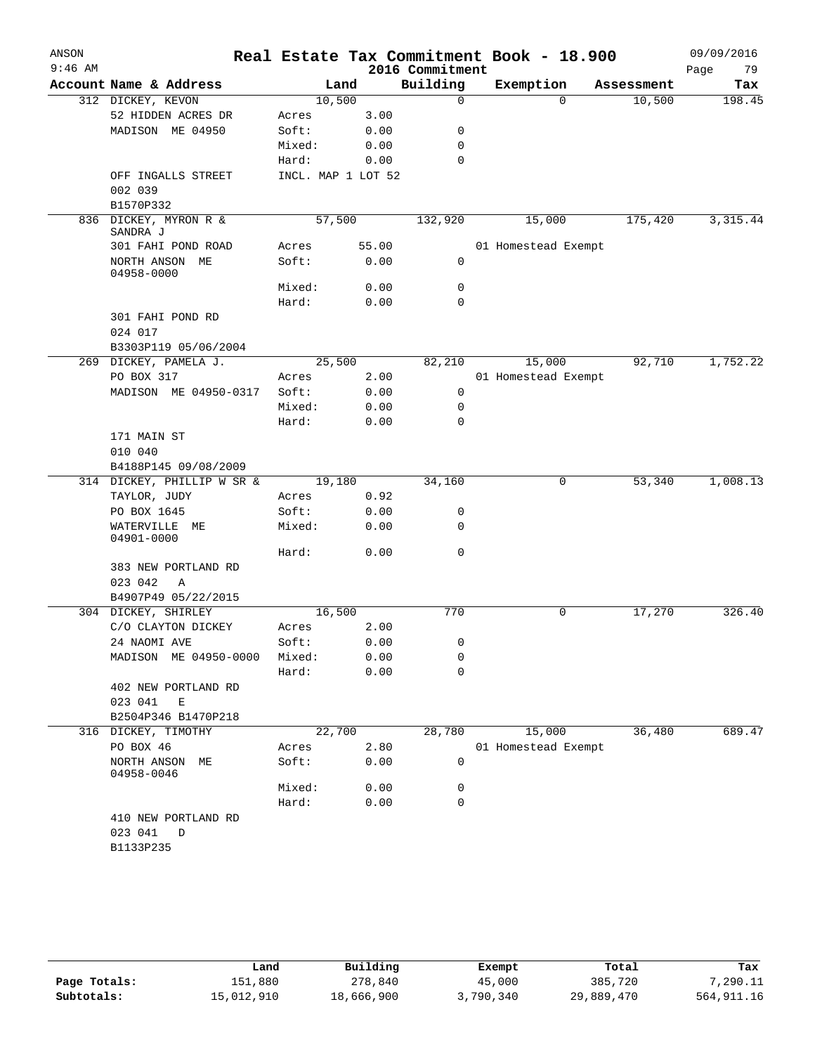# Real Estate Tax Commitment Book - 18.900

ANSON 09/09/2016
9:46 AM 2016 Commitment

| Account | Name & Address | Land | | Building | Exemption | Assessment | Tax |
|---|---|---|---|---|---|---|---|
| 312 | DICKEY, KEVON | | 10,500 | 0 | 0 | 10,500 | 198.45 |
| | 52 HIDDEN ACRES DR | Acres | 3.00 | | | | |
| | MADISON ME 04950 | Soft: | 0.00 | 0 | | | |
| | | Mixed: | 0.00 | 0 | | | |
| | | Hard: | 0.00 | 0 | | | |
| | OFF INGALLS STREET | INCL. MAP 1 LOT 52 | | | | | |
| | 002 039 | | | | | | |
| | B1570P332 | | | | | | |
| 836 | DICKEY, MYRON R & SANDRA J | | 57,500 | 132,920 | 15,000 | 175,420 | 3,315.44 |
| | 301 FAHI POND ROAD | Acres | 55.00 | | 01 Homestead Exempt | | |
| | NORTH ANSON ME 04958-0000 | Soft: | 0.00 | 0 | | | |
| | | Mixed: | 0.00 | 0 | | | |
| | | Hard: | 0.00 | 0 | | | |
| | 301 FAHI POND RD | | | | | | |
| | 024 017 | | | | | | |
| | B3303P119 05/06/2004 | | | | | | |
| 269 | DICKEY, PAMELA J. | | 25,500 | 82,210 | 15,000 | 92,710 | 1,752.22 |
| | PO BOX 317 | Acres | 2.00 | | 01 Homestead Exempt | | |
| | MADISON ME 04950-0317 | Soft: | 0.00 | 0 | | | |
| | | Mixed: | 0.00 | 0 | | | |
| | | Hard: | 0.00 | 0 | | | |
| | 171 MAIN ST | | | | | | |
| | 010 040 | | | | | | |
| | B4188P145 09/08/2009 | | | | | | |
| 314 | DICKEY, PHILLIP W SR & | | 19,180 | 34,160 | 0 | 53,340 | 1,008.13 |
| | TAYLOR, JUDY | Acres | 0.92 | | | | |
| | PO BOX 1645 | Soft: | 0.00 | 0 | | | |
| | WATERVILLE ME 04901-0000 | Mixed: | 0.00 | 0 | | | |
| | | Hard: | 0.00 | 0 | | | |
| | 383 NEW PORTLAND RD | | | | | | |
| | 023 042 A | | | | | | |
| | B4907P49 05/22/2015 | | | | | | |
| 304 | DICKEY, SHIRLEY | | 16,500 | 770 | 0 | 17,270 | 326.40 |
| | C/O CLAYTON DICKEY | Acres | 2.00 | | | | |
| | 24 NAOMI AVE | Soft: | 0.00 | 0 | | | |
| | MADISON ME 04950-0000 | Mixed: | 0.00 | 0 | | | |
| | | Hard: | 0.00 | 0 | | | |
| | 402 NEW PORTLAND RD | | | | | | |
| | 023 041 E | | | | | | |
| | B2504P346 B1470P218 | | | | | | |
| 316 | DICKEY, TIMOTHY | | 22,700 | 28,780 | 15,000 | 36,480 | 689.47 |
| | PO BOX 46 | Acres | 2.80 | | 01 Homestead Exempt | | |
| | NORTH ANSON ME 04958-0046 | Soft: | 0.00 | 0 | | | |
| | | Mixed: | 0.00 | 0 | | | |
| | | Hard: | 0.00 | 0 | | | |
| | 410 NEW PORTLAND RD | | | | | | |
| | 023 041 D | | | | | | |
| | B1133P235 | | | | | | |

| | Land | Building | Exempt | Total | Tax |
|---|---|---|---|---|---|
| Page Totals: | 151,880 | 278,840 | 45,000 | 385,720 | 7,290.11 |
| Subtotals: | 15,012,910 | 18,666,900 | 3,790,340 | 29,889,470 | 564,911.16 |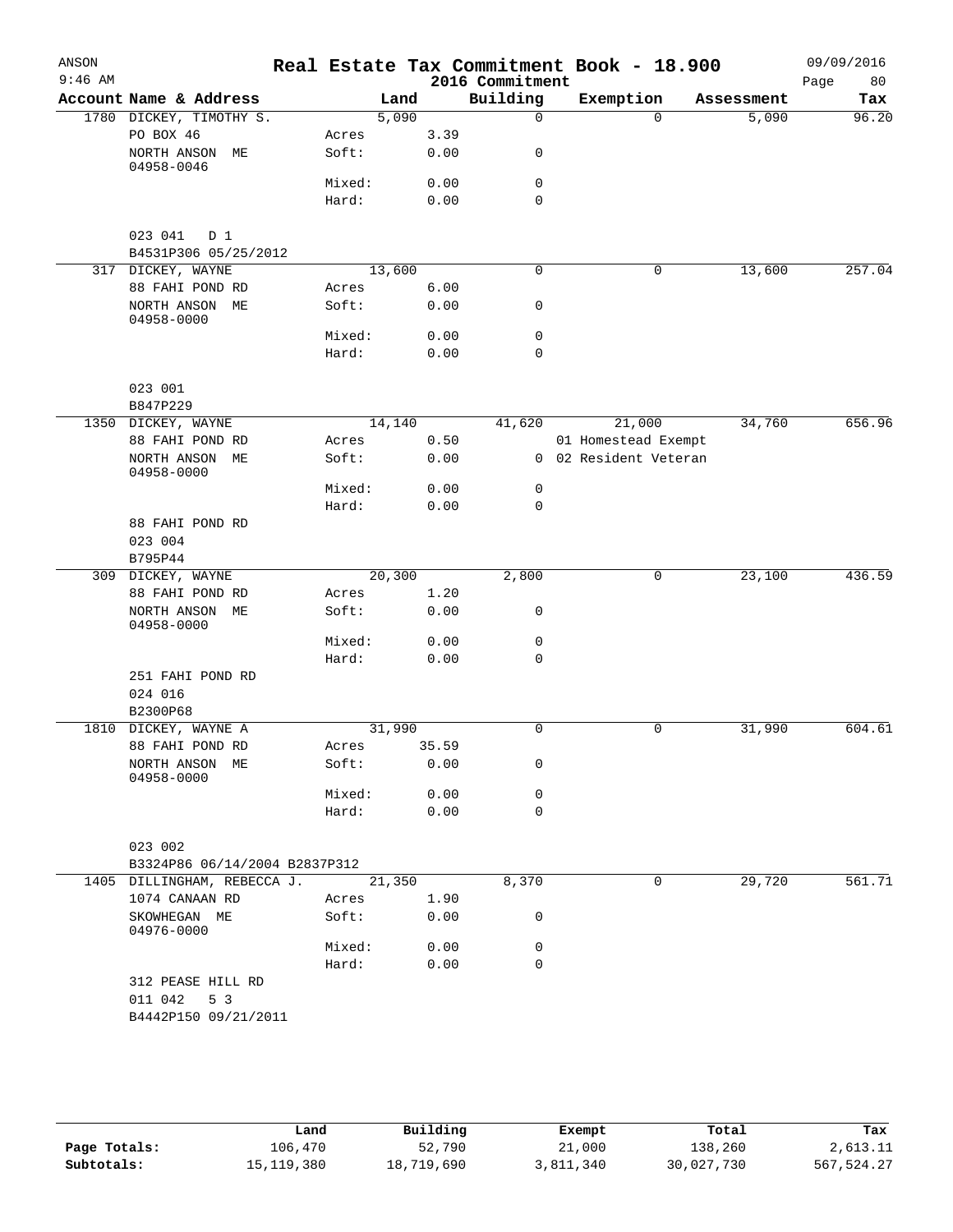# Real Estate Tax Commitment Book - 18.900

## 2016 Commitment

ANSON
9:46 AM

09/09/2016

| Account Name & Address | | Land | Building | Exemption | Assessment | Tax |
|---|---|---|---|---|---|---|
| 1780 DICKEY, TIMOTHY S. | | 5,090 | 0 | 0 | 5,090 | 96.20 |
| PO BOX 46 | Acres | 3.39 | | | | |
| NORTH ANSON ME 04958-0046 | Soft: | 0.00 | 0 | | | |
| | Mixed: | 0.00 | 0 | | | |
| | Hard: | 0.00 | 0 | | | |
| 023 041 D 1 | | | | | | |
| B4531P306 05/25/2012 | | | | | | |
| 317 DICKEY, WAYNE | | 13,600 | 0 | 0 | 13,600 | 257.04 |
| 88 FAHI POND RD | Acres | 6.00 | | | | |
| NORTH ANSON ME 04958-0000 | Soft: | 0.00 | 0 | | | |
| | Mixed: | 0.00 | 0 | | | |
| | Hard: | 0.00 | 0 | | | |
| 023 001 | | | | | | |
| B847P229 | | | | | | |
| 1350 DICKEY, WAYNE | | 14,140 | 41,620 | 21,000 | 34,760 | 656.96 |
| 88 FAHI POND RD | Acres | 0.50 | | 01 Homestead Exempt | | |
| NORTH ANSON ME 04958-0000 | Soft: | 0.00 | 0 | 02 Resident Veteran | | |
| | Mixed: | 0.00 | 0 | | | |
| | Hard: | 0.00 | 0 | | | |
| 88 FAHI POND RD | | | | | | |
| 023 004 | | | | | | |
| B795P44 | | | | | | |
| 309 DICKEY, WAYNE | | 20,300 | 2,800 | 0 | 23,100 | 436.59 |
| 88 FAHI POND RD | Acres | 1.20 | | | | |
| NORTH ANSON ME 04958-0000 | Soft: | 0.00 | 0 | | | |
| | Mixed: | 0.00 | 0 | | | |
| | Hard: | 0.00 | 0 | | | |
| 251 FAHI POND RD | | | | | | |
| 024 016 | | | | | | |
| B2300P68 | | | | | | |
| 1810 DICKEY, WAYNE A | | 31,990 | 0 | 0 | 31,990 | 604.61 |
| 88 FAHI POND RD | Acres | 35.59 | | | | |
| NORTH ANSON ME 04958-0000 | Soft: | 0.00 | 0 | | | |
| | Mixed: | 0.00 | 0 | | | |
| | Hard: | 0.00 | 0 | | | |
| 023 002 | | | | | | |
| B3324P86 06/14/2004 B2837P312 | | | | | | |
| 1405 DILLINGHAM, REBECCA J. | | 21,350 | 8,370 | 0 | 29,720 | 561.71 |
| 1074 CANAAN RD | Acres | 1.90 | | | | |
| SKOWHEGAN ME 04976-0000 | Soft: | 0.00 | 0 | | | |
| | Mixed: | 0.00 | 0 | | | |
| | Hard: | 0.00 | 0 | | | |
| 312 PEASE HILL RD | | | | | | |
| 011 042 5 3 | | | | | | |
| B4442P150 09/21/2011 | | | | | | |

| | Land | Building | Exempt | Total | Tax |
|---|---|---|---|---|---|
| Page Totals: | 106,470 | 52,790 | 21,000 | 138,260 | 2,613.11 |
| Subtotals: | 15,119,380 | 18,719,690 | 3,811,340 | 30,027,730 | 567,524.27 |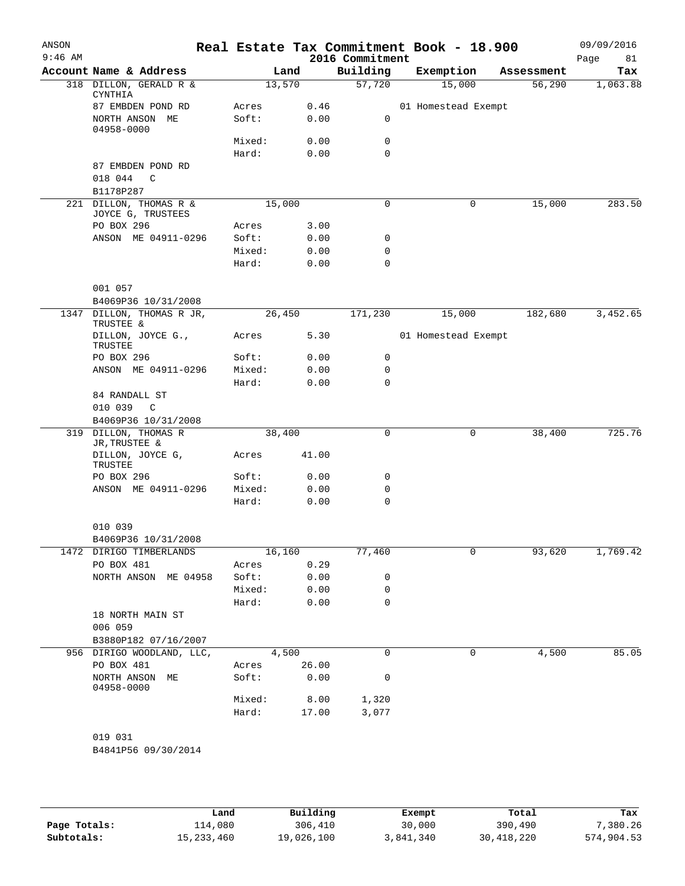# Real Estate Tax Commitment Book - 18.900

ANSON 9:46 AM — 2016 Commitment — 09/09/2016

| Account | Name & Address | | Land | Building | Exemption | Assessment | Tax |
|---|---|---|---|---|---|---|---|
| 318 | DILLON, GERALD R & CYNTHIA | | 13,570 | 57,720 | 15,000 | 56,290 | 1,063.88 |
| | 87 EMBDEN POND RD | Acres | 0.46 | | 01 Homestead Exempt | | |
| | NORTH ANSON ME 04958-0000 | Soft: | 0.00 | 0 | | | |
| | | Mixed: | 0.00 | 0 | | | |
| | | Hard: | 0.00 | 0 | | | |
| | 87 EMBDEN POND RD | | | | | | |
| | 018 044 C | | | | | | |
| | B1178P287 | | | | | | |
| 221 | DILLON, THOMAS R & JOYCE G, TRUSTEES | | 15,000 | 0 | 0 | 15,000 | 283.50 |
| | PO BOX 296 | Acres | 3.00 | | | | |
| | ANSON ME 04911-0296 | Soft: | 0.00 | 0 | | | |
| | | Mixed: | 0.00 | 0 | | | |
| | | Hard: | 0.00 | 0 | | | |
| | 001 057 | | | | | | |
| | B4069P36 10/31/2008 | | | | | | |
| 1347 | DILLON, THOMAS R JR, TRUSTEE & | | 26,450 | 171,230 | 15,000 | 182,680 | 3,452.65 |
| | DILLON, JOYCE G., TRUSTEE | Acres | 5.30 | | 01 Homestead Exempt | | |
| | PO BOX 296 | Soft: | 0.00 | 0 | | | |
| | ANSON ME 04911-0296 | Mixed: | 0.00 | 0 | | | |
| | | Hard: | 0.00 | 0 | | | |
| | 84 RANDALL ST | | | | | | |
| | 010 039 C | | | | | | |
| | B4069P36 10/31/2008 | | | | | | |
| 319 | DILLON, THOMAS R JR,TRUSTEE & | | 38,400 | 0 | 0 | 38,400 | 725.76 |
| | DILLON, JOYCE G, TRUSTEE | Acres | 41.00 | | | | |
| | PO BOX 296 | Soft: | 0.00 | 0 | | | |
| | ANSON ME 04911-0296 | Mixed: | 0.00 | 0 | | | |
| | | Hard: | 0.00 | 0 | | | |
| | 010 039 | | | | | | |
| | B4069P36 10/31/2008 | | | | | | |
| 1472 | DIRIGO TIMBERLANDS | | 16,160 | 77,460 | 0 | 93,620 | 1,769.42 |
| | PO BOX 481 | Acres | 0.29 | | | | |
| | NORTH ANSON ME 04958 | Soft: | 0.00 | 0 | | | |
| | | Mixed: | 0.00 | 0 | | | |
| | | Hard: | 0.00 | 0 | | | |
| | 18 NORTH MAIN ST | | | | | | |
| | 006 059 | | | | | | |
| | B3880P182 07/16/2007 | | | | | | |
| 956 | DIRIGO WOODLAND, LLC, | | 4,500 | 0 | 0 | 4,500 | 85.05 |
| | PO BOX 481 | Acres | 26.00 | | | | |
| | NORTH ANSON ME 04958-0000 | Soft: | 0.00 | 0 | | | |
| | | Mixed: | 8.00 | 1,320 | | | |
| | | Hard: | 17.00 | 3,077 | | | |
| | 019 031 | | | | | | |
| | B4841P56 09/30/2014 | | | | | | |

| | Land | Building | Exempt | Total | Tax |
|---|---|---|---|---|---|
| Page Totals: | 114,080 | 306,410 | 30,000 | 390,490 | 7,380.26 |
| Subtotals: | 15,233,460 | 19,026,100 | 3,841,340 | 30,418,220 | 574,904.53 |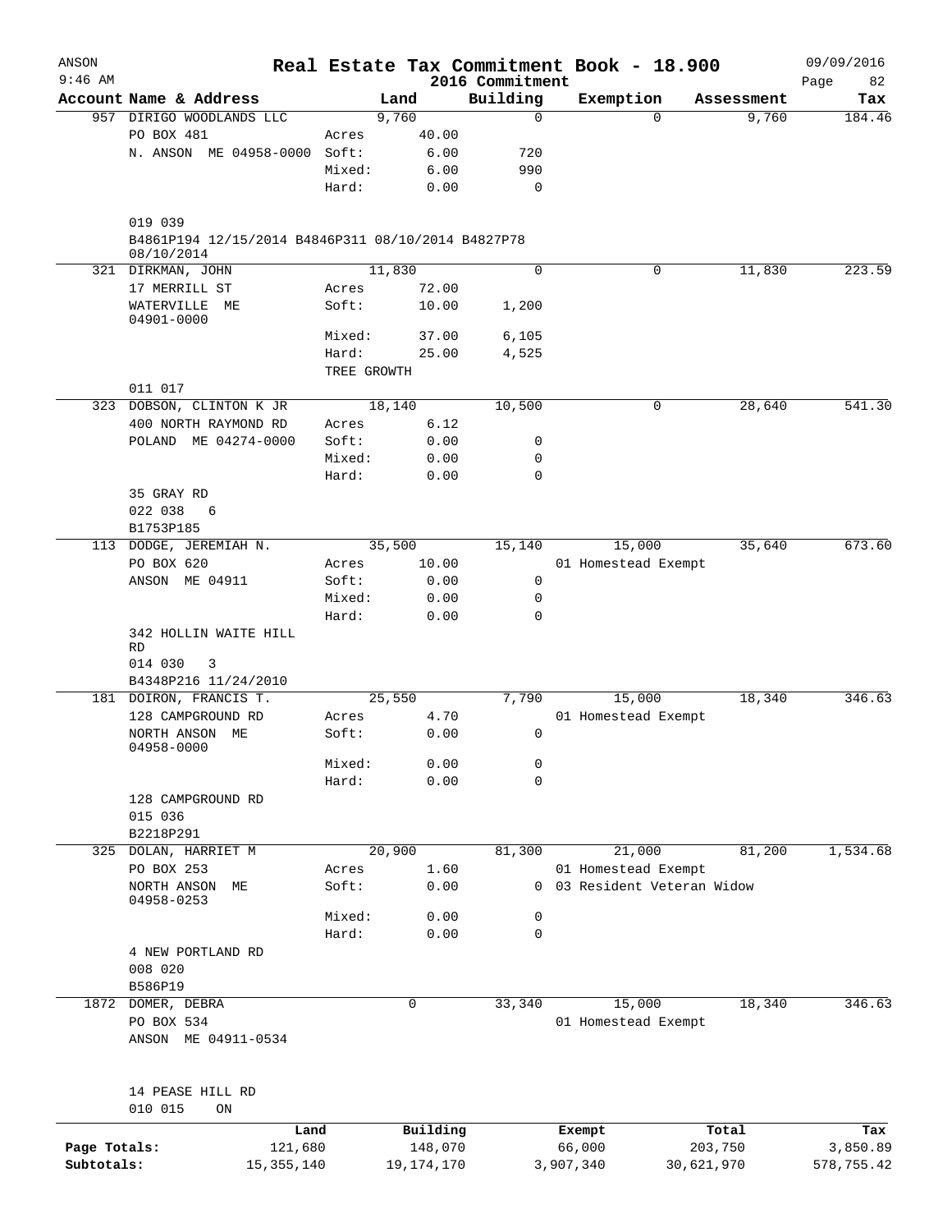ANSON — Real Estate Tax Commitment Book - 18.900 — 2016 Commitment — 09/09/2016 9:46 AM

| Account Name & Address | | Land | Building | Exemption | Assessment | Tax |
|---|---|---|---|---|---|---|
| 957 DIRIGO WOODLANDS LLC | | 9,760 | 0 | 0 | 9,760 | 184.46 |
| PO BOX 481 | Acres | 40.00 | | | | |
| N. ANSON ME 04958-0000 | Soft: | 6.00 | 720 | | | |
| | Mixed: | 6.00 | 990 | | | |
| | Hard: | 0.00 | 0 | | | |
| 019 039 | | | | | | |
| B4861P194 12/15/2014 B4846P311 08/10/2014 B4827P78 08/10/2014 | | | | | | |
| 321 DIRKMAN, JOHN | | 11,830 | 0 | 0 | 11,830 | 223.59 |
| 17 MERRILL ST | Acres | 72.00 | | | | |
| WATERVILLE ME 04901-0000 | Soft: | 10.00 | 1,200 | | | |
| | Mixed: | 37.00 | 6,105 | | | |
| | Hard: | 25.00 | 4,525 | | | |
| | TREE GROWTH | | | | | |
| 011 017 | | | | | | |
| 323 DOBSON, CLINTON K JR | | 18,140 | 10,500 | 0 | 28,640 | 541.30 |
| 400 NORTH RAYMOND RD | Acres | 6.12 | | | | |
| POLAND ME 04274-0000 | Soft: | 0.00 | 0 | | | |
| | Mixed: | 0.00 | 0 | | | |
| | Hard: | 0.00 | 0 | | | |
| 35 GRAY RD | | | | | | |
| 022 038 6 | | | | | | |
| B1753P185 | | | | | | |
| 113 DODGE, JEREMIAH N. | | 35,500 | 15,140 | 15,000 | 35,640 | 673.60 |
| PO BOX 620 | Acres | 10.00 | | 01 Homestead Exempt | | |
| ANSON ME 04911 | Soft: | 0.00 | 0 | | | |
| | Mixed: | 0.00 | 0 | | | |
| | Hard: | 0.00 | 0 | | | |
| 342 HOLLIN WAITE HILL RD | | | | | | |
| 014 030 3 | | | | | | |
| B4348P216 11/24/2010 | | | | | | |
| 181 DOIRON, FRANCIS T. | | 25,550 | 7,790 | 15,000 | 18,340 | 346.63 |
| 128 CAMPGROUND RD | Acres | 4.70 | | 01 Homestead Exempt | | |
| NORTH ANSON ME 04958-0000 | Soft: | 0.00 | 0 | | | |
| | Mixed: | 0.00 | 0 | | | |
| | Hard: | 0.00 | 0 | | | |
| 128 CAMPGROUND RD | | | | | | |
| 015 036 | | | | | | |
| B2218P291 | | | | | | |
| 325 DOLAN, HARRIET M | | 20,900 | 81,300 | 21,000 | 81,200 | 1,534.68 |
| PO BOX 253 | Acres | 1.60 | | 01 Homestead Exempt | | |
| NORTH ANSON ME 04958-0253 | Soft: | 0.00 | 0 | 03 Resident Veteran Widow | | |
| | Mixed: | 0.00 | 0 | | | |
| | Hard: | 0.00 | 0 | | | |
| 4 NEW PORTLAND RD | | | | | | |
| 008 020 | | | | | | |
| B586P19 | | | | | | |
| 1872 DOMER, DEBRA | | 0 | 33,340 | 15,000 | 18,340 | 346.63 |
| PO BOX 534 | | | | 01 Homestead Exempt | | |
| ANSON ME 04911-0534 | | | | | | |
| 14 PEASE HILL RD | | | | | | |
| 010 015 ON | | | | | | |

| | Land | Building | Exempt | Total | Tax |
|---|---|---|---|---|---|
| Page Totals: | 121,680 | 148,070 | 66,000 | 203,750 | 3,850.89 |
| Subtotals: | 15,355,140 | 19,174,170 | 3,907,340 | 30,621,970 | 578,755.42 |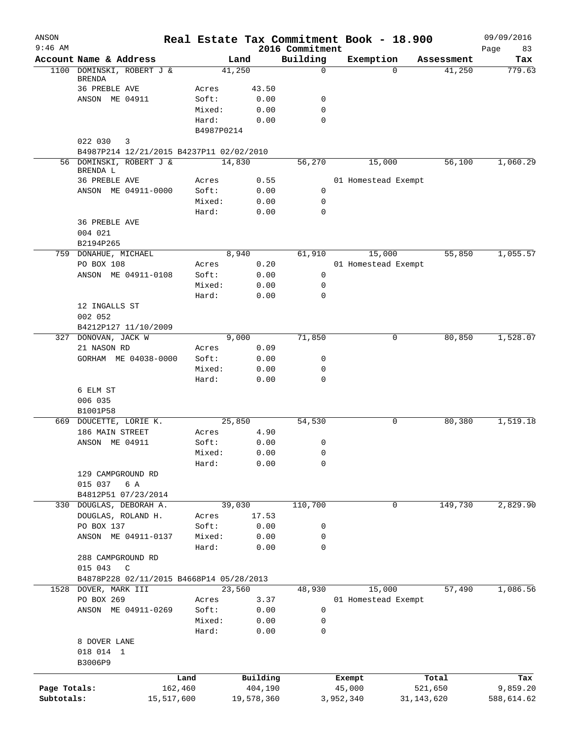# Real Estate Tax Commitment Book - 18.900

## 2016 Commitment

ANSON 9:46 AM — 09/09/2016

| Account | Name & Address | | Land | Building | Exemption | Assessment | Tax |
|---|---|---|---|---|---|---|---|
| 1100 | DOMINSKI, ROBERT J & BRENDA | | 41,250 | 0 | 0 | 41,250 | 779.63 |
| | 36 PREBLE AVE | Acres | 43.50 | | | | |
| | ANSON ME 04911 | Soft: | 0.00 | 0 | | | |
| | | Mixed: | 0.00 | 0 | | | |
| | | Hard: | 0.00 | 0 | | | |
| | | B4987P0214 | | | | | |
| | 022 030 3 | | | | | | |
| | B4987P214 12/21/2015 B4237P11 02/02/2010 | | | | | | |
| 56 | DOMINSKI, ROBERT J & BRENDA L | | 14,830 | 56,270 | 15,000 | 56,100 | 1,060.29 |
| | 36 PREBLE AVE | Acres | 0.55 | | 01 Homestead Exempt | | |
| | ANSON ME 04911-0000 | Soft: | 0.00 | 0 | | | |
| | | Mixed: | 0.00 | 0 | | | |
| | | Hard: | 0.00 | 0 | | | |
| | 36 PREBLE AVE | | | | | | |
| | 004 021 | | | | | | |
| | B2194P265 | | | | | | |
| 759 | DONAHUE, MICHAEL | | 8,940 | 61,910 | 15,000 | 55,850 | 1,055.57 |
| | PO BOX 108 | Acres | 0.20 | | 01 Homestead Exempt | | |
| | ANSON ME 04911-0108 | Soft: | 0.00 | 0 | | | |
| | | Mixed: | 0.00 | 0 | | | |
| | | Hard: | 0.00 | 0 | | | |
| | 12 INGALLS ST | | | | | | |
| | 002 052 | | | | | | |
| | B4212P127 11/10/2009 | | | | | | |
| 327 | DONOVAN, JACK W | | 9,000 | 71,850 | 0 | 80,850 | 1,528.07 |
| | 21 NASON RD | Acres | 0.09 | | | | |
| | GORHAM ME 04038-0000 | Soft: | 0.00 | 0 | | | |
| | | Mixed: | 0.00 | 0 | | | |
| | | Hard: | 0.00 | 0 | | | |
| | 6 ELM ST | | | | | | |
| | 006 035 | | | | | | |
| | B1001P58 | | | | | | |
| 669 | DOUCETTE, LORIE K. | | 25,850 | 54,530 | 0 | 80,380 | 1,519.18 |
| | 186 MAIN STREET | Acres | 4.90 | | | | |
| | ANSON ME 04911 | Soft: | 0.00 | 0 | | | |
| | | Mixed: | 0.00 | 0 | | | |
| | | Hard: | 0.00 | 0 | | | |
| | 129 CAMPGROUND RD | | | | | | |
| | 015 037 6 A | | | | | | |
| | B4812P51 07/23/2014 | | | | | | |
| 330 | DOUGLAS, DEBORAH A. | | 39,030 | 110,700 | 0 | 149,730 | 2,829.90 |
| | DOUGLAS, ROLAND H. | Acres | 17.53 | | | | |
| | PO BOX 137 | Soft: | 0.00 | 0 | | | |
| | ANSON ME 04911-0137 | Mixed: | 0.00 | 0 | | | |
| | | Hard: | 0.00 | 0 | | | |
| | 288 CAMPGROUND RD | | | | | | |
| | 015 043 C | | | | | | |
| | B4878P228 02/11/2015 B4668P14 05/28/2013 | | | | | | |
| 1528 | DOVER, MARK III | | 23,560 | 48,930 | 15,000 | 57,490 | 1,086.56 |
| | PO BOX 269 | Acres | 3.37 | | 01 Homestead Exempt | | |
| | ANSON ME 04911-0269 | Soft: | 0.00 | 0 | | | |
| | | Mixed: | 0.00 | 0 | | | |
| | | Hard: | 0.00 | 0 | | | |
| | 8 DOVER LANE | | | | | | |
| | 018 014 1 | | | | | | |
| | B3006P9 | | | | | | |

| | Land | Building | Exempt | Total | Tax |
|---|---|---|---|---|---|
| Page Totals: | 162,460 | 404,190 | 45,000 | 521,650 | 9,859.20 |
| Subtotals: | 15,517,600 | 19,578,360 | 3,952,340 | 31,143,620 | 588,614.62 |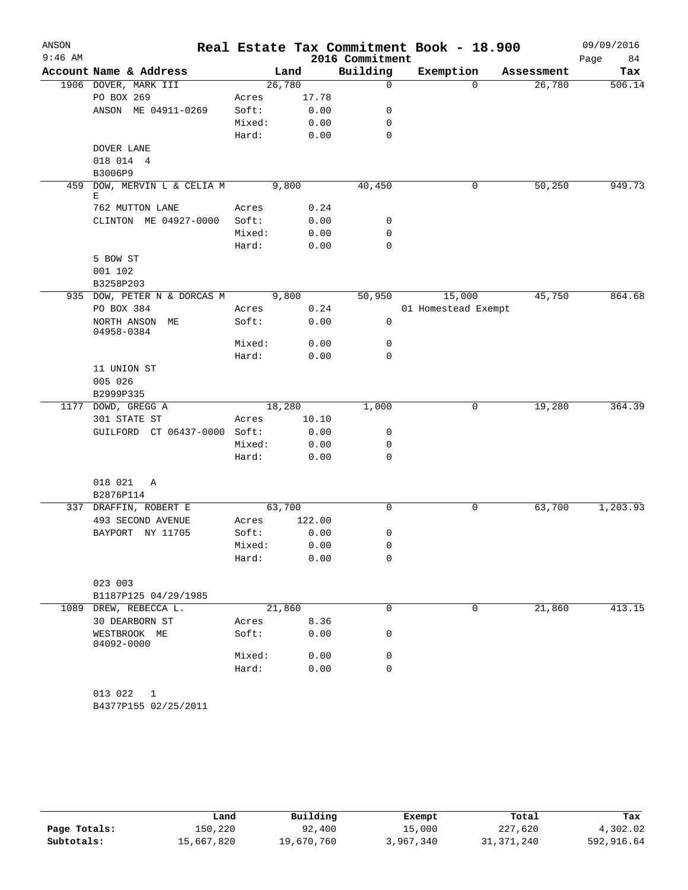ANSON
9:46 AM

# Real Estate Tax Commitment Book - 18.900
## 2016 Commitment

09/09/2016

| Account Name & Address | | Land | Building | Exemption | Assessment | Tax |
|---|---|---|---|---|---|---|
| 1906 DOVER, MARK III | | 26,780 | 0 | 0 | 26,780 | 506.14 |
| PO BOX 269 | Acres | 17.78 | | | | |
| ANSON ME 04911-0269 | Soft: | 0.00 | 0 | | | |
| | Mixed: | 0.00 | 0 | | | |
| | Hard: | 0.00 | 0 | | | |
| DOVER LANE | | | | | | |
| 018 014 4 | | | | | | |
| B3006P9 | | | | | | |
| 459 DOW, MERVIN L & CELIA M E | | 9,800 | 40,450 | 0 | 50,250 | 949.73 |
| 762 MUTTON LANE | Acres | 0.24 | | | | |
| CLINTON ME 04927-0000 | Soft: | 0.00 | 0 | | | |
| | Mixed: | 0.00 | 0 | | | |
| | Hard: | 0.00 | 0 | | | |
| 5 BOW ST | | | | | | |
| 001 102 | | | | | | |
| B3258P203 | | | | | | |
| 935 DOW, PETER N & DORCAS M | | 9,800 | 50,950 | 15,000 | 45,750 | 864.68 |
| PO BOX 384 | Acres | 0.24 | | 01 Homestead Exempt | | |
| NORTH ANSON ME 04958-0384 | Soft: | 0.00 | 0 | | | |
| | Mixed: | 0.00 | 0 | | | |
| | Hard: | 0.00 | 0 | | | |
| 11 UNION ST | | | | | | |
| 005 026 | | | | | | |
| B2999P335 | | | | | | |
| 1177 DOWD, GREGG A | | 18,280 | 1,000 | 0 | 19,280 | 364.39 |
| 301 STATE ST | Acres | 10.10 | | | | |
| GUILFORD CT 06437-0000 | Soft: | 0.00 | 0 | | | |
| | Mixed: | 0.00 | 0 | | | |
| | Hard: | 0.00 | 0 | | | |
| 018 021 A | | | | | | |
| B2876P114 | | | | | | |
| 337 DRAFFIN, ROBERT E | | 63,700 | 0 | 0 | 63,700 | 1,203.93 |
| 493 SECOND AVENUE | Acres | 122.00 | | | | |
| BAYPORT NY 11705 | Soft: | 0.00 | 0 | | | |
| | Mixed: | 0.00 | 0 | | | |
| | Hard: | 0.00 | 0 | | | |
| 023 003 | | | | | | |
| B1187P125 04/29/1985 | | | | | | |
| 1089 DREW, REBECCA L. | | 21,860 | 0 | 0 | 21,860 | 413.15 |
| 30 DEARBORN ST | Acres | 8.36 | | | | |
| WESTBROOK ME 04092-0000 | Soft: | 0.00 | 0 | | | |
| | Mixed: | 0.00 | 0 | | | |
| | Hard: | 0.00 | 0 | | | |
| 013 022 1 | | | | | | |
| B4377P155 02/25/2011 | | | | | | |

| | Land | Building | Exempt | Total | Tax |
|---|---|---|---|---|---|
| Page Totals: | 150,220 | 92,400 | 15,000 | 227,620 | 4,302.02 |
| Subtotals: | 15,667,820 | 19,670,760 | 3,967,340 | 31,371,240 | 592,916.64 |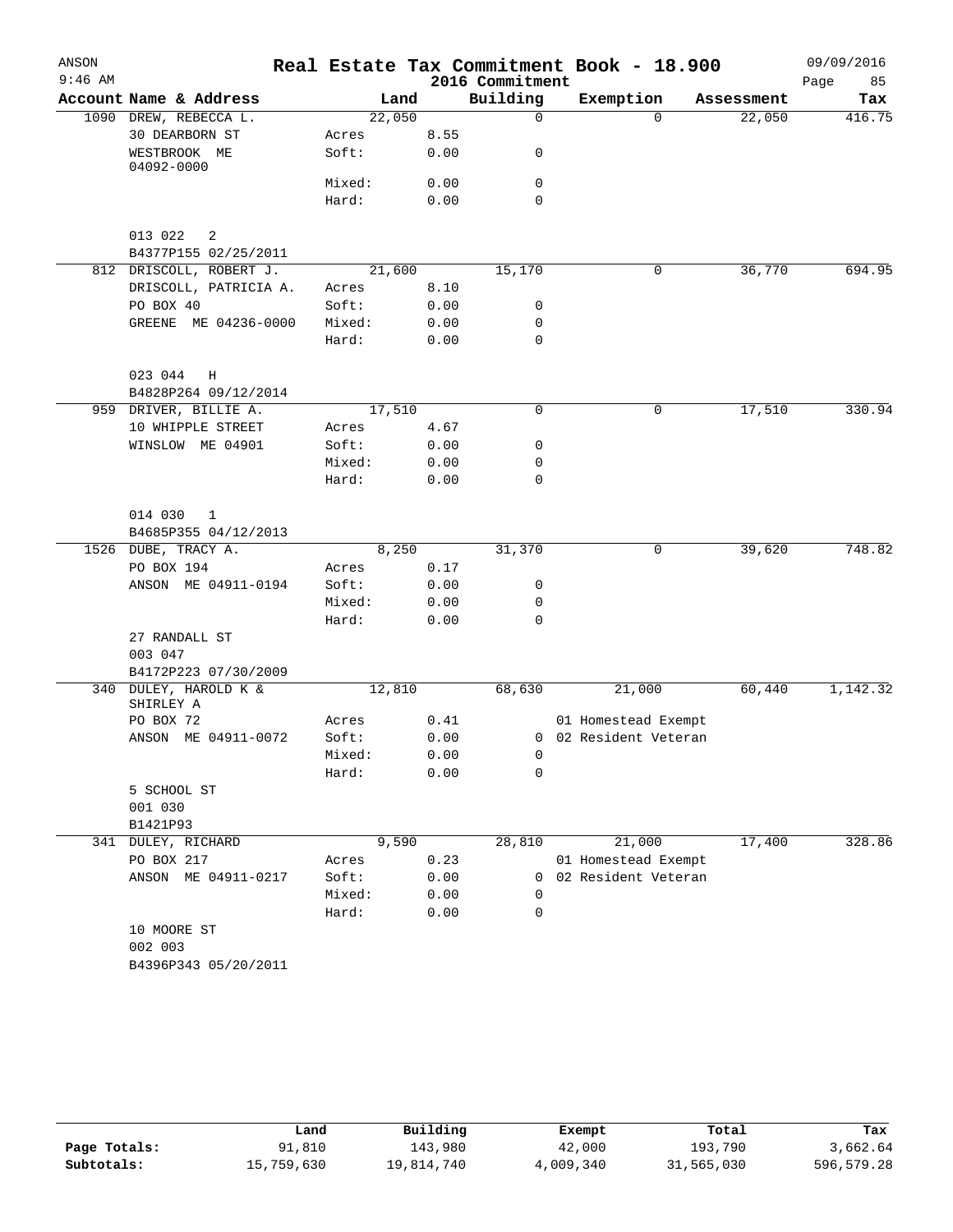# Real Estate Tax Commitment Book - 18.900

ANSON
9:46 AM

2016 Commitment

09/09/2016

| Account | Name & Address | | Land | Building | Exemption | Assessment | Tax |
|---|---|---|---|---|---|---|---|
| 1090 | DREW, REBECCA L. | | 22,050 | 0 | 0 | 22,050 | 416.75 |
| | 30 DEARBORN ST | Acres | 8.55 | | | | |
| | WESTBROOK ME 04092-0000 | Soft: | 0.00 | 0 | | | |
| | | Mixed: | 0.00 | 0 | | | |
| | | Hard: | 0.00 | 0 | | | |
| | 013 022 2 | | | | | | |
| | B4377P155 02/25/2011 | | | | | | |
| 812 | DRISCOLL, ROBERT J. | | 21,600 | 15,170 | 0 | 36,770 | 694.95 |
| | DRISCOLL, PATRICIA A. | Acres | 8.10 | | | | |
| | PO BOX 40 | Soft: | 0.00 | 0 | | | |
| | GREENE ME 04236-0000 | Mixed: | 0.00 | 0 | | | |
| | | Hard: | 0.00 | 0 | | | |
| | 023 044 H | | | | | | |
| | B4828P264 09/12/2014 | | | | | | |
| 959 | DRIVER, BILLIE A. | | 17,510 | 0 | 0 | 17,510 | 330.94 |
| | 10 WHIPPLE STREET | Acres | 4.67 | | | | |
| | WINSLOW ME 04901 | Soft: | 0.00 | 0 | | | |
| | | Mixed: | 0.00 | 0 | | | |
| | | Hard: | 0.00 | 0 | | | |
| | 014 030 1 | | | | | | |
| | B4685P355 04/12/2013 | | | | | | |
| 1526 | DUBE, TRACY A. | | 8,250 | 31,370 | 0 | 39,620 | 748.82 |
| | PO BOX 194 | Acres | 0.17 | | | | |
| | ANSON ME 04911-0194 | Soft: | 0.00 | 0 | | | |
| | | Mixed: | 0.00 | 0 | | | |
| | | Hard: | 0.00 | 0 | | | |
| | 27 RANDALL ST | | | | | | |
| | 003 047 | | | | | | |
| | B4172P223 07/30/2009 | | | | | | |
| 340 | DULEY, HAROLD K & SHIRLEY A | | 12,810 | 68,630 | 21,000 | 60,440 | 1,142.32 |
| | PO BOX 72 | Acres | 0.41 | | 01 Homestead Exempt | | |
| | ANSON ME 04911-0072 | Soft: | 0.00 | 0 | 02 Resident Veteran | | |
| | | Mixed: | 0.00 | 0 | | | |
| | | Hard: | 0.00 | 0 | | | |
| | 5 SCHOOL ST | | | | | | |
| | 001 030 | | | | | | |
| | B1421P93 | | | | | | |
| 341 | DULEY, RICHARD | | 9,590 | 28,810 | 21,000 | 17,400 | 328.86 |
| | PO BOX 217 | Acres | 0.23 | | 01 Homestead Exempt | | |
| | ANSON ME 04911-0217 | Soft: | 0.00 | 0 | 02 Resident Veteran | | |
| | | Mixed: | 0.00 | 0 | | | |
| | | Hard: | 0.00 | 0 | | | |
| | 10 MOORE ST | | | | | | |
| | 002 003 | | | | | | |
| | B4396P343 05/20/2011 | | | | | | |

| | Land | Building | Exempt | Total | Tax |
|---|---|---|---|---|---|
| Page Totals: | 91,810 | 143,980 | 42,000 | 193,790 | 3,662.64 |
| Subtotals: | 15,759,630 | 19,814,740 | 4,009,340 | 31,565,030 | 596,579.28 |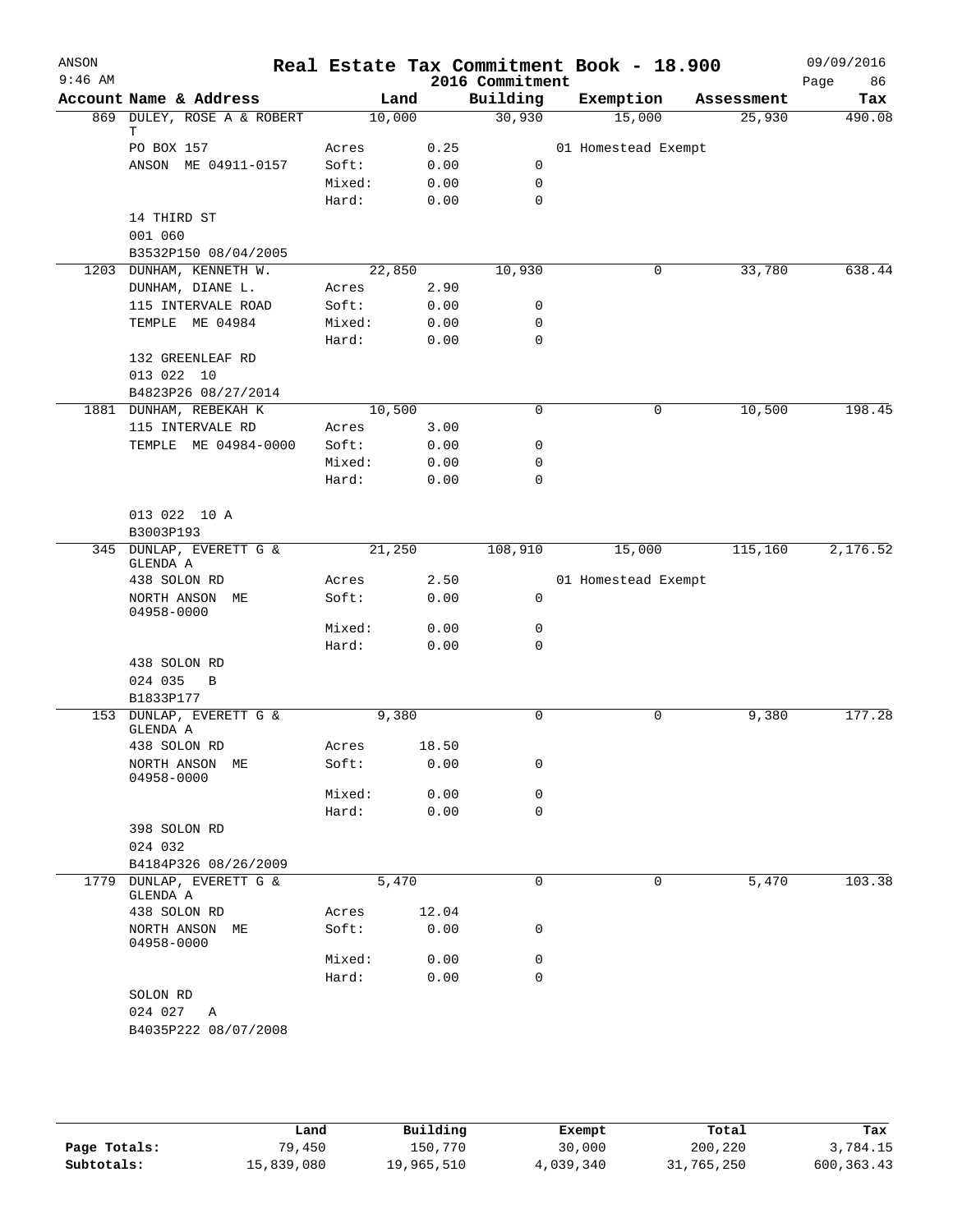# Real Estate Tax Commitment Book - 18.900

ANSON 9:46 AM — 2016 Commitment — 09/09/2016

| Account | Name & Address | Land | Building | Exemption | Assessment | Tax |
|---|---|---|---|---|---|---|
| 869 | DULEY, ROSE A & ROBERT T | 10,000 | 30,930 | 15,000 | 25,930 | 490.08 |
| | PO BOX 157 | Acres 0.25 | | 01 Homestead Exempt | | |
| | ANSON ME 04911-0157 | Soft: 0.00 | 0 | | | |
| | | Mixed: 0.00 | 0 | | | |
| | | Hard: 0.00 | 0 | | | |
| | 14 THIRD ST | | | | | |
| | 001 060 | | | | | |
| | B3532P150 08/04/2005 | | | | | |
| 1203 | DUNHAM, KENNETH W. | 22,850 | 10,930 | 0 | 33,780 | 638.44 |
| | DUNHAM, DIANE L. | Acres 2.90 | | | | |
| | 115 INTERVALE ROAD | Soft: 0.00 | 0 | | | |
| | TEMPLE ME 04984 | Mixed: 0.00 | 0 | | | |
| | | Hard: 0.00 | 0 | | | |
| | 132 GREENLEAF RD | | | | | |
| | 013 022 10 | | | | | |
| | B4823P26 08/27/2014 | | | | | |
| 1881 | DUNHAM, REBEKAH K | 10,500 | 0 | 0 | 10,500 | 198.45 |
| | 115 INTERVALE RD | Acres 3.00 | | | | |
| | TEMPLE ME 04984-0000 | Soft: 0.00 | 0 | | | |
| | | Mixed: 0.00 | 0 | | | |
| | | Hard: 0.00 | 0 | | | |
| | 013 022 10 A | | | | | |
| | B3003P193 | | | | | |
| 345 | DUNLAP, EVERETT G & GLENDA A | 21,250 | 108,910 | 15,000 | 115,160 | 2,176.52 |
| | 438 SOLON RD | Acres 2.50 | | 01 Homestead Exempt | | |
| | NORTH ANSON ME 04958-0000 | Soft: 0.00 | 0 | | | |
| | | Mixed: 0.00 | 0 | | | |
| | | Hard: 0.00 | 0 | | | |
| | 438 SOLON RD | | | | | |
| | 024 035 B | | | | | |
| | B1833P177 | | | | | |
| 153 | DUNLAP, EVERETT G & GLENDA A | 9,380 | 0 | 0 | 9,380 | 177.28 |
| | 438 SOLON RD | Acres 18.50 | | | | |
| | NORTH ANSON ME 04958-0000 | Soft: 0.00 | 0 | | | |
| | | Mixed: 0.00 | 0 | | | |
| | | Hard: 0.00 | 0 | | | |
| | 398 SOLON RD | | | | | |
| | 024 032 | | | | | |
| | B4184P326 08/26/2009 | | | | | |
| 1779 | DUNLAP, EVERETT G & GLENDA A | 5,470 | 0 | 0 | 5,470 | 103.38 |
| | 438 SOLON RD | Acres 12.04 | | | | |
| | NORTH ANSON ME 04958-0000 | Soft: 0.00 | 0 | | | |
| | | Mixed: 0.00 | 0 | | | |
| | | Hard: 0.00 | 0 | | | |
| | SOLON RD | | | | | |
| | 024 027 A | | | | | |
| | B4035P222 08/07/2008 | | | | | |

| | Land | Building | Exempt | Total | Tax |
|---|---|---|---|---|---|
| Page Totals: | 79,450 | 150,770 | 30,000 | 200,220 | 3,784.15 |
| Subtotals: | 15,839,080 | 19,965,510 | 4,039,340 | 31,765,250 | 600,363.43 |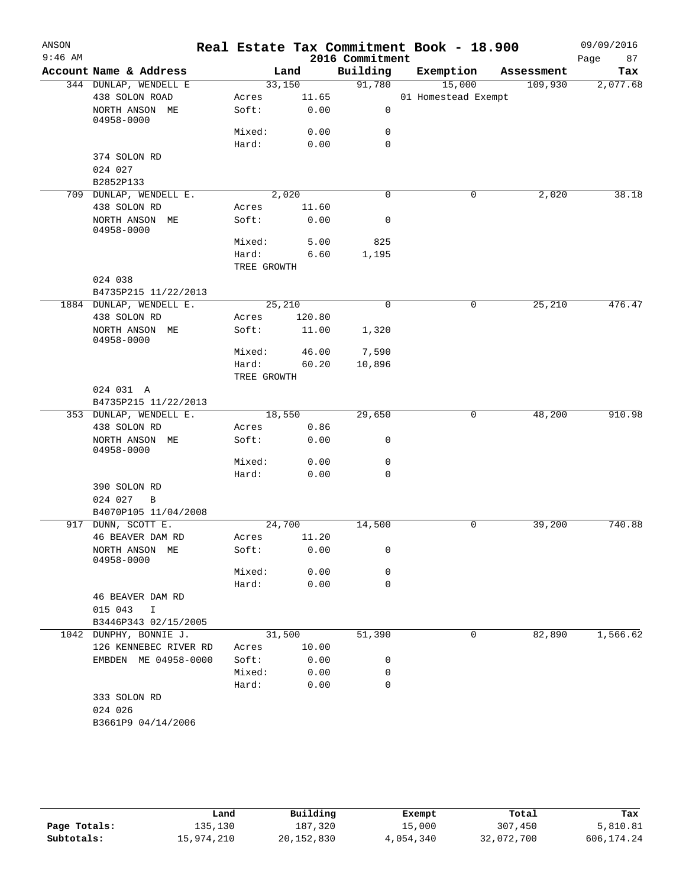# Real Estate Tax Commitment Book - 18.900

ANSON
9:46 AM

2016 Commitment

09/09/2016

| Account Name & Address | Land | | Building | Exemption | Assessment | Tax |
|---|---|---|---|---|---|---|
| 344 DUNLAP, WENDELL E | 33,150 | | 91,780 | 15,000 | 109,930 | 2,077.68 |
| 438 SOLON ROAD | Acres | 11.65 | | 01 Homestead Exempt | | |
| NORTH ANSON ME 04958-0000 | Soft: | 0.00 | 0 | | | |
| | Mixed: | 0.00 | 0 | | | |
| | Hard: | 0.00 | 0 | | | |
| 374 SOLON RD | | | | | | |
| 024 027 | | | | | | |
| B2852P133 | | | | | | |
| 709 DUNLAP, WENDELL E. | 2,020 | | 0 | 0 | 2,020 | 38.18 |
| 438 SOLON RD | Acres | 11.60 | | | | |
| NORTH ANSON ME 04958-0000 | Soft: | 0.00 | 0 | | | |
| | Mixed: | 5.00 | 825 | | | |
| | Hard: | 6.60 | 1,195 | | | |
| | TREE GROWTH | | | | | |
| 024 038 | | | | | | |
| B4735P215 11/22/2013 | | | | | | |
| 1884 DUNLAP, WENDELL E. | 25,210 | | 0 | 0 | 25,210 | 476.47 |
| 438 SOLON RD | Acres | 120.80 | | | | |
| NORTH ANSON ME 04958-0000 | Soft: | 11.00 | 1,320 | | | |
| | Mixed: | 46.00 | 7,590 | | | |
| | Hard: | 60.20 | 10,896 | | | |
| | TREE GROWTH | | | | | |
| 024 031 A | | | | | | |
| B4735P215 11/22/2013 | | | | | | |
| 353 DUNLAP, WENDELL E. | 18,550 | | 29,650 | 0 | 48,200 | 910.98 |
| 438 SOLON RD | Acres | 0.86 | | | | |
| NORTH ANSON ME 04958-0000 | Soft: | 0.00 | 0 | | | |
| | Mixed: | 0.00 | 0 | | | |
| | Hard: | 0.00 | 0 | | | |
| 390 SOLON RD | | | | | | |
| 024 027 B | | | | | | |
| B4070P105 11/04/2008 | | | | | | |
| 917 DUNN, SCOTT E. | 24,700 | | 14,500 | 0 | 39,200 | 740.88 |
| 46 BEAVER DAM RD | Acres | 11.20 | | | | |
| NORTH ANSON ME 04958-0000 | Soft: | 0.00 | 0 | | | |
| | Mixed: | 0.00 | 0 | | | |
| | Hard: | 0.00 | 0 | | | |
| 46 BEAVER DAM RD | | | | | | |
| 015 043 I | | | | | | |
| B3446P343 02/15/2005 | | | | | | |
| 1042 DUNPHY, BONNIE J. | 31,500 | | 51,390 | 0 | 82,890 | 1,566.62 |
| 126 KENNEBEC RIVER RD | Acres | 10.00 | | | | |
| EMBDEN ME 04958-0000 | Soft: | 0.00 | 0 | | | |
| | Mixed: | 0.00 | 0 | | | |
| | Hard: | 0.00 | 0 | | | |
| 333 SOLON RD | | | | | | |
| 024 026 | | | | | | |
| B3661P9 04/14/2006 | | | | | | |

| | Land | Building | Exempt | Total | Tax |
|---|---|---|---|---|---|
| Page Totals: | 135,130 | 187,320 | 15,000 | 307,450 | 5,810.81 |
| Subtotals: | 15,974,210 | 20,152,830 | 4,054,340 | 32,072,700 | 606,174.24 |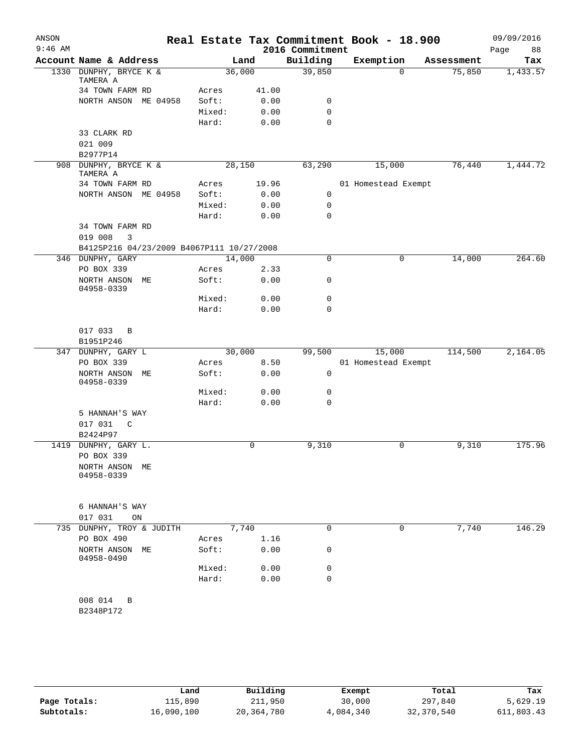ANSON 9:46 AM

# Real Estate Tax Commitment Book - 18.900

2016 Commitment

09/09/2016

| Account | Name & Address | | Land | Building | Exemption | Assessment | Tax |
|---|---|---|---|---|---|---|---|
| 1330 | DUNPHY, BRYCE K & TAMERA A | | 36,000 | 39,850 | 0 | 75,850 | 1,433.57 |
| | 34 TOWN FARM RD | Acres | 41.00 | | | | |
| | NORTH ANSON ME 04958 | Soft: | 0.00 | 0 | | | |
| | | Mixed: | 0.00 | 0 | | | |
| | | Hard: | 0.00 | 0 | | | |
| | 33 CLARK RD | | | | | | |
| | 021 009 | | | | | | |
| | B2977P14 | | | | | | |
| 908 | DUNPHY, BRYCE K & TAMERA A | | 28,150 | 63,290 | 15,000 | 76,440 | 1,444.72 |
| | 34 TOWN FARM RD | Acres | 19.96 | | 01 Homestead Exempt | | |
| | NORTH ANSON ME 04958 | Soft: | 0.00 | 0 | | | |
| | | Mixed: | 0.00 | 0 | | | |
| | | Hard: | 0.00 | 0 | | | |
| | 34 TOWN FARM RD | | | | | | |
| | 019 008 3 | | | | | | |
| | B4125P216 04/23/2009 B4067P111 10/27/2008 | | | | | | |
| 346 | DUNPHY, GARY | | 14,000 | 0 | 0 | 14,000 | 264.60 |
| | PO BOX 339 | Acres | 2.33 | | | | |
| | NORTH ANSON ME 04958-0339 | Soft: | 0.00 | 0 | | | |
| | | Mixed: | 0.00 | 0 | | | |
| | | Hard: | 0.00 | 0 | | | |
| | 017 033 B | | | | | | |
| | B1951P246 | | | | | | |
| 347 | DUNPHY, GARY L | | 30,000 | 99,500 | 15,000 | 114,500 | 2,164.05 |
| | PO BOX 339 | Acres | 8.50 | | 01 Homestead Exempt | | |
| | NORTH ANSON ME 04958-0339 | Soft: | 0.00 | 0 | | | |
| | | Mixed: | 0.00 | 0 | | | |
| | | Hard: | 0.00 | 0 | | | |
| | 5 HANNAH'S WAY | | | | | | |
| | 017 031 C | | | | | | |
| | B2424P97 | | | | | | |
| 1419 | DUNPHY, GARY L. | | 0 | 9,310 | 0 | 9,310 | 175.96 |
| | PO BOX 339 | | | | | | |
| | NORTH ANSON ME 04958-0339 | | | | | | |
| | 6 HANNAH'S WAY | | | | | | |
| | 017 031 ON | | | | | | |
| 735 | DUNPHY, TROY & JUDITH | | 7,740 | 0 | 0 | 7,740 | 146.29 |
| | PO BOX 490 | Acres | 1.16 | | | | |
| | NORTH ANSON ME 04958-0490 | Soft: | 0.00 | 0 | | | |
| | | Mixed: | 0.00 | 0 | | | |
| | | Hard: | 0.00 | 0 | | | |
| | 008 014 B | | | | | | |
| | B2348P172 | | | | | | |

| | Land | Building | Exempt | Total | Tax |
|---|---|---|---|---|---|
| Page Totals: | 115,890 | 211,950 | 30,000 | 297,840 | 5,629.19 |
| Subtotals: | 16,090,100 | 20,364,780 | 4,084,340 | 32,370,540 | 611,803.43 |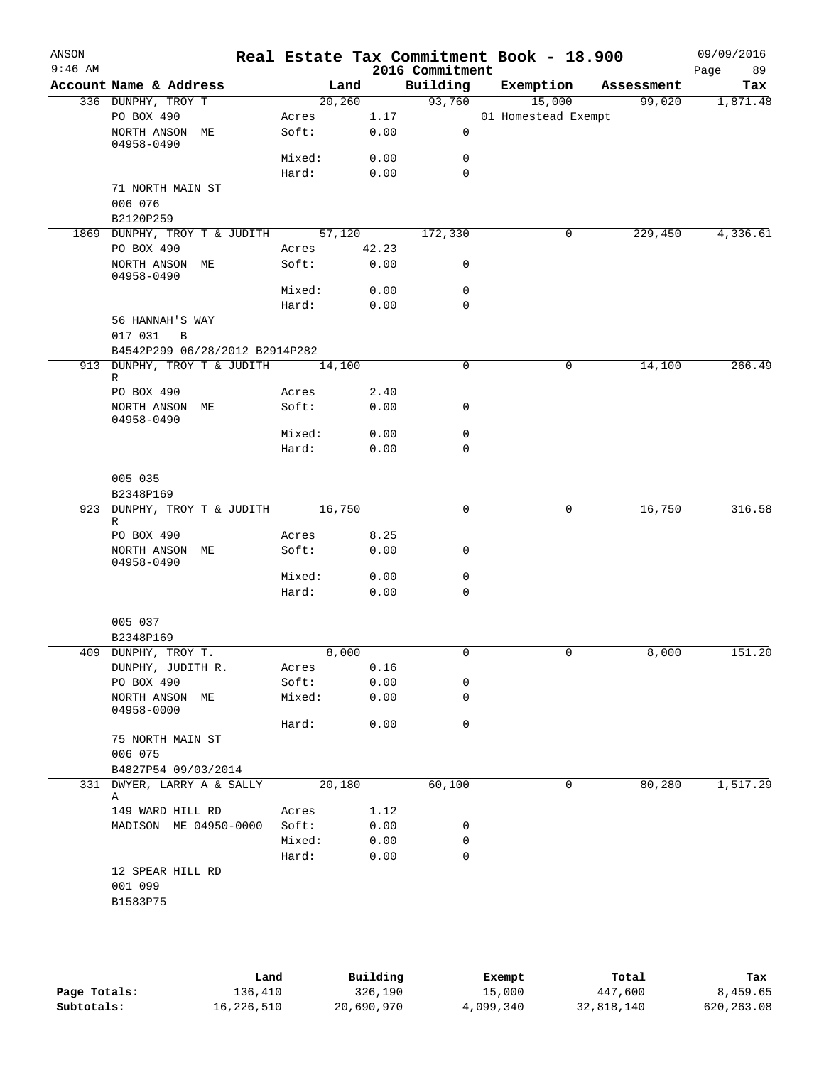# Real Estate Tax Commitment Book - 18.900

ANSON
9:46 AM

2016 Commitment

09/09/2016

| Account | Name & Address | | Land | Building | Exemption | Assessment | Tax |
|---|---|---|---|---|---|---|---|
| 336 | DUNPHY, TROY T | | 20,260 | 93,760 | 15,000 | 99,020 | 1,871.48 |
| | PO BOX 490 | Acres | 1.17 | | 01 Homestead Exempt | | |
| | NORTH ANSON ME 04958-0490 | Soft: | 0.00 | 0 | | | |
| | | Mixed: | 0.00 | 0 | | | |
| | | Hard: | 0.00 | 0 | | | |
| | 71 NORTH MAIN ST | | | | | | |
| | 006 076 | | | | | | |
| | B2120P259 | | | | | | |
| 1869 | DUNPHY, TROY T & JUDITH | | 57,120 | 172,330 | 0 | 229,450 | 4,336.61 |
| | PO BOX 490 | Acres | 42.23 | | | | |
| | NORTH ANSON ME 04958-0490 | Soft: | 0.00 | 0 | | | |
| | | Mixed: | 0.00 | 0 | | | |
| | | Hard: | 0.00 | 0 | | | |
| | 56 HANNAH'S WAY | | | | | | |
| | 017 031 B | | | | | | |
| | B4542P299 06/28/2012 B2914P282 | | | | | | |
| 913 | DUNPHY, TROY T & JUDITH R | | 14,100 | 0 | 0 | 14,100 | 266.49 |
| | PO BOX 490 | Acres | 2.40 | | | | |
| | NORTH ANSON ME 04958-0490 | Soft: | 0.00 | 0 | | | |
| | | Mixed: | 0.00 | 0 | | | |
| | | Hard: | 0.00 | 0 | | | |
| | 005 035 | | | | | | |
| | B2348P169 | | | | | | |
| 923 | DUNPHY, TROY T & JUDITH R | | 16,750 | 0 | 0 | 16,750 | 316.58 |
| | PO BOX 490 | Acres | 8.25 | | | | |
| | NORTH ANSON ME 04958-0490 | Soft: | 0.00 | 0 | | | |
| | | Mixed: | 0.00 | 0 | | | |
| | | Hard: | 0.00 | 0 | | | |
| | 005 037 | | | | | | |
| | B2348P169 | | | | | | |
| 409 | DUNPHY, TROY T. | | 8,000 | 0 | 0 | 8,000 | 151.20 |
| | DUNPHY, JUDITH R. | Acres | 0.16 | | | | |
| | PO BOX 490 | Soft: | 0.00 | 0 | | | |
| | NORTH ANSON ME 04958-0000 | Mixed: | 0.00 | 0 | | | |
| | | Hard: | 0.00 | 0 | | | |
| | 75 NORTH MAIN ST | | | | | | |
| | 006 075 | | | | | | |
| | B4827P54 09/03/2014 | | | | | | |
| 331 | DWYER, LARRY A & SALLY A | | 20,180 | 60,100 | 0 | 80,280 | 1,517.29 |
| | 149 WARD HILL RD | Acres | 1.12 | | | | |
| | MADISON ME 04950-0000 | Soft: | 0.00 | 0 | | | |
| | | Mixed: | 0.00 | 0 | | | |
| | | Hard: | 0.00 | 0 | | | |
| | 12 SPEAR HILL RD | | | | | | |
| | 001 099 | | | | | | |
| | B1583P75 | | | | | | |

| | Land | Building | Exempt | Total | Tax |
|---|---|---|---|---|---|
| Page Totals: | 136,410 | 326,190 | 15,000 | 447,600 | 8,459.65 |
| Subtotals: | 16,226,510 | 20,690,970 | 4,099,340 | 32,818,140 | 620,263.08 |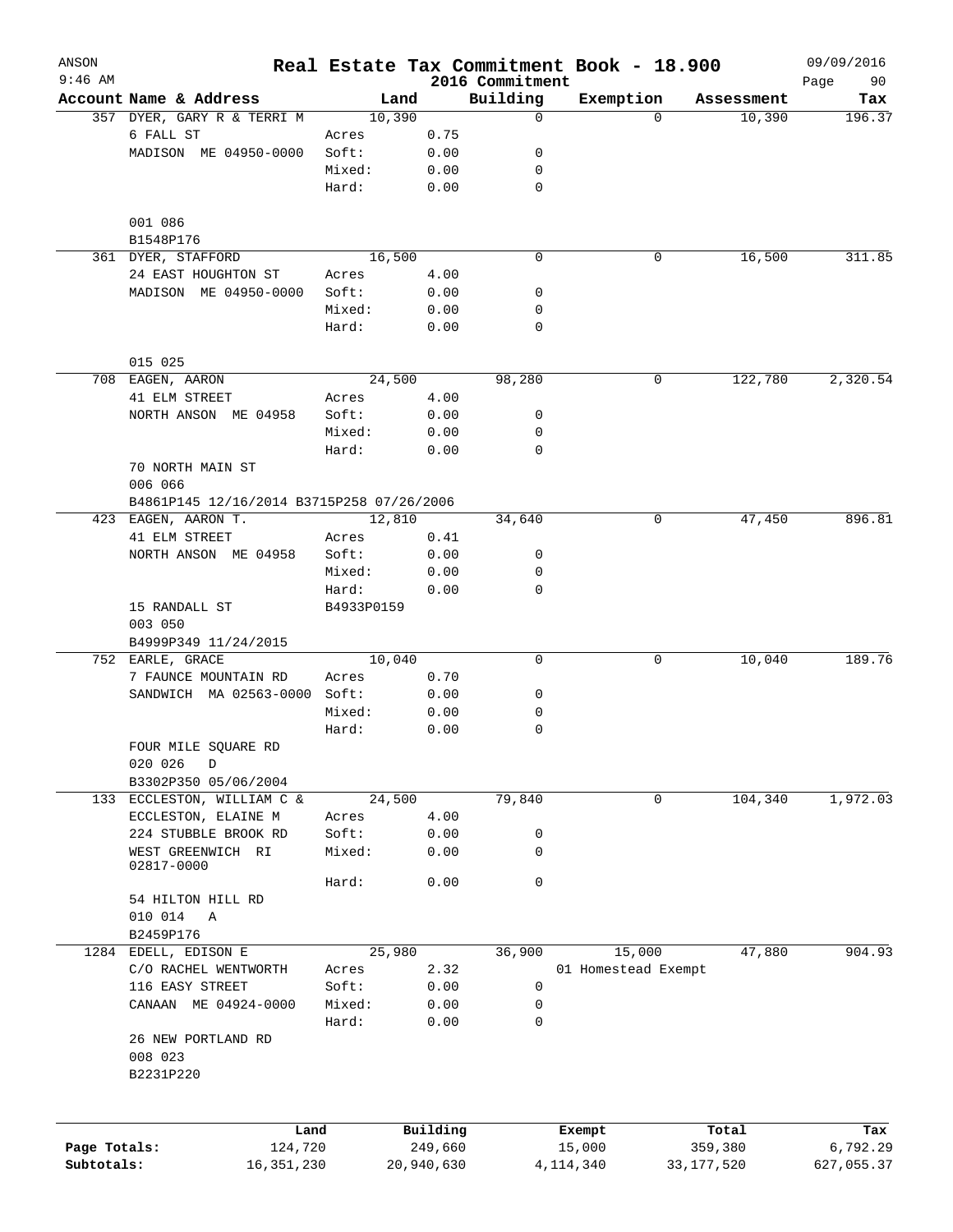# Real Estate Tax Commitment Book - 18.900

ANSON 9:46 AM — 2016 Commitment — 09/09/2016

| Account | Name & Address | Land | | Building | Exemption | Assessment | Tax |
|---|---|---|---|---|---|---|---|
| 357 | DYER, GARY R & TERRI M | 10,390 | | 0 | 0 | 10,390 | 196.37 |
| | 6 FALL ST | Acres | 0.75 | | | | |
| | MADISON ME 04950-0000 | Soft: | 0.00 | 0 | | | |
| | | Mixed: | 0.00 | 0 | | | |
| | | Hard: | 0.00 | 0 | | | |
| | 001 086 | | | | | | |
| | B1548P176 | | | | | | |
| 361 | DYER, STAFFORD | 16,500 | | 0 | 0 | 16,500 | 311.85 |
| | 24 EAST HOUGHTON ST | Acres | 4.00 | | | | |
| | MADISON ME 04950-0000 | Soft: | 0.00 | 0 | | | |
| | | Mixed: | 0.00 | 0 | | | |
| | | Hard: | 0.00 | 0 | | | |
| | 015 025 | | | | | | |
| 708 | EAGEN, AARON | 24,500 | | 98,280 | 0 | 122,780 | 2,320.54 |
| | 41 ELM STREET | Acres | 4.00 | | | | |
| | NORTH ANSON ME 04958 | Soft: | 0.00 | 0 | | | |
| | | Mixed: | 0.00 | 0 | | | |
| | | Hard: | 0.00 | 0 | | | |
| | 70 NORTH MAIN ST | | | | | | |
| | 006 066 | | | | | | |
| | B4861P145 12/16/2014 B3715P258 07/26/2006 | | | | | | |
| 423 | EAGEN, AARON T. | 12,810 | | 34,640 | 0 | 47,450 | 896.81 |
| | 41 ELM STREET | Acres | 0.41 | | | | |
| | NORTH ANSON ME 04958 | Soft: | 0.00 | 0 | | | |
| | | Mixed: | 0.00 | 0 | | | |
| | | Hard: | 0.00 | 0 | | | |
| | 15 RANDALL ST | B4933P0159 | | | | | |
| | 003 050 | | | | | | |
| | B4999P349 11/24/2015 | | | | | | |
| 752 | EARLE, GRACE | 10,040 | | 0 | 0 | 10,040 | 189.76 |
| | 7 FAUNCE MOUNTAIN RD | Acres | 0.70 | | | | |
| | SANDWICH MA 02563-0000 | Soft: | 0.00 | 0 | | | |
| | | Mixed: | 0.00 | 0 | | | |
| | | Hard: | 0.00 | 0 | | | |
| | FOUR MILE SQUARE RD | | | | | | |
| | 020 026 D | | | | | | |
| | B3302P350 05/06/2004 | | | | | | |
| 133 | ECCLESTON, WILLIAM C & | 24,500 | | 79,840 | 0 | 104,340 | 1,972.03 |
| | ECCLESTON, ELAINE M | Acres | 4.00 | | | | |
| | 224 STUBBLE BROOK RD | Soft: | 0.00 | 0 | | | |
| | WEST GREENWICH RI 02817-0000 | Mixed: | 0.00 | 0 | | | |
| | | Hard: | 0.00 | 0 | | | |
| | 54 HILTON HILL RD | | | | | | |
| | 010 014 A | | | | | | |
| | B2459P176 | | | | | | |
| 1284 | EDELL, EDISON E | 25,980 | | 36,900 | 15,000 | 47,880 | 904.93 |
| | C/O RACHEL WENTWORTH | Acres | 2.32 | | 01 Homestead Exempt | | |
| | 116 EASY STREET | Soft: | 0.00 | 0 | | | |
| | CANAAN ME 04924-0000 | Mixed: | 0.00 | 0 | | | |
| | | Hard: | 0.00 | 0 | | | |
| | 26 NEW PORTLAND RD | | | | | | |
| | 008 023 | | | | | | |
| | B2231P220 | | | | | | |

| | Land | Building | Exempt | Total | Tax |
|---|---|---|---|---|---|
| Page Totals: | 124,720 | 249,660 | 15,000 | 359,380 | 6,792.29 |
| Subtotals: | 16,351,230 | 20,940,630 | 4,114,340 | 33,177,520 | 627,055.37 |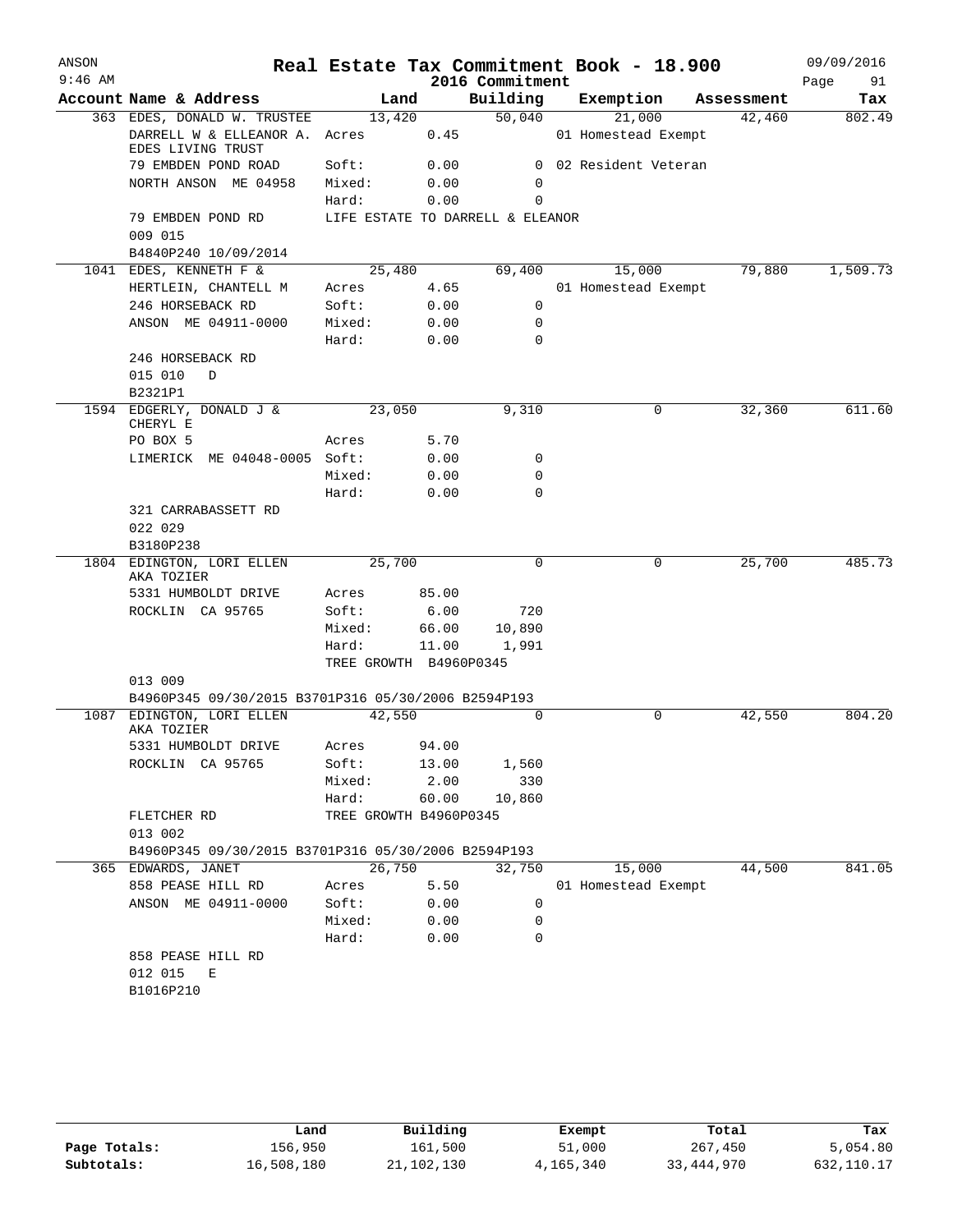# Real Estate Tax Commitment Book - 18.900

ANSON 9:46 AM — 2016 Commitment — 09/09/2016

| Account | Name & Address | Land | | Building | Exemption | | Assessment | Tax |
|---|---|---|---|---|---|---|---|---|
| 363 | EDES, DONALD W. TRUSTEE | 13,420 | | 50,040 | 21,000 | | 42,460 | 802.49 |
| | DARRELL W & ELLEANOR A. EDES LIVING TRUST | Acres | 0.45 | | 01 Homestead Exempt | | | |
| | 79 EMBDEN POND ROAD | Soft: | 0.00 | 0 | 02 Resident Veteran | | | |
| | NORTH ANSON ME 04958 | Mixed: | 0.00 | 0 | | | | |
| | | Hard: | 0.00 | 0 | | | | |
| | 79 EMBDEN POND RD | LIFE ESTATE TO DARRELL & ELEANOR | | | | | | |
| | 009 015 | | | | | | | |
| | B4840P240 10/09/2014 | | | | | | | |
| 1041 | EDES, KENNETH F & | 25,480 | | 69,400 | 15,000 | | 79,880 | 1,509.73 |
| | HERTLEIN, CHANTELL M | Acres | 4.65 | | 01 Homestead Exempt | | | |
| | 246 HORSEBACK RD | Soft: | 0.00 | 0 | | | | |
| | ANSON ME 04911-0000 | Mixed: | 0.00 | 0 | | | | |
| | | Hard: | 0.00 | 0 | | | | |
| | 246 HORSEBACK RD | | | | | | | |
| | 015 010 D | | | | | | | |
| | B2321P1 | | | | | | | |
| 1594 | EDGERLY, DONALD J & CHERYL E | 23,050 | | 9,310 | 0 | | 32,360 | 611.60 |
| | PO BOX 5 | Acres | 5.70 | | | | | |
| | LIMERICK ME 04048-0005 | Soft: | 0.00 | 0 | | | | |
| | | Mixed: | 0.00 | 0 | | | | |
| | | Hard: | 0.00 | 0 | | | | |
| | 321 CARRABASSETT RD | | | | | | | |
| | 022 029 | | | | | | | |
| | B3180P238 | | | | | | | |
| 1804 | EDINGTON, LORI ELLEN AKA TOZIER | 25,700 | | 0 | 0 | | 25,700 | 485.73 |
| | 5331 HUMBOLDT DRIVE | Acres | 85.00 | | | | | |
| | ROCKLIN CA 95765 | Soft: | 6.00 | 720 | | | | |
| | | Mixed: | 66.00 | 10,890 | | | | |
| | | Hard: | 11.00 | 1,991 | | | | |
| | | TREE GROWTH B4960P0345 | | | | | | |
| | 013 009 | | | | | | | |
| | B4960P345 09/30/2015 B3701P316 05/30/2006 B2594P193 | | | | | | | |
| 1087 | EDINGTON, LORI ELLEN AKA TOZIER | 42,550 | | 0 | 0 | | 42,550 | 804.20 |
| | 5331 HUMBOLDT DRIVE | Acres | 94.00 | | | | | |
| | ROCKLIN CA 95765 | Soft: | 13.00 | 1,560 | | | | |
| | | Mixed: | 2.00 | 330 | | | | |
| | | Hard: | 60.00 | 10,860 | | | | |
| | FLETCHER RD | TREE GROWTH B4960P0345 | | | | | | |
| | 013 002 | | | | | | | |
| | B4960P345 09/30/2015 B3701P316 05/30/2006 B2594P193 | | | | | | | |
| 365 | EDWARDS, JANET | 26,750 | | 32,750 | 15,000 | | 44,500 | 841.05 |
| | 858 PEASE HILL RD | Acres | 5.50 | | 01 Homestead Exempt | | | |
| | ANSON ME 04911-0000 | Soft: | 0.00 | 0 | | | | |
| | | Mixed: | 0.00 | 0 | | | | |
| | | Hard: | 0.00 | 0 | | | | |
| | 858 PEASE HILL RD | | | | | | | |
| | 012 015 E | | | | | | | |
| | B1016P210 | | | | | | | |

| | Land | Building | Exempt | Total | Tax |
|---|---|---|---|---|---|
| Page Totals: | 156,950 | 161,500 | 51,000 | 267,450 | 5,054.80 |
| Subtotals: | 16,508,180 | 21,102,130 | 4,165,340 | 33,444,970 | 632,110.17 |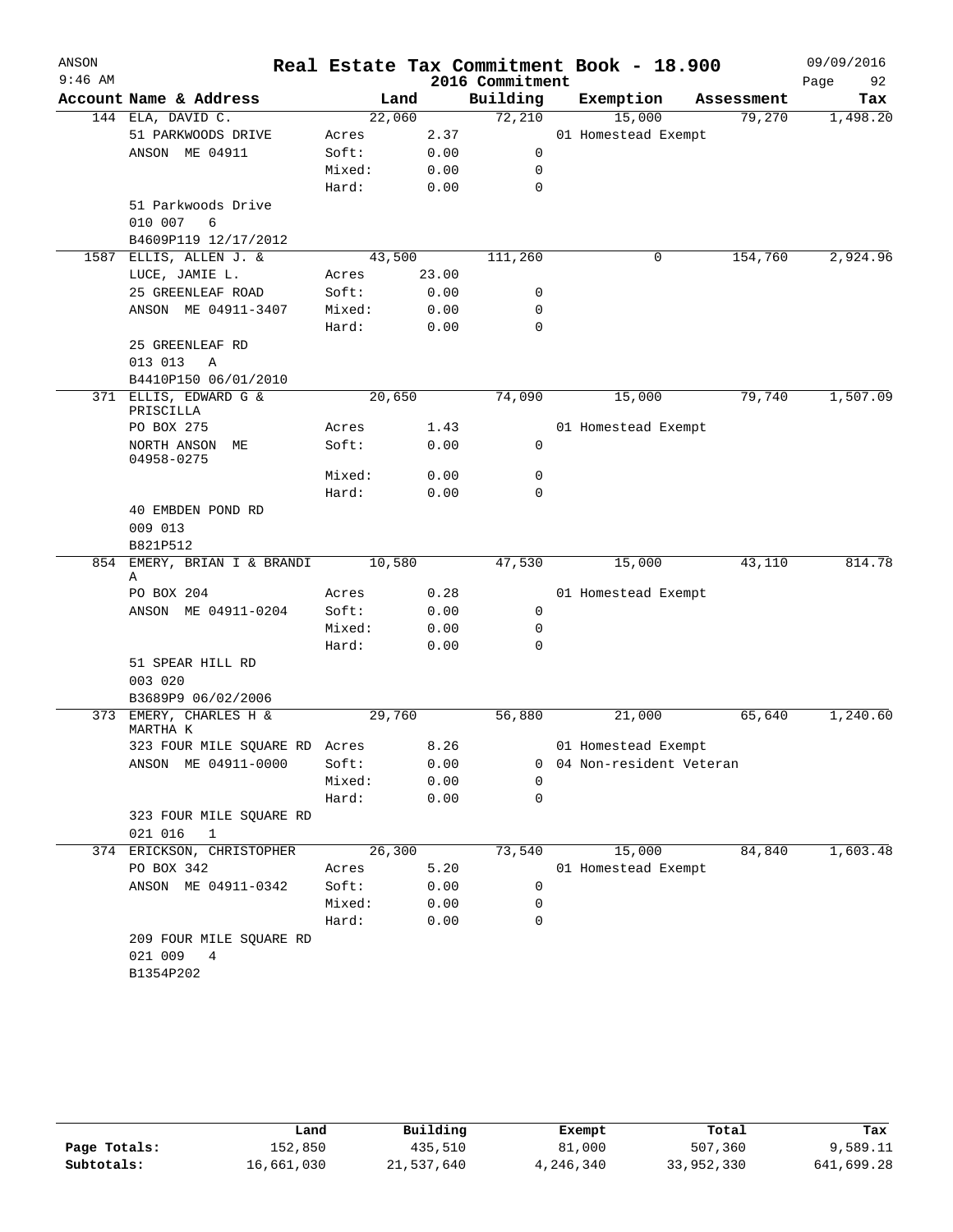ANSON
9:46 AM

# Real Estate Tax Commitment Book - 18.900
## 2016 Commitment

09/09/2016

| Account | Name & Address | Land | | Building | Exemption | Assessment | Tax |
|---|---|---|---|---|---|---|---|
| 144 | ELA, DAVID C. | 22,060 | | 72,210 | 15,000 | 79,270 | 1,498.20 |
| | 51 PARKWOODS DRIVE | Acres | 2.37 | | 01 Homestead Exempt | | |
| | ANSON ME 04911 | Soft: | 0.00 | 0 | | | |
| | | Mixed: | 0.00 | 0 | | | |
| | | Hard: | 0.00 | 0 | | | |
| | 51 Parkwoods Drive | | | | | | |
| | 010 007 6 | | | | | | |
| | B4609P119 12/17/2012 | | | | | | |
| 1587 | ELLIS, ALLEN J. & | 43,500 | | 111,260 | 0 | 154,760 | 2,924.96 |
| | LUCE, JAMIE L. | Acres | 23.00 | | | | |
| | 25 GREENLEAF ROAD | Soft: | 0.00 | 0 | | | |
| | ANSON ME 04911-3407 | Mixed: | 0.00 | 0 | | | |
| | | Hard: | 0.00 | 0 | | | |
| | 25 GREENLEAF RD | | | | | | |
| | 013 013 A | | | | | | |
| | B4410P150 06/01/2010 | | | | | | |
| 371 | ELLIS, EDWARD G & PRISCILLA | 20,650 | | 74,090 | 15,000 | 79,740 | 1,507.09 |
| | PO BOX 275 | Acres | 1.43 | | 01 Homestead Exempt | | |
| | NORTH ANSON ME 04958-0275 | Soft: | 0.00 | 0 | | | |
| | | Mixed: | 0.00 | 0 | | | |
| | | Hard: | 0.00 | 0 | | | |
| | 40 EMBDEN POND RD | | | | | | |
| | 009 013 | | | | | | |
| | B821P512 | | | | | | |
| 854 | EMERY, BRIAN I & BRANDI A | 10,580 | | 47,530 | 15,000 | 43,110 | 814.78 |
| | PO BOX 204 | Acres | 0.28 | | 01 Homestead Exempt | | |
| | ANSON ME 04911-0204 | Soft: | 0.00 | 0 | | | |
| | | Mixed: | 0.00 | 0 | | | |
| | | Hard: | 0.00 | 0 | | | |
| | 51 SPEAR HILL RD | | | | | | |
| | 003 020 | | | | | | |
| | B3689P9 06/02/2006 | | | | | | |
| 373 | EMERY, CHARLES H & MARTHA K | 29,760 | | 56,880 | 21,000 | 65,640 | 1,240.60 |
| | 323 FOUR MILE SQUARE RD | Acres | 8.26 | | 01 Homestead Exempt | | |
| | ANSON ME 04911-0000 | Soft: | 0.00 | 0 | 04 Non-resident Veteran | | |
| | | Mixed: | 0.00 | 0 | | | |
| | | Hard: | 0.00 | 0 | | | |
| | 323 FOUR MILE SQUARE RD | | | | | | |
| | 021 016 1 | | | | | | |
| 374 | ERICKSON, CHRISTOPHER | 26,300 | | 73,540 | 15,000 | 84,840 | 1,603.48 |
| | PO BOX 342 | Acres | 5.20 | | 01 Homestead Exempt | | |
| | ANSON ME 04911-0342 | Soft: | 0.00 | 0 | | | |
| | | Mixed: | 0.00 | 0 | | | |
| | | Hard: | 0.00 | 0 | | | |
| | 209 FOUR MILE SQUARE RD | | | | | | |
| | 021 009 4 | | | | | | |
| | B1354P202 | | | | | | |

| | Land | Building | Exempt | Total | Tax |
|---|---|---|---|---|---|
| Page Totals: | 152,850 | 435,510 | 81,000 | 507,360 | 9,589.11 |
| Subtotals: | 16,661,030 | 21,537,640 | 4,246,340 | 33,952,330 | 641,699.28 |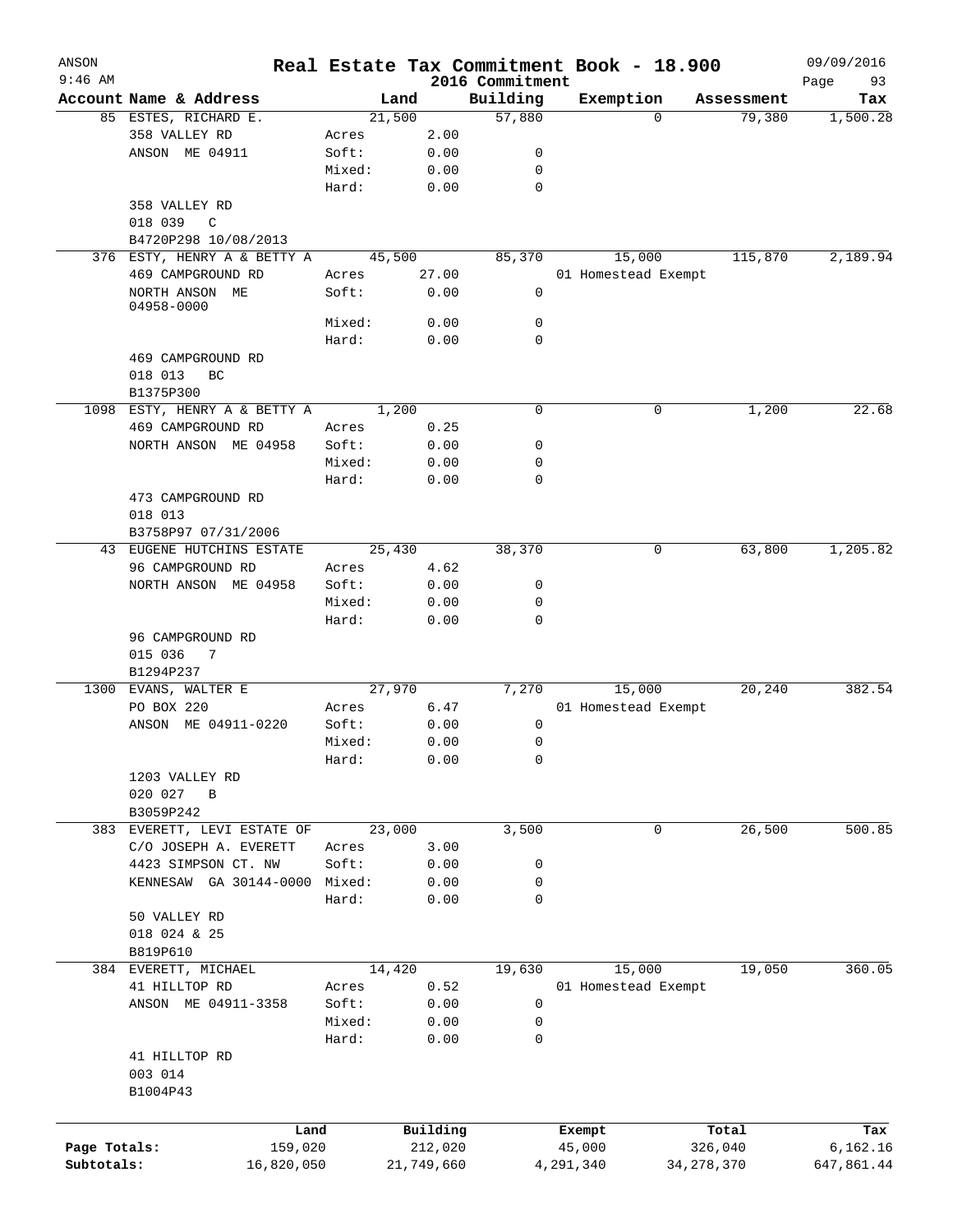ANSON
9:46 AM

# Real Estate Tax Commitment Book - 18.900

2016 Commitment

09/09/2016

| Account Name & Address | | Land | Building | Exemption | Assessment | Tax |
|---|---|---|---|---|---|---|
| 85 ESTES, RICHARD E. | | 21,500 | 57,880 | 0 | 79,380 | 1,500.28 |
| 358 VALLEY RD | Acres | 2.00 | | | | |
| ANSON ME 04911 | Soft: | 0.00 | 0 | | | |
| | Mixed: | 0.00 | 0 | | | |
| | Hard: | 0.00 | 0 | | | |
| 358 VALLEY RD | | | | | | |
| 018 039 C | | | | | | |
| B4720P298 10/08/2013 | | | | | | |
| 376 ESTY, HENRY A & BETTY A | | 45,500 | 85,370 | 15,000 | 115,870 | 2,189.94 |
| 469 CAMPGROUND RD | Acres | 27.00 | | 01 Homestead Exempt | | |
| NORTH ANSON ME 04958-0000 | Soft: | 0.00 | 0 | | | |
| | Mixed: | 0.00 | 0 | | | |
| | Hard: | 0.00 | 0 | | | |
| 469 CAMPGROUND RD | | | | | | |
| 018 013 BC | | | | | | |
| B1375P300 | | | | | | |
| 1098 ESTY, HENRY A & BETTY A | | 1,200 | 0 | 0 | 1,200 | 22.68 |
| 469 CAMPGROUND RD | Acres | 0.25 | | | | |
| NORTH ANSON ME 04958 | Soft: | 0.00 | 0 | | | |
| | Mixed: | 0.00 | 0 | | | |
| | Hard: | 0.00 | 0 | | | |
| 473 CAMPGROUND RD | | | | | | |
| 018 013 | | | | | | |
| B3758P97 07/31/2006 | | | | | | |
| 43 EUGENE HUTCHINS ESTATE | | 25,430 | 38,370 | 0 | 63,800 | 1,205.82 |
| 96 CAMPGROUND RD | Acres | 4.62 | | | | |
| NORTH ANSON ME 04958 | Soft: | 0.00 | 0 | | | |
| | Mixed: | 0.00 | 0 | | | |
| | Hard: | 0.00 | 0 | | | |
| 96 CAMPGROUND RD | | | | | | |
| 015 036 7 | | | | | | |
| B1294P237 | | | | | | |
| 1300 EVANS, WALTER E | | 27,970 | 7,270 | 15,000 | 20,240 | 382.54 |
| PO BOX 220 | Acres | 6.47 | | 01 Homestead Exempt | | |
| ANSON ME 04911-0220 | Soft: | 0.00 | 0 | | | |
| | Mixed: | 0.00 | 0 | | | |
| | Hard: | 0.00 | 0 | | | |
| 1203 VALLEY RD | | | | | | |
| 020 027 B | | | | | | |
| B3059P242 | | | | | | |
| 383 EVERETT, LEVI ESTATE OF | | 23,000 | 3,500 | 0 | 26,500 | 500.85 |
| C/O JOSEPH A. EVERETT | Acres | 3.00 | | | | |
| 4423 SIMPSON CT. NW | Soft: | 0.00 | 0 | | | |
| KENNESAW GA 30144-0000 | Mixed: | 0.00 | 0 | | | |
| | Hard: | 0.00 | 0 | | | |
| 50 VALLEY RD | | | | | | |
| 018 024 & 25 | | | | | | |
| B819P610 | | | | | | |
| 384 EVERETT, MICHAEL | | 14,420 | 19,630 | 15,000 | 19,050 | 360.05 |
| 41 HILLTOP RD | Acres | 0.52 | | 01 Homestead Exempt | | |
| ANSON ME 04911-3358 | Soft: | 0.00 | 0 | | | |
| | Mixed: | 0.00 | 0 | | | |
| | Hard: | 0.00 | 0 | | | |
| 41 HILLTOP RD | | | | | | |
| 003 014 | | | | | | |
| B1004P43 | | | | | | |

| | Land | Building | Exempt | Total | Tax |
|---|---|---|---|---|---|
| Page Totals: | 159,020 | 212,020 | 45,000 | 326,040 | 6,162.16 |
| Subtotals: | 16,820,050 | 21,749,660 | 4,291,340 | 34,278,370 | 647,861.44 |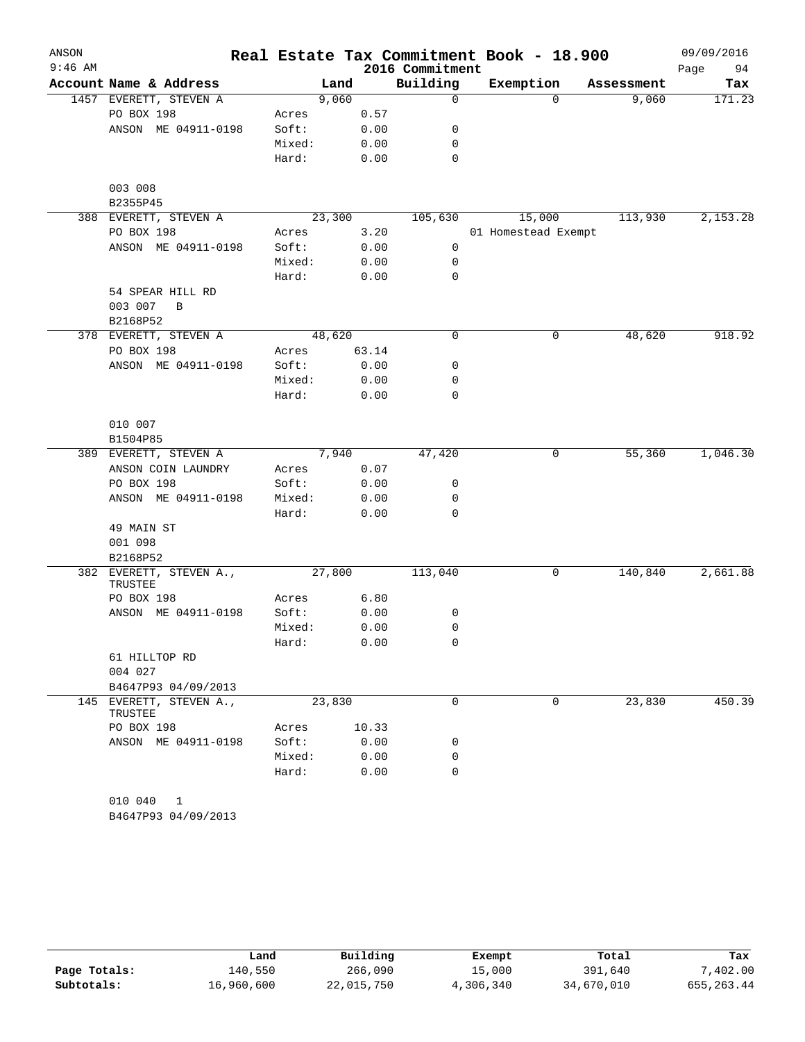ANSON
9:46 AM

# Real Estate Tax Commitment Book - 18.900

## 2016 Commitment

09/09/2016

| Account Name & Address | Land | | Building | Exemption | Assessment | Tax |
|---|---|---|---|---|---|---|
| 1457 EVERETT, STEVEN A | | 9,060 | 0 | 0 | 9,060 | 171.23 |
| PO BOX 198 | Acres | 0.57 | | | | |
| ANSON ME 04911-0198 | Soft: | 0.00 | 0 | | | |
| | Mixed: | 0.00 | 0 | | | |
| | Hard: | 0.00 | 0 | | | |
| 003 008 | | | | | | |
| B2355P45 | | | | | | |
| 388 EVERETT, STEVEN A | | 23,300 | 105,630 | 15,000 | 113,930 | 2,153.28 |
| PO BOX 198 | Acres | 3.20 | | 01 Homestead Exempt | | |
| ANSON ME 04911-0198 | Soft: | 0.00 | 0 | | | |
| | Mixed: | 0.00 | 0 | | | |
| | Hard: | 0.00 | 0 | | | |
| 54 SPEAR HILL RD | | | | | | |
| 003 007 B | | | | | | |
| B2168P52 | | | | | | |
| 378 EVERETT, STEVEN A | | 48,620 | 0 | 0 | 48,620 | 918.92 |
| PO BOX 198 | Acres | 63.14 | | | | |
| ANSON ME 04911-0198 | Soft: | 0.00 | 0 | | | |
| | Mixed: | 0.00 | 0 | | | |
| | Hard: | 0.00 | 0 | | | |
| 010 007 | | | | | | |
| B1504P85 | | | | | | |
| 389 EVERETT, STEVEN A | | 7,940 | 47,420 | 0 | 55,360 | 1,046.30 |
| ANSON COIN LAUNDRY | Acres | 0.07 | | | | |
| PO BOX 198 | Soft: | 0.00 | 0 | | | |
| ANSON ME 04911-0198 | Mixed: | 0.00 | 0 | | | |
| | Hard: | 0.00 | 0 | | | |
| 49 MAIN ST | | | | | | |
| 001 098 | | | | | | |
| B2168P52 | | | | | | |
| 382 EVERETT, STEVEN A., TRUSTEE | | 27,800 | 113,040 | 0 | 140,840 | 2,661.88 |
| PO BOX 198 | Acres | 6.80 | | | | |
| ANSON ME 04911-0198 | Soft: | 0.00 | 0 | | | |
| | Mixed: | 0.00 | 0 | | | |
| | Hard: | 0.00 | 0 | | | |
| 61 HILLTOP RD | | | | | | |
| 004 027 | | | | | | |
| B4647P93 04/09/2013 | | | | | | |
| 145 EVERETT, STEVEN A., TRUSTEE | | 23,830 | 0 | 0 | 23,830 | 450.39 |
| PO BOX 198 | Acres | 10.33 | | | | |
| ANSON ME 04911-0198 | Soft: | 0.00 | 0 | | | |
| | Mixed: | 0.00 | 0 | | | |
| | Hard: | 0.00 | 0 | | | |
| 010 040 1 | | | | | | |
| B4647P93 04/09/2013 | | | | | | |

| | Land | Building | Exempt | Total | Tax |
|---|---|---|---|---|---|
| Page Totals: | 140,550 | 266,090 | 15,000 | 391,640 | 7,402.00 |
| Subtotals: | 16,960,600 | 22,015,750 | 4,306,340 | 34,670,010 | 655,263.44 |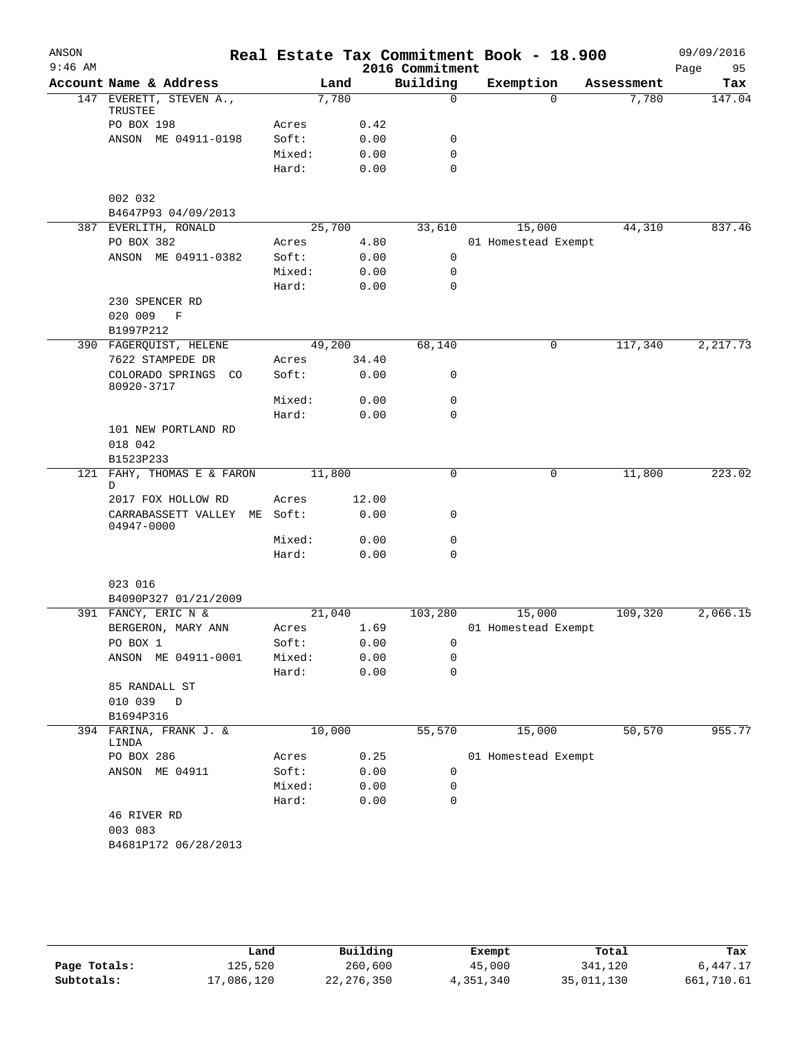ANSON 9:46 AM

# Real Estate Tax Commitment Book - 18.900

## 2016 Commitment

09/09/2016

| Account Name & Address | | Land | Building | Exemption | Assessment | Tax |
|---|---|---|---|---|---|---|
| 147 EVERETT, STEVEN A., TRUSTEE | | 7,780 | 0 | 0 | 7,780 | 147.04 |
| PO BOX 198 | Acres | 0.42 | | | | |
| ANSON ME 04911-0198 | Soft: | 0.00 | 0 | | | |
| | Mixed: | 0.00 | 0 | | | |
| | Hard: | 0.00 | 0 | | | |
| 002 032 | | | | | | |
| B4647P93 04/09/2013 | | | | | | |
| 387 EVERLITH, RONALD | | 25,700 | 33,610 | 15,000 | 44,310 | 837.46 |
| PO BOX 382 | Acres | 4.80 | | 01 Homestead Exempt | | |
| ANSON ME 04911-0382 | Soft: | 0.00 | 0 | | | |
| | Mixed: | 0.00 | 0 | | | |
| | Hard: | 0.00 | 0 | | | |
| 230 SPENCER RD | | | | | | |
| 020 009 F | | | | | | |
| B1997P212 | | | | | | |
| 390 FAGERQUIST, HELENE | | 49,200 | 68,140 | 0 | 117,340 | 2,217.73 |
| 7622 STAMPEDE DR | Acres | 34.40 | | | | |
| COLORADO SPRINGS CO 80920-3717 | Soft: | 0.00 | 0 | | | |
| | Mixed: | 0.00 | 0 | | | |
| | Hard: | 0.00 | 0 | | | |
| 101 NEW PORTLAND RD | | | | | | |
| 018 042 | | | | | | |
| B1523P233 | | | | | | |
| 121 FAHY, THOMAS E & FARON D | | 11,800 | 0 | 0 | 11,800 | 223.02 |
| 2017 FOX HOLLOW RD | Acres | 12.00 | | | | |
| CARRABASSETT VALLEY ME 04947-0000 | Soft: | 0.00 | 0 | | | |
| | Mixed: | 0.00 | 0 | | | |
| | Hard: | 0.00 | 0 | | | |
| 023 016 | | | | | | |
| B4090P327 01/21/2009 | | | | | | |
| 391 FANCY, ERIC N & | | 21,040 | 103,280 | 15,000 | 109,320 | 2,066.15 |
| BERGERON, MARY ANN | Acres | 1.69 | | 01 Homestead Exempt | | |
| PO BOX 1 | Soft: | 0.00 | 0 | | | |
| ANSON ME 04911-0001 | Mixed: | 0.00 | 0 | | | |
| | Hard: | 0.00 | 0 | | | |
| 85 RANDALL ST | | | | | | |
| 010 039 D | | | | | | |
| B1694P316 | | | | | | |
| 394 FARINA, FRANK J. & LINDA | | 10,000 | 55,570 | 15,000 | 50,570 | 955.77 |
| PO BOX 286 | Acres | 0.25 | | 01 Homestead Exempt | | |
| ANSON ME 04911 | Soft: | 0.00 | 0 | | | |
| | Mixed: | 0.00 | 0 | | | |
| | Hard: | 0.00 | 0 | | | |
| 46 RIVER RD | | | | | | |
| 003 083 | | | | | | |
| B4681P172 06/28/2013 | | | | | | |

| | Land | Building | Exempt | Total | Tax |
|---|---|---|---|---|---|
| Page Totals: | 125,520 | 260,600 | 45,000 | 341,120 | 6,447.17 |
| Subtotals: | 17,086,120 | 22,276,350 | 4,351,340 | 35,011,130 | 661,710.61 |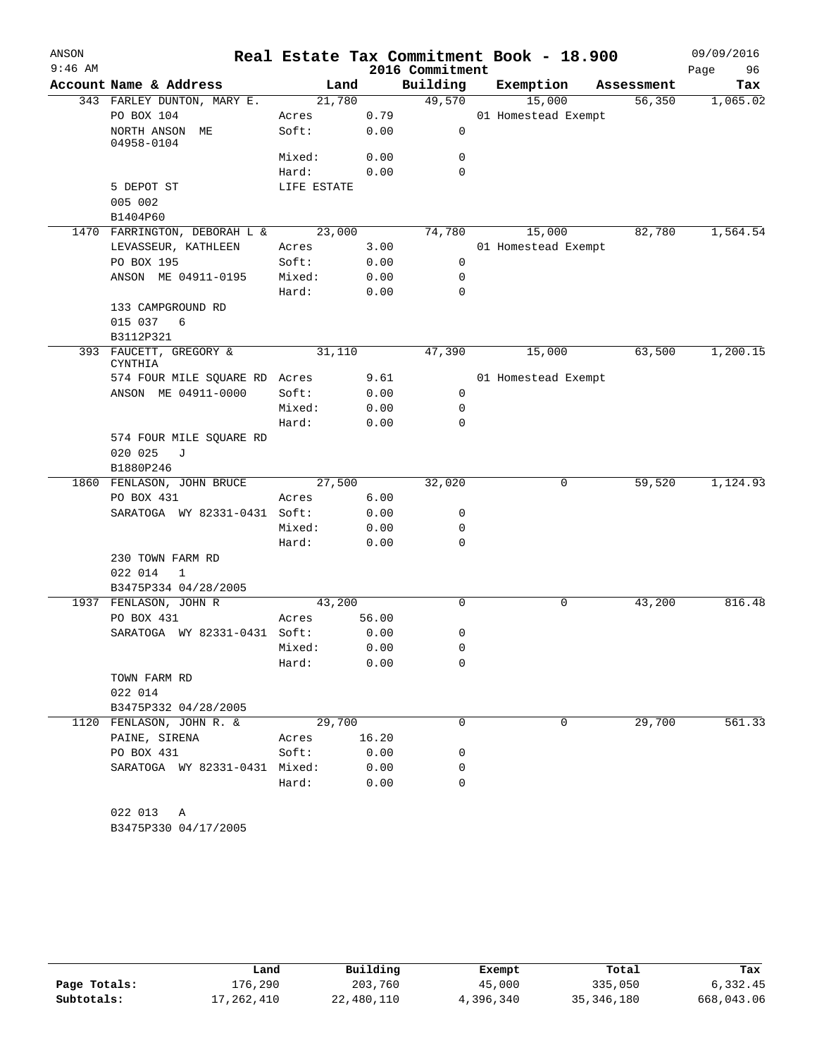# Real Estate Tax Commitment Book - 18.900

ANSON
9:46 AM

2016 Commitment

09/09/2016

| Account | Name & Address | Land | | Building | Exemption | Assessment | Tax |
|---|---|---|---|---|---|---|---|
| 343 | FARLEY DUNTON, MARY E. | 21,780 | | 49,570 | 15,000 | 56,350 | 1,065.02 |
| | PO BOX 104 | Acres | 0.79 | | 01 Homestead Exempt | | |
| | NORTH ANSON ME 04958-0104 | Soft: | 0.00 | 0 | | | |
| | | Mixed: | 0.00 | 0 | | | |
| | | Hard: | 0.00 | 0 | | | |
| | 5 DEPOT ST | LIFE ESTATE | | | | | |
| | 005 002 | | | | | | |
| | B1404P60 | | | | | | |
| 1470 | FARRINGTON, DEBORAH L & | 23,000 | | 74,780 | 15,000 | 82,780 | 1,564.54 |
| | LEVASSEUR, KATHLEEN | Acres | 3.00 | | 01 Homestead Exempt | | |
| | PO BOX 195 | Soft: | 0.00 | 0 | | | |
| | ANSON ME 04911-0195 | Mixed: | 0.00 | 0 | | | |
| | | Hard: | 0.00 | 0 | | | |
| | 133 CAMPGROUND RD | | | | | | |
| | 015 037 6 | | | | | | |
| | B3112P321 | | | | | | |
| 393 | FAUCETT, GREGORY & CYNTHIA | 31,110 | | 47,390 | 15,000 | 63,500 | 1,200.15 |
| | 574 FOUR MILE SQUARE RD | Acres | 9.61 | | 01 Homestead Exempt | | |
| | ANSON ME 04911-0000 | Soft: | 0.00 | 0 | | | |
| | | Mixed: | 0.00 | 0 | | | |
| | | Hard: | 0.00 | 0 | | | |
| | 574 FOUR MILE SQUARE RD | | | | | | |
| | 020 025 J | | | | | | |
| | B1880P246 | | | | | | |
| 1860 | FENLASON, JOHN BRUCE | 27,500 | | 32,020 | 0 | 59,520 | 1,124.93 |
| | PO BOX 431 | Acres | 6.00 | | | | |
| | SARATOGA WY 82331-0431 | Soft: | 0.00 | 0 | | | |
| | | Mixed: | 0.00 | 0 | | | |
| | | Hard: | 0.00 | 0 | | | |
| | 230 TOWN FARM RD | | | | | | |
| | 022 014 1 | | | | | | |
| | B3475P334 04/28/2005 | | | | | | |
| 1937 | FENLASON, JOHN R | 43,200 | | 0 | 0 | 43,200 | 816.48 |
| | PO BOX 431 | Acres | 56.00 | | | | |
| | SARATOGA WY 82331-0431 | Soft: | 0.00 | 0 | | | |
| | | Mixed: | 0.00 | 0 | | | |
| | | Hard: | 0.00 | 0 | | | |
| | TOWN FARM RD | | | | | | |
| | 022 014 | | | | | | |
| | B3475P332 04/28/2005 | | | | | | |
| 1120 | FENLASON, JOHN R. & | 29,700 | | 0 | 0 | 29,700 | 561.33 |
| | PAINE, SIRENA | Acres | 16.20 | | | | |
| | PO BOX 431 | Soft: | 0.00 | 0 | | | |
| | SARATOGA WY 82331-0431 | Mixed: | 0.00 | 0 | | | |
| | | Hard: | 0.00 | 0 | | | |
| | 022 013 A | | | | | | |
| | B3475P330 04/17/2005 | | | | | | |

| | Land | Building | Exempt | Total | Tax |
|---|---|---|---|---|---|
| Page Totals: | 176,290 | 203,760 | 45,000 | 335,050 | 6,332.45 |
| Subtotals: | 17,262,410 | 22,480,110 | 4,396,340 | 35,346,180 | 668,043.06 |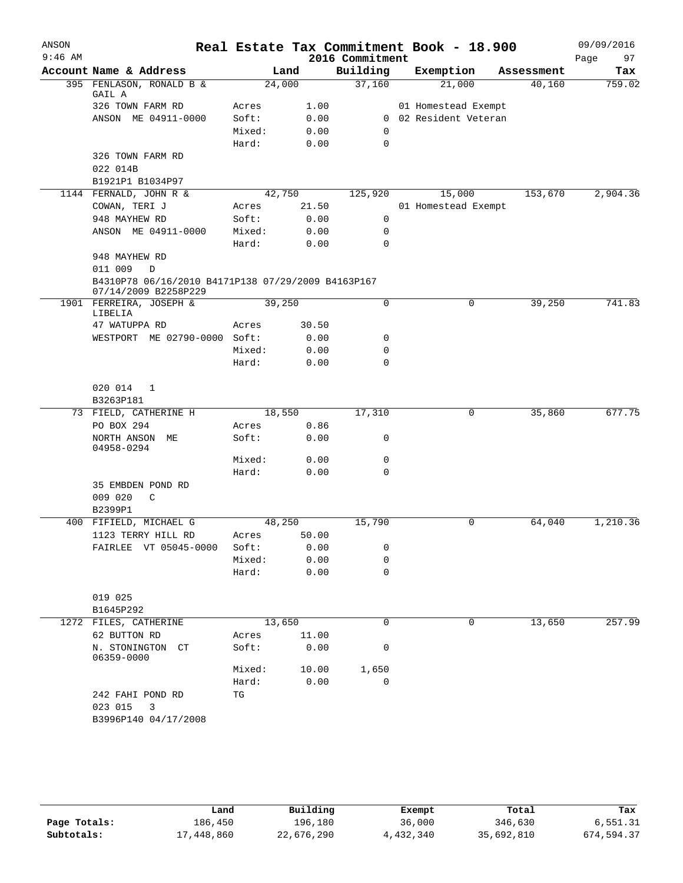# Real Estate Tax Commitment Book - 18.900

ANSON
9:46 AM

2016 Commitment

09/09/2016

| Account Name & Address | | Land | Building | Exemption | Assessment | Tax |
|---|---|---|---|---|---|---|
| 395 FENLASON, RONALD B & GAIL A | | 24,000 | 37,160 | 21,000 | 40,160 | 759.02 |
| 326 TOWN FARM RD | Acres | 1.00 | | 01 Homestead Exempt | | |
| ANSON ME 04911-0000 | Soft: | 0.00 | 0 | 02 Resident Veteran | | |
| | Mixed: | 0.00 | 0 | | | |
| | Hard: | 0.00 | 0 | | | |
| 326 TOWN FARM RD | | | | | | |
| 022 014B | | | | | | |
| B1921P1 B1034P97 | | | | | | |
| 1144 FERNALD, JOHN R & | | 42,750 | 125,920 | 15,000 | 153,670 | 2,904.36 |
| COWAN, TERI J | Acres | 21.50 | | 01 Homestead Exempt | | |
| 948 MAYHEW RD | Soft: | 0.00 | 0 | | | |
| ANSON ME 04911-0000 | Mixed: | 0.00 | 0 | | | |
| | Hard: | 0.00 | 0 | | | |
| 948 MAYHEW RD | | | | | | |
| 011 009 D | | | | | | |
| B4310P78 06/16/2010 B4171P138 07/29/2009 B4163P167 07/14/2009 B2258P229 | | | | | | |
| 1901 FERREIRA, JOSEPH & LIBELIA | | 39,250 | 0 | 0 | 39,250 | 741.83 |
| 47 WATUPPA RD | Acres | 30.50 | | | | |
| WESTPORT ME 02790-0000 | Soft: | 0.00 | 0 | | | |
| | Mixed: | 0.00 | 0 | | | |
| | Hard: | 0.00 | 0 | | | |
| 020 014 1 | | | | | | |
| B3263P181 | | | | | | |
| 73 FIELD, CATHERINE H | | 18,550 | 17,310 | 0 | 35,860 | 677.75 |
| PO BOX 294 | Acres | 0.86 | | | | |
| NORTH ANSON ME 04958-0294 | Soft: | 0.00 | 0 | | | |
| | Mixed: | 0.00 | 0 | | | |
| | Hard: | 0.00 | 0 | | | |
| 35 EMBDEN POND RD | | | | | | |
| 009 020 C | | | | | | |
| B2399P1 | | | | | | |
| 400 FIFIELD, MICHAEL G | | 48,250 | 15,790 | 0 | 64,040 | 1,210.36 |
| 1123 TERRY HILL RD | Acres | 50.00 | | | | |
| FAIRLEE VT 05045-0000 | Soft: | 0.00 | 0 | | | |
| | Mixed: | 0.00 | 0 | | | |
| | Hard: | 0.00 | 0 | | | |
| 019 025 | | | | | | |
| B1645P292 | | | | | | |
| 1272 FILES, CATHERINE | | 13,650 | 0 | 0 | 13,650 | 257.99 |
| 62 BUTTON RD | Acres | 11.00 | | | | |
| N. STONINGTON CT 06359-0000 | Soft: | 0.00 | 0 | | | |
| | Mixed: | 10.00 | 1,650 | | | |
| | Hard: | 0.00 | 0 | | | |
| 242 FAHI POND RD | TG | | | | | |
| 023 015 3 | | | | | | |
| B3996P140 04/17/2008 | | | | | | |

| | Land | Building | Exempt | Total | Tax |
|---|---|---|---|---|---|
| Page Totals: | 186,450 | 196,180 | 36,000 | 346,630 | 6,551.31 |
| Subtotals: | 17,448,860 | 22,676,290 | 4,432,340 | 35,692,810 | 674,594.37 |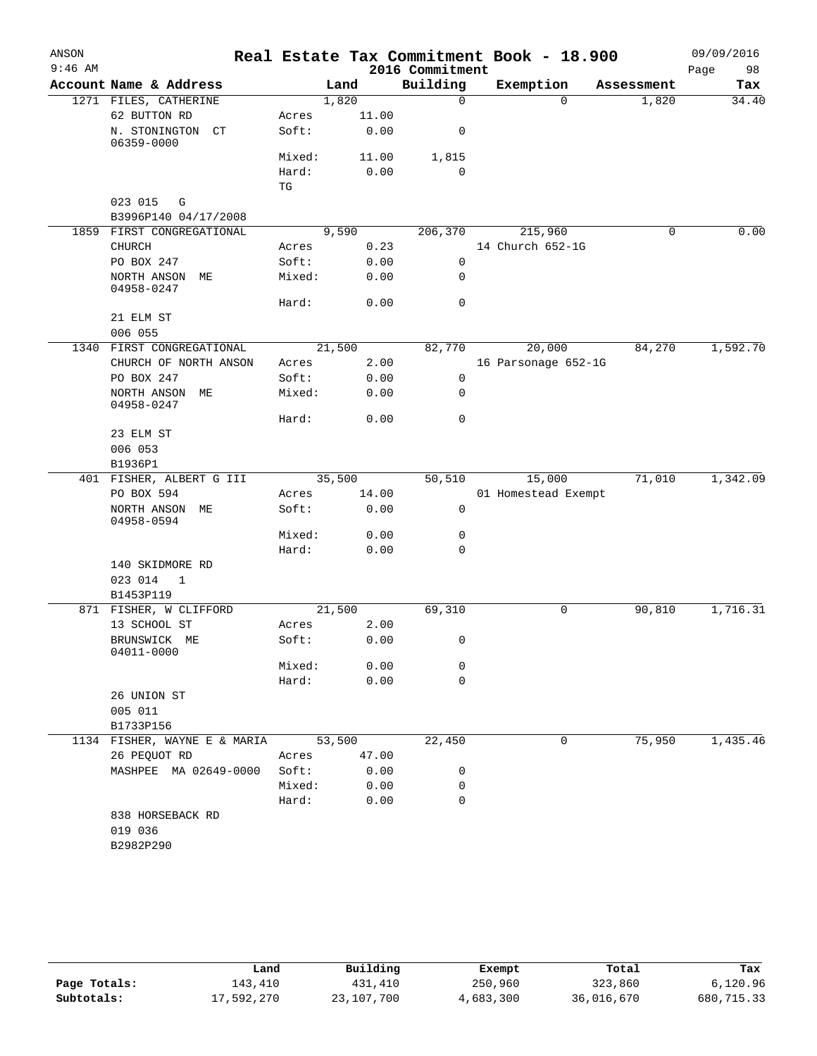# Real Estate Tax Commitment Book - 18.900

ANSON
9:46 AM

2016 Commitment

09/09/2016

| Account Name & Address | | Land | Building | Exemption | Assessment | Tax |
|---|---|---|---|---|---|---|
| 1271 FILES, CATHERINE | | 1,820 | 0 | 0 | 1,820 | 34.40 |
| 62 BUTTON RD | Acres | 11.00 | | | | |
| N. STONINGTON CT 06359-0000 | Soft: | 0.00 | 0 | | | |
| | Mixed: | 11.00 | 1,815 | | | |
| | Hard: | 0.00 | 0 | | | |
| | TG | | | | | |
| 023 015 G | | | | | | |
| B3996P140 04/17/2008 | | | | | | |
| 1859 FIRST CONGREGATIONAL | | 9,590 | 206,370 | 215,960 | 0 | 0.00 |
| CHURCH | Acres | 0.23 | | 14 Church 652-1G | | |
| PO BOX 247 | Soft: | 0.00 | 0 | | | |
| NORTH ANSON ME 04958-0247 | Mixed: | 0.00 | 0 | | | |
| | Hard: | 0.00 | 0 | | | |
| 21 ELM ST | | | | | | |
| 006 055 | | | | | | |
| 1340 FIRST CONGREGATIONAL | | 21,500 | 82,770 | 20,000 | 84,270 | 1,592.70 |
| CHURCH OF NORTH ANSON | Acres | 2.00 | | 16 Parsonage 652-1G | | |
| PO BOX 247 | Soft: | 0.00 | 0 | | | |
| NORTH ANSON ME 04958-0247 | Mixed: | 0.00 | 0 | | | |
| | Hard: | 0.00 | 0 | | | |
| 23 ELM ST | | | | | | |
| 006 053 | | | | | | |
| B1936P1 | | | | | | |
| 401 FISHER, ALBERT G III | | 35,500 | 50,510 | 15,000 | 71,010 | 1,342.09 |
| PO BOX 594 | Acres | 14.00 | | 01 Homestead Exempt | | |
| NORTH ANSON ME 04958-0594 | Soft: | 0.00 | 0 | | | |
| | Mixed: | 0.00 | 0 | | | |
| | Hard: | 0.00 | 0 | | | |
| 140 SKIDMORE RD | | | | | | |
| 023 014 1 | | | | | | |
| B1453P119 | | | | | | |
| 871 FISHER, W CLIFFORD | | 21,500 | 69,310 | 0 | 90,810 | 1,716.31 |
| 13 SCHOOL ST | Acres | 2.00 | | | | |
| BRUNSWICK ME 04011-0000 | Soft: | 0.00 | 0 | | | |
| | Mixed: | 0.00 | 0 | | | |
| | Hard: | 0.00 | 0 | | | |
| 26 UNION ST | | | | | | |
| 005 011 | | | | | | |
| B1733P156 | | | | | | |
| 1134 FISHER, WAYNE E & MARIA | | 53,500 | 22,450 | 0 | 75,950 | 1,435.46 |
| 26 PEQUOT RD | Acres | 47.00 | | | | |
| MASHPEE MA 02649-0000 | Soft: | 0.00 | 0 | | | |
| | Mixed: | 0.00 | 0 | | | |
| | Hard: | 0.00 | 0 | | | |
| 838 HORSEBACK RD | | | | | | |
| 019 036 | | | | | | |
| B2982P290 | | | | | | |

| | Land | Building | Exempt | Total | Tax |
|---|---|---|---|---|---|
| Page Totals: | 143,410 | 431,410 | 250,960 | 323,860 | 6,120.96 |
| Subtotals: | 17,592,270 | 23,107,700 | 4,683,300 | 36,016,670 | 680,715.33 |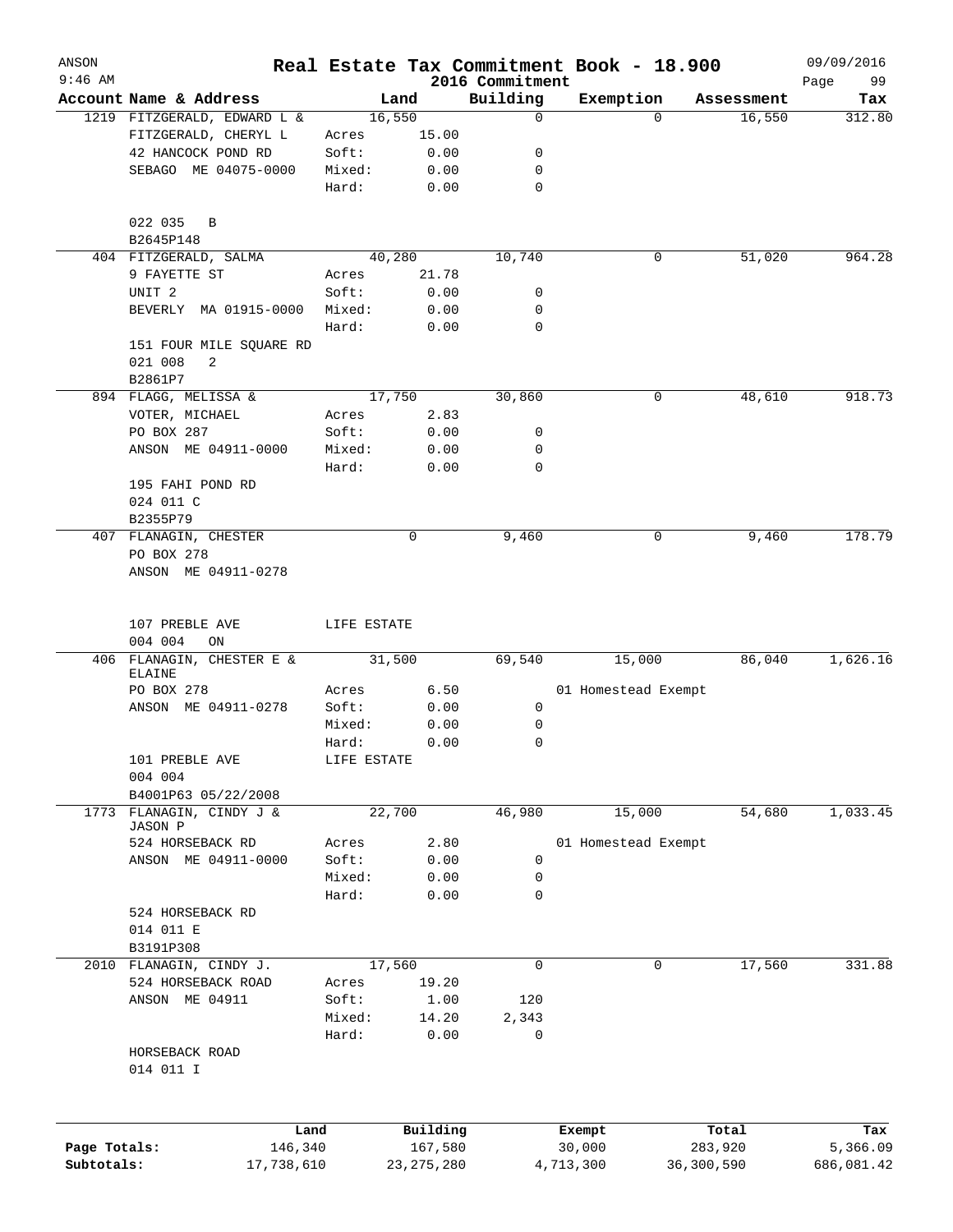# Real Estate Tax Commitment Book - 18.900

ANSON
9:46 AM

2016 Commitment

09/09/2016

| Account Name & Address | Land | | Building | Exemption | Assessment | Tax |
|---|---|---|---|---|---|---|
| 1219 FITZGERALD, EDWARD L & | 16,550 | | 0 | 0 | 16,550 | 312.80 |
| FITZGERALD, CHERYL L | Acres | 15.00 | | | | |
| 42 HANCOCK POND RD | Soft: | 0.00 | 0 | | | |
| SEBAGO ME 04075-0000 | Mixed: | 0.00 | 0 | | | |
| | Hard: | 0.00 | 0 | | | |
| 022 035 B | | | | | | |
| B2645P148 | | | | | | |
| 404 FITZGERALD, SALMA | 40,280 | | 10,740 | 0 | 51,020 | 964.28 |
| 9 FAYETTE ST | Acres | 21.78 | | | | |
| UNIT 2 | Soft: | 0.00 | 0 | | | |
| BEVERLY MA 01915-0000 | Mixed: | 0.00 | 0 | | | |
| | Hard: | 0.00 | 0 | | | |
| 151 FOUR MILE SQUARE RD | | | | | | |
| 021 008 2 | | | | | | |
| B2861P7 | | | | | | |
| 894 FLAGG, MELISSA & | 17,750 | | 30,860 | 0 | 48,610 | 918.73 |
| VOTER, MICHAEL | Acres | 2.83 | | | | |
| PO BOX 287 | Soft: | 0.00 | 0 | | | |
| ANSON ME 04911-0000 | Mixed: | 0.00 | 0 | | | |
| | Hard: | 0.00 | 0 | | | |
| 195 FAHI POND RD | | | | | | |
| 024 011 C | | | | | | |
| B2355P79 | | | | | | |
| 407 FLANAGIN, CHESTER | 0 | | 9,460 | 0 | 9,460 | 178.79 |
| PO BOX 278 | | | | | | |
| ANSON ME 04911-0278 | | | | | | |
| 107 PREBLE AVE | LIFE ESTATE | | | | | |
| 004 004 ON | | | | | | |
| 406 FLANAGIN, CHESTER E & ELAINE | 31,500 | | 69,540 | 15,000 | 86,040 | 1,626.16 |
| PO BOX 278 | Acres | 6.50 | | 01 Homestead Exempt | | |
| ANSON ME 04911-0278 | Soft: | 0.00 | 0 | | | |
| | Mixed: | 0.00 | 0 | | | |
| | Hard: | 0.00 | 0 | | | |
| 101 PREBLE AVE | LIFE ESTATE | | | | | |
| 004 004 | | | | | | |
| B4001P63 05/22/2008 | | | | | | |
| 1773 FLANAGIN, CINDY J & JASON P | 22,700 | | 46,980 | 15,000 | 54,680 | 1,033.45 |
| 524 HORSEBACK RD | Acres | 2.80 | | 01 Homestead Exempt | | |
| ANSON ME 04911-0000 | Soft: | 0.00 | 0 | | | |
| | Mixed: | 0.00 | 0 | | | |
| | Hard: | 0.00 | 0 | | | |
| 524 HORSEBACK RD | | | | | | |
| 014 011 E | | | | | | |
| B3191P308 | | | | | | |
| 2010 FLANAGIN, CINDY J. | 17,560 | | 0 | 0 | 17,560 | 331.88 |
| 524 HORSEBACK ROAD | Acres | 19.20 | | | | |
| ANSON ME 04911 | Soft: | 1.00 | 120 | | | |
| | Mixed: | 14.20 | 2,343 | | | |
| | Hard: | 0.00 | 0 | | | |
| HORSEBACK ROAD | | | | | | |
| 014 011 I | | | | | | |

| | Land | Building | Exempt | Total | Tax |
|---|---|---|---|---|---|
| Page Totals: | 146,340 | 167,580 | 30,000 | 283,920 | 5,366.09 |
| Subtotals: | 17,738,610 | 23,275,280 | 4,713,300 | 36,300,590 | 686,081.42 |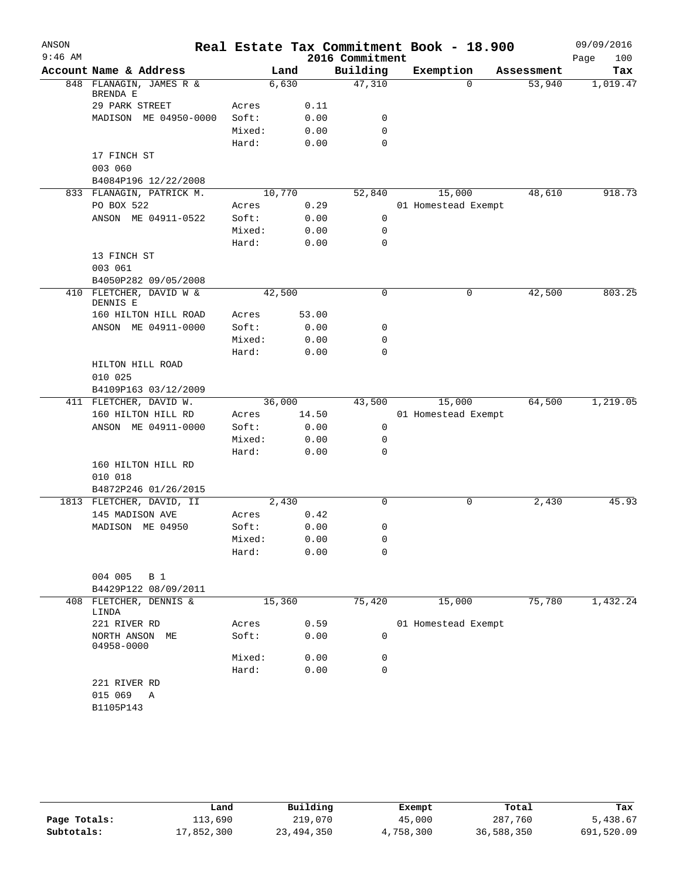# Real Estate Tax Commitment Book - 18.900

ANSON
9:46 AM

2016 Commitment

09/09/2016

| Account | Name & Address | | Land | Building | Exemption | Assessment | Tax |
|---|---|---|---|---|---|---|---|
| 848 | FLANAGIN, JAMES R & BRENDA E | | 6,630 | 47,310 | 0 | 53,940 | 1,019.47 |
| | 29 PARK STREET | Acres | 0.11 | | | | |
| | MADISON ME 04950-0000 | Soft: | 0.00 | 0 | | | |
| | | Mixed: | 0.00 | 0 | | | |
| | | Hard: | 0.00 | 0 | | | |
| | 17 FINCH ST | | | | | | |
| | 003 060 | | | | | | |
| | B4084P196 12/22/2008 | | | | | | |
| 833 | FLANAGIN, PATRICK M. | | 10,770 | 52,840 | 15,000 | 48,610 | 918.73 |
| | PO BOX 522 | Acres | 0.29 | | 01 Homestead Exempt | | |
| | ANSON ME 04911-0522 | Soft: | 0.00 | 0 | | | |
| | | Mixed: | 0.00 | 0 | | | |
| | | Hard: | 0.00 | 0 | | | |
| | 13 FINCH ST | | | | | | |
| | 003 061 | | | | | | |
| | B4050P282 09/05/2008 | | | | | | |
| 410 | FLETCHER, DAVID W & DENNIS E | | 42,500 | 0 | 0 | 42,500 | 803.25 |
| | 160 HILTON HILL ROAD | Acres | 53.00 | | | | |
| | ANSON ME 04911-0000 | Soft: | 0.00 | 0 | | | |
| | | Mixed: | 0.00 | 0 | | | |
| | | Hard: | 0.00 | 0 | | | |
| | HILTON HILL ROAD | | | | | | |
| | 010 025 | | | | | | |
| | B4109P163 03/12/2009 | | | | | | |
| 411 | FLETCHER, DAVID W. | | 36,000 | 43,500 | 15,000 | 64,500 | 1,219.05 |
| | 160 HILTON HILL RD | Acres | 14.50 | | 01 Homestead Exempt | | |
| | ANSON ME 04911-0000 | Soft: | 0.00 | 0 | | | |
| | | Mixed: | 0.00 | 0 | | | |
| | | Hard: | 0.00 | 0 | | | |
| | 160 HILTON HILL RD | | | | | | |
| | 010 018 | | | | | | |
| | B4872P246 01/26/2015 | | | | | | |
| 1813 | FLETCHER, DAVID, II | | 2,430 | 0 | 0 | 2,430 | 45.93 |
| | 145 MADISON AVE | Acres | 0.42 | | | | |
| | MADISON ME 04950 | Soft: | 0.00 | 0 | | | |
| | | Mixed: | 0.00 | 0 | | | |
| | | Hard: | 0.00 | 0 | | | |
| | 004 005 B 1 | | | | | | |
| | B4429P122 08/09/2011 | | | | | | |
| 408 | FLETCHER, DENNIS & LINDA | | 15,360 | 75,420 | 15,000 | 75,780 | 1,432.24 |
| | 221 RIVER RD | Acres | 0.59 | | 01 Homestead Exempt | | |
| | NORTH ANSON ME 04958-0000 | Soft: | 0.00 | 0 | | | |
| | | Mixed: | 0.00 | 0 | | | |
| | | Hard: | 0.00 | 0 | | | |
| | 221 RIVER RD | | | | | | |
| | 015 069 A | | | | | | |
| | B1105P143 | | | | | | |

| | Land | Building | Exempt | Total | Tax |
|---|---|---|---|---|---|
| Page Totals: | 113,690 | 219,070 | 45,000 | 287,760 | 5,438.67 |
| Subtotals: | 17,852,300 | 23,494,350 | 4,758,300 | 36,588,350 | 691,520.09 |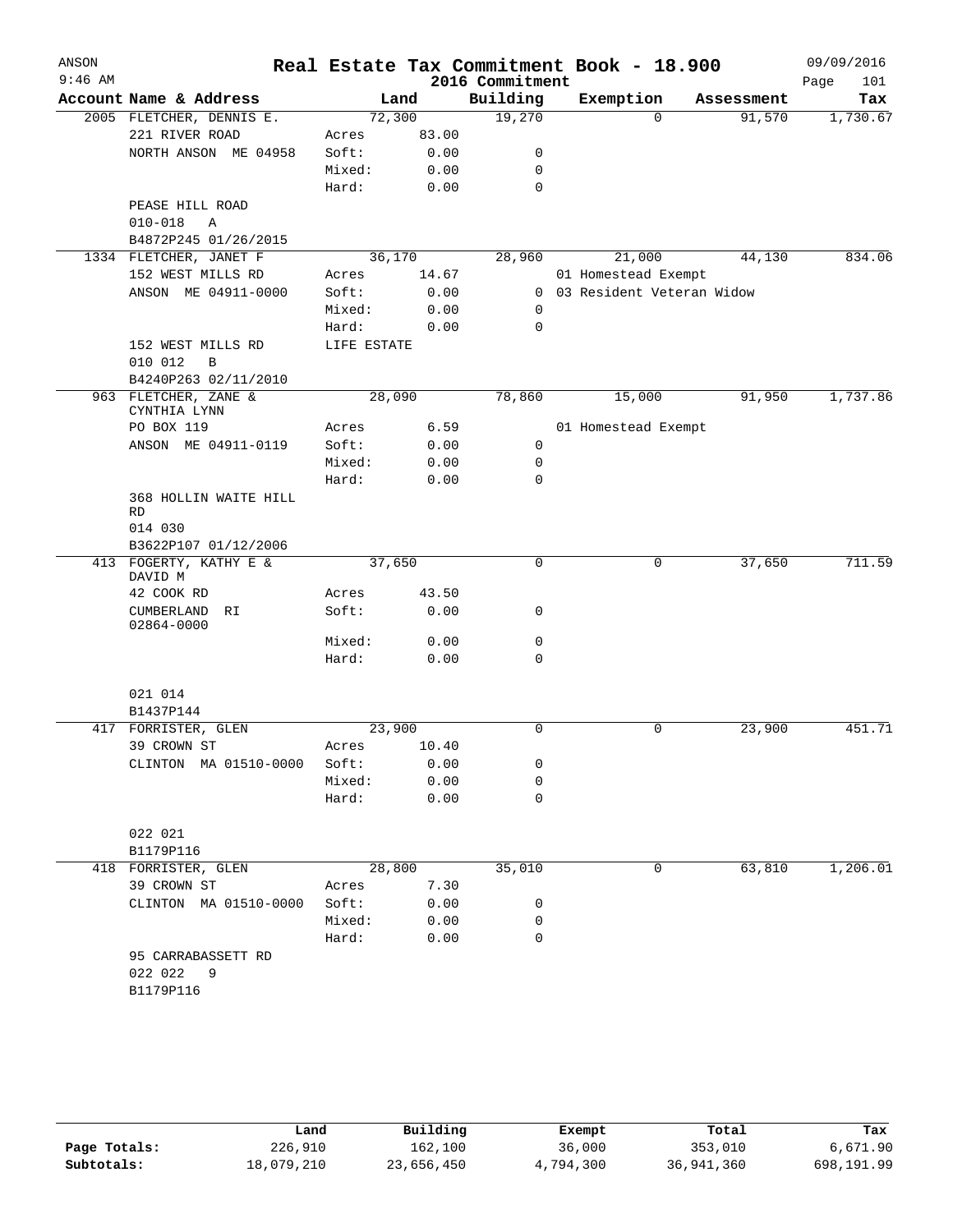# Real Estate Tax Commitment Book - 18.900

ANSON
9:46 AM

2016 Commitment

09/09/2016

| Account Name & Address | Land | | Building | Exemption | Assessment | Tax |
|---|---|---|---|---|---|---|
| 2005 FLETCHER, DENNIS E. | 72,300 | | 19,270 | 0 | 91,570 | 1,730.67 |
| 221 RIVER ROAD | Acres | 83.00 | | | | |
| NORTH ANSON ME 04958 | Soft: | 0.00 | 0 | | | |
| | Mixed: | 0.00 | 0 | | | |
| | Hard: | 0.00 | 0 | | | |
| PEASE HILL ROAD | | | | | | |
| 010-018 A | | | | | | |
| B4872P245 01/26/2015 | | | | | | |
| 1334 FLETCHER, JANET F | 36,170 | | 28,960 | 21,000 | 44,130 | 834.06 |
| 152 WEST MILLS RD | Acres | 14.67 | | 01 Homestead Exempt | | |
| ANSON ME 04911-0000 | Soft: | 0.00 | 0 | 03 Resident Veteran Widow | | |
| | Mixed: | 0.00 | 0 | | | |
| | Hard: | 0.00 | 0 | | | |
| 152 WEST MILLS RD | LIFE ESTATE | | | | | |
| 010 012 B | | | | | | |
| B4240P263 02/11/2010 | | | | | | |
| 963 FLETCHER, ZANE & CYNTHIA LYNN | 28,090 | | 78,860 | 15,000 | 91,950 | 1,737.86 |
| PO BOX 119 | Acres | 6.59 | | 01 Homestead Exempt | | |
| ANSON ME 04911-0119 | Soft: | 0.00 | 0 | | | |
| | Mixed: | 0.00 | 0 | | | |
| | Hard: | 0.00 | 0 | | | |
| 368 HOLLIN WAITE HILL RD | | | | | | |
| 014 030 | | | | | | |
| B3622P107 01/12/2006 | | | | | | |
| 413 FOGERTY, KATHY E & DAVID M | 37,650 | | 0 | 0 | 37,650 | 711.59 |
| 42 COOK RD | Acres | 43.50 | | | | |
| CUMBERLAND RI 02864-0000 | Soft: | 0.00 | 0 | | | |
| | Mixed: | 0.00 | 0 | | | |
| | Hard: | 0.00 | 0 | | | |
| 021 014 | | | | | | |
| B1437P144 | | | | | | |
| 417 FORRISTER, GLEN | 23,900 | | 0 | 0 | 23,900 | 451.71 |
| 39 CROWN ST | Acres | 10.40 | | | | |
| CLINTON MA 01510-0000 | Soft: | 0.00 | 0 | | | |
| | Mixed: | 0.00 | 0 | | | |
| | Hard: | 0.00 | 0 | | | |
| 022 021 | | | | | | |
| B1179P116 | | | | | | |
| 418 FORRISTER, GLEN | 28,800 | | 35,010 | 0 | 63,810 | 1,206.01 |
| 39 CROWN ST | Acres | 7.30 | | | | |
| CLINTON MA 01510-0000 | Soft: | 0.00 | 0 | | | |
| | Mixed: | 0.00 | 0 | | | |
| | Hard: | 0.00 | 0 | | | |
| 95 CARRABASSETT RD | | | | | | |
| 022 022 9 | | | | | | |
| B1179P116 | | | | | | |

| | Land | Building | Exempt | Total | Tax |
|---|---|---|---|---|---|
| Page Totals: | 226,910 | 162,100 | 36,000 | 353,010 | 6,671.90 |
| Subtotals: | 18,079,210 | 23,656,450 | 4,794,300 | 36,941,360 | 698,191.99 |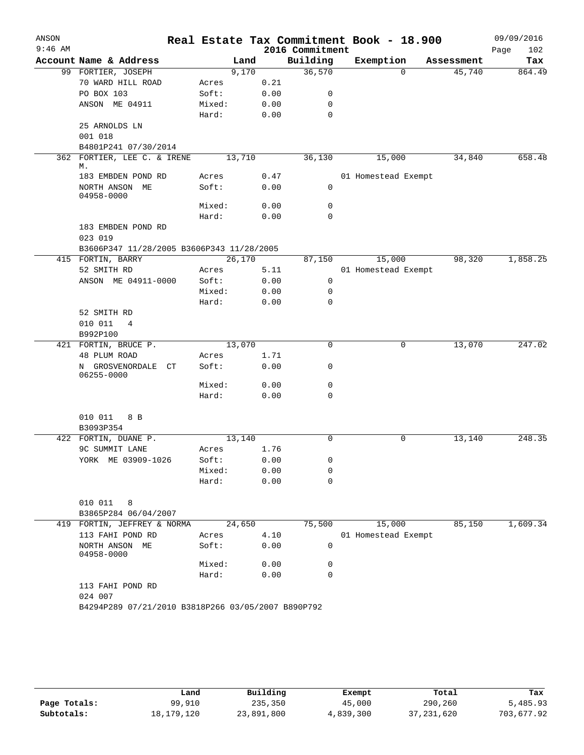# Real Estate Tax Commitment Book - 18.900

ANSON 9:46 AM — 2016 Commitment — 09/09/2016

| Account | Name & Address | Land | | Building | Exemption | Assessment | Tax |
|---|---|---|---|---|---|---|---|
| 99 | FORTIER, JOSEPH | 9,170 | | 36,570 | 0 | 45,740 | 864.49 |
| | 70 WARD HILL ROAD | Acres | 0.21 | | | | |
| | PO BOX 103 | Soft: | 0.00 | 0 | | | |
| | ANSON ME 04911 | Mixed: | 0.00 | 0 | | | |
| | | Hard: | 0.00 | 0 | | | |
| | 25 ARNOLDS LN | | | | | | |
| | 001 018 | | | | | | |
| | B4801P241 07/30/2014 | | | | | | |
| 362 | FORTIER, LEE C. & IRENE M. | 13,710 | | 36,130 | 15,000 | 34,840 | 658.48 |
| | 183 EMBDEN POND RD | Acres | 0.47 | | 01 Homestead Exempt | | |
| | NORTH ANSON ME 04958-0000 | Soft: | 0.00 | 0 | | | |
| | | Mixed: | 0.00 | 0 | | | |
| | | Hard: | 0.00 | 0 | | | |
| | 183 EMBDEN POND RD | | | | | | |
| | 023 019 | | | | | | |
| | B3606P347 11/28/2005 B3606P343 11/28/2005 | | | | | | |
| 415 | FORTIN, BARRY | 26,170 | | 87,150 | 15,000 | 98,320 | 1,858.25 |
| | 52 SMITH RD | Acres | 5.11 | | 01 Homestead Exempt | | |
| | ANSON ME 04911-0000 | Soft: | 0.00 | 0 | | | |
| | | Mixed: | 0.00 | 0 | | | |
| | | Hard: | 0.00 | 0 | | | |
| | 52 SMITH RD | | | | | | |
| | 010 011 4 | | | | | | |
| | B992P100 | | | | | | |
| 421 | FORTIN, BRUCE P. | 13,070 | | 0 | 0 | 13,070 | 247.02 |
| | 48 PLUM ROAD | Acres | 1.71 | | | | |
| | N GROSVENORDALE CT 06255-0000 | Soft: | 0.00 | 0 | | | |
| | | Mixed: | 0.00 | 0 | | | |
| | | Hard: | 0.00 | 0 | | | |
| | 010 011 8 B | | | | | | |
| | B3093P354 | | | | | | |
| 422 | FORTIN, DUANE P. | 13,140 | | 0 | 0 | 13,140 | 248.35 |
| | 9C SUMMIT LANE | Acres | 1.76 | | | | |
| | YORK ME 03909-1026 | Soft: | 0.00 | 0 | | | |
| | | Mixed: | 0.00 | 0 | | | |
| | | Hard: | 0.00 | 0 | | | |
| | 010 011 8 | | | | | | |
| | B3865P284 06/04/2007 | | | | | | |
| 419 | FORTIN, JEFFREY & NORMA | 24,650 | | 75,500 | 15,000 | 85,150 | 1,609.34 |
| | 113 FAHI POND RD | Acres | 4.10 | | 01 Homestead Exempt | | |
| | NORTH ANSON ME 04958-0000 | Soft: | 0.00 | 0 | | | |
| | | Mixed: | 0.00 | 0 | | | |
| | | Hard: | 0.00 | 0 | | | |
| | 113 FAHI POND RD | | | | | | |
| | 024 007 | | | | | | |
| | B4294P289 07/21/2010 B3818P266 03/05/2007 B890P792 | | | | | | |

| | Land | Building | Exempt | Total | Tax |
|---|---|---|---|---|---|
| Page Totals: | 99,910 | 235,350 | 45,000 | 290,260 | 5,485.93 |
| Subtotals: | 18,179,120 | 23,891,800 | 4,839,300 | 37,231,620 | 703,677.92 |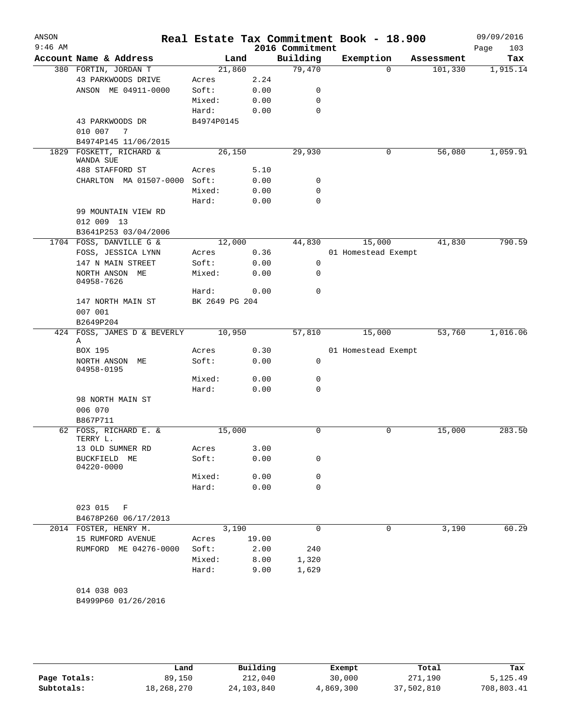# Real Estate Tax Commitment Book - 18.900

ANSON 9:46 AM — 2016 Commitment — 09/09/2016

| Account Name & Address | Land | | Building | Exemption | Assessment | Tax |
|---|---|---|---|---|---|---|
| 380 FORTIN, JORDAN T | 21,860 | | 79,470 | 0 | 101,330 | 1,915.14 |
| 43 PARKWOODS DRIVE | Acres | 2.24 | | | | |
| ANSON ME 04911-0000 | Soft: | 0.00 | 0 | | | |
| | Mixed: | 0.00 | 0 | | | |
| | Hard: | 0.00 | 0 | | | |
| 43 PARKWOODS DR | B4974P0145 | | | | | |
| 010 007 7 | | | | | | |
| B4974P145 11/06/2015 | | | | | | |
| 1829 FOSKETT, RICHARD & WANDA SUE | 26,150 | | 29,930 | 0 | 56,080 | 1,059.91 |
| 488 STAFFORD ST | Acres | 5.10 | | | | |
| CHARLTON MA 01507-0000 | Soft: | 0.00 | 0 | | | |
| | Mixed: | 0.00 | 0 | | | |
| | Hard: | 0.00 | 0 | | | |
| 99 MOUNTAIN VIEW RD | | | | | | |
| 012 009 13 | | | | | | |
| B3641P253 03/04/2006 | | | | | | |
| 1704 FOSS, DANVILLE G & | 12,000 | | 44,830 | 15,000 | 41,830 | 790.59 |
| FOSS, JESSICA LYNN | Acres | 0.36 | | 01 Homestead Exempt | | |
| 147 N MAIN STREET | Soft: | 0.00 | 0 | | | |
| NORTH ANSON ME 04958-7626 | Mixed: | 0.00 | 0 | | | |
| | Hard: | 0.00 | 0 | | | |
| 147 NORTH MAIN ST | BK 2649 PG 204 | | | | | |
| 007 001 | | | | | | |
| B2649P204 | | | | | | |
| 424 FOSS, JAMES D & BEVERLY A | 10,950 | | 57,810 | 15,000 | 53,760 | 1,016.06 |
| BOX 195 | Acres | 0.30 | | 01 Homestead Exempt | | |
| NORTH ANSON ME 04958-0195 | Soft: | 0.00 | 0 | | | |
| | Mixed: | 0.00 | 0 | | | |
| | Hard: | 0.00 | 0 | | | |
| 98 NORTH MAIN ST | | | | | | |
| 006 070 | | | | | | |
| B867P711 | | | | | | |
| 62 FOSS, RICHARD E. & TERRY L. | 15,000 | | 0 | 0 | 15,000 | 283.50 |
| 13 OLD SUMNER RD | Acres | 3.00 | | | | |
| BUCKFIELD ME 04220-0000 | Soft: | 0.00 | 0 | | | |
| | Mixed: | 0.00 | 0 | | | |
| | Hard: | 0.00 | 0 | | | |
| 023 015 F | | | | | | |
| B4678P260 06/17/2013 | | | | | | |
| 2014 FOSTER, HENRY M. | 3,190 | | 0 | 0 | 3,190 | 60.29 |
| 15 RUMFORD AVENUE | Acres | 19.00 | | | | |
| RUMFORD ME 04276-0000 | Soft: | 2.00 | 240 | | | |
| | Mixed: | 8.00 | 1,320 | | | |
| | Hard: | 9.00 | 1,629 | | | |
| 014 038 003 | | | | | | |
| B4999P60 01/26/2016 | | | | | | |

| | Land | Building | Exempt | Total | Tax |
|---|---|---|---|---|---|
| Page Totals: | 89,150 | 212,040 | 30,000 | 271,190 | 5,125.49 |
| Subtotals: | 18,268,270 | 24,103,840 | 4,869,300 | 37,502,810 | 708,803.41 |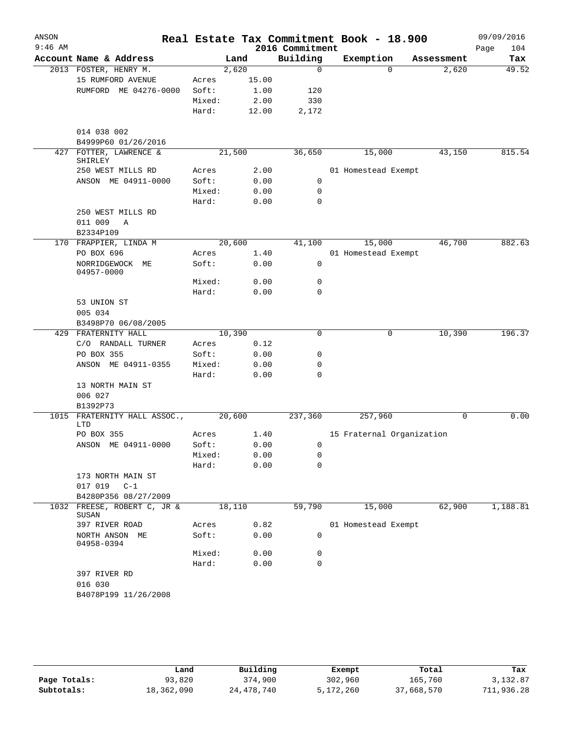# Real Estate Tax Commitment Book - 18.900

ANSON
9:46 AM

2016 Commitment

09/09/2016

| Account Name & Address | | Land | Building | Exemption | Assessment | Tax |
|---|---|---|---|---|---|---|
| 2013 FOSTER, HENRY M. | | 2,620 | 0 | 0 | 2,620 | 49.52 |
| 15 RUMFORD AVENUE | Acres | 15.00 | | | | |
| RUMFORD ME 04276-0000 | Soft: | 1.00 | 120 | | | |
| | Mixed: | 2.00 | 330 | | | |
| | Hard: | 12.00 | 2,172 | | | |
| 014 038 002 | | | | | | |
| B4999P60 01/26/2016 | | | | | | |
| 427 FOTTER, LAWRENCE & SHIRLEY | | 21,500 | 36,650 | 15,000 | 43,150 | 815.54 |
| 250 WEST MILLS RD | Acres | 2.00 | | 01 Homestead Exempt | | |
| ANSON ME 04911-0000 | Soft: | 0.00 | 0 | | | |
| | Mixed: | 0.00 | 0 | | | |
| | Hard: | 0.00 | 0 | | | |
| 250 WEST MILLS RD | | | | | | |
| 011 009 A | | | | | | |
| B2334P109 | | | | | | |
| 170 FRAPPIER, LINDA M | | 20,600 | 41,100 | 15,000 | 46,700 | 882.63 |
| PO BOX 696 | Acres | 1.40 | | 01 Homestead Exempt | | |
| NORRIDGEWOCK ME 04957-0000 | Soft: | 0.00 | 0 | | | |
| | Mixed: | 0.00 | 0 | | | |
| | Hard: | 0.00 | 0 | | | |
| 53 UNION ST | | | | | | |
| 005 034 | | | | | | |
| B3498P70 06/08/2005 | | | | | | |
| 429 FRATERNITY HALL | | 10,390 | 0 | 0 | 10,390 | 196.37 |
| C/O RANDALL TURNER | Acres | 0.12 | | | | |
| PO BOX 355 | Soft: | 0.00 | 0 | | | |
| ANSON ME 04911-0355 | Mixed: | 0.00 | 0 | | | |
| | Hard: | 0.00 | 0 | | | |
| 13 NORTH MAIN ST | | | | | | |
| 006 027 | | | | | | |
| B1392P73 | | | | | | |
| 1015 FRATERNITY HALL ASSOC., LTD | | 20,600 | 237,360 | 257,960 | 0 | 0.00 |
| PO BOX 355 | Acres | 1.40 | | 15 Fraternal Organization | | |
| ANSON ME 04911-0000 | Soft: | 0.00 | 0 | | | |
| | Mixed: | 0.00 | 0 | | | |
| | Hard: | 0.00 | 0 | | | |
| 173 NORTH MAIN ST | | | | | | |
| 017 019 C-1 | | | | | | |
| B4280P356 08/27/2009 | | | | | | |
| 1032 FREESE, ROBERT C, JR & SUSAN | | 18,110 | 59,790 | 15,000 | 62,900 | 1,188.81 |
| 397 RIVER ROAD | Acres | 0.82 | | 01 Homestead Exempt | | |
| NORTH ANSON ME 04958-0394 | Soft: | 0.00 | 0 | | | |
| | Mixed: | 0.00 | 0 | | | |
| | Hard: | 0.00 | 0 | | | |
| 397 RIVER RD | | | | | | |
| 016 030 | | | | | | |
| B4078P199 11/26/2008 | | | | | | |

| | Land | Building | Exempt | Total | Tax |
|---|---|---|---|---|---|
| Page Totals: | 93,820 | 374,900 | 302,960 | 165,760 | 3,132.87 |
| Subtotals: | 18,362,090 | 24,478,740 | 5,172,260 | 37,668,570 | 711,936.28 |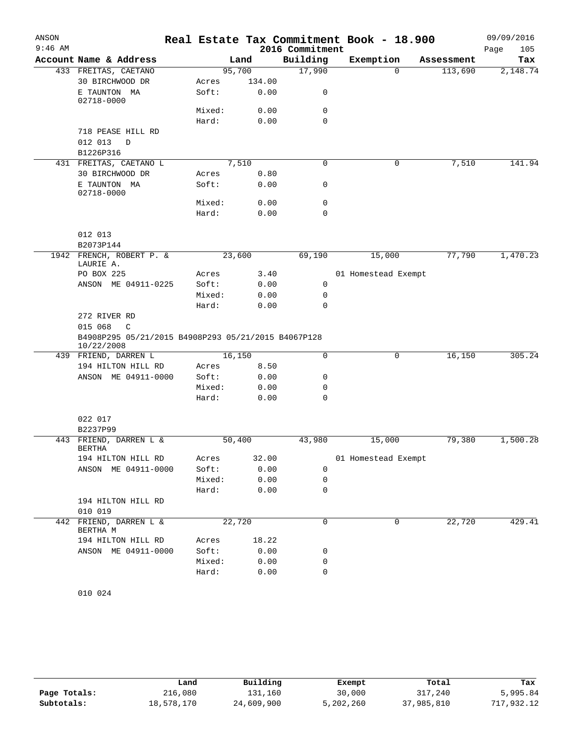# Real Estate Tax Commitment Book - 18.900

ANSON
9:46 AM

2016 Commitment

09/09/2016

| Account | Name & Address | | Land | Building | Exemption | Assessment | Tax |
|---|---|---|---|---|---|---|---|
| 433 | FREITAS, CAETANO | | 95,700 | 17,990 | 0 | 113,690 | 2,148.74 |
| | 30 BIRCHWOOD DR | Acres | 134.00 | | | | |
| | E TAUNTON MA 02718-0000 | Soft: | 0.00 | 0 | | | |
| | | Mixed: | 0.00 | 0 | | | |
| | | Hard: | 0.00 | 0 | | | |
| | 718 PEASE HILL RD | | | | | | |
| | 012 013 D | | | | | | |
| | B1226P316 | | | | | | |
| 431 | FREITAS, CAETANO L | | 7,510 | 0 | 0 | 7,510 | 141.94 |
| | 30 BIRCHWOOD DR | Acres | 0.80 | | | | |
| | E TAUNTON MA 02718-0000 | Soft: | 0.00 | 0 | | | |
| | | Mixed: | 0.00 | 0 | | | |
| | | Hard: | 0.00 | 0 | | | |
| | 012 013 | | | | | | |
| | B2073P144 | | | | | | |
| 1942 | FRENCH, ROBERT P. & LAURIE A. | | 23,600 | 69,190 | 15,000 | 77,790 | 1,470.23 |
| | PO BOX 225 | Acres | 3.40 | | 01 Homestead Exempt | | |
| | ANSON ME 04911-0225 | Soft: | 0.00 | 0 | | | |
| | | Mixed: | 0.00 | 0 | | | |
| | | Hard: | 0.00 | 0 | | | |
| | 272 RIVER RD | | | | | | |
| | 015 068 C | | | | | | |
| | B4908P295 05/21/2015 B4908P293 05/21/2015 B4067P128 10/22/2008 | | | | | | |
| 439 | FRIEND, DARREN L | | 16,150 | 0 | 0 | 16,150 | 305.24 |
| | 194 HILTON HILL RD | Acres | 8.50 | | | | |
| | ANSON ME 04911-0000 | Soft: | 0.00 | 0 | | | |
| | | Mixed: | 0.00 | 0 | | | |
| | | Hard: | 0.00 | 0 | | | |
| | 022 017 | | | | | | |
| | B2237P99 | | | | | | |
| 443 | FRIEND, DARREN L & BERTHA | | 50,400 | 43,980 | 15,000 | 79,380 | 1,500.28 |
| | 194 HILTON HILL RD | Acres | 32.00 | | 01 Homestead Exempt | | |
| | ANSON ME 04911-0000 | Soft: | 0.00 | 0 | | | |
| | | Mixed: | 0.00 | 0 | | | |
| | | Hard: | 0.00 | 0 | | | |
| | 194 HILTON HILL RD | | | | | | |
| | 010 019 | | | | | | |
| 442 | FRIEND, DARREN L & BERTHA M | | 22,720 | 0 | 0 | 22,720 | 429.41 |
| | 194 HILTON HILL RD | Acres | 18.22 | | | | |
| | ANSON ME 04911-0000 | Soft: | 0.00 | 0 | | | |
| | | Mixed: | 0.00 | 0 | | | |
| | | Hard: | 0.00 | 0 | | | |
| | 010 024 | | | | | | |

| | Land | Building | Exempt | Total | Tax |
|---|---|---|---|---|---|
| Page Totals: | 216,080 | 131,160 | 30,000 | 317,240 | 5,995.84 |
| Subtotals: | 18,578,170 | 24,609,900 | 5,202,260 | 37,985,810 | 717,932.12 |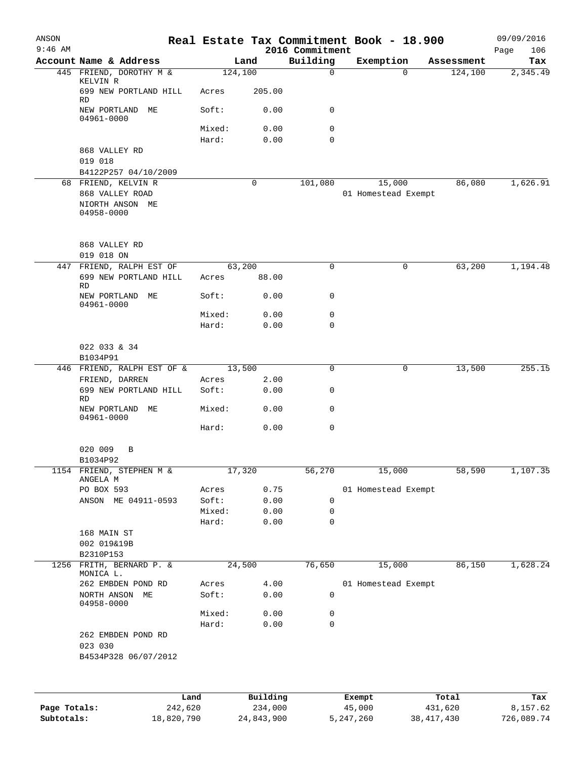ANSON
9:46 AM

# Real Estate Tax Commitment Book - 18.900

2016 Commitment

09/09/2016

| Account Name & Address | Land | | Building | Exemption | Assessment | Tax |
|---|---|---|---|---|---|---|
| 445 FRIEND, DOROTHY M & KELVIN R | 124,100 | | 0 | 0 | 124,100 | 2,345.49 |
| 699 NEW PORTLAND HILL RD | Acres | 205.00 | | | | |
| NEW PORTLAND ME 04961-0000 | Soft: | 0.00 | 0 | | | |
| | Mixed: | 0.00 | 0 | | | |
| | Hard: | 0.00 | 0 | | | |
| 868 VALLEY RD | | | | | | |
| 019 018 | | | | | | |
| B4122P257 04/10/2009 | | | | | | |
| 68 FRIEND, KELVIN R | 0 | | 101,080 | 15,000 | 86,080 | 1,626.91 |
| 868 VALLEY ROAD | | | | 01 Homestead Exempt | | |
| NIORTH ANSON ME 04958-0000 | | | | | | |
| 868 VALLEY RD | | | | | | |
| 019 018 ON | | | | | | |
| 447 FRIEND, RALPH EST OF | 63,200 | | 0 | 0 | 63,200 | 1,194.48 |
| 699 NEW PORTLAND HILL RD | Acres | 88.00 | | | | |
| NEW PORTLAND ME 04961-0000 | Soft: | 0.00 | 0 | | | |
| | Mixed: | 0.00 | 0 | | | |
| | Hard: | 0.00 | 0 | | | |
| 022 033 & 34 | | | | | | |
| B1034P91 | | | | | | |
| 446 FRIEND, RALPH EST OF & | 13,500 | | 0 | 0 | 13,500 | 255.15 |
| FRIEND, DARREN | Acres | 2.00 | | | | |
| 699 NEW PORTLAND HILL RD | Soft: | 0.00 | 0 | | | |
| NEW PORTLAND ME 04961-0000 | Mixed: | 0.00 | 0 | | | |
| | Hard: | 0.00 | 0 | | | |
| 020 009 B | | | | | | |
| B1034P92 | | | | | | |
| 1154 FRIEND, STEPHEN M & ANGELA M | 17,320 | | 56,270 | 15,000 | 58,590 | 1,107.35 |
| PO BOX 593 | Acres | 0.75 | | 01 Homestead Exempt | | |
| ANSON ME 04911-0593 | Soft: | 0.00 | 0 | | | |
| | Mixed: | 0.00 | 0 | | | |
| | Hard: | 0.00 | 0 | | | |
| 168 MAIN ST | | | | | | |
| 002 019&19B | | | | | | |
| B2310P153 | | | | | | |
| 1256 FRITH, BERNARD P. & MONICA L. | 24,500 | | 76,650 | 15,000 | 86,150 | 1,628.24 |
| 262 EMBDEN POND RD | Acres | 4.00 | | 01 Homestead Exempt | | |
| NORTH ANSON ME 04958-0000 | Soft: | 0.00 | 0 | | | |
| | Mixed: | 0.00 | 0 | | | |
| | Hard: | 0.00 | 0 | | | |
| 262 EMBDEN POND RD | | | | | | |
| 023 030 | | | | | | |
| B4534P328 06/07/2012 | | | | | | |

| | Land | Building | Exempt | Total | Tax |
|---|---|---|---|---|---|
| Page Totals: | 242,620 | 234,000 | 45,000 | 431,620 | 8,157.62 |
| Subtotals: | 18,820,790 | 24,843,900 | 5,247,260 | 38,417,430 | 726,089.74 |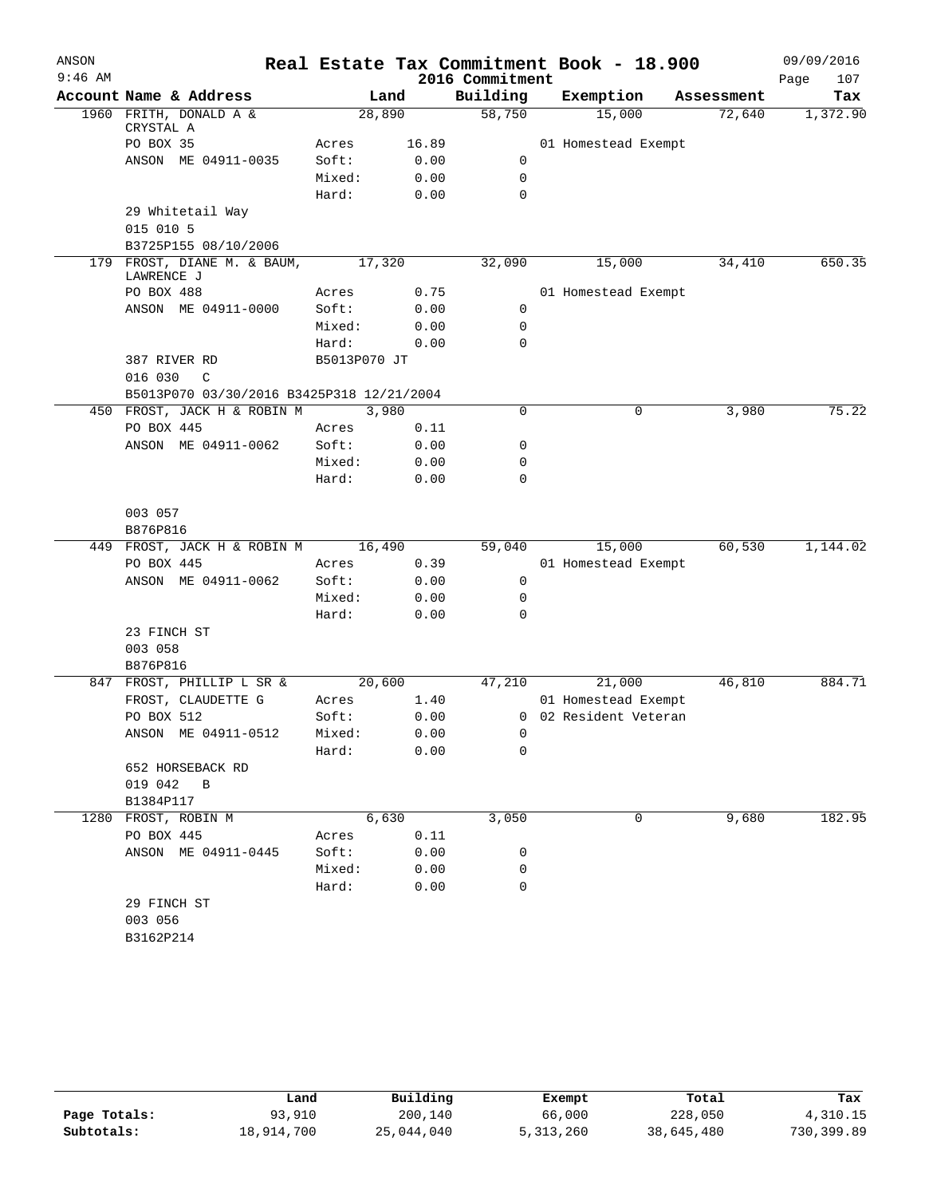ANSON
9:46 AM

# Real Estate Tax Commitment Book - 18.900
## 2016 Commitment

09/09/2016

| Account Name & Address | Land | | Building | Exemption | Assessment | Tax |
|---|---|---|---|---|---|---|
| 1960 FRITH, DONALD A & CRYSTAL A | 28,890 | | 58,750 | 15,000 | 72,640 | 1,372.90 |
| PO BOX 35 | Acres | 16.89 | | 01 Homestead Exempt | | |
| ANSON ME 04911-0035 | Soft: | 0.00 | 0 | | | |
| | Mixed: | 0.00 | 0 | | | |
| | Hard: | 0.00 | 0 | | | |
| 29 Whitetail Way | | | | | | |
| 015 010 5 | | | | | | |
| B3725P155 08/10/2006 | | | | | | |
| 179 FROST, DIANE M. & BAUM, LAWRENCE J | 17,320 | | 32,090 | 15,000 | 34,410 | 650.35 |
| PO BOX 488 | Acres | 0.75 | | 01 Homestead Exempt | | |
| ANSON ME 04911-0000 | Soft: | 0.00 | 0 | | | |
| | Mixed: | 0.00 | 0 | | | |
| | Hard: | 0.00 | 0 | | | |
| 387 RIVER RD | B5013P070 JT | | | | | |
| 016 030 C | | | | | | |
| B5013P070 03/30/2016 B3425P318 12/21/2004 | | | | | | |
| 450 FROST, JACK H & ROBIN M | 3,980 | | 0 | 0 | 3,980 | 75.22 |
| PO BOX 445 | Acres | 0.11 | | | | |
| ANSON ME 04911-0062 | Soft: | 0.00 | 0 | | | |
| | Mixed: | 0.00 | 0 | | | |
| | Hard: | 0.00 | 0 | | | |
| 003 057 | | | | | | |
| B876P816 | | | | | | |
| 449 FROST, JACK H & ROBIN M | 16,490 | | 59,040 | 15,000 | 60,530 | 1,144.02 |
| PO BOX 445 | Acres | 0.39 | | 01 Homestead Exempt | | |
| ANSON ME 04911-0062 | Soft: | 0.00 | 0 | | | |
| | Mixed: | 0.00 | 0 | | | |
| | Hard: | 0.00 | 0 | | | |
| 23 FINCH ST | | | | | | |
| 003 058 | | | | | | |
| B876P816 | | | | | | |
| 847 FROST, PHILLIP L SR & | 20,600 | | 47,210 | 21,000 | 46,810 | 884.71 |
| FROST, CLAUDETTE G | Acres | 1.40 | | 01 Homestead Exempt | | |
| PO BOX 512 | Soft: | 0.00 | 0 | 02 Resident Veteran | | |
| ANSON ME 04911-0512 | Mixed: | 0.00 | 0 | | | |
| | Hard: | 0.00 | 0 | | | |
| 652 HORSEBACK RD | | | | | | |
| 019 042 B | | | | | | |
| B1384P117 | | | | | | |
| 1280 FROST, ROBIN M | 6,630 | | 3,050 | 0 | 9,680 | 182.95 |
| PO BOX 445 | Acres | 0.11 | | | | |
| ANSON ME 04911-0445 | Soft: | 0.00 | 0 | | | |
| | Mixed: | 0.00 | 0 | | | |
| | Hard: | 0.00 | 0 | | | |
| 29 FINCH ST | | | | | | |
| 003 056 | | | | | | |
| B3162P214 | | | | | | |

| | Land | Building | Exempt | Total | Tax |
|---|---|---|---|---|---|
| Page Totals: | 93,910 | 200,140 | 66,000 | 228,050 | 4,310.15 |
| Subtotals: | 18,914,700 | 25,044,040 | 5,313,260 | 38,645,480 | 730,399.89 |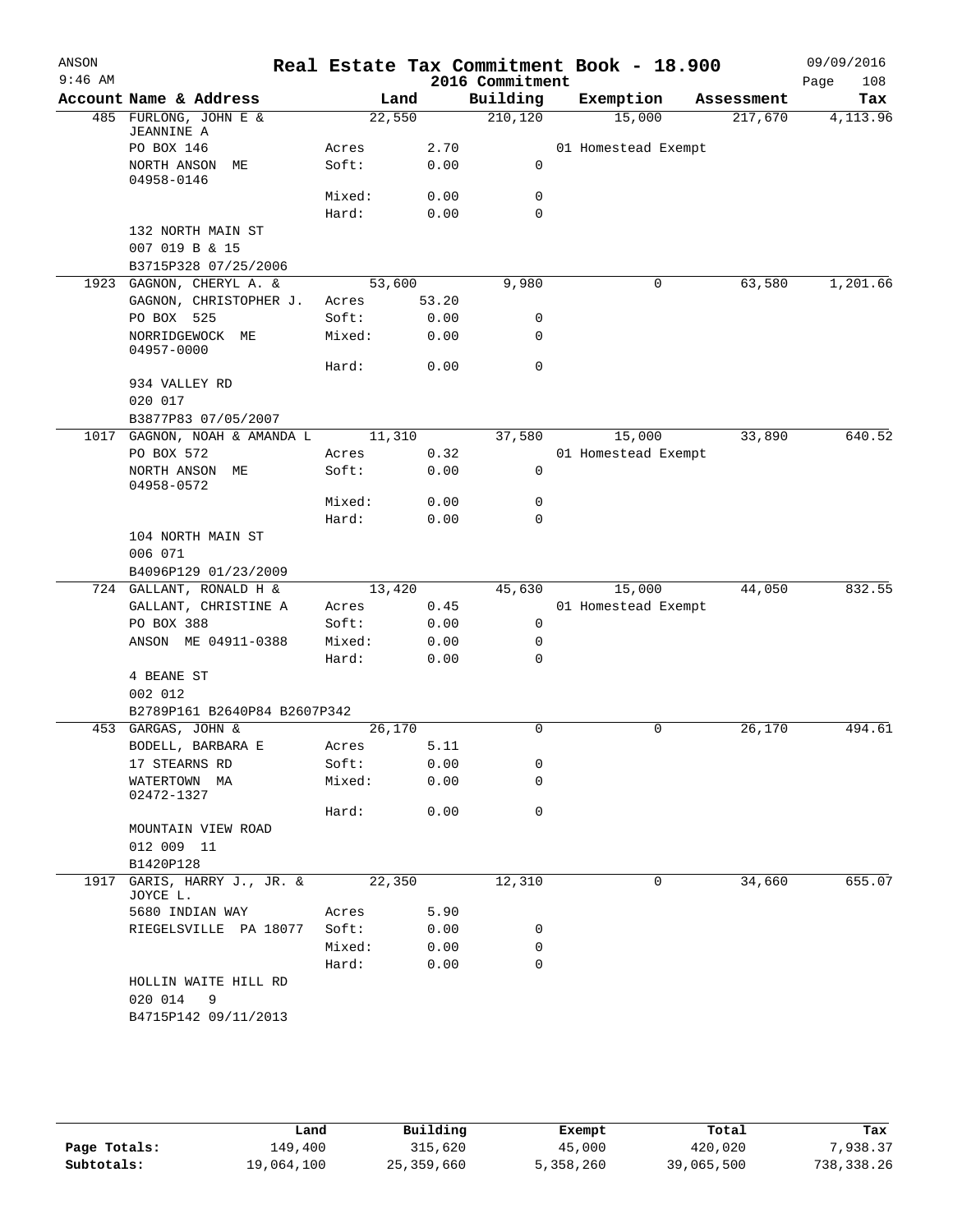# Real Estate Tax Commitment Book - 18.900

ANSON 09/09/2016
9:46 AM 2016 Commitment

| Account Name & Address | | Land | Building | Exemption | Assessment | Tax |
|---|---|---|---|---|---|---|
| 485 FURLONG, JOHN E & JEANNINE A | | 22,550 | 210,120 | 15,000 | 217,670 | 4,113.96 |
| PO BOX 146 | Acres | 2.70 | | 01 Homestead Exempt | | |
| NORTH ANSON ME 04958-0146 | Soft: | 0.00 | 0 | | | |
| | Mixed: | 0.00 | 0 | | | |
| | Hard: | 0.00 | 0 | | | |
| 132 NORTH MAIN ST | | | | | | |
| 007 019 B & 15 | | | | | | |
| B3715P328 07/25/2006 | | | | | | |
| 1923 GAGNON, CHERYL A. & | | 53,600 | 9,980 | 0 | 63,580 | 1,201.66 |
| GAGNON, CHRISTOPHER J. | Acres | 53.20 | | | | |
| PO BOX 525 | Soft: | 0.00 | 0 | | | |
| NORRIDGEWOCK ME 04957-0000 | Mixed: | 0.00 | 0 | | | |
| | Hard: | 0.00 | 0 | | | |
| 934 VALLEY RD | | | | | | |
| 020 017 | | | | | | |
| B3877P83 07/05/2007 | | | | | | |
| 1017 GAGNON, NOAH & AMANDA L | | 11,310 | 37,580 | 15,000 | 33,890 | 640.52 |
| PO BOX 572 | Acres | 0.32 | | 01 Homestead Exempt | | |
| NORTH ANSON ME 04958-0572 | Soft: | 0.00 | 0 | | | |
| | Mixed: | 0.00 | 0 | | | |
| | Hard: | 0.00 | 0 | | | |
| 104 NORTH MAIN ST | | | | | | |
| 006 071 | | | | | | |
| B4096P129 01/23/2009 | | | | | | |
| 724 GALLANT, RONALD H & | | 13,420 | 45,630 | 15,000 | 44,050 | 832.55 |
| GALLANT, CHRISTINE A | Acres | 0.45 | | 01 Homestead Exempt | | |
| PO BOX 388 | Soft: | 0.00 | 0 | | | |
| ANSON ME 04911-0388 | Mixed: | 0.00 | 0 | | | |
| | Hard: | 0.00 | 0 | | | |
| 4 BEANE ST | | | | | | |
| 002 012 | | | | | | |
| B2789P161 B2640P84 B2607P342 | | | | | | |
| 453 GARGAS, JOHN & | | 26,170 | 0 | 0 | 26,170 | 494.61 |
| BODELL, BARBARA E | Acres | 5.11 | | | | |
| 17 STEARNS RD | Soft: | 0.00 | 0 | | | |
| WATERTOWN MA 02472-1327 | Mixed: | 0.00 | 0 | | | |
| | Hard: | 0.00 | 0 | | | |
| MOUNTAIN VIEW ROAD | | | | | | |
| 012 009 11 | | | | | | |
| B1420P128 | | | | | | |
| 1917 GARIS, HARRY J., JR. & JOYCE L. | | 22,350 | 12,310 | 0 | 34,660 | 655.07 |
| 5680 INDIAN WAY | Acres | 5.90 | | | | |
| RIEGELSVILLE PA 18077 | Soft: | 0.00 | 0 | | | |
| | Mixed: | 0.00 | 0 | | | |
| | Hard: | 0.00 | 0 | | | |
| HOLLIN WAITE HILL RD | | | | | | |
| 020 014 9 | | | | | | |
| B4715P142 09/11/2013 | | | | | | |

| | Land | Building | Exempt | Total | Tax |
|---|---|---|---|---|---|
| Page Totals: | 149,400 | 315,620 | 45,000 | 420,020 | 7,938.37 |
| Subtotals: | 19,064,100 | 25,359,660 | 5,358,260 | 39,065,500 | 738,338.26 |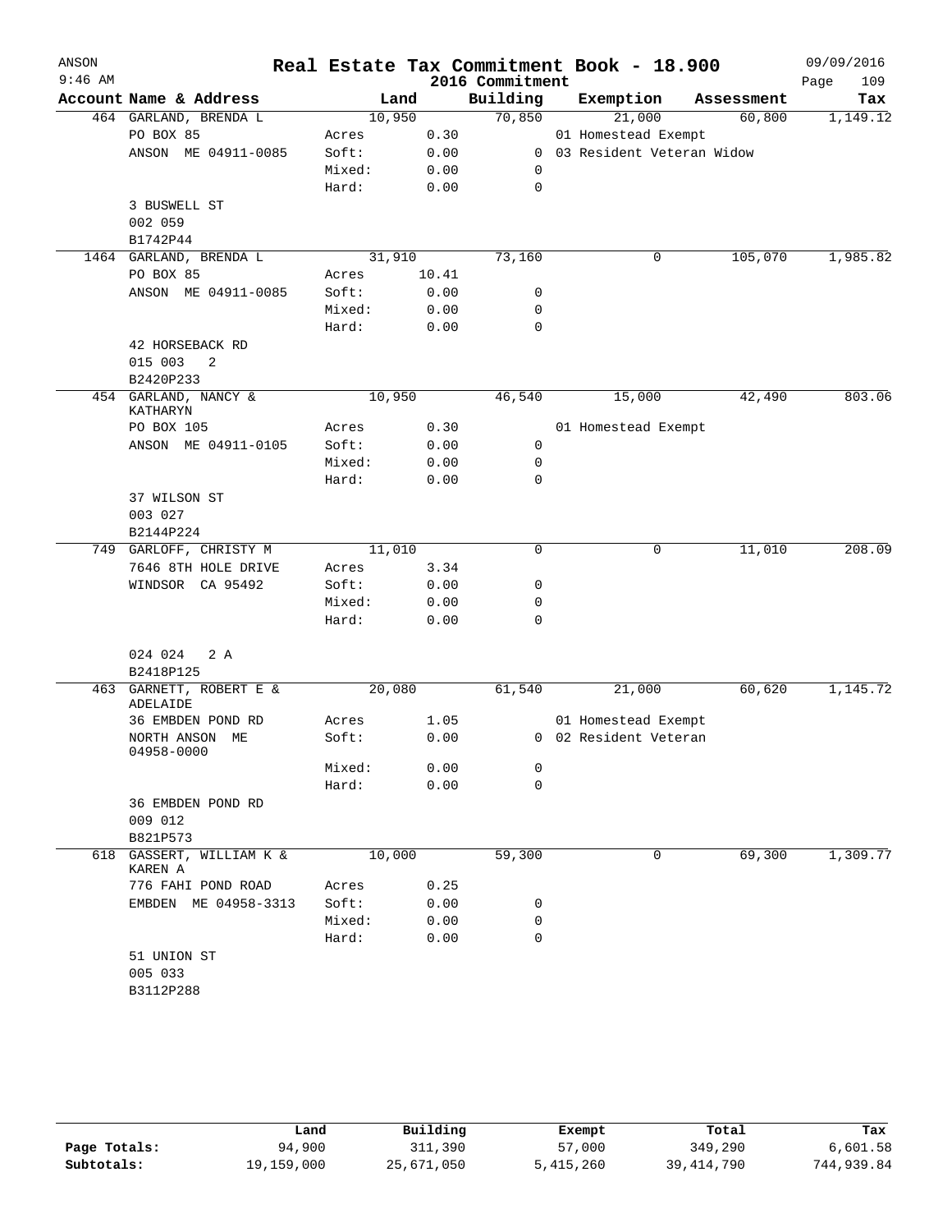# Real Estate Tax Commitment Book - 18.900

ANSON
9:46 AM

2016 Commitment

09/09/2016

| Account | Name & Address | Land | | Building | Exemption | Assessment | Tax |
|---|---|---|---|---|---|---|---|
| 464 | GARLAND, BRENDA L | 10,950 | | 70,850 | 21,000 | 60,800 | 1,149.12 |
| | PO BOX 85 | Acres | 0.30 | | 01 Homestead Exempt | | |
| | ANSON ME 04911-0085 | Soft: | 0.00 | 0 | 03 Resident Veteran Widow | | |
| | | Mixed: | 0.00 | 0 | | | |
| | | Hard: | 0.00 | 0 | | | |
| | 3 BUSWELL ST | | | | | | |
| | 002 059 | | | | | | |
| | B1742P44 | | | | | | |
| 1464 | GARLAND, BRENDA L | 31,910 | | 73,160 | 0 | 105,070 | 1,985.82 |
| | PO BOX 85 | Acres | 10.41 | | | | |
| | ANSON ME 04911-0085 | Soft: | 0.00 | 0 | | | |
| | | Mixed: | 0.00 | 0 | | | |
| | | Hard: | 0.00 | 0 | | | |
| | 42 HORSEBACK RD | | | | | | |
| | 015 003 2 | | | | | | |
| | B2420P233 | | | | | | |
| 454 | GARLAND, NANCY & KATHARYN | 10,950 | | 46,540 | 15,000 | 42,490 | 803.06 |
| | PO BOX 105 | Acres | 0.30 | | 01 Homestead Exempt | | |
| | ANSON ME 04911-0105 | Soft: | 0.00 | 0 | | | |
| | | Mixed: | 0.00 | 0 | | | |
| | | Hard: | 0.00 | 0 | | | |
| | 37 WILSON ST | | | | | | |
| | 003 027 | | | | | | |
| | B2144P224 | | | | | | |
| 749 | GARLOFF, CHRISTY M | 11,010 | | 0 | 0 | 11,010 | 208.09 |
| | 7646 8TH HOLE DRIVE | Acres | 3.34 | | | | |
| | WINDSOR CA 95492 | Soft: | 0.00 | 0 | | | |
| | | Mixed: | 0.00 | 0 | | | |
| | | Hard: | 0.00 | 0 | | | |
| | 024 024 2 A | | | | | | |
| | B2418P125 | | | | | | |
| 463 | GARNETT, ROBERT E & ADELAIDE | 20,080 | | 61,540 | 21,000 | 60,620 | 1,145.72 |
| | 36 EMBDEN POND RD | Acres | 1.05 | | 01 Homestead Exempt | | |
| | NORTH ANSON ME 04958-0000 | Soft: | 0.00 | 0 | 02 Resident Veteran | | |
| | | Mixed: | 0.00 | 0 | | | |
| | | Hard: | 0.00 | 0 | | | |
| | 36 EMBDEN POND RD | | | | | | |
| | 009 012 | | | | | | |
| | B821P573 | | | | | | |
| 618 | GASSERT, WILLIAM K & KAREN A | 10,000 | | 59,300 | 0 | 69,300 | 1,309.77 |
| | 776 FAHI POND ROAD | Acres | 0.25 | | | | |
| | EMBDEN ME 04958-3313 | Soft: | 0.00 | 0 | | | |
| | | Mixed: | 0.00 | 0 | | | |
| | | Hard: | 0.00 | 0 | | | |
| | 51 UNION ST | | | | | | |
| | 005 033 | | | | | | |
| | B3112P288 | | | | | | |

| | Land | Building | Exempt | Total | Tax |
|---|---|---|---|---|---|
| Page Totals: | 94,900 | 311,390 | 57,000 | 349,290 | 6,601.58 |
| Subtotals: | 19,159,000 | 25,671,050 | 5,415,260 | 39,414,790 | 744,939.84 |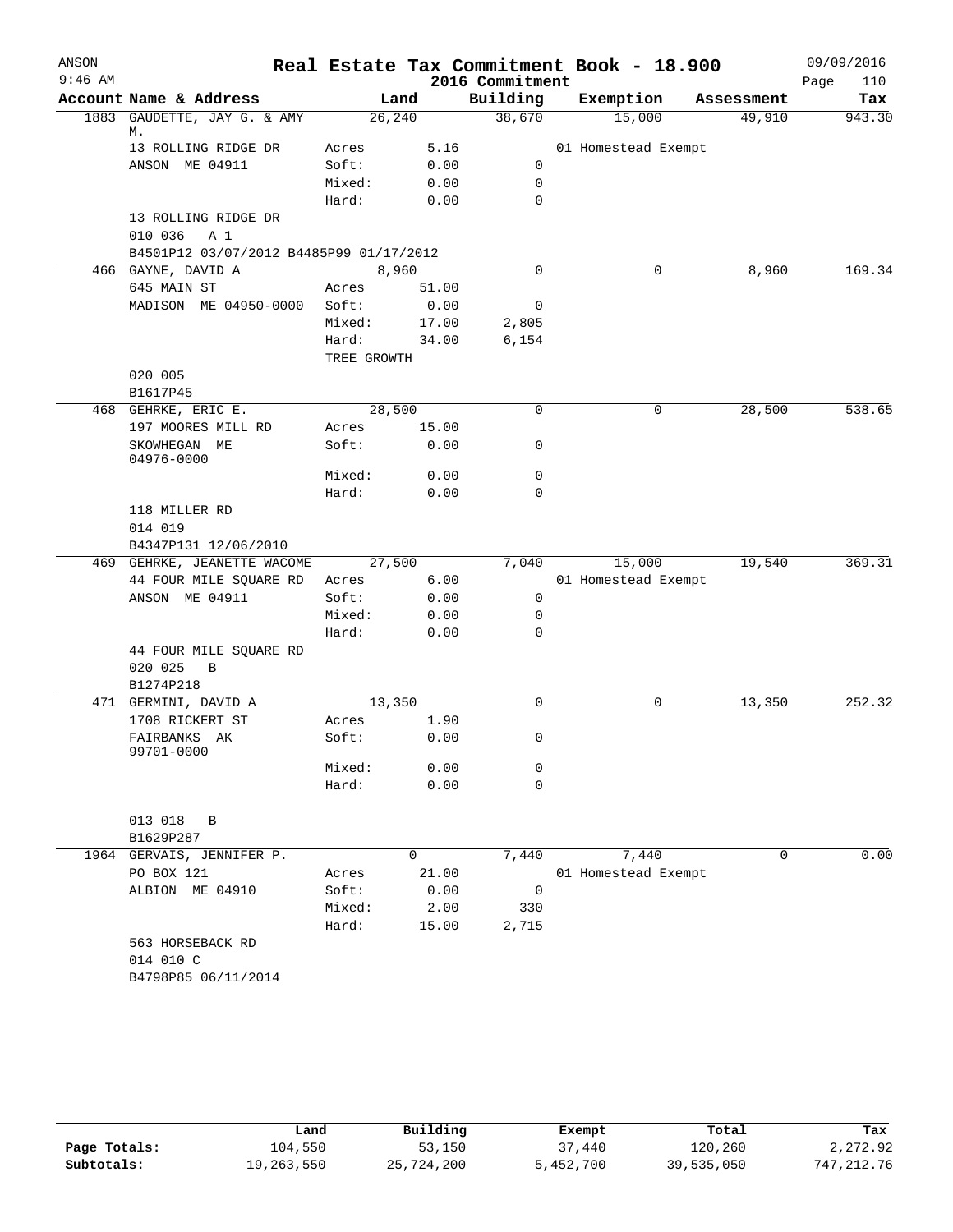# Real Estate Tax Commitment Book - 18.900

ANSON
9:46 AM
09/09/2016
2016 Commitment

| Account | Name & Address | Land | | Building | Exemption | Assessment | Tax |
|---|---|---|---|---|---|---|---|
| 1883 | GAUDETTE, JAY G. & AMY M. | 26,240 | | 38,670 | 15,000 | 49,910 | 943.30 |
| | 13 ROLLING RIDGE DR | Acres | 5.16 | | 01 Homestead Exempt | | |
| | ANSON ME 04911 | Soft: | 0.00 | 0 | | | |
| | | Mixed: | 0.00 | 0 | | | |
| | | Hard: | 0.00 | 0 | | | |
| | 13 ROLLING RIDGE DR | | | | | | |
| | 010 036 A 1 | | | | | | |
| | B4501P12 03/07/2012 B4485P99 01/17/2012 | | | | | | |
| 466 | GAYNE, DAVID A | 8,960 | | 0 | 0 | 8,960 | 169.34 |
| | 645 MAIN ST | Acres | 51.00 | | | | |
| | MADISON ME 04950-0000 | Soft: | 0.00 | 0 | | | |
| | | Mixed: | 17.00 | 2,805 | | | |
| | | Hard: | 34.00 | 6,154 | | | |
| | | TREE GROWTH | | | | | |
| | 020 005 | | | | | | |
| | B1617P45 | | | | | | |
| 468 | GEHRKE, ERIC E. | 28,500 | | 0 | 0 | 28,500 | 538.65 |
| | 197 MOORES MILL RD | Acres | 15.00 | | | | |
| | SKOWHEGAN ME 04976-0000 | Soft: | 0.00 | 0 | | | |
| | | Mixed: | 0.00 | 0 | | | |
| | | Hard: | 0.00 | 0 | | | |
| | 118 MILLER RD | | | | | | |
| | 014 019 | | | | | | |
| | B4347P131 12/06/2010 | | | | | | |
| 469 | GEHRKE, JEANETTE WACOME | 27,500 | | 7,040 | 15,000 | 19,540 | 369.31 |
| | 44 FOUR MILE SQUARE RD | Acres | 6.00 | | 01 Homestead Exempt | | |
| | ANSON ME 04911 | Soft: | 0.00 | 0 | | | |
| | | Mixed: | 0.00 | 0 | | | |
| | | Hard: | 0.00 | 0 | | | |
| | 44 FOUR MILE SQUARE RD | | | | | | |
| | 020 025 B | | | | | | |
| | B1274P218 | | | | | | |
| 471 | GERMINI, DAVID A | 13,350 | | 0 | 0 | 13,350 | 252.32 |
| | 1708 RICKERT ST | Acres | 1.90 | | | | |
| | FAIRBANKS AK 99701-0000 | Soft: | 0.00 | 0 | | | |
| | | Mixed: | 0.00 | 0 | | | |
| | | Hard: | 0.00 | 0 | | | |
| | 013 018 B | | | | | | |
| | B1629P287 | | | | | | |
| 1964 | GERVAIS, JENNIFER P. | 0 | | 7,440 | 7,440 | 0 | 0.00 |
| | PO BOX 121 | Acres | 21.00 | | 01 Homestead Exempt | | |
| | ALBION ME 04910 | Soft: | 0.00 | 0 | | | |
| | | Mixed: | 2.00 | 330 | | | |
| | | Hard: | 15.00 | 2,715 | | | |
| | 563 HORSEBACK RD | | | | | | |
| | 014 010 C | | | | | | |
| | B4798P85 06/11/2014 | | | | | | |

| | Land | Building | Exempt | Total | Tax |
|---|---|---|---|---|---|
| Page Totals: | 104,550 | 53,150 | 37,440 | 120,260 | 2,272.92 |
| Subtotals: | 19,263,550 | 25,724,200 | 5,452,700 | 39,535,050 | 747,212.76 |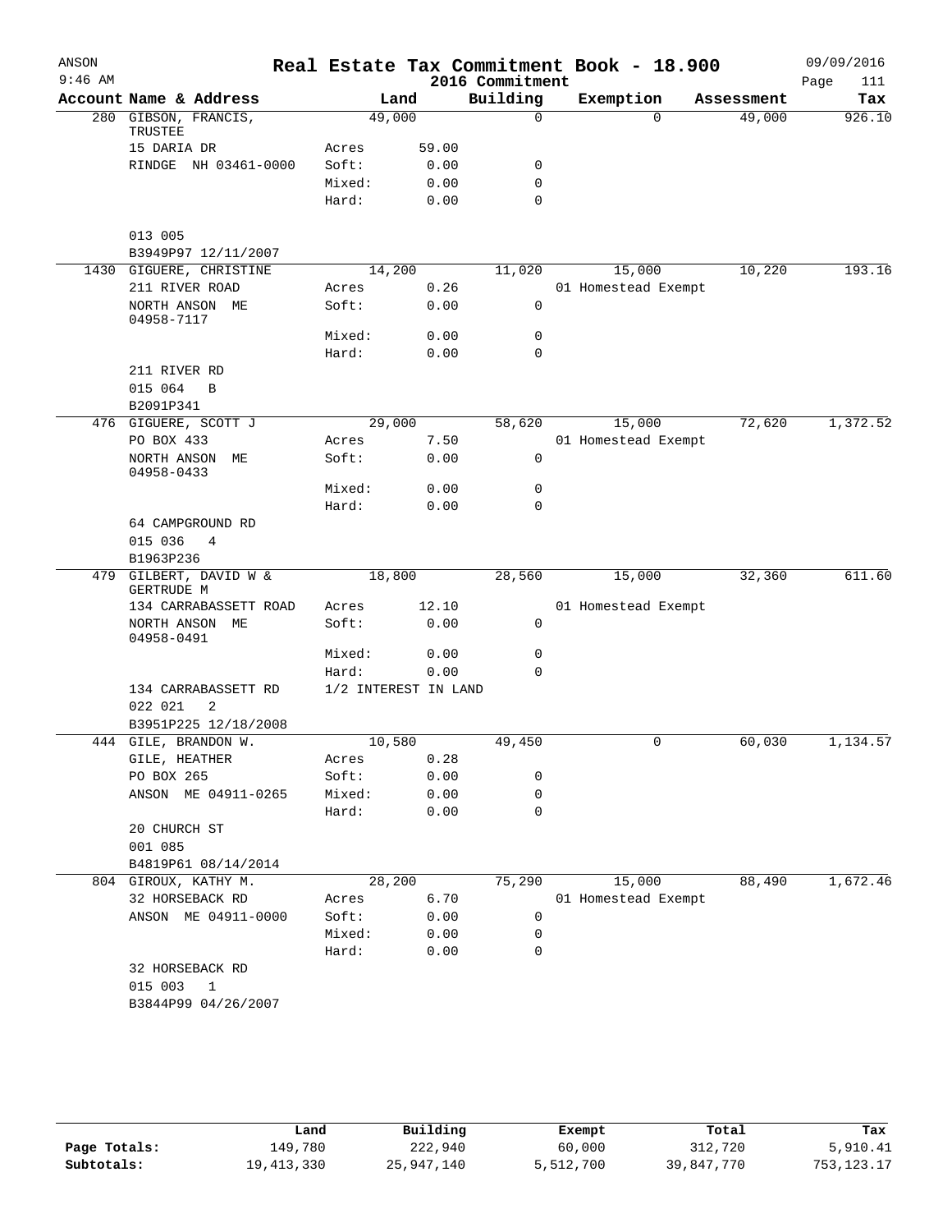# Real Estate Tax Commitment Book - 18.900

ANSON
9:46 AM

2016 Commitment

09/09/2016

| Account | Name & Address | Land | | Building | Exemption | Assessment | Tax |
|---|---|---|---|---|---|---|---|
| 280 | GIBSON, FRANCIS, TRUSTEE | 49,000 | | 0 | 0 | 49,000 | 926.10 |
| | 15 DARIA DR | Acres | 59.00 | | | | |
| | RINDGE NH 03461-0000 | Soft: | 0.00 | 0 | | | |
| | | Mixed: | 0.00 | 0 | | | |
| | | Hard: | 0.00 | 0 | | | |
| | 013 005 | | | | | | |
| | B3949P97 12/11/2007 | | | | | | |
| 1430 | GIGUERE, CHRISTINE | 14,200 | | 11,020 | 15,000 | 10,220 | 193.16 |
| | 211 RIVER ROAD | Acres | 0.26 | | 01 Homestead Exempt | | |
| | NORTH ANSON ME 04958-7117 | Soft: | 0.00 | 0 | | | |
| | | Mixed: | 0.00 | 0 | | | |
| | | Hard: | 0.00 | 0 | | | |
| | 211 RIVER RD | | | | | | |
| | 015 064 B | | | | | | |
| | B2091P341 | | | | | | |
| 476 | GIGUERE, SCOTT J | 29,000 | | 58,620 | 15,000 | 72,620 | 1,372.52 |
| | PO BOX 433 | Acres | 7.50 | | 01 Homestead Exempt | | |
| | NORTH ANSON ME 04958-0433 | Soft: | 0.00 | 0 | | | |
| | | Mixed: | 0.00 | 0 | | | |
| | | Hard: | 0.00 | 0 | | | |
| | 64 CAMPGROUND RD | | | | | | |
| | 015 036 4 | | | | | | |
| | B1963P236 | | | | | | |
| 479 | GILBERT, DAVID W & GERTRUDE M | 18,800 | | 28,560 | 15,000 | 32,360 | 611.60 |
| | 134 CARRABASSETT ROAD | Acres | 12.10 | | 01 Homestead Exempt | | |
| | NORTH ANSON ME 04958-0491 | Soft: | 0.00 | 0 | | | |
| | | Mixed: | 0.00 | 0 | | | |
| | | Hard: | 0.00 | 0 | | | |
| | 134 CARRABASSETT RD | 1/2 INTEREST IN LAND | | | | | |
| | 022 021 2 | | | | | | |
| | B3951P225 12/18/2008 | | | | | | |
| 444 | GILE, BRANDON W. | 10,580 | | 49,450 | 0 | 60,030 | 1,134.57 |
| | GILE, HEATHER | Acres | 0.28 | | | | |
| | PO BOX 265 | Soft: | 0.00 | 0 | | | |
| | ANSON ME 04911-0265 | Mixed: | 0.00 | 0 | | | |
| | | Hard: | 0.00 | 0 | | | |
| | 20 CHURCH ST | | | | | | |
| | 001 085 | | | | | | |
| | B4819P61 08/14/2014 | | | | | | |
| 804 | GIROUX, KATHY M. | 28,200 | | 75,290 | 15,000 | 88,490 | 1,672.46 |
| | 32 HORSEBACK RD | Acres | 6.70 | | 01 Homestead Exempt | | |
| | ANSON ME 04911-0000 | Soft: | 0.00 | 0 | | | |
| | | Mixed: | 0.00 | 0 | | | |
| | | Hard: | 0.00 | 0 | | | |
| | 32 HORSEBACK RD | | | | | | |
| | 015 003 1 | | | | | | |
| | B3844P99 04/26/2007 | | | | | | |

| | Land | Building | Exempt | Total | Tax |
|---|---|---|---|---|---|
| Page Totals: | 149,780 | 222,940 | 60,000 | 312,720 | 5,910.41 |
| Subtotals: | 19,413,330 | 25,947,140 | 5,512,700 | 39,847,770 | 753,123.17 |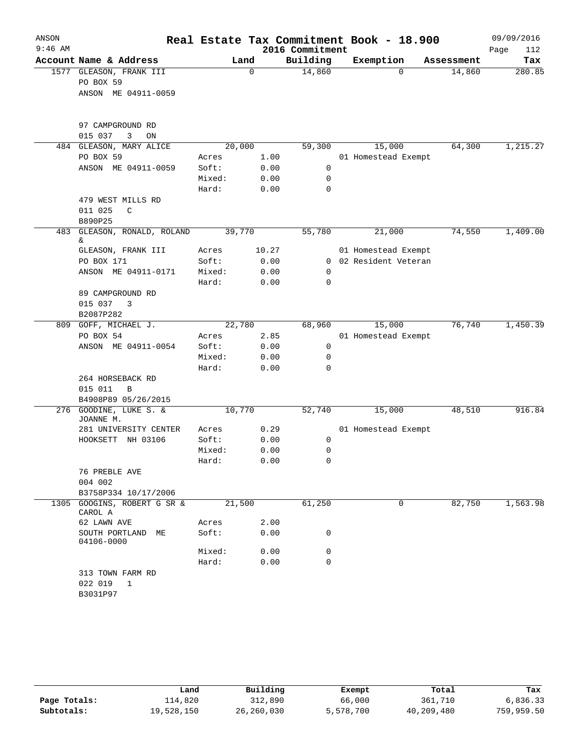# Real Estate Tax Commitment Book - 18.900

ANSON
9:46 AM
2016 Commitment
09/09/2016

| Account | Name & Address | | Land | Building | Exemption | Assessment | Tax |
|---|---|---|---|---|---|---|---|
| 1577 | GLEASON, FRANK III | | 0 | 14,860 | 0 | 14,860 | 280.85 |
| | PO BOX 59 | | | | | | |
| | ANSON ME 04911-0059 | | | | | | |
| | 97 CAMPGROUND RD | | | | | | |
| | 015 037 3 ON | | | | | | |
| 484 | GLEASON, MARY ALICE | | 20,000 | 59,300 | 15,000 | 64,300 | 1,215.27 |
| | PO BOX 59 | Acres | 1.00 | | 01 Homestead Exempt | | |
| | ANSON ME 04911-0059 | Soft: | 0.00 | 0 | | | |
| | | Mixed: | 0.00 | 0 | | | |
| | | Hard: | 0.00 | 0 | | | |
| | 479 WEST MILLS RD | | | | | | |
| | 011 025 C | | | | | | |
| | B890P25 | | | | | | |
| 483 | GLEASON, RONALD, ROLAND & | | 39,770 | 55,780 | 21,000 | 74,550 | 1,409.00 |
| | GLEASON, FRANK III | Acres | 10.27 | | 01 Homestead Exempt | | |
| | PO BOX 171 | Soft: | 0.00 | 0 | 02 Resident Veteran | | |
| | ANSON ME 04911-0171 | Mixed: | 0.00 | 0 | | | |
| | | Hard: | 0.00 | 0 | | | |
| | 89 CAMPGROUND RD | | | | | | |
| | 015 037 3 | | | | | | |
| | B2087P282 | | | | | | |
| 809 | GOFF, MICHAEL J. | | 22,780 | 68,960 | 15,000 | 76,740 | 1,450.39 |
| | PO BOX 54 | Acres | 2.85 | | 01 Homestead Exempt | | |
| | ANSON ME 04911-0054 | Soft: | 0.00 | 0 | | | |
| | | Mixed: | 0.00 | 0 | | | |
| | | Hard: | 0.00 | 0 | | | |
| | 264 HORSEBACK RD | | | | | | |
| | 015 011 B | | | | | | |
| | B4908P89 05/26/2015 | | | | | | |
| 276 | GOODINE, LUKE S. & JOANNE M. | | 10,770 | 52,740 | 15,000 | 48,510 | 916.84 |
| | 281 UNIVERSITY CENTER | Acres | 0.29 | | 01 Homestead Exempt | | |
| | HOOKSETT NH 03106 | Soft: | 0.00 | 0 | | | |
| | | Mixed: | 0.00 | 0 | | | |
| | | Hard: | 0.00 | 0 | | | |
| | 76 PREBLE AVE | | | | | | |
| | 004 002 | | | | | | |
| | B3758P334 10/17/2006 | | | | | | |
| 1305 | GOOGINS, ROBERT G SR & CAROL A | | 21,500 | 61,250 | 0 | 82,750 | 1,563.98 |
| | 62 LAWN AVE | Acres | 2.00 | | | | |
| | SOUTH PORTLAND ME 04106-0000 | Soft: | 0.00 | 0 | | | |
| | | Mixed: | 0.00 | 0 | | | |
| | | Hard: | 0.00 | 0 | | | |
| | 313 TOWN FARM RD | | | | | | |
| | 022 019 1 | | | | | | |
| | B3031P97 | | | | | | |

| | Land | Building | Exempt | Total | Tax |
|---|---|---|---|---|---|
| Page Totals: | 114,820 | 312,890 | 66,000 | 361,710 | 6,836.33 |
| Subtotals: | 19,528,150 | 26,260,030 | 5,578,700 | 40,209,480 | 759,959.50 |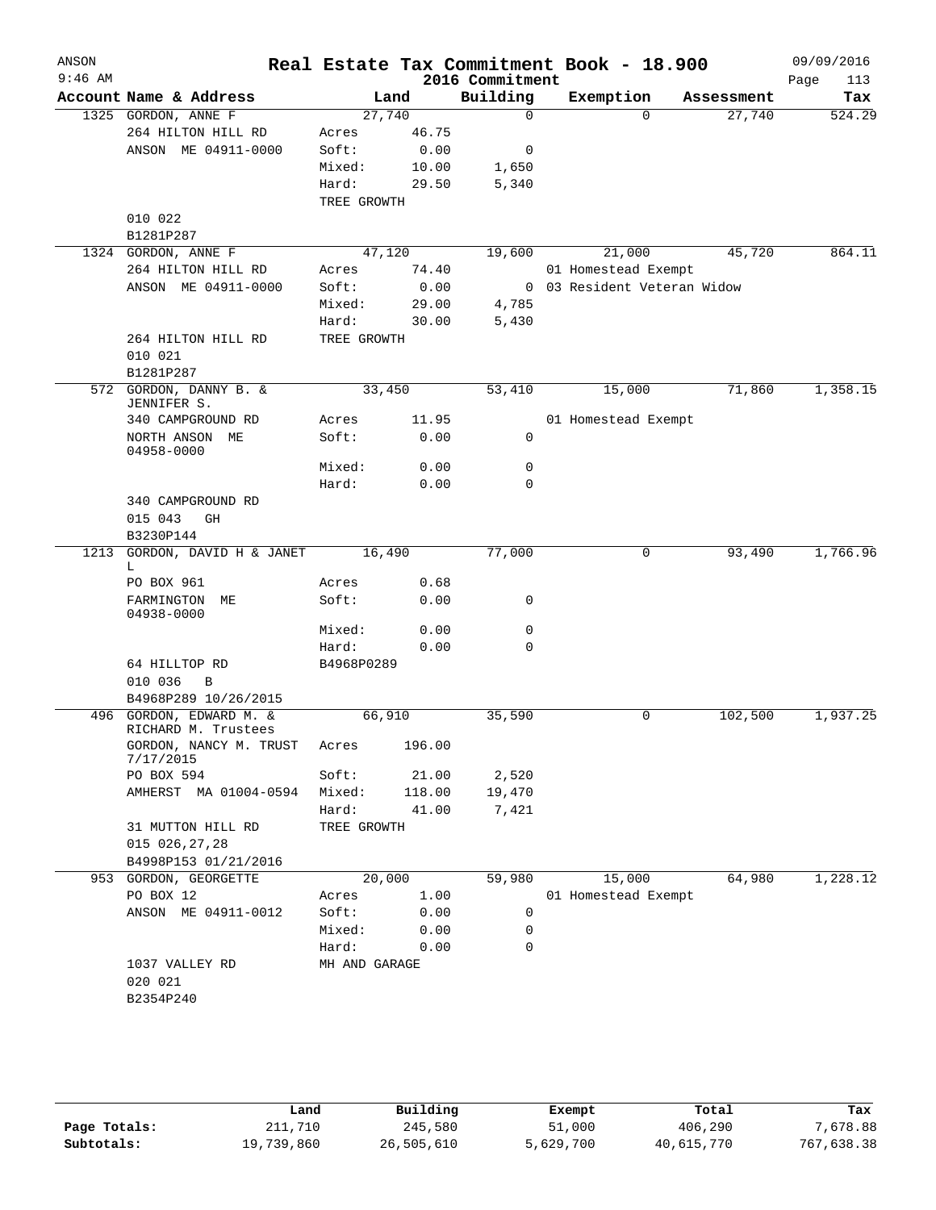# Real Estate Tax Commitment Book - 18.900

ANSON
9:46 AM
2016 Commitment
09/09/2016

| Account Name & Address | Land | | Building | Exemption | Assessment | Tax |
|---|---|---|---|---|---|---|
| 1325 GORDON, ANNE F | 27,740 | | 0 | 0 | 27,740 | 524.29 |
| 264 HILTON HILL RD | Acres | 46.75 | | | | |
| ANSON ME 04911-0000 | Soft: | 0.00 | 0 | | | |
| | Mixed: | 10.00 | 1,650 | | | |
| | Hard: | 29.50 | 5,340 | | | |
| | TREE GROWTH | | | | | |
| 010 022 | | | | | | |
| B1281P287 | | | | | | |
| 1324 GORDON, ANNE F | 47,120 | | 19,600 | 21,000 | 45,720 | 864.11 |
| 264 HILTON HILL RD | Acres | 74.40 | | 01 Homestead Exempt | | |
| ANSON ME 04911-0000 | Soft: | 0.00 | 0 | 03 Resident Veteran Widow | | |
| | Mixed: | 29.00 | 4,785 | | | |
| | Hard: | 30.00 | 5,430 | | | |
| 264 HILTON HILL RD | TREE GROWTH | | | | | |
| 010 021 | | | | | | |
| B1281P287 | | | | | | |
| 572 GORDON, DANNY B. & JENNIFER S. | 33,450 | | 53,410 | 15,000 | 71,860 | 1,358.15 |
| 340 CAMPGROUND RD | Acres | 11.95 | | 01 Homestead Exempt | | |
| NORTH ANSON ME 04958-0000 | Soft: | 0.00 | 0 | | | |
| | Mixed: | 0.00 | 0 | | | |
| | Hard: | 0.00 | 0 | | | |
| 340 CAMPGROUND RD | | | | | | |
| 015 043 GH | | | | | | |
| B3230P144 | | | | | | |
| 1213 GORDON, DAVID H & JANET L | 16,490 | | 77,000 | 0 | 93,490 | 1,766.96 |
| PO BOX 961 | Acres | 0.68 | | | | |
| FARMINGTON ME 04938-0000 | Soft: | 0.00 | 0 | | | |
| | Mixed: | 0.00 | 0 | | | |
| | Hard: | 0.00 | 0 | | | |
| 64 HILLTOP RD | B4968P0289 | | | | | |
| 010 036 B | | | | | | |
| B4968P289 10/26/2015 | | | | | | |
| 496 GORDON, EDWARD M. & RICHARD M. Trustees | 66,910 | | 35,590 | 0 | 102,500 | 1,937.25 |
| GORDON, NANCY M. TRUST 7/17/2015 | Acres | 196.00 | | | | |
| PO BOX 594 | Soft: | 21.00 | 2,520 | | | |
| AMHERST MA 01004-0594 | Mixed: | 118.00 | 19,470 | | | |
| | Hard: | 41.00 | 7,421 | | | |
| 31 MUTTON HILL RD | TREE GROWTH | | | | | |
| 015 026,27,28 | | | | | | |
| B4998P153 01/21/2016 | | | | | | |
| 953 GORDON, GEORGETTE | 20,000 | | 59,980 | 15,000 | 64,980 | 1,228.12 |
| PO BOX 12 | Acres | 1.00 | | 01 Homestead Exempt | | |
| ANSON ME 04911-0012 | Soft: | 0.00 | 0 | | | |
| | Mixed: | 0.00 | 0 | | | |
| | Hard: | 0.00 | 0 | | | |
| 1037 VALLEY RD | MH AND GARAGE | | | | | |
| 020 021 | | | | | | |
| B2354P240 | | | | | | |

| | Land | Building | Exempt | Total | Tax |
|---|---|---|---|---|---|
| Page Totals: | 211,710 | 245,580 | 51,000 | 406,290 | 7,678.88 |
| Subtotals: | 19,739,860 | 26,505,610 | 5,629,700 | 40,615,770 | 767,638.38 |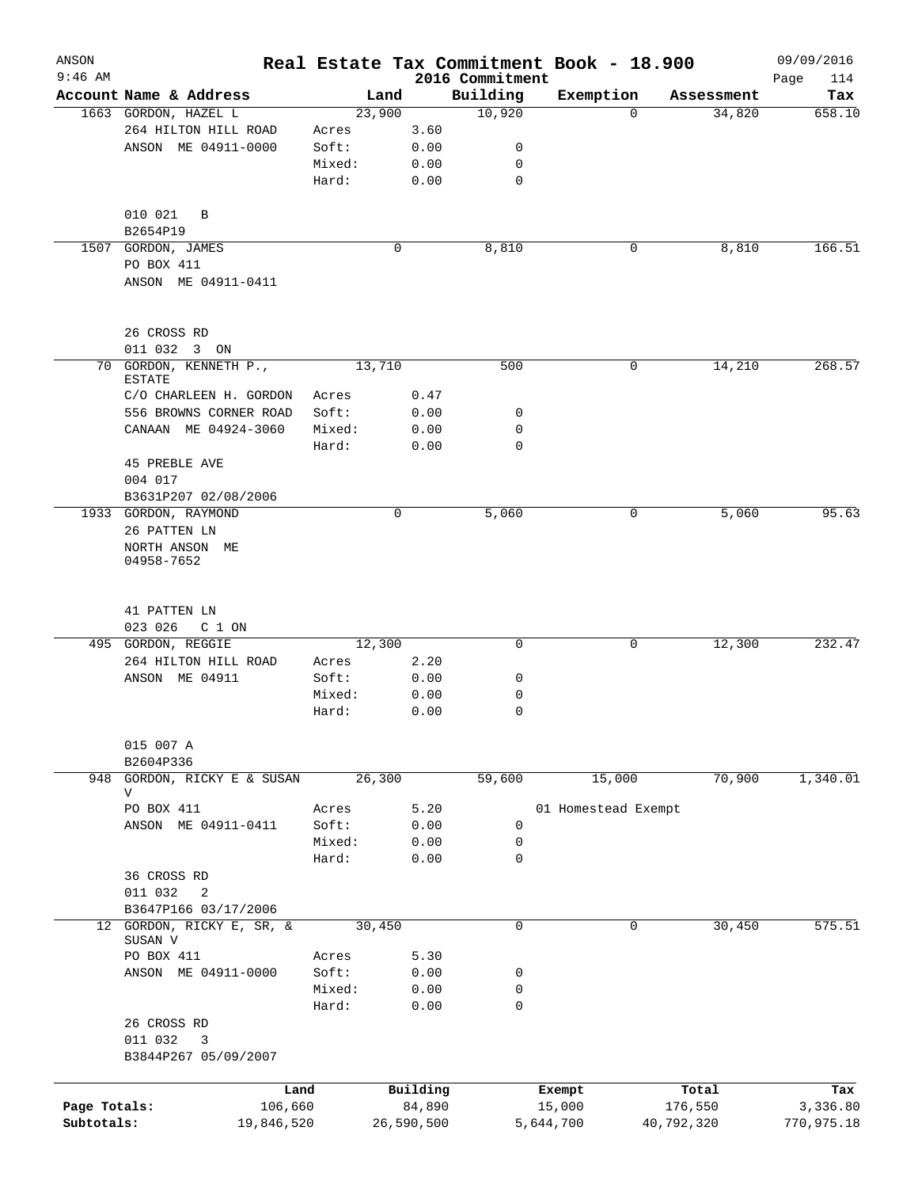# Real Estate Tax Commitment Book - 18.900

ANSON 9:46 AM — 2016 Commitment — 09/09/2016

| Account | Name & Address | | Land | Building | Exemption | Assessment | Tax |
|---|---|---|---|---|---|---|---|
| 1663 | GORDON, HAZEL L | | 23,900 | 10,920 | 0 | 34,820 | 658.10 |
| | 264 HILTON HILL ROAD | Acres | 3.60 | | | | |
| | ANSON ME 04911-0000 | Soft: | 0.00 | 0 | | | |
| | | Mixed: | 0.00 | 0 | | | |
| | | Hard: | 0.00 | 0 | | | |
| | 010 021 B | | | | | | |
| | B2654P19 | | | | | | |
| 1507 | GORDON, JAMES | | 0 | 8,810 | 0 | 8,810 | 166.51 |
| | PO BOX 411 | | | | | | |
| | ANSON ME 04911-0411 | | | | | | |
| | 26 CROSS RD | | | | | | |
| | 011 032 3 ON | | | | | | |
| 70 | GORDON, KENNETH P., ESTATE | | 13,710 | 500 | 0 | 14,210 | 268.57 |
| | C/O CHARLEEN H. GORDON | Acres | 0.47 | | | | |
| | 556 BROWNS CORNER ROAD | Soft: | 0.00 | 0 | | | |
| | CANAAN ME 04924-3060 | Mixed: | 0.00 | 0 | | | |
| | | Hard: | 0.00 | 0 | | | |
| | 45 PREBLE AVE | | | | | | |
| | 004 017 | | | | | | |
| | B3631P207 02/08/2006 | | | | | | |
| 1933 | GORDON, RAYMOND | | 0 | 5,060 | 0 | 5,060 | 95.63 |
| | 26 PATTEN LN | | | | | | |
| | NORTH ANSON ME 04958-7652 | | | | | | |
| | 41 PATTEN LN | | | | | | |
| | 023 026 C 1 ON | | | | | | |
| 495 | GORDON, REGGIE | | 12,300 | 0 | 0 | 12,300 | 232.47 |
| | 264 HILTON HILL ROAD | Acres | 2.20 | | | | |
| | ANSON ME 04911 | Soft: | 0.00 | 0 | | | |
| | | Mixed: | 0.00 | 0 | | | |
| | | Hard: | 0.00 | 0 | | | |
| | 015 007 A | | | | | | |
| | B2604P336 | | | | | | |
| 948 | GORDON, RICKY E & SUSAN V | | 26,300 | 59,600 | 15,000 | 70,900 | 1,340.01 |
| | PO BOX 411 | Acres | 5.20 | | 01 Homestead Exempt | | |
| | ANSON ME 04911-0411 | Soft: | 0.00 | 0 | | | |
| | | Mixed: | 0.00 | 0 | | | |
| | | Hard: | 0.00 | 0 | | | |
| | 36 CROSS RD | | | | | | |
| | 011 032 2 | | | | | | |
| | B3647P166 03/17/2006 | | | | | | |
| 12 | GORDON, RICKY E, SR, & SUSAN V | | 30,450 | 0 | 0 | 30,450 | 575.51 |
| | PO BOX 411 | Acres | 5.30 | | | | |
| | ANSON ME 04911-0000 | Soft: | 0.00 | 0 | | | |
| | | Mixed: | 0.00 | 0 | | | |
| | | Hard: | 0.00 | 0 | | | |
| | 26 CROSS RD | | | | | | |
| | 011 032 3 | | | | | | |
| | B3844P267 05/09/2007 | | | | | | |

| | Land | Building | Exempt | Total | Tax |
|---|---|---|---|---|---|
| Page Totals: | 106,660 | 84,890 | 15,000 | 176,550 | 3,336.80 |
| Subtotals: | 19,846,520 | 26,590,500 | 5,644,700 | 40,792,320 | 770,975.18 |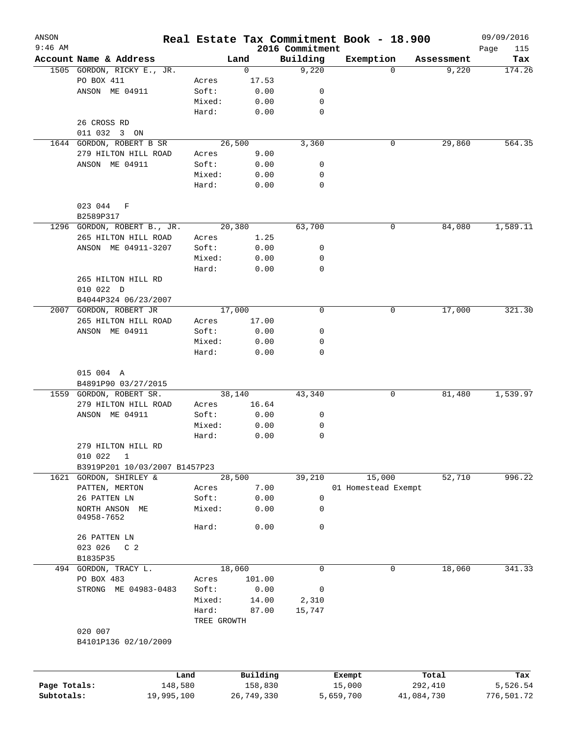ANSON
9:46 AM

# Real Estate Tax Commitment Book - 18.900

2016 Commitment

09/09/2016
Page 115

| Account | Name & Address | | Land | Building | Exemption | Assessment | Tax |
|---|---|---|---|---|---|---|---|
| 1505 | GORDON, RICKY E., JR. | | 0 | 9,220 | 0 | 9,220 | 174.26 |
| | PO BOX 411 | Acres | 17.53 | | | | |
| | ANSON ME 04911 | Soft: | 0.00 | 0 | | | |
| | | Mixed: | 0.00 | 0 | | | |
| | | Hard: | 0.00 | 0 | | | |
| | 26 CROSS RD | | | | | | |
| | 011 032 3 ON | | | | | | |
| 1644 | GORDON, ROBERT B SR | | 26,500 | 3,360 | 0 | 29,860 | 564.35 |
| | 279 HILTON HILL ROAD | Acres | 9.00 | | | | |
| | ANSON ME 04911 | Soft: | 0.00 | 0 | | | |
| | | Mixed: | 0.00 | 0 | | | |
| | | Hard: | 0.00 | 0 | | | |
| | 023 044 F | | | | | | |
| | B2589P317 | | | | | | |
| 1296 | GORDON, ROBERT B., JR. | | 20,380 | 63,700 | 0 | 84,080 | 1,589.11 |
| | 265 HILTON HILL ROAD | Acres | 1.25 | | | | |
| | ANSON ME 04911-3207 | Soft: | 0.00 | 0 | | | |
| | | Mixed: | 0.00 | 0 | | | |
| | | Hard: | 0.00 | 0 | | | |
| | 265 HILTON HILL RD | | | | | | |
| | 010 022 D | | | | | | |
| | B4044P324 06/23/2007 | | | | | | |
| 2007 | GORDON, ROBERT JR | | 17,000 | 0 | 0 | 17,000 | 321.30 |
| | 265 HILTON HILL ROAD | Acres | 17.00 | | | | |
| | ANSON ME 04911 | Soft: | 0.00 | 0 | | | |
| | | Mixed: | 0.00 | 0 | | | |
| | | Hard: | 0.00 | 0 | | | |
| | 015 004 A | | | | | | |
| | B4891P90 03/27/2015 | | | | | | |
| 1559 | GORDON, ROBERT SR. | | 38,140 | 43,340 | 0 | 81,480 | 1,539.97 |
| | 279 HILTON HILL ROAD | Acres | 16.64 | | | | |
| | ANSON ME 04911 | Soft: | 0.00 | 0 | | | |
| | | Mixed: | 0.00 | 0 | | | |
| | | Hard: | 0.00 | 0 | | | |
| | 279 HILTON HILL RD | | | | | | |
| | 010 022 1 | | | | | | |
| | B3919P201 10/03/2007 B1457P23 | | | | | | |
| 1621 | GORDON, SHIRLEY & | | 28,500 | 39,210 | 15,000 | 52,710 | 996.22 |
| | PATTEN, MERTON | Acres | 7.00 | | 01 Homestead Exempt | | |
| | 26 PATTEN LN | Soft: | 0.00 | 0 | | | |
| | NORTH ANSON ME 04958-7652 | Mixed: | 0.00 | 0 | | | |
| | | Hard: | 0.00 | 0 | | | |
| | 26 PATTEN LN | | | | | | |
| | 023 026 C 2 | | | | | | |
| | B1835P35 | | | | | | |
| 494 | GORDON, TRACY L. | | 18,060 | 0 | 0 | 18,060 | 341.33 |
| | PO BOX 483 | Acres | 101.00 | | | | |
| | STRONG ME 04983-0483 | Soft: | 0.00 | 0 | | | |
| | | Mixed: | 14.00 | 2,310 | | | |
| | | Hard: | 87.00 | 15,747 | | | |
| | | TREE GROWTH | | | | | |
| | 020 007 | | | | | | |
| | B4101P136 02/10/2009 | | | | | | |

| | Land | Building | Exempt | Total | Tax |
|---|---|---|---|---|---|
| Page Totals: | 148,580 | 158,830 | 15,000 | 292,410 | 5,526.54 |
| Subtotals: | 19,995,100 | 26,749,330 | 5,659,700 | 41,084,730 | 776,501.72 |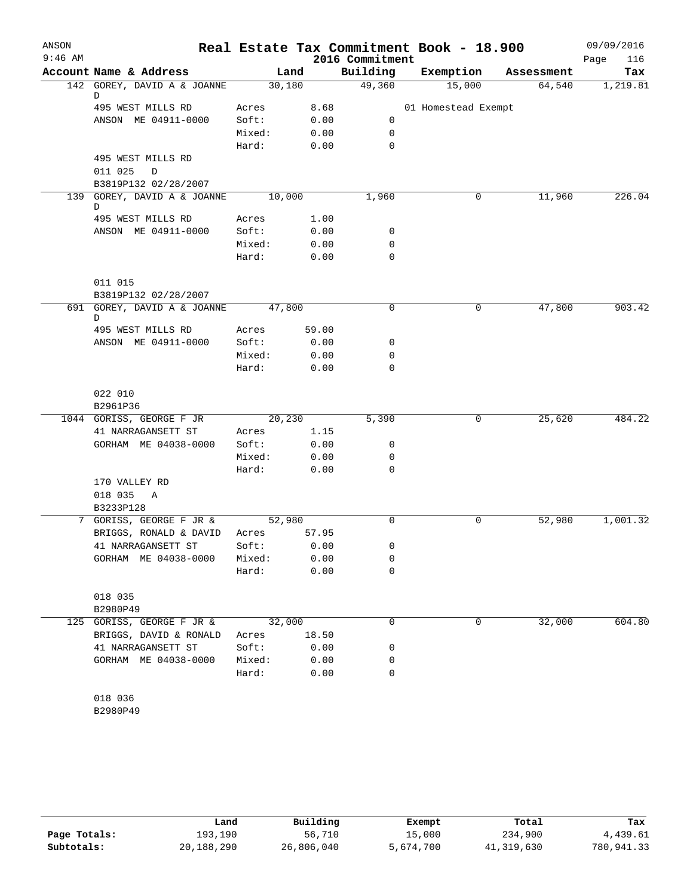ANSON 9:46 AM

# Real Estate Tax Commitment Book - 18.900

2016 Commitment

09/09/2016

| Account | Name & Address | | Land | Building | Exemption | Assessment | Tax |
|---|---|---|---|---|---|---|---|
| 142 | GOREY, DAVID A & JOANNE D | | 30,180 | 49,360 | 15,000 | 64,540 | 1,219.81 |
| | 495 WEST MILLS RD | Acres | 8.68 | | 01 Homestead Exempt | | |
| | ANSON ME 04911-0000 | Soft: | 0.00 | 0 | | | |
| | | Mixed: | 0.00 | 0 | | | |
| | | Hard: | 0.00 | 0 | | | |
| | 495 WEST MILLS RD | | | | | | |
| | 011 025 D | | | | | | |
| | B3819P132 02/28/2007 | | | | | | |
| 139 | GOREY, DAVID A & JOANNE D | | 10,000 | 1,960 | 0 | 11,960 | 226.04 |
| | 495 WEST MILLS RD | Acres | 1.00 | | | | |
| | ANSON ME 04911-0000 | Soft: | 0.00 | 0 | | | |
| | | Mixed: | 0.00 | 0 | | | |
| | | Hard: | 0.00 | 0 | | | |
| | 011 015 | | | | | | |
| | B3819P132 02/28/2007 | | | | | | |
| 691 | GOREY, DAVID A & JOANNE D | | 47,800 | 0 | 0 | 47,800 | 903.42 |
| | 495 WEST MILLS RD | Acres | 59.00 | | | | |
| | ANSON ME 04911-0000 | Soft: | 0.00 | 0 | | | |
| | | Mixed: | 0.00 | 0 | | | |
| | | Hard: | 0.00 | 0 | | | |
| | 022 010 | | | | | | |
| | B2961P36 | | | | | | |
| 1044 | GORISS, GEORGE F JR | | 20,230 | 5,390 | 0 | 25,620 | 484.22 |
| | 41 NARRAGANSETT ST | Acres | 1.15 | | | | |
| | GORHAM ME 04038-0000 | Soft: | 0.00 | 0 | | | |
| | | Mixed: | 0.00 | 0 | | | |
| | | Hard: | 0.00 | 0 | | | |
| | 170 VALLEY RD | | | | | | |
| | 018 035 A | | | | | | |
| | B3233P128 | | | | | | |
| 7 | GORISS, GEORGE F JR & | | 52,980 | 0 | 0 | 52,980 | 1,001.32 |
| | BRIGGS, RONALD & DAVID | Acres | 57.95 | | | | |
| | 41 NARRAGANSETT ST | Soft: | 0.00 | 0 | | | |
| | GORHAM ME 04038-0000 | Mixed: | 0.00 | 0 | | | |
| | | Hard: | 0.00 | 0 | | | |
| | 018 035 | | | | | | |
| | B2980P49 | | | | | | |
| 125 | GORISS, GEORGE F JR & | | 32,000 | 0 | 0 | 32,000 | 604.80 |
| | BRIGGS, DAVID & RONALD | Acres | 18.50 | | | | |
| | 41 NARRAGANSETT ST | Soft: | 0.00 | 0 | | | |
| | GORHAM ME 04038-0000 | Mixed: | 0.00 | 0 | | | |
| | | Hard: | 0.00 | 0 | | | |
| | 018 036 | | | | | | |
| | B2980P49 | | | | | | |

| | Land | Building | Exempt | Total | Tax |
|---|---|---|---|---|---|
| Page Totals: | 193,190 | 56,710 | 15,000 | 234,900 | 4,439.61 |
| Subtotals: | 20,188,290 | 26,806,040 | 5,674,700 | 41,319,630 | 780,941.33 |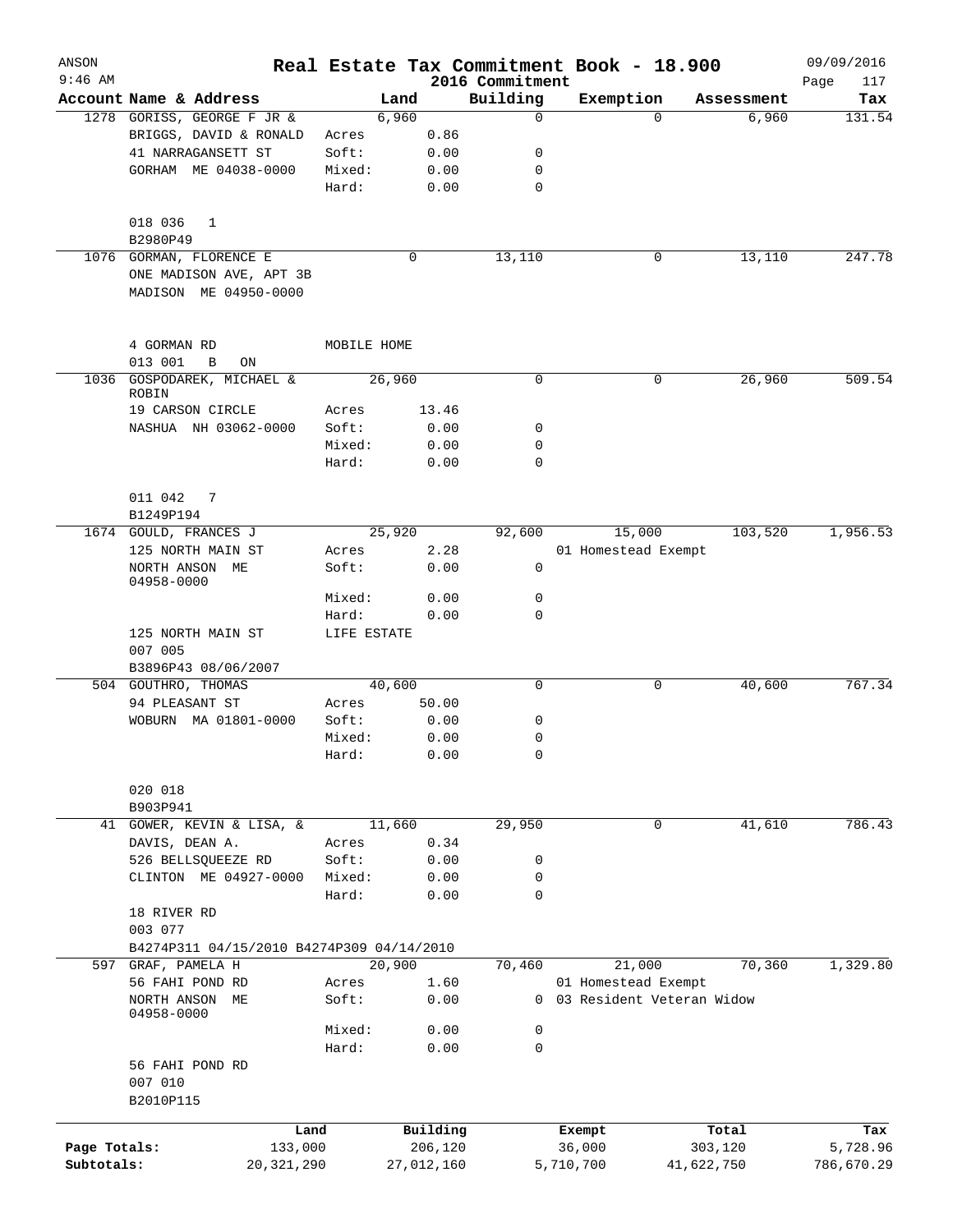# Real Estate Tax Commitment Book - 18.900

ANSON
9:46 AM

2016 Commitment

09/09/2016

| Account Name & Address | | Land | Building | Exemption | Assessment | Tax |
|---|---|---|---|---|---|---|
| 1278 GORISS, GEORGE F JR & | | 6,960 | 0 | 0 | 6,960 | 131.54 |
| BRIGGS, DAVID & RONALD | Acres | 0.86 | | | | |
| 41 NARRAGANSETT ST | Soft: | 0.00 | 0 | | | |
| GORHAM ME 04038-0000 | Mixed: | 0.00 | 0 | | | |
| | Hard: | 0.00 | 0 | | | |
| 018 036 1 | | | | | | |
| B2980P49 | | | | | | |
| 1076 GORMAN, FLORENCE E | | 0 | 13,110 | 0 | 13,110 | 247.78 |
| ONE MADISON AVE, APT 3B | | | | | | |
| MADISON ME 04950-0000 | | | | | | |
| 4 GORMAN RD | MOBILE HOME | | | | | |
| 013 001 B ON | | | | | | |
| 1036 GOSPODAREK, MICHAEL & ROBIN | | 26,960 | 0 | 0 | 26,960 | 509.54 |
| 19 CARSON CIRCLE | Acres | 13.46 | | | | |
| NASHUA NH 03062-0000 | Soft: | 0.00 | 0 | | | |
| | Mixed: | 0.00 | 0 | | | |
| | Hard: | 0.00 | 0 | | | |
| 011 042 7 | | | | | | |
| B1249P194 | | | | | | |
| 1674 GOULD, FRANCES J | | 25,920 | 92,600 | 15,000 | 103,520 | 1,956.53 |
| 125 NORTH MAIN ST | Acres | 2.28 | | 01 Homestead Exempt | | |
| NORTH ANSON ME 04958-0000 | Soft: | 0.00 | 0 | | | |
| | Mixed: | 0.00 | 0 | | | |
| | Hard: | 0.00 | 0 | | | |
| 125 NORTH MAIN ST | LIFE ESTATE | | | | | |
| 007 005 | | | | | | |
| B3896P43 08/06/2007 | | | | | | |
| 504 GOUTHRO, THOMAS | | 40,600 | 0 | 0 | 40,600 | 767.34 |
| 94 PLEASANT ST | Acres | 50.00 | | | | |
| WOBURN MA 01801-0000 | Soft: | 0.00 | 0 | | | |
| | Mixed: | 0.00 | 0 | | | |
| | Hard: | 0.00 | 0 | | | |
| 020 018 | | | | | | |
| B903P941 | | | | | | |
| 41 GOWER, KEVIN & LISA, & | | 11,660 | 29,950 | 0 | 41,610 | 786.43 |
| DAVIS, DEAN A. | Acres | 0.34 | | | | |
| 526 BELLSQUEEZE RD | Soft: | 0.00 | 0 | | | |
| CLINTON ME 04927-0000 | Mixed: | 0.00 | 0 | | | |
| | Hard: | 0.00 | 0 | | | |
| 18 RIVER RD | | | | | | |
| 003 077 | | | | | | |
| B4274P311 04/15/2010 B4274P309 04/14/2010 | | | | | | |
| 597 GRAF, PAMELA H | | 20,900 | 70,460 | 21,000 | 70,360 | 1,329.80 |
| 56 FAHI POND RD | Acres | 1.60 | | 01 Homestead Exempt | | |
| NORTH ANSON ME 04958-0000 | Soft: | 0.00 | 0 | 03 Resident Veteran Widow | | |
| | Mixed: | 0.00 | 0 | | | |
| | Hard: | 0.00 | 0 | | | |
| 56 FAHI POND RD | | | | | | |
| 007 010 | | | | | | |
| B2010P115 | | | | | | |

| | Land | Building | Exempt | Total | Tax |
|---|---|---|---|---|---|
| Page Totals: | 133,000 | 206,120 | 36,000 | 303,120 | 5,728.96 |
| Subtotals: | 20,321,290 | 27,012,160 | 5,710,700 | 41,622,750 | 786,670.29 |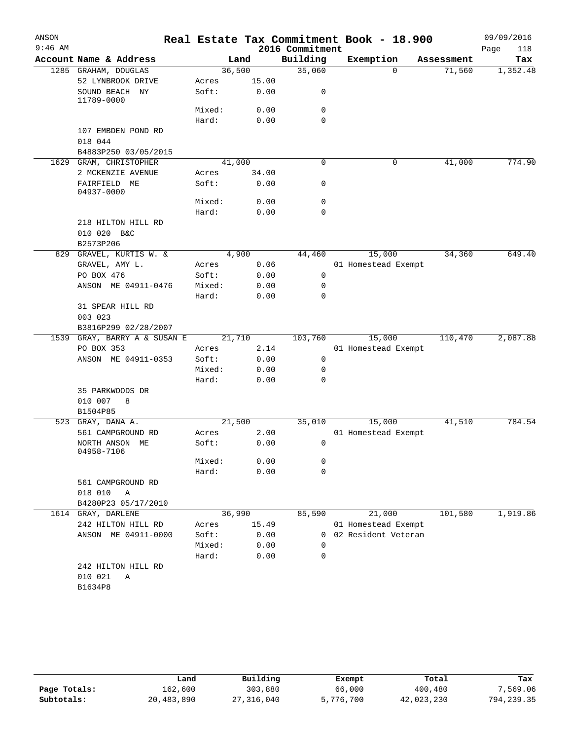# Real Estate Tax Commitment Book - 18.900

ANSON
9:46 AM

2016 Commitment

09/09/2016

| Account | Name & Address | | Land | Building | Exemption | Assessment | Tax |
|---|---|---|---|---|---|---|---|
| 1285 | GRAHAM, DOUGLAS | | 36,500 | 35,060 | 0 | 71,560 | 1,352.48 |
| | 52 LYNBROOK DRIVE | Acres | 15.00 | | | | |
| | SOUND BEACH NY 11789-0000 | Soft: | 0.00 | 0 | | | |
| | | Mixed: | 0.00 | 0 | | | |
| | | Hard: | 0.00 | 0 | | | |
| | 107 EMBDEN POND RD | | | | | | |
| | 018 044 | | | | | | |
| | B4883P250 03/05/2015 | | | | | | |
| 1629 | GRAM, CHRISTOPHER | | 41,000 | 0 | 0 | 41,000 | 774.90 |
| | 2 MCKENZIE AVENUE | Acres | 34.00 | | | | |
| | FAIRFIELD ME 04937-0000 | Soft: | 0.00 | 0 | | | |
| | | Mixed: | 0.00 | 0 | | | |
| | | Hard: | 0.00 | 0 | | | |
| | 218 HILTON HILL RD | | | | | | |
| | 010 020 B&C | | | | | | |
| | B2573P206 | | | | | | |
| 829 | GRAVEL, KURTIS W. & | | 4,900 | 44,460 | 15,000 | 34,360 | 649.40 |
| | GRAVEL, AMY L. | Acres | 0.06 | | 01 Homestead Exempt | | |
| | PO BOX 476 | Soft: | 0.00 | 0 | | | |
| | ANSON ME 04911-0476 | Mixed: | 0.00 | 0 | | | |
| | | Hard: | 0.00 | 0 | | | |
| | 31 SPEAR HILL RD | | | | | | |
| | 003 023 | | | | | | |
| | B3816P299 02/28/2007 | | | | | | |
| 1539 | GRAY, BARRY A & SUSAN E | | 21,710 | 103,760 | 15,000 | 110,470 | 2,087.88 |
| | PO BOX 353 | Acres | 2.14 | | 01 Homestead Exempt | | |
| | ANSON ME 04911-0353 | Soft: | 0.00 | 0 | | | |
| | | Mixed: | 0.00 | 0 | | | |
| | | Hard: | 0.00 | 0 | | | |
| | 35 PARKWOODS DR | | | | | | |
| | 010 007 8 | | | | | | |
| | B1504P85 | | | | | | |
| 523 | GRAY, DANA A. | | 21,500 | 35,010 | 15,000 | 41,510 | 784.54 |
| | 561 CAMPGROUND RD | Acres | 2.00 | | 01 Homestead Exempt | | |
| | NORTH ANSON ME 04958-7106 | Soft: | 0.00 | 0 | | | |
| | | Mixed: | 0.00 | 0 | | | |
| | | Hard: | 0.00 | 0 | | | |
| | 561 CAMPGROUND RD | | | | | | |
| | 018 010 A | | | | | | |
| | B4280P23 05/17/2010 | | | | | | |
| 1614 | GRAY, DARLENE | | 36,990 | 85,590 | 21,000 | 101,580 | 1,919.86 |
| | 242 HILTON HILL RD | Acres | 15.49 | | 01 Homestead Exempt | | |
| | ANSON ME 04911-0000 | Soft: | 0.00 | 0 | 02 Resident Veteran | | |
| | | Mixed: | 0.00 | 0 | | | |
| | | Hard: | 0.00 | 0 | | | |
| | 242 HILTON HILL RD | | | | | | |
| | 010 021 A | | | | | | |
| | B1634P8 | | | | | | |

| | Land | Building | Exempt | Total | Tax |
|---|---|---|---|---|---|
| Page Totals: | 162,600 | 303,880 | 66,000 | 400,480 | 7,569.06 |
| Subtotals: | 20,483,890 | 27,316,040 | 5,776,700 | 42,023,230 | 794,239.35 |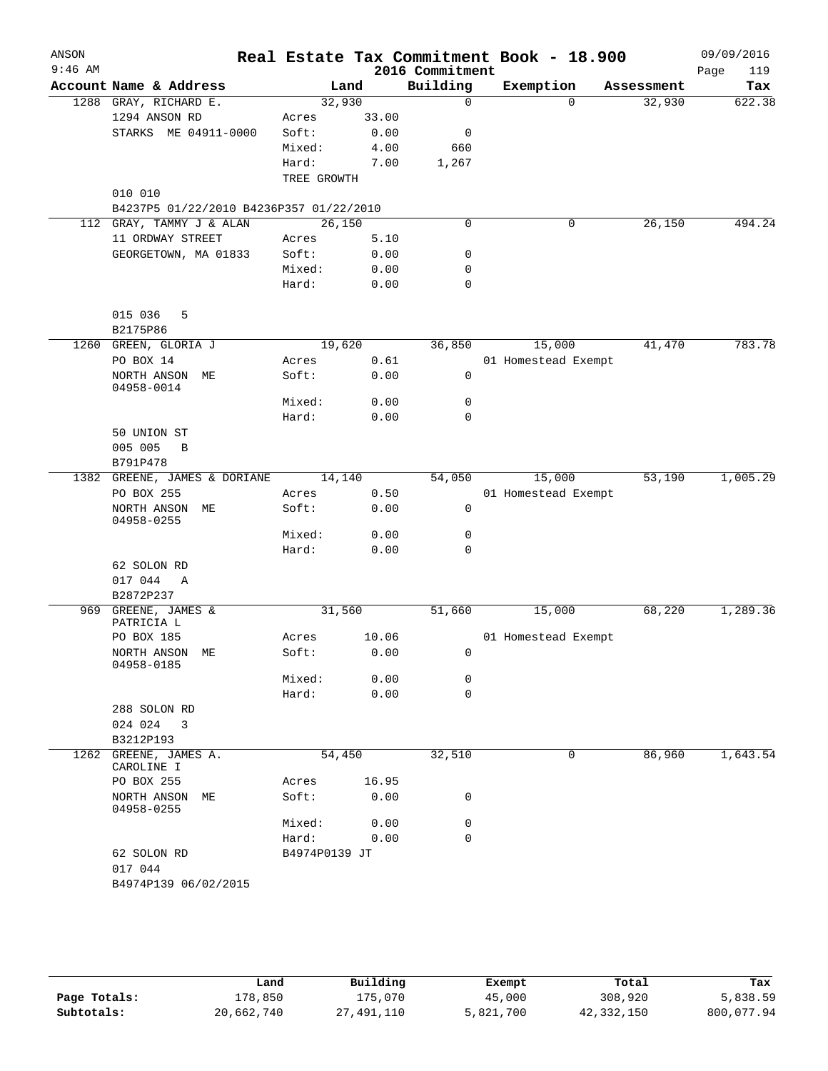# Real Estate Tax Commitment Book - 18.900

ANSON
9:46 AM

2016 Commitment

09/09/2016

| Account | Name & Address | Land | | Building | Exemption | Assessment | Tax |
|---|---|---|---|---|---|---|---|
| 1288 | GRAY, RICHARD E. | 32,930 | | 0 | 0 | 32,930 | 622.38 |
| | 1294 ANSON RD | Acres | 33.00 | | | | |
| | STARKS ME 04911-0000 | Soft: | 0.00 | 0 | | | |
| | | Mixed: | 4.00 | 660 | | | |
| | | Hard: | 7.00 | 1,267 | | | |
| | | TREE GROWTH | | | | | |
| | 010 010 | | | | | | |
| | B4237P5 01/22/2010 B4236P357 01/22/2010 | | | | | | |
| 112 | GRAY, TAMMY J & ALAN | 26,150 | | 0 | 0 | 26,150 | 494.24 |
| | 11 ORDWAY STREET | Acres | 5.10 | | | | |
| | GEORGETOWN, MA 01833 | Soft: | 0.00 | 0 | | | |
| | | Mixed: | 0.00 | 0 | | | |
| | | Hard: | 0.00 | 0 | | | |
| | 015 036 5 | | | | | | |
| | B2175P86 | | | | | | |
| 1260 | GREEN, GLORIA J | 19,620 | | 36,850 | 15,000 | 41,470 | 783.78 |
| | PO BOX 14 | Acres | 0.61 | | 01 Homestead Exempt | | |
| | NORTH ANSON ME 04958-0014 | Soft: | 0.00 | 0 | | | |
| | | Mixed: | 0.00 | 0 | | | |
| | | Hard: | 0.00 | 0 | | | |
| | 50 UNION ST | | | | | | |
| | 005 005 B | | | | | | |
| | B791P478 | | | | | | |
| 1382 | GREENE, JAMES & DORIANE | 14,140 | | 54,050 | 15,000 | 53,190 | 1,005.29 |
| | PO BOX 255 | Acres | 0.50 | | 01 Homestead Exempt | | |
| | NORTH ANSON ME 04958-0255 | Soft: | 0.00 | 0 | | | |
| | | Mixed: | 0.00 | 0 | | | |
| | | Hard: | 0.00 | 0 | | | |
| | 62 SOLON RD | | | | | | |
| | 017 044 A | | | | | | |
| | B2872P237 | | | | | | |
| 969 | GREENE, JAMES & PATRICIA L | 31,560 | | 51,660 | 15,000 | 68,220 | 1,289.36 |
| | PO BOX 185 | Acres | 10.06 | | 01 Homestead Exempt | | |
| | NORTH ANSON ME 04958-0185 | Soft: | 0.00 | 0 | | | |
| | | Mixed: | 0.00 | 0 | | | |
| | | Hard: | 0.00 | 0 | | | |
| | 288 SOLON RD | | | | | | |
| | 024 024 3 | | | | | | |
| | B3212P193 | | | | | | |
| 1262 | GREENE, JAMES A. CAROLINE I | 54,450 | | 32,510 | 0 | 86,960 | 1,643.54 |
| | PO BOX 255 | Acres | 16.95 | | | | |
| | NORTH ANSON ME 04958-0255 | Soft: | 0.00 | 0 | | | |
| | | Mixed: | 0.00 | 0 | | | |
| | | Hard: | 0.00 | 0 | | | |
| | 62 SOLON RD | B4974P0139 JT | | | | | |
| | 017 044 | | | | | | |
| | B4974P139 06/02/2015 | | | | | | |

| | Land | Building | Exempt | Total | Tax |
|---|---|---|---|---|---|
| Page Totals: | 178,850 | 175,070 | 45,000 | 308,920 | 5,838.59 |
| Subtotals: | 20,662,740 | 27,491,110 | 5,821,700 | 42,332,150 | 800,077.94 |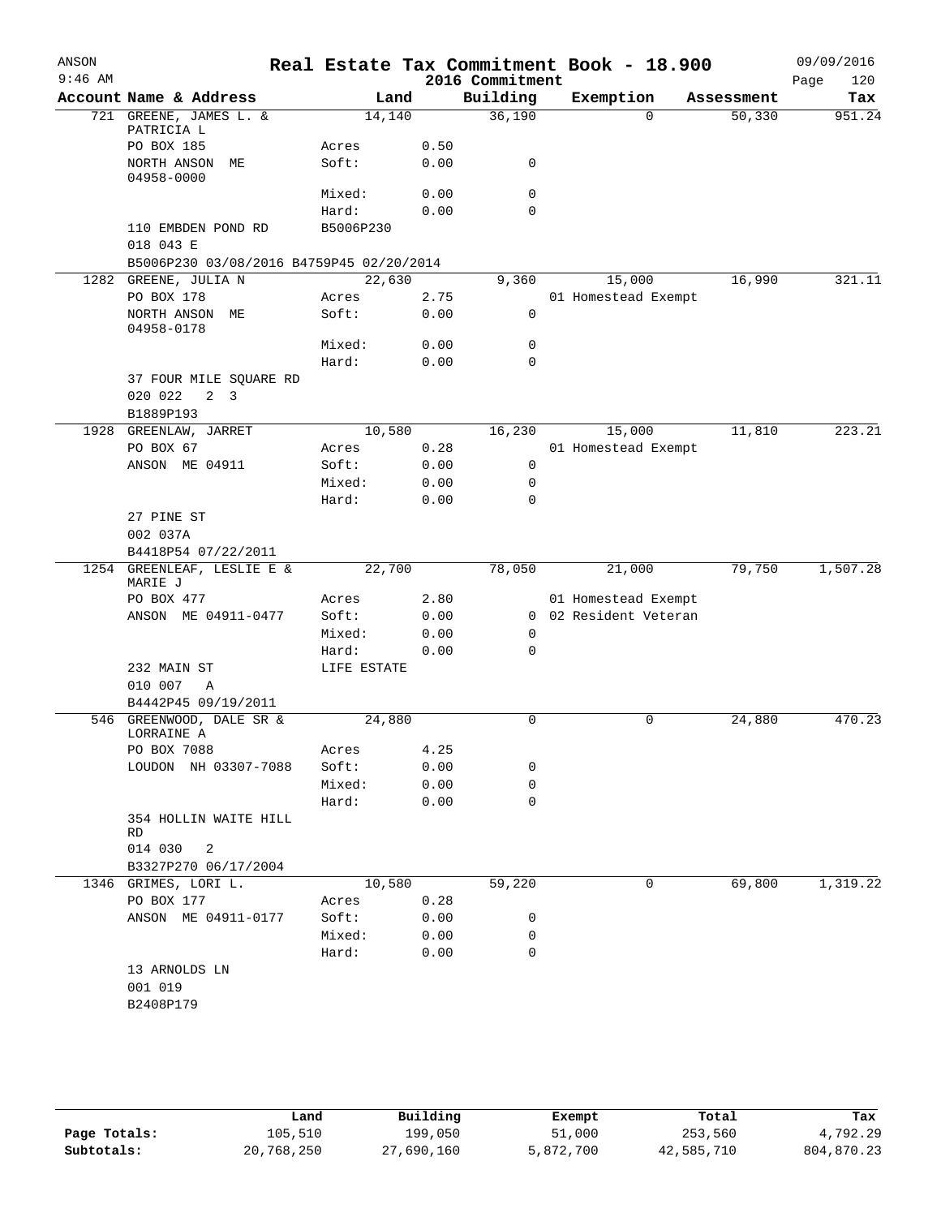# Real Estate Tax Commitment Book - 18.900

ANSON
9:46 AM

2016 Commitment

09/09/2016

| Account | Name & Address | Land | | Building | Exemption | Assessment | Tax |
|---|---|---|---|---|---|---|---|
| 721 | GREENE, JAMES L. & PATRICIA L | 14,140 | | 36,190 | 0 | 50,330 | 951.24 |
| | PO BOX 185 | Acres | 0.50 | | | | |
| | NORTH ANSON ME 04958-0000 | Soft: | 0.00 | 0 | | | |
| | | Mixed: | 0.00 | 0 | | | |
| | | Hard: | 0.00 | 0 | | | |
| | 110 EMBDEN POND RD | B5006P230 | | | | | |
| | 018 043 E | | | | | | |
| | B5006P230 03/08/2016 B4759P45 02/20/2014 | | | | | | |
| 1282 | GREENE, JULIA N | 22,630 | | 9,360 | 15,000 | 16,990 | 321.11 |
| | PO BOX 178 | Acres | 2.75 | | 01 Homestead Exempt | | |
| | NORTH ANSON ME 04958-0178 | Soft: | 0.00 | 0 | | | |
| | | Mixed: | 0.00 | 0 | | | |
| | | Hard: | 0.00 | 0 | | | |
| | 37 FOUR MILE SQUARE RD | | | | | | |
| | 020 022 2 3 | | | | | | |
| | B1889P193 | | | | | | |
| 1928 | GREENLAW, JARRET | 10,580 | | 16,230 | 15,000 | 11,810 | 223.21 |
| | PO BOX 67 | Acres | 0.28 | | 01 Homestead Exempt | | |
| | ANSON ME 04911 | Soft: | 0.00 | 0 | | | |
| | | Mixed: | 0.00 | 0 | | | |
| | | Hard: | 0.00 | 0 | | | |
| | 27 PINE ST | | | | | | |
| | 002 037A | | | | | | |
| | B4418P54 07/22/2011 | | | | | | |
| 1254 | GREENLEAF, LESLIE E & MARIE J | 22,700 | | 78,050 | 21,000 | 79,750 | 1,507.28 |
| | PO BOX 477 | Acres | 2.80 | | 01 Homestead Exempt | | |
| | ANSON ME 04911-0477 | Soft: | 0.00 | 0 | 02 Resident Veteran | | |
| | | Mixed: | 0.00 | 0 | | | |
| | | Hard: | 0.00 | 0 | | | |
| | 232 MAIN ST | LIFE ESTATE | | | | | |
| | 010 007 A | | | | | | |
| | B4442P45 09/19/2011 | | | | | | |
| 546 | GREENWOOD, DALE SR & LORRAINE A | 24,880 | | 0 | 0 | 24,880 | 470.23 |
| | PO BOX 7088 | Acres | 4.25 | | | | |
| | LOUDON NH 03307-7088 | Soft: | 0.00 | 0 | | | |
| | | Mixed: | 0.00 | 0 | | | |
| | | Hard: | 0.00 | 0 | | | |
| | 354 HOLLIN WAITE HILL RD | | | | | | |
| | 014 030 2 | | | | | | |
| | B3327P270 06/17/2004 | | | | | | |
| 1346 | GRIMES, LORI L. | 10,580 | | 59,220 | 0 | 69,800 | 1,319.22 |
| | PO BOX 177 | Acres | 0.28 | | | | |
| | ANSON ME 04911-0177 | Soft: | 0.00 | 0 | | | |
| | | Mixed: | 0.00 | 0 | | | |
| | | Hard: | 0.00 | 0 | | | |
| | 13 ARNOLDS LN | | | | | | |
| | 001 019 | | | | | | |
| | B2408P179 | | | | | | |

| | Land | Building | Exempt | Total | Tax |
|---|---|---|---|---|---|
| Page Totals: | 105,510 | 199,050 | 51,000 | 253,560 | 4,792.29 |
| Subtotals: | 20,768,250 | 27,690,160 | 5,872,700 | 42,585,710 | 804,870.23 |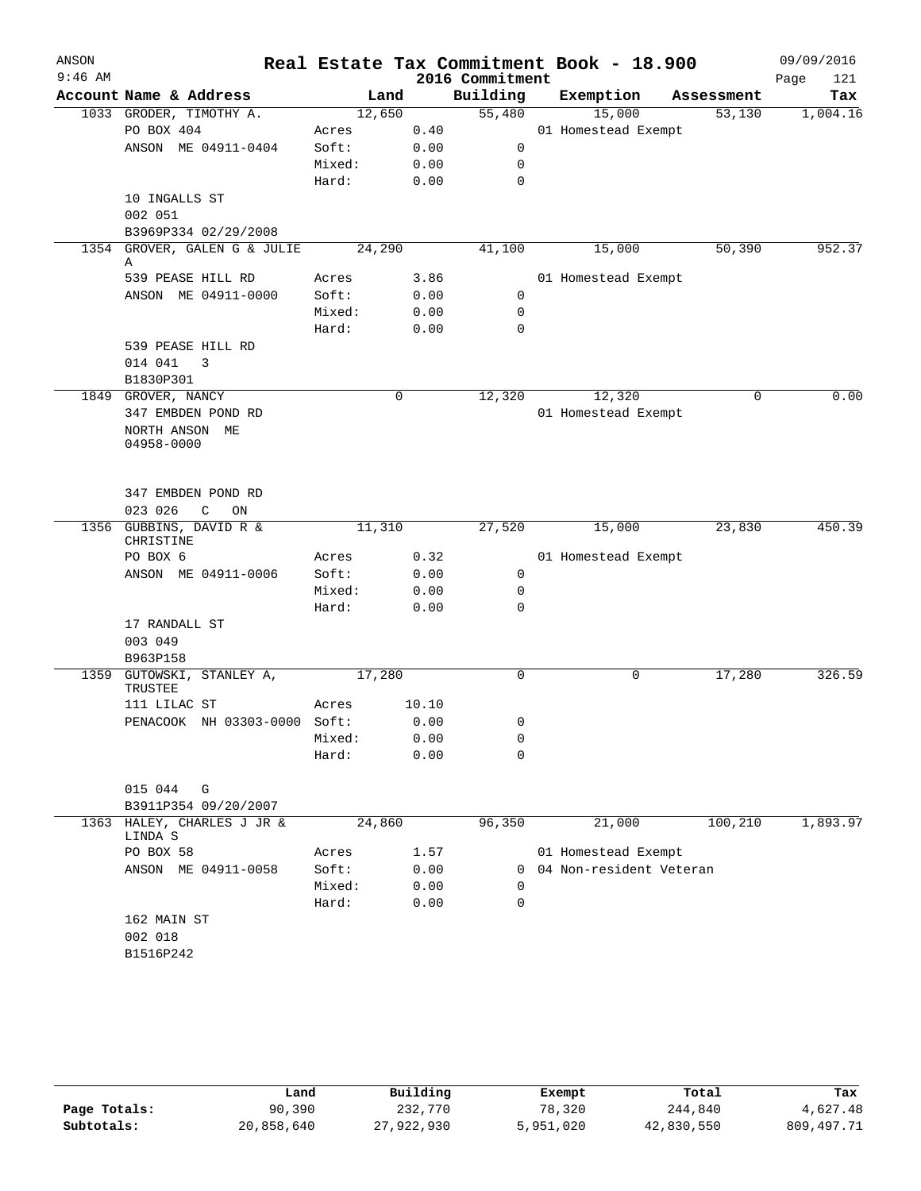# Real Estate Tax Commitment Book - 18.900

ANSON
9:46 AM

2016 Commitment

09/09/2016

| Account | Name & Address | | Land | Building | Exemption | Assessment | Tax |
|---|---|---|---|---|---|---|---|
| 1033 | GRODER, TIMOTHY A. | | 12,650 | 55,480 | 15,000 | 53,130 | 1,004.16 |
| | PO BOX 404 | Acres | 0.40 | | 01 Homestead Exempt | | |
| | ANSON ME 04911-0404 | Soft: | 0.00 | 0 | | | |
| | | Mixed: | 0.00 | 0 | | | |
| | | Hard: | 0.00 | 0 | | | |
| | 10 INGALLS ST | | | | | | |
| | 002 051 | | | | | | |
| | B3969P334 02/29/2008 | | | | | | |
| 1354 | GROVER, GALEN G & JULIE A | | 24,290 | 41,100 | 15,000 | 50,390 | 952.37 |
| | 539 PEASE HILL RD | Acres | 3.86 | | 01 Homestead Exempt | | |
| | ANSON ME 04911-0000 | Soft: | 0.00 | 0 | | | |
| | | Mixed: | 0.00 | 0 | | | |
| | | Hard: | 0.00 | 0 | | | |
| | 539 PEASE HILL RD | | | | | | |
| | 014 041 3 | | | | | | |
| | B1830P301 | | | | | | |
| 1849 | GROVER, NANCY | | 0 | 12,320 | 12,320 | 0 | 0.00 |
| | 347 EMBDEN POND RD | | | | 01 Homestead Exempt | | |
| | NORTH ANSON ME 04958-0000 | | | | | | |
| | 347 EMBDEN POND RD | | | | | | |
| | 023 026 C ON | | | | | | |
| 1356 | GUBBINS, DAVID R & CHRISTINE | | 11,310 | 27,520 | 15,000 | 23,830 | 450.39 |
| | PO BOX 6 | Acres | 0.32 | | 01 Homestead Exempt | | |
| | ANSON ME 04911-0006 | Soft: | 0.00 | 0 | | | |
| | | Mixed: | 0.00 | 0 | | | |
| | | Hard: | 0.00 | 0 | | | |
| | 17 RANDALL ST | | | | | | |
| | 003 049 | | | | | | |
| | B963P158 | | | | | | |
| 1359 | GUTOWSKI, STANLEY A, TRUSTEE | | 17,280 | 0 | 0 | 17,280 | 326.59 |
| | 111 LILAC ST | Acres | 10.10 | | | | |
| | PENACOOK NH 03303-0000 | Soft: | 0.00 | 0 | | | |
| | | Mixed: | 0.00 | 0 | | | |
| | | Hard: | 0.00 | 0 | | | |
| | 015 044 G | | | | | | |
| | B3911P354 09/20/2007 | | | | | | |
| 1363 | HALEY, CHARLES J JR & LINDA S | | 24,860 | 96,350 | 21,000 | 100,210 | 1,893.97 |
| | PO BOX 58 | Acres | 1.57 | | 01 Homestead Exempt | | |
| | ANSON ME 04911-0058 | Soft: | 0.00 | 0 | 04 Non-resident Veteran | | |
| | | Mixed: | 0.00 | 0 | | | |
| | | Hard: | 0.00 | 0 | | | |
| | 162 MAIN ST | | | | | | |
| | 002 018 | | | | | | |
| | B1516P242 | | | | | | |

| | Land | Building | Exempt | Total | Tax |
|---|---|---|---|---|---|
| Page Totals: | 90,390 | 232,770 | 78,320 | 244,840 | 4,627.48 |
| Subtotals: | 20,858,640 | 27,922,930 | 5,951,020 | 42,830,550 | 809,497.71 |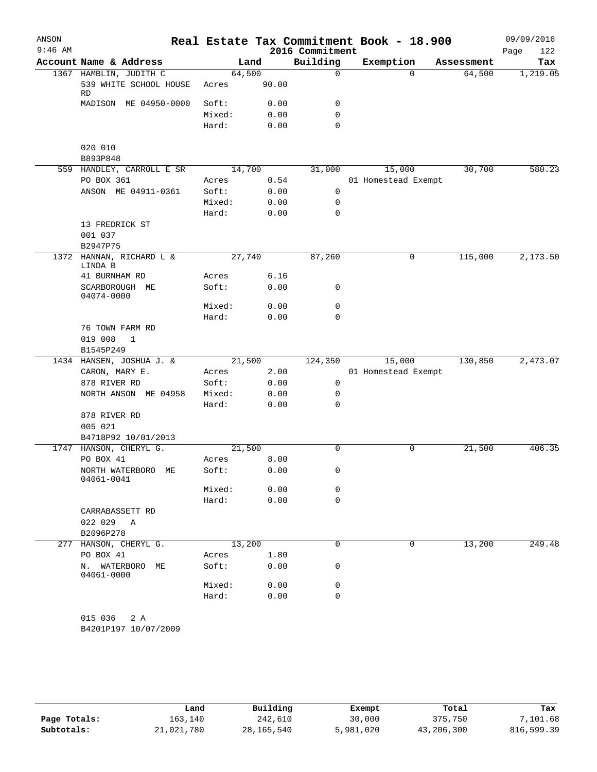# Real Estate Tax Commitment Book - 18.900

ANSON 9:46 AM — 2016 Commitment — 09/09/2016

| Account | Name & Address | Land | | Building | Exemption | Assessment | Tax |
|---|---|---|---|---|---|---|---|
| 1367 | HAMBLIN, JUDITH C | 64,500 | | 0 | 0 | 64,500 | 1,219.05 |
| | 539 WHITE SCHOOL HOUSE RD | Acres | 90.00 | | | | |
| | MADISON ME 04950-0000 | Soft: | 0.00 | 0 | | | |
| | | Mixed: | 0.00 | 0 | | | |
| | | Hard: | 0.00 | 0 | | | |
| | 020 010 | | | | | | |
| | B893P848 | | | | | | |
| 559 | HANDLEY, CARROLL E SR | 14,700 | | 31,000 | 15,000 | 30,700 | 580.23 |
| | PO BOX 361 | Acres | 0.54 | | 01 Homestead Exempt | | |
| | ANSON ME 04911-0361 | Soft: | 0.00 | 0 | | | |
| | | Mixed: | 0.00 | 0 | | | |
| | | Hard: | 0.00 | 0 | | | |
| | 13 FREDRICK ST | | | | | | |
| | 001 037 | | | | | | |
| | B2947P75 | | | | | | |
| 1372 | HANNAN, RICHARD L & LINDA B | 27,740 | | 87,260 | 0 | 115,000 | 2,173.50 |
| | 41 BURNHAM RD | Acres | 6.16 | | | | |
| | SCARBOROUGH ME 04074-0000 | Soft: | 0.00 | 0 | | | |
| | | Mixed: | 0.00 | 0 | | | |
| | | Hard: | 0.00 | 0 | | | |
| | 76 TOWN FARM RD | | | | | | |
| | 019 008 1 | | | | | | |
| | B1545P249 | | | | | | |
| 1434 | HANSEN, JOSHUA J. & | 21,500 | | 124,350 | 15,000 | 130,850 | 2,473.07 |
| | CARON, MARY E. | Acres | 2.00 | | 01 Homestead Exempt | | |
| | 878 RIVER RD | Soft: | 0.00 | 0 | | | |
| | NORTH ANSON ME 04958 | Mixed: | 0.00 | 0 | | | |
| | | Hard: | 0.00 | 0 | | | |
| | 878 RIVER RD | | | | | | |
| | 005 021 | | | | | | |
| | B4718P92 10/01/2013 | | | | | | |
| 1747 | HANSON, CHERYL G. | 21,500 | | 0 | 0 | 21,500 | 406.35 |
| | PO BOX 41 | Acres | 8.00 | | | | |
| | NORTH WATERBORO ME 04061-0041 | Soft: | 0.00 | 0 | | | |
| | | Mixed: | 0.00 | 0 | | | |
| | | Hard: | 0.00 | 0 | | | |
| | CARRABASSETT RD | | | | | | |
| | 022 029 A | | | | | | |
| | B2096P278 | | | | | | |
| 277 | HANSON, CHERYL G. | 13,200 | | 0 | 0 | 13,200 | 249.48 |
| | PO BOX 41 | Acres | 1.80 | | | | |
| | N. WATERBORO ME 04061-0000 | Soft: | 0.00 | 0 | | | |
| | | Mixed: | 0.00 | 0 | | | |
| | | Hard: | 0.00 | 0 | | | |
| | 015 036 2 A | | | | | | |
| | B4201P197 10/07/2009 | | | | | | |

| | Land | Building | Exempt | Total | Tax |
|---|---|---|---|---|---|
| Page Totals: | 163,140 | 242,610 | 30,000 | 375,750 | 7,101.68 |
| Subtotals: | 21,021,780 | 28,165,540 | 5,981,020 | 43,206,300 | 816,599.39 |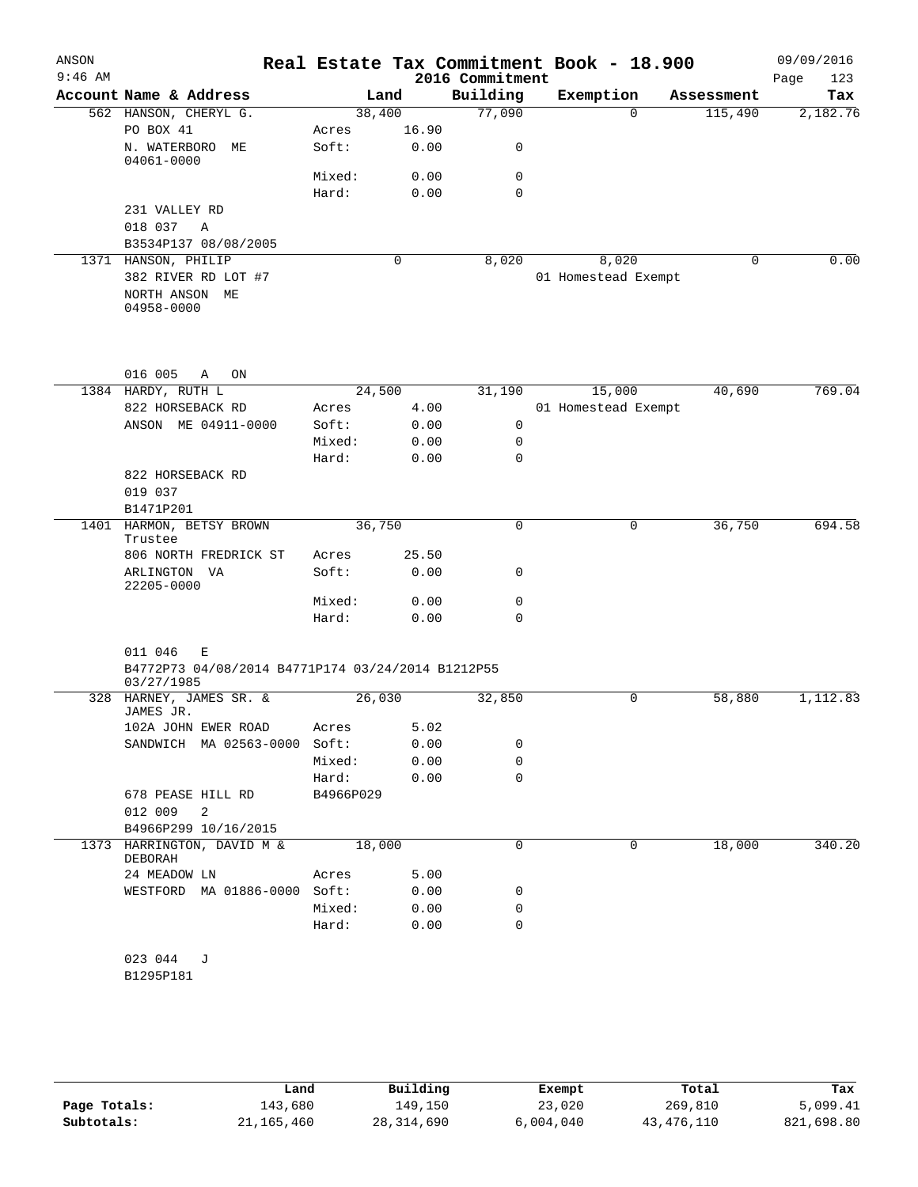ANSON
9:46 AM

# Real Estate Tax Commitment Book - 18.900

## 2016 Commitment

09/09/2016

| Account Name & Address | | Land | Building | Exemption | Assessment | Tax |
|---|---|---|---|---|---|---|
| 562 HANSON, CHERYL G. | | 38,400 | 77,090 | 0 | 115,490 | 2,182.76 |
| PO BOX 41 | Acres | 16.90 | | | | |
| N. WATERBORO ME 04061-0000 | Soft: | 0.00 | 0 | | | |
| | Mixed: | 0.00 | 0 | | | |
| | Hard: | 0.00 | 0 | | | |
| 231 VALLEY RD | | | | | | |
| 018 037 A | | | | | | |
| B3534P137 08/08/2005 | | | | | | |
| 1371 HANSON, PHILIP | | 0 | 8,020 | 8,020 | 0 | 0.00 |
| 382 RIVER RD LOT #7 | | | | 01 Homestead Exempt | | |
| NORTH ANSON ME 04958-0000 | | | | | | |
| 016 005 A ON | | | | | | |
| 1384 HARDY, RUTH L | | 24,500 | 31,190 | 15,000 | 40,690 | 769.04 |
| 822 HORSEBACK RD | Acres | 4.00 | | 01 Homestead Exempt | | |
| ANSON ME 04911-0000 | Soft: | 0.00 | 0 | | | |
| | Mixed: | 0.00 | 0 | | | |
| | Hard: | 0.00 | 0 | | | |
| 822 HORSEBACK RD | | | | | | |
| 019 037 | | | | | | |
| B1471P201 | | | | | | |
| 1401 HARMON, BETSY BROWN Trustee | | 36,750 | 0 | 0 | 36,750 | 694.58 |
| 806 NORTH FREDRICK ST | Acres | 25.50 | | | | |
| ARLINGTON VA 22205-0000 | Soft: | 0.00 | 0 | | | |
| | Mixed: | 0.00 | 0 | | | |
| | Hard: | 0.00 | 0 | | | |
| 011 046 E | | | | | | |
| B4772P73 04/08/2014 B4771P174 03/24/2014 B1212P55 03/27/1985 | | | | | | |
| 328 HARNEY, JAMES SR. & JAMES JR. | | 26,030 | 32,850 | 0 | 58,880 | 1,112.83 |
| 102A JOHN EWER ROAD | Acres | 5.02 | | | | |
| SANDWICH MA 02563-0000 | Soft: | 0.00 | 0 | | | |
| | Mixed: | 0.00 | 0 | | | |
| | Hard: | 0.00 | 0 | | | |
| 678 PEASE HILL RD | B4966P029 | | | | | |
| 012 009 2 | | | | | | |
| B4966P299 10/16/2015 | | | | | | |
| 1373 HARRINGTON, DAVID M & DEBORAH | | 18,000 | 0 | 0 | 18,000 | 340.20 |
| 24 MEADOW LN | Acres | 5.00 | | | | |
| WESTFORD MA 01886-0000 | Soft: | 0.00 | 0 | | | |
| | Mixed: | 0.00 | 0 | | | |
| | Hard: | 0.00 | 0 | | | |
| 023 044 J | | | | | | |
| B1295P181 | | | | | | |

| | Land | Building | Exempt | Total | Tax |
|---|---|---|---|---|---|
| Page Totals: | 143,680 | 149,150 | 23,020 | 269,810 | 5,099.41 |
| Subtotals: | 21,165,460 | 28,314,690 | 6,004,040 | 43,476,110 | 821,698.80 |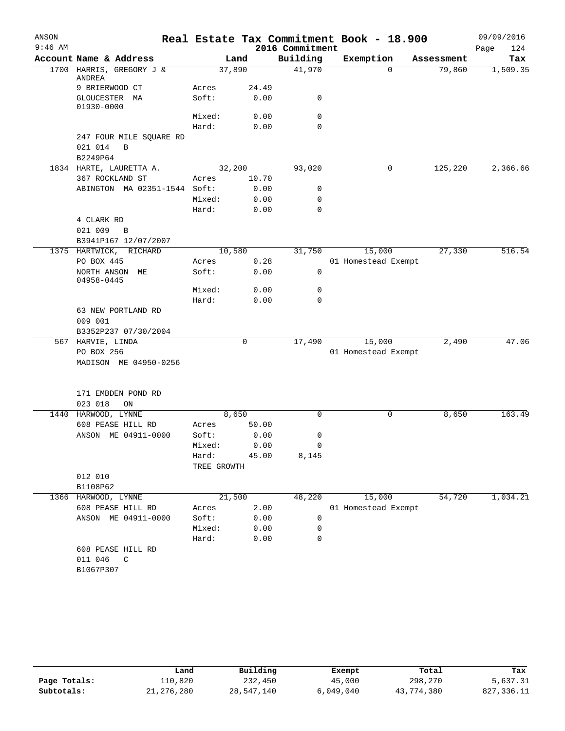# Real Estate Tax Commitment Book - 18.900

ANSON 09/09/2016
9:46 AM 2016 Commitment

| Account | Name & Address | | Land | Building | Exemption | Assessment | Tax |
|---|---|---|---|---|---|---|---|
| 1700 | HARRIS, GREGORY J & ANDREA | | 37,890 | 41,970 | 0 | 79,860 | 1,509.35 |
| | 9 BRIERWOOD CT | Acres | 24.49 | | | | |
| | GLOUCESTER MA 01930-0000 | Soft: | 0.00 | 0 | | | |
| | | Mixed: | 0.00 | 0 | | | |
| | | Hard: | 0.00 | 0 | | | |
| | 247 FOUR MILE SQUARE RD | | | | | | |
| | 021 014 B | | | | | | |
| | B2249P64 | | | | | | |
| 1834 | HARTE, LAURETTA A. | | 32,200 | 93,020 | 0 | 125,220 | 2,366.66 |
| | 367 ROCKLAND ST | Acres | 10.70 | | | | |
| | ABINGTON MA 02351-1544 | Soft: | 0.00 | 0 | | | |
| | | Mixed: | 0.00 | 0 | | | |
| | | Hard: | 0.00 | 0 | | | |
| | 4 CLARK RD | | | | | | |
| | 021 009 B | | | | | | |
| | B3941P167 12/07/2007 | | | | | | |
| 1375 | HARTWICK, RICHARD | | 10,580 | 31,750 | 15,000 | 27,330 | 516.54 |
| | PO BOX 445 | Acres | 0.28 | | 01 Homestead Exempt | | |
| | NORTH ANSON ME 04958-0445 | Soft: | 0.00 | 0 | | | |
| | | Mixed: | 0.00 | 0 | | | |
| | | Hard: | 0.00 | 0 | | | |
| | 63 NEW PORTLAND RD | | | | | | |
| | 009 001 | | | | | | |
| | B3352P237 07/30/2004 | | | | | | |
| 567 | HARVIE, LINDA | | 0 | 17,490 | 15,000 | 2,490 | 47.06 |
| | PO BOX 256 | | | | 01 Homestead Exempt | | |
| | MADISON ME 04950-0256 | | | | | | |
| | 171 EMBDEN POND RD | | | | | | |
| | 023 018 ON | | | | | | |
| 1440 | HARWOOD, LYNNE | | 8,650 | 0 | 0 | 8,650 | 163.49 |
| | 608 PEASE HILL RD | Acres | 50.00 | | | | |
| | ANSON ME 04911-0000 | Soft: | 0.00 | 0 | | | |
| | | Mixed: | 0.00 | 0 | | | |
| | | Hard: | 45.00 | 8,145 | | | |
| | | TREE GROWTH | | | | | |
| | 012 010 | | | | | | |
| | B1108P62 | | | | | | |
| 1366 | HARWOOD, LYNNE | | 21,500 | 48,220 | 15,000 | 54,720 | 1,034.21 |
| | 608 PEASE HILL RD | Acres | 2.00 | | 01 Homestead Exempt | | |
| | ANSON ME 04911-0000 | Soft: | 0.00 | 0 | | | |
| | | Mixed: | 0.00 | 0 | | | |
| | | Hard: | 0.00 | 0 | | | |
| | 608 PEASE HILL RD | | | | | | |
| | 011 046 C | | | | | | |
| | B1067P307 | | | | | | |

| | Land | Building | Exempt | Total | Tax |
|---|---|---|---|---|---|
| Page Totals: | 110,820 | 232,450 | 45,000 | 298,270 | 5,637.31 |
| Subtotals: | 21,276,280 | 28,547,140 | 6,049,040 | 43,774,380 | 827,336.11 |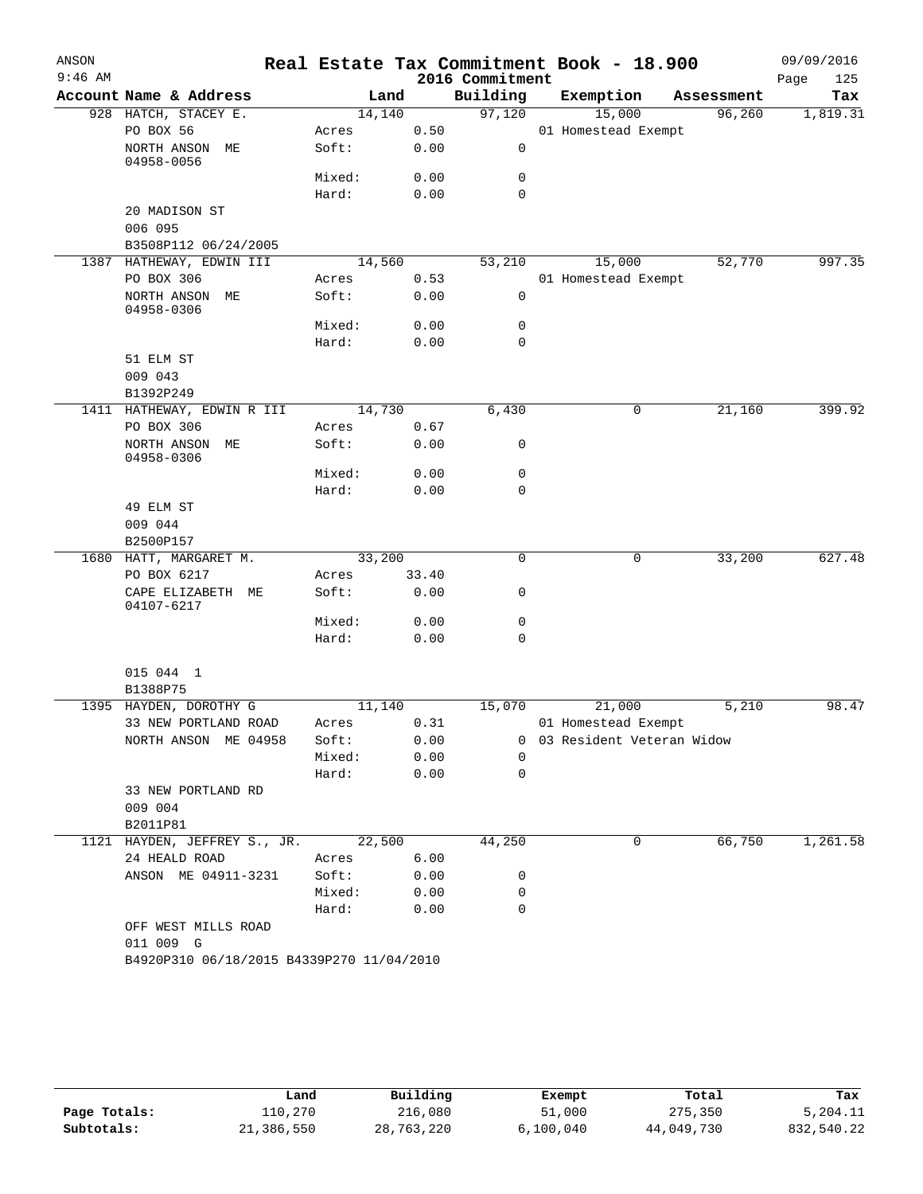ANSON 9:46 AM

# Real Estate Tax Commitment Book - 18.900

2016 Commitment

09/09/2016

| Account | Name & Address | | Land | Building | Exemption | Assessment | Tax |
|---|---|---|---|---|---|---|---|
| 928 | HATCH, STACEY E. | | 14,140 | 97,120 | 15,000 | 96,260 | 1,819.31 |
| | PO BOX 56 | Acres | 0.50 | | 01 Homestead Exempt | | |
| | NORTH ANSON ME 04958-0056 | Soft: | 0.00 | 0 | | | |
| | | Mixed: | 0.00 | 0 | | | |
| | | Hard: | 0.00 | 0 | | | |
| | 20 MADISON ST | | | | | | |
| | 006 095 | | | | | | |
| | B3508P112 06/24/2005 | | | | | | |
| 1387 | HATHEWAY, EDWIN III | | 14,560 | 53,210 | 15,000 | 52,770 | 997.35 |
| | PO BOX 306 | Acres | 0.53 | | 01 Homestead Exempt | | |
| | NORTH ANSON ME 04958-0306 | Soft: | 0.00 | 0 | | | |
| | | Mixed: | 0.00 | 0 | | | |
| | | Hard: | 0.00 | 0 | | | |
| | 51 ELM ST | | | | | | |
| | 009 043 | | | | | | |
| | B1392P249 | | | | | | |
| 1411 | HATHEWAY, EDWIN R III | | 14,730 | 6,430 | 0 | 21,160 | 399.92 |
| | PO BOX 306 | Acres | 0.67 | | | | |
| | NORTH ANSON ME 04958-0306 | Soft: | 0.00 | 0 | | | |
| | | Mixed: | 0.00 | 0 | | | |
| | | Hard: | 0.00 | 0 | | | |
| | 49 ELM ST | | | | | | |
| | 009 044 | | | | | | |
| | B2500P157 | | | | | | |
| 1680 | HATT, MARGARET M. | | 33,200 | 0 | 0 | 33,200 | 627.48 |
| | PO BOX 6217 | Acres | 33.40 | | | | |
| | CAPE ELIZABETH ME 04107-6217 | Soft: | 0.00 | 0 | | | |
| | | Mixed: | 0.00 | 0 | | | |
| | | Hard: | 0.00 | 0 | | | |
| | 015 044 1 | | | | | | |
| | B1388P75 | | | | | | |
| 1395 | HAYDEN, DOROTHY G | | 11,140 | 15,070 | 21,000 | 5,210 | 98.47 |
| | 33 NEW PORTLAND ROAD | Acres | 0.31 | | 01 Homestead Exempt | | |
| | NORTH ANSON ME 04958 | Soft: | 0.00 | 0 | 03 Resident Veteran Widow | | |
| | | Mixed: | 0.00 | 0 | | | |
| | | Hard: | 0.00 | 0 | | | |
| | 33 NEW PORTLAND RD | | | | | | |
| | 009 004 | | | | | | |
| | B2011P81 | | | | | | |
| 1121 | HAYDEN, JEFFREY S., JR. | | 22,500 | 44,250 | 0 | 66,750 | 1,261.58 |
| | 24 HEALD ROAD | Acres | 6.00 | | | | |
| | ANSON ME 04911-3231 | Soft: | 0.00 | 0 | | | |
| | | Mixed: | 0.00 | 0 | | | |
| | | Hard: | 0.00 | 0 | | | |
| | OFF WEST MILLS ROAD | | | | | | |
| | 011 009 G | | | | | | |
| | B4920P310 06/18/2015 B4339P270 11/04/2010 | | | | | | |

| | Land | Building | Exempt | Total | Tax |
|---|---|---|---|---|---|
| Page Totals: | 110,270 | 216,080 | 51,000 | 275,350 | 5,204.11 |
| Subtotals: | 21,386,550 | 28,763,220 | 6,100,040 | 44,049,730 | 832,540.22 |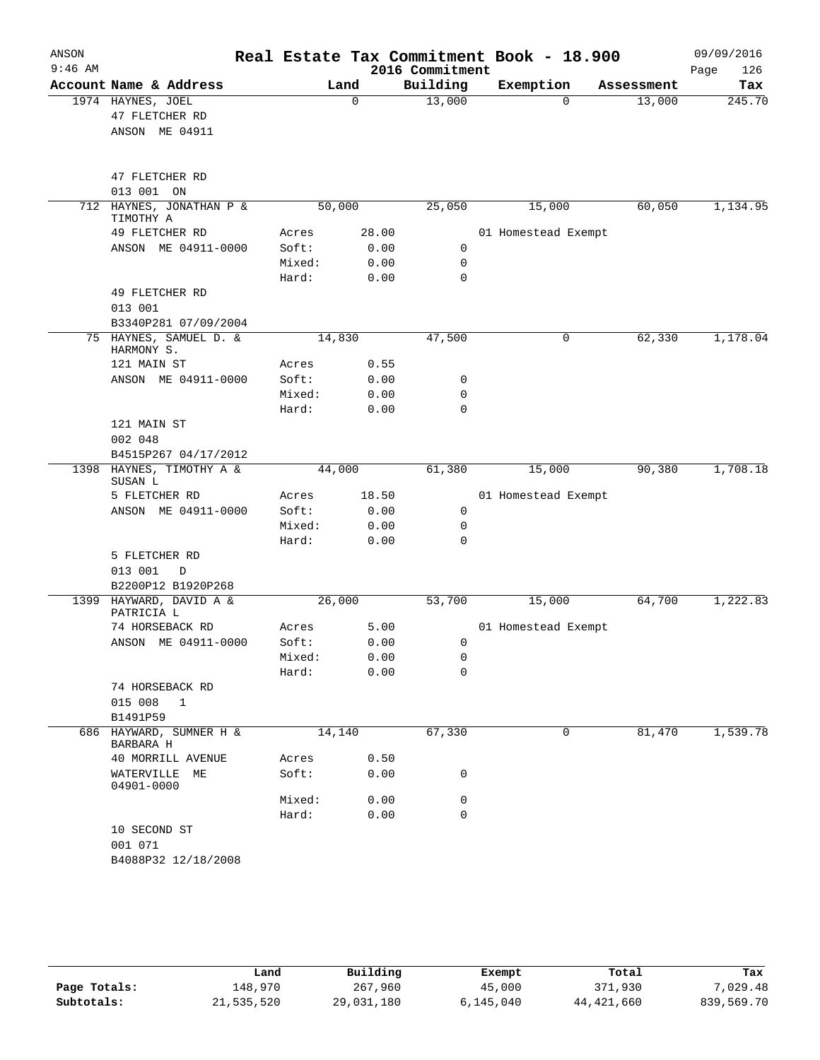# Real Estate Tax Commitment Book - 18.900

ANSON 9:46 AM — 2016 Commitment — 09/09/2016

| Account Name & Address | Land | | Building | Exemption | Assessment | Tax |
|---|---|---|---|---|---|---|
| 1974 HAYNES, JOEL | 0 | | 13,000 | 0 | 13,000 | 245.70 |
| 47 FLETCHER RD | | | | | | |
| ANSON ME 04911 | | | | | | |
| 47 FLETCHER RD | | | | | | |
| 013 001 ON | | | | | | |
| 712 HAYNES, JONATHAN P & TIMOTHY A | 50,000 | | 25,050 | 15,000 | 60,050 | 1,134.95 |
| 49 FLETCHER RD | Acres | 28.00 | | 01 Homestead Exempt | | |
| ANSON ME 04911-0000 | Soft: | 0.00 | 0 | | | |
| | Mixed: | 0.00 | 0 | | | |
| | Hard: | 0.00 | 0 | | | |
| 49 FLETCHER RD | | | | | | |
| 013 001 | | | | | | |
| B3340P281 07/09/2004 | | | | | | |
| 75 HAYNES, SAMUEL D. & HARMONY S. | 14,830 | | 47,500 | 0 | 62,330 | 1,178.04 |
| 121 MAIN ST | Acres | 0.55 | | | | |
| ANSON ME 04911-0000 | Soft: | 0.00 | 0 | | | |
| | Mixed: | 0.00 | 0 | | | |
| | Hard: | 0.00 | 0 | | | |
| 121 MAIN ST | | | | | | |
| 002 048 | | | | | | |
| B4515P267 04/17/2012 | | | | | | |
| 1398 HAYNES, TIMOTHY A & SUSAN L | 44,000 | | 61,380 | 15,000 | 90,380 | 1,708.18 |
| 5 FLETCHER RD | Acres | 18.50 | | 01 Homestead Exempt | | |
| ANSON ME 04911-0000 | Soft: | 0.00 | 0 | | | |
| | Mixed: | 0.00 | 0 | | | |
| | Hard: | 0.00 | 0 | | | |
| 5 FLETCHER RD | | | | | | |
| 013 001 D | | | | | | |
| B2200P12 B1920P268 | | | | | | |
| 1399 HAYWARD, DAVID A & PATRICIA L | 26,000 | | 53,700 | 15,000 | 64,700 | 1,222.83 |
| 74 HORSEBACK RD | Acres | 5.00 | | 01 Homestead Exempt | | |
| ANSON ME 04911-0000 | Soft: | 0.00 | 0 | | | |
| | Mixed: | 0.00 | 0 | | | |
| | Hard: | 0.00 | 0 | | | |
| 74 HORSEBACK RD | | | | | | |
| 015 008 1 | | | | | | |
| B1491P59 | | | | | | |
| 686 HAYWARD, SUMNER H & BARBARA H | 14,140 | | 67,330 | 0 | 81,470 | 1,539.78 |
| 40 MORRILL AVENUE | Acres | 0.50 | | | | |
| WATERVILLE ME 04901-0000 | Soft: | 0.00 | 0 | | | |
| | Mixed: | 0.00 | 0 | | | |
| | Hard: | 0.00 | 0 | | | |
| 10 SECOND ST | | | | | | |
| 001 071 | | | | | | |
| B4088P32 12/18/2008 | | | | | | |

| | Land | Building | Exempt | Total | Tax |
|---|---|---|---|---|---|
| Page Totals: | 148,970 | 267,960 | 45,000 | 371,930 | 7,029.48 |
| Subtotals: | 21,535,520 | 29,031,180 | 6,145,040 | 44,421,660 | 839,569.70 |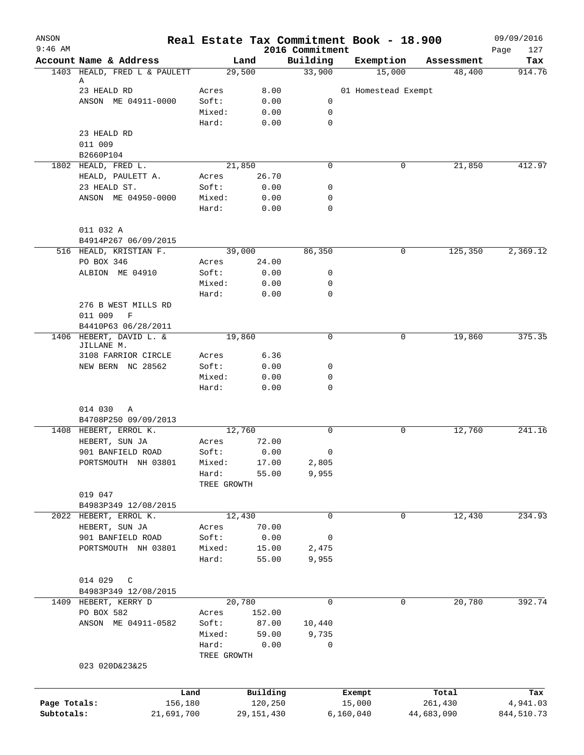# Real Estate Tax Commitment Book - 18.900

ANSON 9:46 AM — 2016 Commitment — 09/09/2016

| Account Name & Address | | Land | Building | Exemption | Assessment | Tax |
|---|---|---|---|---|---|---|
| 1403 HEALD, FRED L & PAULETT A | | 29,500 | 33,900 | 15,000 | 48,400 | 914.76 |
| 23 HEALD RD | Acres | 8.00 | | 01 Homestead Exempt | | |
| ANSON ME 04911-0000 | Soft: | 0.00 | 0 | | | |
| | Mixed: | 0.00 | 0 | | | |
| | Hard: | 0.00 | 0 | | | |
| 23 HEALD RD | | | | | | |
| 011 009 | | | | | | |
| B2660P104 | | | | | | |
| 1802 HEALD, FRED L. | | 21,850 | 0 | 0 | 21,850 | 412.97 |
| HEALD, PAULETT A. | Acres | 26.70 | | | | |
| 23 HEALD ST. | Soft: | 0.00 | 0 | | | |
| ANSON ME 04950-0000 | Mixed: | 0.00 | 0 | | | |
| | Hard: | 0.00 | 0 | | | |
| 011 032 A | | | | | | |
| B4914P267 06/09/2015 | | | | | | |
| 516 HEALD, KRISTIAN F. | | 39,000 | 86,350 | 0 | 125,350 | 2,369.12 |
| PO BOX 346 | Acres | 24.00 | | | | |
| ALBION ME 04910 | Soft: | 0.00 | 0 | | | |
| | Mixed: | 0.00 | 0 | | | |
| | Hard: | 0.00 | 0 | | | |
| 276 B WEST MILLS RD | | | | | | |
| 011 009 F | | | | | | |
| B4410P63 06/28/2011 | | | | | | |
| 1406 HEBERT, DAVID L. & JILLANE M. | | 19,860 | 0 | 0 | 19,860 | 375.35 |
| 3108 FARRIOR CIRCLE | Acres | 6.36 | | | | |
| NEW BERN NC 28562 | Soft: | 0.00 | 0 | | | |
| | Mixed: | 0.00 | 0 | | | |
| | Hard: | 0.00 | 0 | | | |
| 014 030 A | | | | | | |
| B4708P250 09/09/2013 | | | | | | |
| 1408 HEBERT, ERROL K. | | 12,760 | 0 | 0 | 12,760 | 241.16 |
| HEBERT, SUN JA | Acres | 72.00 | | | | |
| 901 BANFIELD ROAD | Soft: | 0.00 | 0 | | | |
| PORTSMOUTH NH 03801 | Mixed: | 17.00 | 2,805 | | | |
| | Hard: | 55.00 | 9,955 | | | |
| | TREE GROWTH | | | | | |
| 019 047 | | | | | | |
| B4983P349 12/08/2015 | | | | | | |
| 2022 HEBERT, ERROL K. | | 12,430 | 0 | 0 | 12,430 | 234.93 |
| HEBERT, SUN JA | Acres | 70.00 | | | | |
| 901 BANFIELD ROAD | Soft: | 0.00 | 0 | | | |
| PORTSMOUTH NH 03801 | Mixed: | 15.00 | 2,475 | | | |
| | Hard: | 55.00 | 9,955 | | | |
| 014 029 C | | | | | | |
| B4983P349 12/08/2015 | | | | | | |
| 1409 HEBERT, KERRY D | | 20,780 | 0 | 0 | 20,780 | 392.74 |
| PO BOX 582 | Acres | 152.00 | | | | |
| ANSON ME 04911-0582 | Soft: | 87.00 | 10,440 | | | |
| | Mixed: | 59.00 | 9,735 | | | |
| | Hard: | 0.00 | 0 | | | |
| | TREE GROWTH | | | | | |
| 023 020D&23&25 | | | | | | |

| | Land | Building | Exempt | Total | Tax |
|---|---|---|---|---|---|
| Page Totals: | 156,180 | 120,250 | 15,000 | 261,430 | 4,941.03 |
| Subtotals: | 21,691,700 | 29,151,430 | 6,160,040 | 44,683,090 | 844,510.73 |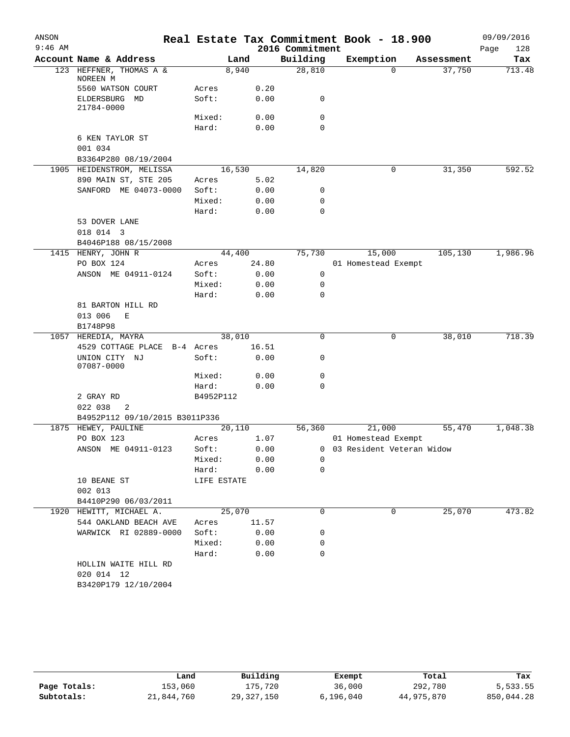# Real Estate Tax Commitment Book - 18.900

ANSON
9:46 AM

2016 Commitment

09/09/2016

| Account | Name & Address | | Land | Building | Exemption | Assessment | Tax |
|---|---|---|---|---|---|---|---|
| 123 | HEFFNER, THOMAS A & NOREEN M | | 8,940 | 28,810 | 0 | 37,750 | 713.48 |
| | 5560 WATSON COURT | Acres | 0.20 | | | | |
| | ELDERSBURG MD 21784-0000 | Soft: | 0.00 | 0 | | | |
| | | Mixed: | 0.00 | 0 | | | |
| | | Hard: | 0.00 | 0 | | | |
| | 6 KEN TAYLOR ST | | | | | | |
| | 001 034 | | | | | | |
| | B3364P280 08/19/2004 | | | | | | |
| 1905 | HEIDENSTROM, MELISSA | | 16,530 | 14,820 | 0 | 31,350 | 592.52 |
| | 890 MAIN ST, STE 205 | Acres | 5.02 | | | | |
| | SANFORD ME 04073-0000 | Soft: | 0.00 | 0 | | | |
| | | Mixed: | 0.00 | 0 | | | |
| | | Hard: | 0.00 | 0 | | | |
| | 53 DOVER LANE | | | | | | |
| | 018 014 3 | | | | | | |
| | B4046P188 08/15/2008 | | | | | | |
| 1415 | HENRY, JOHN R | | 44,400 | 75,730 | 15,000 | 105,130 | 1,986.96 |
| | PO BOX 124 | Acres | 24.80 | | 01 Homestead Exempt | | |
| | ANSON ME 04911-0124 | Soft: | 0.00 | 0 | | | |
| | | Mixed: | 0.00 | 0 | | | |
| | | Hard: | 0.00 | 0 | | | |
| | 81 BARTON HILL RD | | | | | | |
| | 013 006 E | | | | | | |
| | B1748P98 | | | | | | |
| 1057 | HEREDIA, MAYRA | | 38,010 | 0 | 0 | 38,010 | 718.39 |
| | 4529 COTTAGE PLACE B-4 | Acres | 16.51 | | | | |
| | UNION CITY NJ 07087-0000 | Soft: | 0.00 | 0 | | | |
| | | Mixed: | 0.00 | 0 | | | |
| | | Hard: | 0.00 | 0 | | | |
| | 2 GRAY RD | B4952P112 | | | | | |
| | 022 038 2 | | | | | | |
| | B4952P112 09/10/2015 B3011P336 | | | | | | |
| 1875 | HEWEY, PAULINE | | 20,110 | 56,360 | 21,000 | 55,470 | 1,048.38 |
| | PO BOX 123 | Acres | 1.07 | | 01 Homestead Exempt | | |
| | ANSON ME 04911-0123 | Soft: | 0.00 | 0 | 03 Resident Veteran Widow | | |
| | | Mixed: | 0.00 | 0 | | | |
| | | Hard: | 0.00 | 0 | | | |
| | 10 BEANE ST | LIFE ESTATE | | | | | |
| | 002 013 | | | | | | |
| | B4410P290 06/03/2011 | | | | | | |
| 1920 | HEWITT, MICHAEL A. | | 25,070 | 0 | 0 | 25,070 | 473.82 |
| | 544 OAKLAND BEACH AVE | Acres | 11.57 | | | | |
| | WARWICK RI 02889-0000 | Soft: | 0.00 | 0 | | | |
| | | Mixed: | 0.00 | 0 | | | |
| | | Hard: | 0.00 | 0 | | | |
| | HOLLIN WAITE HILL RD | | | | | | |
| | 020 014 12 | | | | | | |
| | B3420P179 12/10/2004 | | | | | | |

| | Land | Building | Exempt | Total | Tax |
|---|---|---|---|---|---|
| Page Totals: | 153,060 | 175,720 | 36,000 | 292,780 | 5,533.55 |
| Subtotals: | 21,844,760 | 29,327,150 | 6,196,040 | 44,975,870 | 850,044.28 |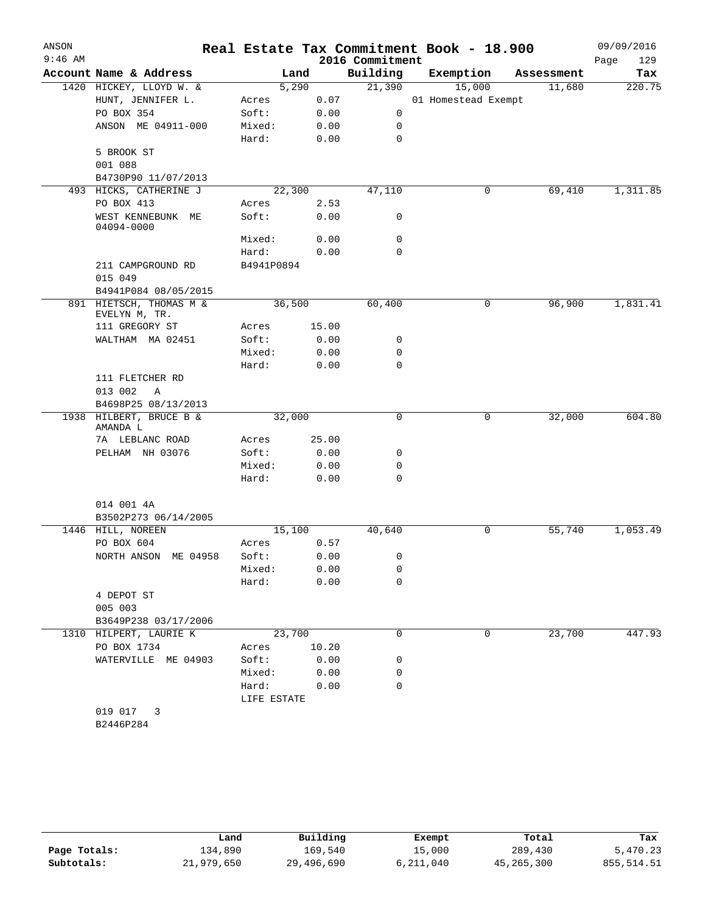# Real Estate Tax Commitment Book - 18.900

ANSON
9:46 AM

2016 Commitment

09/09/2016

| Account Name & Address | Land | | Building | Exemption | Assessment | Tax |
|---|---|---|---|---|---|---|
| 1420 HICKEY, LLOYD W. & | 5,290 | | 21,390 | 15,000 | 11,680 | 220.75 |
| HUNT, JENNIFER L. | Acres | 0.07 | | 01 Homestead Exempt | | |
| PO BOX 354 | Soft: | 0.00 | 0 | | | |
| ANSON ME 04911-000 | Mixed: | 0.00 | 0 | | | |
| | Hard: | 0.00 | 0 | | | |
| 5 BROOK ST | | | | | | |
| 001 088 | | | | | | |
| B4730P90 11/07/2013 | | | | | | |
| 493 HICKS, CATHERINE J | 22,300 | | 47,110 | 0 | 69,410 | 1,311.85 |
| PO BOX 413 | Acres | 2.53 | | | | |
| WEST KENNEBUNK ME 04094-0000 | Soft: | 0.00 | 0 | | | |
| | Mixed: | 0.00 | 0 | | | |
| | Hard: | 0.00 | 0 | | | |
| 211 CAMPGROUND RD | B4941P0894 | | | | | |
| 015 049 | | | | | | |
| B4941P084 08/05/2015 | | | | | | |
| 891 HIETSCH, THOMAS M & EVELYN M, TR. | 36,500 | | 60,400 | 0 | 96,900 | 1,831.41 |
| 111 GREGORY ST | Acres | 15.00 | | | | |
| WALTHAM MA 02451 | Soft: | 0.00 | 0 | | | |
| | Mixed: | 0.00 | 0 | | | |
| | Hard: | 0.00 | 0 | | | |
| 111 FLETCHER RD | | | | | | |
| 013 002 A | | | | | | |
| B4698P25 08/13/2013 | | | | | | |
| 1938 HILBERT, BRUCE B & AMANDA L | 32,000 | | 0 | 0 | 32,000 | 604.80 |
| 7A LEBLANC ROAD | Acres | 25.00 | | | | |
| PELHAM NH 03076 | Soft: | 0.00 | 0 | | | |
| | Mixed: | 0.00 | 0 | | | |
| | Hard: | 0.00 | 0 | | | |
| 014 001 4A | | | | | | |
| B3502P273 06/14/2005 | | | | | | |
| 1446 HILL, NOREEN | 15,100 | | 40,640 | 0 | 55,740 | 1,053.49 |
| PO BOX 604 | Acres | 0.57 | | | | |
| NORTH ANSON ME 04958 | Soft: | 0.00 | 0 | | | |
| | Mixed: | 0.00 | 0 | | | |
| | Hard: | 0.00 | 0 | | | |
| 4 DEPOT ST | | | | | | |
| 005 003 | | | | | | |
| B3649P238 03/17/2006 | | | | | | |
| 1310 HILPERT, LAURIE K | 23,700 | | 0 | 0 | 23,700 | 447.93 |
| PO BOX 1734 | Acres | 10.20 | | | | |
| WATERVILLE ME 04903 | Soft: | 0.00 | 0 | | | |
| | Mixed: | 0.00 | 0 | | | |
| | Hard: | 0.00 | 0 | | | |
| | LIFE ESTATE | | | | | |
| 019 017 3 | | | | | | |
| B2446P284 | | | | | | |

| | Land | Building | Exempt | Total | Tax |
|---|---|---|---|---|---|
| Page Totals: | 134,890 | 169,540 | 15,000 | 289,430 | 5,470.23 |
| Subtotals: | 21,979,650 | 29,496,690 | 6,211,040 | 45,265,300 | 855,514.51 |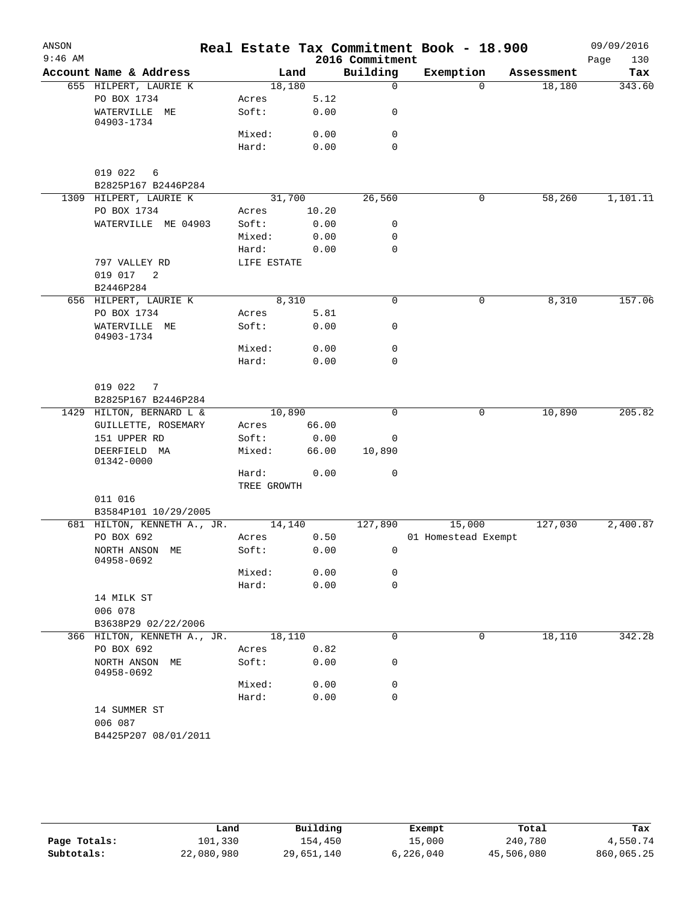# Real Estate Tax Commitment Book - 18.900

ANSON 9:46 AM — 2016 Commitment — 09/09/2016

| Account Name & Address | Land | | Building | Exemption | Assessment | Tax |
|---|---|---|---|---|---|---|
| 655 HILPERT, LAURIE K | 18,180 | | 0 | 0 | 18,180 | 343.60 |
| PO BOX 1734 | Acres | 5.12 | | | | |
| WATERVILLE ME 04903-1734 | Soft: | 0.00 | 0 | | | |
| | Mixed: | 0.00 | 0 | | | |
| | Hard: | 0.00 | 0 | | | |
| 019 022 6 | | | | | | |
| B2825P167 B2446P284 | | | | | | |
| 1309 HILPERT, LAURIE K | 31,700 | | 26,560 | 0 | 58,260 | 1,101.11 |
| PO BOX 1734 | Acres | 10.20 | | | | |
| WATERVILLE ME 04903 | Soft: | 0.00 | 0 | | | |
| | Mixed: | 0.00 | 0 | | | |
| | Hard: | 0.00 | 0 | | | |
| 797 VALLEY RD | LIFE ESTATE | | | | | |
| 019 017 2 | | | | | | |
| B2446P284 | | | | | | |
| 656 HILPERT, LAURIE K | 8,310 | | 0 | 0 | 8,310 | 157.06 |
| PO BOX 1734 | Acres | 5.81 | | | | |
| WATERVILLE ME 04903-1734 | Soft: | 0.00 | 0 | | | |
| | Mixed: | 0.00 | 0 | | | |
| | Hard: | 0.00 | 0 | | | |
| 019 022 7 | | | | | | |
| B2825P167 B2446P284 | | | | | | |
| 1429 HILTON, BERNARD L & | 10,890 | | 0 | 0 | 10,890 | 205.82 |
| GUILLETTE, ROSEMARY | Acres | 66.00 | | | | |
| 151 UPPER RD | Soft: | 0.00 | 0 | | | |
| DEERFIELD MA 01342-0000 | Mixed: | 66.00 | 10,890 | | | |
| | Hard: | 0.00 | 0 | | | |
| | TREE GROWTH | | | | | |
| 011 016 | | | | | | |
| B3584P101 10/29/2005 | | | | | | |
| 681 HILTON, KENNETH A., JR. | 14,140 | | 127,890 | 15,000 | 127,030 | 2,400.87 |
| PO BOX 692 | Acres | 0.50 | | 01 Homestead Exempt | | |
| NORTH ANSON ME 04958-0692 | Soft: | 0.00 | 0 | | | |
| | Mixed: | 0.00 | 0 | | | |
| | Hard: | 0.00 | 0 | | | |
| 14 MILK ST | | | | | | |
| 006 078 | | | | | | |
| B3638P29 02/22/2006 | | | | | | |
| 366 HILTON, KENNETH A., JR. | 18,110 | | 0 | 0 | 18,110 | 342.28 |
| PO BOX 692 | Acres | 0.82 | | | | |
| NORTH ANSON ME 04958-0692 | Soft: | 0.00 | 0 | | | |
| | Mixed: | 0.00 | 0 | | | |
| | Hard: | 0.00 | 0 | | | |
| 14 SUMMER ST | | | | | | |
| 006 087 | | | | | | |
| B4425P207 08/01/2011 | | | | | | |

| | Land | Building | Exempt | Total | Tax |
|---|---|---|---|---|---|
| Page Totals: | 101,330 | 154,450 | 15,000 | 240,780 | 4,550.74 |
| Subtotals: | 22,080,980 | 29,651,140 | 6,226,040 | 45,506,080 | 860,065.25 |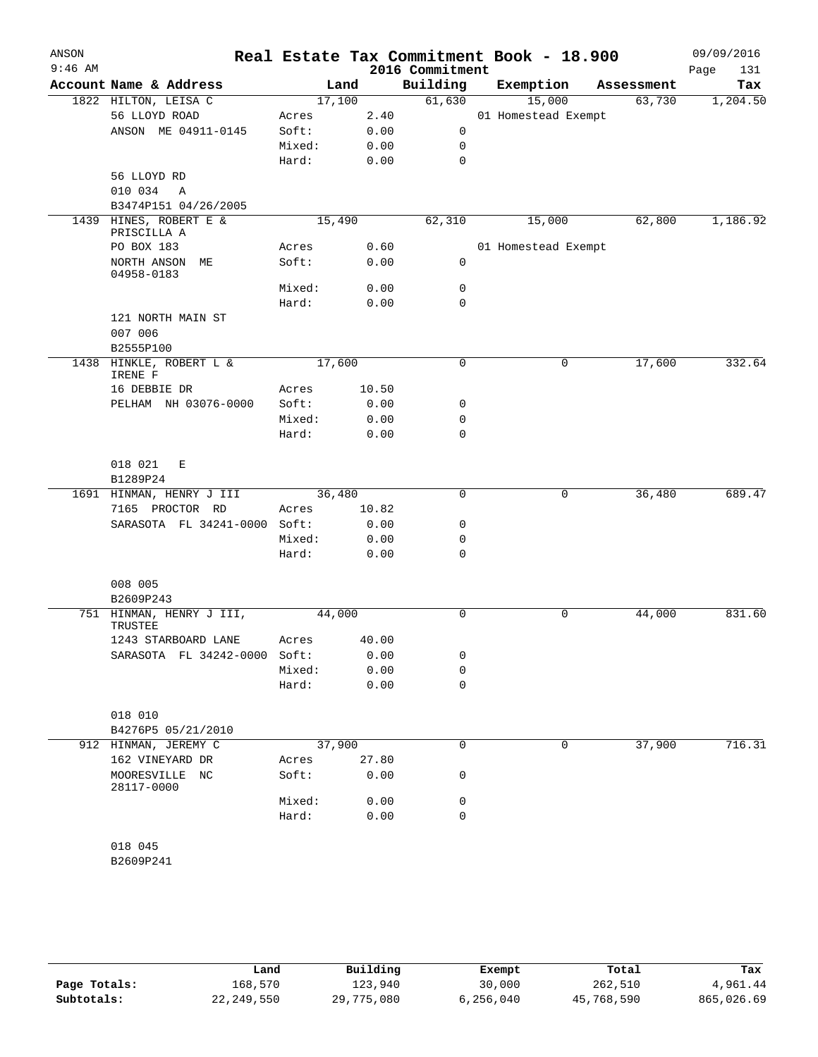# Real Estate Tax Commitment Book - 18.900

ANSON
9:46 AM

2016 Commitment

09/09/2016

| Account Name & Address | Land | | Building | Exemption | Assessment | Tax |
|---|---|---|---|---|---|---|
| 1822 HILTON, LEISA C | 17,100 | | 61,630 | 15,000 | 63,730 | 1,204.50 |
| 56 LLOYD ROAD | Acres | 2.40 | | 01 Homestead Exempt | | |
| ANSON ME 04911-0145 | Soft: | 0.00 | 0 | | | |
| | Mixed: | 0.00 | 0 | | | |
| | Hard: | 0.00 | 0 | | | |
| 56 LLOYD RD | | | | | | |
| 010 034 A | | | | | | |
| B3474P151 04/26/2005 | | | | | | |
| 1439 HINES, ROBERT E & PRISCILLA A | 15,490 | | 62,310 | 15,000 | 62,800 | 1,186.92 |
| PO BOX 183 | Acres | 0.60 | | 01 Homestead Exempt | | |
| NORTH ANSON ME 04958-0183 | Soft: | 0.00 | 0 | | | |
| | Mixed: | 0.00 | 0 | | | |
| | Hard: | 0.00 | 0 | | | |
| 121 NORTH MAIN ST | | | | | | |
| 007 006 | | | | | | |
| B2555P100 | | | | | | |
| 1438 HINKLE, ROBERT L & IRENE F | 17,600 | | 0 | 0 | 17,600 | 332.64 |
| 16 DEBBIE DR | Acres | 10.50 | | | | |
| PELHAM NH 03076-0000 | Soft: | 0.00 | 0 | | | |
| | Mixed: | 0.00 | 0 | | | |
| | Hard: | 0.00 | 0 | | | |
| 018 021 E | | | | | | |
| B1289P24 | | | | | | |
| 1691 HINMAN, HENRY J III | 36,480 | | 0 | 0 | 36,480 | 689.47 |
| 7165 PROCTOR RD | Acres | 10.82 | | | | |
| SARASOTA FL 34241-0000 | Soft: | 0.00 | 0 | | | |
| | Mixed: | 0.00 | 0 | | | |
| | Hard: | 0.00 | 0 | | | |
| 008 005 | | | | | | |
| B2609P243 | | | | | | |
| 751 HINMAN, HENRY J III, TRUSTEE | 44,000 | | 0 | 0 | 44,000 | 831.60 |
| 1243 STARBOARD LANE | Acres | 40.00 | | | | |
| SARASOTA FL 34242-0000 | Soft: | 0.00 | 0 | | | |
| | Mixed: | 0.00 | 0 | | | |
| | Hard: | 0.00 | 0 | | | |
| 018 010 | | | | | | |
| B4276P5 05/21/2010 | | | | | | |
| 912 HINMAN, JEREMY C | 37,900 | | 0 | 0 | 37,900 | 716.31 |
| 162 VINEYARD DR | Acres | 27.80 | | | | |
| MOORESVILLE NC 28117-0000 | Soft: | 0.00 | 0 | | | |
| | Mixed: | 0.00 | 0 | | | |
| | Hard: | 0.00 | 0 | | | |
| 018 045 | | | | | | |
| B2609P241 | | | | | | |

| | Land | Building | Exempt | Total | Tax |
|---|---|---|---|---|---|
| Page Totals: | 168,570 | 123,940 | 30,000 | 262,510 | 4,961.44 |
| Subtotals: | 22,249,550 | 29,775,080 | 6,256,040 | 45,768,590 | 865,026.69 |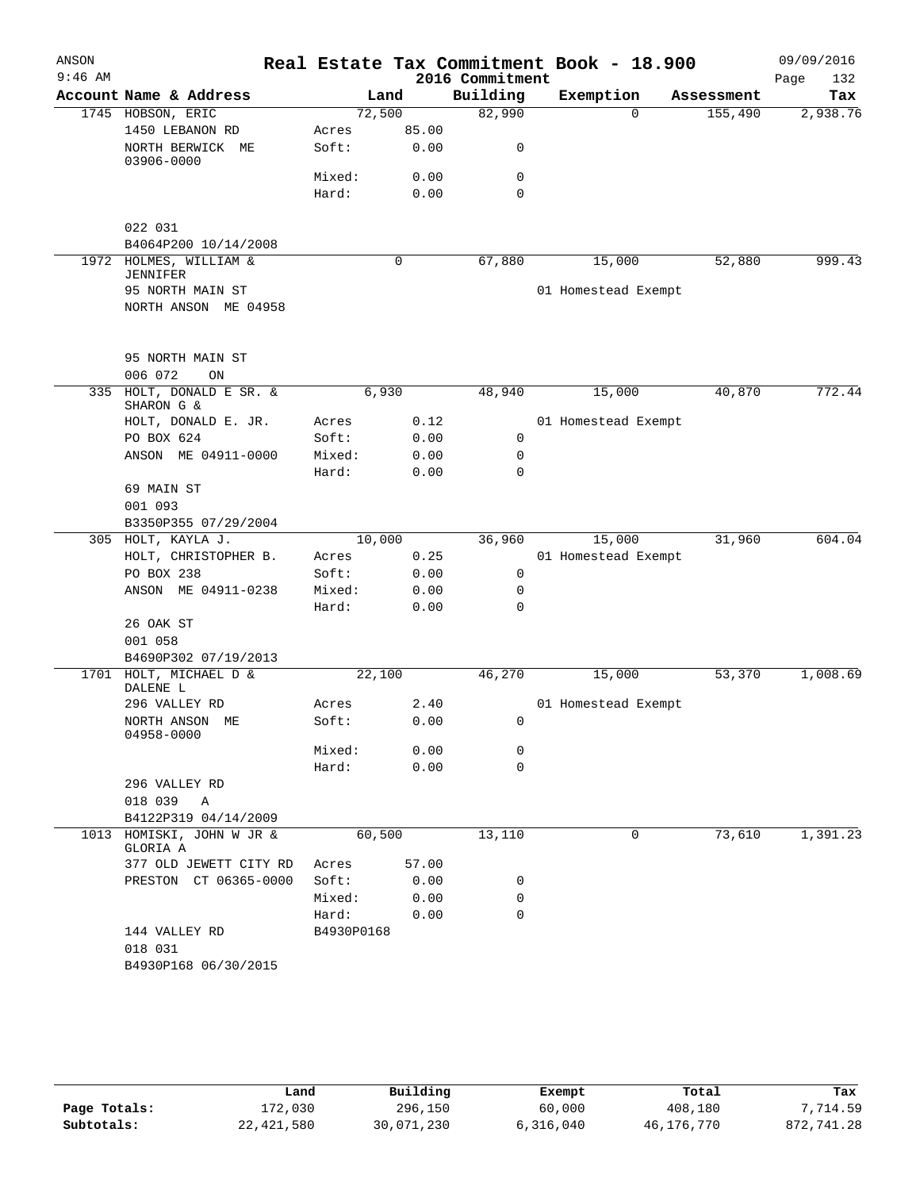# Real Estate Tax Commitment Book - 18.900

ANSON 9:46 AM — 2016 Commitment — 09/09/2016

| Account | Name & Address | Land | | Building | Exemption | Assessment | Tax |
|---|---|---|---|---|---|---|---|
| 1745 | HOBSON, ERIC | 72,500 | | 82,990 | 0 | 155,490 | 2,938.76 |
| | 1450 LEBANON RD | Acres | 85.00 | | | | |
| | NORTH BERWICK ME 03906-0000 | Soft: | 0.00 | 0 | | | |
| | | Mixed: | 0.00 | 0 | | | |
| | | Hard: | 0.00 | 0 | | | |
| | 022 031 | | | | | | |
| | B4064P200 10/14/2008 | | | | | | |
| 1972 | HOLMES, WILLIAM & JENNIFER | 0 | | 67,880 | 15,000 | 52,880 | 999.43 |
| | 95 NORTH MAIN ST | | | | 01 Homestead Exempt | | |
| | NORTH ANSON ME 04958 | | | | | | |
| | 95 NORTH MAIN ST | | | | | | |
| | 006 072 ON | | | | | | |
| 335 | HOLT, DONALD E SR. & SHARON G & | 6,930 | | 48,940 | 15,000 | 40,870 | 772.44 |
| | HOLT, DONALD E. JR. | Acres | 0.12 | | 01 Homestead Exempt | | |
| | PO BOX 624 | Soft: | 0.00 | 0 | | | |
| | ANSON ME 04911-0000 | Mixed: | 0.00 | 0 | | | |
| | | Hard: | 0.00 | 0 | | | |
| | 69 MAIN ST | | | | | | |
| | 001 093 | | | | | | |
| | B3350P355 07/29/2004 | | | | | | |
| 305 | HOLT, KAYLA J. | 10,000 | | 36,960 | 15,000 | 31,960 | 604.04 |
| | HOLT, CHRISTOPHER B. | Acres | 0.25 | | 01 Homestead Exempt | | |
| | PO BOX 238 | Soft: | 0.00 | 0 | | | |
| | ANSON ME 04911-0238 | Mixed: | 0.00 | 0 | | | |
| | | Hard: | 0.00 | 0 | | | |
| | 26 OAK ST | | | | | | |
| | 001 058 | | | | | | |
| | B4690P302 07/19/2013 | | | | | | |
| 1701 | HOLT, MICHAEL D & DALENE L | 22,100 | | 46,270 | 15,000 | 53,370 | 1,008.69 |
| | 296 VALLEY RD | Acres | 2.40 | | 01 Homestead Exempt | | |
| | NORTH ANSON ME 04958-0000 | Soft: | 0.00 | 0 | | | |
| | | Mixed: | 0.00 | 0 | | | |
| | | Hard: | 0.00 | 0 | | | |
| | 296 VALLEY RD | | | | | | |
| | 018 039 A | | | | | | |
| | B4122P319 04/14/2009 | | | | | | |
| 1013 | HOMISKI, JOHN W JR & GLORIA A | 60,500 | | 13,110 | 0 | 73,610 | 1,391.23 |
| | 377 OLD JEWETT CITY RD | Acres | 57.00 | | | | |
| | PRESTON CT 06365-0000 | Soft: | 0.00 | 0 | | | |
| | | Mixed: | 0.00 | 0 | | | |
| | | Hard: | 0.00 | 0 | | | |
| | 144 VALLEY RD | B4930P0168 | | | | | |
| | 018 031 | | | | | | |
| | B4930P168 06/30/2015 | | | | | | |

| | Land | Building | Exempt | Total | Tax |
|---|---|---|---|---|---|
| Page Totals: | 172,030 | 296,150 | 60,000 | 408,180 | 7,714.59 |
| Subtotals: | 22,421,580 | 30,071,230 | 6,316,040 | 46,176,770 | 872,741.28 |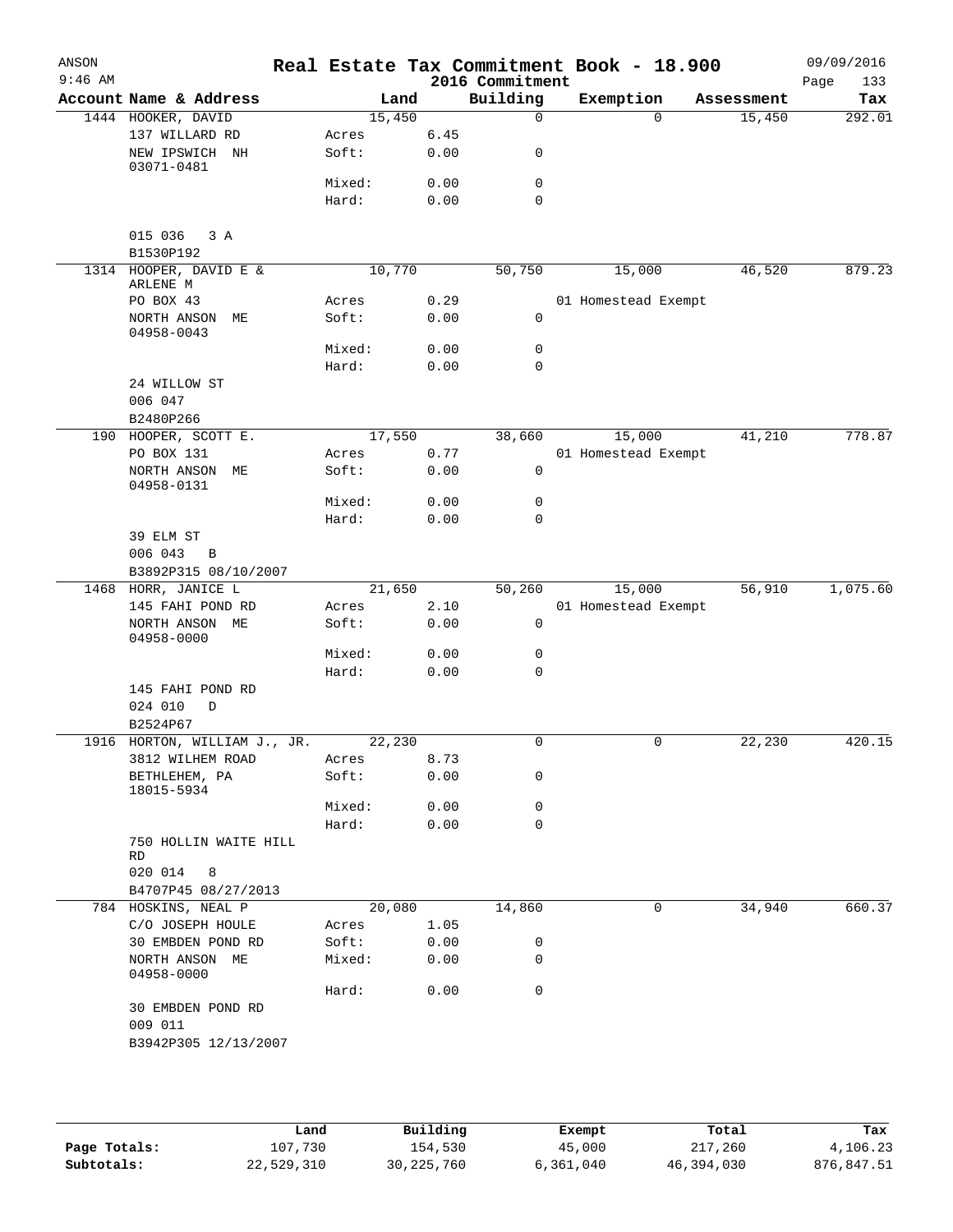# Real Estate Tax Commitment Book - 18.900

ANSON
9:46 AM

2016 Commitment

09/09/2016

| Account | Name & Address | | Land | Building | Exemption | Assessment | Tax |
|---|---|---|---|---|---|---|---|
| 1444 | HOOKER, DAVID | | 15,450 | 0 | 0 | 15,450 | 292.01 |
| | 137 WILLARD RD | Acres | 6.45 | | | | |
| | NEW IPSWICH NH 03071-0481 | Soft: | 0.00 | 0 | | | |
| | | Mixed: | 0.00 | 0 | | | |
| | | Hard: | 0.00 | 0 | | | |
| | 015 036 3 A | | | | | | |
| | B1530P192 | | | | | | |
| 1314 | HOOPER, DAVID E & ARLENE M | | 10,770 | 50,750 | 15,000 | 46,520 | 879.23 |
| | PO BOX 43 | Acres | 0.29 | | 01 Homestead Exempt | | |
| | NORTH ANSON ME 04958-0043 | Soft: | 0.00 | 0 | | | |
| | | Mixed: | 0.00 | 0 | | | |
| | | Hard: | 0.00 | 0 | | | |
| | 24 WILLOW ST | | | | | | |
| | 006 047 | | | | | | |
| | B2480P266 | | | | | | |
| 190 | HOOPER, SCOTT E. | | 17,550 | 38,660 | 15,000 | 41,210 | 778.87 |
| | PO BOX 131 | Acres | 0.77 | | 01 Homestead Exempt | | |
| | NORTH ANSON ME 04958-0131 | Soft: | 0.00 | 0 | | | |
| | | Mixed: | 0.00 | 0 | | | |
| | | Hard: | 0.00 | 0 | | | |
| | 39 ELM ST | | | | | | |
| | 006 043 B | | | | | | |
| | B3892P315 08/10/2007 | | | | | | |
| 1468 | HORR, JANICE L | | 21,650 | 50,260 | 15,000 | 56,910 | 1,075.60 |
| | 145 FAHI POND RD | Acres | 2.10 | | 01 Homestead Exempt | | |
| | NORTH ANSON ME 04958-0000 | Soft: | 0.00 | 0 | | | |
| | | Mixed: | 0.00 | 0 | | | |
| | | Hard: | 0.00 | 0 | | | |
| | 145 FAHI POND RD | | | | | | |
| | 024 010 D | | | | | | |
| | B2524P67 | | | | | | |
| 1916 | HORTON, WILLIAM J., JR. | | 22,230 | 0 | 0 | 22,230 | 420.15 |
| | 3812 WILHEM ROAD | Acres | 8.73 | | | | |
| | BETHLEHEM, PA 18015-5934 | Soft: | 0.00 | 0 | | | |
| | | Mixed: | 0.00 | 0 | | | |
| | | Hard: | 0.00 | 0 | | | |
| | 750 HOLLIN WAITE HILL RD | | | | | | |
| | 020 014 8 | | | | | | |
| | B4707P45 08/27/2013 | | | | | | |
| 784 | HOSKINS, NEAL P | | 20,080 | 14,860 | 0 | 34,940 | 660.37 |
| | C/O JOSEPH HOULE | Acres | 1.05 | | | | |
| | 30 EMBDEN POND RD | Soft: | 0.00 | 0 | | | |
| | NORTH ANSON ME 04958-0000 | Mixed: | 0.00 | 0 | | | |
| | | Hard: | 0.00 | 0 | | | |
| | 30 EMBDEN POND RD | | | | | | |
| | 009 011 | | | | | | |
| | B3942P305 12/13/2007 | | | | | | |

| | Land | Building | Exempt | Total | Tax |
|---|---|---|---|---|---|
| Page Totals: | 107,730 | 154,530 | 45,000 | 217,260 | 4,106.23 |
| Subtotals: | 22,529,310 | 30,225,760 | 6,361,040 | 46,394,030 | 876,847.51 |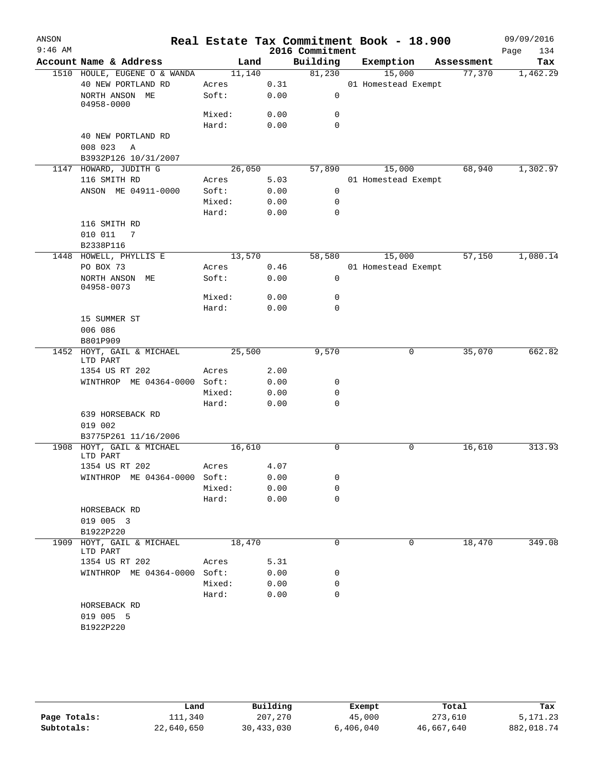# Real Estate Tax Commitment Book - 18.900

ANSON 9:46 AM — 2016 Commitment — 09/09/2016

| Account | Name & Address | Land | | Building | Exemption | Assessment | Tax |
|---|---|---|---|---|---|---|---|
| 1510 | HOULE, EUGENE O & WANDA | 11,140 | | 81,230 | 15,000 | 77,370 | 1,462.29 |
| | 40 NEW PORTLAND RD | Acres | 0.31 | | 01 Homestead Exempt | | |
| | NORTH ANSON ME 04958-0000 | Soft: | 0.00 | 0 | | | |
| | | Mixed: | 0.00 | 0 | | | |
| | | Hard: | 0.00 | 0 | | | |
| | 40 NEW PORTLAND RD | | | | | | |
| | 008 023 A | | | | | | |
| | B3932P126 10/31/2007 | | | | | | |
| 1147 | HOWARD, JUDITH G | 26,050 | | 57,890 | 15,000 | 68,940 | 1,302.97 |
| | 116 SMITH RD | Acres | 5.03 | | 01 Homestead Exempt | | |
| | ANSON ME 04911-0000 | Soft: | 0.00 | 0 | | | |
| | | Mixed: | 0.00 | 0 | | | |
| | | Hard: | 0.00 | 0 | | | |
| | 116 SMITH RD | | | | | | |
| | 010 011 7 | | | | | | |
| | B2338P116 | | | | | | |
| 1448 | HOWELL, PHYLLIS E | 13,570 | | 58,580 | 15,000 | 57,150 | 1,080.14 |
| | PO BOX 73 | Acres | 0.46 | | 01 Homestead Exempt | | |
| | NORTH ANSON ME 04958-0073 | Soft: | 0.00 | 0 | | | |
| | | Mixed: | 0.00 | 0 | | | |
| | | Hard: | 0.00 | 0 | | | |
| | 15 SUMMER ST | | | | | | |
| | 006 086 | | | | | | |
| | B801P909 | | | | | | |
| 1452 | HOYT, GAIL & MICHAEL LTD PART | 25,500 | | 9,570 | 0 | 35,070 | 662.82 |
| | 1354 US RT 202 | Acres | 2.00 | | | | |
| | WINTHROP ME 04364-0000 | Soft: | 0.00 | 0 | | | |
| | | Mixed: | 0.00 | 0 | | | |
| | | Hard: | 0.00 | 0 | | | |
| | 639 HORSEBACK RD | | | | | | |
| | 019 002 | | | | | | |
| | B3775P261 11/16/2006 | | | | | | |
| 1908 | HOYT, GAIL & MICHAEL LTD PART | 16,610 | | 0 | 0 | 16,610 | 313.93 |
| | 1354 US RT 202 | Acres | 4.07 | | | | |
| | WINTHROP ME 04364-0000 | Soft: | 0.00 | 0 | | | |
| | | Mixed: | 0.00 | 0 | | | |
| | | Hard: | 0.00 | 0 | | | |
| | HORSEBACK RD | | | | | | |
| | 019 005 3 | | | | | | |
| | B1922P220 | | | | | | |
| 1909 | HOYT, GAIL & MICHAEL LTD PART | 18,470 | | 0 | 0 | 18,470 | 349.08 |
| | 1354 US RT 202 | Acres | 5.31 | | | | |
| | WINTHROP ME 04364-0000 | Soft: | 0.00 | 0 | | | |
| | | Mixed: | 0.00 | 0 | | | |
| | | Hard: | 0.00 | 0 | | | |
| | HORSEBACK RD | | | | | | |
| | 019 005 5 | | | | | | |
| | B1922P220 | | | | | | |

| | Land | Building | Exempt | Total | Tax |
|---|---|---|---|---|---|
| Page Totals: | 111,340 | 207,270 | 45,000 | 273,610 | 5,171.23 |
| Subtotals: | 22,640,650 | 30,433,030 | 6,406,040 | 46,667,640 | 882,018.74 |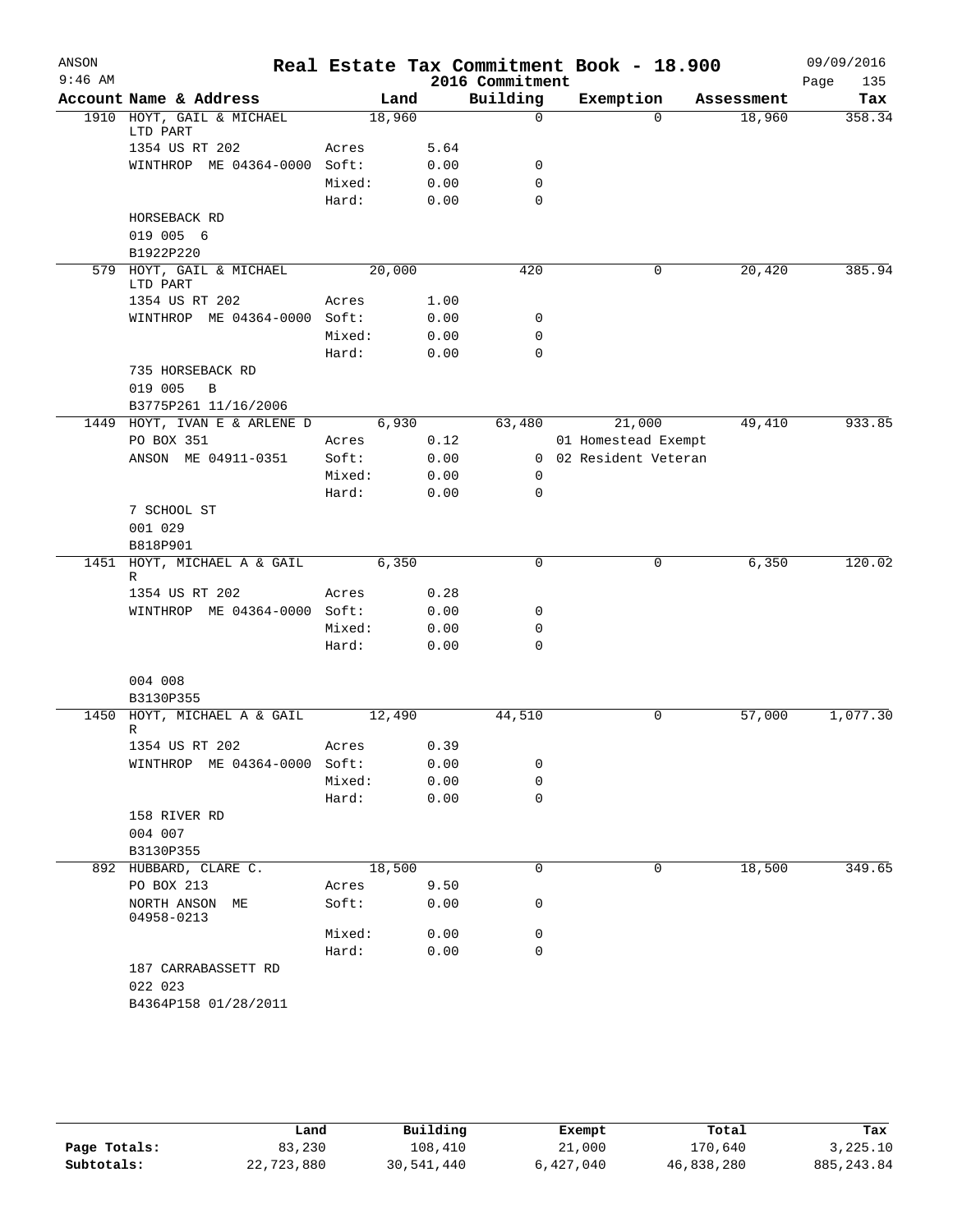ANSON 9:46 AM

# Real Estate Tax Commitment Book - 18.900

2016 Commitment

09/09/2016

| Account | Name & Address | | Land | Building | Exemption | Assessment | Tax |
|---|---|---|---|---|---|---|---|
| 1910 | HOYT, GAIL & MICHAEL LTD PART | | 18,960 | 0 | 0 | 18,960 | 358.34 |
| | 1354 US RT 202 | Acres | 5.64 | | | | |
| | WINTHROP ME 04364-0000 | Soft: | 0.00 | 0 | | | |
| | | Mixed: | 0.00 | 0 | | | |
| | | Hard: | 0.00 | 0 | | | |
| | HORSEBACK RD | | | | | | |
| | 019 005 6 | | | | | | |
| | B1922P220 | | | | | | |
| 579 | HOYT, GAIL & MICHAEL LTD PART | | 20,000 | 420 | 0 | 20,420 | 385.94 |
| | 1354 US RT 202 | Acres | 1.00 | | | | |
| | WINTHROP ME 04364-0000 | Soft: | 0.00 | 0 | | | |
| | | Mixed: | 0.00 | 0 | | | |
| | | Hard: | 0.00 | 0 | | | |
| | 735 HORSEBACK RD | | | | | | |
| | 019 005 B | | | | | | |
| | B3775P261 11/16/2006 | | | | | | |
| 1449 | HOYT, IVAN E & ARLENE D | | 6,930 | 63,480 | 21,000 | 49,410 | 933.85 |
| | PO BOX 351 | Acres | 0.12 | | 01 Homestead Exempt | | |
| | ANSON ME 04911-0351 | Soft: | 0.00 | 0 | 02 Resident Veteran | | |
| | | Mixed: | 0.00 | 0 | | | |
| | | Hard: | 0.00 | 0 | | | |
| | 7 SCHOOL ST | | | | | | |
| | 001 029 | | | | | | |
| | B818P901 | | | | | | |
| 1451 | HOYT, MICHAEL A & GAIL R | | 6,350 | 0 | 0 | 6,350 | 120.02 |
| | 1354 US RT 202 | Acres | 0.28 | | | | |
| | WINTHROP ME 04364-0000 | Soft: | 0.00 | 0 | | | |
| | | Mixed: | 0.00 | 0 | | | |
| | | Hard: | 0.00 | 0 | | | |
| | 004 008 | | | | | | |
| | B3130P355 | | | | | | |
| 1450 | HOYT, MICHAEL A & GAIL R | | 12,490 | 44,510 | 0 | 57,000 | 1,077.30 |
| | 1354 US RT 202 | Acres | 0.39 | | | | |
| | WINTHROP ME 04364-0000 | Soft: | 0.00 | 0 | | | |
| | | Mixed: | 0.00 | 0 | | | |
| | | Hard: | 0.00 | 0 | | | |
| | 158 RIVER RD | | | | | | |
| | 004 007 | | | | | | |
| | B3130P355 | | | | | | |
| 892 | HUBBARD, CLARE C. | | 18,500 | 0 | 0 | 18,500 | 349.65 |
| | PO BOX 213 | Acres | 9.50 | | | | |
| | NORTH ANSON ME 04958-0213 | Soft: | 0.00 | 0 | | | |
| | | Mixed: | 0.00 | 0 | | | |
| | | Hard: | 0.00 | 0 | | | |
| | 187 CARRABASSETT RD | | | | | | |
| | 022 023 | | | | | | |
| | B4364P158 01/28/2011 | | | | | | |

| | Land | Building | Exempt | Total | Tax |
|---|---|---|---|---|---|
| Page Totals: | 83,230 | 108,410 | 21,000 | 170,640 | 3,225.10 |
| Subtotals: | 22,723,880 | 30,541,440 | 6,427,040 | 46,838,280 | 885,243.84 |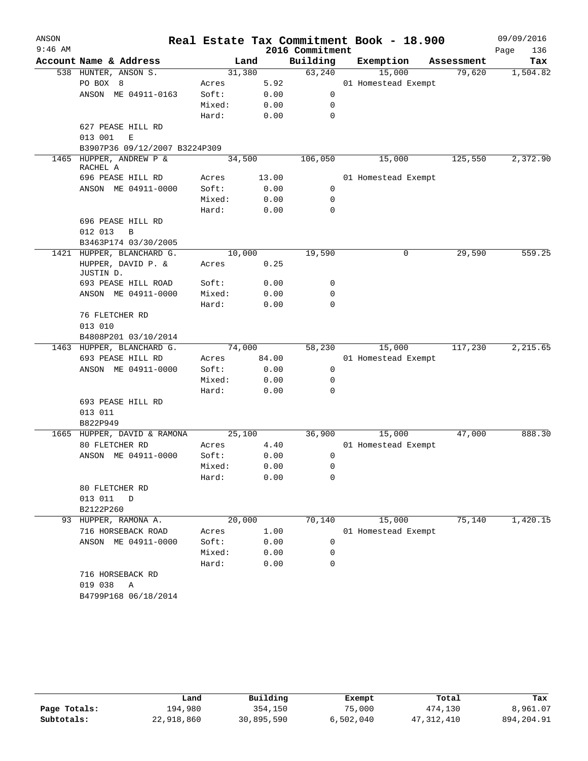# Real Estate Tax Commitment Book - 18.900

ANSON
9:46 AM

2016 Commitment

09/09/2016

| Account | Name & Address | | Land | Building | Exemption | Assessment | Tax |
|---|---|---|---|---|---|---|---|
| 538 | HUNTER, ANSON S. | | 31,380 | 63,240 | 15,000 | 79,620 | 1,504.82 |
| | PO BOX 8 | Acres | 5.92 | | 01 Homestead Exempt | | |
| | ANSON ME 04911-0163 | Soft: | 0.00 | 0 | | | |
| | | Mixed: | 0.00 | 0 | | | |
| | | Hard: | 0.00 | 0 | | | |
| | 627 PEASE HILL RD | | | | | | |
| | 013 001 E | | | | | | |
| | B3907P36 09/12/2007 B3224P309 | | | | | | |
| 1465 | HUPPER, ANDREW P & RACHEL A | | 34,500 | 106,050 | 15,000 | 125,550 | 2,372.90 |
| | 696 PEASE HILL RD | Acres | 13.00 | | 01 Homestead Exempt | | |
| | ANSON ME 04911-0000 | Soft: | 0.00 | 0 | | | |
| | | Mixed: | 0.00 | 0 | | | |
| | | Hard: | 0.00 | 0 | | | |
| | 696 PEASE HILL RD | | | | | | |
| | 012 013 B | | | | | | |
| | B3463P174 03/30/2005 | | | | | | |
| 1421 | HUPPER, BLANCHARD G. | | 10,000 | 19,590 | 0 | 29,590 | 559.25 |
| | HUPPER, DAVID P. & JUSTIN D. | Acres | 0.25 | | | | |
| | 693 PEASE HILL ROAD | Soft: | 0.00 | 0 | | | |
| | ANSON ME 04911-0000 | Mixed: | 0.00 | 0 | | | |
| | | Hard: | 0.00 | 0 | | | |
| | 76 FLETCHER RD | | | | | | |
| | 013 010 | | | | | | |
| | B4808P201 03/10/2014 | | | | | | |
| 1463 | HUPPER, BLANCHARD G. | | 74,000 | 58,230 | 15,000 | 117,230 | 2,215.65 |
| | 693 PEASE HILL RD | Acres | 84.00 | | 01 Homestead Exempt | | |
| | ANSON ME 04911-0000 | Soft: | 0.00 | 0 | | | |
| | | Mixed: | 0.00 | 0 | | | |
| | | Hard: | 0.00 | 0 | | | |
| | 693 PEASE HILL RD | | | | | | |
| | 013 011 | | | | | | |
| | B822P949 | | | | | | |
| 1665 | HUPPER, DAVID & RAMONA | | 25,100 | 36,900 | 15,000 | 47,000 | 888.30 |
| | 80 FLETCHER RD | Acres | 4.40 | | 01 Homestead Exempt | | |
| | ANSON ME 04911-0000 | Soft: | 0.00 | 0 | | | |
| | | Mixed: | 0.00 | 0 | | | |
| | | Hard: | 0.00 | 0 | | | |
| | 80 FLETCHER RD | | | | | | |
| | 013 011 D | | | | | | |
| | B2122P260 | | | | | | |
| 93 | HUPPER, RAMONA A. | | 20,000 | 70,140 | 15,000 | 75,140 | 1,420.15 |
| | 716 HORSEBACK ROAD | Acres | 1.00 | | 01 Homestead Exempt | | |
| | ANSON ME 04911-0000 | Soft: | 0.00 | 0 | | | |
| | | Mixed: | 0.00 | 0 | | | |
| | | Hard: | 0.00 | 0 | | | |
| | 716 HORSEBACK RD | | | | | | |
| | 019 038 A | | | | | | |
| | B4799P168 06/18/2014 | | | | | | |

| | Land | Building | Exempt | Total | Tax |
|---|---|---|---|---|---|
| Page Totals: | 194,980 | 354,150 | 75,000 | 474,130 | 8,961.07 |
| Subtotals: | 22,918,860 | 30,895,590 | 6,502,040 | 47,312,410 | 894,204.91 |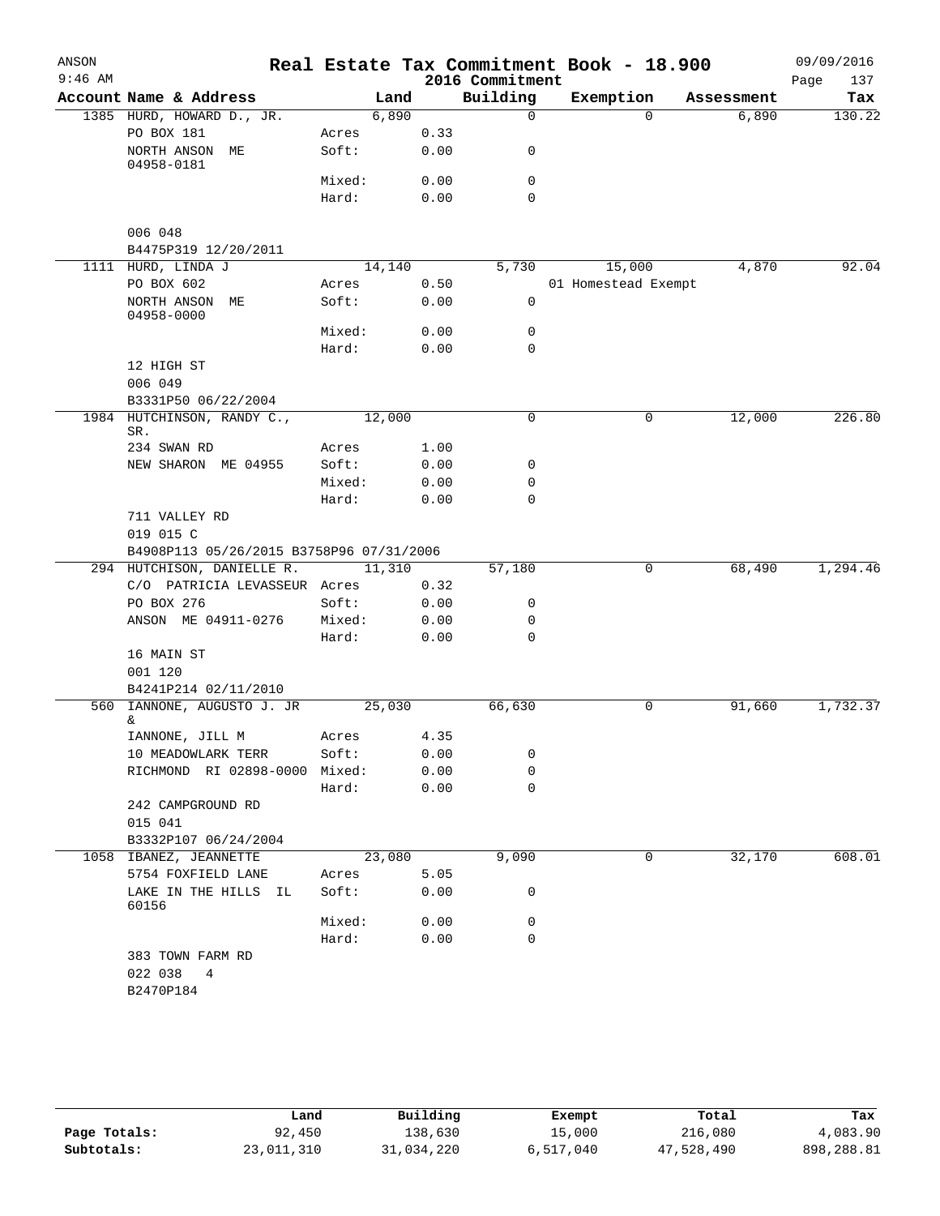# Real Estate Tax Commitment Book - 18.900

ANSON 9:46 AM — 2016 Commitment — 09/09/2016

| Account Name & Address | | Land | Building | Exemption | Assessment | Tax |
|---|---|---|---|---|---|---|
| 1385 HURD, HOWARD D., JR. | | 6,890 | 0 | 0 | 6,890 | 130.22 |
| PO BOX 181 | Acres | 0.33 | | | | |
| NORTH ANSON ME 04958-0181 | Soft: | 0.00 | 0 | | | |
| | Mixed: | 0.00 | 0 | | | |
| | Hard: | 0.00 | 0 | | | |
| 006 048 | | | | | | |
| B4475P319 12/20/2011 | | | | | | |
| 1111 HURD, LINDA J | | 14,140 | 5,730 | 15,000 | 4,870 | 92.04 |
| PO BOX 602 | Acres | 0.50 | | 01 Homestead Exempt | | |
| NORTH ANSON ME 04958-0000 | Soft: | 0.00 | 0 | | | |
| | Mixed: | 0.00 | 0 | | | |
| | Hard: | 0.00 | 0 | | | |
| 12 HIGH ST | | | | | | |
| 006 049 | | | | | | |
| B3331P50 06/22/2004 | | | | | | |
| 1984 HUTCHINSON, RANDY C., SR. | | 12,000 | 0 | 0 | 12,000 | 226.80 |
| 234 SWAN RD | Acres | 1.00 | | | | |
| NEW SHARON ME 04955 | Soft: | 0.00 | 0 | | | |
| | Mixed: | 0.00 | 0 | | | |
| | Hard: | 0.00 | 0 | | | |
| 711 VALLEY RD | | | | | | |
| 019 015 C | | | | | | |
| B4908P113 05/26/2015 B3758P96 07/31/2006 | | | | | | |
| 294 HUTCHISON, DANIELLE R. | | 11,310 | 57,180 | 0 | 68,490 | 1,294.46 |
| C/O PATRICIA LEVASSEUR | Acres | 0.32 | | | | |
| PO BOX 276 | Soft: | 0.00 | 0 | | | |
| ANSON ME 04911-0276 | Mixed: | 0.00 | 0 | | | |
| | Hard: | 0.00 | 0 | | | |
| 16 MAIN ST | | | | | | |
| 001 120 | | | | | | |
| B4241P214 02/11/2010 | | | | | | |
| 560 IANNONE, AUGUSTO J. JR & | | 25,030 | 66,630 | 0 | 91,660 | 1,732.37 |
| IANNONE, JILL M | Acres | 4.35 | | | | |
| 10 MEADOWLARK TERR | Soft: | 0.00 | 0 | | | |
| RICHMOND RI 02898-0000 | Mixed: | 0.00 | 0 | | | |
| | Hard: | 0.00 | 0 | | | |
| 242 CAMPGROUND RD | | | | | | |
| 015 041 | | | | | | |
| B3332P107 06/24/2004 | | | | | | |
| 1058 IBANEZ, JEANNETTE | | 23,080 | 9,090 | 0 | 32,170 | 608.01 |
| 5754 FOXFIELD LANE | Acres | 5.05 | | | | |
| LAKE IN THE HILLS IL 60156 | Soft: | 0.00 | 0 | | | |
| | Mixed: | 0.00 | 0 | | | |
| | Hard: | 0.00 | 0 | | | |
| 383 TOWN FARM RD | | | | | | |
| 022 038 4 | | | | | | |
| B2470P184 | | | | | | |

| | Land | Building | Exempt | Total | Tax |
|---|---|---|---|---|---|
| Page Totals: | 92,450 | 138,630 | 15,000 | 216,080 | 4,083.90 |
| Subtotals: | 23,011,310 | 31,034,220 | 6,517,040 | 47,528,490 | 898,288.81 |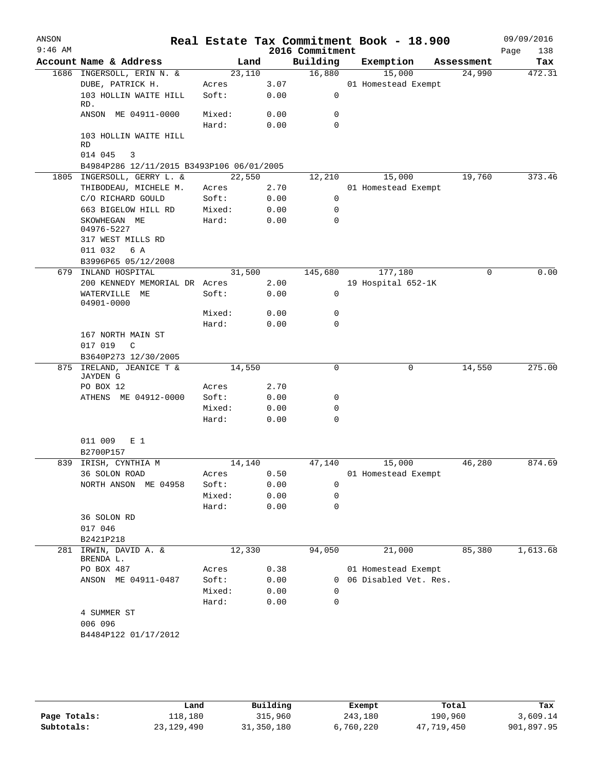# Real Estate Tax Commitment Book - 18.900

ANSON
9:46 AM
2016 Commitment
09/09/2016

| Account | Name & Address | Land | | Building | Exemption | Assessment | Tax |
|---|---|---|---|---|---|---|---|
| 1686 | INGERSOLL, ERIN N. & | 23,110 | | 16,880 | 15,000 | 24,990 | 472.31 |
| | DUBE, PATRICK H. | Acres | 3.07 | | 01 Homestead Exempt | | |
| | 103 HOLLIN WAITE HILL RD. | Soft: | 0.00 | 0 | | | |
| | ANSON ME 04911-0000 | Mixed: | 0.00 | 0 | | | |
| | | Hard: | 0.00 | 0 | | | |
| | 103 HOLLIN WAITE HILL RD | | | | | | |
| | 014 045 3 | | | | | | |
| | B4984P286 12/11/2015 B3493P106 06/01/2005 | | | | | | |
| 1805 | INGERSOLL, GERRY L. & | 22,550 | | 12,210 | 15,000 | 19,760 | 373.46 |
| | THIBODEAU, MICHELE M. | Acres | 2.70 | | 01 Homestead Exempt | | |
| | C/O RICHARD GOULD | Soft: | 0.00 | 0 | | | |
| | 663 BIGELOW HILL RD | Mixed: | 0.00 | 0 | | | |
| | SKOWHEGAN ME 04976-5227 | Hard: | 0.00 | 0 | | | |
| | 317 WEST MILLS RD | | | | | | |
| | 011 032 6 A | | | | | | |
| | B3996P65 05/12/2008 | | | | | | |
| 679 | INLAND HOSPITAL | 31,500 | | 145,680 | 177,180 | 0 | 0.00 |
| | 200 KENNEDY MEMORIAL DR | Acres | 2.00 | | 19 Hospital 652-1K | | |
| | WATERVILLE ME 04901-0000 | Soft: | 0.00 | 0 | | | |
| | | Mixed: | 0.00 | 0 | | | |
| | | Hard: | 0.00 | 0 | | | |
| | 167 NORTH MAIN ST | | | | | | |
| | 017 019 C | | | | | | |
| | B3640P273 12/30/2005 | | | | | | |
| 875 | IRELAND, JEANICE T & JAYDEN G | 14,550 | | 0 | 0 | 14,550 | 275.00 |
| | PO BOX 12 | Acres | 2.70 | | | | |
| | ATHENS ME 04912-0000 | Soft: | 0.00 | 0 | | | |
| | | Mixed: | 0.00 | 0 | | | |
| | | Hard: | 0.00 | 0 | | | |
| | 011 009 E 1 | | | | | | |
| | B2700P157 | | | | | | |
| 839 | IRISH, CYNTHIA M | 14,140 | | 47,140 | 15,000 | 46,280 | 874.69 |
| | 36 SOLON ROAD | Acres | 0.50 | | 01 Homestead Exempt | | |
| | NORTH ANSON ME 04958 | Soft: | 0.00 | 0 | | | |
| | | Mixed: | 0.00 | 0 | | | |
| | | Hard: | 0.00 | 0 | | | |
| | 36 SOLON RD | | | | | | |
| | 017 046 | | | | | | |
| | B2421P218 | | | | | | |
| 281 | IRWIN, DAVID A. & BRENDA L. | 12,330 | | 94,050 | 21,000 | 85,380 | 1,613.68 |
| | PO BOX 487 | Acres | 0.38 | | 01 Homestead Exempt | | |
| | ANSON ME 04911-0487 | Soft: | 0.00 | 0 | 06 Disabled Vet. Res. | | |
| | | Mixed: | 0.00 | 0 | | | |
| | | Hard: | 0.00 | 0 | | | |
| | 4 SUMMER ST | | | | | | |
| | 006 096 | | | | | | |
| | B4484P122 01/17/2012 | | | | | | |

| | Land | Building | Exempt | Total | Tax |
|---|---|---|---|---|---|
| Page Totals: | 118,180 | 315,960 | 243,180 | 190,960 | 3,609.14 |
| Subtotals: | 23,129,490 | 31,350,180 | 6,760,220 | 47,719,450 | 901,897.95 |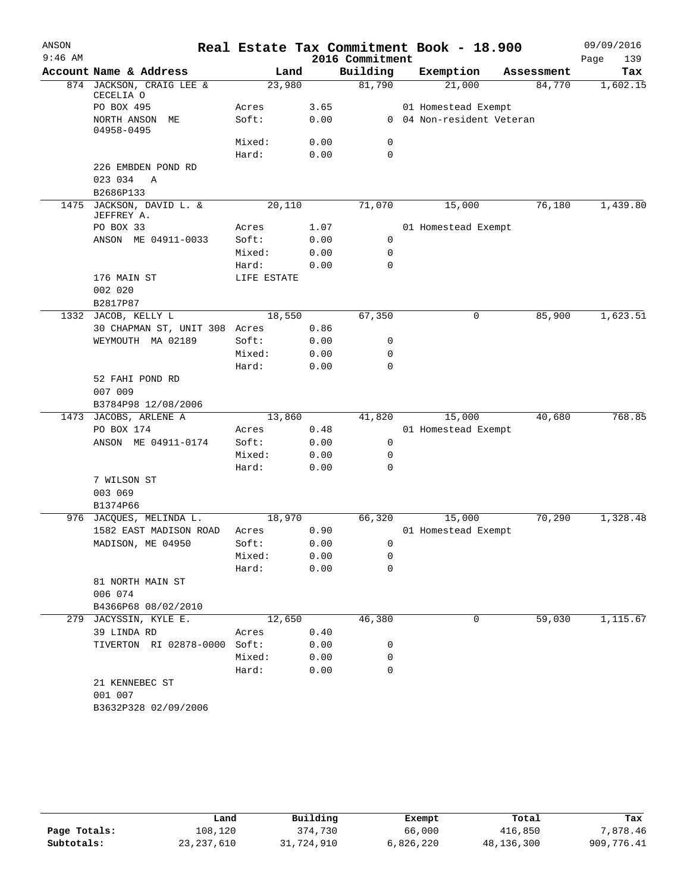# Real Estate Tax Commitment Book - 18.900

ANSON
9:46 AM

2016 Commitment

09/09/2016

| Account Name & Address | Land | | Building | Exemption | Assessment | Tax |
|---|---|---|---|---|---|---|
| 874 JACKSON, CRAIG LEE & CECELIA O | 23,980 | | 81,790 | 21,000 | 84,770 | 1,602.15 |
| PO BOX 495 | Acres | 3.65 | | 01 Homestead Exempt | | |
| NORTH ANSON ME 04958-0495 | Soft: | 0.00 | 0 | 04 Non-resident Veteran | | |
| | Mixed: | 0.00 | 0 | | | |
| | Hard: | 0.00 | 0 | | | |
| 226 EMBDEN POND RD | | | | | | |
| 023 034 A | | | | | | |
| B2686P133 | | | | | | |
| 1475 JACKSON, DAVID L. & JEFFREY A. | 20,110 | | 71,070 | 15,000 | 76,180 | 1,439.80 |
| PO BOX 33 | Acres | 1.07 | | 01 Homestead Exempt | | |
| ANSON ME 04911-0033 | Soft: | 0.00 | 0 | | | |
| | Mixed: | 0.00 | 0 | | | |
| | Hard: | 0.00 | 0 | | | |
| 176 MAIN ST | LIFE ESTATE | | | | | |
| 002 020 | | | | | | |
| B2817P87 | | | | | | |
| 1332 JACOB, KELLY L | 18,550 | | 67,350 | 0 | 85,900 | 1,623.51 |
| 30 CHAPMAN ST, UNIT 308 | Acres | 0.86 | | | | |
| WEYMOUTH MA 02189 | Soft: | 0.00 | 0 | | | |
| | Mixed: | 0.00 | 0 | | | |
| | Hard: | 0.00 | 0 | | | |
| 52 FAHI POND RD | | | | | | |
| 007 009 | | | | | | |
| B3784P98 12/08/2006 | | | | | | |
| 1473 JACOBS, ARLENE A | 13,860 | | 41,820 | 15,000 | 40,680 | 768.85 |
| PO BOX 174 | Acres | 0.48 | | 01 Homestead Exempt | | |
| ANSON ME 04911-0174 | Soft: | 0.00 | 0 | | | |
| | Mixed: | 0.00 | 0 | | | |
| | Hard: | 0.00 | 0 | | | |
| 7 WILSON ST | | | | | | |
| 003 069 | | | | | | |
| B1374P66 | | | | | | |
| 976 JACQUES, MELINDA L. | 18,970 | | 66,320 | 15,000 | 70,290 | 1,328.48 |
| 1582 EAST MADISON ROAD | Acres | 0.90 | | 01 Homestead Exempt | | |
| MADISON, ME 04950 | Soft: | 0.00 | 0 | | | |
| | Mixed: | 0.00 | 0 | | | |
| | Hard: | 0.00 | 0 | | | |
| 81 NORTH MAIN ST | | | | | | |
| 006 074 | | | | | | |
| B4366P68 08/02/2010 | | | | | | |
| 279 JACYSSIN, KYLE E. | 12,650 | | 46,380 | 0 | 59,030 | 1,115.67 |
| 39 LINDA RD | Acres | 0.40 | | | | |
| TIVERTON RI 02878-0000 | Soft: | 0.00 | 0 | | | |
| | Mixed: | 0.00 | 0 | | | |
| | Hard: | 0.00 | 0 | | | |
| 21 KENNEBEC ST | | | | | | |
| 001 007 | | | | | | |
| B3632P328 02/09/2006 | | | | | | |

| | Land | Building | Exempt | Total | Tax |
|---|---|---|---|---|---|
| Page Totals: | 108,120 | 374,730 | 66,000 | 416,850 | 7,878.46 |
| Subtotals: | 23,237,610 | 31,724,910 | 6,826,220 | 48,136,300 | 909,776.41 |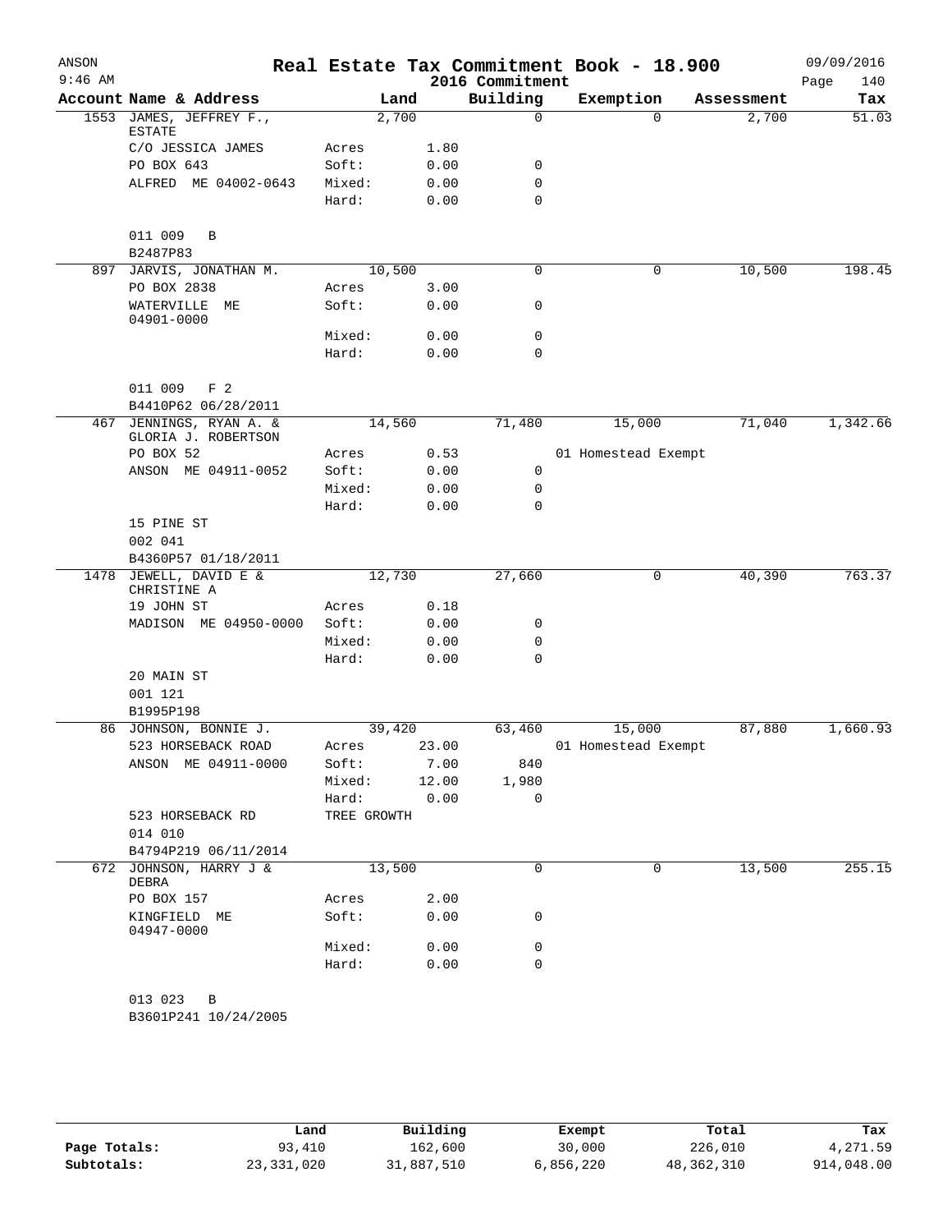# Real Estate Tax Commitment Book - 18.900

ANSON
9:46 AM

2016 Commitment

09/09/2016
Page 140

| Account | Name & Address | Land | | Building | Exemption | Assessment | Tax |
|---|---|---|---|---|---|---|---|
| 1553 | JAMES, JEFFREY F., ESTATE | 2,700 | | 0 | 0 | 2,700 | 51.03 |
| | C/O JESSICA JAMES | Acres | 1.80 | | | | |
| | PO BOX 643 | Soft: | 0.00 | 0 | | | |
| | ALFRED ME 04002-0643 | Mixed: | 0.00 | 0 | | | |
| | | Hard: | 0.00 | 0 | | | |
| | 011 009 B | | | | | | |
| | B2487P83 | | | | | | |
| 897 | JARVIS, JONATHAN M. | 10,500 | | 0 | 0 | 10,500 | 198.45 |
| | PO BOX 2838 | Acres | 3.00 | | | | |
| | WATERVILLE ME 04901-0000 | Soft: | 0.00 | 0 | | | |
| | | Mixed: | 0.00 | 0 | | | |
| | | Hard: | 0.00 | 0 | | | |
| | 011 009 F 2 | | | | | | |
| | B4410P62 06/28/2011 | | | | | | |
| 467 | JENNINGS, RYAN A. & GLORIA J. ROBERTSON | 14,560 | | 71,480 | 15,000 | 71,040 | 1,342.66 |
| | PO BOX 52 | Acres | 0.53 | | 01 Homestead Exempt | | |
| | ANSON ME 04911-0052 | Soft: | 0.00 | 0 | | | |
| | | Mixed: | 0.00 | 0 | | | |
| | | Hard: | 0.00 | 0 | | | |
| | 15 PINE ST | | | | | | |
| | 002 041 | | | | | | |
| | B4360P57 01/18/2011 | | | | | | |
| 1478 | JEWELL, DAVID E & CHRISTINE A | 12,730 | | 27,660 | 0 | 40,390 | 763.37 |
| | 19 JOHN ST | Acres | 0.18 | | | | |
| | MADISON ME 04950-0000 | Soft: | 0.00 | 0 | | | |
| | | Mixed: | 0.00 | 0 | | | |
| | | Hard: | 0.00 | 0 | | | |
| | 20 MAIN ST | | | | | | |
| | 001 121 | | | | | | |
| | B1995P198 | | | | | | |
| 86 | JOHNSON, BONNIE J. | 39,420 | | 63,460 | 15,000 | 87,880 | 1,660.93 |
| | 523 HORSEBACK ROAD | Acres | 23.00 | | 01 Homestead Exempt | | |
| | ANSON ME 04911-0000 | Soft: | 7.00 | 840 | | | |
| | | Mixed: | 12.00 | 1,980 | | | |
| | | Hard: | 0.00 | 0 | | | |
| | 523 HORSEBACK RD | TREE GROWTH | | | | | |
| | 014 010 | | | | | | |
| | B4794P219 06/11/2014 | | | | | | |
| 672 | JOHNSON, HARRY J & DEBRA | 13,500 | | 0 | 0 | 13,500 | 255.15 |
| | PO BOX 157 | Acres | 2.00 | | | | |
| | KINGFIELD ME 04947-0000 | Soft: | 0.00 | 0 | | | |
| | | Mixed: | 0.00 | 0 | | | |
| | | Hard: | 0.00 | 0 | | | |
| | 013 023 B | | | | | | |
| | B3601P241 10/24/2005 | | | | | | |

| | Land | Building | Exempt | Total | Tax |
|---|---|---|---|---|---|
| Page Totals: | 93,410 | 162,600 | 30,000 | 226,010 | 4,271.59 |
| Subtotals: | 23,331,020 | 31,887,510 | 6,856,220 | 48,362,310 | 914,048.00 |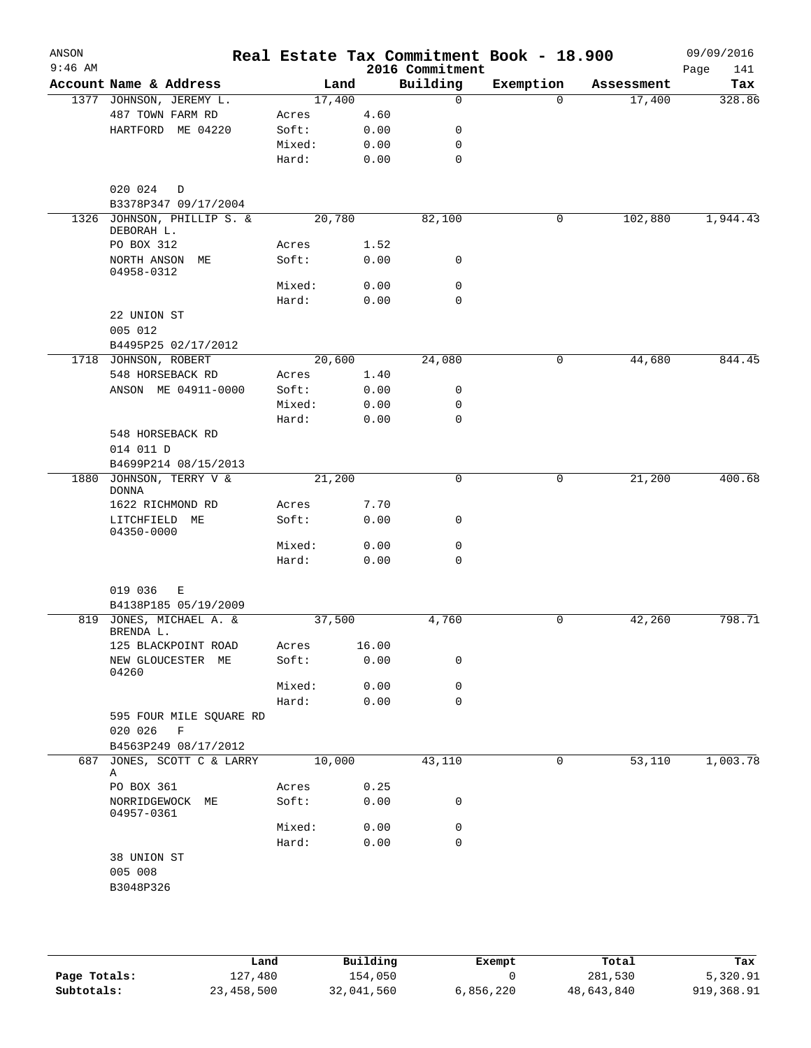# Real Estate Tax Commitment Book - 18.900

ANSON
9:46 AM

2016 Commitment

09/09/2016

| Account | Name & Address | | Land | Building | Exemption | Assessment | Tax |
|---|---|---|---|---|---|---|---|
| 1377 | JOHNSON, JEREMY L. | | 17,400 | 0 | 0 | 17,400 | 328.86 |
| | 487 TOWN FARM RD | Acres | 4.60 | | | | |
| | HARTFORD ME 04220 | Soft: | 0.00 | 0 | | | |
| | | Mixed: | 0.00 | 0 | | | |
| | | Hard: | 0.00 | 0 | | | |
| | 020 024 D | | | | | | |
| | B3378P347 09/17/2004 | | | | | | |
| 1326 | JOHNSON, PHILLIP S. & DEBORAH L. | | 20,780 | 82,100 | 0 | 102,880 | 1,944.43 |
| | PO BOX 312 | Acres | 1.52 | | | | |
| | NORTH ANSON ME 04958-0312 | Soft: | 0.00 | 0 | | | |
| | | Mixed: | 0.00 | 0 | | | |
| | | Hard: | 0.00 | 0 | | | |
| | 22 UNION ST | | | | | | |
| | 005 012 | | | | | | |
| | B4495P25 02/17/2012 | | | | | | |
| 1718 | JOHNSON, ROBERT | | 20,600 | 24,080 | 0 | 44,680 | 844.45 |
| | 548 HORSEBACK RD | Acres | 1.40 | | | | |
| | ANSON ME 04911-0000 | Soft: | 0.00 | 0 | | | |
| | | Mixed: | 0.00 | 0 | | | |
| | | Hard: | 0.00 | 0 | | | |
| | 548 HORSEBACK RD | | | | | | |
| | 014 011 D | | | | | | |
| | B4699P214 08/15/2013 | | | | | | |
| 1880 | JOHNSON, TERRY V & DONNA | | 21,200 | 0 | 0 | 21,200 | 400.68 |
| | 1622 RICHMOND RD | Acres | 7.70 | | | | |
| | LITCHFIELD ME 04350-0000 | Soft: | 0.00 | 0 | | | |
| | | Mixed: | 0.00 | 0 | | | |
| | | Hard: | 0.00 | 0 | | | |
| | 019 036 E | | | | | | |
| | B4138P185 05/19/2009 | | | | | | |
| 819 | JONES, MICHAEL A. & BRENDA L. | | 37,500 | 4,760 | 0 | 42,260 | 798.71 |
| | 125 BLACKPOINT ROAD | Acres | 16.00 | | | | |
| | NEW GLOUCESTER ME 04260 | Soft: | 0.00 | 0 | | | |
| | | Mixed: | 0.00 | 0 | | | |
| | | Hard: | 0.00 | 0 | | | |
| | 595 FOUR MILE SQUARE RD | | | | | | |
| | 020 026 F | | | | | | |
| | B4563P249 08/17/2012 | | | | | | |
| 687 | JONES, SCOTT C & LARRY A | | 10,000 | 43,110 | 0 | 53,110 | 1,003.78 |
| | PO BOX 361 | Acres | 0.25 | | | | |
| | NORRIDGEWOCK ME 04957-0361 | Soft: | 0.00 | 0 | | | |
| | | Mixed: | 0.00 | 0 | | | |
| | | Hard: | 0.00 | 0 | | | |
| | 38 UNION ST | | | | | | |
| | 005 008 | | | | | | |
| | B3048P326 | | | | | | |

| | Land | Building | Exempt | Total | Tax |
|---|---|---|---|---|---|
| Page Totals: | 127,480 | 154,050 | 0 | 281,530 | 5,320.91 |
| Subtotals: | 23,458,500 | 32,041,560 | 6,856,220 | 48,643,840 | 919,368.91 |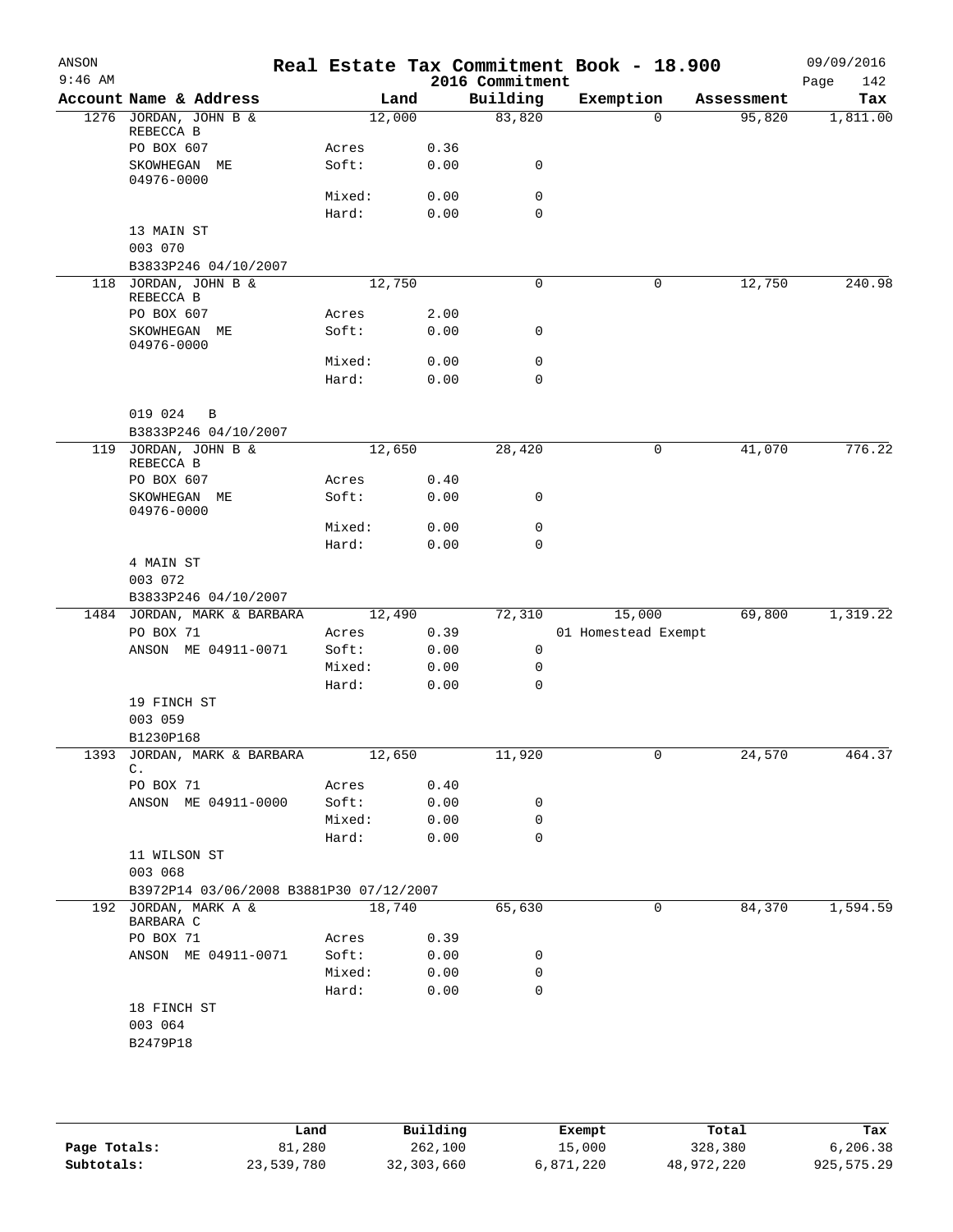# Real Estate Tax Commitment Book - 18.900

ANSON
9:46 AM

2016 Commitment

09/09/2016

| Account | Name & Address | Land | | Building | Exemption | Assessment | Tax |
|---|---|---|---|---|---|---|---|
| 1276 | JORDAN, JOHN B & REBECCA B | 12,000 | | 83,820 | 0 | 95,820 | 1,811.00 |
| | PO BOX 607 | Acres | 0.36 | | | | |
| | SKOWHEGAN ME 04976-0000 | Soft: | 0.00 | 0 | | | |
| | | Mixed: | 0.00 | 0 | | | |
| | | Hard: | 0.00 | 0 | | | |
| | 13 MAIN ST | | | | | | |
| | 003 070 | | | | | | |
| | B3833P246 04/10/2007 | | | | | | |
| 118 | JORDAN, JOHN B & REBECCA B | 12,750 | | 0 | 0 | 12,750 | 240.98 |
| | PO BOX 607 | Acres | 2.00 | | | | |
| | SKOWHEGAN ME 04976-0000 | Soft: | 0.00 | 0 | | | |
| | | Mixed: | 0.00 | 0 | | | |
| | | Hard: | 0.00 | 0 | | | |
| | 019 024 B | | | | | | |
| | B3833P246 04/10/2007 | | | | | | |
| 119 | JORDAN, JOHN B & REBECCA B | 12,650 | | 28,420 | 0 | 41,070 | 776.22 |
| | PO BOX 607 | Acres | 0.40 | | | | |
| | SKOWHEGAN ME 04976-0000 | Soft: | 0.00 | 0 | | | |
| | | Mixed: | 0.00 | 0 | | | |
| | | Hard: | 0.00 | 0 | | | |
| | 4 MAIN ST | | | | | | |
| | 003 072 | | | | | | |
| | B3833P246 04/10/2007 | | | | | | |
| 1484 | JORDAN, MARK & BARBARA | 12,490 | | 72,310 | 15,000 | 69,800 | 1,319.22 |
| | PO BOX 71 | Acres | 0.39 | | 01 Homestead Exempt | | |
| | ANSON ME 04911-0071 | Soft: | 0.00 | 0 | | | |
| | | Mixed: | 0.00 | 0 | | | |
| | | Hard: | 0.00 | 0 | | | |
| | 19 FINCH ST | | | | | | |
| | 003 059 | | | | | | |
| | B1230P168 | | | | | | |
| 1393 | JORDAN, MARK & BARBARA C. | 12,650 | | 11,920 | 0 | 24,570 | 464.37 |
| | PO BOX 71 | Acres | 0.40 | | | | |
| | ANSON ME 04911-0000 | Soft: | 0.00 | 0 | | | |
| | | Mixed: | 0.00 | 0 | | | |
| | | Hard: | 0.00 | 0 | | | |
| | 11 WILSON ST | | | | | | |
| | 003 068 | | | | | | |
| | B3972P14 03/06/2008 B3881P30 07/12/2007 | | | | | | |
| 192 | JORDAN, MARK A & BARBARA C | 18,740 | | 65,630 | 0 | 84,370 | 1,594.59 |
| | PO BOX 71 | Acres | 0.39 | | | | |
| | ANSON ME 04911-0071 | Soft: | 0.00 | 0 | | | |
| | | Mixed: | 0.00 | 0 | | | |
| | | Hard: | 0.00 | 0 | | | |
| | 18 FINCH ST | | | | | | |
| | 003 064 | | | | | | |
| | B2479P18 | | | | | | |

| | Land | Building | Exempt | Total | Tax |
|---|---|---|---|---|---|
| Page Totals: | 81,280 | 262,100 | 15,000 | 328,380 | 6,206.38 |
| Subtotals: | 23,539,780 | 32,303,660 | 6,871,220 | 48,972,220 | 925,575.29 |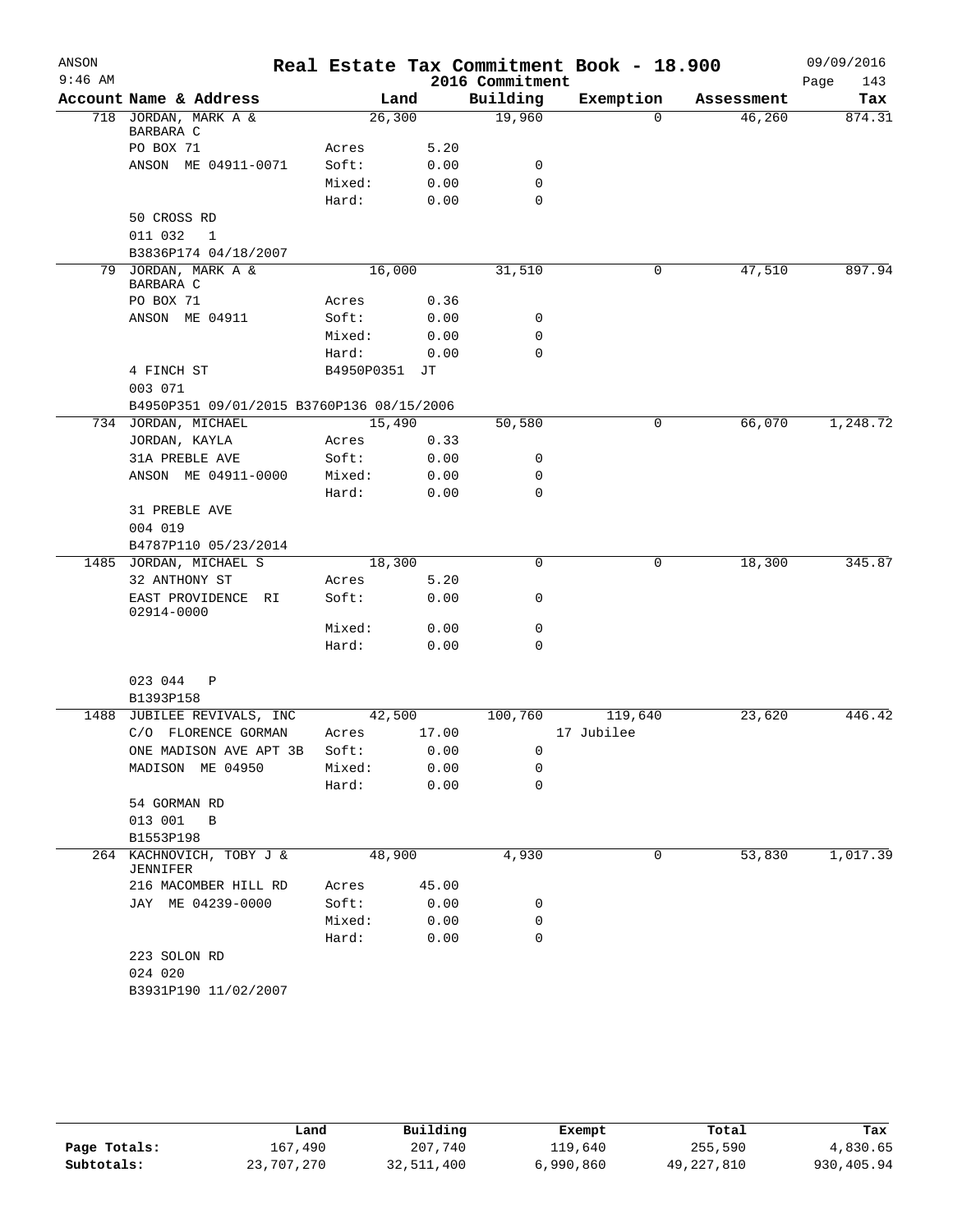# Real Estate Tax Commitment Book - 18.900

ANSON 09/09/2016
9:46 AM 2016 Commitment

| Account | Name & Address | Land | | Building | Exemption | Assessment | Tax |
|---|---|---|---|---|---|---|---|
| 718 | JORDAN, MARK A & BARBARA C | 26,300 | | 19,960 | 0 | 46,260 | 874.31 |
| | PO BOX 71 | Acres | 5.20 | | | | |
| | ANSON ME 04911-0071 | Soft: | 0.00 | 0 | | | |
| | | Mixed: | 0.00 | 0 | | | |
| | | Hard: | 0.00 | 0 | | | |
| | 50 CROSS RD | | | | | | |
| | 011 032 1 | | | | | | |
| | B3836P174 04/18/2007 | | | | | | |
| 79 | JORDAN, MARK A & BARBARA C | 16,000 | | 31,510 | 0 | 47,510 | 897.94 |
| | PO BOX 71 | Acres | 0.36 | | | | |
| | ANSON ME 04911 | Soft: | 0.00 | 0 | | | |
| | | Mixed: | 0.00 | 0 | | | |
| | | Hard: | 0.00 | 0 | | | |
| | 4 FINCH ST | B4950P0351 JT | | | | | |
| | 003 071 | | | | | | |
| | B4950P351 09/01/2015 B3760P136 08/15/2006 | | | | | | |
| 734 | JORDAN, MICHAEL | 15,490 | | 50,580 | 0 | 66,070 | 1,248.72 |
| | JORDAN, KAYLA | Acres | 0.33 | | | | |
| | 31A PREBLE AVE | Soft: | 0.00 | 0 | | | |
| | ANSON ME 04911-0000 | Mixed: | 0.00 | 0 | | | |
| | | Hard: | 0.00 | 0 | | | |
| | 31 PREBLE AVE | | | | | | |
| | 004 019 | | | | | | |
| | B4787P110 05/23/2014 | | | | | | |
| 1485 | JORDAN, MICHAEL S | 18,300 | | 0 | 0 | 18,300 | 345.87 |
| | 32 ANTHONY ST | Acres | 5.20 | | | | |
| | EAST PROVIDENCE RI 02914-0000 | Soft: | 0.00 | 0 | | | |
| | | Mixed: | 0.00 | 0 | | | |
| | | Hard: | 0.00 | 0 | | | |
| | 023 044 P | | | | | | |
| | B1393P158 | | | | | | |
| 1488 | JUBILEE REVIVALS, INC | 42,500 | | 100,760 | 119,640 | 23,620 | 446.42 |
| | C/O FLORENCE GORMAN | Acres | 17.00 | | 17 Jubilee | | |
| | ONE MADISON AVE APT 3B | Soft: | 0.00 | 0 | | | |
| | MADISON ME 04950 | Mixed: | 0.00 | 0 | | | |
| | | Hard: | 0.00 | 0 | | | |
| | 54 GORMAN RD | | | | | | |
| | 013 001 B | | | | | | |
| | B1553P198 | | | | | | |
| 264 | KACHNOVICH, TOBY J & JENNIFER | 48,900 | | 4,930 | 0 | 53,830 | 1,017.39 |
| | 216 MACOMBER HILL RD | Acres | 45.00 | | | | |
| | JAY ME 04239-0000 | Soft: | 0.00 | 0 | | | |
| | | Mixed: | 0.00 | 0 | | | |
| | | Hard: | 0.00 | 0 | | | |
| | 223 SOLON RD | | | | | | |
| | 024 020 | | | | | | |
| | B3931P190 11/02/2007 | | | | | | |

| | Land | Building | Exempt | Total | Tax |
|---|---|---|---|---|---|
| Page Totals: | 167,490 | 207,740 | 119,640 | 255,590 | 4,830.65 |
| Subtotals: | 23,707,270 | 32,511,400 | 6,990,860 | 49,227,810 | 930,405.94 |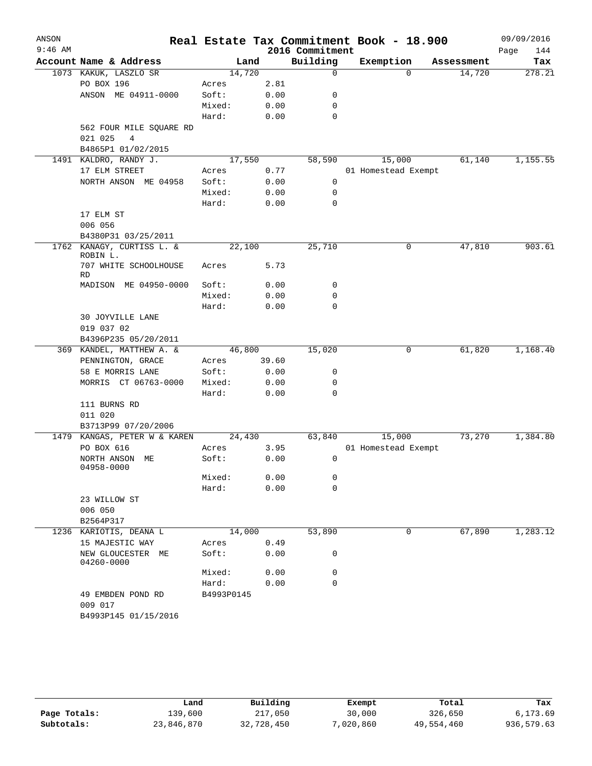# Real Estate Tax Commitment Book - 18.900

ANSON
9:46 AM
2016 Commitment
09/09/2016

| Account | Name & Address | Land | | Building | Exemption | Assessment | Tax |
|---|---|---|---|---|---|---|---|
| 1073 | KAKUK, LASZLO SR | 14,720 | | 0 | 0 | 14,720 | 278.21 |
| | PO BOX 196 | Acres | 2.81 | | | | |
| | ANSON ME 04911-0000 | Soft: | 0.00 | 0 | | | |
| | | Mixed: | 0.00 | 0 | | | |
| | | Hard: | 0.00 | 0 | | | |
| | 562 FOUR MILE SQUARE RD | | | | | | |
| | 021 025 4 | | | | | | |
| | B4865P1 01/02/2015 | | | | | | |
| 1491 | KALDRO, RANDY J. | 17,550 | | 58,590 | 15,000 | 61,140 | 1,155.55 |
| | 17 ELM STREET | Acres | 0.77 | | 01 Homestead Exempt | | |
| | NORTH ANSON ME 04958 | Soft: | 0.00 | 0 | | | |
| | | Mixed: | 0.00 | 0 | | | |
| | | Hard: | 0.00 | 0 | | | |
| | 17 ELM ST | | | | | | |
| | 006 056 | | | | | | |
| | B4380P31 03/25/2011 | | | | | | |
| 1762 | KANAGY, CURTISS L. & ROBIN L. | 22,100 | | 25,710 | 0 | 47,810 | 903.61 |
| | 707 WHITE SCHOOLHOUSE RD | Acres | 5.73 | | | | |
| | MADISON ME 04950-0000 | Soft: | 0.00 | 0 | | | |
| | | Mixed: | 0.00 | 0 | | | |
| | | Hard: | 0.00 | 0 | | | |
| | 30 JOYVILLE LANE | | | | | | |
| | 019 037 02 | | | | | | |
| | B4396P235 05/20/2011 | | | | | | |
| 369 | KANDEL, MATTHEW A. & | 46,800 | | 15,020 | 0 | 61,820 | 1,168.40 |
| | PENNINGTON, GRACE | Acres | 39.60 | | | | |
| | 58 E MORRIS LANE | Soft: | 0.00 | 0 | | | |
| | MORRIS CT 06763-0000 | Mixed: | 0.00 | 0 | | | |
| | | Hard: | 0.00 | 0 | | | |
| | 111 BURNS RD | | | | | | |
| | 011 020 | | | | | | |
| | B3713P99 07/20/2006 | | | | | | |
| 1479 | KANGAS, PETER W & KAREN | 24,430 | | 63,840 | 15,000 | 73,270 | 1,384.80 |
| | PO BOX 616 | Acres | 3.95 | | 01 Homestead Exempt | | |
| | NORTH ANSON ME 04958-0000 | Soft: | 0.00 | 0 | | | |
| | | Mixed: | 0.00 | 0 | | | |
| | | Hard: | 0.00 | 0 | | | |
| | 23 WILLOW ST | | | | | | |
| | 006 050 | | | | | | |
| | B2564P317 | | | | | | |
| 1236 | KARIOTIS, DEANA L | 14,000 | | 53,890 | 0 | 67,890 | 1,283.12 |
| | 15 MAJESTIC WAY | Acres | 0.49 | | | | |
| | NEW GLOUCESTER ME 04260-0000 | Soft: | 0.00 | 0 | | | |
| | | Mixed: | 0.00 | 0 | | | |
| | | Hard: | 0.00 | 0 | | | |
| | 49 EMBDEN POND RD | B4993P0145 | | | | | |
| | 009 017 | | | | | | |
| | B4993P145 01/15/2016 | | | | | | |

| | Land | Building | Exempt | Total | Tax |
|---|---|---|---|---|---|
| Page Totals: | 139,600 | 217,050 | 30,000 | 326,650 | 6,173.69 |
| Subtotals: | 23,846,870 | 32,728,450 | 7,020,860 | 49,554,460 | 936,579.63 |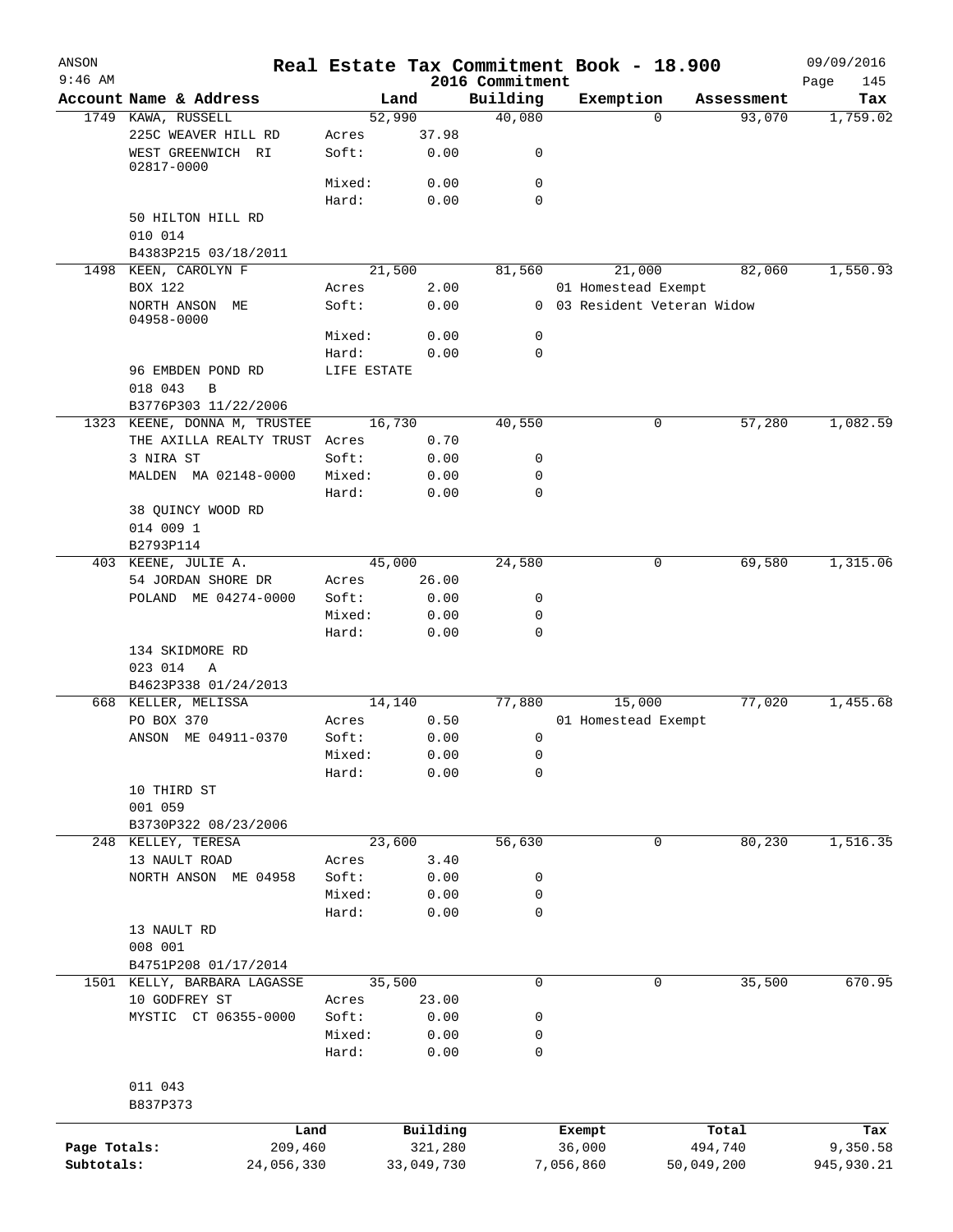# Real Estate Tax Commitment Book - 18.900

ANSON
9:46 AM

2016 Commitment

09/09/2016

| Account Name & Address | Land | | Building | Exemption | Assessment | Tax |
|---|---|---|---|---|---|---|
| 1749 KAWA, RUSSELL | 52,990 | | 40,080 | 0 | 93,070 | 1,759.02 |
| 225C WEAVER HILL RD | Acres | 37.98 | | | | |
| WEST GREENWICH RI 02817-0000 | Soft: | 0.00 | 0 | | | |
| | Mixed: | 0.00 | 0 | | | |
| | Hard: | 0.00 | 0 | | | |
| 50 HILTON HILL RD | | | | | | |
| 010 014 | | | | | | |
| B4383P215 03/18/2011 | | | | | | |
| 1498 KEEN, CAROLYN F | 21,500 | | 81,560 | 21,000 | 82,060 | 1,550.93 |
| BOX 122 | Acres | 2.00 | | 01 Homestead Exempt | | |
| NORTH ANSON ME 04958-0000 | Soft: | 0.00 | 0 | 03 Resident Veteran Widow | | |
| | Mixed: | 0.00 | 0 | | | |
| | Hard: | 0.00 | 0 | | | |
| 96 EMBDEN POND RD | LIFE ESTATE | | | | | |
| 018 043 B | | | | | | |
| B3776P303 11/22/2006 | | | | | | |
| 1323 KEENE, DONNA M, TRUSTEE | 16,730 | | 40,550 | 0 | 57,280 | 1,082.59 |
| THE AXILLA REALTY TRUST | Acres | 0.70 | | | | |
| 3 NIRA ST | Soft: | 0.00 | 0 | | | |
| MALDEN MA 02148-0000 | Mixed: | 0.00 | 0 | | | |
| | Hard: | 0.00 | 0 | | | |
| 38 QUINCY WOOD RD | | | | | | |
| 014 009 1 | | | | | | |
| B2793P114 | | | | | | |
| 403 KEENE, JULIE A. | 45,000 | | 24,580 | 0 | 69,580 | 1,315.06 |
| 54 JORDAN SHORE DR | Acres | 26.00 | | | | |
| POLAND ME 04274-0000 | Soft: | 0.00 | 0 | | | |
| | Mixed: | 0.00 | 0 | | | |
| | Hard: | 0.00 | 0 | | | |
| 134 SKIDMORE RD | | | | | | |
| 023 014 A | | | | | | |
| B4623P338 01/24/2013 | | | | | | |
| 668 KELLER, MELISSA | 14,140 | | 77,880 | 15,000 | 77,020 | 1,455.68 |
| PO BOX 370 | Acres | 0.50 | | 01 Homestead Exempt | | |
| ANSON ME 04911-0370 | Soft: | 0.00 | 0 | | | |
| | Mixed: | 0.00 | 0 | | | |
| | Hard: | 0.00 | 0 | | | |
| 10 THIRD ST | | | | | | |
| 001 059 | | | | | | |
| B3730P322 08/23/2006 | | | | | | |
| 248 KELLEY, TERESA | 23,600 | | 56,630 | 0 | 80,230 | 1,516.35 |
| 13 NAULT ROAD | Acres | 3.40 | | | | |
| NORTH ANSON ME 04958 | Soft: | 0.00 | 0 | | | |
| | Mixed: | 0.00 | 0 | | | |
| | Hard: | 0.00 | 0 | | | |
| 13 NAULT RD | | | | | | |
| 008 001 | | | | | | |
| B4751P208 01/17/2014 | | | | | | |
| 1501 KELLY, BARBARA LAGASSE | 35,500 | | 0 | 0 | 35,500 | 670.95 |
| 10 GODFREY ST | Acres | 23.00 | | | | |
| MYSTIC CT 06355-0000 | Soft: | 0.00 | 0 | | | |
| | Mixed: | 0.00 | 0 | | | |
| | Hard: | 0.00 | 0 | | | |
| 011 043 | | | | | | |
| B837P373 | | | | | | |

| | Land | Building | Exempt | Total | Tax |
|---|---|---|---|---|---|
| Page Totals: | 209,460 | 321,280 | 36,000 | 494,740 | 9,350.58 |
| Subtotals: | 24,056,330 | 33,049,730 | 7,056,860 | 50,049,200 | 945,930.21 |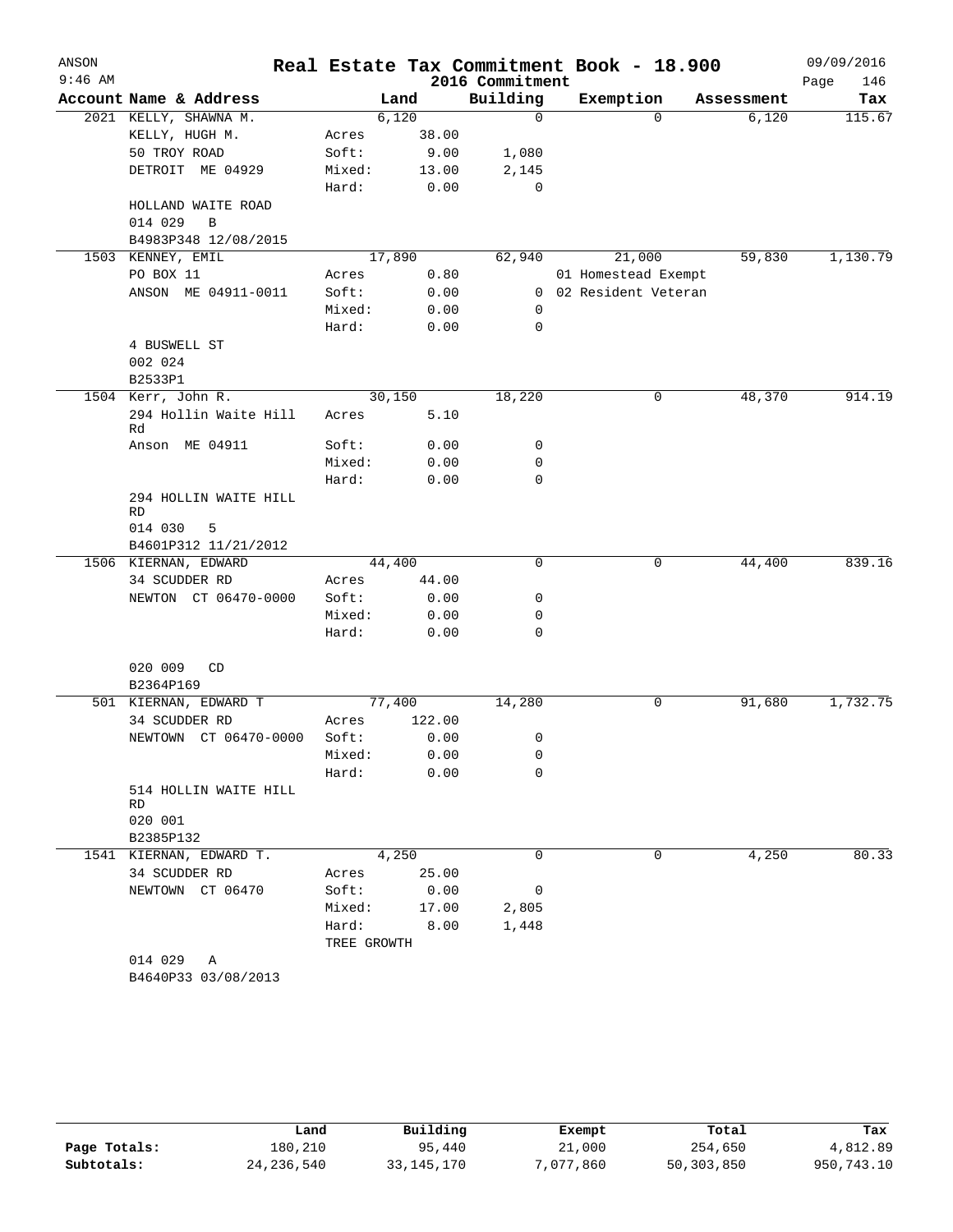# Real Estate Tax Commitment Book - 18.900

ANSON
9:46 AM

2016 Commitment

09/09/2016

| Account Name & Address | Land | | Building | Exemption | Assessment | Tax |
|---|---|---|---|---|---|---|
| 2021 KELLY, SHAWNA M. | 6,120 | | 0 | 0 | 6,120 | 115.67 |
| KELLY, HUGH M. | Acres | 38.00 | | | | |
| 50 TROY ROAD | Soft: | 9.00 | 1,080 | | | |
| DETROIT ME 04929 | Mixed: | 13.00 | 2,145 | | | |
| | Hard: | 0.00 | 0 | | | |
| HOLLAND WAITE ROAD | | | | | | |
| 014 029 B | | | | | | |
| B4983P348 12/08/2015 | | | | | | |
| 1503 KENNEY, EMIL | 17,890 | | 62,940 | 21,000 | 59,830 | 1,130.79 |
| PO BOX 11 | Acres | 0.80 | | 01 Homestead Exempt | | |
| ANSON ME 04911-0011 | Soft: | 0.00 | 0 | 02 Resident Veteran | | |
| | Mixed: | 0.00 | 0 | | | |
| | Hard: | 0.00 | 0 | | | |
| 4 BUSWELL ST | | | | | | |
| 002 024 | | | | | | |
| B2533P1 | | | | | | |
| 1504 Kerr, John R. | 30,150 | | 18,220 | 0 | 48,370 | 914.19 |
| 294 Hollin Waite Hill Rd | Acres | 5.10 | | | | |
| Anson ME 04911 | Soft: | 0.00 | 0 | | | |
| | Mixed: | 0.00 | 0 | | | |
| | Hard: | 0.00 | 0 | | | |
| 294 HOLLIN WAITE HILL RD | | | | | | |
| 014 030 5 | | | | | | |
| B4601P312 11/21/2012 | | | | | | |
| 1506 KIERNAN, EDWARD | 44,400 | | 0 | 0 | 44,400 | 839.16 |
| 34 SCUDDER RD | Acres | 44.00 | | | | |
| NEWTON CT 06470-0000 | Soft: | 0.00 | 0 | | | |
| | Mixed: | 0.00 | 0 | | | |
| | Hard: | 0.00 | 0 | | | |
| 020 009 CD | | | | | | |
| B2364P169 | | | | | | |
| 501 KIERNAN, EDWARD T | 77,400 | | 14,280 | 0 | 91,680 | 1,732.75 |
| 34 SCUDDER RD | Acres | 122.00 | | | | |
| NEWTOWN CT 06470-0000 | Soft: | 0.00 | 0 | | | |
| | Mixed: | 0.00 | 0 | | | |
| | Hard: | 0.00 | 0 | | | |
| 514 HOLLIN WAITE HILL RD | | | | | | |
| 020 001 | | | | | | |
| B2385P132 | | | | | | |
| 1541 KIERNAN, EDWARD T. | 4,250 | | 0 | 0 | 4,250 | 80.33 |
| 34 SCUDDER RD | Acres | 25.00 | | | | |
| NEWTOWN CT 06470 | Soft: | 0.00 | 0 | | | |
| | Mixed: | 17.00 | 2,805 | | | |
| | Hard: | 8.00 | 1,448 | | | |
| | TREE GROWTH | | | | | |
| 014 029 A | | | | | | |
| B4640P33 03/08/2013 | | | | | | |

| | Land | Building | Exempt | Total | Tax |
|---|---|---|---|---|---|
| Page Totals: | 180,210 | 95,440 | 21,000 | 254,650 | 4,812.89 |
| Subtotals: | 24,236,540 | 33,145,170 | 7,077,860 | 50,303,850 | 950,743.10 |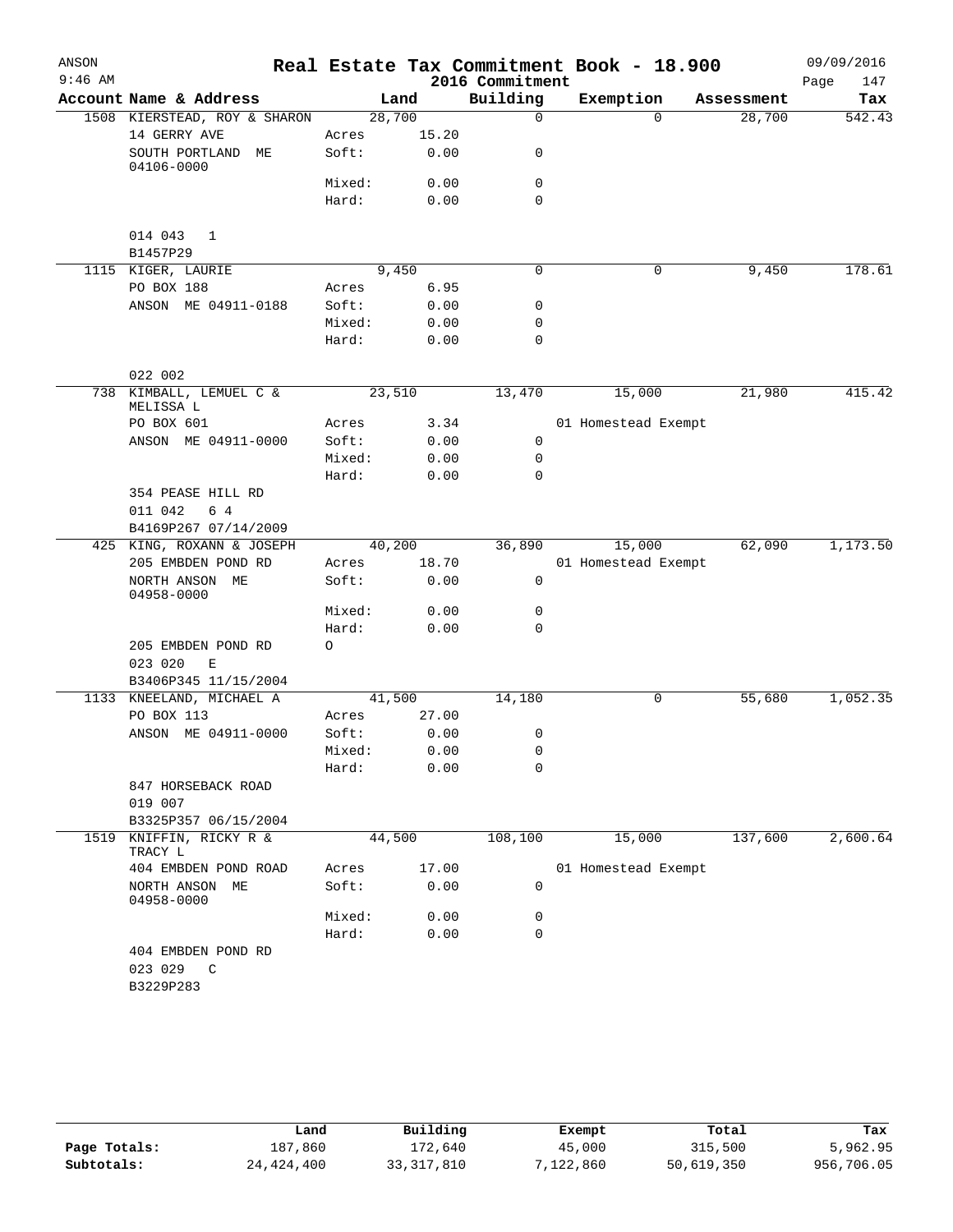ANSON

# Real Estate Tax Commitment Book - 18.900

2016 Commitment

09/09/2016

| Account | Name & Address | | Land | Building | Exemption | Assessment | Tax |
|---|---|---|---|---|---|---|---|
| 1508 | KIERSTEAD, ROY & SHARON | | 28,700 | 0 | 0 | 28,700 | 542.43 |
| | 14 GERRY AVE | Acres | 15.20 | | | | |
| | SOUTH PORTLAND ME 04106-0000 | Soft: | 0.00 | 0 | | | |
| | | Mixed: | 0.00 | 0 | | | |
| | | Hard: | 0.00 | 0 | | | |
| | 014 043 1 | | | | | | |
| | B1457P29 | | | | | | |
| 1115 | KIGER, LAURIE | | 9,450 | 0 | 0 | 9,450 | 178.61 |
| | PO BOX 188 | Acres | 6.95 | | | | |
| | ANSON ME 04911-0188 | Soft: | 0.00 | 0 | | | |
| | | Mixed: | 0.00 | 0 | | | |
| | | Hard: | 0.00 | 0 | | | |
| | 022 002 | | | | | | |
| 738 | KIMBALL, LEMUEL C & MELISSA L | | 23,510 | 13,470 | 15,000 | 21,980 | 415.42 |
| | PO BOX 601 | Acres | 3.34 | | 01 Homestead Exempt | | |
| | ANSON ME 04911-0000 | Soft: | 0.00 | 0 | | | |
| | | Mixed: | 0.00 | 0 | | | |
| | | Hard: | 0.00 | 0 | | | |
| | 354 PEASE HILL RD | | | | | | |
| | 011 042 6 4 | | | | | | |
| | B4169P267 07/14/2009 | | | | | | |
| 425 | KING, ROXANN & JOSEPH | | 40,200 | 36,890 | 15,000 | 62,090 | 1,173.50 |
| | 205 EMBDEN POND RD | Acres | 18.70 | | 01 Homestead Exempt | | |
| | NORTH ANSON ME 04958-0000 | Soft: | 0.00 | 0 | | | |
| | | Mixed: | 0.00 | 0 | | | |
| | | Hard: | 0.00 | 0 | | | |
| | 205 EMBDEN POND RD | O | | | | | |
| | 023 020 E | | | | | | |
| | B3406P345 11/15/2004 | | | | | | |
| 1133 | KNEELAND, MICHAEL A | | 41,500 | 14,180 | 0 | 55,680 | 1,052.35 |
| | PO BOX 113 | Acres | 27.00 | | | | |
| | ANSON ME 04911-0000 | Soft: | 0.00 | 0 | | | |
| | | Mixed: | 0.00 | 0 | | | |
| | | Hard: | 0.00 | 0 | | | |
| | 847 HORSEBACK ROAD | | | | | | |
| | 019 007 | | | | | | |
| | B3325P357 06/15/2004 | | | | | | |
| 1519 | KNIFFIN, RICKY R & TRACY L | | 44,500 | 108,100 | 15,000 | 137,600 | 2,600.64 |
| | 404 EMBDEN POND ROAD | Acres | 17.00 | | 01 Homestead Exempt | | |
| | NORTH ANSON ME 04958-0000 | Soft: | 0.00 | 0 | | | |
| | | Mixed: | 0.00 | 0 | | | |
| | | Hard: | 0.00 | 0 | | | |
| | 404 EMBDEN POND RD | | | | | | |
| | 023 029 C | | | | | | |
| | B3229P283 | | | | | | |

| | Land | Building | Exempt | Total | Tax |
|---|---|---|---|---|---|
| Page Totals: | 187,860 | 172,640 | 45,000 | 315,500 | 5,962.95 |
| Subtotals: | 24,424,400 | 33,317,810 | 7,122,860 | 50,619,350 | 956,706.05 |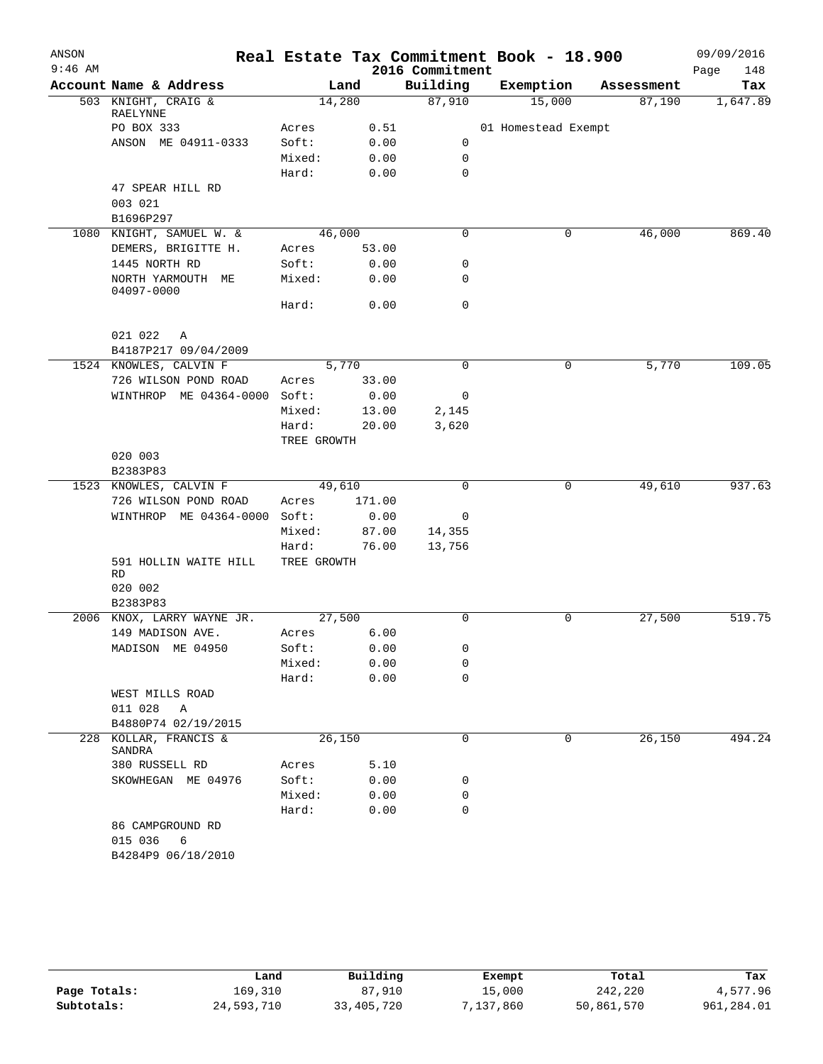# Real Estate Tax Commitment Book - 18.900

ANSON
9:46 AM

2016 Commitment

09/09/2016

| Account Name & Address | Land | | Building | Exemption | Assessment | Tax |
|---|---|---|---|---|---|---|
| 503 KNIGHT, CRAIG & RAELYNNE | 14,280 | | 87,910 | 15,000 | 87,190 | 1,647.89 |
| PO BOX 333 | Acres | 0.51 | | 01 Homestead Exempt | | |
| ANSON ME 04911-0333 | Soft: | 0.00 | 0 | | | |
| | Mixed: | 0.00 | 0 | | | |
| | Hard: | 0.00 | 0 | | | |
| 47 SPEAR HILL RD | | | | | | |
| 003 021 | | | | | | |
| B1696P297 | | | | | | |
| 1080 KNIGHT, SAMUEL W. & | 46,000 | | 0 | 0 | 46,000 | 869.40 |
| DEMERS, BRIGITTE H. | Acres | 53.00 | | | | |
| 1445 NORTH RD | Soft: | 0.00 | 0 | | | |
| NORTH YARMOUTH ME 04097-0000 | Mixed: | 0.00 | 0 | | | |
| | Hard: | 0.00 | 0 | | | |
| 021 022 A | | | | | | |
| B4187P217 09/04/2009 | | | | | | |
| 1524 KNOWLES, CALVIN F | 5,770 | | 0 | 0 | 5,770 | 109.05 |
| 726 WILSON POND ROAD | Acres | 33.00 | | | | |
| WINTHROP ME 04364-0000 | Soft: | 0.00 | 0 | | | |
| | Mixed: | 13.00 | 2,145 | | | |
| | Hard: | 20.00 | 3,620 | | | |
| | TREE GROWTH | | | | | |
| 020 003 | | | | | | |
| B2383P83 | | | | | | |
| 1523 KNOWLES, CALVIN F | 49,610 | | 0 | 0 | 49,610 | 937.63 |
| 726 WILSON POND ROAD | Acres | 171.00 | | | | |
| WINTHROP ME 04364-0000 | Soft: | 0.00 | 0 | | | |
| | Mixed: | 87.00 | 14,355 | | | |
| | Hard: | 76.00 | 13,756 | | | |
| 591 HOLLIN WAITE HILL RD | TREE GROWTH | | | | | |
| 020 002 | | | | | | |
| B2383P83 | | | | | | |
| 2006 KNOX, LARRY WAYNE JR. | 27,500 | | 0 | 0 | 27,500 | 519.75 |
| 149 MADISON AVE. | Acres | 6.00 | | | | |
| MADISON ME 04950 | Soft: | 0.00 | 0 | | | |
| | Mixed: | 0.00 | 0 | | | |
| | Hard: | 0.00 | 0 | | | |
| WEST MILLS ROAD | | | | | | |
| 011 028 A | | | | | | |
| B4880P74 02/19/2015 | | | | | | |
| 228 KOLLAR, FRANCIS & SANDRA | 26,150 | | 0 | 0 | 26,150 | 494.24 |
| 380 RUSSELL RD | Acres | 5.10 | | | | |
| SKOWHEGAN ME 04976 | Soft: | 0.00 | 0 | | | |
| | Mixed: | 0.00 | 0 | | | |
| | Hard: | 0.00 | 0 | | | |
| 86 CAMPGROUND RD | | | | | | |
| 015 036 6 | | | | | | |
| B4284P9 06/18/2010 | | | | | | |

| | Land | Building | Exempt | Total | Tax |
|---|---|---|---|---|---|
| Page Totals: | 169,310 | 87,910 | 15,000 | 242,220 | 4,577.96 |
| Subtotals: | 24,593,710 | 33,405,720 | 7,137,860 | 50,861,570 | 961,284.01 |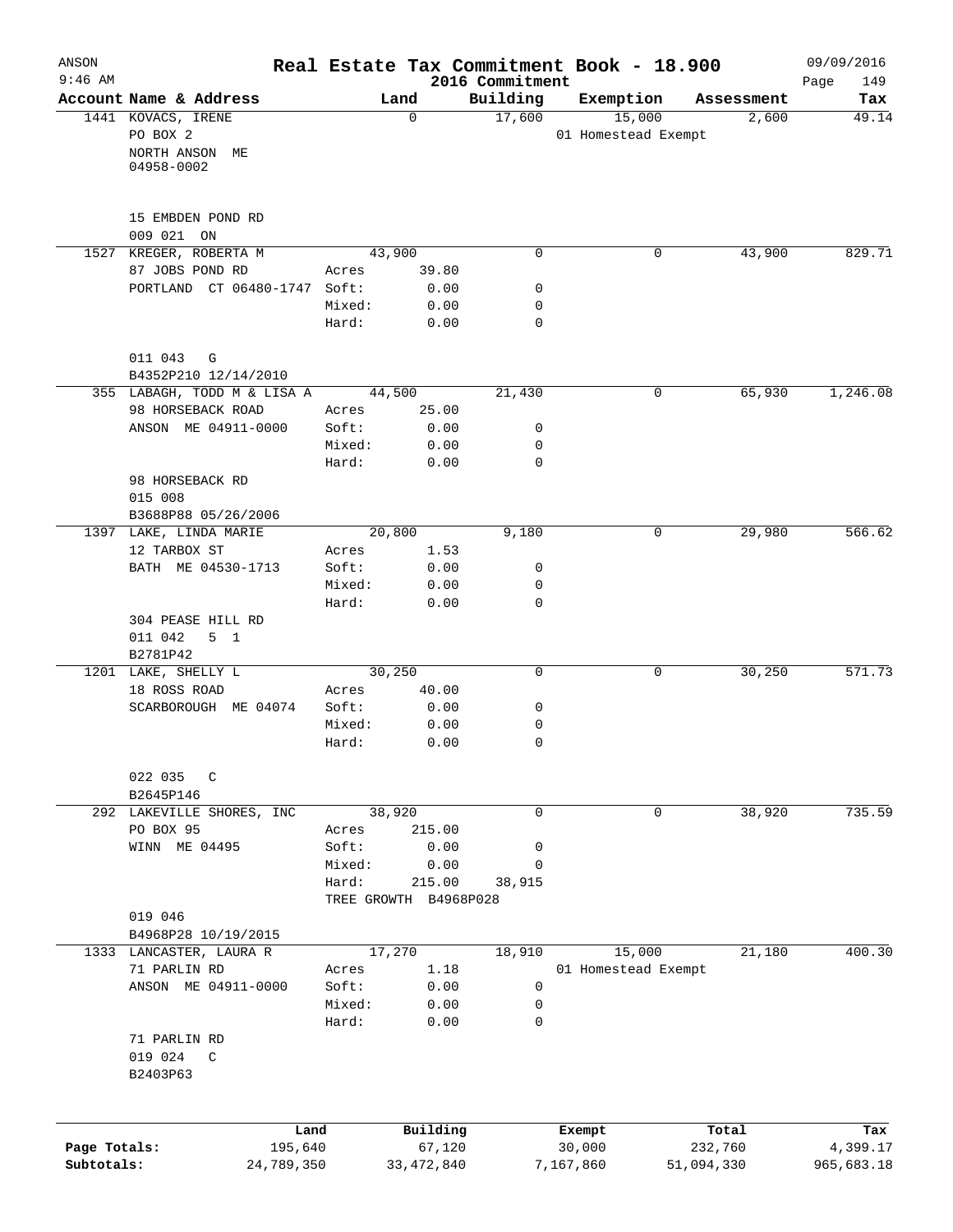# Real Estate Tax Commitment Book - 18.900

## 2016 Commitment

ANSON 9:46 AM — 09/09/2016

| Account Name & Address | Land | Building | Exemption | Assessment | Tax |
|---|---|---|---|---|---|
| 1441 KOVACS, IRENE<br>PO BOX 2<br>NORTH ANSON ME<br>04958-0002<br><br>15 EMBDEN POND RD<br>009 021 ON | 0 | 17,600 | 15,000<br>01 Homestead Exempt | 2,600 | 49.14 |
| 1527 KREGER, ROBERTA M<br>87 JOBS POND RD<br>PORTLAND CT 06480-1747<br><br>011 043 G<br>B4352P210 12/14/2010 | 43,900<br>Acres 39.80<br>Soft: 0.00<br>Mixed: 0.00<br>Hard: 0.00 | 0<br><br>0<br>0<br>0 | 0 | 43,900 | 829.71 |
| 355 LABAGH, TODD M & LISA A<br>98 HORSEBACK ROAD<br>ANSON ME 04911-0000<br><br>98 HORSEBACK RD<br>015 008<br>B3688P88 05/26/2006 | 44,500<br>Acres 25.00<br>Soft: 0.00<br>Mixed: 0.00<br>Hard: 0.00 | 21,430<br><br>0<br>0<br>0 | 0 | 65,930 | 1,246.08 |
| 1397 LAKE, LINDA MARIE<br>12 TARBOX ST<br>BATH ME 04530-1713<br><br>304 PEASE HILL RD<br>011 042 5 1<br>B2781P42 | 20,800<br>Acres 1.53<br>Soft: 0.00<br>Mixed: 0.00<br>Hard: 0.00 | 9,180<br><br>0<br>0<br>0 | 0 | 29,980 | 566.62 |
| 1201 LAKE, SHELLY L<br>18 ROSS ROAD<br>SCARBOROUGH ME 04074<br><br>022 035 C<br>B2645P146 | 30,250<br>Acres 40.00<br>Soft: 0.00<br>Mixed: 0.00<br>Hard: 0.00 | 0<br><br>0<br>0<br>0 | 0 | 30,250 | 571.73 |
| 292 LAKEVILLE SHORES, INC<br>PO BOX 95<br>WINN ME 04495<br><br>019 046<br>B4968P28 10/19/2015 | 38,920<br>Acres 215.00<br>Soft: 0.00<br>Mixed: 0.00<br>Hard: 215.00<br>TREE GROWTH B4968P028 | 0<br><br>0<br>0<br>38,915 | 0 | 38,920 | 735.59 |
| 1333 LANCASTER, LAURA R<br>71 PARLIN RD<br>ANSON ME 04911-0000<br><br>71 PARLIN RD<br>019 024 C<br>B2403P63 | 17,270<br>Acres 1.18<br>Soft: 0.00<br>Mixed: 0.00<br>Hard: 0.00 | 18,910<br><br>0<br>0<br>0 | 15,000<br>01 Homestead Exempt | 21,180 | 400.30 |

| | Land | Building | Exempt | Total | Tax |
|---|---|---|---|---|---|
| Page Totals: | 195,640 | 67,120 | 30,000 | 232,760 | 4,399.17 |
| Subtotals: | 24,789,350 | 33,472,840 | 7,167,860 | 51,094,330 | 965,683.18 |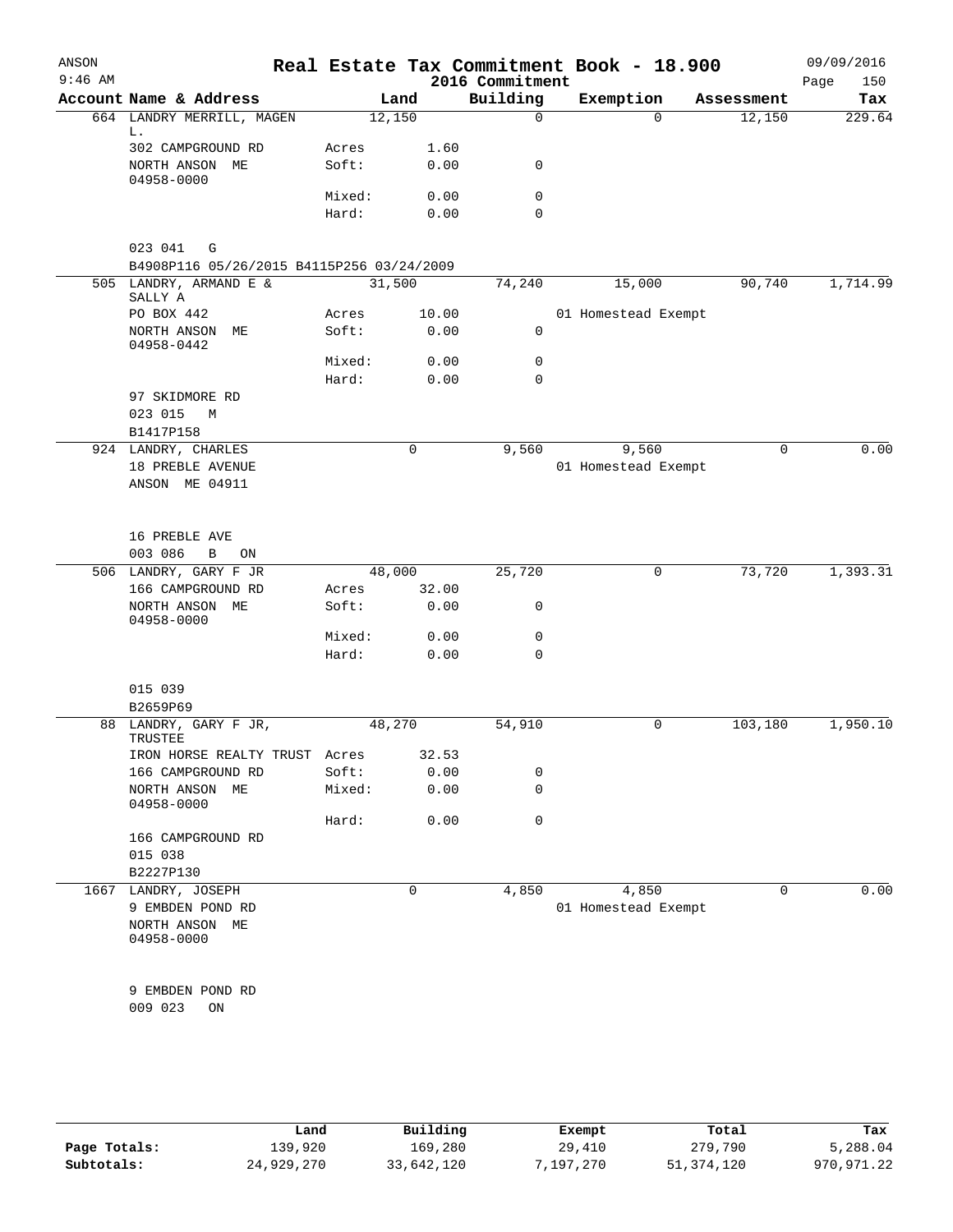# Real Estate Tax Commitment Book - 18.900

ANSON
9:46 AM

2016 Commitment

09/09/2016

| Account Name & Address | | Land | Building | Exemption | Assessment | Tax |
|---|---|---|---|---|---|---|
| 664 LANDRY MERRILL, MAGEN L. | | 12,150 | 0 | 0 | 12,150 | 229.64 |
| 302 CAMPGROUND RD | Acres | 1.60 | | | | |
| NORTH ANSON ME 04958-0000 | Soft: | 0.00 | 0 | | | |
| | Mixed: | 0.00 | 0 | | | |
| | Hard: | 0.00 | 0 | | | |
| 023 041 G | | | | | | |
| B4908P116 05/26/2015 B4115P256 03/24/2009 | | | | | | |
| 505 LANDRY, ARMAND E & SALLY A | | 31,500 | 74,240 | 15,000 | 90,740 | 1,714.99 |
| PO BOX 442 | Acres | 10.00 | | 01 Homestead Exempt | | |
| NORTH ANSON ME 04958-0442 | Soft: | 0.00 | 0 | | | |
| | Mixed: | 0.00 | 0 | | | |
| | Hard: | 0.00 | 0 | | | |
| 97 SKIDMORE RD | | | | | | |
| 023 015 M | | | | | | |
| B1417P158 | | | | | | |
| 924 LANDRY, CHARLES | | 0 | 9,560 | 9,560 | 0 | 0.00 |
| 18 PREBLE AVENUE | | | | 01 Homestead Exempt | | |
| ANSON ME 04911 | | | | | | |
| 16 PREBLE AVE | | | | | | |
| 003 086 B ON | | | | | | |
| 506 LANDRY, GARY F JR | | 48,000 | 25,720 | 0 | 73,720 | 1,393.31 |
| 166 CAMPGROUND RD | Acres | 32.00 | | | | |
| NORTH ANSON ME 04958-0000 | Soft: | 0.00 | 0 | | | |
| | Mixed: | 0.00 | 0 | | | |
| | Hard: | 0.00 | 0 | | | |
| 015 039 | | | | | | |
| B2659P69 | | | | | | |
| 88 LANDRY, GARY F JR, TRUSTEE | | 48,270 | 54,910 | 0 | 103,180 | 1,950.10 |
| IRON HORSE REALTY TRUST | Acres | 32.53 | | | | |
| 166 CAMPGROUND RD | Soft: | 0.00 | 0 | | | |
| NORTH ANSON ME 04958-0000 | Mixed: | 0.00 | 0 | | | |
| | Hard: | 0.00 | 0 | | | |
| 166 CAMPGROUND RD | | | | | | |
| 015 038 | | | | | | |
| B2227P130 | | | | | | |
| 1667 LANDRY, JOSEPH | | 0 | 4,850 | 4,850 | 0 | 0.00 |
| 9 EMBDEN POND RD | | | | 01 Homestead Exempt | | |
| NORTH ANSON ME 04958-0000 | | | | | | |
| 9 EMBDEN POND RD | | | | | | |
| 009 023 ON | | | | | | |

| | Land | Building | Exempt | Total | Tax |
|---|---|---|---|---|---|
| Page Totals: | 139,920 | 169,280 | 29,410 | 279,790 | 5,288.04 |
| Subtotals: | 24,929,270 | 33,642,120 | 7,197,270 | 51,374,120 | 970,971.22 |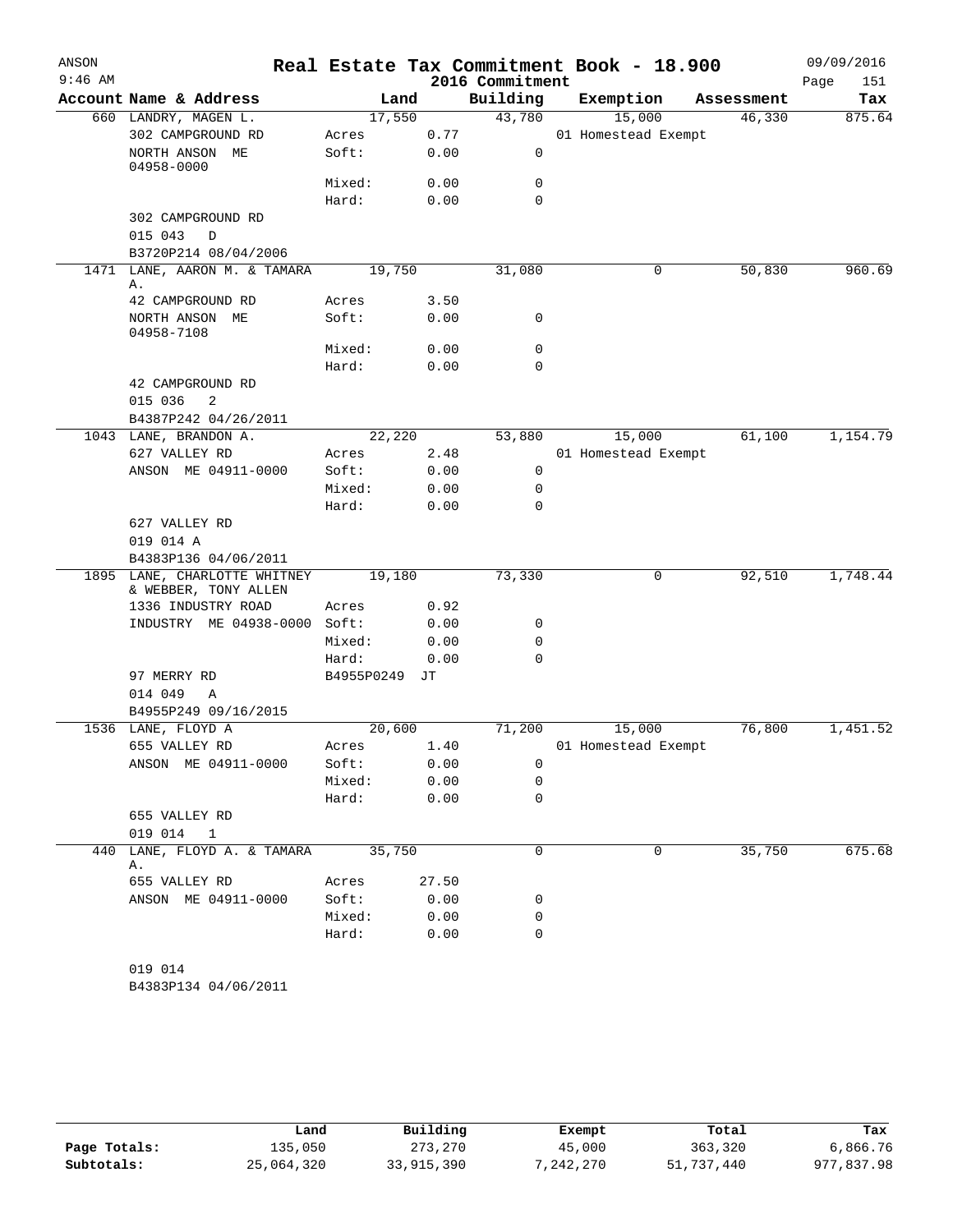# Real Estate Tax Commitment Book - 18.900

ANSON
9:46 AM
2016 Commitment
09/09/2016

| Account | Name & Address | Land | | Building | Exemption | Assessment | Tax |
|---|---|---|---|---|---|---|---|
| 660 | LANDRY, MAGEN L. | 17,550 | | 43,780 | 15,000 | 46,330 | 875.64 |
| | 302 CAMPGROUND RD | Acres | 0.77 | | 01 Homestead Exempt | | |
| | NORTH ANSON ME 04958-0000 | Soft: | 0.00 | 0 | | | |
| | | Mixed: | 0.00 | 0 | | | |
| | | Hard: | 0.00 | 0 | | | |
| | 302 CAMPGROUND RD | | | | | | |
| | 015 043 D | | | | | | |
| | B3720P214 08/04/2006 | | | | | | |
| 1471 | LANE, AARON M. & TAMARA A. | 19,750 | | 31,080 | 0 | 50,830 | 960.69 |
| | 42 CAMPGROUND RD | Acres | 3.50 | | | | |
| | NORTH ANSON ME 04958-7108 | Soft: | 0.00 | 0 | | | |
| | | Mixed: | 0.00 | 0 | | | |
| | | Hard: | 0.00 | 0 | | | |
| | 42 CAMPGROUND RD | | | | | | |
| | 015 036 2 | | | | | | |
| | B4387P242 04/26/2011 | | | | | | |
| 1043 | LANE, BRANDON A. | 22,220 | | 53,880 | 15,000 | 61,100 | 1,154.79 |
| | 627 VALLEY RD | Acres | 2.48 | | 01 Homestead Exempt | | |
| | ANSON ME 04911-0000 | Soft: | 0.00 | 0 | | | |
| | | Mixed: | 0.00 | 0 | | | |
| | | Hard: | 0.00 | 0 | | | |
| | 627 VALLEY RD | | | | | | |
| | 019 014 A | | | | | | |
| | B4383P136 04/06/2011 | | | | | | |
| 1895 | LANE, CHARLOTTE WHITNEY & WEBBER, TONY ALLEN | 19,180 | | 73,330 | 0 | 92,510 | 1,748.44 |
| | 1336 INDUSTRY ROAD | Acres | 0.92 | | | | |
| | INDUSTRY ME 04938-0000 | Soft: | 0.00 | 0 | | | |
| | | Mixed: | 0.00 | 0 | | | |
| | | Hard: | 0.00 | 0 | | | |
| | 97 MERRY RD | B4955P0249 | JT | | | | |
| | 014 049 A | | | | | | |
| | B4955P249 09/16/2015 | | | | | | |
| 1536 | LANE, FLOYD A | 20,600 | | 71,200 | 15,000 | 76,800 | 1,451.52 |
| | 655 VALLEY RD | Acres | 1.40 | | 01 Homestead Exempt | | |
| | ANSON ME 04911-0000 | Soft: | 0.00 | 0 | | | |
| | | Mixed: | 0.00 | 0 | | | |
| | | Hard: | 0.00 | 0 | | | |
| | 655 VALLEY RD | | | | | | |
| | 019 014 1 | | | | | | |
| 440 | LANE, FLOYD A. & TAMARA A. | 35,750 | | 0 | 0 | 35,750 | 675.68 |
| | 655 VALLEY RD | Acres | 27.50 | | | | |
| | ANSON ME 04911-0000 | Soft: | 0.00 | 0 | | | |
| | | Mixed: | 0.00 | 0 | | | |
| | | Hard: | 0.00 | 0 | | | |
| | 019 014 | | | | | | |
| | B4383P134 04/06/2011 | | | | | | |

| | Land | Building | Exempt | Total | Tax |
|---|---|---|---|---|---|
| Page Totals: | 135,050 | 273,270 | 45,000 | 363,320 | 6,866.76 |
| Subtotals: | 25,064,320 | 33,915,390 | 7,242,270 | 51,737,440 | 977,837.98 |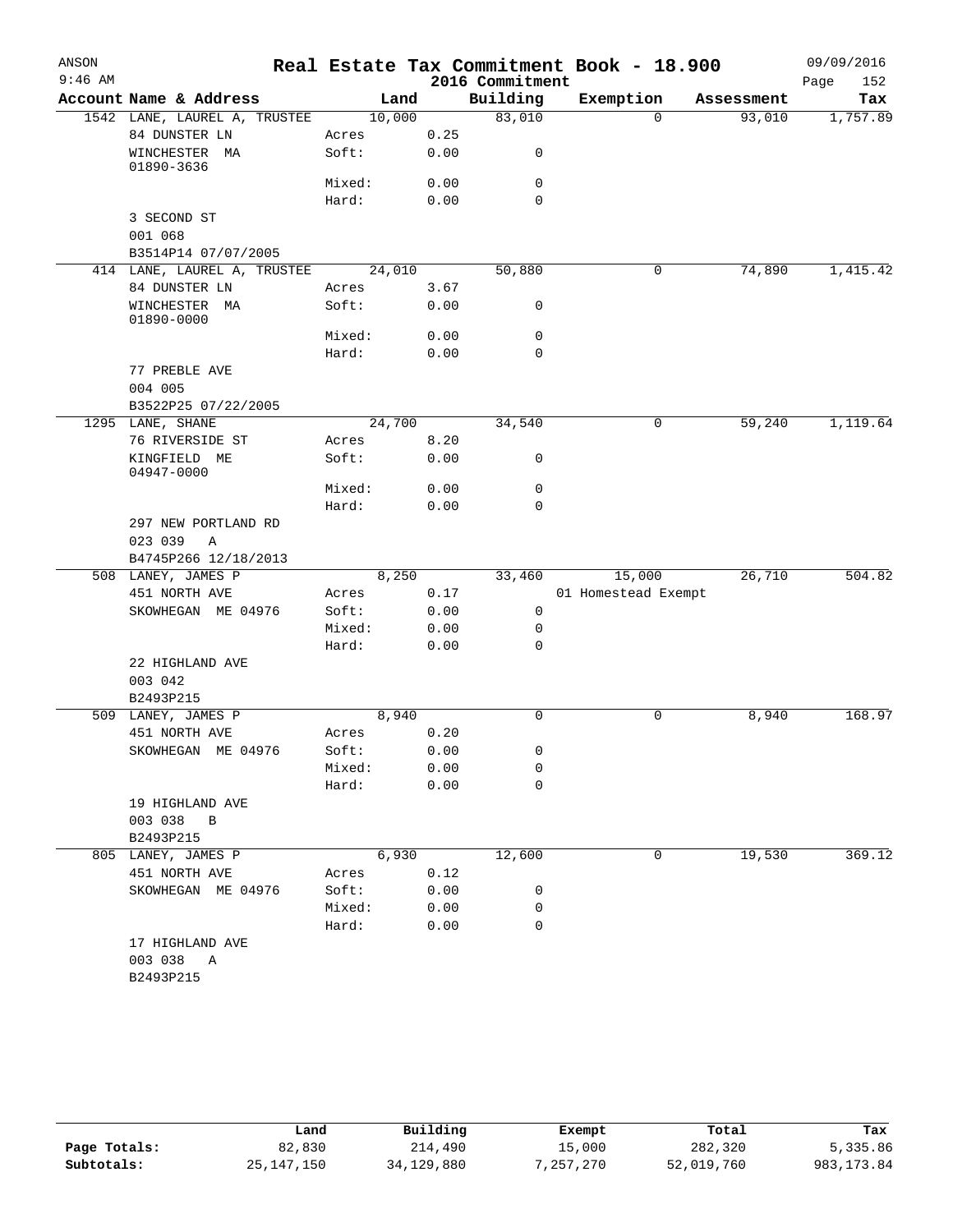# Real Estate Tax Commitment Book - 18.900

ANSON
9:46 AM

2016 Commitment

09/09/2016

| Account Name & Address | Land | | Building | Exemption | Assessment | Tax |
|---|---|---|---|---|---|---|
| 1542 LANE, LAUREL A, TRUSTEE | 10,000 | | 83,010 | 0 | 93,010 | 1,757.89 |
| 84 DUNSTER LN | Acres | 0.25 | | | | |
| WINCHESTER MA 01890-3636 | Soft: | 0.00 | 0 | | | |
| | Mixed: | 0.00 | 0 | | | |
| | Hard: | 0.00 | 0 | | | |
| 3 SECOND ST | | | | | | |
| 001 068 | | | | | | |
| B3514P14 07/07/2005 | | | | | | |
| 414 LANE, LAUREL A, TRUSTEE | 24,010 | | 50,880 | 0 | 74,890 | 1,415.42 |
| 84 DUNSTER LN | Acres | 3.67 | | | | |
| WINCHESTER MA 01890-0000 | Soft: | 0.00 | 0 | | | |
| | Mixed: | 0.00 | 0 | | | |
| | Hard: | 0.00 | 0 | | | |
| 77 PREBLE AVE | | | | | | |
| 004 005 | | | | | | |
| B3522P25 07/22/2005 | | | | | | |
| 1295 LANE, SHANE | 24,700 | | 34,540 | 0 | 59,240 | 1,119.64 |
| 76 RIVERSIDE ST | Acres | 8.20 | | | | |
| KINGFIELD ME 04947-0000 | Soft: | 0.00 | 0 | | | |
| | Mixed: | 0.00 | 0 | | | |
| | Hard: | 0.00 | 0 | | | |
| 297 NEW PORTLAND RD | | | | | | |
| 023 039 A | | | | | | |
| B4745P266 12/18/2013 | | | | | | |
| 508 LANEY, JAMES P | 8,250 | | 33,460 | 15,000 | 26,710 | 504.82 |
| 451 NORTH AVE | Acres | 0.17 | | 01 Homestead Exempt | | |
| SKOWHEGAN ME 04976 | Soft: | 0.00 | 0 | | | |
| | Mixed: | 0.00 | 0 | | | |
| | Hard: | 0.00 | 0 | | | |
| 22 HIGHLAND AVE | | | | | | |
| 003 042 | | | | | | |
| B2493P215 | | | | | | |
| 509 LANEY, JAMES P | 8,940 | | 0 | 0 | 8,940 | 168.97 |
| 451 NORTH AVE | Acres | 0.20 | | | | |
| SKOWHEGAN ME 04976 | Soft: | 0.00 | 0 | | | |
| | Mixed: | 0.00 | 0 | | | |
| | Hard: | 0.00 | 0 | | | |
| 19 HIGHLAND AVE | | | | | | |
| 003 038 B | | | | | | |
| B2493P215 | | | | | | |
| 805 LANEY, JAMES P | 6,930 | | 12,600 | 0 | 19,530 | 369.12 |
| 451 NORTH AVE | Acres | 0.12 | | | | |
| SKOWHEGAN ME 04976 | Soft: | 0.00 | 0 | | | |
| | Mixed: | 0.00 | 0 | | | |
| | Hard: | 0.00 | 0 | | | |
| 17 HIGHLAND AVE | | | | | | |
| 003 038 A | | | | | | |
| B2493P215 | | | | | | |

| | Land | Building | Exempt | Total | Tax |
|---|---|---|---|---|---|
| Page Totals: | 82,830 | 214,490 | 15,000 | 282,320 | 5,335.86 |
| Subtotals: | 25,147,150 | 34,129,880 | 7,257,270 | 52,019,760 | 983,173.84 |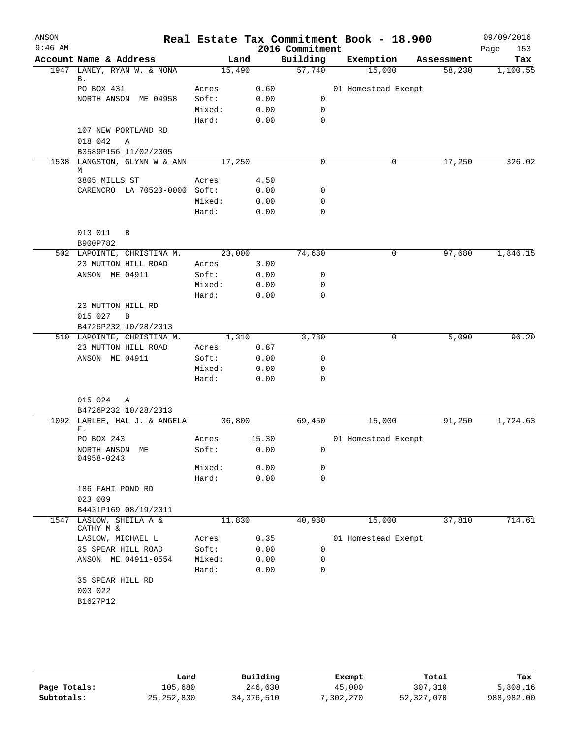# Real Estate Tax Commitment Book - 18.900

ANSON
9:46 AM
2016 Commitment
09/09/2016

| Account Name & Address | | Land | Building | Exemption | Assessment | Tax |
|---|---|---|---|---|---|---|
| 1947 LANEY, RYAN W. & NONA B. | | 15,490 | 57,740 | 15,000 | 58,230 | 1,100.55 |
| PO BOX 431 | Acres | 0.60 | | 01 Homestead Exempt | | |
| NORTH ANSON ME 04958 | Soft: | 0.00 | 0 | | | |
| | Mixed: | 0.00 | 0 | | | |
| | Hard: | 0.00 | 0 | | | |
| 107 NEW PORTLAND RD | | | | | | |
| 018 042 A | | | | | | |
| B3589P156 11/02/2005 | | | | | | |
| 1538 LANGSTON, GLYNN W & ANN M | | 17,250 | 0 | 0 | 17,250 | 326.02 |
| 3805 MILLS ST | Acres | 4.50 | | | | |
| CARENCRO LA 70520-0000 | Soft: | 0.00 | 0 | | | |
| | Mixed: | 0.00 | 0 | | | |
| | Hard: | 0.00 | 0 | | | |
| 013 011 B | | | | | | |
| B900P782 | | | | | | |
| 502 LAPOINTE, CHRISTINA M. | | 23,000 | 74,680 | 0 | 97,680 | 1,846.15 |
| 23 MUTTON HILL ROAD | Acres | 3.00 | | | | |
| ANSON ME 04911 | Soft: | 0.00 | 0 | | | |
| | Mixed: | 0.00 | 0 | | | |
| | Hard: | 0.00 | 0 | | | |
| 23 MUTTON HILL RD | | | | | | |
| 015 027 B | | | | | | |
| B4726P232 10/28/2013 | | | | | | |
| 510 LAPOINTE, CHRISTINA M. | | 1,310 | 3,780 | 0 | 5,090 | 96.20 |
| 23 MUTTON HILL ROAD | Acres | 0.87 | | | | |
| ANSON ME 04911 | Soft: | 0.00 | 0 | | | |
| | Mixed: | 0.00 | 0 | | | |
| | Hard: | 0.00 | 0 | | | |
| 015 024 A | | | | | | |
| B4726P232 10/28/2013 | | | | | | |
| 1092 LARLEE, HAL J. & ANGELA E. | | 36,800 | 69,450 | 15,000 | 91,250 | 1,724.63 |
| PO BOX 243 | Acres | 15.30 | | 01 Homestead Exempt | | |
| NORTH ANSON ME 04958-0243 | Soft: | 0.00 | 0 | | | |
| | Mixed: | 0.00 | 0 | | | |
| | Hard: | 0.00 | 0 | | | |
| 186 FAHI POND RD | | | | | | |
| 023 009 | | | | | | |
| B4431P169 08/19/2011 | | | | | | |
| 1547 LASLOW, SHEILA A & CATHY M & | | 11,830 | 40,980 | 15,000 | 37,810 | 714.61 |
| LASLOW, MICHAEL L | Acres | 0.35 | | 01 Homestead Exempt | | |
| 35 SPEAR HILL ROAD | Soft: | 0.00 | 0 | | | |
| ANSON ME 04911-0554 | Mixed: | 0.00 | 0 | | | |
| | Hard: | 0.00 | 0 | | | |
| 35 SPEAR HILL RD | | | | | | |
| 003 022 | | | | | | |
| B1627P12 | | | | | | |

| | Land | Building | Exempt | Total | Tax |
|---|---|---|---|---|---|
| Page Totals: | 105,680 | 246,630 | 45,000 | 307,310 | 5,808.16 |
| Subtotals: | 25,252,830 | 34,376,510 | 7,302,270 | 52,327,070 | 988,982.00 |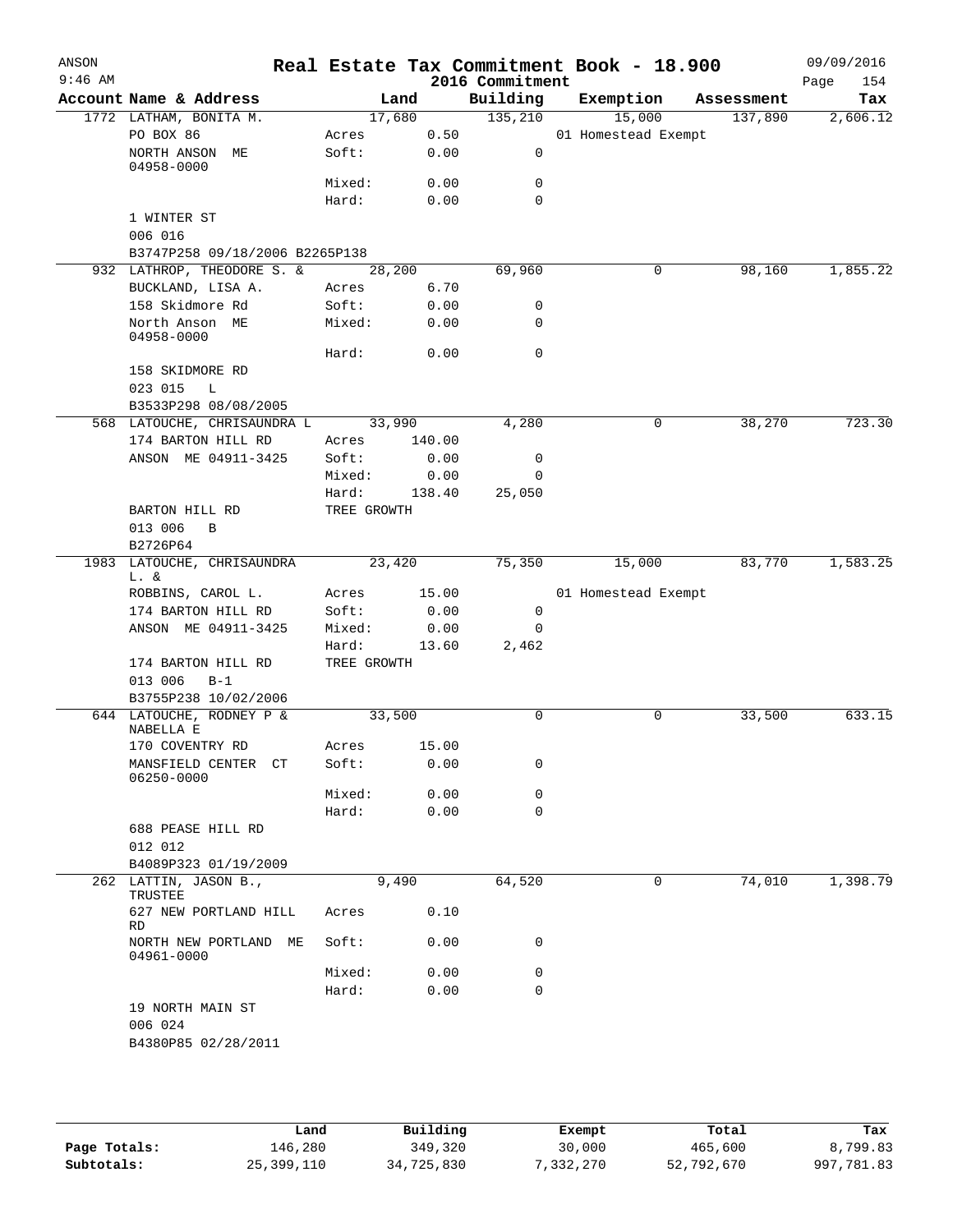# Real Estate Tax Commitment Book - 18.900

ANSON
9:46 AM

2016 Commitment

09/09/2016
Page 154

| Account | Name & Address | Land | | Building | Exemption | Assessment | Tax |
|---|---|---|---|---|---|---|---|
| 1772 | LATHAM, BONITA M. | 17,680 | | 135,210 | 15,000 | 137,890 | 2,606.12 |
| | PO BOX 86 | Acres | 0.50 | | 01 Homestead Exempt | | |
| | NORTH ANSON ME 04958-0000 | Soft: | 0.00 | 0 | | | |
| | | Mixed: | 0.00 | 0 | | | |
| | | Hard: | 0.00 | 0 | | | |
| | 1 WINTER ST | | | | | | |
| | 006 016 | | | | | | |
| | B3747P258 09/18/2006 B2265P138 | | | | | | |
| 932 | LATHROP, THEODORE S. & | 28,200 | | 69,960 | 0 | 98,160 | 1,855.22 |
| | BUCKLAND, LISA A. | Acres | 6.70 | | | | |
| | 158 Skidmore Rd | Soft: | 0.00 | 0 | | | |
| | North Anson ME 04958-0000 | Mixed: | 0.00 | 0 | | | |
| | | Hard: | 0.00 | 0 | | | |
| | 158 SKIDMORE RD | | | | | | |
| | 023 015 L | | | | | | |
| | B3533P298 08/08/2005 | | | | | | |
| 568 | LATOUCHE, CHRISAUNDRA L | 33,990 | | 4,280 | 0 | 38,270 | 723.30 |
| | 174 BARTON HILL RD | Acres | 140.00 | | | | |
| | ANSON ME 04911-3425 | Soft: | 0.00 | 0 | | | |
| | | Mixed: | 0.00 | 0 | | | |
| | | Hard: | 138.40 | 25,050 | | | |
| | BARTON HILL RD | TREE GROWTH | | | | | |
| | 013 006 B | | | | | | |
| | B2726P64 | | | | | | |
| 1983 | LATOUCHE, CHRISAUNDRA L. & | 23,420 | | 75,350 | 15,000 | 83,770 | 1,583.25 |
| | ROBBINS, CAROL L. | Acres | 15.00 | | 01 Homestead Exempt | | |
| | 174 BARTON HILL RD | Soft: | 0.00 | 0 | | | |
| | ANSON ME 04911-3425 | Mixed: | 0.00 | 0 | | | |
| | | Hard: | 13.60 | 2,462 | | | |
| | 174 BARTON HILL RD | TREE GROWTH | | | | | |
| | 013 006 B-1 | | | | | | |
| | B3755P238 10/02/2006 | | | | | | |
| 644 | LATOUCHE, RODNEY P & NABELLA E | 33,500 | | 0 | 0 | 33,500 | 633.15 |
| | 170 COVENTRY RD | Acres | 15.00 | | | | |
| | MANSFIELD CENTER CT 06250-0000 | Soft: | 0.00 | 0 | | | |
| | | Mixed: | 0.00 | 0 | | | |
| | | Hard: | 0.00 | 0 | | | |
| | 688 PEASE HILL RD | | | | | | |
| | 012 012 | | | | | | |
| | B4089P323 01/19/2009 | | | | | | |
| 262 | LATTIN, JASON B., TRUSTEE | 9,490 | | 64,520 | 0 | 74,010 | 1,398.79 |
| | 627 NEW PORTLAND HILL RD | Acres | 0.10 | | | | |
| | NORTH NEW PORTLAND ME 04961-0000 | Soft: | 0.00 | 0 | | | |
| | | Mixed: | 0.00 | 0 | | | |
| | | Hard: | 0.00 | 0 | | | |
| | 19 NORTH MAIN ST | | | | | | |
| | 006 024 | | | | | | |
| | B4380P85 02/28/2011 | | | | | | |

| | Land | Building | Exempt | Total | Tax |
|---|---|---|---|---|---|
| Page Totals: | 146,280 | 349,320 | 30,000 | 465,600 | 8,799.83 |
| Subtotals: | 25,399,110 | 34,725,830 | 7,332,270 | 52,792,670 | 997,781.83 |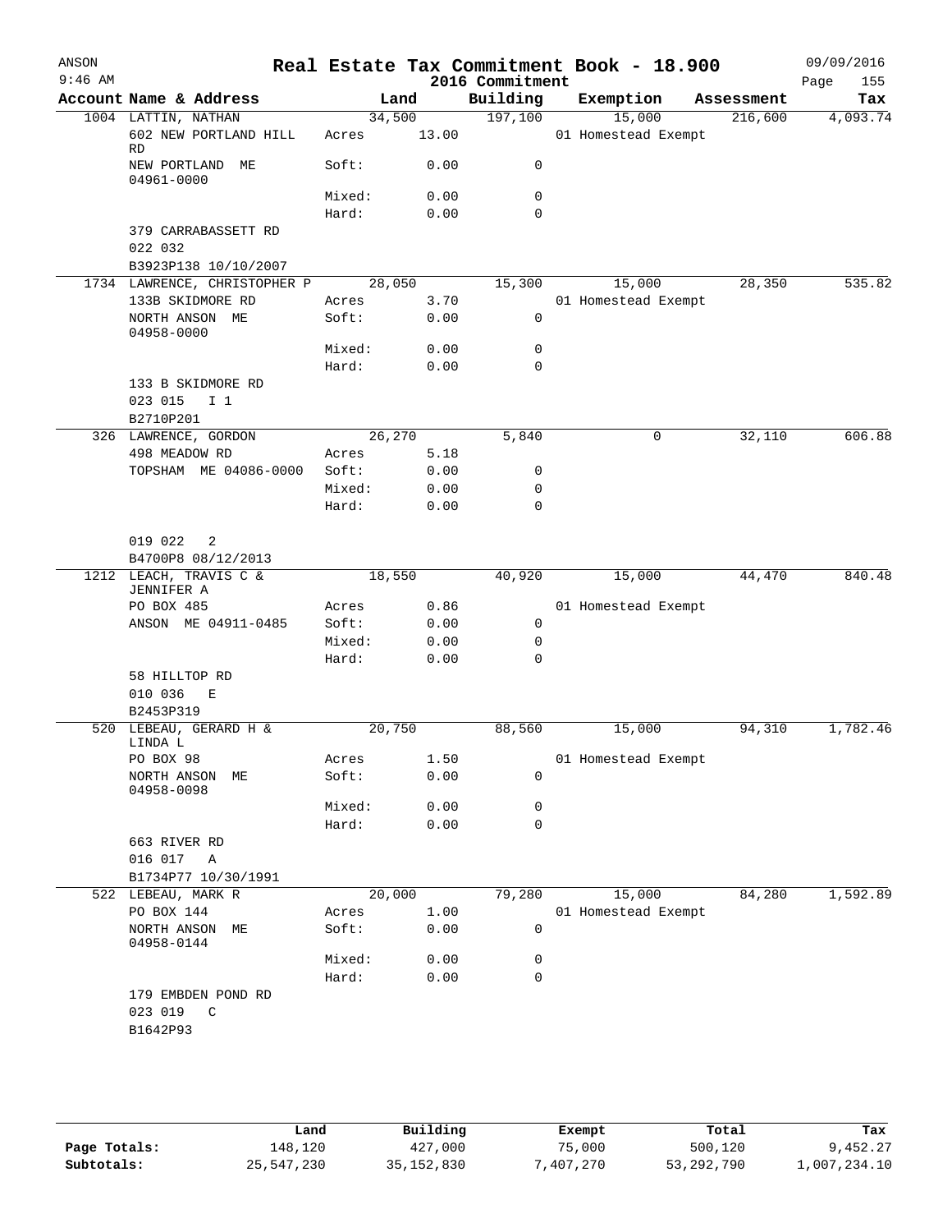# Real Estate Tax Commitment Book - 18.900

ANSON
9:46 AM
2016 Commitment
09/09/2016

| Account | Name & Address | Land | | Building | Exemption | Assessment | Tax |
|---|---|---|---|---|---|---|---|
| 1004 | LATTIN, NATHAN | 34,500 | | 197,100 | 15,000 | 216,600 | 4,093.74 |
| | 602 NEW PORTLAND HILL RD | Acres | 13.00 | | 01 Homestead Exempt | | |
| | NEW PORTLAND ME 04961-0000 | Soft: | 0.00 | 0 | | | |
| | | Mixed: | 0.00 | 0 | | | |
| | | Hard: | 0.00 | 0 | | | |
| | 379 CARRABASSETT RD | | | | | | |
| | 022 032 | | | | | | |
| | B3923P138 10/10/2007 | | | | | | |
| 1734 | LAWRENCE, CHRISTOPHER P | 28,050 | | 15,300 | 15,000 | 28,350 | 535.82 |
| | 133B SKIDMORE RD | Acres | 3.70 | | 01 Homestead Exempt | | |
| | NORTH ANSON ME 04958-0000 | Soft: | 0.00 | 0 | | | |
| | | Mixed: | 0.00 | 0 | | | |
| | | Hard: | 0.00 | 0 | | | |
| | 133 B SKIDMORE RD | | | | | | |
| | 023 015 I 1 | | | | | | |
| | B2710P201 | | | | | | |
| 326 | LAWRENCE, GORDON | 26,270 | | 5,840 | 0 | 32,110 | 606.88 |
| | 498 MEADOW RD | Acres | 5.18 | | | | |
| | TOPSHAM ME 04086-0000 | Soft: | 0.00 | 0 | | | |
| | | Mixed: | 0.00 | 0 | | | |
| | | Hard: | 0.00 | 0 | | | |
| | 019 022 2 | | | | | | |
| | B4700P8 08/12/2013 | | | | | | |
| 1212 | LEACH, TRAVIS C & JENNIFER A | 18,550 | | 40,920 | 15,000 | 44,470 | 840.48 |
| | PO BOX 485 | Acres | 0.86 | | 01 Homestead Exempt | | |
| | ANSON ME 04911-0485 | Soft: | 0.00 | 0 | | | |
| | | Mixed: | 0.00 | 0 | | | |
| | | Hard: | 0.00 | 0 | | | |
| | 58 HILLTOP RD | | | | | | |
| | 010 036 E | | | | | | |
| | B2453P319 | | | | | | |
| 520 | LEBEAU, GERARD H & LINDA L | 20,750 | | 88,560 | 15,000 | 94,310 | 1,782.46 |
| | PO BOX 98 | Acres | 1.50 | | 01 Homestead Exempt | | |
| | NORTH ANSON ME 04958-0098 | Soft: | 0.00 | 0 | | | |
| | | Mixed: | 0.00 | 0 | | | |
| | | Hard: | 0.00 | 0 | | | |
| | 663 RIVER RD | | | | | | |
| | 016 017 A | | | | | | |
| | B1734P77 10/30/1991 | | | | | | |
| 522 | LEBEAU, MARK R | 20,000 | | 79,280 | 15,000 | 84,280 | 1,592.89 |
| | PO BOX 144 | Acres | 1.00 | | 01 Homestead Exempt | | |
| | NORTH ANSON ME 04958-0144 | Soft: | 0.00 | 0 | | | |
| | | Mixed: | 0.00 | 0 | | | |
| | | Hard: | 0.00 | 0 | | | |
| | 179 EMBDEN POND RD | | | | | | |
| | 023 019 C | | | | | | |
| | B1642P93 | | | | | | |

| | Land | Building | Exempt | Total | Tax |
|---|---|---|---|---|---|
| Page Totals: | 148,120 | 427,000 | 75,000 | 500,120 | 9,452.27 |
| Subtotals: | 25,547,230 | 35,152,830 | 7,407,270 | 53,292,790 | 1,007,234.10 |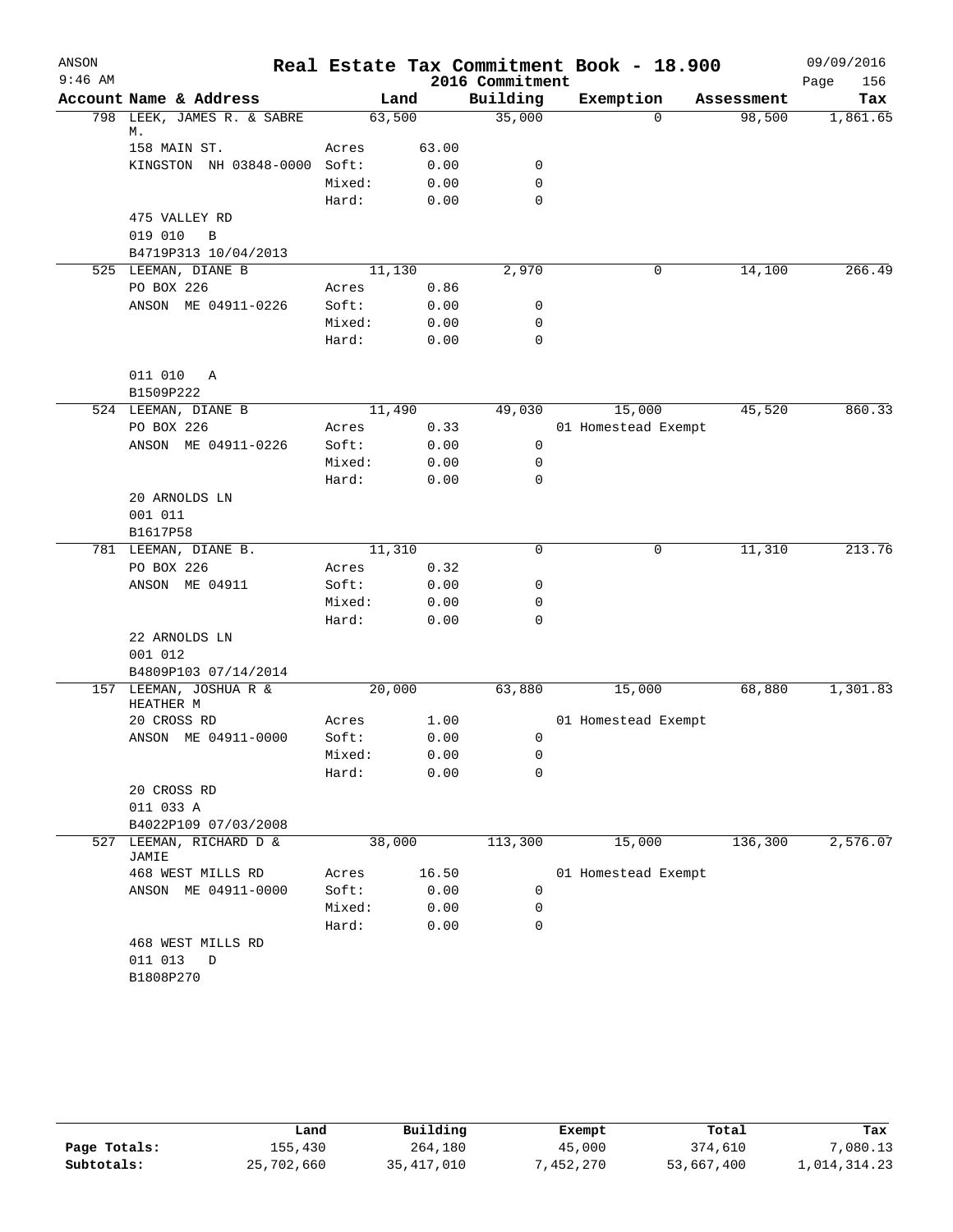# Real Estate Tax Commitment Book - 18.900

ANSON
9:46 AM

2016 Commitment

09/09/2016

| Account | Name & Address | | Land | Building | Exemption | Assessment | Tax |
|---|---|---|---|---|---|---|---|
| 798 | LEEK, JAMES R. & SABRE M. | | 63,500 | 35,000 | 0 | 98,500 | 1,861.65 |
| | 158 MAIN ST. | Acres | 63.00 | | | | |
| | KINGSTON NH 03848-0000 | Soft: | 0.00 | 0 | | | |
| | | Mixed: | 0.00 | 0 | | | |
| | | Hard: | 0.00 | 0 | | | |
| | 475 VALLEY RD | | | | | | |
| | 019 010 B | | | | | | |
| | B4719P313 10/04/2013 | | | | | | |
| 525 | LEEMAN, DIANE B | | 11,130 | 2,970 | 0 | 14,100 | 266.49 |
| | PO BOX 226 | Acres | 0.86 | | | | |
| | ANSON ME 04911-0226 | Soft: | 0.00 | 0 | | | |
| | | Mixed: | 0.00 | 0 | | | |
| | | Hard: | 0.00 | 0 | | | |
| | 011 010 A | | | | | | |
| | B1509P222 | | | | | | |
| 524 | LEEMAN, DIANE B | | 11,490 | 49,030 | 15,000 | 45,520 | 860.33 |
| | PO BOX 226 | Acres | 0.33 | | 01 Homestead Exempt | | |
| | ANSON ME 04911-0226 | Soft: | 0.00 | 0 | | | |
| | | Mixed: | 0.00 | 0 | | | |
| | | Hard: | 0.00 | 0 | | | |
| | 20 ARNOLDS LN | | | | | | |
| | 001 011 | | | | | | |
| | B1617P58 | | | | | | |
| 781 | LEEMAN, DIANE B. | | 11,310 | 0 | 0 | 11,310 | 213.76 |
| | PO BOX 226 | Acres | 0.32 | | | | |
| | ANSON ME 04911 | Soft: | 0.00 | 0 | | | |
| | | Mixed: | 0.00 | 0 | | | |
| | | Hard: | 0.00 | 0 | | | |
| | 22 ARNOLDS LN | | | | | | |
| | 001 012 | | | | | | |
| | B4809P103 07/14/2014 | | | | | | |
| 157 | LEEMAN, JOSHUA R & HEATHER M | | 20,000 | 63,880 | 15,000 | 68,880 | 1,301.83 |
| | 20 CROSS RD | Acres | 1.00 | | 01 Homestead Exempt | | |
| | ANSON ME 04911-0000 | Soft: | 0.00 | 0 | | | |
| | | Mixed: | 0.00 | 0 | | | |
| | | Hard: | 0.00 | 0 | | | |
| | 20 CROSS RD | | | | | | |
| | 011 033 A | | | | | | |
| | B4022P109 07/03/2008 | | | | | | |
| 527 | LEEMAN, RICHARD D & JAMIE | | 38,000 | 113,300 | 15,000 | 136,300 | 2,576.07 |
| | 468 WEST MILLS RD | Acres | 16.50 | | 01 Homestead Exempt | | |
| | ANSON ME 04911-0000 | Soft: | 0.00 | 0 | | | |
| | | Mixed: | 0.00 | 0 | | | |
| | | Hard: | 0.00 | 0 | | | |
| | 468 WEST MILLS RD | | | | | | |
| | 011 013 D | | | | | | |
| | B1808P270 | | | | | | |

| | Land | Building | Exempt | Total | Tax |
|---|---|---|---|---|---|
| Page Totals: | 155,430 | 264,180 | 45,000 | 374,610 | 7,080.13 |
| Subtotals: | 25,702,660 | 35,417,010 | 7,452,270 | 53,667,400 | 1,014,314.23 |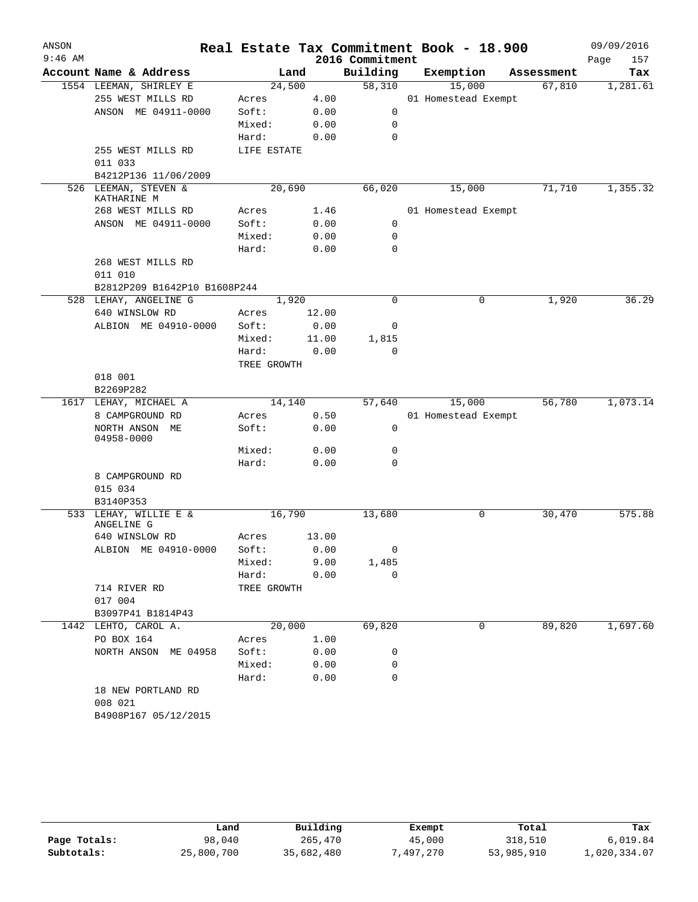# Real Estate Tax Commitment Book - 18.900

ANSON
9:46 AM

2016 Commitment

09/09/2016

| Account Name & Address | Land | | Building | Exemption | Assessment | Tax |
|---|---|---|---|---|---|---|
| 1554 LEEMAN, SHIRLEY E | 24,500 | | 58,310 | 15,000 | 67,810 | 1,281.61 |
| 255 WEST MILLS RD | Acres | 4.00 | | 01 Homestead Exempt | | |
| ANSON ME 04911-0000 | Soft: | 0.00 | 0 | | | |
| | Mixed: | 0.00 | 0 | | | |
| | Hard: | 0.00 | 0 | | | |
| 255 WEST MILLS RD | LIFE ESTATE | | | | | |
| 011 033 | | | | | | |
| B4212P136 11/06/2009 | | | | | | |
| 526 LEEMAN, STEVEN & KATHARINE M | 20,690 | | 66,020 | 15,000 | 71,710 | 1,355.32 |
| 268 WEST MILLS RD | Acres | 1.46 | | 01 Homestead Exempt | | |
| ANSON ME 04911-0000 | Soft: | 0.00 | 0 | | | |
| | Mixed: | 0.00 | 0 | | | |
| | Hard: | 0.00 | 0 | | | |
| 268 WEST MILLS RD | | | | | | |
| 011 010 | | | | | | |
| B2812P209 B1642P10 B1608P244 | | | | | | |
| 528 LEHAY, ANGELINE G | 1,920 | | 0 | 0 | 1,920 | 36.29 |
| 640 WINSLOW RD | Acres | 12.00 | | | | |
| ALBION ME 04910-0000 | Soft: | 0.00 | 0 | | | |
| | Mixed: | 11.00 | 1,815 | | | |
| | Hard: | 0.00 | 0 | | | |
| | TREE GROWTH | | | | | |
| 018 001 | | | | | | |
| B2269P282 | | | | | | |
| 1617 LEHAY, MICHAEL A | 14,140 | | 57,640 | 15,000 | 56,780 | 1,073.14 |
| 8 CAMPGROUND RD | Acres | 0.50 | | 01 Homestead Exempt | | |
| NORTH ANSON ME 04958-0000 | Soft: | 0.00 | 0 | | | |
| | Mixed: | 0.00 | 0 | | | |
| | Hard: | 0.00 | 0 | | | |
| 8 CAMPGROUND RD | | | | | | |
| 015 034 | | | | | | |
| B3140P353 | | | | | | |
| 533 LEHAY, WILLIE E & ANGELINE G | 16,790 | | 13,680 | 0 | 30,470 | 575.88 |
| 640 WINSLOW RD | Acres | 13.00 | | | | |
| ALBION ME 04910-0000 | Soft: | 0.00 | 0 | | | |
| | Mixed: | 9.00 | 1,485 | | | |
| | Hard: | 0.00 | 0 | | | |
| 714 RIVER RD | TREE GROWTH | | | | | |
| 017 004 | | | | | | |
| B3097P41 B1814P43 | | | | | | |
| 1442 LEHTO, CAROL A. | 20,000 | | 69,820 | 0 | 89,820 | 1,697.60 |
| PO BOX 164 | Acres | 1.00 | | | | |
| NORTH ANSON ME 04958 | Soft: | 0.00 | 0 | | | |
| | Mixed: | 0.00 | 0 | | | |
| | Hard: | 0.00 | 0 | | | |
| 18 NEW PORTLAND RD | | | | | | |
| 008 021 | | | | | | |
| B4908P167 05/12/2015 | | | | | | |

| | Land | Building | Exempt | Total | Tax |
|---|---|---|---|---|---|
| Page Totals: | 98,040 | 265,470 | 45,000 | 318,510 | 6,019.84 |
| Subtotals: | 25,800,700 | 35,682,480 | 7,497,270 | 53,985,910 | 1,020,334.07 |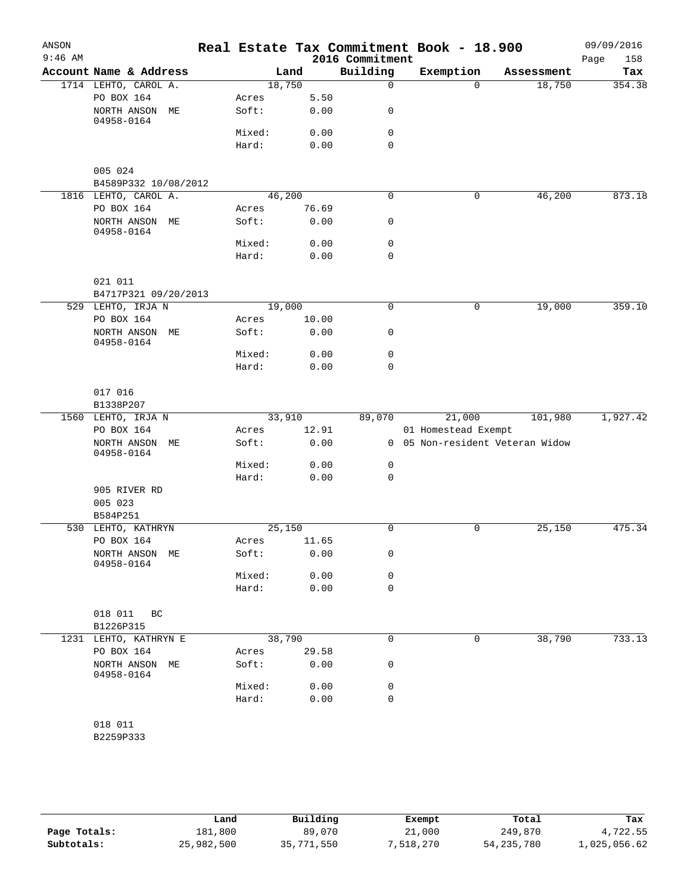# Real Estate Tax Commitment Book - 18.900

ANSON
9:46 AM

2016 Commitment

09/09/2016

| Account Name & Address | Land | | Building | Exemption | Assessment | Tax |
|---|---|---|---|---|---|---|
| 1714 LEHTO, CAROL A. | 18,750 | | 0 | 0 | 18,750 | 354.38 |
| PO BOX 164 | Acres | 5.50 | | | | |
| NORTH ANSON ME 04958-0164 | Soft: | 0.00 | 0 | | | |
| | Mixed: | 0.00 | 0 | | | |
| | Hard: | 0.00 | 0 | | | |
| 005 024 | | | | | | |
| B4589P332 10/08/2012 | | | | | | |
| 1816 LEHTO, CAROL A. | 46,200 | | 0 | 0 | 46,200 | 873.18 |
| PO BOX 164 | Acres | 76.69 | | | | |
| NORTH ANSON ME 04958-0164 | Soft: | 0.00 | 0 | | | |
| | Mixed: | 0.00 | 0 | | | |
| | Hard: | 0.00 | 0 | | | |
| 021 011 | | | | | | |
| B4717P321 09/20/2013 | | | | | | |
| 529 LEHTO, IRJA N | 19,000 | | 0 | 0 | 19,000 | 359.10 |
| PO BOX 164 | Acres | 10.00 | | | | |
| NORTH ANSON ME 04958-0164 | Soft: | 0.00 | 0 | | | |
| | Mixed: | 0.00 | 0 | | | |
| | Hard: | 0.00 | 0 | | | |
| 017 016 | | | | | | |
| B1338P207 | | | | | | |
| 1560 LEHTO, IRJA N | 33,910 | | 89,070 | 21,000 | 101,980 | 1,927.42 |
| PO BOX 164 | Acres | 12.91 | | 01 Homestead Exempt | | |
| NORTH ANSON ME 04958-0164 | Soft: | 0.00 | 0 | 05 Non-resident Veteran Widow | | |
| | Mixed: | 0.00 | 0 | | | |
| | Hard: | 0.00 | 0 | | | |
| 905 RIVER RD | | | | | | |
| 005 023 | | | | | | |
| B584P251 | | | | | | |
| 530 LEHTO, KATHRYN | 25,150 | | 0 | 0 | 25,150 | 475.34 |
| PO BOX 164 | Acres | 11.65 | | | | |
| NORTH ANSON ME 04958-0164 | Soft: | 0.00 | 0 | | | |
| | Mixed: | 0.00 | 0 | | | |
| | Hard: | 0.00 | 0 | | | |
| 018 011 BC | | | | | | |
| B1226P315 | | | | | | |
| 1231 LEHTO, KATHRYN E | 38,790 | | 0 | 0 | 38,790 | 733.13 |
| PO BOX 164 | Acres | 29.58 | | | | |
| NORTH ANSON ME 04958-0164 | Soft: | 0.00 | 0 | | | |
| | Mixed: | 0.00 | 0 | | | |
| | Hard: | 0.00 | 0 | | | |
| 018 011 | | | | | | |
| B2259P333 | | | | | | |

| | Land | Building | Exempt | Total | Tax |
|---|---|---|---|---|---|
| Page Totals: | 181,800 | 89,070 | 21,000 | 249,870 | 4,722.55 |
| Subtotals: | 25,982,500 | 35,771,550 | 7,518,270 | 54,235,780 | 1,025,056.62 |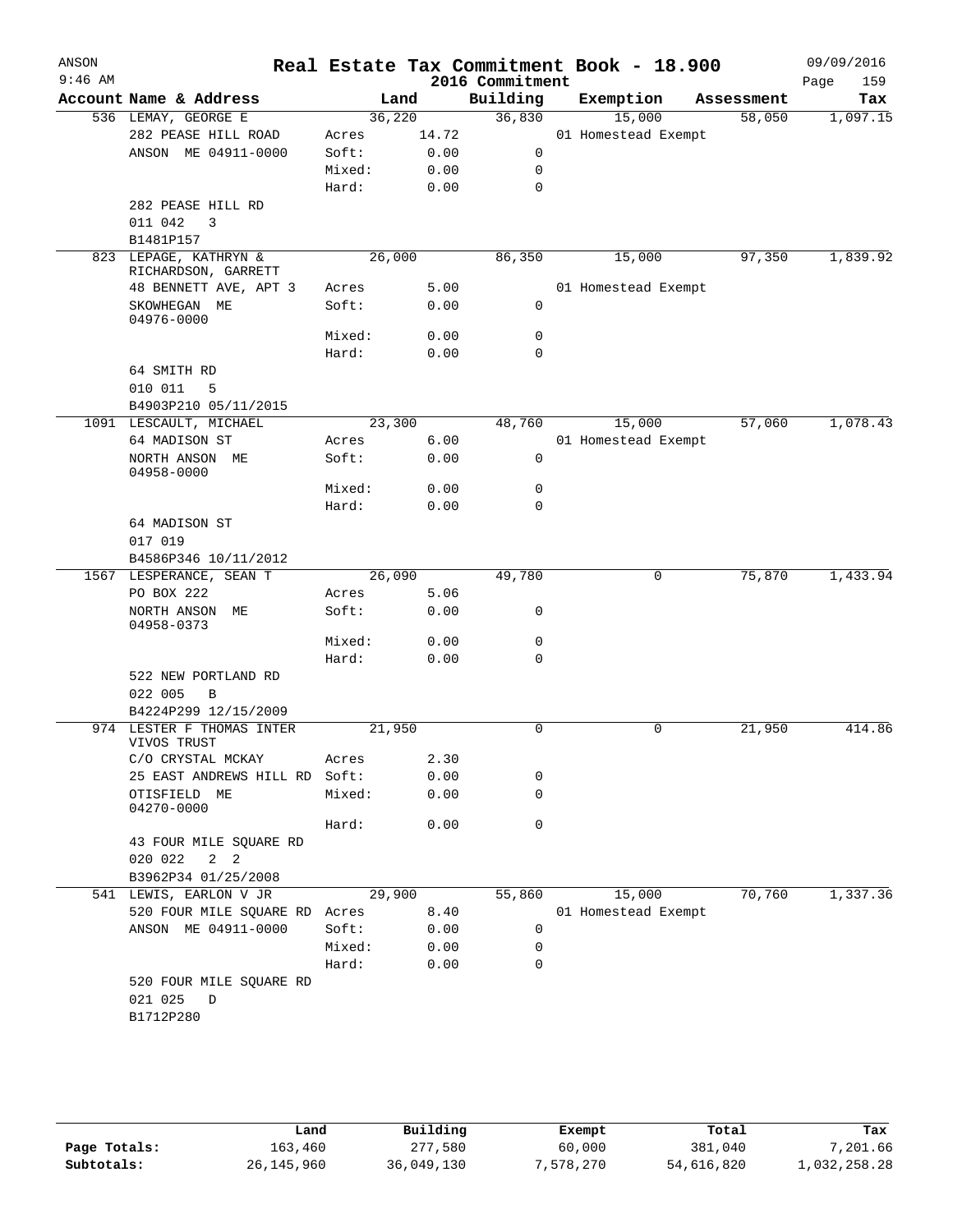ANSON 9:46 AM

# Real Estate Tax Commitment Book - 18.900

2016 Commitment

09/09/2016

| Account | Name & Address | Land | | Building | Exemption | Assessment | Tax |
|---|---|---|---|---|---|---|---|
| 536 | LEMAY, GEORGE E | 36,220 | | 36,830 | 15,000 | 58,050 | 1,097.15 |
| | 282 PEASE HILL ROAD | Acres | 14.72 | | 01 Homestead Exempt | | |
| | ANSON ME 04911-0000 | Soft: | 0.00 | 0 | | | |
| | | Mixed: | 0.00 | 0 | | | |
| | | Hard: | 0.00 | 0 | | | |
| | 282 PEASE HILL RD | | | | | | |
| | 011 042 3 | | | | | | |
| | B1481P157 | | | | | | |
| 823 | LEPAGE, KATHRYN & RICHARDSON, GARRETT | 26,000 | | 86,350 | 15,000 | 97,350 | 1,839.92 |
| | 48 BENNETT AVE, APT 3 | Acres | 5.00 | | 01 Homestead Exempt | | |
| | SKOWHEGAN ME 04976-0000 | Soft: | 0.00 | 0 | | | |
| | | Mixed: | 0.00 | 0 | | | |
| | | Hard: | 0.00 | 0 | | | |
| | 64 SMITH RD | | | | | | |
| | 010 011 5 | | | | | | |
| | B4903P210 05/11/2015 | | | | | | |
| 1091 | LESCAULT, MICHAEL | 23,300 | | 48,760 | 15,000 | 57,060 | 1,078.43 |
| | 64 MADISON ST | Acres | 6.00 | | 01 Homestead Exempt | | |
| | NORTH ANSON ME 04958-0000 | Soft: | 0.00 | 0 | | | |
| | | Mixed: | 0.00 | 0 | | | |
| | | Hard: | 0.00 | 0 | | | |
| | 64 MADISON ST | | | | | | |
| | 017 019 | | | | | | |
| | B4586P346 10/11/2012 | | | | | | |
| 1567 | LESPERANCE, SEAN T | 26,090 | | 49,780 | 0 | 75,870 | 1,433.94 |
| | PO BOX 222 | Acres | 5.06 | | | | |
| | NORTH ANSON ME 04958-0373 | Soft: | 0.00 | 0 | | | |
| | | Mixed: | 0.00 | 0 | | | |
| | | Hard: | 0.00 | 0 | | | |
| | 522 NEW PORTLAND RD | | | | | | |
| | 022 005 B | | | | | | |
| | B4224P299 12/15/2009 | | | | | | |
| 974 | LESTER F THOMAS INTER VIVOS TRUST | 21,950 | | 0 | 0 | 21,950 | 414.86 |
| | C/O CRYSTAL MCKAY | Acres | 2.30 | | | | |
| | 25 EAST ANDREWS HILL RD | Soft: | 0.00 | 0 | | | |
| | OTISFIELD ME 04270-0000 | Mixed: | 0.00 | 0 | | | |
| | | Hard: | 0.00 | 0 | | | |
| | 43 FOUR MILE SQUARE RD | | | | | | |
| | 020 022 2 2 | | | | | | |
| | B3962P34 01/25/2008 | | | | | | |
| 541 | LEWIS, EARLON V JR | 29,900 | | 55,860 | 15,000 | 70,760 | 1,337.36 |
| | 520 FOUR MILE SQUARE RD | Acres | 8.40 | | 01 Homestead Exempt | | |
| | ANSON ME 04911-0000 | Soft: | 0.00 | 0 | | | |
| | | Mixed: | 0.00 | 0 | | | |
| | | Hard: | 0.00 | 0 | | | |
| | 520 FOUR MILE SQUARE RD | | | | | | |
| | 021 025 D | | | | | | |
| | B1712P280 | | | | | | |

| | Land | Building | Exempt | Total | Tax |
|---|---|---|---|---|---|
| Page Totals: | 163,460 | 277,580 | 60,000 | 381,040 | 7,201.66 |
| Subtotals: | 26,145,960 | 36,049,130 | 7,578,270 | 54,616,820 | 1,032,258.28 |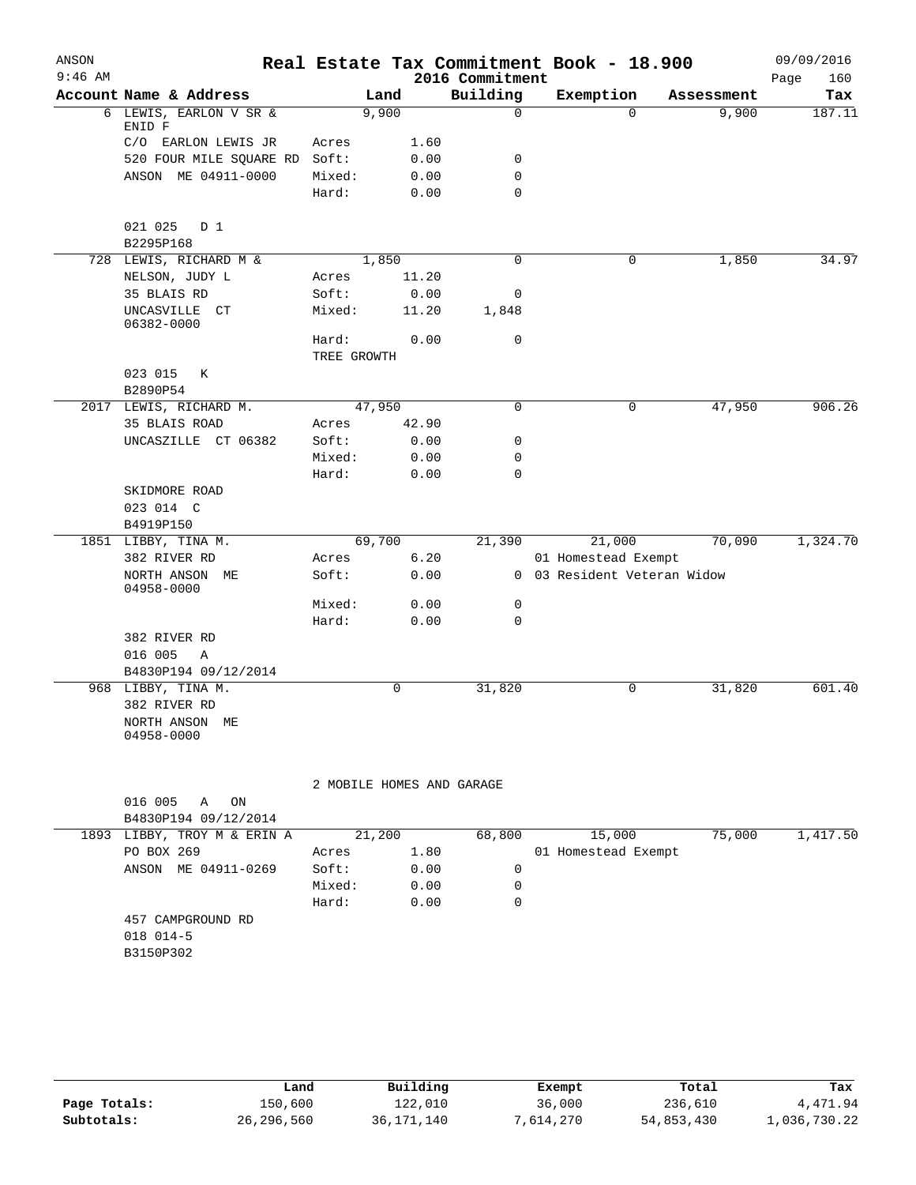# Real Estate Tax Commitment Book - 18.900

ANSON 9:46 AM — 2016 Commitment — 09/09/2016

| Account | Name & Address | Land | | Building | Exemption | Assessment | Tax |
|---|---|---|---|---|---|---|---|
| 6 | LEWIS, EARLON V SR & ENID F | 9,900 | | 0 | 0 | 9,900 | 187.11 |
| | C/O EARLON LEWIS JR | Acres | 1.60 | | | | |
| | 520 FOUR MILE SQUARE RD | Soft: | 0.00 | 0 | | | |
| | ANSON ME 04911-0000 | Mixed: | 0.00 | 0 | | | |
| | | Hard: | 0.00 | 0 | | | |
| | 021 025 D 1 | | | | | | |
| | B2295P168 | | | | | | |
| 728 | LEWIS, RICHARD M & | 1,850 | | 0 | 0 | 1,850 | 34.97 |
| | NELSON, JUDY L | Acres | 11.20 | | | | |
| | 35 BLAIS RD | Soft: | 0.00 | 0 | | | |
| | UNCASVILLE CT 06382-0000 | Mixed: | 11.20 | 1,848 | | | |
| | | Hard: | 0.00 | 0 | | | |
| | | TREE GROWTH | | | | | |
| | 023 015 K | | | | | | |
| | B2890P54 | | | | | | |
| 2017 | LEWIS, RICHARD M. | 47,950 | | 0 | 0 | 47,950 | 906.26 |
| | 35 BLAIS ROAD | Acres | 42.90 | | | | |
| | UNCASZILLE CT 06382 | Soft: | 0.00 | 0 | | | |
| | | Mixed: | 0.00 | 0 | | | |
| | | Hard: | 0.00 | 0 | | | |
| | SKIDMORE ROAD | | | | | | |
| | 023 014 C | | | | | | |
| | B4919P150 | | | | | | |
| 1851 | LIBBY, TINA M. | 69,700 | | 21,390 | 21,000 | 70,090 | 1,324.70 |
| | 382 RIVER RD | Acres | 6.20 | | 01 Homestead Exempt | | |
| | NORTH ANSON ME 04958-0000 | Soft: | 0.00 | 0 | 03 Resident Veteran Widow | | |
| | | Mixed: | 0.00 | 0 | | | |
| | | Hard: | 0.00 | 0 | | | |
| | 382 RIVER RD | | | | | | |
| | 016 005 A | | | | | | |
| | B4830P194 09/12/2014 | | | | | | |
| 968 | LIBBY, TINA M. | 0 | | 31,820 | 0 | 31,820 | 601.40 |
| | 382 RIVER RD | | | | | | |
| | NORTH ANSON ME 04958-0000 | | | | | | |
| | | 2 MOBILE HOMES AND GARAGE | | | | | |
| | 016 005 A ON | | | | | | |
| | B4830P194 09/12/2014 | | | | | | |
| 1893 | LIBBY, TROY M & ERIN A | 21,200 | | 68,800 | 15,000 | 75,000 | 1,417.50 |
| | PO BOX 269 | Acres | 1.80 | | 01 Homestead Exempt | | |
| | ANSON ME 04911-0269 | Soft: | 0.00 | 0 | | | |
| | | Mixed: | 0.00 | 0 | | | |
| | | Hard: | 0.00 | 0 | | | |
| | 457 CAMPGROUND RD | | | | | | |
| | 018 014-5 | | | | | | |
| | B3150P302 | | | | | | |

| | Land | Building | Exempt | Total | Tax |
|---|---|---|---|---|---|
| Page Totals: | 150,600 | 122,010 | 36,000 | 236,610 | 4,471.94 |
| Subtotals: | 26,296,560 | 36,171,140 | 7,614,270 | 54,853,430 | 1,036,730.22 |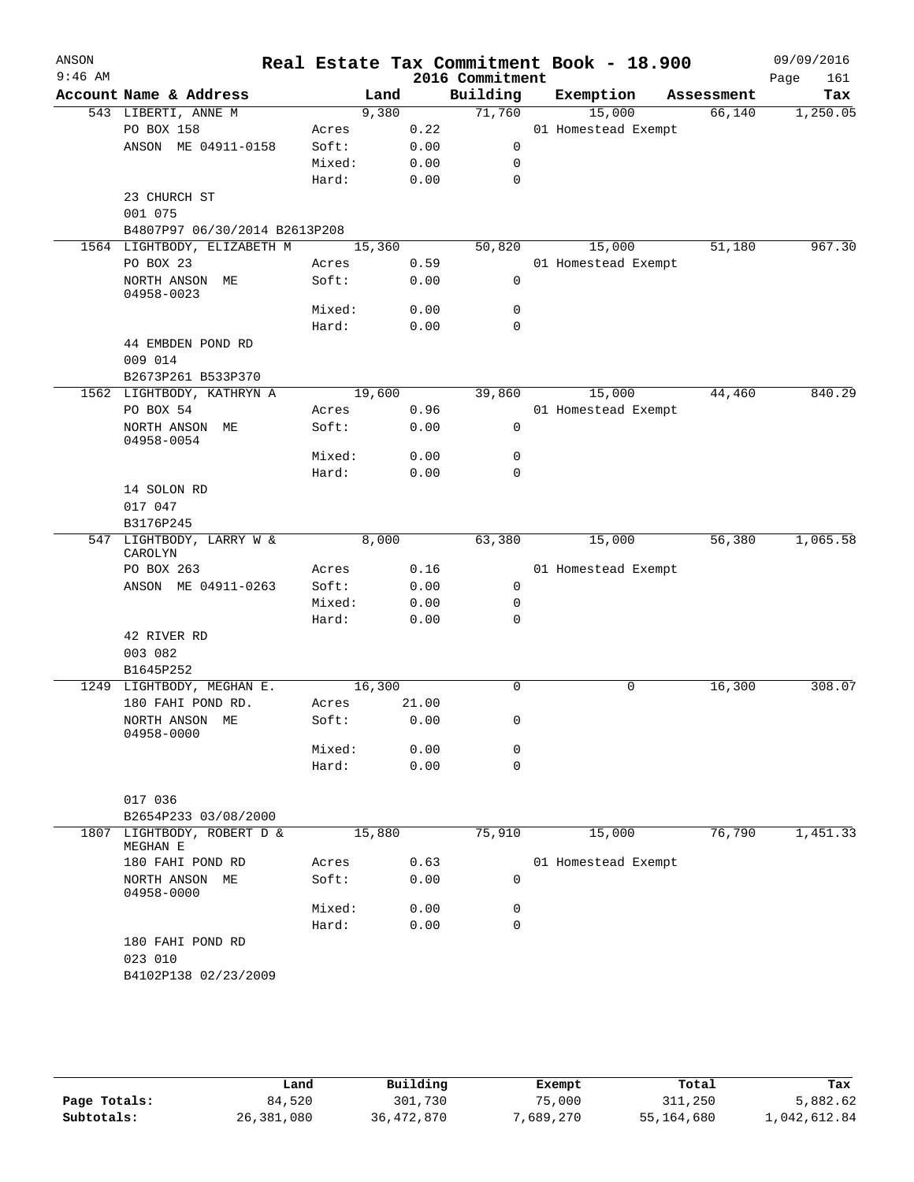# Real Estate Tax Commitment Book - 18.900

ANSON
9:46 AM

2016 Commitment

09/09/2016

| Account | Name & Address | | Land | Building | Exemption | Assessment | Tax |
|---|---|---|---|---|---|---|---|
| 543 | LIBERTI, ANNE M | | 9,380 | 71,760 | 15,000 | 66,140 | 1,250.05 |
| | PO BOX 158 | Acres | 0.22 | | 01 Homestead Exempt | | |
| | ANSON ME 04911-0158 | Soft: | 0.00 | 0 | | | |
| | | Mixed: | 0.00 | 0 | | | |
| | | Hard: | 0.00 | 0 | | | |
| | 23 CHURCH ST | | | | | | |
| | 001 075 | | | | | | |
| | B4807P97 06/30/2014 B2613P208 | | | | | | |
| 1564 | LIGHTBODY, ELIZABETH M | | 15,360 | 50,820 | 15,000 | 51,180 | 967.30 |
| | PO BOX 23 | Acres | 0.59 | | 01 Homestead Exempt | | |
| | NORTH ANSON ME 04958-0023 | Soft: | 0.00 | 0 | | | |
| | | Mixed: | 0.00 | 0 | | | |
| | | Hard: | 0.00 | 0 | | | |
| | 44 EMBDEN POND RD | | | | | | |
| | 009 014 | | | | | | |
| | B2673P261 B533P370 | | | | | | |
| 1562 | LIGHTBODY, KATHRYN A | | 19,600 | 39,860 | 15,000 | 44,460 | 840.29 |
| | PO BOX 54 | Acres | 0.96 | | 01 Homestead Exempt | | |
| | NORTH ANSON ME 04958-0054 | Soft: | 0.00 | 0 | | | |
| | | Mixed: | 0.00 | 0 | | | |
| | | Hard: | 0.00 | 0 | | | |
| | 14 SOLON RD | | | | | | |
| | 017 047 | | | | | | |
| | B3176P245 | | | | | | |
| 547 | LIGHTBODY, LARRY W & CAROLYN | | 8,000 | 63,380 | 15,000 | 56,380 | 1,065.58 |
| | PO BOX 263 | Acres | 0.16 | | 01 Homestead Exempt | | |
| | ANSON ME 04911-0263 | Soft: | 0.00 | 0 | | | |
| | | Mixed: | 0.00 | 0 | | | |
| | | Hard: | 0.00 | 0 | | | |
| | 42 RIVER RD | | | | | | |
| | 003 082 | | | | | | |
| | B1645P252 | | | | | | |
| 1249 | LIGHTBODY, MEGHAN E. | | 16,300 | 0 | 0 | 16,300 | 308.07 |
| | 180 FAHI POND RD. | Acres | 21.00 | | | | |
| | NORTH ANSON ME 04958-0000 | Soft: | 0.00 | 0 | | | |
| | | Mixed: | 0.00 | 0 | | | |
| | | Hard: | 0.00 | 0 | | | |
| | 017 036 | | | | | | |
| | B2654P233 03/08/2000 | | | | | | |
| 1807 | LIGHTBODY, ROBERT D & MEGHAN E | | 15,880 | 75,910 | 15,000 | 76,790 | 1,451.33 |
| | 180 FAHI POND RD | Acres | 0.63 | | 01 Homestead Exempt | | |
| | NORTH ANSON ME 04958-0000 | Soft: | 0.00 | 0 | | | |
| | | Mixed: | 0.00 | 0 | | | |
| | | Hard: | 0.00 | 0 | | | |
| | 180 FAHI POND RD | | | | | | |
| | 023 010 | | | | | | |
| | B4102P138 02/23/2009 | | | | | | |

| | Land | Building | Exempt | Total | Tax |
|---|---|---|---|---|---|
| Page Totals: | 84,520 | 301,730 | 75,000 | 311,250 | 5,882.62 |
| Subtotals: | 26,381,080 | 36,472,870 | 7,689,270 | 55,164,680 | 1,042,612.84 |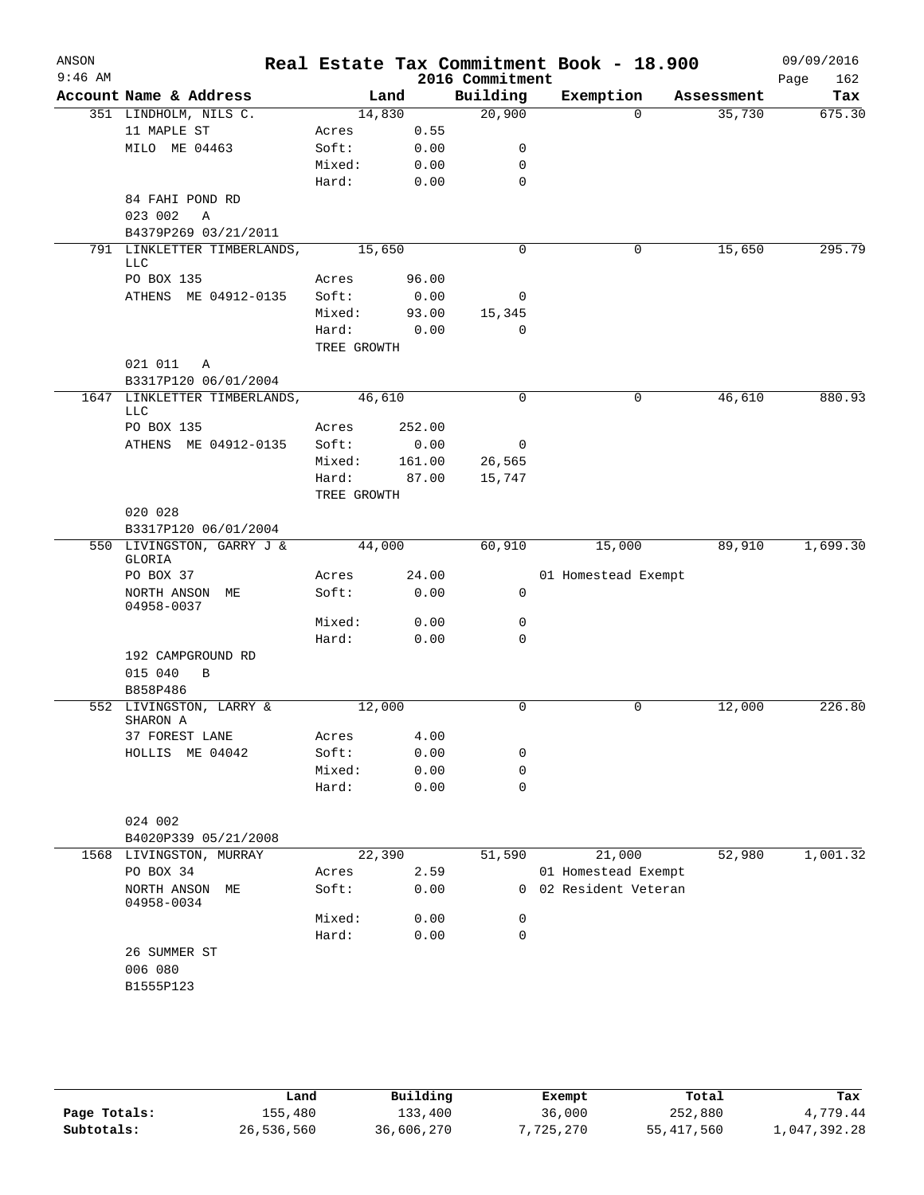ANSON

9:46 AM

# Real Estate Tax Commitment Book - 18.900

2016 Commitment

09/09/2016

| Account Name & Address | Land | | Building | Exemption | Assessment | Tax |
|---|---|---|---|---|---|---|
| 351 LINDHOLM, NILS C. | 14,830 | | 20,900 | 0 | 35,730 | 675.30 |
| 11 MAPLE ST | Acres | 0.55 | | | | |
| MILO ME 04463 | Soft: | 0.00 | 0 | | | |
| | Mixed: | 0.00 | 0 | | | |
| | Hard: | 0.00 | 0 | | | |
| 84 FAHI POND RD | | | | | | |
| 023 002 A | | | | | | |
| B4379P269 03/21/2011 | | | | | | |
| 791 LINKLETTER TIMBERLANDS, LLC | 15,650 | | 0 | 0 | 15,650 | 295.79 |
| PO BOX 135 | Acres | 96.00 | | | | |
| ATHENS ME 04912-0135 | Soft: | 0.00 | 0 | | | |
| | Mixed: | 93.00 | 15,345 | | | |
| | Hard: | 0.00 | 0 | | | |
| | TREE GROWTH | | | | | |
| 021 011 A | | | | | | |
| B3317P120 06/01/2004 | | | | | | |
| 1647 LINKLETTER TIMBERLANDS, LLC | 46,610 | | 0 | 0 | 46,610 | 880.93 |
| PO BOX 135 | Acres | 252.00 | | | | |
| ATHENS ME 04912-0135 | Soft: | 0.00 | 0 | | | |
| | Mixed: | 161.00 | 26,565 | | | |
| | Hard: | 87.00 | 15,747 | | | |
| | TREE GROWTH | | | | | |
| 020 028 | | | | | | |
| B3317P120 06/01/2004 | | | | | | |
| 550 LIVINGSTON, GARRY J & GLORIA | 44,000 | | 60,910 | 15,000 | 89,910 | 1,699.30 |
| PO BOX 37 | Acres | 24.00 | | 01 Homestead Exempt | | |
| NORTH ANSON ME 04958-0037 | Soft: | 0.00 | 0 | | | |
| | Mixed: | 0.00 | 0 | | | |
| | Hard: | 0.00 | 0 | | | |
| 192 CAMPGROUND RD | | | | | | |
| 015 040 B | | | | | | |
| B858P486 | | | | | | |
| 552 LIVINGSTON, LARRY & SHARON A | 12,000 | | 0 | 0 | 12,000 | 226.80 |
| 37 FOREST LANE | Acres | 4.00 | | | | |
| HOLLIS ME 04042 | Soft: | 0.00 | 0 | | | |
| | Mixed: | 0.00 | 0 | | | |
| | Hard: | 0.00 | 0 | | | |
| 024 002 | | | | | | |
| B4020P339 05/21/2008 | | | | | | |
| 1568 LIVINGSTON, MURRAY | 22,390 | | 51,590 | 21,000 | 52,980 | 1,001.32 |
| PO BOX 34 | Acres | 2.59 | | 01 Homestead Exempt | | |
| NORTH ANSON ME 04958-0034 | Soft: | 0.00 | 0 | 02 Resident Veteran | | |
| | Mixed: | 0.00 | 0 | | | |
| | Hard: | 0.00 | 0 | | | |
| 26 SUMMER ST | | | | | | |
| 006 080 | | | | | | |
| B1555P123 | | | | | | |

| | Land | Building | Exempt | Total | Tax |
|---|---|---|---|---|---|
| Page Totals: | 155,480 | 133,400 | 36,000 | 252,880 | 4,779.44 |
| Subtotals: | 26,536,560 | 36,606,270 | 7,725,270 | 55,417,560 | 1,047,392.28 |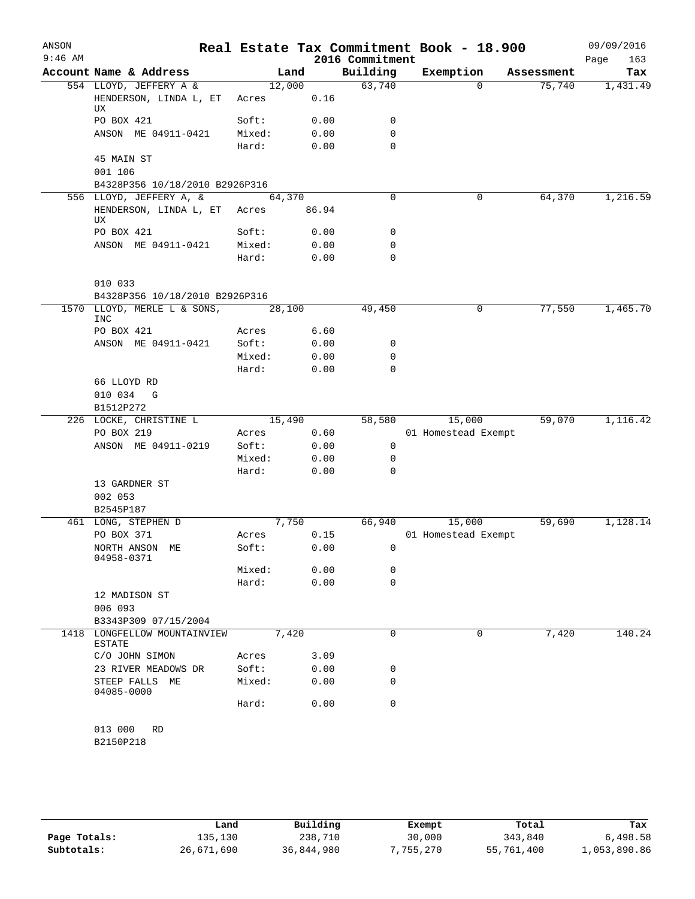# Real Estate Tax Commitment Book - 18.900

ANSON 9:46 AM — 2016 Commitment — 09/09/2016

| Account Name & Address | Land | | Building | Exemption | Assessment | Tax |
|---|---|---|---|---|---|---|
| 554 LLOYD, JEFFERY A & | 12,000 | | 63,740 | 0 | 75,740 | 1,431.49 |
| HENDERSON, LINDA L, ET UX | Acres | 0.16 | | | | |
| PO BOX 421 | Soft: | 0.00 | 0 | | | |
| ANSON ME 04911-0421 | Mixed: | 0.00 | 0 | | | |
| | Hard: | 0.00 | 0 | | | |
| 45 MAIN ST | | | | | | |
| 001 106 | | | | | | |
| B4328P356 10/18/2010 B2926P316 | | | | | | |
| 556 LLOYD, JEFFERY A, & | 64,370 | | 0 | 0 | 64,370 | 1,216.59 |
| HENDERSON, LINDA L, ET UX | Acres | 86.94 | | | | |
| PO BOX 421 | Soft: | 0.00 | 0 | | | |
| ANSON ME 04911-0421 | Mixed: | 0.00 | 0 | | | |
| | Hard: | 0.00 | 0 | | | |
| 010 033 | | | | | | |
| B4328P356 10/18/2010 B2926P316 | | | | | | |
| 1570 LLOYD, MERLE L & SONS, INC | 28,100 | | 49,450 | 0 | 77,550 | 1,465.70 |
| PO BOX 421 | Acres | 6.60 | | | | |
| ANSON ME 04911-0421 | Soft: | 0.00 | 0 | | | |
| | Mixed: | 0.00 | 0 | | | |
| | Hard: | 0.00 | 0 | | | |
| 66 LLOYD RD | | | | | | |
| 010 034 G | | | | | | |
| B1512P272 | | | | | | |
| 226 LOCKE, CHRISTINE L | 15,490 | | 58,580 | 15,000 | 59,070 | 1,116.42 |
| PO BOX 219 | Acres | 0.60 | | 01 Homestead Exempt | | |
| ANSON ME 04911-0219 | Soft: | 0.00 | 0 | | | |
| | Mixed: | 0.00 | 0 | | | |
| | Hard: | 0.00 | 0 | | | |
| 13 GARDNER ST | | | | | | |
| 002 053 | | | | | | |
| B2545P187 | | | | | | |
| 461 LONG, STEPHEN D | 7,750 | | 66,940 | 15,000 | 59,690 | 1,128.14 |
| PO BOX 371 | Acres | 0.15 | | 01 Homestead Exempt | | |
| NORTH ANSON ME 04958-0371 | Soft: | 0.00 | 0 | | | |
| | Mixed: | 0.00 | 0 | | | |
| | Hard: | 0.00 | 0 | | | |
| 12 MADISON ST | | | | | | |
| 006 093 | | | | | | |
| B3343P309 07/15/2004 | | | | | | |
| 1418 LONGFELLOW MOUNTAINVIEW ESTATE | 7,420 | | 0 | 0 | 7,420 | 140.24 |
| C/O JOHN SIMON | Acres | 3.09 | | | | |
| 23 RIVER MEADOWS DR | Soft: | 0.00 | 0 | | | |
| STEEP FALLS ME 04085-0000 | Mixed: | 0.00 | 0 | | | |
| | Hard: | 0.00 | 0 | | | |
| 013 000 RD | | | | | | |
| B2150P218 | | | | | | |

| | Land | Building | Exempt | Total | Tax |
|---|---|---|---|---|---|
| Page Totals: | 135,130 | 238,710 | 30,000 | 343,840 | 6,498.58 |
| Subtotals: | 26,671,690 | 36,844,980 | 7,755,270 | 55,761,400 | 1,053,890.86 |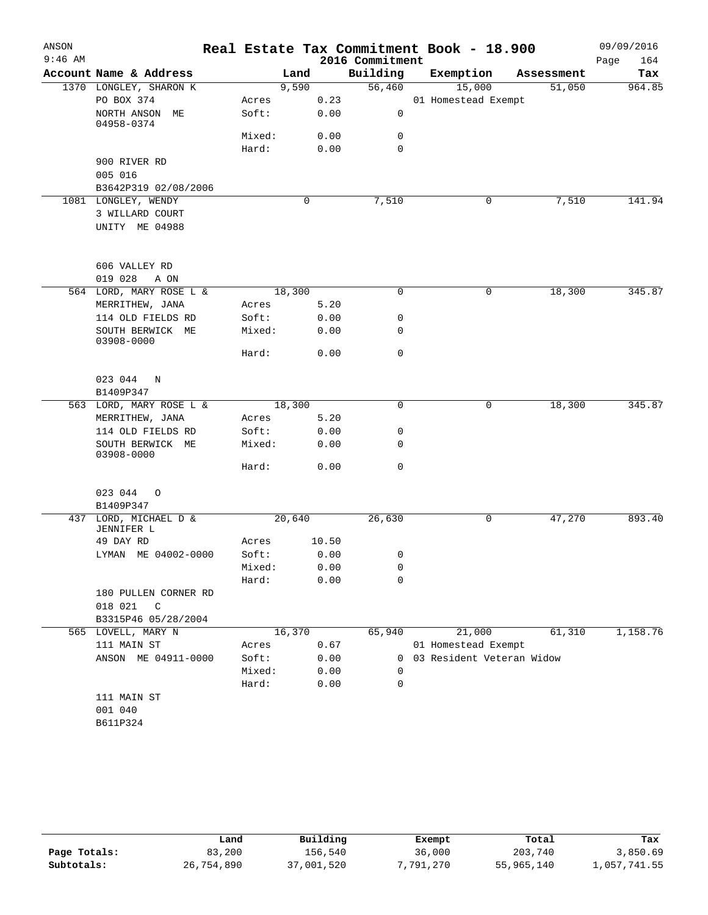# Real Estate Tax Commitment Book - 18.900

ANSON 9:46 AM — 2016 Commitment — 09/09/2016

| Account | Name & Address | | Land | Building | Exemption | Assessment | Tax |
|---|---|---|---|---|---|---|---|
| 1370 | LONGLEY, SHARON K | | 9,590 | 56,460 | 15,000 | 51,050 | 964.85 |
| | PO BOX 374 | Acres | 0.23 | | 01 Homestead Exempt | | |
| | NORTH ANSON ME 04958-0374 | Soft: | 0.00 | 0 | | | |
| | | Mixed: | 0.00 | 0 | | | |
| | | Hard: | 0.00 | 0 | | | |
| | 900 RIVER RD | | | | | | |
| | 005 016 | | | | | | |
| | B3642P319 02/08/2006 | | | | | | |
| 1081 | LONGLEY, WENDY | | 0 | 7,510 | 0 | 7,510 | 141.94 |
| | 3 WILLARD COURT | | | | | | |
| | UNITY ME 04988 | | | | | | |
| | 606 VALLEY RD | | | | | | |
| | 019 028 A ON | | | | | | |
| 564 | LORD, MARY ROSE L & | | 18,300 | 0 | 0 | 18,300 | 345.87 |
| | MERRITHEW, JANA | Acres | 5.20 | | | | |
| | 114 OLD FIELDS RD | Soft: | 0.00 | 0 | | | |
| | SOUTH BERWICK ME 03908-0000 | Mixed: | 0.00 | 0 | | | |
| | | Hard: | 0.00 | 0 | | | |
| | 023 044 N | | | | | | |
| | B1409P347 | | | | | | |
| 563 | LORD, MARY ROSE L & | | 18,300 | 0 | 0 | 18,300 | 345.87 |
| | MERRITHEW, JANA | Acres | 5.20 | | | | |
| | 114 OLD FIELDS RD | Soft: | 0.00 | 0 | | | |
| | SOUTH BERWICK ME 03908-0000 | Mixed: | 0.00 | 0 | | | |
| | | Hard: | 0.00 | 0 | | | |
| | 023 044 O | | | | | | |
| | B1409P347 | | | | | | |
| 437 | LORD, MICHAEL D & JENNIFER L | | 20,640 | 26,630 | 0 | 47,270 | 893.40 |
| | 49 DAY RD | Acres | 10.50 | | | | |
| | LYMAN ME 04002-0000 | Soft: | 0.00 | 0 | | | |
| | | Mixed: | 0.00 | 0 | | | |
| | | Hard: | 0.00 | 0 | | | |
| | 180 PULLEN CORNER RD | | | | | | |
| | 018 021 C | | | | | | |
| | B3315P46 05/28/2004 | | | | | | |
| 565 | LOVELL, MARY N | | 16,370 | 65,940 | 21,000 | 61,310 | 1,158.76 |
| | 111 MAIN ST | Acres | 0.67 | | 01 Homestead Exempt | | |
| | ANSON ME 04911-0000 | Soft: | 0.00 | 0 | 03 Resident Veteran Widow | | |
| | | Mixed: | 0.00 | 0 | | | |
| | | Hard: | 0.00 | 0 | | | |
| | 111 MAIN ST | | | | | | |
| | 001 040 | | | | | | |
| | B611P324 | | | | | | |

| | Land | Building | Exempt | Total | Tax |
|---|---|---|---|---|---|
| Page Totals: | 83,200 | 156,540 | 36,000 | 203,740 | 3,850.69 |
| Subtotals: | 26,754,890 | 37,001,520 | 7,791,270 | 55,965,140 | 1,057,741.55 |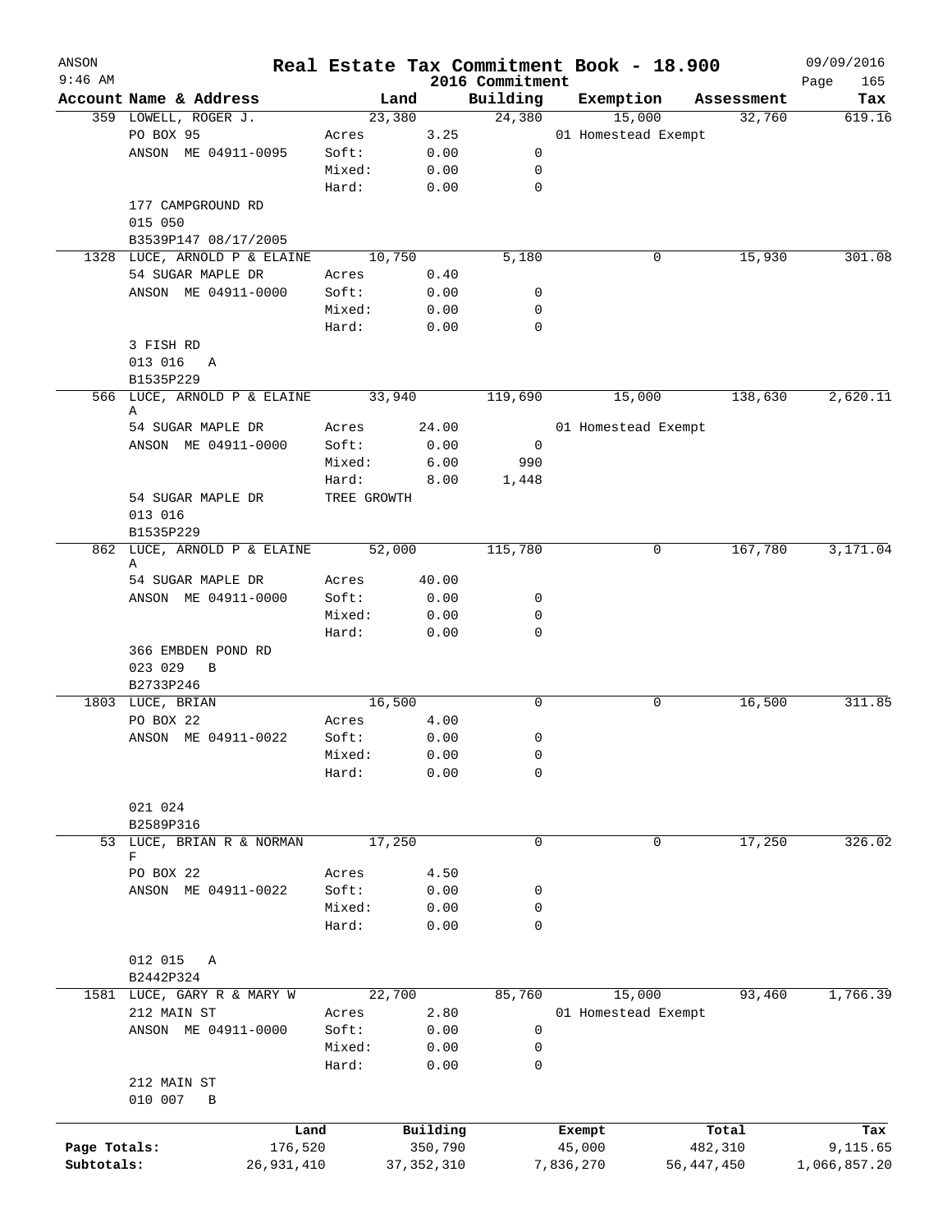ANSON
9:46 AM

# Real Estate Tax Commitment Book - 18.900

2016 Commitment

09/09/2016

| Account Name & Address | Land | | Building | Exemption | Assessment | Tax |
|---|---|---|---|---|---|---|
| 359 LOWELL, ROGER J. | 23,380 | | 24,380 | 15,000 | 32,760 | 619.16 |
| PO BOX 95 | Acres | 3.25 | | 01 Homestead Exempt | | |
| ANSON ME 04911-0095 | Soft: | 0.00 | 0 | | | |
| | Mixed: | 0.00 | 0 | | | |
| | Hard: | 0.00 | 0 | | | |
| 177 CAMPGROUND RD | | | | | | |
| 015 050 | | | | | | |
| B3539P147 08/17/2005 | | | | | | |
| 1328 LUCE, ARNOLD P & ELAINE | 10,750 | | 5,180 | 0 | 15,930 | 301.08 |
| 54 SUGAR MAPLE DR | Acres | 0.40 | | | | |
| ANSON ME 04911-0000 | Soft: | 0.00 | 0 | | | |
| | Mixed: | 0.00 | 0 | | | |
| | Hard: | 0.00 | 0 | | | |
| 3 FISH RD | | | | | | |
| 013 016 A | | | | | | |
| B1535P229 | | | | | | |
| 566 LUCE, ARNOLD P & ELAINE A | 33,940 | | 119,690 | 15,000 | 138,630 | 2,620.11 |
| 54 SUGAR MAPLE DR | Acres | 24.00 | | 01 Homestead Exempt | | |
| ANSON ME 04911-0000 | Soft: | 0.00 | 0 | | | |
| | Mixed: | 6.00 | 990 | | | |
| | Hard: | 8.00 | 1,448 | | | |
| 54 SUGAR MAPLE DR | TREE GROWTH | | | | | |
| 013 016 | | | | | | |
| B1535P229 | | | | | | |
| 862 LUCE, ARNOLD P & ELAINE A | 52,000 | | 115,780 | 0 | 167,780 | 3,171.04 |
| 54 SUGAR MAPLE DR | Acres | 40.00 | | | | |
| ANSON ME 04911-0000 | Soft: | 0.00 | 0 | | | |
| | Mixed: | 0.00 | 0 | | | |
| | Hard: | 0.00 | 0 | | | |
| 366 EMBDEN POND RD | | | | | | |
| 023 029 B | | | | | | |
| B2733P246 | | | | | | |
| 1803 LUCE, BRIAN | 16,500 | | 0 | 0 | 16,500 | 311.85 |
| PO BOX 22 | Acres | 4.00 | | | | |
| ANSON ME 04911-0022 | Soft: | 0.00 | 0 | | | |
| | Mixed: | 0.00 | 0 | | | |
| | Hard: | 0.00 | 0 | | | |
| 021 024 | | | | | | |
| B2589P316 | | | | | | |
| 53 LUCE, BRIAN R & NORMAN F | 17,250 | | 0 | 0 | 17,250 | 326.02 |
| PO BOX 22 | Acres | 4.50 | | | | |
| ANSON ME 04911-0022 | Soft: | 0.00 | 0 | | | |
| | Mixed: | 0.00 | 0 | | | |
| | Hard: | 0.00 | 0 | | | |
| 012 015 A | | | | | | |
| B2442P324 | | | | | | |
| 1581 LUCE, GARY R & MARY W | 22,700 | | 85,760 | 15,000 | 93,460 | 1,766.39 |
| 212 MAIN ST | Acres | 2.80 | | 01 Homestead Exempt | | |
| ANSON ME 04911-0000 | Soft: | 0.00 | 0 | | | |
| | Mixed: | 0.00 | 0 | | | |
| | Hard: | 0.00 | 0 | | | |
| 212 MAIN ST | | | | | | |
| 010 007 B | | | | | | |

| | Land | Building | Exempt | Total | Tax |
|---|---|---|---|---|---|
| Page Totals: | 176,520 | 350,790 | 45,000 | 482,310 | 9,115.65 |
| Subtotals: | 26,931,410 | 37,352,310 | 7,836,270 | 56,447,450 | 1,066,857.20 |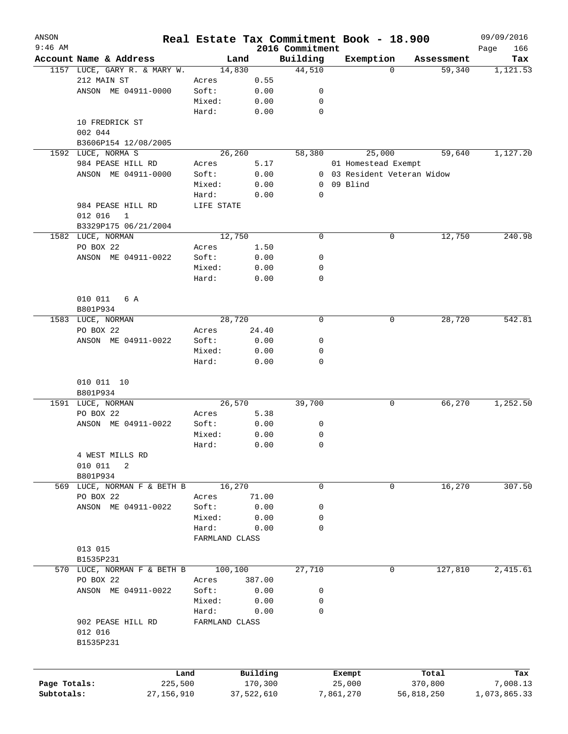# Real Estate Tax Commitment Book - 18.900

ANSON
9:46 AM

2016 Commitment

09/09/2016

| Account Name & Address | Land | | Building | Exemption | Assessment | Tax |
|---|---|---|---|---|---|---|
| 1157 LUCE, GARY R. & MARY W. | 14,830 | | 44,510 | 0 | 59,340 | 1,121.53 |
| 212 MAIN ST | Acres | 0.55 | | | | |
| ANSON ME 04911-0000 | Soft: | 0.00 | 0 | | | |
| | Mixed: | 0.00 | 0 | | | |
| | Hard: | 0.00 | 0 | | | |
| 10 FREDRICK ST | | | | | | |
| 002 044 | | | | | | |
| B3606P154 12/08/2005 | | | | | | |
| 1592 LUCE, NORMA S | 26,260 | | 58,380 | 25,000 | 59,640 | 1,127.20 |
| 984 PEASE HILL RD | Acres | 5.17 | | 01 Homestead Exempt | | |
| ANSON ME 04911-0000 | Soft: | 0.00 | 0 | 03 Resident Veteran Widow | | |
| | Mixed: | 0.00 | 0 | 09 Blind | | |
| | Hard: | 0.00 | 0 | | | |
| 984 PEASE HILL RD | LIFE STATE | | | | | |
| 012 016 1 | | | | | | |
| B3329P175 06/21/2004 | | | | | | |
| 1582 LUCE, NORMAN | 12,750 | | 0 | 0 | 12,750 | 240.98 |
| PO BOX 22 | Acres | 1.50 | | | | |
| ANSON ME 04911-0022 | Soft: | 0.00 | 0 | | | |
| | Mixed: | 0.00 | 0 | | | |
| | Hard: | 0.00 | 0 | | | |
| 010 011 6 A | | | | | | |
| B801P934 | | | | | | |
| 1583 LUCE, NORMAN | 28,720 | | 0 | 0 | 28,720 | 542.81 |
| PO BOX 22 | Acres | 24.40 | | | | |
| ANSON ME 04911-0022 | Soft: | 0.00 | 0 | | | |
| | Mixed: | 0.00 | 0 | | | |
| | Hard: | 0.00 | 0 | | | |
| 010 011 10 | | | | | | |
| B801P934 | | | | | | |
| 1591 LUCE, NORMAN | 26,570 | | 39,700 | 0 | 66,270 | 1,252.50 |
| PO BOX 22 | Acres | 5.38 | | | | |
| ANSON ME 04911-0022 | Soft: | 0.00 | 0 | | | |
| | Mixed: | 0.00 | 0 | | | |
| | Hard: | 0.00 | 0 | | | |
| 4 WEST MILLS RD | | | | | | |
| 010 011 2 | | | | | | |
| B801P934 | | | | | | |
| 569 LUCE, NORMAN F & BETH B | 16,270 | | 0 | 0 | 16,270 | 307.50 |
| PO BOX 22 | Acres | 71.00 | | | | |
| ANSON ME 04911-0022 | Soft: | 0.00 | 0 | | | |
| | Mixed: | 0.00 | 0 | | | |
| | Hard: | 0.00 | 0 | | | |
| | FARMLAND CLASS | | | | | |
| 013 015 | | | | | | |
| B1535P231 | | | | | | |
| 570 LUCE, NORMAN F & BETH B | 100,100 | | 27,710 | 0 | 127,810 | 2,415.61 |
| PO BOX 22 | Acres | 387.00 | | | | |
| ANSON ME 04911-0022 | Soft: | 0.00 | 0 | | | |
| | Mixed: | 0.00 | 0 | | | |
| | Hard: | 0.00 | 0 | | | |
| 902 PEASE HILL RD | FARMLAND CLASS | | | | | |
| 012 016 | | | | | | |
| B1535P231 | | | | | | |

| | Land | Building | Exempt | Total | Tax |
|---|---|---|---|---|---|
| Page Totals: | 225,500 | 170,300 | 25,000 | 370,800 | 7,008.13 |
| Subtotals: | 27,156,910 | 37,522,610 | 7,861,270 | 56,818,250 | 1,073,865.33 |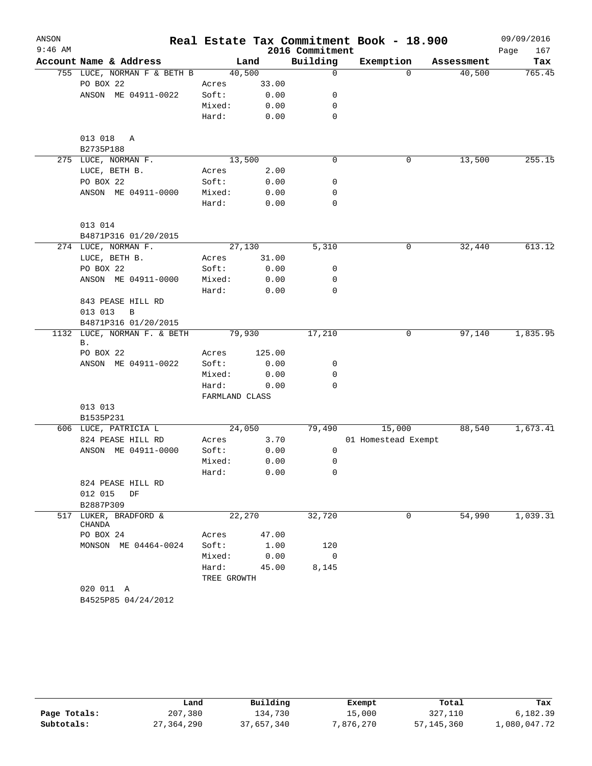ANSON
9:46 AM

# Real Estate Tax Commitment Book - 18.900
## 2016 Commitment

09/09/2016

| Account Name & Address | Land | | Building | Exemption | Assessment | Tax |
|---|---|---|---|---|---|---|
| 755 LUCE, NORMAN F & BETH B | 40,500 | | 0 | 0 | 40,500 | 765.45 |
| PO BOX 22 | Acres | 33.00 | | | | |
| ANSON ME 04911-0022 | Soft: | 0.00 | 0 | | | |
| | Mixed: | 0.00 | 0 | | | |
| | Hard: | 0.00 | 0 | | | |
| 013 018 A | | | | | | |
| B2735P188 | | | | | | |
| 275 LUCE, NORMAN F. | 13,500 | | 0 | 0 | 13,500 | 255.15 |
| LUCE, BETH B. | Acres | 2.00 | | | | |
| PO BOX 22 | Soft: | 0.00 | 0 | | | |
| ANSON ME 04911-0000 | Mixed: | 0.00 | 0 | | | |
| | Hard: | 0.00 | 0 | | | |
| 013 014 | | | | | | |
| B4871P316 01/20/2015 | | | | | | |
| 274 LUCE, NORMAN F. | 27,130 | | 5,310 | 0 | 32,440 | 613.12 |
| LUCE, BETH B. | Acres | 31.00 | | | | |
| PO BOX 22 | Soft: | 0.00 | 0 | | | |
| ANSON ME 04911-0000 | Mixed: | 0.00 | 0 | | | |
| | Hard: | 0.00 | 0 | | | |
| 843 PEASE HILL RD | | | | | | |
| 013 013 B | | | | | | |
| B4871P316 01/20/2015 | | | | | | |
| 1132 LUCE, NORMAN F. & BETH B. | 79,930 | | 17,210 | 0 | 97,140 | 1,835.95 |
| PO BOX 22 | Acres | 125.00 | | | | |
| ANSON ME 04911-0022 | Soft: | 0.00 | 0 | | | |
| | Mixed: | 0.00 | 0 | | | |
| | Hard: | 0.00 | 0 | | | |
| | FARMLAND CLASS | | | | | |
| 013 013 | | | | | | |
| B1535P231 | | | | | | |
| 606 LUCE, PATRICIA L | 24,050 | | 79,490 | 15,000 | 88,540 | 1,673.41 |
| 824 PEASE HILL RD | Acres | 3.70 | | 01 Homestead Exempt | | |
| ANSON ME 04911-0000 | Soft: | 0.00 | 0 | | | |
| | Mixed: | 0.00 | 0 | | | |
| | Hard: | 0.00 | 0 | | | |
| 824 PEASE HILL RD | | | | | | |
| 012 015 DF | | | | | | |
| B2887P309 | | | | | | |
| 517 LUKER, BRADFORD & CHANDA | 22,270 | | 32,720 | 0 | 54,990 | 1,039.31 |
| PO BOX 24 | Acres | 47.00 | | | | |
| MONSON ME 04464-0024 | Soft: | 1.00 | 120 | | | |
| | Mixed: | 0.00 | 0 | | | |
| | Hard: | 45.00 | 8,145 | | | |
| | TREE GROWTH | | | | | |
| 020 011 A | | | | | | |
| B4525P85 04/24/2012 | | | | | | |

| | Land | Building | Exempt | Total | Tax |
|---|---|---|---|---|---|
| Page Totals: | 207,380 | 134,730 | 15,000 | 327,110 | 6,182.39 |
| Subtotals: | 27,364,290 | 37,657,340 | 7,876,270 | 57,145,360 | 1,080,047.72 |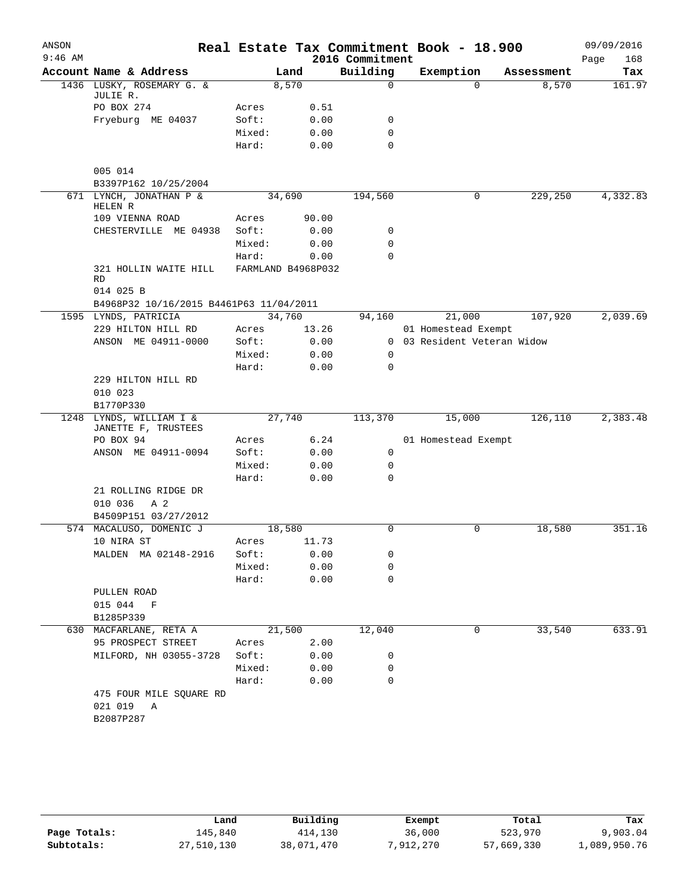# Real Estate Tax Commitment Book - 18.900

ANSON
9:46 AM

2016 Commitment

09/09/2016

| Account Name & Address | | Land | Building | Exemption | Assessment | Tax |
|---|---|---|---|---|---|---|
| 1436 LUSKY, ROSEMARY G. & JULIE R. | | 8,570 | 0 | 0 | 8,570 | 161.97 |
| PO BOX 274 | Acres | 0.51 | | | | |
| Fryeburg ME 04037 | Soft: | 0.00 | 0 | | | |
| | Mixed: | 0.00 | 0 | | | |
| | Hard: | 0.00 | 0 | | | |
| 005 014 | | | | | | |
| B3397P162 10/25/2004 | | | | | | |
| 671 LYNCH, JONATHAN P & HELEN R | | 34,690 | 194,560 | 0 | 229,250 | 4,332.83 |
| 109 VIENNA ROAD | Acres | 90.00 | | | | |
| CHESTERVILLE ME 04938 | Soft: | 0.00 | 0 | | | |
| | Mixed: | 0.00 | 0 | | | |
| | Hard: | 0.00 | 0 | | | |
| 321 HOLLIN WAITE HILL RD | FARMLAND B4968P032 | | | | | |
| 014 025 B | | | | | | |
| B4968P32 10/16/2015 B4461P63 11/04/2011 | | | | | | |
| 1595 LYNDS, PATRICIA | | 34,760 | 94,160 | 21,000 | 107,920 | 2,039.69 |
| 229 HILTON HILL RD | Acres | 13.26 | | 01 Homestead Exempt | | |
| ANSON ME 04911-0000 | Soft: | 0.00 | 0 | 03 Resident Veteran Widow | | |
| | Mixed: | 0.00 | 0 | | | |
| | Hard: | 0.00 | 0 | | | |
| 229 HILTON HILL RD | | | | | | |
| 010 023 | | | | | | |
| B1770P330 | | | | | | |
| 1248 LYNDS, WILLIAM I & JANETTE F, TRUSTEES | | 27,740 | 113,370 | 15,000 | 126,110 | 2,383.48 |
| PO BOX 94 | Acres | 6.24 | | 01 Homestead Exempt | | |
| ANSON ME 04911-0094 | Soft: | 0.00 | 0 | | | |
| | Mixed: | 0.00 | 0 | | | |
| | Hard: | 0.00 | 0 | | | |
| 21 ROLLING RIDGE DR | | | | | | |
| 010 036 A 2 | | | | | | |
| B4509P151 03/27/2012 | | | | | | |
| 574 MACALUSO, DOMENIC J | | 18,580 | 0 | 0 | 18,580 | 351.16 |
| 10 NIRA ST | Acres | 11.73 | | | | |
| MALDEN MA 02148-2916 | Soft: | 0.00 | 0 | | | |
| | Mixed: | 0.00 | 0 | | | |
| | Hard: | 0.00 | 0 | | | |
| PULLEN ROAD | | | | | | |
| 015 044 F | | | | | | |
| B1285P339 | | | | | | |
| 630 MACFARLANE, RETA A | | 21,500 | 12,040 | 0 | 33,540 | 633.91 |
| 95 PROSPECT STREET | Acres | 2.00 | | | | |
| MILFORD, NH 03055-3728 | Soft: | 0.00 | 0 | | | |
| | Mixed: | 0.00 | 0 | | | |
| | Hard: | 0.00 | 0 | | | |
| 475 FOUR MILE SQUARE RD | | | | | | |
| 021 019 A | | | | | | |
| B2087P287 | | | | | | |

| | Land | Building | Exempt | Total | Tax |
|---|---|---|---|---|---|
| Page Totals: | 145,840 | 414,130 | 36,000 | 523,970 | 9,903.04 |
| Subtotals: | 27,510,130 | 38,071,470 | 7,912,270 | 57,669,330 | 1,089,950.76 |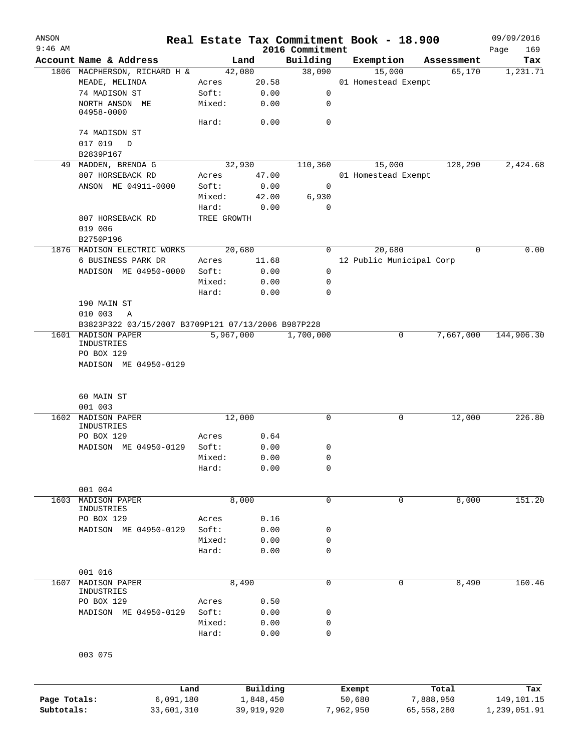# Real Estate Tax Commitment Book - 18.900

ANSON
9:46 AM

2016 Commitment

09/09/2016

| Account | Name & Address | Land | | Building | Exemption | Assessment | Tax |
|---|---|---|---|---|---|---|---|
| 1806 | MACPHERSON, RICHARD H & | 42,080 | | 38,090 | 15,000 | 65,170 | 1,231.71 |
| | MEADE, MELINDA | Acres | 20.58 | | 01 Homestead Exempt | | |
| | 74 MADISON ST | Soft: | 0.00 | 0 | | | |
| | NORTH ANSON ME 04958-0000 | Mixed: | 0.00 | 0 | | | |
| | | Hard: | 0.00 | 0 | | | |
| | 74 MADISON ST | | | | | | |
| | 017 019 D | | | | | | |
| | B2839P167 | | | | | | |
| 49 | MADDEN, BRENDA G | 32,930 | | 110,360 | 15,000 | 128,290 | 2,424.68 |
| | 807 HORSEBACK RD | Acres | 47.00 | | 01 Homestead Exempt | | |
| | ANSON ME 04911-0000 | Soft: | 0.00 | 0 | | | |
| | | Mixed: | 42.00 | 6,930 | | | |
| | | Hard: | 0.00 | 0 | | | |
| | 807 HORSEBACK RD | TREE GROWTH | | | | | |
| | 019 006 | | | | | | |
| | B2750P196 | | | | | | |
| 1876 | MADISON ELECTRIC WORKS | 20,680 | | 0 | 20,680 | 0 | 0.00 |
| | 6 BUSINESS PARK DR | Acres | 11.68 | | 12 Public Municipal Corp | | |
| | MADISON ME 04950-0000 | Soft: | 0.00 | 0 | | | |
| | | Mixed: | 0.00 | 0 | | | |
| | | Hard: | 0.00 | 0 | | | |
| | 190 MAIN ST | | | | | | |
| | 010 003 A | | | | | | |
| | B3823P322 03/15/2007 B3709P121 07/13/2006 B987P228 | | | | | | |
| 1601 | MADISON PAPER INDUSTRIES | 5,967,000 | | 1,700,000 | 0 | 7,667,000 | 144,906.30 |
| | PO BOX 129 | | | | | | |
| | MADISON ME 04950-0129 | | | | | | |
| | 60 MAIN ST | | | | | | |
| | 001 003 | | | | | | |
| 1602 | MADISON PAPER INDUSTRIES | 12,000 | | 0 | 0 | 12,000 | 226.80 |
| | PO BOX 129 | Acres | 0.64 | | | | |
| | MADISON ME 04950-0129 | Soft: | 0.00 | 0 | | | |
| | | Mixed: | 0.00 | 0 | | | |
| | | Hard: | 0.00 | 0 | | | |
| | 001 004 | | | | | | |
| 1603 | MADISON PAPER INDUSTRIES | 8,000 | | 0 | 0 | 8,000 | 151.20 |
| | PO BOX 129 | Acres | 0.16 | | | | |
| | MADISON ME 04950-0129 | Soft: | 0.00 | 0 | | | |
| | | Mixed: | 0.00 | 0 | | | |
| | | Hard: | 0.00 | 0 | | | |
| | 001 016 | | | | | | |
| 1607 | MADISON PAPER INDUSTRIES | 8,490 | | 0 | 0 | 8,490 | 160.46 |
| | PO BOX 129 | Acres | 0.50 | | | | |
| | MADISON ME 04950-0129 | Soft: | 0.00 | 0 | | | |
| | | Mixed: | 0.00 | 0 | | | |
| | | Hard: | 0.00 | 0 | | | |
| | 003 075 | | | | | | |

| | Land | Building | Exempt | Total | Tax |
|---|---|---|---|---|---|
| Page Totals: | 6,091,180 | 1,848,450 | 50,680 | 7,888,950 | 149,101.15 |
| Subtotals: | 33,601,310 | 39,919,920 | 7,962,950 | 65,558,280 | 1,239,051.91 |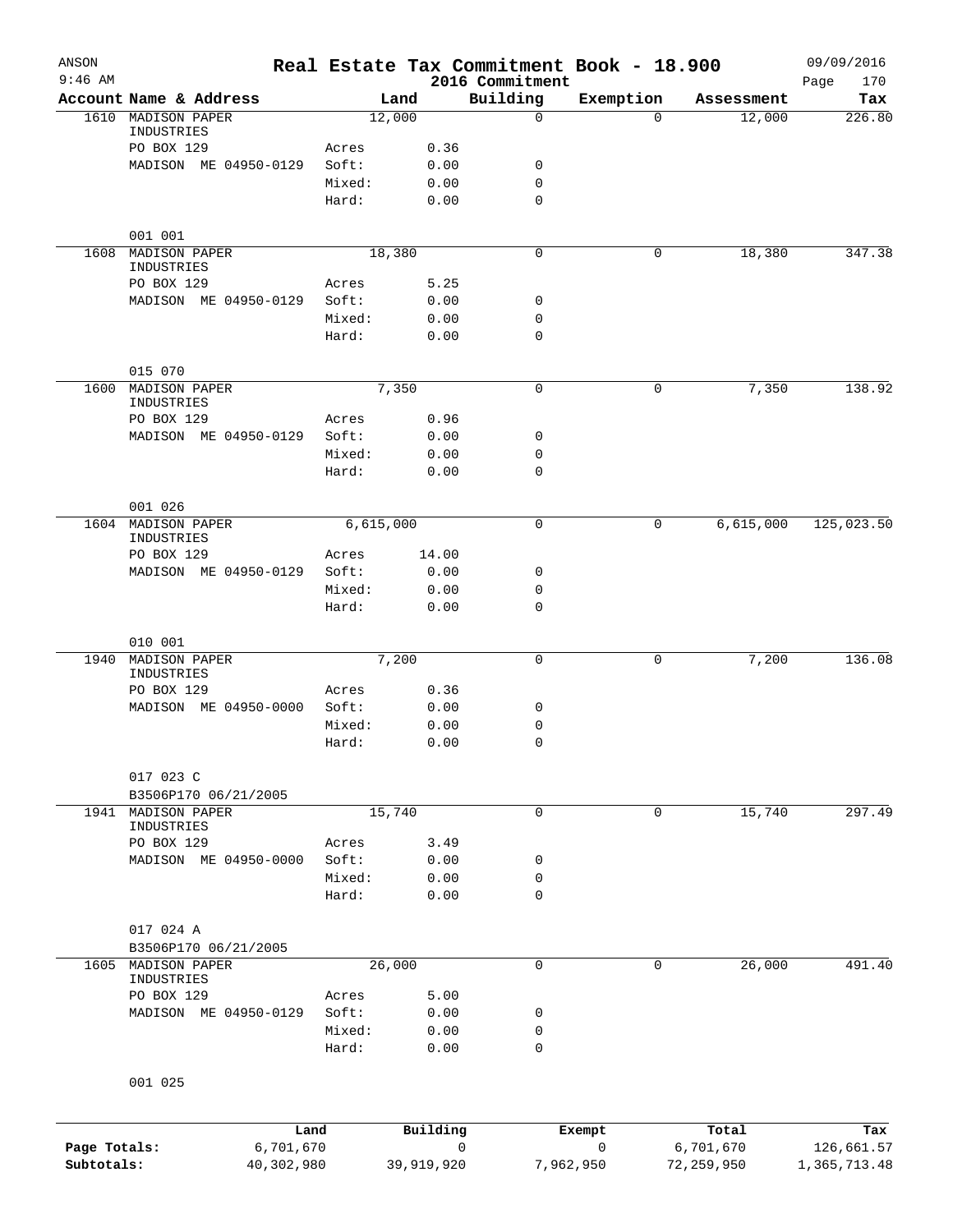# Real Estate Tax Commitment Book - 18.900

ANSON
9:46 AM

2016 Commitment

09/09/2016

| Account | Name & Address | Land | | Building | Exemption | Assessment | Tax |
|---|---|---|---|---|---|---|---|
| 1610 | MADISON PAPER INDUSTRIES | 12,000 | | 0 | 0 | 12,000 | 226.80 |
| | PO BOX 129 | Acres | 0.36 | | | | |
| | MADISON ME 04950-0129 | Soft: | 0.00 | 0 | | | |
| | | Mixed: | 0.00 | 0 | | | |
| | | Hard: | 0.00 | 0 | | | |
| | 001 001 | | | | | | |
| 1608 | MADISON PAPER INDUSTRIES | 18,380 | | 0 | 0 | 18,380 | 347.38 |
| | PO BOX 129 | Acres | 5.25 | | | | |
| | MADISON ME 04950-0129 | Soft: | 0.00 | 0 | | | |
| | | Mixed: | 0.00 | 0 | | | |
| | | Hard: | 0.00 | 0 | | | |
| | 015 070 | | | | | | |
| 1600 | MADISON PAPER INDUSTRIES | 7,350 | | 0 | 0 | 7,350 | 138.92 |
| | PO BOX 129 | Acres | 0.96 | | | | |
| | MADISON ME 04950-0129 | Soft: | 0.00 | 0 | | | |
| | | Mixed: | 0.00 | 0 | | | |
| | | Hard: | 0.00 | 0 | | | |
| | 001 026 | | | | | | |
| 1604 | MADISON PAPER INDUSTRIES | 6,615,000 | | 0 | 0 | 6,615,000 | 125,023.50 |
| | PO BOX 129 | Acres | 14.00 | | | | |
| | MADISON ME 04950-0129 | Soft: | 0.00 | 0 | | | |
| | | Mixed: | 0.00 | 0 | | | |
| | | Hard: | 0.00 | 0 | | | |
| | 010 001 | | | | | | |
| 1940 | MADISON PAPER INDUSTRIES | 7,200 | | 0 | 0 | 7,200 | 136.08 |
| | PO BOX 129 | Acres | 0.36 | | | | |
| | MADISON ME 04950-0000 | Soft: | 0.00 | 0 | | | |
| | | Mixed: | 0.00 | 0 | | | |
| | | Hard: | 0.00 | 0 | | | |
| | 017 023 C | | | | | | |
| | B3506P170 06/21/2005 | | | | | | |
| 1941 | MADISON PAPER INDUSTRIES | 15,740 | | 0 | 0 | 15,740 | 297.49 |
| | PO BOX 129 | Acres | 3.49 | | | | |
| | MADISON ME 04950-0000 | Soft: | 0.00 | 0 | | | |
| | | Mixed: | 0.00 | 0 | | | |
| | | Hard: | 0.00 | 0 | | | |
| | 017 024 A | | | | | | |
| | B3506P170 06/21/2005 | | | | | | |
| 1605 | MADISON PAPER INDUSTRIES | 26,000 | | 0 | 0 | 26,000 | 491.40 |
| | PO BOX 129 | Acres | 5.00 | | | | |
| | MADISON ME 04950-0129 | Soft: | 0.00 | 0 | | | |
| | | Mixed: | 0.00 | 0 | | | |
| | | Hard: | 0.00 | 0 | | | |
| | 001 025 | | | | | | |

| | Land | Building | Exempt | Total | Tax |
|---|---|---|---|---|---|
| Page Totals: | 6,701,670 | 0 | 0 | 6,701,670 | 126,661.57 |
| Subtotals: | 40,302,980 | 39,919,920 | 7,962,950 | 72,259,950 | 1,365,713.48 |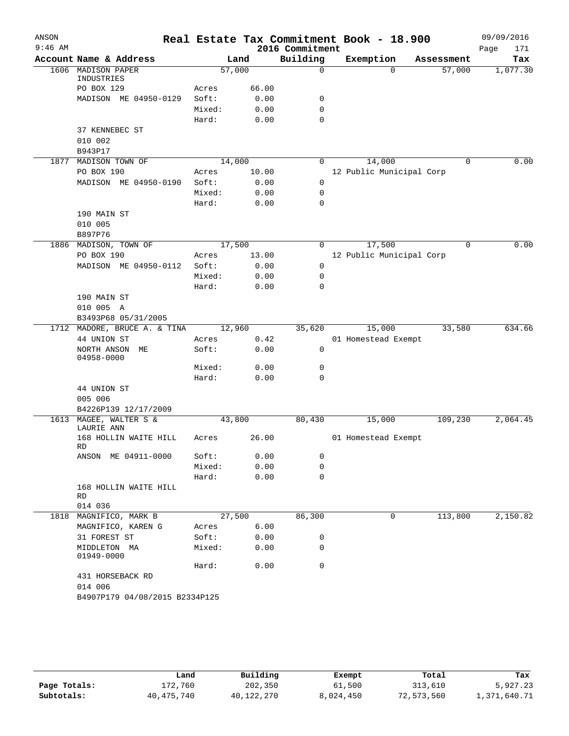# Real Estate Tax Commitment Book - 18.900

ANSON
9:46 AM

2016 Commitment

09/09/2016

| Account | Name & Address | | Land | Building | Exemption | Assessment | Tax |
|---|---|---|---|---|---|---|---|
| 1606 | MADISON PAPER INDUSTRIES | | 57,000 | 0 | 0 | 57,000 | 1,077.30 |
| | PO BOX 129 | Acres | 66.00 | | | | |
| | MADISON ME 04950-0129 | Soft: | 0.00 | 0 | | | |
| | | Mixed: | 0.00 | 0 | | | |
| | | Hard: | 0.00 | 0 | | | |
| | 37 KENNEBEC ST | | | | | | |
| | 010 002 | | | | | | |
| | B943P17 | | | | | | |
| 1877 | MADISON TOWN OF | | 14,000 | 0 | 14,000 | 0 | 0.00 |
| | PO BOX 190 | Acres | 10.00 | | 12 Public Municipal Corp | | |
| | MADISON ME 04950-0190 | Soft: | 0.00 | 0 | | | |
| | | Mixed: | 0.00 | 0 | | | |
| | | Hard: | 0.00 | 0 | | | |
| | 190 MAIN ST | | | | | | |
| | 010 005 | | | | | | |
| | B897P76 | | | | | | |
| 1886 | MADISON, TOWN OF | | 17,500 | 0 | 17,500 | 0 | 0.00 |
| | PO BOX 190 | Acres | 13.00 | | 12 Public Municipal Corp | | |
| | MADISON ME 04950-0112 | Soft: | 0.00 | 0 | | | |
| | | Mixed: | 0.00 | 0 | | | |
| | | Hard: | 0.00 | 0 | | | |
| | 190 MAIN ST | | | | | | |
| | 010 005 A | | | | | | |
| | B3493P68 05/31/2005 | | | | | | |
| 1712 | MADORE, BRUCE A. & TINA | | 12,960 | 35,620 | 15,000 | 33,580 | 634.66 |
| | 44 UNION ST | Acres | 0.42 | | 01 Homestead Exempt | | |
| | NORTH ANSON ME 04958-0000 | Soft: | 0.00 | 0 | | | |
| | | Mixed: | 0.00 | 0 | | | |
| | | Hard: | 0.00 | 0 | | | |
| | 44 UNION ST | | | | | | |
| | 005 006 | | | | | | |
| | B4226P139 12/17/2009 | | | | | | |
| 1613 | MAGEE, WALTER S & LAURIE ANN | | 43,800 | 80,430 | 15,000 | 109,230 | 2,064.45 |
| | 168 HOLLIN WAITE HILL RD | Acres | 26.00 | | 01 Homestead Exempt | | |
| | ANSON ME 04911-0000 | Soft: | 0.00 | 0 | | | |
| | | Mixed: | 0.00 | 0 | | | |
| | | Hard: | 0.00 | 0 | | | |
| | 168 HOLLIN WAITE HILL RD | | | | | | |
| | 014 036 | | | | | | |
| 1818 | MAGNIFICO, MARK B | | 27,500 | 86,300 | 0 | 113,800 | 2,150.82 |
| | MAGNIFICO, KAREN G | Acres | 6.00 | | | | |
| | 31 FOREST ST | Soft: | 0.00 | 0 | | | |
| | MIDDLETON MA 01949-0000 | Mixed: | 0.00 | 0 | | | |
| | | Hard: | 0.00 | 0 | | | |
| | 431 HORSEBACK RD | | | | | | |
| | 014 006 | | | | | | |
| | B4907P179 04/08/2015 B2334P125 | | | | | | |

| | Land | Building | Exempt | Total | Tax |
|---|---|---|---|---|---|
| Page Totals: | 172,760 | 202,350 | 61,500 | 313,610 | 5,927.23 |
| Subtotals: | 40,475,740 | 40,122,270 | 8,024,450 | 72,573,560 | 1,371,640.71 |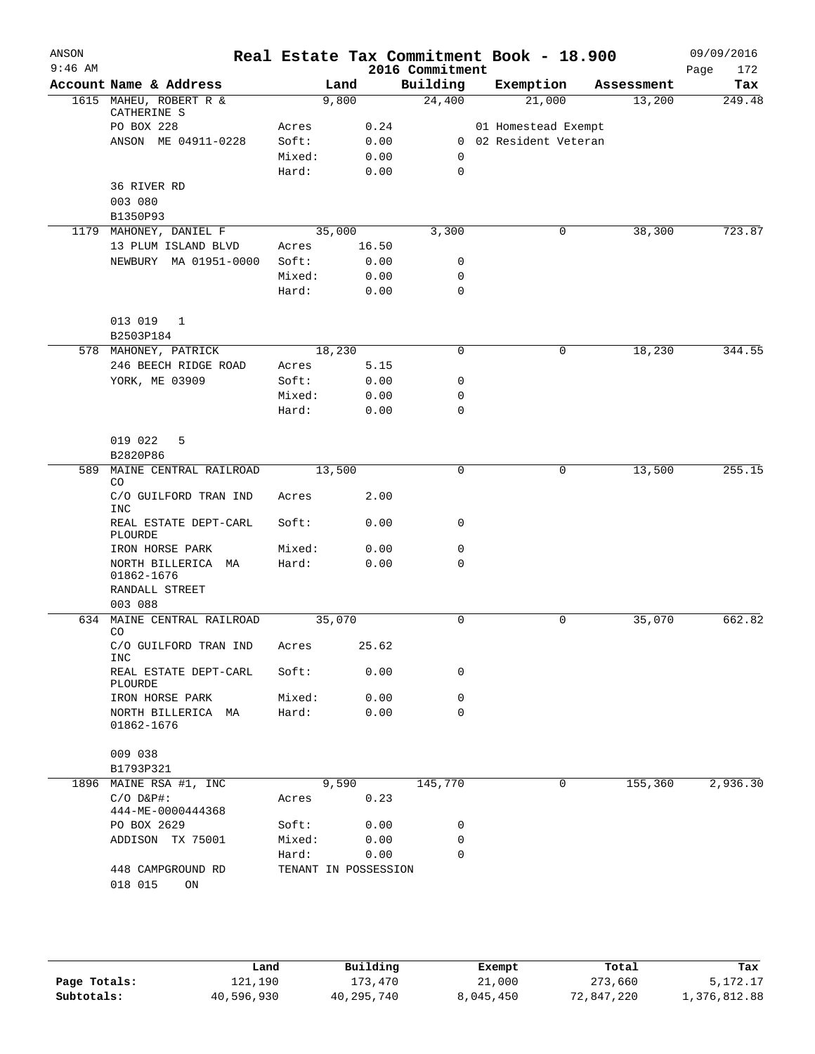# Real Estate Tax Commitment Book - 18.900

ANSON 9:46 AM — 2016 Commitment — 09/09/2016

| Account Name & Address | | Land | Building | Exemption | Assessment | Tax |
|---|---|---|---|---|---|---|
| 1615 MAHEU, ROBERT R & CATHERINE S | | 9,800 | 24,400 | 21,000 | 13,200 | 249.48 |
| PO BOX 228 | Acres | 0.24 | | 01 Homestead Exempt | | |
| ANSON ME 04911-0228 | Soft: | 0.00 | 0 | 02 Resident Veteran | | |
| | Mixed: | 0.00 | 0 | | | |
| | Hard: | 0.00 | 0 | | | |
| 36 RIVER RD | | | | | | |
| 003 080 | | | | | | |
| B1350P93 | | | | | | |
| 1179 MAHONEY, DANIEL F | | 35,000 | 3,300 | 0 | 38,300 | 723.87 |
| 13 PLUM ISLAND BLVD | Acres | 16.50 | | | | |
| NEWBURY MA 01951-0000 | Soft: | 0.00 | 0 | | | |
| | Mixed: | 0.00 | 0 | | | |
| | Hard: | 0.00 | 0 | | | |
| 013 019 1 | | | | | | |
| B2503P184 | | | | | | |
| 578 MAHONEY, PATRICK | | 18,230 | 0 | 0 | 18,230 | 344.55 |
| 246 BEECH RIDGE ROAD | Acres | 5.15 | | | | |
| YORK, ME 03909 | Soft: | 0.00 | 0 | | | |
| | Mixed: | 0.00 | 0 | | | |
| | Hard: | 0.00 | 0 | | | |
| 019 022 5 | | | | | | |
| B2820P86 | | | | | | |
| 589 MAINE CENTRAL RAILROAD CO | | 13,500 | 0 | 0 | 13,500 | 255.15 |
| C/O GUILFORD TRAN IND INC | Acres | 2.00 | | | | |
| REAL ESTATE DEPT-CARL PLOURDE | Soft: | 0.00 | 0 | | | |
| IRON HORSE PARK | Mixed: | 0.00 | 0 | | | |
| NORTH BILLERICA MA 01862-1676 | Hard: | 0.00 | 0 | | | |
| RANDALL STREET | | | | | | |
| 003 088 | | | | | | |
| 634 MAINE CENTRAL RAILROAD CO | | 35,070 | 0 | 0 | 35,070 | 662.82 |
| C/O GUILFORD TRAN IND INC | Acres | 25.62 | | | | |
| REAL ESTATE DEPT-CARL PLOURDE | Soft: | 0.00 | 0 | | | |
| IRON HORSE PARK | Mixed: | 0.00 | 0 | | | |
| NORTH BILLERICA MA 01862-1676 | Hard: | 0.00 | 0 | | | |
| 009 038 | | | | | | |
| B1793P321 | | | | | | |
| 1896 MAINE RSA #1, INC | | 9,590 | 145,770 | 0 | 155,360 | 2,936.30 |
| C/O D&P#: 444-ME-0000444368 | Acres | 0.23 | | | | |
| PO BOX 2629 | Soft: | 0.00 | 0 | | | |
| ADDISON TX 75001 | Mixed: | 0.00 | 0 | | | |
| | Hard: | 0.00 | 0 | | | |
| 448 CAMPGROUND RD | TENANT IN POSSESSION | | | | | |
| 018 015 ON | | | | | | |

| | Land | Building | Exempt | Total | Tax |
|---|---|---|---|---|---|
| Page Totals: | 121,190 | 173,470 | 21,000 | 273,660 | 5,172.17 |
| Subtotals: | 40,596,930 | 40,295,740 | 8,045,450 | 72,847,220 | 1,376,812.88 |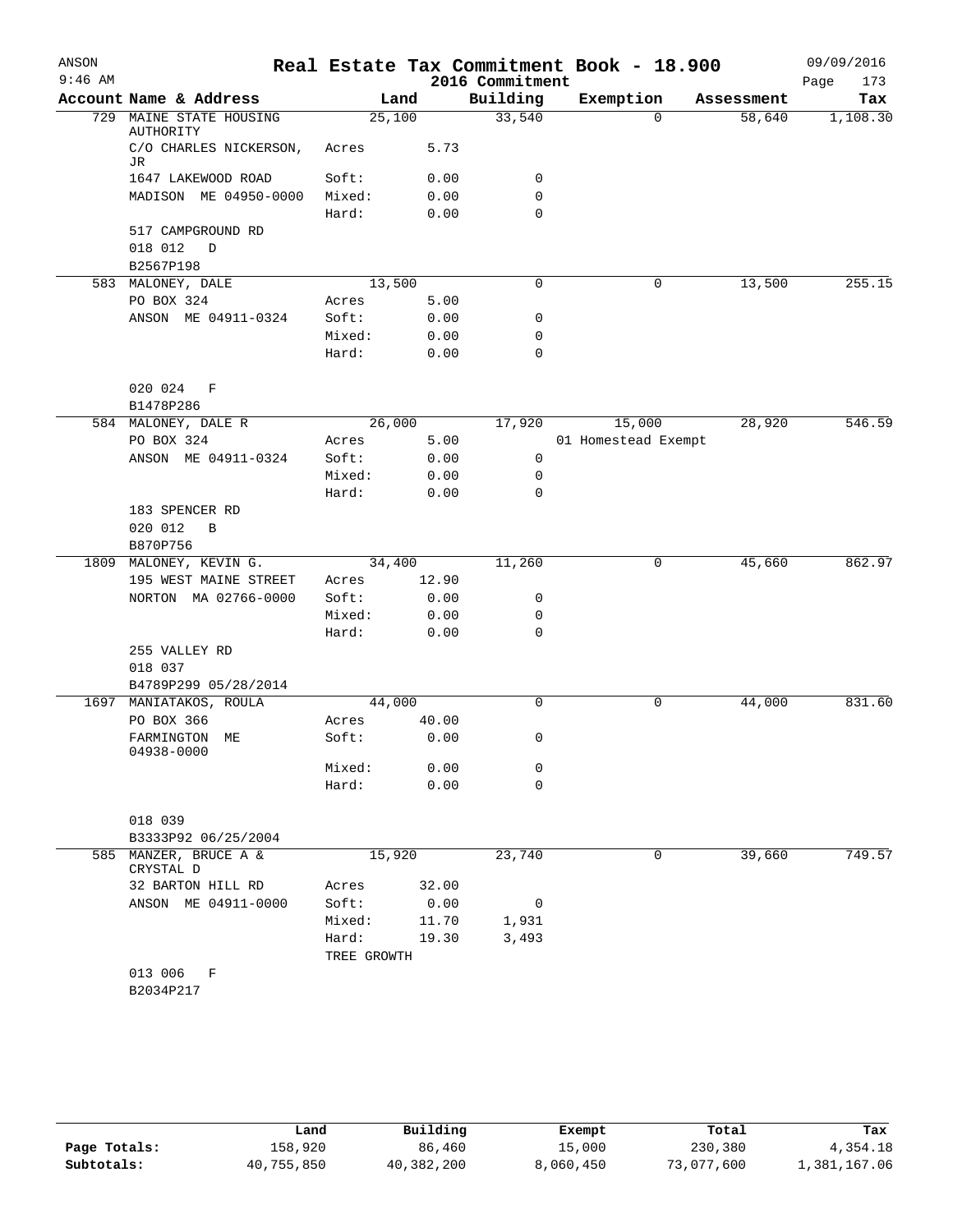# Real Estate Tax Commitment Book - 18.900

ANSON 9:46 AM — 2016 Commitment — 09/09/2016

| Account Name & Address | Land | | Building | Exemption | Assessment | Tax |
|---|---|---|---|---|---|---|
| 729 MAINE STATE HOUSING AUTHORITY | 25,100 | | 33,540 | 0 | 58,640 | 1,108.30 |
| C/O CHARLES NICKERSON, JR | Acres | 5.73 | | | | |
| 1647 LAKEWOOD ROAD | Soft: | 0.00 | 0 | | | |
| MADISON ME 04950-0000 | Mixed: | 0.00 | 0 | | | |
| | Hard: | 0.00 | 0 | | | |
| 517 CAMPGROUND RD | | | | | | |
| 018 012 D | | | | | | |
| B2567P198 | | | | | | |
| 583 MALONEY, DALE | 13,500 | | 0 | 0 | 13,500 | 255.15 |
| PO BOX 324 | Acres | 5.00 | | | | |
| ANSON ME 04911-0324 | Soft: | 0.00 | 0 | | | |
| | Mixed: | 0.00 | 0 | | | |
| | Hard: | 0.00 | 0 | | | |
| 020 024 F | | | | | | |
| B1478P286 | | | | | | |
| 584 MALONEY, DALE R | 26,000 | | 17,920 | 15,000 | 28,920 | 546.59 |
| PO BOX 324 | Acres | 5.00 | | 01 Homestead Exempt | | |
| ANSON ME 04911-0324 | Soft: | 0.00 | 0 | | | |
| | Mixed: | 0.00 | 0 | | | |
| | Hard: | 0.00 | 0 | | | |
| 183 SPENCER RD | | | | | | |
| 020 012 B | | | | | | |
| B870P756 | | | | | | |
| 1809 MALONEY, KEVIN G. | 34,400 | | 11,260 | 0 | 45,660 | 862.97 |
| 195 WEST MAINE STREET | Acres | 12.90 | | | | |
| NORTON MA 02766-0000 | Soft: | 0.00 | 0 | | | |
| | Mixed: | 0.00 | 0 | | | |
| | Hard: | 0.00 | 0 | | | |
| 255 VALLEY RD | | | | | | |
| 018 037 | | | | | | |
| B4789P299 05/28/2014 | | | | | | |
| 1697 MANIATAKOS, ROULA | 44,000 | | 0 | 0 | 44,000 | 831.60 |
| PO BOX 366 | Acres | 40.00 | | | | |
| FARMINGTON ME 04938-0000 | Soft: | 0.00 | 0 | | | |
| | Mixed: | 0.00 | 0 | | | |
| | Hard: | 0.00 | 0 | | | |
| 018 039 | | | | | | |
| B3333P92 06/25/2004 | | | | | | |
| 585 MANZER, BRUCE A & CRYSTAL D | 15,920 | | 23,740 | 0 | 39,660 | 749.57 |
| 32 BARTON HILL RD | Acres | 32.00 | | | | |
| ANSON ME 04911-0000 | Soft: | 0.00 | 0 | | | |
| | Mixed: | 11.70 | 1,931 | | | |
| | Hard: | 19.30 | 3,493 | | | |
| | TREE GROWTH | | | | | |
| 013 006 F | | | | | | |
| B2034P217 | | | | | | |

| | Land | Building | Exempt | Total | Tax |
|---|---|---|---|---|---|
| Page Totals: | 158,920 | 86,460 | 15,000 | 230,380 | 4,354.18 |
| Subtotals: | 40,755,850 | 40,382,200 | 8,060,450 | 73,077,600 | 1,381,167.06 |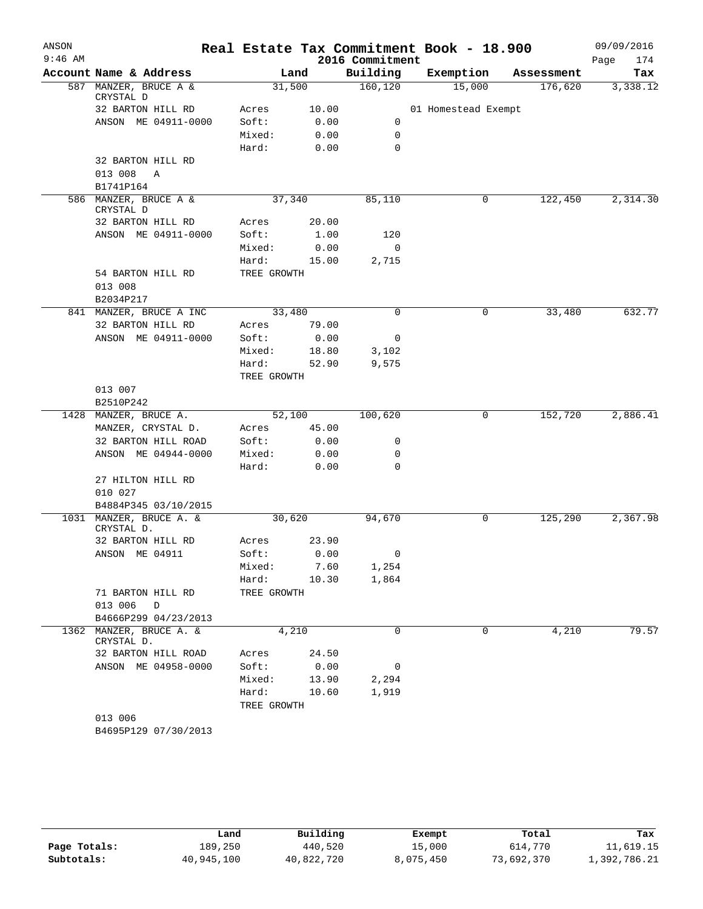# Real Estate Tax Commitment Book - 18.900

## 2016 Commitment

ANSON 09/09/2016 9:46 AM

| Account Name & Address | Land | | Building | Exemption | Assessment | Tax |
|---|---|---|---|---|---|---|
| 587 MANZER, BRUCE A & CRYSTAL D | 31,500 | | 160,120 | 15,000 | 176,620 | 3,338.12 |
| 32 BARTON HILL RD | Acres | 10.00 | | 01 Homestead Exempt | | |
| ANSON ME 04911-0000 | Soft: | 0.00 | 0 | | | |
| | Mixed: | 0.00 | 0 | | | |
| | Hard: | 0.00 | 0 | | | |
| 32 BARTON HILL RD | | | | | | |
| 013 008 A | | | | | | |
| B1741P164 | | | | | | |
| 586 MANZER, BRUCE A & CRYSTAL D | 37,340 | | 85,110 | 0 | 122,450 | 2,314.30 |
| 32 BARTON HILL RD | Acres | 20.00 | | | | |
| ANSON ME 04911-0000 | Soft: | 1.00 | 120 | | | |
| | Mixed: | 0.00 | 0 | | | |
| | Hard: | 15.00 | 2,715 | | | |
| 54 BARTON HILL RD | TREE GROWTH | | | | | |
| 013 008 | | | | | | |
| B2034P217 | | | | | | |
| 841 MANZER, BRUCE A INC | 33,480 | | 0 | 0 | 33,480 | 632.77 |
| 32 BARTON HILL RD | Acres | 79.00 | | | | |
| ANSON ME 04911-0000 | Soft: | 0.00 | 0 | | | |
| | Mixed: | 18.80 | 3,102 | | | |
| | Hard: | 52.90 | 9,575 | | | |
| | TREE GROWTH | | | | | |
| 013 007 | | | | | | |
| B2510P242 | | | | | | |
| 1428 MANZER, BRUCE A. | 52,100 | | 100,620 | 0 | 152,720 | 2,886.41 |
| MANZER, CRYSTAL D. | Acres | 45.00 | | | | |
| 32 BARTON HILL ROAD | Soft: | 0.00 | 0 | | | |
| ANSON ME 04944-0000 | Mixed: | 0.00 | 0 | | | |
| | Hard: | 0.00 | 0 | | | |
| 27 HILTON HILL RD | | | | | | |
| 010 027 | | | | | | |
| B4884P345 03/10/2015 | | | | | | |
| 1031 MANZER, BRUCE A. & CRYSTAL D. | 30,620 | | 94,670 | 0 | 125,290 | 2,367.98 |
| 32 BARTON HILL RD | Acres | 23.90 | | | | |
| ANSON ME 04911 | Soft: | 0.00 | 0 | | | |
| | Mixed: | 7.60 | 1,254 | | | |
| | Hard: | 10.30 | 1,864 | | | |
| 71 BARTON HILL RD | TREE GROWTH | | | | | |
| 013 006 D | | | | | | |
| B4666P299 04/23/2013 | | | | | | |
| 1362 MANZER, BRUCE A. & CRYSTAL D. | 4,210 | | 0 | 0 | 4,210 | 79.57 |
| 32 BARTON HILL ROAD | Acres | 24.50 | | | | |
| ANSON ME 04958-0000 | Soft: | 0.00 | 0 | | | |
| | Mixed: | 13.90 | 2,294 | | | |
| | Hard: | 10.60 | 1,919 | | | |
| | TREE GROWTH | | | | | |
| 013 006 | | | | | | |
| B4695P129 07/30/2013 | | | | | | |

| | Land | Building | Exempt | Total | Tax |
|---|---|---|---|---|---|
| Page Totals: | 189,250 | 440,520 | 15,000 | 614,770 | 11,619.15 |
| Subtotals: | 40,945,100 | 40,822,720 | 8,075,450 | 73,692,370 | 1,392,786.21 |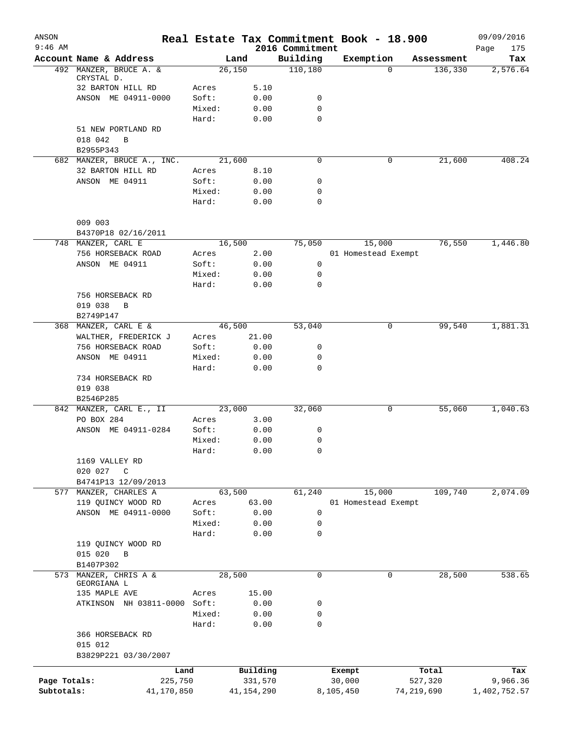# Real Estate Tax Commitment Book - 18.900

ANSON
9:46 AM
2016 Commitment
09/09/2016

| Account | Name & Address | | Land | Building | Exemption | Assessment | Tax |
|---|---|---|---|---|---|---|---|
| 492 | MANZER, BRUCE A. & CRYSTAL D. | | 26,150 | 110,180 | 0 | 136,330 | 2,576.64 |
| | 32 BARTON HILL RD | Acres | 5.10 | | | | |
| | ANSON ME 04911-0000 | Soft: | 0.00 | 0 | | | |
| | | Mixed: | 0.00 | 0 | | | |
| | | Hard: | 0.00 | 0 | | | |
| | 51 NEW PORTLAND RD | | | | | | |
| | 018 042 B | | | | | | |
| | B2955P343 | | | | | | |
| 682 | MANZER, BRUCE A., INC. | | 21,600 | 0 | 0 | 21,600 | 408.24 |
| | 32 BARTON HILL RD | Acres | 8.10 | | | | |
| | ANSON ME 04911 | Soft: | 0.00 | 0 | | | |
| | | Mixed: | 0.00 | 0 | | | |
| | | Hard: | 0.00 | 0 | | | |
| | 009 003 | | | | | | |
| | B4370P18 02/16/2011 | | | | | | |
| 748 | MANZER, CARL E | | 16,500 | 75,050 | 15,000 | 76,550 | 1,446.80 |
| | 756 HORSEBACK ROAD | Acres | 2.00 | | 01 Homestead Exempt | | |
| | ANSON ME 04911 | Soft: | 0.00 | 0 | | | |
| | | Mixed: | 0.00 | 0 | | | |
| | | Hard: | 0.00 | 0 | | | |
| | 756 HORSEBACK RD | | | | | | |
| | 019 038 B | | | | | | |
| | B2749P147 | | | | | | |
| 368 | MANZER, CARL E & | | 46,500 | 53,040 | 0 | 99,540 | 1,881.31 |
| | WALTHER, FREDERICK J | Acres | 21.00 | | | | |
| | 756 HORSEBACK ROAD | Soft: | 0.00 | 0 | | | |
| | ANSON ME 04911 | Mixed: | 0.00 | 0 | | | |
| | | Hard: | 0.00 | 0 | | | |
| | 734 HORSEBACK RD | | | | | | |
| | 019 038 | | | | | | |
| | B2546P285 | | | | | | |
| 842 | MANZER, CARL E., II | | 23,000 | 32,060 | 0 | 55,060 | 1,040.63 |
| | PO BOX 284 | Acres | 3.00 | | | | |
| | ANSON ME 04911-0284 | Soft: | 0.00 | 0 | | | |
| | | Mixed: | 0.00 | 0 | | | |
| | | Hard: | 0.00 | 0 | | | |
| | 1169 VALLEY RD | | | | | | |
| | 020 027 C | | | | | | |
| | B4741P13 12/09/2013 | | | | | | |
| 577 | MANZER, CHARLES A | | 63,500 | 61,240 | 15,000 | 109,740 | 2,074.09 |
| | 119 QUINCY WOOD RD | Acres | 63.00 | | 01 Homestead Exempt | | |
| | ANSON ME 04911-0000 | Soft: | 0.00 | 0 | | | |
| | | Mixed: | 0.00 | 0 | | | |
| | | Hard: | 0.00 | 0 | | | |
| | 119 QUINCY WOOD RD | | | | | | |
| | 015 020 B | | | | | | |
| | B1407P302 | | | | | | |
| 573 | MANZER, CHRIS A & GEORGIANA L | | 28,500 | 0 | 0 | 28,500 | 538.65 |
| | 135 MAPLE AVE | Acres | 15.00 | | | | |
| | ATKINSON NH 03811-0000 | Soft: | 0.00 | 0 | | | |
| | | Mixed: | 0.00 | 0 | | | |
| | | Hard: | 0.00 | 0 | | | |
| | 366 HORSEBACK RD | | | | | | |
| | 015 012 | | | | | | |
| | B3829P221 03/30/2007 | | | | | | |

| | Land | Building | Exempt | Total | Tax |
|---|---|---|---|---|---|
| Page Totals: | 225,750 | 331,570 | 30,000 | 527,320 | 9,966.36 |
| Subtotals: | 41,170,850 | 41,154,290 | 8,105,450 | 74,219,690 | 1,402,752.57 |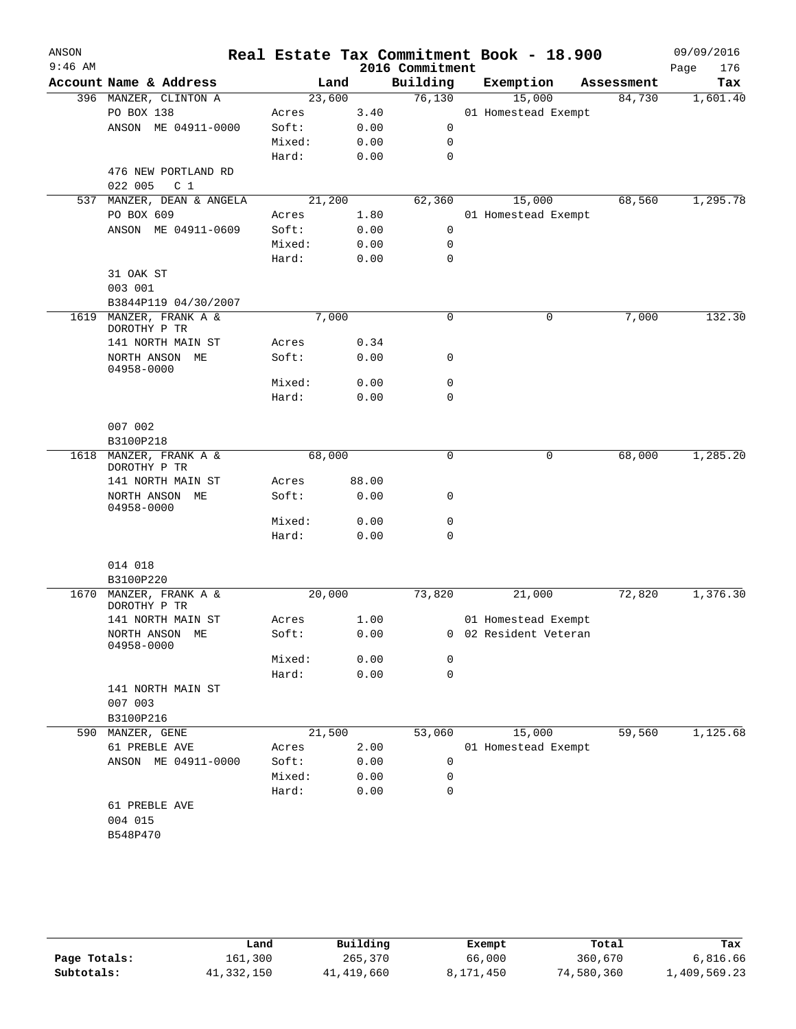# Real Estate Tax Commitment Book - 18.900

ANSON
9:46 AM
2016 Commitment
09/09/2016
Page 176

| Account Name & Address | | Land | Building | Exemption | Assessment | Tax |
|---|---|---|---|---|---|---|
| 396 MANZER, CLINTON A | | 23,600 | 76,130 | 15,000 | 84,730 | 1,601.40 |
| PO BOX 138 | Acres | 3.40 | | 01 Homestead Exempt | | |
| ANSON ME 04911-0000 | Soft: | 0.00 | 0 | | | |
| | Mixed: | 0.00 | 0 | | | |
| | Hard: | 0.00 | 0 | | | |
| 476 NEW PORTLAND RD | | | | | | |
| 022 005 C 1 | | | | | | |
| 537 MANZER, DEAN & ANGELA | | 21,200 | 62,360 | 15,000 | 68,560 | 1,295.78 |
| PO BOX 609 | Acres | 1.80 | | 01 Homestead Exempt | | |
| ANSON ME 04911-0609 | Soft: | 0.00 | 0 | | | |
| | Mixed: | 0.00 | 0 | | | |
| | Hard: | 0.00 | 0 | | | |
| 31 OAK ST | | | | | | |
| 003 001 | | | | | | |
| B3844P119 04/30/2007 | | | | | | |
| 1619 MANZER, FRANK A & DOROTHY P TR | | 7,000 | 0 | 0 | 7,000 | 132.30 |
| 141 NORTH MAIN ST | Acres | 0.34 | | | | |
| NORTH ANSON ME 04958-0000 | Soft: | 0.00 | 0 | | | |
| | Mixed: | 0.00 | 0 | | | |
| | Hard: | 0.00 | 0 | | | |
| 007 002 | | | | | | |
| B3100P218 | | | | | | |
| 1618 MANZER, FRANK A & DOROTHY P TR | | 68,000 | 0 | 0 | 68,000 | 1,285.20 |
| 141 NORTH MAIN ST | Acres | 88.00 | | | | |
| NORTH ANSON ME 04958-0000 | Soft: | 0.00 | 0 | | | |
| | Mixed: | 0.00 | 0 | | | |
| | Hard: | 0.00 | 0 | | | |
| 014 018 | | | | | | |
| B3100P220 | | | | | | |
| 1670 MANZER, FRANK A & DOROTHY P TR | | 20,000 | 73,820 | 21,000 | 72,820 | 1,376.30 |
| 141 NORTH MAIN ST | Acres | 1.00 | | 01 Homestead Exempt | | |
| NORTH ANSON ME 04958-0000 | Soft: | 0.00 | 0 | 02 Resident Veteran | | |
| | Mixed: | 0.00 | 0 | | | |
| | Hard: | 0.00 | 0 | | | |
| 141 NORTH MAIN ST | | | | | | |
| 007 003 | | | | | | |
| B3100P216 | | | | | | |
| 590 MANZER, GENE | | 21,500 | 53,060 | 15,000 | 59,560 | 1,125.68 |
| 61 PREBLE AVE | Acres | 2.00 | | 01 Homestead Exempt | | |
| ANSON ME 04911-0000 | Soft: | 0.00 | 0 | | | |
| | Mixed: | 0.00 | 0 | | | |
| | Hard: | 0.00 | 0 | | | |
| 61 PREBLE AVE | | | | | | |
| 004 015 | | | | | | |
| B548P470 | | | | | | |

| | Land | Building | Exempt | Total | Tax |
|---|---|---|---|---|---|
| Page Totals: | 161,300 | 265,370 | 66,000 | 360,670 | 6,816.66 |
| Subtotals: | 41,332,150 | 41,419,660 | 8,171,450 | 74,580,360 | 1,409,569.23 |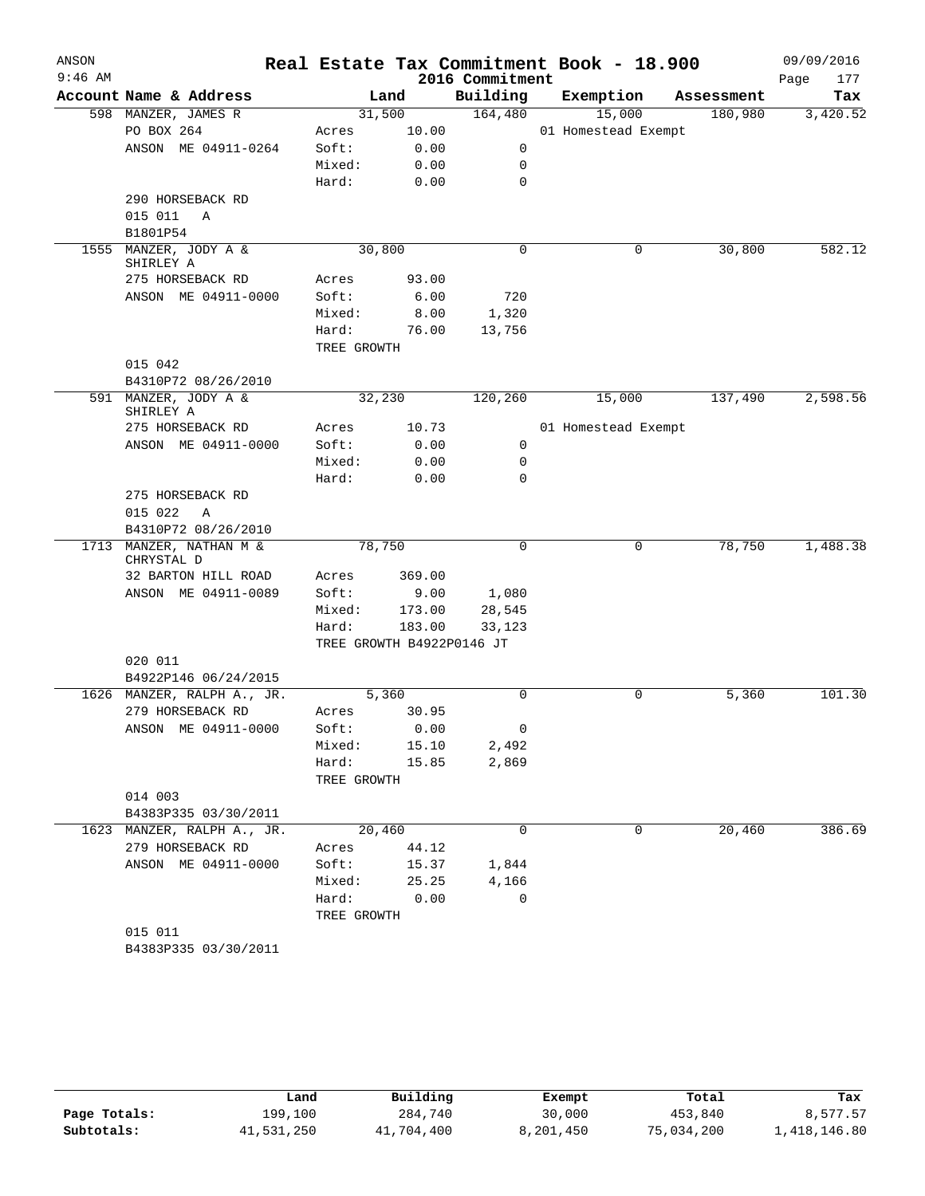# Real Estate Tax Commitment Book - 18.900

ANSON 9:46 AM — 2016 Commitment — 09/09/2016

| Account | Name & Address | Land | | Building | Exemption | Assessment | Tax |
|---|---|---|---|---|---|---|---|
| 598 | MANZER, JAMES R | 31,500 | | 164,480 | 15,000 | 180,980 | 3,420.52 |
| | PO BOX 264 | Acres | 10.00 | | 01 Homestead Exempt | | |
| | ANSON ME 04911-0264 | Soft: | 0.00 | 0 | | | |
| | | Mixed: | 0.00 | 0 | | | |
| | | Hard: | 0.00 | 0 | | | |
| | 290 HORSEBACK RD | | | | | | |
| | 015 011 A | | | | | | |
| | B1801P54 | | | | | | |
| 1555 | MANZER, JODY A & SHIRLEY A | 30,800 | | 0 | 0 | 30,800 | 582.12 |
| | 275 HORSEBACK RD | Acres | 93.00 | | | | |
| | ANSON ME 04911-0000 | Soft: | 6.00 | 720 | | | |
| | | Mixed: | 8.00 | 1,320 | | | |
| | | Hard: | 76.00 | 13,756 | | | |
| | | TREE GROWTH | | | | | |
| | 015 042 | | | | | | |
| | B4310P72 08/26/2010 | | | | | | |
| 591 | MANZER, JODY A & SHIRLEY A | 32,230 | | 120,260 | 15,000 | 137,490 | 2,598.56 |
| | 275 HORSEBACK RD | Acres | 10.73 | | 01 Homestead Exempt | | |
| | ANSON ME 04911-0000 | Soft: | 0.00 | 0 | | | |
| | | Mixed: | 0.00 | 0 | | | |
| | | Hard: | 0.00 | 0 | | | |
| | 275 HORSEBACK RD | | | | | | |
| | 015 022 A | | | | | | |
| | B4310P72 08/26/2010 | | | | | | |
| 1713 | MANZER, NATHAN M & CHRYSTAL D | 78,750 | | 0 | 0 | 78,750 | 1,488.38 |
| | 32 BARTON HILL ROAD | Acres | 369.00 | | | | |
| | ANSON ME 04911-0089 | Soft: | 9.00 | 1,080 | | | |
| | | Mixed: | 173.00 | 28,545 | | | |
| | | Hard: | 183.00 | 33,123 | | | |
| | | TREE GROWTH B4922P0146 JT | | | | | |
| | 020 011 | | | | | | |
| | B4922P146 06/24/2015 | | | | | | |
| 1626 | MANZER, RALPH A., JR. | 5,360 | | 0 | 0 | 5,360 | 101.30 |
| | 279 HORSEBACK RD | Acres | 30.95 | | | | |
| | ANSON ME 04911-0000 | Soft: | 0.00 | 0 | | | |
| | | Mixed: | 15.10 | 2,492 | | | |
| | | Hard: | 15.85 | 2,869 | | | |
| | | TREE GROWTH | | | | | |
| | 014 003 | | | | | | |
| | B4383P335 03/30/2011 | | | | | | |
| 1623 | MANZER, RALPH A., JR. | 20,460 | | 0 | 0 | 20,460 | 386.69 |
| | 279 HORSEBACK RD | Acres | 44.12 | | | | |
| | ANSON ME 04911-0000 | Soft: | 15.37 | 1,844 | | | |
| | | Mixed: | 25.25 | 4,166 | | | |
| | | Hard: | 0.00 | 0 | | | |
| | | TREE GROWTH | | | | | |
| | 015 011 | | | | | | |
| | B4383P335 03/30/2011 | | | | | | |

| | Land | Building | Exempt | Total | Tax |
|---|---|---|---|---|---|
| Page Totals: | 199,100 | 284,740 | 30,000 | 453,840 | 8,577.57 |
| Subtotals: | 41,531,250 | 41,704,400 | 8,201,450 | 75,034,200 | 1,418,146.80 |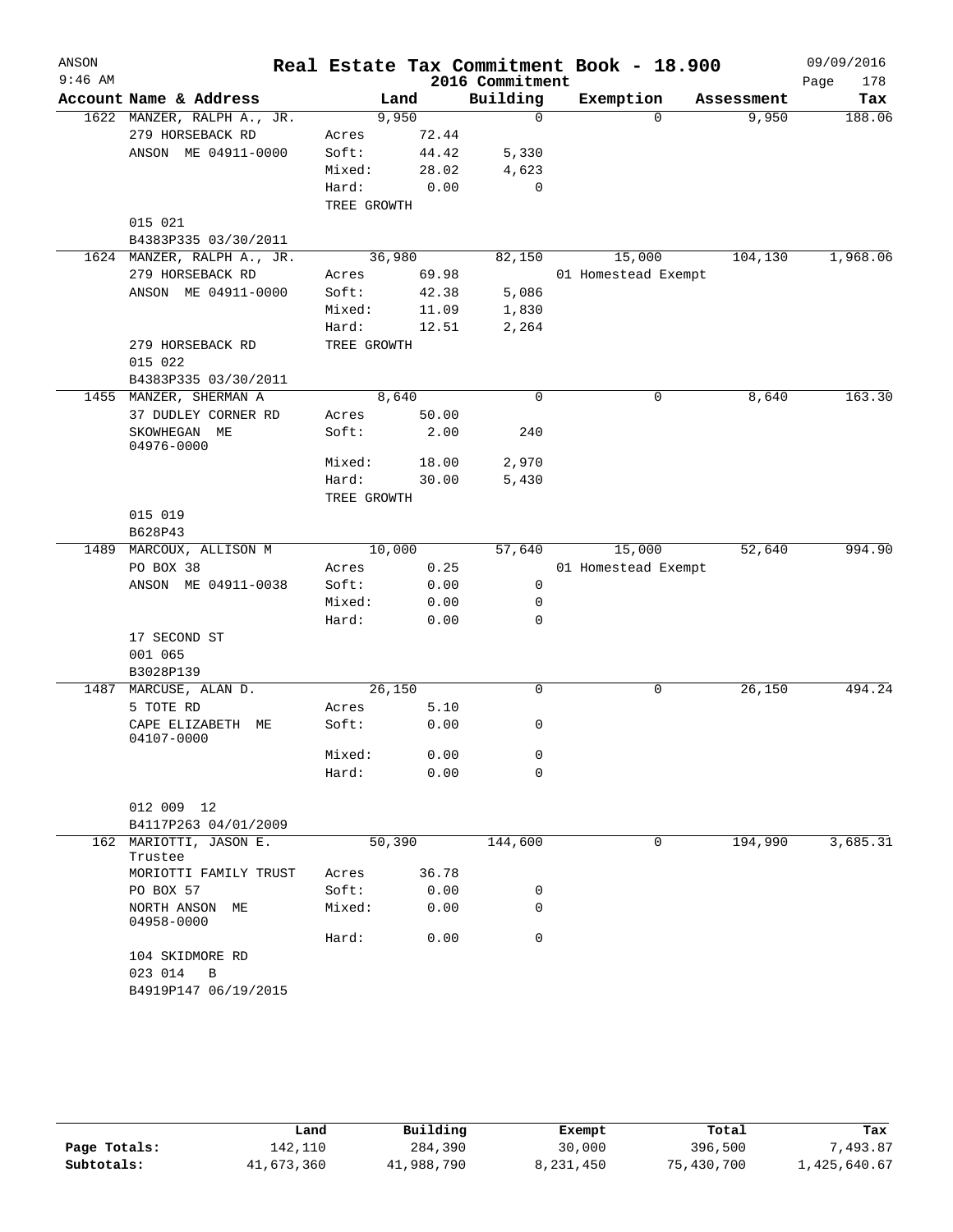# Real Estate Tax Commitment Book - 18.900

ANSON
9:46 AM

2016 Commitment

09/09/2016

| Account | Name & Address | Land | | Building | Exemption | Assessment | Tax |
|---|---|---|---|---|---|---|---|
| 1622 | MANZER, RALPH A., JR. | 9,950 | | 0 | 0 | 9,950 | 188.06 |
| | 279 HORSEBACK RD | Acres | 72.44 | | | | |
| | ANSON ME 04911-0000 | Soft: | 44.42 | 5,330 | | | |
| | | Mixed: | 28.02 | 4,623 | | | |
| | | Hard: | 0.00 | 0 | | | |
| | | TREE GROWTH | | | | | |
| | 015 021 | | | | | | |
| | B4383P335 03/30/2011 | | | | | | |
| 1624 | MANZER, RALPH A., JR. | 36,980 | | 82,150 | 15,000 | 104,130 | 1,968.06 |
| | 279 HORSEBACK RD | Acres | 69.98 | | 01 Homestead Exempt | | |
| | ANSON ME 04911-0000 | Soft: | 42.38 | 5,086 | | | |
| | | Mixed: | 11.09 | 1,830 | | | |
| | | Hard: | 12.51 | 2,264 | | | |
| | 279 HORSEBACK RD | TREE GROWTH | | | | | |
| | 015 022 | | | | | | |
| | B4383P335 03/30/2011 | | | | | | |
| 1455 | MANZER, SHERMAN A | 8,640 | | 0 | 0 | 8,640 | 163.30 |
| | 37 DUDLEY CORNER RD | Acres | 50.00 | | | | |
| | SKOWHEGAN ME 04976-0000 | Soft: | 2.00 | 240 | | | |
| | | Mixed: | 18.00 | 2,970 | | | |
| | | Hard: | 30.00 | 5,430 | | | |
| | | TREE GROWTH | | | | | |
| | 015 019 | | | | | | |
| | B628P43 | | | | | | |
| 1489 | MARCOUX, ALLISON M | 10,000 | | 57,640 | 15,000 | 52,640 | 994.90 |
| | PO BOX 38 | Acres | 0.25 | | 01 Homestead Exempt | | |
| | ANSON ME 04911-0038 | Soft: | 0.00 | 0 | | | |
| | | Mixed: | 0.00 | 0 | | | |
| | | Hard: | 0.00 | 0 | | | |
| | 17 SECOND ST | | | | | | |
| | 001 065 | | | | | | |
| | B3028P139 | | | | | | |
| 1487 | MARCUSE, ALAN D. | 26,150 | | 0 | 0 | 26,150 | 494.24 |
| | 5 TOTE RD | Acres | 5.10 | | | | |
| | CAPE ELIZABETH ME 04107-0000 | Soft: | 0.00 | 0 | | | |
| | | Mixed: | 0.00 | 0 | | | |
| | | Hard: | 0.00 | 0 | | | |
| | 012 009 12 | | | | | | |
| | B4117P263 04/01/2009 | | | | | | |
| 162 | MARIOTTI, JASON E. Trustee | 50,390 | | 144,600 | 0 | 194,990 | 3,685.31 |
| | MORIOTTI FAMILY TRUST | Acres | 36.78 | | | | |
| | PO BOX 57 | Soft: | 0.00 | 0 | | | |
| | NORTH ANSON ME 04958-0000 | Mixed: | 0.00 | 0 | | | |
| | | Hard: | 0.00 | 0 | | | |
| | 104 SKIDMORE RD | | | | | | |
| | 023 014 B | | | | | | |
| | B4919P147 06/19/2015 | | | | | | |

| | Land | Building | Exempt | Total | Tax |
|---|---|---|---|---|---|
| Page Totals: | 142,110 | 284,390 | 30,000 | 396,500 | 7,493.87 |
| Subtotals: | 41,673,360 | 41,988,790 | 8,231,450 | 75,430,700 | 1,425,640.67 |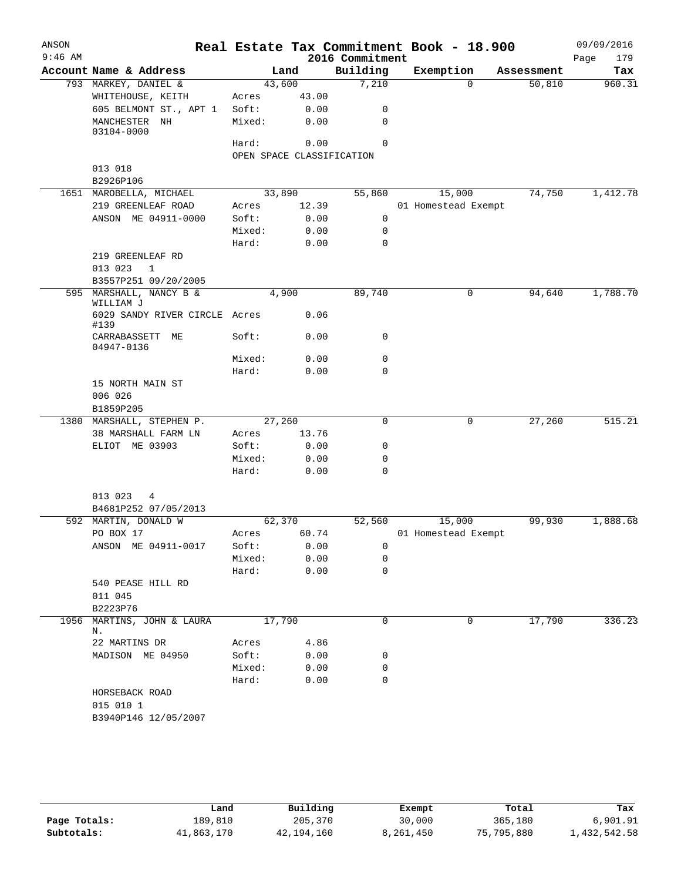# Real Estate Tax Commitment Book - 18.900

ANSON
9:46 AM

2016 Commitment

09/09/2016

| Account | Name & Address | | Land | Building | Exemption | Assessment | Tax |
|---|---|---|---|---|---|---|---|
| 793 | MARKEY, DANIEL & | | 43,600 | 7,210 | 0 | 50,810 | 960.31 |
| | WHITEHOUSE, KEITH | Acres | 43.00 | | | | |
| | 605 BELMONT ST., APT 1 | Soft: | 0.00 | 0 | | | |
| | MANCHESTER NH 03104-0000 | Mixed: | 0.00 | 0 | | | |
| | | Hard: | 0.00 | 0 | | | |
| | | OPEN SPACE CLASSIFICATION | | | | | |
| | 013 018 | | | | | | |
| | B2926P106 | | | | | | |
| 1651 | MAROBELLA, MICHAEL | | 33,890 | 55,860 | 15,000 | 74,750 | 1,412.78 |
| | 219 GREENLEAF ROAD | Acres | 12.39 | | 01 Homestead Exempt | | |
| | ANSON ME 04911-0000 | Soft: | 0.00 | 0 | | | |
| | | Mixed: | 0.00 | 0 | | | |
| | | Hard: | 0.00 | 0 | | | |
| | 219 GREENLEAF RD | | | | | | |
| | 013 023 1 | | | | | | |
| | B3557P251 09/20/2005 | | | | | | |
| 595 | MARSHALL, NANCY B & WILLIAM J | | 4,900 | 89,740 | 0 | 94,640 | 1,788.70 |
| | 6029 SANDY RIVER CIRCLE #139 | Acres | 0.06 | | | | |
| | CARRABASSETT ME 04947-0136 | Soft: | 0.00 | 0 | | | |
| | | Mixed: | 0.00 | 0 | | | |
| | | Hard: | 0.00 | 0 | | | |
| | 15 NORTH MAIN ST | | | | | | |
| | 006 026 | | | | | | |
| | B1859P205 | | | | | | |
| 1380 | MARSHALL, STEPHEN P. | | 27,260 | 0 | 0 | 27,260 | 515.21 |
| | 38 MARSHALL FARM LN | Acres | 13.76 | | | | |
| | ELIOT ME 03903 | Soft: | 0.00 | 0 | | | |
| | | Mixed: | 0.00 | 0 | | | |
| | | Hard: | 0.00 | 0 | | | |
| | 013 023 4 | | | | | | |
| | B4681P252 07/05/2013 | | | | | | |
| 592 | MARTIN, DONALD W | | 62,370 | 52,560 | 15,000 | 99,930 | 1,888.68 |
| | PO BOX 17 | Acres | 60.74 | | 01 Homestead Exempt | | |
| | ANSON ME 04911-0017 | Soft: | 0.00 | 0 | | | |
| | | Mixed: | 0.00 | 0 | | | |
| | | Hard: | 0.00 | 0 | | | |
| | 540 PEASE HILL RD | | | | | | |
| | 011 045 | | | | | | |
| | B2223P76 | | | | | | |
| 1956 | MARTINS, JOHN & LAURA N. | | 17,790 | 0 | 0 | 17,790 | 336.23 |
| | 22 MARTINS DR | Acres | 4.86 | | | | |
| | MADISON ME 04950 | Soft: | 0.00 | 0 | | | |
| | | Mixed: | 0.00 | 0 | | | |
| | | Hard: | 0.00 | 0 | | | |
| | HORSEBACK ROAD | | | | | | |
| | 015 010 1 | | | | | | |
| | B3940P146 12/05/2007 | | | | | | |

| | Land | Building | Exempt | Total | Tax |
|---|---|---|---|---|---|
| Page Totals: | 189,810 | 205,370 | 30,000 | 365,180 | 6,901.91 |
| Subtotals: | 41,863,170 | 42,194,160 | 8,261,450 | 75,795,880 | 1,432,542.58 |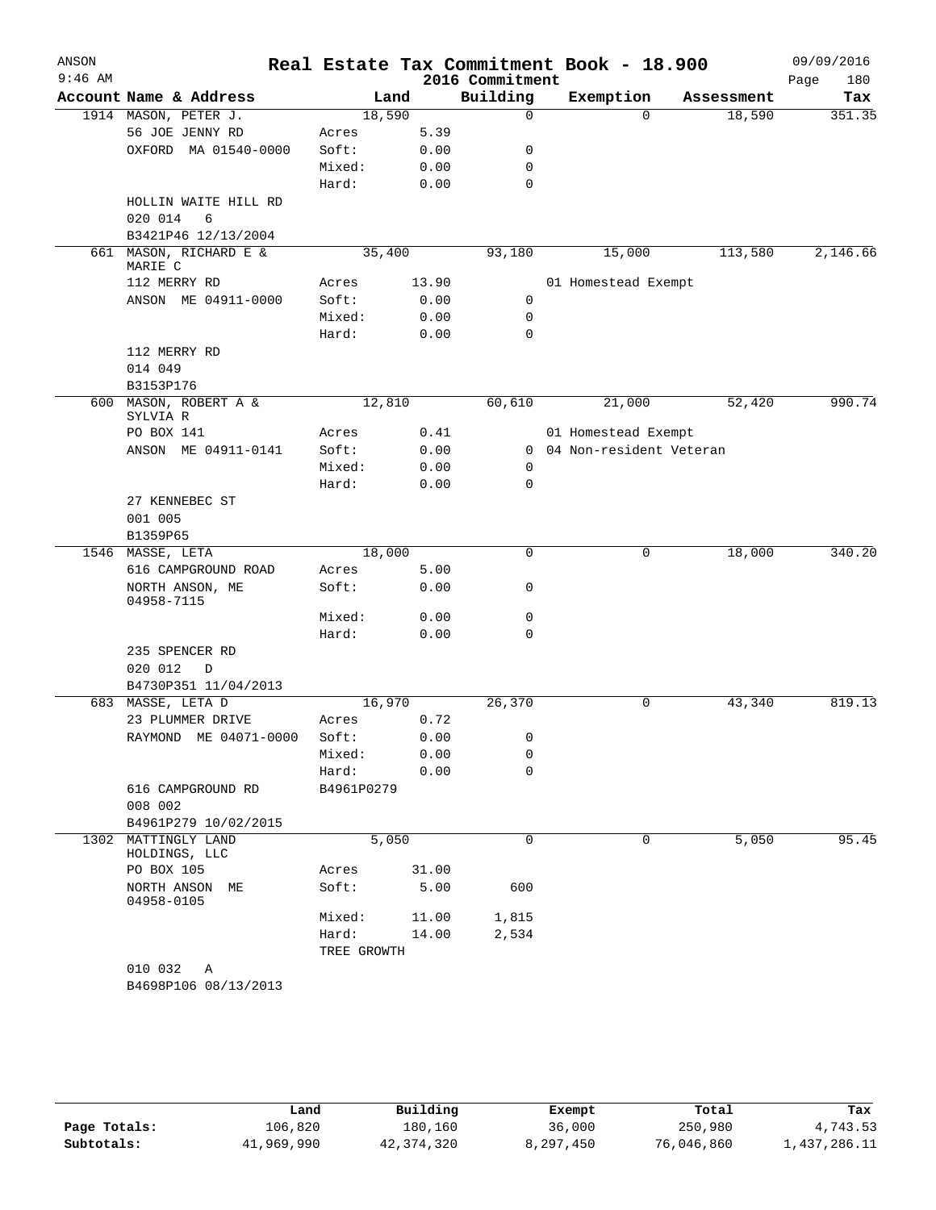# Real Estate Tax Commitment Book - 18.900

ANSON
9:46 AM

2016 Commitment

09/09/2016

| Account | Name & Address | Land | | Building | Exemption | Assessment | Tax |
|---|---|---|---|---|---|---|---|
| 1914 | MASON, PETER J. | 18,590 | | 0 | 0 | 18,590 | 351.35 |
| | 56 JOE JENNY RD | Acres | 5.39 | | | | |
| | OXFORD MA 01540-0000 | Soft: | 0.00 | 0 | | | |
| | | Mixed: | 0.00 | 0 | | | |
| | | Hard: | 0.00 | 0 | | | |
| | HOLLIN WAITE HILL RD | | | | | | |
| | 020 014 6 | | | | | | |
| | B3421P46 12/13/2004 | | | | | | |
| 661 | MASON, RICHARD E & MARIE C | 35,400 | | 93,180 | 15,000 | 113,580 | 2,146.66 |
| | 112 MERRY RD | Acres | 13.90 | | 01 Homestead Exempt | | |
| | ANSON ME 04911-0000 | Soft: | 0.00 | 0 | | | |
| | | Mixed: | 0.00 | 0 | | | |
| | | Hard: | 0.00 | 0 | | | |
| | 112 MERRY RD | | | | | | |
| | 014 049 | | | | | | |
| | B3153P176 | | | | | | |
| 600 | MASON, ROBERT A & SYLVIA R | 12,810 | | 60,610 | 21,000 | 52,420 | 990.74 |
| | PO BOX 141 | Acres | 0.41 | | 01 Homestead Exempt | | |
| | ANSON ME 04911-0141 | Soft: | 0.00 | 0 | 04 Non-resident Veteran | | |
| | | Mixed: | 0.00 | 0 | | | |
| | | Hard: | 0.00 | 0 | | | |
| | 27 KENNEBEC ST | | | | | | |
| | 001 005 | | | | | | |
| | B1359P65 | | | | | | |
| 1546 | MASSE, LETA | 18,000 | | 0 | 0 | 18,000 | 340.20 |
| | 616 CAMPGROUND ROAD | Acres | 5.00 | | | | |
| | NORTH ANSON, ME 04958-7115 | Soft: | 0.00 | 0 | | | |
| | | Mixed: | 0.00 | 0 | | | |
| | | Hard: | 0.00 | 0 | | | |
| | 235 SPENCER RD | | | | | | |
| | 020 012 D | | | | | | |
| | B4730P351 11/04/2013 | | | | | | |
| 683 | MASSE, LETA D | 16,970 | | 26,370 | 0 | 43,340 | 819.13 |
| | 23 PLUMMER DRIVE | Acres | 0.72 | | | | |
| | RAYMOND ME 04071-0000 | Soft: | 0.00 | 0 | | | |
| | | Mixed: | 0.00 | 0 | | | |
| | | Hard: | 0.00 | 0 | | | |
| | 616 CAMPGROUND RD | B4961P0279 | | | | | |
| | 008 002 | | | | | | |
| | B4961P279 10/02/2015 | | | | | | |
| 1302 | MATTINGLY LAND HOLDINGS, LLC | 5,050 | | 0 | 0 | 5,050 | 95.45 |
| | PO BOX 105 | Acres | 31.00 | | | | |
| | NORTH ANSON ME 04958-0105 | Soft: | 5.00 | 600 | | | |
| | | Mixed: | 11.00 | 1,815 | | | |
| | | Hard: | 14.00 | 2,534 | | | |
| | | TREE GROWTH | | | | | |
| | 010 032 A | | | | | | |
| | B4698P106 08/13/2013 | | | | | | |

| | Land | Building | Exempt | Total | Tax |
|---|---|---|---|---|---|
| Page Totals: | 106,820 | 180,160 | 36,000 | 250,980 | 4,743.53 |
| Subtotals: | 41,969,990 | 42,374,320 | 8,297,450 | 76,046,860 | 1,437,286.11 |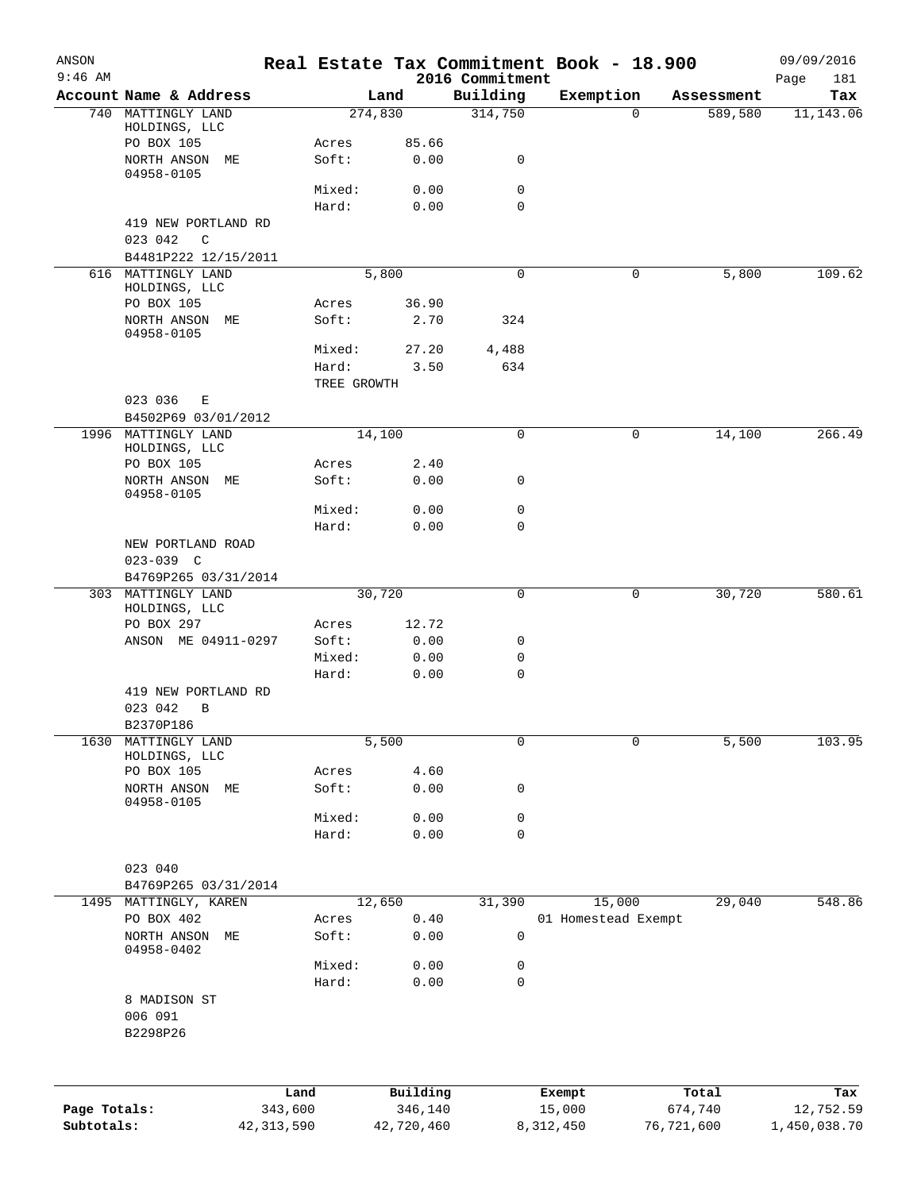# Real Estate Tax Commitment Book - 18.900

ANSON 09/09/2016
9:46 AM 2016 Commitment

| Account Name & Address | Land | | Building | Exemption | Assessment | Tax |
|---|---|---|---|---|---|---|
| 740 MATTINGLY LAND HOLDINGS, LLC | 274,830 | | 314,750 | 0 | 589,580 | 11,143.06 |
| PO BOX 105 | Acres | 85.66 | | | | |
| NORTH ANSON ME 04958-0105 | Soft: | 0.00 | 0 | | | |
| | Mixed: | 0.00 | 0 | | | |
| | Hard: | 0.00 | 0 | | | |
| 419 NEW PORTLAND RD | | | | | | |
| 023 042 C | | | | | | |
| B4481P222 12/15/2011 | | | | | | |
| 616 MATTINGLY LAND HOLDINGS, LLC | 5,800 | | 0 | 0 | 5,800 | 109.62 |
| PO BOX 105 | Acres | 36.90 | | | | |
| NORTH ANSON ME 04958-0105 | Soft: | 2.70 | 324 | | | |
| | Mixed: | 27.20 | 4,488 | | | |
| | Hard: | 3.50 | 634 | | | |
| | TREE GROWTH | | | | | |
| 023 036 E | | | | | | |
| B4502P69 03/01/2012 | | | | | | |
| 1996 MATTINGLY LAND HOLDINGS, LLC | 14,100 | | 0 | 0 | 14,100 | 266.49 |
| PO BOX 105 | Acres | 2.40 | | | | |
| NORTH ANSON ME 04958-0105 | Soft: | 0.00 | 0 | | | |
| | Mixed: | 0.00 | 0 | | | |
| | Hard: | 0.00 | 0 | | | |
| NEW PORTLAND ROAD | | | | | | |
| 023-039 C | | | | | | |
| B4769P265 03/31/2014 | | | | | | |
| 303 MATTINGLY LAND HOLDINGS, LLC | 30,720 | | 0 | 0 | 30,720 | 580.61 |
| PO BOX 297 | Acres | 12.72 | | | | |
| ANSON ME 04911-0297 | Soft: | 0.00 | 0 | | | |
| | Mixed: | 0.00 | 0 | | | |
| | Hard: | 0.00 | 0 | | | |
| 419 NEW PORTLAND RD | | | | | | |
| 023 042 B | | | | | | |
| B2370P186 | | | | | | |
| 1630 MATTINGLY LAND HOLDINGS, LLC | 5,500 | | 0 | 0 | 5,500 | 103.95 |
| PO BOX 105 | Acres | 4.60 | | | | |
| NORTH ANSON ME 04958-0105 | Soft: | 0.00 | 0 | | | |
| | Mixed: | 0.00 | 0 | | | |
| | Hard: | 0.00 | 0 | | | |
| 023 040 | | | | | | |
| B4769P265 03/31/2014 | | | | | | |
| 1495 MATTINGLY, KAREN | 12,650 | | 31,390 | 15,000 | 29,040 | 548.86 |
| PO BOX 402 | Acres | 0.40 | | 01 Homestead Exempt | | |
| NORTH ANSON ME 04958-0402 | Soft: | 0.00 | 0 | | | |
| | Mixed: | 0.00 | 0 | | | |
| | Hard: | 0.00 | 0 | | | |
| 8 MADISON ST | | | | | | |
| 006 091 | | | | | | |
| B2298P26 | | | | | | |

| | Land | Building | Exempt | Total | Tax |
|---|---|---|---|---|---|
| Page Totals: | 343,600 | 346,140 | 15,000 | 674,740 | 12,752.59 |
| Subtotals: | 42,313,590 | 42,720,460 | 8,312,450 | 76,721,600 | 1,450,038.70 |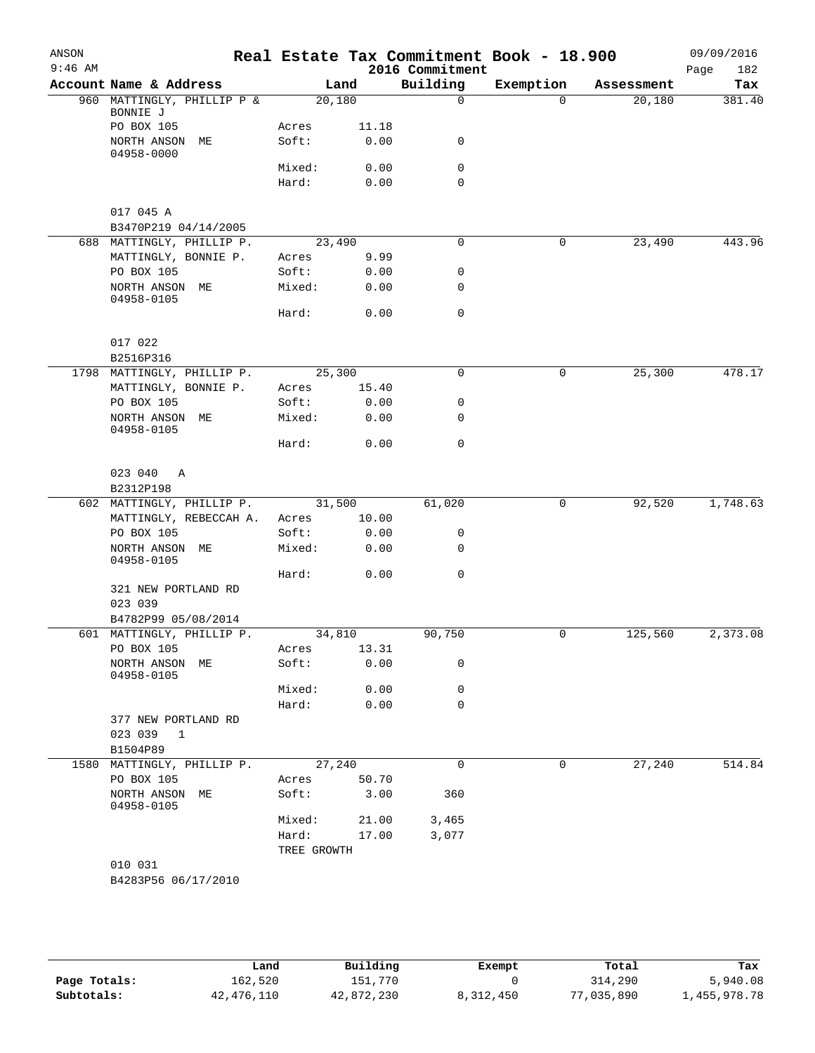ANSON
9:46 AM

# Real Estate Tax Commitment Book - 18.900
## 2016 Commitment

09/09/2016

| Account | Name & Address | Land | | Building | Exemption | Assessment | Tax |
|---|---|---|---|---|---|---|---|
| 960 | MATTINGLY, PHILLIP P & BONNIE J | 20,180 | | 0 | 0 | 20,180 | 381.40 |
| | PO BOX 105 | Acres | 11.18 | | | | |
| | NORTH ANSON ME 04958-0000 | Soft: | 0.00 | 0 | | | |
| | | Mixed: | 0.00 | 0 | | | |
| | | Hard: | 0.00 | 0 | | | |
| | 017 045 A | | | | | | |
| | B3470P219 04/14/2005 | | | | | | |
| 688 | MATTINGLY, PHILLIP P. | 23,490 | | 0 | 0 | 23,490 | 443.96 |
| | MATTINGLY, BONNIE P. | Acres | 9.99 | | | | |
| | PO BOX 105 | Soft: | 0.00 | 0 | | | |
| | NORTH ANSON ME 04958-0105 | Mixed: | 0.00 | 0 | | | |
| | | Hard: | 0.00 | 0 | | | |
| | 017 022 | | | | | | |
| | B2516P316 | | | | | | |
| 1798 | MATTINGLY, PHILLIP P. | 25,300 | | 0 | 0 | 25,300 | 478.17 |
| | MATTINGLY, BONNIE P. | Acres | 15.40 | | | | |
| | PO BOX 105 | Soft: | 0.00 | 0 | | | |
| | NORTH ANSON ME 04958-0105 | Mixed: | 0.00 | 0 | | | |
| | | Hard: | 0.00 | 0 | | | |
| | 023 040 A | | | | | | |
| | B2312P198 | | | | | | |
| 602 | MATTINGLY, PHILLIP P. | 31,500 | | 61,020 | 0 | 92,520 | 1,748.63 |
| | MATTINGLY, REBECCAH A. | Acres | 10.00 | | | | |
| | PO BOX 105 | Soft: | 0.00 | 0 | | | |
| | NORTH ANSON ME 04958-0105 | Mixed: | 0.00 | 0 | | | |
| | | Hard: | 0.00 | 0 | | | |
| | 321 NEW PORTLAND RD | | | | | | |
| | 023 039 | | | | | | |
| | B4782P99 05/08/2014 | | | | | | |
| 601 | MATTINGLY, PHILLIP P. | 34,810 | | 90,750 | 0 | 125,560 | 2,373.08 |
| | PO BOX 105 | Acres | 13.31 | | | | |
| | NORTH ANSON ME 04958-0105 | Soft: | 0.00 | 0 | | | |
| | | Mixed: | 0.00 | 0 | | | |
| | | Hard: | 0.00 | 0 | | | |
| | 377 NEW PORTLAND RD | | | | | | |
| | 023 039 1 | | | | | | |
| | B1504P89 | | | | | | |
| 1580 | MATTINGLY, PHILLIP P. | 27,240 | | 0 | 0 | 27,240 | 514.84 |
| | PO BOX 105 | Acres | 50.70 | | | | |
| | NORTH ANSON ME 04958-0105 | Soft: | 3.00 | 360 | | | |
| | | Mixed: | 21.00 | 3,465 | | | |
| | | Hard: | 17.00 | 3,077 | | | |
| | | TREE GROWTH | | | | | |
| | 010 031 | | | | | | |
| | B4283P56 06/17/2010 | | | | | | |

| | Land | Building | Exempt | Total | Tax |
|---|---|---|---|---|---|
| Page Totals: | 162,520 | 151,770 | 0 | 314,290 | 5,940.08 |
| Subtotals: | 42,476,110 | 42,872,230 | 8,312,450 | 77,035,890 | 1,455,978.78 |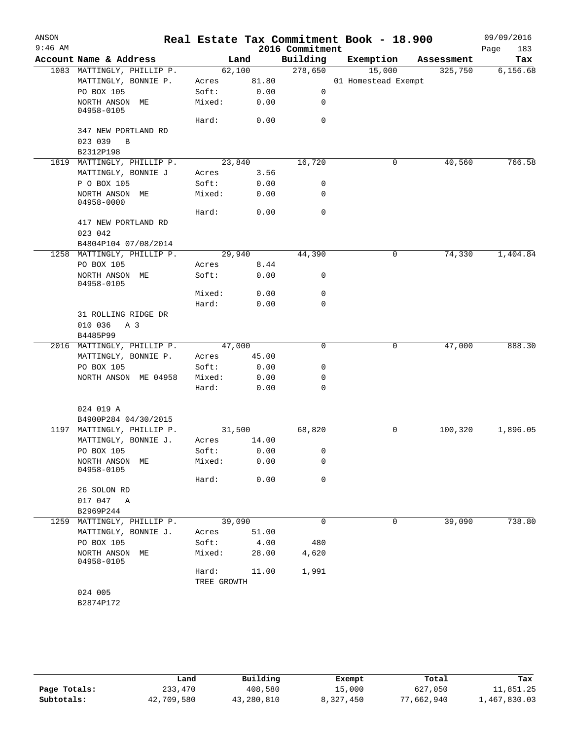# Real Estate Tax Commitment Book - 18.900

ANSON 9:46 AM — 2016 Commitment — 09/09/2016

| Account Name & Address | Land | | Building | Exemption | Assessment | Tax |
|---|---|---|---|---|---|---|
| 1083 MATTINGLY, PHILLIP P. | 62,100 | | 278,650 | 15,000 | 325,750 | 6,156.68 |
| MATTINGLY, BONNIE P. | Acres | 81.80 | | 01 Homestead Exempt | | |
| PO BOX 105 | Soft: | 0.00 | 0 | | | |
| NORTH ANSON ME 04958-0105 | Mixed: | 0.00 | 0 | | | |
| | Hard: | 0.00 | 0 | | | |
| 347 NEW PORTLAND RD | | | | | | |
| 023 039 B | | | | | | |
| B2312P198 | | | | | | |
| 1819 MATTINGLY, PHILLIP P. | 23,840 | | 16,720 | 0 | 40,560 | 766.58 |
| MATTINGLY, BONNIE J | Acres | 3.56 | | | | |
| P O BOX 105 | Soft: | 0.00 | 0 | | | |
| NORTH ANSON ME 04958-0000 | Mixed: | 0.00 | 0 | | | |
| | Hard: | 0.00 | 0 | | | |
| 417 NEW PORTLAND RD | | | | | | |
| 023 042 | | | | | | |
| B4804P104 07/08/2014 | | | | | | |
| 1258 MATTINGLY, PHILLIP P. | 29,940 | | 44,390 | 0 | 74,330 | 1,404.84 |
| PO BOX 105 | Acres | 8.44 | | | | |
| NORTH ANSON ME 04958-0105 | Soft: | 0.00 | 0 | | | |
| | Mixed: | 0.00 | 0 | | | |
| | Hard: | 0.00 | 0 | | | |
| 31 ROLLING RIDGE DR | | | | | | |
| 010 036 A 3 | | | | | | |
| B4485P99 | | | | | | |
| 2016 MATTINGLY, PHILLIP P. | 47,000 | | 0 | 0 | 47,000 | 888.30 |
| MATTINGLY, BONNIE P. | Acres | 45.00 | | | | |
| PO BOX 105 | Soft: | 0.00 | 0 | | | |
| NORTH ANSON ME 04958 | Mixed: | 0.00 | 0 | | | |
| | Hard: | 0.00 | 0 | | | |
| 024 019 A | | | | | | |
| B4900P284 04/30/2015 | | | | | | |
| 1197 MATTINGLY, PHILLIP P. | 31,500 | | 68,820 | 0 | 100,320 | 1,896.05 |
| MATTINGLY, BONNIE J. | Acres | 14.00 | | | | |
| PO BOX 105 | Soft: | 0.00 | 0 | | | |
| NORTH ANSON ME 04958-0105 | Mixed: | 0.00 | 0 | | | |
| | Hard: | 0.00 | 0 | | | |
| 26 SOLON RD | | | | | | |
| 017 047 A | | | | | | |
| B2969P244 | | | | | | |
| 1259 MATTINGLY, PHILLIP P. | 39,090 | | 0 | 0 | 39,090 | 738.80 |
| MATTINGLY, BONNIE J. | Acres | 51.00 | | | | |
| PO BOX 105 | Soft: | 4.00 | 480 | | | |
| NORTH ANSON ME 04958-0105 | Mixed: | 28.00 | 4,620 | | | |
| | Hard: | 11.00 | 1,991 | | | |
| | TREE GROWTH | | | | | |
| 024 005 | | | | | | |
| B2874P172 | | | | | | |

| | Land | Building | Exempt | Total | Tax |
|---|---|---|---|---|---|
| Page Totals: | 233,470 | 408,580 | 15,000 | 627,050 | 11,851.25 |
| Subtotals: | 42,709,580 | 43,280,810 | 8,327,450 | 77,662,940 | 1,467,830.03 |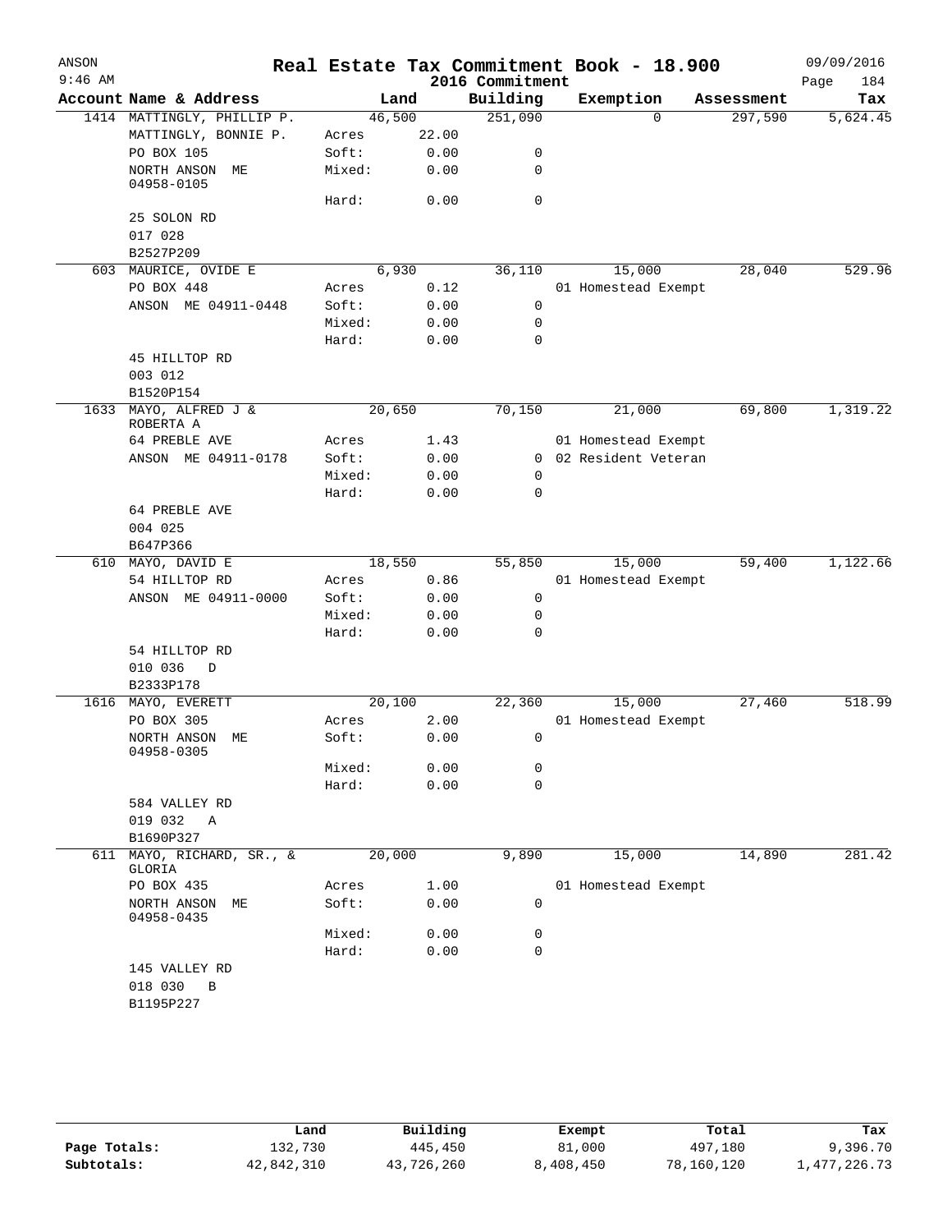ANSON 9:46 AM

# Real Estate Tax Commitment Book - 18.900

2016 Commitment

09/09/2016 Page 184

| Account Name & Address | | Land | Building | Exemption | Assessment | Tax |
|---|---|---|---|---|---|---|
| 1414 MATTINGLY, PHILLIP P. | | 46,500 | 251,090 | 0 | 297,590 | 5,624.45 |
| MATTINGLY, BONNIE P. | Acres | 22.00 | | | | |
| PO BOX 105 | Soft: | 0.00 | 0 | | | |
| NORTH ANSON ME 04958-0105 | Mixed: | 0.00 | 0 | | | |
| | Hard: | 0.00 | 0 | | | |
| 25 SOLON RD | | | | | | |
| 017 028 | | | | | | |
| B2527P209 | | | | | | |
| 603 MAURICE, OVIDE E | | 6,930 | 36,110 | 15,000 | 28,040 | 529.96 |
| PO BOX 448 | Acres | 0.12 | | 01 Homestead Exempt | | |
| ANSON ME 04911-0448 | Soft: | 0.00 | 0 | | | |
| | Mixed: | 0.00 | 0 | | | |
| | Hard: | 0.00 | 0 | | | |
| 45 HILLTOP RD | | | | | | |
| 003 012 | | | | | | |
| B1520P154 | | | | | | |
| 1633 MAYO, ALFRED J & ROBERTA A | | 20,650 | 70,150 | 21,000 | 69,800 | 1,319.22 |
| 64 PREBLE AVE | Acres | 1.43 | | 01 Homestead Exempt | | |
| ANSON ME 04911-0178 | Soft: | 0.00 | 0 | 02 Resident Veteran | | |
| | Mixed: | 0.00 | 0 | | | |
| | Hard: | 0.00 | 0 | | | |
| 64 PREBLE AVE | | | | | | |
| 004 025 | | | | | | |
| B647P366 | | | | | | |
| 610 MAYO, DAVID E | | 18,550 | 55,850 | 15,000 | 59,400 | 1,122.66 |
| 54 HILLTOP RD | Acres | 0.86 | | 01 Homestead Exempt | | |
| ANSON ME 04911-0000 | Soft: | 0.00 | 0 | | | |
| | Mixed: | 0.00 | 0 | | | |
| | Hard: | 0.00 | 0 | | | |
| 54 HILLTOP RD | | | | | | |
| 010 036 D | | | | | | |
| B2333P178 | | | | | | |
| 1616 MAYO, EVERETT | | 20,100 | 22,360 | 15,000 | 27,460 | 518.99 |
| PO BOX 305 | Acres | 2.00 | | 01 Homestead Exempt | | |
| NORTH ANSON ME 04958-0305 | Soft: | 0.00 | 0 | | | |
| | Mixed: | 0.00 | 0 | | | |
| | Hard: | 0.00 | 0 | | | |
| 584 VALLEY RD | | | | | | |
| 019 032 A | | | | | | |
| B1690P327 | | | | | | |
| 611 MAYO, RICHARD, SR., & GLORIA | | 20,000 | 9,890 | 15,000 | 14,890 | 281.42 |
| PO BOX 435 | Acres | 1.00 | | 01 Homestead Exempt | | |
| NORTH ANSON ME 04958-0435 | Soft: | 0.00 | 0 | | | |
| | Mixed: | 0.00 | 0 | | | |
| | Hard: | 0.00 | 0 | | | |
| 145 VALLEY RD | | | | | | |
| 018 030 B | | | | | | |
| B1195P227 | | | | | | |

| | Land | Building | Exempt | Total | Tax |
|---|---|---|---|---|---|
| Page Totals: | 132,730 | 445,450 | 81,000 | 497,180 | 9,396.70 |
| Subtotals: | 42,842,310 | 43,726,260 | 8,408,450 | 78,160,120 | 1,477,226.73 |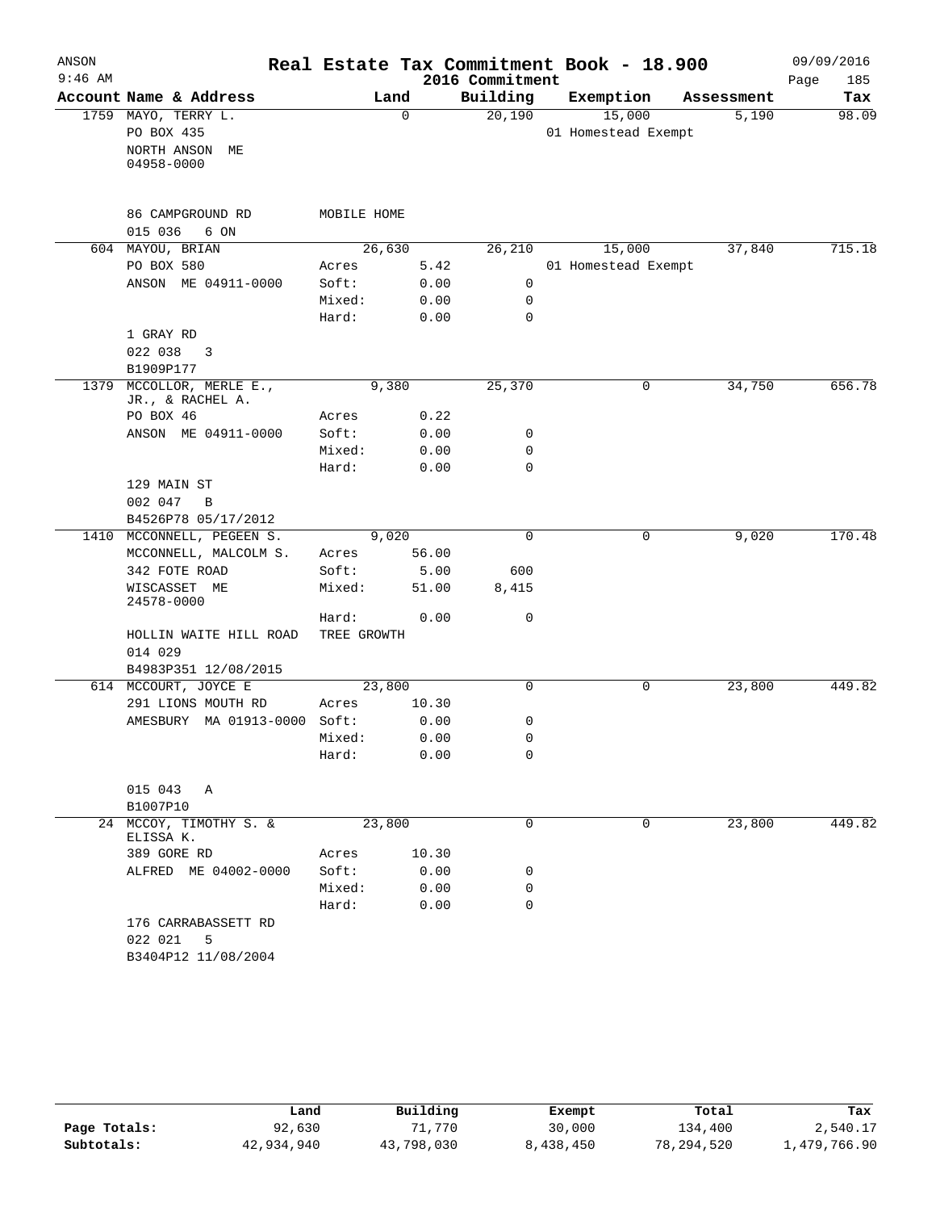# Real Estate Tax Commitment Book - 18.900

## 2016 Commitment

ANSON
9:46 AM
09/09/2016

| Account Name & Address | Land | | Building | Exemption | Assessment | Tax |
|---|---|---|---|---|---|---|
| 1759 MAYO, TERRY L. | | 0 | 20,190 | 15,000 | 5,190 | 98.09 |
| PO BOX 435 | | | | 01 Homestead Exempt | | |
| NORTH ANSON ME 04958-0000 | | | | | | |
| 86 CAMPGROUND RD | MOBILE HOME | | | | | |
| 015 036 6 ON | | | | | | |
| 604 MAYOU, BRIAN | | 26,630 | 26,210 | 15,000 | 37,840 | 715.18 |
| PO BOX 580 | Acres | 5.42 | | 01 Homestead Exempt | | |
| ANSON ME 04911-0000 | Soft: | 0.00 | 0 | | | |
| | Mixed: | 0.00 | 0 | | | |
| | Hard: | 0.00 | 0 | | | |
| 1 GRAY RD | | | | | | |
| 022 038 3 | | | | | | |
| B1909P177 | | | | | | |
| 1379 MCCOLLOR, MERLE E., JR., & RACHEL A. | | 9,380 | 25,370 | 0 | 34,750 | 656.78 |
| PO BOX 46 | Acres | 0.22 | | | | |
| ANSON ME 04911-0000 | Soft: | 0.00 | 0 | | | |
| | Mixed: | 0.00 | 0 | | | |
| | Hard: | 0.00 | 0 | | | |
| 129 MAIN ST | | | | | | |
| 002 047 B | | | | | | |
| B4526P78 05/17/2012 | | | | | | |
| 1410 MCCONNELL, PEGEEN S. | | 9,020 | 0 | 0 | 9,020 | 170.48 |
| MCCONNELL, MALCOLM S. | Acres | 56.00 | | | | |
| 342 FOTE ROAD | Soft: | 5.00 | 600 | | | |
| WISCASSET ME 24578-0000 | Mixed: | 51.00 | 8,415 | | | |
| | Hard: | 0.00 | 0 | | | |
| HOLLIN WAITE HILL ROAD | TREE GROWTH | | | | | |
| 014 029 | | | | | | |
| B4983P351 12/08/2015 | | | | | | |
| 614 MCCOURT, JOYCE E | | 23,800 | 0 | 0 | 23,800 | 449.82 |
| 291 LIONS MOUTH RD | Acres | 10.30 | | | | |
| AMESBURY MA 01913-0000 | Soft: | 0.00 | 0 | | | |
| | Mixed: | 0.00 | 0 | | | |
| | Hard: | 0.00 | 0 | | | |
| 015 043 A | | | | | | |
| B1007P10 | | | | | | |
| 24 MCCOY, TIMOTHY S. & ELISSA K. | | 23,800 | 0 | 0 | 23,800 | 449.82 |
| 389 GORE RD | Acres | 10.30 | | | | |
| ALFRED ME 04002-0000 | Soft: | 0.00 | 0 | | | |
| | Mixed: | 0.00 | 0 | | | |
| | Hard: | 0.00 | 0 | | | |
| 176 CARRABASSETT RD | | | | | | |
| 022 021 5 | | | | | | |
| B3404P12 11/08/2004 | | | | | | |

| | Land | Building | Exempt | Total | Tax |
|---|---|---|---|---|---|
| Page Totals: | 92,630 | 71,770 | 30,000 | 134,400 | 2,540.17 |
| Subtotals: | 42,934,940 | 43,798,030 | 8,438,450 | 78,294,520 | 1,479,766.90 |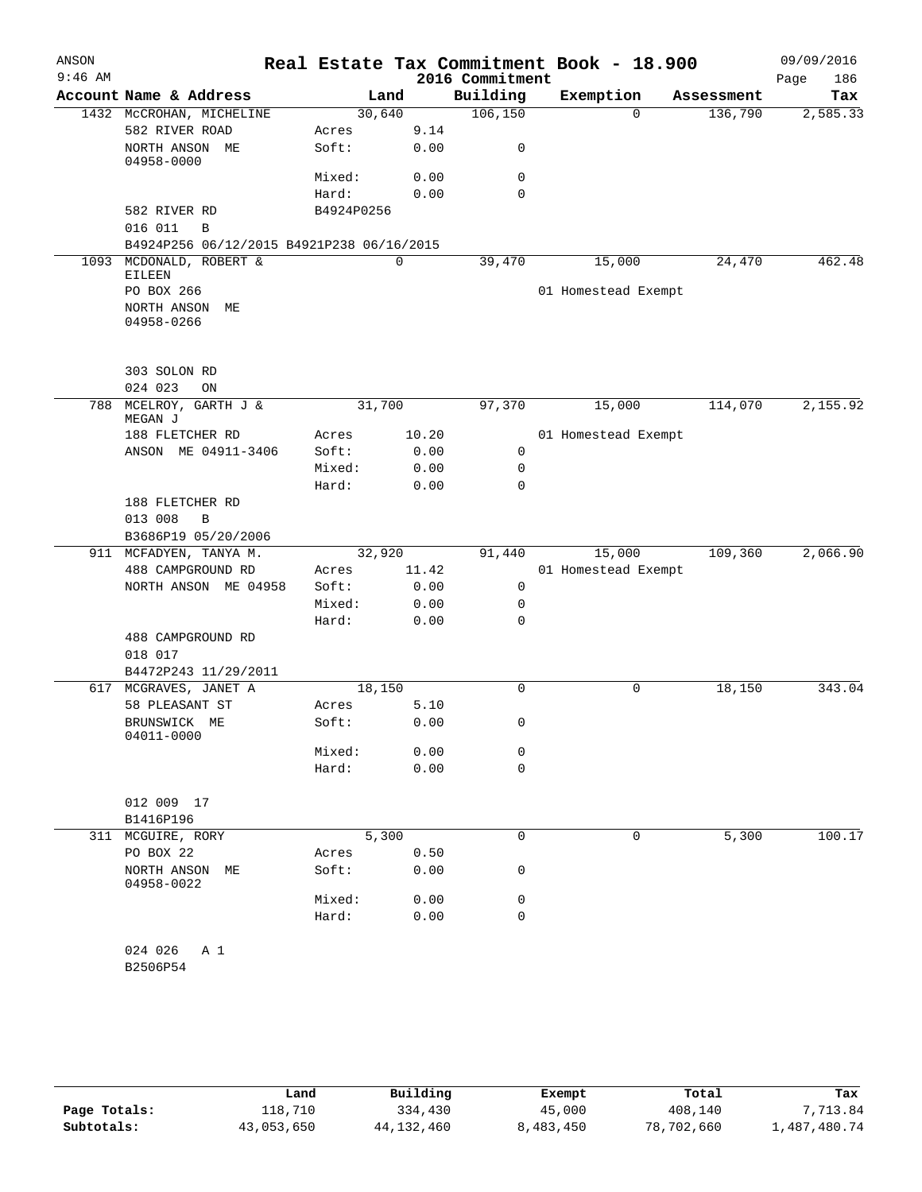ANSON 9:46 AM

# Real Estate Tax Commitment Book - 18.900

## 2016 Commitment

09/09/2016

| Account Name & Address | Land | | Building | Exemption | Assessment | Tax |
|---|---|---|---|---|---|---|
| 1432 McCROHAN, MICHELINE | 30,640 | | 106,150 | 0 | 136,790 | 2,585.33 |
| 582 RIVER ROAD | Acres | 9.14 | | | | |
| NORTH ANSON ME 04958-0000 | Soft: | 0.00 | 0 | | | |
| | Mixed: | 0.00 | 0 | | | |
| | Hard: | 0.00 | 0 | | | |
| 582 RIVER RD | B4924P0256 | | | | | |
| 016 011 B | | | | | | |
| B4924P256 06/12/2015 B4921P238 06/16/2015 | | | | | | |
| 1093 MCDONALD, ROBERT & EILEEN | 0 | | 39,470 | 15,000 | 24,470 | 462.48 |
| PO BOX 266 | | | | 01 Homestead Exempt | | |
| NORTH ANSON ME 04958-0266 | | | | | | |
| 303 SOLON RD | | | | | | |
| 024 023 ON | | | | | | |
| 788 MCELROY, GARTH J & MEGAN J | 31,700 | | 97,370 | 15,000 | 114,070 | 2,155.92 |
| 188 FLETCHER RD | Acres | 10.20 | | 01 Homestead Exempt | | |
| ANSON ME 04911-3406 | Soft: | 0.00 | 0 | | | |
| | Mixed: | 0.00 | 0 | | | |
| | Hard: | 0.00 | 0 | | | |
| 188 FLETCHER RD | | | | | | |
| 013 008 B | | | | | | |
| B3686P19 05/20/2006 | | | | | | |
| 911 MCFADYEN, TANYA M. | 32,920 | | 91,440 | 15,000 | 109,360 | 2,066.90 |
| 488 CAMPGROUND RD | Acres | 11.42 | | 01 Homestead Exempt | | |
| NORTH ANSON ME 04958 | Soft: | 0.00 | 0 | | | |
| | Mixed: | 0.00 | 0 | | | |
| | Hard: | 0.00 | 0 | | | |
| 488 CAMPGROUND RD | | | | | | |
| 018 017 | | | | | | |
| B4472P243 11/29/2011 | | | | | | |
| 617 MCGRAVES, JANET A | 18,150 | | 0 | 0 | 18,150 | 343.04 |
| 58 PLEASANT ST | Acres | 5.10 | | | | |
| BRUNSWICK ME 04011-0000 | Soft: | 0.00 | 0 | | | |
| | Mixed: | 0.00 | 0 | | | |
| | Hard: | 0.00 | 0 | | | |
| 012 009 17 | | | | | | |
| B1416P196 | | | | | | |
| 311 MCGUIRE, RORY | 5,300 | | 0 | 0 | 5,300 | 100.17 |
| PO BOX 22 | Acres | 0.50 | | | | |
| NORTH ANSON ME 04958-0022 | Soft: | 0.00 | 0 | | | |
| | Mixed: | 0.00 | 0 | | | |
| | Hard: | 0.00 | 0 | | | |
| 024 026 A 1 | | | | | | |
| B2506P54 | | | | | | |

| | Land | Building | Exempt | Total | Tax |
|---|---|---|---|---|---|
| Page Totals: | 118,710 | 334,430 | 45,000 | 408,140 | 7,713.84 |
| Subtotals: | 43,053,650 | 44,132,460 | 8,483,450 | 78,702,660 | 1,487,480.74 |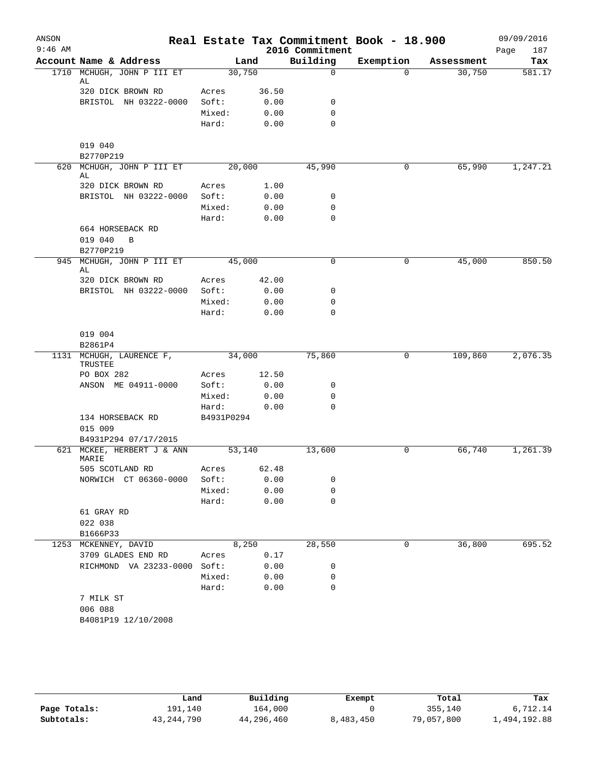# Real Estate Tax Commitment Book - 18.900

ANSON
9:46 AM
2016 Commitment
09/09/2016
Page 187

| Account | Name & Address | | Land | Building | Exemption | Assessment | Tax |
|---|---|---|---|---|---|---|---|
| 1710 | MCHUGH, JOHN P III ET AL | | 30,750 | 0 | 0 | 30,750 | 581.17 |
| | 320 DICK BROWN RD | Acres | 36.50 | | | | |
| | BRISTOL NH 03222-0000 | Soft: | 0.00 | 0 | | | |
| | | Mixed: | 0.00 | 0 | | | |
| | | Hard: | 0.00 | 0 | | | |
| | 019 040 | | | | | | |
| | B2770P219 | | | | | | |
| 620 | MCHUGH, JOHN P III ET AL | | 20,000 | 45,990 | 0 | 65,990 | 1,247.21 |
| | 320 DICK BROWN RD | Acres | 1.00 | | | | |
| | BRISTOL NH 03222-0000 | Soft: | 0.00 | 0 | | | |
| | | Mixed: | 0.00 | 0 | | | |
| | | Hard: | 0.00 | 0 | | | |
| | 664 HORSEBACK RD | | | | | | |
| | 019 040 B | | | | | | |
| | B2770P219 | | | | | | |
| 945 | MCHUGH, JOHN P III ET AL | | 45,000 | 0 | 0 | 45,000 | 850.50 |
| | 320 DICK BROWN RD | Acres | 42.00 | | | | |
| | BRISTOL NH 03222-0000 | Soft: | 0.00 | 0 | | | |
| | | Mixed: | 0.00 | 0 | | | |
| | | Hard: | 0.00 | 0 | | | |
| | 019 004 | | | | | | |
| | B2861P4 | | | | | | |
| 1131 | MCHUGH, LAURENCE F, TRUSTEE | | 34,000 | 75,860 | 0 | 109,860 | 2,076.35 |
| | PO BOX 282 | Acres | 12.50 | | | | |
| | ANSON ME 04911-0000 | Soft: | 0.00 | 0 | | | |
| | | Mixed: | 0.00 | 0 | | | |
| | | Hard: | 0.00 | 0 | | | |
| | 134 HORSEBACK RD | B4931P0294 | | | | | |
| | 015 009 | | | | | | |
| | B4931P294 07/17/2015 | | | | | | |
| 621 | MCKEE, HERBERT J & ANN MARIE | | 53,140 | 13,600 | 0 | 66,740 | 1,261.39 |
| | 505 SCOTLAND RD | Acres | 62.48 | | | | |
| | NORWICH CT 06360-0000 | Soft: | 0.00 | 0 | | | |
| | | Mixed: | 0.00 | 0 | | | |
| | | Hard: | 0.00 | 0 | | | |
| | 61 GRAY RD | | | | | | |
| | 022 038 | | | | | | |
| | B1666P33 | | | | | | |
| 1253 | MCKENNEY, DAVID | | 8,250 | 28,550 | 0 | 36,800 | 695.52 |
| | 3709 GLADES END RD | Acres | 0.17 | | | | |
| | RICHMOND VA 23233-0000 | Soft: | 0.00 | 0 | | | |
| | | Mixed: | 0.00 | 0 | | | |
| | | Hard: | 0.00 | 0 | | | |
| | 7 MILK ST | | | | | | |
| | 006 088 | | | | | | |
| | B4081P19 12/10/2008 | | | | | | |

| | Land | Building | Exempt | Total | Tax |
|---|---|---|---|---|---|
| Page Totals: | 191,140 | 164,000 | 0 | 355,140 | 6,712.14 |
| Subtotals: | 43,244,790 | 44,296,460 | 8,483,450 | 79,057,800 | 1,494,192.88 |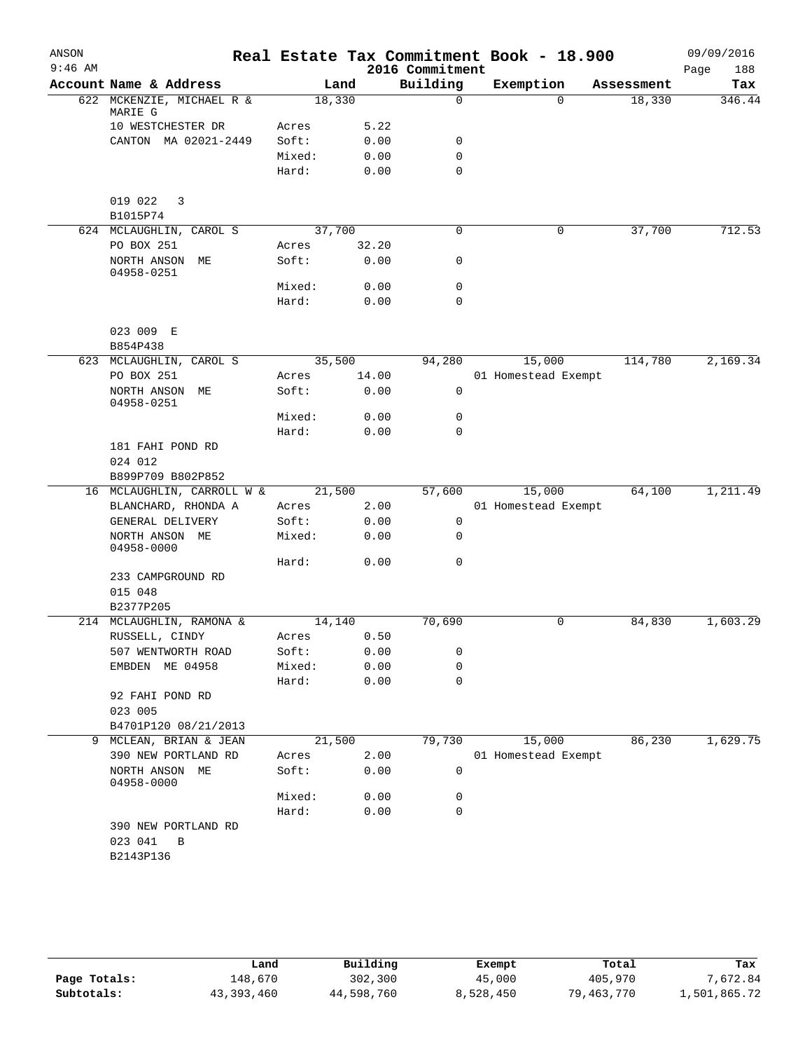# Real Estate Tax Commitment Book - 18.900

ANSON 9:46 AM — 2016 Commitment — 09/09/2016

| Account Name & Address | Land | | Building | Exemption | Assessment | Tax |
|---|---|---|---|---|---|---|
| 622 MCKENZIE, MICHAEL R & MARIE G | 18,330 | | 0 | 0 | 18,330 | 346.44 |
| 10 WESTCHESTER DR | Acres | 5.22 | | | | |
| CANTON MA 02021-2449 | Soft: | 0.00 | 0 | | | |
| | Mixed: | 0.00 | 0 | | | |
| | Hard: | 0.00 | 0 | | | |
| 019 022 3 | | | | | | |
| B1015P74 | | | | | | |
| 624 MCLAUGHLIN, CAROL S | 37,700 | | 0 | 0 | 37,700 | 712.53 |
| PO BOX 251 | Acres | 32.20 | | | | |
| NORTH ANSON ME 04958-0251 | Soft: | 0.00 | 0 | | | |
| | Mixed: | 0.00 | 0 | | | |
| | Hard: | 0.00 | 0 | | | |
| 023 009 E | | | | | | |
| B854P438 | | | | | | |
| 623 MCLAUGHLIN, CAROL S | 35,500 | | 94,280 | 15,000 | 114,780 | 2,169.34 |
| PO BOX 251 | Acres | 14.00 | | 01 Homestead Exempt | | |
| NORTH ANSON ME 04958-0251 | Soft: | 0.00 | 0 | | | |
| | Mixed: | 0.00 | 0 | | | |
| | Hard: | 0.00 | 0 | | | |
| 181 FAHI POND RD | | | | | | |
| 024 012 | | | | | | |
| B899P709 B802P852 | | | | | | |
| 16 MCLAUGHLIN, CARROLL W & | 21,500 | | 57,600 | 15,000 | 64,100 | 1,211.49 |
| BLANCHARD, RHONDA A | Acres | 2.00 | | 01 Homestead Exempt | | |
| GENERAL DELIVERY | Soft: | 0.00 | 0 | | | |
| NORTH ANSON ME 04958-0000 | Mixed: | 0.00 | 0 | | | |
| | Hard: | 0.00 | 0 | | | |
| 233 CAMPGROUND RD | | | | | | |
| 015 048 | | | | | | |
| B2377P205 | | | | | | |
| 214 MCLAUGHLIN, RAMONA & | 14,140 | | 70,690 | 0 | 84,830 | 1,603.29 |
| RUSSELL, CINDY | Acres | 0.50 | | | | |
| 507 WENTWORTH ROAD | Soft: | 0.00 | 0 | | | |
| EMBDEN ME 04958 | Mixed: | 0.00 | 0 | | | |
| | Hard: | 0.00 | 0 | | | |
| 92 FAHI POND RD | | | | | | |
| 023 005 | | | | | | |
| B4701P120 08/21/2013 | | | | | | |
| 9 MCLEAN, BRIAN & JEAN | 21,500 | | 79,730 | 15,000 | 86,230 | 1,629.75 |
| 390 NEW PORTLAND RD | Acres | 2.00 | | 01 Homestead Exempt | | |
| NORTH ANSON ME 04958-0000 | Soft: | 0.00 | 0 | | | |
| | Mixed: | 0.00 | 0 | | | |
| | Hard: | 0.00 | 0 | | | |
| 390 NEW PORTLAND RD | | | | | | |
| 023 041 B | | | | | | |
| B2143P136 | | | | | | |

| | Land | Building | Exempt | Total | Tax |
|---|---|---|---|---|---|
| Page Totals: | 148,670 | 302,300 | 45,000 | 405,970 | 7,672.84 |
| Subtotals: | 43,393,460 | 44,598,760 | 8,528,450 | 79,463,770 | 1,501,865.72 |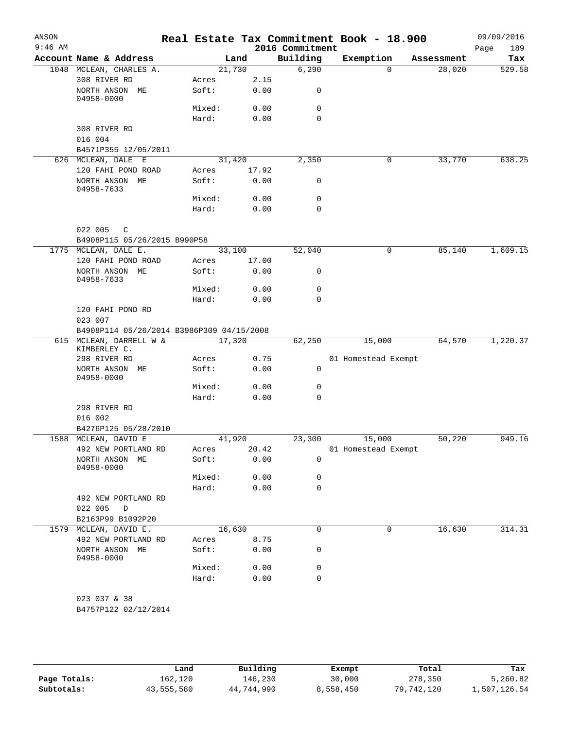ANSON
9:46 AM

# Real Estate Tax Commitment Book - 18.900

## 2016 Commitment

09/09/2016

| Account Name & Address | | Land | Building | Exemption | Assessment | Tax |
|---|---|---|---|---|---|---|
| 1048 MCLEAN, CHARLES A. | | 21,730 | 6,290 | 0 | 28,020 | 529.58 |
| 308 RIVER RD | Acres | 2.15 | | | | |
| NORTH ANSON ME 04958-0000 | Soft: | 0.00 | 0 | | | |
| | Mixed: | 0.00 | 0 | | | |
| | Hard: | 0.00 | 0 | | | |
| 308 RIVER RD | | | | | | |
| 016 004 | | | | | | |
| B4571P355 12/05/2011 | | | | | | |
| 626 MCLEAN, DALE E | | 31,420 | 2,350 | 0 | 33,770 | 638.25 |
| 120 FAHI POND ROAD | Acres | 17.92 | | | | |
| NORTH ANSON ME 04958-7633 | Soft: | 0.00 | 0 | | | |
| | Mixed: | 0.00 | 0 | | | |
| | Hard: | 0.00 | 0 | | | |
| 022 005 C | | | | | | |
| B4908P115 05/26/2015 B990P58 | | | | | | |
| 1775 MCLEAN, DALE E. | | 33,100 | 52,040 | 0 | 85,140 | 1,609.15 |
| 120 FAHI POND ROAD | Acres | 17.00 | | | | |
| NORTH ANSON ME 04958-7633 | Soft: | 0.00 | 0 | | | |
| | Mixed: | 0.00 | 0 | | | |
| | Hard: | 0.00 | 0 | | | |
| 120 FAHI POND RD | | | | | | |
| 023 007 | | | | | | |
| B4908P114 05/26/2014 B3986P309 04/15/2008 | | | | | | |
| 615 MCLEAN, DARRELL W & KIMBERLEY C. | | 17,320 | 62,250 | 15,000 | 64,570 | 1,220.37 |
| 298 RIVER RD | Acres | 0.75 | | 01 Homestead Exempt | | |
| NORTH ANSON ME 04958-0000 | Soft: | 0.00 | 0 | | | |
| | Mixed: | 0.00 | 0 | | | |
| | Hard: | 0.00 | 0 | | | |
| 298 RIVER RD | | | | | | |
| 016 002 | | | | | | |
| B4276P125 05/28/2010 | | | | | | |
| 1588 MCLEAN, DAVID E | | 41,920 | 23,300 | 15,000 | 50,220 | 949.16 |
| 492 NEW PORTLAND RD | Acres | 20.42 | | 01 Homestead Exempt | | |
| NORTH ANSON ME 04958-0000 | Soft: | 0.00 | 0 | | | |
| | Mixed: | 0.00 | 0 | | | |
| | Hard: | 0.00 | 0 | | | |
| 492 NEW PORTLAND RD | | | | | | |
| 022 005 D | | | | | | |
| B2163P99 B1092P20 | | | | | | |
| 1579 MCLEAN, DAVID E. | | 16,630 | 0 | 0 | 16,630 | 314.31 |
| 492 NEW PORTLAND RD | Acres | 8.75 | | | | |
| NORTH ANSON ME 04958-0000 | Soft: | 0.00 | 0 | | | |
| | Mixed: | 0.00 | 0 | | | |
| | Hard: | 0.00 | 0 | | | |
| 023 037 & 38 | | | | | | |
| B4757P122 02/12/2014 | | | | | | |

| | Land | Building | Exempt | Total | Tax |
|---|---|---|---|---|---|
| Page Totals: | 162,120 | 146,230 | 30,000 | 278,350 | 5,260.82 |
| Subtotals: | 43,555,580 | 44,744,990 | 8,558,450 | 79,742,120 | 1,507,126.54 |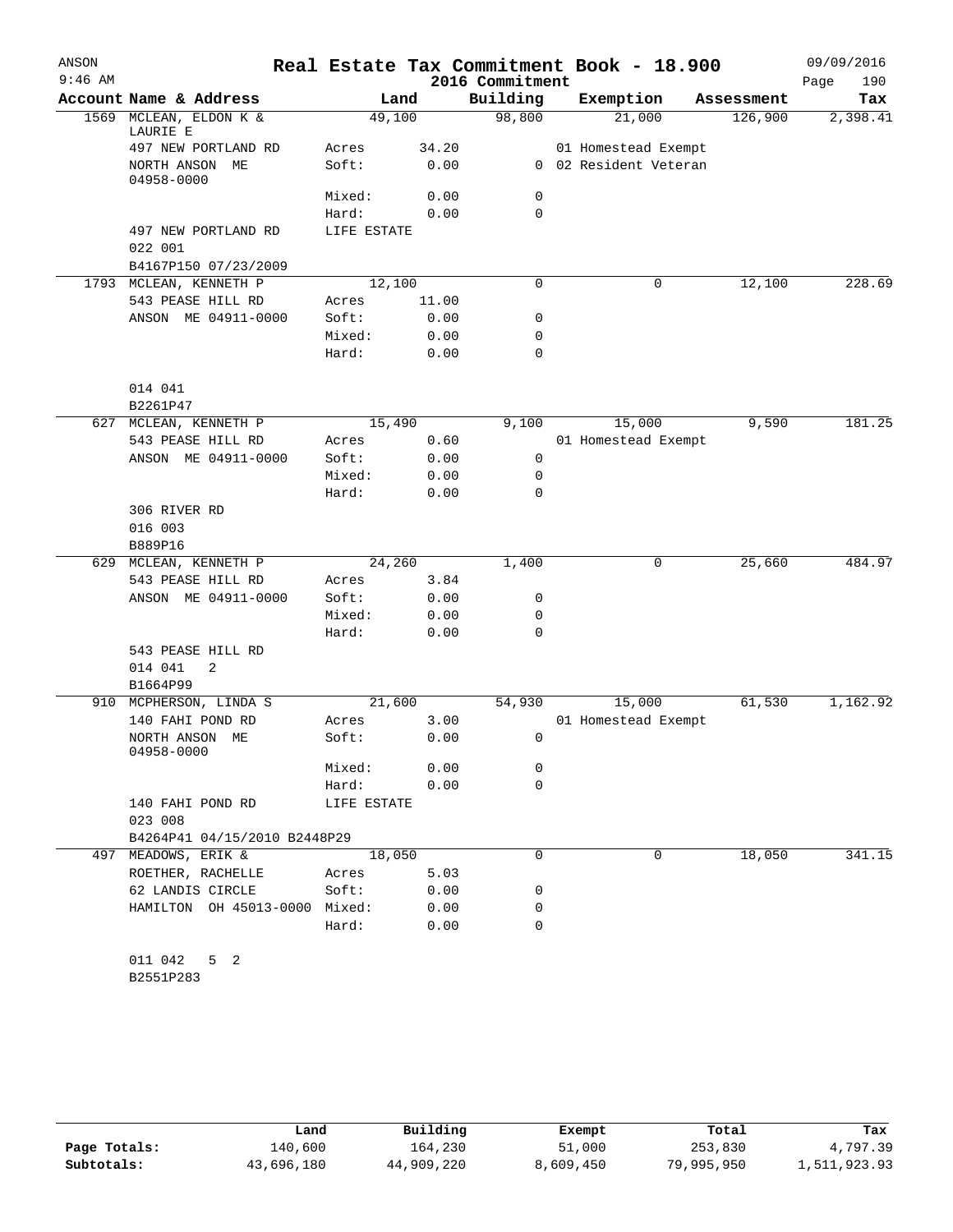# Real Estate Tax Commitment Book - 18.900

ANSON
9:46 AM

2016 Commitment

09/09/2016

| Account | Name & Address | | Land | Building | Exemption | Assessment | Tax |
|---|---|---|---|---|---|---|---|
| 1569 | MCLEAN, ELDON K & LAURIE E | | 49,100 | 98,800 | 21,000 | 126,900 | 2,398.41 |
| | 497 NEW PORTLAND RD | Acres | 34.20 | | 01 Homestead Exempt | | |
| | NORTH ANSON ME 04958-0000 | Soft: | 0.00 | 0 | 02 Resident Veteran | | |
| | | Mixed: | 0.00 | 0 | | | |
| | | Hard: | 0.00 | 0 | | | |
| | 497 NEW PORTLAND RD | LIFE ESTATE | | | | | |
| | 022 001 | | | | | | |
| | B4167P150 07/23/2009 | | | | | | |
| 1793 | MCLEAN, KENNETH P | | 12,100 | 0 | 0 | 12,100 | 228.69 |
| | 543 PEASE HILL RD | Acres | 11.00 | | | | |
| | ANSON ME 04911-0000 | Soft: | 0.00 | 0 | | | |
| | | Mixed: | 0.00 | 0 | | | |
| | | Hard: | 0.00 | 0 | | | |
| | 014 041 | | | | | | |
| | B2261P47 | | | | | | |
| 627 | MCLEAN, KENNETH P | | 15,490 | 9,100 | 15,000 | 9,590 | 181.25 |
| | 543 PEASE HILL RD | Acres | 0.60 | | 01 Homestead Exempt | | |
| | ANSON ME 04911-0000 | Soft: | 0.00 | 0 | | | |
| | | Mixed: | 0.00 | 0 | | | |
| | | Hard: | 0.00 | 0 | | | |
| | 306 RIVER RD | | | | | | |
| | 016 003 | | | | | | |
| | B889P16 | | | | | | |
| 629 | MCLEAN, KENNETH P | | 24,260 | 1,400 | 0 | 25,660 | 484.97 |
| | 543 PEASE HILL RD | Acres | 3.84 | | | | |
| | ANSON ME 04911-0000 | Soft: | 0.00 | 0 | | | |
| | | Mixed: | 0.00 | 0 | | | |
| | | Hard: | 0.00 | 0 | | | |
| | 543 PEASE HILL RD | | | | | | |
| | 014 041 2 | | | | | | |
| | B1664P99 | | | | | | |
| 910 | MCPHERSON, LINDA S | | 21,600 | 54,930 | 15,000 | 61,530 | 1,162.92 |
| | 140 FAHI POND RD | Acres | 3.00 | | 01 Homestead Exempt | | |
| | NORTH ANSON ME 04958-0000 | Soft: | 0.00 | 0 | | | |
| | | Mixed: | 0.00 | 0 | | | |
| | | Hard: | 0.00 | 0 | | | |
| | 140 FAHI POND RD | LIFE ESTATE | | | | | |
| | 023 008 | | | | | | |
| | B4264P41 04/15/2010 B2448P29 | | | | | | |
| 497 | MEADOWS, ERIK & | | 18,050 | 0 | 0 | 18,050 | 341.15 |
| | ROETHER, RACHELLE | Acres | 5.03 | | | | |
| | 62 LANDIS CIRCLE | Soft: | 0.00 | 0 | | | |
| | HAMILTON OH 45013-0000 | Mixed: | 0.00 | 0 | | | |
| | | Hard: | 0.00 | 0 | | | |
| | 011 042 5 2 | | | | | | |
| | B2551P283 | | | | | | |

| | Land | Building | Exempt | Total | Tax |
|---|---|---|---|---|---|
| Page Totals: | 140,600 | 164,230 | 51,000 | 253,830 | 4,797.39 |
| Subtotals: | 43,696,180 | 44,909,220 | 8,609,450 | 79,995,950 | 1,511,923.93 |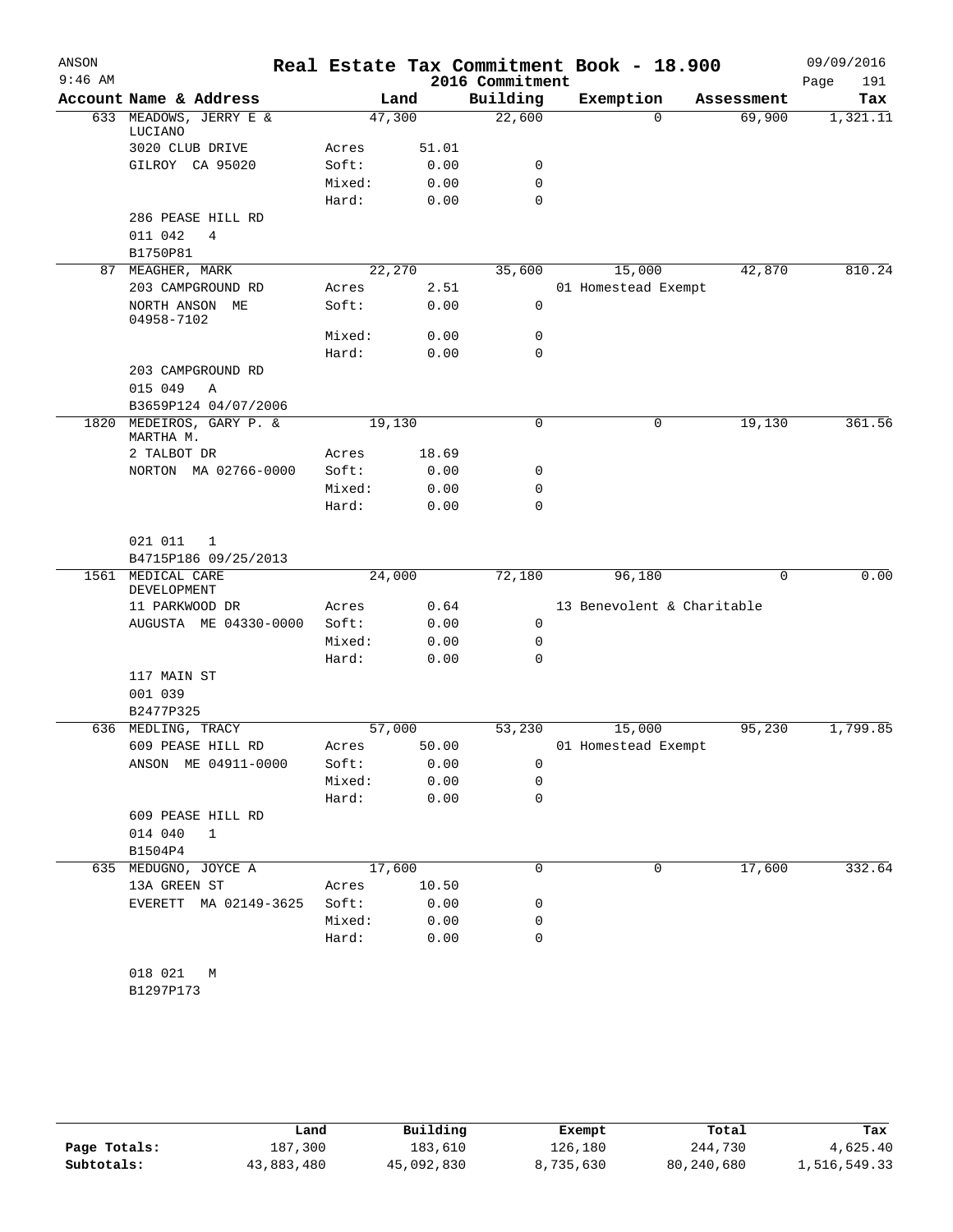ANSON — Real Estate Tax Commitment Book - 18.900 — 09/09/2016
9:46 AM — 2016 Commitment

| Account | Name & Address | Land | | Building | Exemption | Assessment | Tax |
|---|---|---|---|---|---|---|---|
| 633 | MEADOWS, JERRY E & LUCIANO | 47,300 | | 22,600 | 0 | 69,900 | 1,321.11 |
| | 3020 CLUB DRIVE | Acres | 51.01 | | | | |
| | GILROY CA 95020 | Soft: | 0.00 | 0 | | | |
| | | Mixed: | 0.00 | 0 | | | |
| | | Hard: | 0.00 | 0 | | | |
| | 286 PEASE HILL RD | | | | | | |
| | 011 042 4 | | | | | | |
| | B1750P81 | | | | | | |
| 87 | MEAGHER, MARK | 22,270 | | 35,600 | 15,000 | 42,870 | 810.24 |
| | 203 CAMPGROUND RD | Acres | 2.51 | | 01 Homestead Exempt | | |
| | NORTH ANSON ME 04958-7102 | Soft: | 0.00 | 0 | | | |
| | | Mixed: | 0.00 | 0 | | | |
| | | Hard: | 0.00 | 0 | | | |
| | 203 CAMPGROUND RD | | | | | | |
| | 015 049 A | | | | | | |
| | B3659P124 04/07/2006 | | | | | | |
| 1820 | MEDEIROS, GARY P. & MARTHA M. | 19,130 | | 0 | 0 | 19,130 | 361.56 |
| | 2 TALBOT DR | Acres | 18.69 | | | | |
| | NORTON MA 02766-0000 | Soft: | 0.00 | 0 | | | |
| | | Mixed: | 0.00 | 0 | | | |
| | | Hard: | 0.00 | 0 | | | |
| | 021 011 1 | | | | | | |
| | B4715P186 09/25/2013 | | | | | | |
| 1561 | MEDICAL CARE DEVELOPMENT | 24,000 | | 72,180 | 96,180 | 0 | 0.00 |
| | 11 PARKWOOD DR | Acres | 0.64 | | 13 Benevolent & Charitable | | |
| | AUGUSTA ME 04330-0000 | Soft: | 0.00 | 0 | | | |
| | | Mixed: | 0.00 | 0 | | | |
| | | Hard: | 0.00 | 0 | | | |
| | 117 MAIN ST | | | | | | |
| | 001 039 | | | | | | |
| | B2477P325 | | | | | | |
| 636 | MEDLING, TRACY | 57,000 | | 53,230 | 15,000 | 95,230 | 1,799.85 |
| | 609 PEASE HILL RD | Acres | 50.00 | | 01 Homestead Exempt | | |
| | ANSON ME 04911-0000 | Soft: | 0.00 | 0 | | | |
| | | Mixed: | 0.00 | 0 | | | |
| | | Hard: | 0.00 | 0 | | | |
| | 609 PEASE HILL RD | | | | | | |
| | 014 040 1 | | | | | | |
| | B1504P4 | | | | | | |
| 635 | MEDUGNO, JOYCE A | 17,600 | | 0 | 0 | 17,600 | 332.64 |
| | 13A GREEN ST | Acres | 10.50 | | | | |
| | EVERETT MA 02149-3625 | Soft: | 0.00 | 0 | | | |
| | | Mixed: | 0.00 | 0 | | | |
| | | Hard: | 0.00 | 0 | | | |
| | 018 021 M | | | | | | |
| | B1297P173 | | | | | | |

| | Land | Building | Exempt | Total | Tax |
|---|---|---|---|---|---|
| Page Totals: | 187,300 | 183,610 | 126,180 | 244,730 | 4,625.40 |
| Subtotals: | 43,883,480 | 45,092,830 | 8,735,630 | 80,240,680 | 1,516,549.33 |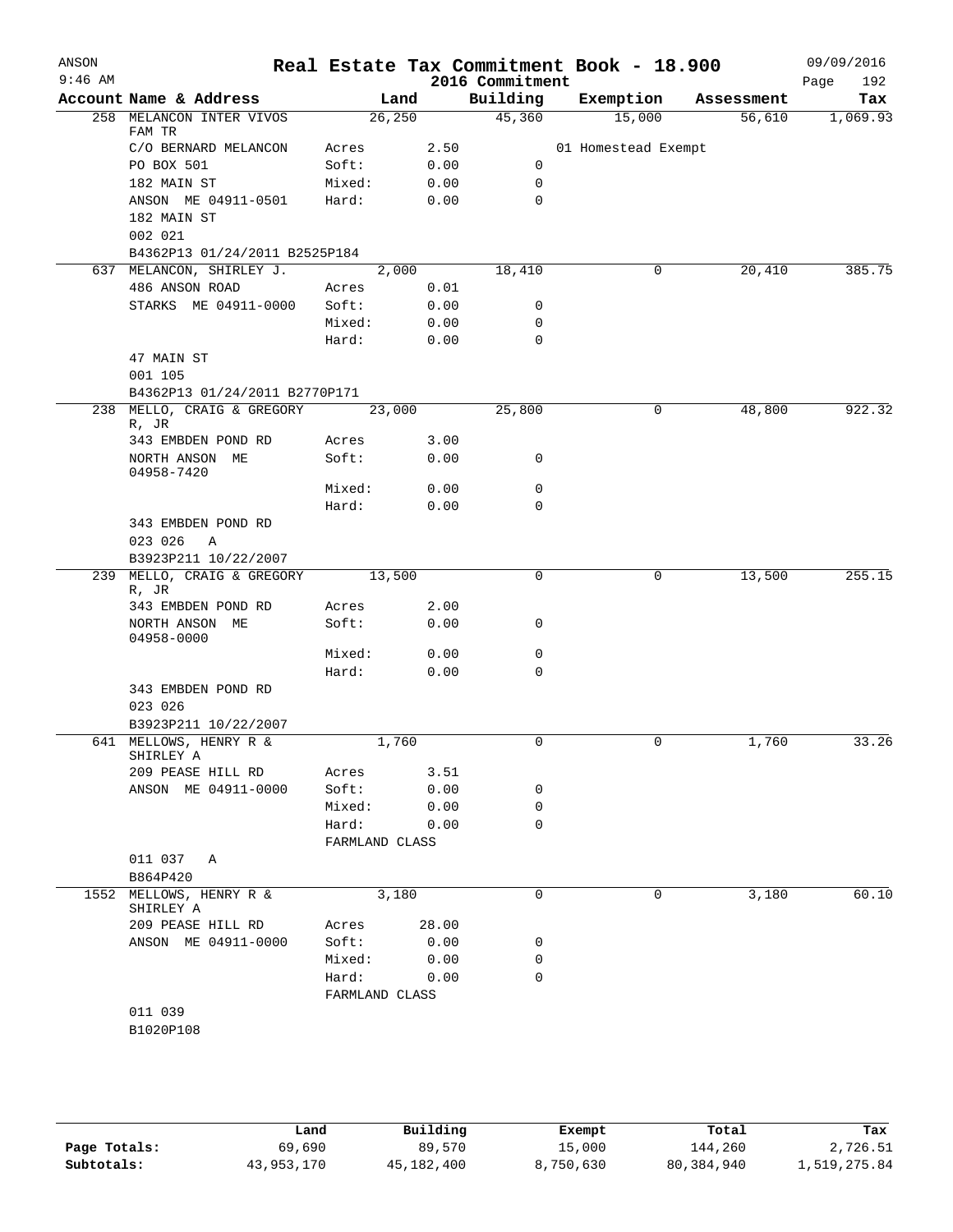# Real Estate Tax Commitment Book - 18.900

ANSON
9:46 AM

2016 Commitment

09/09/2016

| Account | Name & Address | Land | | Building | Exemption | Assessment | Tax |
|---|---|---|---|---|---|---|---|
| 258 | MELANCON INTER VIVOS FAM TR | 26,250 | | 45,360 | 15,000 | 56,610 | 1,069.93 |
| | C/O BERNARD MELANCON | Acres | 2.50 | | 01 Homestead Exempt | | |
| | PO BOX 501 | Soft: | 0.00 | 0 | | | |
| | 182 MAIN ST | Mixed: | 0.00 | 0 | | | |
| | ANSON ME 04911-0501 | Hard: | 0.00 | 0 | | | |
| | 182 MAIN ST | | | | | | |
| | 002 021 | | | | | | |
| | B4362P13 01/24/2011 B2525P184 | | | | | | |
| 637 | MELANCON, SHIRLEY J. | 2,000 | | 18,410 | 0 | 20,410 | 385.75 |
| | 486 ANSON ROAD | Acres | 0.01 | | | | |
| | STARKS ME 04911-0000 | Soft: | 0.00 | 0 | | | |
| | | Mixed: | 0.00 | 0 | | | |
| | | Hard: | 0.00 | 0 | | | |
| | 47 MAIN ST | | | | | | |
| | 001 105 | | | | | | |
| | B4362P13 01/24/2011 B2770P171 | | | | | | |
| 238 | MELLO, CRAIG & GREGORY R, JR | 23,000 | | 25,800 | 0 | 48,800 | 922.32 |
| | 343 EMBDEN POND RD | Acres | 3.00 | | | | |
| | NORTH ANSON ME 04958-7420 | Soft: | 0.00 | 0 | | | |
| | | Mixed: | 0.00 | 0 | | | |
| | | Hard: | 0.00 | 0 | | | |
| | 343 EMBDEN POND RD | | | | | | |
| | 023 026 A | | | | | | |
| | B3923P211 10/22/2007 | | | | | | |
| 239 | MELLO, CRAIG & GREGORY R, JR | 13,500 | | 0 | 0 | 13,500 | 255.15 |
| | 343 EMBDEN POND RD | Acres | 2.00 | | | | |
| | NORTH ANSON ME 04958-0000 | Soft: | 0.00 | 0 | | | |
| | | Mixed: | 0.00 | 0 | | | |
| | | Hard: | 0.00 | 0 | | | |
| | 343 EMBDEN POND RD | | | | | | |
| | 023 026 | | | | | | |
| | B3923P211 10/22/2007 | | | | | | |
| 641 | MELLOWS, HENRY R & SHIRLEY A | 1,760 | | 0 | 0 | 1,760 | 33.26 |
| | 209 PEASE HILL RD | Acres | 3.51 | | | | |
| | ANSON ME 04911-0000 | Soft: | 0.00 | 0 | | | |
| | | Mixed: | 0.00 | 0 | | | |
| | | Hard: | 0.00 | 0 | | | |
| | | FARMLAND CLASS | | | | | |
| | 011 037 A | | | | | | |
| | B864P420 | | | | | | |
| 1552 | MELLOWS, HENRY R & SHIRLEY A | 3,180 | | 0 | 0 | 3,180 | 60.10 |
| | 209 PEASE HILL RD | Acres | 28.00 | | | | |
| | ANSON ME 04911-0000 | Soft: | 0.00 | 0 | | | |
| | | Mixed: | 0.00 | 0 | | | |
| | | Hard: | 0.00 | 0 | | | |
| | | FARMLAND CLASS | | | | | |
| | 011 039 | | | | | | |
| | B1020P108 | | | | | | |

| | Land | Building | Exempt | Total | Tax |
|---|---|---|---|---|---|
| Page Totals: | 69,690 | 89,570 | 15,000 | 144,260 | 2,726.51 |
| Subtotals: | 43,953,170 | 45,182,400 | 8,750,630 | 80,384,940 | 1,519,275.84 |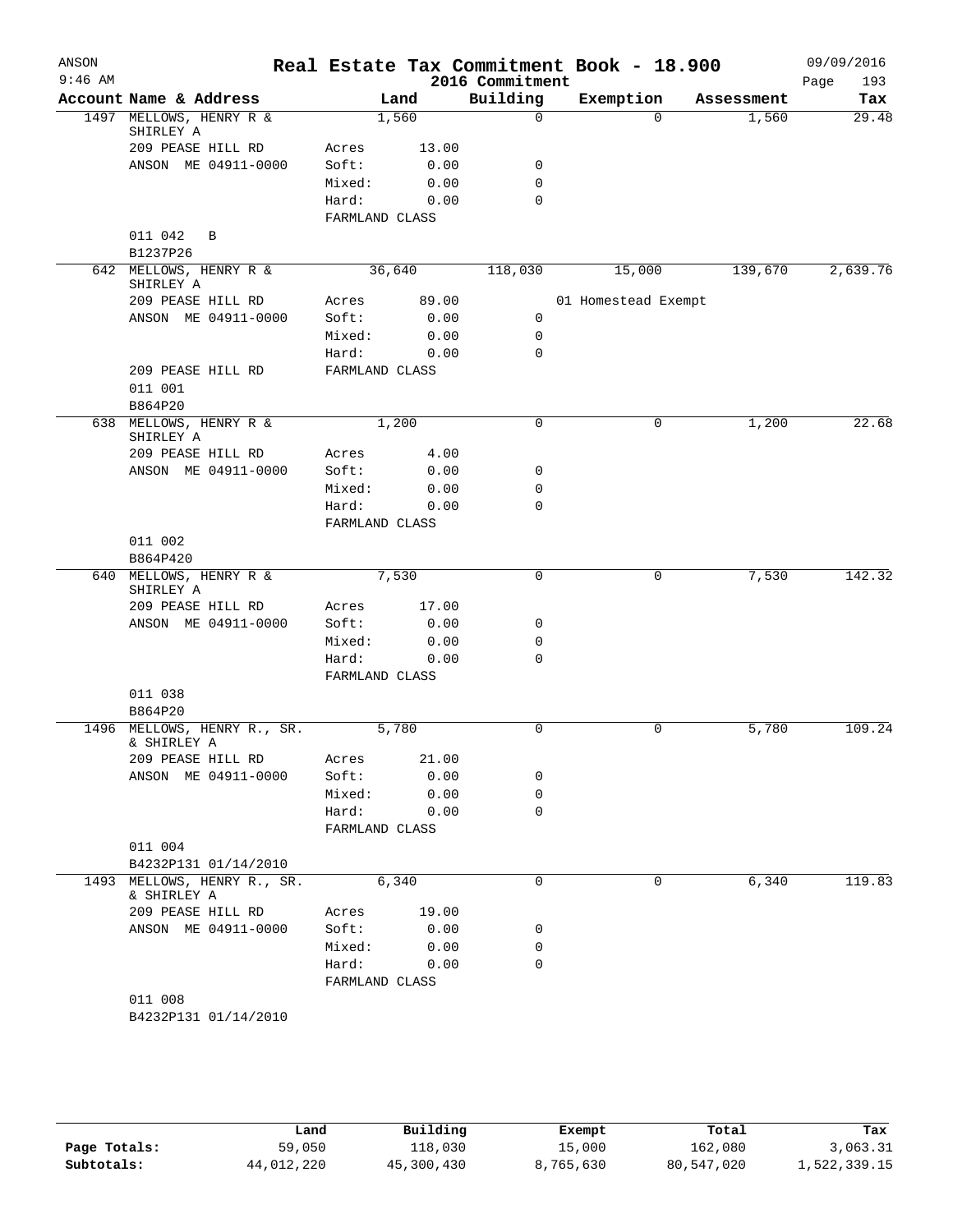# Real Estate Tax Commitment Book - 18.900

ANSON
9:46 AM

2016 Commitment

09/09/2016
Page 193

| Account Name & Address | Land | | Building | Exemption | Assessment | Tax |
|---|---|---|---|---|---|---|
| 1497 MELLOWS, HENRY R & SHIRLEY A | 1,560 | | 0 | 0 | 1,560 | 29.48 |
| 209 PEASE HILL RD | Acres | 13.00 | | | | |
| ANSON ME 04911-0000 | Soft: | 0.00 | 0 | | | |
| | Mixed: | 0.00 | 0 | | | |
| | Hard: | 0.00 | 0 | | | |
| | FARMLAND CLASS | | | | | |
| 011 042 B | | | | | | |
| B1237P26 | | | | | | |
| 642 MELLOWS, HENRY R & SHIRLEY A | 36,640 | | 118,030 | 15,000 | 139,670 | 2,639.76 |
| 209 PEASE HILL RD | Acres | 89.00 | | 01 Homestead Exempt | | |
| ANSON ME 04911-0000 | Soft: | 0.00 | 0 | | | |
| | Mixed: | 0.00 | 0 | | | |
| | Hard: | 0.00 | 0 | | | |
| 209 PEASE HILL RD | FARMLAND CLASS | | | | | |
| 011 001 | | | | | | |
| B864P20 | | | | | | |
| 638 MELLOWS, HENRY R & SHIRLEY A | 1,200 | | 0 | 0 | 1,200 | 22.68 |
| 209 PEASE HILL RD | Acres | 4.00 | | | | |
| ANSON ME 04911-0000 | Soft: | 0.00 | 0 | | | |
| | Mixed: | 0.00 | 0 | | | |
| | Hard: | 0.00 | 0 | | | |
| | FARMLAND CLASS | | | | | |
| 011 002 | | | | | | |
| B864P420 | | | | | | |
| 640 MELLOWS, HENRY R & SHIRLEY A | 7,530 | | 0 | 0 | 7,530 | 142.32 |
| 209 PEASE HILL RD | Acres | 17.00 | | | | |
| ANSON ME 04911-0000 | Soft: | 0.00 | 0 | | | |
| | Mixed: | 0.00 | 0 | | | |
| | Hard: | 0.00 | 0 | | | |
| | FARMLAND CLASS | | | | | |
| 011 038 | | | | | | |
| B864P20 | | | | | | |
| 1496 MELLOWS, HENRY R., SR. & SHIRLEY A | 5,780 | | 0 | 0 | 5,780 | 109.24 |
| 209 PEASE HILL RD | Acres | 21.00 | | | | |
| ANSON ME 04911-0000 | Soft: | 0.00 | 0 | | | |
| | Mixed: | 0.00 | 0 | | | |
| | Hard: | 0.00 | 0 | | | |
| | FARMLAND CLASS | | | | | |
| 011 004 | | | | | | |
| B4232P131 01/14/2010 | | | | | | |
| 1493 MELLOWS, HENRY R., SR. & SHIRLEY A | 6,340 | | 0 | 0 | 6,340 | 119.83 |
| 209 PEASE HILL RD | Acres | 19.00 | | | | |
| ANSON ME 04911-0000 | Soft: | 0.00 | 0 | | | |
| | Mixed: | 0.00 | 0 | | | |
| | Hard: | 0.00 | 0 | | | |
| | FARMLAND CLASS | | | | | |
| 011 008 | | | | | | |
| B4232P131 01/14/2010 | | | | | | |

| | Land | Building | Exempt | Total | Tax |
|---|---|---|---|---|---|
| Page Totals: | 59,050 | 118,030 | 15,000 | 162,080 | 3,063.31 |
| Subtotals: | 44,012,220 | 45,300,430 | 8,765,630 | 80,547,020 | 1,522,339.15 |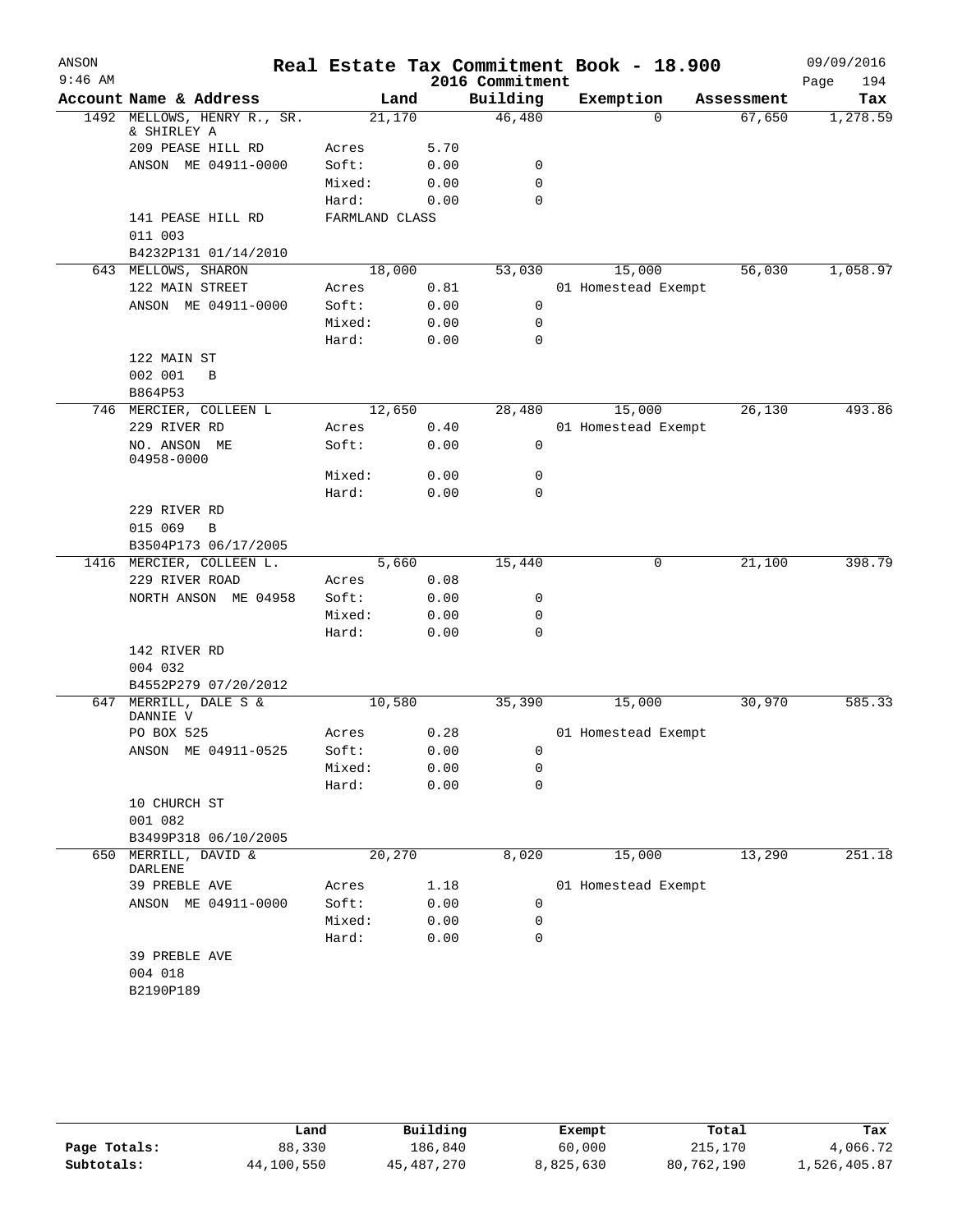ANSON 9:46 AM

# Real Estate Tax Commitment Book - 18.900

2016 Commitment

09/09/2016

| Account | Name & Address | Land | | Building | Exemption | Assessment | Tax |
|---|---|---|---|---|---|---|---|
| 1492 | MELLOWS, HENRY R., SR. & SHIRLEY A | 21,170 | | 46,480 | 0 | 67,650 | 1,278.59 |
| | 209 PEASE HILL RD | Acres | 5.70 | | | | |
| | ANSON ME 04911-0000 | Soft: | 0.00 | 0 | | | |
| | | Mixed: | 0.00 | 0 | | | |
| | | Hard: | 0.00 | 0 | | | |
| | 141 PEASE HILL RD | FARMLAND CLASS | | | | | |
| | 011 003 | | | | | | |
| | B4232P131 01/14/2010 | | | | | | |
| 643 | MELLOWS, SHARON | 18,000 | | 53,030 | 15,000 | 56,030 | 1,058.97 |
| | 122 MAIN STREET | Acres | 0.81 | | 01 Homestead Exempt | | |
| | ANSON ME 04911-0000 | Soft: | 0.00 | 0 | | | |
| | | Mixed: | 0.00 | 0 | | | |
| | | Hard: | 0.00 | 0 | | | |
| | 122 MAIN ST | | | | | | |
| | 002 001 B | | | | | | |
| | B864P53 | | | | | | |
| 746 | MERCIER, COLLEEN L | 12,650 | | 28,480 | 15,000 | 26,130 | 493.86 |
| | 229 RIVER RD | Acres | 0.40 | | 01 Homestead Exempt | | |
| | NO. ANSON ME 04958-0000 | Soft: | 0.00 | 0 | | | |
| | | Mixed: | 0.00 | 0 | | | |
| | | Hard: | 0.00 | 0 | | | |
| | 229 RIVER RD | | | | | | |
| | 015 069 B | | | | | | |
| | B3504P173 06/17/2005 | | | | | | |
| 1416 | MERCIER, COLLEEN L. | 5,660 | | 15,440 | 0 | 21,100 | 398.79 |
| | 229 RIVER ROAD | Acres | 0.08 | | | | |
| | NORTH ANSON ME 04958 | Soft: | 0.00 | 0 | | | |
| | | Mixed: | 0.00 | 0 | | | |
| | | Hard: | 0.00 | 0 | | | |
| | 142 RIVER RD | | | | | | |
| | 004 032 | | | | | | |
| | B4552P279 07/20/2012 | | | | | | |
| 647 | MERRILL, DALE S & DANNIE V | 10,580 | | 35,390 | 15,000 | 30,970 | 585.33 |
| | PO BOX 525 | Acres | 0.28 | | 01 Homestead Exempt | | |
| | ANSON ME 04911-0525 | Soft: | 0.00 | 0 | | | |
| | | Mixed: | 0.00 | 0 | | | |
| | | Hard: | 0.00 | 0 | | | |
| | 10 CHURCH ST | | | | | | |
| | 001 082 | | | | | | |
| | B3499P318 06/10/2005 | | | | | | |
| 650 | MERRILL, DAVID & DARLENE | 20,270 | | 8,020 | 15,000 | 13,290 | 251.18 |
| | 39 PREBLE AVE | Acres | 1.18 | | 01 Homestead Exempt | | |
| | ANSON ME 04911-0000 | Soft: | 0.00 | 0 | | | |
| | | Mixed: | 0.00 | 0 | | | |
| | | Hard: | 0.00 | 0 | | | |
| | 39 PREBLE AVE | | | | | | |
| | 004 018 | | | | | | |
| | B2190P189 | | | | | | |

| | Land | Building | Exempt | Total | Tax |
|---|---|---|---|---|---|
| Page Totals: | 88,330 | 186,840 | 60,000 | 215,170 | 4,066.72 |
| Subtotals: | 44,100,550 | 45,487,270 | 8,825,630 | 80,762,190 | 1,526,405.87 |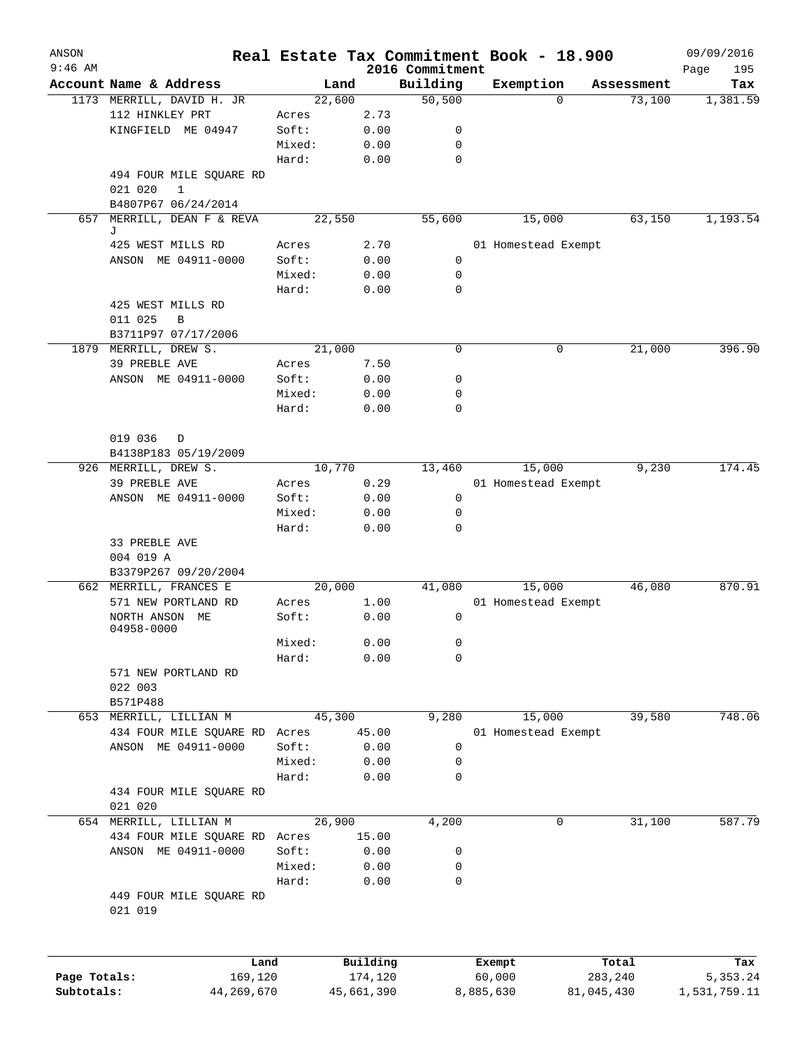# Real Estate Tax Commitment Book - 18.900

## 2016 Commitment

| Account | Name & Address | Land | | Building | Exemption | Assessment | Tax |
|---|---|---|---|---|---|---|---|
| 1173 | MERRILL, DAVID H. JR | | 22,600 | 50,500 | 0 | 73,100 | 1,381.59 |
| | 112 HINKLEY PRT | Acres | 2.73 | | | | |
| | KINGFIELD ME 04947 | Soft: | 0.00 | 0 | | | |
| | | Mixed: | 0.00 | 0 | | | |
| | | Hard: | 0.00 | 0 | | | |
| | 494 FOUR MILE SQUARE RD | | | | | | |
| | 021 020 1 | | | | | | |
| | B4807P67 06/24/2014 | | | | | | |
| 657 | MERRILL, DEAN F & REVA J | | 22,550 | 55,600 | 15,000 | 63,150 | 1,193.54 |
| | 425 WEST MILLS RD | Acres | 2.70 | | 01 Homestead Exempt | | |
| | ANSON ME 04911-0000 | Soft: | 0.00 | 0 | | | |
| | | Mixed: | 0.00 | 0 | | | |
| | | Hard: | 0.00 | 0 | | | |
| | 425 WEST MILLS RD | | | | | | |
| | 011 025 B | | | | | | |
| | B3711P97 07/17/2006 | | | | | | |
| 1879 | MERRILL, DREW S. | | 21,000 | 0 | 0 | 21,000 | 396.90 |
| | 39 PREBLE AVE | Acres | 7.50 | | | | |
| | ANSON ME 04911-0000 | Soft: | 0.00 | 0 | | | |
| | | Mixed: | 0.00 | 0 | | | |
| | | Hard: | 0.00 | 0 | | | |
| | 019 036 D | | | | | | |
| | B4138P183 05/19/2009 | | | | | | |
| 926 | MERRILL, DREW S. | | 10,770 | 13,460 | 15,000 | 9,230 | 174.45 |
| | 39 PREBLE AVE | Acres | 0.29 | | 01 Homestead Exempt | | |
| | ANSON ME 04911-0000 | Soft: | 0.00 | 0 | | | |
| | | Mixed: | 0.00 | 0 | | | |
| | | Hard: | 0.00 | 0 | | | |
| | 33 PREBLE AVE | | | | | | |
| | 004 019 A | | | | | | |
| | B3379P267 09/20/2004 | | | | | | |
| 662 | MERRILL, FRANCES E | | 20,000 | 41,080 | 15,000 | 46,080 | 870.91 |
| | 571 NEW PORTLAND RD | Acres | 1.00 | | 01 Homestead Exempt | | |
| | NORTH ANSON ME 04958-0000 | Soft: | 0.00 | 0 | | | |
| | | Mixed: | 0.00 | 0 | | | |
| | | Hard: | 0.00 | 0 | | | |
| | 571 NEW PORTLAND RD | | | | | | |
| | 022 003 | | | | | | |
| | B571P488 | | | | | | |
| 653 | MERRILL, LILLIAN M | | 45,300 | 9,280 | 15,000 | 39,580 | 748.06 |
| | 434 FOUR MILE SQUARE RD | Acres | 45.00 | | 01 Homestead Exempt | | |
| | ANSON ME 04911-0000 | Soft: | 0.00 | 0 | | | |
| | | Mixed: | 0.00 | 0 | | | |
| | | Hard: | 0.00 | 0 | | | |
| | 434 FOUR MILE SQUARE RD | | | | | | |
| | 021 020 | | | | | | |
| 654 | MERRILL, LILLIAN M | | 26,900 | 4,200 | 0 | 31,100 | 587.79 |
| | 434 FOUR MILE SQUARE RD | Acres | 15.00 | | | | |
| | ANSON ME 04911-0000 | Soft: | 0.00 | 0 | | | |
| | | Mixed: | 0.00 | 0 | | | |
| | | Hard: | 0.00 | 0 | | | |
| | 449 FOUR MILE SQUARE RD | | | | | | |
| | 021 019 | | | | | | |

| | Land | Building | Exempt | Total | Tax |
|---|---|---|---|---|---|
| Page Totals: | 169,120 | 174,120 | 60,000 | 283,240 | 5,353.24 |
| Subtotals: | 44,269,670 | 45,661,390 | 8,885,630 | 81,045,430 | 1,531,759.11 |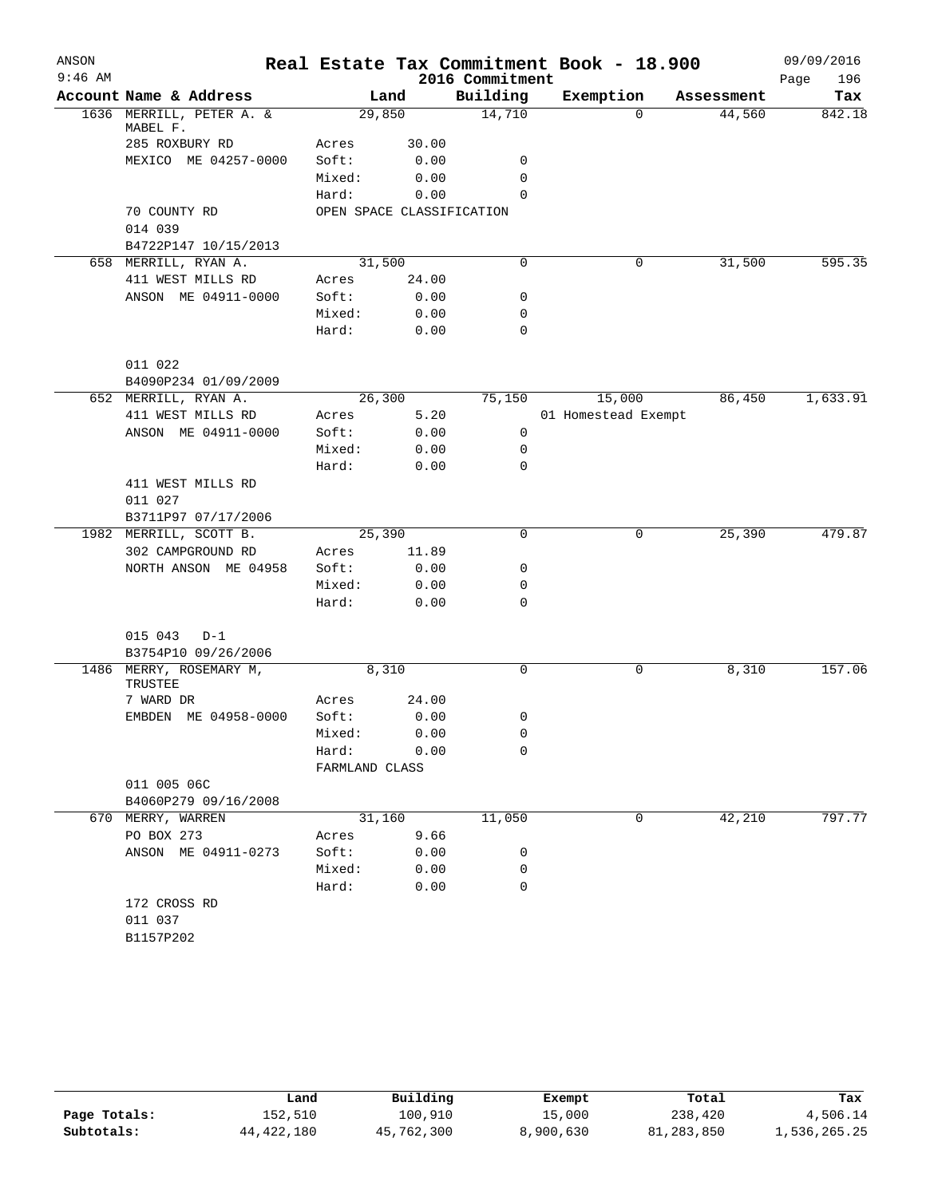# Real Estate Tax Commitment Book - 18.900

ANSON
9:46 AM

2016 Commitment

09/09/2016
Page 196

| Account Name & Address | | Land | Building | Exemption | Assessment | Tax |
|---|---|---|---|---|---|---|
| 1636 MERRILL, PETER A. & MABEL F. | | 29,850 | 14,710 | 0 | 44,560 | 842.18 |
| 285 ROXBURY RD | Acres | 30.00 | | | | |
| MEXICO ME 04257-0000 | Soft: | 0.00 | 0 | | | |
| | Mixed: | 0.00 | 0 | | | |
| | Hard: | 0.00 | 0 | | | |
| 70 COUNTY RD | OPEN SPACE CLASSIFICATION | | | | | |
| 014 039 | | | | | | |
| B4722P147 10/15/2013 | | | | | | |
| 658 MERRILL, RYAN A. | | 31,500 | 0 | 0 | 31,500 | 595.35 |
| 411 WEST MILLS RD | Acres | 24.00 | | | | |
| ANSON ME 04911-0000 | Soft: | 0.00 | 0 | | | |
| | Mixed: | 0.00 | 0 | | | |
| | Hard: | 0.00 | 0 | | | |
| 011 022 | | | | | | |
| B4090P234 01/09/2009 | | | | | | |
| 652 MERRILL, RYAN A. | | 26,300 | 75,150 | 15,000 | 86,450 | 1,633.91 |
| 411 WEST MILLS RD | Acres | 5.20 | | 01 Homestead Exempt | | |
| ANSON ME 04911-0000 | Soft: | 0.00 | 0 | | | |
| | Mixed: | 0.00 | 0 | | | |
| | Hard: | 0.00 | 0 | | | |
| 411 WEST MILLS RD | | | | | | |
| 011 027 | | | | | | |
| B3711P97 07/17/2006 | | | | | | |
| 1982 MERRILL, SCOTT B. | | 25,390 | 0 | 0 | 25,390 | 479.87 |
| 302 CAMPGROUND RD | Acres | 11.89 | | | | |
| NORTH ANSON ME 04958 | Soft: | 0.00 | 0 | | | |
| | Mixed: | 0.00 | 0 | | | |
| | Hard: | 0.00 | 0 | | | |
| 015 043 D-1 | | | | | | |
| B3754P10 09/26/2006 | | | | | | |
| 1486 MERRY, ROSEMARY M, TRUSTEE | | 8,310 | 0 | 0 | 8,310 | 157.06 |
| 7 WARD DR | Acres | 24.00 | | | | |
| EMBDEN ME 04958-0000 | Soft: | 0.00 | 0 | | | |
| | Mixed: | 0.00 | 0 | | | |
| | Hard: | 0.00 | 0 | | | |
| | FARMLAND CLASS | | | | | |
| 011 005 06C | | | | | | |
| B4060P279 09/16/2008 | | | | | | |
| 670 MERRY, WARREN | | 31,160 | 11,050 | 0 | 42,210 | 797.77 |
| PO BOX 273 | Acres | 9.66 | | | | |
| ANSON ME 04911-0273 | Soft: | 0.00 | 0 | | | |
| | Mixed: | 0.00 | 0 | | | |
| | Hard: | 0.00 | 0 | | | |
| 172 CROSS RD | | | | | | |
| 011 037 | | | | | | |
| B1157P202 | | | | | | |

| | Land | Building | Exempt | Total | Tax |
|---|---|---|---|---|---|
| Page Totals: | 152,510 | 100,910 | 15,000 | 238,420 | 4,506.14 |
| Subtotals: | 44,422,180 | 45,762,300 | 8,900,630 | 81,283,850 | 1,536,265.25 |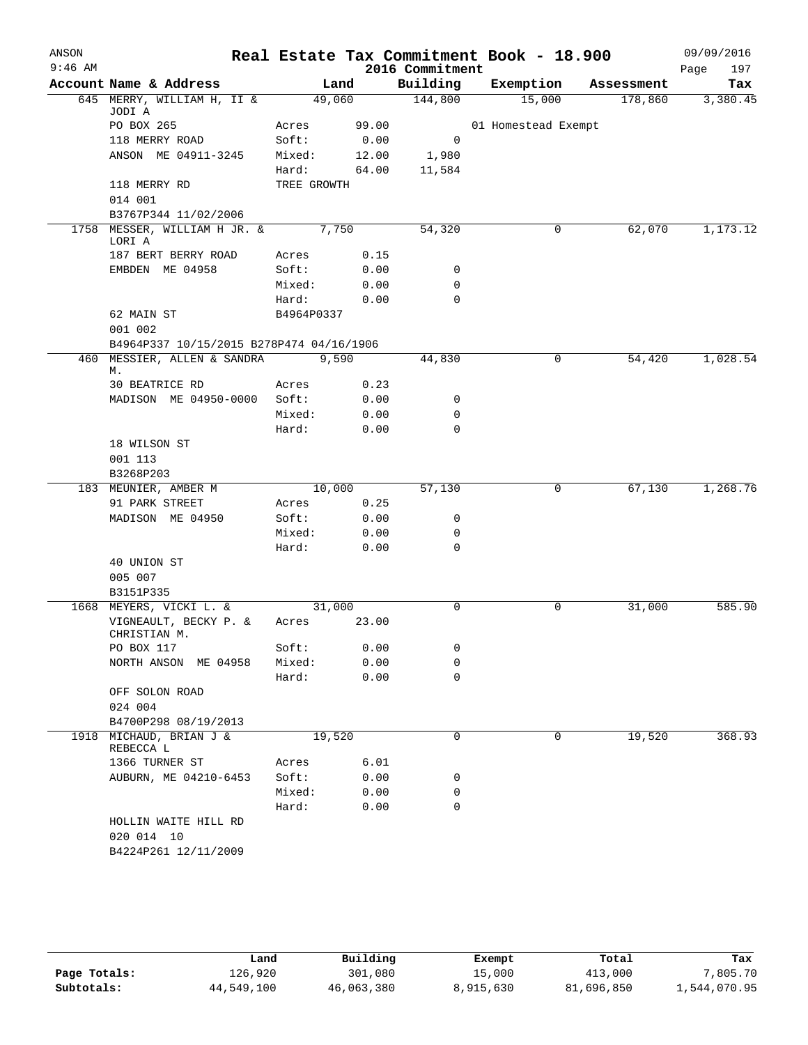# Real Estate Tax Commitment Book - 18.900

ANSON
9:46 AM

2016 Commitment

09/09/2016

| Account | Name & Address | Land | | Building | Exemption | Assessment | Tax |
|---|---|---|---|---|---|---|---|
| 645 | MERRY, WILLIAM H, II & JODI A | 49,060 | | 144,800 | 15,000 | 178,860 | 3,380.45 |
| | PO BOX 265 | Acres | 99.00 | | 01 Homestead Exempt | | |
| | 118 MERRY ROAD | Soft: | 0.00 | 0 | | | |
| | ANSON ME 04911-3245 | Mixed: | 12.00 | 1,980 | | | |
| | | Hard: | 64.00 | 11,584 | | | |
| | 118 MERRY RD | TREE GROWTH | | | | | |
| | 014 001 | | | | | | |
| | B3767P344 11/02/2006 | | | | | | |
| 1758 | MESSER, WILLIAM H JR. & LORI A | 7,750 | | 54,320 | 0 | 62,070 | 1,173.12 |
| | 187 BERT BERRY ROAD | Acres | 0.15 | | | | |
| | EMBDEN ME 04958 | Soft: | 0.00 | 0 | | | |
| | | Mixed: | 0.00 | 0 | | | |
| | | Hard: | 0.00 | 0 | | | |
| | 62 MAIN ST | B4964P0337 | | | | | |
| | 001 002 | | | | | | |
| | B4964P337 10/15/2015 B278P474 04/16/1906 | | | | | | |
| 460 | MESSIER, ALLEN & SANDRA M. | 9,590 | | 44,830 | 0 | 54,420 | 1,028.54 |
| | 30 BEATRICE RD | Acres | 0.23 | | | | |
| | MADISON ME 04950-0000 | Soft: | 0.00 | 0 | | | |
| | | Mixed: | 0.00 | 0 | | | |
| | | Hard: | 0.00 | 0 | | | |
| | 18 WILSON ST | | | | | | |
| | 001 113 | | | | | | |
| | B3268P203 | | | | | | |
| 183 | MEUNIER, AMBER M | 10,000 | | 57,130 | 0 | 67,130 | 1,268.76 |
| | 91 PARK STREET | Acres | 0.25 | | | | |
| | MADISON ME 04950 | Soft: | 0.00 | 0 | | | |
| | | Mixed: | 0.00 | 0 | | | |
| | | Hard: | 0.00 | 0 | | | |
| | 40 UNION ST | | | | | | |
| | 005 007 | | | | | | |
| | B3151P335 | | | | | | |
| 1668 | MEYERS, VICKI L. & | 31,000 | | 0 | 0 | 31,000 | 585.90 |
| | VIGNEAULT, BECKY P. & CHRISTIAN M. | Acres | 23.00 | | | | |
| | PO BOX 117 | Soft: | 0.00 | 0 | | | |
| | NORTH ANSON ME 04958 | Mixed: | 0.00 | 0 | | | |
| | | Hard: | 0.00 | 0 | | | |
| | OFF SOLON ROAD | | | | | | |
| | 024 004 | | | | | | |
| | B4700P298 08/19/2013 | | | | | | |
| 1918 | MICHAUD, BRIAN J & REBECCA L | 19,520 | | 0 | 0 | 19,520 | 368.93 |
| | 1366 TURNER ST | Acres | 6.01 | | | | |
| | AUBURN, ME 04210-6453 | Soft: | 0.00 | 0 | | | |
| | | Mixed: | 0.00 | 0 | | | |
| | | Hard: | 0.00 | 0 | | | |
| | HOLLIN WAITE HILL RD | | | | | | |
| | 020 014 10 | | | | | | |
| | B4224P261 12/11/2009 | | | | | | |

| | Land | Building | Exempt | Total | Tax |
|---|---|---|---|---|---|
| Page Totals: | 126,920 | 301,080 | 15,000 | 413,000 | 7,805.70 |
| Subtotals: | 44,549,100 | 46,063,380 | 8,915,630 | 81,696,850 | 1,544,070.95 |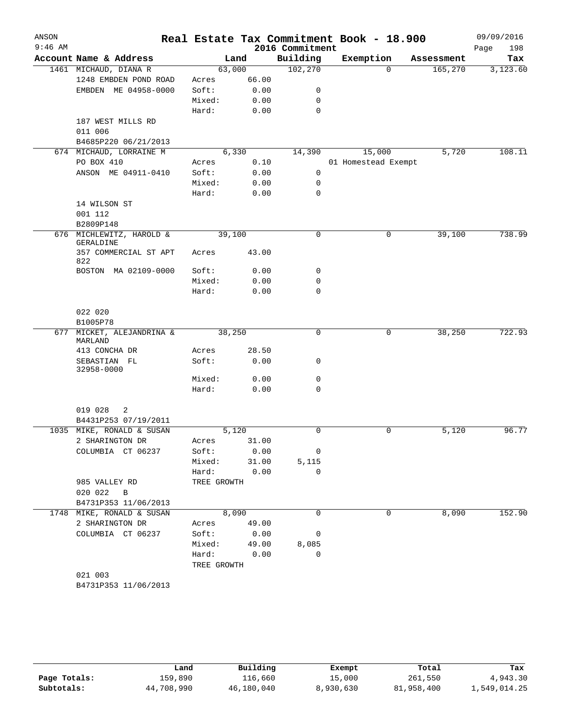ANSON 9:46 AM

# Real Estate Tax Commitment Book - 18.900

2016 Commitment

09/09/2016

| Account Name & Address | Land | | Building | Exemption | Assessment | Tax |
|---|---|---|---|---|---|---|
| 1461 MICHAUD, DIANA R | 63,000 | | 102,270 | 0 | 165,270 | 3,123.60 |
| 1248 EMBDEN POND ROAD | Acres | 66.00 | | | | |
| EMBDEN ME 04958-0000 | Soft: | 0.00 | 0 | | | |
| | Mixed: | 0.00 | 0 | | | |
| | Hard: | 0.00 | 0 | | | |
| 187 WEST MILLS RD | | | | | | |
| 011 006 | | | | | | |
| B4685P220 06/21/2013 | | | | | | |
| 674 MICHAUD, LORRAINE M | 6,330 | | 14,390 | 15,000 | 5,720 | 108.11 |
| PO BOX 410 | Acres | 0.10 | | 01 Homestead Exempt | | |
| ANSON ME 04911-0410 | Soft: | 0.00 | 0 | | | |
| | Mixed: | 0.00 | 0 | | | |
| | Hard: | 0.00 | 0 | | | |
| 14 WILSON ST | | | | | | |
| 001 112 | | | | | | |
| B2809P148 | | | | | | |
| 676 MICHLEWITZ, HAROLD & GERALDINE | 39,100 | | 0 | 0 | 39,100 | 738.99 |
| 357 COMMERCIAL ST APT 822 | Acres | 43.00 | | | | |
| BOSTON MA 02109-0000 | Soft: | 0.00 | 0 | | | |
| | Mixed: | 0.00 | 0 | | | |
| | Hard: | 0.00 | 0 | | | |
| 022 020 | | | | | | |
| B1005P78 | | | | | | |
| 677 MICKET, ALEJANDRINA & MARLAND | 38,250 | | 0 | 0 | 38,250 | 722.93 |
| 413 CONCHA DR | Acres | 28.50 | | | | |
| SEBASTIAN FL 32958-0000 | Soft: | 0.00 | 0 | | | |
| | Mixed: | 0.00 | 0 | | | |
| | Hard: | 0.00 | 0 | | | |
| 019 028 2 | | | | | | |
| B4431P253 07/19/2011 | | | | | | |
| 1035 MIKE, RONALD & SUSAN | 5,120 | | 0 | 0 | 5,120 | 96.77 |
| 2 SHARINGTON DR | Acres | 31.00 | | | | |
| COLUMBIA CT 06237 | Soft: | 0.00 | 0 | | | |
| | Mixed: | 31.00 | 5,115 | | | |
| | Hard: | 0.00 | 0 | | | |
| 985 VALLEY RD | TREE GROWTH | | | | | |
| 020 022 B | | | | | | |
| B4731P353 11/06/2013 | | | | | | |
| 1748 MIKE, RONALD & SUSAN | 8,090 | | 0 | 0 | 8,090 | 152.90 |
| 2 SHARINGTON DR | Acres | 49.00 | | | | |
| COLUMBIA CT 06237 | Soft: | 0.00 | 0 | | | |
| | Mixed: | 49.00 | 8,085 | | | |
| | Hard: | 0.00 | 0 | | | |
| | TREE GROWTH | | | | | |
| 021 003 | | | | | | |
| B4731P353 11/06/2013 | | | | | | |

| | Land | Building | Exempt | Total | Tax |
|---|---|---|---|---|---|
| Page Totals: | 159,890 | 116,660 | 15,000 | 261,550 | 4,943.30 |
| Subtotals: | 44,708,990 | 46,180,040 | 8,930,630 | 81,958,400 | 1,549,014.25 |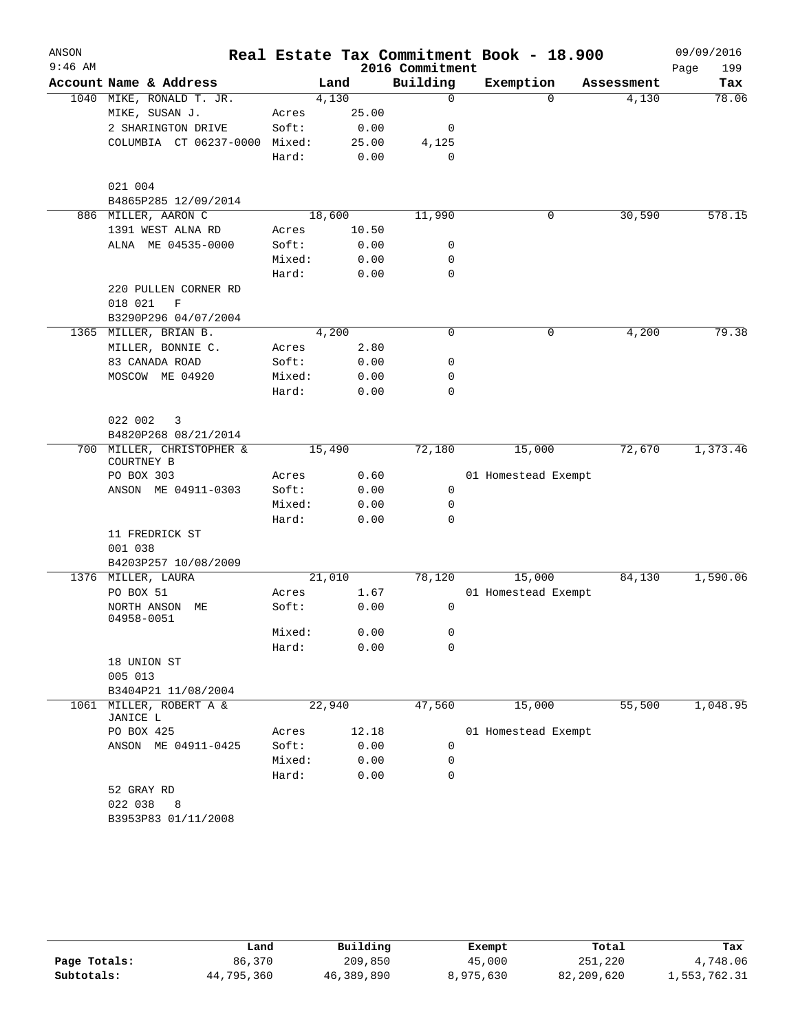# Real Estate Tax Commitment Book - 18.900

ANSON
9:46 AM

2016 Commitment

09/09/2016

| Account | Name & Address | | Land | Building | Exemption | Assessment | Tax |
|---|---|---|---|---|---|---|---|
| 1040 | MIKE, RONALD T. JR. | | 4,130 | 0 | 0 | 4,130 | 78.06 |
| | MIKE, SUSAN J. | Acres | 25.00 | | | | |
| | 2 SHARINGTON DRIVE | Soft: | 0.00 | 0 | | | |
| | COLUMBIA CT 06237-0000 | Mixed: | 25.00 | 4,125 | | | |
| | | Hard: | 0.00 | 0 | | | |
| | 021 004 | | | | | | |
| | B4865P285 12/09/2014 | | | | | | |
| 886 | MILLER, AARON C | | 18,600 | 11,990 | 0 | 30,590 | 578.15 |
| | 1391 WEST ALNA RD | Acres | 10.50 | | | | |
| | ALNA ME 04535-0000 | Soft: | 0.00 | 0 | | | |
| | | Mixed: | 0.00 | 0 | | | |
| | | Hard: | 0.00 | 0 | | | |
| | 220 PULLEN CORNER RD | | | | | | |
| | 018 021 F | | | | | | |
| | B3290P296 04/07/2004 | | | | | | |
| 1365 | MILLER, BRIAN B. | | 4,200 | 0 | 0 | 4,200 | 79.38 |
| | MILLER, BONNIE C. | Acres | 2.80 | | | | |
| | 83 CANADA ROAD | Soft: | 0.00 | 0 | | | |
| | MOSCOW ME 04920 | Mixed: | 0.00 | 0 | | | |
| | | Hard: | 0.00 | 0 | | | |
| | 022 002 3 | | | | | | |
| | B4820P268 08/21/2014 | | | | | | |
| 700 | MILLER, CHRISTOPHER & COURTNEY B | | 15,490 | 72,180 | 15,000 | 72,670 | 1,373.46 |
| | PO BOX 303 | Acres | 0.60 | | 01 Homestead Exempt | | |
| | ANSON ME 04911-0303 | Soft: | 0.00 | 0 | | | |
| | | Mixed: | 0.00 | 0 | | | |
| | | Hard: | 0.00 | 0 | | | |
| | 11 FREDRICK ST | | | | | | |
| | 001 038 | | | | | | |
| | B4203P257 10/08/2009 | | | | | | |
| 1376 | MILLER, LAURA | | 21,010 | 78,120 | 15,000 | 84,130 | 1,590.06 |
| | PO BOX 51 | Acres | 1.67 | | 01 Homestead Exempt | | |
| | NORTH ANSON ME 04958-0051 | Soft: | 0.00 | 0 | | | |
| | | Mixed: | 0.00 | 0 | | | |
| | | Hard: | 0.00 | 0 | | | |
| | 18 UNION ST | | | | | | |
| | 005 013 | | | | | | |
| | B3404P21 11/08/2004 | | | | | | |
| 1061 | MILLER, ROBERT A & JANICE L | | 22,940 | 47,560 | 15,000 | 55,500 | 1,048.95 |
| | PO BOX 425 | Acres | 12.18 | | 01 Homestead Exempt | | |
| | ANSON ME 04911-0425 | Soft: | 0.00 | 0 | | | |
| | | Mixed: | 0.00 | 0 | | | |
| | | Hard: | 0.00 | 0 | | | |
| | 52 GRAY RD | | | | | | |
| | 022 038 8 | | | | | | |
| | B3953P83 01/11/2008 | | | | | | |

| | Land | Building | Exempt | Total | Tax |
|---|---|---|---|---|---|
| Page Totals: | 86,370 | 209,850 | 45,000 | 251,220 | 4,748.06 |
| Subtotals: | 44,795,360 | 46,389,890 | 8,975,630 | 82,209,620 | 1,553,762.31 |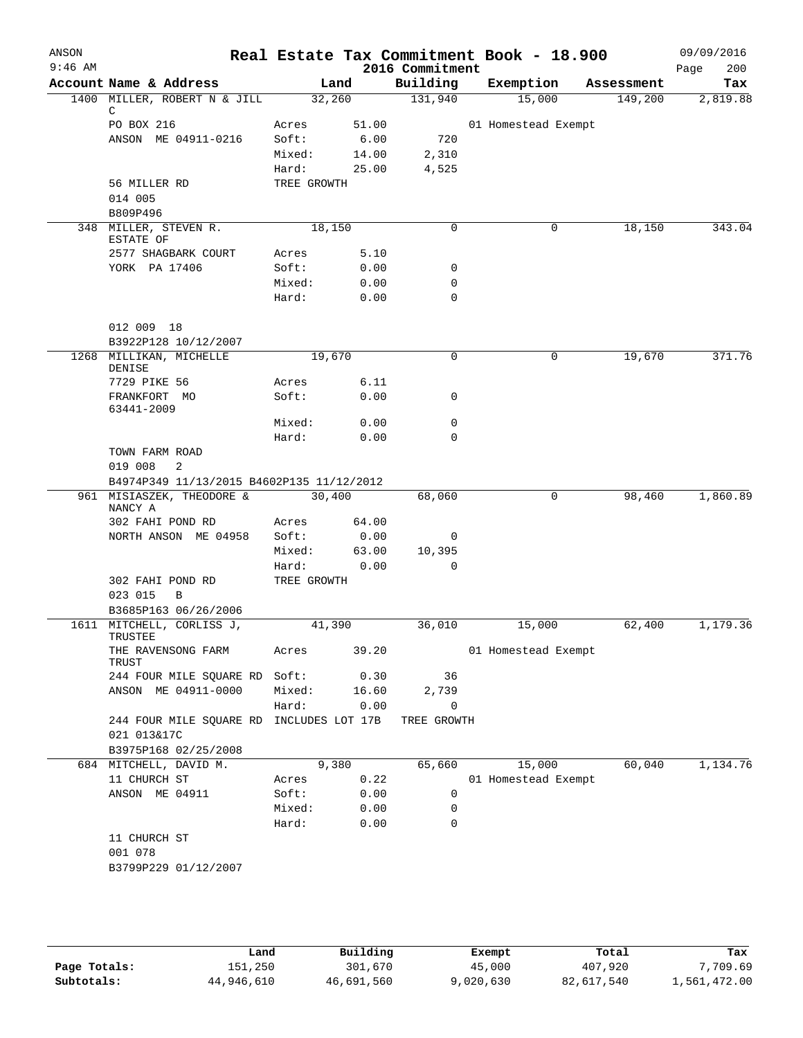# Real Estate Tax Commitment Book - 18.900

ANSON 09/09/2016
9:46 AM
2016 Commitment

| Account | Name & Address | Land | | Building | Exemption | Assessment | Tax |
|---|---|---|---|---|---|---|---|
| 1400 | MILLER, ROBERT N & JILL C | 32,260 | | 131,940 | 15,000 | 149,200 | 2,819.88 |
| | PO BOX 216 | Acres | 51.00 | | 01 Homestead Exempt | | |
| | ANSON ME 04911-0216 | Soft: | 6.00 | 720 | | | |
| | | Mixed: | 14.00 | 2,310 | | | |
| | | Hard: | 25.00 | 4,525 | | | |
| | 56 MILLER RD | TREE GROWTH | | | | | |
| | 014 005 | | | | | | |
| | B809P496 | | | | | | |
| 348 | MILLER, STEVEN R. ESTATE OF | 18,150 | | 0 | 0 | 18,150 | 343.04 |
| | 2577 SHAGBARK COURT | Acres | 5.10 | | | | |
| | YORK PA 17406 | Soft: | 0.00 | 0 | | | |
| | | Mixed: | 0.00 | 0 | | | |
| | | Hard: | 0.00 | 0 | | | |
| | 012 009 18 | | | | | | |
| | B3922P128 10/12/2007 | | | | | | |
| 1268 | MILLIKAN, MICHELLE DENISE | 19,670 | | 0 | 0 | 19,670 | 371.76 |
| | 7729 PIKE 56 | Acres | 6.11 | | | | |
| | FRANKFORT MO 63441-2009 | Soft: | 0.00 | 0 | | | |
| | | Mixed: | 0.00 | 0 | | | |
| | | Hard: | 0.00 | 0 | | | |
| | TOWN FARM ROAD | | | | | | |
| | 019 008 2 | | | | | | |
| | B4974P349 11/13/2015 B4602P135 11/12/2012 | | | | | | |
| 961 | MISIASZEK, THEODORE & NANCY A | 30,400 | | 68,060 | 0 | 98,460 | 1,860.89 |
| | 302 FAHI POND RD | Acres | 64.00 | | | | |
| | NORTH ANSON ME 04958 | Soft: | 0.00 | 0 | | | |
| | | Mixed: | 63.00 | 10,395 | | | |
| | | Hard: | 0.00 | 0 | | | |
| | 302 FAHI POND RD | TREE GROWTH | | | | | |
| | 023 015 B | | | | | | |
| | B3685P163 06/26/2006 | | | | | | |
| 1611 | MITCHELL, CORLISS J, TRUSTEE | 41,390 | | 36,010 | 15,000 | 62,400 | 1,179.36 |
| | THE RAVENSONG FARM TRUST | Acres | 39.20 | | 01 Homestead Exempt | | |
| | 244 FOUR MILE SQUARE RD | Soft: | 0.30 | 36 | | | |
| | ANSON ME 04911-0000 | Mixed: | 16.60 | 2,739 | | | |
| | | Hard: | 0.00 | 0 | | | |
| | 244 FOUR MILE SQUARE RD | INCLUDES LOT 17B | | TREE GROWTH | | | |
| | 021 013&17C | | | | | | |
| | B3975P168 02/25/2008 | | | | | | |
| 684 | MITCHELL, DAVID M. | 9,380 | | 65,660 | 15,000 | 60,040 | 1,134.76 |
| | 11 CHURCH ST | Acres | 0.22 | | 01 Homestead Exempt | | |
| | ANSON ME 04911 | Soft: | 0.00 | 0 | | | |
| | | Mixed: | 0.00 | 0 | | | |
| | | Hard: | 0.00 | 0 | | | |
| | 11 CHURCH ST | | | | | | |
| | 001 078 | | | | | | |
| | B3799P229 01/12/2007 | | | | | | |

| | Land | Building | Exempt | Total | Tax |
|---|---|---|---|---|---|
| Page Totals: | 151,250 | 301,670 | 45,000 | 407,920 | 7,709.69 |
| Subtotals: | 44,946,610 | 46,691,560 | 9,020,630 | 82,617,540 | 1,561,472.00 |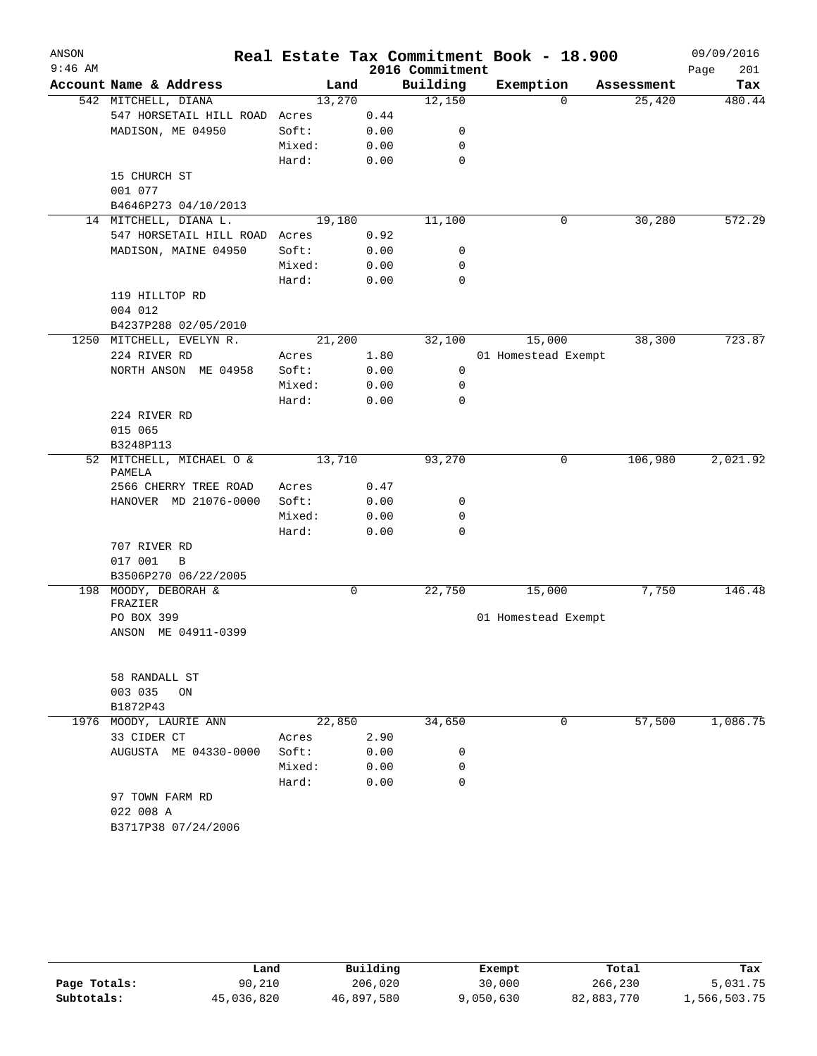# Real Estate Tax Commitment Book - 18.900

ANSON
9:46 AM

2016 Commitment

09/09/2016
Page 201

| Account | Name & Address | Land | | Building | Exemption | Assessment | Tax |
|---|---|---|---|---|---|---|---|
| 542 | MITCHELL, DIANA | 13,270 | | 12,150 | 0 | 25,420 | 480.44 |
| | 547 HORSETAIL HILL ROAD | Acres | 0.44 | | | | |
| | MADISON, ME 04950 | Soft: | 0.00 | 0 | | | |
| | | Mixed: | 0.00 | 0 | | | |
| | | Hard: | 0.00 | 0 | | | |
| | 15 CHURCH ST | | | | | | |
| | 001 077 | | | | | | |
| | B4646P273 04/10/2013 | | | | | | |
| 14 | MITCHELL, DIANA L. | 19,180 | | 11,100 | 0 | 30,280 | 572.29 |
| | 547 HORSETAIL HILL ROAD | Acres | 0.92 | | | | |
| | MADISON, MAINE 04950 | Soft: | 0.00 | 0 | | | |
| | | Mixed: | 0.00 | 0 | | | |
| | | Hard: | 0.00 | 0 | | | |
| | 119 HILLTOP RD | | | | | | |
| | 004 012 | | | | | | |
| | B4237P288 02/05/2010 | | | | | | |
| 1250 | MITCHELL, EVELYN R. | 21,200 | | 32,100 | 15,000 | 38,300 | 723.87 |
| | 224 RIVER RD | Acres | 1.80 | | 01 Homestead Exempt | | |
| | NORTH ANSON ME 04958 | Soft: | 0.00 | 0 | | | |
| | | Mixed: | 0.00 | 0 | | | |
| | | Hard: | 0.00 | 0 | | | |
| | 224 RIVER RD | | | | | | |
| | 015 065 | | | | | | |
| | B3248P113 | | | | | | |
| 52 | MITCHELL, MICHAEL O & PAMELA | 13,710 | | 93,270 | 0 | 106,980 | 2,021.92 |
| | 2566 CHERRY TREE ROAD | Acres | 0.47 | | | | |
| | HANOVER MD 21076-0000 | Soft: | 0.00 | 0 | | | |
| | | Mixed: | 0.00 | 0 | | | |
| | | Hard: | 0.00 | 0 | | | |
| | 707 RIVER RD | | | | | | |
| | 017 001 B | | | | | | |
| | B3506P270 06/22/2005 | | | | | | |
| 198 | MOODY, DEBORAH & FRAZIER | 0 | | 22,750 | 15,000 | 7,750 | 146.48 |
| | PO BOX 399 | | | | 01 Homestead Exempt | | |
| | ANSON ME 04911-0399 | | | | | | |
| | 58 RANDALL ST | | | | | | |
| | 003 035 ON | | | | | | |
| | B1872P43 | | | | | | |
| 1976 | MOODY, LAURIE ANN | 22,850 | | 34,650 | 0 | 57,500 | 1,086.75 |
| | 33 CIDER CT | Acres | 2.90 | | | | |
| | AUGUSTA ME 04330-0000 | Soft: | 0.00 | 0 | | | |
| | | Mixed: | 0.00 | 0 | | | |
| | | Hard: | 0.00 | 0 | | | |
| | 97 TOWN FARM RD | | | | | | |
| | 022 008 A | | | | | | |
| | B3717P38 07/24/2006 | | | | | | |

| | Land | Building | Exempt | Total | Tax |
|---|---|---|---|---|---|
| Page Totals: | 90,210 | 206,020 | 30,000 | 266,230 | 5,031.75 |
| Subtotals: | 45,036,820 | 46,897,580 | 9,050,630 | 82,883,770 | 1,566,503.75 |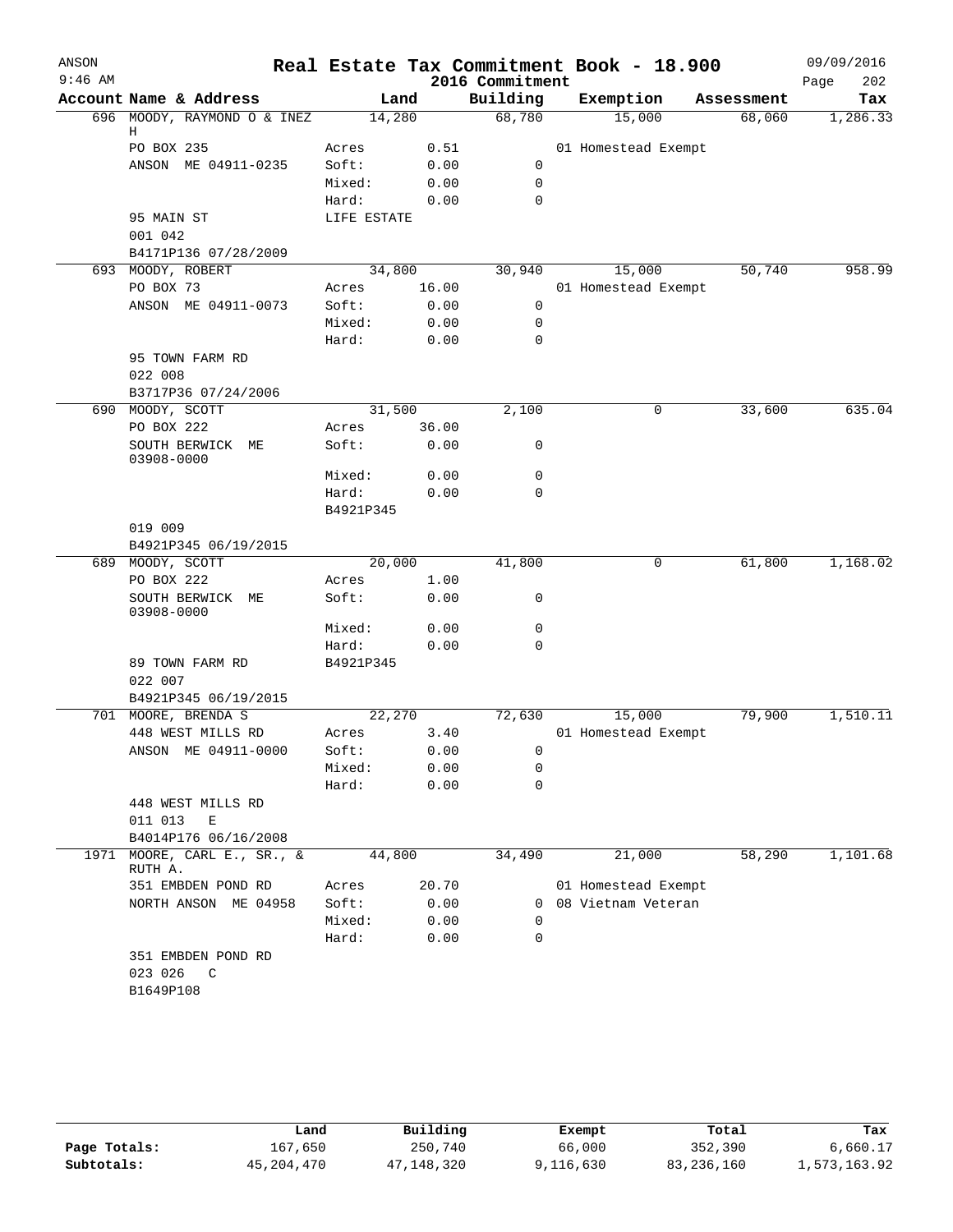# Real Estate Tax Commitment Book - 18.900

ANSON 9:46 AM — 2016 Commitment — 09/09/2016

| Account Name & Address | Land | | Building | Exemption | Assessment | Tax |
|---|---|---|---|---|---|---|
| 696 MOODY, RAYMOND O & INEZ H | 14,280 | | 68,780 | 15,000 | 68,060 | 1,286.33 |
| PO BOX 235 | Acres | 0.51 | | 01 Homestead Exempt | | |
| ANSON ME 04911-0235 | Soft: | 0.00 | 0 | | | |
| | Mixed: | 0.00 | 0 | | | |
| | Hard: | 0.00 | 0 | | | |
| 95 MAIN ST | LIFE ESTATE | | | | | |
| 001 042 | | | | | | |
| B4171P136 07/28/2009 | | | | | | |
| 693 MOODY, ROBERT | 34,800 | | 30,940 | 15,000 | 50,740 | 958.99 |
| PO BOX 73 | Acres | 16.00 | | 01 Homestead Exempt | | |
| ANSON ME 04911-0073 | Soft: | 0.00 | 0 | | | |
| | Mixed: | 0.00 | 0 | | | |
| | Hard: | 0.00 | 0 | | | |
| 95 TOWN FARM RD | | | | | | |
| 022 008 | | | | | | |
| B3717P36 07/24/2006 | | | | | | |
| 690 MOODY, SCOTT | 31,500 | | 2,100 | 0 | 33,600 | 635.04 |
| PO BOX 222 | Acres | 36.00 | | | | |
| SOUTH BERWICK ME 03908-0000 | Soft: | 0.00 | 0 | | | |
| | Mixed: | 0.00 | 0 | | | |
| | Hard: | 0.00 | 0 | | | |
| | B4921P345 | | | | | |
| 019 009 | | | | | | |
| B4921P345 06/19/2015 | | | | | | |
| 689 MOODY, SCOTT | 20,000 | | 41,800 | 0 | 61,800 | 1,168.02 |
| PO BOX 222 | Acres | 1.00 | | | | |
| SOUTH BERWICK ME 03908-0000 | Soft: | 0.00 | 0 | | | |
| | Mixed: | 0.00 | 0 | | | |
| | Hard: | 0.00 | 0 | | | |
| 89 TOWN FARM RD | B4921P345 | | | | | |
| 022 007 | | | | | | |
| B4921P345 06/19/2015 | | | | | | |
| 701 MOORE, BRENDA S | 22,270 | | 72,630 | 15,000 | 79,900 | 1,510.11 |
| 448 WEST MILLS RD | Acres | 3.40 | | 01 Homestead Exempt | | |
| ANSON ME 04911-0000 | Soft: | 0.00 | 0 | | | |
| | Mixed: | 0.00 | 0 | | | |
| | Hard: | 0.00 | 0 | | | |
| 448 WEST MILLS RD | | | | | | |
| 011 013 E | | | | | | |
| B4014P176 06/16/2008 | | | | | | |
| 1971 MOORE, CARL E., SR., & RUTH A. | 44,800 | | 34,490 | 21,000 | 58,290 | 1,101.68 |
| 351 EMBDEN POND RD | Acres | 20.70 | | 01 Homestead Exempt | | |
| NORTH ANSON ME 04958 | Soft: | 0.00 | 0 | 08 Vietnam Veteran | | |
| | Mixed: | 0.00 | 0 | | | |
| | Hard: | 0.00 | 0 | | | |
| 351 EMBDEN POND RD | | | | | | |
| 023 026 C | | | | | | |
| B1649P108 | | | | | | |

| | Land | Building | Exempt | Total | Tax |
|---|---|---|---|---|---|
| Page Totals: | 167,650 | 250,740 | 66,000 | 352,390 | 6,660.17 |
| Subtotals: | 45,204,470 | 47,148,320 | 9,116,630 | 83,236,160 | 1,573,163.92 |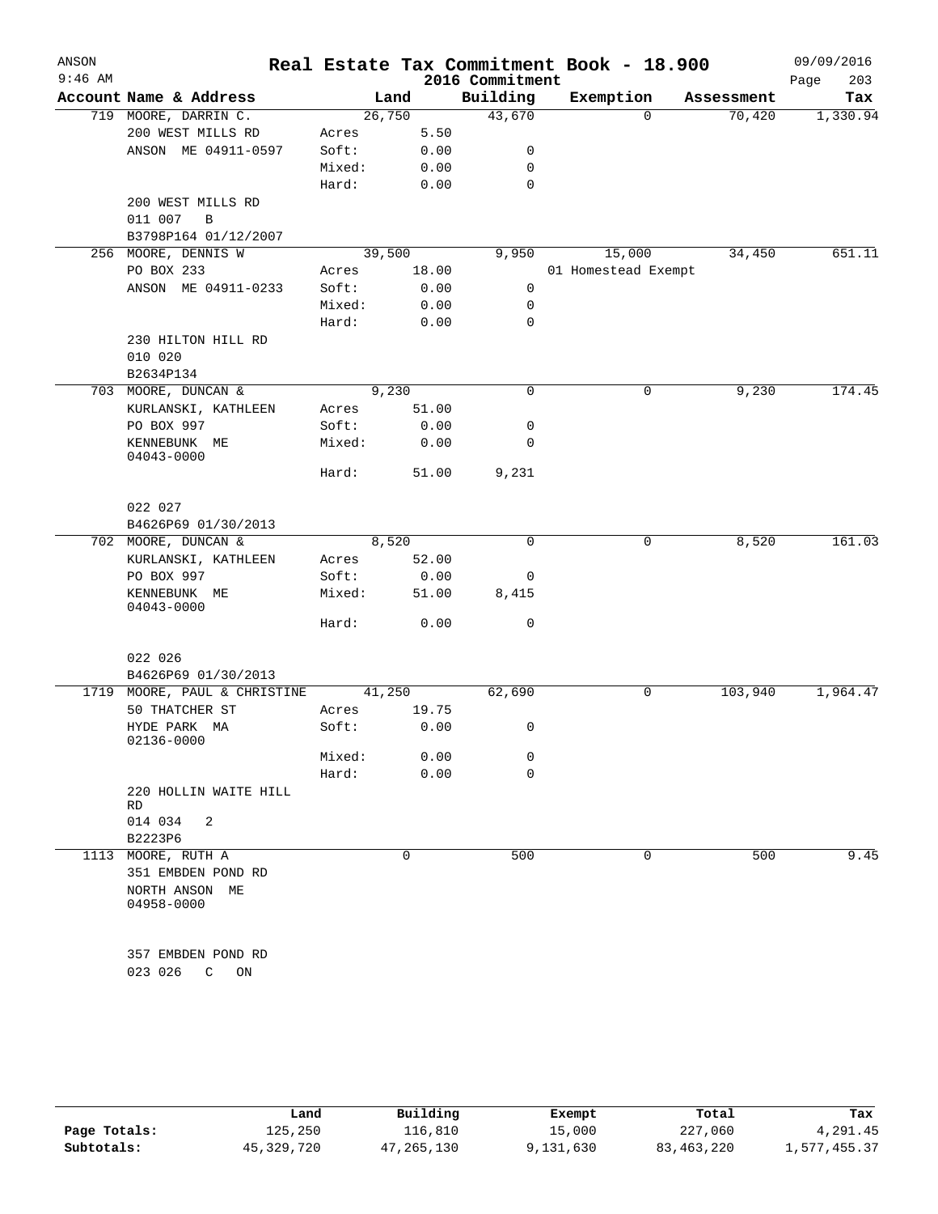# Real Estate Tax Commitment Book - 18.900

ANSON 9:46 AM — 2016 Commitment — 09/09/2016 Page 203

| Account Name & Address | | Land | Building | Exemption | Assessment | Tax |
|---|---|---|---|---|---|---|
| 719 MOORE, DARRIN C. | | 26,750 | 43,670 | 0 | 70,420 | 1,330.94 |
| 200 WEST MILLS RD | Acres | 5.50 | | | | |
| ANSON ME 04911-0597 | Soft: | 0.00 | 0 | | | |
| | Mixed: | 0.00 | 0 | | | |
| | Hard: | 0.00 | 0 | | | |
| 200 WEST MILLS RD | | | | | | |
| 011 007 B | | | | | | |
| B3798P164 01/12/2007 | | | | | | |
| 256 MOORE, DENNIS W | | 39,500 | 9,950 | 15,000 | 34,450 | 651.11 |
| PO BOX 233 | Acres | 18.00 | | 01 Homestead Exempt | | |
| ANSON ME 04911-0233 | Soft: | 0.00 | 0 | | | |
| | Mixed: | 0.00 | 0 | | | |
| | Hard: | 0.00 | 0 | | | |
| 230 HILTON HILL RD | | | | | | |
| 010 020 | | | | | | |
| B2634P134 | | | | | | |
| 703 MOORE, DUNCAN & | | 9,230 | 0 | 0 | 9,230 | 174.45 |
| KURLANSKI, KATHLEEN | Acres | 51.00 | | | | |
| PO BOX 997 | Soft: | 0.00 | 0 | | | |
| KENNEBUNK ME 04043-0000 | Mixed: | 0.00 | 0 | | | |
| | Hard: | 51.00 | 9,231 | | | |
| 022 027 | | | | | | |
| B4626P69 01/30/2013 | | | | | | |
| 702 MOORE, DUNCAN & | | 8,520 | 0 | 0 | 8,520 | 161.03 |
| KURLANSKI, KATHLEEN | Acres | 52.00 | | | | |
| PO BOX 997 | Soft: | 0.00 | 0 | | | |
| KENNEBUNK ME 04043-0000 | Mixed: | 51.00 | 8,415 | | | |
| | Hard: | 0.00 | 0 | | | |
| 022 026 | | | | | | |
| B4626P69 01/30/2013 | | | | | | |
| 1719 MOORE, PAUL & CHRISTINE | | 41,250 | 62,690 | 0 | 103,940 | 1,964.47 |
| 50 THATCHER ST | Acres | 19.75 | | | | |
| HYDE PARK MA 02136-0000 | Soft: | 0.00 | 0 | | | |
| | Mixed: | 0.00 | 0 | | | |
| | Hard: | 0.00 | 0 | | | |
| 220 HOLLIN WAITE HILL RD | | | | | | |
| 014 034 2 | | | | | | |
| B2223P6 | | | | | | |
| 1113 MOORE, RUTH A | | 0 | 500 | 0 | 500 | 9.45 |
| 351 EMBDEN POND RD | | | | | | |
| NORTH ANSON ME 04958-0000 | | | | | | |
| 357 EMBDEN POND RD | | | | | | |
| 023 026 C ON | | | | | | |

| | Land | Building | Exempt | Total | Tax |
|---|---|---|---|---|---|
| Page Totals: | 125,250 | 116,810 | 15,000 | 227,060 | 4,291.45 |
| Subtotals: | 45,329,720 | 47,265,130 | 9,131,630 | 83,463,220 | 1,577,455.37 |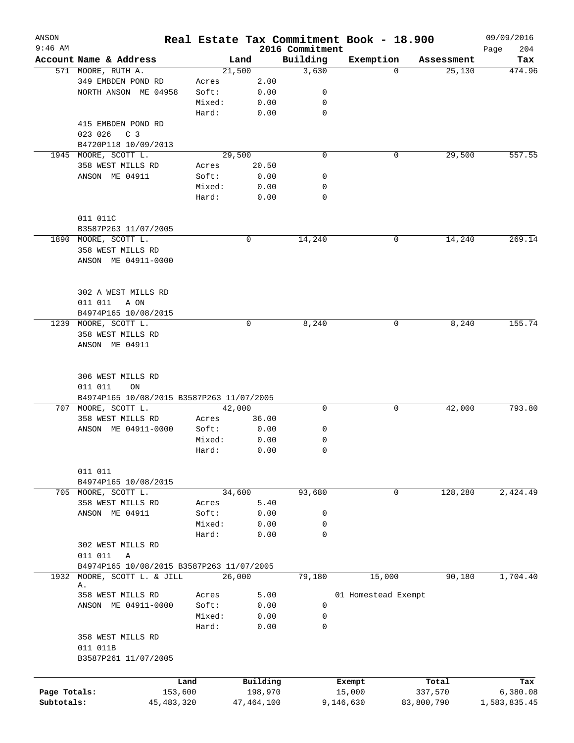# Real Estate Tax Commitment Book - 18.900

ANSON
9:46 AM

2016 Commitment

09/09/2016

| Account | Name & Address | | Land | Building | Exemption | Assessment | Tax |
|---|---|---|---|---|---|---|---|
| 571 | MOORE, RUTH A. | | 21,500 | 3,630 | 0 | 25,130 | 474.96 |
| | 349 EMBDEN POND RD | Acres | 2.00 | | | | |
| | NORTH ANSON ME 04958 | Soft: | 0.00 | 0 | | | |
| | | Mixed: | 0.00 | 0 | | | |
| | | Hard: | 0.00 | 0 | | | |
| | 415 EMBDEN POND RD | | | | | | |
| | 023 026 C 3 | | | | | | |
| | B4720P118 10/09/2013 | | | | | | |
| 1945 | MOORE, SCOTT L. | | 29,500 | 0 | 0 | 29,500 | 557.55 |
| | 358 WEST MILLS RD | Acres | 20.50 | | | | |
| | ANSON ME 04911 | Soft: | 0.00 | 0 | | | |
| | | Mixed: | 0.00 | 0 | | | |
| | | Hard: | 0.00 | 0 | | | |
| | 011 011C | | | | | | |
| | B3587P263 11/07/2005 | | | | | | |
| 1890 | MOORE, SCOTT L. | | 0 | 14,240 | 0 | 14,240 | 269.14 |
| | 358 WEST MILLS RD | | | | | | |
| | ANSON ME 04911-0000 | | | | | | |
| | 302 A WEST MILLS RD | | | | | | |
| | 011 011 A ON | | | | | | |
| | B4974P165 10/08/2015 | | | | | | |
| 1239 | MOORE, SCOTT L. | | 0 | 8,240 | 0 | 8,240 | 155.74 |
| | 358 WEST MILLS RD | | | | | | |
| | ANSON ME 04911 | | | | | | |
| | 306 WEST MILLS RD | | | | | | |
| | 011 011 ON | | | | | | |
| | B4974P165 10/08/2015 B3587P263 11/07/2005 | | | | | | |
| 707 | MOORE, SCOTT L. | | 42,000 | 0 | 0 | 42,000 | 793.80 |
| | 358 WEST MILLS RD | Acres | 36.00 | | | | |
| | ANSON ME 04911-0000 | Soft: | 0.00 | 0 | | | |
| | | Mixed: | 0.00 | 0 | | | |
| | | Hard: | 0.00 | 0 | | | |
| | 011 011 | | | | | | |
| | B4974P165 10/08/2015 | | | | | | |
| 705 | MOORE, SCOTT L. | | 34,600 | 93,680 | 0 | 128,280 | 2,424.49 |
| | 358 WEST MILLS RD | Acres | 5.40 | | | | |
| | ANSON ME 04911 | Soft: | 0.00 | 0 | | | |
| | | Mixed: | 0.00 | 0 | | | |
| | | Hard: | 0.00 | 0 | | | |
| | 302 WEST MILLS RD | | | | | | |
| | 011 011 A | | | | | | |
| | B4974P165 10/08/2015 B3587P263 11/07/2005 | | | | | | |
| 1932 | MOORE, SCOTT L. & JILL A. | | 26,000 | 79,180 | 15,000 | 90,180 | 1,704.40 |
| | 358 WEST MILLS RD | Acres | 5.00 | | 01 Homestead Exempt | | |
| | ANSON ME 04911-0000 | Soft: | 0.00 | 0 | | | |
| | | Mixed: | 0.00 | 0 | | | |
| | | Hard: | 0.00 | 0 | | | |
| | 358 WEST MILLS RD | | | | | | |
| | 011 011B | | | | | | |
| | B3587P261 11/07/2005 | | | | | | |

| | Land | Building | Exempt | Total | Tax |
|---|---|---|---|---|---|
| Page Totals: | 153,600 | 198,970 | 15,000 | 337,570 | 6,380.08 |
| Subtotals: | 45,483,320 | 47,464,100 | 9,146,630 | 83,800,790 | 1,583,835.45 |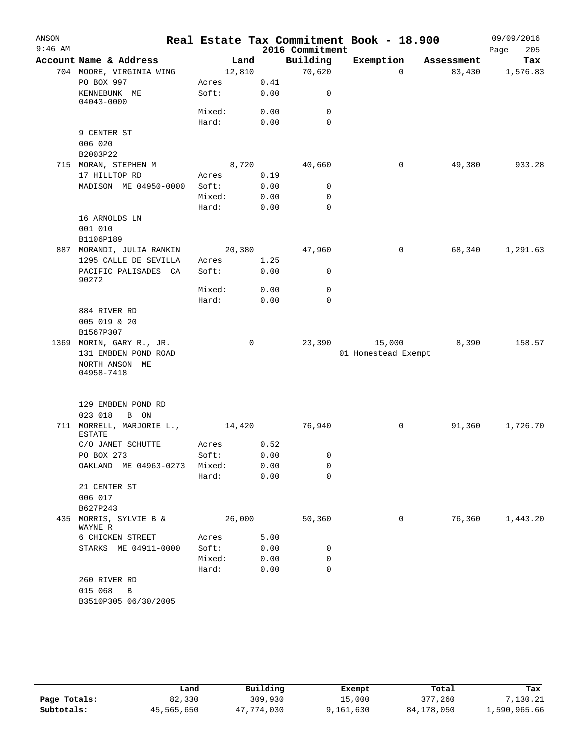# Real Estate Tax Commitment Book - 18.900

ANSON 09/09/2016
9:46 AM 2016 Commitment

| Account | Name & Address | | Land | Building | Exemption | Assessment | Tax |
|---|---|---|---|---|---|---|---|
| 704 | MOORE, VIRGINIA WING | | 12,810 | 70,620 | 0 | 83,430 | 1,576.83 |
| | PO BOX 997 | Acres | 0.41 | | | | |
| | KENNEBUNK ME 04043-0000 | Soft: | 0.00 | 0 | | | |
| | | Mixed: | 0.00 | 0 | | | |
| | | Hard: | 0.00 | 0 | | | |
| | 9 CENTER ST | | | | | | |
| | 006 020 | | | | | | |
| | B2003P22 | | | | | | |
| 715 | MORAN, STEPHEN M | | 8,720 | 40,660 | 0 | 49,380 | 933.28 |
| | 17 HILLTOP RD | Acres | 0.19 | | | | |
| | MADISON ME 04950-0000 | Soft: | 0.00 | 0 | | | |
| | | Mixed: | 0.00 | 0 | | | |
| | | Hard: | 0.00 | 0 | | | |
| | 16 ARNOLDS LN | | | | | | |
| | 001 010 | | | | | | |
| | B1106P189 | | | | | | |
| 887 | MORANDI, JULIA RANKIN | | 20,380 | 47,960 | 0 | 68,340 | 1,291.63 |
| | 1295 CALLE DE SEVILLA | Acres | 1.25 | | | | |
| | PACIFIC PALISADES CA 90272 | Soft: | 0.00 | 0 | | | |
| | | Mixed: | 0.00 | 0 | | | |
| | | Hard: | 0.00 | 0 | | | |
| | 884 RIVER RD | | | | | | |
| | 005 019 & 20 | | | | | | |
| | B1567P307 | | | | | | |
| 1369 | MORIN, GARY R., JR. | | 0 | 23,390 | 15,000 | 8,390 | 158.57 |
| | 131 EMBDEN POND ROAD | | | | 01 Homestead Exempt | | |
| | NORTH ANSON ME 04958-7418 | | | | | | |
| | 129 EMBDEN POND RD | | | | | | |
| | 023 018 B ON | | | | | | |
| 711 | MORRELL, MARJORIE L., ESTATE | | 14,420 | 76,940 | 0 | 91,360 | 1,726.70 |
| | C/O JANET SCHUTTE | Acres | 0.52 | | | | |
| | PO BOX 273 | Soft: | 0.00 | 0 | | | |
| | OAKLAND ME 04963-0273 | Mixed: | 0.00 | 0 | | | |
| | | Hard: | 0.00 | 0 | | | |
| | 21 CENTER ST | | | | | | |
| | 006 017 | | | | | | |
| | B627P243 | | | | | | |
| 435 | MORRIS, SYLVIE B & WAYNE R | | 26,000 | 50,360 | 0 | 76,360 | 1,443.20 |
| | 6 CHICKEN STREET | Acres | 5.00 | | | | |
| | STARKS ME 04911-0000 | Soft: | 0.00 | 0 | | | |
| | | Mixed: | 0.00 | 0 | | | |
| | | Hard: | 0.00 | 0 | | | |
| | 260 RIVER RD | | | | | | |
| | 015 068 B | | | | | | |
| | B3510P305 06/30/2005 | | | | | | |

| | Land | Building | Exempt | Total | Tax |
|---|---|---|---|---|---|
| Page Totals: | 82,330 | 309,930 | 15,000 | 377,260 | 7,130.21 |
| Subtotals: | 45,565,650 | 47,774,030 | 9,161,630 | 84,178,050 | 1,590,965.66 |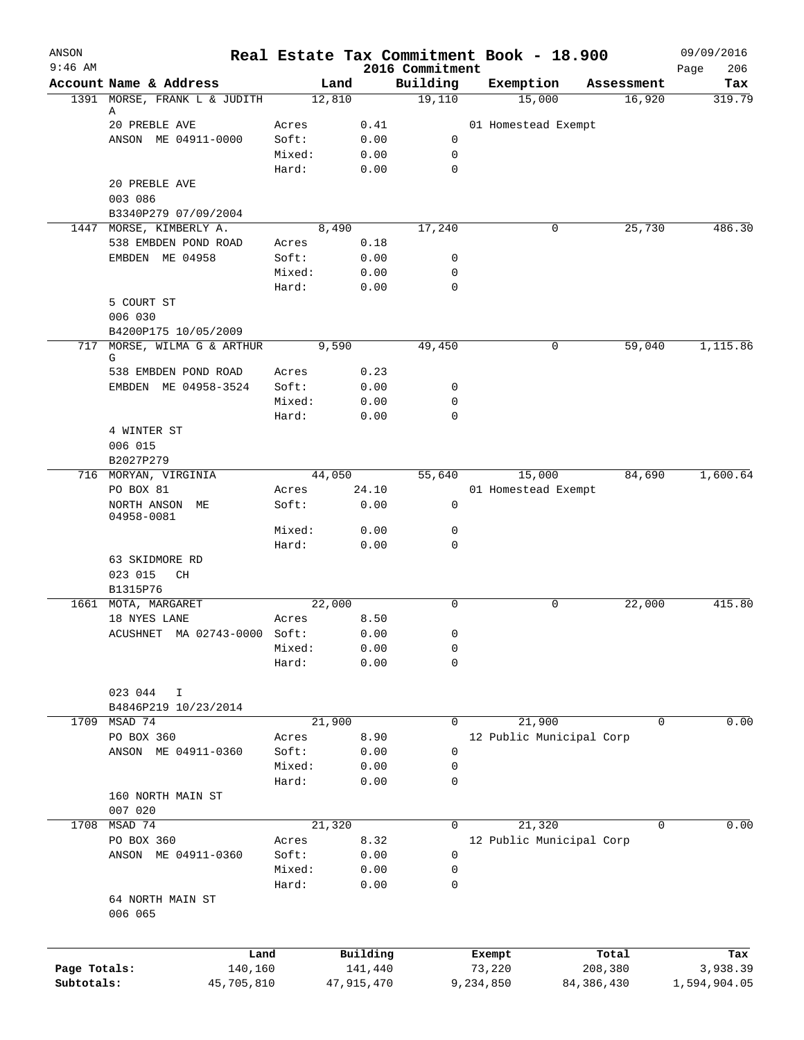# Real Estate Tax Commitment Book - 18.900

ANSON 9:46 AM — 2016 Commitment — 09/09/2016

| Account Name & Address | | Land | Building | Exemption | Assessment | Tax |
|---|---|---|---|---|---|---|
| 1391 MORSE, FRANK L & JUDITH A | | 12,810 | 19,110 | 15,000 | 16,920 | 319.79 |
| 20 PREBLE AVE | Acres | 0.41 | | 01 Homestead Exempt | | |
| ANSON ME 04911-0000 | Soft: | 0.00 | 0 | | | |
| | Mixed: | 0.00 | 0 | | | |
| | Hard: | 0.00 | 0 | | | |
| 20 PREBLE AVE | | | | | | |
| 003 086 | | | | | | |
| B3340P279 07/09/2004 | | | | | | |
| 1447 MORSE, KIMBERLY A. | | 8,490 | 17,240 | 0 | 25,730 | 486.30 |
| 538 EMBDEN POND ROAD | Acres | 0.18 | | | | |
| EMBDEN ME 04958 | Soft: | 0.00 | 0 | | | |
| | Mixed: | 0.00 | 0 | | | |
| | Hard: | 0.00 | 0 | | | |
| 5 COURT ST | | | | | | |
| 006 030 | | | | | | |
| B4200P175 10/05/2009 | | | | | | |
| 717 MORSE, WILMA G & ARTHUR G | | 9,590 | 49,450 | 0 | 59,040 | 1,115.86 |
| 538 EMBDEN POND ROAD | Acres | 0.23 | | | | |
| EMBDEN ME 04958-3524 | Soft: | 0.00 | 0 | | | |
| | Mixed: | 0.00 | 0 | | | |
| | Hard: | 0.00 | 0 | | | |
| 4 WINTER ST | | | | | | |
| 006 015 | | | | | | |
| B2027P279 | | | | | | |
| 716 MORYAN, VIRGINIA | | 44,050 | 55,640 | 15,000 | 84,690 | 1,600.64 |
| PO BOX 81 | Acres | 24.10 | | 01 Homestead Exempt | | |
| NORTH ANSON ME 04958-0081 | Soft: | 0.00 | 0 | | | |
| | Mixed: | 0.00 | 0 | | | |
| | Hard: | 0.00 | 0 | | | |
| 63 SKIDMORE RD | | | | | | |
| 023 015 CH | | | | | | |
| B1315P76 | | | | | | |
| 1661 MOTA, MARGARET | | 22,000 | 0 | 0 | 22,000 | 415.80 |
| 18 NYES LANE | Acres | 8.50 | | | | |
| ACUSHNET MA 02743-0000 | Soft: | 0.00 | 0 | | | |
| | Mixed: | 0.00 | 0 | | | |
| | Hard: | 0.00 | 0 | | | |
| 023 044 I | | | | | | |
| B4846P219 10/23/2014 | | | | | | |
| 1709 MSAD 74 | | 21,900 | 0 | 21,900 | 0 | 0.00 |
| PO BOX 360 | Acres | 8.90 | | 12 Public Municipal Corp | | |
| ANSON ME 04911-0360 | Soft: | 0.00 | 0 | | | |
| | Mixed: | 0.00 | 0 | | | |
| | Hard: | 0.00 | 0 | | | |
| 160 NORTH MAIN ST | | | | | | |
| 007 020 | | | | | | |
| 1708 MSAD 74 | | 21,320 | 0 | 21,320 | 0 | 0.00 |
| PO BOX 360 | Acres | 8.32 | | 12 Public Municipal Corp | | |
| ANSON ME 04911-0360 | Soft: | 0.00 | 0 | | | |
| | Mixed: | 0.00 | 0 | | | |
| | Hard: | 0.00 | 0 | | | |
| 64 NORTH MAIN ST | | | | | | |
| 006 065 | | | | | | |

| | Land | Building | Exempt | Total | Tax |
|---|---|---|---|---|---|
| Page Totals: | 140,160 | 141,440 | 73,220 | 208,380 | 3,938.39 |
| Subtotals: | 45,705,810 | 47,915,470 | 9,234,850 | 84,386,430 | 1,594,904.05 |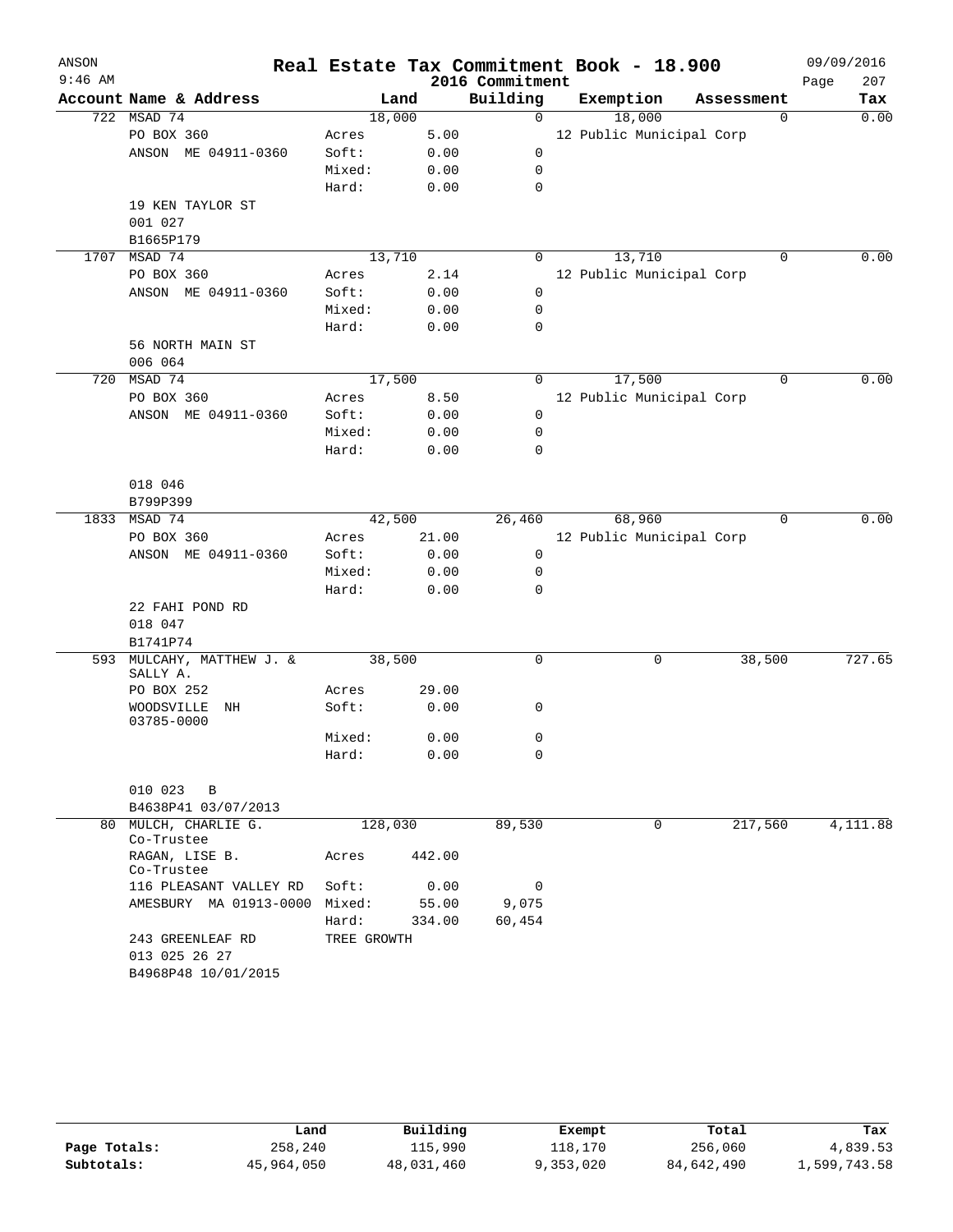# Real Estate Tax Commitment Book - 18.900

ANSON
9:46 AM

2016 Commitment

09/09/2016

| Account | Name & Address | Land | | Building | Exemption | Assessment | Tax |
|---|---|---|---|---|---|---|---|
| 722 | MSAD 74 | 18,000 | | 0 | 18,000 | 0 | 0.00 |
| | PO BOX 360 | Acres | 5.00 | | 12 Public Municipal Corp | | |
| | ANSON ME 04911-0360 | Soft: | 0.00 | 0 | | | |
| | | Mixed: | 0.00 | 0 | | | |
| | | Hard: | 0.00 | 0 | | | |
| | 19 KEN TAYLOR ST | | | | | | |
| | 001 027 | | | | | | |
| | B1665P179 | | | | | | |
| 1707 | MSAD 74 | 13,710 | | 0 | 13,710 | 0 | 0.00 |
| | PO BOX 360 | Acres | 2.14 | | 12 Public Municipal Corp | | |
| | ANSON ME 04911-0360 | Soft: | 0.00 | 0 | | | |
| | | Mixed: | 0.00 | 0 | | | |
| | | Hard: | 0.00 | 0 | | | |
| | 56 NORTH MAIN ST | | | | | | |
| | 006 064 | | | | | | |
| 720 | MSAD 74 | 17,500 | | 0 | 17,500 | 0 | 0.00 |
| | PO BOX 360 | Acres | 8.50 | | 12 Public Municipal Corp | | |
| | ANSON ME 04911-0360 | Soft: | 0.00 | 0 | | | |
| | | Mixed: | 0.00 | 0 | | | |
| | | Hard: | 0.00 | 0 | | | |
| | 018 046 | | | | | | |
| | B799P399 | | | | | | |
| 1833 | MSAD 74 | 42,500 | | 26,460 | 68,960 | 0 | 0.00 |
| | PO BOX 360 | Acres | 21.00 | | 12 Public Municipal Corp | | |
| | ANSON ME 04911-0360 | Soft: | 0.00 | 0 | | | |
| | | Mixed: | 0.00 | 0 | | | |
| | | Hard: | 0.00 | 0 | | | |
| | 22 FAHI POND RD | | | | | | |
| | 018 047 | | | | | | |
| | B1741P74 | | | | | | |
| 593 | MULCAHY, MATTHEW J. & SALLY A. | 38,500 | | 0 | 0 | 38,500 | 727.65 |
| | PO BOX 252 | Acres | 29.00 | | | | |
| | WOODSVILLE NH 03785-0000 | Soft: | 0.00 | 0 | | | |
| | | Mixed: | 0.00 | 0 | | | |
| | | Hard: | 0.00 | 0 | | | |
| | 010 023 B | | | | | | |
| | B4638P41 03/07/2013 | | | | | | |
| 80 | MULCH, CHARLIE G. Co-Trustee | 128,030 | | 89,530 | 0 | 217,560 | 4,111.88 |
| | RAGAN, LISE B. Co-Trustee | Acres | 442.00 | | | | |
| | 116 PLEASANT VALLEY RD | Soft: | 0.00 | 0 | | | |
| | AMESBURY MA 01913-0000 | Mixed: | 55.00 | 9,075 | | | |
| | | Hard: | 334.00 | 60,454 | | | |
| | 243 GREENLEAF RD | TREE GROWTH | | | | | |
| | 013 025 26 27 | | | | | | |
| | B4968P48 10/01/2015 | | | | | | |

| | Land | Building | Exempt | Total | Tax |
|---|---|---|---|---|---|
| Page Totals: | 258,240 | 115,990 | 118,170 | 256,060 | 4,839.53 |
| Subtotals: | 45,964,050 | 48,031,460 | 9,353,020 | 84,642,490 | 1,599,743.58 |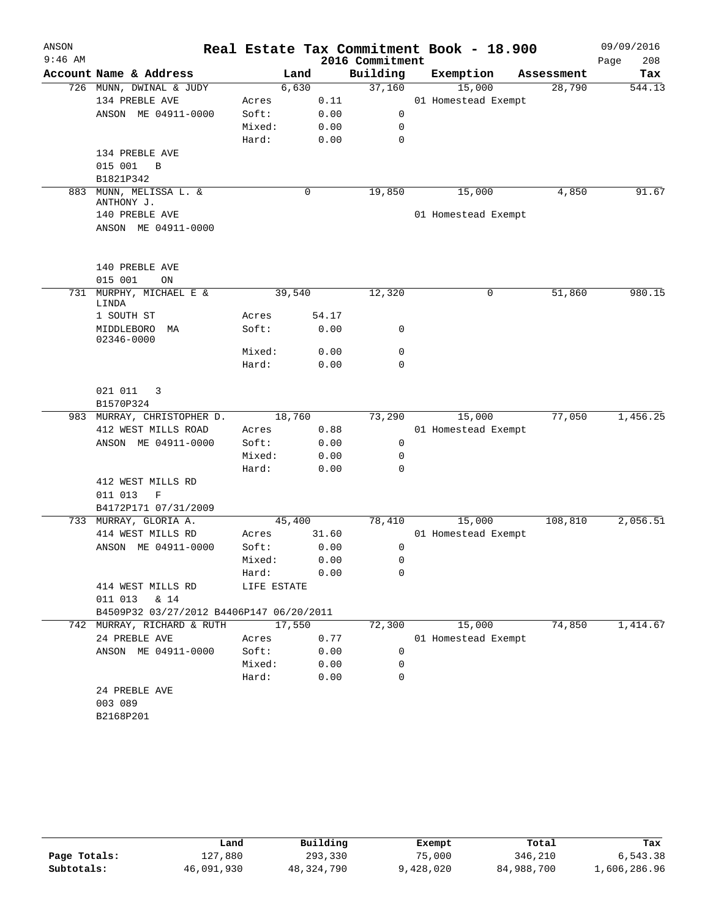# Real Estate Tax Commitment Book - 18.900

ANSON
9:46 AM

2016 Commitment

09/09/2016

| Account | Name & Address | | Land | Building | Exemption | Assessment | Tax |
|---|---|---|---|---|---|---|---|
| 726 | MUNN, DWINAL & JUDY | | 6,630 | 37,160 | 15,000 | 28,790 | 544.13 |
| | 134 PREBLE AVE | Acres | 0.11 | | 01 Homestead Exempt | | |
| | ANSON ME 04911-0000 | Soft: | 0.00 | 0 | | | |
| | | Mixed: | 0.00 | 0 | | | |
| | | Hard: | 0.00 | 0 | | | |
| | 134 PREBLE AVE | | | | | | |
| | 015 001 B | | | | | | |
| | B1821P342 | | | | | | |
| 883 | MUNN, MELISSA L. & ANTHONY J. | | 0 | 19,850 | 15,000 | 4,850 | 91.67 |
| | 140 PREBLE AVE | | | | 01 Homestead Exempt | | |
| | ANSON ME 04911-0000 | | | | | | |
| | 140 PREBLE AVE | | | | | | |
| | 015 001 ON | | | | | | |
| 731 | MURPHY, MICHAEL E & LINDA | | 39,540 | 12,320 | 0 | 51,860 | 980.15 |
| | 1 SOUTH ST | Acres | 54.17 | | | | |
| | MIDDLEBORO MA 02346-0000 | Soft: | 0.00 | 0 | | | |
| | | Mixed: | 0.00 | 0 | | | |
| | | Hard: | 0.00 | 0 | | | |
| | 021 011 3 | | | | | | |
| | B1570P324 | | | | | | |
| 983 | MURRAY, CHRISTOPHER D. | | 18,760 | 73,290 | 15,000 | 77,050 | 1,456.25 |
| | 412 WEST MILLS ROAD | Acres | 0.88 | | 01 Homestead Exempt | | |
| | ANSON ME 04911-0000 | Soft: | 0.00 | 0 | | | |
| | | Mixed: | 0.00 | 0 | | | |
| | | Hard: | 0.00 | 0 | | | |
| | 412 WEST MILLS RD | | | | | | |
| | 011 013 F | | | | | | |
| | B4172P171 07/31/2009 | | | | | | |
| 733 | MURRAY, GLORIA A. | | 45,400 | 78,410 | 15,000 | 108,810 | 2,056.51 |
| | 414 WEST MILLS RD | Acres | 31.60 | | 01 Homestead Exempt | | |
| | ANSON ME 04911-0000 | Soft: | 0.00 | 0 | | | |
| | | Mixed: | 0.00 | 0 | | | |
| | | Hard: | 0.00 | 0 | | | |
| | 414 WEST MILLS RD | LIFE ESTATE | | | | | |
| | 011 013 & 14 | | | | | | |
| | B4509P32 03/27/2012 B4406P147 06/20/2011 | | | | | | |
| 742 | MURRAY, RICHARD & RUTH | | 17,550 | 72,300 | 15,000 | 74,850 | 1,414.67 |
| | 24 PREBLE AVE | Acres | 0.77 | | 01 Homestead Exempt | | |
| | ANSON ME 04911-0000 | Soft: | 0.00 | 0 | | | |
| | | Mixed: | 0.00 | 0 | | | |
| | | Hard: | 0.00 | 0 | | | |
| | 24 PREBLE AVE | | | | | | |
| | 003 089 | | | | | | |
| | B2168P201 | | | | | | |

| | Land | Building | Exempt | Total | Tax |
|---|---|---|---|---|---|
| Page Totals: | 127,880 | 293,330 | 75,000 | 346,210 | 6,543.38 |
| Subtotals: | 46,091,930 | 48,324,790 | 9,428,020 | 84,988,700 | 1,606,286.96 |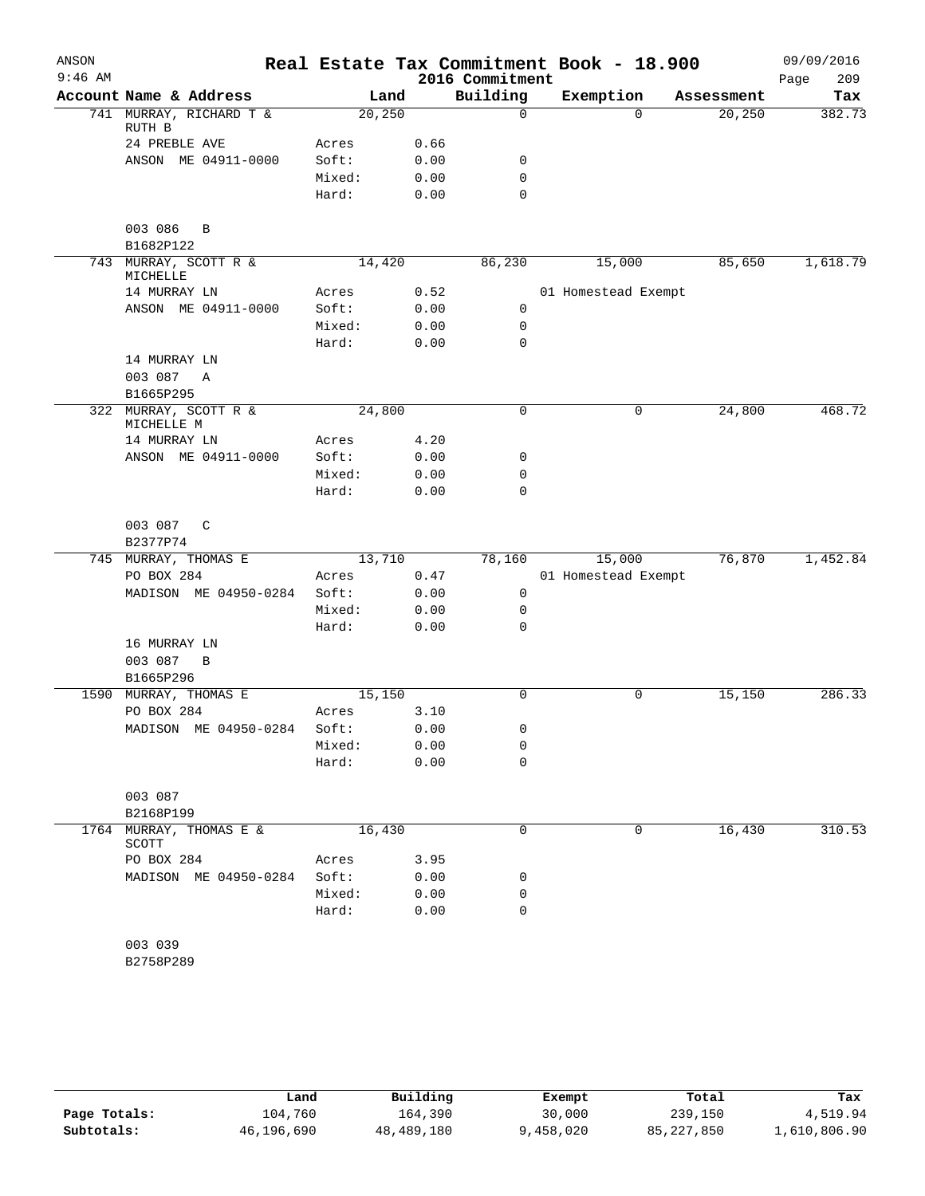# Real Estate Tax Commitment Book - 18.900

ANSON
9:46 AM

2016 Commitment

09/09/2016

| Account | Name & Address | Land | | Building | Exemption | Assessment | Tax |
|---|---|---|---|---|---|---|---|
| 741 | MURRAY, RICHARD T & RUTH B | 20,250 | | 0 | 0 | 20,250 | 382.73 |
| | 24 PREBLE AVE | Acres | 0.66 | | | | |
| | ANSON ME 04911-0000 | Soft: | 0.00 | 0 | | | |
| | | Mixed: | 0.00 | 0 | | | |
| | | Hard: | 0.00 | 0 | | | |
| | 003 086 B | | | | | | |
| | B1682P122 | | | | | | |
| 743 | MURRAY, SCOTT R & MICHELLE | 14,420 | | 86,230 | 15,000 | 85,650 | 1,618.79 |
| | 14 MURRAY LN | Acres | 0.52 | | 01 Homestead Exempt | | |
| | ANSON ME 04911-0000 | Soft: | 0.00 | 0 | | | |
| | | Mixed: | 0.00 | 0 | | | |
| | | Hard: | 0.00 | 0 | | | |
| | 14 MURRAY LN | | | | | | |
| | 003 087 A | | | | | | |
| | B1665P295 | | | | | | |
| 322 | MURRAY, SCOTT R & MICHELLE M | 24,800 | | 0 | 0 | 24,800 | 468.72 |
| | 14 MURRAY LN | Acres | 4.20 | | | | |
| | ANSON ME 04911-0000 | Soft: | 0.00 | 0 | | | |
| | | Mixed: | 0.00 | 0 | | | |
| | | Hard: | 0.00 | 0 | | | |
| | 003 087 C | | | | | | |
| | B2377P74 | | | | | | |
| 745 | MURRAY, THOMAS E | 13,710 | | 78,160 | 15,000 | 76,870 | 1,452.84 |
| | PO BOX 284 | Acres | 0.47 | | 01 Homestead Exempt | | |
| | MADISON ME 04950-0284 | Soft: | 0.00 | 0 | | | |
| | | Mixed: | 0.00 | 0 | | | |
| | | Hard: | 0.00 | 0 | | | |
| | 16 MURRAY LN | | | | | | |
| | 003 087 B | | | | | | |
| | B1665P296 | | | | | | |
| 1590 | MURRAY, THOMAS E | 15,150 | | 0 | 0 | 15,150 | 286.33 |
| | PO BOX 284 | Acres | 3.10 | | | | |
| | MADISON ME 04950-0284 | Soft: | 0.00 | 0 | | | |
| | | Mixed: | 0.00 | 0 | | | |
| | | Hard: | 0.00 | 0 | | | |
| | 003 087 | | | | | | |
| | B2168P199 | | | | | | |
| 1764 | MURRAY, THOMAS E & SCOTT | 16,430 | | 0 | 0 | 16,430 | 310.53 |
| | PO BOX 284 | Acres | 3.95 | | | | |
| | MADISON ME 04950-0284 | Soft: | 0.00 | 0 | | | |
| | | Mixed: | 0.00 | 0 | | | |
| | | Hard: | 0.00 | 0 | | | |
| | 003 039 | | | | | | |
| | B2758P289 | | | | | | |

| | Land | Building | Exempt | Total | Tax |
|---|---|---|---|---|---|
| Page Totals: | 104,760 | 164,390 | 30,000 | 239,150 | 4,519.94 |
| Subtotals: | 46,196,690 | 48,489,180 | 9,458,020 | 85,227,850 | 1,610,806.90 |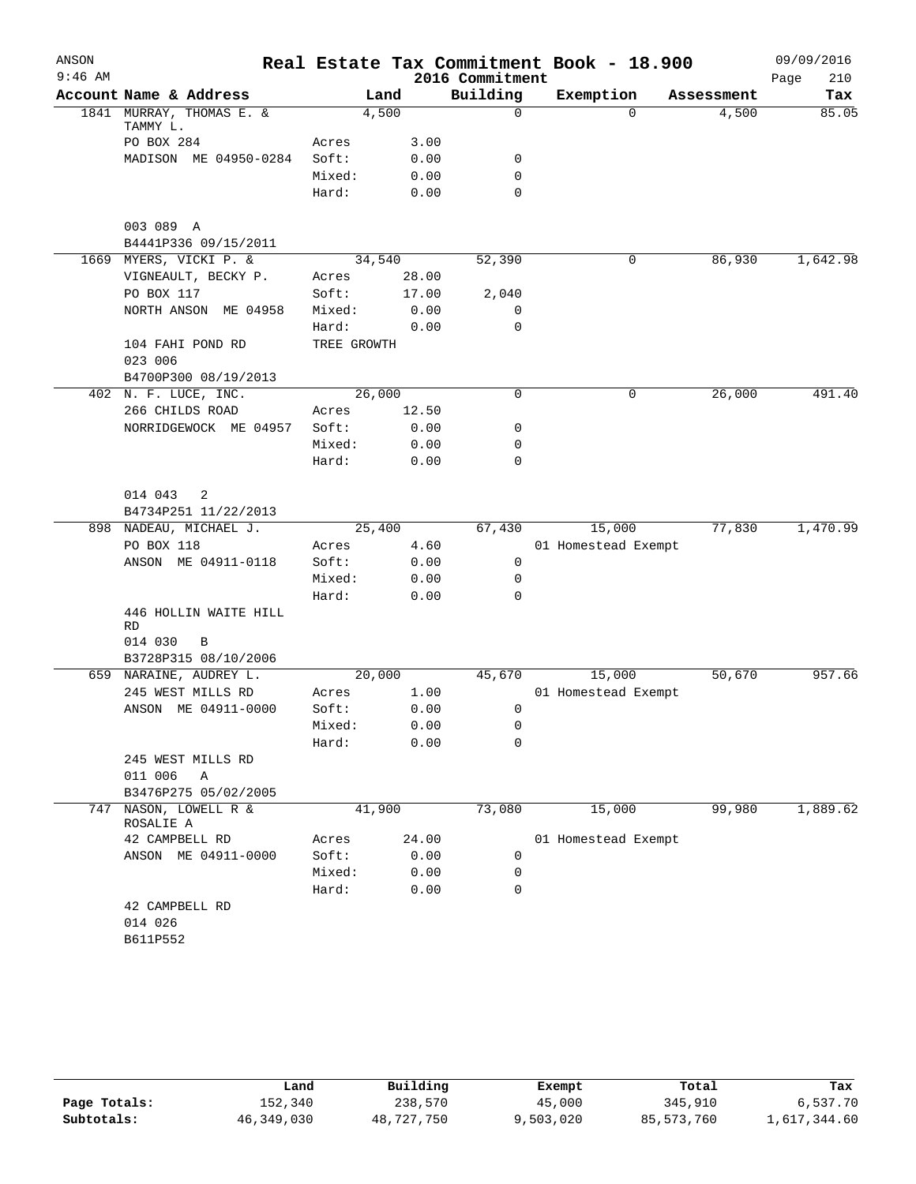# Real Estate Tax Commitment Book - 18.900

ANSON
9:46 AM
2016 Commitment
09/09/2016

| Account Name & Address | | Land | Building | Exemption | Assessment | Tax |
|---|---|---|---|---|---|---|
| 1841 MURRAY, THOMAS E. & TAMMY L. | | 4,500 | 0 | 0 | 4,500 | 85.05 |
| PO BOX 284 | Acres | 3.00 | | | | |
| MADISON ME 04950-0284 | Soft: | 0.00 | 0 | | | |
| | Mixed: | 0.00 | 0 | | | |
| | Hard: | 0.00 | 0 | | | |
| 003 089 A | | | | | | |
| B4441P336 09/15/2011 | | | | | | |
| 1669 MYERS, VICKI P. & | | 34,540 | 52,390 | 0 | 86,930 | 1,642.98 |
| VIGNEAULT, BECKY P. | Acres | 28.00 | | | | |
| PO BOX 117 | Soft: | 17.00 | 2,040 | | | |
| NORTH ANSON ME 04958 | Mixed: | 0.00 | 0 | | | |
| | Hard: | 0.00 | 0 | | | |
| 104 FAHI POND RD | TREE GROWTH | | | | | |
| 023 006 | | | | | | |
| B4700P300 08/19/2013 | | | | | | |
| 402 N. F. LUCE, INC. | | 26,000 | 0 | 0 | 26,000 | 491.40 |
| 266 CHILDS ROAD | Acres | 12.50 | | | | |
| NORRIDGEWOCK ME 04957 | Soft: | 0.00 | 0 | | | |
| | Mixed: | 0.00 | 0 | | | |
| | Hard: | 0.00 | 0 | | | |
| 014 043 2 | | | | | | |
| B4734P251 11/22/2013 | | | | | | |
| 898 NADEAU, MICHAEL J. | | 25,400 | 67,430 | 15,000 | 77,830 | 1,470.99 |
| PO BOX 118 | Acres | 4.60 | | 01 Homestead Exempt | | |
| ANSON ME 04911-0118 | Soft: | 0.00 | 0 | | | |
| | Mixed: | 0.00 | 0 | | | |
| | Hard: | 0.00 | 0 | | | |
| 446 HOLLIN WAITE HILL RD | | | | | | |
| 014 030 B | | | | | | |
| B3728P315 08/10/2006 | | | | | | |
| 659 NARAINE, AUDREY L. | | 20,000 | 45,670 | 15,000 | 50,670 | 957.66 |
| 245 WEST MILLS RD | Acres | 1.00 | | 01 Homestead Exempt | | |
| ANSON ME 04911-0000 | Soft: | 0.00 | 0 | | | |
| | Mixed: | 0.00 | 0 | | | |
| | Hard: | 0.00 | 0 | | | |
| 245 WEST MILLS RD | | | | | | |
| 011 006 A | | | | | | |
| B3476P275 05/02/2005 | | | | | | |
| 747 NASON, LOWELL R & ROSALIE A | | 41,900 | 73,080 | 15,000 | 99,980 | 1,889.62 |
| 42 CAMPBELL RD | Acres | 24.00 | | 01 Homestead Exempt | | |
| ANSON ME 04911-0000 | Soft: | 0.00 | 0 | | | |
| | Mixed: | 0.00 | 0 | | | |
| | Hard: | 0.00 | 0 | | | |
| 42 CAMPBELL RD | | | | | | |
| 014 026 | | | | | | |
| B611P552 | | | | | | |

| | Land | Building | Exempt | Total | Tax |
|---|---|---|---|---|---|
| Page Totals: | 152,340 | 238,570 | 45,000 | 345,910 | 6,537.70 |
| Subtotals: | 46,349,030 | 48,727,750 | 9,503,020 | 85,573,760 | 1,617,344.60 |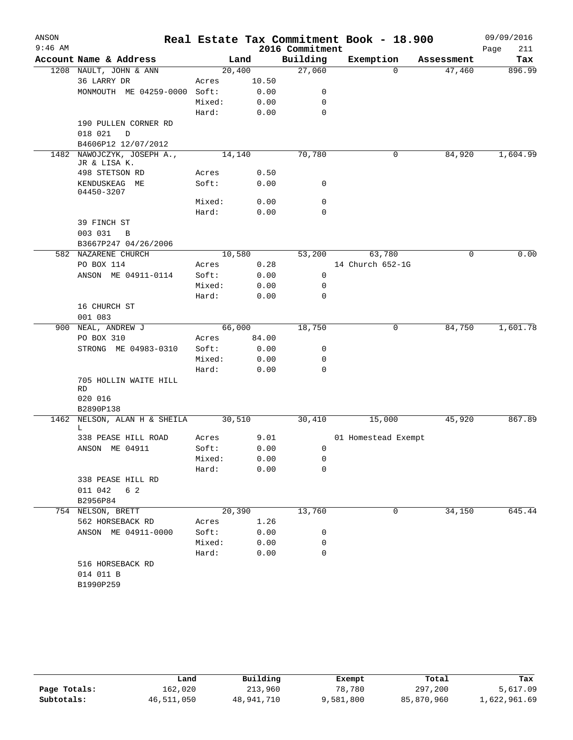# Real Estate Tax Commitment Book - 18.900

ANSON 9:46 AM — 2016 Commitment — 09/09/2016

| Account | Name & Address | | Land | Building | Exemption | Assessment | Tax |
|---|---|---|---|---|---|---|---|
| 1208 | NAULT, JOHN & ANN | | 20,400 | 27,060 | 0 | 47,460 | 896.99 |
| | 36 LARRY DR | Acres | 10.50 | | | | |
| | MONMOUTH ME 04259-0000 | Soft: | 0.00 | 0 | | | |
| | | Mixed: | 0.00 | 0 | | | |
| | | Hard: | 0.00 | 0 | | | |
| | 190 PULLEN CORNER RD | | | | | | |
| | 018 021 D | | | | | | |
| | B4606P12 12/07/2012 | | | | | | |
| 1482 | NAWOJCZYK, JOSEPH A., JR & LISA K. | | 14,140 | 70,780 | 0 | 84,920 | 1,604.99 |
| | 498 STETSON RD | Acres | 0.50 | | | | |
| | KENDUSKEAG ME 04450-3207 | Soft: | 0.00 | 0 | | | |
| | | Mixed: | 0.00 | 0 | | | |
| | | Hard: | 0.00 | 0 | | | |
| | 39 FINCH ST | | | | | | |
| | 003 031 B | | | | | | |
| | B3667P247 04/26/2006 | | | | | | |
| 582 | NAZARENE CHURCH | | 10,580 | 53,200 | 63,780 | 0 | 0.00 |
| | PO BOX 114 | Acres | 0.28 | | 14 Church 652-1G | | |
| | ANSON ME 04911-0114 | Soft: | 0.00 | 0 | | | |
| | | Mixed: | 0.00 | 0 | | | |
| | | Hard: | 0.00 | 0 | | | |
| | 16 CHURCH ST | | | | | | |
| | 001 083 | | | | | | |
| 900 | NEAL, ANDREW J | | 66,000 | 18,750 | 0 | 84,750 | 1,601.78 |
| | PO BOX 310 | Acres | 84.00 | | | | |
| | STRONG ME 04983-0310 | Soft: | 0.00 | 0 | | | |
| | | Mixed: | 0.00 | 0 | | | |
| | | Hard: | 0.00 | 0 | | | |
| | 705 HOLLIN WAITE HILL RD | | | | | | |
| | 020 016 | | | | | | |
| | B2890P138 | | | | | | |
| 1462 | NELSON, ALAN H & SHEILA L | | 30,510 | 30,410 | 15,000 | 45,920 | 867.89 |
| | 338 PEASE HILL ROAD | Acres | 9.01 | | 01 Homestead Exempt | | |
| | ANSON ME 04911 | Soft: | 0.00 | 0 | | | |
| | | Mixed: | 0.00 | 0 | | | |
| | | Hard: | 0.00 | 0 | | | |
| | 338 PEASE HILL RD | | | | | | |
| | 011 042 6 2 | | | | | | |
| | B2956P84 | | | | | | |
| 754 | NELSON, BRETT | | 20,390 | 13,760 | 0 | 34,150 | 645.44 |
| | 562 HORSEBACK RD | Acres | 1.26 | | | | |
| | ANSON ME 04911-0000 | Soft: | 0.00 | 0 | | | |
| | | Mixed: | 0.00 | 0 | | | |
| | | Hard: | 0.00 | 0 | | | |
| | 516 HORSEBACK RD | | | | | | |
| | 014 011 B | | | | | | |
| | B1990P259 | | | | | | |

| | Land | Building | Exempt | Total | Tax |
|---|---|---|---|---|---|
| Page Totals: | 162,020 | 213,960 | 78,780 | 297,200 | 5,617.09 |
| Subtotals: | 46,511,050 | 48,941,710 | 9,581,800 | 85,870,960 | 1,622,961.69 |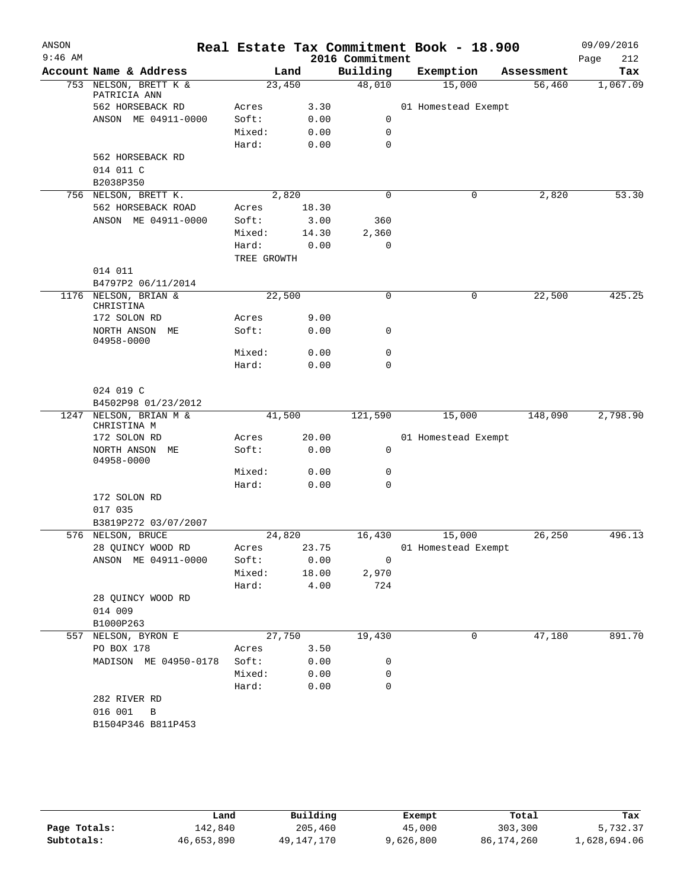# Real Estate Tax Commitment Book - 18.900

ANSON
9:46 AM

2016 Commitment

09/09/2016

| Account | Name & Address | Land | | Building | Exemption | Assessment | Tax |
|---|---|---|---|---|---|---|---|
| 753 | NELSON, BRETT K & PATRICIA ANN | 23,450 | | 48,010 | 15,000 | 56,460 | 1,067.09 |
| | 562 HORSEBACK RD | Acres | 3.30 | | 01 Homestead Exempt | | |
| | ANSON ME 04911-0000 | Soft: | 0.00 | 0 | | | |
| | | Mixed: | 0.00 | 0 | | | |
| | | Hard: | 0.00 | 0 | | | |
| | 562 HORSEBACK RD | | | | | | |
| | 014 011 C | | | | | | |
| | B2038P350 | | | | | | |
| 756 | NELSON, BRETT K. | 2,820 | | 0 | 0 | 2,820 | 53.30 |
| | 562 HORSEBACK ROAD | Acres | 18.30 | | | | |
| | ANSON ME 04911-0000 | Soft: | 3.00 | 360 | | | |
| | | Mixed: | 14.30 | 2,360 | | | |
| | | Hard: | 0.00 | 0 | | | |
| | | TREE GROWTH | | | | | |
| | 014 011 | | | | | | |
| | B4797P2 06/11/2014 | | | | | | |
| 1176 | NELSON, BRIAN & CHRISTINA | 22,500 | | 0 | 0 | 22,500 | 425.25 |
| | 172 SOLON RD | Acres | 9.00 | | | | |
| | NORTH ANSON ME 04958-0000 | Soft: | 0.00 | 0 | | | |
| | | Mixed: | 0.00 | 0 | | | |
| | | Hard: | 0.00 | 0 | | | |
| | 024 019 C | | | | | | |
| | B4502P98 01/23/2012 | | | | | | |
| 1247 | NELSON, BRIAN M & CHRISTINA M | 41,500 | | 121,590 | 15,000 | 148,090 | 2,798.90 |
| | 172 SOLON RD | Acres | 20.00 | | 01 Homestead Exempt | | |
| | NORTH ANSON ME 04958-0000 | Soft: | 0.00 | 0 | | | |
| | | Mixed: | 0.00 | 0 | | | |
| | | Hard: | 0.00 | 0 | | | |
| | 172 SOLON RD | | | | | | |
| | 017 035 | | | | | | |
| | B3819P272 03/07/2007 | | | | | | |
| 576 | NELSON, BRUCE | 24,820 | | 16,430 | 15,000 | 26,250 | 496.13 |
| | 28 QUINCY WOOD RD | Acres | 23.75 | | 01 Homestead Exempt | | |
| | ANSON ME 04911-0000 | Soft: | 0.00 | 0 | | | |
| | | Mixed: | 18.00 | 2,970 | | | |
| | | Hard: | 4.00 | 724 | | | |
| | 28 QUINCY WOOD RD | | | | | | |
| | 014 009 | | | | | | |
| | B1000P263 | | | | | | |
| 557 | NELSON, BYRON E | 27,750 | | 19,430 | 0 | 47,180 | 891.70 |
| | PO BOX 178 | Acres | 3.50 | | | | |
| | MADISON ME 04950-0178 | Soft: | 0.00 | 0 | | | |
| | | Mixed: | 0.00 | 0 | | | |
| | | Hard: | 0.00 | 0 | | | |
| | 282 RIVER RD | | | | | | |
| | 016 001 B | | | | | | |
| | B1504P346 B811P453 | | | | | | |

| | Land | Building | Exempt | Total | Tax |
|---|---|---|---|---|---|
| Page Totals: | 142,840 | 205,460 | 45,000 | 303,300 | 5,732.37 |
| Subtotals: | 46,653,890 | 49,147,170 | 9,626,800 | 86,174,260 | 1,628,694.06 |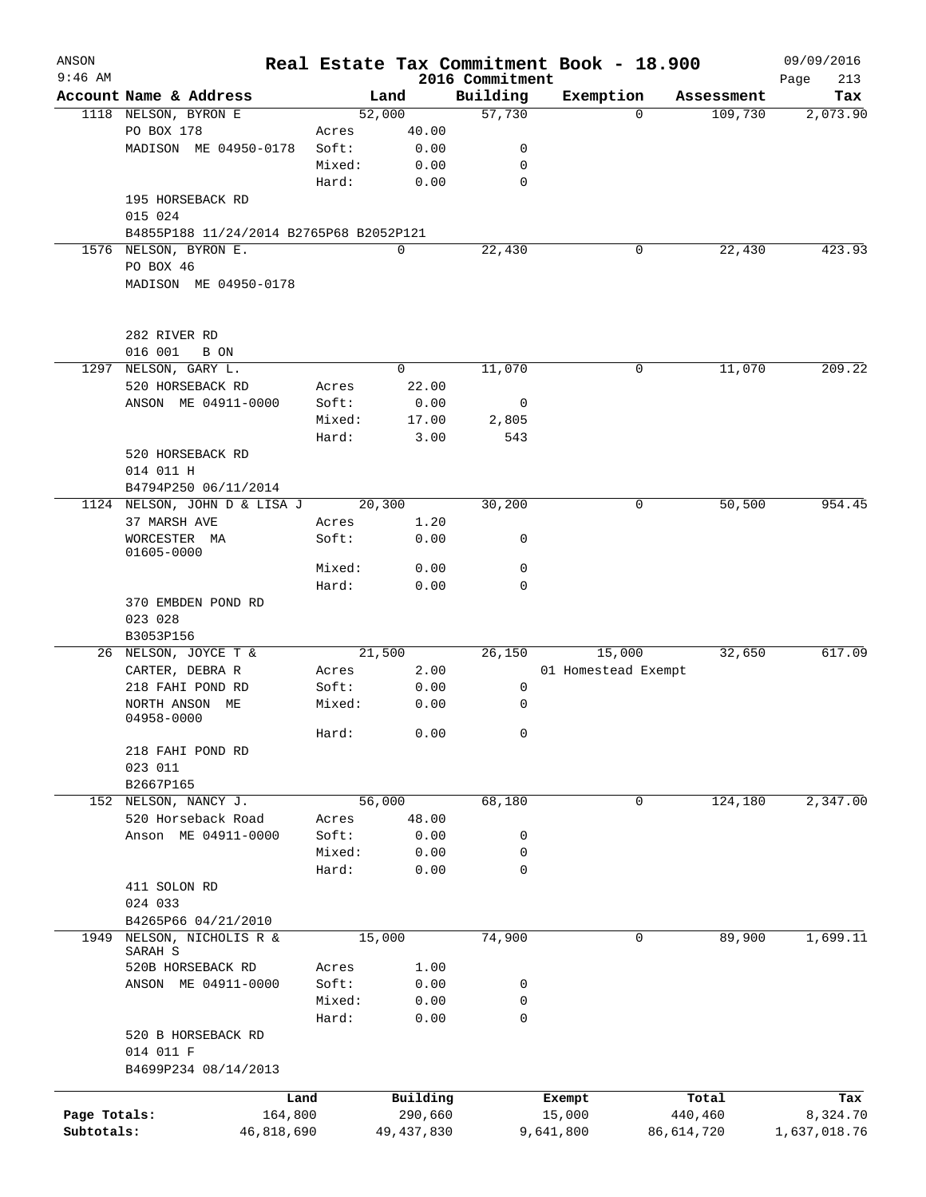# Real Estate Tax Commitment Book - 18.900

ANSON
9:46 AM

2016 Commitment

09/09/2016

| Account | Name & Address | | Land | Building | Exemption | Assessment | Tax |
|---|---|---|---|---|---|---|---|
| 1118 | NELSON, BYRON E | | 52,000 | 57,730 | 0 | 109,730 | 2,073.90 |
| | PO BOX 178 | Acres | 40.00 | | | | |
| | MADISON ME 04950-0178 | Soft: | 0.00 | 0 | | | |
| | | Mixed: | 0.00 | 0 | | | |
| | | Hard: | 0.00 | 0 | | | |
| | 195 HORSEBACK RD | | | | | | |
| | 015 024 | | | | | | |
| | B4855P188 11/24/2014 B2765P68 B2052P121 | | | | | | |
| 1576 | NELSON, BYRON E. | | 0 | 22,430 | 0 | 22,430 | 423.93 |
| | PO BOX 46 | | | | | | |
| | MADISON ME 04950-0178 | | | | | | |
| | 282 RIVER RD | | | | | | |
| | 016 001 B ON | | | | | | |
| 1297 | NELSON, GARY L. | | 0 | 11,070 | 0 | 11,070 | 209.22 |
| | 520 HORSEBACK RD | Acres | 22.00 | | | | |
| | ANSON ME 04911-0000 | Soft: | 0.00 | 0 | | | |
| | | Mixed: | 17.00 | 2,805 | | | |
| | | Hard: | 3.00 | 543 | | | |
| | 520 HORSEBACK RD | | | | | | |
| | 014 011 H | | | | | | |
| | B4794P250 06/11/2014 | | | | | | |
| 1124 | NELSON, JOHN D & LISA J | | 20,300 | 30,200 | 0 | 50,500 | 954.45 |
| | 37 MARSH AVE | Acres | 1.20 | | | | |
| | WORCESTER MA 01605-0000 | Soft: | 0.00 | 0 | | | |
| | | Mixed: | 0.00 | 0 | | | |
| | | Hard: | 0.00 | 0 | | | |
| | 370 EMBDEN POND RD | | | | | | |
| | 023 028 | | | | | | |
| | B3053P156 | | | | | | |
| 26 | NELSON, JOYCE T & | | 21,500 | 26,150 | 15,000 | 32,650 | 617.09 |
| | CARTER, DEBRA R | Acres | 2.00 | | 01 Homestead Exempt | | |
| | 218 FAHI POND RD | Soft: | 0.00 | 0 | | | |
| | NORTH ANSON ME 04958-0000 | Mixed: | 0.00 | 0 | | | |
| | | Hard: | 0.00 | 0 | | | |
| | 218 FAHI POND RD | | | | | | |
| | 023 011 | | | | | | |
| | B2667P165 | | | | | | |
| 152 | NELSON, NANCY J. | | 56,000 | 68,180 | 0 | 124,180 | 2,347.00 |
| | 520 Horseback Road | Acres | 48.00 | | | | |
| | Anson ME 04911-0000 | Soft: | 0.00 | 0 | | | |
| | | Mixed: | 0.00 | 0 | | | |
| | | Hard: | 0.00 | 0 | | | |
| | 411 SOLON RD | | | | | | |
| | 024 033 | | | | | | |
| | B4265P66 04/21/2010 | | | | | | |
| 1949 | NELSON, NICHOLIS R & SARAH S | | 15,000 | 74,900 | 0 | 89,900 | 1,699.11 |
| | 520B HORSEBACK RD | Acres | 1.00 | | | | |
| | ANSON ME 04911-0000 | Soft: | 0.00 | 0 | | | |
| | | Mixed: | 0.00 | 0 | | | |
| | | Hard: | 0.00 | 0 | | | |
| | 520 B HORSEBACK RD | | | | | | |
| | 014 011 F | | | | | | |
| | B4699P234 08/14/2013 | | | | | | |

| | Land | Building | Exempt | Total | Tax |
|---|---|---|---|---|---|
| Page Totals: | 164,800 | 290,660 | 15,000 | 440,460 | 8,324.70 |
| Subtotals: | 46,818,690 | 49,437,830 | 9,641,800 | 86,614,720 | 1,637,018.76 |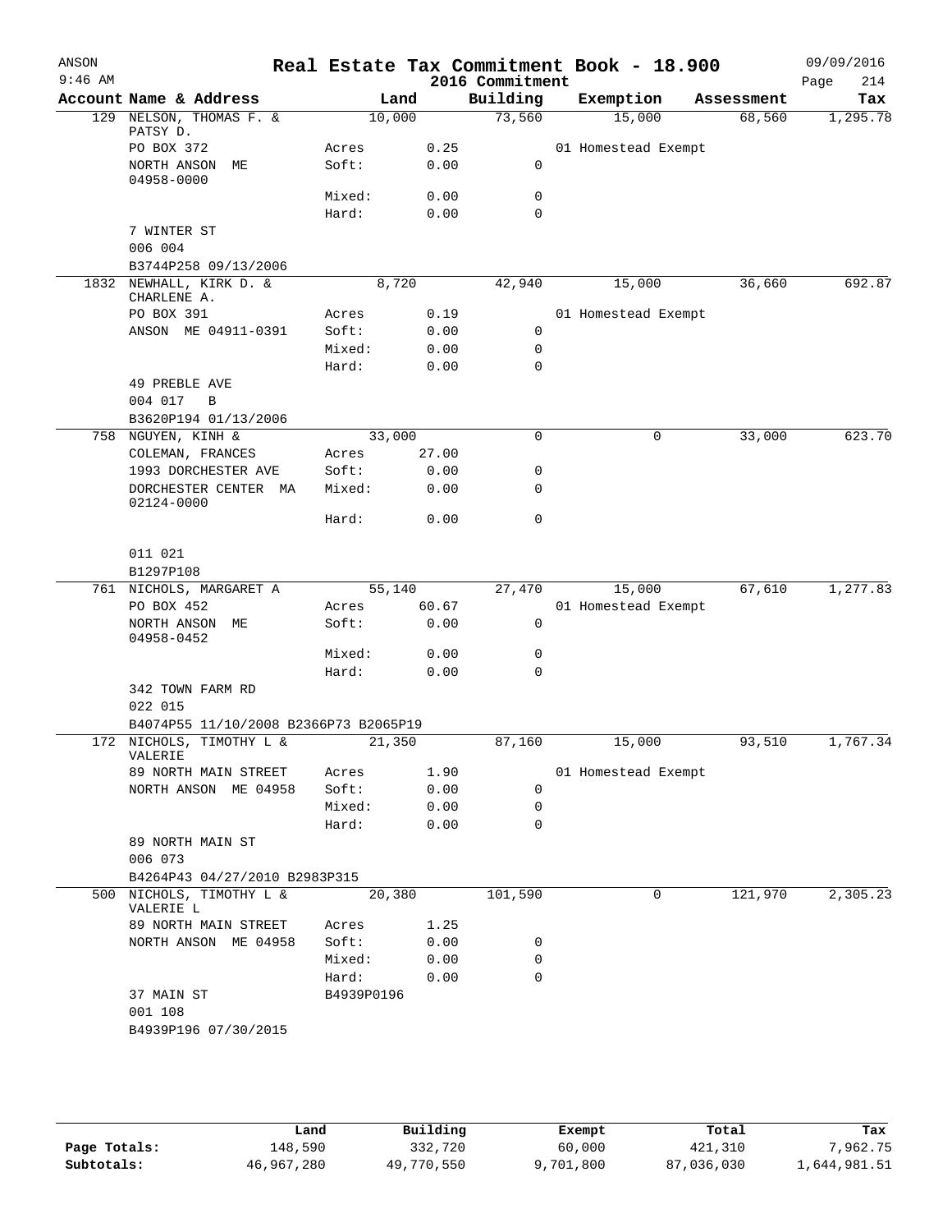# Real Estate Tax Commitment Book - 18.900

ANSON 9:46 AM — 2016 Commitment — 09/09/2016

| Account | Name & Address | | Land | Building | Exemption | Assessment | Tax |
|---|---|---|---|---|---|---|---|
| 129 | NELSON, THOMAS F. & PATSY D. | | 10,000 | 73,560 | 15,000 | 68,560 | 1,295.78 |
| | PO BOX 372 | Acres | 0.25 | | 01 Homestead Exempt | | |
| | NORTH ANSON ME 04958-0000 | Soft: | 0.00 | 0 | | | |
| | | Mixed: | 0.00 | 0 | | | |
| | | Hard: | 0.00 | 0 | | | |
| | 7 WINTER ST | | | | | | |
| | 006 004 | | | | | | |
| | B3744P258 09/13/2006 | | | | | | |
| 1832 | NEWHALL, KIRK D. & CHARLENE A. | | 8,720 | 42,940 | 15,000 | 36,660 | 692.87 |
| | PO BOX 391 | Acres | 0.19 | | 01 Homestead Exempt | | |
| | ANSON ME 04911-0391 | Soft: | 0.00 | 0 | | | |
| | | Mixed: | 0.00 | 0 | | | |
| | | Hard: | 0.00 | 0 | | | |
| | 49 PREBLE AVE | | | | | | |
| | 004 017 B | | | | | | |
| | B3620P194 01/13/2006 | | | | | | |
| 758 | NGUYEN, KINH & | | 33,000 | 0 | 0 | 33,000 | 623.70 |
| | COLEMAN, FRANCES | Acres | 27.00 | | | | |
| | 1993 DORCHESTER AVE | Soft: | 0.00 | 0 | | | |
| | DORCHESTER CENTER MA 02124-0000 | Mixed: | 0.00 | 0 | | | |
| | | Hard: | 0.00 | 0 | | | |
| | 011 021 | | | | | | |
| | B1297P108 | | | | | | |
| 761 | NICHOLS, MARGARET A | | 55,140 | 27,470 | 15,000 | 67,610 | 1,277.83 |
| | PO BOX 452 | Acres | 60.67 | | 01 Homestead Exempt | | |
| | NORTH ANSON ME 04958-0452 | Soft: | 0.00 | 0 | | | |
| | | Mixed: | 0.00 | 0 | | | |
| | | Hard: | 0.00 | 0 | | | |
| | 342 TOWN FARM RD | | | | | | |
| | 022 015 | | | | | | |
| | B4074P55 11/10/2008 B2366P73 B2065P19 | | | | | | |
| 172 | NICHOLS, TIMOTHY L & VALERIE | | 21,350 | 87,160 | 15,000 | 93,510 | 1,767.34 |
| | 89 NORTH MAIN STREET | Acres | 1.90 | | 01 Homestead Exempt | | |
| | NORTH ANSON ME 04958 | Soft: | 0.00 | 0 | | | |
| | | Mixed: | 0.00 | 0 | | | |
| | | Hard: | 0.00 | 0 | | | |
| | 89 NORTH MAIN ST | | | | | | |
| | 006 073 | | | | | | |
| | B4264P43 04/27/2010 B2983P315 | | | | | | |
| 500 | NICHOLS, TIMOTHY L & VALERIE L | | 20,380 | 101,590 | 0 | 121,970 | 2,305.23 |
| | 89 NORTH MAIN STREET | Acres | 1.25 | | | | |
| | NORTH ANSON ME 04958 | Soft: | 0.00 | 0 | | | |
| | | Mixed: | 0.00 | 0 | | | |
| | | Hard: | 0.00 | 0 | | | |
| | 37 MAIN ST | B4939P0196 | | | | | |
| | 001 108 | | | | | | |
| | B4939P196 07/30/2015 | | | | | | |

| | Land | Building | Exempt | Total | Tax |
|---|---|---|---|---|---|
| Page Totals: | 148,590 | 332,720 | 60,000 | 421,310 | 7,962.75 |
| Subtotals: | 46,967,280 | 49,770,550 | 9,701,800 | 87,036,030 | 1,644,981.51 |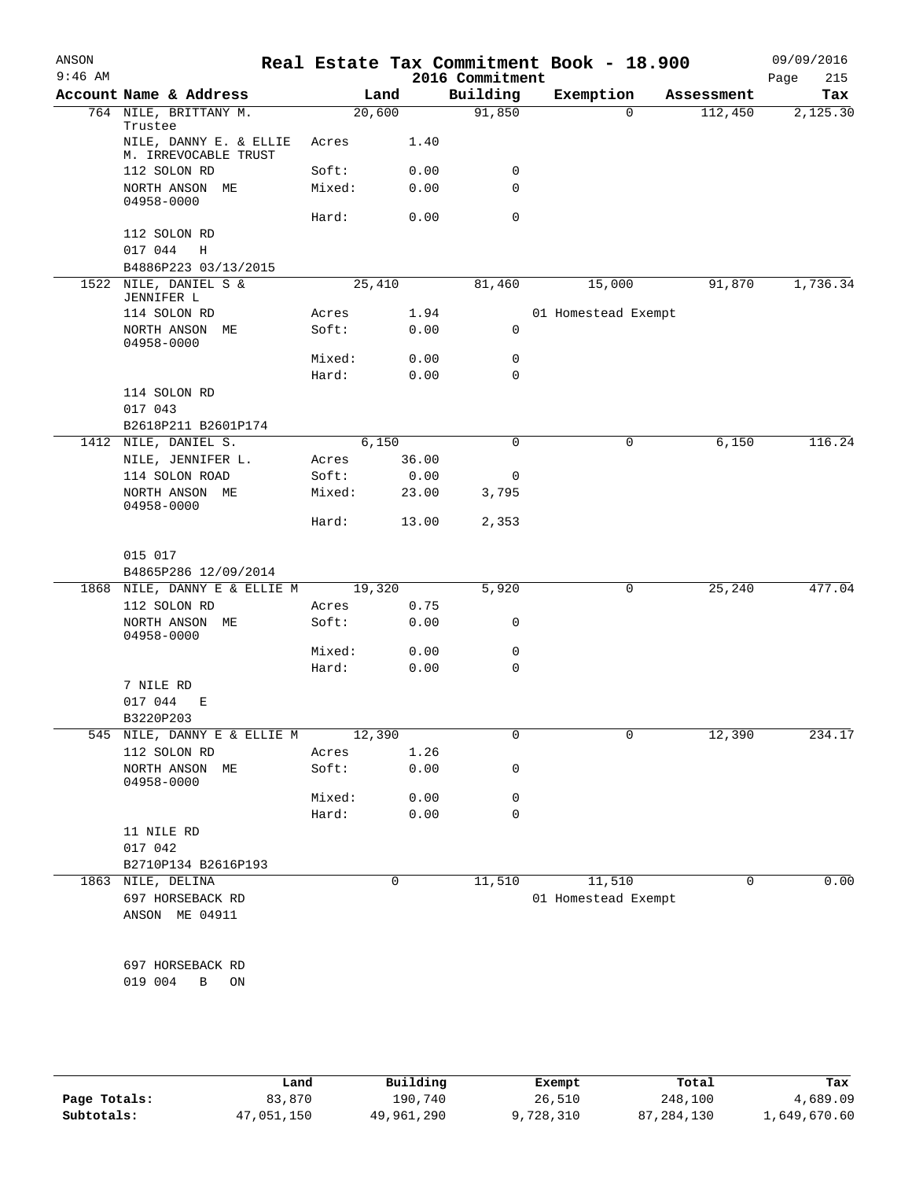ANSON 9:46 AM

# Real Estate Tax Commitment Book - 18.900

2016 Commitment

09/09/2016

| Account Name & Address | Land | | Building | Exemption | Assessment | Tax |
|---|---|---|---|---|---|---|
| 764 NILE, BRITTANY M. Trustee | 20,600 | | 91,850 | 0 | 112,450 | 2,125.30 |
| NILE, DANNY E. & ELLIE M. IRREVOCABLE TRUST | Acres | 1.40 | | | | |
| 112 SOLON RD | Soft: | 0.00 | 0 | | | |
| NORTH ANSON ME 04958-0000 | Mixed: | 0.00 | 0 | | | |
| | Hard: | 0.00 | 0 | | | |
| 112 SOLON RD | | | | | | |
| 017 044 H | | | | | | |
| B4886P223 03/13/2015 | | | | | | |
| 1522 NILE, DANIEL S & JENNIFER L | 25,410 | | 81,460 | 15,000 | 91,870 | 1,736.34 |
| 114 SOLON RD | Acres | 1.94 | | 01 Homestead Exempt | | |
| NORTH ANSON ME 04958-0000 | Soft: | 0.00 | 0 | | | |
| | Mixed: | 0.00 | 0 | | | |
| | Hard: | 0.00 | 0 | | | |
| 114 SOLON RD | | | | | | |
| 017 043 | | | | | | |
| B2618P211 B2601P174 | | | | | | |
| 1412 NILE, DANIEL S. | 6,150 | | 0 | 0 | 6,150 | 116.24 |
| NILE, JENNIFER L. | Acres | 36.00 | | | | |
| 114 SOLON ROAD | Soft: | 0.00 | 0 | | | |
| NORTH ANSON ME 04958-0000 | Mixed: | 23.00 | 3,795 | | | |
| | Hard: | 13.00 | 2,353 | | | |
| 015 017 | | | | | | |
| B4865P286 12/09/2014 | | | | | | |
| 1868 NILE, DANNY E & ELLIE M | 19,320 | | 5,920 | 0 | 25,240 | 477.04 |
| 112 SOLON RD | Acres | 0.75 | | | | |
| NORTH ANSON ME 04958-0000 | Soft: | 0.00 | 0 | | | |
| | Mixed: | 0.00 | 0 | | | |
| | Hard: | 0.00 | 0 | | | |
| 7 NILE RD | | | | | | |
| 017 044 E | | | | | | |
| B3220P203 | | | | | | |
| 545 NILE, DANNY E & ELLIE M | 12,390 | | 0 | 0 | 12,390 | 234.17 |
| 112 SOLON RD | Acres | 1.26 | | | | |
| NORTH ANSON ME 04958-0000 | Soft: | 0.00 | 0 | | | |
| | Mixed: | 0.00 | 0 | | | |
| | Hard: | 0.00 | 0 | | | |
| 11 NILE RD | | | | | | |
| 017 042 | | | | | | |
| B2710P134 B2616P193 | | | | | | |
| 1863 NILE, DELINA | 0 | | 11,510 | 11,510 | 0 | 0.00 |
| 697 HORSEBACK RD | | | | 01 Homestead Exempt | | |
| ANSON ME 04911 | | | | | | |
| 697 HORSEBACK RD | | | | | | |
| 019 004 B ON | | | | | | |

| | Land | Building | Exempt | Total | Tax |
|---|---|---|---|---|---|
| Page Totals: | 83,870 | 190,740 | 26,510 | 248,100 | 4,689.09 |
| Subtotals: | 47,051,150 | 49,961,290 | 9,728,310 | 87,284,130 | 1,649,670.60 |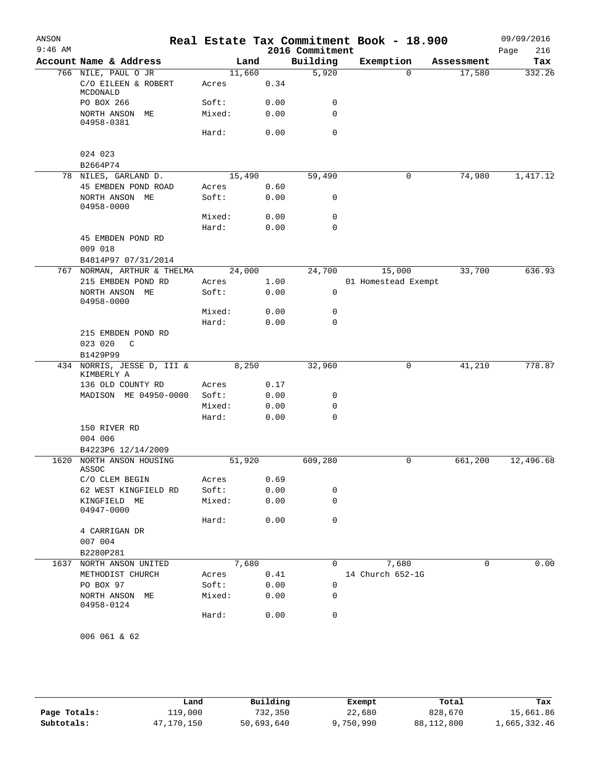# Real Estate Tax Commitment Book - 18.900

ANSON 9:46 AM — 2016 Commitment — 09/09/2016

| Account Name & Address | Land | | Building | Exemption | Assessment | Tax |
|---|---|---|---|---|---|---|
| 766 NILE, PAUL O JR | 11,660 | | 5,920 | 0 | 17,580 | 332.26 |
| C/O EILEEN & ROBERT MCDONALD | Acres | 0.34 | | | | |
| PO BOX 266 | Soft: | 0.00 | 0 | | | |
| NORTH ANSON ME 04958-0381 | Mixed: | 0.00 | 0 | | | |
| | Hard: | 0.00 | 0 | | | |
| 024 023 | | | | | | |
| B2664P74 | | | | | | |
| 78 NILES, GARLAND D. | 15,490 | | 59,490 | 0 | 74,980 | 1,417.12 |
| 45 EMBDEN POND ROAD | Acres | 0.60 | | | | |
| NORTH ANSON ME 04958-0000 | Soft: | 0.00 | 0 | | | |
| | Mixed: | 0.00 | 0 | | | |
| | Hard: | 0.00 | 0 | | | |
| 45 EMBDEN POND RD | | | | | | |
| 009 018 | | | | | | |
| B4814P97 07/31/2014 | | | | | | |
| 767 NORMAN, ARTHUR & THELMA | 24,000 | | 24,700 | 15,000 | 33,700 | 636.93 |
| 215 EMBDEN POND RD | Acres | 1.00 | | 01 Homestead Exempt | | |
| NORTH ANSON ME 04958-0000 | Soft: | 0.00 | 0 | | | |
| | Mixed: | 0.00 | 0 | | | |
| | Hard: | 0.00 | 0 | | | |
| 215 EMBDEN POND RD | | | | | | |
| 023 020 C | | | | | | |
| B1429P99 | | | | | | |
| 434 NORRIS, JESSE D, III & KIMBERLY A | 8,250 | | 32,960 | 0 | 41,210 | 778.87 |
| 136 OLD COUNTY RD | Acres | 0.17 | | | | |
| MADISON ME 04950-0000 | Soft: | 0.00 | 0 | | | |
| | Mixed: | 0.00 | 0 | | | |
| | Hard: | 0.00 | 0 | | | |
| 150 RIVER RD | | | | | | |
| 004 006 | | | | | | |
| B4223P6 12/14/2009 | | | | | | |
| 1620 NORTH ANSON HOUSING ASSOC | 51,920 | | 609,280 | 0 | 661,200 | 12,496.68 |
| C/O CLEM BEGIN | Acres | 0.69 | | | | |
| 62 WEST KINGFIELD RD | Soft: | 0.00 | 0 | | | |
| KINGFIELD ME 04947-0000 | Mixed: | 0.00 | 0 | | | |
| | Hard: | 0.00 | 0 | | | |
| 4 CARRIGAN DR | | | | | | |
| 007 004 | | | | | | |
| B2280P281 | | | | | | |
| 1637 NORTH ANSON UNITED | 7,680 | | 0 | 7,680 | 0 | 0.00 |
| METHODIST CHURCH | Acres | 0.41 | | 14 Church 652-1G | | |
| PO BOX 97 | Soft: | 0.00 | 0 | | | |
| NORTH ANSON ME 04958-0124 | Mixed: | 0.00 | 0 | | | |
| | Hard: | 0.00 | 0 | | | |
| 006 061 & 62 | | | | | | |

| | Land | Building | Exempt | Total | Tax |
|---|---|---|---|---|---|
| Page Totals: | 119,000 | 732,350 | 22,680 | 828,670 | 15,661.86 |
| Subtotals: | 47,170,150 | 50,693,640 | 9,750,990 | 88,112,800 | 1,665,332.46 |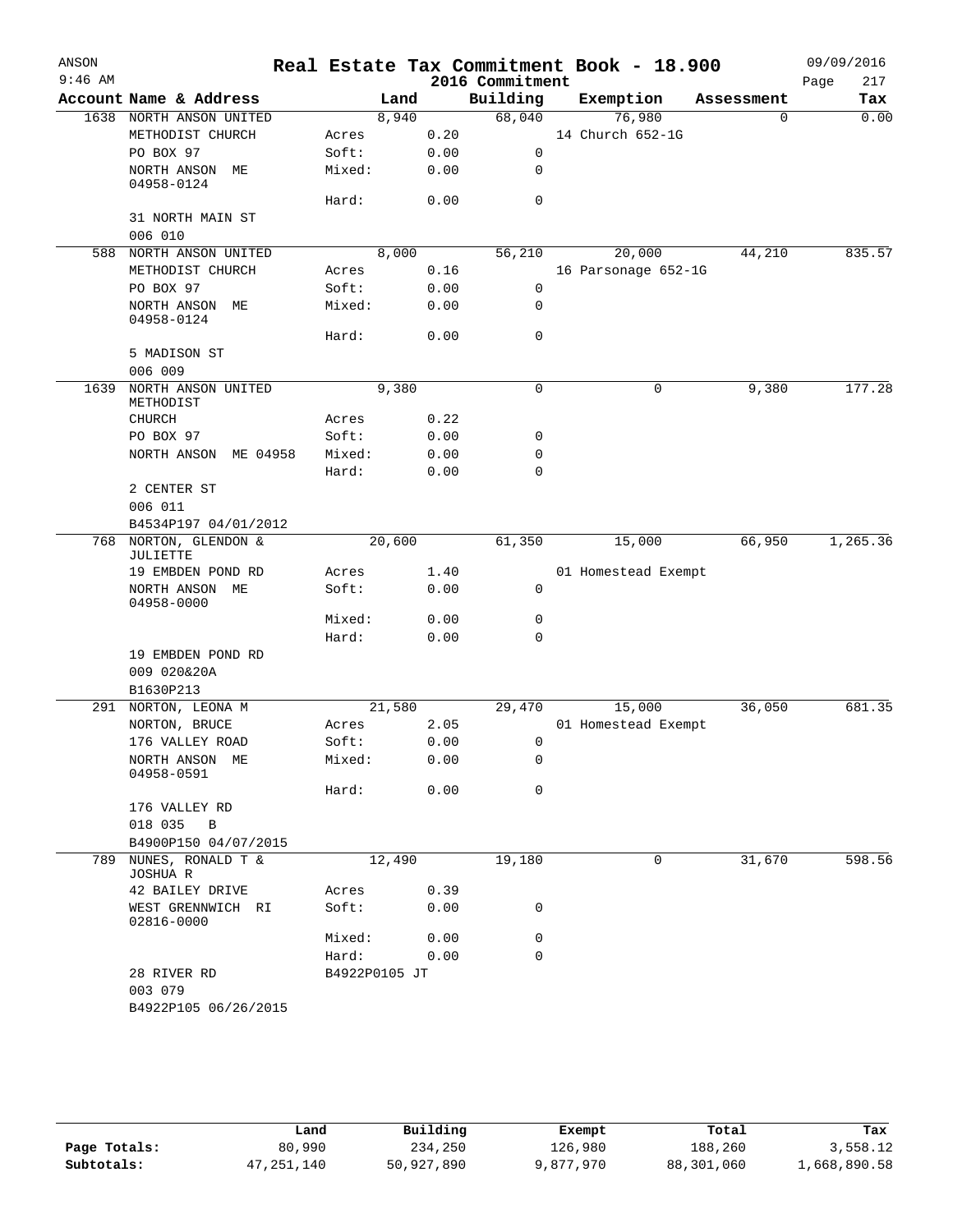# Real Estate Tax Commitment Book - 18.900

ANSON
9:46 AM

2016 Commitment

09/09/2016

| Account | Name & Address | | Land | Building | Exemption | Assessment | Tax |
|---|---|---|---|---|---|---|---|
| 1638 | NORTH ANSON UNITED | | 8,940 | 68,040 | 76,980 | 0 | 0.00 |
| | METHODIST CHURCH | Acres | 0.20 | | 14 Church 652-1G | | |
| | PO BOX 97 | Soft: | 0.00 | 0 | | | |
| | NORTH ANSON ME 04958-0124 | Mixed: | 0.00 | 0 | | | |
| | | Hard: | 0.00 | 0 | | | |
| | 31 NORTH MAIN ST | | | | | | |
| | 006 010 | | | | | | |
| 588 | NORTH ANSON UNITED | | 8,000 | 56,210 | 20,000 | 44,210 | 835.57 |
| | METHODIST CHURCH | Acres | 0.16 | | 16 Parsonage 652-1G | | |
| | PO BOX 97 | Soft: | 0.00 | 0 | | | |
| | NORTH ANSON ME 04958-0124 | Mixed: | 0.00 | 0 | | | |
| | | Hard: | 0.00 | 0 | | | |
| | 5 MADISON ST | | | | | | |
| | 006 009 | | | | | | |
| 1639 | NORTH ANSON UNITED METHODIST | | 9,380 | 0 | 0 | 9,380 | 177.28 |
| | CHURCH | Acres | 0.22 | | | | |
| | PO BOX 97 | Soft: | 0.00 | 0 | | | |
| | NORTH ANSON ME 04958 | Mixed: | 0.00 | 0 | | | |
| | | Hard: | 0.00 | 0 | | | |
| | 2 CENTER ST | | | | | | |
| | 006 011 | | | | | | |
| | B4534P197 04/01/2012 | | | | | | |
| 768 | NORTON, GLENDON & JULIETTE | | 20,600 | 61,350 | 15,000 | 66,950 | 1,265.36 |
| | 19 EMBDEN POND RD | Acres | 1.40 | | 01 Homestead Exempt | | |
| | NORTH ANSON ME 04958-0000 | Soft: | 0.00 | 0 | | | |
| | | Mixed: | 0.00 | 0 | | | |
| | | Hard: | 0.00 | 0 | | | |
| | 19 EMBDEN POND RD | | | | | | |
| | 009 020&20A | | | | | | |
| | B1630P213 | | | | | | |
| 291 | NORTON, LEONA M | | 21,580 | 29,470 | 15,000 | 36,050 | 681.35 |
| | NORTON, BRUCE | Acres | 2.05 | | 01 Homestead Exempt | | |
| | 176 VALLEY ROAD | Soft: | 0.00 | 0 | | | |
| | NORTH ANSON ME 04958-0591 | Mixed: | 0.00 | 0 | | | |
| | | Hard: | 0.00 | 0 | | | |
| | 176 VALLEY RD | | | | | | |
| | 018 035 B | | | | | | |
| | B4900P150 04/07/2015 | | | | | | |
| 789 | NUNES, RONALD T & JOSHUA R | | 12,490 | 19,180 | 0 | 31,670 | 598.56 |
| | 42 BAILEY DRIVE | Acres | 0.39 | | | | |
| | WEST GRENNWICH RI 02816-0000 | Soft: | 0.00 | 0 | | | |
| | | Mixed: | 0.00 | 0 | | | |
| | | Hard: | 0.00 | 0 | | | |
| | 28 RIVER RD | B4922P0105 JT | | | | | |
| | 003 079 | | | | | | |
| | B4922P105 06/26/2015 | | | | | | |

| | Land | Building | Exempt | Total | Tax |
|---|---|---|---|---|---|
| Page Totals: | 80,990 | 234,250 | 126,980 | 188,260 | 3,558.12 |
| Subtotals: | 47,251,140 | 50,927,890 | 9,877,970 | 88,301,060 | 1,668,890.58 |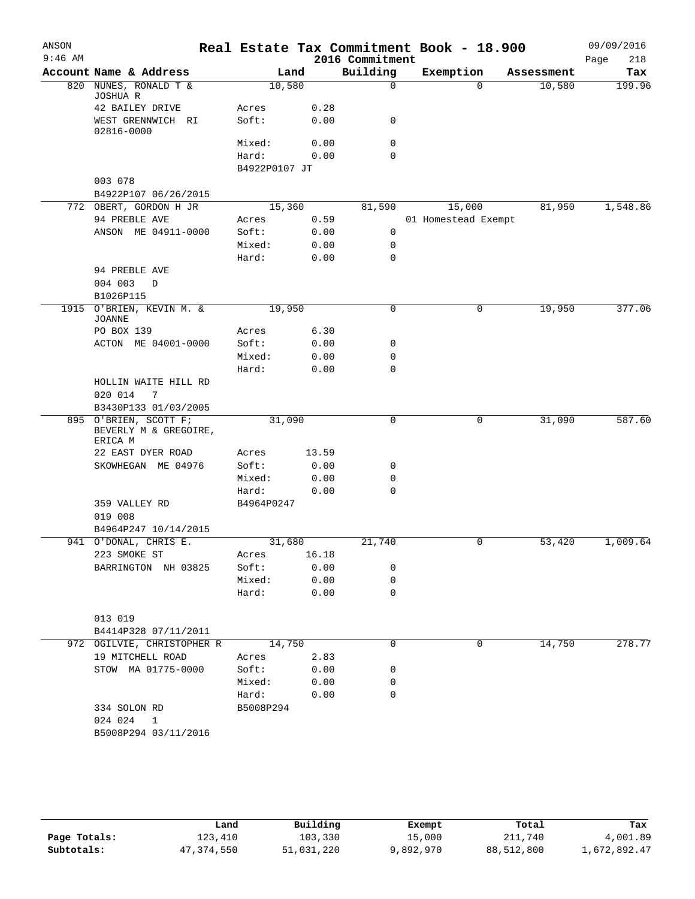# Real Estate Tax Commitment Book - 18.900

ANSON 9:46 AM — 2016 Commitment — 09/09/2016

| Account Name & Address | Land | | Building | Exemption | Assessment | Tax |
|---|---|---|---|---|---|---|
| 820 NUNES, RONALD T & JOSHUA R | 10,580 | | 0 | 0 | 10,580 | 199.96 |
| 42 BAILEY DRIVE | Acres | 0.28 | | | | |
| WEST GRENNWICH RI 02816-0000 | Soft: | 0.00 | 0 | | | |
| | Mixed: | 0.00 | 0 | | | |
| | Hard: | 0.00 | 0 | | | |
| | B4922P0107 JT | | | | | |
| 003 078 | | | | | | |
| B4922P107 06/26/2015 | | | | | | |
| 772 OBERT, GORDON H JR | 15,360 | | 81,590 | 15,000 | 81,950 | 1,548.86 |
| 94 PREBLE AVE | Acres | 0.59 | | 01 Homestead Exempt | | |
| ANSON ME 04911-0000 | Soft: | 0.00 | 0 | | | |
| | Mixed: | 0.00 | 0 | | | |
| | Hard: | 0.00 | 0 | | | |
| 94 PREBLE AVE | | | | | | |
| 004 003 D | | | | | | |
| B1026P115 | | | | | | |
| 1915 O'BRIEN, KEVIN M. & JOANNE | 19,950 | | 0 | 0 | 19,950 | 377.06 |
| PO BOX 139 | Acres | 6.30 | | | | |
| ACTON ME 04001-0000 | Soft: | 0.00 | 0 | | | |
| | Mixed: | 0.00 | 0 | | | |
| | Hard: | 0.00 | 0 | | | |
| HOLLIN WAITE HILL RD | | | | | | |
| 020 014 7 | | | | | | |
| B3430P133 01/03/2005 | | | | | | |
| 895 O'BRIEN, SCOTT F; BEVERLY M & GREGOIRE, ERICA M | 31,090 | | 0 | 0 | 31,090 | 587.60 |
| 22 EAST DYER ROAD | Acres | 13.59 | | | | |
| SKOWHEGAN ME 04976 | Soft: | 0.00 | 0 | | | |
| | Mixed: | 0.00 | 0 | | | |
| | Hard: | 0.00 | 0 | | | |
| 359 VALLEY RD | B4964P0247 | | | | | |
| 019 008 | | | | | | |
| B4964P247 10/14/2015 | | | | | | |
| 941 O'DONAL, CHRIS E. | 31,680 | | 21,740 | 0 | 53,420 | 1,009.64 |
| 223 SMOKE ST | Acres | 16.18 | | | | |
| BARRINGTON NH 03825 | Soft: | 0.00 | 0 | | | |
| | Mixed: | 0.00 | 0 | | | |
| | Hard: | 0.00 | 0 | | | |
| 013 019 | | | | | | |
| B4414P328 07/11/2011 | | | | | | |
| 972 OGILVIE, CHRISTOPHER R | 14,750 | | 0 | 0 | 14,750 | 278.77 |
| 19 MITCHELL ROAD | Acres | 2.83 | | | | |
| STOW MA 01775-0000 | Soft: | 0.00 | 0 | | | |
| | Mixed: | 0.00 | 0 | | | |
| | Hard: | 0.00 | 0 | | | |
| 334 SOLON RD | B5008P294 | | | | | |
| 024 024 1 | | | | | | |
| B5008P294 03/11/2016 | | | | | | |

| | Land | Building | Exempt | Total | Tax |
|---|---|---|---|---|---|
| Page Totals: | 123,410 | 103,330 | 15,000 | 211,740 | 4,001.89 |
| Subtotals: | 47,374,550 | 51,031,220 | 9,892,970 | 88,512,800 | 1,672,892.47 |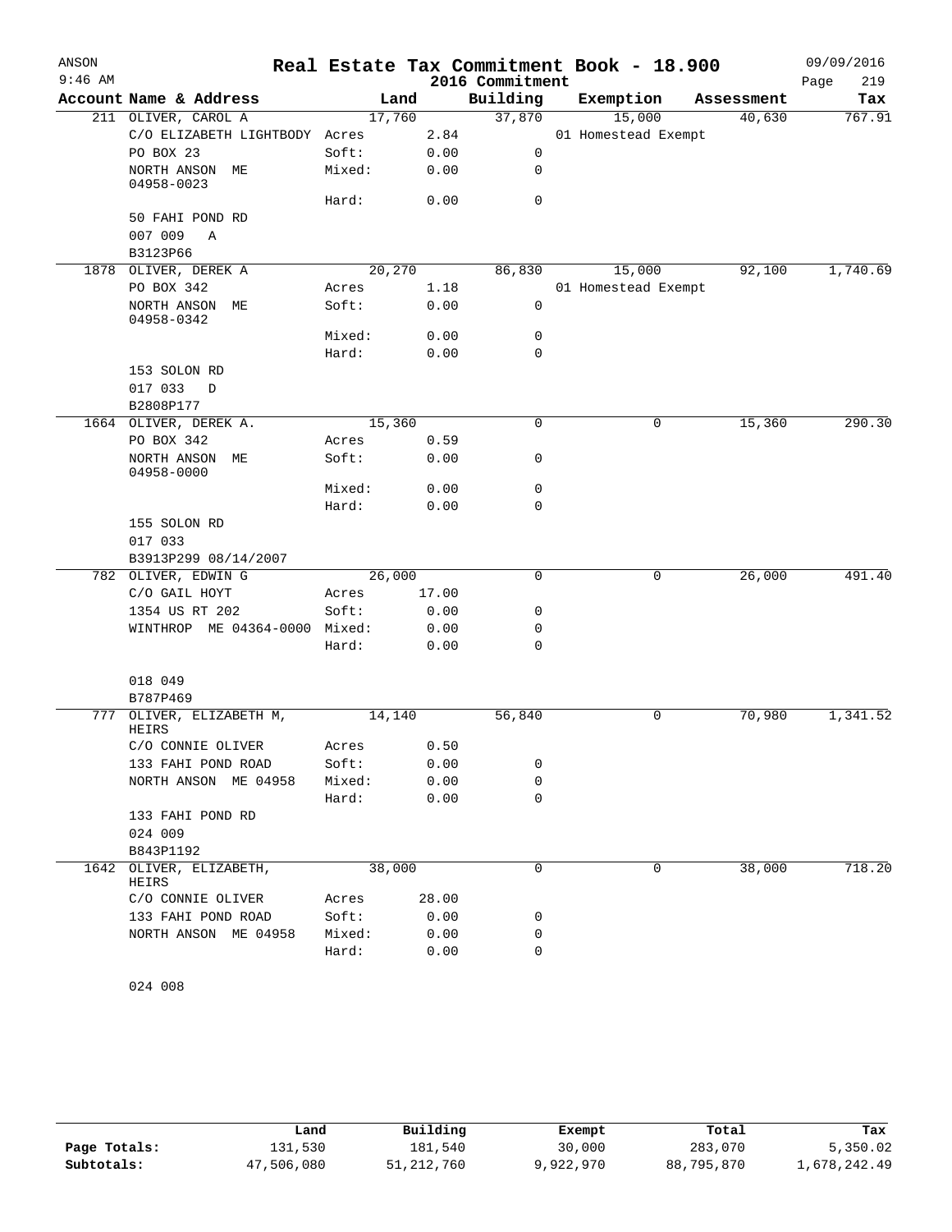# Real Estate Tax Commitment Book - 18.900

ANSON
9:46 AM

2016 Commitment

09/09/2016

| Account | Name & Address | | Land | Building | Exemption | Assessment | Tax |
|---|---|---|---|---|---|---|---|
| 211 | OLIVER, CAROL A | | 17,760 | 37,870 | 15,000 | 40,630 | 767.91 |
| | C/O ELIZABETH LIGHTBODY | Acres | 2.84 | | 01 Homestead Exempt | | |
| | PO BOX 23 | Soft: | 0.00 | 0 | | | |
| | NORTH ANSON ME 04958-0023 | Mixed: | 0.00 | 0 | | | |
| | | Hard: | 0.00 | 0 | | | |
| | 50 FAHI POND RD | | | | | | |
| | 007 009 A | | | | | | |
| | B3123P66 | | | | | | |
| 1878 | OLIVER, DEREK A | | 20,270 | 86,830 | 15,000 | 92,100 | 1,740.69 |
| | PO BOX 342 | Acres | 1.18 | | 01 Homestead Exempt | | |
| | NORTH ANSON ME 04958-0342 | Soft: | 0.00 | 0 | | | |
| | | Mixed: | 0.00 | 0 | | | |
| | | Hard: | 0.00 | 0 | | | |
| | 153 SOLON RD | | | | | | |
| | 017 033 D | | | | | | |
| | B2808P177 | | | | | | |
| 1664 | OLIVER, DEREK A. | | 15,360 | 0 | 0 | 15,360 | 290.30 |
| | PO BOX 342 | Acres | 0.59 | | | | |
| | NORTH ANSON ME 04958-0000 | Soft: | 0.00 | 0 | | | |
| | | Mixed: | 0.00 | 0 | | | |
| | | Hard: | 0.00 | 0 | | | |
| | 155 SOLON RD | | | | | | |
| | 017 033 | | | | | | |
| | B3913P299 08/14/2007 | | | | | | |
| 782 | OLIVER, EDWIN G | | 26,000 | 0 | 0 | 26,000 | 491.40 |
| | C/O GAIL HOYT | Acres | 17.00 | | | | |
| | 1354 US RT 202 | Soft: | 0.00 | 0 | | | |
| | WINTHROP ME 04364-0000 | Mixed: | 0.00 | 0 | | | |
| | | Hard: | 0.00 | 0 | | | |
| | 018 049 | | | | | | |
| | B787P469 | | | | | | |
| 777 | OLIVER, ELIZABETH M, HEIRS | | 14,140 | 56,840 | 0 | 70,980 | 1,341.52 |
| | C/O CONNIE OLIVER | Acres | 0.50 | | | | |
| | 133 FAHI POND ROAD | Soft: | 0.00 | 0 | | | |
| | NORTH ANSON ME 04958 | Mixed: | 0.00 | 0 | | | |
| | | Hard: | 0.00 | 0 | | | |
| | 133 FAHI POND RD | | | | | | |
| | 024 009 | | | | | | |
| | B843P1192 | | | | | | |
| 1642 | OLIVER, ELIZABETH, HEIRS | | 38,000 | 0 | 0 | 38,000 | 718.20 |
| | C/O CONNIE OLIVER | Acres | 28.00 | | | | |
| | 133 FAHI POND ROAD | Soft: | 0.00 | 0 | | | |
| | NORTH ANSON ME 04958 | Mixed: | 0.00 | 0 | | | |
| | | Hard: | 0.00 | 0 | | | |
| | 024 008 | | | | | | |

| | Land | Building | Exempt | Total | Tax |
|---|---|---|---|---|---|
| Page Totals: | 131,530 | 181,540 | 30,000 | 283,070 | 5,350.02 |
| Subtotals: | 47,506,080 | 51,212,760 | 9,922,970 | 88,795,870 | 1,678,242.49 |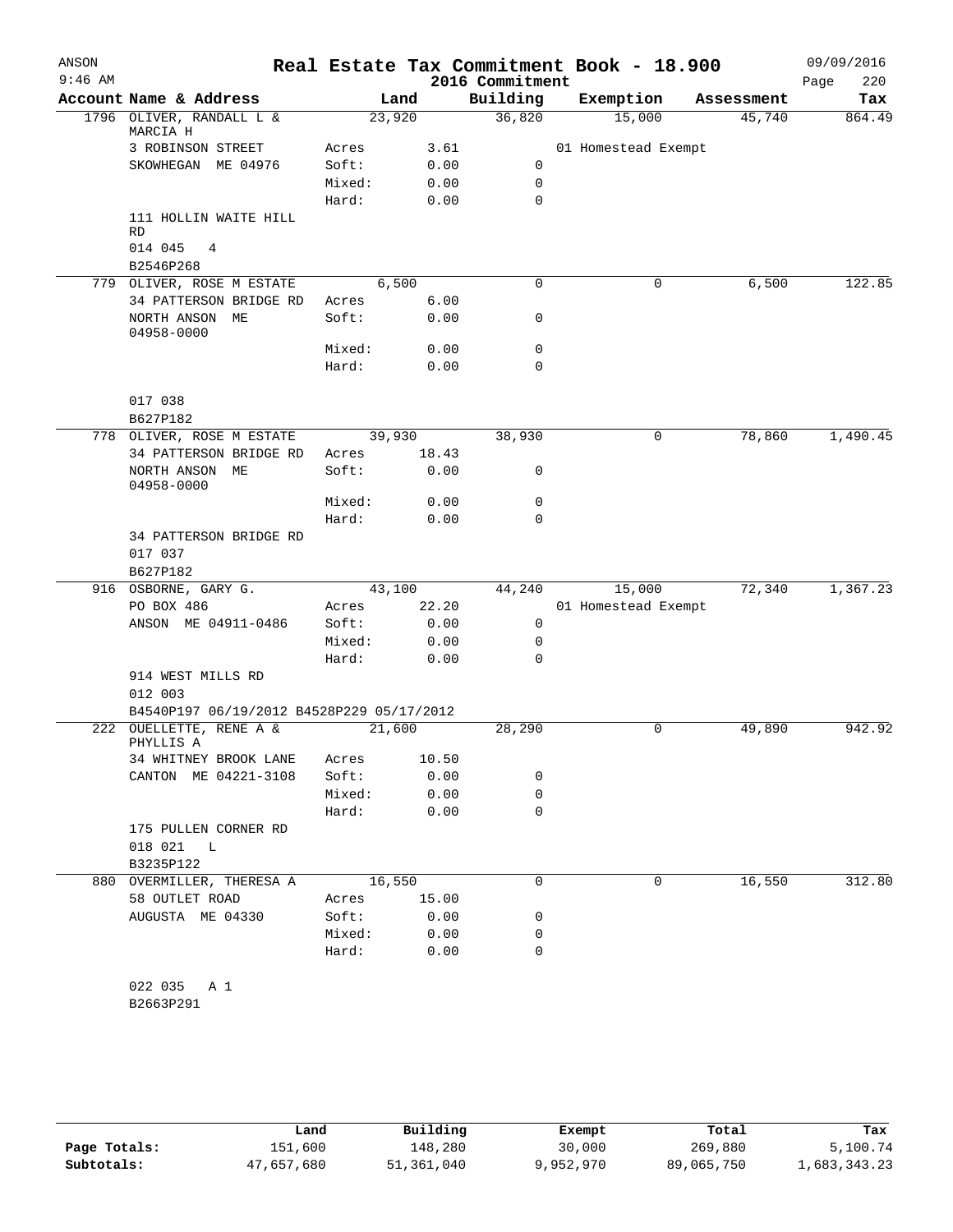# Real Estate Tax Commitment Book - 18.900

ANSON 09/09/2016
9:46 AM

2016 Commitment

| Account Name & Address | Land | | Building | Exemption | Assessment | Tax |
|---|---|---|---|---|---|---|
| 1796 OLIVER, RANDALL L & MARCIA H | 23,920 | | 36,820 | 15,000 | 45,740 | 864.49 |
| 3 ROBINSON STREET | Acres | 3.61 | | 01 Homestead Exempt | | |
| SKOWHEGAN ME 04976 | Soft: | 0.00 | 0 | | | |
| | Mixed: | 0.00 | 0 | | | |
| | Hard: | 0.00 | 0 | | | |
| 111 HOLLIN WAITE HILL RD | | | | | | |
| 014 045 4 | | | | | | |
| B2546P268 | | | | | | |
| 779 OLIVER, ROSE M ESTATE | 6,500 | | 0 | 0 | 6,500 | 122.85 |
| 34 PATTERSON BRIDGE RD | Acres | 6.00 | | | | |
| NORTH ANSON ME 04958-0000 | Soft: | 0.00 | 0 | | | |
| | Mixed: | 0.00 | 0 | | | |
| | Hard: | 0.00 | 0 | | | |
| 017 038 | | | | | | |
| B627P182 | | | | | | |
| 778 OLIVER, ROSE M ESTATE | 39,930 | | 38,930 | 0 | 78,860 | 1,490.45 |
| 34 PATTERSON BRIDGE RD | Acres | 18.43 | | | | |
| NORTH ANSON ME 04958-0000 | Soft: | 0.00 | 0 | | | |
| | Mixed: | 0.00 | 0 | | | |
| | Hard: | 0.00 | 0 | | | |
| 34 PATTERSON BRIDGE RD | | | | | | |
| 017 037 | | | | | | |
| B627P182 | | | | | | |
| 916 OSBORNE, GARY G. | 43,100 | | 44,240 | 15,000 | 72,340 | 1,367.23 |
| PO BOX 486 | Acres | 22.20 | | 01 Homestead Exempt | | |
| ANSON ME 04911-0486 | Soft: | 0.00 | 0 | | | |
| | Mixed: | 0.00 | 0 | | | |
| | Hard: | 0.00 | 0 | | | |
| 914 WEST MILLS RD | | | | | | |
| 012 003 | | | | | | |
| B4540P197 06/19/2012 B4528P229 05/17/2012 | | | | | | |
| 222 OUELLETTE, RENE A & PHYLLIS A | 21,600 | | 28,290 | 0 | 49,890 | 942.92 |
| 34 WHITNEY BROOK LANE | Acres | 10.50 | | | | |
| CANTON ME 04221-3108 | Soft: | 0.00 | 0 | | | |
| | Mixed: | 0.00 | 0 | | | |
| | Hard: | 0.00 | 0 | | | |
| 175 PULLEN CORNER RD | | | | | | |
| 018 021 L | | | | | | |
| B3235P122 | | | | | | |
| 880 OVERMILLER, THERESA A | 16,550 | | 0 | 0 | 16,550 | 312.80 |
| 58 OUTLET ROAD | Acres | 15.00 | | | | |
| AUGUSTA ME 04330 | Soft: | 0.00 | 0 | | | |
| | Mixed: | 0.00 | 0 | | | |
| | Hard: | 0.00 | 0 | | | |
| 022 035 A 1 | | | | | | |
| B2663P291 | | | | | | |

| | Land | Building | Exempt | Total | Tax |
|---|---|---|---|---|---|
| Page Totals: | 151,600 | 148,280 | 30,000 | 269,880 | 5,100.74 |
| Subtotals: | 47,657,680 | 51,361,040 | 9,952,970 | 89,065,750 | 1,683,343.23 |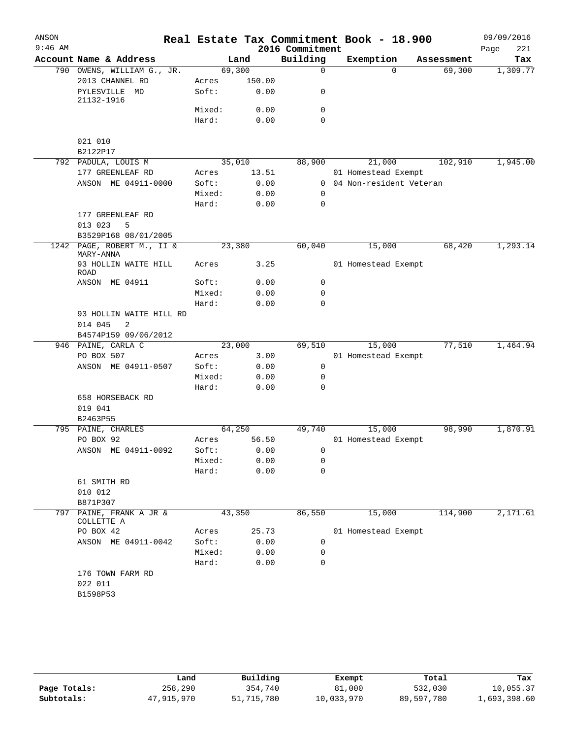# Real Estate Tax Commitment Book - 18.900

ANSON 9:46 AM — 2016 Commitment — 09/09/2016

| Account Name & Address | Land | | Building | Exemption | Assessment | Tax |
|---|---|---|---|---|---|---|
| 790 OWENS, WILLIAM G., JR. | 69,300 | | 0 | 0 | 69,300 | 1,309.77 |
| 2013 CHANNEL RD | Acres | 150.00 | | | | |
| PYLESVILLE MD 21132-1916 | Soft: | 0.00 | 0 | | | |
| | Mixed: | 0.00 | 0 | | | |
| | Hard: | 0.00 | 0 | | | |
| 021 010 | | | | | | |
| B2122P17 | | | | | | |
| 792 PADULA, LOUIS M | 35,010 | | 88,900 | 21,000 | 102,910 | 1,945.00 |
| 177 GREENLEAF RD | Acres | 13.51 | | 01 Homestead Exempt | | |
| ANSON ME 04911-0000 | Soft: | 0.00 | 0 | 04 Non-resident Veteran | | |
| | Mixed: | 0.00 | 0 | | | |
| | Hard: | 0.00 | 0 | | | |
| 177 GREENLEAF RD | | | | | | |
| 013 023 5 | | | | | | |
| B3529P168 08/01/2005 | | | | | | |
| 1242 PAGE, ROBERT M., II & MARY-ANNA | 23,380 | | 60,040 | 15,000 | 68,420 | 1,293.14 |
| 93 HOLLIN WAITE HILL ROAD | Acres | 3.25 | | 01 Homestead Exempt | | |
| ANSON ME 04911 | Soft: | 0.00 | 0 | | | |
| | Mixed: | 0.00 | 0 | | | |
| | Hard: | 0.00 | 0 | | | |
| 93 HOLLIN WAITE HILL RD | | | | | | |
| 014 045 2 | | | | | | |
| B4574P159 09/06/2012 | | | | | | |
| 946 PAINE, CARLA C | 23,000 | | 69,510 | 15,000 | 77,510 | 1,464.94 |
| PO BOX 507 | Acres | 3.00 | | 01 Homestead Exempt | | |
| ANSON ME 04911-0507 | Soft: | 0.00 | 0 | | | |
| | Mixed: | 0.00 | 0 | | | |
| | Hard: | 0.00 | 0 | | | |
| 658 HORSEBACK RD | | | | | | |
| 019 041 | | | | | | |
| B2463P55 | | | | | | |
| 795 PAINE, CHARLES | 64,250 | | 49,740 | 15,000 | 98,990 | 1,870.91 |
| PO BOX 92 | Acres | 56.50 | | 01 Homestead Exempt | | |
| ANSON ME 04911-0092 | Soft: | 0.00 | 0 | | | |
| | Mixed: | 0.00 | 0 | | | |
| | Hard: | 0.00 | 0 | | | |
| 61 SMITH RD | | | | | | |
| 010 012 | | | | | | |
| B871P307 | | | | | | |
| 797 PAINE, FRANK A JR & COLLETTE A | 43,350 | | 86,550 | 15,000 | 114,900 | 2,171.61 |
| PO BOX 42 | Acres | 25.73 | | 01 Homestead Exempt | | |
| ANSON ME 04911-0042 | Soft: | 0.00 | 0 | | | |
| | Mixed: | 0.00 | 0 | | | |
| | Hard: | 0.00 | 0 | | | |
| 176 TOWN FARM RD | | | | | | |
| 022 011 | | | | | | |
| B1598P53 | | | | | | |

| | Land | Building | Exempt | Total | Tax |
|---|---|---|---|---|---|
| Page Totals: | 258,290 | 354,740 | 81,000 | 532,030 | 10,055.37 |
| Subtotals: | 47,915,970 | 51,715,780 | 10,033,970 | 89,597,780 | 1,693,398.60 |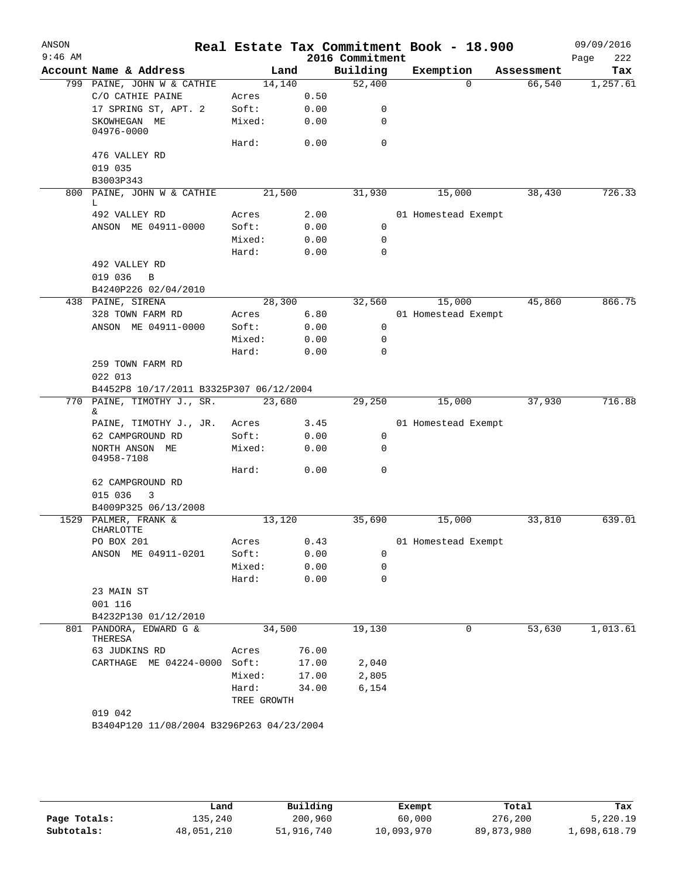# Real Estate Tax Commitment Book - 18.900

ANSON 9:46 AM — 2016 Commitment — 09/09/2016

| Account Name & Address | Land | | Building | Exemption | Assessment | Tax |
|---|---|---|---|---|---|---|
| 799 PAINE, JOHN W & CATHIE | 14,140 | | 52,400 | 0 | 66,540 | 1,257.61 |
| C/O CATHIE PAINE | Acres | 0.50 | | | | |
| 17 SPRING ST, APT. 2 | Soft: | 0.00 | 0 | | | |
| SKOWHEGAN ME 04976-0000 | Mixed: | 0.00 | 0 | | | |
| | Hard: | 0.00 | 0 | | | |
| 476 VALLEY RD | | | | | | |
| 019 035 | | | | | | |
| B3003P343 | | | | | | |
| 800 PAINE, JOHN W & CATHIE L | 21,500 | | 31,930 | 15,000 | 38,430 | 726.33 |
| 492 VALLEY RD | Acres | 2.00 | | 01 Homestead Exempt | | |
| ANSON ME 04911-0000 | Soft: | 0.00 | 0 | | | |
| | Mixed: | 0.00 | 0 | | | |
| | Hard: | 0.00 | 0 | | | |
| 492 VALLEY RD | | | | | | |
| 019 036 B | | | | | | |
| B4240P226 02/04/2010 | | | | | | |
| 438 PAINE, SIRENA | 28,300 | | 32,560 | 15,000 | 45,860 | 866.75 |
| 328 TOWN FARM RD | Acres | 6.80 | | 01 Homestead Exempt | | |
| ANSON ME 04911-0000 | Soft: | 0.00 | 0 | | | |
| | Mixed: | 0.00 | 0 | | | |
| | Hard: | 0.00 | 0 | | | |
| 259 TOWN FARM RD | | | | | | |
| 022 013 | | | | | | |
| B4452P8 10/17/2011 B3325P307 06/12/2004 | | | | | | |
| 770 PAINE, TIMOTHY J., SR. & | 23,680 | | 29,250 | 15,000 | 37,930 | 716.88 |
| PAINE, TIMOTHY J., JR. | Acres | 3.45 | | 01 Homestead Exempt | | |
| 62 CAMPGROUND RD | Soft: | 0.00 | 0 | | | |
| NORTH ANSON ME 04958-7108 | Mixed: | 0.00 | 0 | | | |
| | Hard: | 0.00 | 0 | | | |
| 62 CAMPGROUND RD | | | | | | |
| 015 036 3 | | | | | | |
| B4009P325 06/13/2008 | | | | | | |
| 1529 PALMER, FRANK & CHARLOTTE | 13,120 | | 35,690 | 15,000 | 33,810 | 639.01 |
| PO BOX 201 | Acres | 0.43 | | 01 Homestead Exempt | | |
| ANSON ME 04911-0201 | Soft: | 0.00 | 0 | | | |
| | Mixed: | 0.00 | 0 | | | |
| | Hard: | 0.00 | 0 | | | |
| 23 MAIN ST | | | | | | |
| 001 116 | | | | | | |
| B4232P130 01/12/2010 | | | | | | |
| 801 PANDORA, EDWARD G & THERESA | 34,500 | | 19,130 | 0 | 53,630 | 1,013.61 |
| 63 JUDKINS RD | Acres | 76.00 | | | | |
| CARTHAGE ME 04224-0000 | Soft: | 17.00 | 2,040 | | | |
| | Mixed: | 17.00 | 2,805 | | | |
| | Hard: | 34.00 | 6,154 | | | |
| | TREE GROWTH | | | | | |
| 019 042 | | | | | | |
| B3404P120 11/08/2004 B3296P263 04/23/2004 | | | | | | |

| | Land | Building | Exempt | Total | Tax |
|---|---|---|---|---|---|
| Page Totals: | 135,240 | 200,960 | 60,000 | 276,200 | 5,220.19 |
| Subtotals: | 48,051,210 | 51,916,740 | 10,093,970 | 89,873,980 | 1,698,618.79 |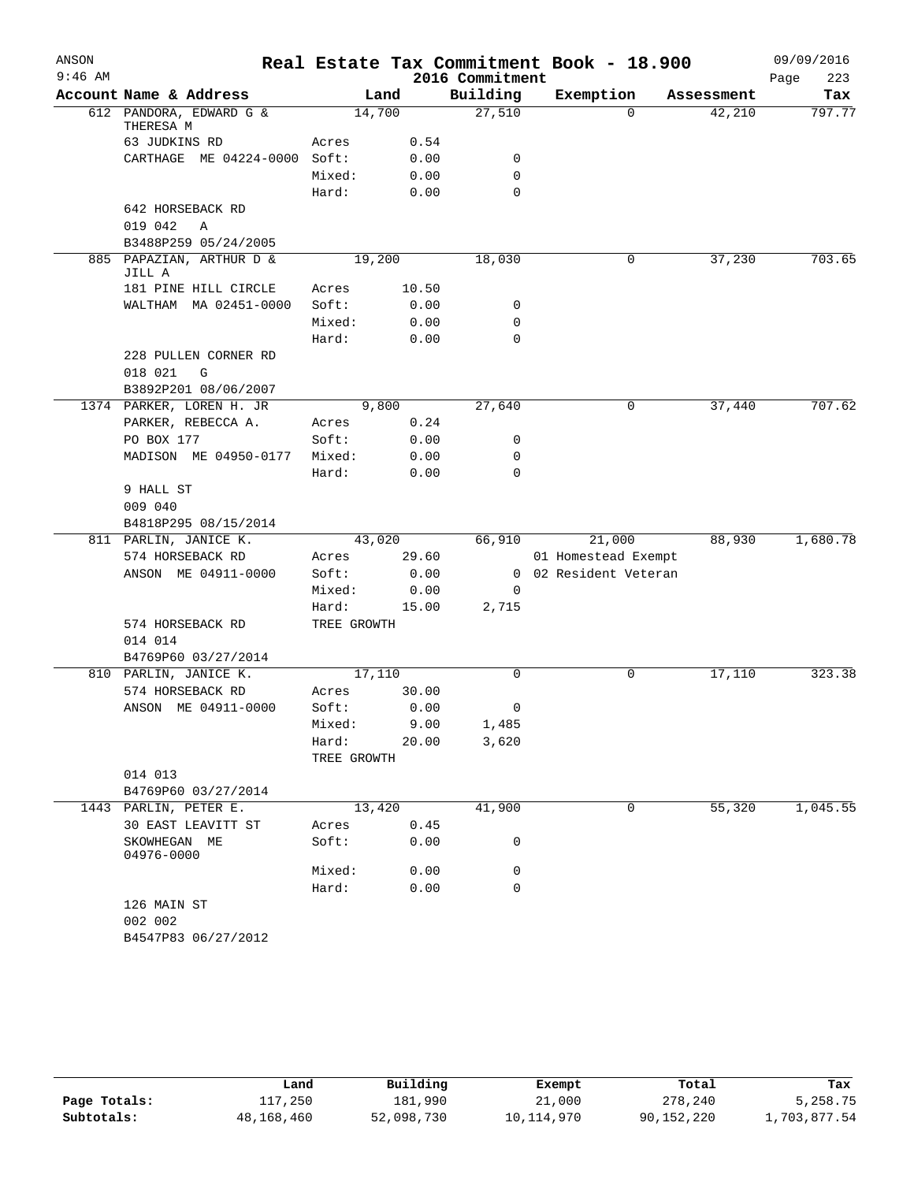# Real Estate Tax Commitment Book - 18.900

ANSON
9:46 AM

2016 Commitment

09/09/2016

| Account Name & Address | Land | | Building | Exemption | Assessment | Tax |
|---|---|---|---|---|---|---|
| 612 PANDORA, EDWARD G & THERESA M | 14,700 | | 27,510 | 0 | 42,210 | 797.77 |
| 63 JUDKINS RD | Acres | 0.54 | | | | |
| CARTHAGE ME 04224-0000 | Soft: | 0.00 | 0 | | | |
| | Mixed: | 0.00 | 0 | | | |
| | Hard: | 0.00 | 0 | | | |
| 642 HORSEBACK RD | | | | | | |
| 019 042 A | | | | | | |
| B3488P259 05/24/2005 | | | | | | |
| 885 PAPAZIAN, ARTHUR D & JILL A | 19,200 | | 18,030 | 0 | 37,230 | 703.65 |
| 181 PINE HILL CIRCLE | Acres | 10.50 | | | | |
| WALTHAM MA 02451-0000 | Soft: | 0.00 | 0 | | | |
| | Mixed: | 0.00 | 0 | | | |
| | Hard: | 0.00 | 0 | | | |
| 228 PULLEN CORNER RD | | | | | | |
| 018 021 G | | | | | | |
| B3892P201 08/06/2007 | | | | | | |
| 1374 PARKER, LOREN H. JR | 9,800 | | 27,640 | 0 | 37,440 | 707.62 |
| PARKER, REBECCA A. | Acres | 0.24 | | | | |
| PO BOX 177 | Soft: | 0.00 | 0 | | | |
| MADISON ME 04950-0177 | Mixed: | 0.00 | 0 | | | |
| | Hard: | 0.00 | 0 | | | |
| 9 HALL ST | | | | | | |
| 009 040 | | | | | | |
| B4818P295 08/15/2014 | | | | | | |
| 811 PARLIN, JANICE K. | 43,020 | | 66,910 | 21,000 | 88,930 | 1,680.78 |
| 574 HORSEBACK RD | Acres | 29.60 | | 01 Homestead Exempt | | |
| ANSON ME 04911-0000 | Soft: | 0.00 | 0 | 02 Resident Veteran | | |
| | Mixed: | 0.00 | 0 | | | |
| | Hard: | 15.00 | 2,715 | | | |
| 574 HORSEBACK RD | TREE GROWTH | | | | | |
| 014 014 | | | | | | |
| B4769P60 03/27/2014 | | | | | | |
| 810 PARLIN, JANICE K. | 17,110 | | 0 | 0 | 17,110 | 323.38 |
| 574 HORSEBACK RD | Acres | 30.00 | | | | |
| ANSON ME 04911-0000 | Soft: | 0.00 | 0 | | | |
| | Mixed: | 9.00 | 1,485 | | | |
| | Hard: | 20.00 | 3,620 | | | |
| | TREE GROWTH | | | | | |
| 014 013 | | | | | | |
| B4769P60 03/27/2014 | | | | | | |
| 1443 PARLIN, PETER E. | 13,420 | | 41,900 | 0 | 55,320 | 1,045.55 |
| 30 EAST LEAVITT ST | Acres | 0.45 | | | | |
| SKOWHEGAN ME 04976-0000 | Soft: | 0.00 | 0 | | | |
| | Mixed: | 0.00 | 0 | | | |
| | Hard: | 0.00 | 0 | | | |
| 126 MAIN ST | | | | | | |
| 002 002 | | | | | | |
| B4547P83 06/27/2012 | | | | | | |

| | Land | Building | Exempt | Total | Tax |
|---|---|---|---|---|---|
| Page Totals: | 117,250 | 181,990 | 21,000 | 278,240 | 5,258.75 |
| Subtotals: | 48,168,460 | 52,098,730 | 10,114,970 | 90,152,220 | 1,703,877.54 |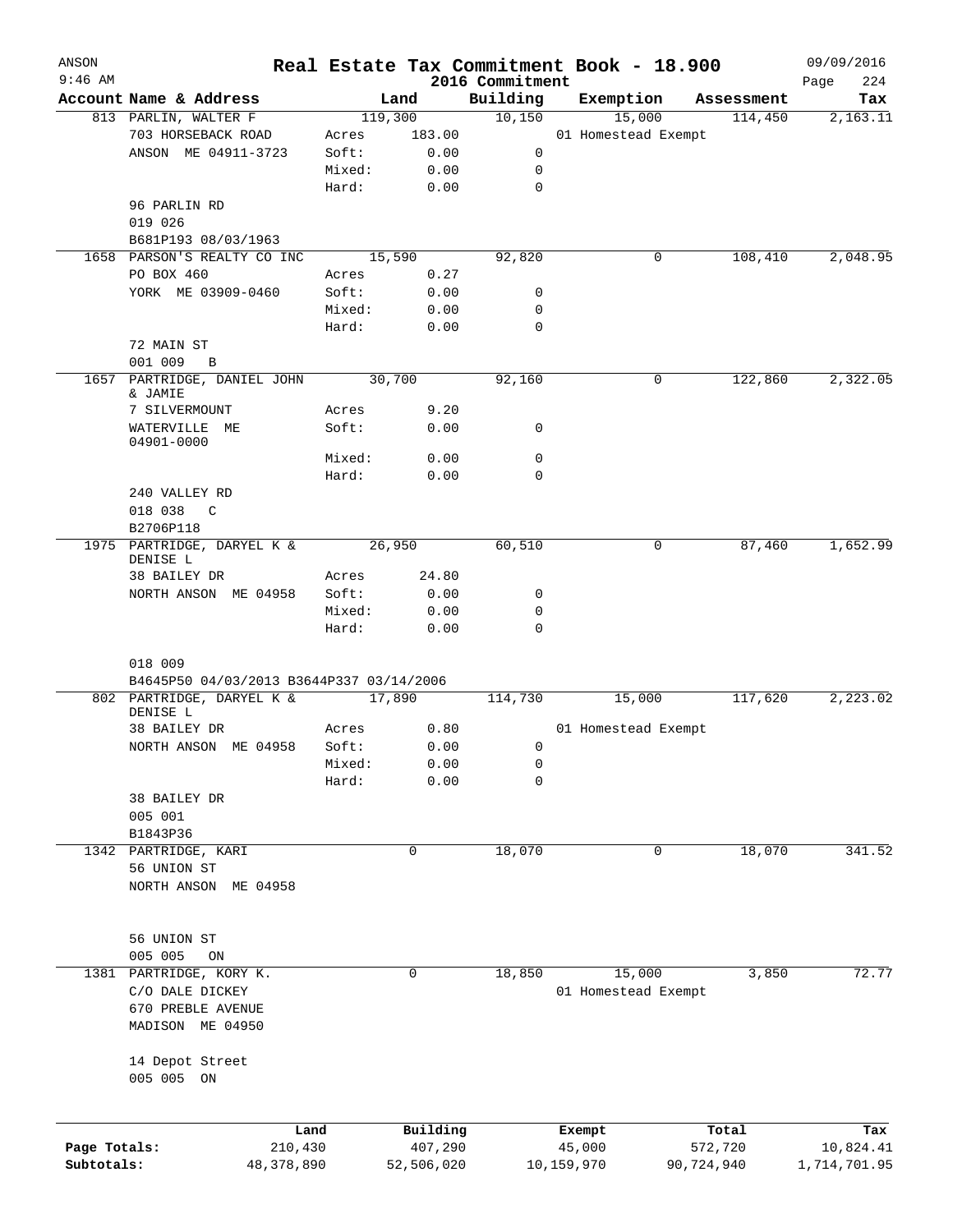ANSON
9:46 AM

# Real Estate Tax Commitment Book - 18.900

## 2016 Commitment

09/09/2016

| Account | Name & Address | Land | | Building | Exemption | Assessment | Tax |
|---|---|---|---|---|---|---|---|
| 813 | PARLIN, WALTER F | 119,300 | | 10,150 | 15,000 | 114,450 | 2,163.11 |
| | 703 HORSEBACK ROAD | Acres | 183.00 | | 01 Homestead Exempt | | |
| | ANSON ME 04911-3723 | Soft: | 0.00 | 0 | | | |
| | | Mixed: | 0.00 | 0 | | | |
| | | Hard: | 0.00 | 0 | | | |
| | 96 PARLIN RD | | | | | | |
| | 019 026 | | | | | | |
| | B681P193 08/03/1963 | | | | | | |
| 1658 | PARSON'S REALTY CO INC | 15,590 | | 92,820 | 0 | 108,410 | 2,048.95 |
| | PO BOX 460 | Acres | 0.27 | | | | |
| | YORK ME 03909-0460 | Soft: | 0.00 | 0 | | | |
| | | Mixed: | 0.00 | 0 | | | |
| | | Hard: | 0.00 | 0 | | | |
| | 72 MAIN ST | | | | | | |
| | 001 009 B | | | | | | |
| 1657 | PARTRIDGE, DANIEL JOHN & JAMIE | 30,700 | | 92,160 | 0 | 122,860 | 2,322.05 |
| | 7 SILVERMOUNT | Acres | 9.20 | | | | |
| | WATERVILLE ME 04901-0000 | Soft: | 0.00 | 0 | | | |
| | | Mixed: | 0.00 | 0 | | | |
| | | Hard: | 0.00 | 0 | | | |
| | 240 VALLEY RD | | | | | | |
| | 018 038 C | | | | | | |
| | B2706P118 | | | | | | |
| 1975 | PARTRIDGE, DARYEL K & DENISE L | 26,950 | | 60,510 | 0 | 87,460 | 1,652.99 |
| | 38 BAILEY DR | Acres | 24.80 | | | | |
| | NORTH ANSON ME 04958 | Soft: | 0.00 | 0 | | | |
| | | Mixed: | 0.00 | 0 | | | |
| | | Hard: | 0.00 | 0 | | | |
| | 018 009 | | | | | | |
| | B4645P50 04/03/2013 B3644P337 03/14/2006 | | | | | | |
| 802 | PARTRIDGE, DARYEL K & DENISE L | 17,890 | | 114,730 | 15,000 | 117,620 | 2,223.02 |
| | 38 BAILEY DR | Acres | 0.80 | | 01 Homestead Exempt | | |
| | NORTH ANSON ME 04958 | Soft: | 0.00 | 0 | | | |
| | | Mixed: | 0.00 | 0 | | | |
| | | Hard: | 0.00 | 0 | | | |
| | 38 BAILEY DR | | | | | | |
| | 005 001 | | | | | | |
| | B1843P36 | | | | | | |
| 1342 | PARTRIDGE, KARI | 0 | | 18,070 | 0 | 18,070 | 341.52 |
| | 56 UNION ST | | | | | | |
| | NORTH ANSON ME 04958 | | | | | | |
| | 56 UNION ST | | | | | | |
| | 005 005 ON | | | | | | |
| 1381 | PARTRIDGE, KORY K. | 0 | | 18,850 | 15,000 | 3,850 | 72.77 |
| | C/O DALE DICKEY | | | | 01 Homestead Exempt | | |
| | 670 PREBLE AVENUE | | | | | | |
| | MADISON ME 04950 | | | | | | |
| | 14 Depot Street | | | | | | |
| | 005 005 ON | | | | | | |

| | Land | Building | Exempt | Total | Tax |
|---|---|---|---|---|---|
| Page Totals: | 210,430 | 407,290 | 45,000 | 572,720 | 10,824.41 |
| Subtotals: | 48,378,890 | 52,506,020 | 10,159,970 | 90,724,940 | 1,714,701.95 |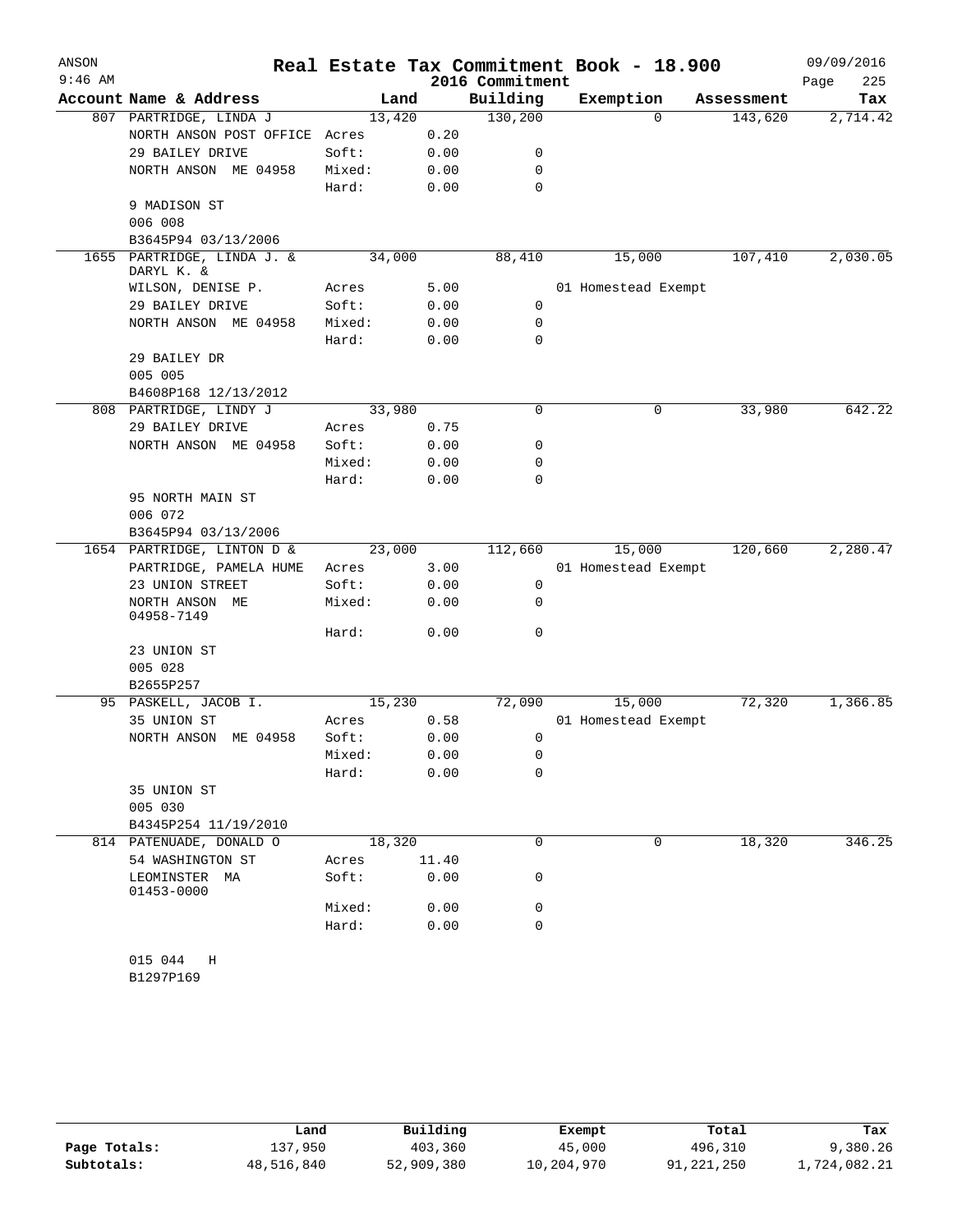# Real Estate Tax Commitment Book - 18.900

ANSON
9:46 AM

2016 Commitment

09/09/2016

| Account Name & Address | Land | | Building | Exemption | Assessment | Tax |
|---|---|---|---|---|---|---|
| 807 PARTRIDGE, LINDA J | 13,420 | | 130,200 | 0 | 143,620 | 2,714.42 |
| NORTH ANSON POST OFFICE | Acres | 0.20 | | | | |
| 29 BAILEY DRIVE | Soft: | 0.00 | 0 | | | |
| NORTH ANSON ME 04958 | Mixed: | 0.00 | 0 | | | |
| | Hard: | 0.00 | 0 | | | |
| 9 MADISON ST | | | | | | |
| 006 008 | | | | | | |
| B3645P94 03/13/2006 | | | | | | |
| 1655 PARTRIDGE, LINDA J. & DARYL K. & | 34,000 | | 88,410 | 15,000 | 107,410 | 2,030.05 |
| WILSON, DENISE P. | Acres | 5.00 | | 01 Homestead Exempt | | |
| 29 BAILEY DRIVE | Soft: | 0.00 | 0 | | | |
| NORTH ANSON ME 04958 | Mixed: | 0.00 | 0 | | | |
| | Hard: | 0.00 | 0 | | | |
| 29 BAILEY DR | | | | | | |
| 005 005 | | | | | | |
| B4608P168 12/13/2012 | | | | | | |
| 808 PARTRIDGE, LINDY J | 33,980 | | 0 | 0 | 33,980 | 642.22 |
| 29 BAILEY DRIVE | Acres | 0.75 | | | | |
| NORTH ANSON ME 04958 | Soft: | 0.00 | 0 | | | |
| | Mixed: | 0.00 | 0 | | | |
| | Hard: | 0.00 | 0 | | | |
| 95 NORTH MAIN ST | | | | | | |
| 006 072 | | | | | | |
| B3645P94 03/13/2006 | | | | | | |
| 1654 PARTRIDGE, LINTON D & | 23,000 | | 112,660 | 15,000 | 120,660 | 2,280.47 |
| PARTRIDGE, PAMELA HUME | Acres | 3.00 | | 01 Homestead Exempt | | |
| 23 UNION STREET | Soft: | 0.00 | 0 | | | |
| NORTH ANSON ME 04958-7149 | Mixed: | 0.00 | 0 | | | |
| | Hard: | 0.00 | 0 | | | |
| 23 UNION ST | | | | | | |
| 005 028 | | | | | | |
| B2655P257 | | | | | | |
| 95 PASKELL, JACOB I. | 15,230 | | 72,090 | 15,000 | 72,320 | 1,366.85 |
| 35 UNION ST | Acres | 0.58 | | 01 Homestead Exempt | | |
| NORTH ANSON ME 04958 | Soft: | 0.00 | 0 | | | |
| | Mixed: | 0.00 | 0 | | | |
| | Hard: | 0.00 | 0 | | | |
| 35 UNION ST | | | | | | |
| 005 030 | | | | | | |
| B4345P254 11/19/2010 | | | | | | |
| 814 PATENUADE, DONALD O | 18,320 | | 0 | 0 | 18,320 | 346.25 |
| 54 WASHINGTON ST | Acres | 11.40 | | | | |
| LEOMINSTER MA 01453-0000 | Soft: | 0.00 | 0 | | | |
| | Mixed: | 0.00 | 0 | | | |
| | Hard: | 0.00 | 0 | | | |
| 015 044 H | | | | | | |
| B1297P169 | | | | | | |

| | Land | Building | Exempt | Total | Tax |
|---|---|---|---|---|---|
| Page Totals: | 137,950 | 403,360 | 45,000 | 496,310 | 9,380.26 |
| Subtotals: | 48,516,840 | 52,909,380 | 10,204,970 | 91,221,250 | 1,724,082.21 |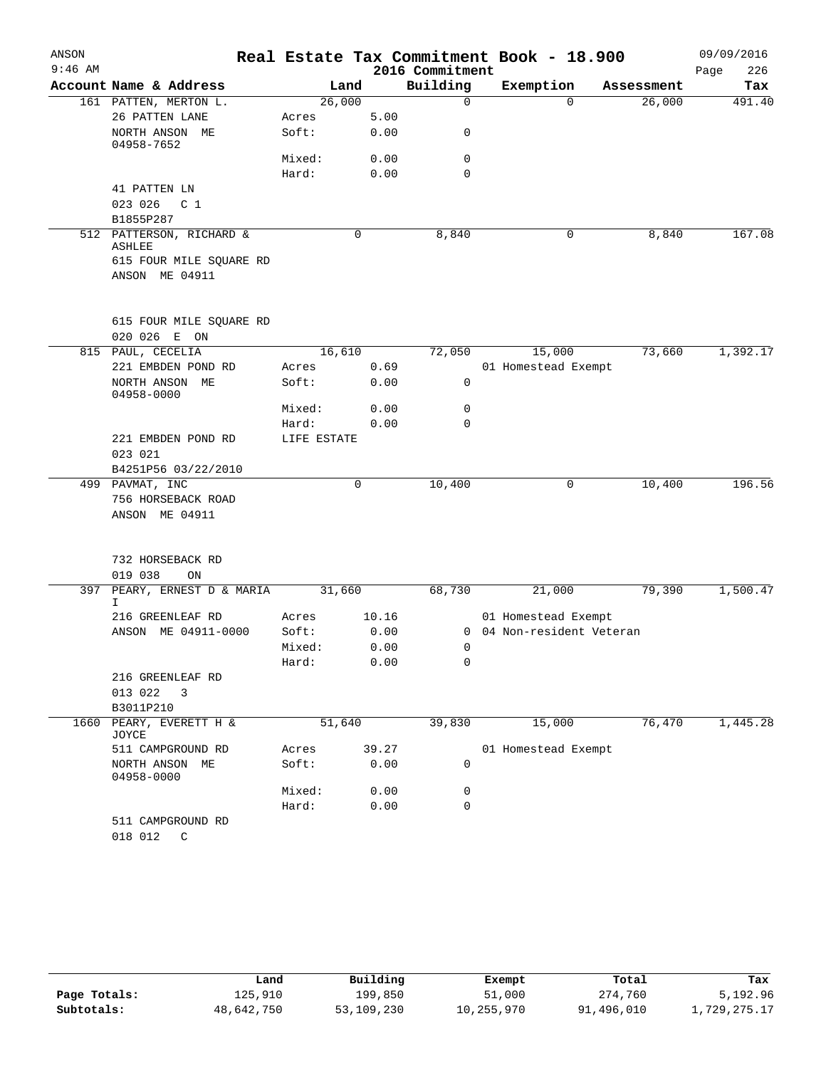ANSON — Real Estate Tax Commitment Book - 18.900 — 2016 Commitment

| Account | Name & Address | Land | | Building | Exemption | Assessment | Tax |
|---|---|---|---|---|---|---|---|
| 161 | PATTEN, MERTON L. | 26,000 | | 0 | 0 | 26,000 | 491.40 |
| | 26 PATTEN LANE | Acres | 5.00 | | | | |
| | NORTH ANSON ME 04958-7652 | Soft: | 0.00 | 0 | | | |
| | | Mixed: | 0.00 | 0 | | | |
| | | Hard: | 0.00 | 0 | | | |
| | 41 PATTEN LN | | | | | | |
| | 023 026 C 1 | | | | | | |
| | B1855P287 | | | | | | |
| 512 | PATTERSON, RICHARD & ASHLEE | 0 | | 8,840 | 0 | 8,840 | 167.08 |
| | 615 FOUR MILE SQUARE RD | | | | | | |
| | ANSON ME 04911 | | | | | | |
| | 615 FOUR MILE SQUARE RD | | | | | | |
| | 020 026 E ON | | | | | | |
| 815 | PAUL, CECELIA | 16,610 | | 72,050 | 15,000 | 73,660 | 1,392.17 |
| | 221 EMBDEN POND RD | Acres | 0.69 | | 01 Homestead Exempt | | |
| | NORTH ANSON ME 04958-0000 | Soft: | 0.00 | 0 | | | |
| | | Mixed: | 0.00 | 0 | | | |
| | | Hard: | 0.00 | 0 | | | |
| | 221 EMBDEN POND RD | LIFE ESTATE | | | | | |
| | 023 021 | | | | | | |
| | B4251P56 03/22/2010 | | | | | | |
| 499 | PAVMAT, INC | 0 | | 10,400 | 0 | 10,400 | 196.56 |
| | 756 HORSEBACK ROAD | | | | | | |
| | ANSON ME 04911 | | | | | | |
| | 732 HORSEBACK RD | | | | | | |
| | 019 038 ON | | | | | | |
| 397 | PEARY, ERNEST D & MARIA I | 31,660 | | 68,730 | 21,000 | 79,390 | 1,500.47 |
| | 216 GREENLEAF RD | Acres | 10.16 | | 01 Homestead Exempt | | |
| | ANSON ME 04911-0000 | Soft: | 0.00 | 0 | 04 Non-resident Veteran | | |
| | | Mixed: | 0.00 | 0 | | | |
| | | Hard: | 0.00 | 0 | | | |
| | 216 GREENLEAF RD | | | | | | |
| | 013 022 3 | | | | | | |
| | B3011P210 | | | | | | |
| 1660 | PEARY, EVERETT H & JOYCE | 51,640 | | 39,830 | 15,000 | 76,470 | 1,445.28 |
| | 511 CAMPGROUND RD | Acres | 39.27 | | 01 Homestead Exempt | | |
| | NORTH ANSON ME 04958-0000 | Soft: | 0.00 | 0 | | | |
| | | Mixed: | 0.00 | 0 | | | |
| | | Hard: | 0.00 | 0 | | | |
| | 511 CAMPGROUND RD | | | | | | |
| | 018 012 C | | | | | | |

| | Land | Building | Exempt | Total | Tax |
|---|---|---|---|---|---|
| Page Totals: | 125,910 | 199,850 | 51,000 | 274,760 | 5,192.96 |
| Subtotals: | 48,642,750 | 53,109,230 | 10,255,970 | 91,496,010 | 1,729,275.17 |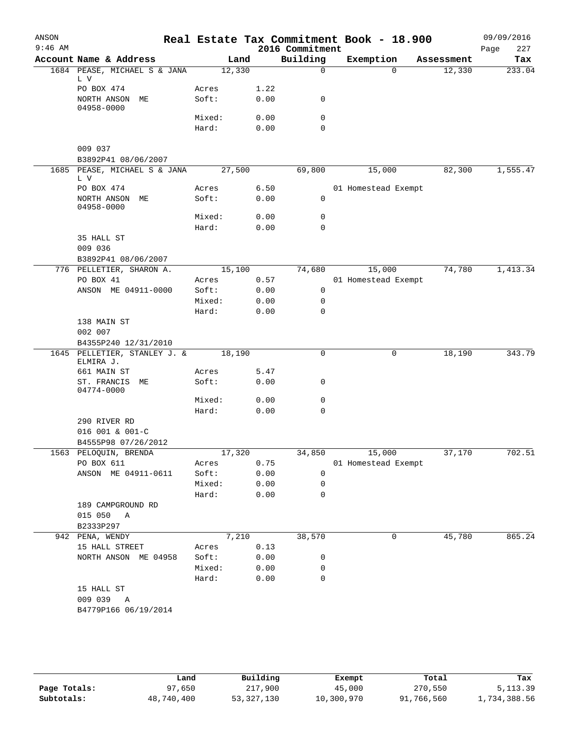# Real Estate Tax Commitment Book - 18.900

ANSON
9:46 AM

2016 Commitment

09/09/2016

| Account | Name & Address | | Land | Building | Exemption | Assessment | Tax |
|---|---|---|---|---|---|---|---|
| 1684 | PEASE, MICHAEL S & JANA L V | | 12,330 | 0 | 0 | 12,330 | 233.04 |
| | PO BOX 474 | Acres | 1.22 | | | | |
| | NORTH ANSON ME 04958-0000 | Soft: | 0.00 | 0 | | | |
| | | Mixed: | 0.00 | 0 | | | |
| | | Hard: | 0.00 | 0 | | | |
| | 009 037 | | | | | | |
| | B3892P41 08/06/2007 | | | | | | |
| 1685 | PEASE, MICHAEL S & JANA L V | | 27,500 | 69,800 | 15,000 | 82,300 | 1,555.47 |
| | PO BOX 474 | Acres | 6.50 | | 01 Homestead Exempt | | |
| | NORTH ANSON ME 04958-0000 | Soft: | 0.00 | 0 | | | |
| | | Mixed: | 0.00 | 0 | | | |
| | | Hard: | 0.00 | 0 | | | |
| | 35 HALL ST | | | | | | |
| | 009 036 | | | | | | |
| | B3892P41 08/06/2007 | | | | | | |
| 776 | PELLETIER, SHARON A. | | 15,100 | 74,680 | 15,000 | 74,780 | 1,413.34 |
| | PO BOX 41 | Acres | 0.57 | | 01 Homestead Exempt | | |
| | ANSON ME 04911-0000 | Soft: | 0.00 | 0 | | | |
| | | Mixed: | 0.00 | 0 | | | |
| | | Hard: | 0.00 | 0 | | | |
| | 138 MAIN ST | | | | | | |
| | 002 007 | | | | | | |
| | B4355P240 12/31/2010 | | | | | | |
| 1645 | PELLETIER, STANLEY J. & ELMIRA J. | | 18,190 | 0 | 0 | 18,190 | 343.79 |
| | 661 MAIN ST | Acres | 5.47 | | | | |
| | ST. FRANCIS ME 04774-0000 | Soft: | 0.00 | 0 | | | |
| | | Mixed: | 0.00 | 0 | | | |
| | | Hard: | 0.00 | 0 | | | |
| | 290 RIVER RD | | | | | | |
| | 016 001 & 001-C | | | | | | |
| | B4555P98 07/26/2012 | | | | | | |
| 1563 | PELOQUIN, BRENDA | | 17,320 | 34,850 | 15,000 | 37,170 | 702.51 |
| | PO BOX 611 | Acres | 0.75 | | 01 Homestead Exempt | | |
| | ANSON ME 04911-0611 | Soft: | 0.00 | 0 | | | |
| | | Mixed: | 0.00 | 0 | | | |
| | | Hard: | 0.00 | 0 | | | |
| | 189 CAMPGROUND RD | | | | | | |
| | 015 050 A | | | | | | |
| | B2333P297 | | | | | | |
| 942 | PENA, WENDY | | 7,210 | 38,570 | 0 | 45,780 | 865.24 |
| | 15 HALL STREET | Acres | 0.13 | | | | |
| | NORTH ANSON ME 04958 | Soft: | 0.00 | 0 | | | |
| | | Mixed: | 0.00 | 0 | | | |
| | | Hard: | 0.00 | 0 | | | |
| | 15 HALL ST | | | | | | |
| | 009 039 A | | | | | | |
| | B4779P166 06/19/2014 | | | | | | |

| | Land | Building | Exempt | Total | Tax |
|---|---|---|---|---|---|
| Page Totals: | 97,650 | 217,900 | 45,000 | 270,550 | 5,113.39 |
| Subtotals: | 48,740,400 | 53,327,130 | 10,300,970 | 91,766,560 | 1,734,388.56 |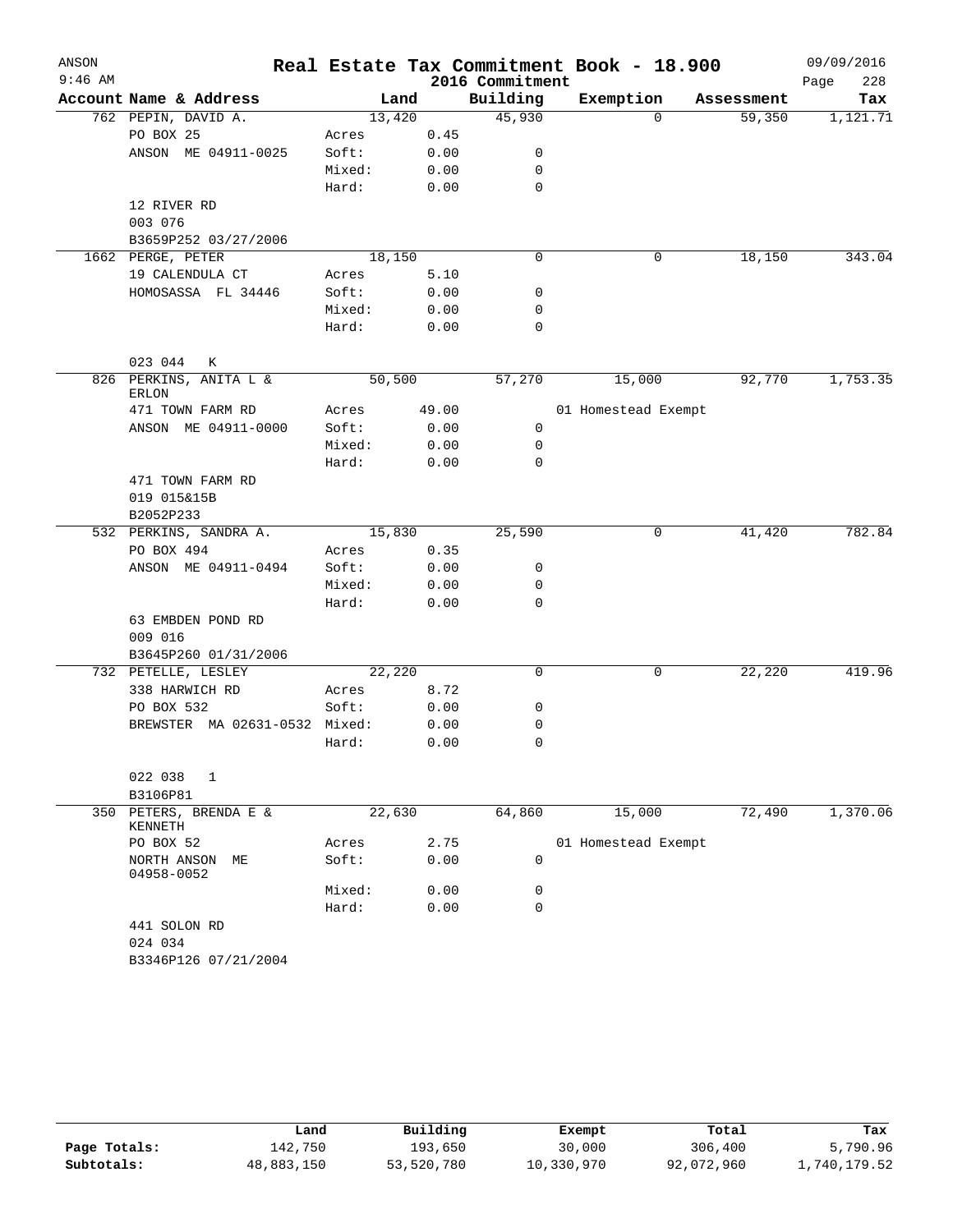# Real Estate Tax Commitment Book - 18.900

ANSON
9:46 AM

2016 Commitment

09/09/2016

| Account Name & Address | Land | | Building | Exemption | Assessment | Tax |
|---|---|---|---|---|---|---|
| 762 PEPIN, DAVID A. | 13,420 | | 45,930 | 0 | 59,350 | 1,121.71 |
| PO BOX 25 | Acres | 0.45 | | | | |
| ANSON ME 04911-0025 | Soft: | 0.00 | 0 | | | |
| | Mixed: | 0.00 | 0 | | | |
| | Hard: | 0.00 | 0 | | | |
| 12 RIVER RD | | | | | | |
| 003 076 | | | | | | |
| B3659P252 03/27/2006 | | | | | | |
| 1662 PERGE, PETER | 18,150 | | 0 | 0 | 18,150 | 343.04 |
| 19 CALENDULA CT | Acres | 5.10 | | | | |
| HOMOSASSA FL 34446 | Soft: | 0.00 | 0 | | | |
| | Mixed: | 0.00 | 0 | | | |
| | Hard: | 0.00 | 0 | | | |
| 023 044 K | | | | | | |
| 826 PERKINS, ANITA L & ERLON | 50,500 | | 57,270 | 15,000 | 92,770 | 1,753.35 |
| 471 TOWN FARM RD | Acres | 49.00 | | 01 Homestead Exempt | | |
| ANSON ME 04911-0000 | Soft: | 0.00 | 0 | | | |
| | Mixed: | 0.00 | 0 | | | |
| | Hard: | 0.00 | 0 | | | |
| 471 TOWN FARM RD | | | | | | |
| 019 015&15B | | | | | | |
| B2052P233 | | | | | | |
| 532 PERKINS, SANDRA A. | 15,830 | | 25,590 | 0 | 41,420 | 782.84 |
| PO BOX 494 | Acres | 0.35 | | | | |
| ANSON ME 04911-0494 | Soft: | 0.00 | 0 | | | |
| | Mixed: | 0.00 | 0 | | | |
| | Hard: | 0.00 | 0 | | | |
| 63 EMBDEN POND RD | | | | | | |
| 009 016 | | | | | | |
| B3645P260 01/31/2006 | | | | | | |
| 732 PETELLE, LESLEY | 22,220 | | 0 | 0 | 22,220 | 419.96 |
| 338 HARWICH RD | Acres | 8.72 | | | | |
| PO BOX 532 | Soft: | 0.00 | 0 | | | |
| BREWSTER MA 02631-0532 | Mixed: | 0.00 | 0 | | | |
| | Hard: | 0.00 | 0 | | | |
| 022 038 1 | | | | | | |
| B3106P81 | | | | | | |
| 350 PETERS, BRENDA E & KENNETH | 22,630 | | 64,860 | 15,000 | 72,490 | 1,370.06 |
| PO BOX 52 | Acres | 2.75 | | 01 Homestead Exempt | | |
| NORTH ANSON ME 04958-0052 | Soft: | 0.00 | 0 | | | |
| | Mixed: | 0.00 | 0 | | | |
| | Hard: | 0.00 | 0 | | | |
| 441 SOLON RD | | | | | | |
| 024 034 | | | | | | |
| B3346P126 07/21/2004 | | | | | | |

| | Land | Building | Exempt | Total | Tax |
|---|---|---|---|---|---|
| Page Totals: | 142,750 | 193,650 | 30,000 | 306,400 | 5,790.96 |
| Subtotals: | 48,883,150 | 53,520,780 | 10,330,970 | 92,072,960 | 1,740,179.52 |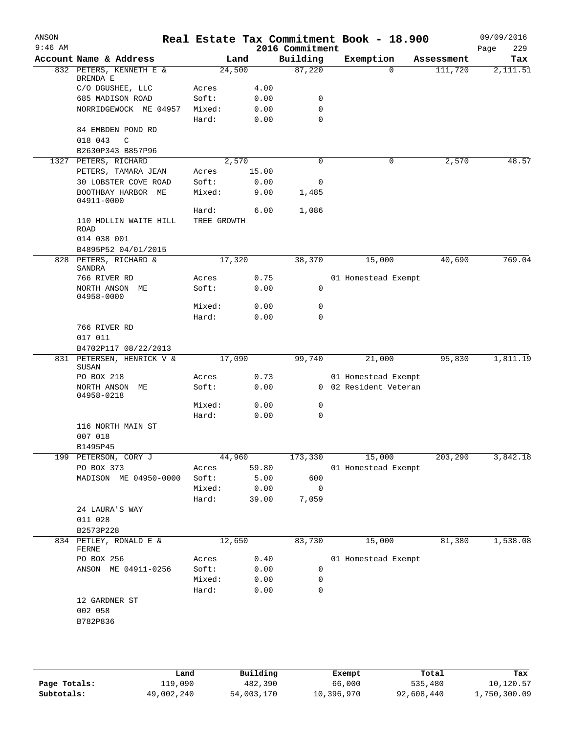# Real Estate Tax Commitment Book - 18.900

ANSON 9:46 AM — 2016 Commitment — 09/09/2016

| Account | Name & Address | | Land | Building | Exemption | Assessment | Tax |
|---|---|---|---|---|---|---|---|
| 832 | PETERS, KENNETH E & BRENDA E | | 24,500 | 87,220 | 0 | 111,720 | 2,111.51 |
| | C/O DGUSHEE, LLC | Acres | 4.00 | | | | |
| | 685 MADISON ROAD | Soft: | 0.00 | 0 | | | |
| | NORRIDGEWOCK ME 04957 | Mixed: | 0.00 | 0 | | | |
| | | Hard: | 0.00 | 0 | | | |
| | 84 EMBDEN POND RD | | | | | | |
| | 018 043 C | | | | | | |
| | B2630P343 B857P96 | | | | | | |
| 1327 | PETERS, RICHARD | | 2,570 | 0 | 0 | 2,570 | 48.57 |
| | PETERS, TAMARA JEAN | Acres | 15.00 | | | | |
| | 30 LOBSTER COVE ROAD | Soft: | 0.00 | 0 | | | |
| | BOOTHBAY HARBOR ME 04911-0000 | Mixed: | 9.00 | 1,485 | | | |
| | | Hard: | 6.00 | 1,086 | | | |
| | 110 HOLLIN WAITE HILL ROAD | TREE GROWTH | | | | | |
| | 014 038 001 | | | | | | |
| | B4895P52 04/01/2015 | | | | | | |
| 828 | PETERS, RICHARD & SANDRA | | 17,320 | 38,370 | 15,000 | 40,690 | 769.04 |
| | 766 RIVER RD | Acres | 0.75 | | 01 Homestead Exempt | | |
| | NORTH ANSON ME 04958-0000 | Soft: | 0.00 | 0 | | | |
| | | Mixed: | 0.00 | 0 | | | |
| | | Hard: | 0.00 | 0 | | | |
| | 766 RIVER RD | | | | | | |
| | 017 011 | | | | | | |
| | B4702P117 08/22/2013 | | | | | | |
| 831 | PETERSEN, HENRICK V & SUSAN | | 17,090 | 99,740 | 21,000 | 95,830 | 1,811.19 |
| | PO BOX 218 | Acres | 0.73 | | 01 Homestead Exempt | | |
| | NORTH ANSON ME 04958-0218 | Soft: | 0.00 | 0 | 02 Resident Veteran | | |
| | | Mixed: | 0.00 | 0 | | | |
| | | Hard: | 0.00 | 0 | | | |
| | 116 NORTH MAIN ST | | | | | | |
| | 007 018 | | | | | | |
| | B1495P45 | | | | | | |
| 199 | PETERSON, CORY J | | 44,960 | 173,330 | 15,000 | 203,290 | 3,842.18 |
| | PO BOX 373 | Acres | 59.80 | | 01 Homestead Exempt | | |
| | MADISON ME 04950-0000 | Soft: | 5.00 | 600 | | | |
| | | Mixed: | 0.00 | 0 | | | |
| | | Hard: | 39.00 | 7,059 | | | |
| | 24 LAURA'S WAY | | | | | | |
| | 011 028 | | | | | | |
| | B2573P228 | | | | | | |
| 834 | PETLEY, RONALD E & FERNE | | 12,650 | 83,730 | 15,000 | 81,380 | 1,538.08 |
| | PO BOX 256 | Acres | 0.40 | | 01 Homestead Exempt | | |
| | ANSON ME 04911-0256 | Soft: | 0.00 | 0 | | | |
| | | Mixed: | 0.00 | 0 | | | |
| | | Hard: | 0.00 | 0 | | | |
| | 12 GARDNER ST | | | | | | |
| | 002 058 | | | | | | |
| | B782P836 | | | | | | |

| | Land | Building | Exempt | Total | Tax |
|---|---|---|---|---|---|
| Page Totals: | 119,090 | 482,390 | 66,000 | 535,480 | 10,120.57 |
| Subtotals: | 49,002,240 | 54,003,170 | 10,396,970 | 92,608,440 | 1,750,300.09 |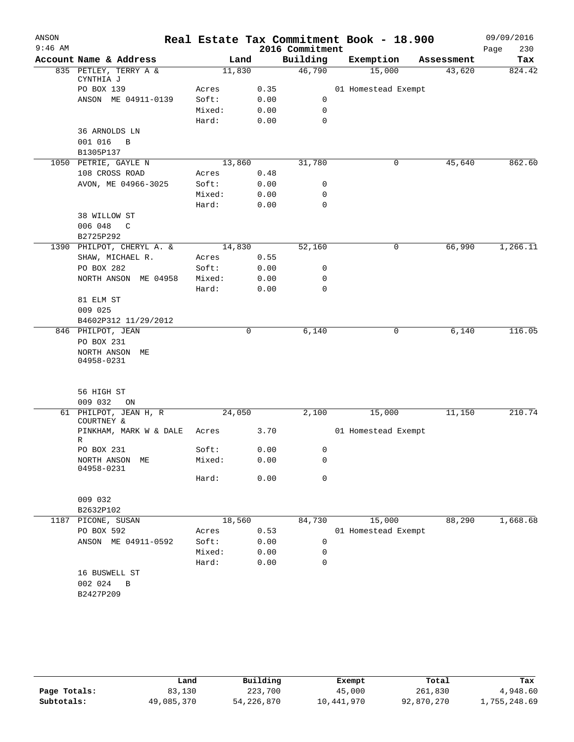ANSON 9:46 AM

# Real Estate Tax Commitment Book - 18.900

2016 Commitment

09/09/2016

| Account | Name & Address | | Land | Building | Exemption | Assessment | Tax |
|---|---|---|---|---|---|---|---|
| 835 | PETLEY, TERRY A & CYNTHIA J | | 11,830 | 46,790 | 15,000 | 43,620 | 824.42 |
| | PO BOX 139 | Acres | 0.35 | | 01 Homestead Exempt | | |
| | ANSON ME 04911-0139 | Soft: | 0.00 | 0 | | | |
| | | Mixed: | 0.00 | 0 | | | |
| | | Hard: | 0.00 | 0 | | | |
| | 36 ARNOLDS LN | | | | | | |
| | 001 016 B | | | | | | |
| | B1305P137 | | | | | | |
| 1050 | PETRIE, GAYLE N | | 13,860 | 31,780 | 0 | 45,640 | 862.60 |
| | 108 CROSS ROAD | Acres | 0.48 | | | | |
| | AVON, ME 04966-3025 | Soft: | 0.00 | 0 | | | |
| | | Mixed: | 0.00 | 0 | | | |
| | | Hard: | 0.00 | 0 | | | |
| | 38 WILLOW ST | | | | | | |
| | 006 048 C | | | | | | |
| | B2725P292 | | | | | | |
| 1390 | PHILPOT, CHERYL A. & | | 14,830 | 52,160 | 0 | 66,990 | 1,266.11 |
| | SHAW, MICHAEL R. | Acres | 0.55 | | | | |
| | PO BOX 282 | Soft: | 0.00 | 0 | | | |
| | NORTH ANSON ME 04958 | Mixed: | 0.00 | 0 | | | |
| | | Hard: | 0.00 | 0 | | | |
| | 81 ELM ST | | | | | | |
| | 009 025 | | | | | | |
| | B4602P312 11/29/2012 | | | | | | |
| 846 | PHILPOT, JEAN | | 0 | 6,140 | 0 | 6,140 | 116.05 |
| | PO BOX 231 | | | | | | |
| | NORTH ANSON ME 04958-0231 | | | | | | |
| | 56 HIGH ST | | | | | | |
| | 009 032 ON | | | | | | |
| 61 | PHILPOT, JEAN H, R COURTNEY & | | 24,050 | 2,100 | 15,000 | 11,150 | 210.74 |
| | PINKHAM, MARK W & DALE R | Acres | 3.70 | | 01 Homestead Exempt | | |
| | PO BOX 231 | Soft: | 0.00 | 0 | | | |
| | NORTH ANSON ME 04958-0231 | Mixed: | 0.00 | 0 | | | |
| | | Hard: | 0.00 | 0 | | | |
| | 009 032 | | | | | | |
| | B2632P102 | | | | | | |
| 1187 | PICONE, SUSAN | | 18,560 | 84,730 | 15,000 | 88,290 | 1,668.68 |
| | PO BOX 592 | Acres | 0.53 | | 01 Homestead Exempt | | |
| | ANSON ME 04911-0592 | Soft: | 0.00 | 0 | | | |
| | | Mixed: | 0.00 | 0 | | | |
| | | Hard: | 0.00 | 0 | | | |
| | 16 BUSWELL ST | | | | | | |
| | 002 024 B | | | | | | |
| | B2427P209 | | | | | | |

| | Land | Building | Exempt | Total | Tax |
|---|---|---|---|---|---|
| Page Totals: | 83,130 | 223,700 | 45,000 | 261,830 | 4,948.60 |
| Subtotals: | 49,085,370 | 54,226,870 | 10,441,970 | 92,870,270 | 1,755,248.69 |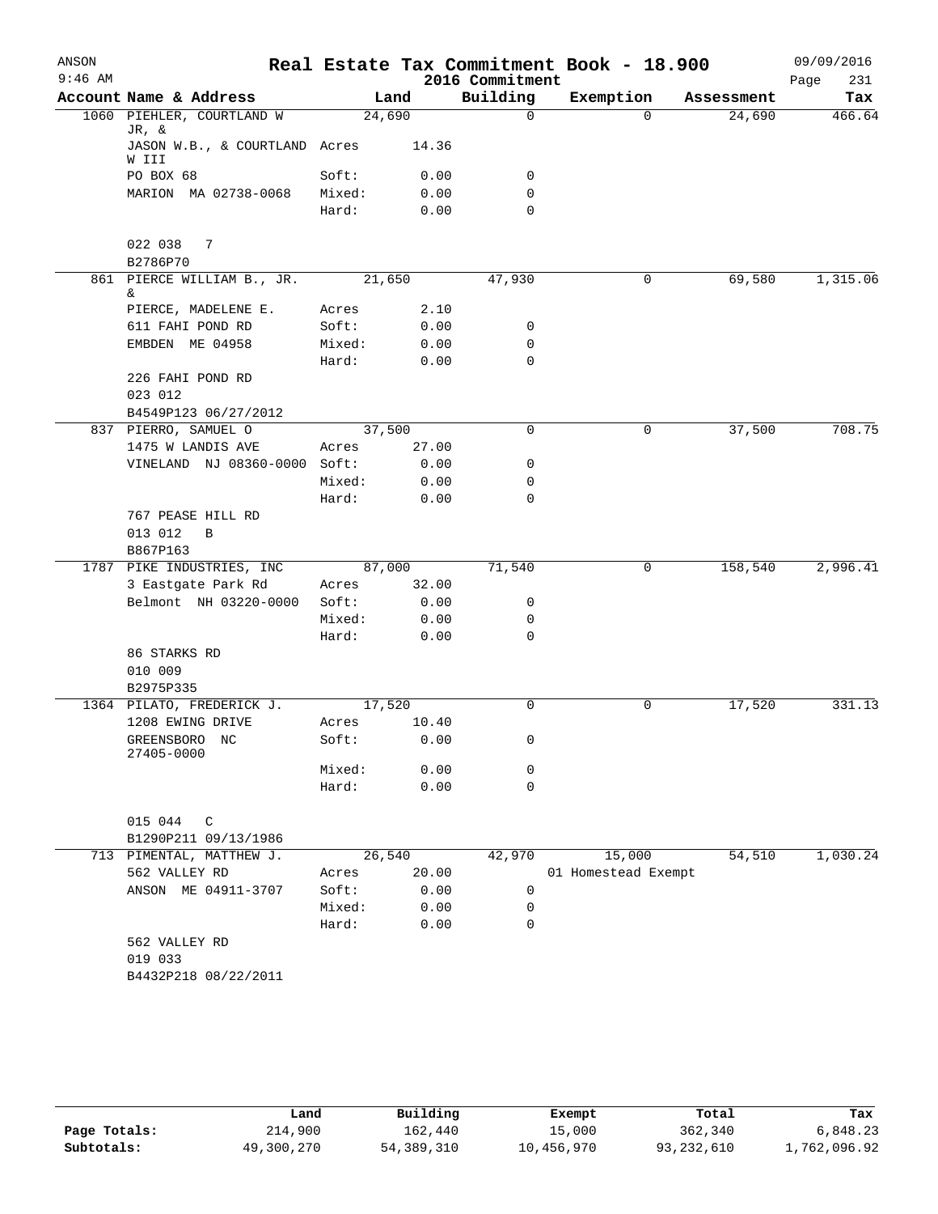ANSON 9:46 AM

# Real Estate Tax Commitment Book - 18.900

2016 Commitment

09/09/2016 Page 231

| Account Name & Address | | Land | Building | Exemption | Assessment | Tax |
|---|---|---|---|---|---|---|
| 1060 PIEHLER, COURTLAND W JR, & | | 24,690 | 0 | 0 | 24,690 | 466.64 |
| JASON W.B., & COURTLAND W III | Acres | 14.36 | | | | |
| PO BOX 68 | Soft: | 0.00 | 0 | | | |
| MARION MA 02738-0068 | Mixed: | 0.00 | 0 | | | |
| | Hard: | 0.00 | 0 | | | |
| 022 038 7 | | | | | | |
| B2786P70 | | | | | | |
| 861 PIERCE WILLIAM B., JR. & | | 21,650 | 47,930 | 0 | 69,580 | 1,315.06 |
| PIERCE, MADELENE E. | Acres | 2.10 | | | | |
| 611 FAHI POND RD | Soft: | 0.00 | 0 | | | |
| EMBDEN ME 04958 | Mixed: | 0.00 | 0 | | | |
| | Hard: | 0.00 | 0 | | | |
| 226 FAHI POND RD | | | | | | |
| 023 012 | | | | | | |
| B4549P123 06/27/2012 | | | | | | |
| 837 PIERRO, SAMUEL O | | 37,500 | 0 | 0 | 37,500 | 708.75 |
| 1475 W LANDIS AVE | Acres | 27.00 | | | | |
| VINELAND NJ 08360-0000 | Soft: | 0.00 | 0 | | | |
| | Mixed: | 0.00 | 0 | | | |
| | Hard: | 0.00 | 0 | | | |
| 767 PEASE HILL RD | | | | | | |
| 013 012 B | | | | | | |
| B867P163 | | | | | | |
| 1787 PIKE INDUSTRIES, INC | | 87,000 | 71,540 | 0 | 158,540 | 2,996.41 |
| 3 Eastgate Park Rd | Acres | 32.00 | | | | |
| Belmont NH 03220-0000 | Soft: | 0.00 | 0 | | | |
| | Mixed: | 0.00 | 0 | | | |
| | Hard: | 0.00 | 0 | | | |
| 86 STARKS RD | | | | | | |
| 010 009 | | | | | | |
| B2975P335 | | | | | | |
| 1364 PILATO, FREDERICK J. | | 17,520 | 0 | 0 | 17,520 | 331.13 |
| 1208 EWING DRIVE | Acres | 10.40 | | | | |
| GREENSBORO NC 27405-0000 | Soft: | 0.00 | 0 | | | |
| | Mixed: | 0.00 | 0 | | | |
| | Hard: | 0.00 | 0 | | | |
| 015 044 C | | | | | | |
| B1290P211 09/13/1986 | | | | | | |
| 713 PIMENTAL, MATTHEW J. | | 26,540 | 42,970 | 15,000 | 54,510 | 1,030.24 |
| 562 VALLEY RD | Acres | 20.00 | | 01 Homestead Exempt | | |
| ANSON ME 04911-3707 | Soft: | 0.00 | 0 | | | |
| | Mixed: | 0.00 | 0 | | | |
| | Hard: | 0.00 | 0 | | | |
| 562 VALLEY RD | | | | | | |
| 019 033 | | | | | | |
| B4432P218 08/22/2011 | | | | | | |

| | Land | Building | Exempt | Total | Tax |
|---|---|---|---|---|---|
| Page Totals: | 214,900 | 162,440 | 15,000 | 362,340 | 6,848.23 |
| Subtotals: | 49,300,270 | 54,389,310 | 10,456,970 | 93,232,610 | 1,762,096.92 |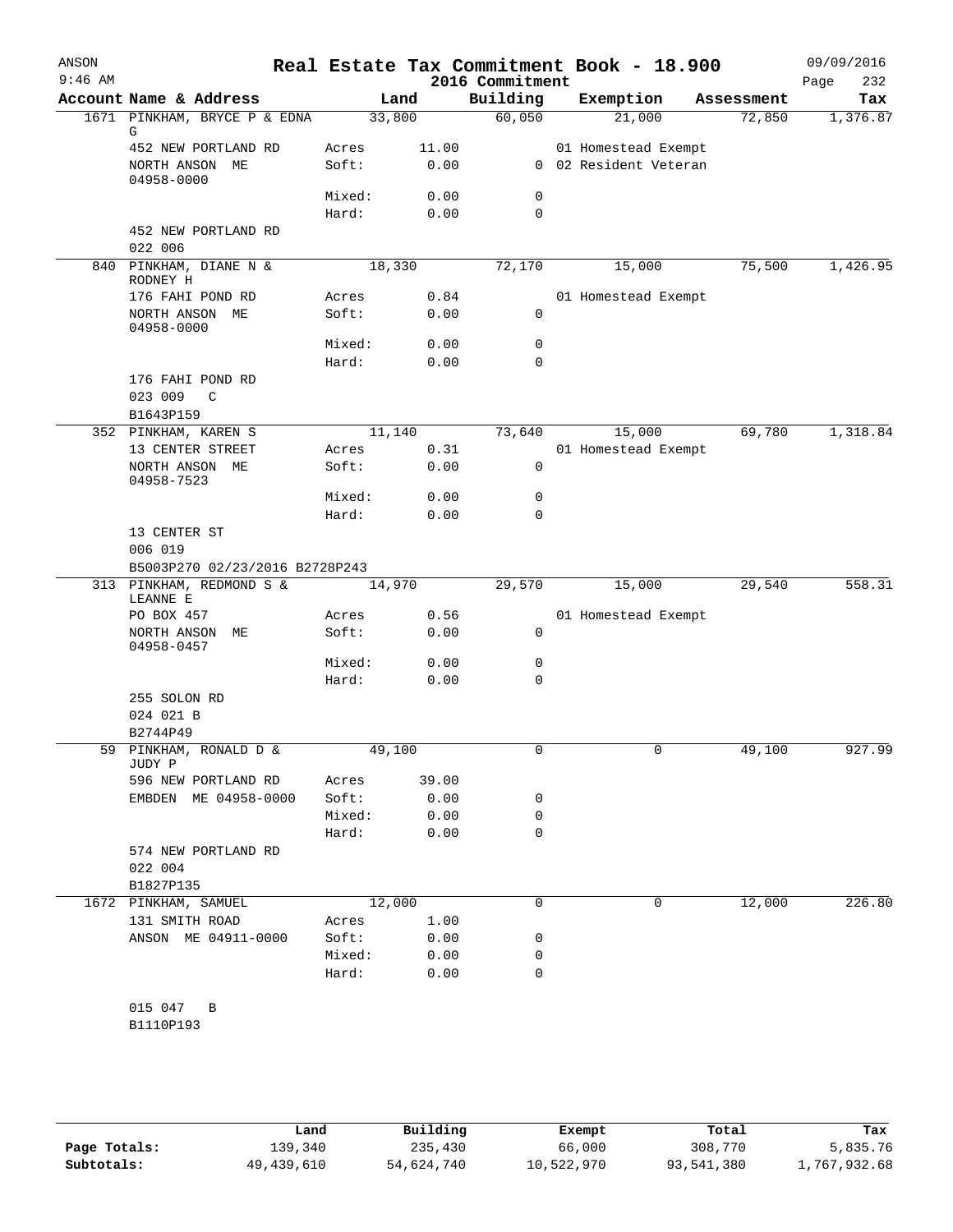# Real Estate Tax Commitment Book - 18.900

ANSON
9:46 AM

2016 Commitment

09/09/2016

| Account | Name & Address | Land | | Building | Exemption | Assessment | Tax |
|---|---|---|---|---|---|---|---|
| 1671 | PINKHAM, BRYCE P & EDNA G | 33,800 | | 60,050 | 21,000 | 72,850 | 1,376.87 |
| | 452 NEW PORTLAND RD | Acres | 11.00 | | 01 Homestead Exempt | | |
| | NORTH ANSON ME 04958-0000 | Soft: | 0.00 | 0 | 02 Resident Veteran | | |
| | | Mixed: | 0.00 | 0 | | | |
| | | Hard: | 0.00 | 0 | | | |
| | 452 NEW PORTLAND RD | | | | | | |
| | 022 006 | | | | | | |
| 840 | PINKHAM, DIANE N & RODNEY H | 18,330 | | 72,170 | 15,000 | 75,500 | 1,426.95 |
| | 176 FAHI POND RD | Acres | 0.84 | | 01 Homestead Exempt | | |
| | NORTH ANSON ME 04958-0000 | Soft: | 0.00 | 0 | | | |
| | | Mixed: | 0.00 | 0 | | | |
| | | Hard: | 0.00 | 0 | | | |
| | 176 FAHI POND RD | | | | | | |
| | 023 009 C | | | | | | |
| | B1643P159 | | | | | | |
| 352 | PINKHAM, KAREN S | 11,140 | | 73,640 | 15,000 | 69,780 | 1,318.84 |
| | 13 CENTER STREET | Acres | 0.31 | | 01 Homestead Exempt | | |
| | NORTH ANSON ME 04958-7523 | Soft: | 0.00 | 0 | | | |
| | | Mixed: | 0.00 | 0 | | | |
| | | Hard: | 0.00 | 0 | | | |
| | 13 CENTER ST | | | | | | |
| | 006 019 | | | | | | |
| | B5003P270 02/23/2016 B2728P243 | | | | | | |
| 313 | PINKHAM, REDMOND S & LEANNE E | 14,970 | | 29,570 | 15,000 | 29,540 | 558.31 |
| | PO BOX 457 | Acres | 0.56 | | 01 Homestead Exempt | | |
| | NORTH ANSON ME 04958-0457 | Soft: | 0.00 | 0 | | | |
| | | Mixed: | 0.00 | 0 | | | |
| | | Hard: | 0.00 | 0 | | | |
| | 255 SOLON RD | | | | | | |
| | 024 021 B | | | | | | |
| | B2744P49 | | | | | | |
| 59 | PINKHAM, RONALD D & JUDY P | 49,100 | | 0 | 0 | 49,100 | 927.99 |
| | 596 NEW PORTLAND RD | Acres | 39.00 | | | | |
| | EMBDEN ME 04958-0000 | Soft: | 0.00 | 0 | | | |
| | | Mixed: | 0.00 | 0 | | | |
| | | Hard: | 0.00 | 0 | | | |
| | 574 NEW PORTLAND RD | | | | | | |
| | 022 004 | | | | | | |
| | B1827P135 | | | | | | |
| 1672 | PINKHAM, SAMUEL | 12,000 | | 0 | 0 | 12,000 | 226.80 |
| | 131 SMITH ROAD | Acres | 1.00 | | | | |
| | ANSON ME 04911-0000 | Soft: | 0.00 | 0 | | | |
| | | Mixed: | 0.00 | 0 | | | |
| | | Hard: | 0.00 | 0 | | | |
| | 015 047 B | | | | | | |
| | B1110P193 | | | | | | |

| | Land | Building | Exempt | Total | Tax |
|---|---|---|---|---|---|
| Page Totals: | 139,340 | 235,430 | 66,000 | 308,770 | 5,835.76 |
| Subtotals: | 49,439,610 | 54,624,740 | 10,522,970 | 93,541,380 | 1,767,932.68 |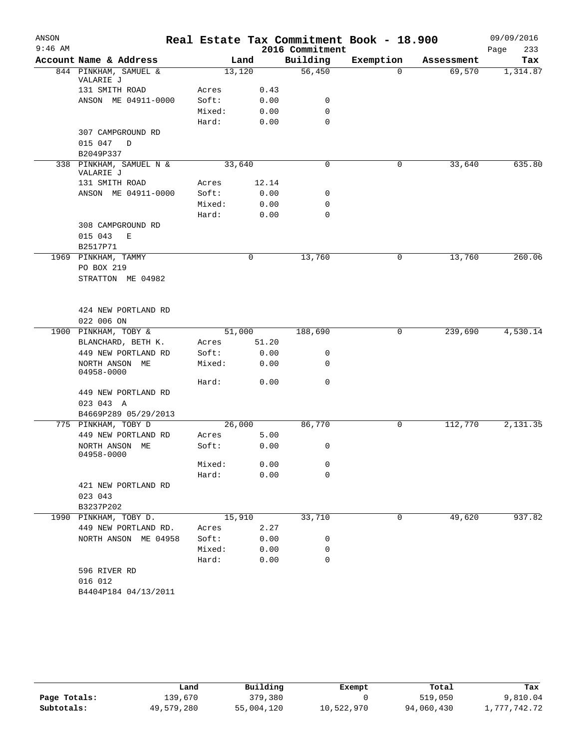# Real Estate Tax Commitment Book - 18.900

ANSON
9:46 AM

2016 Commitment

09/09/2016

| Account | Name & Address | Land | | Building | Exemption | Assessment | Tax |
|---|---|---|---|---|---|---|---|
| 844 | PINKHAM, SAMUEL & VALARIE J | 13,120 | | 56,450 | 0 | 69,570 | 1,314.87 |
| | 131 SMITH ROAD | Acres | 0.43 | | | | |
| | ANSON ME 04911-0000 | Soft: | 0.00 | 0 | | | |
| | | Mixed: | 0.00 | 0 | | | |
| | | Hard: | 0.00 | 0 | | | |
| | 307 CAMPGROUND RD | | | | | | |
| | 015 047 D | | | | | | |
| | B2049P337 | | | | | | |
| 338 | PINKHAM, SAMUEL N & VALARIE J | 33,640 | | 0 | 0 | 33,640 | 635.80 |
| | 131 SMITH ROAD | Acres | 12.14 | | | | |
| | ANSON ME 04911-0000 | Soft: | 0.00 | 0 | | | |
| | | Mixed: | 0.00 | 0 | | | |
| | | Hard: | 0.00 | 0 | | | |
| | 308 CAMPGROUND RD | | | | | | |
| | 015 043 E | | | | | | |
| | B2517P71 | | | | | | |
| 1969 | PINKHAM, TAMMY | 0 | | 13,760 | 0 | 13,760 | 260.06 |
| | PO BOX 219 | | | | | | |
| | STRATTON ME 04982 | | | | | | |
| | 424 NEW PORTLAND RD | | | | | | |
| | 022 006 ON | | | | | | |
| 1900 | PINKHAM, TOBY & | 51,000 | | 188,690 | 0 | 239,690 | 4,530.14 |
| | BLANCHARD, BETH K. | Acres | 51.20 | | | | |
| | 449 NEW PORTLAND RD | Soft: | 0.00 | 0 | | | |
| | NORTH ANSON ME 04958-0000 | Mixed: | 0.00 | 0 | | | |
| | | Hard: | 0.00 | 0 | | | |
| | 449 NEW PORTLAND RD | | | | | | |
| | 023 043 A | | | | | | |
| | B4669P289 05/29/2013 | | | | | | |
| 775 | PINKHAM, TOBY D | 26,000 | | 86,770 | 0 | 112,770 | 2,131.35 |
| | 449 NEW PORTLAND RD | Acres | 5.00 | | | | |
| | NORTH ANSON ME 04958-0000 | Soft: | 0.00 | 0 | | | |
| | | Mixed: | 0.00 | 0 | | | |
| | | Hard: | 0.00 | 0 | | | |
| | 421 NEW PORTLAND RD | | | | | | |
| | 023 043 | | | | | | |
| | B3237P202 | | | | | | |
| 1990 | PINKHAM, TOBY D. | 15,910 | | 33,710 | 0 | 49,620 | 937.82 |
| | 449 NEW PORTLAND RD. | Acres | 2.27 | | | | |
| | NORTH ANSON ME 04958 | Soft: | 0.00 | 0 | | | |
| | | Mixed: | 0.00 | 0 | | | |
| | | Hard: | 0.00 | 0 | | | |
| | 596 RIVER RD | | | | | | |
| | 016 012 | | | | | | |
| | B4404P184 04/13/2011 | | | | | | |

| | Land | Building | Exempt | Total | Tax |
|---|---|---|---|---|---|
| Page Totals: | 139,670 | 379,380 | 0 | 519,050 | 9,810.04 |
| Subtotals: | 49,579,280 | 55,004,120 | 10,522,970 | 94,060,430 | 1,777,742.72 |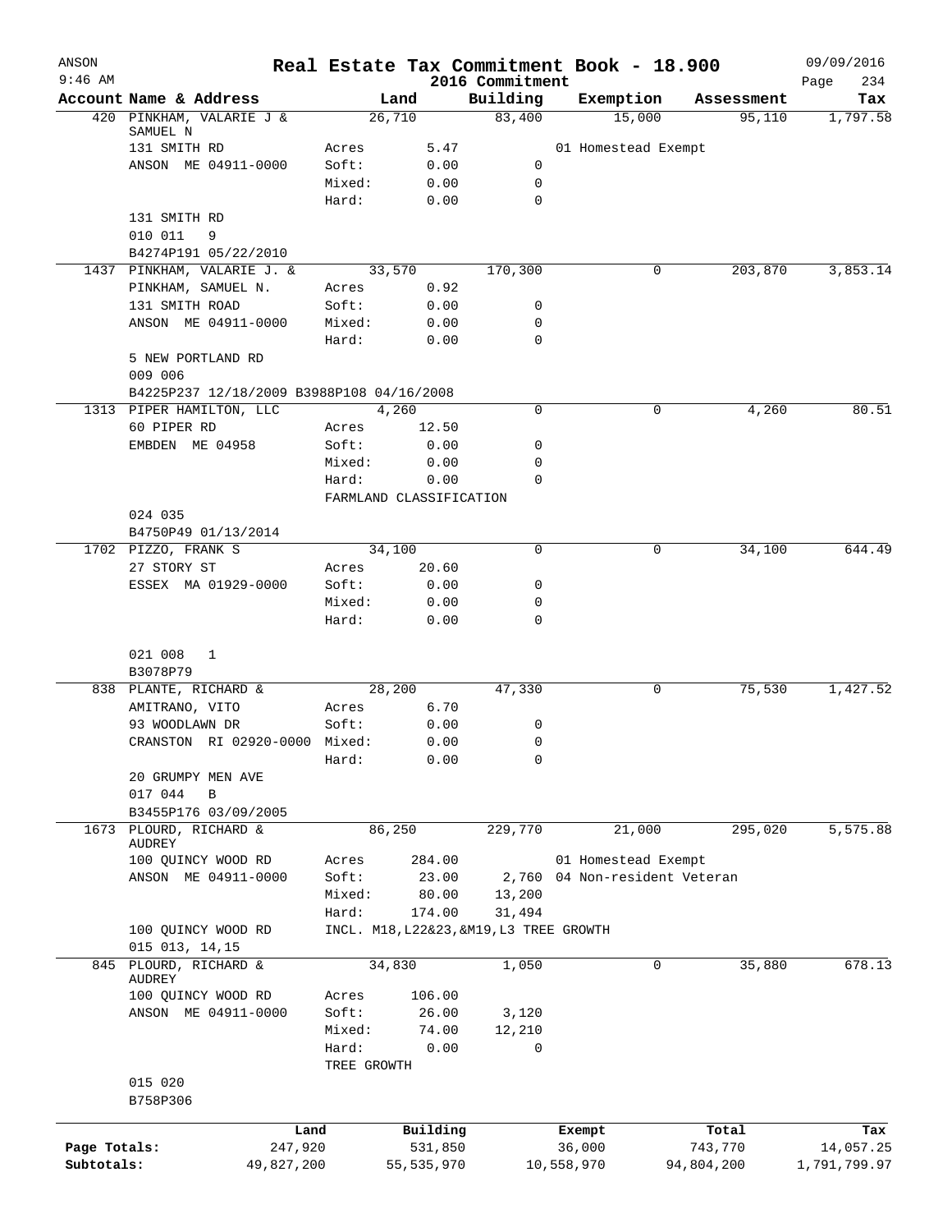# Real Estate Tax Commitment Book - 18.900

ANSON 9:46 AM — 2016 Commitment — 09/09/2016

| Account Name & Address | Land | Building | Exemption | Assessment | Tax |
|---|---|---|---|---|---|
| 420 PINKHAM, VALARIE J & SAMUEL N | 26,710 | 83,400 | 15,000 | 95,110 | 1,797.58 |
| 131 SMITH RD | Acres 5.47 | | 01 Homestead Exempt | | |
| ANSON ME 04911-0000 | Soft: 0.00 | 0 | | | |
| | Mixed: 0.00 | 0 | | | |
| | Hard: 0.00 | 0 | | | |
| 131 SMITH RD | | | | | |
| 010 011 9 | | | | | |
| B4274P191 05/22/2010 | | | | | |
| 1437 PINKHAM, VALARIE J. & | 33,570 | 170,300 | 0 | 203,870 | 3,853.14 |
| PINKHAM, SAMUEL N. | Acres 0.92 | | | | |
| 131 SMITH ROAD | Soft: 0.00 | 0 | | | |
| ANSON ME 04911-0000 | Mixed: 0.00 | 0 | | | |
| | Hard: 0.00 | 0 | | | |
| 5 NEW PORTLAND RD | | | | | |
| 009 006 | | | | | |
| B4225P237 12/18/2009 B3988P108 04/16/2008 | | | | | |
| 1313 PIPER HAMILTON, LLC | 4,260 | 0 | 0 | 4,260 | 80.51 |
| 60 PIPER RD | Acres 12.50 | | | | |
| EMBDEN ME 04958 | Soft: 0.00 | 0 | | | |
| | Mixed: 0.00 | 0 | | | |
| | Hard: 0.00 | 0 | | | |
| | FARMLAND CLASSIFICATION | | | | |
| 024 035 | | | | | |
| B4750P49 01/13/2014 | | | | | |
| 1702 PIZZO, FRANK S | 34,100 | 0 | 0 | 34,100 | 644.49 |
| 27 STORY ST | Acres 20.60 | | | | |
| ESSEX MA 01929-0000 | Soft: 0.00 | 0 | | | |
| | Mixed: 0.00 | 0 | | | |
| | Hard: 0.00 | 0 | | | |
| 021 008 1 | | | | | |
| B3078P79 | | | | | |
| 838 PLANTE, RICHARD & | 28,200 | 47,330 | 0 | 75,530 | 1,427.52 |
| AMITRANO, VITO | Acres 6.70 | | | | |
| 93 WOODLAWN DR | Soft: 0.00 | 0 | | | |
| CRANSTON RI 02920-0000 | Mixed: 0.00 | 0 | | | |
| | Hard: 0.00 | 0 | | | |
| 20 GRUMPY MEN AVE | | | | | |
| 017 044 B | | | | | |
| B3455P176 03/09/2005 | | | | | |
| 1673 PLOURD, RICHARD & AUDREY | 86,250 | 229,770 | 21,000 | 295,020 | 5,575.88 |
| 100 QUINCY WOOD RD | Acres 284.00 | | 01 Homestead Exempt | | |
| ANSON ME 04911-0000 | Soft: 23.00 | 2,760 | 04 Non-resident Veteran | | |
| | Mixed: 80.00 | 13,200 | | | |
| | Hard: 174.00 | 31,494 | | | |
| 100 QUINCY WOOD RD | INCL. M18,L22&23,&M19,L3 TREE GROWTH | | | | |
| 015 013, 14,15 | | | | | |
| 845 PLOURD, RICHARD & AUDREY | 34,830 | 1,050 | 0 | 35,880 | 678.13 |
| 100 QUINCY WOOD RD | Acres 106.00 | | | | |
| ANSON ME 04911-0000 | Soft: 26.00 | 3,120 | | | |
| | Mixed: 74.00 | 12,210 | | | |
| | Hard: 0.00 | 0 | | | |
| | TREE GROWTH | | | | |
| 015 020 | | | | | |
| B758P306 | | | | | |

| | Land | Building | Exempt | Total | Tax |
|---|---|---|---|---|---|
| Page Totals: | 247,920 | 531,850 | 36,000 | 743,770 | 14,057.25 |
| Subtotals: | 49,827,200 | 55,535,970 | 10,558,970 | 94,804,200 | 1,791,799.97 |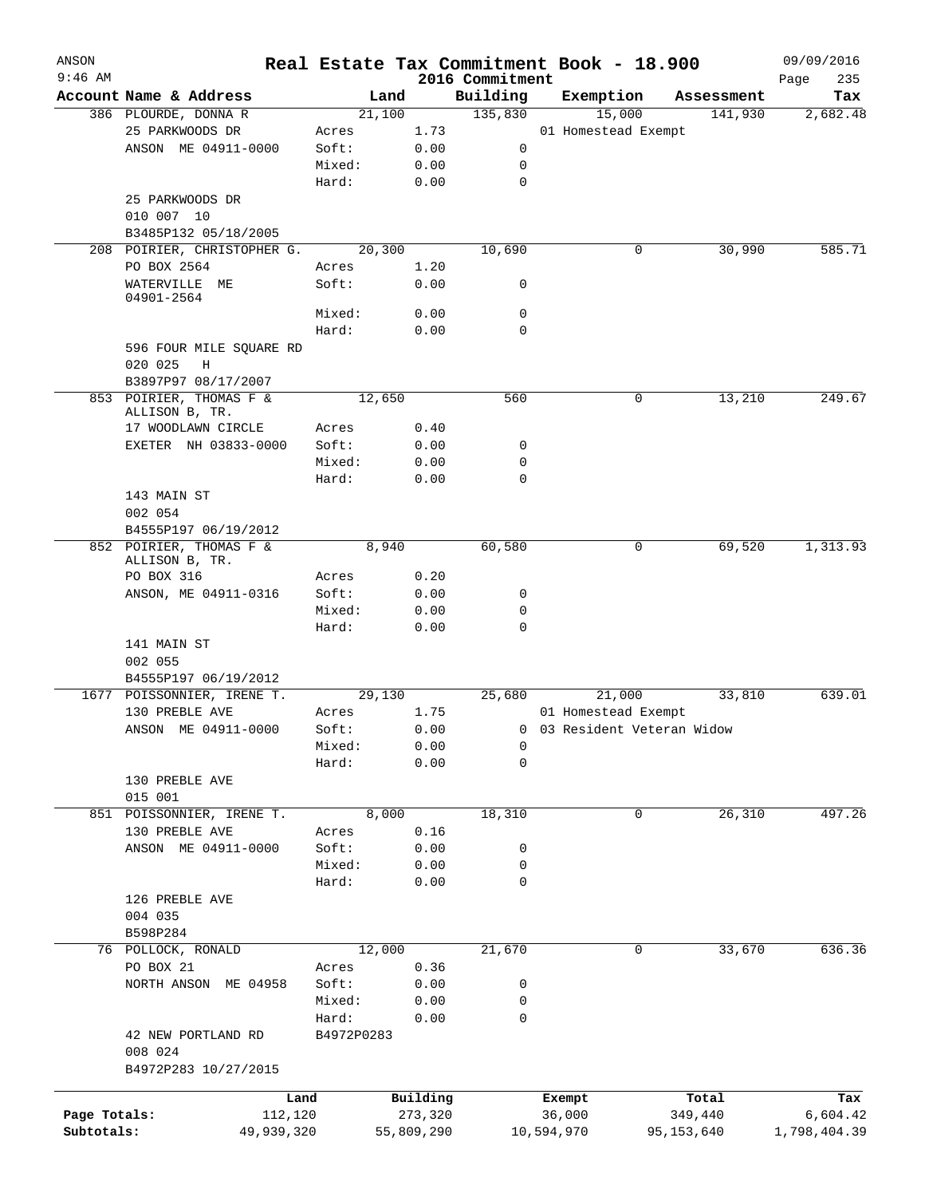# Real Estate Tax Commitment Book - 18.900

ANSON
9:46 AM

2016 Commitment

09/09/2016

| Account Name & Address | Land | | Building | Exemption | Assessment | Tax |
|---|---|---|---|---|---|---|
| 386 PLOURDE, DONNA R | 21,100 | | 135,830 | 15,000 | 141,930 | 2,682.48 |
| 25 PARKWOODS DR | Acres | 1.73 | | 01 Homestead Exempt | | |
| ANSON ME 04911-0000 | Soft: | 0.00 | 0 | | | |
| | Mixed: | 0.00 | 0 | | | |
| | Hard: | 0.00 | 0 | | | |
| 25 PARKWOODS DR | | | | | | |
| 010 007 10 | | | | | | |
| B3485P132 05/18/2005 | | | | | | |
| 208 POIRIER, CHRISTOPHER G. | 20,300 | | 10,690 | 0 | 30,990 | 585.71 |
| PO BOX 2564 | Acres | 1.20 | | | | |
| WATERVILLE ME 04901-2564 | Soft: | 0.00 | 0 | | | |
| | Mixed: | 0.00 | 0 | | | |
| | Hard: | 0.00 | 0 | | | |
| 596 FOUR MILE SQUARE RD | | | | | | |
| 020 025 H | | | | | | |
| B3897P97 08/17/2007 | | | | | | |
| 853 POIRIER, THOMAS F & ALLISON B, TR. | 12,650 | | 560 | 0 | 13,210 | 249.67 |
| 17 WOODLAWN CIRCLE | Acres | 0.40 | | | | |
| EXETER NH 03833-0000 | Soft: | 0.00 | 0 | | | |
| | Mixed: | 0.00 | 0 | | | |
| | Hard: | 0.00 | 0 | | | |
| 143 MAIN ST | | | | | | |
| 002 054 | | | | | | |
| B4555P197 06/19/2012 | | | | | | |
| 852 POIRIER, THOMAS F & ALLISON B, TR. | 8,940 | | 60,580 | 0 | 69,520 | 1,313.93 |
| PO BOX 316 | Acres | 0.20 | | | | |
| ANSON, ME 04911-0316 | Soft: | 0.00 | 0 | | | |
| | Mixed: | 0.00 | 0 | | | |
| | Hard: | 0.00 | 0 | | | |
| 141 MAIN ST | | | | | | |
| 002 055 | | | | | | |
| B4555P197 06/19/2012 | | | | | | |
| 1677 POISSONNIER, IRENE T. | 29,130 | | 25,680 | 21,000 | 33,810 | 639.01 |
| 130 PREBLE AVE | Acres | 1.75 | | 01 Homestead Exempt | | |
| ANSON ME 04911-0000 | Soft: | 0.00 | 0 | 03 Resident Veteran Widow | | |
| | Mixed: | 0.00 | 0 | | | |
| | Hard: | 0.00 | 0 | | | |
| 130 PREBLE AVE | | | | | | |
| 015 001 | | | | | | |
| 851 POISSONNIER, IRENE T. | 8,000 | | 18,310 | 0 | 26,310 | 497.26 |
| 130 PREBLE AVE | Acres | 0.16 | | | | |
| ANSON ME 04911-0000 | Soft: | 0.00 | 0 | | | |
| | Mixed: | 0.00 | 0 | | | |
| | Hard: | 0.00 | 0 | | | |
| 126 PREBLE AVE | | | | | | |
| 004 035 | | | | | | |
| B598P284 | | | | | | |
| 76 POLLOCK, RONALD | 12,000 | | 21,670 | 0 | 33,670 | 636.36 |
| PO BOX 21 | Acres | 0.36 | | | | |
| NORTH ANSON ME 04958 | Soft: | 0.00 | 0 | | | |
| | Mixed: | 0.00 | 0 | | | |
| | Hard: | 0.00 | 0 | | | |
| 42 NEW PORTLAND RD | B4972P0283 | | | | | |
| 008 024 | | | | | | |
| B4972P283 10/27/2015 | | | | | | |

| | Land | Building | Exempt | Total | Tax |
|---|---|---|---|---|---|
| Page Totals: | 112,120 | 273,320 | 36,000 | 349,440 | 6,604.42 |
| Subtotals: | 49,939,320 | 55,809,290 | 10,594,970 | 95,153,640 | 1,798,404.39 |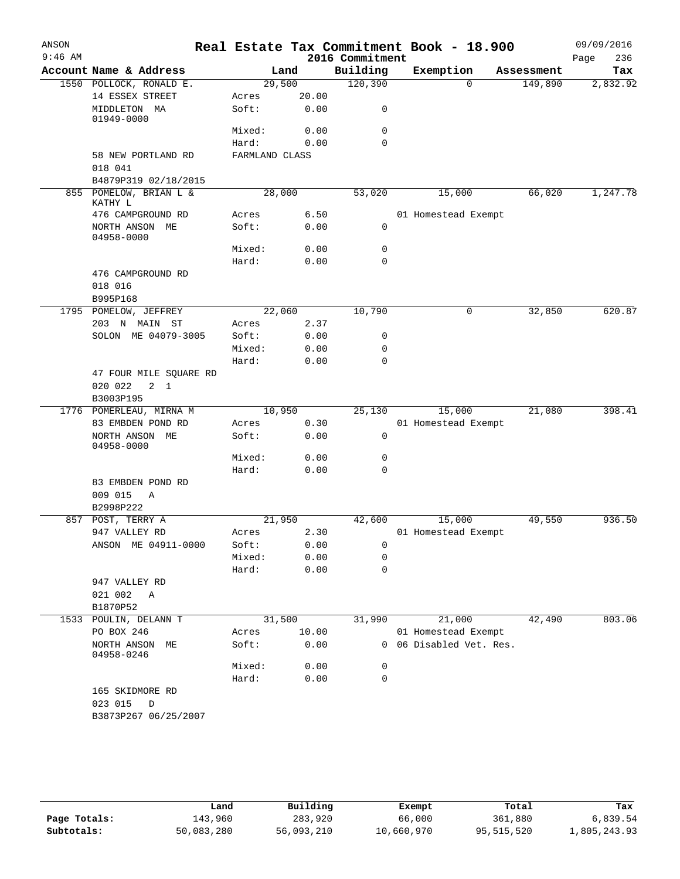# Real Estate Tax Commitment Book - 18.900

ANSON
9:46 AM

2016 Commitment

09/09/2016

| Account Name & Address | Land | | Building | Exemption | Assessment | Tax |
|---|---|---|---|---|---|---|
| 1550 POLLOCK, RONALD E. | 29,500 | | 120,390 | 0 | 149,890 | 2,832.92 |
| 14 ESSEX STREET | Acres | 20.00 | | | | |
| MIDDLETON MA 01949-0000 | Soft: | 0.00 | 0 | | | |
| | Mixed: | 0.00 | 0 | | | |
| | Hard: | 0.00 | 0 | | | |
| 58 NEW PORTLAND RD | FARMLAND CLASS | | | | | |
| 018 041 | | | | | | |
| B4879P319 02/18/2015 | | | | | | |
| 855 POMELOW, BRIAN L & KATHY L | 28,000 | | 53,020 | 15,000 | 66,020 | 1,247.78 |
| 476 CAMPGROUND RD | Acres | 6.50 | | 01 Homestead Exempt | | |
| NORTH ANSON ME 04958-0000 | Soft: | 0.00 | 0 | | | |
| | Mixed: | 0.00 | 0 | | | |
| | Hard: | 0.00 | 0 | | | |
| 476 CAMPGROUND RD | | | | | | |
| 018 016 | | | | | | |
| B995P168 | | | | | | |
| 1795 POMELOW, JEFFREY | 22,060 | | 10,790 | 0 | 32,850 | 620.87 |
| 203 N MAIN ST | Acres | 2.37 | | | | |
| SOLON ME 04079-3005 | Soft: | 0.00 | 0 | | | |
| | Mixed: | 0.00 | 0 | | | |
| | Hard: | 0.00 | 0 | | | |
| 47 FOUR MILE SQUARE RD | | | | | | |
| 020 022 2 1 | | | | | | |
| B3003P195 | | | | | | |
| 1776 POMERLEAU, MIRNA M | 10,950 | | 25,130 | 15,000 | 21,080 | 398.41 |
| 83 EMBDEN POND RD | Acres | 0.30 | | 01 Homestead Exempt | | |
| NORTH ANSON ME 04958-0000 | Soft: | 0.00 | 0 | | | |
| | Mixed: | 0.00 | 0 | | | |
| | Hard: | 0.00 | 0 | | | |
| 83 EMBDEN POND RD | | | | | | |
| 009 015 A | | | | | | |
| B2998P222 | | | | | | |
| 857 POST, TERRY A | 21,950 | | 42,600 | 15,000 | 49,550 | 936.50 |
| 947 VALLEY RD | Acres | 2.30 | | 01 Homestead Exempt | | |
| ANSON ME 04911-0000 | Soft: | 0.00 | 0 | | | |
| | Mixed: | 0.00 | 0 | | | |
| | Hard: | 0.00 | 0 | | | |
| 947 VALLEY RD | | | | | | |
| 021 002 A | | | | | | |
| B1870P52 | | | | | | |
| 1533 POULIN, DELANN T | 31,500 | | 31,990 | 21,000 | 42,490 | 803.06 |
| PO BOX 246 | Acres | 10.00 | | 01 Homestead Exempt | | |
| NORTH ANSON ME 04958-0246 | Soft: | 0.00 | 0 | 06 Disabled Vet. Res. | | |
| | Mixed: | 0.00 | 0 | | | |
| | Hard: | 0.00 | 0 | | | |
| 165 SKIDMORE RD | | | | | | |
| 023 015 D | | | | | | |
| B3873P267 06/25/2007 | | | | | | |

| | Land | Building | Exempt | Total | Tax |
|---|---|---|---|---|---|
| Page Totals: | 143,960 | 283,920 | 66,000 | 361,880 | 6,839.54 |
| Subtotals: | 50,083,280 | 56,093,210 | 10,660,970 | 95,515,520 | 1,805,243.93 |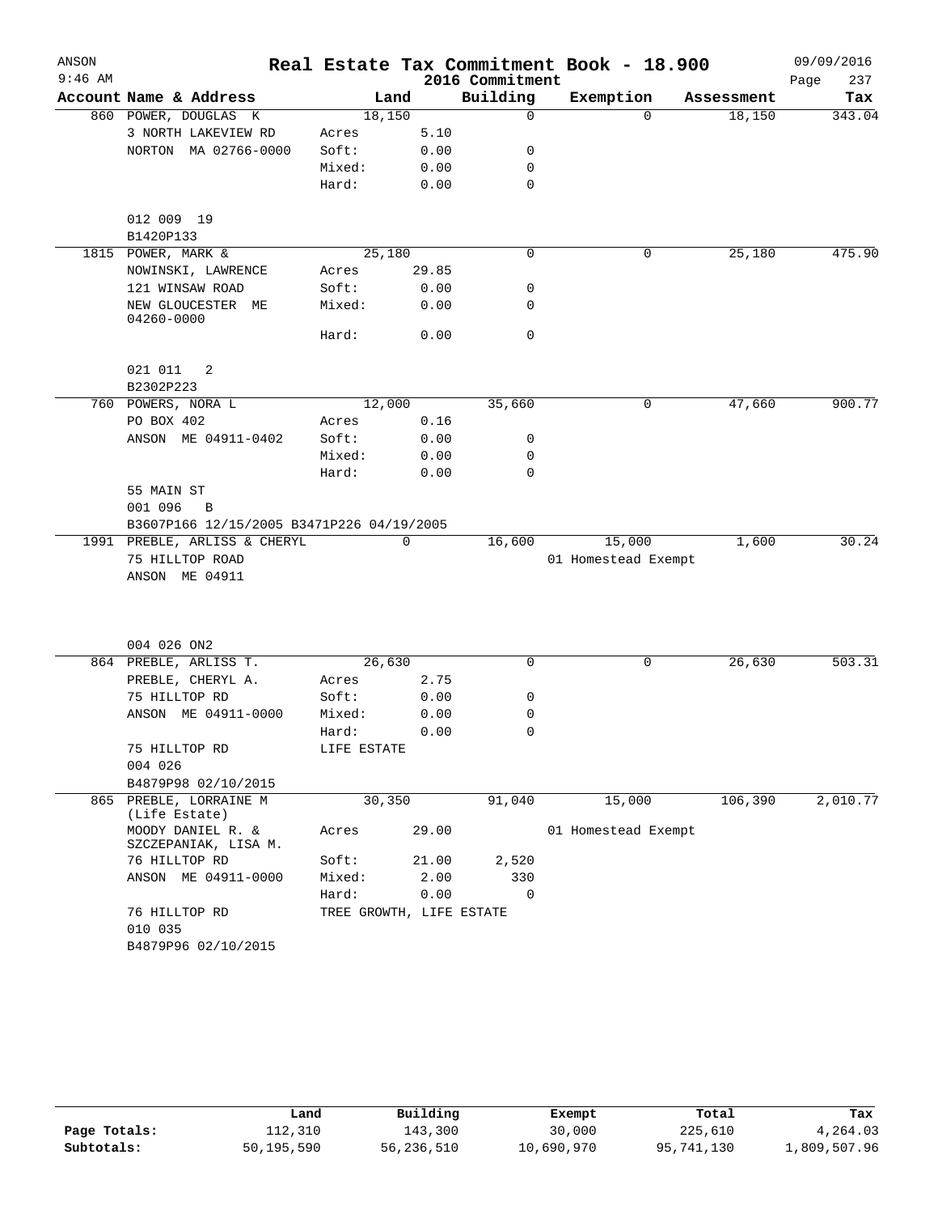# Real Estate Tax Commitment Book - 18.900

ANSON 9:46 AM — 2016 Commitment — 09/09/2016

| Account | Name & Address | Land | | Building | Exemption | Assessment | Tax |
|---|---|---|---|---|---|---|---|
| 860 | POWER, DOUGLAS K | 18,150 | | 0 | 0 | 18,150 | 343.04 |
| | 3 NORTH LAKEVIEW RD | Acres | 5.10 | | | | |
| | NORTON MA 02766-0000 | Soft: | 0.00 | 0 | | | |
| | | Mixed: | 0.00 | 0 | | | |
| | | Hard: | 0.00 | 0 | | | |
| | 012 009 19 | | | | | | |
| | B1420P133 | | | | | | |
| 1815 | POWER, MARK & | 25,180 | | 0 | 0 | 25,180 | 475.90 |
| | NOWINSKI, LAWRENCE | Acres | 29.85 | | | | |
| | 121 WINSAW ROAD | Soft: | 0.00 | 0 | | | |
| | NEW GLOUCESTER ME 04260-0000 | Mixed: | 0.00 | 0 | | | |
| | | Hard: | 0.00 | 0 | | | |
| | 021 011 2 | | | | | | |
| | B2302P223 | | | | | | |
| 760 | POWERS, NORA L | 12,000 | | 35,660 | 0 | 47,660 | 900.77 |
| | PO BOX 402 | Acres | 0.16 | | | | |
| | ANSON ME 04911-0402 | Soft: | 0.00 | 0 | | | |
| | | Mixed: | 0.00 | 0 | | | |
| | | Hard: | 0.00 | 0 | | | |
| | 55 MAIN ST | | | | | | |
| | 001 096 B | | | | | | |
| | B3607P166 12/15/2005 B3471P226 04/19/2005 | | | | | | |
| 1991 | PREBLE, ARLISS & CHERYL | 0 | | 16,600 | 15,000 | 1,600 | 30.24 |
| | 75 HILLTOP ROAD | | | | 01 Homestead Exempt | | |
| | ANSON ME 04911 | | | | | | |
| | 004 026 ON2 | | | | | | |
| 864 | PREBLE, ARLISS T. | 26,630 | | 0 | 0 | 26,630 | 503.31 |
| | PREBLE, CHERYL A. | Acres | 2.75 | | | | |
| | 75 HILLTOP RD | Soft: | 0.00 | 0 | | | |
| | ANSON ME 04911-0000 | Mixed: | 0.00 | 0 | | | |
| | | Hard: | 0.00 | 0 | | | |
| | 75 HILLTOP RD | LIFE ESTATE | | | | | |
| | 004 026 | | | | | | |
| | B4879P98 02/10/2015 | | | | | | |
| 865 | PREBLE, LORRAINE M (Life Estate) | 30,350 | | 91,040 | 15,000 | 106,390 | 2,010.77 |
| | MOODY DANIEL R. & SZCZEPANIAK, LISA M. | Acres | 29.00 | | 01 Homestead Exempt | | |
| | 76 HILLTOP RD | Soft: | 21.00 | 2,520 | | | |
| | ANSON ME 04911-0000 | Mixed: | 2.00 | 330 | | | |
| | | Hard: | 0.00 | 0 | | | |
| | 76 HILLTOP RD | TREE GROWTH, LIFE ESTATE | | | | | |
| | 010 035 | | | | | | |
| | B4879P96 02/10/2015 | | | | | | |

| | Land | Building | Exempt | Total | Tax |
|---|---|---|---|---|---|
| Page Totals: | 112,310 | 143,300 | 30,000 | 225,610 | 4,264.03 |
| Subtotals: | 50,195,590 | 56,236,510 | 10,690,970 | 95,741,130 | 1,809,507.96 |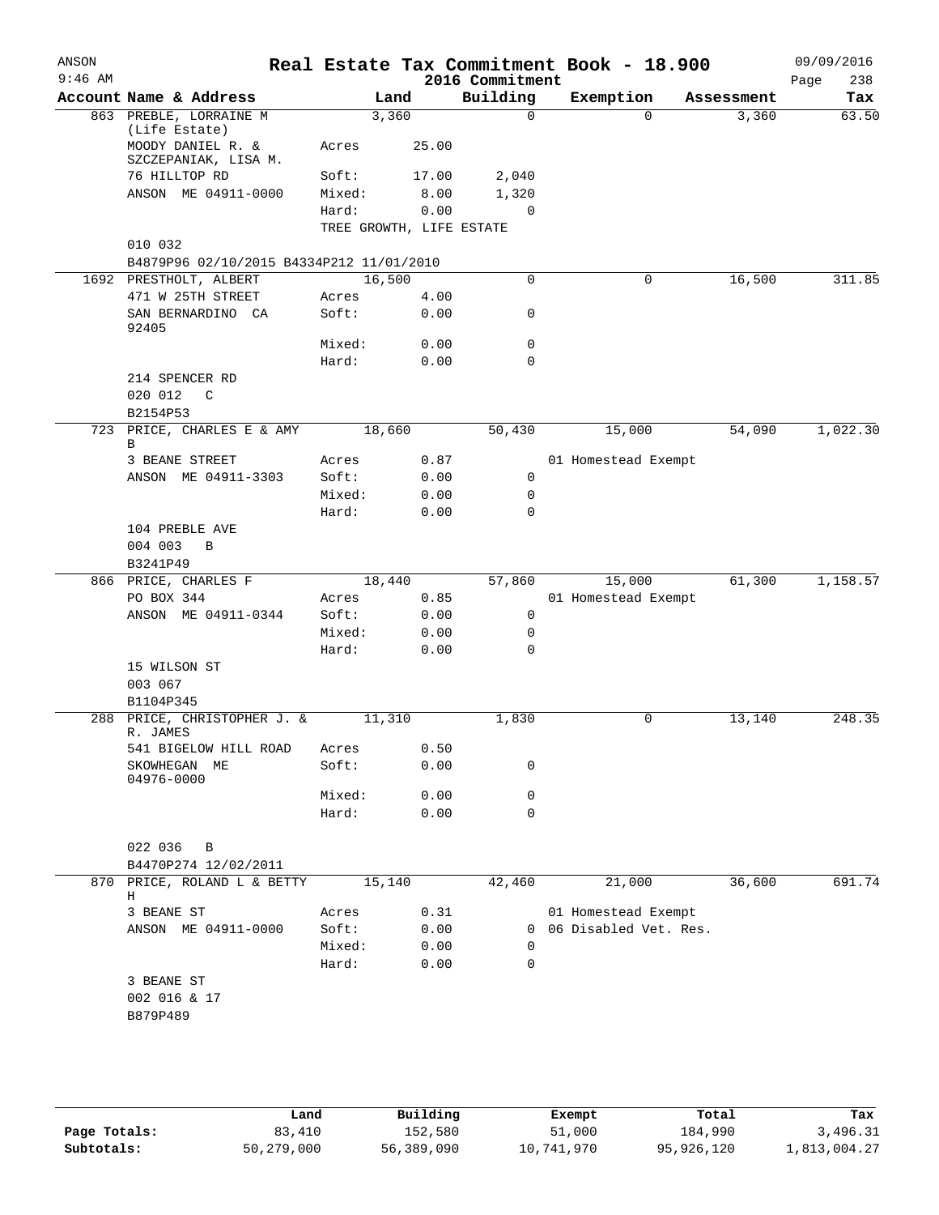# Real Estate Tax Commitment Book - 18.900

ANSON 9:46 AM — 2016 Commitment — 09/09/2016

| Account Name & Address | Land | | Building | Exemption | Assessment | Tax |
|---|---|---|---|---|---|---|
| 863 PREBLE, LORRAINE M (Life Estate) | 3,360 | | 0 | 0 | 3,360 | 63.50 |
| MOODY DANIEL R. & SZCZEPANIAK, LISA M. | Acres | 25.00 | | | | |
| 76 HILLTOP RD | Soft: | 17.00 | 2,040 | | | |
| ANSON ME 04911-0000 | Mixed: | 8.00 | 1,320 | | | |
| | Hard: | 0.00 | 0 | | | |
| | TREE GROWTH, LIFE ESTATE | | | | | |
| 010 032 | | | | | | |
| B4879P96 02/10/2015 B4334P212 11/01/2010 | | | | | | |
| 1692 PRESTHOLT, ALBERT | 16,500 | | 0 | 0 | 16,500 | 311.85 |
| 471 W 25TH STREET | Acres | 4.00 | | | | |
| SAN BERNARDINO CA 92405 | Soft: | 0.00 | 0 | | | |
| | Mixed: | 0.00 | 0 | | | |
| | Hard: | 0.00 | 0 | | | |
| 214 SPENCER RD | | | | | | |
| 020 012 C | | | | | | |
| B2154P53 | | | | | | |
| 723 PRICE, CHARLES E & AMY B | 18,660 | | 50,430 | 15,000 | 54,090 | 1,022.30 |
| 3 BEANE STREET | Acres | 0.87 | | 01 Homestead Exempt | | |
| ANSON ME 04911-3303 | Soft: | 0.00 | 0 | | | |
| | Mixed: | 0.00 | 0 | | | |
| | Hard: | 0.00 | 0 | | | |
| 104 PREBLE AVE | | | | | | |
| 004 003 B | | | | | | |
| B3241P49 | | | | | | |
| 866 PRICE, CHARLES F | 18,440 | | 57,860 | 15,000 | 61,300 | 1,158.57 |
| PO BOX 344 | Acres | 0.85 | | 01 Homestead Exempt | | |
| ANSON ME 04911-0344 | Soft: | 0.00 | 0 | | | |
| | Mixed: | 0.00 | 0 | | | |
| | Hard: | 0.00 | 0 | | | |
| 15 WILSON ST | | | | | | |
| 003 067 | | | | | | |
| B1104P345 | | | | | | |
| 288 PRICE, CHRISTOPHER J. & R. JAMES | 11,310 | | 1,830 | 0 | 13,140 | 248.35 |
| 541 BIGELOW HILL ROAD | Acres | 0.50 | | | | |
| SKOWHEGAN ME 04976-0000 | Soft: | 0.00 | 0 | | | |
| | Mixed: | 0.00 | 0 | | | |
| | Hard: | 0.00 | 0 | | | |
| 022 036 B | | | | | | |
| B4470P274 12/02/2011 | | | | | | |
| 870 PRICE, ROLAND L & BETTY H | 15,140 | | 42,460 | 21,000 | 36,600 | 691.74 |
| 3 BEANE ST | Acres | 0.31 | | 01 Homestead Exempt | | |
| ANSON ME 04911-0000 | Soft: | 0.00 | 0 | 06 Disabled Vet. Res. | | |
| | Mixed: | 0.00 | 0 | | | |
| | Hard: | 0.00 | 0 | | | |
| 3 BEANE ST | | | | | | |
| 002 016 & 17 | | | | | | |
| B879P489 | | | | | | |

| | Land | Building | Exempt | Total | Tax |
|---|---|---|---|---|---|
| Page Totals: | 83,410 | 152,580 | 51,000 | 184,990 | 3,496.31 |
| Subtotals: | 50,279,000 | 56,389,090 | 10,741,970 | 95,926,120 | 1,813,004.27 |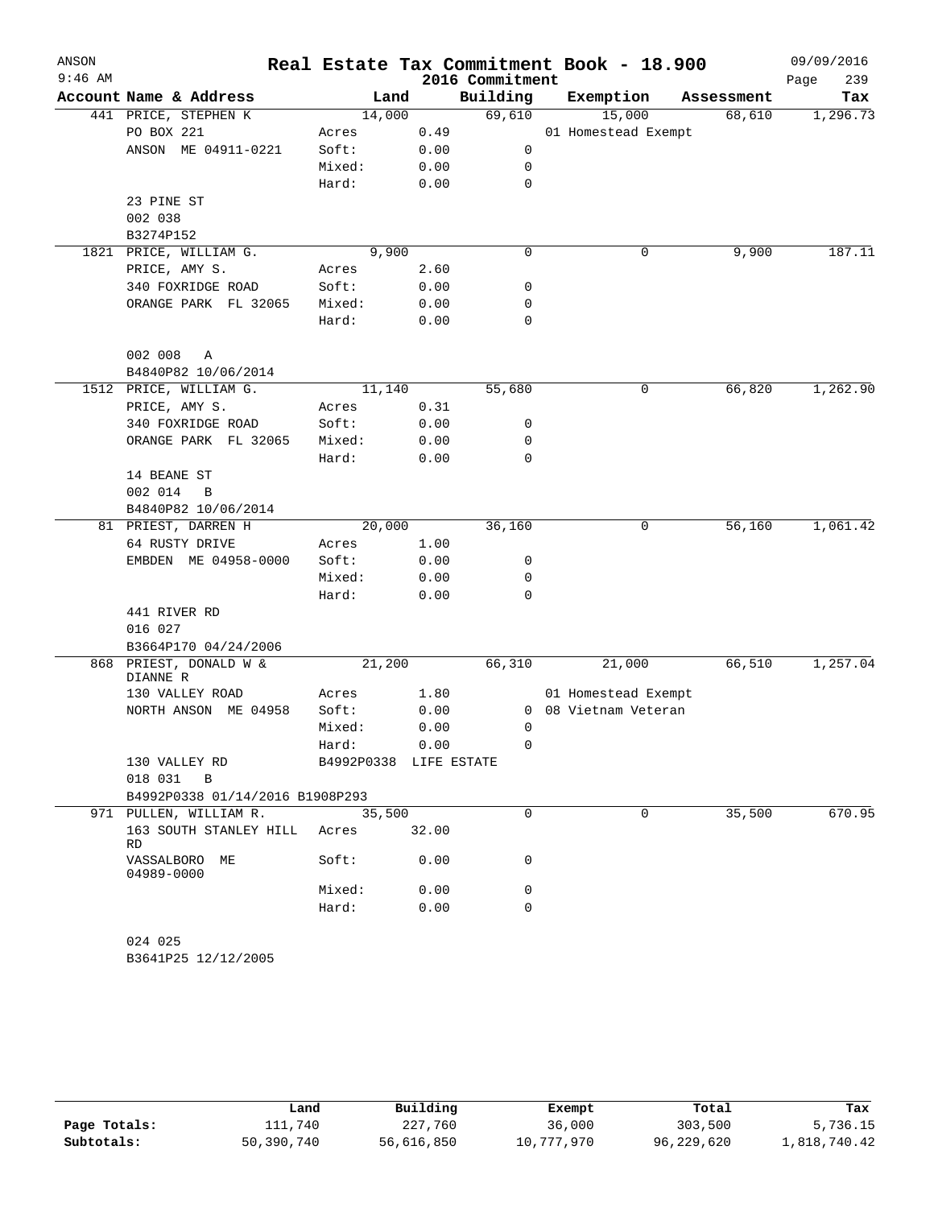# Real Estate Tax Commitment Book - 18.900

ANSON
9:46 AM

2016 Commitment

09/09/2016

| Account Name & Address | Land | | Building | Exemption | Assessment | Tax |
|---|---|---|---|---|---|---|
| 441 PRICE, STEPHEN K | 14,000 | | 69,610 | 15,000 | 68,610 | 1,296.73 |
| PO BOX 221 | Acres | 0.49 | | 01 Homestead Exempt | | |
| ANSON ME 04911-0221 | Soft: | 0.00 | 0 | | | |
| | Mixed: | 0.00 | 0 | | | |
| | Hard: | 0.00 | 0 | | | |
| 23 PINE ST | | | | | | |
| 002 038 | | | | | | |
| B3274P152 | | | | | | |
| 1821 PRICE, WILLIAM G. | 9,900 | | 0 | 0 | 9,900 | 187.11 |
| PRICE, AMY S. | Acres | 2.60 | | | | |
| 340 FOXRIDGE ROAD | Soft: | 0.00 | 0 | | | |
| ORANGE PARK FL 32065 | Mixed: | 0.00 | 0 | | | |
| | Hard: | 0.00 | 0 | | | |
| 002 008 A | | | | | | |
| B4840P82 10/06/2014 | | | | | | |
| 1512 PRICE, WILLIAM G. | 11,140 | | 55,680 | 0 | 66,820 | 1,262.90 |
| PRICE, AMY S. | Acres | 0.31 | | | | |
| 340 FOXRIDGE ROAD | Soft: | 0.00 | 0 | | | |
| ORANGE PARK FL 32065 | Mixed: | 0.00 | 0 | | | |
| | Hard: | 0.00 | 0 | | | |
| 14 BEANE ST | | | | | | |
| 002 014 B | | | | | | |
| B4840P82 10/06/2014 | | | | | | |
| 81 PRIEST, DARREN H | 20,000 | | 36,160 | 0 | 56,160 | 1,061.42 |
| 64 RUSTY DRIVE | Acres | 1.00 | | | | |
| EMBDEN ME 04958-0000 | Soft: | 0.00 | 0 | | | |
| | Mixed: | 0.00 | 0 | | | |
| | Hard: | 0.00 | 0 | | | |
| 441 RIVER RD | | | | | | |
| 016 027 | | | | | | |
| B3664P170 04/24/2006 | | | | | | |
| 868 PRIEST, DONALD W & DIANNE R | 21,200 | | 66,310 | 21,000 | 66,510 | 1,257.04 |
| 130 VALLEY ROAD | Acres | 1.80 | | 01 Homestead Exempt | | |
| NORTH ANSON ME 04958 | Soft: | 0.00 | 0 | 08 Vietnam Veteran | | |
| | Mixed: | 0.00 | 0 | | | |
| | Hard: | 0.00 | 0 | | | |
| 130 VALLEY RD | B4992P0338 | LIFE ESTATE | | | | |
| 018 031 B | | | | | | |
| B4992P0338 01/14/2016 B1908P293 | | | | | | |
| 971 PULLEN, WILLIAM R. | 35,500 | | 0 | 0 | 35,500 | 670.95 |
| 163 SOUTH STANLEY HILL RD | Acres | 32.00 | | | | |
| VASSALBORO ME 04989-0000 | Soft: | 0.00 | 0 | | | |
| | Mixed: | 0.00 | 0 | | | |
| | Hard: | 0.00 | 0 | | | |
| 024 025 | | | | | | |
| B3641P25 12/12/2005 | | | | | | |

| | Land | Building | Exempt | Total | Tax |
|---|---|---|---|---|---|
| Page Totals: | 111,740 | 227,760 | 36,000 | 303,500 | 5,736.15 |
| Subtotals: | 50,390,740 | 56,616,850 | 10,777,970 | 96,229,620 | 1,818,740.42 |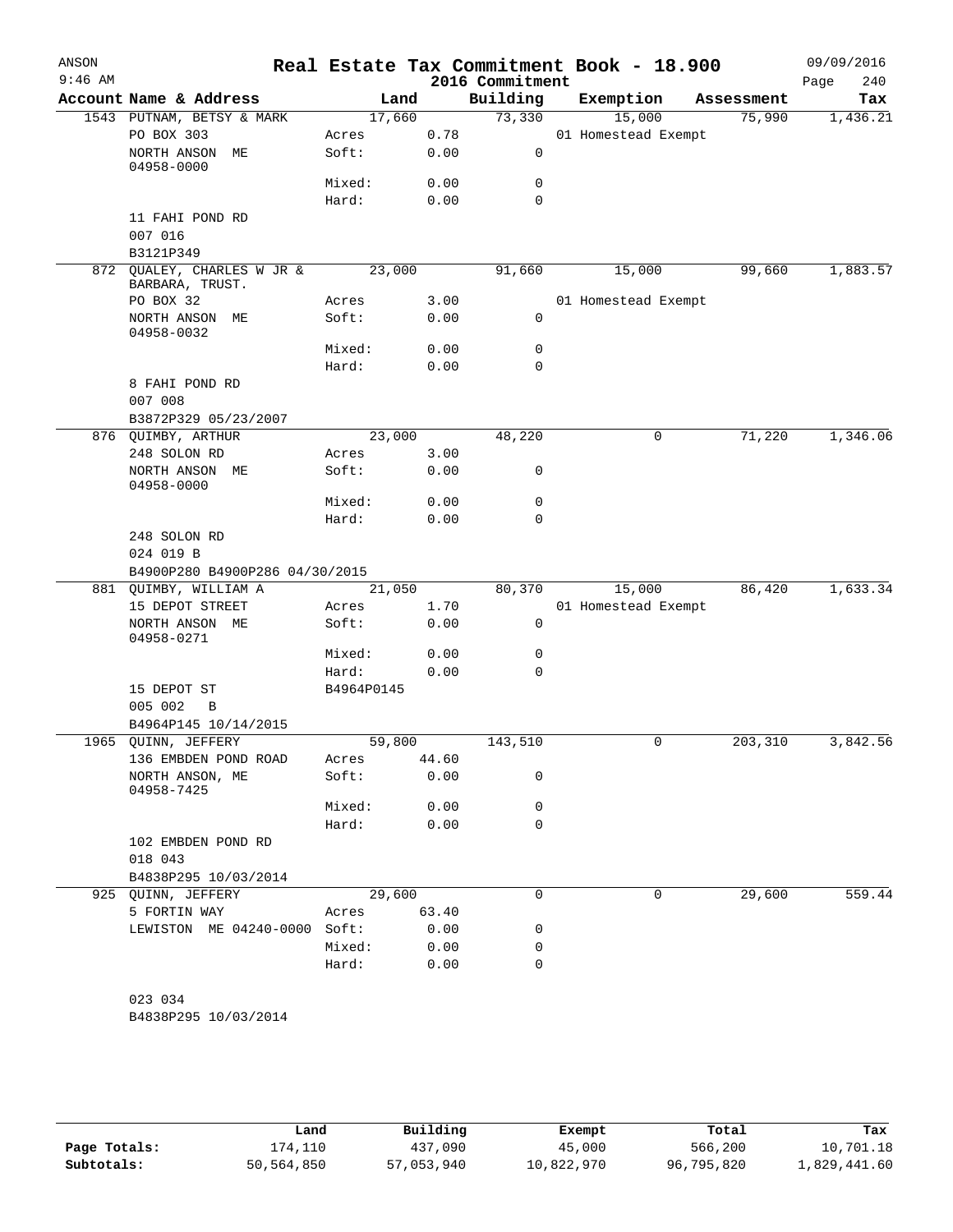# Real Estate Tax Commitment Book - 18.900

ANSON 9:46 AM — 2016 Commitment — 09/09/2016

| Account | Name & Address | | Land | Building | Exemption | Assessment | Tax |
|---|---|---|---|---|---|---|---|
| 1543 | PUTNAM, BETSY & MARK | | 17,660 | 73,330 | 15,000 | 75,990 | 1,436.21 |
| | PO BOX 303 | Acres | 0.78 | | 01 Homestead Exempt | | |
| | NORTH ANSON ME 04958-0000 | Soft: | 0.00 | 0 | | | |
| | | Mixed: | 0.00 | 0 | | | |
| | | Hard: | 0.00 | 0 | | | |
| | 11 FAHI POND RD | | | | | | |
| | 007 016 | | | | | | |
| | B3121P349 | | | | | | |
| 872 | QUALEY, CHARLES W JR & BARBARA, TRUST. | | 23,000 | 91,660 | 15,000 | 99,660 | 1,883.57 |
| | PO BOX 32 | Acres | 3.00 | | 01 Homestead Exempt | | |
| | NORTH ANSON ME 04958-0032 | Soft: | 0.00 | 0 | | | |
| | | Mixed: | 0.00 | 0 | | | |
| | | Hard: | 0.00 | 0 | | | |
| | 8 FAHI POND RD | | | | | | |
| | 007 008 | | | | | | |
| | B3872P329 05/23/2007 | | | | | | |
| 876 | QUIMBY, ARTHUR | | 23,000 | 48,220 | 0 | 71,220 | 1,346.06 |
| | 248 SOLON RD | Acres | 3.00 | | | | |
| | NORTH ANSON ME 04958-0000 | Soft: | 0.00 | 0 | | | |
| | | Mixed: | 0.00 | 0 | | | |
| | | Hard: | 0.00 | 0 | | | |
| | 248 SOLON RD | | | | | | |
| | 024 019 B | | | | | | |
| | B4900P280 B4900P286 04/30/2015 | | | | | | |
| 881 | QUIMBY, WILLIAM A | | 21,050 | 80,370 | 15,000 | 86,420 | 1,633.34 |
| | 15 DEPOT STREET | Acres | 1.70 | | 01 Homestead Exempt | | |
| | NORTH ANSON ME 04958-0271 | Soft: | 0.00 | 0 | | | |
| | | Mixed: | 0.00 | 0 | | | |
| | | Hard: | 0.00 | 0 | | | |
| | 15 DEPOT ST | B4964P0145 | | | | | |
| | 005 002 B | | | | | | |
| | B4964P145 10/14/2015 | | | | | | |
| 1965 | QUINN, JEFFERY | | 59,800 | 143,510 | 0 | 203,310 | 3,842.56 |
| | 136 EMBDEN POND ROAD | Acres | 44.60 | | | | |
| | NORTH ANSON, ME 04958-7425 | Soft: | 0.00 | 0 | | | |
| | | Mixed: | 0.00 | 0 | | | |
| | | Hard: | 0.00 | 0 | | | |
| | 102 EMBDEN POND RD | | | | | | |
| | 018 043 | | | | | | |
| | B4838P295 10/03/2014 | | | | | | |
| 925 | QUINN, JEFFERY | | 29,600 | 0 | 0 | 29,600 | 559.44 |
| | 5 FORTIN WAY | Acres | 63.40 | | | | |
| | LEWISTON ME 04240-0000 | Soft: | 0.00 | 0 | | | |
| | | Mixed: | 0.00 | 0 | | | |
| | | Hard: | 0.00 | 0 | | | |
| | 023 034 | | | | | | |
| | B4838P295 10/03/2014 | | | | | | |

| | Land | Building | Exempt | Total | Tax |
|---|---|---|---|---|---|
| Page Totals: | 174,110 | 437,090 | 45,000 | 566,200 | 10,701.18 |
| Subtotals: | 50,564,850 | 57,053,940 | 10,822,970 | 96,795,820 | 1,829,441.60 |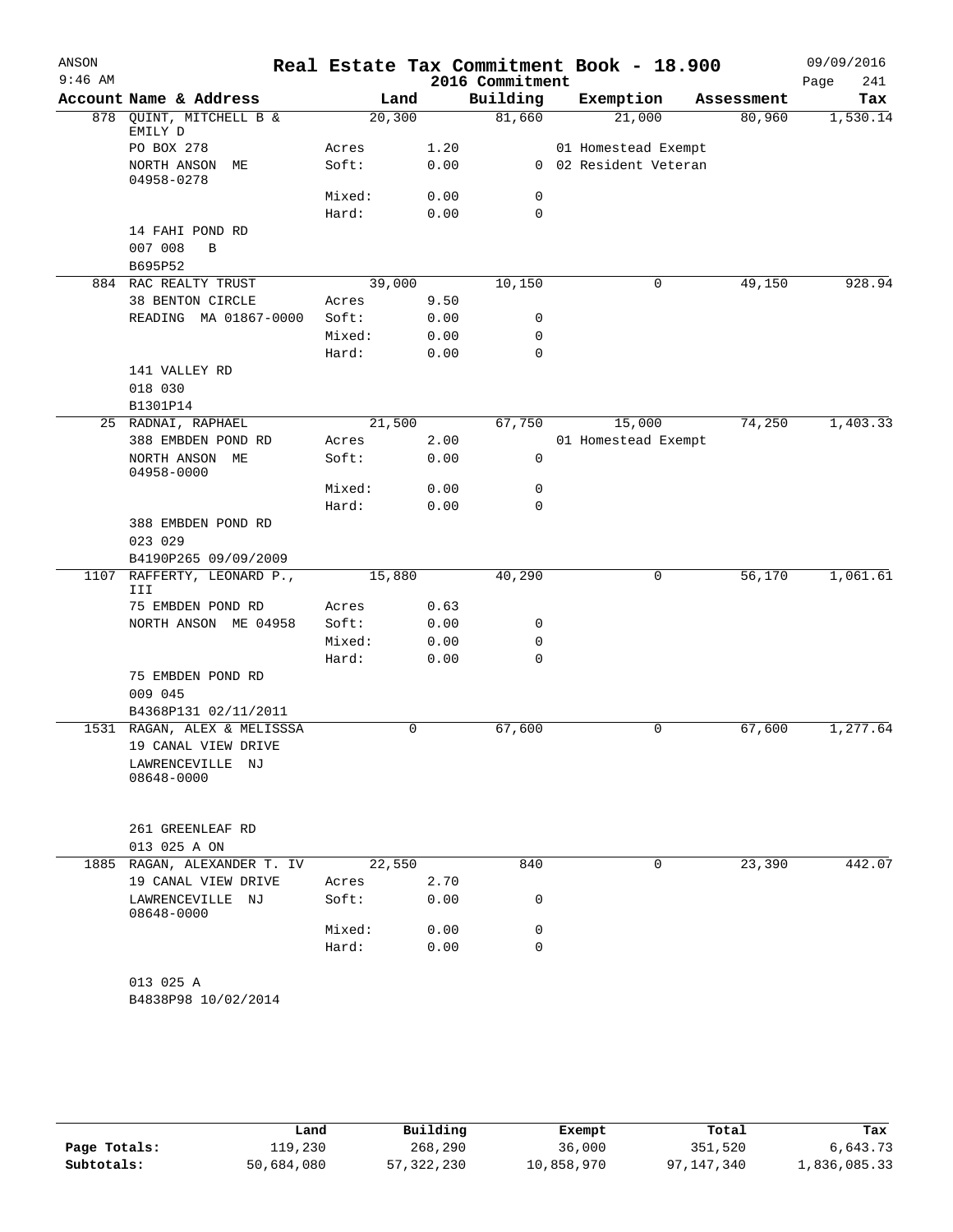# Real Estate Tax Commitment Book - 18.900

ANSON
9:46 AM

2016 Commitment

09/09/2016

| Account Name & Address | Land | | Building | Exemption | Assessment | Tax |
|---|---|---|---|---|---|---|
| 878 QUINT, MITCHELL B & EMILY D | 20,300 | | 81,660 | 21,000 | 80,960 | 1,530.14 |
| PO BOX 278 | Acres | 1.20 | | 01 Homestead Exempt | | |
| NORTH ANSON ME 04958-0278 | Soft: | 0.00 | 0 | 02 Resident Veteran | | |
| | Mixed: | 0.00 | 0 | | | |
| | Hard: | 0.00 | 0 | | | |
| 14 FAHI POND RD | | | | | | |
| 007 008 B | | | | | | |
| B695P52 | | | | | | |
| 884 RAC REALTY TRUST | 39,000 | | 10,150 | 0 | 49,150 | 928.94 |
| 38 BENTON CIRCLE | Acres | 9.50 | | | | |
| READING MA 01867-0000 | Soft: | 0.00 | 0 | | | |
| | Mixed: | 0.00 | 0 | | | |
| | Hard: | 0.00 | 0 | | | |
| 141 VALLEY RD | | | | | | |
| 018 030 | | | | | | |
| B1301P14 | | | | | | |
| 25 RADNAI, RAPHAEL | 21,500 | | 67,750 | 15,000 | 74,250 | 1,403.33 |
| 388 EMBDEN POND RD | Acres | 2.00 | | 01 Homestead Exempt | | |
| NORTH ANSON ME 04958-0000 | Soft: | 0.00 | 0 | | | |
| | Mixed: | 0.00 | 0 | | | |
| | Hard: | 0.00 | 0 | | | |
| 388 EMBDEN POND RD | | | | | | |
| 023 029 | | | | | | |
| B4190P265 09/09/2009 | | | | | | |
| 1107 RAFFERTY, LEONARD P., III | 15,880 | | 40,290 | 0 | 56,170 | 1,061.61 |
| 75 EMBDEN POND RD | Acres | 0.63 | | | | |
| NORTH ANSON ME 04958 | Soft: | 0.00 | 0 | | | |
| | Mixed: | 0.00 | 0 | | | |
| | Hard: | 0.00 | 0 | | | |
| 75 EMBDEN POND RD | | | | | | |
| 009 045 | | | | | | |
| B4368P131 02/11/2011 | | | | | | |
| 1531 RAGAN, ALEX & MELISSSA | 0 | | 67,600 | 0 | 67,600 | 1,277.64 |
| 19 CANAL VIEW DRIVE | | | | | | |
| LAWRENCEVILLE NJ 08648-0000 | | | | | | |
| 261 GREENLEAF RD | | | | | | |
| 013 025 A ON | | | | | | |
| 1885 RAGAN, ALEXANDER T. IV | 22,550 | | 840 | 0 | 23,390 | 442.07 |
| 19 CANAL VIEW DRIVE | Acres | 2.70 | | | | |
| LAWRENCEVILLE NJ 08648-0000 | Soft: | 0.00 | 0 | | | |
| | Mixed: | 0.00 | 0 | | | |
| | Hard: | 0.00 | 0 | | | |
| 013 025 A | | | | | | |
| B4838P98 10/02/2014 | | | | | | |

| | Land | Building | Exempt | Total | Tax |
|---|---|---|---|---|---|
| Page Totals: | 119,230 | 268,290 | 36,000 | 351,520 | 6,643.73 |
| Subtotals: | 50,684,080 | 57,322,230 | 10,858,970 | 97,147,340 | 1,836,085.33 |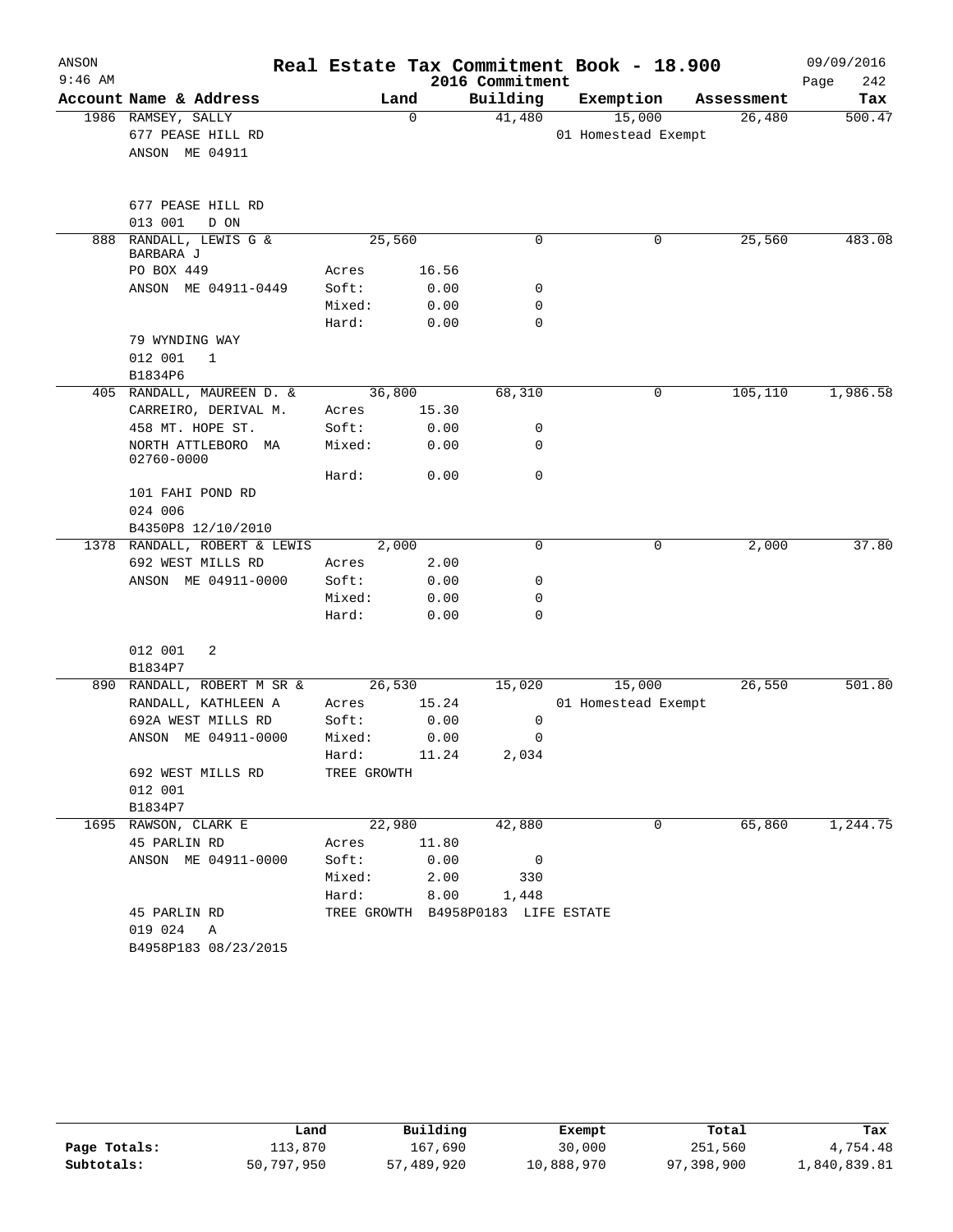# Real Estate Tax Commitment Book - 18.900

ANSON
9:46 AM

2016 Commitment

09/09/2016

| Account Name & Address | | Land | Building | Exemption | Assessment | Tax |
|---|---|---|---|---|---|---|
| 1986 RAMSEY, SALLY | | 0 | 41,480 | 15,000 | 26,480 | 500.47 |
| 677 PEASE HILL RD | | | | 01 Homestead Exempt | | |
| ANSON ME 04911 | | | | | | |
| 677 PEASE HILL RD | | | | | | |
| 013 001 D ON | | | | | | |
| 888 RANDALL, LEWIS G & BARBARA J | | 25,560 | 0 | 0 | 25,560 | 483.08 |
| PO BOX 449 | Acres | 16.56 | | | | |
| ANSON ME 04911-0449 | Soft: | 0.00 | 0 | | | |
| | Mixed: | 0.00 | 0 | | | |
| | Hard: | 0.00 | 0 | | | |
| 79 WYNDING WAY | | | | | | |
| 012 001 1 | | | | | | |
| B1834P6 | | | | | | |
| 405 RANDALL, MAUREEN D. & | | 36,800 | 68,310 | 0 | 105,110 | 1,986.58 |
| CARREIRO, DERIVAL M. | Acres | 15.30 | | | | |
| 458 MT. HOPE ST. | Soft: | 0.00 | 0 | | | |
| NORTH ATTLEBORO MA 02760-0000 | Mixed: | 0.00 | 0 | | | |
| | Hard: | 0.00 | 0 | | | |
| 101 FAHI POND RD | | | | | | |
| 024 006 | | | | | | |
| B4350P8 12/10/2010 | | | | | | |
| 1378 RANDALL, ROBERT & LEWIS | | 2,000 | 0 | 0 | 2,000 | 37.80 |
| 692 WEST MILLS RD | Acres | 2.00 | | | | |
| ANSON ME 04911-0000 | Soft: | 0.00 | 0 | | | |
| | Mixed: | 0.00 | 0 | | | |
| | Hard: | 0.00 | 0 | | | |
| 012 001 2 | | | | | | |
| B1834P7 | | | | | | |
| 890 RANDALL, ROBERT M SR & | | 26,530 | 15,020 | 15,000 | 26,550 | 501.80 |
| RANDALL, KATHLEEN A | Acres | 15.24 | | 01 Homestead Exempt | | |
| 692A WEST MILLS RD | Soft: | 0.00 | 0 | | | |
| ANSON ME 04911-0000 | Mixed: | 0.00 | 0 | | | |
| | Hard: | 11.24 | 2,034 | | | |
| 692 WEST MILLS RD | TREE GROWTH | | | | | |
| 012 001 | | | | | | |
| B1834P7 | | | | | | |
| 1695 RAWSON, CLARK E | | 22,980 | 42,880 | 0 | 65,860 | 1,244.75 |
| 45 PARLIN RD | Acres | 11.80 | | | | |
| ANSON ME 04911-0000 | Soft: | 0.00 | 0 | | | |
| | Mixed: | 2.00 | 330 | | | |
| | Hard: | 8.00 | 1,448 | | | |
| 45 PARLIN RD | TREE GROWTH | B4958P0183 | LIFE ESTATE | | | |
| 019 024 A | | | | | | |
| B4958P183 08/23/2015 | | | | | | |

| | Land | Building | Exempt | Total | Tax |
|---|---|---|---|---|---|
| Page Totals: | 113,870 | 167,690 | 30,000 | 251,560 | 4,754.48 |
| Subtotals: | 50,797,950 | 57,489,920 | 10,888,970 | 97,398,900 | 1,840,839.81 |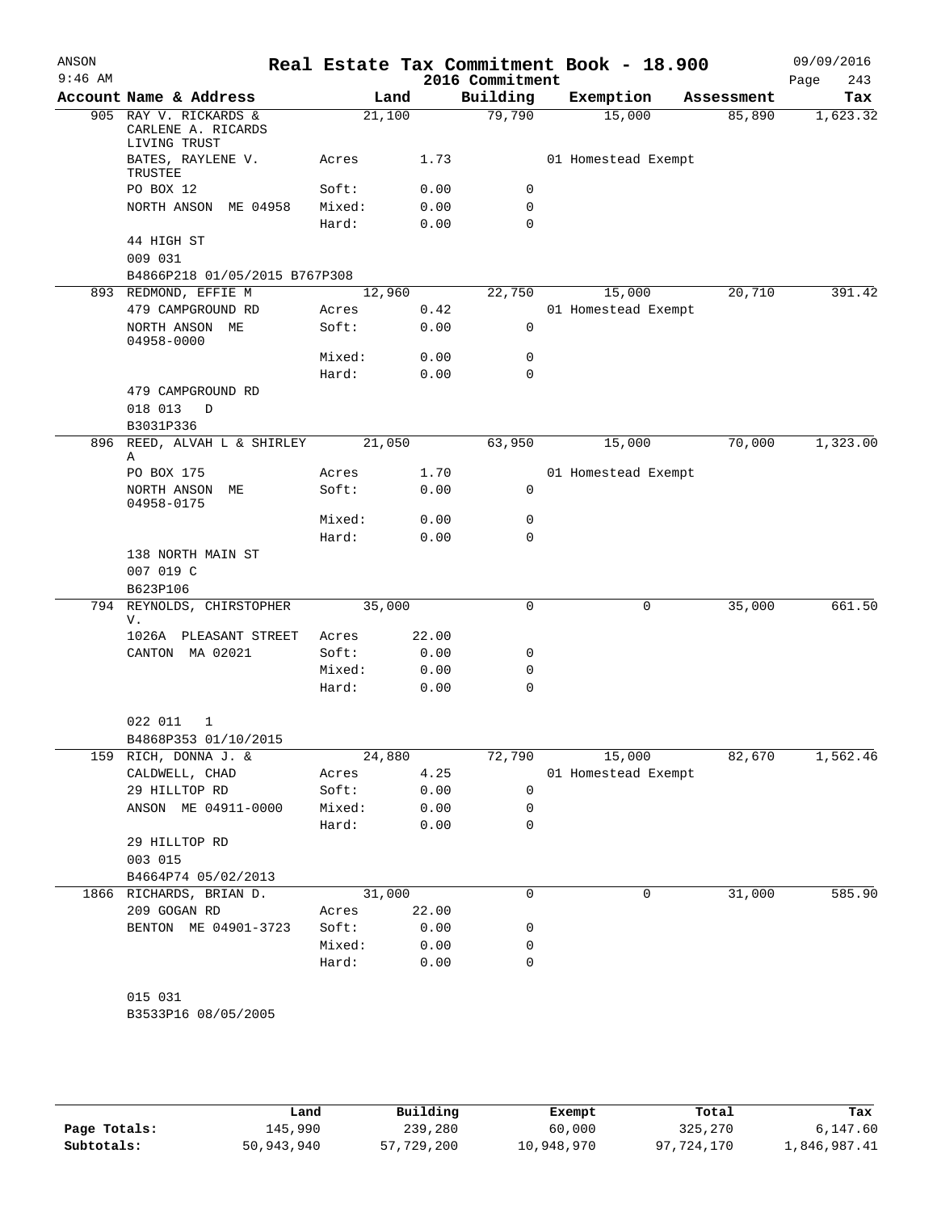# Real Estate Tax Commitment Book - 18.900

ANSON 9:46 AM — 2016 Commitment — 09/09/2016

| Account | Name & Address | Land | | Building | Exemption | Assessment | Tax |
|---|---|---|---|---|---|---|---|
| 905 | RAY V. RICKARDS & CARLENE A. RICARDS LIVING TRUST | 21,100 | | 79,790 | 15,000 | 85,890 | 1,623.32 |
| | BATES, RAYLENE V. TRUSTEE | Acres | 1.73 | | 01 Homestead Exempt | | |
| | PO BOX 12 | Soft: | 0.00 | 0 | | | |
| | NORTH ANSON ME 04958 | Mixed: | 0.00 | 0 | | | |
| | | Hard: | 0.00 | 0 | | | |
| | 44 HIGH ST | | | | | | |
| | 009 031 | | | | | | |
| | B4866P218 01/05/2015 B767P308 | | | | | | |
| 893 | REDMOND, EFFIE M | 12,960 | | 22,750 | 15,000 | 20,710 | 391.42 |
| | 479 CAMPGROUND RD | Acres | 0.42 | | 01 Homestead Exempt | | |
| | NORTH ANSON ME 04958-0000 | Soft: | 0.00 | 0 | | | |
| | | Mixed: | 0.00 | 0 | | | |
| | | Hard: | 0.00 | 0 | | | |
| | 479 CAMPGROUND RD | | | | | | |
| | 018 013 D | | | | | | |
| | B3031P336 | | | | | | |
| 896 | REED, ALVAH L & SHIRLEY A | 21,050 | | 63,950 | 15,000 | 70,000 | 1,323.00 |
| | PO BOX 175 | Acres | 1.70 | | 01 Homestead Exempt | | |
| | NORTH ANSON ME 04958-0175 | Soft: | 0.00 | 0 | | | |
| | | Mixed: | 0.00 | 0 | | | |
| | | Hard: | 0.00 | 0 | | | |
| | 138 NORTH MAIN ST | | | | | | |
| | 007 019 C | | | | | | |
| | B623P106 | | | | | | |
| 794 | REYNOLDS, CHIRSTOPHER V. | 35,000 | | 0 | 0 | 35,000 | 661.50 |
| | 1026A PLEASANT STREET | Acres | 22.00 | | | | |
| | CANTON MA 02021 | Soft: | 0.00 | 0 | | | |
| | | Mixed: | 0.00 | 0 | | | |
| | | Hard: | 0.00 | 0 | | | |
| | 022 011 1 | | | | | | |
| | B4868P353 01/10/2015 | | | | | | |
| 159 | RICH, DONNA J. & | 24,880 | | 72,790 | 15,000 | 82,670 | 1,562.46 |
| | CALDWELL, CHAD | Acres | 4.25 | | 01 Homestead Exempt | | |
| | 29 HILLTOP RD | Soft: | 0.00 | 0 | | | |
| | ANSON ME 04911-0000 | Mixed: | 0.00 | 0 | | | |
| | | Hard: | 0.00 | 0 | | | |
| | 29 HILLTOP RD | | | | | | |
| | 003 015 | | | | | | |
| | B4664P74 05/02/2013 | | | | | | |
| 1866 | RICHARDS, BRIAN D. | 31,000 | | 0 | 0 | 31,000 | 585.90 |
| | 209 GOGAN RD | Acres | 22.00 | | | | |
| | BENTON ME 04901-3723 | Soft: | 0.00 | 0 | | | |
| | | Mixed: | 0.00 | 0 | | | |
| | | Hard: | 0.00 | 0 | | | |
| | 015 031 | | | | | | |
| | B3533P16 08/05/2005 | | | | | | |

| | Land | Building | Exempt | Total | Tax |
|---|---|---|---|---|---|
| Page Totals: | 145,990 | 239,280 | 60,000 | 325,270 | 6,147.60 |
| Subtotals: | 50,943,940 | 57,729,200 | 10,948,970 | 97,724,170 | 1,846,987.41 |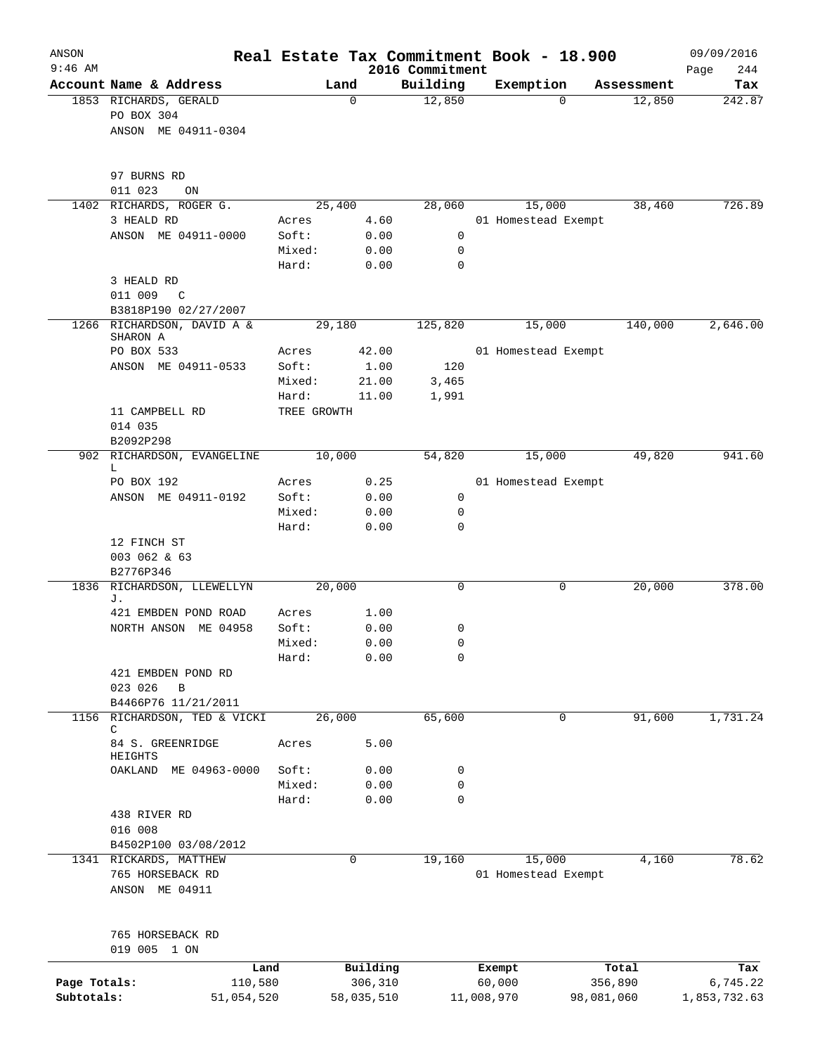ANSON
9:46 AM

# Real Estate Tax Commitment Book - 18.900
## 2016 Commitment

09/09/2016

| Account | Name & Address | Land | | Building | Exemption | Assessment | Tax |
|---|---|---|---|---|---|---|---|
| 1853 | RICHARDS, GERALD | 0 | | 12,850 | 0 | 12,850 | 242.87 |
| | PO BOX 304 | | | | | | |
| | ANSON ME 04911-0304 | | | | | | |
| | 97 BURNS RD | | | | | | |
| | 011 023 ON | | | | | | |
| 1402 | RICHARDS, ROGER G. | 25,400 | | 28,060 | 15,000 | 38,460 | 726.89 |
| | 3 HEALD RD | Acres | 4.60 | | 01 Homestead Exempt | | |
| | ANSON ME 04911-0000 | Soft: | 0.00 | 0 | | | |
| | | Mixed: | 0.00 | 0 | | | |
| | | Hard: | 0.00 | 0 | | | |
| | 3 HEALD RD | | | | | | |
| | 011 009 C | | | | | | |
| | B3818P190 02/27/2007 | | | | | | |
| 1266 | RICHARDSON, DAVID A & SHARON A | 29,180 | | 125,820 | 15,000 | 140,000 | 2,646.00 |
| | PO BOX 533 | Acres | 42.00 | | 01 Homestead Exempt | | |
| | ANSON ME 04911-0533 | Soft: | 1.00 | 120 | | | |
| | | Mixed: | 21.00 | 3,465 | | | |
| | | Hard: | 11.00 | 1,991 | | | |
| | 11 CAMPBELL RD | TREE GROWTH | | | | | |
| | 014 035 | | | | | | |
| | B2092P298 | | | | | | |
| 902 | RICHARDSON, EVANGELINE L | 10,000 | | 54,820 | 15,000 | 49,820 | 941.60 |
| | PO BOX 192 | Acres | 0.25 | | 01 Homestead Exempt | | |
| | ANSON ME 04911-0192 | Soft: | 0.00 | 0 | | | |
| | | Mixed: | 0.00 | 0 | | | |
| | | Hard: | 0.00 | 0 | | | |
| | 12 FINCH ST | | | | | | |
| | 003 062 & 63 | | | | | | |
| | B2776P346 | | | | | | |
| 1836 | RICHARDSON, LLEWELLYN J. | 20,000 | | 0 | 0 | 20,000 | 378.00 |
| | 421 EMBDEN POND ROAD | Acres | 1.00 | | | | |
| | NORTH ANSON ME 04958 | Soft: | 0.00 | 0 | | | |
| | | Mixed: | 0.00 | 0 | | | |
| | | Hard: | 0.00 | 0 | | | |
| | 421 EMBDEN POND RD | | | | | | |
| | 023 026 B | | | | | | |
| | B4466P76 11/21/2011 | | | | | | |
| 1156 | RICHARDSON, TED & VICKI C | 26,000 | | 65,600 | 0 | 91,600 | 1,731.24 |
| | 84 S. GREENRIDGE HEIGHTS | Acres | 5.00 | | | | |
| | OAKLAND ME 04963-0000 | Soft: | 0.00 | 0 | | | |
| | | Mixed: | 0.00 | 0 | | | |
| | | Hard: | 0.00 | 0 | | | |
| | 438 RIVER RD | | | | | | |
| | 016 008 | | | | | | |
| | B4502P100 03/08/2012 | | | | | | |
| 1341 | RICKARDS, MATTHEW | 0 | | 19,160 | 15,000 | 4,160 | 78.62 |
| | 765 HORSEBACK RD | | | | 01 Homestead Exempt | | |
| | ANSON ME 04911 | | | | | | |
| | 765 HORSEBACK RD | | | | | | |
| | 019 005 1 ON | | | | | | |

| | Land | Building | Exempt | Total | Tax |
|---|---|---|---|---|---|
| Page Totals: | 110,580 | 306,310 | 60,000 | 356,890 | 6,745.22 |
| Subtotals: | 51,054,520 | 58,035,510 | 11,008,970 | 98,081,060 | 1,853,732.63 |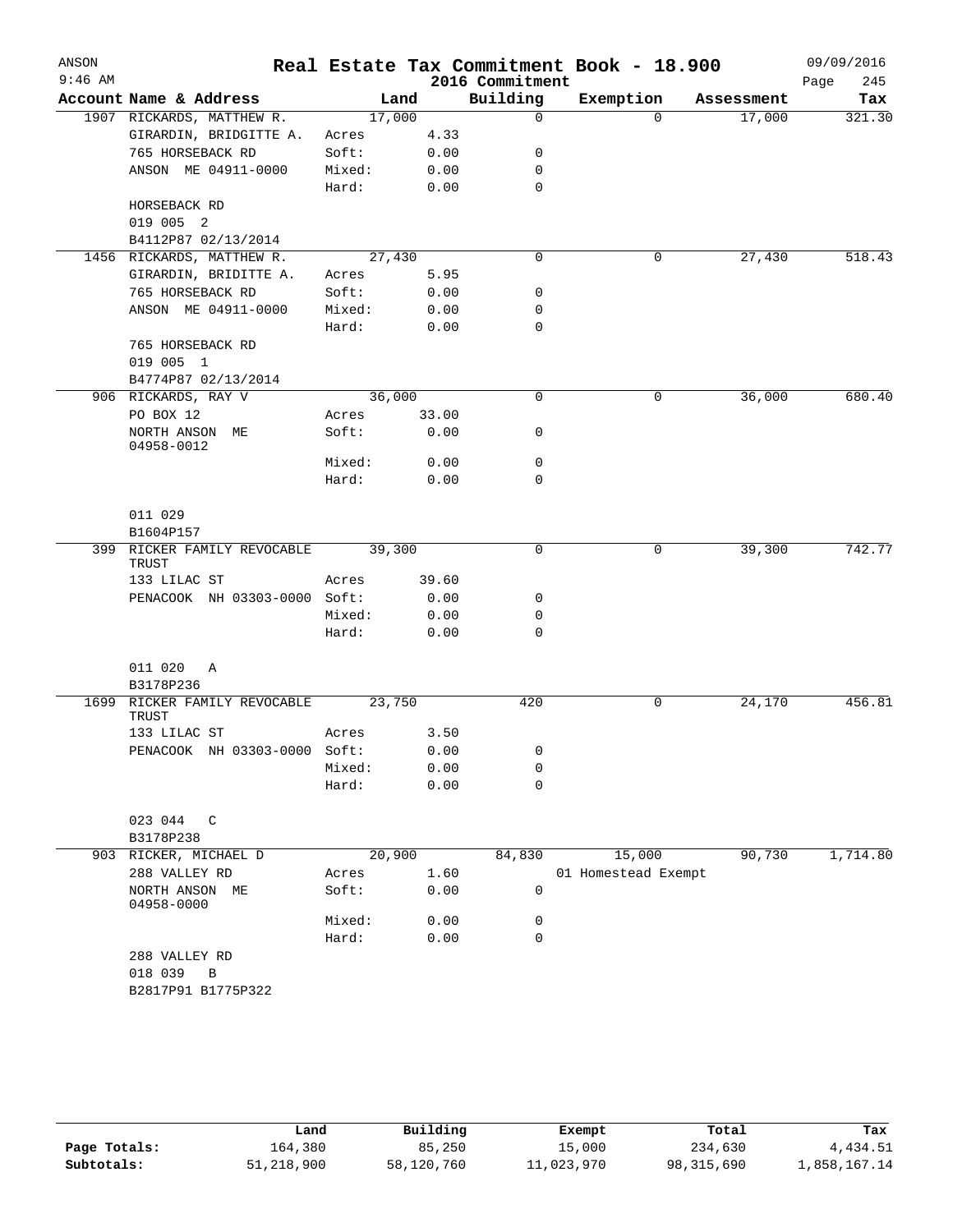# Real Estate Tax Commitment Book - 18.900

ANSON
9:46 AM

2016 Commitment

09/09/2016

| Account Name & Address | | Land | Building | Exemption | Assessment | Tax |
|---|---|---|---|---|---|---|
| 1907 RICKARDS, MATTHEW R. | | 17,000 | 0 | 0 | 17,000 | 321.30 |
| GIRARDIN, BRIDGITTE A. | Acres | 4.33 | | | | |
| 765 HORSEBACK RD | Soft: | 0.00 | 0 | | | |
| ANSON ME 04911-0000 | Mixed: | 0.00 | 0 | | | |
| | Hard: | 0.00 | 0 | | | |
| HORSEBACK RD | | | | | | |
| 019 005 2 | | | | | | |
| B4112P87 02/13/2014 | | | | | | |
| 1456 RICKARDS, MATTHEW R. | | 27,430 | 0 | 0 | 27,430 | 518.43 |
| GIRARDIN, BRIDITTE A. | Acres | 5.95 | | | | |
| 765 HORSEBACK RD | Soft: | 0.00 | 0 | | | |
| ANSON ME 04911-0000 | Mixed: | 0.00 | 0 | | | |
| | Hard: | 0.00 | 0 | | | |
| 765 HORSEBACK RD | | | | | | |
| 019 005 1 | | | | | | |
| B4774P87 02/13/2014 | | | | | | |
| 906 RICKARDS, RAY V | | 36,000 | 0 | 0 | 36,000 | 680.40 |
| PO BOX 12 | Acres | 33.00 | | | | |
| NORTH ANSON ME 04958-0012 | Soft: | 0.00 | 0 | | | |
| | Mixed: | 0.00 | 0 | | | |
| | Hard: | 0.00 | 0 | | | |
| 011 029 | | | | | | |
| B1604P157 | | | | | | |
| 399 RICKER FAMILY REVOCABLE TRUST | | 39,300 | 0 | 0 | 39,300 | 742.77 |
| 133 LILAC ST | Acres | 39.60 | | | | |
| PENACOOK NH 03303-0000 | Soft: | 0.00 | 0 | | | |
| | Mixed: | 0.00 | 0 | | | |
| | Hard: | 0.00 | 0 | | | |
| 011 020 A | | | | | | |
| B3178P236 | | | | | | |
| 1699 RICKER FAMILY REVOCABLE TRUST | | 23,750 | 420 | 0 | 24,170 | 456.81 |
| 133 LILAC ST | Acres | 3.50 | | | | |
| PENACOOK NH 03303-0000 | Soft: | 0.00 | 0 | | | |
| | Mixed: | 0.00 | 0 | | | |
| | Hard: | 0.00 | 0 | | | |
| 023 044 C | | | | | | |
| B3178P238 | | | | | | |
| 903 RICKER, MICHAEL D | | 20,900 | 84,830 | 15,000 | 90,730 | 1,714.80 |
| 288 VALLEY RD | Acres | 1.60 | | 01 Homestead Exempt | | |
| NORTH ANSON ME 04958-0000 | Soft: | 0.00 | 0 | | | |
| | Mixed: | 0.00 | 0 | | | |
| | Hard: | 0.00 | 0 | | | |
| 288 VALLEY RD | | | | | | |
| 018 039 B | | | | | | |
| B2817P91 B1775P322 | | | | | | |

| | Land | Building | Exempt | Total | Tax |
|---|---|---|---|---|---|
| Page Totals: | 164,380 | 85,250 | 15,000 | 234,630 | 4,434.51 |
| Subtotals: | 51,218,900 | 58,120,760 | 11,023,970 | 98,315,690 | 1,858,167.14 |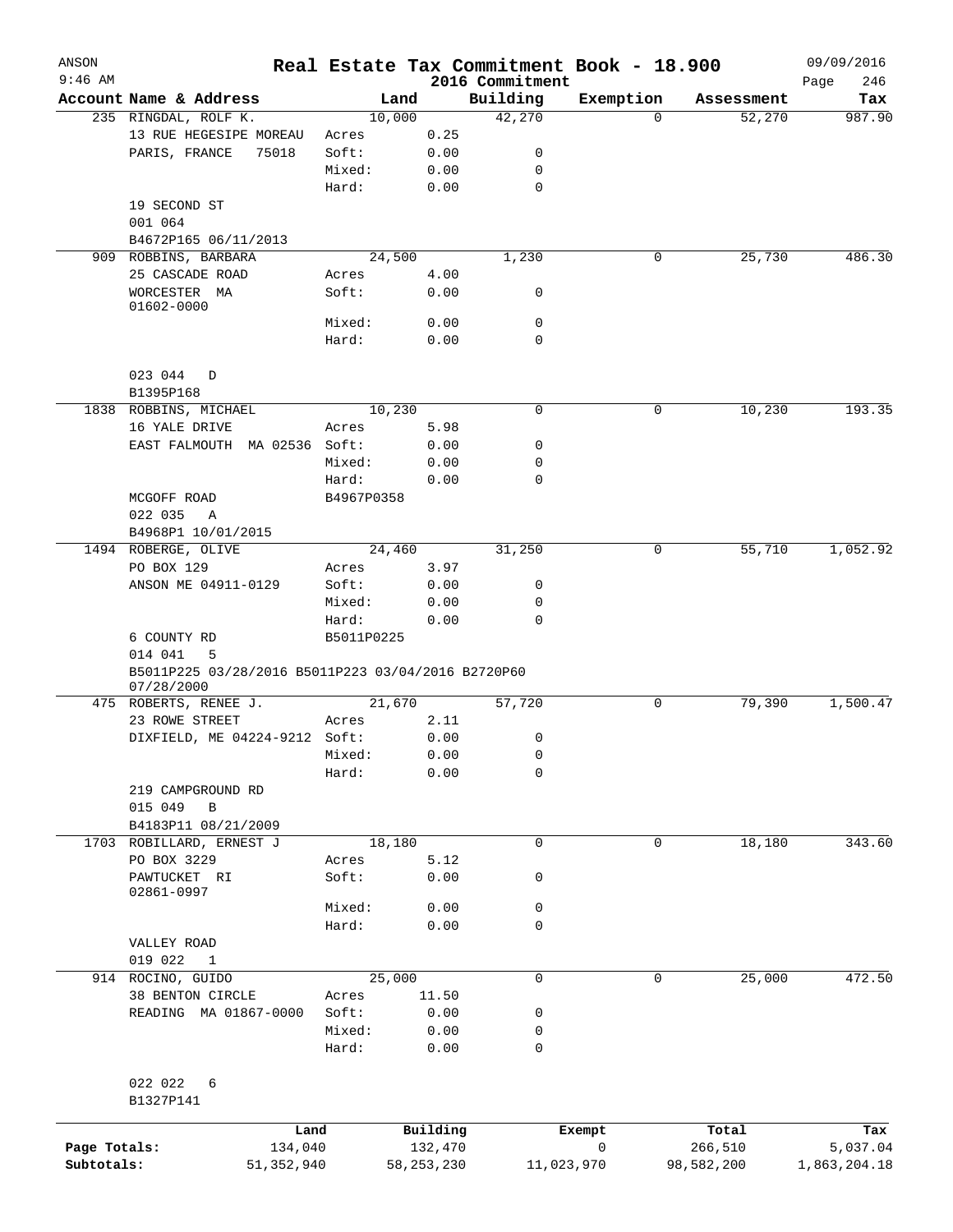# Real Estate Tax Commitment Book - 18.900

ANSON
9:46 AM

2016 Commitment

09/09/2016

| Account | Name & Address | | Land | | Building | Exemption | Assessment | Tax |
|---|---|---|---|---|---|---|---|---|
| 235 | RINGDAL, ROLF K. | | 10,000 | | 42,270 | 0 | 52,270 | 987.90 |
| | 13 RUE HEGESIPE MOREAU | Acres | | 0.25 | | | | |
| | PARIS, FRANCE 75018 | Soft: | | 0.00 | 0 | | | |
| | | Mixed: | | 0.00 | 0 | | | |
| | | Hard: | | 0.00 | 0 | | | |
| | 19 SECOND ST | | | | | | | |
| | 001 064 | | | | | | | |
| | B4672P165 06/11/2013 | | | | | | | |
| 909 | ROBBINS, BARBARA | | 24,500 | | 1,230 | 0 | 25,730 | 486.30 |
| | 25 CASCADE ROAD | Acres | | 4.00 | | | | |
| | WORCESTER MA 01602-0000 | Soft: | | 0.00 | 0 | | | |
| | | Mixed: | | 0.00 | 0 | | | |
| | | Hard: | | 0.00 | 0 | | | |
| | 023 044 D | | | | | | | |
| | B1395P168 | | | | | | | |
| 1838 | ROBBINS, MICHAEL | | 10,230 | | 0 | 0 | 10,230 | 193.35 |
| | 16 YALE DRIVE | Acres | | 5.98 | | | | |
| | EAST FALMOUTH MA 02536 | Soft: | | 0.00 | 0 | | | |
| | | Mixed: | | 0.00 | 0 | | | |
| | | Hard: | | 0.00 | 0 | | | |
| | MCGOFF ROAD | B4967P0358 | | | | | | |
| | 022 035 A | | | | | | | |
| | B4968P1 10/01/2015 | | | | | | | |
| 1494 | ROBERGE, OLIVE | | 24,460 | | 31,250 | 0 | 55,710 | 1,052.92 |
| | PO BOX 129 | Acres | | 3.97 | | | | |
| | ANSON ME 04911-0129 | Soft: | | 0.00 | 0 | | | |
| | | Mixed: | | 0.00 | 0 | | | |
| | | Hard: | | 0.00 | 0 | | | |
| | 6 COUNTY RD | B5011P0225 | | | | | | |
| | 014 041 5 | | | | | | | |
| | B5011P225 03/28/2016 B5011P223 03/04/2016 B2720P60 07/28/2000 | | | | | | | |
| 475 | ROBERTS, RENEE J. | | 21,670 | | 57,720 | 0 | 79,390 | 1,500.47 |
| | 23 ROWE STREET | Acres | | 2.11 | | | | |
| | DIXFIELD, ME 04224-9212 | Soft: | | 0.00 | 0 | | | |
| | | Mixed: | | 0.00 | 0 | | | |
| | | Hard: | | 0.00 | 0 | | | |
| | 219 CAMPGROUND RD | | | | | | | |
| | 015 049 B | | | | | | | |
| | B4183P11 08/21/2009 | | | | | | | |
| 1703 | ROBILLARD, ERNEST J | | 18,180 | | 0 | 0 | 18,180 | 343.60 |
| | PO BOX 3229 | Acres | | 5.12 | | | | |
| | PAWTUCKET RI 02861-0997 | Soft: | | 0.00 | 0 | | | |
| | | Mixed: | | 0.00 | 0 | | | |
| | | Hard: | | 0.00 | 0 | | | |
| | VALLEY ROAD | | | | | | | |
| | 019 022 1 | | | | | | | |
| 914 | ROCINO, GUIDO | | 25,000 | | 0 | 0 | 25,000 | 472.50 |
| | 38 BENTON CIRCLE | Acres | | 11.50 | | | | |
| | READING MA 01867-0000 | Soft: | | 0.00 | 0 | | | |
| | | Mixed: | | 0.00 | 0 | | | |
| | | Hard: | | 0.00 | 0 | | | |
| | 022 022 6 | | | | | | | |
| | B1327P141 | | | | | | | |

| | Land | Building | Exempt | Total | Tax |
|---|---|---|---|---|---|
| Page Totals: | 134,040 | 132,470 | 0 | 266,510 | 5,037.04 |
| Subtotals: | 51,352,940 | 58,253,230 | 11,023,970 | 98,582,200 | 1,863,204.18 |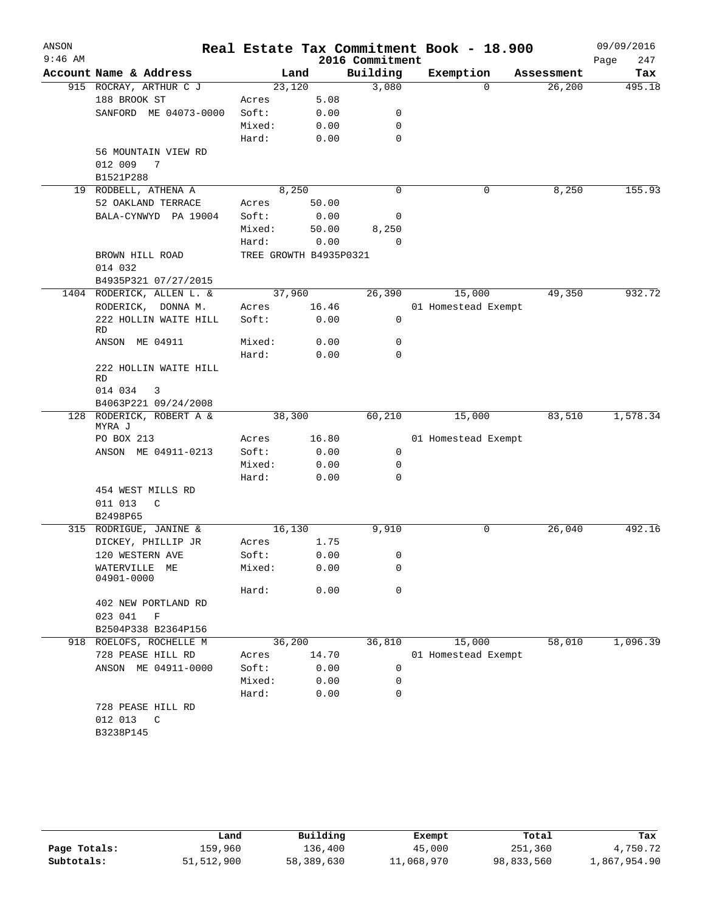# Real Estate Tax Commitment Book - 18.900

ANSON
9:46 AM

2016 Commitment

09/09/2016

| Account | Name & Address | Land | | Building | Exemption | Assessment | Tax |
|---|---|---|---|---|---|---|---|
| 915 | ROCRAY, ARTHUR C J | 23,120 | | 3,080 | 0 | 26,200 | 495.18 |
| | 188 BROOK ST | Acres | 5.08 | | | | |
| | SANFORD ME 04073-0000 | Soft: | 0.00 | 0 | | | |
| | | Mixed: | 0.00 | 0 | | | |
| | | Hard: | 0.00 | 0 | | | |
| | 56 MOUNTAIN VIEW RD | | | | | | |
| | 012 009 7 | | | | | | |
| | B1521P288 | | | | | | |
| 19 | RODBELL, ATHENA A | 8,250 | | 0 | 0 | 8,250 | 155.93 |
| | 52 OAKLAND TERRACE | Acres | 50.00 | | | | |
| | BALA-CYNWYD PA 19004 | Soft: | 0.00 | 0 | | | |
| | | Mixed: | 50.00 | 8,250 | | | |
| | | Hard: | 0.00 | 0 | | | |
| | BROWN HILL ROAD | TREE GROWTH B4935P0321 | | | | | |
| | 014 032 | | | | | | |
| | B4935P321 07/27/2015 | | | | | | |
| 1404 | RODERICK, ALLEN L. & | 37,960 | | 26,390 | 15,000 | 49,350 | 932.72 |
| | RODERICK, DONNA M. | Acres | 16.46 | | 01 Homestead Exempt | | |
| | 222 HOLLIN WAITE HILL RD | Soft: | 0.00 | 0 | | | |
| | ANSON ME 04911 | Mixed: | 0.00 | 0 | | | |
| | | Hard: | 0.00 | 0 | | | |
| | 222 HOLLIN WAITE HILL RD | | | | | | |
| | 014 034 3 | | | | | | |
| | B4063P221 09/24/2008 | | | | | | |
| 128 | RODERICK, ROBERT A & MYRA J | 38,300 | | 60,210 | 15,000 | 83,510 | 1,578.34 |
| | PO BOX 213 | Acres | 16.80 | | 01 Homestead Exempt | | |
| | ANSON ME 04911-0213 | Soft: | 0.00 | 0 | | | |
| | | Mixed: | 0.00 | 0 | | | |
| | | Hard: | 0.00 | 0 | | | |
| | 454 WEST MILLS RD | | | | | | |
| | 011 013 C | | | | | | |
| | B2498P65 | | | | | | |
| 315 | RODRIGUE, JANINE & | 16,130 | | 9,910 | 0 | 26,040 | 492.16 |
| | DICKEY, PHILLIP JR | Acres | 1.75 | | | | |
| | 120 WESTERN AVE | Soft: | 0.00 | 0 | | | |
| | WATERVILLE ME 04901-0000 | Mixed: | 0.00 | 0 | | | |
| | | Hard: | 0.00 | 0 | | | |
| | 402 NEW PORTLAND RD | | | | | | |
| | 023 041 F | | | | | | |
| | B2504P338 B2364P156 | | | | | | |
| 918 | ROELOFS, ROCHELLE M | 36,200 | | 36,810 | 15,000 | 58,010 | 1,096.39 |
| | 728 PEASE HILL RD | Acres | 14.70 | | 01 Homestead Exempt | | |
| | ANSON ME 04911-0000 | Soft: | 0.00 | 0 | | | |
| | | Mixed: | 0.00 | 0 | | | |
| | | Hard: | 0.00 | 0 | | | |
| | 728 PEASE HILL RD | | | | | | |
| | 012 013 C | | | | | | |
| | B3238P145 | | | | | | |

| | Land | Building | Exempt | Total | Tax |
|---|---|---|---|---|---|
| Page Totals: | 159,960 | 136,400 | 45,000 | 251,360 | 4,750.72 |
| Subtotals: | 51,512,900 | 58,389,630 | 11,068,970 | 98,833,560 | 1,867,954.90 |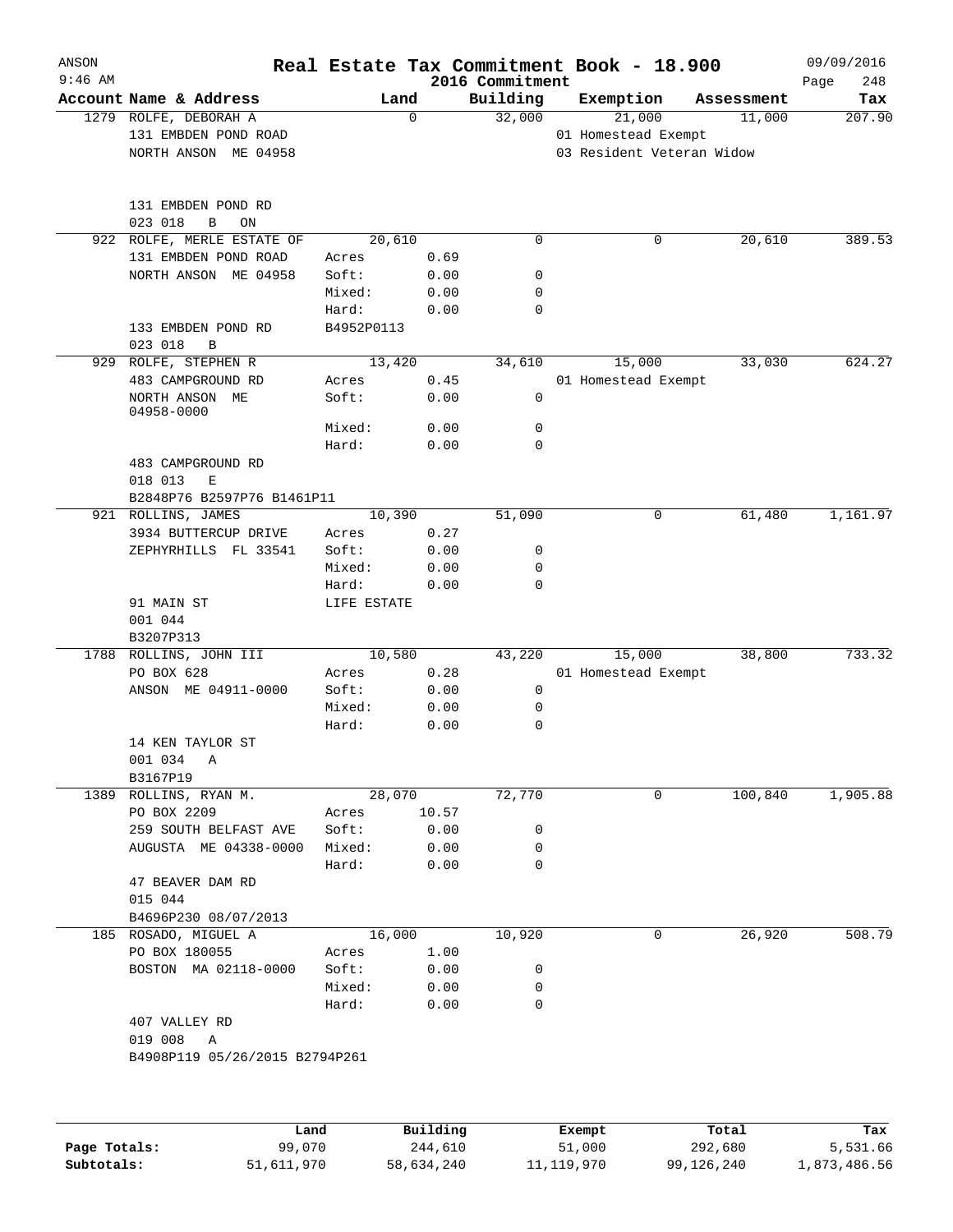# Real Estate Tax Commitment Book - 18.900

ANSON
9:46 AM

2016 Commitment

09/09/2016

| Account Name & Address | Land | | Building | Exemption | Assessment | Tax |
|---|---|---|---|---|---|---|
| 1279 ROLFE, DEBORAH A | | 0 | 32,000 | 21,000 | 11,000 | 207.90 |
| 131 EMBDEN POND ROAD | | | | 01 Homestead Exempt | | |
| NORTH ANSON ME 04958 | | | | 03 Resident Veteran Widow | | |
| 131 EMBDEN POND RD | | | | | | |
| 023 018 B ON | | | | | | |
| 922 ROLFE, MERLE ESTATE OF | | 20,610 | 0 | 0 | 20,610 | 389.53 |
| 131 EMBDEN POND ROAD | Acres | 0.69 | | | | |
| NORTH ANSON ME 04958 | Soft: | 0.00 | 0 | | | |
| | Mixed: | 0.00 | 0 | | | |
| | Hard: | 0.00 | 0 | | | |
| 133 EMBDEN POND RD | B4952P0113 | | | | | |
| 023 018 B | | | | | | |
| 929 ROLFE, STEPHEN R | | 13,420 | 34,610 | 15,000 | 33,030 | 624.27 |
| 483 CAMPGROUND RD | Acres | 0.45 | | 01 Homestead Exempt | | |
| NORTH ANSON ME 04958-0000 | Soft: | 0.00 | 0 | | | |
| | Mixed: | 0.00 | 0 | | | |
| | Hard: | 0.00 | 0 | | | |
| 483 CAMPGROUND RD | | | | | | |
| 018 013 E | | | | | | |
| B2848P76 B2597P76 B1461P11 | | | | | | |
| 921 ROLLINS, JAMES | | 10,390 | 51,090 | 0 | 61,480 | 1,161.97 |
| 3934 BUTTERCUP DRIVE | Acres | 0.27 | | | | |
| ZEPHYRHILLS FL 33541 | Soft: | 0.00 | 0 | | | |
| | Mixed: | 0.00 | 0 | | | |
| | Hard: | 0.00 | 0 | | | |
| 91 MAIN ST | LIFE ESTATE | | | | | |
| 001 044 | | | | | | |
| B3207P313 | | | | | | |
| 1788 ROLLINS, JOHN III | | 10,580 | 43,220 | 15,000 | 38,800 | 733.32 |
| PO BOX 628 | Acres | 0.28 | | 01 Homestead Exempt | | |
| ANSON ME 04911-0000 | Soft: | 0.00 | 0 | | | |
| | Mixed: | 0.00 | 0 | | | |
| | Hard: | 0.00 | 0 | | | |
| 14 KEN TAYLOR ST | | | | | | |
| 001 034 A | | | | | | |
| B3167P19 | | | | | | |
| 1389 ROLLINS, RYAN M. | | 28,070 | 72,770 | 0 | 100,840 | 1,905.88 |
| PO BOX 2209 | Acres | 10.57 | | | | |
| 259 SOUTH BELFAST AVE | Soft: | 0.00 | 0 | | | |
| AUGUSTA ME 04338-0000 | Mixed: | 0.00 | 0 | | | |
| | Hard: | 0.00 | 0 | | | |
| 47 BEAVER DAM RD | | | | | | |
| 015 044 | | | | | | |
| B4696P230 08/07/2013 | | | | | | |
| 185 ROSADO, MIGUEL A | | 16,000 | 10,920 | 0 | 26,920 | 508.79 |
| PO BOX 180055 | Acres | 1.00 | | | | |
| BOSTON MA 02118-0000 | Soft: | 0.00 | 0 | | | |
| | Mixed: | 0.00 | 0 | | | |
| | Hard: | 0.00 | 0 | | | |
| 407 VALLEY RD | | | | | | |
| 019 008 A | | | | | | |
| B4908P119 05/26/2015 B2794P261 | | | | | | |

| | Land | Building | Exempt | Total | Tax |
|---|---|---|---|---|---|
| Page Totals: | 99,070 | 244,610 | 51,000 | 292,680 | 5,531.66 |
| Subtotals: | 51,611,970 | 58,634,240 | 11,119,970 | 99,126,240 | 1,873,486.56 |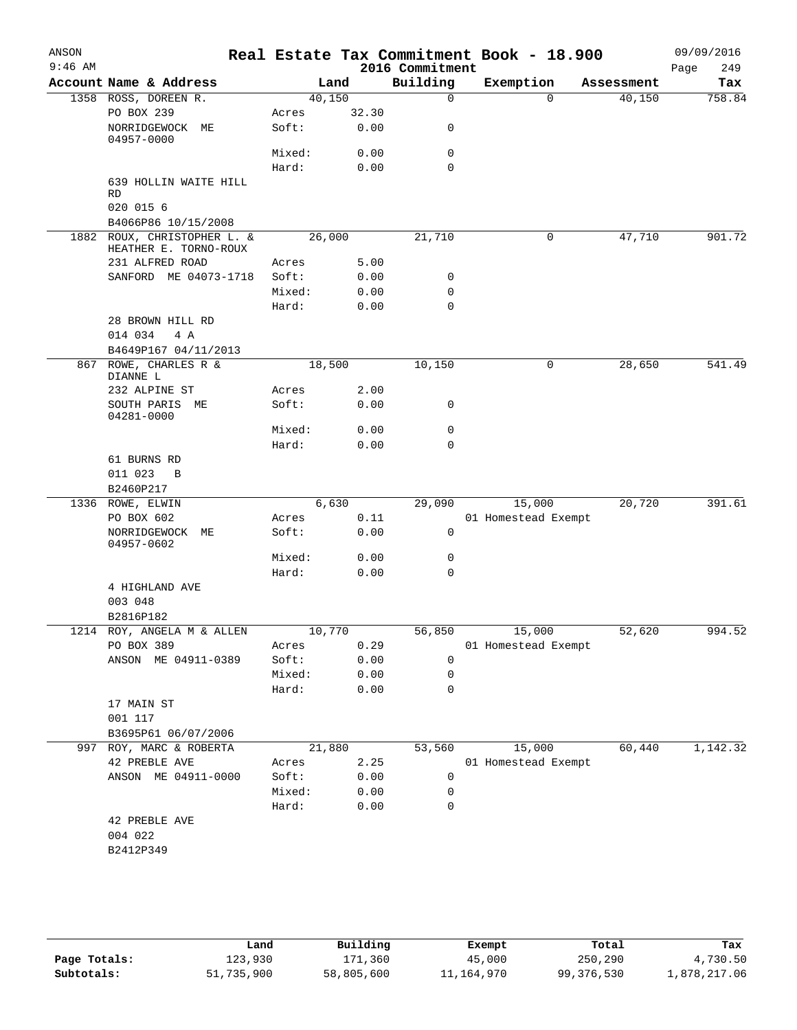# Real Estate Tax Commitment Book - 18.900

ANSON 09/09/2016
9:46 AM 2016 Commitment

| Account | Name & Address | Land | | Building | Exemption | Assessment | Tax |
|---|---|---|---|---|---|---|---|
| 1358 | ROSS, DOREEN R. | 40,150 | | 0 | 0 | 40,150 | 758.84 |
| | PO BOX 239 | Acres | 32.30 | | | | |
| | NORRIDGEWOCK ME 04957-0000 | Soft: | 0.00 | 0 | | | |
| | | Mixed: | 0.00 | 0 | | | |
| | | Hard: | 0.00 | 0 | | | |
| | 639 HOLLIN WAITE HILL RD | | | | | | |
| | 020 015 6 | | | | | | |
| | B4066P86 10/15/2008 | | | | | | |
| 1882 | ROUX, CHRISTOPHER L. & HEATHER E. TORNO-ROUX | 26,000 | | 21,710 | 0 | 47,710 | 901.72 |
| | 231 ALFRED ROAD | Acres | 5.00 | | | | |
| | SANFORD ME 04073-1718 | Soft: | 0.00 | 0 | | | |
| | | Mixed: | 0.00 | 0 | | | |
| | | Hard: | 0.00 | 0 | | | |
| | 28 BROWN HILL RD | | | | | | |
| | 014 034 4 A | | | | | | |
| | B4649P167 04/11/2013 | | | | | | |
| 867 | ROWE, CHARLES R & DIANNE L | 18,500 | | 10,150 | 0 | 28,650 | 541.49 |
| | 232 ALPINE ST | Acres | 2.00 | | | | |
| | SOUTH PARIS ME 04281-0000 | Soft: | 0.00 | 0 | | | |
| | | Mixed: | 0.00 | 0 | | | |
| | | Hard: | 0.00 | 0 | | | |
| | 61 BURNS RD | | | | | | |
| | 011 023 B | | | | | | |
| | B2460P217 | | | | | | |
| 1336 | ROWE, ELWIN | 6,630 | | 29,090 | 15,000 | 20,720 | 391.61 |
| | PO BOX 602 | Acres | 0.11 | | 01 Homestead Exempt | | |
| | NORRIDGEWOCK ME 04957-0602 | Soft: | 0.00 | 0 | | | |
| | | Mixed: | 0.00 | 0 | | | |
| | | Hard: | 0.00 | 0 | | | |
| | 4 HIGHLAND AVE | | | | | | |
| | 003 048 | | | | | | |
| | B2816P182 | | | | | | |
| 1214 | ROY, ANGELA M & ALLEN | 10,770 | | 56,850 | 15,000 | 52,620 | 994.52 |
| | PO BOX 389 | Acres | 0.29 | | 01 Homestead Exempt | | |
| | ANSON ME 04911-0389 | Soft: | 0.00 | 0 | | | |
| | | Mixed: | 0.00 | 0 | | | |
| | | Hard: | 0.00 | 0 | | | |
| | 17 MAIN ST | | | | | | |
| | 001 117 | | | | | | |
| | B3695P61 06/07/2006 | | | | | | |
| 997 | ROY, MARC & ROBERTA | 21,880 | | 53,560 | 15,000 | 60,440 | 1,142.32 |
| | 42 PREBLE AVE | Acres | 2.25 | | 01 Homestead Exempt | | |
| | ANSON ME 04911-0000 | Soft: | 0.00 | 0 | | | |
| | | Mixed: | 0.00 | 0 | | | |
| | | Hard: | 0.00 | 0 | | | |
| | 42 PREBLE AVE | | | | | | |
| | 004 022 | | | | | | |
| | B2412P349 | | | | | | |

| | Land | Building | Exempt | Total | Tax |
|---|---|---|---|---|---|
| Page Totals: | 123,930 | 171,360 | 45,000 | 250,290 | 4,730.50 |
| Subtotals: | 51,735,900 | 58,805,600 | 11,164,970 | 99,376,530 | 1,878,217.06 |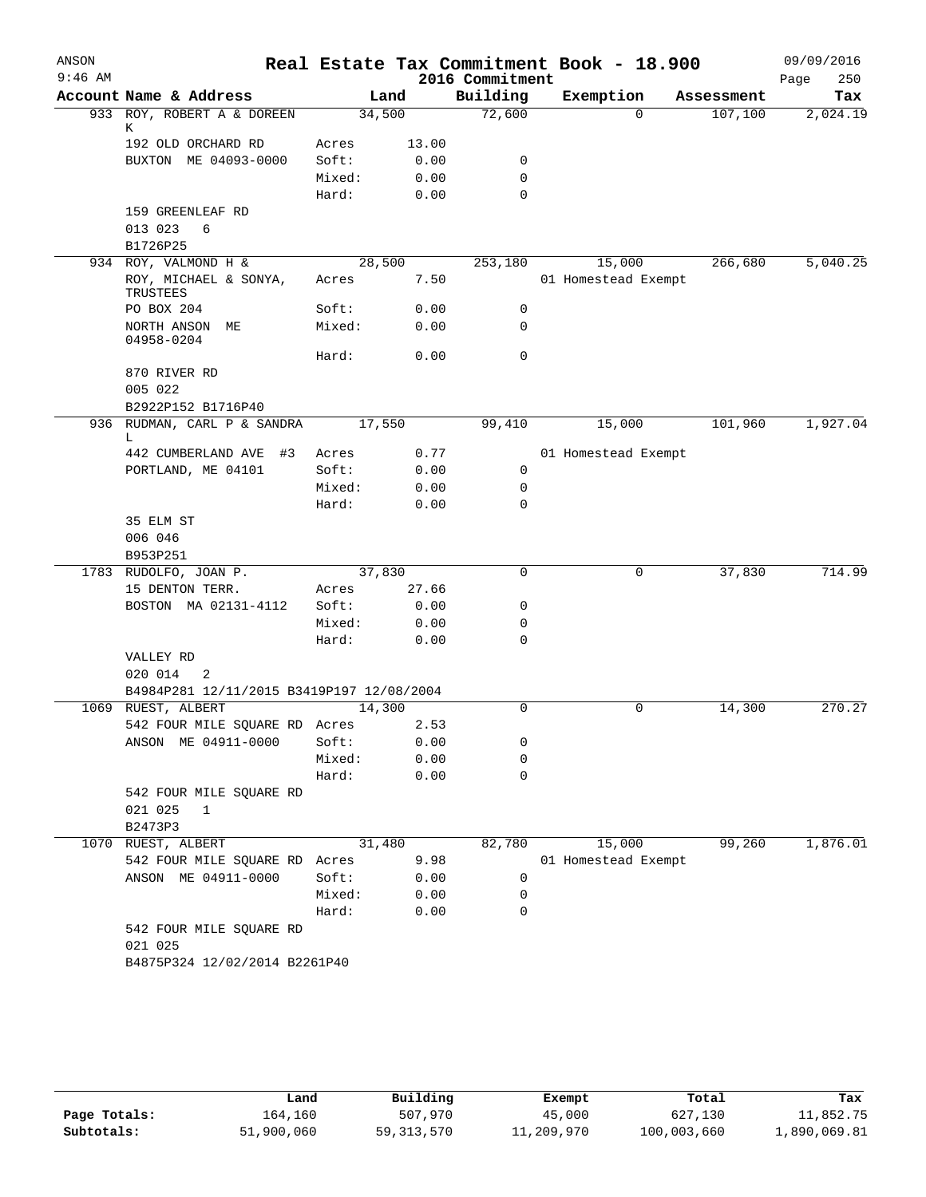# Real Estate Tax Commitment Book - 18.900

ANSON 9:46 AM — 2016 Commitment — 09/09/2016 — Page 250

| Account | Name & Address | | Land | Building | Exemption | Assessment | Tax |
|---|---|---|---|---|---|---|---|
| 933 | ROY, ROBERT A & DOREEN K | | 34,500 | 72,600 | 0 | 107,100 | 2,024.19 |
| | 192 OLD ORCHARD RD | Acres | 13.00 | | | | |
| | BUXTON ME 04093-0000 | Soft: | 0.00 | 0 | | | |
| | | Mixed: | 0.00 | 0 | | | |
| | | Hard: | 0.00 | 0 | | | |
| | 159 GREENLEAF RD | | | | | | |
| | 013 023 6 | | | | | | |
| | B1726P25 | | | | | | |
| 934 | ROY, VALMOND H & | | 28,500 | 253,180 | 15,000 | 266,680 | 5,040.25 |
| | ROY, MICHAEL & SONYA, TRUSTEES | Acres | 7.50 | | 01 Homestead Exempt | | |
| | PO BOX 204 | Soft: | 0.00 | 0 | | | |
| | NORTH ANSON ME 04958-0204 | Mixed: | 0.00 | 0 | | | |
| | | Hard: | 0.00 | 0 | | | |
| | 870 RIVER RD | | | | | | |
| | 005 022 | | | | | | |
| | B2922P152 B1716P40 | | | | | | |
| 936 | RUDMAN, CARL P & SANDRA L | | 17,550 | 99,410 | 15,000 | 101,960 | 1,927.04 |
| | 442 CUMBERLAND AVE #3 | Acres | 0.77 | | 01 Homestead Exempt | | |
| | PORTLAND, ME 04101 | Soft: | 0.00 | 0 | | | |
| | | Mixed: | 0.00 | 0 | | | |
| | | Hard: | 0.00 | 0 | | | |
| | 35 ELM ST | | | | | | |
| | 006 046 | | | | | | |
| | B953P251 | | | | | | |
| 1783 | RUDOLFO, JOAN P. | | 37,830 | 0 | 0 | 37,830 | 714.99 |
| | 15 DENTON TERR. | Acres | 27.66 | | | | |
| | BOSTON MA 02131-4112 | Soft: | 0.00 | 0 | | | |
| | | Mixed: | 0.00 | 0 | | | |
| | | Hard: | 0.00 | 0 | | | |
| | VALLEY RD | | | | | | |
| | 020 014 2 | | | | | | |
| | B4984P281 12/11/2015 B3419P197 12/08/2004 | | | | | | |
| 1069 | RUEST, ALBERT | | 14,300 | 0 | 0 | 14,300 | 270.27 |
| | 542 FOUR MILE SQUARE RD | Acres | 2.53 | | | | |
| | ANSON ME 04911-0000 | Soft: | 0.00 | 0 | | | |
| | | Mixed: | 0.00 | 0 | | | |
| | | Hard: | 0.00 | 0 | | | |
| | 542 FOUR MILE SQUARE RD | | | | | | |
| | 021 025 1 | | | | | | |
| | B2473P3 | | | | | | |
| 1070 | RUEST, ALBERT | | 31,480 | 82,780 | 15,000 | 99,260 | 1,876.01 |
| | 542 FOUR MILE SQUARE RD | Acres | 9.98 | | 01 Homestead Exempt | | |
| | ANSON ME 04911-0000 | Soft: | 0.00 | 0 | | | |
| | | Mixed: | 0.00 | 0 | | | |
| | | Hard: | 0.00 | 0 | | | |
| | 542 FOUR MILE SQUARE RD | | | | | | |
| | 021 025 | | | | | | |
| | B4875P324 12/02/2014 B2261P40 | | | | | | |

| | Land | Building | Exempt | Total | Tax |
|---|---|---|---|---|---|
| Page Totals: | 164,160 | 507,970 | 45,000 | 627,130 | 11,852.75 |
| Subtotals: | 51,900,060 | 59,313,570 | 11,209,970 | 100,003,660 | 1,890,069.81 |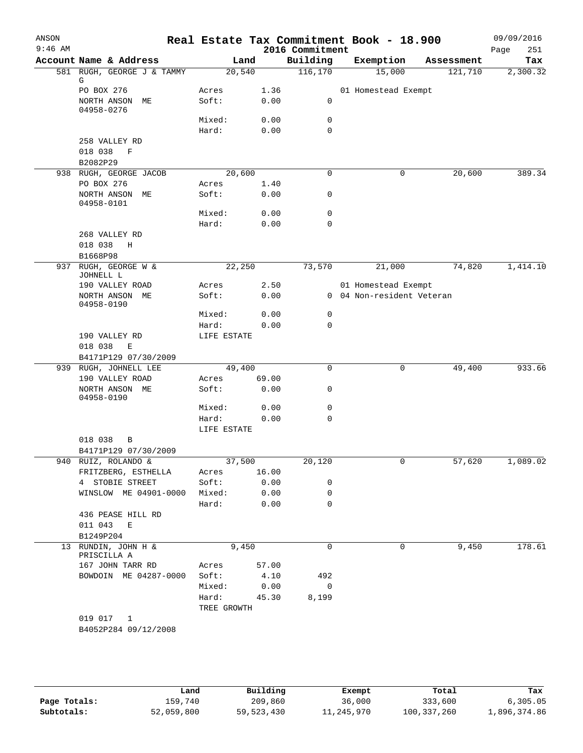# Real Estate Tax Commitment Book - 18.900

ANSON
9:46 AM

2016 Commitment

09/09/2016

| Account | Name & Address | Land | | Building | Exemption | Assessment | Tax |
|---|---|---|---|---|---|---|---|
| 581 | RUGH, GEORGE J & TAMMY G | 20,540 | | 116,170 | 15,000 | 121,710 | 2,300.32 |
| | PO BOX 276 | Acres | 1.36 | | 01 Homestead Exempt | | |
| | NORTH ANSON ME 04958-0276 | Soft: | 0.00 | 0 | | | |
| | | Mixed: | 0.00 | 0 | | | |
| | | Hard: | 0.00 | 0 | | | |
| | 258 VALLEY RD | | | | | | |
| | 018 038 F | | | | | | |
| | B2082P29 | | | | | | |
| 938 | RUGH, GEORGE JACOB | 20,600 | | 0 | 0 | 20,600 | 389.34 |
| | PO BOX 276 | Acres | 1.40 | | | | |
| | NORTH ANSON ME 04958-0101 | Soft: | 0.00 | 0 | | | |
| | | Mixed: | 0.00 | 0 | | | |
| | | Hard: | 0.00 | 0 | | | |
| | 268 VALLEY RD | | | | | | |
| | 018 038 H | | | | | | |
| | B1668P98 | | | | | | |
| 937 | RUGH, GEORGE W & JOHNELL L | 22,250 | | 73,570 | 21,000 | 74,820 | 1,414.10 |
| | 190 VALLEY ROAD | Acres | 2.50 | | 01 Homestead Exempt | | |
| | NORTH ANSON ME 04958-0190 | Soft: | 0.00 | 0 | 04 Non-resident Veteran | | |
| | | Mixed: | 0.00 | 0 | | | |
| | | Hard: | 0.00 | 0 | | | |
| | 190 VALLEY RD | LIFE ESTATE | | | | | |
| | 018 038 E | | | | | | |
| | B4171P129 07/30/2009 | | | | | | |
| 939 | RUGH, JOHNELL LEE | 49,400 | | 0 | 0 | 49,400 | 933.66 |
| | 190 VALLEY ROAD | Acres | 69.00 | | | | |
| | NORTH ANSON ME 04958-0190 | Soft: | 0.00 | 0 | | | |
| | | Mixed: | 0.00 | 0 | | | |
| | | Hard: | 0.00 | 0 | | | |
| | | LIFE ESTATE | | | | | |
| | 018 038 B | | | | | | |
| | B4171P129 07/30/2009 | | | | | | |
| 940 | RUIZ, ROLANDO & | 37,500 | | 20,120 | 0 | 57,620 | 1,089.02 |
| | FRITZBERG, ESTHELLA | Acres | 16.00 | | | | |
| | 4 STOBIE STREET | Soft: | 0.00 | 0 | | | |
| | WINSLOW ME 04901-0000 | Mixed: | 0.00 | 0 | | | |
| | | Hard: | 0.00 | 0 | | | |
| | 436 PEASE HILL RD | | | | | | |
| | 011 043 E | | | | | | |
| | B1249P204 | | | | | | |
| 13 | RUNDIN, JOHN H & PRISCILLA A | 9,450 | | 0 | 0 | 9,450 | 178.61 |
| | 167 JOHN TARR RD | Acres | 57.00 | | | | |
| | BOWDOIN ME 04287-0000 | Soft: | 4.10 | 492 | | | |
| | | Mixed: | 0.00 | 0 | | | |
| | | Hard: | 45.30 | 8,199 | | | |
| | | TREE GROWTH | | | | | |
| | 019 017 1 | | | | | | |
| | B4052P284 09/12/2008 | | | | | | |

| | Land | Building | Exempt | Total | Tax |
|---|---|---|---|---|---|
| Page Totals: | 159,740 | 209,860 | 36,000 | 333,600 | 6,305.05 |
| Subtotals: | 52,059,800 | 59,523,430 | 11,245,970 | 100,337,260 | 1,896,374.86 |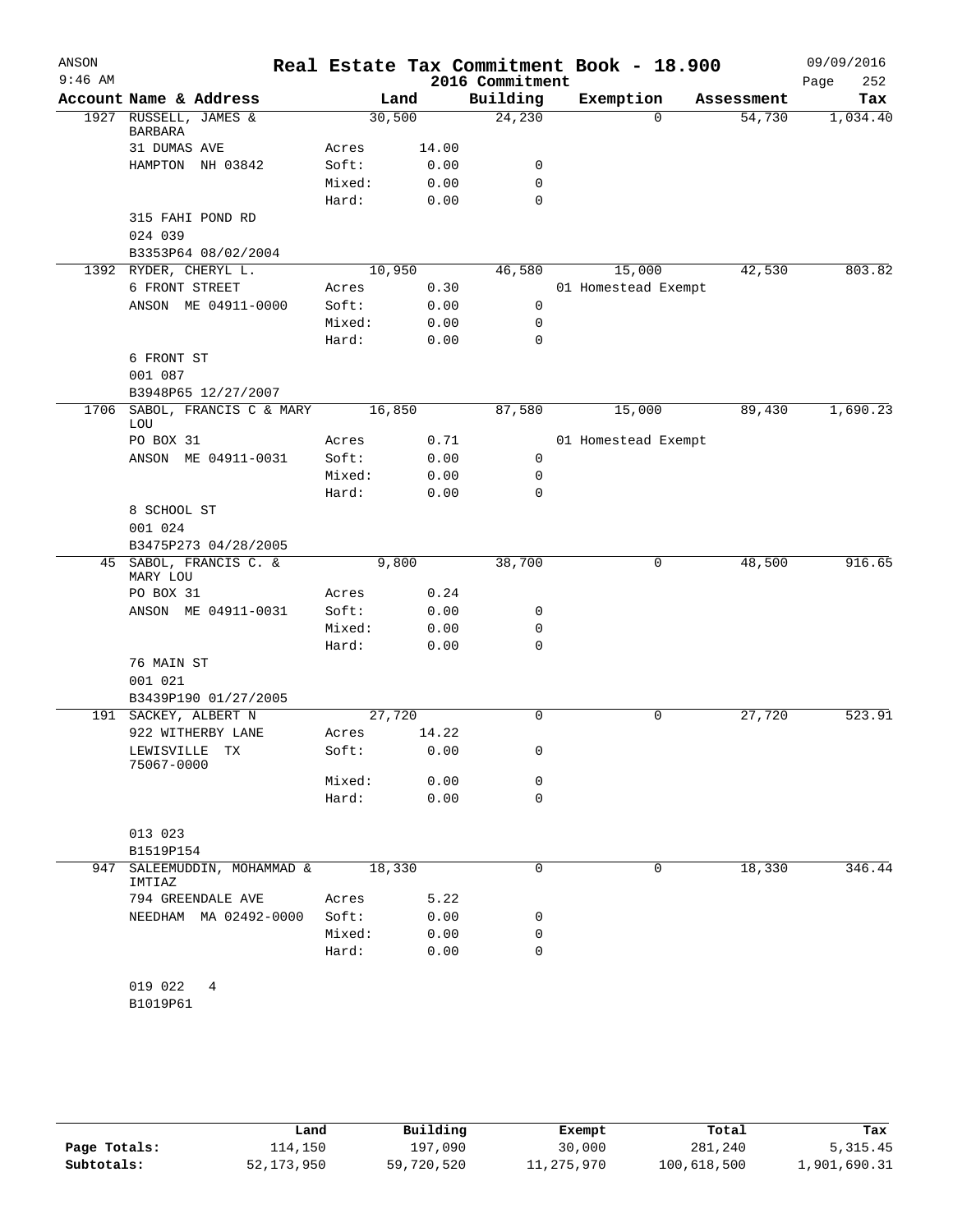# Real Estate Tax Commitment Book - 18.900

ANSON
9:46 AM

2016 Commitment

09/09/2016
Page 252

| Account | Name & Address | | Land | Building | Exemption | Assessment | Tax |
|---|---|---|---|---|---|---|---|
| 1927 | RUSSELL, JAMES & BARBARA | | 30,500 | 24,230 | 0 | 54,730 | 1,034.40 |
| | 31 DUMAS AVE | Acres | 14.00 | | | | |
| | HAMPTON NH 03842 | Soft: | 0.00 | 0 | | | |
| | | Mixed: | 0.00 | 0 | | | |
| | | Hard: | 0.00 | 0 | | | |
| | 315 FAHI POND RD | | | | | | |
| | 024 039 | | | | | | |
| | B3353P64 08/02/2004 | | | | | | |
| 1392 | RYDER, CHERYL L. | | 10,950 | 46,580 | 15,000 | 42,530 | 803.82 |
| | 6 FRONT STREET | Acres | 0.30 | | 01 Homestead Exempt | | |
| | ANSON ME 04911-0000 | Soft: | 0.00 | 0 | | | |
| | | Mixed: | 0.00 | 0 | | | |
| | | Hard: | 0.00 | 0 | | | |
| | 6 FRONT ST | | | | | | |
| | 001 087 | | | | | | |
| | B3948P65 12/27/2007 | | | | | | |
| 1706 | SABOL, FRANCIS C & MARY LOU | | 16,850 | 87,580 | 15,000 | 89,430 | 1,690.23 |
| | PO BOX 31 | Acres | 0.71 | | 01 Homestead Exempt | | |
| | ANSON ME 04911-0031 | Soft: | 0.00 | 0 | | | |
| | | Mixed: | 0.00 | 0 | | | |
| | | Hard: | 0.00 | 0 | | | |
| | 8 SCHOOL ST | | | | | | |
| | 001 024 | | | | | | |
| | B3475P273 04/28/2005 | | | | | | |
| 45 | SABOL, FRANCIS C. & MARY LOU | | 9,800 | 38,700 | 0 | 48,500 | 916.65 |
| | PO BOX 31 | Acres | 0.24 | | | | |
| | ANSON ME 04911-0031 | Soft: | 0.00 | 0 | | | |
| | | Mixed: | 0.00 | 0 | | | |
| | | Hard: | 0.00 | 0 | | | |
| | 76 MAIN ST | | | | | | |
| | 001 021 | | | | | | |
| | B3439P190 01/27/2005 | | | | | | |
| 191 | SACKEY, ALBERT N | | 27,720 | 0 | 0 | 27,720 | 523.91 |
| | 922 WITHERBY LANE | Acres | 14.22 | | | | |
| | LEWISVILLE TX 75067-0000 | Soft: | 0.00 | 0 | | | |
| | | Mixed: | 0.00 | 0 | | | |
| | | Hard: | 0.00 | 0 | | | |
| | 013 023 | | | | | | |
| | B1519P154 | | | | | | |
| 947 | SALEEMUDDIN, MOHAMMAD & IMTIAZ | | 18,330 | 0 | 0 | 18,330 | 346.44 |
| | 794 GREENDALE AVE | Acres | 5.22 | | | | |
| | NEEDHAM MA 02492-0000 | Soft: | 0.00 | 0 | | | |
| | | Mixed: | 0.00 | 0 | | | |
| | | Hard: | 0.00 | 0 | | | |
| | 019 022 4 | | | | | | |
| | B1019P61 | | | | | | |

| | Land | Building | Exempt | Total | Tax |
|---|---|---|---|---|---|
| Page Totals: | 114,150 | 197,090 | 30,000 | 281,240 | 5,315.45 |
| Subtotals: | 52,173,950 | 59,720,520 | 11,275,970 | 100,618,500 | 1,901,690.31 |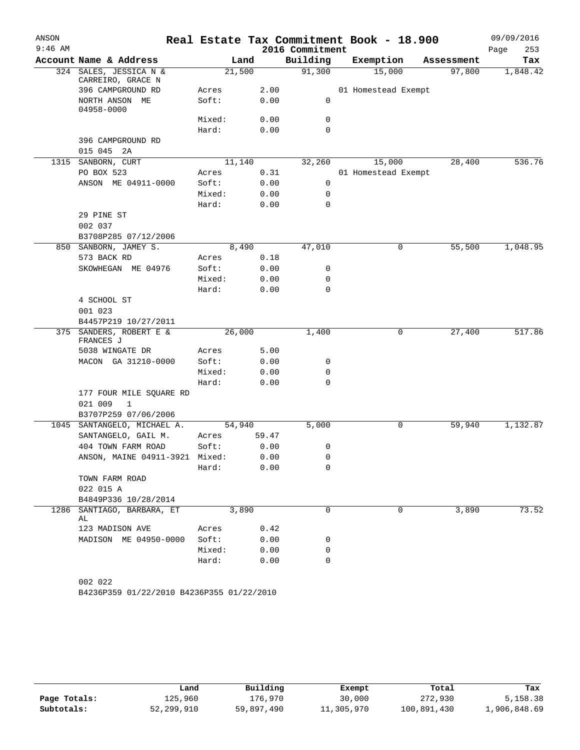# Real Estate Tax Commitment Book - 18.900

ANSON 09/09/2016
9:46 AM 2016 Commitment

| Account | Name & Address | Land | | Building | Exemption | Assessment | Tax |
|---|---|---|---|---|---|---|---|
| 324 | SALES, JESSICA N & CARREIRO, GRACE N | 21,500 | | 91,300 | 15,000 | 97,800 | 1,848.42 |
| | 396 CAMPGROUND RD | Acres | 2.00 | | 01 Homestead Exempt | | |
| | NORTH ANSON ME 04958-0000 | Soft: | 0.00 | 0 | | | |
| | | Mixed: | 0.00 | 0 | | | |
| | | Hard: | 0.00 | 0 | | | |
| | 396 CAMPGROUND RD | | | | | | |
| | 015 045 2A | | | | | | |
| 1315 | SANBORN, CURT | 11,140 | | 32,260 | 15,000 | 28,400 | 536.76 |
| | PO BOX 523 | Acres | 0.31 | | 01 Homestead Exempt | | |
| | ANSON ME 04911-0000 | Soft: | 0.00 | 0 | | | |
| | | Mixed: | 0.00 | 0 | | | |
| | | Hard: | 0.00 | 0 | | | |
| | 29 PINE ST | | | | | | |
| | 002 037 | | | | | | |
| | B3708P285 07/12/2006 | | | | | | |
| 850 | SANBORN, JAMEY S. | 8,490 | | 47,010 | 0 | 55,500 | 1,048.95 |
| | 573 BACK RD | Acres | 0.18 | | | | |
| | SKOWHEGAN ME 04976 | Soft: | 0.00 | 0 | | | |
| | | Mixed: | 0.00 | 0 | | | |
| | | Hard: | 0.00 | 0 | | | |
| | 4 SCHOOL ST | | | | | | |
| | 001 023 | | | | | | |
| | B4457P219 10/27/2011 | | | | | | |
| 375 | SANDERS, ROBERT E & FRANCES J | 26,000 | | 1,400 | 0 | 27,400 | 517.86 |
| | 5038 WINGATE DR | Acres | 5.00 | | | | |
| | MACON GA 31210-0000 | Soft: | 0.00 | 0 | | | |
| | | Mixed: | 0.00 | 0 | | | |
| | | Hard: | 0.00 | 0 | | | |
| | 177 FOUR MILE SQUARE RD | | | | | | |
| | 021 009 1 | | | | | | |
| | B3707P259 07/06/2006 | | | | | | |
| 1045 | SANTANGELO, MICHAEL A. | 54,940 | | 5,000 | 0 | 59,940 | 1,132.87 |
| | SANTANGELO, GAIL M. | Acres | 59.47 | | | | |
| | 404 TOWN FARM ROAD | Soft: | 0.00 | 0 | | | |
| | ANSON, MAINE 04911-3921 | Mixed: | 0.00 | 0 | | | |
| | | Hard: | 0.00 | 0 | | | |
| | TOWN FARM ROAD | | | | | | |
| | 022 015 A | | | | | | |
| | B4849P336 10/28/2014 | | | | | | |
| 1286 | SANTIAGO, BARBARA, ET AL | 3,890 | | 0 | 0 | 3,890 | 73.52 |
| | 123 MADISON AVE | Acres | 0.42 | | | | |
| | MADISON ME 04950-0000 | Soft: | 0.00 | 0 | | | |
| | | Mixed: | 0.00 | 0 | | | |
| | | Hard: | 0.00 | 0 | | | |
| | 002 022 | | | | | | |
| | B4236P359 01/22/2010 B4236P355 01/22/2010 | | | | | | |

| | Land | Building | Exempt | Total | Tax |
|---|---|---|---|---|---|
| Page Totals: | 125,960 | 176,970 | 30,000 | 272,930 | 5,158.38 |
| Subtotals: | 52,299,910 | 59,897,490 | 11,305,970 | 100,891,430 | 1,906,848.69 |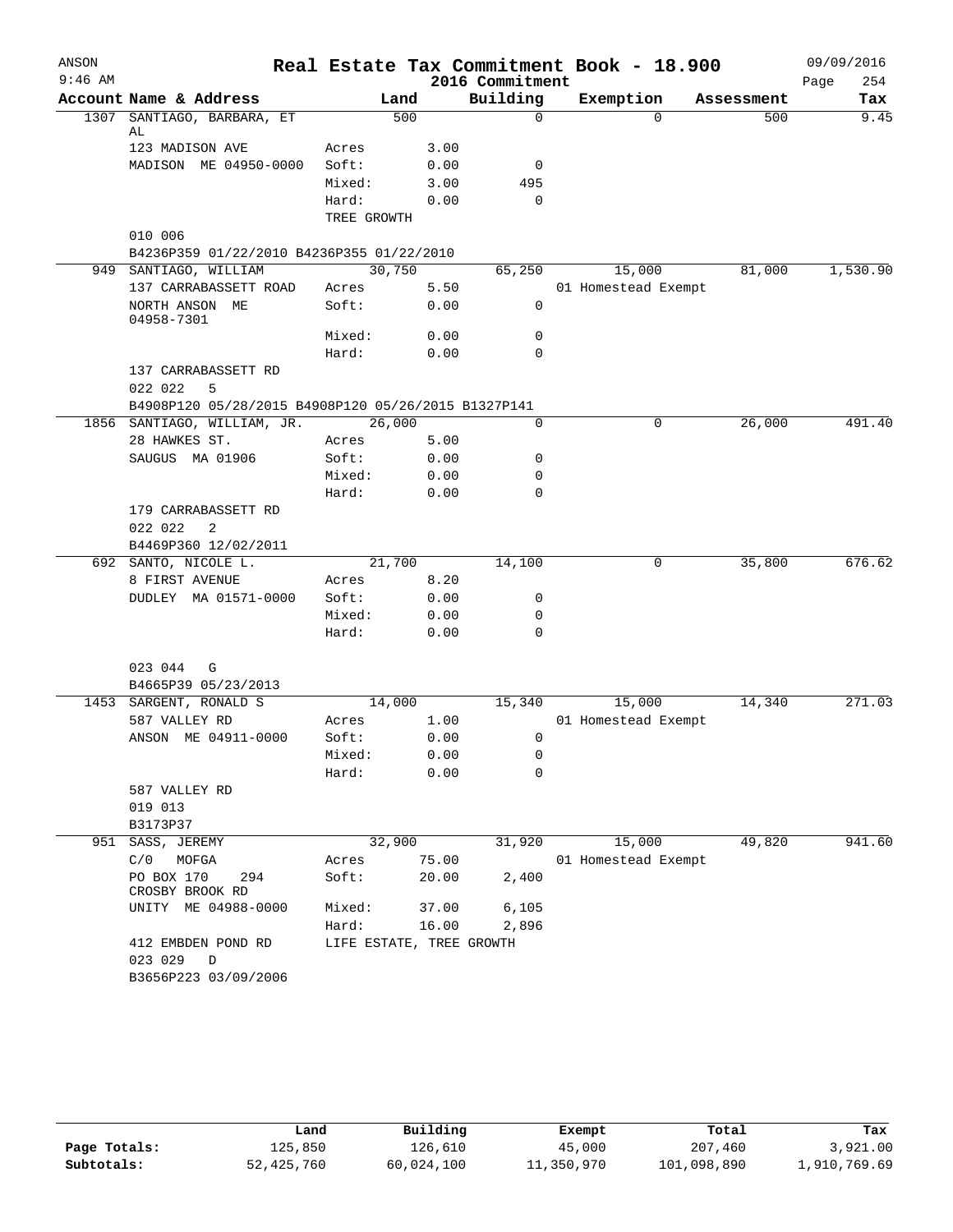# Real Estate Tax Commitment Book - 18.900

ANSON 9:46 AM — 2016 Commitment — 09/09/2016

| Account | Name & Address | Land | | Building | Exemption | Assessment | Tax |
|---|---|---|---|---|---|---|---|
| 1307 | SANTIAGO, BARBARA, ET AL | 500 | | 0 | 0 | 500 | 9.45 |
| | 123 MADISON AVE | Acres | 3.00 | | | | |
| | MADISON ME 04950-0000 | Soft: | 0.00 | 0 | | | |
| | | Mixed: | 3.00 | 495 | | | |
| | | Hard: | 0.00 | 0 | | | |
| | | TREE GROWTH | | | | | |
| | 010 006 | | | | | | |
| | B4236P359 01/22/2010 B4236P355 01/22/2010 | | | | | | |
| 949 | SANTIAGO, WILLIAM | 30,750 | | 65,250 | 15,000 | 81,000 | 1,530.90 |
| | 137 CARRABASSETT ROAD | Acres | 5.50 | | 01 Homestead Exempt | | |
| | NORTH ANSON ME 04958-7301 | Soft: | 0.00 | 0 | | | |
| | | Mixed: | 0.00 | 0 | | | |
| | | Hard: | 0.00 | 0 | | | |
| | 137 CARRABASSETT RD | | | | | | |
| | 022 022 5 | | | | | | |
| | B4908P120 05/28/2015 B4908P120 05/26/2015 B1327P141 | | | | | | |
| 1856 | SANTIAGO, WILLIAM, JR. | 26,000 | | 0 | 0 | 26,000 | 491.40 |
| | 28 HAWKES ST. | Acres | 5.00 | | | | |
| | SAUGUS MA 01906 | Soft: | 0.00 | 0 | | | |
| | | Mixed: | 0.00 | 0 | | | |
| | | Hard: | 0.00 | 0 | | | |
| | 179 CARRABASSETT RD | | | | | | |
| | 022 022 2 | | | | | | |
| | B4469P360 12/02/2011 | | | | | | |
| 692 | SANTO, NICOLE L. | 21,700 | | 14,100 | 0 | 35,800 | 676.62 |
| | 8 FIRST AVENUE | Acres | 8.20 | | | | |
| | DUDLEY MA 01571-0000 | Soft: | 0.00 | 0 | | | |
| | | Mixed: | 0.00 | 0 | | | |
| | | Hard: | 0.00 | 0 | | | |
| | 023 044 G | | | | | | |
| | B4665P39 05/23/2013 | | | | | | |
| 1453 | SARGENT, RONALD S | 14,000 | | 15,340 | 15,000 | 14,340 | 271.03 |
| | 587 VALLEY RD | Acres | 1.00 | | 01 Homestead Exempt | | |
| | ANSON ME 04911-0000 | Soft: | 0.00 | 0 | | | |
| | | Mixed: | 0.00 | 0 | | | |
| | | Hard: | 0.00 | 0 | | | |
| | 587 VALLEY RD | | | | | | |
| | 019 013 | | | | | | |
| | B3173P37 | | | | | | |
| 951 | SASS, JEREMY | 32,900 | | 31,920 | 15,000 | 49,820 | 941.60 |
| | C/0 MOFGA | Acres | 75.00 | | 01 Homestead Exempt | | |
| | PO BOX 170 294 CROSBY BROOK RD | Soft: | 20.00 | 2,400 | | | |
| | UNITY ME 04988-0000 | Mixed: | 37.00 | 6,105 | | | |
| | | Hard: | 16.00 | 2,896 | | | |
| | 412 EMBDEN POND RD | LIFE ESTATE, TREE GROWTH | | | | | |
| | 023 029 D | | | | | | |
| | B3656P223 03/09/2006 | | | | | | |

| | Land | Building | Exempt | Total | Tax |
|---|---|---|---|---|---|
| Page Totals: | 125,850 | 126,610 | 45,000 | 207,460 | 3,921.00 |
| Subtotals: | 52,425,760 | 60,024,100 | 11,350,970 | 101,098,890 | 1,910,769.69 |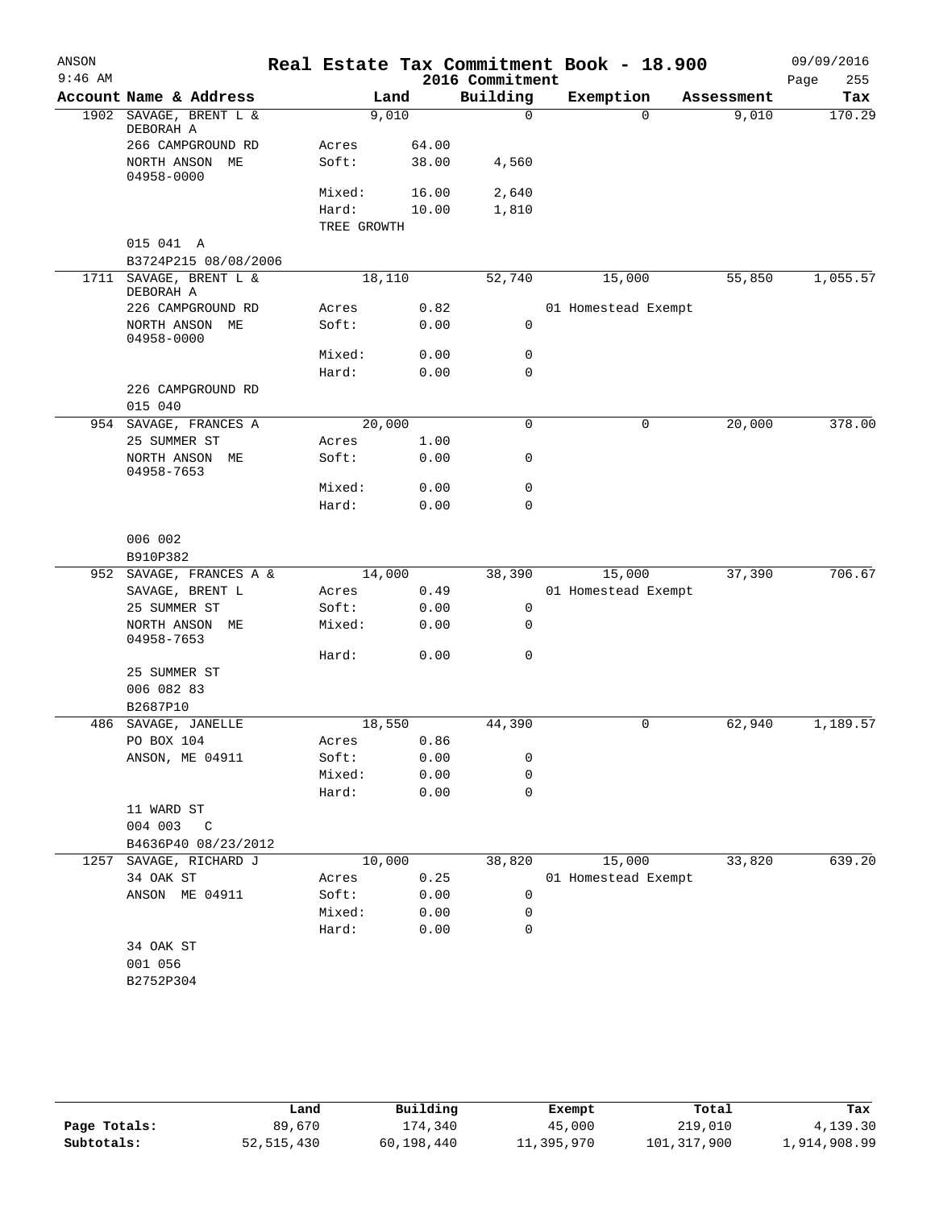# Real Estate Tax Commitment Book - 18.900

ANSON 9:46 AM — 2016 Commitment — 09/09/2016

| Account Name & Address | Land | | Building | Exemption | Assessment | Tax |
|---|---|---|---|---|---|---|
| 1902 SAVAGE, BRENT L & DEBORAH A | 9,010 | | 0 | 0 | 9,010 | 170.29 |
| 266 CAMPGROUND RD | Acres | 64.00 | | | | |
| NORTH ANSON ME 04958-0000 | Soft: | 38.00 | 4,560 | | | |
| | Mixed: | 16.00 | 2,640 | | | |
| | Hard: | 10.00 | 1,810 | | | |
| | TREE GROWTH | | | | | |
| 015 041 A | | | | | | |
| B3724P215 08/08/2006 | | | | | | |
| 1711 SAVAGE, BRENT L & DEBORAH A | 18,110 | | 52,740 | 15,000 | 55,850 | 1,055.57 |
| 226 CAMPGROUND RD | Acres | 0.82 | | 01 Homestead Exempt | | |
| NORTH ANSON ME 04958-0000 | Soft: | 0.00 | 0 | | | |
| | Mixed: | 0.00 | 0 | | | |
| | Hard: | 0.00 | 0 | | | |
| 226 CAMPGROUND RD | | | | | | |
| 015 040 | | | | | | |
| 954 SAVAGE, FRANCES A | 20,000 | | 0 | 0 | 20,000 | 378.00 |
| 25 SUMMER ST | Acres | 1.00 | | | | |
| NORTH ANSON ME 04958-7653 | Soft: | 0.00 | 0 | | | |
| | Mixed: | 0.00 | 0 | | | |
| | Hard: | 0.00 | 0 | | | |
| 006 002 | | | | | | |
| B910P382 | | | | | | |
| 952 SAVAGE, FRANCES A & | 14,000 | | 38,390 | 15,000 | 37,390 | 706.67 |
| SAVAGE, BRENT L | Acres | 0.49 | | 01 Homestead Exempt | | |
| 25 SUMMER ST | Soft: | 0.00 | 0 | | | |
| NORTH ANSON ME 04958-7653 | Mixed: | 0.00 | 0 | | | |
| | Hard: | 0.00 | 0 | | | |
| 25 SUMMER ST | | | | | | |
| 006 082 83 | | | | | | |
| B2687P10 | | | | | | |
| 486 SAVAGE, JANELLE | 18,550 | | 44,390 | 0 | 62,940 | 1,189.57 |
| PO BOX 104 | Acres | 0.86 | | | | |
| ANSON, ME 04911 | Soft: | 0.00 | 0 | | | |
| | Mixed: | 0.00 | 0 | | | |
| | Hard: | 0.00 | 0 | | | |
| 11 WARD ST | | | | | | |
| 004 003 C | | | | | | |
| B4636P40 08/23/2012 | | | | | | |
| 1257 SAVAGE, RICHARD J | 10,000 | | 38,820 | 15,000 | 33,820 | 639.20 |
| 34 OAK ST | Acres | 0.25 | | 01 Homestead Exempt | | |
| ANSON ME 04911 | Soft: | 0.00 | 0 | | | |
| | Mixed: | 0.00 | 0 | | | |
| | Hard: | 0.00 | 0 | | | |
| 34 OAK ST | | | | | | |
| 001 056 | | | | | | |
| B2752P304 | | | | | | |

| | Land | Building | Exempt | Total | Tax |
|---|---|---|---|---|---|
| Page Totals: | 89,670 | 174,340 | 45,000 | 219,010 | 4,139.30 |
| Subtotals: | 52,515,430 | 60,198,440 | 11,395,970 | 101,317,900 | 1,914,908.99 |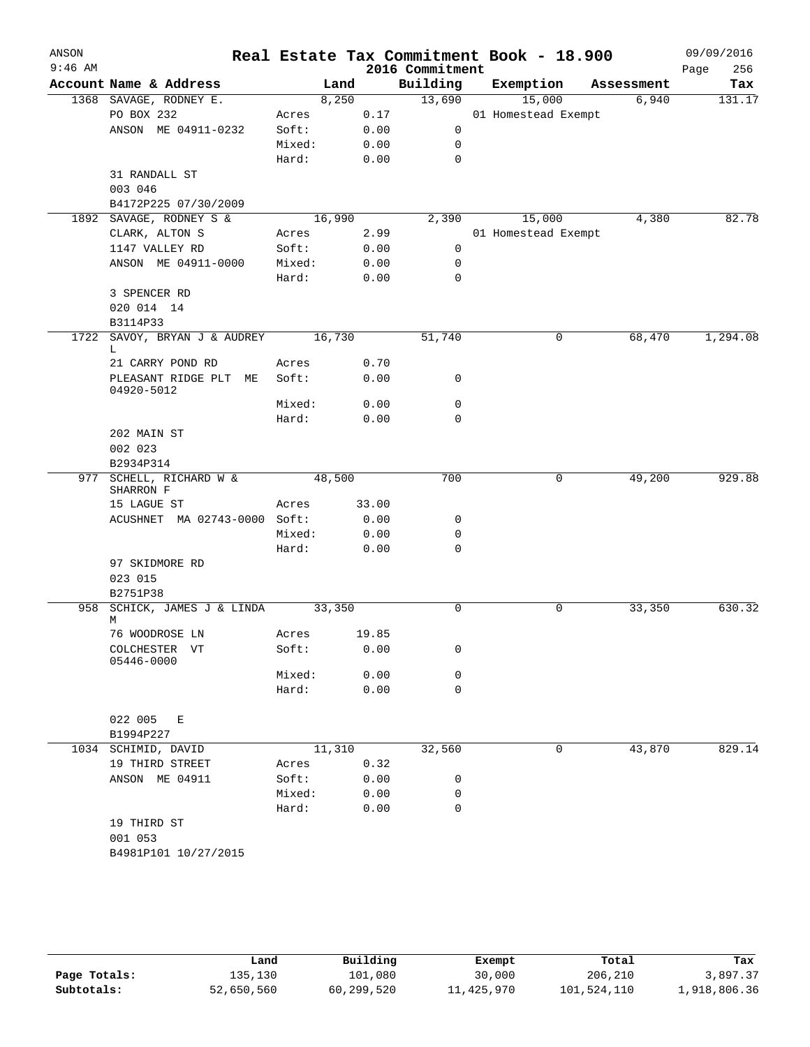# Real Estate Tax Commitment Book - 18.900

ANSON
9:46 AM

2016 Commitment

09/09/2016

| Account | Name & Address | | Land | Building | Exemption | Assessment | Tax |
|---|---|---|---|---|---|---|---|
| 1368 | SAVAGE, RODNEY E. | | 8,250 | 13,690 | 15,000 | 6,940 | 131.17 |
| | PO BOX 232 | Acres | 0.17 | | 01 Homestead Exempt | | |
| | ANSON ME 04911-0232 | Soft: | 0.00 | 0 | | | |
| | | Mixed: | 0.00 | 0 | | | |
| | | Hard: | 0.00 | 0 | | | |
| | 31 RANDALL ST | | | | | | |
| | 003 046 | | | | | | |
| | B4172P225 07/30/2009 | | | | | | |
| 1892 | SAVAGE, RODNEY S & | | 16,990 | 2,390 | 15,000 | 4,380 | 82.78 |
| | CLARK, ALTON S | Acres | 2.99 | | 01 Homestead Exempt | | |
| | 1147 VALLEY RD | Soft: | 0.00 | 0 | | | |
| | ANSON ME 04911-0000 | Mixed: | 0.00 | 0 | | | |
| | | Hard: | 0.00 | 0 | | | |
| | 3 SPENCER RD | | | | | | |
| | 020 014 14 | | | | | | |
| | B3114P33 | | | | | | |
| 1722 | SAVOY, BRYAN J & AUDREY L | | 16,730 | 51,740 | 0 | 68,470 | 1,294.08 |
| | 21 CARRY POND RD | Acres | 0.70 | | | | |
| | PLEASANT RIDGE PLT ME 04920-5012 | Soft: | 0.00 | 0 | | | |
| | | Mixed: | 0.00 | 0 | | | |
| | | Hard: | 0.00 | 0 | | | |
| | 202 MAIN ST | | | | | | |
| | 002 023 | | | | | | |
| | B2934P314 | | | | | | |
| 977 | SCHELL, RICHARD W & SHARRON F | | 48,500 | 700 | 0 | 49,200 | 929.88 |
| | 15 LAGUE ST | Acres | 33.00 | | | | |
| | ACUSHNET MA 02743-0000 | Soft: | 0.00 | 0 | | | |
| | | Mixed: | 0.00 | 0 | | | |
| | | Hard: | 0.00 | 0 | | | |
| | 97 SKIDMORE RD | | | | | | |
| | 023 015 | | | | | | |
| | B2751P38 | | | | | | |
| 958 | SCHICK, JAMES J & LINDA M | | 33,350 | 0 | 0 | 33,350 | 630.32 |
| | 76 WOODROSE LN | Acres | 19.85 | | | | |
| | COLCHESTER VT 05446-0000 | Soft: | 0.00 | 0 | | | |
| | | Mixed: | 0.00 | 0 | | | |
| | | Hard: | 0.00 | 0 | | | |
| | 022 005 E | | | | | | |
| | B1994P227 | | | | | | |
| 1034 | SCHIMID, DAVID | | 11,310 | 32,560 | 0 | 43,870 | 829.14 |
| | 19 THIRD STREET | Acres | 0.32 | | | | |
| | ANSON ME 04911 | Soft: | 0.00 | 0 | | | |
| | | Mixed: | 0.00 | 0 | | | |
| | | Hard: | 0.00 | 0 | | | |
| | 19 THIRD ST | | | | | | |
| | 001 053 | | | | | | |
| | B4981P101 10/27/2015 | | | | | | |

| | Land | Building | Exempt | Total | Tax |
|---|---|---|---|---|---|
| Page Totals: | 135,130 | 101,080 | 30,000 | 206,210 | 3,897.37 |
| Subtotals: | 52,650,560 | 60,299,520 | 11,425,970 | 101,524,110 | 1,918,806.36 |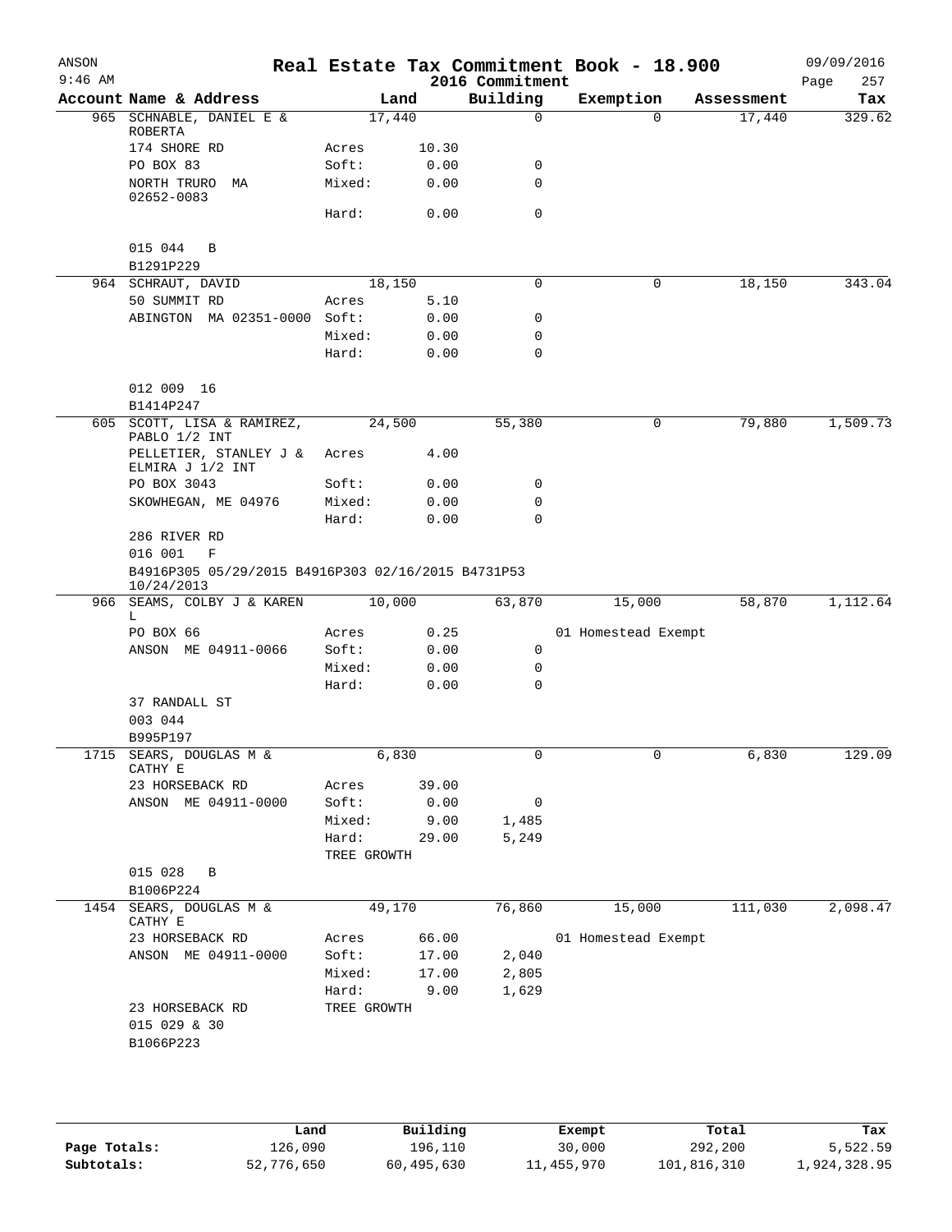# Real Estate Tax Commitment Book - 18.900

ANSON 9:46 AM — 2016 Commitment — 09/09/2016

| Account | Name & Address | Land | | Building | Exemption | Assessment | Tax |
|---|---|---|---|---|---|---|---|
| 965 | SCHNABLE, DANIEL E & ROBERTA | 17,440 | | 0 | 0 | 17,440 | 329.62 |
| | 174 SHORE RD | Acres | 10.30 | | | | |
| | PO BOX 83 | Soft: | 0.00 | 0 | | | |
| | NORTH TRURO MA 02652-0083 | Mixed: | 0.00 | 0 | | | |
| | | Hard: | 0.00 | 0 | | | |
| | 015 044 B | | | | | | |
| | B1291P229 | | | | | | |
| 964 | SCHRAUT, DAVID | 18,150 | | 0 | 0 | 18,150 | 343.04 |
| | 50 SUMMIT RD | Acres | 5.10 | | | | |
| | ABINGTON MA 02351-0000 | Soft: | 0.00 | 0 | | | |
| | | Mixed: | 0.00 | 0 | | | |
| | | Hard: | 0.00 | 0 | | | |
| | 012 009 16 | | | | | | |
| | B1414P247 | | | | | | |
| 605 | SCOTT, LISA & RAMIREZ, PABLO 1/2 INT | 24,500 | | 55,380 | 0 | 79,880 | 1,509.73 |
| | PELLETIER, STANLEY J & ELMIRA J 1/2 INT | Acres | 4.00 | | | | |
| | PO BOX 3043 | Soft: | 0.00 | 0 | | | |
| | SKOWHEGAN, ME 04976 | Mixed: | 0.00 | 0 | | | |
| | | Hard: | 0.00 | 0 | | | |
| | 286 RIVER RD | | | | | | |
| | 016 001 F | | | | | | |
| | B4916P305 05/29/2015 B4916P303 02/16/2015 B4731P53 10/24/2013 | | | | | | |
| 966 | SEAMS, COLBY J & KAREN L | 10,000 | | 63,870 | 15,000 | 58,870 | 1,112.64 |
| | PO BOX 66 | Acres | 0.25 | | 01 Homestead Exempt | | |
| | ANSON ME 04911-0066 | Soft: | 0.00 | 0 | | | |
| | | Mixed: | 0.00 | 0 | | | |
| | | Hard: | 0.00 | 0 | | | |
| | 37 RANDALL ST | | | | | | |
| | 003 044 | | | | | | |
| | B995P197 | | | | | | |
| 1715 | SEARS, DOUGLAS M & CATHY E | 6,830 | | 0 | 0 | 6,830 | 129.09 |
| | 23 HORSEBACK RD | Acres | 39.00 | | | | |
| | ANSON ME 04911-0000 | Soft: | 0.00 | 0 | | | |
| | | Mixed: | 9.00 | 1,485 | | | |
| | | Hard: | 29.00 | 5,249 | | | |
| | | TREE GROWTH | | | | | |
| | 015 028 B | | | | | | |
| | B1006P224 | | | | | | |
| 1454 | SEARS, DOUGLAS M & CATHY E | 49,170 | | 76,860 | 15,000 | 111,030 | 2,098.47 |
| | 23 HORSEBACK RD | Acres | 66.00 | | 01 Homestead Exempt | | |
| | ANSON ME 04911-0000 | Soft: | 17.00 | 2,040 | | | |
| | | Mixed: | 17.00 | 2,805 | | | |
| | | Hard: | 9.00 | 1,629 | | | |
| | 23 HORSEBACK RD | TREE GROWTH | | | | | |
| | 015 029 & 30 | | | | | | |
| | B1066P223 | | | | | | |

| | Land | Building | Exempt | Total | Tax |
|---|---|---|---|---|---|
| Page Totals: | 126,090 | 196,110 | 30,000 | 292,200 | 5,522.59 |
| Subtotals: | 52,776,650 | 60,495,630 | 11,455,970 | 101,816,310 | 1,924,328.95 |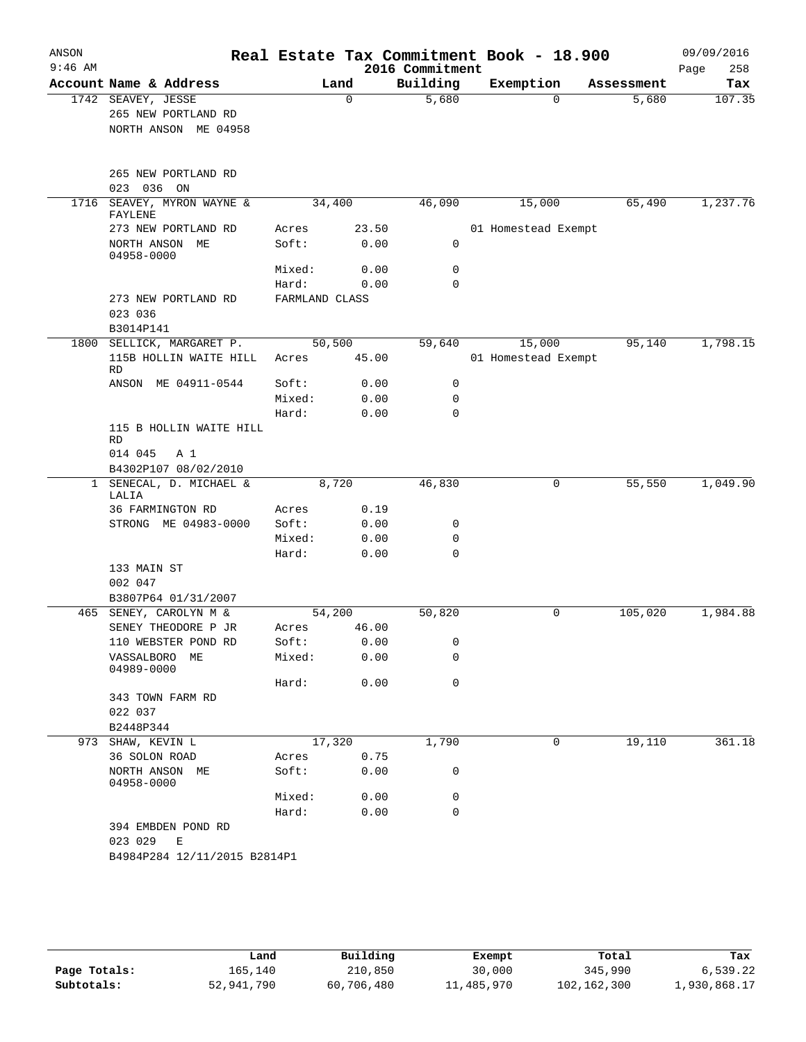# Real Estate Tax Commitment Book - 18.900

ANSON 9:46 AM — 2016 Commitment — 09/09/2016

| Account Name & Address | Land | | Building | Exemption | Assessment | Tax |
|---|---|---|---|---|---|---|
| 1742 SEAVEY, JESSE | 0 | | 5,680 | 0 | 5,680 | 107.35 |
| 265 NEW PORTLAND RD | | | | | | |
| NORTH ANSON ME 04958 | | | | | | |
| 265 NEW PORTLAND RD | | | | | | |
| 023 036 ON | | | | | | |
| 1716 SEAVEY, MYRON WAYNE & FAYLENE | 34,400 | | 46,090 | 15,000 | 65,490 | 1,237.76 |
| 273 NEW PORTLAND RD | Acres | 23.50 | | 01 Homestead Exempt | | |
| NORTH ANSON ME 04958-0000 | Soft: | 0.00 | 0 | | | |
| | Mixed: | 0.00 | 0 | | | |
| | Hard: | 0.00 | 0 | | | |
| 273 NEW PORTLAND RD | FARMLAND CLASS | | | | | |
| 023 036 | | | | | | |
| B3014P141 | | | | | | |
| 1800 SELLICK, MARGARET P. | 50,500 | | 59,640 | 15,000 | 95,140 | 1,798.15 |
| 115B HOLLIN WAITE HILL RD | Acres | 45.00 | | 01 Homestead Exempt | | |
| ANSON ME 04911-0544 | Soft: | 0.00 | 0 | | | |
| | Mixed: | 0.00 | 0 | | | |
| | Hard: | 0.00 | 0 | | | |
| 115 B HOLLIN WAITE HILL RD | | | | | | |
| 014 045 A 1 | | | | | | |
| B4302P107 08/02/2010 | | | | | | |
| 1 SENECAL, D. MICHAEL & LALIA | 8,720 | | 46,830 | 0 | 55,550 | 1,049.90 |
| 36 FARMINGTON RD | Acres | 0.19 | | | | |
| STRONG ME 04983-0000 | Soft: | 0.00 | 0 | | | |
| | Mixed: | 0.00 | 0 | | | |
| | Hard: | 0.00 | 0 | | | |
| 133 MAIN ST | | | | | | |
| 002 047 | | | | | | |
| B3807P64 01/31/2007 | | | | | | |
| 465 SENEY, CAROLYN M & | 54,200 | | 50,820 | 0 | 105,020 | 1,984.88 |
| SENEY THEODORE P JR | Acres | 46.00 | | | | |
| 110 WEBSTER POND RD | Soft: | 0.00 | 0 | | | |
| VASSALBORO ME 04989-0000 | Mixed: | 0.00 | 0 | | | |
| | Hard: | 0.00 | 0 | | | |
| 343 TOWN FARM RD | | | | | | |
| 022 037 | | | | | | |
| B2448P344 | | | | | | |
| 973 SHAW, KEVIN L | 17,320 | | 1,790 | 0 | 19,110 | 361.18 |
| 36 SOLON ROAD | Acres | 0.75 | | | | |
| NORTH ANSON ME 04958-0000 | Soft: | 0.00 | 0 | | | |
| | Mixed: | 0.00 | 0 | | | |
| | Hard: | 0.00 | 0 | | | |
| 394 EMBDEN POND RD | | | | | | |
| 023 029 E | | | | | | |
| B4984P284 12/11/2015 B2814P1 | | | | | | |

| | Land | Building | Exempt | Total | Tax |
|---|---|---|---|---|---|
| Page Totals: | 165,140 | 210,850 | 30,000 | 345,990 | 6,539.22 |
| Subtotals: | 52,941,790 | 60,706,480 | 11,485,970 | 102,162,300 | 1,930,868.17 |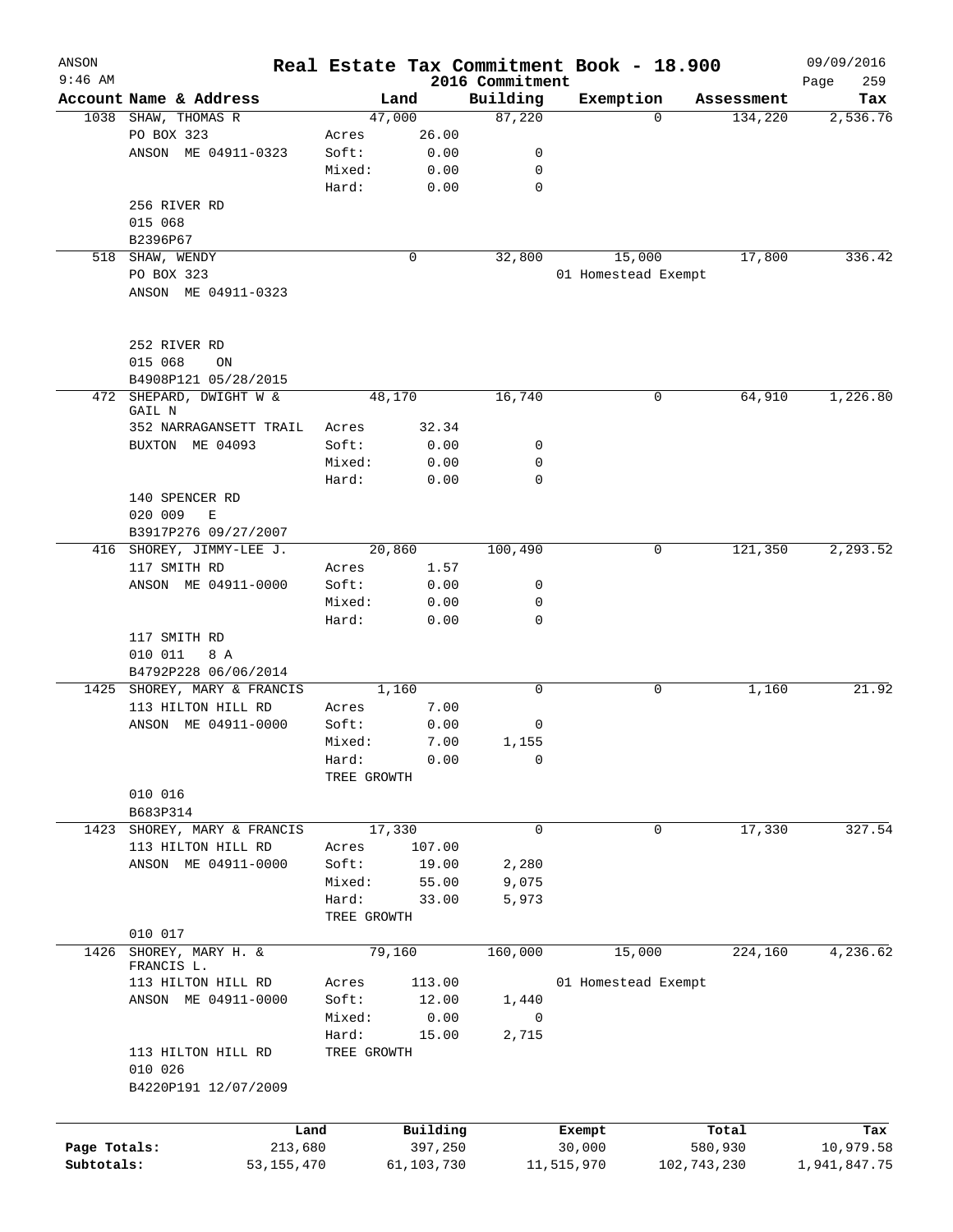ANSON

9:46 AM

# Real Estate Tax Commitment Book - 18.900

## 2016 Commitment

09/09/2016

| Account | Name & Address | | Land | Building | Exemption | Assessment | Tax |
|---|---|---|---|---|---|---|---|
| 1038 | SHAW, THOMAS R | | 47,000 | 87,220 | 0 | 134,220 | 2,536.76 |
| | PO BOX 323 | Acres | 26.00 | | | | |
| | ANSON ME 04911-0323 | Soft: | 0.00 | 0 | | | |
| | | Mixed: | 0.00 | 0 | | | |
| | | Hard: | 0.00 | 0 | | | |
| | 256 RIVER RD | | | | | | |
| | 015 068 | | | | | | |
| | B2396P67 | | | | | | |
| 518 | SHAW, WENDY | | 0 | 32,800 | 15,000 | 17,800 | 336.42 |
| | PO BOX 323 | | | | 01 Homestead Exempt | | |
| | ANSON ME 04911-0323 | | | | | | |
| | 252 RIVER RD | | | | | | |
| | 015 068 ON | | | | | | |
| | B4908P121 05/28/2015 | | | | | | |
| 472 | SHEPARD, DWIGHT W & GAIL N | | 48,170 | 16,740 | 0 | 64,910 | 1,226.80 |
| | 352 NARRAGANSETT TRAIL | Acres | 32.34 | | | | |
| | BUXTON ME 04093 | Soft: | 0.00 | 0 | | | |
| | | Mixed: | 0.00 | 0 | | | |
| | | Hard: | 0.00 | 0 | | | |
| | 140 SPENCER RD | | | | | | |
| | 020 009 E | | | | | | |
| | B3917P276 09/27/2007 | | | | | | |
| 416 | SHOREY, JIMMY-LEE J. | | 20,860 | 100,490 | 0 | 121,350 | 2,293.52 |
| | 117 SMITH RD | Acres | 1.57 | | | | |
| | ANSON ME 04911-0000 | Soft: | 0.00 | 0 | | | |
| | | Mixed: | 0.00 | 0 | | | |
| | | Hard: | 0.00 | 0 | | | |
| | 117 SMITH RD | | | | | | |
| | 010 011 8 A | | | | | | |
| | B4792P228 06/06/2014 | | | | | | |
| 1425 | SHOREY, MARY & FRANCIS | | 1,160 | 0 | 0 | 1,160 | 21.92 |
| | 113 HILTON HILL RD | Acres | 7.00 | | | | |
| | ANSON ME 04911-0000 | Soft: | 0.00 | 0 | | | |
| | | Mixed: | 7.00 | 1,155 | | | |
| | | Hard: | 0.00 | 0 | | | |
| | | TREE GROWTH | | | | | |
| | 010 016 | | | | | | |
| | B683P314 | | | | | | |
| 1423 | SHOREY, MARY & FRANCIS | | 17,330 | 0 | 0 | 17,330 | 327.54 |
| | 113 HILTON HILL RD | Acres | 107.00 | | | | |
| | ANSON ME 04911-0000 | Soft: | 19.00 | 2,280 | | | |
| | | Mixed: | 55.00 | 9,075 | | | |
| | | Hard: | 33.00 | 5,973 | | | |
| | | TREE GROWTH | | | | | |
| | 010 017 | | | | | | |
| 1426 | SHOREY, MARY H. & FRANCIS L. | | 79,160 | 160,000 | 15,000 | 224,160 | 4,236.62 |
| | 113 HILTON HILL RD | Acres | 113.00 | | 01 Homestead Exempt | | |
| | ANSON ME 04911-0000 | Soft: | 12.00 | 1,440 | | | |
| | | Mixed: | 0.00 | 0 | | | |
| | | Hard: | 15.00 | 2,715 | | | |
| | 113 HILTON HILL RD | TREE GROWTH | | | | | |
| | 010 026 | | | | | | |
| | B4220P191 12/07/2009 | | | | | | |

| | Land | Building | Exempt | Total | Tax |
|---|---|---|---|---|---|
| Page Totals: | 213,680 | 397,250 | 30,000 | 580,930 | 10,979.58 |
| Subtotals: | 53,155,470 | 61,103,730 | 11,515,970 | 102,743,230 | 1,941,847.75 |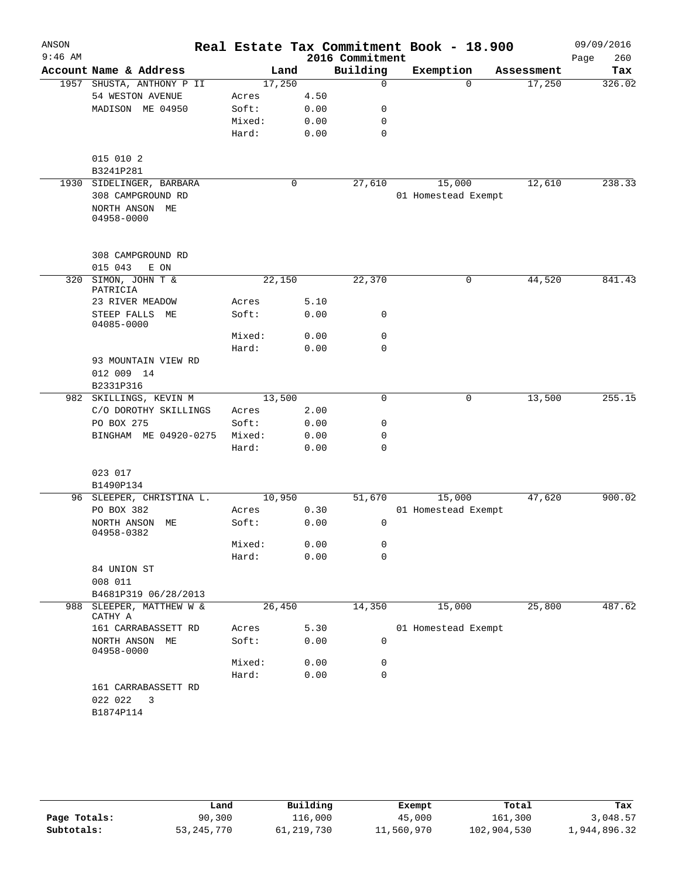# Real Estate Tax Commitment Book - 18.900

ANSON
9:46 AM

2016 Commitment

09/09/2016

| Account | Name & Address | Land | | Building | Exemption | Assessment | Tax |
|---|---|---|---|---|---|---|---|
| 1957 | SHUSTA, ANTHONY P II | 17,250 | | 0 | 0 | 17,250 | 326.02 |
| | 54 WESTON AVENUE | Acres | 4.50 | | | | |
| | MADISON ME 04950 | Soft: | 0.00 | 0 | | | |
| | | Mixed: | 0.00 | 0 | | | |
| | | Hard: | 0.00 | 0 | | | |
| | 015 010 2 | | | | | | |
| | B3241P281 | | | | | | |
| 1930 | SIDELINGER, BARBARA | 0 | | 27,610 | 15,000 | 12,610 | 238.33 |
| | 308 CAMPGROUND RD | | | | 01 Homestead Exempt | | |
| | NORTH ANSON ME 04958-0000 | | | | | | |
| | 308 CAMPGROUND RD | | | | | | |
| | 015 043 E ON | | | | | | |
| 320 | SIMON, JOHN T & PATRICIA | 22,150 | | 22,370 | 0 | 44,520 | 841.43 |
| | 23 RIVER MEADOW | Acres | 5.10 | | | | |
| | STEEP FALLS ME 04085-0000 | Soft: | 0.00 | 0 | | | |
| | | Mixed: | 0.00 | 0 | | | |
| | | Hard: | 0.00 | 0 | | | |
| | 93 MOUNTAIN VIEW RD | | | | | | |
| | 012 009 14 | | | | | | |
| | B2331P316 | | | | | | |
| 982 | SKILLINGS, KEVIN M | 13,500 | | 0 | 0 | 13,500 | 255.15 |
| | C/O DOROTHY SKILLINGS | Acres | 2.00 | | | | |
| | PO BOX 275 | Soft: | 0.00 | 0 | | | |
| | BINGHAM ME 04920-0275 | Mixed: | 0.00 | 0 | | | |
| | | Hard: | 0.00 | 0 | | | |
| | 023 017 | | | | | | |
| | B1490P134 | | | | | | |
| 96 | SLEEPER, CHRISTINA L. | 10,950 | | 51,670 | 15,000 | 47,620 | 900.02 |
| | PO BOX 382 | Acres | 0.30 | | 01 Homestead Exempt | | |
| | NORTH ANSON ME 04958-0382 | Soft: | 0.00 | 0 | | | |
| | | Mixed: | 0.00 | 0 | | | |
| | | Hard: | 0.00 | 0 | | | |
| | 84 UNION ST | | | | | | |
| | 008 011 | | | | | | |
| | B4681P319 06/28/2013 | | | | | | |
| 988 | SLEEPER, MATTHEW W & CATHY A | 26,450 | | 14,350 | 15,000 | 25,800 | 487.62 |
| | 161 CARRABASSETT RD | Acres | 5.30 | | 01 Homestead Exempt | | |
| | NORTH ANSON ME 04958-0000 | Soft: | 0.00 | 0 | | | |
| | | Mixed: | 0.00 | 0 | | | |
| | | Hard: | 0.00 | 0 | | | |
| | 161 CARRABASSETT RD | | | | | | |
| | 022 022 3 | | | | | | |
| | B1874P114 | | | | | | |

| | Land | Building | Exempt | Total | Tax |
|---|---|---|---|---|---|
| Page Totals: | 90,300 | 116,000 | 45,000 | 161,300 | 3,048.57 |
| Subtotals: | 53,245,770 | 61,219,730 | 11,560,970 | 102,904,530 | 1,944,896.32 |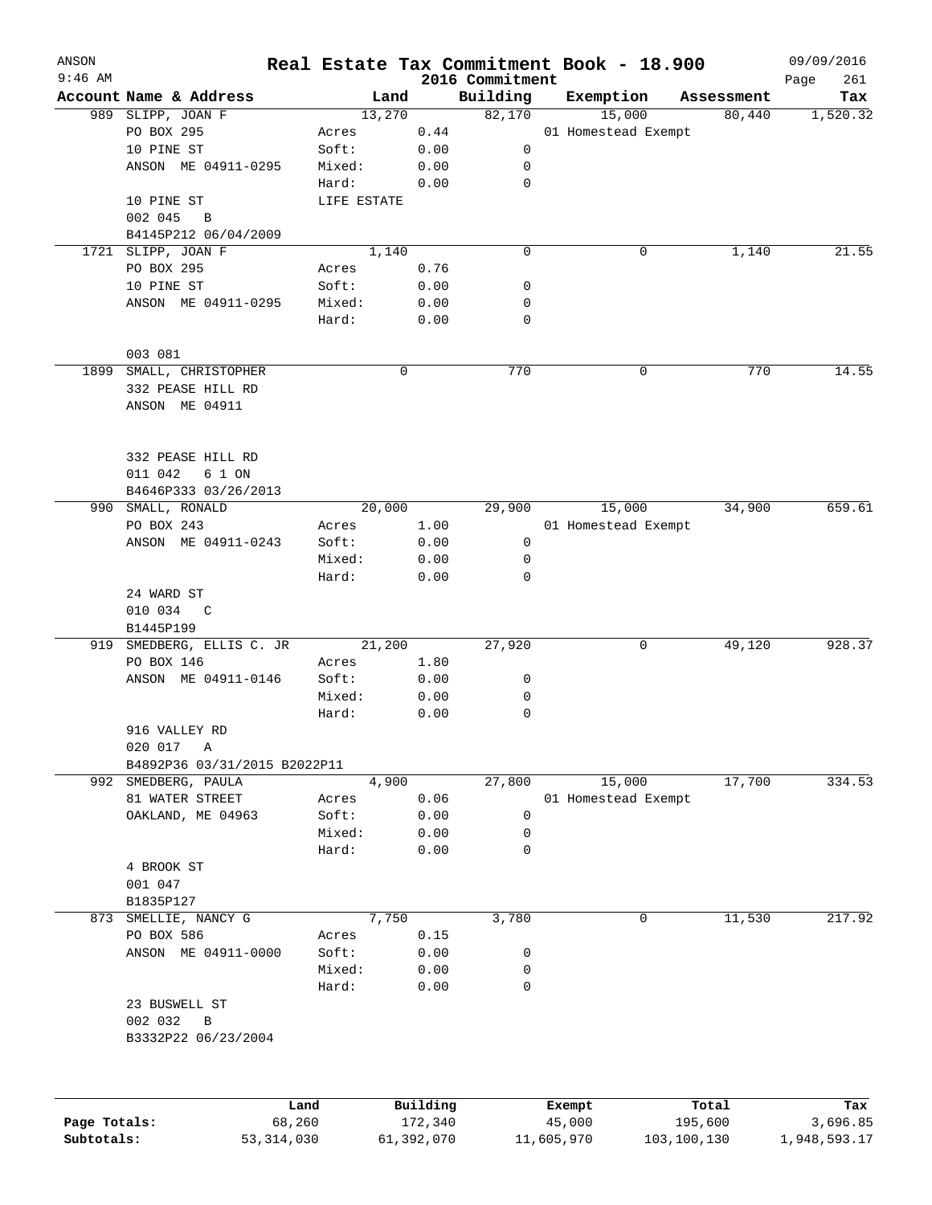# Real Estate Tax Commitment Book - 18.900

ANSON
9:46 AM

2016 Commitment

09/09/2016

| Account | Name & Address | Land | | Building | Exemption | Assessment | Tax |
|---|---|---|---|---|---|---|---|
| 989 | SLIPP, JOAN F | 13,270 | | 82,170 | 15,000 | 80,440 | 1,520.32 |
| | PO BOX 295 | Acres | 0.44 | | 01 Homestead Exempt | | |
| | 10 PINE ST | Soft: | 0.00 | 0 | | | |
| | ANSON ME 04911-0295 | Mixed: | 0.00 | 0 | | | |
| | | Hard: | 0.00 | 0 | | | |
| | 10 PINE ST | LIFE ESTATE | | | | | |
| | 002 045 B | | | | | | |
| | B4145P212 06/04/2009 | | | | | | |
| 1721 | SLIPP, JOAN F | 1,140 | | 0 | 0 | 1,140 | 21.55 |
| | PO BOX 295 | Acres | 0.76 | | | | |
| | 10 PINE ST | Soft: | 0.00 | 0 | | | |
| | ANSON ME 04911-0295 | Mixed: | 0.00 | 0 | | | |
| | | Hard: | 0.00 | 0 | | | |
| | 003 081 | | | | | | |
| 1899 | SMALL, CHRISTOPHER | 0 | | 770 | 0 | 770 | 14.55 |
| | 332 PEASE HILL RD | | | | | | |
| | ANSON ME 04911 | | | | | | |
| | 332 PEASE HILL RD | | | | | | |
| | 011 042 6 1 ON | | | | | | |
| | B4646P333 03/26/2013 | | | | | | |
| 990 | SMALL, RONALD | 20,000 | | 29,900 | 15,000 | 34,900 | 659.61 |
| | PO BOX 243 | Acres | 1.00 | | 01 Homestead Exempt | | |
| | ANSON ME 04911-0243 | Soft: | 0.00 | 0 | | | |
| | | Mixed: | 0.00 | 0 | | | |
| | | Hard: | 0.00 | 0 | | | |
| | 24 WARD ST | | | | | | |
| | 010 034 C | | | | | | |
| | B1445P199 | | | | | | |
| 919 | SMEDBERG, ELLIS C. JR | 21,200 | | 27,920 | 0 | 49,120 | 928.37 |
| | PO BOX 146 | Acres | 1.80 | | | | |
| | ANSON ME 04911-0146 | Soft: | 0.00 | 0 | | | |
| | | Mixed: | 0.00 | 0 | | | |
| | | Hard: | 0.00 | 0 | | | |
| | 916 VALLEY RD | | | | | | |
| | 020 017 A | | | | | | |
| | B4892P36 03/31/2015 B2022P11 | | | | | | |
| 992 | SMEDBERG, PAULA | 4,900 | | 27,800 | 15,000 | 17,700 | 334.53 |
| | 81 WATER STREET | Acres | 0.06 | | 01 Homestead Exempt | | |
| | OAKLAND, ME 04963 | Soft: | 0.00 | 0 | | | |
| | | Mixed: | 0.00 | 0 | | | |
| | | Hard: | 0.00 | 0 | | | |
| | 4 BROOK ST | | | | | | |
| | 001 047 | | | | | | |
| | B1835P127 | | | | | | |
| 873 | SMELLIE, NANCY G | 7,750 | | 3,780 | 0 | 11,530 | 217.92 |
| | PO BOX 586 | Acres | 0.15 | | | | |
| | ANSON ME 04911-0000 | Soft: | 0.00 | 0 | | | |
| | | Mixed: | 0.00 | 0 | | | |
| | | Hard: | 0.00 | 0 | | | |
| | 23 BUSWELL ST | | | | | | |
| | 002 032 B | | | | | | |
| | B3332P22 06/23/2004 | | | | | | |

| | Land | Building | Exempt | Total | Tax |
|---|---|---|---|---|---|
| Page Totals: | 68,260 | 172,340 | 45,000 | 195,600 | 3,696.85 |
| Subtotals: | 53,314,030 | 61,392,070 | 11,605,970 | 103,100,130 | 1,948,593.17 |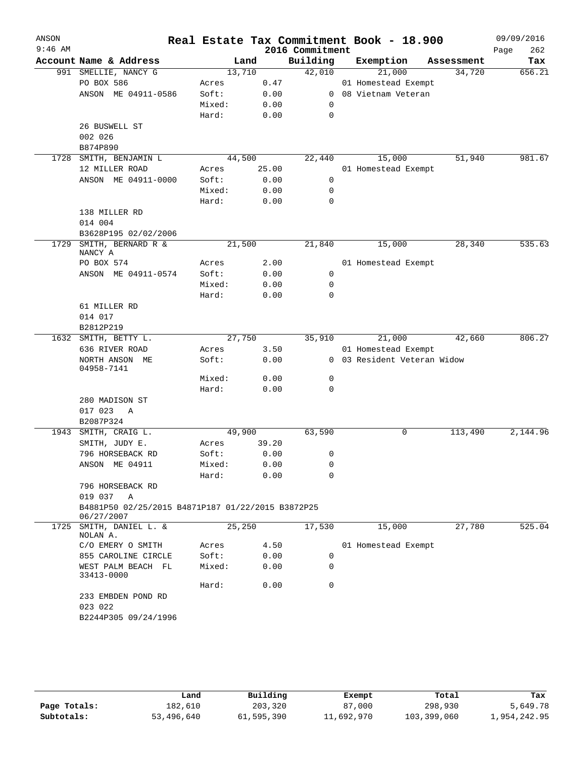ANSON
9:46 AM

# Real Estate Tax Commitment Book - 18.900
## 2016 Commitment

09/09/2016

| Account | Name & Address | Land | | Building | Exemption | Assessment | Tax |
|---|---|---|---|---|---|---|---|
| 991 | SMELLIE, NANCY G | 13,710 | | 42,010 | 21,000 | 34,720 | 656.21 |
| | PO BOX 586 | Acres | 0.47 | | 01 Homestead Exempt | | |
| | ANSON ME 04911-0586 | Soft: | 0.00 | 0 | 08 Vietnam Veteran | | |
| | | Mixed: | 0.00 | 0 | | | |
| | | Hard: | 0.00 | 0 | | | |
| | 26 BUSWELL ST | | | | | | |
| | 002 026 | | | | | | |
| | B874P890 | | | | | | |
| 1728 | SMITH, BENJAMIN L | 44,500 | | 22,440 | 15,000 | 51,940 | 981.67 |
| | 12 MILLER ROAD | Acres | 25.00 | | 01 Homestead Exempt | | |
| | ANSON ME 04911-0000 | Soft: | 0.00 | 0 | | | |
| | | Mixed: | 0.00 | 0 | | | |
| | | Hard: | 0.00 | 0 | | | |
| | 138 MILLER RD | | | | | | |
| | 014 004 | | | | | | |
| | B3628P195 02/02/2006 | | | | | | |
| 1729 | SMITH, BERNARD R & NANCY A | 21,500 | | 21,840 | 15,000 | 28,340 | 535.63 |
| | PO BOX 574 | Acres | 2.00 | | 01 Homestead Exempt | | |
| | ANSON ME 04911-0574 | Soft: | 0.00 | 0 | | | |
| | | Mixed: | 0.00 | 0 | | | |
| | | Hard: | 0.00 | 0 | | | |
| | 61 MILLER RD | | | | | | |
| | 014 017 | | | | | | |
| | B2812P219 | | | | | | |
| 1632 | SMITH, BETTY L. | 27,750 | | 35,910 | 21,000 | 42,660 | 806.27 |
| | 636 RIVER ROAD | Acres | 3.50 | | 01 Homestead Exempt | | |
| | NORTH ANSON ME 04958-7141 | Soft: | 0.00 | 0 | 03 Resident Veteran Widow | | |
| | | Mixed: | 0.00 | 0 | | | |
| | | Hard: | 0.00 | 0 | | | |
| | 280 MADISON ST | | | | | | |
| | 017 023 A | | | | | | |
| | B2087P324 | | | | | | |
| 1943 | SMITH, CRAIG L. | 49,900 | | 63,590 | 0 | 113,490 | 2,144.96 |
| | SMITH, JUDY E. | Acres | 39.20 | | | | |
| | 796 HORSEBACK RD | Soft: | 0.00 | 0 | | | |
| | ANSON ME 04911 | Mixed: | 0.00 | 0 | | | |
| | | Hard: | 0.00 | 0 | | | |
| | 796 HORSEBACK RD | | | | | | |
| | 019 037 A | | | | | | |
| | B4881P50 02/25/2015 B4871P187 01/22/2015 B3872P25 06/27/2007 | | | | | | |
| 1725 | SMITH, DANIEL L. & NOLAN A. | 25,250 | | 17,530 | 15,000 | 27,780 | 525.04 |
| | C/O EMERY O SMITH | Acres | 4.50 | | 01 Homestead Exempt | | |
| | 855 CAROLINE CIRCLE | Soft: | 0.00 | 0 | | | |
| | WEST PALM BEACH FL 33413-0000 | Mixed: | 0.00 | 0 | | | |
| | | Hard: | 0.00 | 0 | | | |
| | 233 EMBDEN POND RD | | | | | | |
| | 023 022 | | | | | | |
| | B2244P305 09/24/1996 | | | | | | |

| | Land | Building | Exempt | Total | Tax |
|---|---|---|---|---|---|
| Page Totals: | 182,610 | 203,320 | 87,000 | 298,930 | 5,649.78 |
| Subtotals: | 53,496,640 | 61,595,390 | 11,692,970 | 103,399,060 | 1,954,242.95 |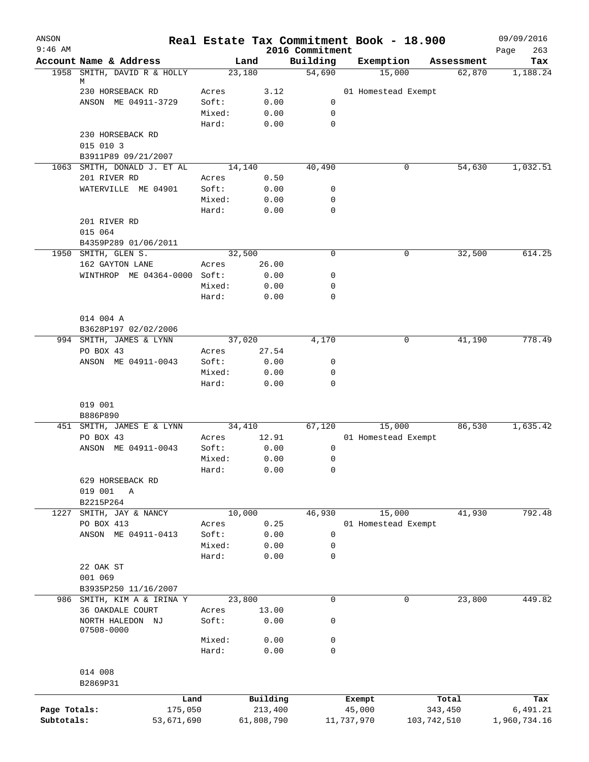# Real Estate Tax Commitment Book - 18.900

ANSON
9:46 AM

2016 Commitment

09/09/2016

| Account | Name & Address | | Land | Building | Exemption | Assessment | Tax |
|---|---|---|---|---|---|---|---|
| 1958 | SMITH, DAVID R & HOLLY M | | 23,180 | 54,690 | 15,000 | 62,870 | 1,188.24 |
| | 230 HORSEBACK RD | Acres | 3.12 | | 01 Homestead Exempt | | |
| | ANSON ME 04911-3729 | Soft: | 0.00 | 0 | | | |
| | | Mixed: | 0.00 | 0 | | | |
| | | Hard: | 0.00 | 0 | | | |
| | 230 HORSEBACK RD | | | | | | |
| | 015 010 3 | | | | | | |
| | B3911P89 09/21/2007 | | | | | | |
| 1063 | SMITH, DONALD J. ET AL | | 14,140 | 40,490 | 0 | 54,630 | 1,032.51 |
| | 201 RIVER RD | Acres | 0.50 | | | | |
| | WATERVILLE ME 04901 | Soft: | 0.00 | 0 | | | |
| | | Mixed: | 0.00 | 0 | | | |
| | | Hard: | 0.00 | 0 | | | |
| | 201 RIVER RD | | | | | | |
| | 015 064 | | | | | | |
| | B4359P289 01/06/2011 | | | | | | |
| 1950 | SMITH, GLEN S. | | 32,500 | 0 | 0 | 32,500 | 614.25 |
| | 162 GAYTON LANE | Acres | 26.00 | | | | |
| | WINTHROP ME 04364-0000 | Soft: | 0.00 | 0 | | | |
| | | Mixed: | 0.00 | 0 | | | |
| | | Hard: | 0.00 | 0 | | | |
| | 014 004 A | | | | | | |
| | B3628P197 02/02/2006 | | | | | | |
| 994 | SMITH, JAMES & LYNN | | 37,020 | 4,170 | 0 | 41,190 | 778.49 |
| | PO BOX 43 | Acres | 27.54 | | | | |
| | ANSON ME 04911-0043 | Soft: | 0.00 | 0 | | | |
| | | Mixed: | 0.00 | 0 | | | |
| | | Hard: | 0.00 | 0 | | | |
| | 019 001 | | | | | | |
| | B886P890 | | | | | | |
| 451 | SMITH, JAMES E & LYNN | | 34,410 | 67,120 | 15,000 | 86,530 | 1,635.42 |
| | PO BOX 43 | Acres | 12.91 | | 01 Homestead Exempt | | |
| | ANSON ME 04911-0043 | Soft: | 0.00 | 0 | | | |
| | | Mixed: | 0.00 | 0 | | | |
| | | Hard: | 0.00 | 0 | | | |
| | 629 HORSEBACK RD | | | | | | |
| | 019 001 A | | | | | | |
| | B2215P264 | | | | | | |
| 1227 | SMITH, JAY & NANCY | | 10,000 | 46,930 | 15,000 | 41,930 | 792.48 |
| | PO BOX 413 | Acres | 0.25 | | 01 Homestead Exempt | | |
| | ANSON ME 04911-0413 | Soft: | 0.00 | 0 | | | |
| | | Mixed: | 0.00 | 0 | | | |
| | | Hard: | 0.00 | 0 | | | |
| | 22 OAK ST | | | | | | |
| | 001 069 | | | | | | |
| | B3935P250 11/16/2007 | | | | | | |
| 986 | SMITH, KIM A & IRINA Y | | 23,800 | 0 | 0 | 23,800 | 449.82 |
| | 36 OAKDALE COURT | Acres | 13.00 | | | | |
| | NORTH HALEDON NJ 07508-0000 | Soft: | 0.00 | 0 | | | |
| | | Mixed: | 0.00 | 0 | | | |
| | | Hard: | 0.00 | 0 | | | |
| | 014 008 | | | | | | |
| | B2869P31 | | | | | | |

| | Land | Building | Exempt | Total | Tax |
|---|---|---|---|---|---|
| Page Totals: | 175,050 | 213,400 | 45,000 | 343,450 | 6,491.21 |
| Subtotals: | 53,671,690 | 61,808,790 | 11,737,970 | 103,742,510 | 1,960,734.16 |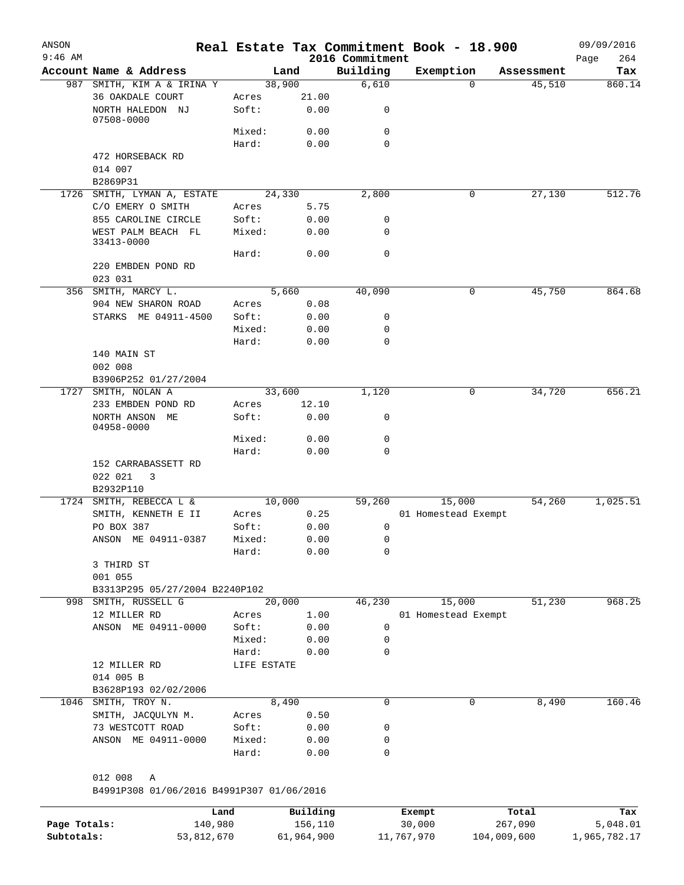# Real Estate Tax Commitment Book - 18.900

ANSON
9:46 AM

2016 Commitment

09/09/2016

| Account | Name & Address | Land | | Building | Exemption | Assessment | Tax |
|---|---|---|---|---|---|---|---|
| 987 | SMITH, KIM A & IRINA Y | | 38,900 | 6,610 | 0 | 45,510 | 860.14 |
| | 36 OAKDALE COURT | Acres | 21.00 | | | | |
| | NORTH HALEDON NJ 07508-0000 | Soft: | 0.00 | 0 | | | |
| | | Mixed: | 0.00 | 0 | | | |
| | | Hard: | 0.00 | 0 | | | |
| | 472 HORSEBACK RD | | | | | | |
| | 014 007 | | | | | | |
| | B2869P31 | | | | | | |
| 1726 | SMITH, LYMAN A, ESTATE | | 24,330 | 2,800 | 0 | 27,130 | 512.76 |
| | C/O EMERY O SMITH | Acres | 5.75 | | | | |
| | 855 CAROLINE CIRCLE | Soft: | 0.00 | 0 | | | |
| | WEST PALM BEACH FL 33413-0000 | Mixed: | 0.00 | 0 | | | |
| | | Hard: | 0.00 | 0 | | | |
| | 220 EMBDEN POND RD | | | | | | |
| | 023 031 | | | | | | |
| 356 | SMITH, MARCY L. | | 5,660 | 40,090 | 0 | 45,750 | 864.68 |
| | 904 NEW SHARON ROAD | Acres | 0.08 | | | | |
| | STARKS ME 04911-4500 | Soft: | 0.00 | 0 | | | |
| | | Mixed: | 0.00 | 0 | | | |
| | | Hard: | 0.00 | 0 | | | |
| | 140 MAIN ST | | | | | | |
| | 002 008 | | | | | | |
| | B3906P252 01/27/2004 | | | | | | |
| 1727 | SMITH, NOLAN A | | 33,600 | 1,120 | 0 | 34,720 | 656.21 |
| | 233 EMBDEN POND RD | Acres | 12.10 | | | | |
| | NORTH ANSON ME 04958-0000 | Soft: | 0.00 | 0 | | | |
| | | Mixed: | 0.00 | 0 | | | |
| | | Hard: | 0.00 | 0 | | | |
| | 152 CARRABASSETT RD | | | | | | |
| | 022 021 3 | | | | | | |
| | B2932P110 | | | | | | |
| 1724 | SMITH, REBECCA L & | | 10,000 | 59,260 | 15,000 | 54,260 | 1,025.51 |
| | SMITH, KENNETH E II | Acres | 0.25 | | 01 Homestead Exempt | | |
| | PO BOX 387 | Soft: | 0.00 | 0 | | | |
| | ANSON ME 04911-0387 | Mixed: | 0.00 | 0 | | | |
| | | Hard: | 0.00 | 0 | | | |
| | 3 THIRD ST | | | | | | |
| | 001 055 | | | | | | |
| | B3313P295 05/27/2004 B2240P102 | | | | | | |
| 998 | SMITH, RUSSELL G | | 20,000 | 46,230 | 15,000 | 51,230 | 968.25 |
| | 12 MILLER RD | Acres | 1.00 | | 01 Homestead Exempt | | |
| | ANSON ME 04911-0000 | Soft: | 0.00 | 0 | | | |
| | | Mixed: | 0.00 | 0 | | | |
| | | Hard: | 0.00 | 0 | | | |
| | 12 MILLER RD | LIFE ESTATE | | | | | |
| | 014 005 B | | | | | | |
| | B3628P193 02/02/2006 | | | | | | |
| 1046 | SMITH, TROY N. | | 8,490 | 0 | 0 | 8,490 | 160.46 |
| | SMITH, JACQULYN M. | Acres | 0.50 | | | | |
| | 73 WESTCOTT ROAD | Soft: | 0.00 | 0 | | | |
| | ANSON ME 04911-0000 | Mixed: | 0.00 | 0 | | | |
| | | Hard: | 0.00 | 0 | | | |
| | 012 008 A | | | | | | |
| | B4991P308 01/06/2016 B4991P307 01/06/2016 | | | | | | |

| | Land | Building | Exempt | Total | Tax |
|---|---|---|---|---|---|
| Page Totals: | 140,980 | 156,110 | 30,000 | 267,090 | 5,048.01 |
| Subtotals: | 53,812,670 | 61,964,900 | 11,767,970 | 104,009,600 | 1,965,782.17 |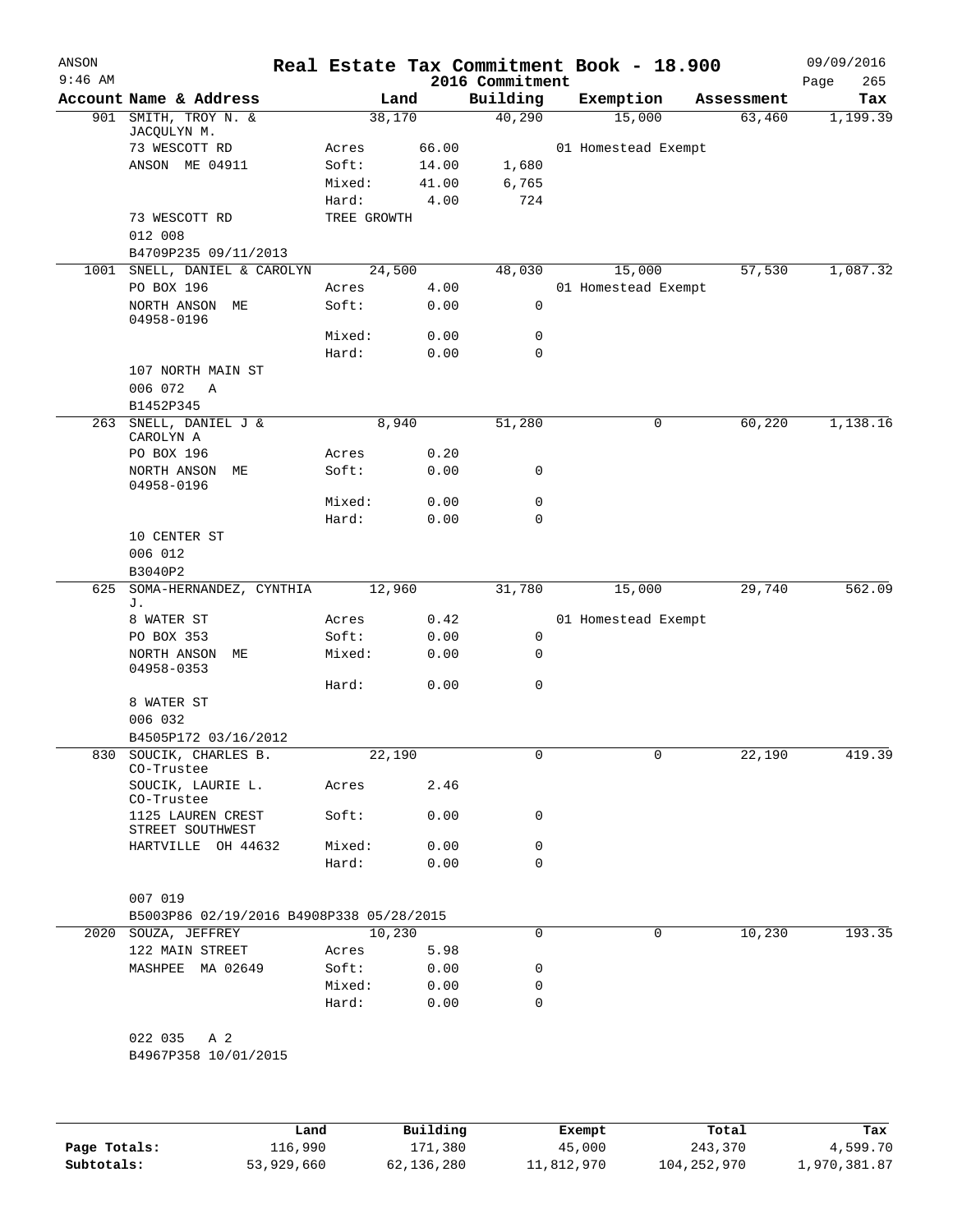# Real Estate Tax Commitment Book - 18.900

ANSON
9:46 AM

2016 Commitment

09/09/2016

| Account | Name & Address | Land | | Building | Exemption | Assessment | Tax |
|---|---|---|---|---|---|---|---|
| 901 | SMITH, TROY N. & JACQULYN M. | 38,170 | | 40,290 | 15,000 | 63,460 | 1,199.39 |
| | 73 WESCOTT RD | Acres | 66.00 | | 01 Homestead Exempt | | |
| | ANSON ME 04911 | Soft: | 14.00 | 1,680 | | | |
| | | Mixed: | 41.00 | 6,765 | | | |
| | | Hard: | 4.00 | 724 | | | |
| | 73 WESCOTT RD | TREE GROWTH | | | | | |
| | 012 008 | | | | | | |
| | B4709P235 09/11/2013 | | | | | | |
| 1001 | SNELL, DANIEL & CAROLYN | 24,500 | | 48,030 | 15,000 | 57,530 | 1,087.32 |
| | PO BOX 196 | Acres | 4.00 | | 01 Homestead Exempt | | |
| | NORTH ANSON ME 04958-0196 | Soft: | 0.00 | 0 | | | |
| | | Mixed: | 0.00 | 0 | | | |
| | | Hard: | 0.00 | 0 | | | |
| | 107 NORTH MAIN ST | | | | | | |
| | 006 072 A | | | | | | |
| | B1452P345 | | | | | | |
| 263 | SNELL, DANIEL J & CAROLYN A | 8,940 | | 51,280 | 0 | 60,220 | 1,138.16 |
| | PO BOX 196 | Acres | 0.20 | | | | |
| | NORTH ANSON ME 04958-0196 | Soft: | 0.00 | 0 | | | |
| | | Mixed: | 0.00 | 0 | | | |
| | | Hard: | 0.00 | 0 | | | |
| | 10 CENTER ST | | | | | | |
| | 006 012 | | | | | | |
| | B3040P2 | | | | | | |
| 625 | SOMA-HERNANDEZ, CYNTHIA J. | 12,960 | | 31,780 | 15,000 | 29,740 | 562.09 |
| | 8 WATER ST | Acres | 0.42 | | 01 Homestead Exempt | | |
| | PO BOX 353 | Soft: | 0.00 | 0 | | | |
| | NORTH ANSON ME 04958-0353 | Mixed: | 0.00 | 0 | | | |
| | | Hard: | 0.00 | 0 | | | |
| | 8 WATER ST | | | | | | |
| | 006 032 | | | | | | |
| | B4505P172 03/16/2012 | | | | | | |
| 830 | SOUCIK, CHARLES B. CO-Trustee | 22,190 | | 0 | 0 | 22,190 | 419.39 |
| | SOUCIK, LAURIE L. CO-Trustee | Acres | 2.46 | | | | |
| | 1125 LAUREN CREST STREET SOUTHWEST | Soft: | 0.00 | 0 | | | |
| | HARTVILLE OH 44632 | Mixed: | 0.00 | 0 | | | |
| | | Hard: | 0.00 | 0 | | | |
| | 007 019 | | | | | | |
| | B5003P86 02/19/2016 B4908P338 05/28/2015 | | | | | | |
| 2020 | SOUZA, JEFFREY | 10,230 | | 0 | 0 | 10,230 | 193.35 |
| | 122 MAIN STREET | Acres | 5.98 | | | | |
| | MASHPEE MA 02649 | Soft: | 0.00 | 0 | | | |
| | | Mixed: | 0.00 | 0 | | | |
| | | Hard: | 0.00 | 0 | | | |
| | 022 035 A 2 | | | | | | |
| | B4967P358 10/01/2015 | | | | | | |

| | Land | Building | Exempt | Total | Tax |
|---|---|---|---|---|---|
| Page Totals: | 116,990 | 171,380 | 45,000 | 243,370 | 4,599.70 |
| Subtotals: | 53,929,660 | 62,136,280 | 11,812,970 | 104,252,970 | 1,970,381.87 |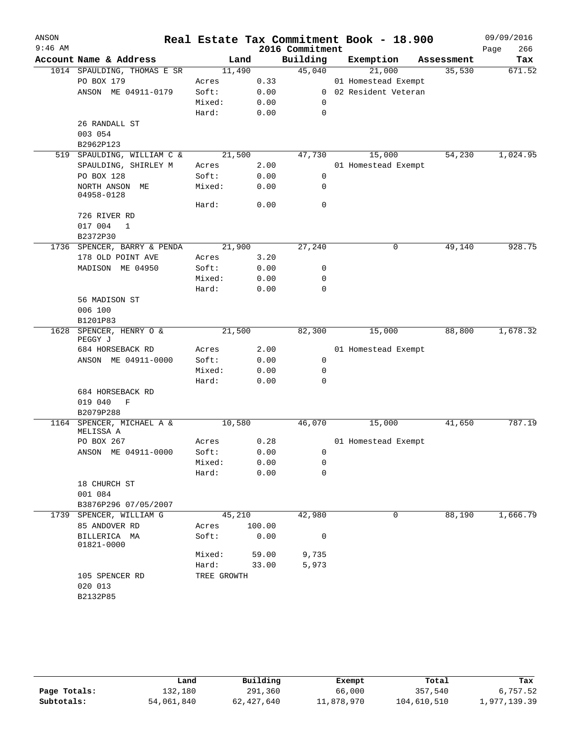# Real Estate Tax Commitment Book - 18.900

## 2016 Commitment

| Account | Name & Address | Land | | Building | Exemption | Assessment | Tax |
|---|---|---|---|---|---|---|---|
| 1014 | SPAULDING, THOMAS E SR | 11,490 | | 45,040 | 21,000 | 35,530 | 671.52 |
| | PO BOX 179 | Acres | 0.33 | | 01 Homestead Exempt | | |
| | ANSON ME 04911-0179 | Soft: | 0.00 | 0 | 02 Resident Veteran | | |
| | | Mixed: | 0.00 | 0 | | | |
| | | Hard: | 0.00 | 0 | | | |
| | 26 RANDALL ST | | | | | | |
| | 003 054 | | | | | | |
| | B2962P123 | | | | | | |
| 519 | SPAULDING, WILLIAM C & | 21,500 | | 47,730 | 15,000 | 54,230 | 1,024.95 |
| | SPAULDING, SHIRLEY M | Acres | 2.00 | | 01 Homestead Exempt | | |
| | PO BOX 128 | Soft: | 0.00 | 0 | | | |
| | NORTH ANSON ME 04958-0128 | Mixed: | 0.00 | 0 | | | |
| | | Hard: | 0.00 | 0 | | | |
| | 726 RIVER RD | | | | | | |
| | 017 004 1 | | | | | | |
| | B2372P30 | | | | | | |
| 1736 | SPENCER, BARRY & PENDA | 21,900 | | 27,240 | 0 | 49,140 | 928.75 |
| | 178 OLD POINT AVE | Acres | 3.20 | | | | |
| | MADISON ME 04950 | Soft: | 0.00 | 0 | | | |
| | | Mixed: | 0.00 | 0 | | | |
| | | Hard: | 0.00 | 0 | | | |
| | 56 MADISON ST | | | | | | |
| | 006 100 | | | | | | |
| | B1201P83 | | | | | | |
| 1628 | SPENCER, HENRY O & PEGGY J | 21,500 | | 82,300 | 15,000 | 88,800 | 1,678.32 |
| | 684 HORSEBACK RD | Acres | 2.00 | | 01 Homestead Exempt | | |
| | ANSON ME 04911-0000 | Soft: | 0.00 | 0 | | | |
| | | Mixed: | 0.00 | 0 | | | |
| | | Hard: | 0.00 | 0 | | | |
| | 684 HORSEBACK RD | | | | | | |
| | 019 040 F | | | | | | |
| | B2079P288 | | | | | | |
| 1164 | SPENCER, MICHAEL A & MELISSA A | 10,580 | | 46,070 | 15,000 | 41,650 | 787.19 |
| | PO BOX 267 | Acres | 0.28 | | 01 Homestead Exempt | | |
| | ANSON ME 04911-0000 | Soft: | 0.00 | 0 | | | |
| | | Mixed: | 0.00 | 0 | | | |
| | | Hard: | 0.00 | 0 | | | |
| | 18 CHURCH ST | | | | | | |
| | 001 084 | | | | | | |
| | B3876P296 07/05/2007 | | | | | | |
| 1739 | SPENCER, WILLIAM G | 45,210 | | 42,980 | 0 | 88,190 | 1,666.79 |
| | 85 ANDOVER RD | Acres | 100.00 | | | | |
| | BILLERICA MA 01821-0000 | Soft: | 0.00 | 0 | | | |
| | | Mixed: | 59.00 | 9,735 | | | |
| | | Hard: | 33.00 | 5,973 | | | |
| | 105 SPENCER RD | TREE GROWTH | | | | | |
| | 020 013 | | | | | | |
| | B2132P85 | | | | | | |

| | Land | Building | Exempt | Total | Tax |
|---|---|---|---|---|---|
| Page Totals: | 132,180 | 291,360 | 66,000 | 357,540 | 6,757.52 |
| Subtotals: | 54,061,840 | 62,427,640 | 11,878,970 | 104,610,510 | 1,977,139.39 |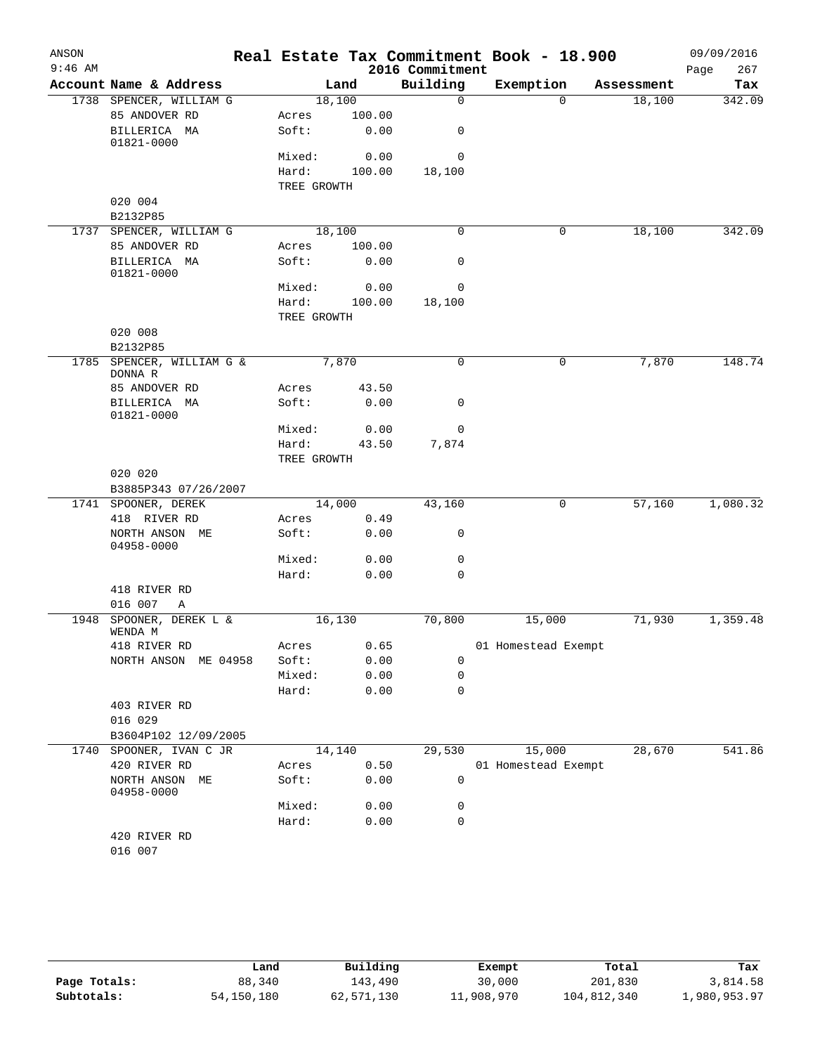ANSON
9:46 AM

# Real Estate Tax Commitment Book - 18.900
## 2016 Commitment

09/09/2016
Page 267

| Account Name & Address | Land | | Building | Exemption | Assessment | Tax |
|---|---|---|---|---|---|---|
| 1738 SPENCER, WILLIAM G | 18,100 | | 0 | 0 | 18,100 | 342.09 |
| 85 ANDOVER RD | Acres | 100.00 | | | | |
| BILLERICA MA 01821-0000 | Soft: | 0.00 | 0 | | | |
| | Mixed: | 0.00 | 0 | | | |
| | Hard: | 100.00 | 18,100 | | | |
| | TREE GROWTH | | | | | |
| 020 004 | | | | | | |
| B2132P85 | | | | | | |
| 1737 SPENCER, WILLIAM G | 18,100 | | 0 | 0 | 18,100 | 342.09 |
| 85 ANDOVER RD | Acres | 100.00 | | | | |
| BILLERICA MA 01821-0000 | Soft: | 0.00 | 0 | | | |
| | Mixed: | 0.00 | 0 | | | |
| | Hard: | 100.00 | 18,100 | | | |
| | TREE GROWTH | | | | | |
| 020 008 | | | | | | |
| B2132P85 | | | | | | |
| 1785 SPENCER, WILLIAM G & DONNA R | 7,870 | | 0 | 0 | 7,870 | 148.74 |
| 85 ANDOVER RD | Acres | 43.50 | | | | |
| BILLERICA MA 01821-0000 | Soft: | 0.00 | 0 | | | |
| | Mixed: | 0.00 | 0 | | | |
| | Hard: | 43.50 | 7,874 | | | |
| | TREE GROWTH | | | | | |
| 020 020 | | | | | | |
| B3885P343 07/26/2007 | | | | | | |
| 1741 SPOONER, DEREK | 14,000 | | 43,160 | 0 | 57,160 | 1,080.32 |
| 418 RIVER RD | Acres | 0.49 | | | | |
| NORTH ANSON ME 04958-0000 | Soft: | 0.00 | 0 | | | |
| | Mixed: | 0.00 | 0 | | | |
| | Hard: | 0.00 | 0 | | | |
| 418 RIVER RD | | | | | | |
| 016 007 A | | | | | | |
| 1948 SPOONER, DEREK L & WENDA M | 16,130 | | 70,800 | 15,000 | 71,930 | 1,359.48 |
| 418 RIVER RD | Acres | 0.65 | | 01 Homestead Exempt | | |
| NORTH ANSON ME 04958 | Soft: | 0.00 | 0 | | | |
| | Mixed: | 0.00 | 0 | | | |
| | Hard: | 0.00 | 0 | | | |
| 403 RIVER RD | | | | | | |
| 016 029 | | | | | | |
| B3604P102 12/09/2005 | | | | | | |
| 1740 SPOONER, IVAN C JR | 14,140 | | 29,530 | 15,000 | 28,670 | 541.86 |
| 420 RIVER RD | Acres | 0.50 | | 01 Homestead Exempt | | |
| NORTH ANSON ME 04958-0000 | Soft: | 0.00 | 0 | | | |
| | Mixed: | 0.00 | 0 | | | |
| | Hard: | 0.00 | 0 | | | |
| 420 RIVER RD | | | | | | |
| 016 007 | | | | | | |

| | Land | Building | Exempt | Total | Tax |
|---|---|---|---|---|---|
| Page Totals: | 88,340 | 143,490 | 30,000 | 201,830 | 3,814.58 |
| Subtotals: | 54,150,180 | 62,571,130 | 11,908,970 | 104,812,340 | 1,980,953.97 |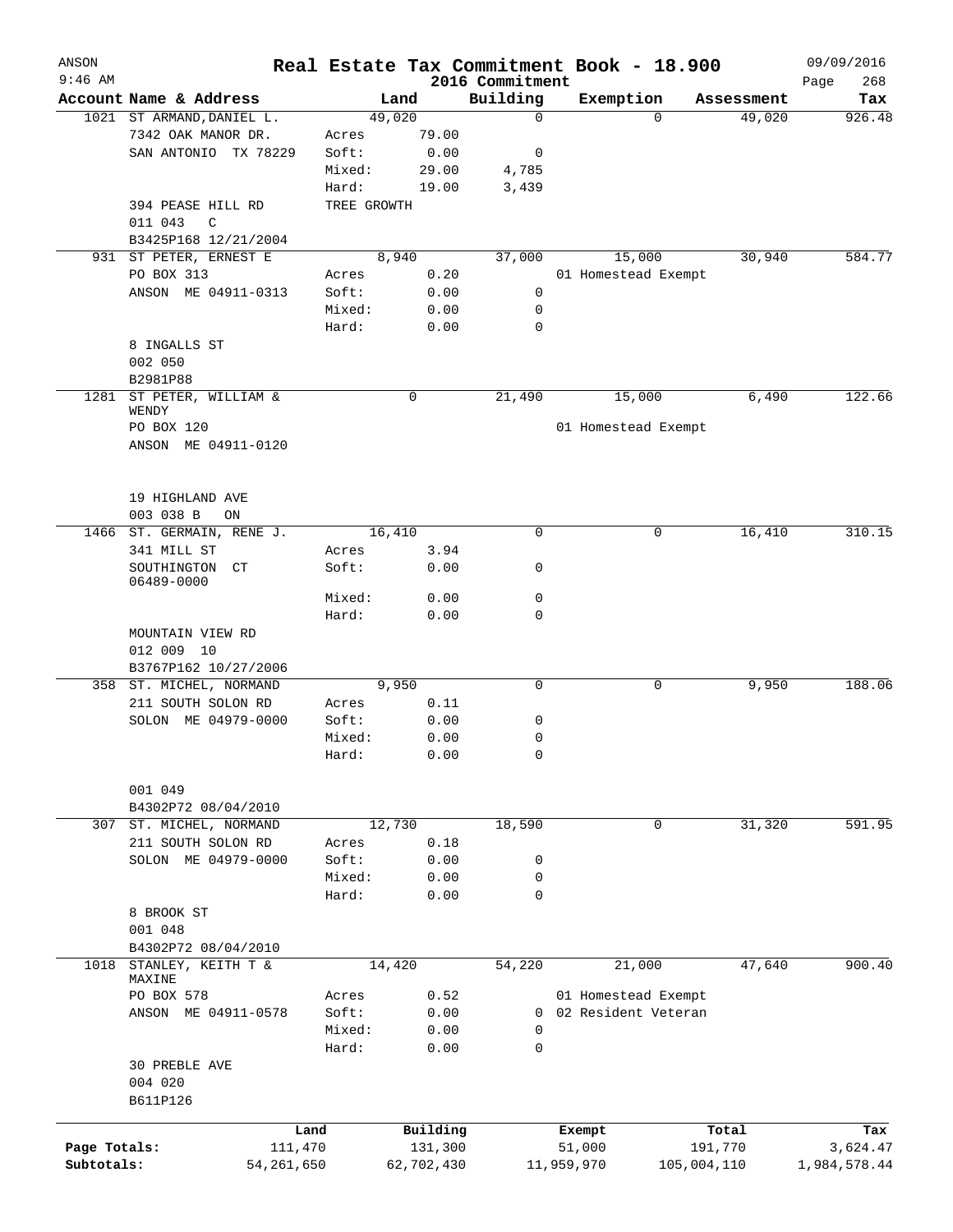# Real Estate Tax Commitment Book - 18.900

ANSON 9:46 AM — 2016 Commitment — 09/09/2016

| Account | Name & Address | Land | | Building | Exemption | Assessment | Tax |
|---|---|---|---|---|---|---|---|
| 1021 | ST ARMAND, DANIEL L. | 49,020 | | 0 | 0 | 49,020 | 926.48 |
| | 7342 OAK MANOR DR. | Acres | 79.00 | | | | |
| | SAN ANTONIO TX 78229 | Soft: | 0.00 | 0 | | | |
| | | Mixed: | 29.00 | 4,785 | | | |
| | | Hard: | 19.00 | 3,439 | | | |
| | 394 PEASE HILL RD | TREE GROWTH | | | | | |
| | 011 043 C | | | | | | |
| | B3425P168 12/21/2004 | | | | | | |
| 931 | ST PETER, ERNEST E | 8,940 | | 37,000 | 15,000 | 30,940 | 584.77 |
| | PO BOX 313 | Acres | 0.20 | | 01 Homestead Exempt | | |
| | ANSON ME 04911-0313 | Soft: | 0.00 | 0 | | | |
| | | Mixed: | 0.00 | 0 | | | |
| | | Hard: | 0.00 | 0 | | | |
| | 8 INGALLS ST | | | | | | |
| | 002 050 | | | | | | |
| | B2981P88 | | | | | | |
| 1281 | ST PETER, WILLIAM & WENDY | 0 | | 21,490 | 15,000 | 6,490 | 122.66 |
| | PO BOX 120 | | | | 01 Homestead Exempt | | |
| | ANSON ME 04911-0120 | | | | | | |
| | 19 HIGHLAND AVE | | | | | | |
| | 003 038 B ON | | | | | | |
| 1466 | ST. GERMAIN, RENE J. | 16,410 | | 0 | 0 | 16,410 | 310.15 |
| | 341 MILL ST | Acres | 3.94 | | | | |
| | SOUTHINGTON CT 06489-0000 | Soft: | 0.00 | 0 | | | |
| | | Mixed: | 0.00 | 0 | | | |
| | | Hard: | 0.00 | 0 | | | |
| | MOUNTAIN VIEW RD | | | | | | |
| | 012 009 10 | | | | | | |
| | B3767P162 10/27/2006 | | | | | | |
| 358 | ST. MICHEL, NORMAND | 9,950 | | 0 | 0 | 9,950 | 188.06 |
| | 211 SOUTH SOLON RD | Acres | 0.11 | | | | |
| | SOLON ME 04979-0000 | Soft: | 0.00 | 0 | | | |
| | | Mixed: | 0.00 | 0 | | | |
| | | Hard: | 0.00 | 0 | | | |
| | 001 049 | | | | | | |
| | B4302P72 08/04/2010 | | | | | | |
| 307 | ST. MICHEL, NORMAND | 12,730 | | 18,590 | 0 | 31,320 | 591.95 |
| | 211 SOUTH SOLON RD | Acres | 0.18 | | | | |
| | SOLON ME 04979-0000 | Soft: | 0.00 | 0 | | | |
| | | Mixed: | 0.00 | 0 | | | |
| | | Hard: | 0.00 | 0 | | | |
| | 8 BROOK ST | | | | | | |
| | 001 048 | | | | | | |
| | B4302P72 08/04/2010 | | | | | | |
| 1018 | STANLEY, KEITH T & MAXINE | 14,420 | | 54,220 | 21,000 | 47,640 | 900.40 |
| | PO BOX 578 | Acres | 0.52 | | 01 Homestead Exempt | | |
| | ANSON ME 04911-0578 | Soft: | 0.00 | 0 | 02 Resident Veteran | | |
| | | Mixed: | 0.00 | 0 | | | |
| | | Hard: | 0.00 | 0 | | | |
| | 30 PREBLE AVE | | | | | | |
| | 004 020 | | | | | | |
| | B611P126 | | | | | | |

| | Land | Building | Exempt | Total | Tax |
|---|---|---|---|---|---|
| Page Totals: | 111,470 | 131,300 | 51,000 | 191,770 | 3,624.47 |
| Subtotals: | 54,261,650 | 62,702,430 | 11,959,970 | 105,004,110 | 1,984,578.44 |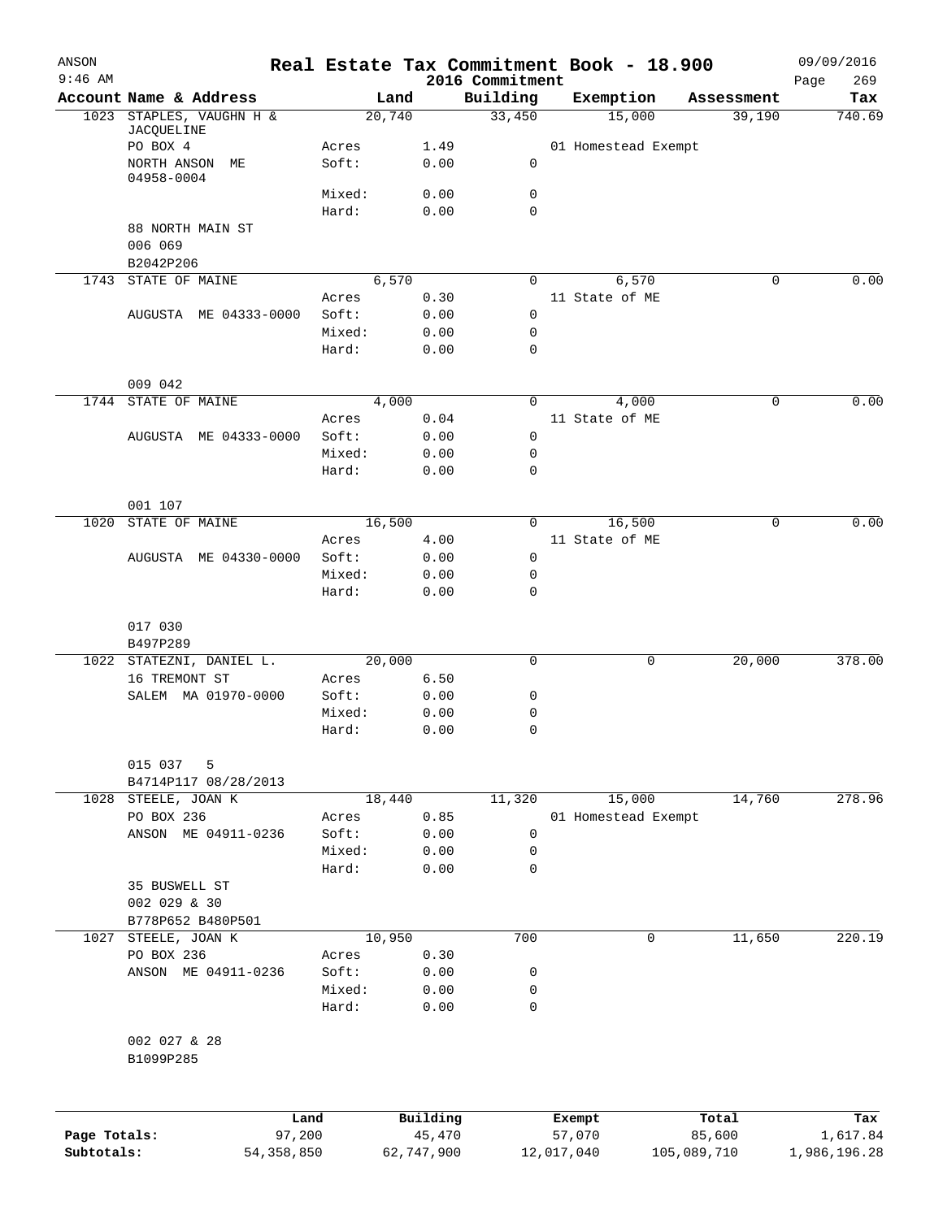ANSON
9:46 AM

# Real Estate Tax Commitment Book - 18.900

2016 Commitment

09/09/2016

| Account | Name & Address | | Land | Building | Exemption | Assessment | Tax |
|---|---|---|---|---|---|---|---|
| 1023 | STAPLES, VAUGHN H & JACQUELINE | | 20,740 | 33,450 | 15,000 | 39,190 | 740.69 |
| | PO BOX 4 | Acres | 1.49 | | 01 Homestead Exempt | | |
| | NORTH ANSON ME 04958-0004 | Soft: | 0.00 | 0 | | | |
| | | Mixed: | 0.00 | 0 | | | |
| | | Hard: | 0.00 | 0 | | | |
| | 88 NORTH MAIN ST | | | | | | |
| | 006 069 | | | | | | |
| | B2042P206 | | | | | | |
| 1743 | STATE OF MAINE | | 6,570 | 0 | 6,570 | 0 | 0.00 |
| | | Acres | 0.30 | | 11 State of ME | | |
| | AUGUSTA ME 04333-0000 | Soft: | 0.00 | 0 | | | |
| | | Mixed: | 0.00 | 0 | | | |
| | | Hard: | 0.00 | 0 | | | |
| | 009 042 | | | | | | |
| 1744 | STATE OF MAINE | | 4,000 | 0 | 4,000 | 0 | 0.00 |
| | | Acres | 0.04 | | 11 State of ME | | |
| | AUGUSTA ME 04333-0000 | Soft: | 0.00 | 0 | | | |
| | | Mixed: | 0.00 | 0 | | | |
| | | Hard: | 0.00 | 0 | | | |
| | 001 107 | | | | | | |
| 1020 | STATE OF MAINE | | 16,500 | 0 | 16,500 | 0 | 0.00 |
| | | Acres | 4.00 | | 11 State of ME | | |
| | AUGUSTA ME 04330-0000 | Soft: | 0.00 | 0 | | | |
| | | Mixed: | 0.00 | 0 | | | |
| | | Hard: | 0.00 | 0 | | | |
| | 017 030 | | | | | | |
| | B497P289 | | | | | | |
| 1022 | STATEZNI, DANIEL L. | | 20,000 | 0 | 0 | 20,000 | 378.00 |
| | 16 TREMONT ST | Acres | 6.50 | | | | |
| | SALEM MA 01970-0000 | Soft: | 0.00 | 0 | | | |
| | | Mixed: | 0.00 | 0 | | | |
| | | Hard: | 0.00 | 0 | | | |
| | 015 037 5 | | | | | | |
| | B4714P117 08/28/2013 | | | | | | |
| 1028 | STEELE, JOAN K | | 18,440 | 11,320 | 15,000 | 14,760 | 278.96 |
| | PO BOX 236 | Acres | 0.85 | | 01 Homestead Exempt | | |
| | ANSON ME 04911-0236 | Soft: | 0.00 | 0 | | | |
| | | Mixed: | 0.00 | 0 | | | |
| | | Hard: | 0.00 | 0 | | | |
| | 35 BUSWELL ST | | | | | | |
| | 002 029 & 30 | | | | | | |
| | B778P652 B480P501 | | | | | | |
| 1027 | STEELE, JOAN K | | 10,950 | 700 | 0 | 11,650 | 220.19 |
| | PO BOX 236 | Acres | 0.30 | | | | |
| | ANSON ME 04911-0236 | Soft: | 0.00 | 0 | | | |
| | | Mixed: | 0.00 | 0 | | | |
| | | Hard: | 0.00 | 0 | | | |
| | 002 027 & 28 | | | | | | |
| | B1099P285 | | | | | | |

| | Land | Building | Exempt | Total | Tax |
|---|---|---|---|---|---|
| Page Totals: | 97,200 | 45,470 | 57,070 | 85,600 | 1,617.84 |
| Subtotals: | 54,358,850 | 62,747,900 | 12,017,040 | 105,089,710 | 1,986,196.28 |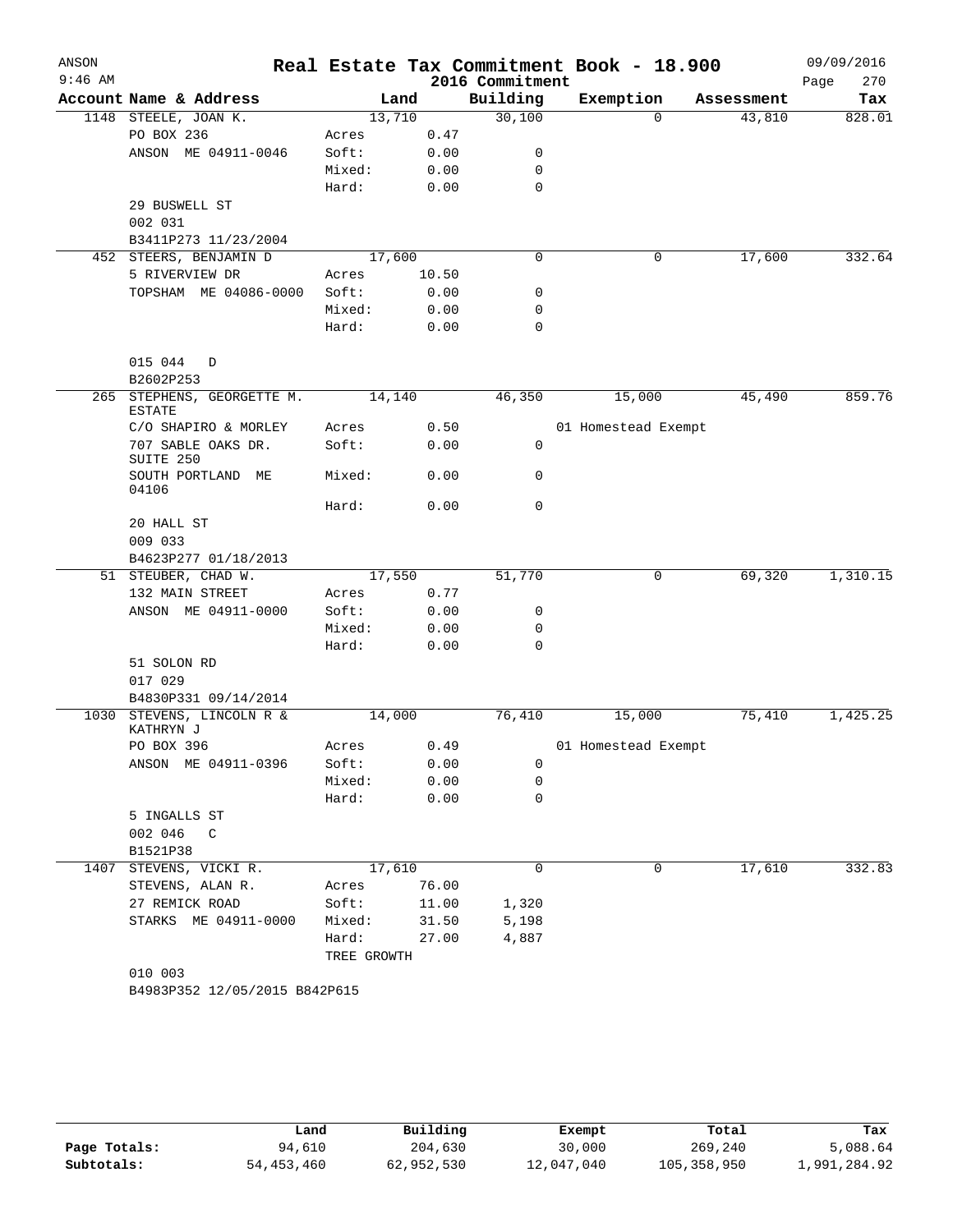# Real Estate Tax Commitment Book - 18.900

ANSON
9:46 AM

2016 Commitment

09/09/2016

| Account | Name & Address | Land | | Building | Exemption | Assessment | Tax |
|---|---|---|---|---|---|---|---|
| 1148 | STEELE, JOAN K. | 13,710 | | 30,100 | 0 | 43,810 | 828.01 |
| | PO BOX 236 | Acres | 0.47 | | | | |
| | ANSON ME 04911-0046 | Soft: | 0.00 | 0 | | | |
| | | Mixed: | 0.00 | 0 | | | |
| | | Hard: | 0.00 | 0 | | | |
| | 29 BUSWELL ST | | | | | | |
| | 002 031 | | | | | | |
| | B3411P273 11/23/2004 | | | | | | |
| 452 | STEERS, BENJAMIN D | 17,600 | | 0 | 0 | 17,600 | 332.64 |
| | 5 RIVERVIEW DR | Acres | 10.50 | | | | |
| | TOPSHAM ME 04086-0000 | Soft: | 0.00 | 0 | | | |
| | | Mixed: | 0.00 | 0 | | | |
| | | Hard: | 0.00 | 0 | | | |
| | 015 044 D | | | | | | |
| | B2602P253 | | | | | | |
| 265 | STEPHENS, GEORGETTE M. ESTATE | 14,140 | | 46,350 | 15,000 | 45,490 | 859.76 |
| | C/O SHAPIRO & MORLEY | Acres | 0.50 | | 01 Homestead Exempt | | |
| | 707 SABLE OAKS DR. SUITE 250 | Soft: | 0.00 | 0 | | | |
| | SOUTH PORTLAND ME 04106 | Mixed: | 0.00 | 0 | | | |
| | | Hard: | 0.00 | 0 | | | |
| | 20 HALL ST | | | | | | |
| | 009 033 | | | | | | |
| | B4623P277 01/18/2013 | | | | | | |
| 51 | STEUBER, CHAD W. | 17,550 | | 51,770 | 0 | 69,320 | 1,310.15 |
| | 132 MAIN STREET | Acres | 0.77 | | | | |
| | ANSON ME 04911-0000 | Soft: | 0.00 | 0 | | | |
| | | Mixed: | 0.00 | 0 | | | |
| | | Hard: | 0.00 | 0 | | | |
| | 51 SOLON RD | | | | | | |
| | 017 029 | | | | | | |
| | B4830P331 09/14/2014 | | | | | | |
| 1030 | STEVENS, LINCOLN R & KATHRYN J | 14,000 | | 76,410 | 15,000 | 75,410 | 1,425.25 |
| | PO BOX 396 | Acres | 0.49 | | 01 Homestead Exempt | | |
| | ANSON ME 04911-0396 | Soft: | 0.00 | 0 | | | |
| | | Mixed: | 0.00 | 0 | | | |
| | | Hard: | 0.00 | 0 | | | |
| | 5 INGALLS ST | | | | | | |
| | 002 046 C | | | | | | |
| | B1521P38 | | | | | | |
| 1407 | STEVENS, VICKI R. | 17,610 | | 0 | 0 | 17,610 | 332.83 |
| | STEVENS, ALAN R. | Acres | 76.00 | | | | |
| | 27 REMICK ROAD | Soft: | 11.00 | 1,320 | | | |
| | STARKS ME 04911-0000 | Mixed: | 31.50 | 5,198 | | | |
| | | Hard: | 27.00 | 4,887 | | | |
| | | TREE GROWTH | | | | | |
| | 010 003 | | | | | | |
| | B4983P352 12/05/2015 B842P615 | | | | | | |

| | Land | Building | Exempt | Total | Tax |
|---|---|---|---|---|---|
| Page Totals: | 94,610 | 204,630 | 30,000 | 269,240 | 5,088.64 |
| Subtotals: | 54,453,460 | 62,952,530 | 12,047,040 | 105,358,950 | 1,991,284.92 |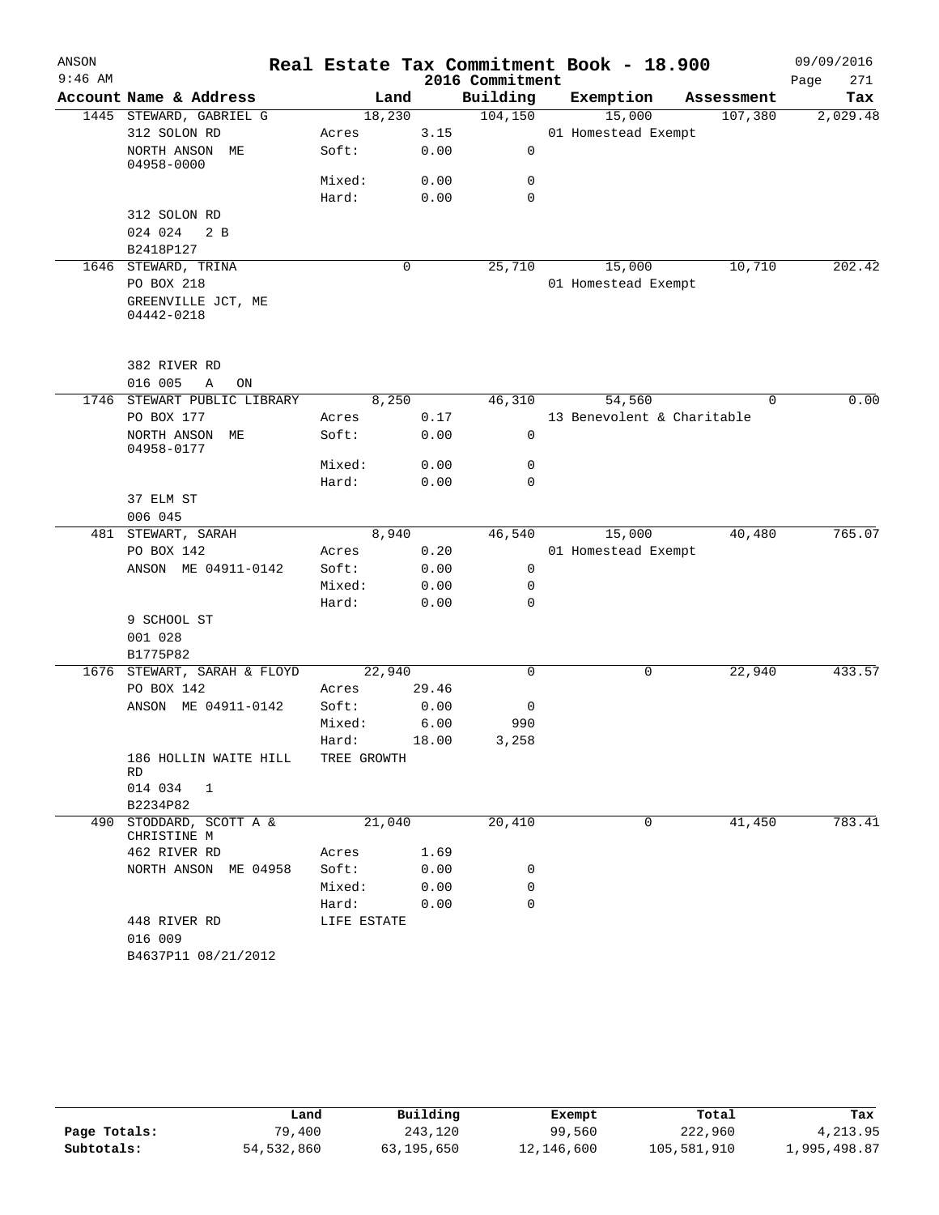# Real Estate Tax Commitment Book - 18.900

ANSON
9:46 AM

2016 Commitment

09/09/2016

| Account | Name & Address | Land | | Building | Exemption | Assessment | Tax |
|---|---|---|---|---|---|---|---|
| 1445 | STEWARD, GABRIEL G | 18,230 | | 104,150 | 15,000 | 107,380 | 2,029.48 |
| | 312 SOLON RD | Acres | 3.15 | | 01 Homestead Exempt | | |
| | NORTH ANSON ME 04958-0000 | Soft: | 0.00 | 0 | | | |
| | | Mixed: | 0.00 | 0 | | | |
| | | Hard: | 0.00 | 0 | | | |
| | 312 SOLON RD | | | | | | |
| | 024 024 2 B | | | | | | |
| | B2418P127 | | | | | | |
| 1646 | STEWARD, TRINA | 0 | | 25,710 | 15,000 | 10,710 | 202.42 |
| | PO BOX 218 | | | | 01 Homestead Exempt | | |
| | GREENVILLE JCT, ME 04442-0218 | | | | | | |
| | 382 RIVER RD | | | | | | |
| | 016 005 A ON | | | | | | |
| 1746 | STEWART PUBLIC LIBRARY | 8,250 | | 46,310 | 54,560 | 0 | 0.00 |
| | PO BOX 177 | Acres | 0.17 | | 13 Benevolent & Charitable | | |
| | NORTH ANSON ME 04958-0177 | Soft: | 0.00 | 0 | | | |
| | | Mixed: | 0.00 | 0 | | | |
| | | Hard: | 0.00 | 0 | | | |
| | 37 ELM ST | | | | | | |
| | 006 045 | | | | | | |
| 481 | STEWART, SARAH | 8,940 | | 46,540 | 15,000 | 40,480 | 765.07 |
| | PO BOX 142 | Acres | 0.20 | | 01 Homestead Exempt | | |
| | ANSON ME 04911-0142 | Soft: | 0.00 | 0 | | | |
| | | Mixed: | 0.00 | 0 | | | |
| | | Hard: | 0.00 | 0 | | | |
| | 9 SCHOOL ST | | | | | | |
| | 001 028 | | | | | | |
| | B1775P82 | | | | | | |
| 1676 | STEWART, SARAH & FLOYD | 22,940 | | 0 | 0 | 22,940 | 433.57 |
| | PO BOX 142 | Acres | 29.46 | | | | |
| | ANSON ME 04911-0142 | Soft: | 0.00 | 0 | | | |
| | | Mixed: | 6.00 | 990 | | | |
| | | Hard: | 18.00 | 3,258 | | | |
| | 186 HOLLIN WAITE HILL RD | TREE GROWTH | | | | | |
| | 014 034 1 | | | | | | |
| | B2234P82 | | | | | | |
| 490 | STODDARD, SCOTT A & CHRISTINE M | 21,040 | | 20,410 | 0 | 41,450 | 783.41 |
| | 462 RIVER RD | Acres | 1.69 | | | | |
| | NORTH ANSON ME 04958 | Soft: | 0.00 | 0 | | | |
| | | Mixed: | 0.00 | 0 | | | |
| | | Hard: | 0.00 | 0 | | | |
| | 448 RIVER RD | LIFE ESTATE | | | | | |
| | 016 009 | | | | | | |
| | B4637P11 08/21/2012 | | | | | | |

| | Land | Building | Exempt | Total | Tax |
|---|---|---|---|---|---|
| Page Totals: | 79,400 | 243,120 | 99,560 | 222,960 | 4,213.95 |
| Subtotals: | 54,532,860 | 63,195,650 | 12,146,600 | 105,581,910 | 1,995,498.87 |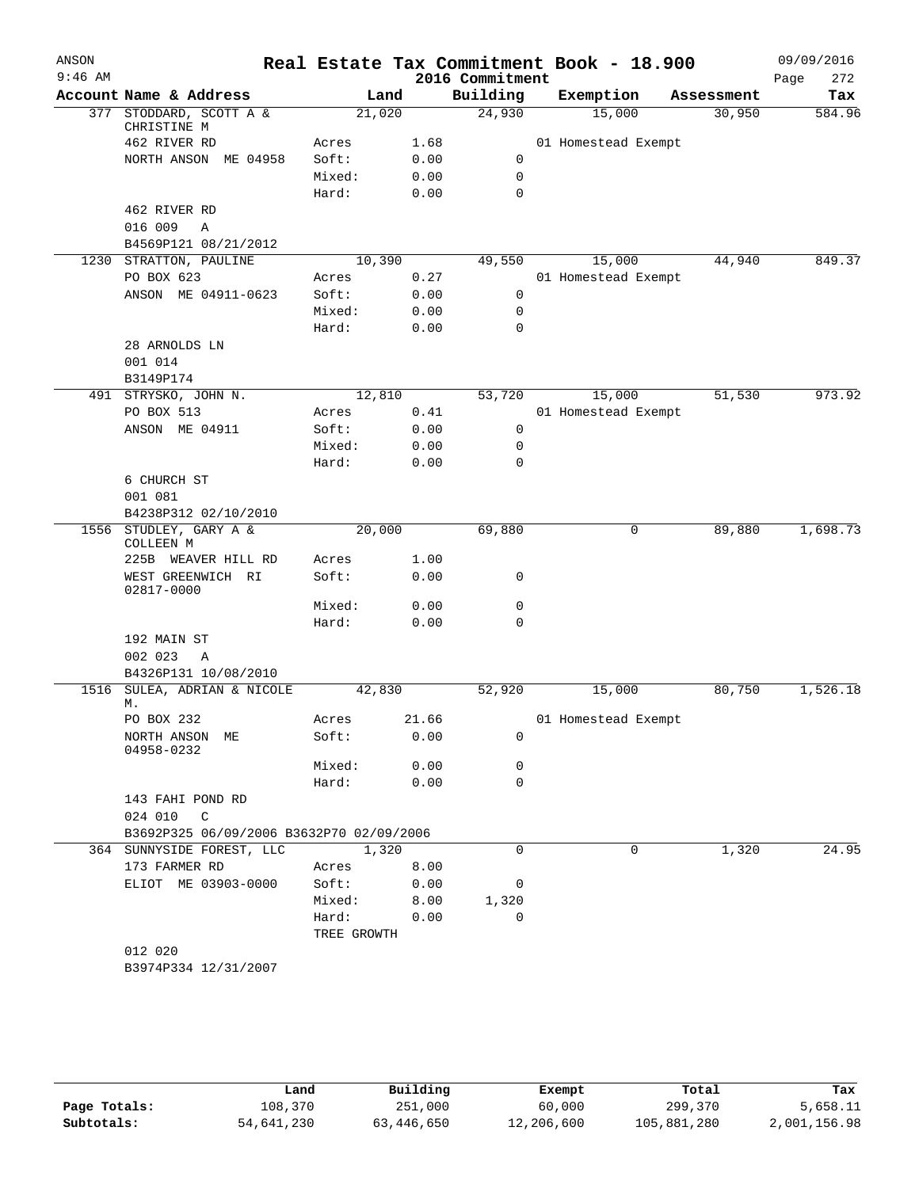ANSON 9:46 AM — **Real Estate Tax Commitment Book - 18.900** — 2016 Commitment — 09/09/2016

| Account Name & Address | Land | | Building | Exemption | Assessment | Tax |
|---|---|---|---|---|---|---|
| 377 STODDARD, SCOTT A & CHRISTINE M | 21,020 | | 24,930 | 15,000 | 30,950 | 584.96 |
| 462 RIVER RD | Acres | 1.68 | | 01 Homestead Exempt | | |
| NORTH ANSON ME 04958 | Soft: | 0.00 | 0 | | | |
| | Mixed: | 0.00 | 0 | | | |
| | Hard: | 0.00 | 0 | | | |
| 462 RIVER RD | | | | | | |
| 016 009 A | | | | | | |
| B4569P121 08/21/2012 | | | | | | |
| 1230 STRATTON, PAULINE | 10,390 | | 49,550 | 15,000 | 44,940 | 849.37 |
| PO BOX 623 | Acres | 0.27 | | 01 Homestead Exempt | | |
| ANSON ME 04911-0623 | Soft: | 0.00 | 0 | | | |
| | Mixed: | 0.00 | 0 | | | |
| | Hard: | 0.00 | 0 | | | |
| 28 ARNOLDS LN | | | | | | |
| 001 014 | | | | | | |
| B3149P174 | | | | | | |
| 491 STRYSKO, JOHN N. | 12,810 | | 53,720 | 15,000 | 51,530 | 973.92 |
| PO BOX 513 | Acres | 0.41 | | 01 Homestead Exempt | | |
| ANSON ME 04911 | Soft: | 0.00 | 0 | | | |
| | Mixed: | 0.00 | 0 | | | |
| | Hard: | 0.00 | 0 | | | |
| 6 CHURCH ST | | | | | | |
| 001 081 | | | | | | |
| B4238P312 02/10/2010 | | | | | | |
| 1556 STUDLEY, GARY A & COLLEEN M | 20,000 | | 69,880 | 0 | 89,880 | 1,698.73 |
| 225B WEAVER HILL RD | Acres | 1.00 | | | | |
| WEST GREENWICH RI 02817-0000 | Soft: | 0.00 | 0 | | | |
| | Mixed: | 0.00 | 0 | | | |
| | Hard: | 0.00 | 0 | | | |
| 192 MAIN ST | | | | | | |
| 002 023 A | | | | | | |
| B4326P131 10/08/2010 | | | | | | |
| 1516 SULEA, ADRIAN & NICOLE M. | 42,830 | | 52,920 | 15,000 | 80,750 | 1,526.18 |
| PO BOX 232 | Acres | 21.66 | | 01 Homestead Exempt | | |
| NORTH ANSON ME 04958-0232 | Soft: | 0.00 | 0 | | | |
| | Mixed: | 0.00 | 0 | | | |
| | Hard: | 0.00 | 0 | | | |
| 143 FAHI POND RD | | | | | | |
| 024 010 C | | | | | | |
| B3692P325 06/09/2006 B3632P70 02/09/2006 | | | | | | |
| 364 SUNNYSIDE FOREST, LLC | 1,320 | | 0 | 0 | 1,320 | 24.95 |
| 173 FARMER RD | Acres | 8.00 | | | | |
| ELIOT ME 03903-0000 | Soft: | 0.00 | 0 | | | |
| | Mixed: | 8.00 | 1,320 | | | |
| | Hard: | 0.00 | 0 | | | |
| | TREE GROWTH | | | | | |
| 012 020 | | | | | | |
| B3974P334 12/31/2007 | | | | | | |

| | Land | Building | Exempt | Total | Tax |
|---|---|---|---|---|---|
| Page Totals: | 108,370 | 251,000 | 60,000 | 299,370 | 5,658.11 |
| Subtotals: | 54,641,230 | 63,446,650 | 12,206,600 | 105,881,280 | 2,001,156.98 |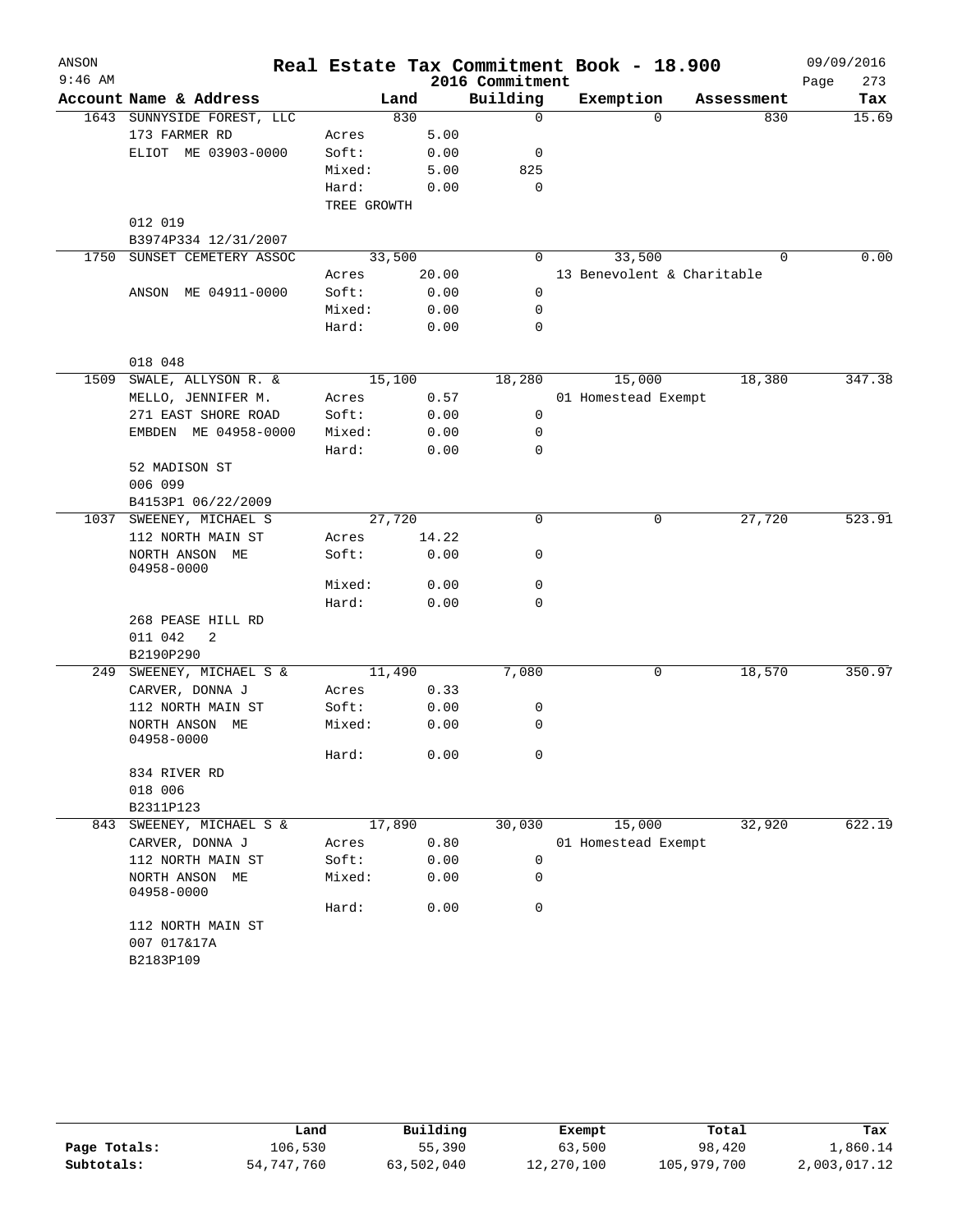# Real Estate Tax Commitment Book - 18.900

ANSON
9:46 AM

2016 Commitment

09/09/2016
Page 273

| Account | Name & Address | Land | | Building | Exemption | Assessment | Tax |
|---|---|---|---|---|---|---|---|
| 1643 | SUNNYSIDE FOREST, LLC | | 830 | 0 | 0 | 830 | 15.69 |
| | 173 FARMER RD | Acres | 5.00 | | | | |
| | ELIOT ME 03903-0000 | Soft: | 0.00 | 0 | | | |
| | | Mixed: | 5.00 | 825 | | | |
| | | Hard: | 0.00 | 0 | | | |
| | | TREE GROWTH | | | | | |
| | 012 019 | | | | | | |
| | B3974P334 12/31/2007 | | | | | | |
| 1750 | SUNSET CEMETERY ASSOC | | 33,500 | 0 | 33,500 | 0 | 0.00 |
| | | Acres | 20.00 | | 13 Benevolent & Charitable | | |
| | ANSON ME 04911-0000 | Soft: | 0.00 | 0 | | | |
| | | Mixed: | 0.00 | 0 | | | |
| | | Hard: | 0.00 | 0 | | | |
| | 018 048 | | | | | | |
| 1509 | SWALE, ALLYSON R. & | | 15,100 | 18,280 | 15,000 | 18,380 | 347.38 |
| | MELLO, JENNIFER M. | Acres | 0.57 | | 01 Homestead Exempt | | |
| | 271 EAST SHORE ROAD | Soft: | 0.00 | 0 | | | |
| | EMBDEN ME 04958-0000 | Mixed: | 0.00 | 0 | | | |
| | | Hard: | 0.00 | 0 | | | |
| | 52 MADISON ST | | | | | | |
| | 006 099 | | | | | | |
| | B4153P1 06/22/2009 | | | | | | |
| 1037 | SWEENEY, MICHAEL S | | 27,720 | 0 | 0 | 27,720 | 523.91 |
| | 112 NORTH MAIN ST | Acres | 14.22 | | | | |
| | NORTH ANSON ME 04958-0000 | Soft: | 0.00 | 0 | | | |
| | | Mixed: | 0.00 | 0 | | | |
| | | Hard: | 0.00 | 0 | | | |
| | 268 PEASE HILL RD | | | | | | |
| | 011 042 2 | | | | | | |
| | B2190P290 | | | | | | |
| 249 | SWEENEY, MICHAEL S & | | 11,490 | 7,080 | 0 | 18,570 | 350.97 |
| | CARVER, DONNA J | Acres | 0.33 | | | | |
| | 112 NORTH MAIN ST | Soft: | 0.00 | 0 | | | |
| | NORTH ANSON ME 04958-0000 | Mixed: | 0.00 | 0 | | | |
| | | Hard: | 0.00 | 0 | | | |
| | 834 RIVER RD | | | | | | |
| | 018 006 | | | | | | |
| | B2311P123 | | | | | | |
| 843 | SWEENEY, MICHAEL S & | | 17,890 | 30,030 | 15,000 | 32,920 | 622.19 |
| | CARVER, DONNA J | Acres | 0.80 | | 01 Homestead Exempt | | |
| | 112 NORTH MAIN ST | Soft: | 0.00 | 0 | | | |
| | NORTH ANSON ME 04958-0000 | Mixed: | 0.00 | 0 | | | |
| | | Hard: | 0.00 | 0 | | | |
| | 112 NORTH MAIN ST | | | | | | |
| | 007 017&17A | | | | | | |
| | B2183P109 | | | | | | |

| | Land | Building | Exempt | Total | Tax |
|---|---|---|---|---|---|
| Page Totals: | 106,530 | 55,390 | 63,500 | 98,420 | 1,860.14 |
| Subtotals: | 54,747,760 | 63,502,040 | 12,270,100 | 105,979,700 | 2,003,017.12 |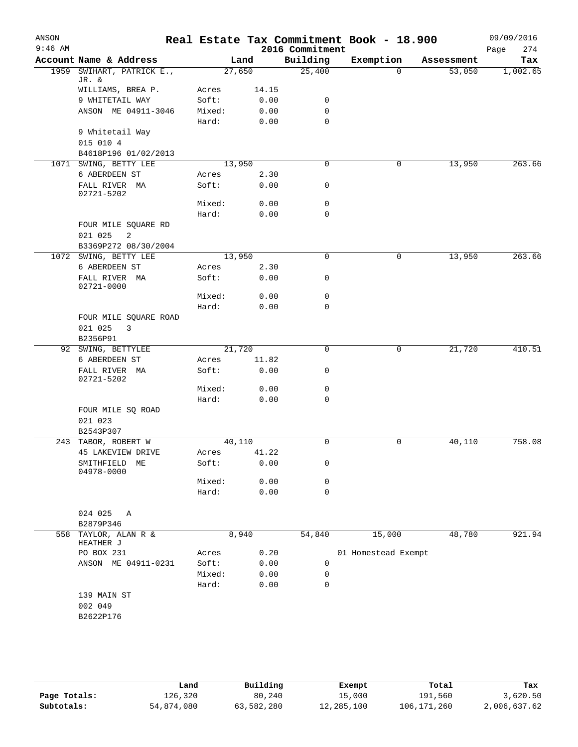# Real Estate Tax Commitment Book - 18.900

ANSON 9:46 AM — 2016 Commitment — 09/09/2016

| Account Name & Address | | Land | Building | Exemption | Assessment | Tax |
|---|---|---|---|---|---|---|
| 1959 SWIHART, PATRICK E., JR. & | | 27,650 | 25,400 | 0 | 53,050 | 1,002.65 |
| WILLIAMS, BREA P. | Acres | 14.15 | | | | |
| 9 WHITETAIL WAY | Soft: | 0.00 | 0 | | | |
| ANSON ME 04911-3046 | Mixed: | 0.00 | 0 | | | |
| | Hard: | 0.00 | 0 | | | |
| 9 Whitetail Way | | | | | | |
| 015 010 4 | | | | | | |
| B4618P196 01/02/2013 | | | | | | |
| 1071 SWING, BETTY LEE | | 13,950 | 0 | 0 | 13,950 | 263.66 |
| 6 ABERDEEN ST | Acres | 2.30 | | | | |
| FALL RIVER MA 02721-5202 | Soft: | 0.00 | 0 | | | |
| | Mixed: | 0.00 | 0 | | | |
| | Hard: | 0.00 | 0 | | | |
| FOUR MILE SQUARE RD | | | | | | |
| 021 025 2 | | | | | | |
| B3369P272 08/30/2004 | | | | | | |
| 1072 SWING, BETTY LEE | | 13,950 | 0 | 0 | 13,950 | 263.66 |
| 6 ABERDEEN ST | Acres | 2.30 | | | | |
| FALL RIVER MA 02721-0000 | Soft: | 0.00 | 0 | | | |
| | Mixed: | 0.00 | 0 | | | |
| | Hard: | 0.00 | 0 | | | |
| FOUR MILE SQUARE ROAD | | | | | | |
| 021 025 3 | | | | | | |
| B2356P91 | | | | | | |
| 92 SWING, BETTYLEE | | 21,720 | 0 | 0 | 21,720 | 410.51 |
| 6 ABERDEEN ST | Acres | 11.82 | | | | |
| FALL RIVER MA 02721-5202 | Soft: | 0.00 | 0 | | | |
| | Mixed: | 0.00 | 0 | | | |
| | Hard: | 0.00 | 0 | | | |
| FOUR MILE SQ ROAD | | | | | | |
| 021 023 | | | | | | |
| B2543P307 | | | | | | |
| 243 TABOR, ROBERT W | | 40,110 | 0 | 0 | 40,110 | 758.08 |
| 45 LAKEVIEW DRIVE | Acres | 41.22 | | | | |
| SMITHFIELD ME 04978-0000 | Soft: | 0.00 | 0 | | | |
| | Mixed: | 0.00 | 0 | | | |
| | Hard: | 0.00 | 0 | | | |
| 024 025 A | | | | | | |
| B2879P346 | | | | | | |
| 558 TAYLOR, ALAN R & HEATHER J | | 8,940 | 54,840 | 15,000 | 48,780 | 921.94 |
| PO BOX 231 | Acres | 0.20 | | 01 Homestead Exempt | | |
| ANSON ME 04911-0231 | Soft: | 0.00 | 0 | | | |
| | Mixed: | 0.00 | 0 | | | |
| | Hard: | 0.00 | 0 | | | |
| 139 MAIN ST | | | | | | |
| 002 049 | | | | | | |
| B2622P176 | | | | | | |

| | Land | Building | Exempt | Total | Tax |
|---|---|---|---|---|---|
| Page Totals: | 126,320 | 80,240 | 15,000 | 191,560 | 3,620.50 |
| Subtotals: | 54,874,080 | 63,582,280 | 12,285,100 | 106,171,260 | 2,006,637.62 |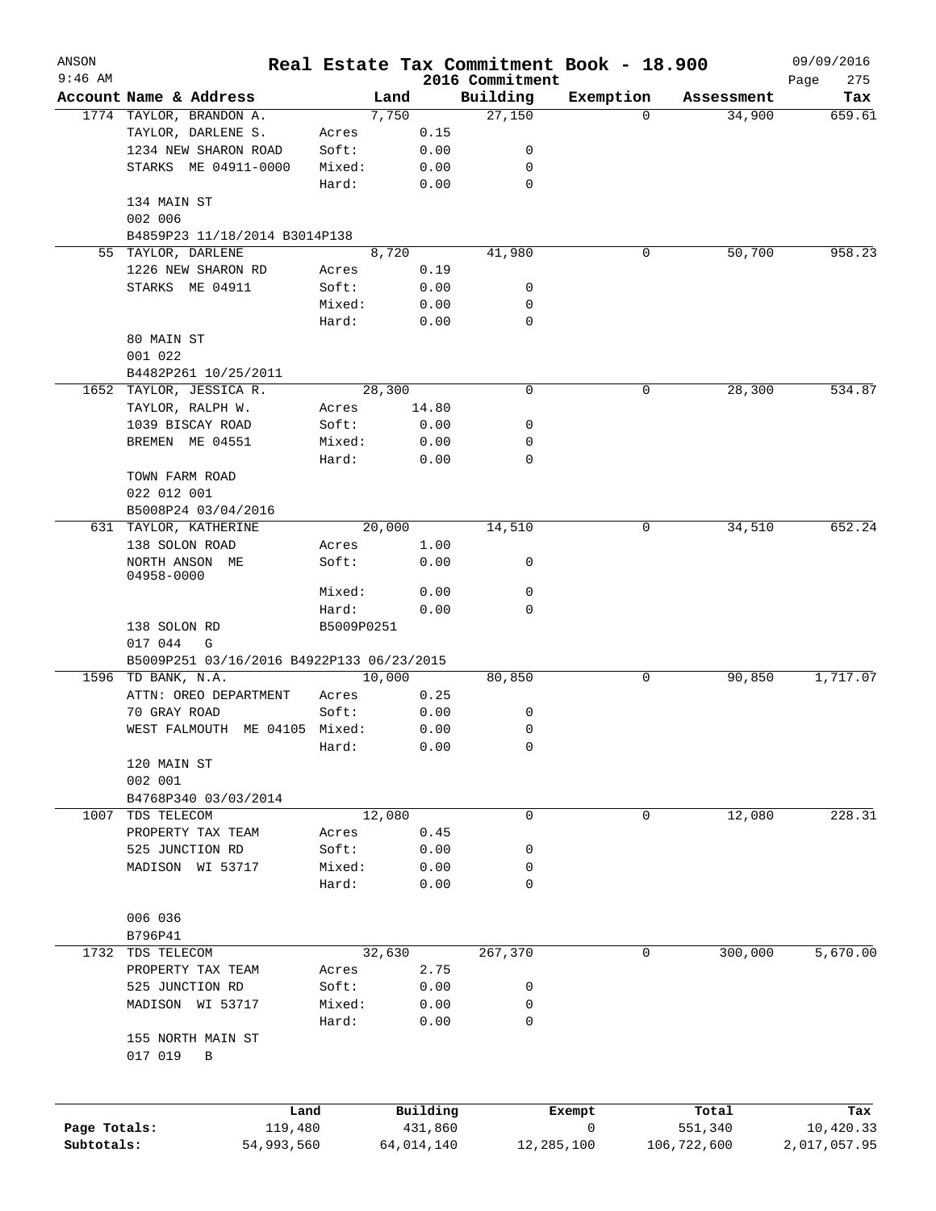ANSON 9:46 AM

# Real Estate Tax Commitment Book - 18.900

2016 Commitment

09/09/2016

| Account | Name & Address | | Land | Building | Exemption | Assessment | Tax |
|---|---|---|---|---|---|---|---|
| 1774 | TAYLOR, BRANDON A. | | 7,750 | 27,150 | 0 | 34,900 | 659.61 |
| | TAYLOR, DARLENE S. | Acres | 0.15 | | | | |
| | 1234 NEW SHARON ROAD | Soft: | 0.00 | 0 | | | |
| | STARKS ME 04911-0000 | Mixed: | 0.00 | 0 | | | |
| | | Hard: | 0.00 | 0 | | | |
| | 134 MAIN ST | | | | | | |
| | 002 006 | | | | | | |
| | B4859P23 11/18/2014 B3014P138 | | | | | | |
| 55 | TAYLOR, DARLENE | | 8,720 | 41,980 | 0 | 50,700 | 958.23 |
| | 1226 NEW SHARON RD | Acres | 0.19 | | | | |
| | STARKS ME 04911 | Soft: | 0.00 | 0 | | | |
| | | Mixed: | 0.00 | 0 | | | |
| | | Hard: | 0.00 | 0 | | | |
| | 80 MAIN ST | | | | | | |
| | 001 022 | | | | | | |
| | B4482P261 10/25/2011 | | | | | | |
| 1652 | TAYLOR, JESSICA R. | | 28,300 | 0 | 0 | 28,300 | 534.87 |
| | TAYLOR, RALPH W. | Acres | 14.80 | | | | |
| | 1039 BISCAY ROAD | Soft: | 0.00 | 0 | | | |
| | BREMEN ME 04551 | Mixed: | 0.00 | 0 | | | |
| | | Hard: | 0.00 | 0 | | | |
| | TOWN FARM ROAD | | | | | | |
| | 022 012 001 | | | | | | |
| | B5008P24 03/04/2016 | | | | | | |
| 631 | TAYLOR, KATHERINE | | 20,000 | 14,510 | 0 | 34,510 | 652.24 |
| | 138 SOLON ROAD | Acres | 1.00 | | | | |
| | NORTH ANSON ME 04958-0000 | Soft: | 0.00 | 0 | | | |
| | | Mixed: | 0.00 | 0 | | | |
| | | Hard: | 0.00 | 0 | | | |
| | 138 SOLON RD | B5009P0251 | | | | | |
| | 017 044 G | | | | | | |
| | B5009P251 03/16/2016 B4922P133 06/23/2015 | | | | | | |
| 1596 | TD BANK, N.A. | | 10,000 | 80,850 | 0 | 90,850 | 1,717.07 |
| | ATTN: OREO DEPARTMENT | Acres | 0.25 | | | | |
| | 70 GRAY ROAD | Soft: | 0.00 | 0 | | | |
| | WEST FALMOUTH ME 04105 | Mixed: | 0.00 | 0 | | | |
| | | Hard: | 0.00 | 0 | | | |
| | 120 MAIN ST | | | | | | |
| | 002 001 | | | | | | |
| | B4768P340 03/03/2014 | | | | | | |
| 1007 | TDS TELECOM | | 12,080 | 0 | 0 | 12,080 | 228.31 |
| | PROPERTY TAX TEAM | Acres | 0.45 | | | | |
| | 525 JUNCTION RD | Soft: | 0.00 | 0 | | | |
| | MADISON WI 53717 | Mixed: | 0.00 | 0 | | | |
| | | Hard: | 0.00 | 0 | | | |
| | 006 036 | | | | | | |
| | B796P41 | | | | | | |
| 1732 | TDS TELECOM | | 32,630 | 267,370 | 0 | 300,000 | 5,670.00 |
| | PROPERTY TAX TEAM | Acres | 2.75 | | | | |
| | 525 JUNCTION RD | Soft: | 0.00 | 0 | | | |
| | MADISON WI 53717 | Mixed: | 0.00 | 0 | | | |
| | | Hard: | 0.00 | 0 | | | |
| | 155 NORTH MAIN ST | | | | | | |
| | 017 019 B | | | | | | |

| | Land | Building | Exempt | Total | Tax |
|---|---|---|---|---|---|
| Page Totals: | 119,480 | 431,860 | 0 | 551,340 | 10,420.33 |
| Subtotals: | 54,993,560 | 64,014,140 | 12,285,100 | 106,722,600 | 2,017,057.95 |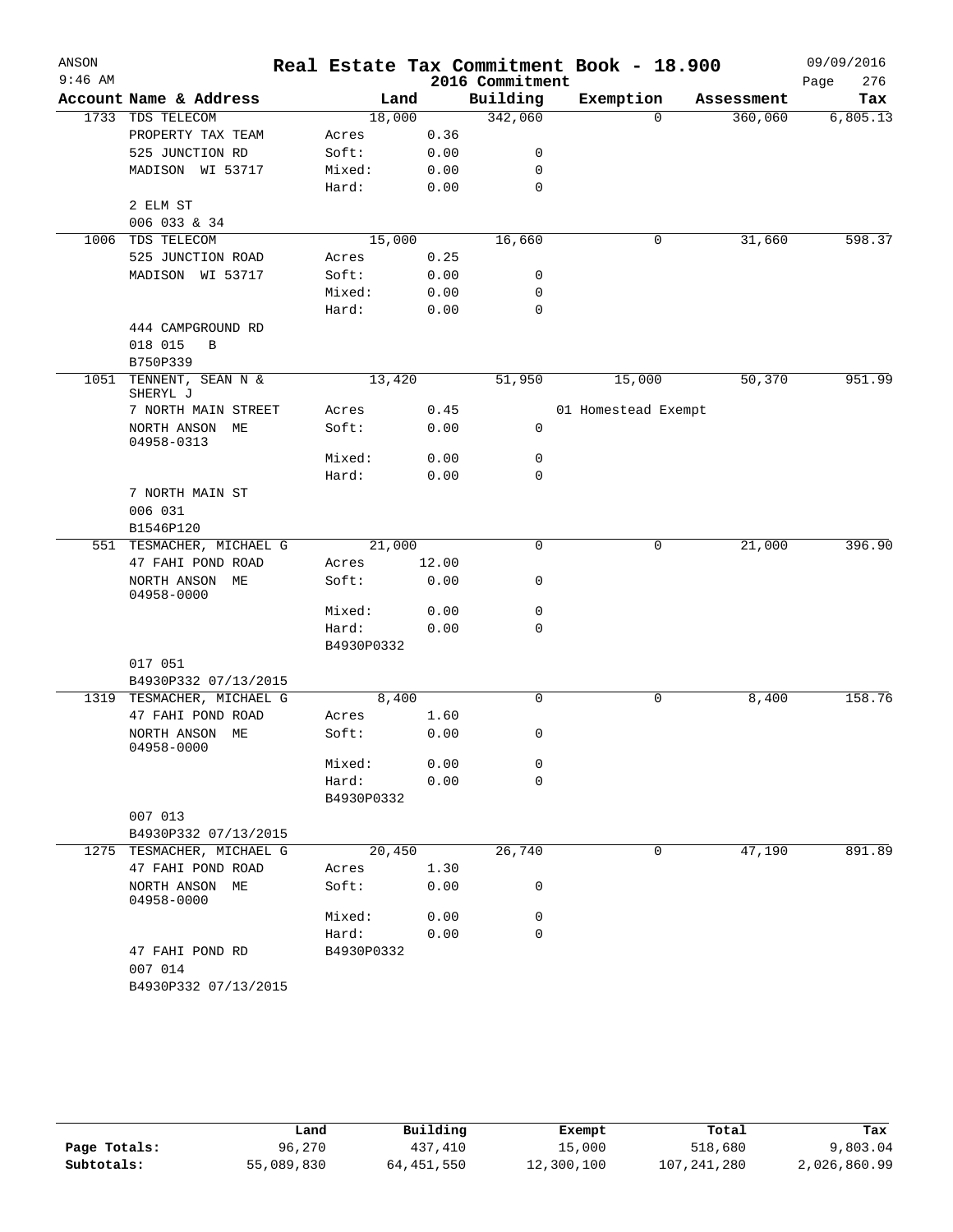# Real Estate Tax Commitment Book - 18.900

ANSON
9:46 AM

2016 Commitment

09/09/2016

| Account Name & Address | Land | | Building | Exemption | Assessment | Tax |
|---|---|---|---|---|---|---|
| 1733 TDS TELECOM | 18,000 | | 342,060 | 0 | 360,060 | 6,805.13 |
| PROPERTY TAX TEAM | Acres | 0.36 | | | | |
| 525 JUNCTION RD | Soft: | 0.00 | 0 | | | |
| MADISON WI 53717 | Mixed: | 0.00 | 0 | | | |
| | Hard: | 0.00 | 0 | | | |
| 2 ELM ST | | | | | | |
| 006 033 & 34 | | | | | | |
| 1006 TDS TELECOM | 15,000 | | 16,660 | 0 | 31,660 | 598.37 |
| 525 JUNCTION ROAD | Acres | 0.25 | | | | |
| MADISON WI 53717 | Soft: | 0.00 | 0 | | | |
| | Mixed: | 0.00 | 0 | | | |
| | Hard: | 0.00 | 0 | | | |
| 444 CAMPGROUND RD | | | | | | |
| 018 015 B | | | | | | |
| B750P339 | | | | | | |
| 1051 TENNENT, SEAN N & SHERYL J | 13,420 | | 51,950 | 15,000 | 50,370 | 951.99 |
| 7 NORTH MAIN STREET | Acres | 0.45 | | 01 Homestead Exempt | | |
| NORTH ANSON ME 04958-0313 | Soft: | 0.00 | 0 | | | |
| | Mixed: | 0.00 | 0 | | | |
| | Hard: | 0.00 | 0 | | | |
| 7 NORTH MAIN ST | | | | | | |
| 006 031 | | | | | | |
| B1546P120 | | | | | | |
| 551 TESMACHER, MICHAEL G | 21,000 | | 0 | 0 | 21,000 | 396.90 |
| 47 FAHI POND ROAD | Acres | 12.00 | | | | |
| NORTH ANSON ME 04958-0000 | Soft: | 0.00 | 0 | | | |
| | Mixed: | 0.00 | 0 | | | |
| | Hard: | 0.00 | 0 | | | |
| | B4930P0332 | | | | | |
| 017 051 | | | | | | |
| B4930P332 07/13/2015 | | | | | | |
| 1319 TESMACHER, MICHAEL G | 8,400 | | 0 | 0 | 8,400 | 158.76 |
| 47 FAHI POND ROAD | Acres | 1.60 | | | | |
| NORTH ANSON ME 04958-0000 | Soft: | 0.00 | 0 | | | |
| | Mixed: | 0.00 | 0 | | | |
| | Hard: | 0.00 | 0 | | | |
| | B4930P0332 | | | | | |
| 007 013 | | | | | | |
| B4930P332 07/13/2015 | | | | | | |
| 1275 TESMACHER, MICHAEL G | 20,450 | | 26,740 | 0 | 47,190 | 891.89 |
| 47 FAHI POND ROAD | Acres | 1.30 | | | | |
| NORTH ANSON ME 04958-0000 | Soft: | 0.00 | 0 | | | |
| | Mixed: | 0.00 | 0 | | | |
| | Hard: | 0.00 | 0 | | | |
| 47 FAHI POND RD | B4930P0332 | | | | | |
| 007 014 | | | | | | |
| B4930P332 07/13/2015 | | | | | | |

| | Land | Building | Exempt | Total | Tax |
|---|---|---|---|---|---|
| Page Totals: | 96,270 | 437,410 | 15,000 | 518,680 | 9,803.04 |
| Subtotals: | 55,089,830 | 64,451,550 | 12,300,100 | 107,241,280 | 2,026,860.99 |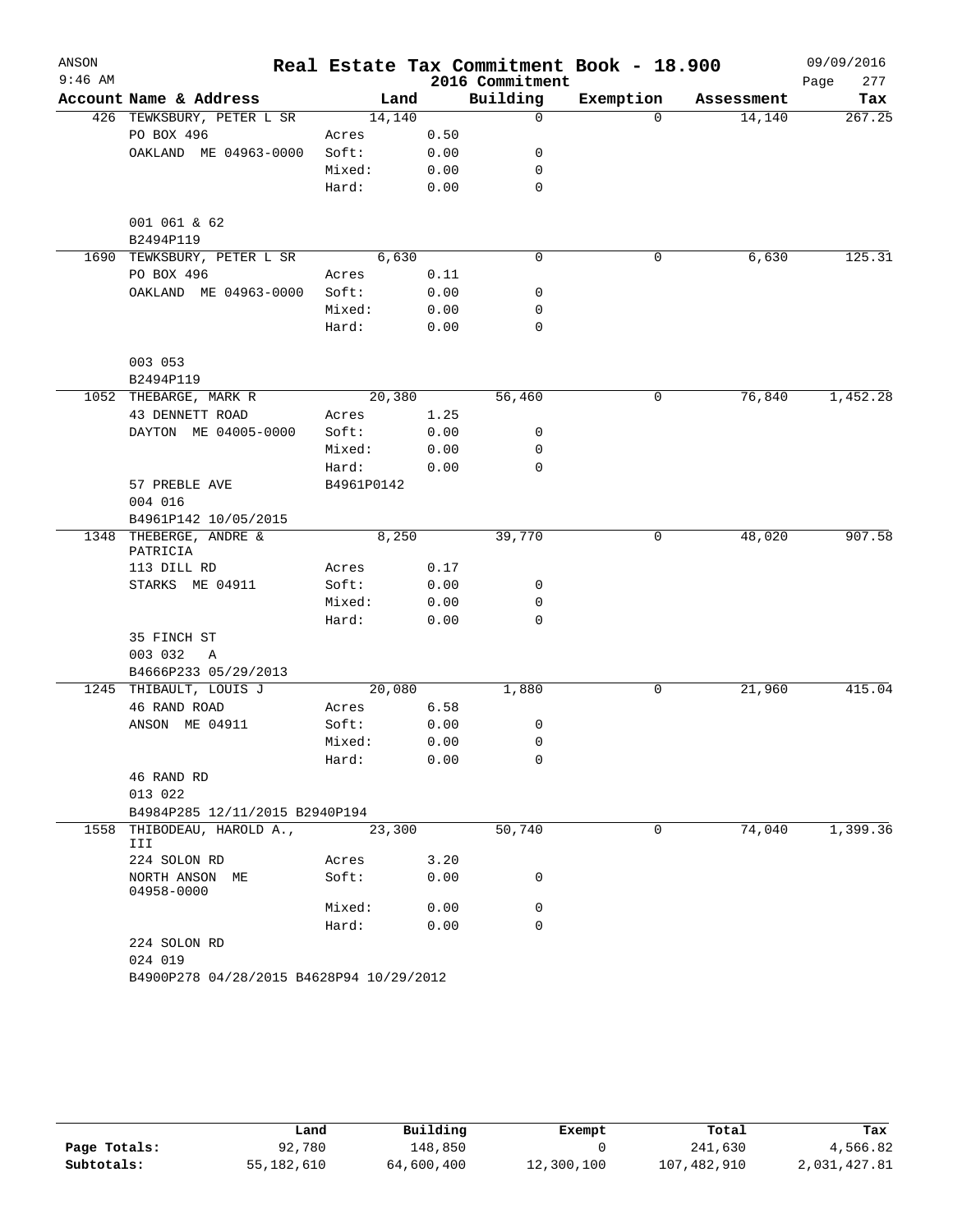# Real Estate Tax Commitment Book - 18.900

ANSON
9:46 AM

2016 Commitment

09/09/2016

| Account Name & Address | Land | | Building | Exemption | Assessment | Tax |
|---|---|---|---|---|---|---|
| 426 TEWKSBURY, PETER L SR | 14,140 | | 0 | 0 | 14,140 | 267.25 |
| PO BOX 496 | Acres | 0.50 | | | | |
| OAKLAND ME 04963-0000 | Soft: | 0.00 | 0 | | | |
| | Mixed: | 0.00 | 0 | | | |
| | Hard: | 0.00 | 0 | | | |
| 001 061 & 62 | | | | | | |
| B2494P119 | | | | | | |
| 1690 TEWKSBURY, PETER L SR | 6,630 | | 0 | 0 | 6,630 | 125.31 |
| PO BOX 496 | Acres | 0.11 | | | | |
| OAKLAND ME 04963-0000 | Soft: | 0.00 | 0 | | | |
| | Mixed: | 0.00 | 0 | | | |
| | Hard: | 0.00 | 0 | | | |
| 003 053 | | | | | | |
| B2494P119 | | | | | | |
| 1052 THEBARGE, MARK R | 20,380 | | 56,460 | 0 | 76,840 | 1,452.28 |
| 43 DENNETT ROAD | Acres | 1.25 | | | | |
| DAYTON ME 04005-0000 | Soft: | 0.00 | 0 | | | |
| | Mixed: | 0.00 | 0 | | | |
| | Hard: | 0.00 | 0 | | | |
| 57 PREBLE AVE | B4961P0142 | | | | | |
| 004 016 | | | | | | |
| B4961P142 10/05/2015 | | | | | | |
| 1348 THEBERGE, ANDRE & PATRICIA | 8,250 | | 39,770 | 0 | 48,020 | 907.58 |
| 113 DILL RD | Acres | 0.17 | | | | |
| STARKS ME 04911 | Soft: | 0.00 | 0 | | | |
| | Mixed: | 0.00 | 0 | | | |
| | Hard: | 0.00 | 0 | | | |
| 35 FINCH ST | | | | | | |
| 003 032 A | | | | | | |
| B4666P233 05/29/2013 | | | | | | |
| 1245 THIBAULT, LOUIS J | 20,080 | | 1,880 | 0 | 21,960 | 415.04 |
| 46 RAND ROAD | Acres | 6.58 | | | | |
| ANSON ME 04911 | Soft: | 0.00 | 0 | | | |
| | Mixed: | 0.00 | 0 | | | |
| | Hard: | 0.00 | 0 | | | |
| 46 RAND RD | | | | | | |
| 013 022 | | | | | | |
| B4984P285 12/11/2015 B2940P194 | | | | | | |
| 1558 THIBODEAU, HAROLD A., III | 23,300 | | 50,740 | 0 | 74,040 | 1,399.36 |
| 224 SOLON RD | Acres | 3.20 | | | | |
| NORTH ANSON ME 04958-0000 | Soft: | 0.00 | 0 | | | |
| | Mixed: | 0.00 | 0 | | | |
| | Hard: | 0.00 | 0 | | | |
| 224 SOLON RD | | | | | | |
| 024 019 | | | | | | |
| B4900P278 04/28/2015 B4628P94 10/29/2012 | | | | | | |

| | Land | Building | Exempt | Total | Tax |
|---|---|---|---|---|---|
| Page Totals: | 92,780 | 148,850 | 0 | 241,630 | 4,566.82 |
| Subtotals: | 55,182,610 | 64,600,400 | 12,300,100 | 107,482,910 | 2,031,427.81 |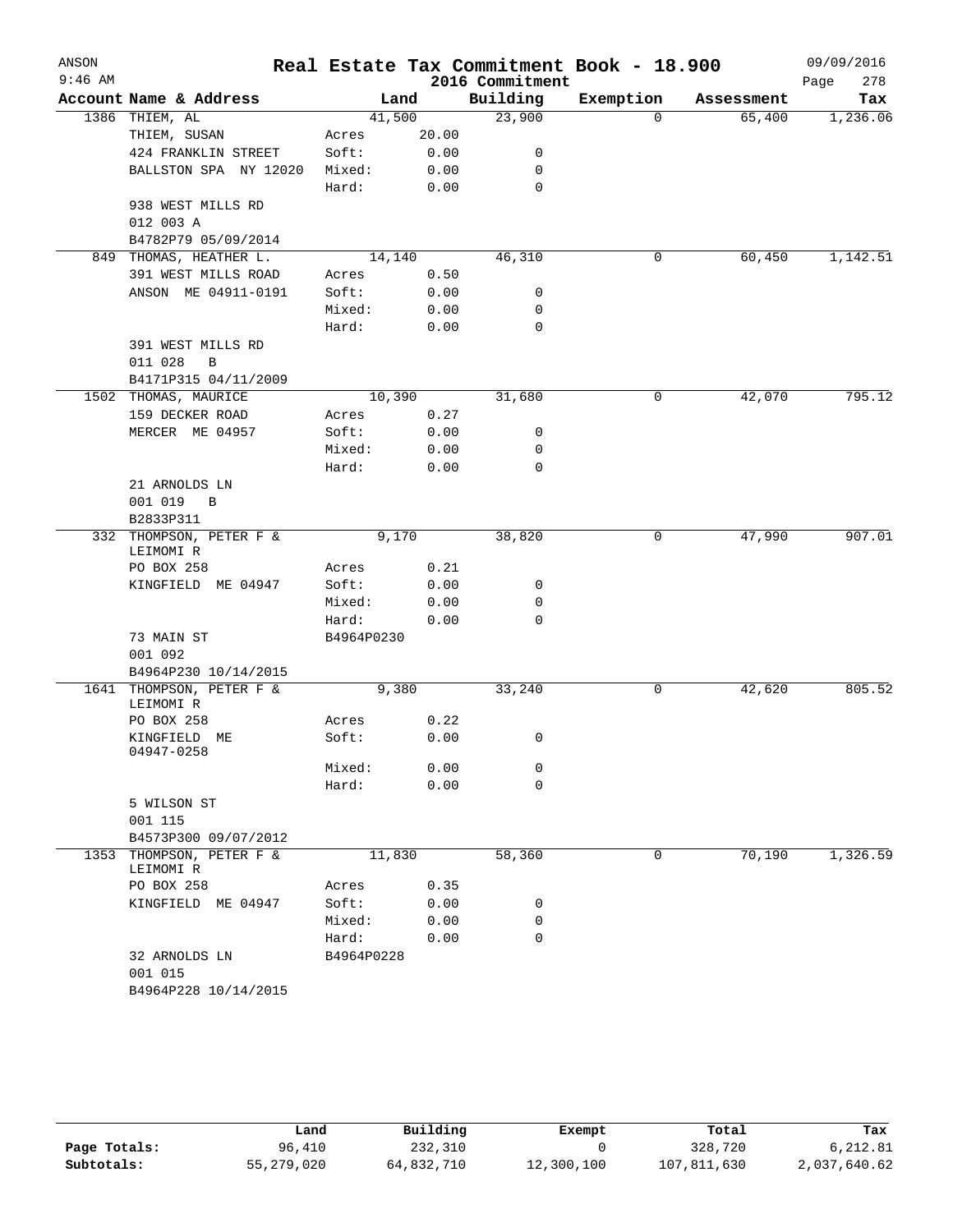# Real Estate Tax Commitment Book - 18.900

ANSON
9:46 AM

2016 Commitment

09/09/2016

| Account | Name & Address | Land | | Building | Exemption | Assessment | Tax |
|---|---|---|---|---|---|---|---|
| 1386 | THIEM, AL | 41,500 | | 23,900 | 0 | 65,400 | 1,236.06 |
| | THIEM, SUSAN | Acres | 20.00 | | | | |
| | 424 FRANKLIN STREET | Soft: | 0.00 | 0 | | | |
| | BALLSTON SPA NY 12020 | Mixed: | 0.00 | 0 | | | |
| | | Hard: | 0.00 | 0 | | | |
| | 938 WEST MILLS RD | | | | | | |
| | 012 003 A | | | | | | |
| | B4782P79 05/09/2014 | | | | | | |
| 849 | THOMAS, HEATHER L. | 14,140 | | 46,310 | 0 | 60,450 | 1,142.51 |
| | 391 WEST MILLS ROAD | Acres | 0.50 | | | | |
| | ANSON ME 04911-0191 | Soft: | 0.00 | 0 | | | |
| | | Mixed: | 0.00 | 0 | | | |
| | | Hard: | 0.00 | 0 | | | |
| | 391 WEST MILLS RD | | | | | | |
| | 011 028 B | | | | | | |
| | B4171P315 04/11/2009 | | | | | | |
| 1502 | THOMAS, MAURICE | 10,390 | | 31,680 | 0 | 42,070 | 795.12 |
| | 159 DECKER ROAD | Acres | 0.27 | | | | |
| | MERCER ME 04957 | Soft: | 0.00 | 0 | | | |
| | | Mixed: | 0.00 | 0 | | | |
| | | Hard: | 0.00 | 0 | | | |
| | 21 ARNOLDS LN | | | | | | |
| | 001 019 B | | | | | | |
| | B2833P311 | | | | | | |
| 332 | THOMPSON, PETER F & LEIMOMI R | 9,170 | | 38,820 | 0 | 47,990 | 907.01 |
| | PO BOX 258 | Acres | 0.21 | | | | |
| | KINGFIELD ME 04947 | Soft: | 0.00 | 0 | | | |
| | | Mixed: | 0.00 | 0 | | | |
| | | Hard: | 0.00 | 0 | | | |
| | 73 MAIN ST | B4964P0230 | | | | | |
| | 001 092 | | | | | | |
| | B4964P230 10/14/2015 | | | | | | |
| 1641 | THOMPSON, PETER F & LEIMOMI R | 9,380 | | 33,240 | 0 | 42,620 | 805.52 |
| | PO BOX 258 | Acres | 0.22 | | | | |
| | KINGFIELD ME 04947-0258 | Soft: | 0.00 | 0 | | | |
| | | Mixed: | 0.00 | 0 | | | |
| | | Hard: | 0.00 | 0 | | | |
| | 5 WILSON ST | | | | | | |
| | 001 115 | | | | | | |
| | B4573P300 09/07/2012 | | | | | | |
| 1353 | THOMPSON, PETER F & LEIMOMI R | 11,830 | | 58,360 | 0 | 70,190 | 1,326.59 |
| | PO BOX 258 | Acres | 0.35 | | | | |
| | KINGFIELD ME 04947 | Soft: | 0.00 | 0 | | | |
| | | Mixed: | 0.00 | 0 | | | |
| | | Hard: | 0.00 | 0 | | | |
| | 32 ARNOLDS LN | B4964P0228 | | | | | |
| | 001 015 | | | | | | |
| | B4964P228 10/14/2015 | | | | | | |

| | Land | Building | Exempt | Total | Tax |
|---|---|---|---|---|---|
| Page Totals: | 96,410 | 232,310 | 0 | 328,720 | 6,212.81 |
| Subtotals: | 55,279,020 | 64,832,710 | 12,300,100 | 107,811,630 | 2,037,640.62 |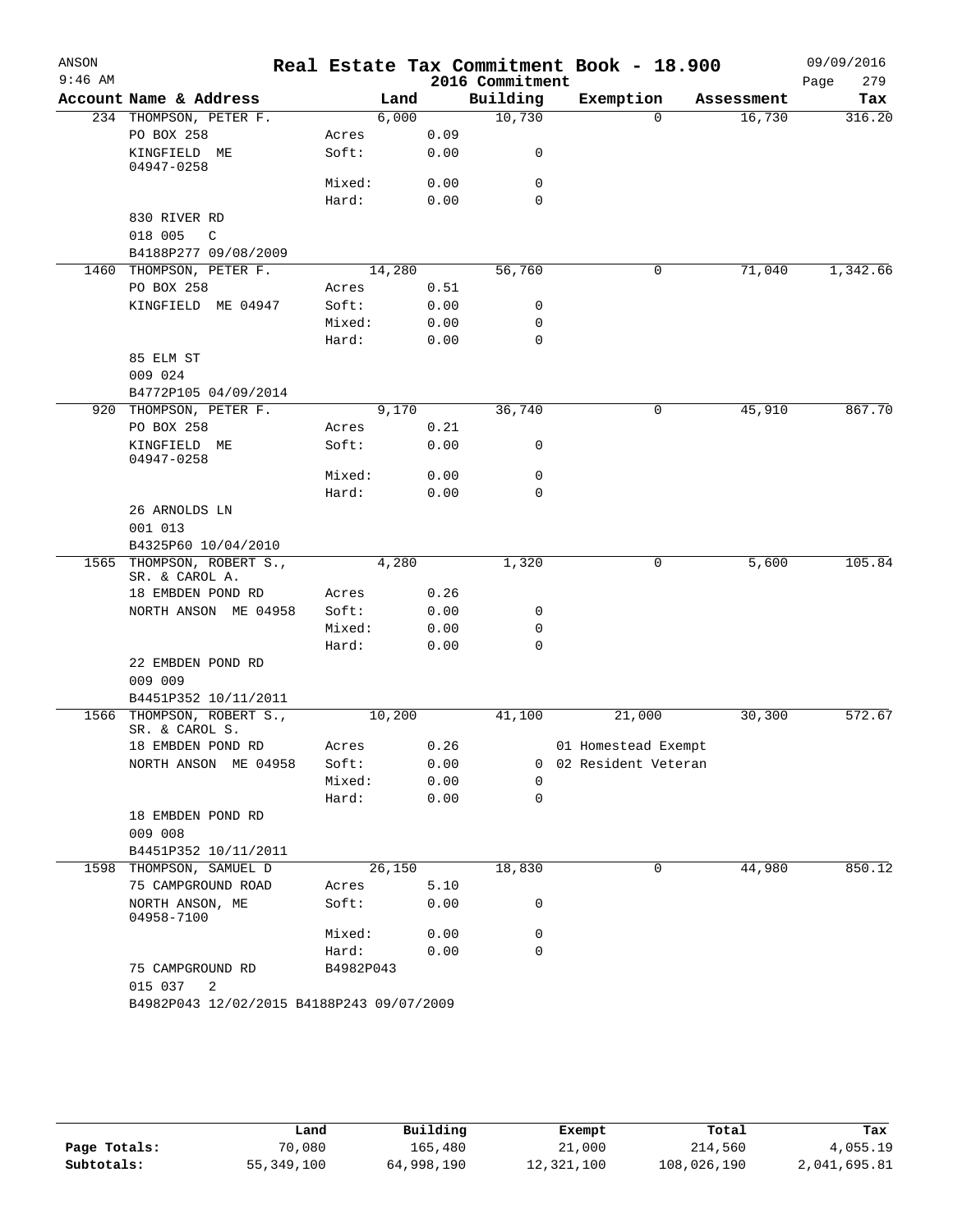# Real Estate Tax Commitment Book - 18.900

ANSON
9:46 AM

2016 Commitment

09/09/2016

| Account | Name & Address | | Land | Building | Exemption | Assessment | Tax |
|---|---|---|---|---|---|---|---|
| 234 | THOMPSON, PETER F. | | 6,000 | 10,730 | 0 | 16,730 | 316.20 |
| | PO BOX 258 | Acres | 0.09 | | | | |
| | KINGFIELD ME 04947-0258 | Soft: | 0.00 | 0 | | | |
| | | Mixed: | 0.00 | 0 | | | |
| | | Hard: | 0.00 | 0 | | | |
| | 830 RIVER RD | | | | | | |
| | 018 005 C | | | | | | |
| | B4188P277 09/08/2009 | | | | | | |
| 1460 | THOMPSON, PETER F. | | 14,280 | 56,760 | 0 | 71,040 | 1,342.66 |
| | PO BOX 258 | Acres | 0.51 | | | | |
| | KINGFIELD ME 04947 | Soft: | 0.00 | 0 | | | |
| | | Mixed: | 0.00 | 0 | | | |
| | | Hard: | 0.00 | 0 | | | |
| | 85 ELM ST | | | | | | |
| | 009 024 | | | | | | |
| | B4772P105 04/09/2014 | | | | | | |
| 920 | THOMPSON, PETER F. | | 9,170 | 36,740 | 0 | 45,910 | 867.70 |
| | PO BOX 258 | Acres | 0.21 | | | | |
| | KINGFIELD ME 04947-0258 | Soft: | 0.00 | 0 | | | |
| | | Mixed: | 0.00 | 0 | | | |
| | | Hard: | 0.00 | 0 | | | |
| | 26 ARNOLDS LN | | | | | | |
| | 001 013 | | | | | | |
| | B4325P60 10/04/2010 | | | | | | |
| 1565 | THOMPSON, ROBERT S., SR. & CAROL A. | | 4,280 | 1,320 | 0 | 5,600 | 105.84 |
| | 18 EMBDEN POND RD | Acres | 0.26 | | | | |
| | NORTH ANSON ME 04958 | Soft: | 0.00 | 0 | | | |
| | | Mixed: | 0.00 | 0 | | | |
| | | Hard: | 0.00 | 0 | | | |
| | 22 EMBDEN POND RD | | | | | | |
| | 009 009 | | | | | | |
| | B4451P352 10/11/2011 | | | | | | |
| 1566 | THOMPSON, ROBERT S., SR. & CAROL S. | | 10,200 | 41,100 | 21,000 | 30,300 | 572.67 |
| | 18 EMBDEN POND RD | Acres | 0.26 | | 01 Homestead Exempt | | |
| | NORTH ANSON ME 04958 | Soft: | 0.00 | 0 | 02 Resident Veteran | | |
| | | Mixed: | 0.00 | 0 | | | |
| | | Hard: | 0.00 | 0 | | | |
| | 18 EMBDEN POND RD | | | | | | |
| | 009 008 | | | | | | |
| | B4451P352 10/11/2011 | | | | | | |
| 1598 | THOMPSON, SAMUEL D | | 26,150 | 18,830 | 0 | 44,980 | 850.12 |
| | 75 CAMPGROUND ROAD | Acres | 5.10 | | | | |
| | NORTH ANSON, ME 04958-7100 | Soft: | 0.00 | 0 | | | |
| | | Mixed: | 0.00 | 0 | | | |
| | | Hard: | 0.00 | 0 | | | |
| | 75 CAMPGROUND RD | B4982P043 | | | | | |
| | 015 037 2 | | | | | | |
| | B4982P043 12/02/2015 B4188P243 09/07/2009 | | | | | | |

| | Land | Building | Exempt | Total | Tax |
|---|---|---|---|---|---|
| Page Totals: | 70,080 | 165,480 | 21,000 | 214,560 | 4,055.19 |
| Subtotals: | 55,349,100 | 64,998,190 | 12,321,100 | 108,026,190 | 2,041,695.81 |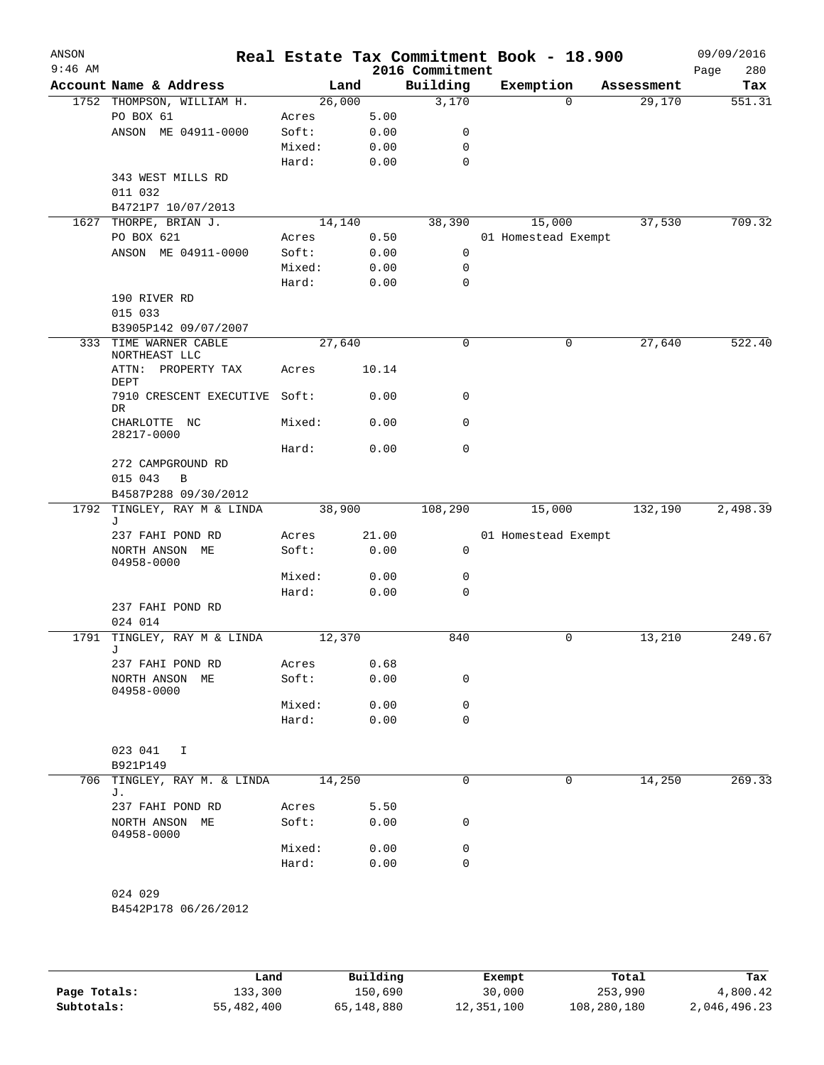# Real Estate Tax Commitment Book - 18.900

ANSON 9:46 AM — 2016 Commitment — 09/09/2016

| Account | Name & Address | Land | | Building | Exemption | Assessment | Tax |
|---|---|---|---|---|---|---|---|
| 1752 | THOMPSON, WILLIAM H. | 26,000 | | 3,170 | 0 | 29,170 | 551.31 |
| | PO BOX 61 | Acres | 5.00 | | | | |
| | ANSON ME 04911-0000 | Soft: | 0.00 | 0 | | | |
| | | Mixed: | 0.00 | 0 | | | |
| | | Hard: | 0.00 | 0 | | | |
| | 343 WEST MILLS RD | | | | | | |
| | 011 032 | | | | | | |
| | B4721P7 10/07/2013 | | | | | | |
| 1627 | THORPE, BRIAN J. | 14,140 | | 38,390 | 15,000 | 37,530 | 709.32 |
| | PO BOX 621 | Acres | 0.50 | | 01 Homestead Exempt | | |
| | ANSON ME 04911-0000 | Soft: | 0.00 | 0 | | | |
| | | Mixed: | 0.00 | 0 | | | |
| | | Hard: | 0.00 | 0 | | | |
| | 190 RIVER RD | | | | | | |
| | 015 033 | | | | | | |
| | B3905P142 09/07/2007 | | | | | | |
| 333 | TIME WARNER CABLE NORTHEAST LLC | 27,640 | | 0 | 0 | 27,640 | 522.40 |
| | ATTN: PROPERTY TAX DEPT | Acres | 10.14 | | | | |
| | 7910 CRESCENT EXECUTIVE DR | Soft: | 0.00 | 0 | | | |
| | CHARLOTTE NC 28217-0000 | Mixed: | 0.00 | 0 | | | |
| | | Hard: | 0.00 | 0 | | | |
| | 272 CAMPGROUND RD | | | | | | |
| | 015 043 B | | | | | | |
| | B4587P288 09/30/2012 | | | | | | |
| 1792 | TINGLEY, RAY M & LINDA J | 38,900 | | 108,290 | 15,000 | 132,190 | 2,498.39 |
| | 237 FAHI POND RD | Acres | 21.00 | | 01 Homestead Exempt | | |
| | NORTH ANSON ME 04958-0000 | Soft: | 0.00 | 0 | | | |
| | | Mixed: | 0.00 | 0 | | | |
| | | Hard: | 0.00 | 0 | | | |
| | 237 FAHI POND RD | | | | | | |
| | 024 014 | | | | | | |
| 1791 | TINGLEY, RAY M & LINDA J | 12,370 | | 840 | 0 | 13,210 | 249.67 |
| | 237 FAHI POND RD | Acres | 0.68 | | | | |
| | NORTH ANSON ME 04958-0000 | Soft: | 0.00 | 0 | | | |
| | | Mixed: | 0.00 | 0 | | | |
| | | Hard: | 0.00 | 0 | | | |
| | 023 041 I | | | | | | |
| | B921P149 | | | | | | |
| 706 | TINGLEY, RAY M. & LINDA J. | 14,250 | | 0 | 0 | 14,250 | 269.33 |
| | 237 FAHI POND RD | Acres | 5.50 | | | | |
| | NORTH ANSON ME 04958-0000 | Soft: | 0.00 | 0 | | | |
| | | Mixed: | 0.00 | 0 | | | |
| | | Hard: | 0.00 | 0 | | | |
| | 024 029 | | | | | | |
| | B4542P178 06/26/2012 | | | | | | |

| | Land | Building | Exempt | Total | Tax |
|---|---|---|---|---|---|
| Page Totals: | 133,300 | 150,690 | 30,000 | 253,990 | 4,800.42 |
| Subtotals: | 55,482,400 | 65,148,880 | 12,351,100 | 108,280,180 | 2,046,496.23 |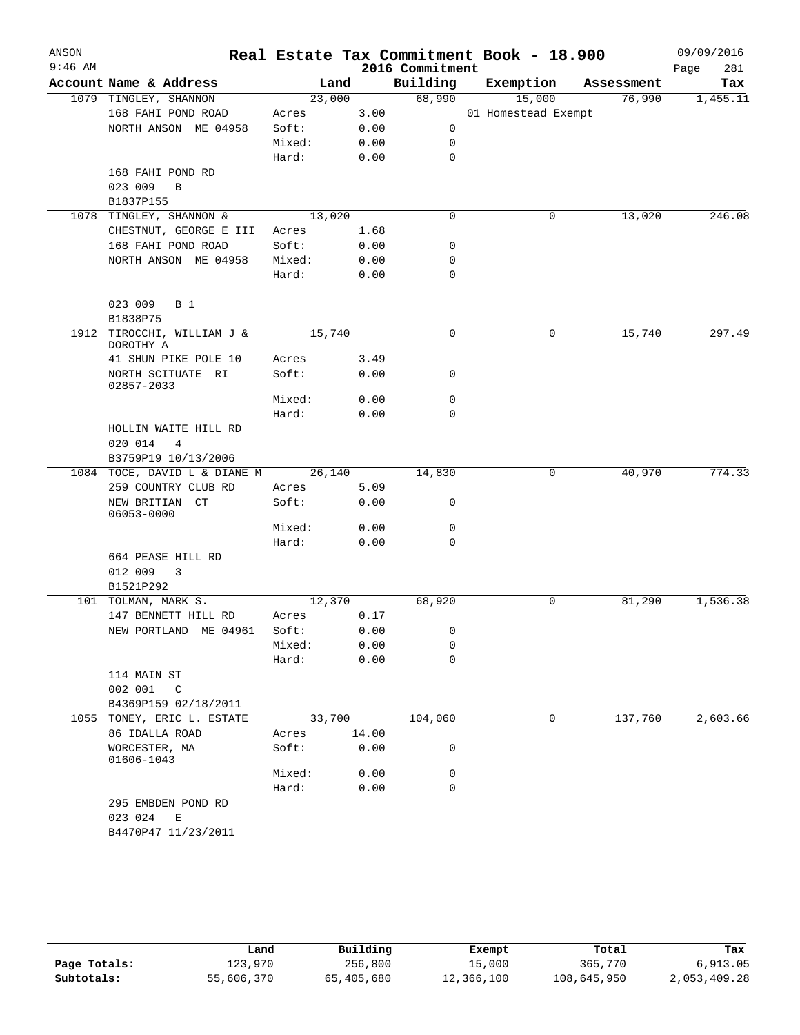# Real Estate Tax Commitment Book - 18.900

ANSON
9:46 AM

2016 Commitment

09/09/2016

| Account | Name & Address | Land | | Building | Exemption | Assessment | Tax |
|---|---|---|---|---|---|---|---|
| 1079 | TINGLEY, SHANNON | | 23,000 | 68,990 | 15,000 | 76,990 | 1,455.11 |
| | 168 FAHI POND ROAD | Acres | 3.00 | | 01 Homestead Exempt | | |
| | NORTH ANSON ME 04958 | Soft: | 0.00 | 0 | | | |
| | | Mixed: | 0.00 | 0 | | | |
| | | Hard: | 0.00 | 0 | | | |
| | 168 FAHI POND RD | | | | | | |
| | 023 009 B | | | | | | |
| | B1837P155 | | | | | | |
| 1078 | TINGLEY, SHANNON & | | 13,020 | 0 | 0 | 13,020 | 246.08 |
| | CHESTNUT, GEORGE E III | Acres | 1.68 | | | | |
| | 168 FAHI POND ROAD | Soft: | 0.00 | 0 | | | |
| | NORTH ANSON ME 04958 | Mixed: | 0.00 | 0 | | | |
| | | Hard: | 0.00 | 0 | | | |
| | 023 009 B 1 | | | | | | |
| | B1838P75 | | | | | | |
| 1912 | TIROCCHI, WILLIAM J & DOROTHY A | | 15,740 | 0 | 0 | 15,740 | 297.49 |
| | 41 SHUN PIKE POLE 10 | Acres | 3.49 | | | | |
| | NORTH SCITUATE RI 02857-2033 | Soft: | 0.00 | 0 | | | |
| | | Mixed: | 0.00 | 0 | | | |
| | | Hard: | 0.00 | 0 | | | |
| | HOLLIN WAITE HILL RD | | | | | | |
| | 020 014 4 | | | | | | |
| | B3759P19 10/13/2006 | | | | | | |
| 1084 | TOCE, DAVID L & DIANE M | | 26,140 | 14,830 | 0 | 40,970 | 774.33 |
| | 259 COUNTRY CLUB RD | Acres | 5.09 | | | | |
| | NEW BRITIAN CT 06053-0000 | Soft: | 0.00 | 0 | | | |
| | | Mixed: | 0.00 | 0 | | | |
| | | Hard: | 0.00 | 0 | | | |
| | 664 PEASE HILL RD | | | | | | |
| | 012 009 3 | | | | | | |
| | B1521P292 | | | | | | |
| 101 | TOLMAN, MARK S. | | 12,370 | 68,920 | 0 | 81,290 | 1,536.38 |
| | 147 BENNETT HILL RD | Acres | 0.17 | | | | |
| | NEW PORTLAND ME 04961 | Soft: | 0.00 | 0 | | | |
| | | Mixed: | 0.00 | 0 | | | |
| | | Hard: | 0.00 | 0 | | | |
| | 114 MAIN ST | | | | | | |
| | 002 001 C | | | | | | |
| | B4369P159 02/18/2011 | | | | | | |
| 1055 | TONEY, ERIC L. ESTATE | | 33,700 | 104,060 | 0 | 137,760 | 2,603.66 |
| | 86 IDALLA ROAD | Acres | 14.00 | | | | |
| | WORCESTER, MA 01606-1043 | Soft: | 0.00 | 0 | | | |
| | | Mixed: | 0.00 | 0 | | | |
| | | Hard: | 0.00 | 0 | | | |
| | 295 EMBDEN POND RD | | | | | | |
| | 023 024 E | | | | | | |
| | B4470P47 11/23/2011 | | | | | | |

| | Land | Building | Exempt | Total | Tax |
|---|---|---|---|---|---|
| Page Totals: | 123,970 | 256,800 | 15,000 | 365,770 | 6,913.05 |
| Subtotals: | 55,606,370 | 65,405,680 | 12,366,100 | 108,645,950 | 2,053,409.28 |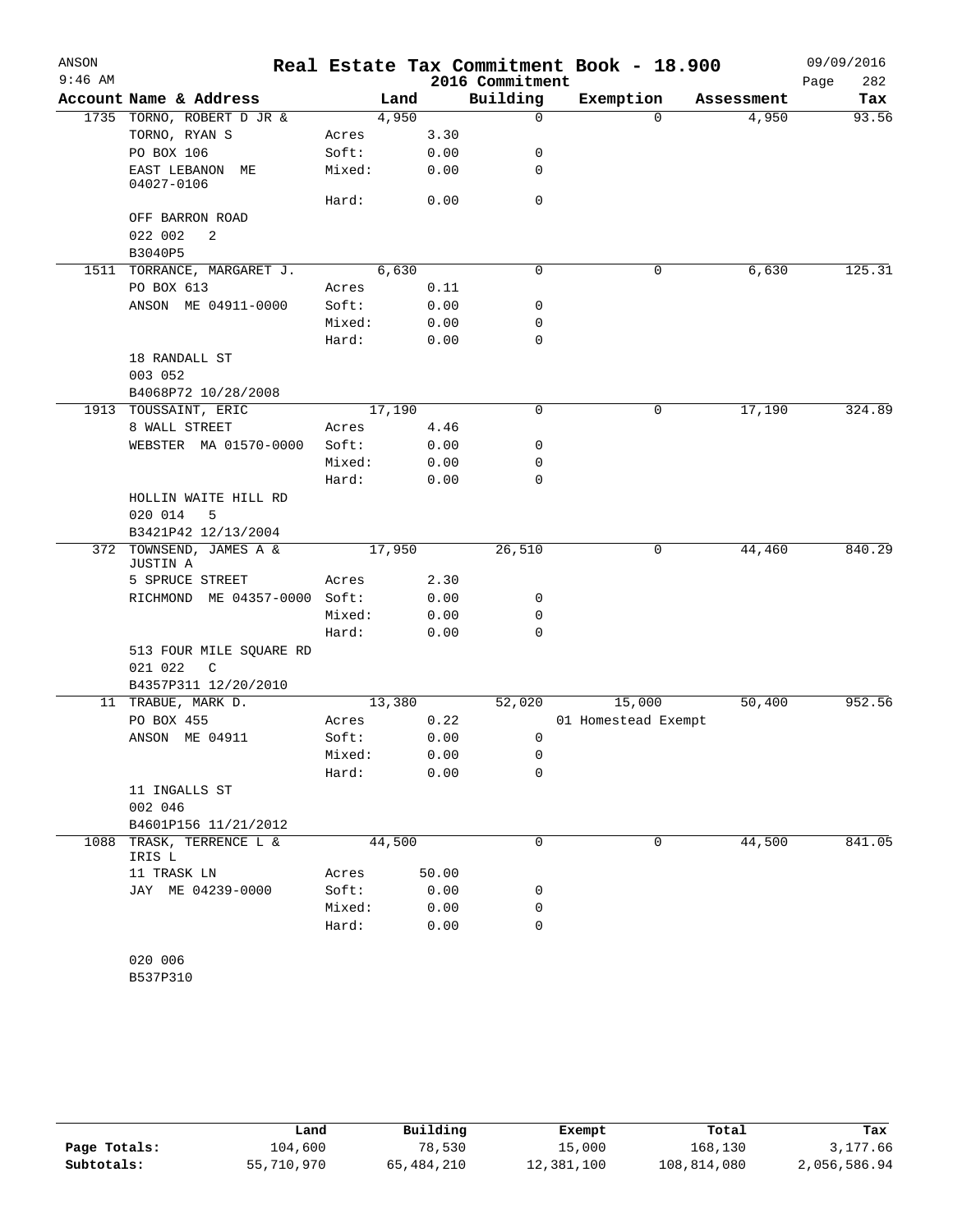# Real Estate Tax Commitment Book - 18.900

ANSON
9:46 AM
2016 Commitment
09/09/2016

| Account Name & Address | Land | | Building | Exemption | Assessment | Tax |
|---|---|---|---|---|---|---|
| 1735 TORNO, ROBERT D JR & | 4,950 | | 0 | 0 | 4,950 | 93.56 |
| TORNO, RYAN S | Acres | 3.30 | | | | |
| PO BOX 106 | Soft: | 0.00 | 0 | | | |
| EAST LEBANON ME 04027-0106 | Mixed: | 0.00 | 0 | | | |
| | Hard: | 0.00 | 0 | | | |
| OFF BARRON ROAD | | | | | | |
| 022 002 2 | | | | | | |
| B3040P5 | | | | | | |
| 1511 TORRANCE, MARGARET J. | 6,630 | | 0 | 0 | 6,630 | 125.31 |
| PO BOX 613 | Acres | 0.11 | | | | |
| ANSON ME 04911-0000 | Soft: | 0.00 | 0 | | | |
| | Mixed: | 0.00 | 0 | | | |
| | Hard: | 0.00 | 0 | | | |
| 18 RANDALL ST | | | | | | |
| 003 052 | | | | | | |
| B4068P72 10/28/2008 | | | | | | |
| 1913 TOUSSAINT, ERIC | 17,190 | | 0 | 0 | 17,190 | 324.89 |
| 8 WALL STREET | Acres | 4.46 | | | | |
| WEBSTER MA 01570-0000 | Soft: | 0.00 | 0 | | | |
| | Mixed: | 0.00 | 0 | | | |
| | Hard: | 0.00 | 0 | | | |
| HOLLIN WAITE HILL RD | | | | | | |
| 020 014 5 | | | | | | |
| B3421P42 12/13/2004 | | | | | | |
| 372 TOWNSEND, JAMES A & JUSTIN A | 17,950 | | 26,510 | 0 | 44,460 | 840.29 |
| 5 SPRUCE STREET | Acres | 2.30 | | | | |
| RICHMOND ME 04357-0000 | Soft: | 0.00 | 0 | | | |
| | Mixed: | 0.00 | 0 | | | |
| | Hard: | 0.00 | 0 | | | |
| 513 FOUR MILE SQUARE RD | | | | | | |
| 021 022 C | | | | | | |
| B4357P311 12/20/2010 | | | | | | |
| 11 TRABUE, MARK D. | 13,380 | | 52,020 | 15,000 | 50,400 | 952.56 |
| PO BOX 455 | Acres | 0.22 | | 01 Homestead Exempt | | |
| ANSON ME 04911 | Soft: | 0.00 | 0 | | | |
| | Mixed: | 0.00 | 0 | | | |
| | Hard: | 0.00 | 0 | | | |
| 11 INGALLS ST | | | | | | |
| 002 046 | | | | | | |
| B4601P156 11/21/2012 | | | | | | |
| 1088 TRASK, TERRENCE L & IRIS L | 44,500 | | 0 | 0 | 44,500 | 841.05 |
| 11 TRASK LN | Acres | 50.00 | | | | |
| JAY ME 04239-0000 | Soft: | 0.00 | 0 | | | |
| | Mixed: | 0.00 | 0 | | | |
| | Hard: | 0.00 | 0 | | | |
| 020 006 | | | | | | |
| B537P310 | | | | | | |

| | Land | Building | Exempt | Total | Tax |
|---|---|---|---|---|---|
| Page Totals: | 104,600 | 78,530 | 15,000 | 168,130 | 3,177.66 |
| Subtotals: | 55,710,970 | 65,484,210 | 12,381,100 | 108,814,080 | 2,056,586.94 |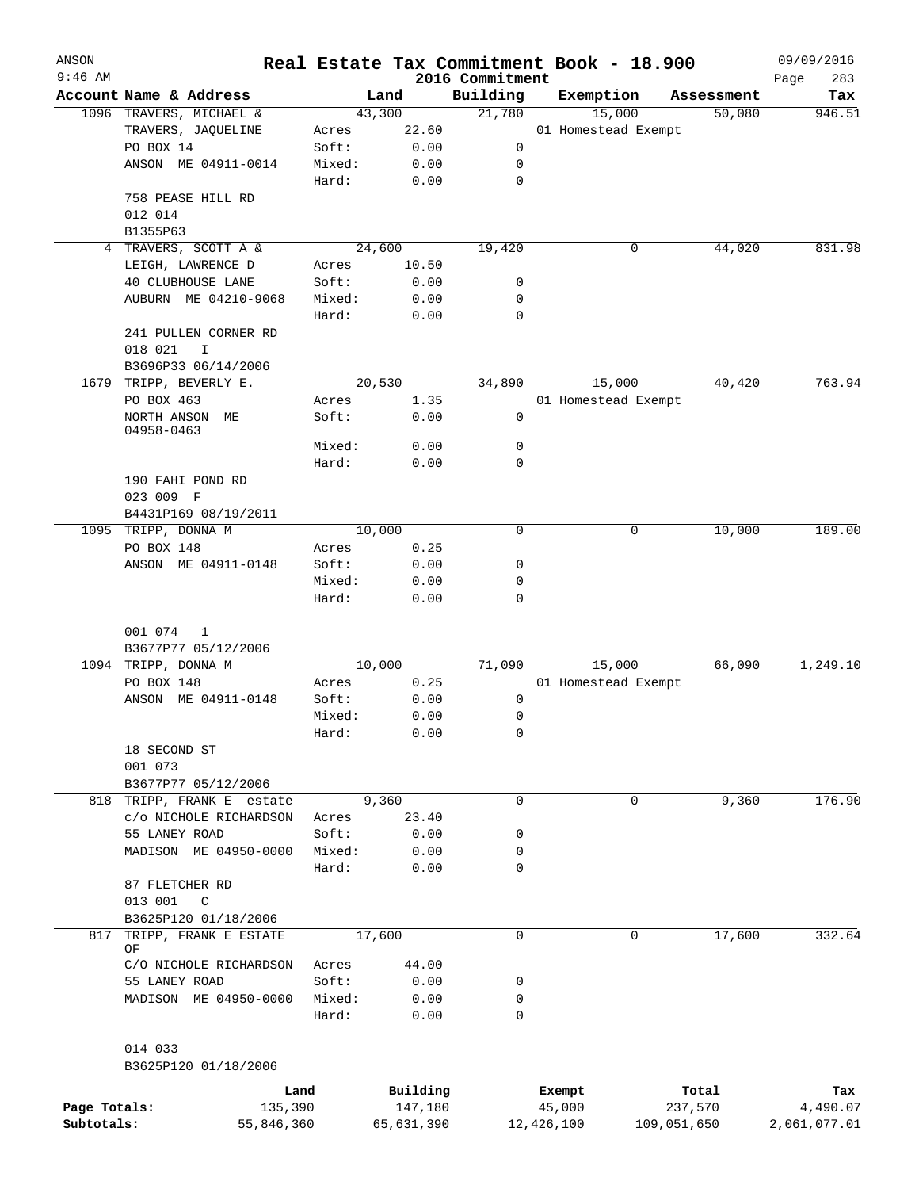# Real Estate Tax Commitment Book - 18.900

ANSON
9:46 AM

2016 Commitment

09/09/2016

| Account | Name & Address | | Land | Building | Exemption | Assessment | Tax |
|---|---|---|---|---|---|---|---|
| 1096 | TRAVERS, MICHAEL & | | 43,300 | 21,780 | 15,000 | 50,080 | 946.51 |
| | TRAVERS, JAQUELINE | Acres | 22.60 | | 01 Homestead Exempt | | |
| | PO BOX 14 | Soft: | 0.00 | 0 | | | |
| | ANSON ME 04911-0014 | Mixed: | 0.00 | 0 | | | |
| | | Hard: | 0.00 | 0 | | | |
| | 758 PEASE HILL RD | | | | | | |
| | 012 014 | | | | | | |
| | B1355P63 | | | | | | |
| 4 | TRAVERS, SCOTT A & | | 24,600 | 19,420 | 0 | 44,020 | 831.98 |
| | LEIGH, LAWRENCE D | Acres | 10.50 | | | | |
| | 40 CLUBHOUSE LANE | Soft: | 0.00 | 0 | | | |
| | AUBURN ME 04210-9068 | Mixed: | 0.00 | 0 | | | |
| | | Hard: | 0.00 | 0 | | | |
| | 241 PULLEN CORNER RD | | | | | | |
| | 018 021 I | | | | | | |
| | B3696P33 06/14/2006 | | | | | | |
| 1679 | TRIPP, BEVERLY E. | | 20,530 | 34,890 | 15,000 | 40,420 | 763.94 |
| | PO BOX 463 | Acres | 1.35 | | 01 Homestead Exempt | | |
| | NORTH ANSON ME 04958-0463 | Soft: | 0.00 | 0 | | | |
| | | Mixed: | 0.00 | 0 | | | |
| | | Hard: | 0.00 | 0 | | | |
| | 190 FAHI POND RD | | | | | | |
| | 023 009 F | | | | | | |
| | B4431P169 08/19/2011 | | | | | | |
| 1095 | TRIPP, DONNA M | | 10,000 | 0 | 0 | 10,000 | 189.00 |
| | PO BOX 148 | Acres | 0.25 | | | | |
| | ANSON ME 04911-0148 | Soft: | 0.00 | 0 | | | |
| | | Mixed: | 0.00 | 0 | | | |
| | | Hard: | 0.00 | 0 | | | |
| | 001 074 1 | | | | | | |
| | B3677P77 05/12/2006 | | | | | | |
| 1094 | TRIPP, DONNA M | | 10,000 | 71,090 | 15,000 | 66,090 | 1,249.10 |
| | PO BOX 148 | Acres | 0.25 | | 01 Homestead Exempt | | |
| | ANSON ME 04911-0148 | Soft: | 0.00 | 0 | | | |
| | | Mixed: | 0.00 | 0 | | | |
| | | Hard: | 0.00 | 0 | | | |
| | 18 SECOND ST | | | | | | |
| | 001 073 | | | | | | |
| | B3677P77 05/12/2006 | | | | | | |
| 818 | TRIPP, FRANK E estate | | 9,360 | 0 | 0 | 9,360 | 176.90 |
| | c/o NICHOLE RICHARDSON | Acres | 23.40 | | | | |
| | 55 LANEY ROAD | Soft: | 0.00 | 0 | | | |
| | MADISON ME 04950-0000 | Mixed: | 0.00 | 0 | | | |
| | | Hard: | 0.00 | 0 | | | |
| | 87 FLETCHER RD | | | | | | |
| | 013 001 C | | | | | | |
| | B3625P120 01/18/2006 | | | | | | |
| 817 | TRIPP, FRANK E ESTATE OF | | 17,600 | 0 | 0 | 17,600 | 332.64 |
| | C/O NICHOLE RICHARDSON | Acres | 44.00 | | | | |
| | 55 LANEY ROAD | Soft: | 0.00 | 0 | | | |
| | MADISON ME 04950-0000 | Mixed: | 0.00 | 0 | | | |
| | | Hard: | 0.00 | 0 | | | |
| | 014 033 | | | | | | |
| | B3625P120 01/18/2006 | | | | | | |

| | Land | Building | Exempt | Total | Tax |
|---|---|---|---|---|---|
| Page Totals: | 135,390 | 147,180 | 45,000 | 237,570 | 4,490.07 |
| Subtotals: | 55,846,360 | 65,631,390 | 12,426,100 | 109,051,650 | 2,061,077.01 |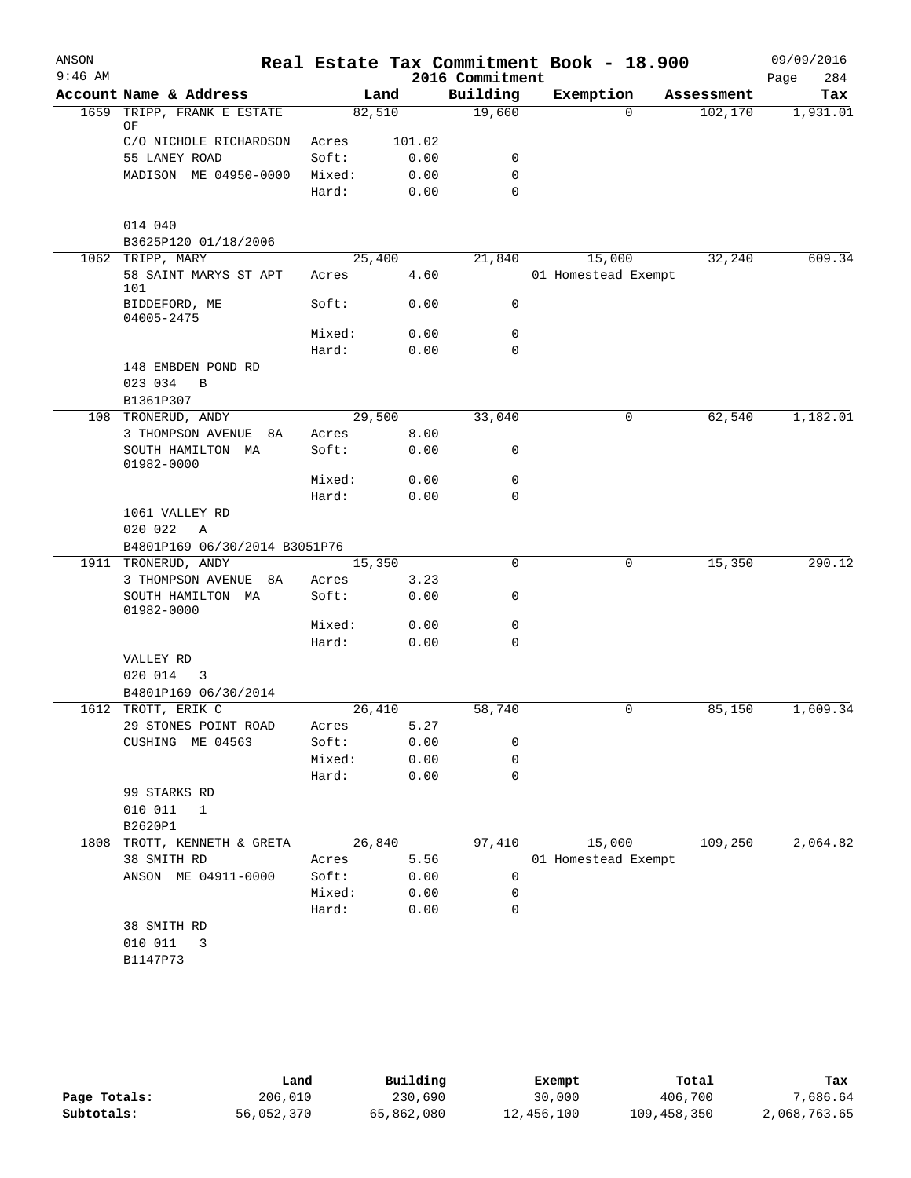# Real Estate Tax Commitment Book - 18.900

ANSON — 9:46 AM — 2016 Commitment — 09/09/2016 — Page 284

| Account Name & Address | | Land | Building | Exemption | Assessment | Tax |
|---|---|---|---|---|---|---|
| 1659 TRIPP, FRANK E ESTATE OF | | 82,510 | 19,660 | 0 | 102,170 | 1,931.01 |
| C/O NICHOLE RICHARDSON | Acres | 101.02 | | | | |
| 55 LANEY ROAD | Soft: | 0.00 | 0 | | | |
| MADISON ME 04950-0000 | Mixed: | 0.00 | 0 | | | |
| | Hard: | 0.00 | 0 | | | |
| 014 040 | | | | | | |
| B3625P120 01/18/2006 | | | | | | |
| 1062 TRIPP, MARY | | 25,400 | 21,840 | 15,000 | 32,240 | 609.34 |
| 58 SAINT MARYS ST APT 101 | Acres | 4.60 | | 01 Homestead Exempt | | |
| BIDDEFORD, ME 04005-2475 | Soft: | 0.00 | 0 | | | |
| | Mixed: | 0.00 | 0 | | | |
| | Hard: | 0.00 | 0 | | | |
| 148 EMBDEN POND RD | | | | | | |
| 023 034 B | | | | | | |
| B1361P307 | | | | | | |
| 108 TRONERUD, ANDY | | 29,500 | 33,040 | 0 | 62,540 | 1,182.01 |
| 3 THOMPSON AVENUE 8A | Acres | 8.00 | | | | |
| SOUTH HAMILTON MA 01982-0000 | Soft: | 0.00 | 0 | | | |
| | Mixed: | 0.00 | 0 | | | |
| | Hard: | 0.00 | 0 | | | |
| 1061 VALLEY RD | | | | | | |
| 020 022 A | | | | | | |
| B4801P169 06/30/2014 B3051P76 | | | | | | |
| 1911 TRONERUD, ANDY | | 15,350 | 0 | 0 | 15,350 | 290.12 |
| 3 THOMPSON AVENUE 8A | Acres | 3.23 | | | | |
| SOUTH HAMILTON MA 01982-0000 | Soft: | 0.00 | 0 | | | |
| | Mixed: | 0.00 | 0 | | | |
| | Hard: | 0.00 | 0 | | | |
| VALLEY RD | | | | | | |
| 020 014 3 | | | | | | |
| B4801P169 06/30/2014 | | | | | | |
| 1612 TROTT, ERIK C | | 26,410 | 58,740 | 0 | 85,150 | 1,609.34 |
| 29 STONES POINT ROAD | Acres | 5.27 | | | | |
| CUSHING ME 04563 | Soft: | 0.00 | 0 | | | |
| | Mixed: | 0.00 | 0 | | | |
| | Hard: | 0.00 | 0 | | | |
| 99 STARKS RD | | | | | | |
| 010 011 1 | | | | | | |
| B2620P1 | | | | | | |
| 1808 TROTT, KENNETH & GRETA | | 26,840 | 97,410 | 15,000 | 109,250 | 2,064.82 |
| 38 SMITH RD | Acres | 5.56 | | 01 Homestead Exempt | | |
| ANSON ME 04911-0000 | Soft: | 0.00 | 0 | | | |
| | Mixed: | 0.00 | 0 | | | |
| | Hard: | 0.00 | 0 | | | |
| 38 SMITH RD | | | | | | |
| 010 011 3 | | | | | | |
| B1147P73 | | | | | | |

| | Land | Building | Exempt | Total | Tax |
|---|---|---|---|---|---|
| Page Totals: | 206,010 | 230,690 | 30,000 | 406,700 | 7,686.64 |
| Subtotals: | 56,052,370 | 65,862,080 | 12,456,100 | 109,458,350 | 2,068,763.65 |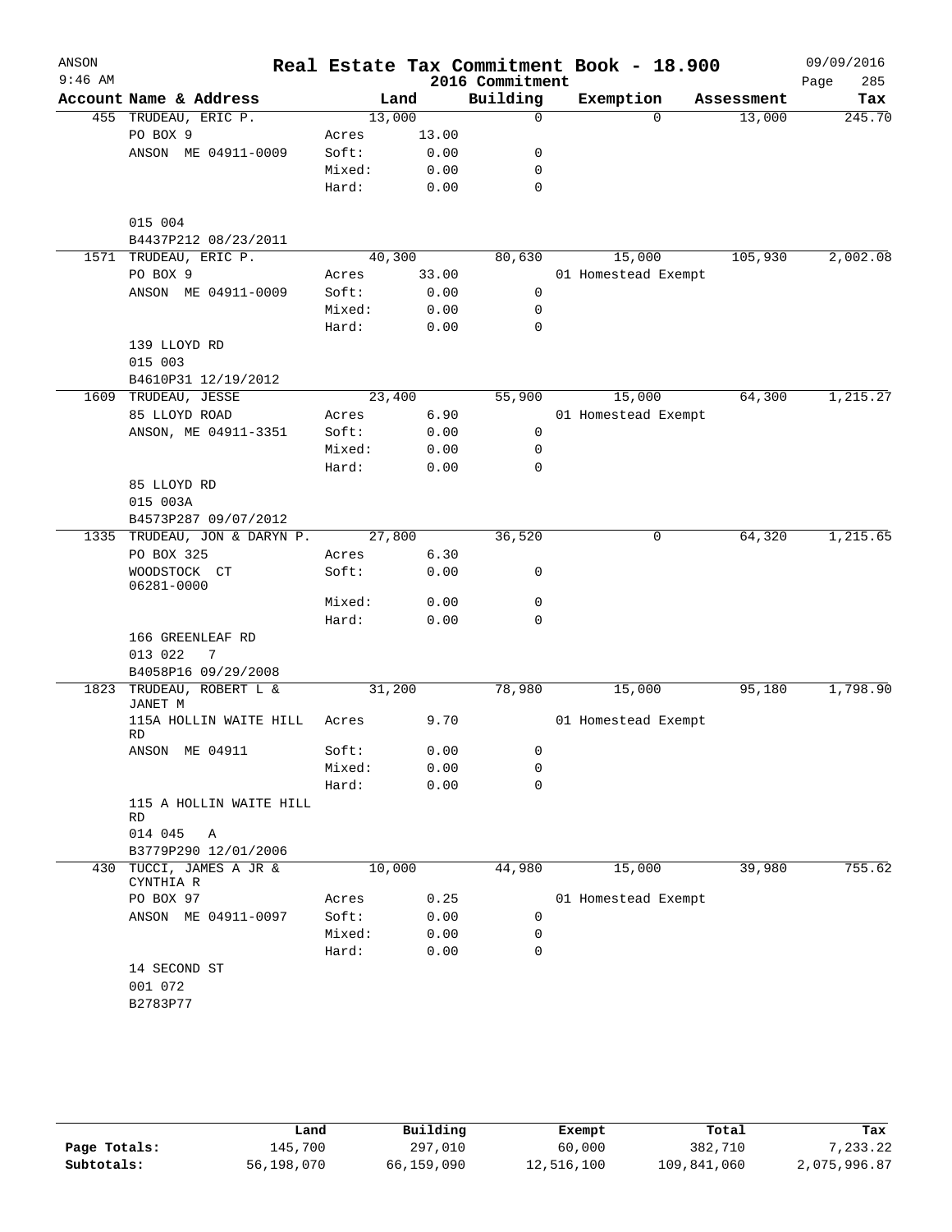ANSON
9:46 AM

# Real Estate Tax Commitment Book - 18.900

2016 Commitment

09/09/2016
Page 285

| Account Name & Address | | Land | Building | Exemption | Assessment | Tax |
|---|---|---|---|---|---|---|
| 455 TRUDEAU, ERIC P. | | 13,000 | 0 | 0 | 13,000 | 245.70 |
| PO BOX 9 | Acres | 13.00 | | | | |
| ANSON ME 04911-0009 | Soft: | 0.00 | 0 | | | |
| | Mixed: | 0.00 | 0 | | | |
| | Hard: | 0.00 | 0 | | | |
| 015 004 | | | | | | |
| B4437P212 08/23/2011 | | | | | | |
| 1571 TRUDEAU, ERIC P. | | 40,300 | 80,630 | 15,000 | 105,930 | 2,002.08 |
| PO BOX 9 | Acres | 33.00 | | 01 Homestead Exempt | | |
| ANSON ME 04911-0009 | Soft: | 0.00 | 0 | | | |
| | Mixed: | 0.00 | 0 | | | |
| | Hard: | 0.00 | 0 | | | |
| 139 LLOYD RD | | | | | | |
| 015 003 | | | | | | |
| B4610P31 12/19/2012 | | | | | | |
| 1609 TRUDEAU, JESSE | | 23,400 | 55,900 | 15,000 | 64,300 | 1,215.27 |
| 85 LLOYD ROAD | Acres | 6.90 | | 01 Homestead Exempt | | |
| ANSON, ME 04911-3351 | Soft: | 0.00 | 0 | | | |
| | Mixed: | 0.00 | 0 | | | |
| | Hard: | 0.00 | 0 | | | |
| 85 LLOYD RD | | | | | | |
| 015 003A | | | | | | |
| B4573P287 09/07/2012 | | | | | | |
| 1335 TRUDEAU, JON & DARYN P. | | 27,800 | 36,520 | 0 | 64,320 | 1,215.65 |
| PO BOX 325 | Acres | 6.30 | | | | |
| WOODSTOCK CT 06281-0000 | Soft: | 0.00 | 0 | | | |
| | Mixed: | 0.00 | 0 | | | |
| | Hard: | 0.00 | 0 | | | |
| 166 GREENLEAF RD | | | | | | |
| 013 022 7 | | | | | | |
| B4058P16 09/29/2008 | | | | | | |
| 1823 TRUDEAU, ROBERT L & JANET M | | 31,200 | 78,980 | 15,000 | 95,180 | 1,798.90 |
| 115A HOLLIN WAITE HILL RD | Acres | 9.70 | | 01 Homestead Exempt | | |
| ANSON ME 04911 | Soft: | 0.00 | 0 | | | |
| | Mixed: | 0.00 | 0 | | | |
| | Hard: | 0.00 | 0 | | | |
| 115 A HOLLIN WAITE HILL RD | | | | | | |
| 014 045 A | | | | | | |
| B3779P290 12/01/2006 | | | | | | |
| 430 TUCCI, JAMES A JR & CYNTHIA R | | 10,000 | 44,980 | 15,000 | 39,980 | 755.62 |
| PO BOX 97 | Acres | 0.25 | | 01 Homestead Exempt | | |
| ANSON ME 04911-0097 | Soft: | 0.00 | 0 | | | |
| | Mixed: | 0.00 | 0 | | | |
| | Hard: | 0.00 | 0 | | | |
| 14 SECOND ST | | | | | | |
| 001 072 | | | | | | |
| B2783P77 | | | | | | |

| | Land | Building | Exempt | Total | Tax |
|---|---|---|---|---|---|
| Page Totals: | 145,700 | 297,010 | 60,000 | 382,710 | 7,233.22 |
| Subtotals: | 56,198,070 | 66,159,090 | 12,516,100 | 109,841,060 | 2,075,996.87 |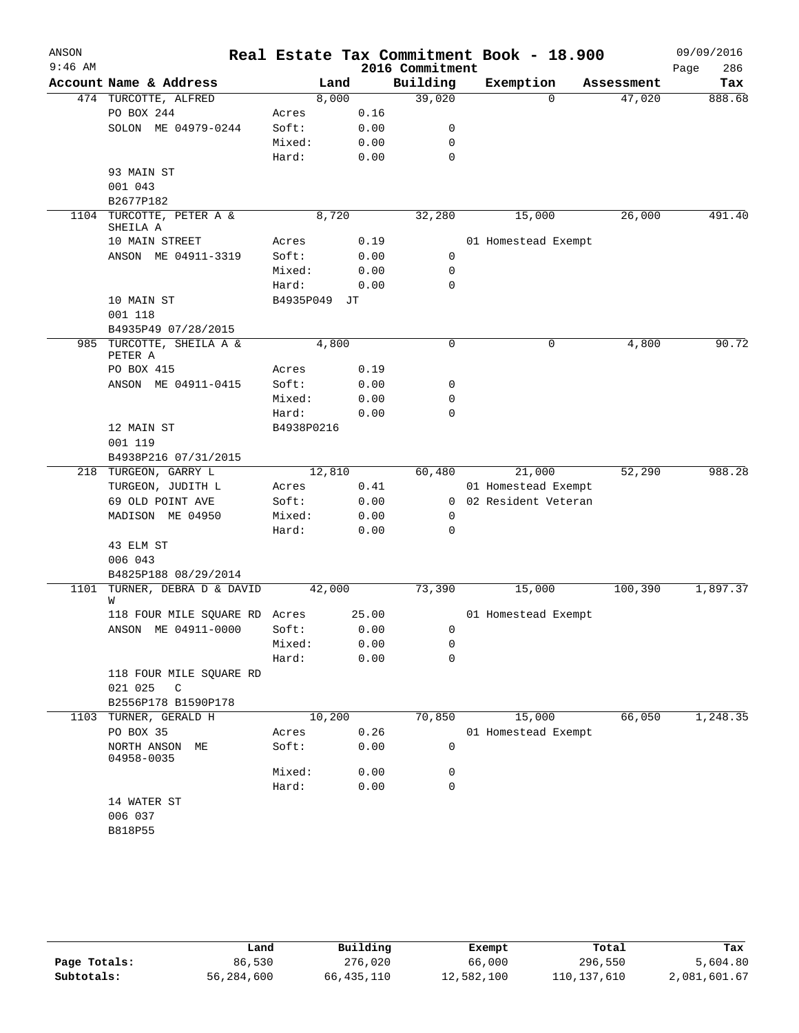# Real Estate Tax Commitment Book - 18.900

ANSON 9:46 AM — 2016 Commitment — 09/09/2016

| Account | Name & Address | Land | | Building | Exemption | Assessment | Tax |
|---|---|---|---|---|---|---|---|
| 474 | TURCOTTE, ALFRED | 8,000 | | 39,020 | 0 | 47,020 | 888.68 |
| | PO BOX 244 | Acres | 0.16 | | | | |
| | SOLON ME 04979-0244 | Soft: | 0.00 | 0 | | | |
| | | Mixed: | 0.00 | 0 | | | |
| | | Hard: | 0.00 | 0 | | | |
| | 93 MAIN ST | | | | | | |
| | 001 043 | | | | | | |
| | B2677P182 | | | | | | |
| 1104 | TURCOTTE, PETER A & SHEILA A | 8,720 | | 32,280 | 15,000 | 26,000 | 491.40 |
| | 10 MAIN STREET | Acres | 0.19 | | 01 Homestead Exempt | | |
| | ANSON ME 04911-3319 | Soft: | 0.00 | 0 | | | |
| | | Mixed: | 0.00 | 0 | | | |
| | | Hard: | 0.00 | 0 | | | |
| | 10 MAIN ST | B4935P049 JT | | | | | |
| | 001 118 | | | | | | |
| | B4935P49 07/28/2015 | | | | | | |
| 985 | TURCOTTE, SHEILA A & PETER A | 4,800 | | 0 | 0 | 4,800 | 90.72 |
| | PO BOX 415 | Acres | 0.19 | | | | |
| | ANSON ME 04911-0415 | Soft: | 0.00 | 0 | | | |
| | | Mixed: | 0.00 | 0 | | | |
| | | Hard: | 0.00 | 0 | | | |
| | 12 MAIN ST | B4938P0216 | | | | | |
| | 001 119 | | | | | | |
| | B4938P216 07/31/2015 | | | | | | |
| 218 | TURGEON, GARRY L | 12,810 | | 60,480 | 21,000 | 52,290 | 988.28 |
| | TURGEON, JUDITH L | Acres | 0.41 | | 01 Homestead Exempt | | |
| | 69 OLD POINT AVE | Soft: | 0.00 | 0 | 02 Resident Veteran | | |
| | MADISON ME 04950 | Mixed: | 0.00 | 0 | | | |
| | | Hard: | 0.00 | 0 | | | |
| | 43 ELM ST | | | | | | |
| | 006 043 | | | | | | |
| | B4825P188 08/29/2014 | | | | | | |
| 1101 | TURNER, DEBRA D & DAVID W | 42,000 | | 73,390 | 15,000 | 100,390 | 1,897.37 |
| | 118 FOUR MILE SQUARE RD | Acres | 25.00 | | 01 Homestead Exempt | | |
| | ANSON ME 04911-0000 | Soft: | 0.00 | 0 | | | |
| | | Mixed: | 0.00 | 0 | | | |
| | | Hard: | 0.00 | 0 | | | |
| | 118 FOUR MILE SQUARE RD | | | | | | |
| | 021 025 C | | | | | | |
| | B2556P178 B1590P178 | | | | | | |
| 1103 | TURNER, GERALD H | 10,200 | | 70,850 | 15,000 | 66,050 | 1,248.35 |
| | PO BOX 35 | Acres | 0.26 | | 01 Homestead Exempt | | |
| | NORTH ANSON ME 04958-0035 | Soft: | 0.00 | 0 | | | |
| | | Mixed: | 0.00 | 0 | | | |
| | | Hard: | 0.00 | 0 | | | |
| | 14 WATER ST | | | | | | |
| | 006 037 | | | | | | |
| | B818P55 | | | | | | |

| | Land | Building | Exempt | Total | Tax |
|---|---|---|---|---|---|
| Page Totals: | 86,530 | 276,020 | 66,000 | 296,550 | 5,604.80 |
| Subtotals: | 56,284,600 | 66,435,110 | 12,582,100 | 110,137,610 | 2,081,601.67 |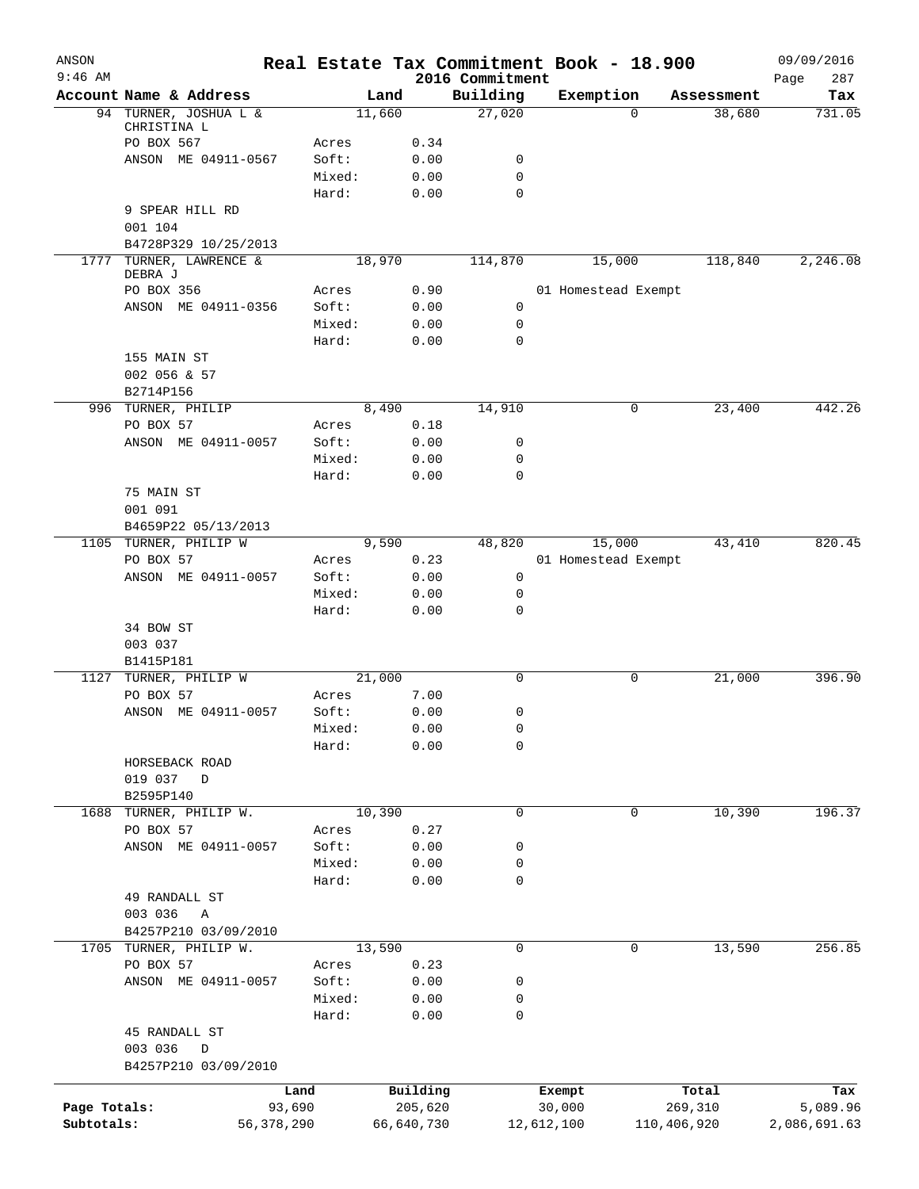ANSON
9:46 AM

# Real Estate Tax Commitment Book - 18.900
## 2016 Commitment

09/09/2016

| Account | Name & Address | | Land | Building | Exemption | Assessment | Tax |
|---|---|---|---|---|---|---|---|
| 94 | TURNER, JOSHUA L & CHRISTINA L | | 11,660 | 27,020 | 0 | 38,680 | 731.05 |
| | PO BOX 567 | Acres | 0.34 | | | | |
| | ANSON ME 04911-0567 | Soft: | 0.00 | 0 | | | |
| | | Mixed: | 0.00 | 0 | | | |
| | | Hard: | 0.00 | 0 | | | |
| | 9 SPEAR HILL RD | | | | | | |
| | 001 104 | | | | | | |
| | B4728P329 10/25/2013 | | | | | | |
| 1777 | TURNER, LAWRENCE & DEBRA J | | 18,970 | 114,870 | 15,000 | 118,840 | 2,246.08 |
| | PO BOX 356 | Acres | 0.90 | | 01 Homestead Exempt | | |
| | ANSON ME 04911-0356 | Soft: | 0.00 | 0 | | | |
| | | Mixed: | 0.00 | 0 | | | |
| | | Hard: | 0.00 | 0 | | | |
| | 155 MAIN ST | | | | | | |
| | 002 056 & 57 | | | | | | |
| | B2714P156 | | | | | | |
| 996 | TURNER, PHILIP | | 8,490 | 14,910 | 0 | 23,400 | 442.26 |
| | PO BOX 57 | Acres | 0.18 | | | | |
| | ANSON ME 04911-0057 | Soft: | 0.00 | 0 | | | |
| | | Mixed: | 0.00 | 0 | | | |
| | | Hard: | 0.00 | 0 | | | |
| | 75 MAIN ST | | | | | | |
| | 001 091 | | | | | | |
| | B4659P22 05/13/2013 | | | | | | |
| 1105 | TURNER, PHILIP W | | 9,590 | 48,820 | 15,000 | 43,410 | 820.45 |
| | PO BOX 57 | Acres | 0.23 | | 01 Homestead Exempt | | |
| | ANSON ME 04911-0057 | Soft: | 0.00 | 0 | | | |
| | | Mixed: | 0.00 | 0 | | | |
| | | Hard: | 0.00 | 0 | | | |
| | 34 BOW ST | | | | | | |
| | 003 037 | | | | | | |
| | B1415P181 | | | | | | |
| 1127 | TURNER, PHILIP W | | 21,000 | 0 | 0 | 21,000 | 396.90 |
| | PO BOX 57 | Acres | 7.00 | | | | |
| | ANSON ME 04911-0057 | Soft: | 0.00 | 0 | | | |
| | | Mixed: | 0.00 | 0 | | | |
| | | Hard: | 0.00 | 0 | | | |
| | HORSEBACK ROAD | | | | | | |
| | 019 037 D | | | | | | |
| | B2595P140 | | | | | | |
| 1688 | TURNER, PHILIP W. | | 10,390 | 0 | 0 | 10,390 | 196.37 |
| | PO BOX 57 | Acres | 0.27 | | | | |
| | ANSON ME 04911-0057 | Soft: | 0.00 | 0 | | | |
| | | Mixed: | 0.00 | 0 | | | |
| | | Hard: | 0.00 | 0 | | | |
| | 49 RANDALL ST | | | | | | |
| | 003 036 A | | | | | | |
| | B4257P210 03/09/2010 | | | | | | |
| 1705 | TURNER, PHILIP W. | | 13,590 | 0 | 0 | 13,590 | 256.85 |
| | PO BOX 57 | Acres | 0.23 | | | | |
| | ANSON ME 04911-0057 | Soft: | 0.00 | 0 | | | |
| | | Mixed: | 0.00 | 0 | | | |
| | | Hard: | 0.00 | 0 | | | |
| | 45 RANDALL ST | | | | | | |
| | 003 036 D | | | | | | |
| | B4257P210 03/09/2010 | | | | | | |

| | Land | Building | Exempt | Total | Tax |
|---|---|---|---|---|---|
| Page Totals: | 93,690 | 205,620 | 30,000 | 269,310 | 5,089.96 |
| Subtotals: | 56,378,290 | 66,640,730 | 12,612,100 | 110,406,920 | 2,086,691.63 |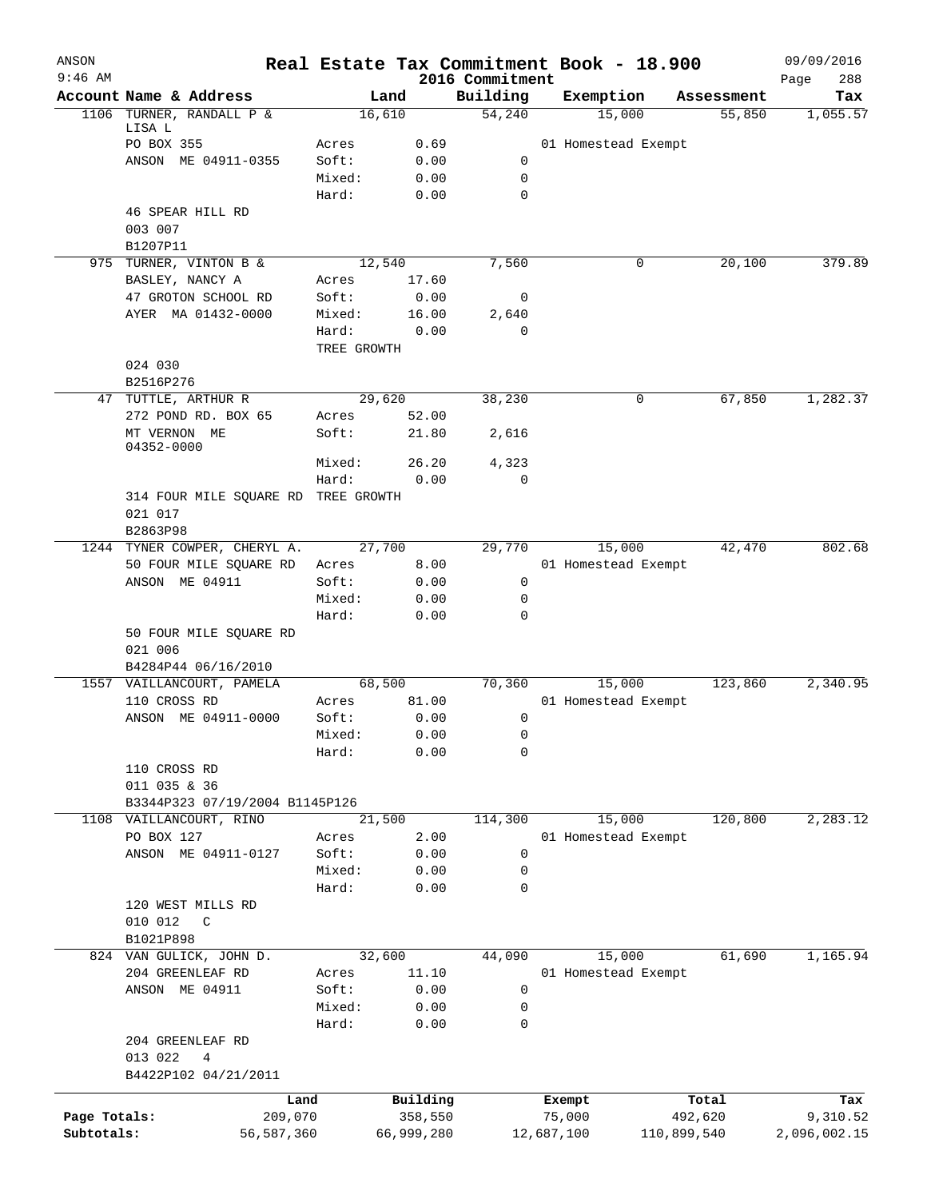# Real Estate Tax Commitment Book - 18.900

ANSON
9:46 AM

2016 Commitment

09/09/2016

| Account | Name & Address | | Land | Building | Exemption | Assessment | Tax |
|---|---|---|---|---|---|---|---|
| 1106 | TURNER, RANDALL P & LISA L | | 16,610 | 54,240 | 15,000 | 55,850 | 1,055.57 |
| | PO BOX 355 | Acres | 0.69 | | 01 Homestead Exempt | | |
| | ANSON ME 04911-0355 | Soft: | 0.00 | 0 | | | |
| | | Mixed: | 0.00 | 0 | | | |
| | | Hard: | 0.00 | 0 | | | |
| | 46 SPEAR HILL RD | | | | | | |
| | 003 007 | | | | | | |
| | B1207P11 | | | | | | |
| 975 | TURNER, VINTON B & | | 12,540 | 7,560 | 0 | 20,100 | 379.89 |
| | BASLEY, NANCY A | Acres | 17.60 | | | | |
| | 47 GROTON SCHOOL RD | Soft: | 0.00 | 0 | | | |
| | AYER MA 01432-0000 | Mixed: | 16.00 | 2,640 | | | |
| | | Hard: | 0.00 | 0 | | | |
| | | TREE GROWTH | | | | | |
| | 024 030 | | | | | | |
| | B2516P276 | | | | | | |
| 47 | TUTTLE, ARTHUR R | | 29,620 | 38,230 | 0 | 67,850 | 1,282.37 |
| | 272 POND RD. BOX 65 | Acres | 52.00 | | | | |
| | MT VERNON ME 04352-0000 | Soft: | 21.80 | 2,616 | | | |
| | | Mixed: | 26.20 | 4,323 | | | |
| | | Hard: | 0.00 | 0 | | | |
| | 314 FOUR MILE SQUARE RD | TREE GROWTH | | | | | |
| | 021 017 | | | | | | |
| | B2863P98 | | | | | | |
| 1244 | TYNER COWPER, CHERYL A. | | 27,700 | 29,770 | 15,000 | 42,470 | 802.68 |
| | 50 FOUR MILE SQUARE RD | Acres | 8.00 | | 01 Homestead Exempt | | |
| | ANSON ME 04911 | Soft: | 0.00 | 0 | | | |
| | | Mixed: | 0.00 | 0 | | | |
| | | Hard: | 0.00 | 0 | | | |
| | 50 FOUR MILE SQUARE RD | | | | | | |
| | 021 006 | | | | | | |
| | B4284P44 06/16/2010 | | | | | | |
| 1557 | VAILLANCOURT, PAMELA | | 68,500 | 70,360 | 15,000 | 123,860 | 2,340.95 |
| | 110 CROSS RD | Acres | 81.00 | | 01 Homestead Exempt | | |
| | ANSON ME 04911-0000 | Soft: | 0.00 | 0 | | | |
| | | Mixed: | 0.00 | 0 | | | |
| | | Hard: | 0.00 | 0 | | | |
| | 110 CROSS RD | | | | | | |
| | 011 035 & 36 | | | | | | |
| | B3344P323 07/19/2004 B1145P126 | | | | | | |
| 1108 | VAILLANCOURT, RINO | | 21,500 | 114,300 | 15,000 | 120,800 | 2,283.12 |
| | PO BOX 127 | Acres | 2.00 | | 01 Homestead Exempt | | |
| | ANSON ME 04911-0127 | Soft: | 0.00 | 0 | | | |
| | | Mixed: | 0.00 | 0 | | | |
| | | Hard: | 0.00 | 0 | | | |
| | 120 WEST MILLS RD | | | | | | |
| | 010 012 C | | | | | | |
| | B1021P898 | | | | | | |
| 824 | VAN GULICK, JOHN D. | | 32,600 | 44,090 | 15,000 | 61,690 | 1,165.94 |
| | 204 GREENLEAF RD | Acres | 11.10 | | 01 Homestead Exempt | | |
| | ANSON ME 04911 | Soft: | 0.00 | 0 | | | |
| | | Mixed: | 0.00 | 0 | | | |
| | | Hard: | 0.00 | 0 | | | |
| | 204 GREENLEAF RD | | | | | | |
| | 013 022 4 | | | | | | |
| | B4422P102 04/21/2011 | | | | | | |

| | Land | Building | Exempt | Total | Tax |
|---|---|---|---|---|---|
| Page Totals: | 209,070 | 358,550 | 75,000 | 492,620 | 9,310.52 |
| Subtotals: | 56,587,360 | 66,999,280 | 12,687,100 | 110,899,540 | 2,096,002.15 |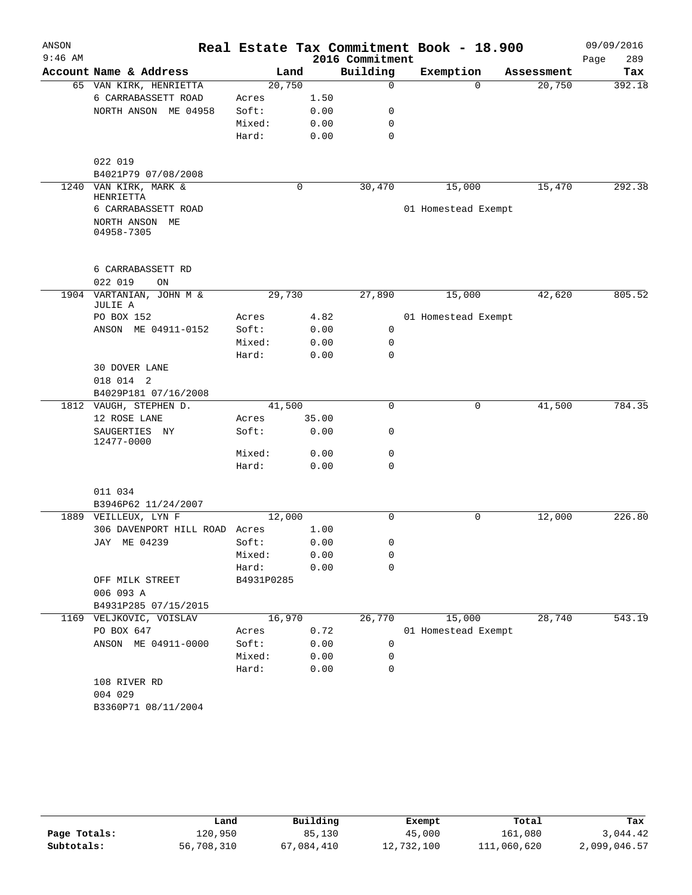ANSON 9:46 AM

# Real Estate Tax Commitment Book - 18.900
## 2016 Commitment

09/09/2016

| Account | Name & Address | Land | | Building | Exemption | Assessment | Tax |
|---|---|---|---|---|---|---|---|
| 65 | VAN KIRK, HENRIETTA | 20,750 | | 0 | 0 | 20,750 | 392.18 |
| | 6 CARRABASSETT ROAD | Acres | 1.50 | | | | |
| | NORTH ANSON ME 04958 | Soft: | 0.00 | 0 | | | |
| | | Mixed: | 0.00 | 0 | | | |
| | | Hard: | 0.00 | 0 | | | |
| | 022 019 | | | | | | |
| | B4021P79 07/08/2008 | | | | | | |
| 1240 | VAN KIRK, MARK & HENRIETTA | 0 | | 30,470 | 15,000 | 15,470 | 292.38 |
| | 6 CARRABASSETT ROAD | | | | 01 Homestead Exempt | | |
| | NORTH ANSON ME 04958-7305 | | | | | | |
| | 6 CARRABASSETT RD | | | | | | |
| | 022 019 ON | | | | | | |
| 1904 | VARTANIAN, JOHN M & JULIE A | 29,730 | | 27,890 | 15,000 | 42,620 | 805.52 |
| | PO BOX 152 | Acres | 4.82 | | 01 Homestead Exempt | | |
| | ANSON ME 04911-0152 | Soft: | 0.00 | 0 | | | |
| | | Mixed: | 0.00 | 0 | | | |
| | | Hard: | 0.00 | 0 | | | |
| | 30 DOVER LANE | | | | | | |
| | 018 014 2 | | | | | | |
| | B4029P181 07/16/2008 | | | | | | |
| 1812 | VAUGH, STEPHEN D. | 41,500 | | 0 | 0 | 41,500 | 784.35 |
| | 12 ROSE LANE | Acres | 35.00 | | | | |
| | SAUGERTIES NY 12477-0000 | Soft: | 0.00 | 0 | | | |
| | | Mixed: | 0.00 | 0 | | | |
| | | Hard: | 0.00 | 0 | | | |
| | 011 034 | | | | | | |
| | B3946P62 11/24/2007 | | | | | | |
| 1889 | VEILLEUX, LYN F | 12,000 | | 0 | 0 | 12,000 | 226.80 |
| | 306 DAVENPORT HILL ROAD | Acres | 1.00 | | | | |
| | JAY ME 04239 | Soft: | 0.00 | 0 | | | |
| | | Mixed: | 0.00 | 0 | | | |
| | | Hard: | 0.00 | 0 | | | |
| | OFF MILK STREET | B4931P0285 | | | | | |
| | 006 093 A | | | | | | |
| | B4931P285 07/15/2015 | | | | | | |
| 1169 | VELJKOVIC, VOISLAV | 16,970 | | 26,770 | 15,000 | 28,740 | 543.19 |
| | PO BOX 647 | Acres | 0.72 | | 01 Homestead Exempt | | |
| | ANSON ME 04911-0000 | Soft: | 0.00 | 0 | | | |
| | | Mixed: | 0.00 | 0 | | | |
| | | Hard: | 0.00 | 0 | | | |
| | 108 RIVER RD | | | | | | |
| | 004 029 | | | | | | |
| | B3360P71 08/11/2004 | | | | | | |

| | Land | Building | Exempt | Total | Tax |
|---|---|---|---|---|---|
| Page Totals: | 120,950 | 85,130 | 45,000 | 161,080 | 3,044.42 |
| Subtotals: | 56,708,310 | 67,084,410 | 12,732,100 | 111,060,620 | 2,099,046.57 |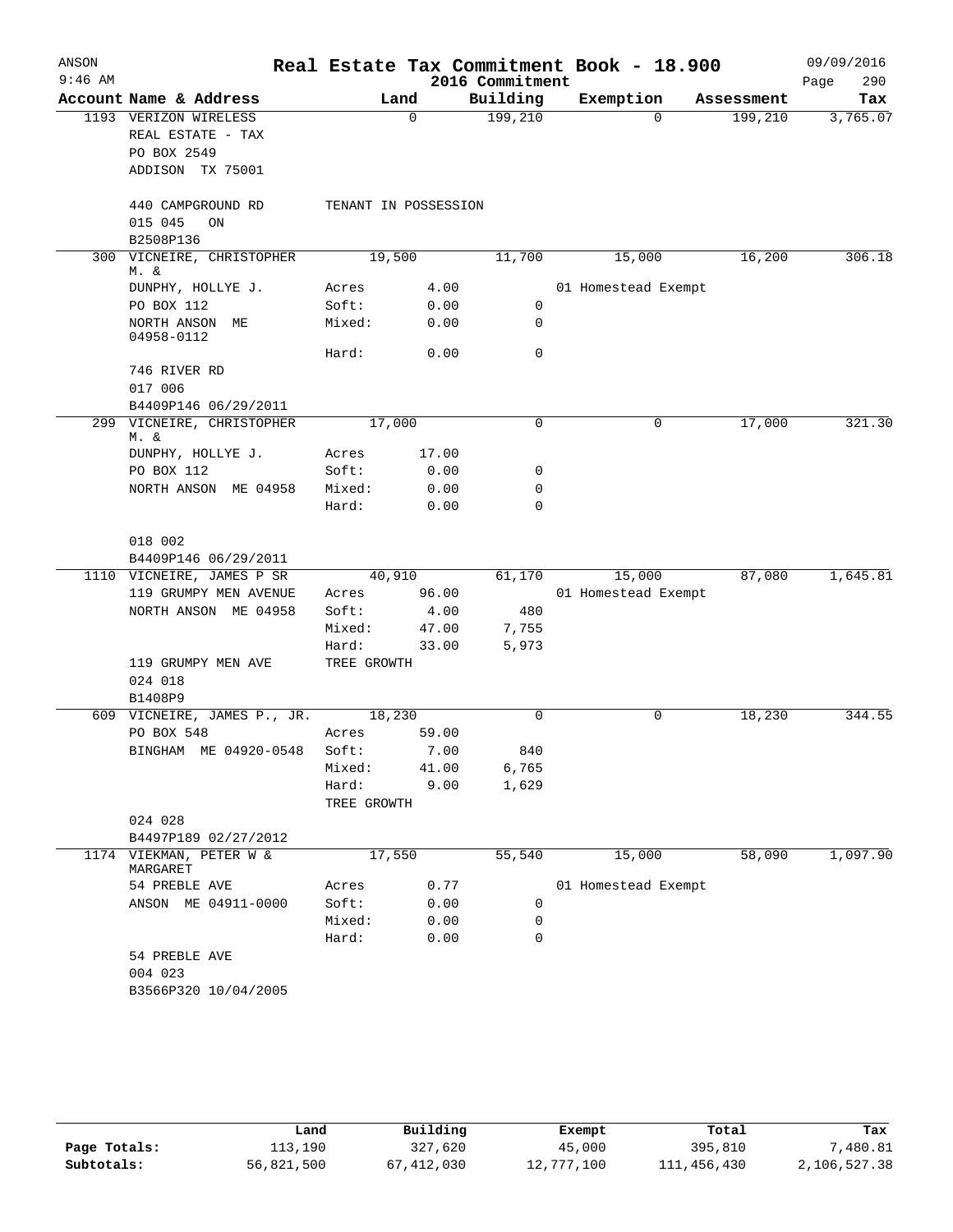ANSON 9:46 AM

# Real Estate Tax Commitment Book - 18.900

## 2016 Commitment

09/09/2016

| Account Name & Address | Land | | Building | Exemption | Assessment | Tax |
|---|---|---|---|---|---|---|
| 1193 VERIZON WIRELESS | | 0 | 199,210 | 0 | 199,210 | 3,765.07 |
| REAL ESTATE - TAX | | | | | | |
| PO BOX 2549 | | | | | | |
| ADDISON TX 75001 | | | | | | |
| 440 CAMPGROUND RD | TENANT IN POSSESSION | | | | | |
| 015 045 ON | | | | | | |
| B2508P136 | | | | | | |
| 300 VICNEIRE, CHRISTOPHER M. & | 19,500 | | 11,700 | 15,000 | 16,200 | 306.18 |
| DUNPHY, HOLLYE J. | Acres | 4.00 | | 01 Homestead Exempt | | |
| PO BOX 112 | Soft: | 0.00 | 0 | | | |
| NORTH ANSON ME 04958-0112 | Mixed: | 0.00 | 0 | | | |
| | Hard: | 0.00 | 0 | | | |
| 746 RIVER RD | | | | | | |
| 017 006 | | | | | | |
| B4409P146 06/29/2011 | | | | | | |
| 299 VICNEIRE, CHRISTOPHER M. & | 17,000 | | 0 | 0 | 17,000 | 321.30 |
| DUNPHY, HOLLYE J. | Acres | 17.00 | | | | |
| PO BOX 112 | Soft: | 0.00 | 0 | | | |
| NORTH ANSON ME 04958 | Mixed: | 0.00 | 0 | | | |
| | Hard: | 0.00 | 0 | | | |
| 018 002 | | | | | | |
| B4409P146 06/29/2011 | | | | | | |
| 1110 VICNEIRE, JAMES P SR | 40,910 | | 61,170 | 15,000 | 87,080 | 1,645.81 |
| 119 GRUMPY MEN AVENUE | Acres | 96.00 | | 01 Homestead Exempt | | |
| NORTH ANSON ME 04958 | Soft: | 4.00 | 480 | | | |
| | Mixed: | 47.00 | 7,755 | | | |
| | Hard: | 33.00 | 5,973 | | | |
| 119 GRUMPY MEN AVE | TREE GROWTH | | | | | |
| 024 018 | | | | | | |
| B1408P9 | | | | | | |
| 609 VICNEIRE, JAMES P., JR. | 18,230 | | 0 | 0 | 18,230 | 344.55 |
| PO BOX 548 | Acres | 59.00 | | | | |
| BINGHAM ME 04920-0548 | Soft: | 7.00 | 840 | | | |
| | Mixed: | 41.00 | 6,765 | | | |
| | Hard: | 9.00 | 1,629 | | | |
| | TREE GROWTH | | | | | |
| 024 028 | | | | | | |
| B4497P189 02/27/2012 | | | | | | |
| 1174 VIEKMAN, PETER W & MARGARET | 17,550 | | 55,540 | 15,000 | 58,090 | 1,097.90 |
| 54 PREBLE AVE | Acres | 0.77 | | 01 Homestead Exempt | | |
| ANSON ME 04911-0000 | Soft: | 0.00 | 0 | | | |
| | Mixed: | 0.00 | 0 | | | |
| | Hard: | 0.00 | 0 | | | |
| 54 PREBLE AVE | | | | | | |
| 004 023 | | | | | | |
| B3566P320 10/04/2005 | | | | | | |

| | Land | Building | Exempt | Total | Tax |
|---|---|---|---|---|---|
| Page Totals: | 113,190 | 327,620 | 45,000 | 395,810 | 7,480.81 |
| Subtotals: | 56,821,500 | 67,412,030 | 12,777,100 | 111,456,430 | 2,106,527.38 |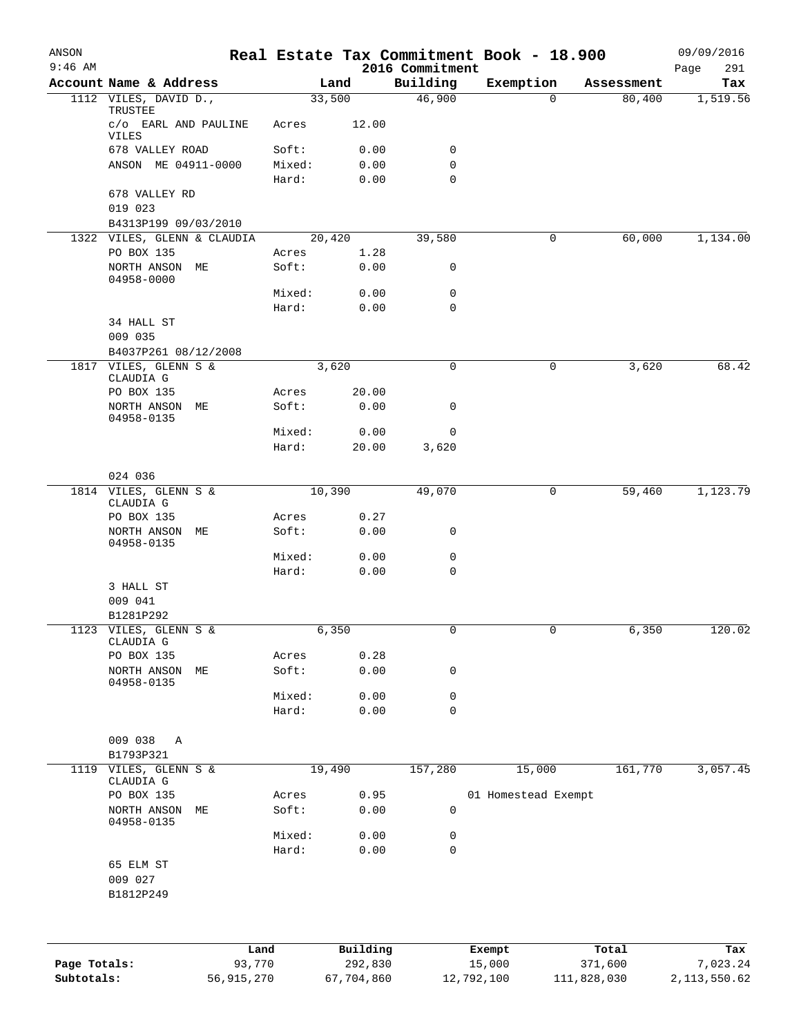# Real Estate Tax Commitment Book - 18.900

ANSON
9:46 AM

2016 Commitment

09/09/2016

| Account | Name & Address | | Land | Building | Exemption | Assessment | Tax |
|---|---|---|---|---|---|---|---|
| 1112 | VILES, DAVID D., TRUSTEE | | 33,500 | 46,900 | 0 | 80,400 | 1,519.56 |
| | c/o EARL AND PAULINE VILES | Acres | 12.00 | | | | |
| | 678 VALLEY ROAD | Soft: | 0.00 | 0 | | | |
| | ANSON ME 04911-0000 | Mixed: | 0.00 | 0 | | | |
| | | Hard: | 0.00 | 0 | | | |
| | 678 VALLEY RD | | | | | | |
| | 019 023 | | | | | | |
| | B4313P199 09/03/2010 | | | | | | |
| 1322 | VILES, GLENN & CLAUDIA | | 20,420 | 39,580 | 0 | 60,000 | 1,134.00 |
| | PO BOX 135 | Acres | 1.28 | | | | |
| | NORTH ANSON ME 04958-0000 | Soft: | 0.00 | 0 | | | |
| | | Mixed: | 0.00 | 0 | | | |
| | | Hard: | 0.00 | 0 | | | |
| | 34 HALL ST | | | | | | |
| | 009 035 | | | | | | |
| | B4037P261 08/12/2008 | | | | | | |
| 1817 | VILES, GLENN S & CLAUDIA G | | 3,620 | 0 | 0 | 3,620 | 68.42 |
| | PO BOX 135 | Acres | 20.00 | | | | |
| | NORTH ANSON ME 04958-0135 | Soft: | 0.00 | 0 | | | |
| | | Mixed: | 0.00 | 0 | | | |
| | | Hard: | 20.00 | 3,620 | | | |
| | 024 036 | | | | | | |
| 1814 | VILES, GLENN S & CLAUDIA G | | 10,390 | 49,070 | 0 | 59,460 | 1,123.79 |
| | PO BOX 135 | Acres | 0.27 | | | | |
| | NORTH ANSON ME 04958-0135 | Soft: | 0.00 | 0 | | | |
| | | Mixed: | 0.00 | 0 | | | |
| | | Hard: | 0.00 | 0 | | | |
| | 3 HALL ST | | | | | | |
| | 009 041 | | | | | | |
| | B1281P292 | | | | | | |
| 1123 | VILES, GLENN S & CLAUDIA G | | 6,350 | 0 | 0 | 6,350 | 120.02 |
| | PO BOX 135 | Acres | 0.28 | | | | |
| | NORTH ANSON ME 04958-0135 | Soft: | 0.00 | 0 | | | |
| | | Mixed: | 0.00 | 0 | | | |
| | | Hard: | 0.00 | 0 | | | |
| | 009 038 A | | | | | | |
| | B1793P321 | | | | | | |
| 1119 | VILES, GLENN S & CLAUDIA G | | 19,490 | 157,280 | 15,000 | 161,770 | 3,057.45 |
| | PO BOX 135 | Acres | 0.95 | | 01 Homestead Exempt | | |
| | NORTH ANSON ME 04958-0135 | Soft: | 0.00 | 0 | | | |
| | | Mixed: | 0.00 | 0 | | | |
| | | Hard: | 0.00 | 0 | | | |
| | 65 ELM ST | | | | | | |
| | 009 027 | | | | | | |
| | B1812P249 | | | | | | |

| | Land | Building | Exempt | Total | Tax |
|---|---|---|---|---|---|
| Page Totals: | 93,770 | 292,830 | 15,000 | 371,600 | 7,023.24 |
| Subtotals: | 56,915,270 | 67,704,860 | 12,792,100 | 111,828,030 | 2,113,550.62 |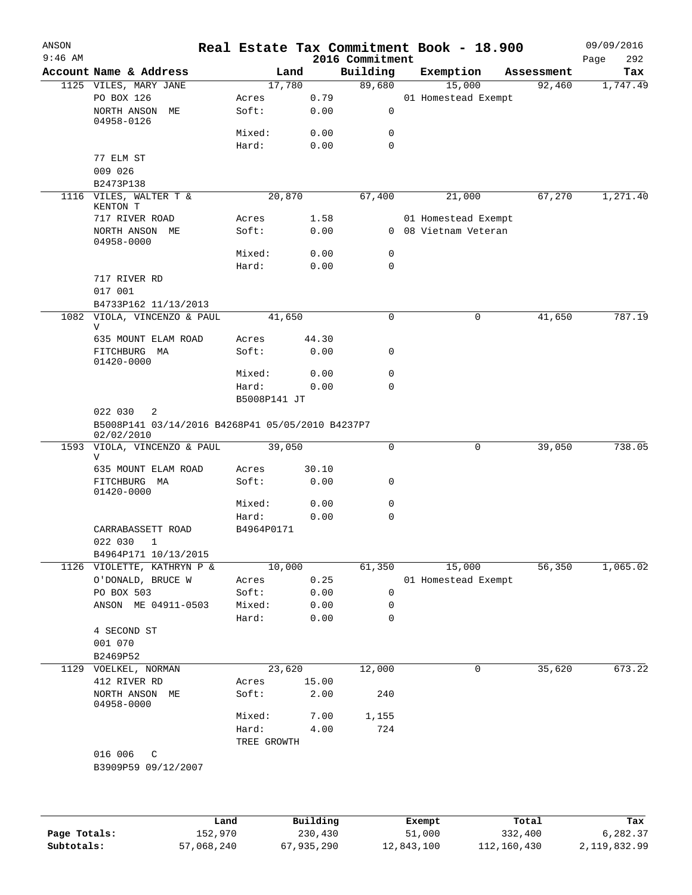# Real Estate Tax Commitment Book - 18.900

ANSON 9:46 AM — 2016 Commitment — 09/09/2016 Page 292

| Account Name & Address | Land | | Building | Exemption | Assessment | Tax |
|---|---|---|---|---|---|---|
| 1125 VILES, MARY JANE | 17,780 | | 89,680 | 15,000 | 92,460 | 1,747.49 |
| PO BOX 126 | Acres | 0.79 | | 01 Homestead Exempt | | |
| NORTH ANSON ME 04958-0126 | Soft: | 0.00 | 0 | | | |
| | Mixed: | 0.00 | 0 | | | |
| | Hard: | 0.00 | 0 | | | |
| 77 ELM ST | | | | | | |
| 009 026 | | | | | | |
| B2473P138 | | | | | | |
| 1116 VILES, WALTER T & KENTON T | 20,870 | | 67,400 | 21,000 | 67,270 | 1,271.40 |
| 717 RIVER ROAD | Acres | 1.58 | | 01 Homestead Exempt | | |
| NORTH ANSON ME 04958-0000 | Soft: | 0.00 | 0 | 08 Vietnam Veteran | | |
| | Mixed: | 0.00 | 0 | | | |
| | Hard: | 0.00 | 0 | | | |
| 717 RIVER RD | | | | | | |
| 017 001 | | | | | | |
| B4733P162 11/13/2013 | | | | | | |
| 1082 VIOLA, VINCENZO & PAUL V | 41,650 | | 0 | 0 | 41,650 | 787.19 |
| 635 MOUNT ELAM ROAD | Acres | 44.30 | | | | |
| FITCHBURG MA 01420-0000 | Soft: | 0.00 | 0 | | | |
| | Mixed: | 0.00 | 0 | | | |
| | Hard: | 0.00 | 0 | | | |
| | B5008P141 JT | | | | | |
| 022 030 2 | | | | | | |
| B5008P141 03/14/2016 B4268P41 05/05/2010 B4237P7 02/02/2010 | | | | | | |
| 1593 VIOLA, VINCENZO & PAUL V | 39,050 | | 0 | 0 | 39,050 | 738.05 |
| 635 MOUNT ELAM ROAD | Acres | 30.10 | | | | |
| FITCHBURG MA 01420-0000 | Soft: | 0.00 | 0 | | | |
| | Mixed: | 0.00 | 0 | | | |
| | Hard: | 0.00 | 0 | | | |
| CARRABASSETT ROAD | B4964P0171 | | | | | |
| 022 030 1 | | | | | | |
| B4964P171 10/13/2015 | | | | | | |
| 1126 VIOLETTE, KATHRYN P & | 10,000 | | 61,350 | 15,000 | 56,350 | 1,065.02 |
| O'DONALD, BRUCE W | Acres | 0.25 | | 01 Homestead Exempt | | |
| PO BOX 503 | Soft: | 0.00 | 0 | | | |
| ANSON ME 04911-0503 | Mixed: | 0.00 | 0 | | | |
| | Hard: | 0.00 | 0 | | | |
| 4 SECOND ST | | | | | | |
| 001 070 | | | | | | |
| B2469P52 | | | | | | |
| 1129 VOELKEL, NORMAN | 23,620 | | 12,000 | 0 | 35,620 | 673.22 |
| 412 RIVER RD | Acres | 15.00 | | | | |
| NORTH ANSON ME 04958-0000 | Soft: | 2.00 | 240 | | | |
| | Mixed: | 7.00 | 1,155 | | | |
| | Hard: | 4.00 | 724 | | | |
| | TREE GROWTH | | | | | |
| 016 006 C | | | | | | |
| B3909P59 09/12/2007 | | | | | | |

| | Land | Building | Exempt | Total | Tax |
|---|---|---|---|---|---|
| Page Totals: | 152,970 | 230,430 | 51,000 | 332,400 | 6,282.37 |
| Subtotals: | 57,068,240 | 67,935,290 | 12,843,100 | 112,160,430 | 2,119,832.99 |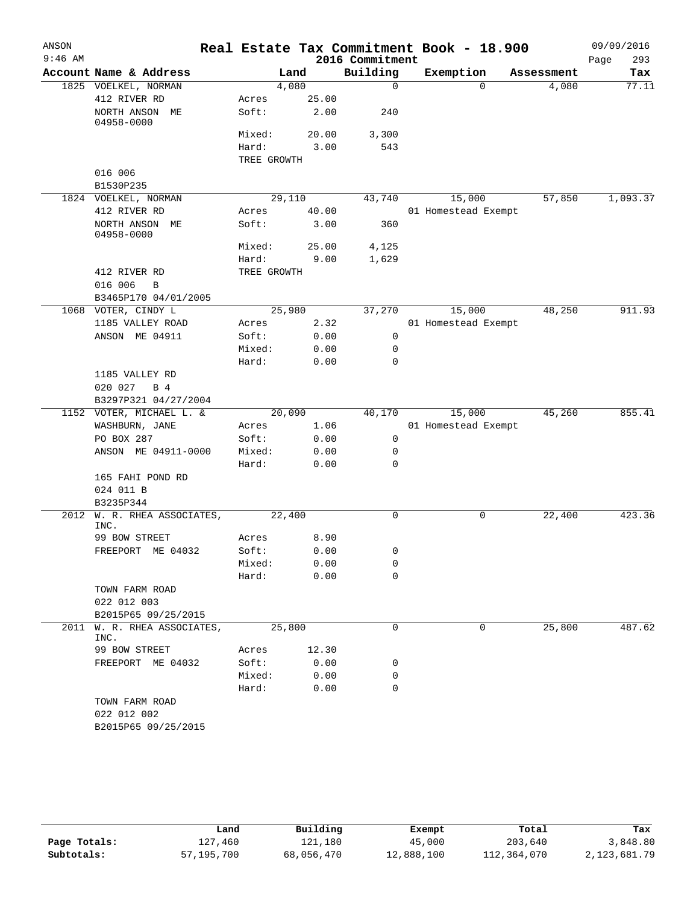# Real Estate Tax Commitment Book - 18.900

ANSON
9:46 AM

2016 Commitment

09/09/2016

| Account Name & Address | Land | | Building | Exemption | Assessment | Tax |
|---|---|---|---|---|---|---|
| 1825 VOELKEL, NORMAN | 4,080 | | 0 | 0 | 4,080 | 77.11 |
| 412 RIVER RD | Acres | 25.00 | | | | |
| NORTH ANSON ME 04958-0000 | Soft: | 2.00 | 240 | | | |
| | Mixed: | 20.00 | 3,300 | | | |
| | Hard: | 3.00 | 543 | | | |
| | TREE GROWTH | | | | | |
| 016 006 | | | | | | |
| B1530P235 | | | | | | |
| 1824 VOELKEL, NORMAN | 29,110 | | 43,740 | 15,000 | 57,850 | 1,093.37 |
| 412 RIVER RD | Acres | 40.00 | | 01 Homestead Exempt | | |
| NORTH ANSON ME 04958-0000 | Soft: | 3.00 | 360 | | | |
| | Mixed: | 25.00 | 4,125 | | | |
| | Hard: | 9.00 | 1,629 | | | |
| 412 RIVER RD | TREE GROWTH | | | | | |
| 016 006 B | | | | | | |
| B3465P170 04/01/2005 | | | | | | |
| 1068 VOTER, CINDY L | 25,980 | | 37,270 | 15,000 | 48,250 | 911.93 |
| 1185 VALLEY ROAD | Acres | 2.32 | | 01 Homestead Exempt | | |
| ANSON ME 04911 | Soft: | 0.00 | 0 | | | |
| | Mixed: | 0.00 | 0 | | | |
| | Hard: | 0.00 | 0 | | | |
| 1185 VALLEY RD | | | | | | |
| 020 027 B 4 | | | | | | |
| B3297P321 04/27/2004 | | | | | | |
| 1152 VOTER, MICHAEL L. & | 20,090 | | 40,170 | 15,000 | 45,260 | 855.41 |
| WASHBURN, JANE | Acres | 1.06 | | 01 Homestead Exempt | | |
| PO BOX 287 | Soft: | 0.00 | 0 | | | |
| ANSON ME 04911-0000 | Mixed: | 0.00 | 0 | | | |
| | Hard: | 0.00 | 0 | | | |
| 165 FAHI POND RD | | | | | | |
| 024 011 B | | | | | | |
| B3235P344 | | | | | | |
| 2012 W. R. RHEA ASSOCIATES, INC. | 22,400 | | 0 | 0 | 22,400 | 423.36 |
| 99 BOW STREET | Acres | 8.90 | | | | |
| FREEPORT ME 04032 | Soft: | 0.00 | 0 | | | |
| | Mixed: | 0.00 | 0 | | | |
| | Hard: | 0.00 | 0 | | | |
| TOWN FARM ROAD | | | | | | |
| 022 012 003 | | | | | | |
| B2015P65 09/25/2015 | | | | | | |
| 2011 W. R. RHEA ASSOCIATES, INC. | 25,800 | | 0 | 0 | 25,800 | 487.62 |
| 99 BOW STREET | Acres | 12.30 | | | | |
| FREEPORT ME 04032 | Soft: | 0.00 | 0 | | | |
| | Mixed: | 0.00 | 0 | | | |
| | Hard: | 0.00 | 0 | | | |
| TOWN FARM ROAD | | | | | | |
| 022 012 002 | | | | | | |
| B2015P65 09/25/2015 | | | | | | |

| | Land | Building | Exempt | Total | Tax |
|---|---|---|---|---|---|
| Page Totals: | 127,460 | 121,180 | 45,000 | 203,640 | 3,848.80 |
| Subtotals: | 57,195,700 | 68,056,470 | 12,888,100 | 112,364,070 | 2,123,681.79 |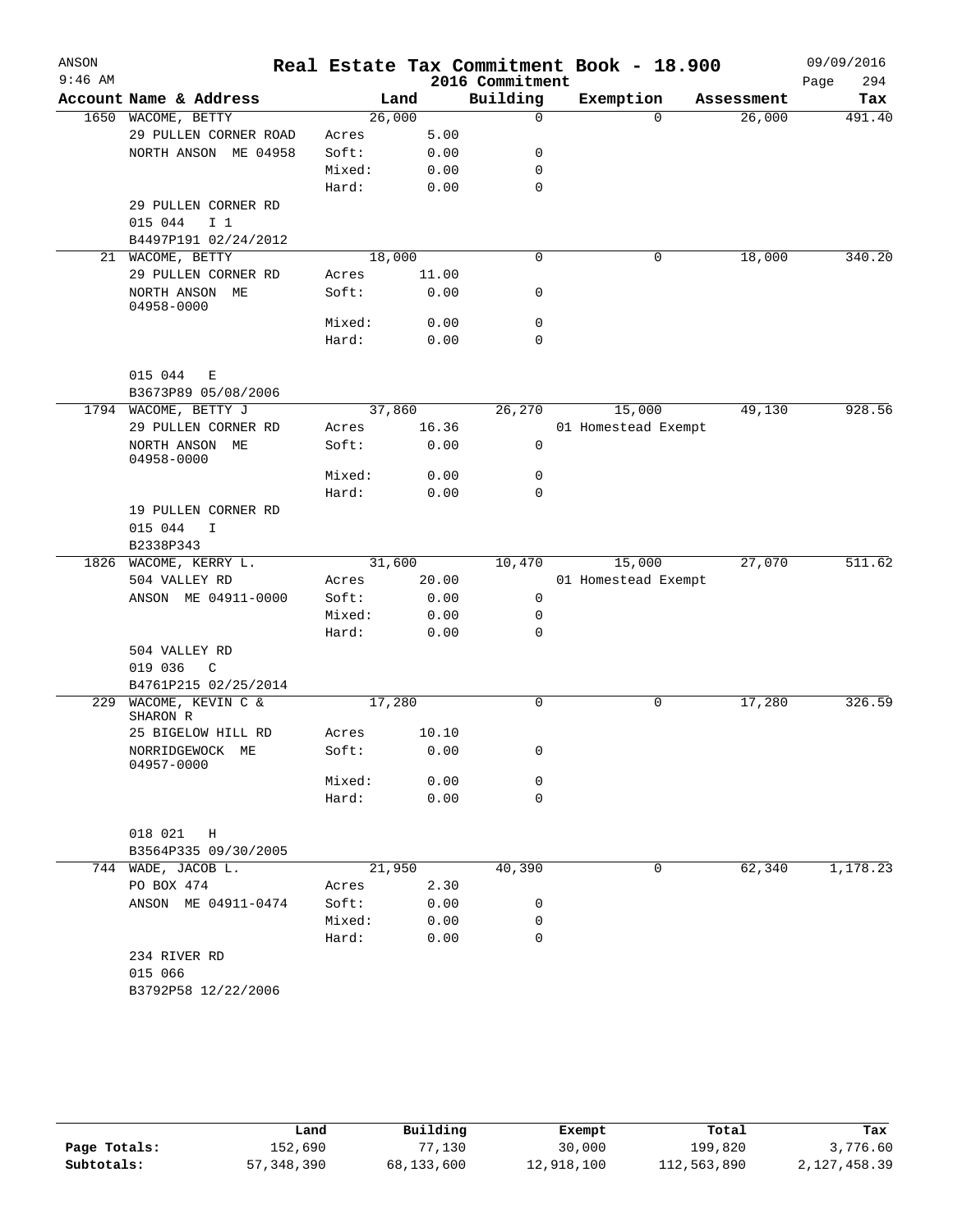# Real Estate Tax Commitment Book - 18.900

ANSON
9:46 AM

2016 Commitment

09/09/2016
Page 294

| Account Name & Address | | Land | Building | Exemption | Assessment | Tax |
|---|---|---|---|---|---|---|
| 1650 WACOME, BETTY | | 26,000 | 0 | 0 | 26,000 | 491.40 |
| 29 PULLEN CORNER ROAD | Acres | 5.00 | | | | |
| NORTH ANSON ME 04958 | Soft: | 0.00 | 0 | | | |
| | Mixed: | 0.00 | 0 | | | |
| | Hard: | 0.00 | 0 | | | |
| 29 PULLEN CORNER RD | | | | | | |
| 015 044 I 1 | | | | | | |
| B4497P191 02/24/2012 | | | | | | |
| 21 WACOME, BETTY | | 18,000 | 0 | 0 | 18,000 | 340.20 |
| 29 PULLEN CORNER RD | Acres | 11.00 | | | | |
| NORTH ANSON ME 04958-0000 | Soft: | 0.00 | 0 | | | |
| | Mixed: | 0.00 | 0 | | | |
| | Hard: | 0.00 | 0 | | | |
| 015 044 E | | | | | | |
| B3673P89 05/08/2006 | | | | | | |
| 1794 WACOME, BETTY J | | 37,860 | 26,270 | 15,000 | 49,130 | 928.56 |
| 29 PULLEN CORNER RD | Acres | 16.36 | | 01 Homestead Exempt | | |
| NORTH ANSON ME 04958-0000 | Soft: | 0.00 | 0 | | | |
| | Mixed: | 0.00 | 0 | | | |
| | Hard: | 0.00 | 0 | | | |
| 19 PULLEN CORNER RD | | | | | | |
| 015 044 I | | | | | | |
| B2338P343 | | | | | | |
| 1826 WACOME, KERRY L. | | 31,600 | 10,470 | 15,000 | 27,070 | 511.62 |
| 504 VALLEY RD | Acres | 20.00 | | 01 Homestead Exempt | | |
| ANSON ME 04911-0000 | Soft: | 0.00 | 0 | | | |
| | Mixed: | 0.00 | 0 | | | |
| | Hard: | 0.00 | 0 | | | |
| 504 VALLEY RD | | | | | | |
| 019 036 C | | | | | | |
| B4761P215 02/25/2014 | | | | | | |
| 229 WACOME, KEVIN C & SHARON R | | 17,280 | 0 | 0 | 17,280 | 326.59 |
| 25 BIGELOW HILL RD | Acres | 10.10 | | | | |
| NORRIDGEWOCK ME 04957-0000 | Soft: | 0.00 | 0 | | | |
| | Mixed: | 0.00 | 0 | | | |
| | Hard: | 0.00 | 0 | | | |
| 018 021 H | | | | | | |
| B3564P335 09/30/2005 | | | | | | |
| 744 WADE, JACOB L. | | 21,950 | 40,390 | 0 | 62,340 | 1,178.23 |
| PO BOX 474 | Acres | 2.30 | | | | |
| ANSON ME 04911-0474 | Soft: | 0.00 | 0 | | | |
| | Mixed: | 0.00 | 0 | | | |
| | Hard: | 0.00 | 0 | | | |
| 234 RIVER RD | | | | | | |
| 015 066 | | | | | | |
| B3792P58 12/22/2006 | | | | | | |

| | Land | Building | Exempt | Total | Tax |
|---|---|---|---|---|---|
| Page Totals: | 152,690 | 77,130 | 30,000 | 199,820 | 3,776.60 |
| Subtotals: | 57,348,390 | 68,133,600 | 12,918,100 | 112,563,890 | 2,127,458.39 |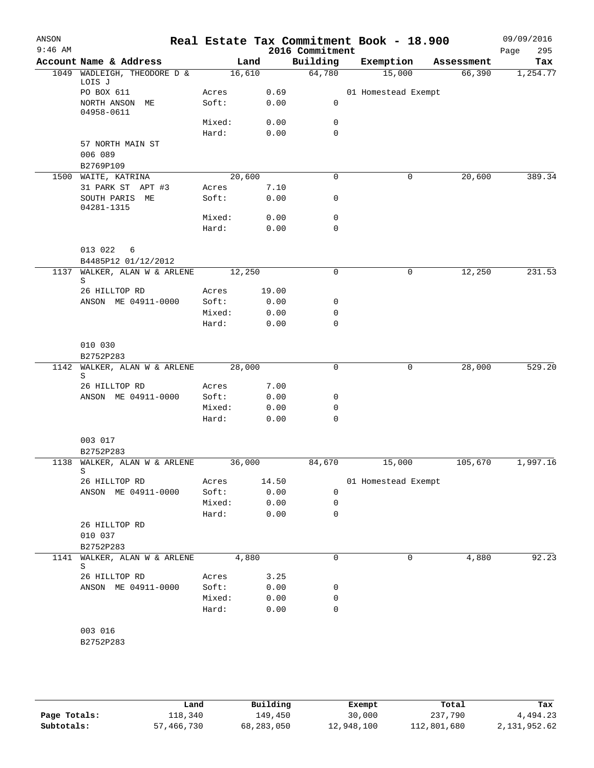ANSON 9:46 AM

# Real Estate Tax Commitment Book - 18.900

2016 Commitment

09/09/2016 Page 295

| Account | Name & Address | | Land | Building | Exemption | Assessment | Tax |
|---|---|---|---|---|---|---|---|
| 1049 | WADLEIGH, THEODORE D & LOIS J | | 16,610 | 64,780 | 15,000 | 66,390 | 1,254.77 |
| | PO BOX 611 | Acres | 0.69 | | 01 Homestead Exempt | | |
| | NORTH ANSON ME 04958-0611 | Soft: | 0.00 | 0 | | | |
| | | Mixed: | 0.00 | 0 | | | |
| | | Hard: | 0.00 | 0 | | | |
| | 57 NORTH MAIN ST | | | | | | |
| | 006 089 | | | | | | |
| | B2769P109 | | | | | | |
| 1500 | WAITE, KATRINA | | 20,600 | 0 | 0 | 20,600 | 389.34 |
| | 31 PARK ST APT #3 | Acres | 7.10 | | | | |
| | SOUTH PARIS ME 04281-1315 | Soft: | 0.00 | 0 | | | |
| | | Mixed: | 0.00 | 0 | | | |
| | | Hard: | 0.00 | 0 | | | |
| | 013 022 6 | | | | | | |
| | B4485P12 01/12/2012 | | | | | | |
| 1137 | WALKER, ALAN W & ARLENE S | | 12,250 | 0 | 0 | 12,250 | 231.53 |
| | 26 HILLTOP RD | Acres | 19.00 | | | | |
| | ANSON ME 04911-0000 | Soft: | 0.00 | 0 | | | |
| | | Mixed: | 0.00 | 0 | | | |
| | | Hard: | 0.00 | 0 | | | |
| | 010 030 | | | | | | |
| | B2752P283 | | | | | | |
| 1142 | WALKER, ALAN W & ARLENE S | | 28,000 | 0 | 0 | 28,000 | 529.20 |
| | 26 HILLTOP RD | Acres | 7.00 | | | | |
| | ANSON ME 04911-0000 | Soft: | 0.00 | 0 | | | |
| | | Mixed: | 0.00 | 0 | | | |
| | | Hard: | 0.00 | 0 | | | |
| | 003 017 | | | | | | |
| | B2752P283 | | | | | | |
| 1138 | WALKER, ALAN W & ARLENE S | | 36,000 | 84,670 | 15,000 | 105,670 | 1,997.16 |
| | 26 HILLTOP RD | Acres | 14.50 | | 01 Homestead Exempt | | |
| | ANSON ME 04911-0000 | Soft: | 0.00 | 0 | | | |
| | | Mixed: | 0.00 | 0 | | | |
| | | Hard: | 0.00 | 0 | | | |
| | 26 HILLTOP RD | | | | | | |
| | 010 037 | | | | | | |
| | B2752P283 | | | | | | |
| 1141 | WALKER, ALAN W & ARLENE S | | 4,880 | 0 | 0 | 4,880 | 92.23 |
| | 26 HILLTOP RD | Acres | 3.25 | | | | |
| | ANSON ME 04911-0000 | Soft: | 0.00 | 0 | | | |
| | | Mixed: | 0.00 | 0 | | | |
| | | Hard: | 0.00 | 0 | | | |
| | 003 016 | | | | | | |
| | B2752P283 | | | | | | |

| | Land | Building | Exempt | Total | Tax |
|---|---|---|---|---|---|
| Page Totals: | 118,340 | 149,450 | 30,000 | 237,790 | 4,494.23 |
| Subtotals: | 57,466,730 | 68,283,050 | 12,948,100 | 112,801,680 | 2,131,952.62 |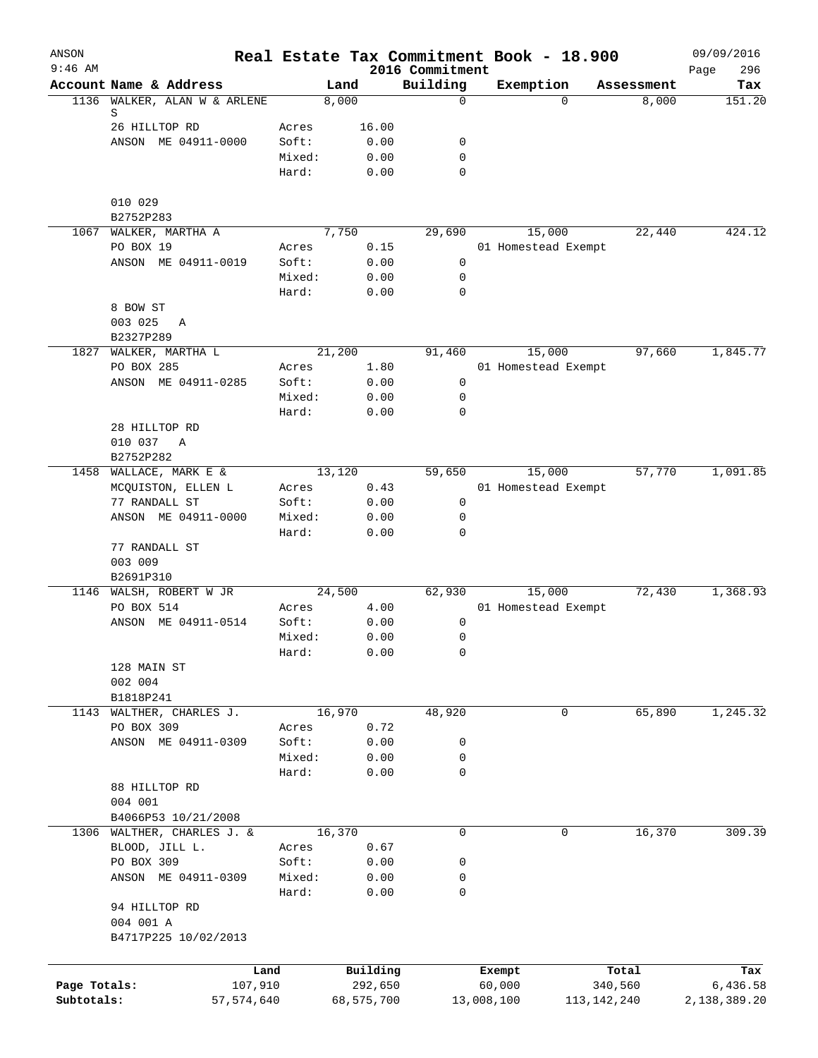ANSON
9:46 AM

# Real Estate Tax Commitment Book - 18.900
## 2016 Commitment

09/09/2016

| Account | Name & Address | | Land | Building | Exemption | Assessment | Tax |
|---|---|---|---|---|---|---|---|
| 1136 | WALKER, ALAN W & ARLENE S | | 8,000 | 0 | 0 | 8,000 | 151.20 |
| | 26 HILLTOP RD | Acres | 16.00 | | | | |
| | ANSON ME 04911-0000 | Soft: | 0.00 | 0 | | | |
| | | Mixed: | 0.00 | 0 | | | |
| | | Hard: | 0.00 | 0 | | | |
| | 010 029 | | | | | | |
| | B2752P283 | | | | | | |
| 1067 | WALKER, MARTHA A | | 7,750 | 29,690 | 15,000 | 22,440 | 424.12 |
| | PO BOX 19 | Acres | 0.15 | | 01 Homestead Exempt | | |
| | ANSON ME 04911-0019 | Soft: | 0.00 | 0 | | | |
| | | Mixed: | 0.00 | 0 | | | |
| | | Hard: | 0.00 | 0 | | | |
| | 8 BOW ST | | | | | | |
| | 003 025 A | | | | | | |
| | B2327P289 | | | | | | |
| 1827 | WALKER, MARTHA L | | 21,200 | 91,460 | 15,000 | 97,660 | 1,845.77 |
| | PO BOX 285 | Acres | 1.80 | | 01 Homestead Exempt | | |
| | ANSON ME 04911-0285 | Soft: | 0.00 | 0 | | | |
| | | Mixed: | 0.00 | 0 | | | |
| | | Hard: | 0.00 | 0 | | | |
| | 28 HILLTOP RD | | | | | | |
| | 010 037 A | | | | | | |
| | B2752P282 | | | | | | |
| 1458 | WALLACE, MARK E & | | 13,120 | 59,650 | 15,000 | 57,770 | 1,091.85 |
| | MCQUISTON, ELLEN L | Acres | 0.43 | | 01 Homestead Exempt | | |
| | 77 RANDALL ST | Soft: | 0.00 | 0 | | | |
| | ANSON ME 04911-0000 | Mixed: | 0.00 | 0 | | | |
| | | Hard: | 0.00 | 0 | | | |
| | 77 RANDALL ST | | | | | | |
| | 003 009 | | | | | | |
| | B2691P310 | | | | | | |
| 1146 | WALSH, ROBERT W JR | | 24,500 | 62,930 | 15,000 | 72,430 | 1,368.93 |
| | PO BOX 514 | Acres | 4.00 | | 01 Homestead Exempt | | |
| | ANSON ME 04911-0514 | Soft: | 0.00 | 0 | | | |
| | | Mixed: | 0.00 | 0 | | | |
| | | Hard: | 0.00 | 0 | | | |
| | 128 MAIN ST | | | | | | |
| | 002 004 | | | | | | |
| | B1818P241 | | | | | | |
| 1143 | WALTHER, CHARLES J. | | 16,970 | 48,920 | 0 | 65,890 | 1,245.32 |
| | PO BOX 309 | Acres | 0.72 | | | | |
| | ANSON ME 04911-0309 | Soft: | 0.00 | 0 | | | |
| | | Mixed: | 0.00 | 0 | | | |
| | | Hard: | 0.00 | 0 | | | |
| | 88 HILLTOP RD | | | | | | |
| | 004 001 | | | | | | |
| | B4066P53 10/21/2008 | | | | | | |
| 1306 | WALTHER, CHARLES J. & | | 16,370 | 0 | 0 | 16,370 | 309.39 |
| | BLOOD, JILL L. | Acres | 0.67 | | | | |
| | PO BOX 309 | Soft: | 0.00 | 0 | | | |
| | ANSON ME 04911-0309 | Mixed: | 0.00 | 0 | | | |
| | | Hard: | 0.00 | 0 | | | |
| | 94 HILLTOP RD | | | | | | |
| | 004 001 A | | | | | | |
| | B4717P225 10/02/2013 | | | | | | |

| | Land | Building | Exempt | Total | Tax |
|---|---|---|---|---|---|
| Page Totals: | 107,910 | 292,650 | 60,000 | 340,560 | 6,436.58 |
| Subtotals: | 57,574,640 | 68,575,700 | 13,008,100 | 113,142,240 | 2,138,389.20 |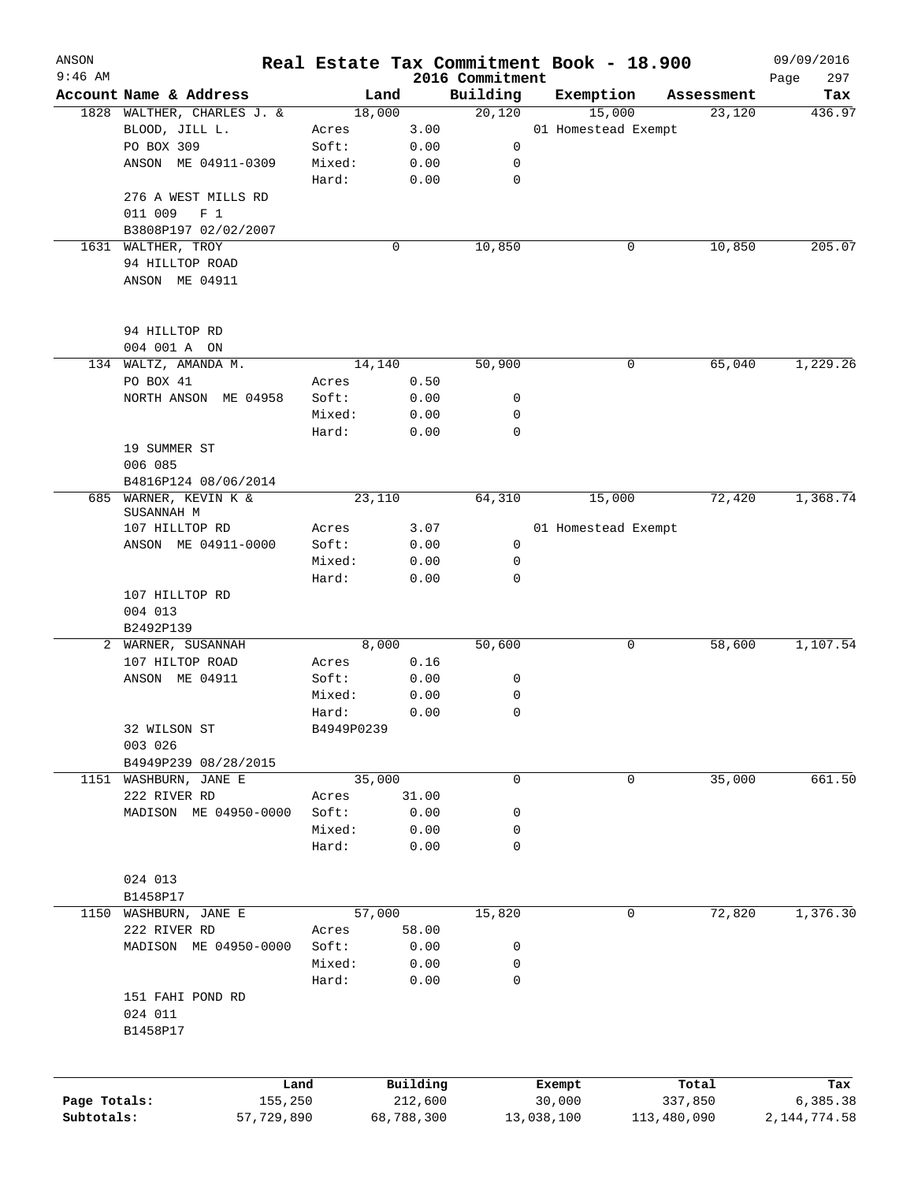ANSON 9:46 AM

# Real Estate Tax Commitment Book - 18.900

2016 Commitment

09/09/2016

| Account | Name & Address | | Land | Building | Exemption | Assessment | Tax |
|---|---|---|---|---|---|---|---|
| 1828 | WALTHER, CHARLES J. & | | 18,000 | 20,120 | 15,000 | 23,120 | 436.97 |
| | BLOOD, JILL L. | Acres | 3.00 | | 01 Homestead Exempt | | |
| | PO BOX 309 | Soft: | 0.00 | 0 | | | |
| | ANSON ME 04911-0309 | Mixed: | 0.00 | 0 | | | |
| | | Hard: | 0.00 | 0 | | | |
| | 276 A WEST MILLS RD | | | | | | |
| | 011 009 F 1 | | | | | | |
| | B3808P197 02/02/2007 | | | | | | |
| 1631 | WALTHER, TROY | | 0 | 10,850 | 0 | 10,850 | 205.07 |
| | 94 HILLTOP ROAD | | | | | | |
| | ANSON ME 04911 | | | | | | |
| | 94 HILLTOP RD | | | | | | |
| | 004 001 A ON | | | | | | |
| 134 | WALTZ, AMANDA M. | | 14,140 | 50,900 | 0 | 65,040 | 1,229.26 |
| | PO BOX 41 | Acres | 0.50 | | | | |
| | NORTH ANSON ME 04958 | Soft: | 0.00 | 0 | | | |
| | | Mixed: | 0.00 | 0 | | | |
| | | Hard: | 0.00 | 0 | | | |
| | 19 SUMMER ST | | | | | | |
| | 006 085 | | | | | | |
| | B4816P124 08/06/2014 | | | | | | |
| 685 | WARNER, KEVIN K & SUSANNAH M | | 23,110 | 64,310 | 15,000 | 72,420 | 1,368.74 |
| | 107 HILLTOP RD | Acres | 3.07 | | 01 Homestead Exempt | | |
| | ANSON ME 04911-0000 | Soft: | 0.00 | 0 | | | |
| | | Mixed: | 0.00 | 0 | | | |
| | | Hard: | 0.00 | 0 | | | |
| | 107 HILLTOP RD | | | | | | |
| | 004 013 | | | | | | |
| | B2492P139 | | | | | | |
| 2 | WARNER, SUSANNAH | | 8,000 | 50,600 | 0 | 58,600 | 1,107.54 |
| | 107 HILTOP ROAD | Acres | 0.16 | | | | |
| | ANSON ME 04911 | Soft: | 0.00 | 0 | | | |
| | | Mixed: | 0.00 | 0 | | | |
| | | Hard: | 0.00 | 0 | | | |
| | 32 WILSON ST | B4949P0239 | | | | | |
| | 003 026 | | | | | | |
| | B4949P239 08/28/2015 | | | | | | |
| 1151 | WASHBURN, JANE E | | 35,000 | 0 | 0 | 35,000 | 661.50 |
| | 222 RIVER RD | Acres | 31.00 | | | | |
| | MADISON ME 04950-0000 | Soft: | 0.00 | 0 | | | |
| | | Mixed: | 0.00 | 0 | | | |
| | | Hard: | 0.00 | 0 | | | |
| | 024 013 | | | | | | |
| | B1458P17 | | | | | | |
| 1150 | WASHBURN, JANE E | | 57,000 | 15,820 | 0 | 72,820 | 1,376.30 |
| | 222 RIVER RD | Acres | 58.00 | | | | |
| | MADISON ME 04950-0000 | Soft: | 0.00 | 0 | | | |
| | | Mixed: | 0.00 | 0 | | | |
| | | Hard: | 0.00 | 0 | | | |
| | 151 FAHI POND RD | | | | | | |
| | 024 011 | | | | | | |
| | B1458P17 | | | | | | |

| | Land | Building | Exempt | Total | Tax |
|---|---|---|---|---|---|
| Page Totals: | 155,250 | 212,600 | 30,000 | 337,850 | 6,385.38 |
| Subtotals: | 57,729,890 | 68,788,300 | 13,038,100 | 113,480,090 | 2,144,774.58 |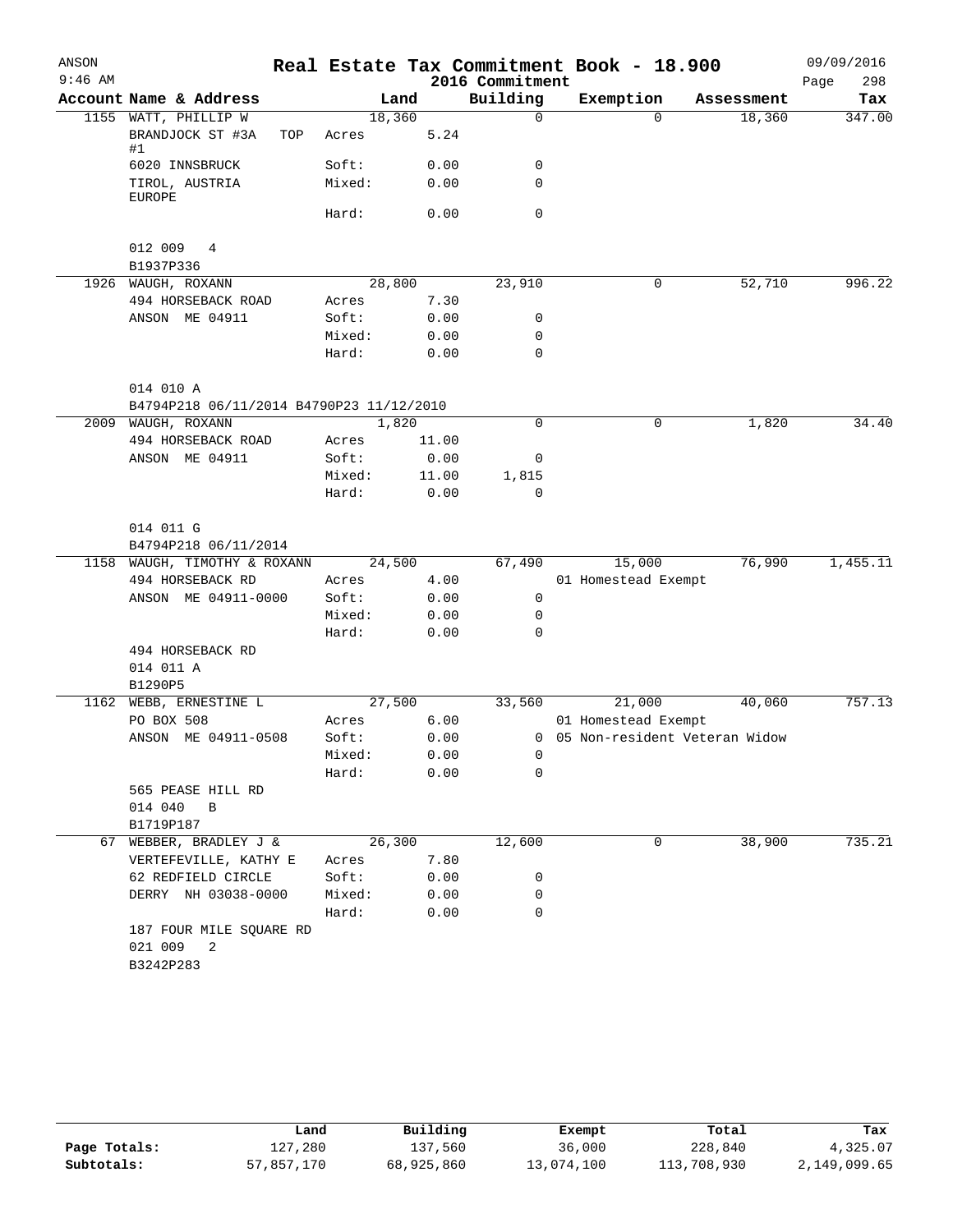# Real Estate Tax Commitment Book - 18.900

ANSON
9:46 AM

2016 Commitment

09/09/2016

| Account | Name & Address | Land | | Building | Exemption | Assessment | Tax |
|---|---|---|---|---|---|---|---|
| 1155 | WATT, PHILLIP W | 18,360 | | 0 | 0 | 18,360 | 347.00 |
| | BRANDJOCK ST #3A TOP #1 | Acres | 5.24 | | | | |
| | 6020 INNSBRUCK | Soft: | 0.00 | 0 | | | |
| | TIROL, AUSTRIA EUROPE | Mixed: | 0.00 | 0 | | | |
| | | Hard: | 0.00 | 0 | | | |
| | 012 009 4 | | | | | | |
| | B1937P336 | | | | | | |
| 1926 | WAUGH, ROXANN | 28,800 | | 23,910 | 0 | 52,710 | 996.22 |
| | 494 HORSEBACK ROAD | Acres | 7.30 | | | | |
| | ANSON ME 04911 | Soft: | 0.00 | 0 | | | |
| | | Mixed: | 0.00 | 0 | | | |
| | | Hard: | 0.00 | 0 | | | |
| | 014 010 A | | | | | | |
| | B4794P218 06/11/2014 B4790P23 11/12/2010 | | | | | | |
| 2009 | WAUGH, ROXANN | 1,820 | | 0 | 0 | 1,820 | 34.40 |
| | 494 HORSEBACK ROAD | Acres | 11.00 | | | | |
| | ANSON ME 04911 | Soft: | 0.00 | 0 | | | |
| | | Mixed: | 11.00 | 1,815 | | | |
| | | Hard: | 0.00 | 0 | | | |
| | 014 011 G | | | | | | |
| | B4794P218 06/11/2014 | | | | | | |
| 1158 | WAUGH, TIMOTHY & ROXANN | 24,500 | | 67,490 | 15,000 | 76,990 | 1,455.11 |
| | 494 HORSEBACK RD | Acres | 4.00 | | 01 Homestead Exempt | | |
| | ANSON ME 04911-0000 | Soft: | 0.00 | 0 | | | |
| | | Mixed: | 0.00 | 0 | | | |
| | | Hard: | 0.00 | 0 | | | |
| | 494 HORSEBACK RD | | | | | | |
| | 014 011 A | | | | | | |
| | B1290P5 | | | | | | |
| 1162 | WEBB, ERNESTINE L | 27,500 | | 33,560 | 21,000 | 40,060 | 757.13 |
| | PO BOX 508 | Acres | 6.00 | | 01 Homestead Exempt | | |
| | ANSON ME 04911-0508 | Soft: | 0.00 | 0 | 05 Non-resident Veteran Widow | | |
| | | Mixed: | 0.00 | 0 | | | |
| | | Hard: | 0.00 | 0 | | | |
| | 565 PEASE HILL RD | | | | | | |
| | 014 040 B | | | | | | |
| | B1719P187 | | | | | | |
| 67 | WEBBER, BRADLEY J & | 26,300 | | 12,600 | 0 | 38,900 | 735.21 |
| | VERTEFEVILLE, KATHY E | Acres | 7.80 | | | | |
| | 62 REDFIELD CIRCLE | Soft: | 0.00 | 0 | | | |
| | DERRY NH 03038-0000 | Mixed: | 0.00 | 0 | | | |
| | | Hard: | 0.00 | 0 | | | |
| | 187 FOUR MILE SQUARE RD | | | | | | |
| | 021 009 2 | | | | | | |
| | B3242P283 | | | | | | |

| | Land | Building | Exempt | Total | Tax |
|---|---|---|---|---|---|
| Page Totals: | 127,280 | 137,560 | 36,000 | 228,840 | 4,325.07 |
| Subtotals: | 57,857,170 | 68,925,860 | 13,074,100 | 113,708,930 | 2,149,099.65 |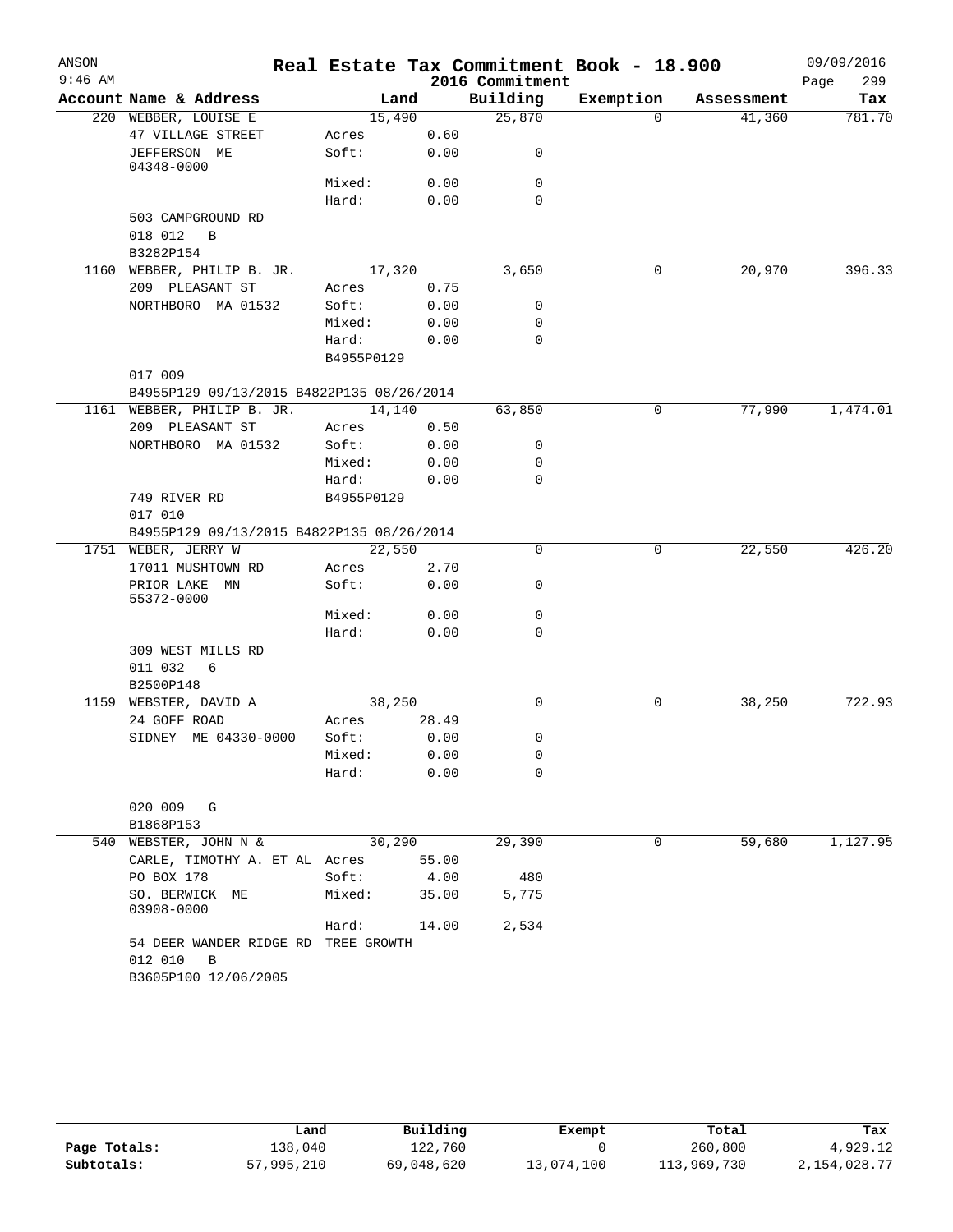# Real Estate Tax Commitment Book - 18.900

ANSON 9:46 AM — 2016 Commitment — 09/09/2016

| Account | Name & Address | Land | | Building | Exemption | Assessment | Tax |
|---|---|---|---|---|---|---|---|
| 220 | WEBBER, LOUISE E | 15,490 | | 25,870 | 0 | 41,360 | 781.70 |
| | 47 VILLAGE STREET | Acres | 0.60 | | | | |
| | JEFFERSON ME 04348-0000 | Soft: | 0.00 | 0 | | | |
| | | Mixed: | 0.00 | 0 | | | |
| | | Hard: | 0.00 | 0 | | | |
| | 503 CAMPGROUND RD | | | | | | |
| | 018 012 B | | | | | | |
| | B3282P154 | | | | | | |
| 1160 | WEBBER, PHILIP B. JR. | 17,320 | | 3,650 | 0 | 20,970 | 396.33 |
| | 209 PLEASANT ST | Acres | 0.75 | | | | |
| | NORTHBORO MA 01532 | Soft: | 0.00 | 0 | | | |
| | | Mixed: | 0.00 | 0 | | | |
| | | Hard: | 0.00 | 0 | | | |
| | | B4955P0129 | | | | | |
| | 017 009 | | | | | | |
| | B4955P129 09/13/2015 B4822P135 08/26/2014 | | | | | | |
| 1161 | WEBBER, PHILIP B. JR. | 14,140 | | 63,850 | 0 | 77,990 | 1,474.01 |
| | 209 PLEASANT ST | Acres | 0.50 | | | | |
| | NORTHBORO MA 01532 | Soft: | 0.00 | 0 | | | |
| | | Mixed: | 0.00 | 0 | | | |
| | | Hard: | 0.00 | 0 | | | |
| | 749 RIVER RD | B4955P0129 | | | | | |
| | 017 010 | | | | | | |
| | B4955P129 09/13/2015 B4822P135 08/26/2014 | | | | | | |
| 1751 | WEBER, JERRY W | 22,550 | | 0 | 0 | 22,550 | 426.20 |
| | 17011 MUSHTOWN RD | Acres | 2.70 | | | | |
| | PRIOR LAKE MN 55372-0000 | Soft: | 0.00 | 0 | | | |
| | | Mixed: | 0.00 | 0 | | | |
| | | Hard: | 0.00 | 0 | | | |
| | 309 WEST MILLS RD | | | | | | |
| | 011 032 6 | | | | | | |
| | B2500P148 | | | | | | |
| 1159 | WEBSTER, DAVID A | 38,250 | | 0 | 0 | 38,250 | 722.93 |
| | 24 GOFF ROAD | Acres | 28.49 | | | | |
| | SIDNEY ME 04330-0000 | Soft: | 0.00 | 0 | | | |
| | | Mixed: | 0.00 | 0 | | | |
| | | Hard: | 0.00 | 0 | | | |
| | 020 009 G | | | | | | |
| | B1868P153 | | | | | | |
| 540 | WEBSTER, JOHN N & | 30,290 | | 29,390 | 0 | 59,680 | 1,127.95 |
| | CARLE, TIMOTHY A. ET AL | Acres | 55.00 | | | | |
| | PO BOX 178 | Soft: | 4.00 | 480 | | | |
| | SO. BERWICK ME 03908-0000 | Mixed: | 35.00 | 5,775 | | | |
| | | Hard: | 14.00 | 2,534 | | | |
| | 54 DEER WANDER RIDGE RD | TREE GROWTH | | | | | |
| | 012 010 B | | | | | | |
| | B3605P100 12/06/2005 | | | | | | |

| | Land | Building | Exempt | Total | Tax |
|---|---|---|---|---|---|
| Page Totals: | 138,040 | 122,760 | 0 | 260,800 | 4,929.12 |
| Subtotals: | 57,995,210 | 69,048,620 | 13,074,100 | 113,969,730 | 2,154,028.77 |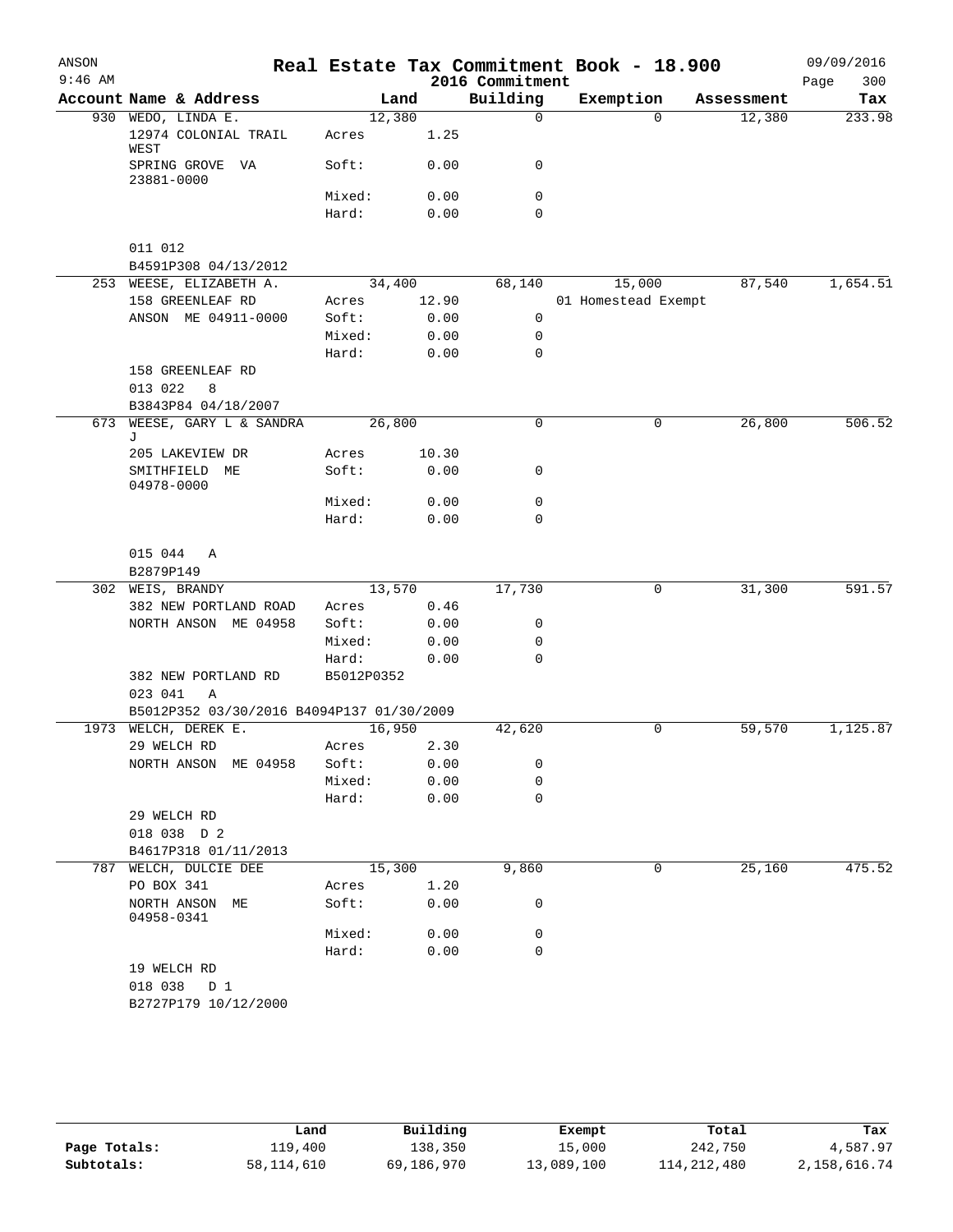# Real Estate Tax Commitment Book - 18.900

ANSON 9:46 AM — 2016 Commitment — 09/09/2016

| Account | Name & Address | | Land | Building | Exemption | Assessment | Tax |
|---|---|---|---|---|---|---|---|
| 930 | WEDO, LINDA E. | | 12,380 | 0 | 0 | 12,380 | 233.98 |
| | 12974 COLONIAL TRAIL WEST | Acres | 1.25 | | | | |
| | SPRING GROVE VA 23881-0000 | Soft: | 0.00 | 0 | | | |
| | | Mixed: | 0.00 | 0 | | | |
| | | Hard: | 0.00 | 0 | | | |
| | 011 012 | | | | | | |
| | B4591P308 04/13/2012 | | | | | | |
| 253 | WEESE, ELIZABETH A. | | 34,400 | 68,140 | 15,000 | 87,540 | 1,654.51 |
| | 158 GREENLEAF RD | Acres | 12.90 | | 01 Homestead Exempt | | |
| | ANSON ME 04911-0000 | Soft: | 0.00 | 0 | | | |
| | | Mixed: | 0.00 | 0 | | | |
| | | Hard: | 0.00 | 0 | | | |
| | 158 GREENLEAF RD | | | | | | |
| | 013 022 8 | | | | | | |
| | B3843P84 04/18/2007 | | | | | | |
| 673 | WEESE, GARY L & SANDRA J | | 26,800 | 0 | 0 | 26,800 | 506.52 |
| | 205 LAKEVIEW DR | Acres | 10.30 | | | | |
| | SMITHFIELD ME 04978-0000 | Soft: | 0.00 | 0 | | | |
| | | Mixed: | 0.00 | 0 | | | |
| | | Hard: | 0.00 | 0 | | | |
| | 015 044 A | | | | | | |
| | B2879P149 | | | | | | |
| 302 | WEIS, BRANDY | | 13,570 | 17,730 | 0 | 31,300 | 591.57 |
| | 382 NEW PORTLAND ROAD | Acres | 0.46 | | | | |
| | NORTH ANSON ME 04958 | Soft: | 0.00 | 0 | | | |
| | | Mixed: | 0.00 | 0 | | | |
| | | Hard: | 0.00 | 0 | | | |
| | 382 NEW PORTLAND RD | B5012P0352 | | | | | |
| | 023 041 A | | | | | | |
| | B5012P352 03/30/2016 B4094P137 01/30/2009 | | | | | | |
| 1973 | WELCH, DEREK E. | | 16,950 | 42,620 | 0 | 59,570 | 1,125.87 |
| | 29 WELCH RD | Acres | 2.30 | | | | |
| | NORTH ANSON ME 04958 | Soft: | 0.00 | 0 | | | |
| | | Mixed: | 0.00 | 0 | | | |
| | | Hard: | 0.00 | 0 | | | |
| | 29 WELCH RD | | | | | | |
| | 018 038 D 2 | | | | | | |
| | B4617P318 01/11/2013 | | | | | | |
| 787 | WELCH, DULCIE DEE | | 15,300 | 9,860 | 0 | 25,160 | 475.52 |
| | PO BOX 341 | Acres | 1.20 | | | | |
| | NORTH ANSON ME 04958-0341 | Soft: | 0.00 | 0 | | | |
| | | Mixed: | 0.00 | 0 | | | |
| | | Hard: | 0.00 | 0 | | | |
| | 19 WELCH RD | | | | | | |
| | 018 038 D 1 | | | | | | |
| | B2727P179 10/12/2000 | | | | | | |

| | Land | Building | Exempt | Total | Tax |
|---|---|---|---|---|---|
| Page Totals: | 119,400 | 138,350 | 15,000 | 242,750 | 4,587.97 |
| Subtotals: | 58,114,610 | 69,186,970 | 13,089,100 | 114,212,480 | 2,158,616.74 |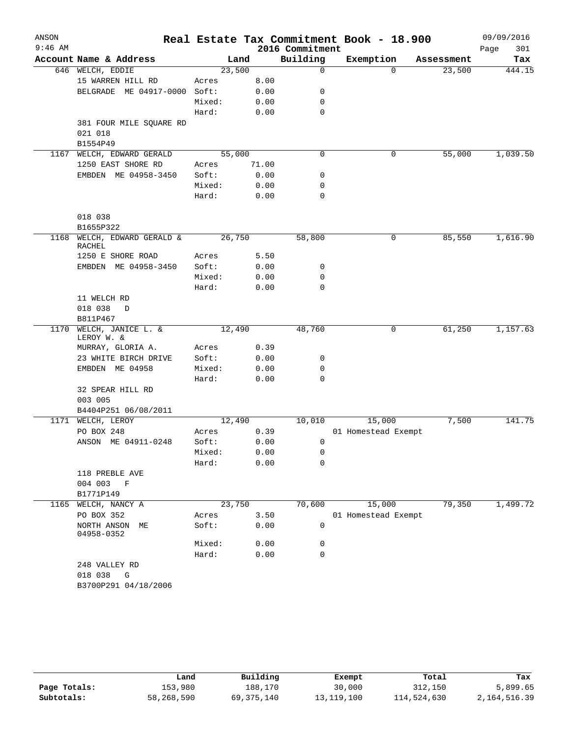# Real Estate Tax Commitment Book - 18.900

ANSON
9:46 AM

2016 Commitment

09/09/2016

| Account Name & Address | | Land | Building | Exemption | Assessment | Tax |
|---|---|---|---|---|---|---|
| 646 WELCH, EDDIE | | 23,500 | 0 | 0 | 23,500 | 444.15 |
| 15 WARREN HILL RD | Acres | 8.00 | | | | |
| BELGRADE ME 04917-0000 | Soft: | 0.00 | 0 | | | |
| | Mixed: | 0.00 | 0 | | | |
| | Hard: | 0.00 | 0 | | | |
| 381 FOUR MILE SQUARE RD | | | | | | |
| 021 018 | | | | | | |
| B1554P49 | | | | | | |
| 1167 WELCH, EDWARD GERALD | | 55,000 | 0 | 0 | 55,000 | 1,039.50 |
| 1250 EAST SHORE RD | Acres | 71.00 | | | | |
| EMBDEN ME 04958-3450 | Soft: | 0.00 | 0 | | | |
| | Mixed: | 0.00 | 0 | | | |
| | Hard: | 0.00 | 0 | | | |
| 018 038 | | | | | | |
| B1655P322 | | | | | | |
| 1168 WELCH, EDWARD GERALD & RACHEL | | 26,750 | 58,800 | 0 | 85,550 | 1,616.90 |
| 1250 E SHORE ROAD | Acres | 5.50 | | | | |
| EMBDEN ME 04958-3450 | Soft: | 0.00 | 0 | | | |
| | Mixed: | 0.00 | 0 | | | |
| | Hard: | 0.00 | 0 | | | |
| 11 WELCH RD | | | | | | |
| 018 038 D | | | | | | |
| B811P467 | | | | | | |
| 1170 WELCH, JANICE L. & LEROY W. & | | 12,490 | 48,760 | 0 | 61,250 | 1,157.63 |
| MURRAY, GLORIA A. | Acres | 0.39 | | | | |
| 23 WHITE BIRCH DRIVE | Soft: | 0.00 | 0 | | | |
| EMBDEN ME 04958 | Mixed: | 0.00 | 0 | | | |
| | Hard: | 0.00 | 0 | | | |
| 32 SPEAR HILL RD | | | | | | |
| 003 005 | | | | | | |
| B4404P251 06/08/2011 | | | | | | |
| 1171 WELCH, LEROY | | 12,490 | 10,010 | 15,000 | 7,500 | 141.75 |
| PO BOX 248 | Acres | 0.39 | | 01 Homestead Exempt | | |
| ANSON ME 04911-0248 | Soft: | 0.00 | 0 | | | |
| | Mixed: | 0.00 | 0 | | | |
| | Hard: | 0.00 | 0 | | | |
| 118 PREBLE AVE | | | | | | |
| 004 003 F | | | | | | |
| B1771P149 | | | | | | |
| 1165 WELCH, NANCY A | | 23,750 | 70,600 | 15,000 | 79,350 | 1,499.72 |
| PO BOX 352 | Acres | 3.50 | | 01 Homestead Exempt | | |
| NORTH ANSON ME 04958-0352 | Soft: | 0.00 | 0 | | | |
| | Mixed: | 0.00 | 0 | | | |
| | Hard: | 0.00 | 0 | | | |
| 248 VALLEY RD | | | | | | |
| 018 038 G | | | | | | |
| B3700P291 04/18/2006 | | | | | | |

| | Land | Building | Exempt | Total | Tax |
|---|---|---|---|---|---|
| Page Totals: | 153,980 | 188,170 | 30,000 | 312,150 | 5,899.65 |
| Subtotals: | 58,268,590 | 69,375,140 | 13,119,100 | 114,524,630 | 2,164,516.39 |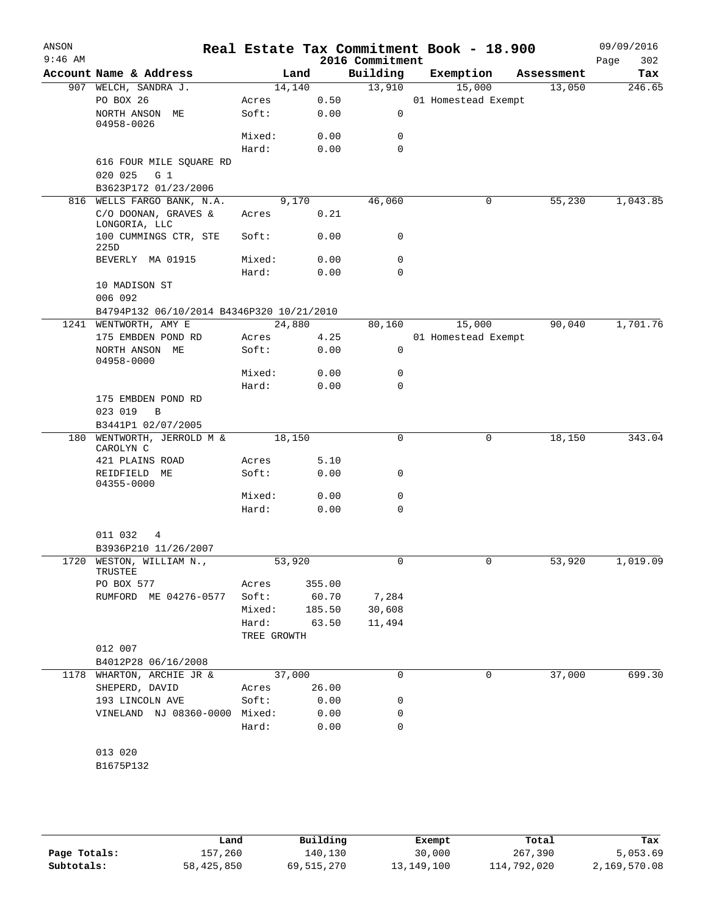# Real Estate Tax Commitment Book - 18.900

ANSON 9:46 AM — 2016 Commitment — 09/09/2016

| Account | Name & Address | Land | | Building | Exemption | Assessment | Tax |
|---|---|---|---|---|---|---|---|
| 907 | WELCH, SANDRA J. | 14,140 | | 13,910 | 15,000 | 13,050 | 246.65 |
| | PO BOX 26 | Acres | 0.50 | | 01 Homestead Exempt | | |
| | NORTH ANSON ME 04958-0026 | Soft: | 0.00 | 0 | | | |
| | | Mixed: | 0.00 | 0 | | | |
| | | Hard: | 0.00 | 0 | | | |
| | 616 FOUR MILE SQUARE RD | | | | | | |
| | 020 025 G 1 | | | | | | |
| | B3623P172 01/23/2006 | | | | | | |
| 816 | WELLS FARGO BANK, N.A. | 9,170 | | 46,060 | 0 | 55,230 | 1,043.85 |
| | C/O DOONAN, GRAVES & LONGORIA, LLC | Acres | 0.21 | | | | |
| | 100 CUMMINGS CTR, STE 225D | Soft: | 0.00 | 0 | | | |
| | BEVERLY MA 01915 | Mixed: | 0.00 | 0 | | | |
| | | Hard: | 0.00 | 0 | | | |
| | 10 MADISON ST | | | | | | |
| | 006 092 | | | | | | |
| | B4794P132 06/10/2014 B4346P320 10/21/2010 | | | | | | |
| 1241 | WENTWORTH, AMY E | 24,880 | | 80,160 | 15,000 | 90,040 | 1,701.76 |
| | 175 EMBDEN POND RD | Acres | 4.25 | | 01 Homestead Exempt | | |
| | NORTH ANSON ME 04958-0000 | Soft: | 0.00 | 0 | | | |
| | | Mixed: | 0.00 | 0 | | | |
| | | Hard: | 0.00 | 0 | | | |
| | 175 EMBDEN POND RD | | | | | | |
| | 023 019 B | | | | | | |
| | B3441P1 02/07/2005 | | | | | | |
| 180 | WENTWORTH, JERROLD M & CAROLYN C | 18,150 | | 0 | 0 | 18,150 | 343.04 |
| | 421 PLAINS ROAD | Acres | 5.10 | | | | |
| | REIDFIELD ME 04355-0000 | Soft: | 0.00 | 0 | | | |
| | | Mixed: | 0.00 | 0 | | | |
| | | Hard: | 0.00 | 0 | | | |
| | 011 032 4 | | | | | | |
| | B3936P210 11/26/2007 | | | | | | |
| 1720 | WESTON, WILLIAM N., TRUSTEE | 53,920 | | 0 | 0 | 53,920 | 1,019.09 |
| | PO BOX 577 | Acres | 355.00 | | | | |
| | RUMFORD ME 04276-0577 | Soft: | 60.70 | 7,284 | | | |
| | | Mixed: | 185.50 | 30,608 | | | |
| | | Hard: | 63.50 | 11,494 | | | |
| | | TREE GROWTH | | | | | |
| | 012 007 | | | | | | |
| | B4012P28 06/16/2008 | | | | | | |
| 1178 | WHARTON, ARCHIE JR & | 37,000 | | 0 | 0 | 37,000 | 699.30 |
| | SHEPERD, DAVID | Acres | 26.00 | | | | |
| | 193 LINCOLN AVE | Soft: | 0.00 | 0 | | | |
| | VINELAND NJ 08360-0000 | Mixed: | 0.00 | 0 | | | |
| | | Hard: | 0.00 | 0 | | | |
| | 013 020 | | | | | | |
| | B1675P132 | | | | | | |

| | Land | Building | Exempt | Total | Tax |
|---|---|---|---|---|---|
| Page Totals: | 157,260 | 140,130 | 30,000 | 267,390 | 5,053.69 |
| Subtotals: | 58,425,850 | 69,515,270 | 13,149,100 | 114,792,020 | 2,169,570.08 |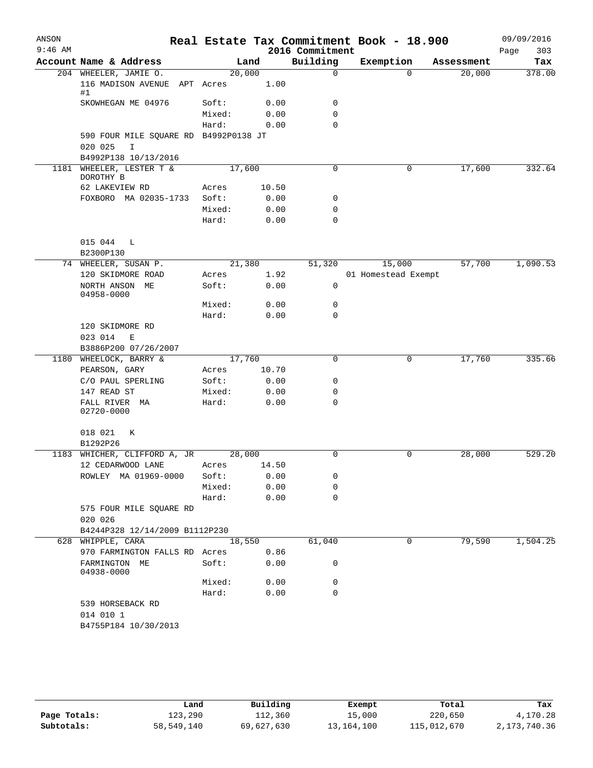# Real Estate Tax Commitment Book - 18.900

ANSON
9:46 AM

2016 Commitment

09/09/2016
Page 303

| Account Name & Address | Land | | Building | Exemption | Assessment | Tax |
|---|---|---|---|---|---|---|
| 204 WHEELER, JAMIE O. | 20,000 | | 0 | 0 | 20,000 | 378.00 |
| 116 MADISON AVENUE APT #1 | Acres | 1.00 | | | | |
| SKOWHEGAN ME 04976 | Soft: | 0.00 | 0 | | | |
| | Mixed: | 0.00 | 0 | | | |
| | Hard: | 0.00 | 0 | | | |
| 590 FOUR MILE SQUARE RD B4992P0138 JT | | | | | | |
| 020 025 I | | | | | | |
| B4992P138 10/13/2016 | | | | | | |
| 1181 WHEELER, LESTER T & DOROTHY B | 17,600 | | 0 | 0 | 17,600 | 332.64 |
| 62 LAKEVIEW RD | Acres | 10.50 | | | | |
| FOXBORO MA 02035-1733 | Soft: | 0.00 | 0 | | | |
| | Mixed: | 0.00 | 0 | | | |
| | Hard: | 0.00 | 0 | | | |
| 015 044 L | | | | | | |
| B2300P130 | | | | | | |
| 74 WHEELER, SUSAN P. | 21,380 | | 51,320 | 15,000 | 57,700 | 1,090.53 |
| 120 SKIDMORE ROAD | Acres | 1.92 | | 01 Homestead Exempt | | |
| NORTH ANSON ME 04958-0000 | Soft: | 0.00 | 0 | | | |
| | Mixed: | 0.00 | 0 | | | |
| | Hard: | 0.00 | 0 | | | |
| 120 SKIDMORE RD | | | | | | |
| 023 014 E | | | | | | |
| B3886P200 07/26/2007 | | | | | | |
| 1180 WHEELOCK, BARRY & | 17,760 | | 0 | 0 | 17,760 | 335.66 |
| PEARSON, GARY | Acres | 10.70 | | | | |
| C/O PAUL SPERLING | Soft: | 0.00 | 0 | | | |
| 147 READ ST | Mixed: | 0.00 | 0 | | | |
| FALL RIVER MA 02720-0000 | Hard: | 0.00 | 0 | | | |
| 018 021 K | | | | | | |
| B1292P26 | | | | | | |
| 1183 WHICHER, CLIFFORD A, JR | 28,000 | | 0 | 0 | 28,000 | 529.20 |
| 12 CEDARWOOD LANE | Acres | 14.50 | | | | |
| ROWLEY MA 01969-0000 | Soft: | 0.00 | 0 | | | |
| | Mixed: | 0.00 | 0 | | | |
| | Hard: | 0.00 | 0 | | | |
| 575 FOUR MILE SQUARE RD | | | | | | |
| 020 026 | | | | | | |
| B4244P328 12/14/2009 B1112P230 | | | | | | |
| 628 WHIPPLE, CARA | 18,550 | | 61,040 | 0 | 79,590 | 1,504.25 |
| 970 FARMINGTON FALLS RD | Acres | 0.86 | | | | |
| FARMINGTON ME 04938-0000 | Soft: | 0.00 | 0 | | | |
| | Mixed: | 0.00 | 0 | | | |
| | Hard: | 0.00 | 0 | | | |
| 539 HORSEBACK RD | | | | | | |
| 014 010 1 | | | | | | |
| B4755P184 10/30/2013 | | | | | | |

| | Land | Building | Exempt | Total | Tax |
|---|---|---|---|---|---|
| Page Totals: | 123,290 | 112,360 | 15,000 | 220,650 | 4,170.28 |
| Subtotals: | 58,549,140 | 69,627,630 | 13,164,100 | 115,012,670 | 2,173,740.36 |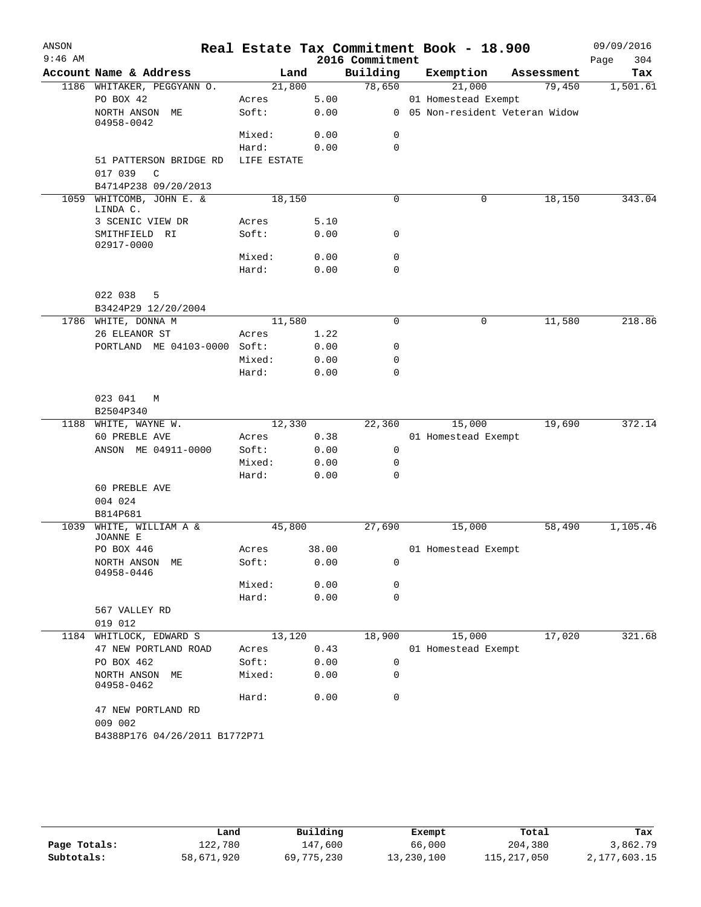# Real Estate Tax Commitment Book - 18.900

ANSON
9:46 AM
2016 Commitment
09/09/2016
Page 304

| Account | Name & Address | Land | | Building | Exemption | Assessment | Tax |
|---|---|---|---|---|---|---|---|
| 1186 | WHITAKER, PEGGYANN O. | 21,800 | | 78,650 | 21,000 | 79,450 | 1,501.61 |
| | PO BOX 42 | Acres | 5.00 | | 01 Homestead Exempt | | |
| | NORTH ANSON ME 04958-0042 | Soft: | 0.00 | 0 | 05 Non-resident Veteran Widow | | |
| | | Mixed: | 0.00 | 0 | | | |
| | | Hard: | 0.00 | 0 | | | |
| | 51 PATTERSON BRIDGE RD | LIFE ESTATE | | | | | |
| | 017 039 C | | | | | | |
| | B4714P238 09/20/2013 | | | | | | |
| 1059 | WHITCOMB, JOHN E. & LINDA C. | 18,150 | | 0 | 0 | 18,150 | 343.04 |
| | 3 SCENIC VIEW DR | Acres | 5.10 | | | | |
| | SMITHFIELD RI 02917-0000 | Soft: | 0.00 | 0 | | | |
| | | Mixed: | 0.00 | 0 | | | |
| | | Hard: | 0.00 | 0 | | | |
| | 022 038 5 | | | | | | |
| | B3424P29 12/20/2004 | | | | | | |
| 1786 | WHITE, DONNA M | 11,580 | | 0 | 0 | 11,580 | 218.86 |
| | 26 ELEANOR ST | Acres | 1.22 | | | | |
| | PORTLAND ME 04103-0000 | Soft: | 0.00 | 0 | | | |
| | | Mixed: | 0.00 | 0 | | | |
| | | Hard: | 0.00 | 0 | | | |
| | 023 041 M | | | | | | |
| | B2504P340 | | | | | | |
| 1188 | WHITE, WAYNE W. | 12,330 | | 22,360 | 15,000 | 19,690 | 372.14 |
| | 60 PREBLE AVE | Acres | 0.38 | | 01 Homestead Exempt | | |
| | ANSON ME 04911-0000 | Soft: | 0.00 | 0 | | | |
| | | Mixed: | 0.00 | 0 | | | |
| | | Hard: | 0.00 | 0 | | | |
| | 60 PREBLE AVE | | | | | | |
| | 004 024 | | | | | | |
| | B814P681 | | | | | | |
| 1039 | WHITE, WILLIAM A & JOANNE E | 45,800 | | 27,690 | 15,000 | 58,490 | 1,105.46 |
| | PO BOX 446 | Acres | 38.00 | | 01 Homestead Exempt | | |
| | NORTH ANSON ME 04958-0446 | Soft: | 0.00 | 0 | | | |
| | | Mixed: | 0.00 | 0 | | | |
| | | Hard: | 0.00 | 0 | | | |
| | 567 VALLEY RD | | | | | | |
| | 019 012 | | | | | | |
| 1184 | WHITLOCK, EDWARD S | 13,120 | | 18,900 | 15,000 | 17,020 | 321.68 |
| | 47 NEW PORTLAND ROAD | Acres | 0.43 | | 01 Homestead Exempt | | |
| | PO BOX 462 | Soft: | 0.00 | 0 | | | |
| | NORTH ANSON ME 04958-0462 | Mixed: | 0.00 | 0 | | | |
| | | Hard: | 0.00 | 0 | | | |
| | 47 NEW PORTLAND RD | | | | | | |
| | 009 002 | | | | | | |
| | B4388P176 04/26/2011 B1772P71 | | | | | | |

| | Land | Building | Exempt | Total | Tax |
|---|---|---|---|---|---|
| Page Totals: | 122,780 | 147,600 | 66,000 | 204,380 | 3,862.79 |
| Subtotals: | 58,671,920 | 69,775,230 | 13,230,100 | 115,217,050 | 2,177,603.15 |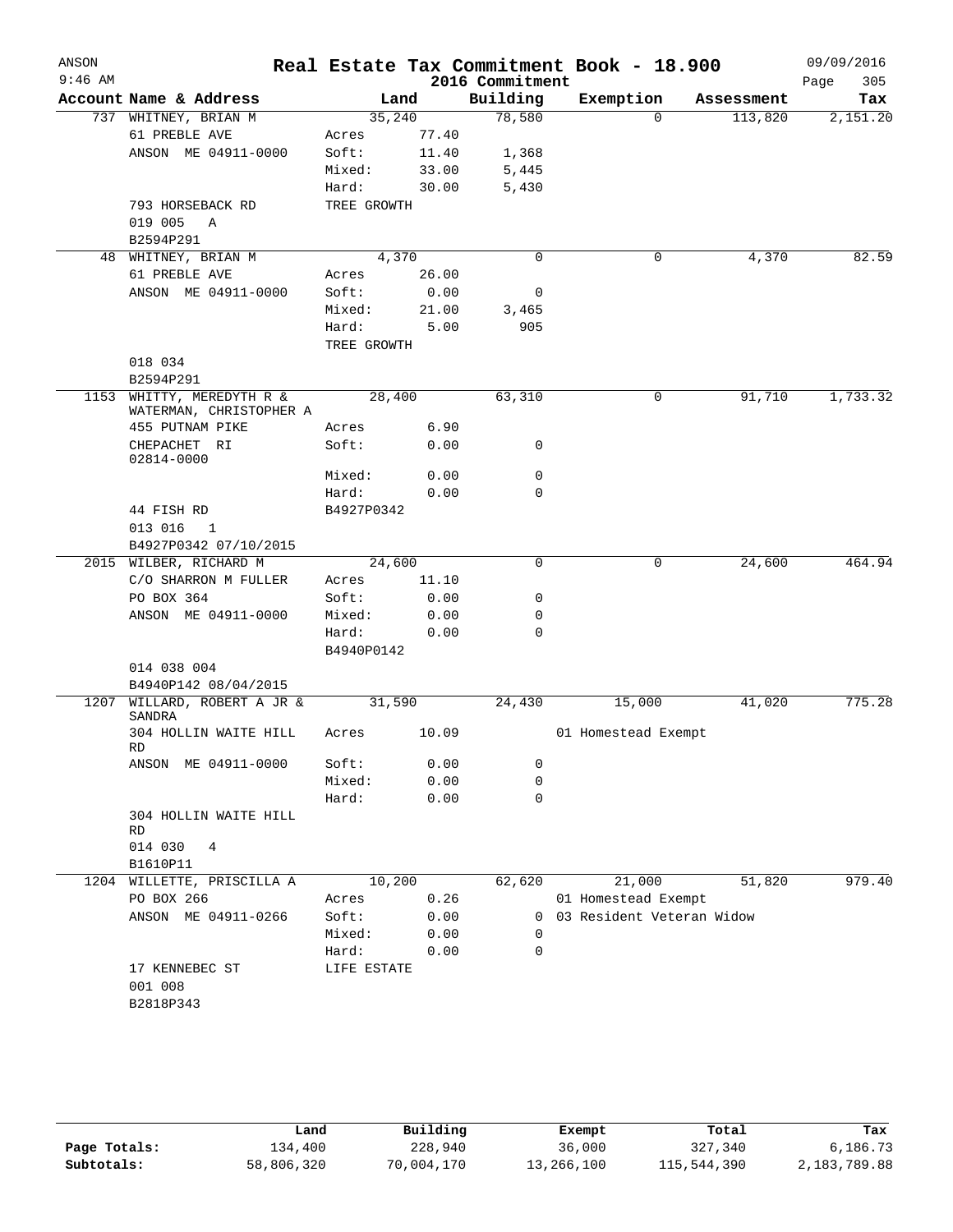# Real Estate Tax Commitment Book - 18.900

ANSON
9:46 AM

2016 Commitment

09/09/2016

| Account | Name & Address | Land | | Building | Exemption | Assessment | Tax |
|---|---|---|---|---|---|---|---|
| 737 | WHITNEY, BRIAN M | 35,240 | | 78,580 | 0 | 113,820 | 2,151.20 |
| | 61 PREBLE AVE | Acres | 77.40 | | | | |
| | ANSON ME 04911-0000 | Soft: | 11.40 | 1,368 | | | |
| | | Mixed: | 33.00 | 5,445 | | | |
| | | Hard: | 30.00 | 5,430 | | | |
| | 793 HORSEBACK RD | TREE GROWTH | | | | | |
| | 019 005 A | | | | | | |
| | B2594P291 | | | | | | |
| 48 | WHITNEY, BRIAN M | 4,370 | | 0 | 0 | 4,370 | 82.59 |
| | 61 PREBLE AVE | Acres | 26.00 | | | | |
| | ANSON ME 04911-0000 | Soft: | 0.00 | 0 | | | |
| | | Mixed: | 21.00 | 3,465 | | | |
| | | Hard: | 5.00 | 905 | | | |
| | | TREE GROWTH | | | | | |
| | 018 034 | | | | | | |
| | B2594P291 | | | | | | |
| 1153 | WHITTY, MEREDYTH R & WATERMAN, CHRISTOPHER A | 28,400 | | 63,310 | 0 | 91,710 | 1,733.32 |
| | 455 PUTNAM PIKE | Acres | 6.90 | | | | |
| | CHEPACHET RI 02814-0000 | Soft: | 0.00 | 0 | | | |
| | | Mixed: | 0.00 | 0 | | | |
| | | Hard: | 0.00 | 0 | | | |
| | 44 FISH RD | B4927P0342 | | | | | |
| | 013 016 1 | | | | | | |
| | B4927P0342 07/10/2015 | | | | | | |
| 2015 | WILBER, RICHARD M | 24,600 | | 0 | 0 | 24,600 | 464.94 |
| | C/O SHARRON M FULLER | Acres | 11.10 | | | | |
| | PO BOX 364 | Soft: | 0.00 | 0 | | | |
| | ANSON ME 04911-0000 | Mixed: | 0.00 | 0 | | | |
| | | Hard: | 0.00 | 0 | | | |
| | | B4940P0142 | | | | | |
| | 014 038 004 | | | | | | |
| | B4940P142 08/04/2015 | | | | | | |
| 1207 | WILLARD, ROBERT A JR & SANDRA | 31,590 | | 24,430 | 15,000 | 41,020 | 775.28 |
| | 304 HOLLIN WAITE HILL RD | Acres | 10.09 | | 01 Homestead Exempt | | |
| | ANSON ME 04911-0000 | Soft: | 0.00 | 0 | | | |
| | | Mixed: | 0.00 | 0 | | | |
| | | Hard: | 0.00 | 0 | | | |
| | 304 HOLLIN WAITE HILL RD | | | | | | |
| | 014 030 4 | | | | | | |
| | B1610P11 | | | | | | |
| 1204 | WILLETTE, PRISCILLA A | 10,200 | | 62,620 | 21,000 | 51,820 | 979.40 |
| | PO BOX 266 | Acres | 0.26 | | 01 Homestead Exempt | | |
| | ANSON ME 04911-0266 | Soft: | 0.00 | 0 | 03 Resident Veteran Widow | | |
| | | Mixed: | 0.00 | 0 | | | |
| | | Hard: | 0.00 | 0 | | | |
| | 17 KENNEBEC ST | LIFE ESTATE | | | | | |
| | 001 008 | | | | | | |
| | B2818P343 | | | | | | |

| | Land | Building | Exempt | Total | Tax |
|---|---|---|---|---|---|
| Page Totals: | 134,400 | 228,940 | 36,000 | 327,340 | 6,186.73 |
| Subtotals: | 58,806,320 | 70,004,170 | 13,266,100 | 115,544,390 | 2,183,789.88 |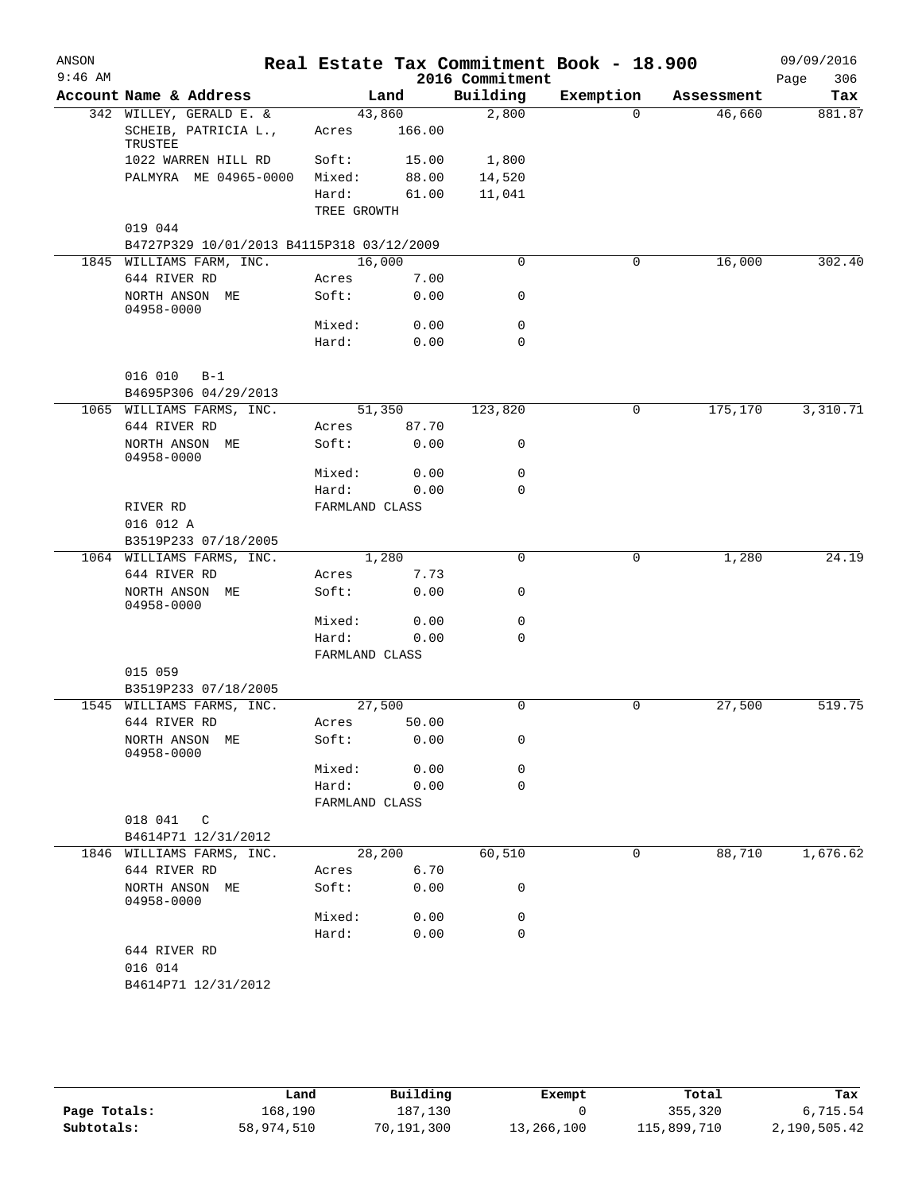# Real Estate Tax Commitment Book - 18.900

ANSON
9:46 AM

2016 Commitment

09/09/2016
Page 306

| Account Name & Address | Land | | Building | Exemption | Assessment | Tax |
|---|---|---|---|---|---|---|
| 342 WILLEY, GERALD E. & | 43,860 | | 2,800 | 0 | 46,660 | 881.87 |
| SCHEIB, PATRICIA L., TRUSTEE | Acres | 166.00 | | | | |
| 1022 WARREN HILL RD | Soft: | 15.00 | 1,800 | | | |
| PALMYRA ME 04965-0000 | Mixed: | 88.00 | 14,520 | | | |
| | Hard: | 61.00 | 11,041 | | | |
| | TREE GROWTH | | | | | |
| 019 044 | | | | | | |
| B4727P329 10/01/2013 B4115P318 03/12/2009 | | | | | | |
| 1845 WILLIAMS FARM, INC. | 16,000 | | 0 | 0 | 16,000 | 302.40 |
| 644 RIVER RD | Acres | 7.00 | | | | |
| NORTH ANSON ME 04958-0000 | Soft: | 0.00 | 0 | | | |
| | Mixed: | 0.00 | 0 | | | |
| | Hard: | 0.00 | 0 | | | |
| 016 010 B-1 | | | | | | |
| B4695P306 04/29/2013 | | | | | | |
| 1065 WILLIAMS FARMS, INC. | 51,350 | | 123,820 | 0 | 175,170 | 3,310.71 |
| 644 RIVER RD | Acres | 87.70 | | | | |
| NORTH ANSON ME 04958-0000 | Soft: | 0.00 | 0 | | | |
| | Mixed: | 0.00 | 0 | | | |
| | Hard: | 0.00 | 0 | | | |
| RIVER RD | FARMLAND CLASS | | | | | |
| 016 012 A | | | | | | |
| B3519P233 07/18/2005 | | | | | | |
| 1064 WILLIAMS FARMS, INC. | 1,280 | | 0 | 0 | 1,280 | 24.19 |
| 644 RIVER RD | Acres | 7.73 | | | | |
| NORTH ANSON ME 04958-0000 | Soft: | 0.00 | 0 | | | |
| | Mixed: | 0.00 | 0 | | | |
| | Hard: | 0.00 | 0 | | | |
| | FARMLAND CLASS | | | | | |
| 015 059 | | | | | | |
| B3519P233 07/18/2005 | | | | | | |
| 1545 WILLIAMS FARMS, INC. | 27,500 | | 0 | 0 | 27,500 | 519.75 |
| 644 RIVER RD | Acres | 50.00 | | | | |
| NORTH ANSON ME 04958-0000 | Soft: | 0.00 | 0 | | | |
| | Mixed: | 0.00 | 0 | | | |
| | Hard: | 0.00 | 0 | | | |
| | FARMLAND CLASS | | | | | |
| 018 041 C | | | | | | |
| B4614P71 12/31/2012 | | | | | | |
| 1846 WILLIAMS FARMS, INC. | 28,200 | | 60,510 | 0 | 88,710 | 1,676.62 |
| 644 RIVER RD | Acres | 6.70 | | | | |
| NORTH ANSON ME 04958-0000 | Soft: | 0.00 | 0 | | | |
| | Mixed: | 0.00 | 0 | | | |
| | Hard: | 0.00 | 0 | | | |
| 644 RIVER RD | | | | | | |
| 016 014 | | | | | | |
| B4614P71 12/31/2012 | | | | | | |

| | Land | Building | Exempt | Total | Tax |
|---|---|---|---|---|---|
| Page Totals: | 168,190 | 187,130 | 0 | 355,320 | 6,715.54 |
| Subtotals: | 58,974,510 | 70,191,300 | 13,266,100 | 115,899,710 | 2,190,505.42 |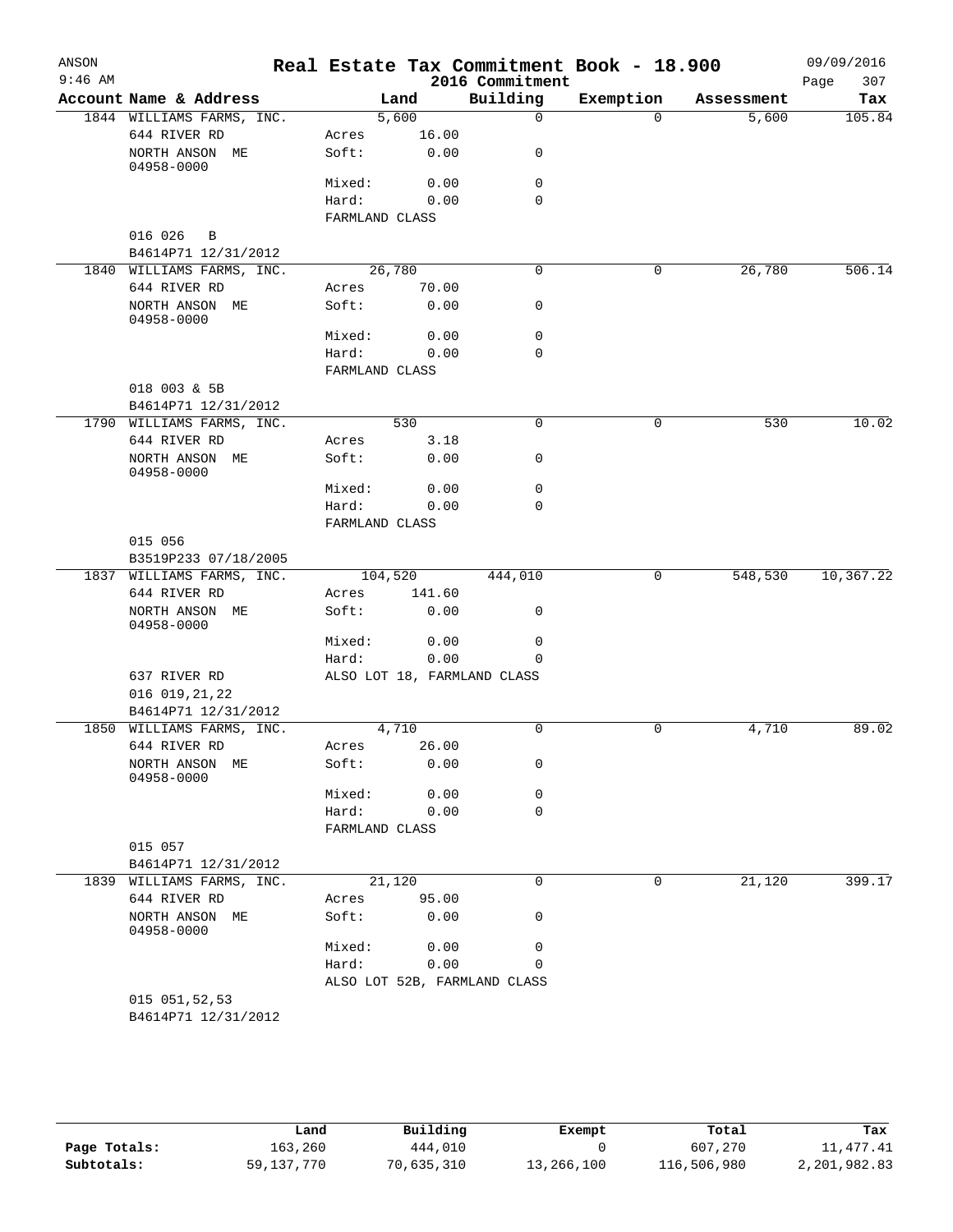# Real Estate Tax Commitment Book - 18.900

ANSON 9:46 AM — 2016 Commitment — 09/09/2016

| Account Name & Address | Land | | Building | Exemption | Assessment | Tax |
|---|---|---|---|---|---|---|
| 1844 WILLIAMS FARMS, INC. | 5,600 | | 0 | 0 | 5,600 | 105.84 |
| 644 RIVER RD | Acres | 16.00 | | | | |
| NORTH ANSON ME 04958-0000 | Soft: | 0.00 | 0 | | | |
| | Mixed: | 0.00 | 0 | | | |
| | Hard: | 0.00 | 0 | | | |
| | FARMLAND CLASS | | | | | |
| 016 026 B | | | | | | |
| B4614P71 12/31/2012 | | | | | | |
| 1840 WILLIAMS FARMS, INC. | 26,780 | | 0 | 0 | 26,780 | 506.14 |
| 644 RIVER RD | Acres | 70.00 | | | | |
| NORTH ANSON ME 04958-0000 | Soft: | 0.00 | 0 | | | |
| | Mixed: | 0.00 | 0 | | | |
| | Hard: | 0.00 | 0 | | | |
| | FARMLAND CLASS | | | | | |
| 018 003 & 5B | | | | | | |
| B4614P71 12/31/2012 | | | | | | |
| 1790 WILLIAMS FARMS, INC. | 530 | | 0 | 0 | 530 | 10.02 |
| 644 RIVER RD | Acres | 3.18 | | | | |
| NORTH ANSON ME 04958-0000 | Soft: | 0.00 | 0 | | | |
| | Mixed: | 0.00 | 0 | | | |
| | Hard: | 0.00 | 0 | | | |
| | FARMLAND CLASS | | | | | |
| 015 056 | | | | | | |
| B3519P233 07/18/2005 | | | | | | |
| 1837 WILLIAMS FARMS, INC. | 104,520 | | 444,010 | 0 | 548,530 | 10,367.22 |
| 644 RIVER RD | Acres | 141.60 | | | | |
| NORTH ANSON ME 04958-0000 | Soft: | 0.00 | 0 | | | |
| | Mixed: | 0.00 | 0 | | | |
| | Hard: | 0.00 | 0 | | | |
| 637 RIVER RD | ALSO LOT 18, FARMLAND CLASS | | | | | |
| 016 019,21,22 | | | | | | |
| B4614P71 12/31/2012 | | | | | | |
| 1850 WILLIAMS FARMS, INC. | 4,710 | | 0 | 0 | 4,710 | 89.02 |
| 644 RIVER RD | Acres | 26.00 | | | | |
| NORTH ANSON ME 04958-0000 | Soft: | 0.00 | 0 | | | |
| | Mixed: | 0.00 | 0 | | | |
| | Hard: | 0.00 | 0 | | | |
| | FARMLAND CLASS | | | | | |
| 015 057 | | | | | | |
| B4614P71 12/31/2012 | | | | | | |
| 1839 WILLIAMS FARMS, INC. | 21,120 | | 0 | 0 | 21,120 | 399.17 |
| 644 RIVER RD | Acres | 95.00 | | | | |
| NORTH ANSON ME 04958-0000 | Soft: | 0.00 | 0 | | | |
| | Mixed: | 0.00 | 0 | | | |
| | Hard: | 0.00 | 0 | | | |
| | ALSO LOT 52B, FARMLAND CLASS | | | | | |
| 015 051,52,53 | | | | | | |
| B4614P71 12/31/2012 | | | | | | |

| | Land | Building | Exempt | Total | Tax |
|---|---|---|---|---|---|
| Page Totals: | 163,260 | 444,010 | 0 | 607,270 | 11,477.41 |
| Subtotals: | 59,137,770 | 70,635,310 | 13,266,100 | 116,506,980 | 2,201,982.83 |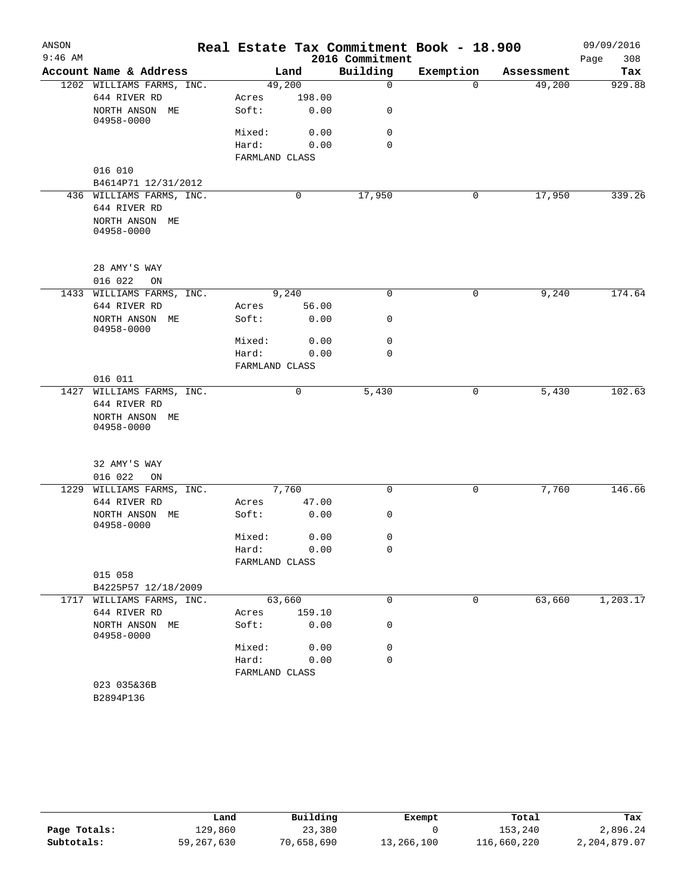# Real Estate Tax Commitment Book - 18.900

ANSON
9:46 AM

2016 Commitment

09/09/2016

| Account Name & Address | Land | | Building | Exemption | Assessment | Tax |
|---|---|---|---|---|---|---|
| 1202 WILLIAMS FARMS, INC. | 49,200 | | 0 | 0 | 49,200 | 929.88 |
| 644 RIVER RD | Acres | 198.00 | | | | |
| NORTH ANSON ME 04958-0000 | Soft: | 0.00 | 0 | | | |
| | Mixed: | 0.00 | 0 | | | |
| | Hard: | 0.00 | 0 | | | |
| | FARMLAND CLASS | | | | | |
| 016 010 | | | | | | |
| B4614P71 12/31/2012 | | | | | | |
| 436 WILLIAMS FARMS, INC. | 0 | | 17,950 | 0 | 17,950 | 339.26 |
| 644 RIVER RD | | | | | | |
| NORTH ANSON ME 04958-0000 | | | | | | |
| 28 AMY'S WAY | | | | | | |
| 016 022 ON | | | | | | |
| 1433 WILLIAMS FARMS, INC. | 9,240 | | 0 | 0 | 9,240 | 174.64 |
| 644 RIVER RD | Acres | 56.00 | | | | |
| NORTH ANSON ME 04958-0000 | Soft: | 0.00 | 0 | | | |
| | Mixed: | 0.00 | 0 | | | |
| | Hard: | 0.00 | 0 | | | |
| | FARMLAND CLASS | | | | | |
| 016 011 | | | | | | |
| 1427 WILLIAMS FARMS, INC. | 0 | | 5,430 | 0 | 5,430 | 102.63 |
| 644 RIVER RD | | | | | | |
| NORTH ANSON ME 04958-0000 | | | | | | |
| 32 AMY'S WAY | | | | | | |
| 016 022 ON | | | | | | |
| 1229 WILLIAMS FARMS, INC. | 7,760 | | 0 | 0 | 7,760 | 146.66 |
| 644 RIVER RD | Acres | 47.00 | | | | |
| NORTH ANSON ME 04958-0000 | Soft: | 0.00 | 0 | | | |
| | Mixed: | 0.00 | 0 | | | |
| | Hard: | 0.00 | 0 | | | |
| | FARMLAND CLASS | | | | | |
| 015 058 | | | | | | |
| B4225P57 12/18/2009 | | | | | | |
| 1717 WILLIAMS FARMS, INC. | 63,660 | | 0 | 0 | 63,660 | 1,203.17 |
| 644 RIVER RD | Acres | 159.10 | | | | |
| NORTH ANSON ME 04958-0000 | Soft: | 0.00 | 0 | | | |
| | Mixed: | 0.00 | 0 | | | |
| | Hard: | 0.00 | 0 | | | |
| | FARMLAND CLASS | | | | | |
| 023 035&36B | | | | | | |
| B2894P136 | | | | | | |

| | Land | Building | Exempt | Total | Tax |
|---|---|---|---|---|---|
| Page Totals: | 129,860 | 23,380 | 0 | 153,240 | 2,896.24 |
| Subtotals: | 59,267,630 | 70,658,690 | 13,266,100 | 116,660,220 | 2,204,879.07 |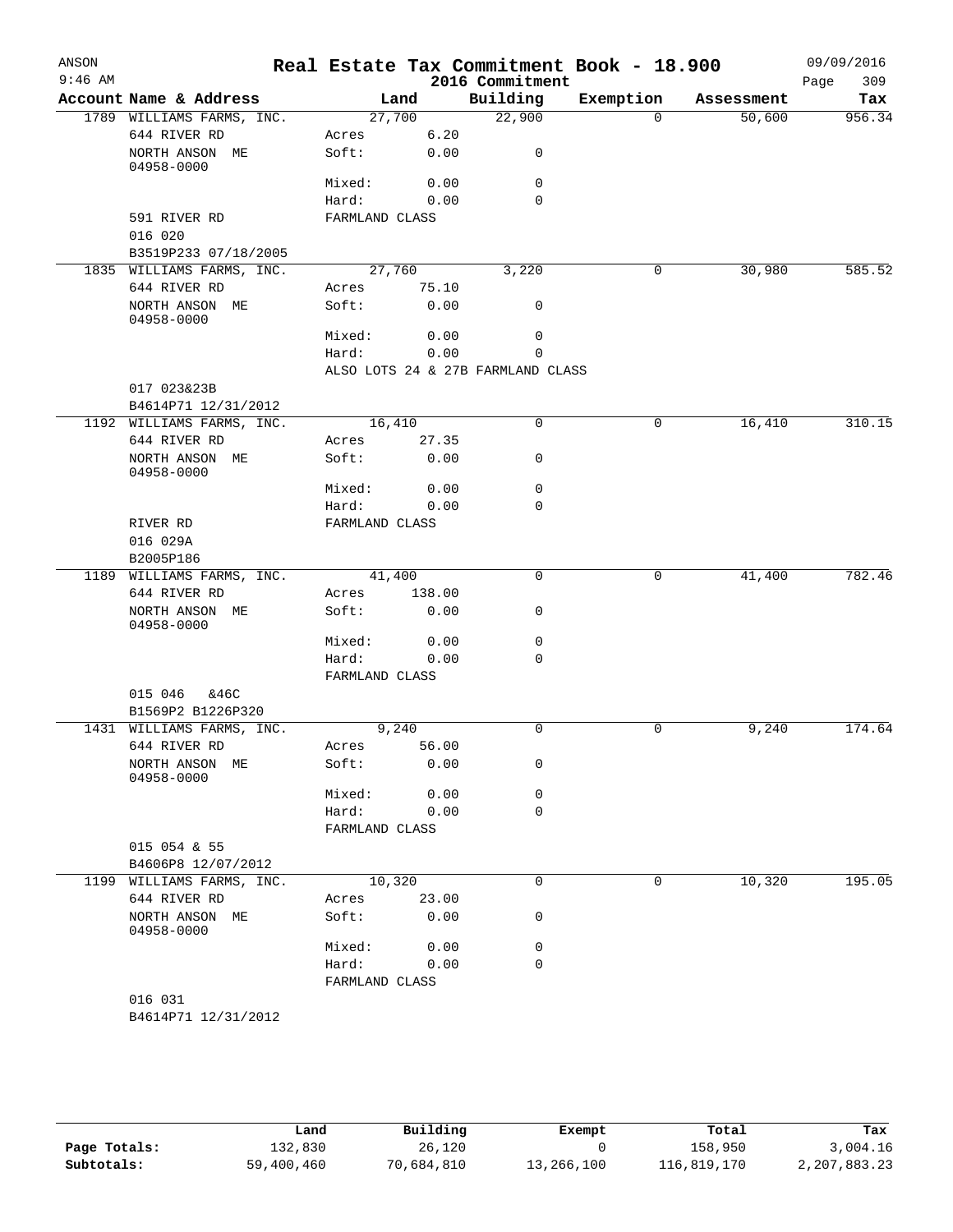ANSON
9:46 AM

# Real Estate Tax Commitment Book - 18.900
## 2016 Commitment

09/09/2016
Page 309

| Account Name & Address | Land | | Building | Exemption | Assessment | Tax |
|---|---|---|---|---|---|---|
| 1789 WILLIAMS FARMS, INC. | 27,700 | | 22,900 | 0 | 50,600 | 956.34 |
| 644 RIVER RD | Acres | 6.20 | | | | |
| NORTH ANSON ME 04958-0000 | Soft: | 0.00 | 0 | | | |
| | Mixed: | 0.00 | 0 | | | |
| | Hard: | 0.00 | 0 | | | |
| 591 RIVER RD | FARMLAND CLASS | | | | | |
| 016 020 | | | | | | |
| B3519P233 07/18/2005 | | | | | | |
| 1835 WILLIAMS FARMS, INC. | 27,760 | | 3,220 | 0 | 30,980 | 585.52 |
| 644 RIVER RD | Acres | 75.10 | | | | |
| NORTH ANSON ME 04958-0000 | Soft: | 0.00 | 0 | | | |
| | Mixed: | 0.00 | 0 | | | |
| | Hard: | 0.00 | 0 | | | |
| | ALSO LOTS 24 & 27B FARMLAND CLASS | | | | | |
| 017 023&23B | | | | | | |
| B4614P71 12/31/2012 | | | | | | |
| 1192 WILLIAMS FARMS, INC. | 16,410 | | 0 | 0 | 16,410 | 310.15 |
| 644 RIVER RD | Acres | 27.35 | | | | |
| NORTH ANSON ME 04958-0000 | Soft: | 0.00 | 0 | | | |
| | Mixed: | 0.00 | 0 | | | |
| | Hard: | 0.00 | 0 | | | |
| RIVER RD | FARMLAND CLASS | | | | | |
| 016 029A | | | | | | |
| B2005P186 | | | | | | |
| 1189 WILLIAMS FARMS, INC. | 41,400 | | 0 | 0 | 41,400 | 782.46 |
| 644 RIVER RD | Acres | 138.00 | | | | |
| NORTH ANSON ME 04958-0000 | Soft: | 0.00 | 0 | | | |
| | Mixed: | 0.00 | 0 | | | |
| | Hard: | 0.00 | 0 | | | |
| | FARMLAND CLASS | | | | | |
| 015 046 &46C | | | | | | |
| B1569P2 B1226P320 | | | | | | |
| 1431 WILLIAMS FARMS, INC. | 9,240 | | 0 | 0 | 9,240 | 174.64 |
| 644 RIVER RD | Acres | 56.00 | | | | |
| NORTH ANSON ME 04958-0000 | Soft: | 0.00 | 0 | | | |
| | Mixed: | 0.00 | 0 | | | |
| | Hard: | 0.00 | 0 | | | |
| | FARMLAND CLASS | | | | | |
| 015 054 & 55 | | | | | | |
| B4606P8 12/07/2012 | | | | | | |
| 1199 WILLIAMS FARMS, INC. | 10,320 | | 0 | 0 | 10,320 | 195.05 |
| 644 RIVER RD | Acres | 23.00 | | | | |
| NORTH ANSON ME 04958-0000 | Soft: | 0.00 | 0 | | | |
| | Mixed: | 0.00 | 0 | | | |
| | Hard: | 0.00 | 0 | | | |
| | FARMLAND CLASS | | | | | |
| 016 031 | | | | | | |
| B4614P71 12/31/2012 | | | | | | |

| | Land | Building | Exempt | Total | Tax |
|---|---|---|---|---|---|
| Page Totals: | 132,830 | 26,120 | 0 | 158,950 | 3,004.16 |
| Subtotals: | 59,400,460 | 70,684,810 | 13,266,100 | 116,819,170 | 2,207,883.23 |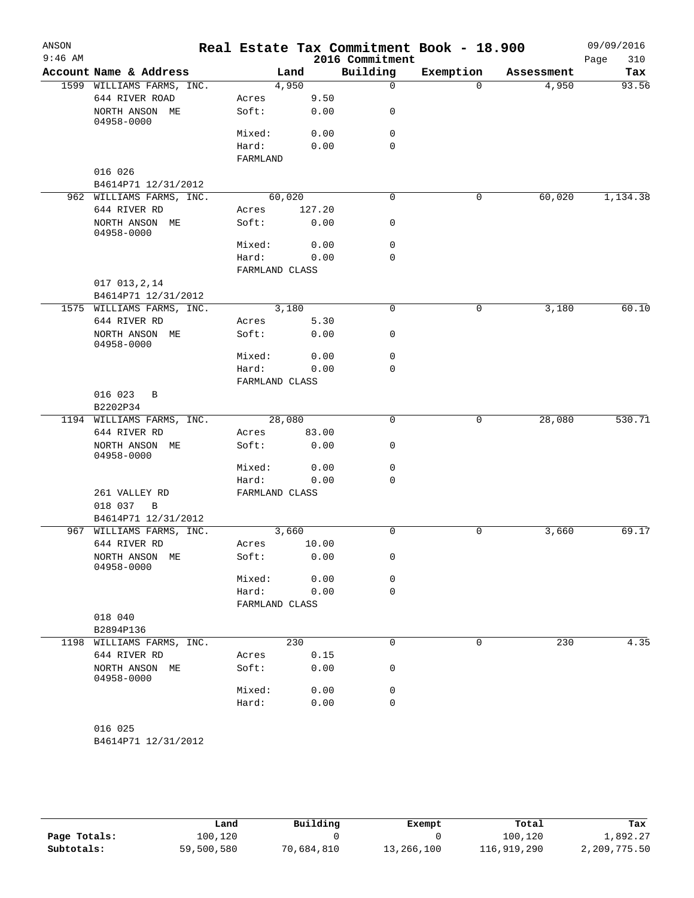# Real Estate Tax Commitment Book - 18.900

ANSON 9:46 AM — 2016 Commitment — 09/09/2016

| Account Name & Address | Land | | Building | Exemption | Assessment | Tax |
|---|---|---|---|---|---|---|
| 1599 WILLIAMS FARMS, INC. | 4,950 | | 0 | 0 | 4,950 | 93.56 |
| 644 RIVER ROAD | Acres | 9.50 | | | | |
| NORTH ANSON ME 04958-0000 | Soft: | 0.00 | 0 | | | |
| | Mixed: | 0.00 | 0 | | | |
| | Hard: | 0.00 | 0 | | | |
| | FARMLAND | | | | | |
| 016 026 | | | | | | |
| B4614P71 12/31/2012 | | | | | | |
| 962 WILLIAMS FARMS, INC. | 60,020 | | 0 | 0 | 60,020 | 1,134.38 |
| 644 RIVER RD | Acres | 127.20 | | | | |
| NORTH ANSON ME 04958-0000 | Soft: | 0.00 | 0 | | | |
| | Mixed: | 0.00 | 0 | | | |
| | Hard: | 0.00 | 0 | | | |
| | FARMLAND CLASS | | | | | |
| 017 013,2,14 | | | | | | |
| B4614P71 12/31/2012 | | | | | | |
| 1575 WILLIAMS FARMS, INC. | 3,180 | | 0 | 0 | 3,180 | 60.10 |
| 644 RIVER RD | Acres | 5.30 | | | | |
| NORTH ANSON ME 04958-0000 | Soft: | 0.00 | 0 | | | |
| | Mixed: | 0.00 | 0 | | | |
| | Hard: | 0.00 | 0 | | | |
| | FARMLAND CLASS | | | | | |
| 016 023 B | | | | | | |
| B2202P34 | | | | | | |
| 1194 WILLIAMS FARMS, INC. | 28,080 | | 0 | 0 | 28,080 | 530.71 |
| 644 RIVER RD | Acres | 83.00 | | | | |
| NORTH ANSON ME 04958-0000 | Soft: | 0.00 | 0 | | | |
| | Mixed: | 0.00 | 0 | | | |
| | Hard: | 0.00 | 0 | | | |
| 261 VALLEY RD | FARMLAND CLASS | | | | | |
| 018 037 B | | | | | | |
| B4614P71 12/31/2012 | | | | | | |
| 967 WILLIAMS FARMS, INC. | 3,660 | | 0 | 0 | 3,660 | 69.17 |
| 644 RIVER RD | Acres | 10.00 | | | | |
| NORTH ANSON ME 04958-0000 | Soft: | 0.00 | 0 | | | |
| | Mixed: | 0.00 | 0 | | | |
| | Hard: | 0.00 | 0 | | | |
| | FARMLAND CLASS | | | | | |
| 018 040 | | | | | | |
| B2894P136 | | | | | | |
| 1198 WILLIAMS FARMS, INC. | 230 | | 0 | 0 | 230 | 4.35 |
| 644 RIVER RD | Acres | 0.15 | | | | |
| NORTH ANSON ME 04958-0000 | Soft: | 0.00 | 0 | | | |
| | Mixed: | 0.00 | 0 | | | |
| | Hard: | 0.00 | 0 | | | |
| 016 025 | | | | | | |
| B4614P71 12/31/2012 | | | | | | |

| | Land | Building | Exempt | Total | Tax |
|---|---|---|---|---|---|
| Page Totals: | 100,120 | 0 | 0 | 100,120 | 1,892.27 |
| Subtotals: | 59,500,580 | 70,684,810 | 13,266,100 | 116,919,290 | 2,209,775.50 |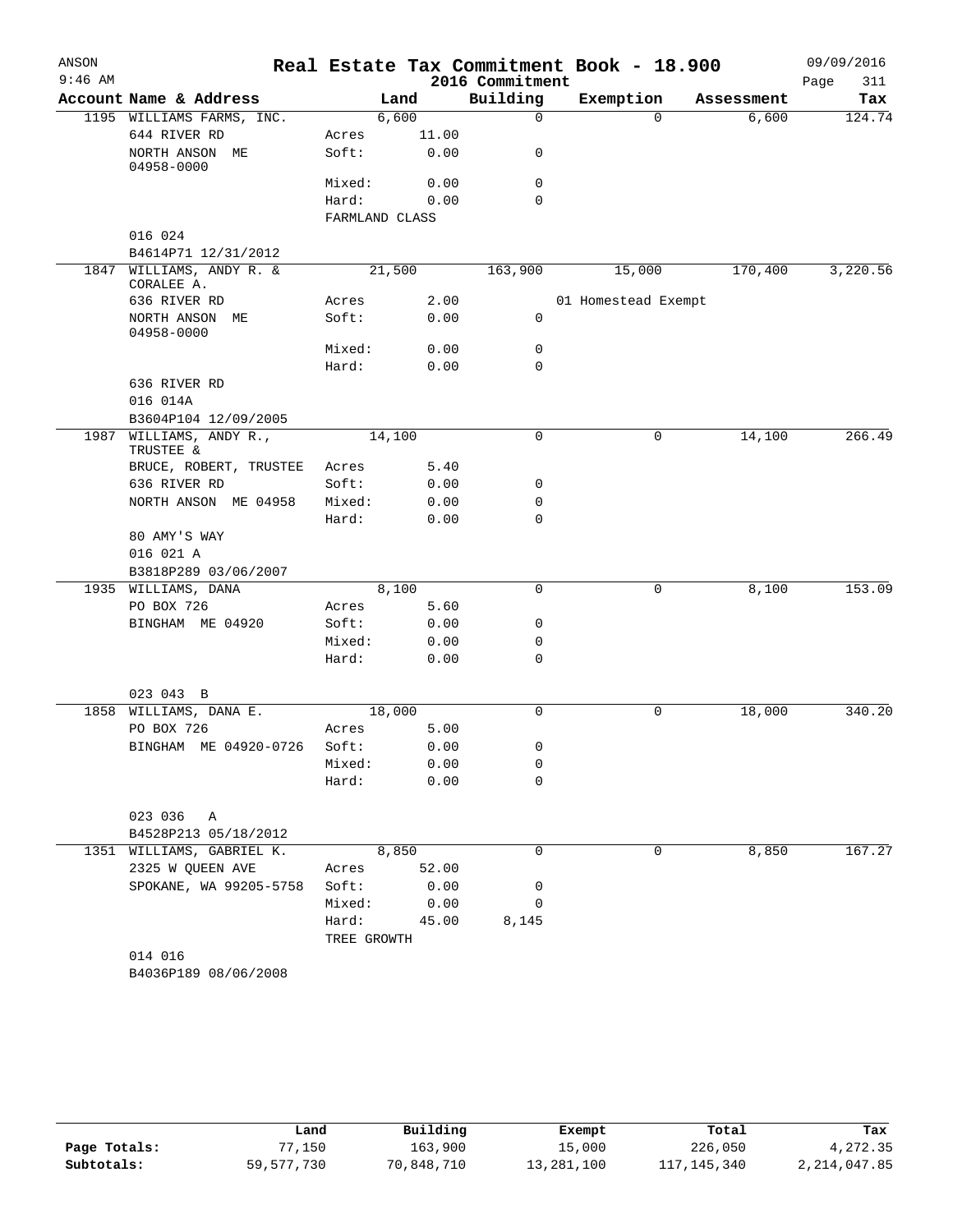# Real Estate Tax Commitment Book - 18.900

ANSON 9:46 AM — 2016 Commitment — 09/09/2016

| Account Name & Address | Land | | Building | Exemption | Assessment | Tax |
|---|---|---|---|---|---|---|
| 1195 WILLIAMS FARMS, INC. | 6,600 | | 0 | 0 | 6,600 | 124.74 |
| 644 RIVER RD | Acres | 11.00 | | | | |
| NORTH ANSON ME 04958-0000 | Soft: | 0.00 | 0 | | | |
| | Mixed: | 0.00 | 0 | | | |
| | Hard: | 0.00 | 0 | | | |
| | FARMLAND CLASS | | | | | |
| 016 024 | | | | | | |
| B4614P71 12/31/2012 | | | | | | |
| 1847 WILLIAMS, ANDY R. & CORALEE A. | 21,500 | | 163,900 | 15,000 | 170,400 | 3,220.56 |
| 636 RIVER RD | Acres | 2.00 | | 01 Homestead Exempt | | |
| NORTH ANSON ME 04958-0000 | Soft: | 0.00 | 0 | | | |
| | Mixed: | 0.00 | 0 | | | |
| | Hard: | 0.00 | 0 | | | |
| 636 RIVER RD | | | | | | |
| 016 014A | | | | | | |
| B3604P104 12/09/2005 | | | | | | |
| 1987 WILLIAMS, ANDY R., TRUSTEE & | 14,100 | | 0 | 0 | 14,100 | 266.49 |
| BRUCE, ROBERT, TRUSTEE | Acres | 5.40 | | | | |
| 636 RIVER RD | Soft: | 0.00 | 0 | | | |
| NORTH ANSON ME 04958 | Mixed: | 0.00 | 0 | | | |
| | Hard: | 0.00 | 0 | | | |
| 80 AMY'S WAY | | | | | | |
| 016 021 A | | | | | | |
| B3818P289 03/06/2007 | | | | | | |
| 1935 WILLIAMS, DANA | 8,100 | | 0 | 0 | 8,100 | 153.09 |
| PO BOX 726 | Acres | 5.60 | | | | |
| BINGHAM ME 04920 | Soft: | 0.00 | 0 | | | |
| | Mixed: | 0.00 | 0 | | | |
| | Hard: | 0.00 | 0 | | | |
| 023 043 B | | | | | | |
| 1858 WILLIAMS, DANA E. | 18,000 | | 0 | 0 | 18,000 | 340.20 |
| PO BOX 726 | Acres | 5.00 | | | | |
| BINGHAM ME 04920-0726 | Soft: | 0.00 | 0 | | | |
| | Mixed: | 0.00 | 0 | | | |
| | Hard: | 0.00 | 0 | | | |
| 023 036 A | | | | | | |
| B4528P213 05/18/2012 | | | | | | |
| 1351 WILLIAMS, GABRIEL K. | 8,850 | | 0 | 0 | 8,850 | 167.27 |
| 2325 W QUEEN AVE | Acres | 52.00 | | | | |
| SPOKANE, WA 99205-5758 | Soft: | 0.00 | 0 | | | |
| | Mixed: | 0.00 | 0 | | | |
| | Hard: | 45.00 | 8,145 | | | |
| | TREE GROWTH | | | | | |
| 014 016 | | | | | | |
| B4036P189 08/06/2008 | | | | | | |

| | Land | Building | Exempt | Total | Tax |
|---|---|---|---|---|---|
| Page Totals: | 77,150 | 163,900 | 15,000 | 226,050 | 4,272.35 |
| Subtotals: | 59,577,730 | 70,848,710 | 13,281,100 | 117,145,340 | 2,214,047.85 |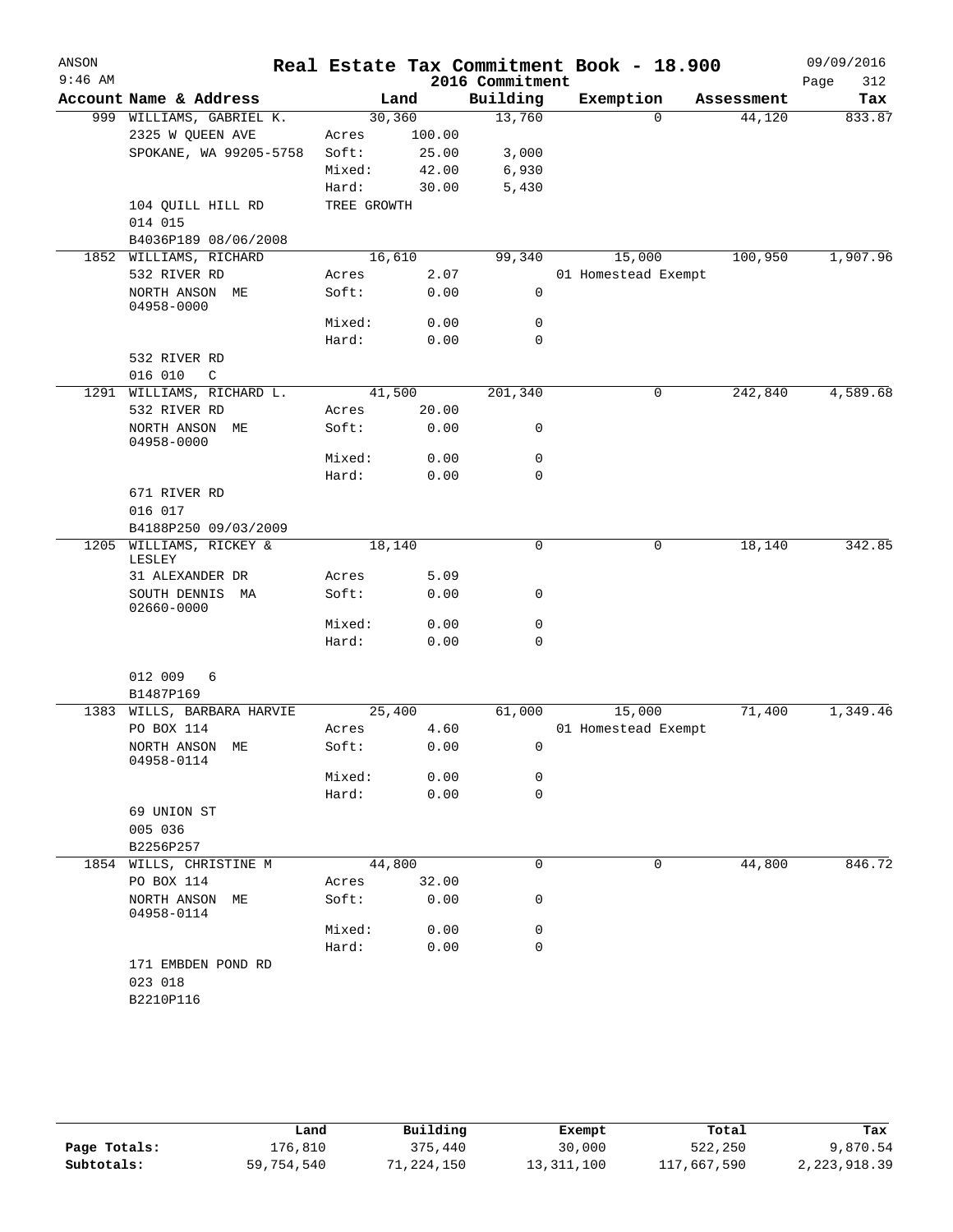# Real Estate Tax Commitment Book - 18.900

ANSON 9:46 AM — 2016 Commitment — 09/09/2016

| Account Name & Address | Land | | Building | Exemption | Assessment | Tax |
|---|---|---|---|---|---|---|
| 999 WILLIAMS, GABRIEL K. | 30,360 | | 13,760 | 0 | 44,120 | 833.87 |
| 2325 W QUEEN AVE | Acres | 100.00 | | | | |
| SPOKANE, WA 99205-5758 | Soft: | 25.00 | 3,000 | | | |
| | Mixed: | 42.00 | 6,930 | | | |
| | Hard: | 30.00 | 5,430 | | | |
| 104 QUILL HILL RD | TREE GROWTH | | | | | |
| 014 015 | | | | | | |
| B4036P189 08/06/2008 | | | | | | |
| 1852 WILLIAMS, RICHARD | 16,610 | | 99,340 | 15,000 | 100,950 | 1,907.96 |
| 532 RIVER RD | Acres | 2.07 | | 01 Homestead Exempt | | |
| NORTH ANSON ME 04958-0000 | Soft: | 0.00 | 0 | | | |
| | Mixed: | 0.00 | 0 | | | |
| | Hard: | 0.00 | 0 | | | |
| 532 RIVER RD | | | | | | |
| 016 010 C | | | | | | |
| 1291 WILLIAMS, RICHARD L. | 41,500 | | 201,340 | 0 | 242,840 | 4,589.68 |
| 532 RIVER RD | Acres | 20.00 | | | | |
| NORTH ANSON ME 04958-0000 | Soft: | 0.00 | 0 | | | |
| | Mixed: | 0.00 | 0 | | | |
| | Hard: | 0.00 | 0 | | | |
| 671 RIVER RD | | | | | | |
| 016 017 | | | | | | |
| B4188P250 09/03/2009 | | | | | | |
| 1205 WILLIAMS, RICKEY & LESLEY | 18,140 | | 0 | 0 | 18,140 | 342.85 |
| 31 ALEXANDER DR | Acres | 5.09 | | | | |
| SOUTH DENNIS MA 02660-0000 | Soft: | 0.00 | 0 | | | |
| | Mixed: | 0.00 | 0 | | | |
| | Hard: | 0.00 | 0 | | | |
| 012 009 6 | | | | | | |
| B1487P169 | | | | | | |
| 1383 WILLS, BARBARA HARVIE | 25,400 | | 61,000 | 15,000 | 71,400 | 1,349.46 |
| PO BOX 114 | Acres | 4.60 | | 01 Homestead Exempt | | |
| NORTH ANSON ME 04958-0114 | Soft: | 0.00 | 0 | | | |
| | Mixed: | 0.00 | 0 | | | |
| | Hard: | 0.00 | 0 | | | |
| 69 UNION ST | | | | | | |
| 005 036 | | | | | | |
| B2256P257 | | | | | | |
| 1854 WILLS, CHRISTINE M | 44,800 | | 0 | 0 | 44,800 | 846.72 |
| PO BOX 114 | Acres | 32.00 | | | | |
| NORTH ANSON ME 04958-0114 | Soft: | 0.00 | 0 | | | |
| | Mixed: | 0.00 | 0 | | | |
| | Hard: | 0.00 | 0 | | | |
| 171 EMBDEN POND RD | | | | | | |
| 023 018 | | | | | | |
| B2210P116 | | | | | | |

| | Land | Building | Exempt | Total | Tax |
|---|---|---|---|---|---|
| Page Totals: | 176,810 | 375,440 | 30,000 | 522,250 | 9,870.54 |
| Subtotals: | 59,754,540 | 71,224,150 | 13,311,100 | 117,667,590 | 2,223,918.39 |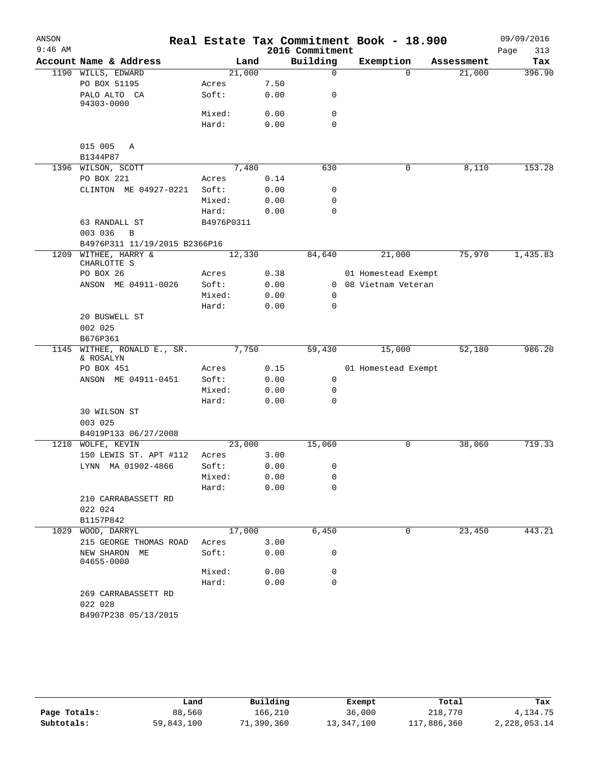# Real Estate Tax Commitment Book - 18.900

ANSON
9:46 AM
2016 Commitment
09/09/2016

| Account Name & Address | Land | | Building | Exemption | Assessment | Tax |
|---|---|---|---|---|---|---|
| 1190 WILLS, EDWARD | 21,000 | | 0 | 0 | 21,000 | 396.90 |
| PO BOX 51195 | Acres | 7.50 | | | | |
| PALO ALTO CA 94303-0000 | Soft: | 0.00 | 0 | | | |
| | Mixed: | 0.00 | 0 | | | |
| | Hard: | 0.00 | 0 | | | |
| 015 005 A | | | | | | |
| B1344P87 | | | | | | |
| 1396 WILSON, SCOTT | 7,480 | | 630 | 0 | 8,110 | 153.28 |
| PO BOX 221 | Acres | 0.14 | | | | |
| CLINTON ME 04927-0221 | Soft: | 0.00 | 0 | | | |
| | Mixed: | 0.00 | 0 | | | |
| | Hard: | 0.00 | 0 | | | |
| 63 RANDALL ST | B4976P0311 | | | | | |
| 003 036 B | | | | | | |
| B4976P311 11/19/2015 B2366P16 | | | | | | |
| 1209 WITHEE, HARRY & CHARLOTTE S | 12,330 | | 84,640 | 21,000 | 75,970 | 1,435.83 |
| PO BOX 26 | Acres | 0.38 | | 01 Homestead Exempt | | |
| ANSON ME 04911-0026 | Soft: | 0.00 | 0 | 08 Vietnam Veteran | | |
| | Mixed: | 0.00 | 0 | | | |
| | Hard: | 0.00 | 0 | | | |
| 20 BUSWELL ST | | | | | | |
| 002 025 | | | | | | |
| B676P361 | | | | | | |
| 1145 WITHEE, RONALD E., SR. & ROSALYN | 7,750 | | 59,430 | 15,000 | 52,180 | 986.20 |
| PO BOX 451 | Acres | 0.15 | | 01 Homestead Exempt | | |
| ANSON ME 04911-0451 | Soft: | 0.00 | 0 | | | |
| | Mixed: | 0.00 | 0 | | | |
| | Hard: | 0.00 | 0 | | | |
| 30 WILSON ST | | | | | | |
| 003 025 | | | | | | |
| B4019P133 06/27/2008 | | | | | | |
| 1210 WOLFE, KEVIN | 23,000 | | 15,060 | 0 | 38,060 | 719.33 |
| 150 LEWIS ST. APT #112 | Acres | 3.00 | | | | |
| LYNN MA 01902-4866 | Soft: | 0.00 | 0 | | | |
| | Mixed: | 0.00 | 0 | | | |
| | Hard: | 0.00 | 0 | | | |
| 210 CARRABASSETT RD | | | | | | |
| 022 024 | | | | | | |
| B1157P842 | | | | | | |
| 1029 WOOD, DARRYL | 17,000 | | 6,450 | 0 | 23,450 | 443.21 |
| 215 GEORGE THOMAS ROAD | Acres | 3.00 | | | | |
| NEW SHARON ME 04655-0000 | Soft: | 0.00 | 0 | | | |
| | Mixed: | 0.00 | 0 | | | |
| | Hard: | 0.00 | 0 | | | |
| 269 CARRABASSETT RD | | | | | | |
| 022 028 | | | | | | |
| B4907P238 05/13/2015 | | | | | | |

| | Land | Building | Exempt | Total | Tax |
|---|---|---|---|---|---|
| Page Totals: | 88,560 | 166,210 | 36,000 | 218,770 | 4,134.75 |
| Subtotals: | 59,843,100 | 71,390,360 | 13,347,100 | 117,886,360 | 2,228,053.14 |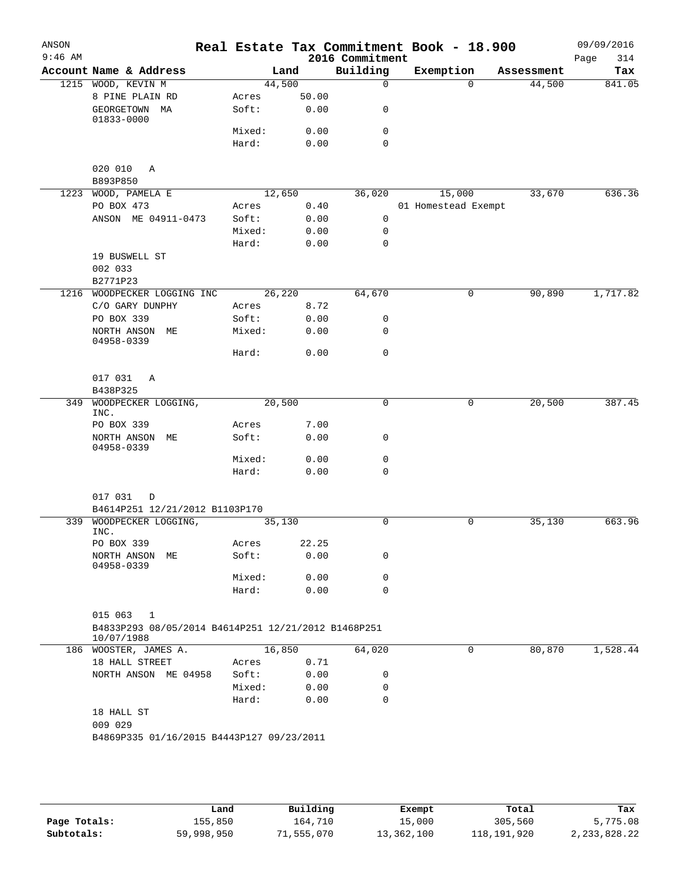# Real Estate Tax Commitment Book - 18.900

ANSON
9:46 AM

2016 Commitment

09/09/2016
Page 314

| Account | Name & Address | Land | | Building | Exemption | Assessment | Tax |
|---|---|---|---|---|---|---|---|
| 1215 | WOOD, KEVIN M | 44,500 | | 0 | 0 | 44,500 | 841.05 |
| | 8 PINE PLAIN RD | Acres | 50.00 | | | | |
| | GEORGETOWN MA 01833-0000 | Soft: | 0.00 | 0 | | | |
| | | Mixed: | 0.00 | 0 | | | |
| | | Hard: | 0.00 | 0 | | | |
| | 020 010 A | | | | | | |
| | B893P850 | | | | | | |
| 1223 | WOOD, PAMELA E | 12,650 | | 36,020 | 15,000 | 33,670 | 636.36 |
| | PO BOX 473 | Acres | 0.40 | | 01 Homestead Exempt | | |
| | ANSON ME 04911-0473 | Soft: | 0.00 | 0 | | | |
| | | Mixed: | 0.00 | 0 | | | |
| | | Hard: | 0.00 | 0 | | | |
| | 19 BUSWELL ST | | | | | | |
| | 002 033 | | | | | | |
| | B2771P23 | | | | | | |
| 1216 | WOODPECKER LOGGING INC | 26,220 | | 64,670 | 0 | 90,890 | 1,717.82 |
| | C/O GARY DUNPHY | Acres | 8.72 | | | | |
| | PO BOX 339 | Soft: | 0.00 | 0 | | | |
| | NORTH ANSON ME 04958-0339 | Mixed: | 0.00 | 0 | | | |
| | | Hard: | 0.00 | 0 | | | |
| | 017 031 A | | | | | | |
| | B438P325 | | | | | | |
| 349 | WOODPECKER LOGGING, INC. | 20,500 | | 0 | 0 | 20,500 | 387.45 |
| | PO BOX 339 | Acres | 7.00 | | | | |
| | NORTH ANSON ME 04958-0339 | Soft: | 0.00 | 0 | | | |
| | | Mixed: | 0.00 | 0 | | | |
| | | Hard: | 0.00 | 0 | | | |
| | 017 031 D | | | | | | |
| | B4614P251 12/21/2012 B1103P170 | | | | | | |
| 339 | WOODPECKER LOGGING, INC. | 35,130 | | 0 | 0 | 35,130 | 663.96 |
| | PO BOX 339 | Acres | 22.25 | | | | |
| | NORTH ANSON ME 04958-0339 | Soft: | 0.00 | 0 | | | |
| | | Mixed: | 0.00 | 0 | | | |
| | | Hard: | 0.00 | 0 | | | |
| | 015 063 1 | | | | | | |
| | B4833P293 08/05/2014 B4614P251 12/21/2012 B1468P251 10/07/1988 | | | | | | |
| 186 | WOOSTER, JAMES A. | 16,850 | | 64,020 | 0 | 80,870 | 1,528.44 |
| | 18 HALL STREET | Acres | 0.71 | | | | |
| | NORTH ANSON ME 04958 | Soft: | 0.00 | 0 | | | |
| | | Mixed: | 0.00 | 0 | | | |
| | | Hard: | 0.00 | 0 | | | |
| | 18 HALL ST | | | | | | |
| | 009 029 | | | | | | |
| | B4869P335 01/16/2015 B4443P127 09/23/2011 | | | | | | |

| | Land | Building | Exempt | Total | Tax |
|---|---|---|---|---|---|
| Page Totals: | 155,850 | 164,710 | 15,000 | 305,560 | 5,775.08 |
| Subtotals: | 59,998,950 | 71,555,070 | 13,362,100 | 118,191,920 | 2,233,828.22 |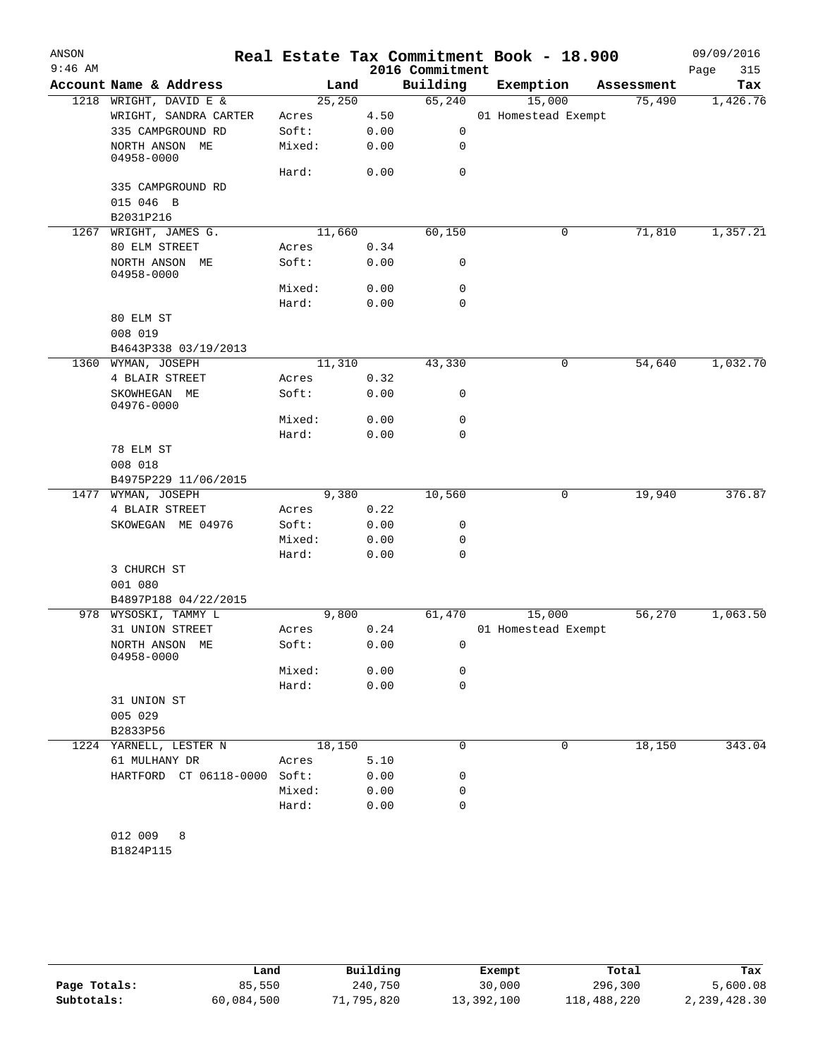# Real Estate Tax Commitment Book - 18.900

ANSON 9:46 AM — 2016 Commitment — 09/09/2016

| Account Name & Address | | Land | Building | Exemption | Assessment | Tax |
|---|---|---|---|---|---|---|
| 1218 WRIGHT, DAVID E & | | 25,250 | 65,240 | 15,000 | 75,490 | 1,426.76 |
| WRIGHT, SANDRA CARTER | Acres | 4.50 | | 01 Homestead Exempt | | |
| 335 CAMPGROUND RD | Soft: | 0.00 | 0 | | | |
| NORTH ANSON ME 04958-0000 | Mixed: | 0.00 | 0 | | | |
| | Hard: | 0.00 | 0 | | | |
| 335 CAMPGROUND RD | | | | | | |
| 015 046 B | | | | | | |
| B2031P216 | | | | | | |
| 1267 WRIGHT, JAMES G. | | 11,660 | 60,150 | 0 | 71,810 | 1,357.21 |
| 80 ELM STREET | Acres | 0.34 | | | | |
| NORTH ANSON ME 04958-0000 | Soft: | 0.00 | 0 | | | |
| | Mixed: | 0.00 | 0 | | | |
| | Hard: | 0.00 | 0 | | | |
| 80 ELM ST | | | | | | |
| 008 019 | | | | | | |
| B4643P338 03/19/2013 | | | | | | |
| 1360 WYMAN, JOSEPH | | 11,310 | 43,330 | 0 | 54,640 | 1,032.70 |
| 4 BLAIR STREET | Acres | 0.32 | | | | |
| SKOWHEGAN ME 04976-0000 | Soft: | 0.00 | 0 | | | |
| | Mixed: | 0.00 | 0 | | | |
| | Hard: | 0.00 | 0 | | | |
| 78 ELM ST | | | | | | |
| 008 018 | | | | | | |
| B4975P229 11/06/2015 | | | | | | |
| 1477 WYMAN, JOSEPH | | 9,380 | 10,560 | 0 | 19,940 | 376.87 |
| 4 BLAIR STREET | Acres | 0.22 | | | | |
| SKOWEGAN ME 04976 | Soft: | 0.00 | 0 | | | |
| | Mixed: | 0.00 | 0 | | | |
| | Hard: | 0.00 | 0 | | | |
| 3 CHURCH ST | | | | | | |
| 001 080 | | | | | | |
| B4897P188 04/22/2015 | | | | | | |
| 978 WYSOSKI, TAMMY L | | 9,800 | 61,470 | 15,000 | 56,270 | 1,063.50 |
| 31 UNION STREET | Acres | 0.24 | | 01 Homestead Exempt | | |
| NORTH ANSON ME 04958-0000 | Soft: | 0.00 | 0 | | | |
| | Mixed: | 0.00 | 0 | | | |
| | Hard: | 0.00 | 0 | | | |
| 31 UNION ST | | | | | | |
| 005 029 | | | | | | |
| B2833P56 | | | | | | |
| 1224 YARNELL, LESTER N | | 18,150 | 0 | 0 | 18,150 | 343.04 |
| 61 MULHANY DR | Acres | 5.10 | | | | |
| HARTFORD CT 06118-0000 | Soft: | 0.00 | 0 | | | |
| | Mixed: | 0.00 | 0 | | | |
| | Hard: | 0.00 | 0 | | | |
| 012 009 8 | | | | | | |
| B1824P115 | | | | | | |

| | Land | Building | Exempt | Total | Tax |
|---|---|---|---|---|---|
| Page Totals: | 85,550 | 240,750 | 30,000 | 296,300 | 5,600.08 |
| Subtotals: | 60,084,500 | 71,795,820 | 13,392,100 | 118,488,220 | 2,239,428.30 |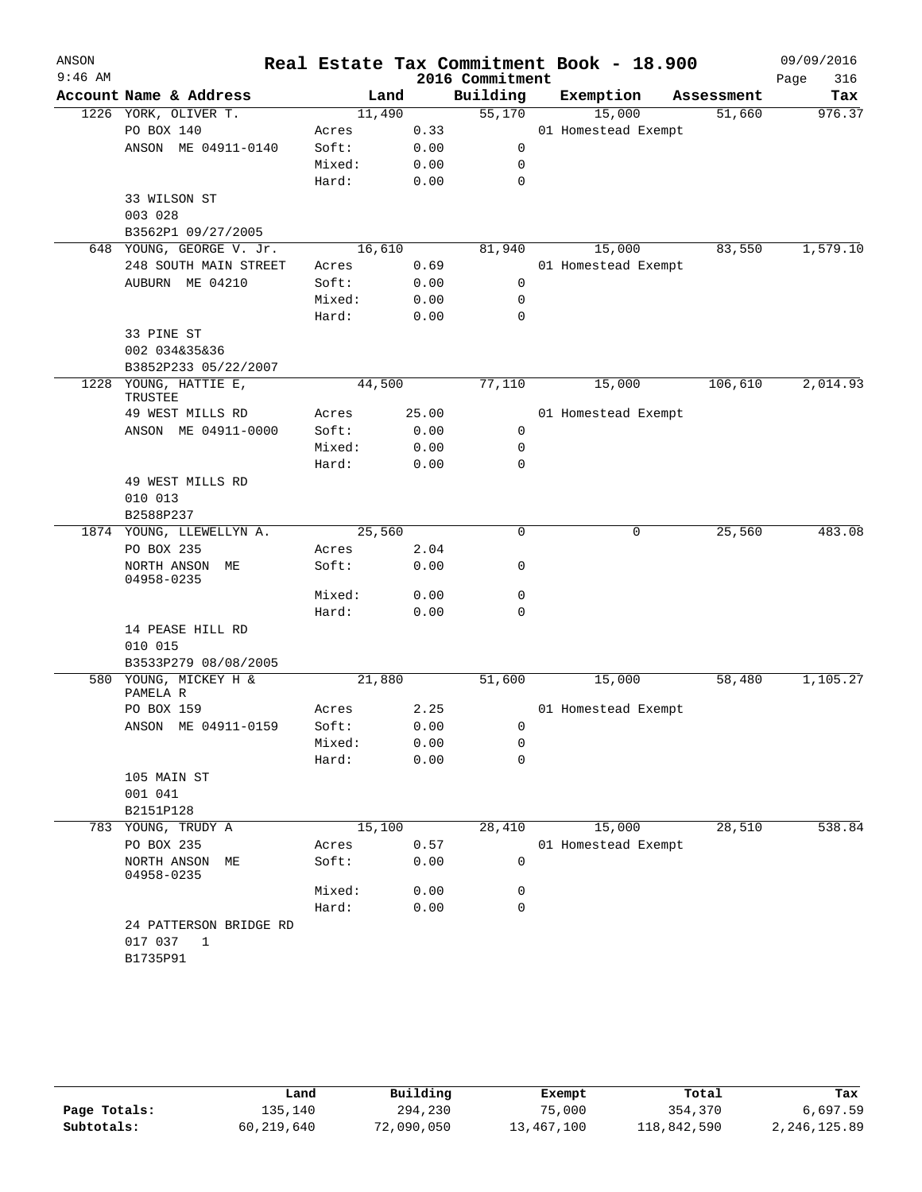# Real Estate Tax Commitment Book - 18.900

ANSON
9:46 AM
2016 Commitment
09/09/2016

| Account | Name & Address | Land | | Building | Exemption | Assessment | Tax |
|---|---|---|---|---|---|---|---|
| 1226 | YORK, OLIVER T. | 11,490 | | 55,170 | 15,000 | 51,660 | 976.37 |
| | PO BOX 140 | Acres | 0.33 | | 01 Homestead Exempt | | |
| | ANSON ME 04911-0140 | Soft: | 0.00 | 0 | | | |
| | | Mixed: | 0.00 | 0 | | | |
| | | Hard: | 0.00 | 0 | | | |
| | 33 WILSON ST | | | | | | |
| | 003 028 | | | | | | |
| | B3562P1 09/27/2005 | | | | | | |
| 648 | YOUNG, GEORGE V. Jr. | 16,610 | | 81,940 | 15,000 | 83,550 | 1,579.10 |
| | 248 SOUTH MAIN STREET | Acres | 0.69 | | 01 Homestead Exempt | | |
| | AUBURN ME 04210 | Soft: | 0.00 | 0 | | | |
| | | Mixed: | 0.00 | 0 | | | |
| | | Hard: | 0.00 | 0 | | | |
| | 33 PINE ST | | | | | | |
| | 002 034&35&36 | | | | | | |
| | B3852P233 05/22/2007 | | | | | | |
| 1228 | YOUNG, HATTIE E, TRUSTEE | 44,500 | | 77,110 | 15,000 | 106,610 | 2,014.93 |
| | 49 WEST MILLS RD | Acres | 25.00 | | 01 Homestead Exempt | | |
| | ANSON ME 04911-0000 | Soft: | 0.00 | 0 | | | |
| | | Mixed: | 0.00 | 0 | | | |
| | | Hard: | 0.00 | 0 | | | |
| | 49 WEST MILLS RD | | | | | | |
| | 010 013 | | | | | | |
| | B2588P237 | | | | | | |
| 1874 | YOUNG, LLEWELLYN A. | 25,560 | | 0 | 0 | 25,560 | 483.08 |
| | PO BOX 235 | Acres | 2.04 | | | | |
| | NORTH ANSON ME 04958-0235 | Soft: | 0.00 | 0 | | | |
| | | Mixed: | 0.00 | 0 | | | |
| | | Hard: | 0.00 | 0 | | | |
| | 14 PEASE HILL RD | | | | | | |
| | 010 015 | | | | | | |
| | B3533P279 08/08/2005 | | | | | | |
| 580 | YOUNG, MICKEY H & PAMELA R | 21,880 | | 51,600 | 15,000 | 58,480 | 1,105.27 |
| | PO BOX 159 | Acres | 2.25 | | 01 Homestead Exempt | | |
| | ANSON ME 04911-0159 | Soft: | 0.00 | 0 | | | |
| | | Mixed: | 0.00 | 0 | | | |
| | | Hard: | 0.00 | 0 | | | |
| | 105 MAIN ST | | | | | | |
| | 001 041 | | | | | | |
| | B2151P128 | | | | | | |
| 783 | YOUNG, TRUDY A | 15,100 | | 28,410 | 15,000 | 28,510 | 538.84 |
| | PO BOX 235 | Acres | 0.57 | | 01 Homestead Exempt | | |
| | NORTH ANSON ME 04958-0235 | Soft: | 0.00 | 0 | | | |
| | | Mixed: | 0.00 | 0 | | | |
| | | Hard: | 0.00 | 0 | | | |
| | 24 PATTERSON BRIDGE RD | | | | | | |
| | 017 037 1 | | | | | | |
| | B1735P91 | | | | | | |

| | Land | Building | Exempt | Total | Tax |
|---|---|---|---|---|---|
| Page Totals: | 135,140 | 294,230 | 75,000 | 354,370 | 6,697.59 |
| Subtotals: | 60,219,640 | 72,090,050 | 13,467,100 | 118,842,590 | 2,246,125.89 |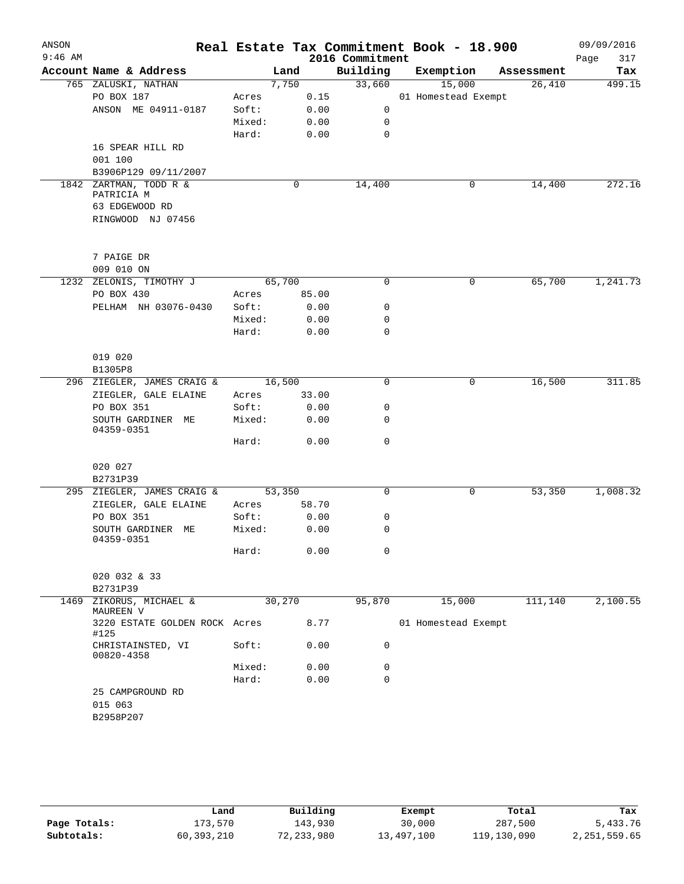# Real Estate Tax Commitment Book - 18.900

ANSON
9:46 AM
2016 Commitment
09/09/2016

| Account | Name & Address | | Land | Building | Exemption | Assessment | Tax |
|---|---|---|---|---|---|---|---|
| 765 | ZALUSKI, NATHAN | | 7,750 | 33,660 | 15,000 | 26,410 | 499.15 |
| | PO BOX 187 | Acres | 0.15 | | 01 Homestead Exempt | | |
| | ANSON ME 04911-0187 | Soft: | 0.00 | 0 | | | |
| | | Mixed: | 0.00 | 0 | | | |
| | | Hard: | 0.00 | 0 | | | |
| | 16 SPEAR HILL RD | | | | | | |
| | 001 100 | | | | | | |
| | B3906P129 09/11/2007 | | | | | | |
| 1842 | ZARTMAN, TODD R & PATRICIA M | | 0 | 14,400 | 0 | 14,400 | 272.16 |
| | 63 EDGEWOOD RD | | | | | | |
| | RINGWOOD NJ 07456 | | | | | | |
| | 7 PAIGE DR | | | | | | |
| | 009 010 ON | | | | | | |
| 1232 | ZELONIS, TIMOTHY J | | 65,700 | 0 | 0 | 65,700 | 1,241.73 |
| | PO BOX 430 | Acres | 85.00 | | | | |
| | PELHAM NH 03076-0430 | Soft: | 0.00 | 0 | | | |
| | | Mixed: | 0.00 | 0 | | | |
| | | Hard: | 0.00 | 0 | | | |
| | 019 020 | | | | | | |
| | B1305P8 | | | | | | |
| 296 | ZIEGLER, JAMES CRAIG & | | 16,500 | 0 | 0 | 16,500 | 311.85 |
| | ZIEGLER, GALE ELAINE | Acres | 33.00 | | | | |
| | PO BOX 351 | Soft: | 0.00 | 0 | | | |
| | SOUTH GARDINER ME 04359-0351 | Mixed: | 0.00 | 0 | | | |
| | | Hard: | 0.00 | 0 | | | |
| | 020 027 | | | | | | |
| | B2731P39 | | | | | | |
| 295 | ZIEGLER, JAMES CRAIG & | | 53,350 | 0 | 0 | 53,350 | 1,008.32 |
| | ZIEGLER, GALE ELAINE | Acres | 58.70 | | | | |
| | PO BOX 351 | Soft: | 0.00 | 0 | | | |
| | SOUTH GARDINER ME 04359-0351 | Mixed: | 0.00 | 0 | | | |
| | | Hard: | 0.00 | 0 | | | |
| | 020 032 & 33 | | | | | | |
| | B2731P39 | | | | | | |
| 1469 | ZIKORUS, MICHAEL & MAUREEN V | | 30,270 | 95,870 | 15,000 | 111,140 | 2,100.55 |
| | 3220 ESTATE GOLDEN ROCK #125 | Acres | 8.77 | | 01 Homestead Exempt | | |
| | CHRISTAINSTED, VI 00820-4358 | Soft: | 0.00 | 0 | | | |
| | | Mixed: | 0.00 | 0 | | | |
| | | Hard: | 0.00 | 0 | | | |
| | 25 CAMPGROUND RD | | | | | | |
| | 015 063 | | | | | | |
| | B2958P207 | | | | | | |

| | Land | Building | Exempt | Total | Tax |
|---|---|---|---|---|---|
| Page Totals: | 173,570 | 143,930 | 30,000 | 287,500 | 5,433.76 |
| Subtotals: | 60,393,210 | 72,233,980 | 13,497,100 | 119,130,090 | 2,251,559.65 |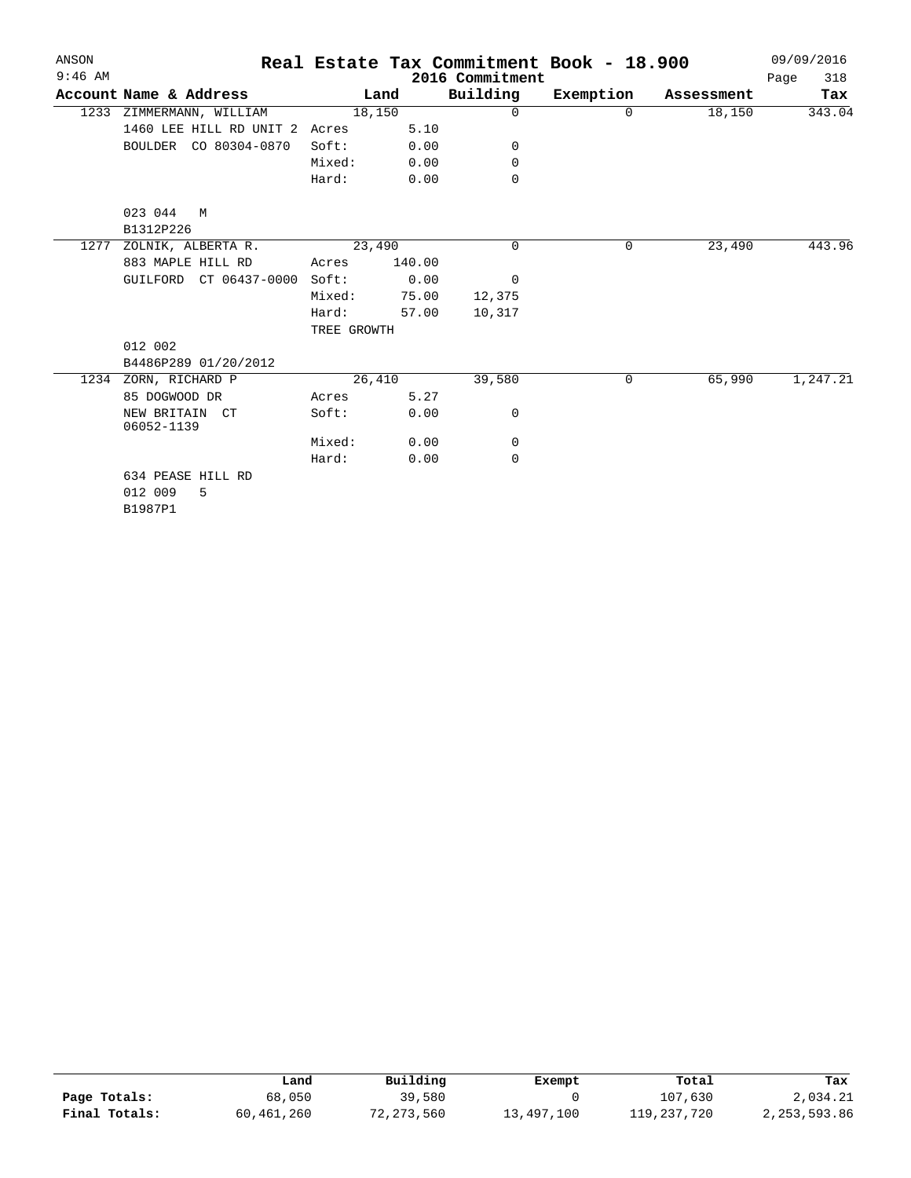ANSON
9:46 AM

# Real Estate Tax Commitment Book - 18.900

2016 Commitment

09/09/2016

| Account | Name & Address | Land | | Building | Exemption | Assessment | Tax |
|---|---|---|---|---|---|---|---|
| 1233 | ZIMMERMANN, WILLIAM | 18,150 | | 0 | 0 | 18,150 | 343.04 |
| | 1460 LEE HILL RD UNIT 2 | Acres | 5.10 | | | | |
| | BOULDER CO 80304-0870 | Soft: | 0.00 | 0 | | | |
| | | Mixed: | 0.00 | 0 | | | |
| | | Hard: | 0.00 | 0 | | | |
| | 023 044 M | | | | | | |
| | B1312P226 | | | | | | |
| 1277 | ZOLNIK, ALBERTA R. | 23,490 | | 0 | 0 | 23,490 | 443.96 |
| | 883 MAPLE HILL RD | Acres | 140.00 | | | | |
| | GUILFORD CT 06437-0000 | Soft: | 0.00 | 0 | | | |
| | | Mixed: | 75.00 | 12,375 | | | |
| | | Hard: | 57.00 | 10,317 | | | |
| | | TREE GROWTH | | | | | |
| | 012 002 | | | | | | |
| | B4486P289 01/20/2012 | | | | | | |
| 1234 | ZORN, RICHARD P | 26,410 | | 39,580 | 0 | 65,990 | 1,247.21 |
| | 85 DOGWOOD DR | Acres | 5.27 | | | | |
| | NEW BRITAIN CT 06052-1139 | Soft: | 0.00 | 0 | | | |
| | | Mixed: | 0.00 | 0 | | | |
| | | Hard: | 0.00 | 0 | | | |
| | 634 PEASE HILL RD | | | | | | |
| | 012 009 5 | | | | | | |
| | B1987P1 | | | | | | |

| | Land | Building | Exempt | Total | Tax |
|---|---|---|---|---|---|
| Page Totals: | 68,050 | 39,580 | 0 | 107,630 | 2,034.21 |
| Final Totals: | 60,461,260 | 72,273,560 | 13,497,100 | 119,237,720 | 2,253,593.86 |